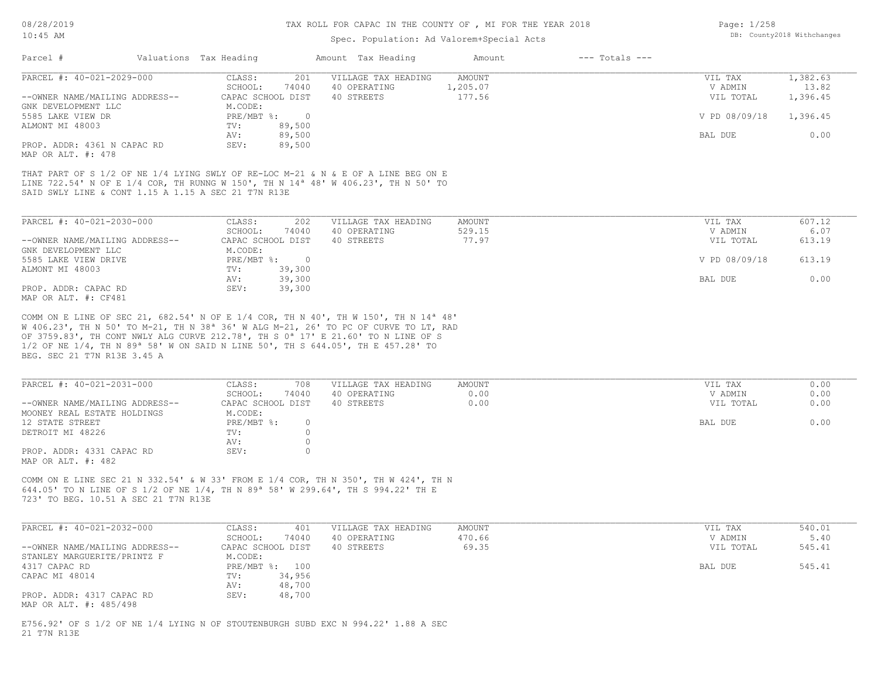# TAX ROLL FOR CAPAC IN THE COUNTY OF , MI FOR THE YEAR 2018

Spec. Population: Ad Valorem+Special Acts

08/28/2019
10:45 AM

DB: County2018 Withchanges

| Parcel # | Valuations | Tax Heading | Amount | Tax Heading | Amount | --- Totals --- |
|---|---|---|---|---|---|---|

---

| PARCEL #: 40-021-2029-000 | CLASS: 201 | VILLAGE TAX HEADING | AMOUNT | VIL TAX | 1,382.63 |
|---|---|---|---|---|---|
| | SCHOOL: 74040 | 40 OPERATING | 1,205.07 | V ADMIN | 13.82 |
| --OWNER NAME/MAILING ADDRESS-- | CAPAC SCHOOL DIST | 40 STREETS | 177.56 | VIL TOTAL | 1,396.45 |
| GNK DEVELOPMENT LLC | M.CODE: | | | | |
| 5585 LAKE VIEW DR | PRE/MBT %: 0 | | | V PD 08/09/18 | 1,396.45 |
| ALMONT MI 48003 | TV: 89,500 | | | | |
| | AV: 89,500 | | | BAL DUE | 0.00 |
| PROP. ADDR: 4361 N CAPAC RD | SEV: 89,500 | | | | |
| MAP OR ALT. #: 478 | | | | | |

THAT PART OF S 1/2 OF NE 1/4 LYING SWLY OF RE-LOC M-21 & N & E OF A LINE BEG ON E LINE 722.54' N OF E 1/4 COR, TH RUNNG W 150', TH N 14ª 48' W 406.23', TH N 50' TO SAID SWLY LINE & CONT 1.15 A 1.15 A SEC 21 T7N R13E

---

| PARCEL #: 40-021-2030-000 | CLASS: 202 | VILLAGE TAX HEADING | AMOUNT | VIL TAX | 607.12 |
|---|---|---|---|---|---|
| | SCHOOL: 74040 | 40 OPERATING | 529.15 | V ADMIN | 6.07 |
| --OWNER NAME/MAILING ADDRESS-- | CAPAC SCHOOL DIST | 40 STREETS | 77.97 | VIL TOTAL | 613.19 |
| GNK DEVELOPMENT LLC | M.CODE: | | | | |
| 5585 LAKE VIEW DRIVE | PRE/MBT %: 0 | | | V PD 08/09/18 | 613.19 |
| ALMONT MI 48003 | TV: 39,300 | | | | |
| | AV: 39,300 | | | BAL DUE | 0.00 |
| PROP. ADDR: CAPAC RD | SEV: 39,300 | | | | |
| MAP OR ALT. #: CF481 | | | | | |

COMM ON E LINE OF SEC 21, 682.54' N OF E 1/4 COR, TH N 40', TH W 150', TH N 14ª 48' W 406.23', TH N 50' TO M-21, TH N 38ª 36' W ALG M-21, 26' TO PC OF CURVE TO LT, RAD OF 3759.83', TH CONT NWLY ALG CURVE 212.78', TH S 0ª 17' E 21.60' TO N LINE OF S 1/2 OF NE 1/4, TH N 89ª 58' W ON SAID N LINE 50', TH S 644.05', TH E 457.28' TO BEG. SEC 21 T7N R13E 3.45 A

---

| PARCEL #: 40-021-2031-000 | CLASS: 708 | VILLAGE TAX HEADING | AMOUNT | VIL TAX | 0.00 |
|---|---|---|---|---|---|
| | SCHOOL: 74040 | 40 OPERATING | 0.00 | V ADMIN | 0.00 |
| --OWNER NAME/MAILING ADDRESS-- | CAPAC SCHOOL DIST | 40 STREETS | 0.00 | VIL TOTAL | 0.00 |
| MOONEY REAL ESTATE HOLDINGS | M.CODE: | | | | |
| 12 STATE STREET | PRE/MBT %: 0 | | | BAL DUE | 0.00 |
| DETROIT MI 48226 | TV: 0 | | | | |
| | AV: 0 | | | | |
| PROP. ADDR: 4331 CAPAC RD | SEV: 0 | | | | |
| MAP OR ALT. #: 482 | | | | | |

COMM ON E LINE SEC 21 N 332.54' & W 33' FROM E 1/4 COR, TH N 350', TH W 424', TH N 644.05' TO N LINE OF S 1/2 OF NE 1/4, TH N 89ª 58' W 299.64', TH S 994.22' TH E 723' TO BEG. 10.51 A SEC 21 T7N R13E

---

| PARCEL #: 40-021-2032-000 | CLASS: 401 | VILLAGE TAX HEADING | AMOUNT | VIL TAX | 540.01 |
|---|---|---|---|---|---|
| | SCHOOL: 74040 | 40 OPERATING | 470.66 | V ADMIN | 5.40 |
| --OWNER NAME/MAILING ADDRESS-- | CAPAC SCHOOL DIST | 40 STREETS | 69.35 | VIL TOTAL | 545.41 |
| STANLEY MARGUERITE/PRINTZ F | M.CODE: | | | | |
| 4317 CAPAC RD | PRE/MBT %: 100 | | | BAL DUE | 545.41 |
| CAPAC MI 48014 | TV: 34,956 | | | | |
| | AV: 48,700 | | | | |
| PROP. ADDR: 4317 CAPAC RD | SEV: 48,700 | | | | |
| MAP OR ALT. #: 485/498 | | | | | |

E756.92' OF S 1/2 OF NE 1/4 LYING N OF STOUTENBURGH SUBD EXC N 994.22' 1.88 A SEC 21 T7N R13E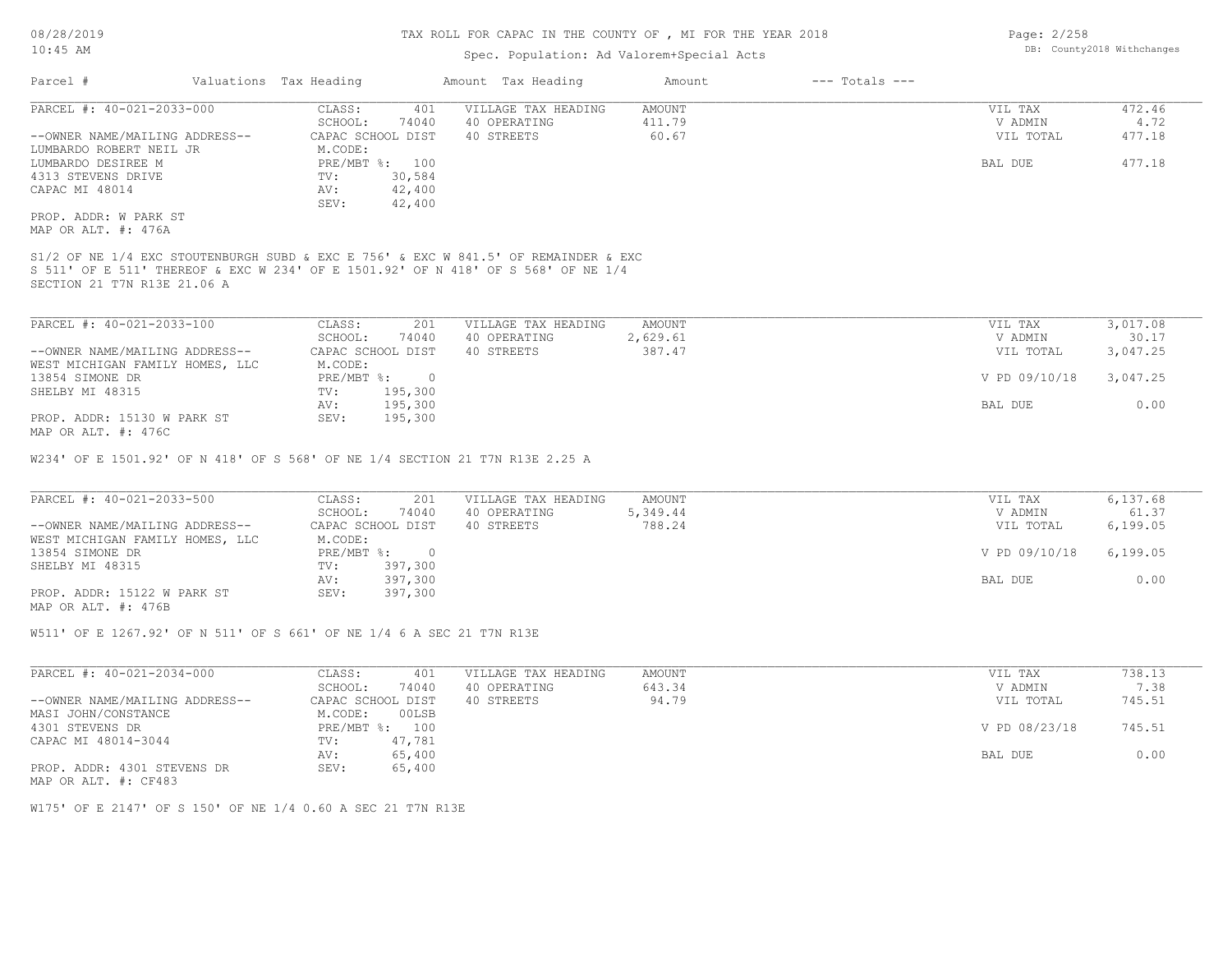# TAX ROLL FOR CAPAC IN THE COUNTY OF , MI FOR THE YEAR 2018

Spec. Population: Ad Valorem+Special Acts

08/28/2019
10:45 AM

DB: County2018 Withchanges

| Parcel # | Valuations | Tax Heading | Amount | Tax Heading | Amount | --- Totals --- | |
|---|---|---|---|---|---|---|---|

---

| PARCEL #: 40-021-2033-000 | CLASS: | 401 | VILLAGE TAX HEADING | AMOUNT | VIL TAX | 472.46 |
|---|---|---|---|---|---|---|
| | SCHOOL: | 74040 | 40 OPERATING | 411.79 | V ADMIN | 4.72 |
| --OWNER NAME/MAILING ADDRESS-- | CAPAC SCHOOL DIST | | 40 STREETS | 60.67 | VIL TOTAL | 477.18 |
| LUMBARDO ROBERT NEIL JR | M.CODE: | | | | | |
| LUMBARDO DESIREE M | PRE/MBT %: | 100 | | | BAL DUE | 477.18 |
| 4313 STEVENS DRIVE | TV: | 30,584 | | | | |
| CAPAC MI 48014 | AV: | 42,400 | | | | |
| | SEV: | 42,400 | | | | |

PROP. ADDR: W PARK ST
MAP OR ALT. #: 476A

S1/2 OF NE 1/4 EXC STOUTENBURGH SUBD & EXC E 756' & EXC W 841.5' OF REMAINDER & EXC S 511' OF E 511' THEREOF & EXC W 234' OF E 1501.92' OF N 418' OF S 568' OF NE 1/4 SECTION 21 T7N R13E 21.06 A

---

| PARCEL #: 40-021-2033-100 | CLASS: | 201 | VILLAGE TAX HEADING | AMOUNT | VIL TAX | 3,017.08 |
|---|---|---|---|---|---|---|
| | SCHOOL: | 74040 | 40 OPERATING | 2,629.61 | V ADMIN | 30.17 |
| --OWNER NAME/MAILING ADDRESS-- | CAPAC SCHOOL DIST | | 40 STREETS | 387.47 | VIL TOTAL | 3,047.25 |
| WEST MICHIGAN FAMILY HOMES, LLC | M.CODE: | | | | | |
| 13854 SIMONE DR | PRE/MBT %: | 0 | | | V PD 09/10/18 | 3,047.25 |
| SHELBY MI 48315 | TV: | 195,300 | | | | |
| | AV: | 195,300 | | | BAL DUE | 0.00 |
| PROP. ADDR: 15130 W PARK ST | SEV: | 195,300 | | | | |

MAP OR ALT. #: 476C

W234' OF E 1501.92' OF N 418' OF S 568' OF NE 1/4 SECTION 21 T7N R13E 2.25 A

---

| PARCEL #: 40-021-2033-500 | CLASS: | 201 | VILLAGE TAX HEADING | AMOUNT | VIL TAX | 6,137.68 |
|---|---|---|---|---|---|---|
| | SCHOOL: | 74040 | 40 OPERATING | 5,349.44 | V ADMIN | 61.37 |
| --OWNER NAME/MAILING ADDRESS-- | CAPAC SCHOOL DIST | | 40 STREETS | 788.24 | VIL TOTAL | 6,199.05 |
| WEST MICHIGAN FAMILY HOMES, LLC | M.CODE: | | | | | |
| 13854 SIMONE DR | PRE/MBT %: | 0 | | | V PD 09/10/18 | 6,199.05 |
| SHELBY MI 48315 | TV: | 397,300 | | | | |
| | AV: | 397,300 | | | BAL DUE | 0.00 |
| PROP. ADDR: 15122 W PARK ST | SEV: | 397,300 | | | | |

MAP OR ALT. #: 476B

W511' OF E 1267.92' OF N 511' OF S 661' OF NE 1/4 6 A SEC 21 T7N R13E

---

| PARCEL #: 40-021-2034-000 | CLASS: | 401 | VILLAGE TAX HEADING | AMOUNT | VIL TAX | 738.13 |
|---|---|---|---|---|---|---|
| | SCHOOL: | 74040 | 40 OPERATING | 643.34 | V ADMIN | 7.38 |
| --OWNER NAME/MAILING ADDRESS-- | CAPAC SCHOOL DIST | | 40 STREETS | 94.79 | VIL TOTAL | 745.51 |
| MASI JOHN/CONSTANCE | M.CODE: | 00LSB | | | | |
| 4301 STEVENS DR | PRE/MBT %: | 100 | | | V PD 08/23/18 | 745.51 |
| CAPAC MI 48014-3044 | TV: | 47,781 | | | | |
| | AV: | 65,400 | | | BAL DUE | 0.00 |
| PROP. ADDR: 4301 STEVENS DR | SEV: | 65,400 | | | | |

MAP OR ALT. #: CF483

W175' OF E 2147' OF S 150' OF NE 1/4 0.60 A SEC 21 T7N R13E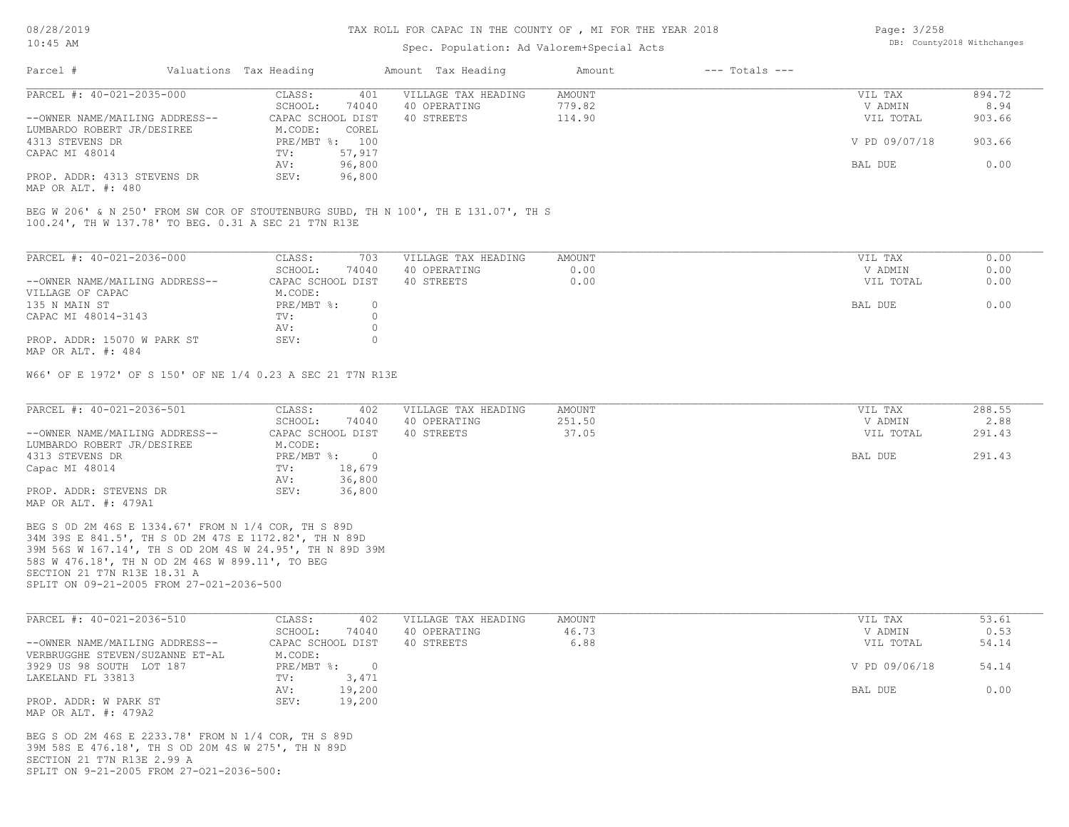| Parcel # | Valuations | Tax Heading | Amount | Tax Heading | Amount | --- Totals --- | |
|---|---|---|---|---|---|---|---|
| PARCEL #: 40-021-2035-000 | CLASS: | 401 | VILLAGE TAX HEADING | AMOUNT | | VIL TAX | 894.72 |
| | SCHOOL: | 74040 | 40 OPERATING | 779.82 | | V ADMIN | 8.94 |
| --OWNER NAME/MAILING ADDRESS-- | CAPAC SCHOOL DIST | | 40 STREETS | 114.90 | | VIL TOTAL | 903.66 |
| LUMBARDO ROBERT JR/DESIREE | M.CODE: | COREL | | | | | |
| 4313 STEVENS DR | PRE/MBT %: | 100 | | | | V PD 09/07/18 | 903.66 |
| CAPAC MI 48014 | TV: | 57,917 | | | | | |
| | AV: | 96,800 | | | | BAL DUE | 0.00 |
| PROP. ADDR: 4313 STEVENS DR | SEV: | 96,800 | | | | | |
| MAP OR ALT. #: 480 | | | | | | | |

BEG W 206' & N 250' FROM SW COR OF STOUTENBURG SUBD, TH N 100', TH E 131.07', TH S 100.24', TH W 137.78' TO BEG. 0.31 A SEC 21 T7N R13E

| Parcel # | Valuations | Tax Heading | Amount | Tax Heading | Amount | --- Totals --- | |
|---|---|---|---|---|---|---|---|
| PARCEL #: 40-021-2036-000 | CLASS: | 703 | VILLAGE TAX HEADING | AMOUNT | | VIL TAX | 0.00 |
| | SCHOOL: | 74040 | 40 OPERATING | 0.00 | | V ADMIN | 0.00 |
| --OWNER NAME/MAILING ADDRESS-- | CAPAC SCHOOL DIST | | 40 STREETS | 0.00 | | VIL TOTAL | 0.00 |
| VILLAGE OF CAPAC | M.CODE: | | | | | | |
| 135 N MAIN ST | PRE/MBT %: | 0 | | | | BAL DUE | 0.00 |
| CAPAC MI 48014-3143 | TV: | 0 | | | | | |
| | AV: | 0 | | | | | |
| PROP. ADDR: 15070 W PARK ST | SEV: | 0 | | | | | |
| MAP OR ALT. #: 484 | | | | | | | |

W66' OF E 1972' OF S 150' OF NE 1/4 0.23 A SEC 21 T7N R13E

| Parcel # | Valuations | Tax Heading | Amount | Tax Heading | Amount | --- Totals --- | |
|---|---|---|---|---|---|---|---|
| PARCEL #: 40-021-2036-501 | CLASS: | 402 | VILLAGE TAX HEADING | AMOUNT | | VIL TAX | 288.55 |
| | SCHOOL: | 74040 | 40 OPERATING | 251.50 | | V ADMIN | 2.88 |
| --OWNER NAME/MAILING ADDRESS-- | CAPAC SCHOOL DIST | | 40 STREETS | 37.05 | | VIL TOTAL | 291.43 |
| LUMBARDO ROBERT JR/DESIREE | M.CODE: | | | | | | |
| 4313 STEVENS DR | PRE/MBT %: | 0 | | | | BAL DUE | 291.43 |
| Capac MI 48014 | TV: | 18,679 | | | | | |
| | AV: | 36,800 | | | | | |
| PROP. ADDR: STEVENS DR | SEV: | 36,800 | | | | | |
| MAP OR ALT. #: 479A1 | | | | | | | |

BEG S 0D 2M 46S E 1334.67' FROM N 1/4 COR, TH S 89D 34M 39S E 841.5', TH S 0D 2M 47S E 1172.82', TH N 89D 39M 56S W 167.14', TH S OD 20M 4S W 24.95', TH N 89D 39M 58S W 476.18', TH N OD 2M 46S W 899.11', TO BEG SECTION 21 T7N R13E 18.31 A
SPLIT ON 09-21-2005 FROM 27-021-2036-500

| Parcel # | Valuations | Tax Heading | Amount | Tax Heading | Amount | --- Totals --- | |
|---|---|---|---|---|---|---|---|
| PARCEL #: 40-021-2036-510 | CLASS: | 402 | VILLAGE TAX HEADING | AMOUNT | | VIL TAX | 53.61 |
| | SCHOOL: | 74040 | 40 OPERATING | 46.73 | | V ADMIN | 0.53 |
| --OWNER NAME/MAILING ADDRESS-- | CAPAC SCHOOL DIST | | 40 STREETS | 6.88 | | VIL TOTAL | 54.14 |
| VERBRUGGHE STEVEN/SUZANNE ET-AL | M.CODE: | | | | | | |
| 3929 US 98 SOUTH LOT 187 | PRE/MBT %: | 0 | | | | V PD 09/06/18 | 54.14 |
| LAKELAND FL 33813 | TV: | 3,471 | | | | | |
| | AV: | 19,200 | | | | BAL DUE | 0.00 |
| PROP. ADDR: W PARK ST | SEV: | 19,200 | | | | | |
| MAP OR ALT. #: 479A2 | | | | | | | |

BEG S OD 2M 46S E 2233.78' FROM N 1/4 COR, TH S 89D 39M 58S E 476.18', TH S OD 20M 4S W 275', TH N 89D SECTION 21 T7N R13E 2.99 A
SPLIT ON 9-21-2005 FROM 27-021-2036-500: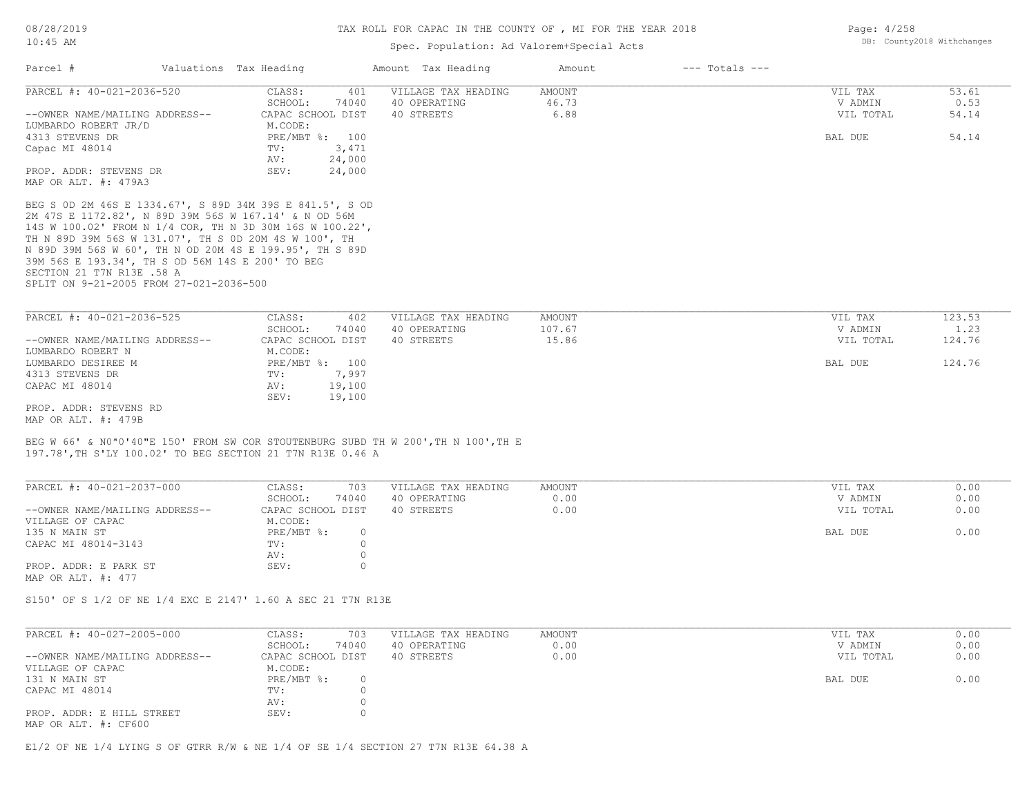# TAX ROLL FOR CAPAC IN THE COUNTY OF , MI FOR THE YEAR 2018

Spec. Population: Ad Valorem+Special Acts

DB: County2018 Withchanges

| Parcel # | Valuations | Tax Heading | Amount | Tax Heading | Amount | --- Totals --- |
|---|---|---|---|---|---|---|

---

**PARCEL #: 40-021-2036-520**

| | | | | | |
|---|---|---|---|---|---|
| CLASS: | 401 | VILLAGE TAX HEADING | AMOUNT | VIL TAX | 53.61 |
| SCHOOL: | 74040 | 40 OPERATING | 46.73 | V ADMIN | 0.53 |
| CAPAC SCHOOL DIST | | 40 STREETS | 6.88 | VIL TOTAL | 54.14 |
| M.CODE: | | | | | |
| PRE/MBT %: | 100 | | | BAL DUE | 54.14 |
| TV: | 3,471 | | | | |
| AV: | 24,000 | | | | |
| SEV: | 24,000 | | | | |

--OWNER NAME/MAILING ADDRESS--
LUMBARDO ROBERT JR/D
4313 STEVENS DR
Capac MI 48014

PROP. ADDR: STEVENS DR
MAP OR ALT. #: 479A3

BEG S 0D 2M 46S E 1334.67', S 89D 34M 39S E 841.5', S OD 2M 47S E 1172.82', N 89D 39M 56S W 167.14' & N OD 56M 14S W 100.02' FROM N 1/4 COR, TH N 3D 30M 16S W 100.22', TH N 89D 39M 56S W 131.07', TH S 0D 20M 4S W 100', TH N 89D 39M 56S W 60', TH N OD 20M 4S E 199.95', TH S 89D 39M 56S E 193.34', TH S OD 56M 14S E 200' TO BEG SECTION 21 T7N R13E .58 A
SPLIT ON 9-21-2005 FROM 27-021-2036-500

---

**PARCEL #: 40-021-2036-525**

| | | | | | |
|---|---|---|---|---|---|
| CLASS: | 402 | VILLAGE TAX HEADING | AMOUNT | VIL TAX | 123.53 |
| SCHOOL: | 74040 | 40 OPERATING | 107.67 | V ADMIN | 1.23 |
| CAPAC SCHOOL DIST | | 40 STREETS | 15.86 | VIL TOTAL | 124.76 |
| M.CODE: | | | | | |
| PRE/MBT %: | 100 | | | BAL DUE | 124.76 |
| TV: | 7,997 | | | | |
| AV: | 19,100 | | | | |
| SEV: | 19,100 | | | | |

--OWNER NAME/MAILING ADDRESS--
LUMBARDO ROBERT N
LUMBARDO DESIREE M
4313 STEVENS DR
CAPAC MI 48014

PROP. ADDR: STEVENS RD
MAP OR ALT. #: 479B

BEG W 66' & N0ª0'40"E 150' FROM SW COR STOUTENBURG SUBD TH W 200',TH N 100',TH E 197.78',TH S'LY 100.02' TO BEG SECTION 21 T7N R13E 0.46 A

---

**PARCEL #: 40-021-2037-000**

| | | | | | |
|---|---|---|---|---|---|
| CLASS: | 703 | VILLAGE TAX HEADING | AMOUNT | VIL TAX | 0.00 |
| SCHOOL: | 74040 | 40 OPERATING | 0.00 | V ADMIN | 0.00 |
| CAPAC SCHOOL DIST | | 40 STREETS | 0.00 | VIL TOTAL | 0.00 |
| M.CODE: | | | | | |
| PRE/MBT %: | 0 | | | BAL DUE | 0.00 |
| TV: | 0 | | | | |
| AV: | 0 | | | | |
| SEV: | 0 | | | | |

--OWNER NAME/MAILING ADDRESS--
VILLAGE OF CAPAC
135 N MAIN ST
CAPAC MI 48014-3143

PROP. ADDR: E PARK ST
MAP OR ALT. #: 477

S150' OF S 1/2 OF NE 1/4 EXC E 2147' 1.60 A SEC 21 T7N R13E

---

**PARCEL #: 40-027-2005-000**

| | | | | | |
|---|---|---|---|---|---|
| CLASS: | 703 | VILLAGE TAX HEADING | AMOUNT | VIL TAX | 0.00 |
| SCHOOL: | 74040 | 40 OPERATING | 0.00 | V ADMIN | 0.00 |
| CAPAC SCHOOL DIST | | 40 STREETS | 0.00 | VIL TOTAL | 0.00 |
| M.CODE: | | | | | |
| PRE/MBT %: | 0 | | | BAL DUE | 0.00 |
| TV: | 0 | | | | |
| AV: | 0 | | | | |
| SEV: | 0 | | | | |

--OWNER NAME/MAILING ADDRESS--
VILLAGE OF CAPAC
131 N MAIN ST
CAPAC MI 48014

PROP. ADDR: E HILL STREET
MAP OR ALT. #: CF600

E1/2 OF NE 1/4 LYING S OF GTRR R/W & NE 1/4 OF SE 1/4 SECTION 27 T7N R13E 64.38 A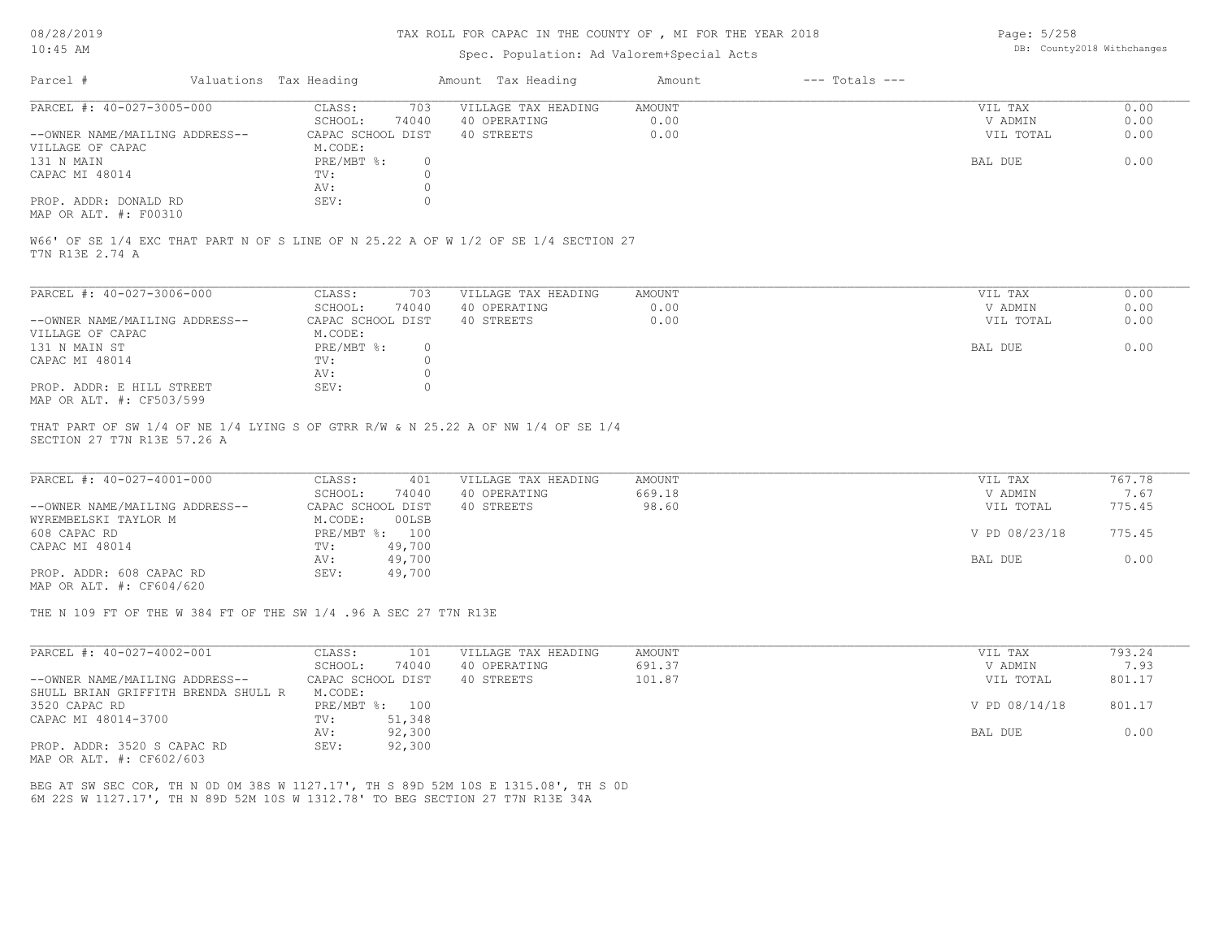# TAX ROLL FOR CAPAC IN THE COUNTY OF , MI FOR THE YEAR 2018

Spec. Population: Ad Valorem+Special Acts

| Parcel # | Valuations Tax Heading | Amount Tax Heading | Amount | --- Totals --- | |
|---|---|---|---|---|---|

## PARCEL #: 40-027-3005-000

| | | | | | |
|---|---|---|---|---|---|
| --OWNER NAME/MAILING ADDRESS-- | CLASS: 703 | VILLAGE TAX HEADING | AMOUNT | VIL TAX | 0.00 |
| VILLAGE OF CAPAC | SCHOOL: 74040 | 40 OPERATING | 0.00 | V ADMIN | 0.00 |
| 131 N MAIN | CAPAC SCHOOL DIST | 40 STREETS | 0.00 | VIL TOTAL | 0.00 |
| CAPAC MI 48014 | M.CODE: | | | | |
| | PRE/MBT %: 0 | | | BAL DUE | 0.00 |
| | TV: 0 | | | | |
| | AV: 0 | | | | |
| PROP. ADDR: DONALD RD | SEV: 0 | | | | |
| MAP OR ALT. #: F00310 | | | | | |

W66' OF SE 1/4 EXC THAT PART N OF S LINE OF N 25.22 A OF W 1/2 OF SE 1/4 SECTION 27 T7N R13E 2.74 A

## PARCEL #: 40-027-3006-000

| | | | | | |
|---|---|---|---|---|---|
| --OWNER NAME/MAILING ADDRESS-- | CLASS: 703 | VILLAGE TAX HEADING | AMOUNT | VIL TAX | 0.00 |
| VILLAGE OF CAPAC | SCHOOL: 74040 | 40 OPERATING | 0.00 | V ADMIN | 0.00 |
| 131 N MAIN ST | CAPAC SCHOOL DIST | 40 STREETS | 0.00 | VIL TOTAL | 0.00 |
| CAPAC MI 48014 | M.CODE: | | | | |
| | PRE/MBT %: 0 | | | BAL DUE | 0.00 |
| | TV: 0 | | | | |
| | AV: 0 | | | | |
| PROP. ADDR: E HILL STREET | SEV: 0 | | | | |
| MAP OR ALT. #: CF503/599 | | | | | |

THAT PART OF SW 1/4 OF NE 1/4 LYING S OF GTRR R/W & N 25.22 A OF NW 1/4 OF SE 1/4 SECTION 27 T7N R13E 57.26 A

## PARCEL #: 40-027-4001-000

| | | | | | |
|---|---|---|---|---|---|
| --OWNER NAME/MAILING ADDRESS-- | CLASS: 401 | VILLAGE TAX HEADING | AMOUNT | VIL TAX | 767.78 |
| WYREMBELSKI TAYLOR M | SCHOOL: 74040 | 40 OPERATING | 669.18 | V ADMIN | 7.67 |
| 608 CAPAC RD | CAPAC SCHOOL DIST | 40 STREETS | 98.60 | VIL TOTAL | 775.45 |
| CAPAC MI 48014 | M.CODE: 00LSB | | | | |
| | PRE/MBT %: 100 | | | V PD 08/23/18 | 775.45 |
| | TV: 49,700 | | | | |
| | AV: 49,700 | | | BAL DUE | 0.00 |
| PROP. ADDR: 608 CAPAC RD | SEV: 49,700 | | | | |
| MAP OR ALT. #: CF604/620 | | | | | |

THE N 109 FT OF THE W 384 FT OF THE SW 1/4 .96 A SEC 27 T7N R13E

## PARCEL #: 40-027-4002-001

| | | | | | |
|---|---|---|---|---|---|
| --OWNER NAME/MAILING ADDRESS-- | CLASS: 101 | VILLAGE TAX HEADING | AMOUNT | VIL TAX | 793.24 |
| SHULL BRIAN GRIFFITH BRENDA SHULL R | SCHOOL: 74040 | 40 OPERATING | 691.37 | V ADMIN | 7.93 |
| 3520 CAPAC RD | CAPAC SCHOOL DIST | 40 STREETS | 101.87 | VIL TOTAL | 801.17 |
| CAPAC MI 48014-3700 | M.CODE: | | | | |
| | PRE/MBT %: 100 | | | V PD 08/14/18 | 801.17 |
| | TV: 51,348 | | | | |
| | AV: 92,300 | | | BAL DUE | 0.00 |
| PROP. ADDR: 3520 S CAPAC RD | SEV: 92,300 | | | | |
| MAP OR ALT. #: CF602/603 | | | | | |

BEG AT SW SEC COR, TH N 0D 0M 38S W 1127.17', TH S 89D 52M 10S E 1315.08', TH S 0D 6M 22S W 1127.17', TH N 89D 52M 10S W 1312.78' TO BEG SECTION 27 T7N R13E 34A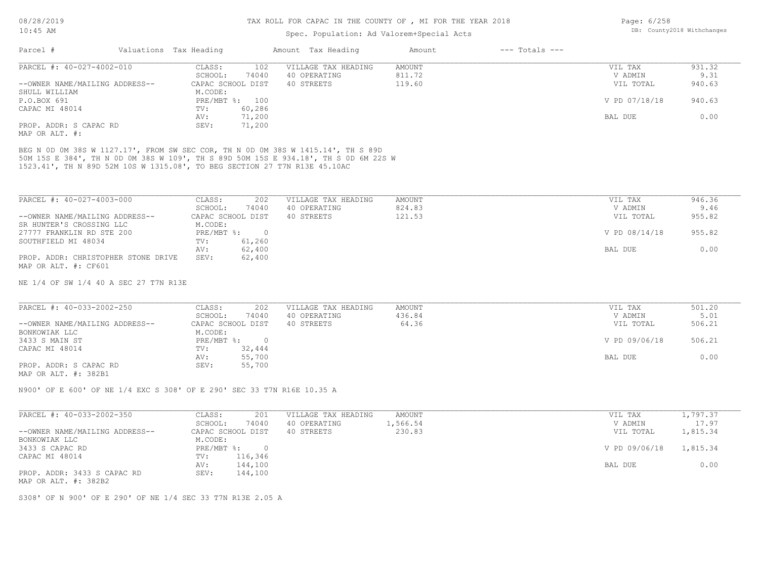# TAX ROLL FOR CAPAC IN THE COUNTY OF , MI FOR THE YEAR 2018

Spec. Population: Ad Valorem+Special Acts

DB: County2018 Withchanges

| Parcel # | Valuations | Tax Heading | Amount | Tax Heading | Amount | --- Totals --- | |
|---|---|---|---|---|---|---|---|

---

**PARCEL #: 40-027-4002-010**

| | | | | | |
|---|---|---|---|---|---|
| CLASS: | 102 | VILLAGE TAX HEADING | AMOUNT | VIL TAX | 931.32 |
| SCHOOL: | 74040 | 40 OPERATING | 811.72 | V ADMIN | 9.31 |
| CAPAC SCHOOL DIST | | 40 STREETS | 119.60 | VIL TOTAL | 940.63 |
| M.CODE: | | | | | |
| PRE/MBT %: | 100 | | | V PD 07/18/18 | 940.63 |
| TV: | 60,286 | | | | |
| AV: | 71,200 | | | BAL DUE | 0.00 |
| SEV: | 71,200 | | | | |

--OWNER NAME/MAILING ADDRESS--
SHULL WILLIAM
P.O.BOX 691
CAPAC MI 48014

PROP. ADDR: S CAPAC RD
MAP OR ALT. #:

BEG N 0D 0M 38S W 1127.17', FROM SW SEC COR, TH N 0D 0M 38S W 1415.14', TH S 89D 50M 15S E 384', TH N 0D 0M 38S W 109', TH S 89D 50M 15S E 934.18', TH S 0D 6M 22S W 1523.41', TH N 89D 52M 10S W 1315.08', TO BEG SECTION 27 T7N R13E 45.10AC

---

**PARCEL #: 40-027-4003-000**

| | | | | | |
|---|---|---|---|---|---|
| CLASS: | 202 | VILLAGE TAX HEADING | AMOUNT | VIL TAX | 946.36 |
| SCHOOL: | 74040 | 40 OPERATING | 824.83 | V ADMIN | 9.46 |
| CAPAC SCHOOL DIST | | 40 STREETS | 121.53 | VIL TOTAL | 955.82 |
| M.CODE: | | | | | |
| PRE/MBT %: | 0 | | | V PD 08/14/18 | 955.82 |
| TV: | 61,260 | | | | |
| AV: | 62,400 | | | BAL DUE | 0.00 |
| SEV: | 62,400 | | | | |

--OWNER NAME/MAILING ADDRESS--
SR HUNTER'S CROSSING LLC
27777 FRANKLIN RD STE 200
SOUTHFIELD MI 48034

PROP. ADDR: CHRISTOPHER STONE DRIVE
MAP OR ALT. #: CF601

NE 1/4 OF SW 1/4 40 A SEC 27 T7N R13E

---

**PARCEL #: 40-033-2002-250**

| | | | | | |
|---|---|---|---|---|---|
| CLASS: | 202 | VILLAGE TAX HEADING | AMOUNT | VIL TAX | 501.20 |
| SCHOOL: | 74040 | 40 OPERATING | 436.84 | V ADMIN | 5.01 |
| CAPAC SCHOOL DIST | | 40 STREETS | 64.36 | VIL TOTAL | 506.21 |
| M.CODE: | | | | | |
| PRE/MBT %: | 0 | | | V PD 09/06/18 | 506.21 |
| TV: | 32,444 | | | | |
| AV: | 55,700 | | | BAL DUE | 0.00 |
| SEV: | 55,700 | | | | |

--OWNER NAME/MAILING ADDRESS--
BONKOWIAK LLC
3433 S MAIN ST
CAPAC MI 48014

PROP. ADDR: S CAPAC RD
MAP OR ALT. #: 382B1

N900' OF E 600' OF NE 1/4 EXC S 308' OF E 290' SEC 33 T7N R16E 10.35 A

---

**PARCEL #: 40-033-2002-350**

| | | | | | |
|---|---|---|---|---|---|
| CLASS: | 201 | VILLAGE TAX HEADING | AMOUNT | VIL TAX | 1,797.37 |
| SCHOOL: | 74040 | 40 OPERATING | 1,566.54 | V ADMIN | 17.97 |
| CAPAC SCHOOL DIST | | 40 STREETS | 230.83 | VIL TOTAL | 1,815.34 |
| M.CODE: | | | | | |
| PRE/MBT %: | 0 | | | V PD 09/06/18 | 1,815.34 |
| TV: | 116,346 | | | | |
| AV: | 144,100 | | | BAL DUE | 0.00 |
| SEV: | 144,100 | | | | |

--OWNER NAME/MAILING ADDRESS--
BONKOWIAK LLC
3433 S CAPAC RD
CAPAC MI 48014

PROP. ADDR: 3433 S CAPAC RD
MAP OR ALT. #: 382B2

S308' OF N 900' OF E 290' OF NE 1/4 SEC 33 T7N R13E 2.05 A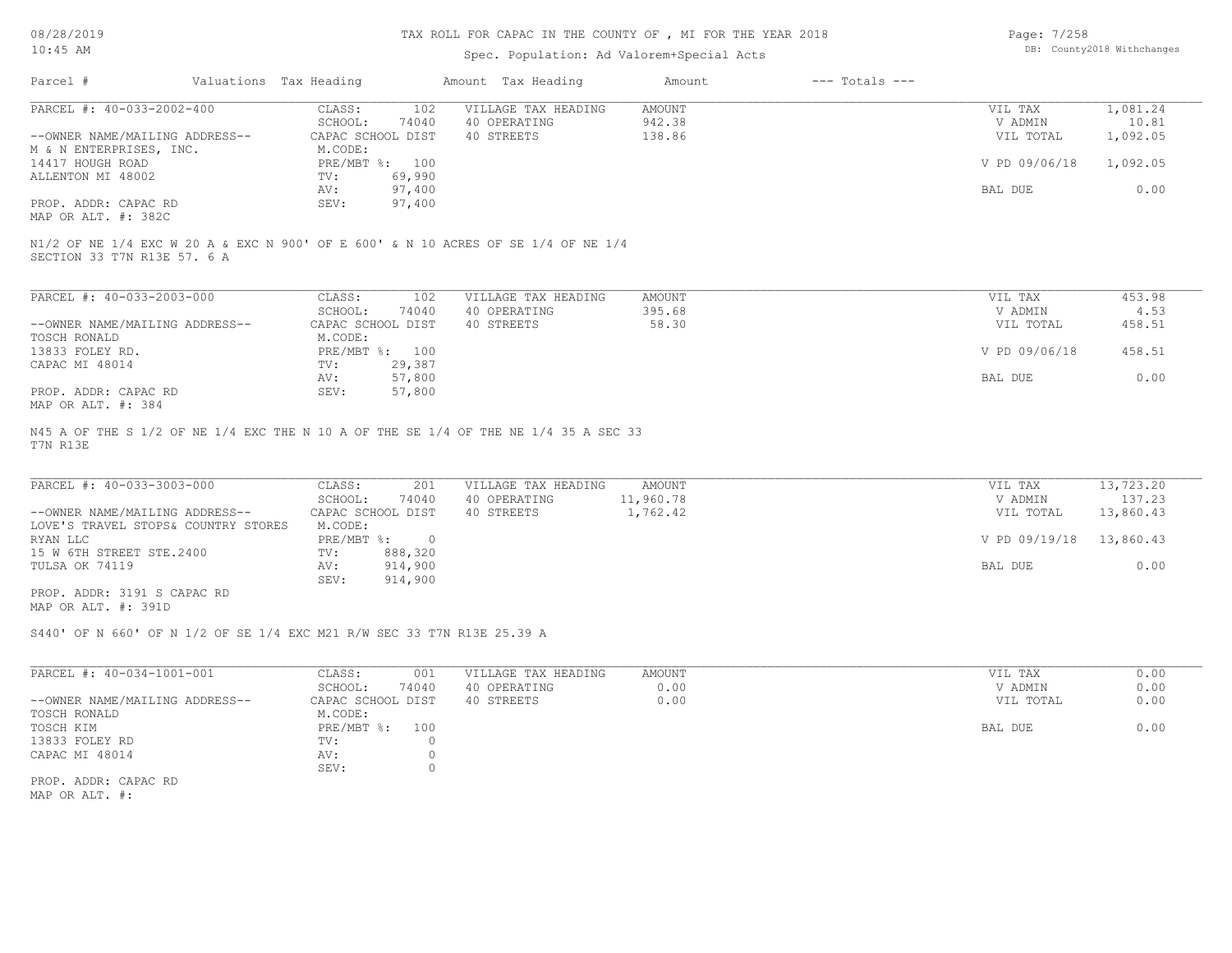# TAX ROLL FOR CAPAC IN THE COUNTY OF , MI FOR THE YEAR 2018

Spec. Population: Ad Valorem+Special Acts

| Parcel # | Valuations | Tax Heading | Amount | Tax Heading | Amount | --- Totals --- | |
|---|---|---|---|---|---|---|---|

## PARCEL #: 40-033-2002-400

| | | | | |
|---|---|---|---|---|
| CLASS: 102 | VILLAGE TAX HEADING | AMOUNT | VIL TAX | 1,081.24 |
| SCHOOL: 74040 | 40 OPERATING | 942.38 | V ADMIN | 10.81 |
| CAPAC SCHOOL DIST | 40 STREETS | 138.86 | VIL TOTAL | 1,092.05 |
| M.CODE: | | | | |
| PRE/MBT %: 100 | | | V PD 09/06/18 | 1,092.05 |
| TV: 69,990 | | | | |
| AV: 97,400 | | | BAL DUE | 0.00 |
| SEV: 97,400 | | | | |

--OWNER NAME/MAILING ADDRESS--
M & N ENTERPRISES, INC.
14417 HOUGH ROAD
ALLENTON MI 48002

PROP. ADDR: CAPAC RD
MAP OR ALT. #: 382C

N1/2 OF NE 1/4 EXC W 20 A & EXC N 900' OF E 600' & N 10 ACRES OF SE 1/4 OF NE 1/4
SECTION 33 T7N R13E 57. 6 A

## PARCEL #: 40-033-2003-000

| | | | | |
|---|---|---|---|---|
| CLASS: 102 | VILLAGE TAX HEADING | AMOUNT | VIL TAX | 453.98 |
| SCHOOL: 74040 | 40 OPERATING | 395.68 | V ADMIN | 4.53 |
| CAPAC SCHOOL DIST | 40 STREETS | 58.30 | VIL TOTAL | 458.51 |
| M.CODE: | | | | |
| PRE/MBT %: 100 | | | V PD 09/06/18 | 458.51 |
| TV: 29,387 | | | | |
| AV: 57,800 | | | BAL DUE | 0.00 |
| SEV: 57,800 | | | | |

--OWNER NAME/MAILING ADDRESS--
TOSCH RONALD
13833 FOLEY RD.
CAPAC MI 48014

PROP. ADDR: CAPAC RD
MAP OR ALT. #: 384

N45 A OF THE S 1/2 OF NE 1/4 EXC THE N 10 A OF THE SE 1/4 OF THE NE 1/4 35 A SEC 33
T7N R13E

## PARCEL #: 40-033-3003-000

| | | | | |
|---|---|---|---|---|
| CLASS: 201 | VILLAGE TAX HEADING | AMOUNT | VIL TAX | 13,723.20 |
| SCHOOL: 74040 | 40 OPERATING | 11,960.78 | V ADMIN | 137.23 |
| CAPAC SCHOOL DIST | 40 STREETS | 1,762.42 | VIL TOTAL | 13,860.43 |
| M.CODE: | | | | |
| PRE/MBT %: 0 | | | V PD 09/19/18 | 13,860.43 |
| TV: 888,320 | | | | |
| AV: 914,900 | | | BAL DUE | 0.00 |
| SEV: 914,900 | | | | |

--OWNER NAME/MAILING ADDRESS--
LOVE'S TRAVEL STOPS& COUNTRY STORES
RYAN LLC
15 W 6TH STREET STE.2400
TULSA OK 74119

PROP. ADDR: 3191 S CAPAC RD
MAP OR ALT. #: 391D

S440' OF N 660' OF N 1/2 OF SE 1/4 EXC M21 R/W SEC 33 T7N R13E 25.39 A

## PARCEL #: 40-034-1001-001

| | | | | |
|---|---|---|---|---|
| CLASS: 001 | VILLAGE TAX HEADING | AMOUNT | VIL TAX | 0.00 |
| SCHOOL: 74040 | 40 OPERATING | 0.00 | V ADMIN | 0.00 |
| CAPAC SCHOOL DIST | 40 STREETS | 0.00 | VIL TOTAL | 0.00 |
| M.CODE: | | | | |
| PRE/MBT %: 100 | | | BAL DUE | 0.00 |
| TV: 0 | | | | |
| AV: 0 | | | | |
| SEV: 0 | | | | |

--OWNER NAME/MAILING ADDRESS--
TOSCH RONALD
TOSCH KIM
13833 FOLEY RD
CAPAC MI 48014

PROP. ADDR: CAPAC RD
MAP OR ALT. #: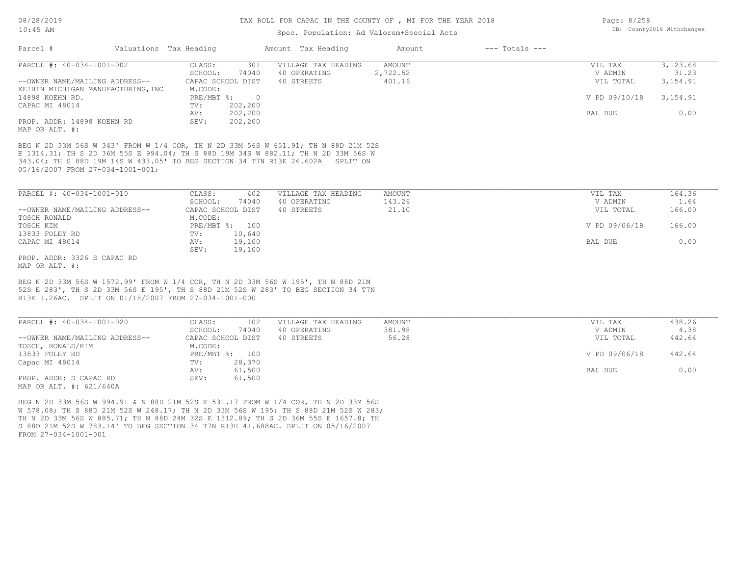TAX ROLL FOR CAPAC IN THE COUNTY OF , MI FOR THE YEAR 2018

Spec. Population: Ad Valorem+Special Acts

| Parcel # | Valuations | Tax Heading | Amount | Tax Heading | Amount | --- Totals --- | |
|---|---|---|---|---|---|---|---|

**PARCEL #: 40-034-1001-002**

| | | | | | |
|---|---|---|---|---|---|
| CLASS: | 301 | VILLAGE TAX HEADING | AMOUNT | VIL TAX | 3,123.68 |
| SCHOOL: | 74040 | 40 OPERATING | 2,722.52 | V ADMIN | 31.23 |
| CAPAC SCHOOL DIST | | 40 STREETS | 401.16 | VIL TOTAL | 3,154.91 |
| M.CODE: | | | | | |
| PRE/MBT %: | 0 | | | V PD 09/10/18 | 3,154.91 |
| TV: | 202,200 | | | | |
| AV: | 202,200 | | | BAL DUE | 0.00 |
| SEV: | 202,200 | | | | |

--OWNER NAME/MAILING ADDRESS--
KEIHIN MICHIGAN MANUFACTURING,INC
14898 KOEHN RD.
CAPAC MI 48014

PROP. ADDR: 14898 KOEHN RD
MAP OR ALT. #:

BEG N 2D 33M 56S W 343' FROM W 1/4 COR, TH N 2D 33M 56S W 651.91; TH N 88D 21M 52S E 1314.31; TH S 2D 36M 55S E 994.04; TH S 88D 19M 34S W 882.11; TH N 2D 33M 56S W 343.04; TH S 88D 19M 14S W 433.05' TO BEG SECTION 34 T7N R13E 26.602A SPLIT ON 05/16/2007 FROM 27-034-1001-001;

**PARCEL #: 40-034-1001-010**

| | | | | | |
|---|---|---|---|---|---|
| CLASS: | 402 | VILLAGE TAX HEADING | AMOUNT | VIL TAX | 164.36 |
| SCHOOL: | 74040 | 40 OPERATING | 143.26 | V ADMIN | 1.64 |
| CAPAC SCHOOL DIST | | 40 STREETS | 21.10 | VIL TOTAL | 166.00 |
| M.CODE: | | | | | |
| PRE/MBT %: | 100 | | | V PD 09/06/18 | 166.00 |
| TV: | 10,640 | | | | |
| AV: | 19,100 | | | BAL DUE | 0.00 |
| SEV: | 19,100 | | | | |

--OWNER NAME/MAILING ADDRESS--
TOSCH RONALD
TOSCH KIM
13833 FOLEY RD
CAPAC MI 48014

PROP. ADDR: 3326 S CAPAC RD
MAP OR ALT. #:

BEG N 2D 33M 56S W 1572.99' FROM W 1/4 COR, TH N 2D 33M 56S W 195', TH N 88D 21M 52S E 283', TH S 2D 33M 56S E 195', TH S 88D 21M 52S W 283' TO BEG SECTION 34 T7N R13E 1.26AC. SPLIT ON 01/18/2007 FROM 27-034-1001-000

**PARCEL #: 40-034-1001-020**

| | | | | | |
|---|---|---|---|---|---|
| CLASS: | 102 | VILLAGE TAX HEADING | AMOUNT | VIL TAX | 438.26 |
| SCHOOL: | 74040 | 40 OPERATING | 381.98 | V ADMIN | 4.38 |
| CAPAC SCHOOL DIST | | 40 STREETS | 56.28 | VIL TOTAL | 442.64 |
| M.CODE: | | | | | |
| PRE/MBT %: | 100 | | | V PD 09/06/18 | 442.64 |
| TV: | 28,370 | | | | |
| AV: | 61,500 | | | BAL DUE | 0.00 |
| SEV: | 61,500 | | | | |

--OWNER NAME/MAILING ADDRESS--
TOSCH, RONALD/KIM
13833 FOLEY RD
Capac MI 48014

PROP. ADDR: S CAPAC RD
MAP OR ALT. #: 621/640A

BEG N 2D 33M 56S W 994.91 & N 88D 21M 52S E 531.17 FROM W 1/4 COR, TH N 2D 33M 56S W 578.08; TH S 88D 21M 52S W 248.17; TH N 2D 33M 56S W 195; TH S 88D 21M 52S W 283; TH N 2D 33M 56S W 885.71; TH N 88D 24M 32S E 1312.89; TH S 2D 36M 55S E 1657.8; TH S 88D 21M 52S W 783.14' TO BEG SECTION 34 T7N R13E 41.688AC. SPLIT ON 05/16/2007 FROM 27-034-1001-001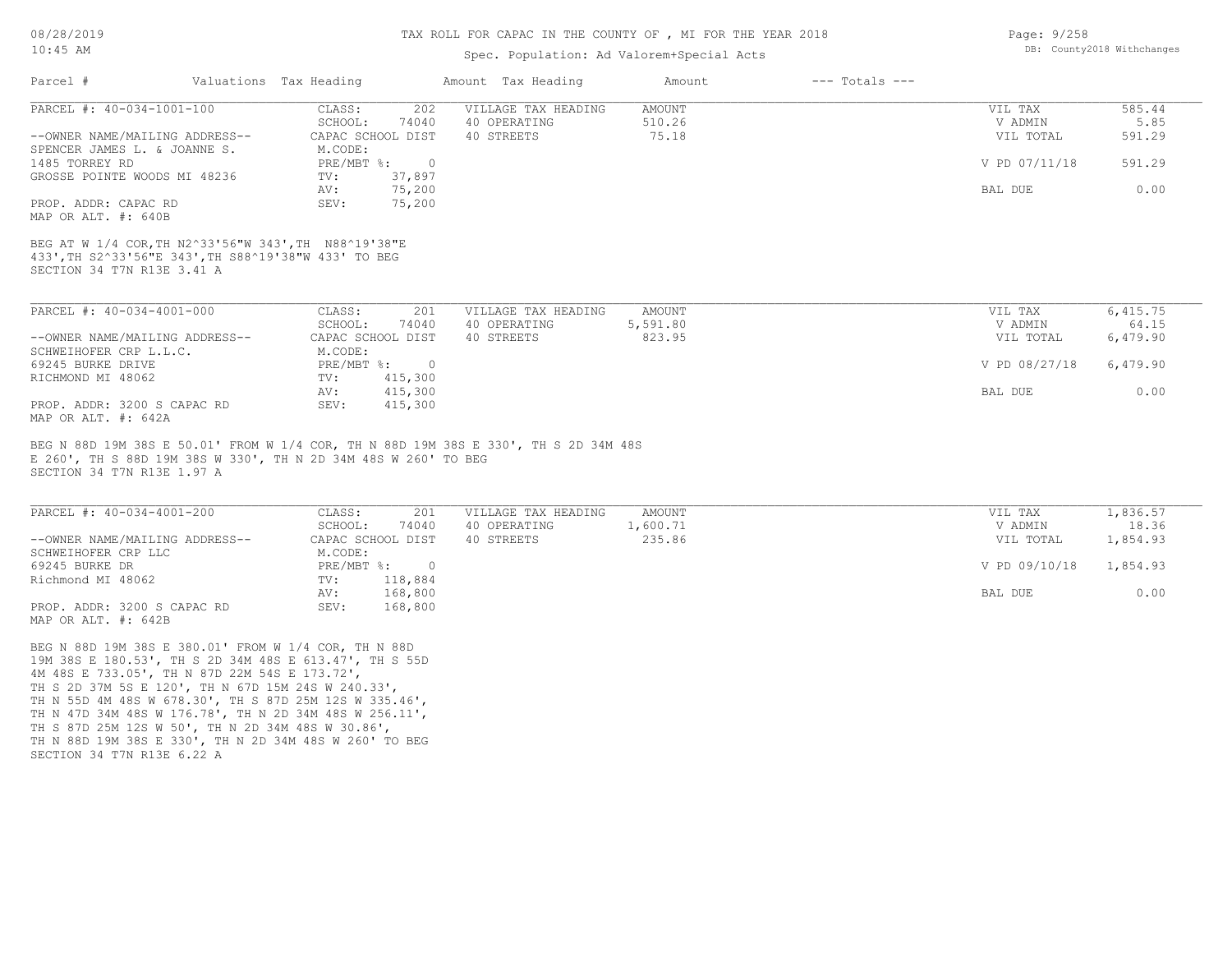# TAX ROLL FOR CAPAC IN THE COUNTY OF , MI FOR THE YEAR 2018

Spec. Population: Ad Valorem+Special Acts

| Parcel # | Valuations | Tax Heading | Amount | Tax Heading | Amount | --- Totals --- |
|---|---|---|---|---|---|---|

---

**PARCEL #: 40-034-1001-100**

| | | | | | |
|---|---|---|---|---|---|
| CLASS: | 202 | VILLAGE TAX HEADING | AMOUNT | VIL TAX | 585.44 |
| SCHOOL: | 74040 | 40 OPERATING | 510.26 | V ADMIN | 5.85 |
| CAPAC SCHOOL DIST | | 40 STREETS | 75.18 | VIL TOTAL | 591.29 |
| M.CODE: | | | | | |
| PRE/MBT %: | 0 | | | V PD 07/11/18 | 591.29 |
| TV: | 37,897 | | | | |
| AV: | 75,200 | | | BAL DUE | 0.00 |
| SEV: | 75,200 | | | | |

--OWNER NAME/MAILING ADDRESS--
SPENCER JAMES L. & JOANNE S.
1485 TORREY RD
GROSSE POINTE WOODS MI 48236

PROP. ADDR: CAPAC RD
MAP OR ALT. #: 640B

BEG AT W 1/4 COR,TH N2^33'56"W 343',TH N88^19'38"E 433',TH S2^33'56"E 343',TH S88^19'38"W 433' TO BEG
SECTION 34 T7N R13E 3.41 A

---

**PARCEL #: 40-034-4001-000**

| | | | | | |
|---|---|---|---|---|---|
| CLASS: | 201 | VILLAGE TAX HEADING | AMOUNT | VIL TAX | 6,415.75 |
| SCHOOL: | 74040 | 40 OPERATING | 5,591.80 | V ADMIN | 64.15 |
| CAPAC SCHOOL DIST | | 40 STREETS | 823.95 | VIL TOTAL | 6,479.90 |
| M.CODE: | | | | | |
| PRE/MBT %: | 0 | | | V PD 08/27/18 | 6,479.90 |
| TV: | 415,300 | | | | |
| AV: | 415,300 | | | BAL DUE | 0.00 |
| SEV: | 415,300 | | | | |

--OWNER NAME/MAILING ADDRESS--
SCHWEIHOFER CRP L.L.C.
69245 BURKE DRIVE
RICHMOND MI 48062

PROP. ADDR: 3200 S CAPAC RD
MAP OR ALT. #: 642A

BEG N 88D 19M 38S E 50.01' FROM W 1/4 COR, TH N 88D 19M 38S E 330', TH S 2D 34M 48S E 260', TH S 88D 19M 38S W 330', TH N 2D 34M 48S W 260' TO BEG
SECTION 34 T7N R13E 1.97 A

---

**PARCEL #: 40-034-4001-200**

| | | | | | |
|---|---|---|---|---|---|
| CLASS: | 201 | VILLAGE TAX HEADING | AMOUNT | VIL TAX | 1,836.57 |
| SCHOOL: | 74040 | 40 OPERATING | 1,600.71 | V ADMIN | 18.36 |
| CAPAC SCHOOL DIST | | 40 STREETS | 235.86 | VIL TOTAL | 1,854.93 |
| M.CODE: | | | | | |
| PRE/MBT %: | 0 | | | V PD 09/10/18 | 1,854.93 |
| TV: | 118,884 | | | | |
| AV: | 168,800 | | | BAL DUE | 0.00 |
| SEV: | 168,800 | | | | |

--OWNER NAME/MAILING ADDRESS--
SCHWEIHOFER CRP LLC
69245 BURKE DR
Richmond MI 48062

PROP. ADDR: 3200 S CAPAC RD
MAP OR ALT. #: 642B

BEG N 88D 19M 38S E 380.01' FROM W 1/4 COR, TH N 88D 19M 38S E 180.53', TH S 2D 34M 48S E 613.47', TH S 55D 4M 48S E 733.05', TH N 87D 22M 54S E 173.72', TH S 2D 37M 5S E 120', TH N 67D 15M 24S W 240.33', TH N 55D 4M 48S W 678.30', TH S 87D 25M 12S W 335.46', TH N 47D 34M 48S W 176.78', TH N 2D 34M 48S W 256.11', TH S 87D 25M 12S W 50', TH N 2D 34M 48S W 30.86', TH N 88D 19M 38S E 330', TH N 2D 34M 48S W 260' TO BEG
SECTION 34 T7N R13E 6.22 A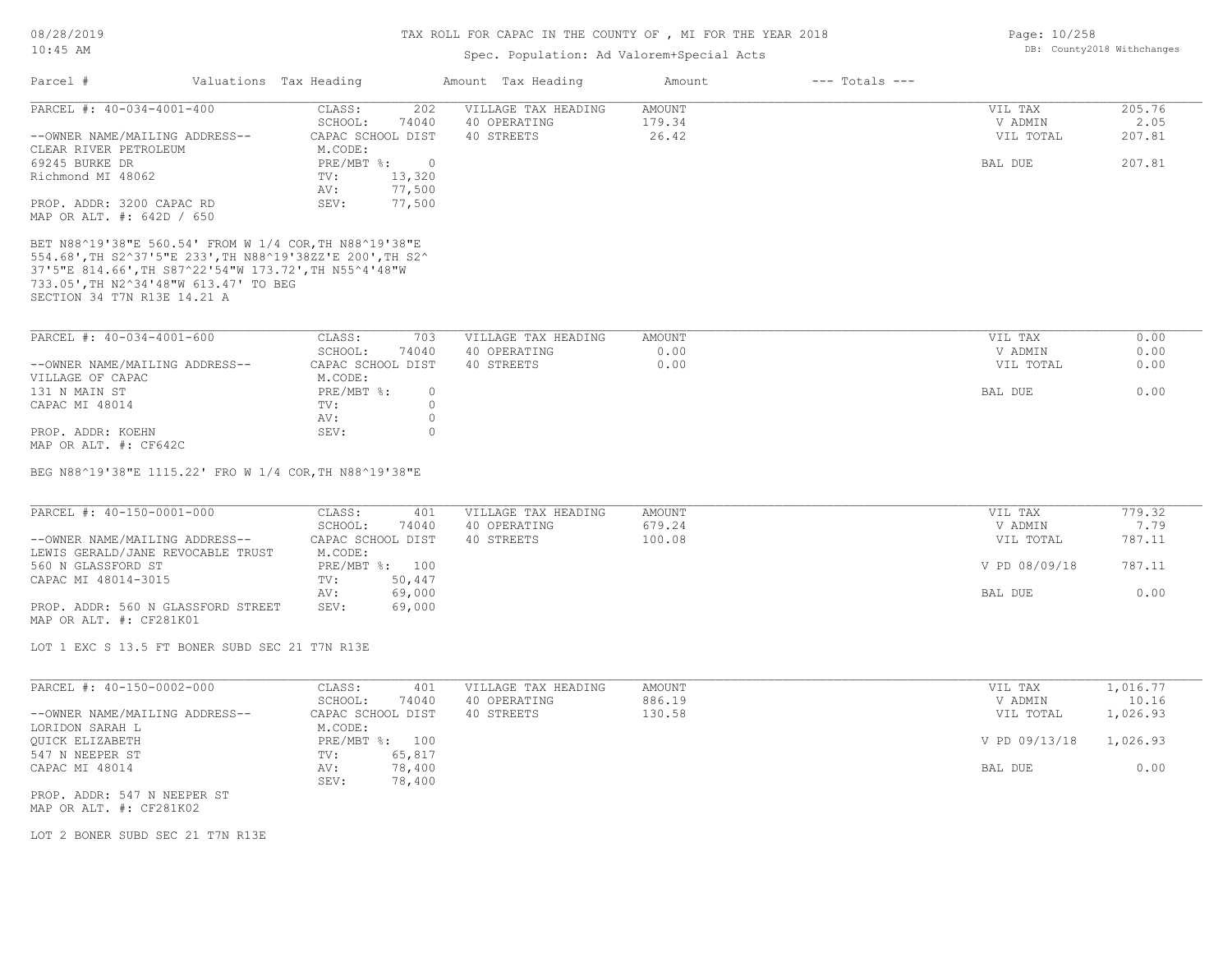TAX ROLL FOR CAPAC IN THE COUNTY OF , MI FOR THE YEAR 2018

Spec. Population: Ad Valorem+Special Acts

| Parcel # | Valuations Tax Heading | Amount Tax Heading | Amount | --- Totals --- |
|---|---|---|---|---|

---

**PARCEL #: 40-034-4001-400**

| | | | | | |
|---|---|---|---|---|---|
| CLASS: | 202 | VILLAGE TAX HEADING | AMOUNT | VIL TAX | 205.76 |
| SCHOOL: | 74040 | 40 OPERATING | 179.34 | V ADMIN | 2.05 |
| CAPAC SCHOOL DIST | | 40 STREETS | 26.42 | VIL TOTAL | 207.81 |
| M.CODE: | | | | | |
| PRE/MBT %: | 0 | | | BAL DUE | 207.81 |
| TV: | 13,320 | | | | |
| AV: | 77,500 | | | | |
| SEV: | 77,500 | | | | |

--OWNER NAME/MAILING ADDRESS--
CLEAR RIVER PETROLEUM
69245 BURKE DR
Richmond MI 48062

PROP. ADDR: 3200 CAPAC RD
MAP OR ALT. #: 642D / 650

BET N88^19'38"E 560.54' FROM W 1/4 COR,TH N88^19'38"E 554.68',TH S2^37'5"E 233',TH N88^19'38ZZ'E 200',TH S2^ 37'5"E 814.66',TH S87^22'54"W 173.72',TH N55^4'48"W 733.05',TH N2^34'48"W 613.47' TO BEG
SECTION 34 T7N R13E 14.21 A

---

**PARCEL #: 40-034-4001-600**

| | | | | | |
|---|---|---|---|---|---|
| CLASS: | 703 | VILLAGE TAX HEADING | AMOUNT | VIL TAX | 0.00 |
| SCHOOL: | 74040 | 40 OPERATING | 0.00 | V ADMIN | 0.00 |
| CAPAC SCHOOL DIST | | 40 STREETS | 0.00 | VIL TOTAL | 0.00 |
| M.CODE: | | | | | |
| PRE/MBT %: | 0 | | | BAL DUE | 0.00 |
| TV: | 0 | | | | |
| AV: | 0 | | | | |
| SEV: | 0 | | | | |

--OWNER NAME/MAILING ADDRESS--
VILLAGE OF CAPAC
131 N MAIN ST
CAPAC MI 48014

PROP. ADDR: KOEHN
MAP OR ALT. #: CF642C

BEG N88^19'38"E 1115.22' FRO W 1/4 COR,TH N88^19'38"E

---

**PARCEL #: 40-150-0001-000**

| | | | | | |
|---|---|---|---|---|---|
| CLASS: | 401 | VILLAGE TAX HEADING | AMOUNT | VIL TAX | 779.32 |
| SCHOOL: | 74040 | 40 OPERATING | 679.24 | V ADMIN | 7.79 |
| CAPAC SCHOOL DIST | | 40 STREETS | 100.08 | VIL TOTAL | 787.11 |
| M.CODE: | | | | | |
| PRE/MBT %: | 100 | | | V PD 08/09/18 | 787.11 |
| TV: | 50,447 | | | | |
| AV: | 69,000 | | | BAL DUE | 0.00 |
| SEV: | 69,000 | | | | |

--OWNER NAME/MAILING ADDRESS--
LEWIS GERALD/JANE REVOCABLE TRUST
560 N GLASSFORD ST
CAPAC MI 48014-3015

PROP. ADDR: 560 N GLASSFORD STREET
MAP OR ALT. #: CF281K01

LOT 1 EXC S 13.5 FT BONER SUBD SEC 21 T7N R13E

---

**PARCEL #: 40-150-0002-000**

| | | | | | |
|---|---|---|---|---|---|
| CLASS: | 401 | VILLAGE TAX HEADING | AMOUNT | VIL TAX | 1,016.77 |
| SCHOOL: | 74040 | 40 OPERATING | 886.19 | V ADMIN | 10.16 |
| CAPAC SCHOOL DIST | | 40 STREETS | 130.58 | VIL TOTAL | 1,026.93 |
| M.CODE: | | | | | |
| PRE/MBT %: | 100 | | | V PD 09/13/18 | 1,026.93 |
| TV: | 65,817 | | | | |
| AV: | 78,400 | | | BAL DUE | 0.00 |
| SEV: | 78,400 | | | | |

--OWNER NAME/MAILING ADDRESS--
LORIDON SARAH L
QUICK ELIZABETH
547 N NEEPER ST
CAPAC MI 48014

PROP. ADDR: 547 N NEEPER ST
MAP OR ALT. #: CF281K02

LOT 2 BONER SUBD SEC 21 T7N R13E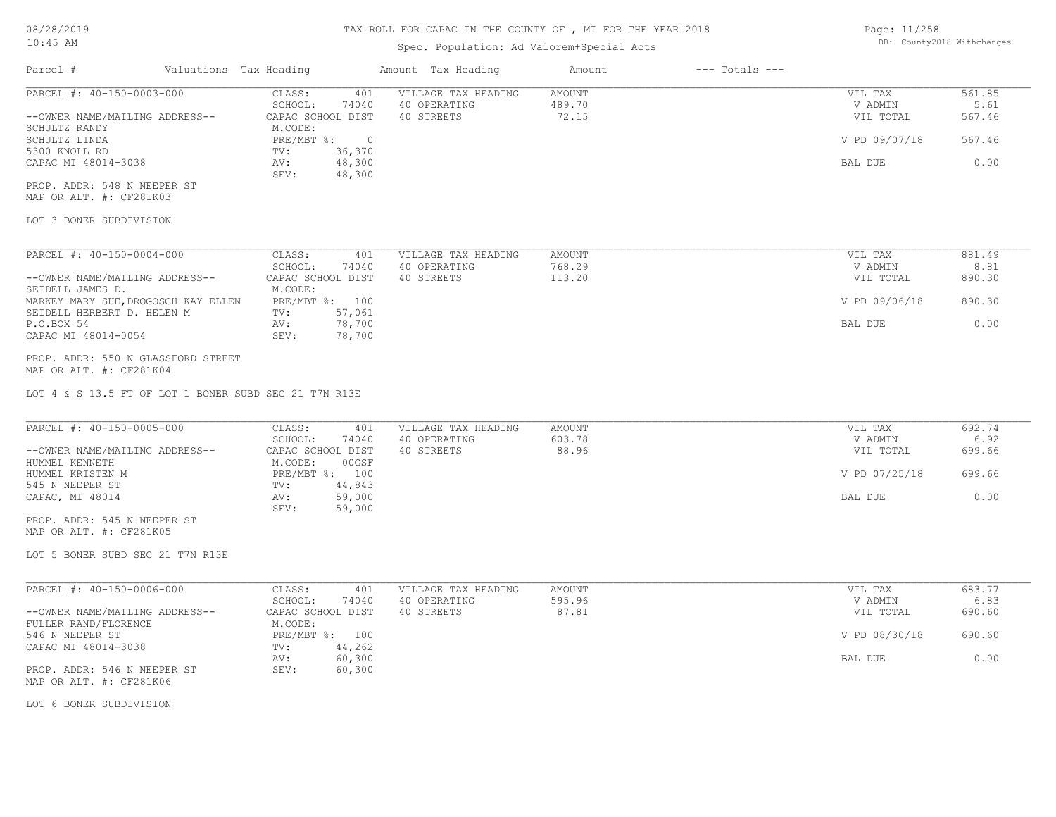TAX ROLL FOR CAPAC IN THE COUNTY OF , MI FOR THE YEAR 2018

Spec. Population: Ad Valorem+Special Acts

DB: County2018 Withchanges

08/28/2019
10:45 AM

| Parcel # | Valuations Tax Heading | | Amount Tax Heading | Amount | --- Totals --- | |
|---|---|---|---|---|---|---|
| PARCEL #: 40-150-0003-000 | CLASS: | 401 | VILLAGE TAX HEADING | AMOUNT | VIL TAX | 561.85 |
| | SCHOOL: | 74040 | 40 OPERATING | 489.70 | V ADMIN | 5.61 |
| --OWNER NAME/MAILING ADDRESS-- | CAPAC SCHOOL DIST | | 40 STREETS | 72.15 | VIL TOTAL | 567.46 |
| SCHULTZ RANDY | M.CODE: | | | | | |
| SCHULTZ LINDA | PRE/MBT %: | 0 | | | V PD 09/07/18 | 567.46 |
| 5300 KNOLL RD | TV: | 36,370 | | | | |
| CAPAC MI 48014-3038 | AV: | 48,300 | | | BAL DUE | 0.00 |
| | SEV: | 48,300 | | | | |

PROP. ADDR: 548 N NEEPER ST
MAP OR ALT. #: CF281K03

LOT 3 BONER SUBDIVISION

| Parcel # | Valuations Tax Heading | | Amount Tax Heading | Amount | --- Totals --- | |
|---|---|---|---|---|---|---|
| PARCEL #: 40-150-0004-000 | CLASS: | 401 | VILLAGE TAX HEADING | AMOUNT | VIL TAX | 881.49 |
| | SCHOOL: | 74040 | 40 OPERATING | 768.29 | V ADMIN | 8.81 |
| --OWNER NAME/MAILING ADDRESS-- | CAPAC SCHOOL DIST | | 40 STREETS | 113.20 | VIL TOTAL | 890.30 |
| SEIDELL JAMES D. | M.CODE: | | | | | |
| MARKEY MARY SUE,DROGOSCH KAY ELLEN | PRE/MBT %: | 100 | | | V PD 09/06/18 | 890.30 |
| SEIDELL HERBERT D. HELEN M | TV: | 57,061 | | | | |
| P.O.BOX 54 | AV: | 78,700 | | | BAL DUE | 0.00 |
| CAPAC MI 48014-0054 | SEV: | 78,700 | | | | |

PROP. ADDR: 550 N GLASSFORD STREET
MAP OR ALT. #: CF281K04

LOT 4 & S 13.5 FT OF LOT 1 BONER SUBD SEC 21 T7N R13E

| Parcel # | Valuations Tax Heading | | Amount Tax Heading | Amount | --- Totals --- | |
|---|---|---|---|---|---|---|
| PARCEL #: 40-150-0005-000 | CLASS: | 401 | VILLAGE TAX HEADING | AMOUNT | VIL TAX | 692.74 |
| | SCHOOL: | 74040 | 40 OPERATING | 603.78 | V ADMIN | 6.92 |
| --OWNER NAME/MAILING ADDRESS-- | CAPAC SCHOOL DIST | | 40 STREETS | 88.96 | VIL TOTAL | 699.66 |
| HUMMEL KENNETH | M.CODE: | 00GSF | | | | |
| HUMMEL KRISTEN M | PRE/MBT %: | 100 | | | V PD 07/25/18 | 699.66 |
| 545 N NEEPER ST | TV: | 44,843 | | | | |
| CAPAC, MI 48014 | AV: | 59,000 | | | BAL DUE | 0.00 |
| | SEV: | 59,000 | | | | |

PROP. ADDR: 545 N NEEPER ST
MAP OR ALT. #: CF281K05

LOT 5 BONER SUBD SEC 21 T7N R13E

| Parcel # | Valuations Tax Heading | | Amount Tax Heading | Amount | --- Totals --- | |
|---|---|---|---|---|---|---|
| PARCEL #: 40-150-0006-000 | CLASS: | 401 | VILLAGE TAX HEADING | AMOUNT | VIL TAX | 683.77 |
| | SCHOOL: | 74040 | 40 OPERATING | 595.96 | V ADMIN | 6.83 |
| --OWNER NAME/MAILING ADDRESS-- | CAPAC SCHOOL DIST | | 40 STREETS | 87.81 | VIL TOTAL | 690.60 |
| FULLER RAND/FLORENCE | M.CODE: | | | | | |
| 546 N NEEPER ST | PRE/MBT %: | 100 | | | V PD 08/30/18 | 690.60 |
| CAPAC MI 48014-3038 | TV: | 44,262 | | | | |
| | AV: | 60,300 | | | BAL DUE | 0.00 |
| PROP. ADDR: 546 N NEEPER ST | SEV: | 60,300 | | | | |

MAP OR ALT. #: CF281K06

LOT 6 BONER SUBDIVISION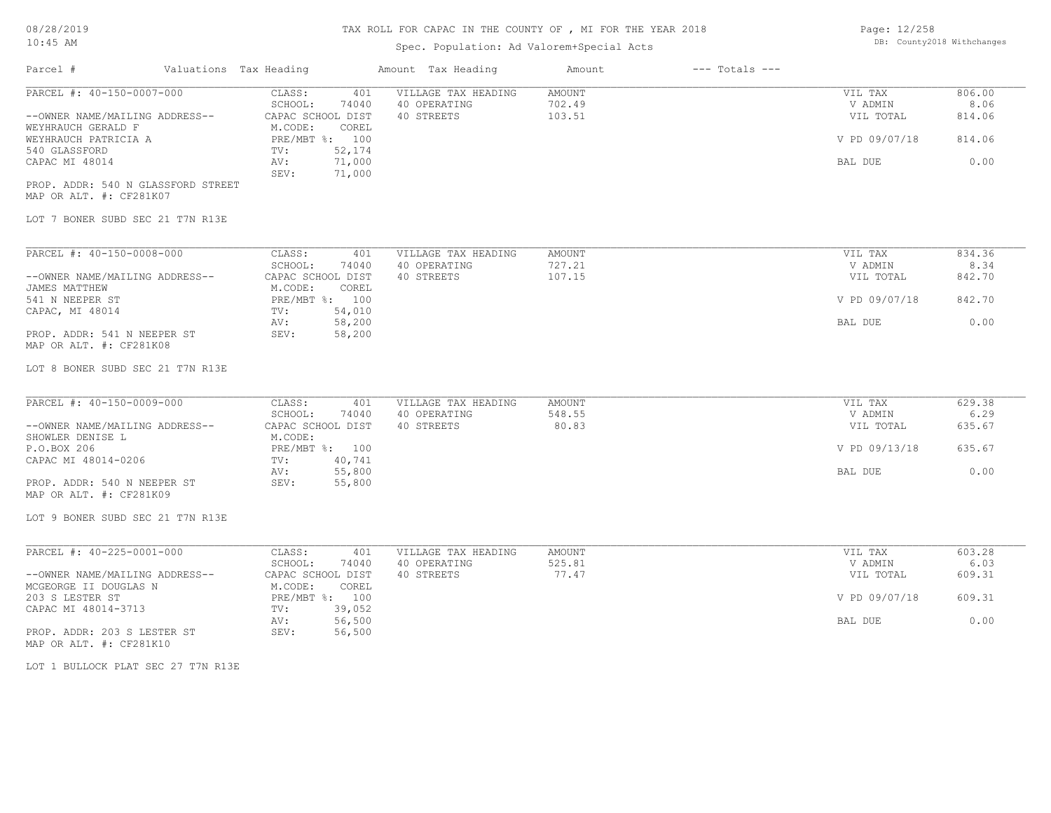# TAX ROLL FOR CAPAC IN THE COUNTY OF , MI FOR THE YEAR 2018

Spec. Population: Ad Valorem+Special Acts

| Parcel # | Valuations | Tax Heading | Amount | Tax Heading | Amount | --- Totals --- | |
|---|---|---|---|---|---|---|---|

PARCEL #: 40-150-0007-000

| | | | | |
|---|---|---|---|---|
| CLASS: 401 | VILLAGE TAX HEADING | AMOUNT | VIL TAX | 806.00 |
| SCHOOL: 74040 | 40 OPERATING | 702.49 | V ADMIN | 8.06 |
| CAPAC SCHOOL DIST | 40 STREETS | 103.51 | VIL TOTAL | 814.06 |
| M.CODE: COREL | | | | |
| PRE/MBT %: 100 | | | V PD 09/07/18 | 814.06 |
| TV: 52,174 | | | | |
| AV: 71,000 | | | BAL DUE | 0.00 |
| SEV: 71,000 | | | | |

--OWNER NAME/MAILING ADDRESS--
WEYHRAUCH GERALD F
WEYHRAUCH PATRICIA A
540 GLASSFORD
CAPAC MI 48014

PROP. ADDR: 540 N GLASSFORD STREET
MAP OR ALT. #: CF281K07

LOT 7 BONER SUBD SEC 21 T7N R13E

PARCEL #: 40-150-0008-000

| | | | | |
|---|---|---|---|---|
| CLASS: 401 | VILLAGE TAX HEADING | AMOUNT | VIL TAX | 834.36 |
| SCHOOL: 74040 | 40 OPERATING | 727.21 | V ADMIN | 8.34 |
| CAPAC SCHOOL DIST | 40 STREETS | 107.15 | VIL TOTAL | 842.70 |
| M.CODE: COREL | | | | |
| PRE/MBT %: 100 | | | V PD 09/07/18 | 842.70 |
| TV: 54,010 | | | | |
| AV: 58,200 | | | BAL DUE | 0.00 |
| SEV: 58,200 | | | | |

--OWNER NAME/MAILING ADDRESS--
JAMES MATTHEW
541 N NEEPER ST
CAPAC, MI 48014

PROP. ADDR: 541 N NEEPER ST
MAP OR ALT. #: CF281K08

LOT 8 BONER SUBD SEC 21 T7N R13E

PARCEL #: 40-150-0009-000

| | | | | |
|---|---|---|---|---|
| CLASS: 401 | VILLAGE TAX HEADING | AMOUNT | VIL TAX | 629.38 |
| SCHOOL: 74040 | 40 OPERATING | 548.55 | V ADMIN | 6.29 |
| CAPAC SCHOOL DIST | 40 STREETS | 80.83 | VIL TOTAL | 635.67 |
| M.CODE: | | | | |
| PRE/MBT %: 100 | | | V PD 09/13/18 | 635.67 |
| TV: 40,741 | | | | |
| AV: 55,800 | | | BAL DUE | 0.00 |
| SEV: 55,800 | | | | |

--OWNER NAME/MAILING ADDRESS--
SHOWLER DENISE L
P.O.BOX 206
CAPAC MI 48014-0206

PROP. ADDR: 540 N NEEPER ST
MAP OR ALT. #: CF281K09

LOT 9 BONER SUBD SEC 21 T7N R13E

PARCEL #: 40-225-0001-000

| | | | | |
|---|---|---|---|---|
| CLASS: 401 | VILLAGE TAX HEADING | AMOUNT | VIL TAX | 603.28 |
| SCHOOL: 74040 | 40 OPERATING | 525.81 | V ADMIN | 6.03 |
| CAPAC SCHOOL DIST | 40 STREETS | 77.47 | VIL TOTAL | 609.31 |
| M.CODE: COREL | | | | |
| PRE/MBT %: 100 | | | V PD 09/07/18 | 609.31 |
| TV: 39,052 | | | | |
| AV: 56,500 | | | BAL DUE | 0.00 |
| SEV: 56,500 | | | | |

--OWNER NAME/MAILING ADDRESS--
MCGEORGE II DOUGLAS N
203 S LESTER ST
CAPAC MI 48014-3713

PROP. ADDR: 203 S LESTER ST
MAP OR ALT. #: CF281K10

LOT 1 BULLOCK PLAT SEC 27 T7N R13E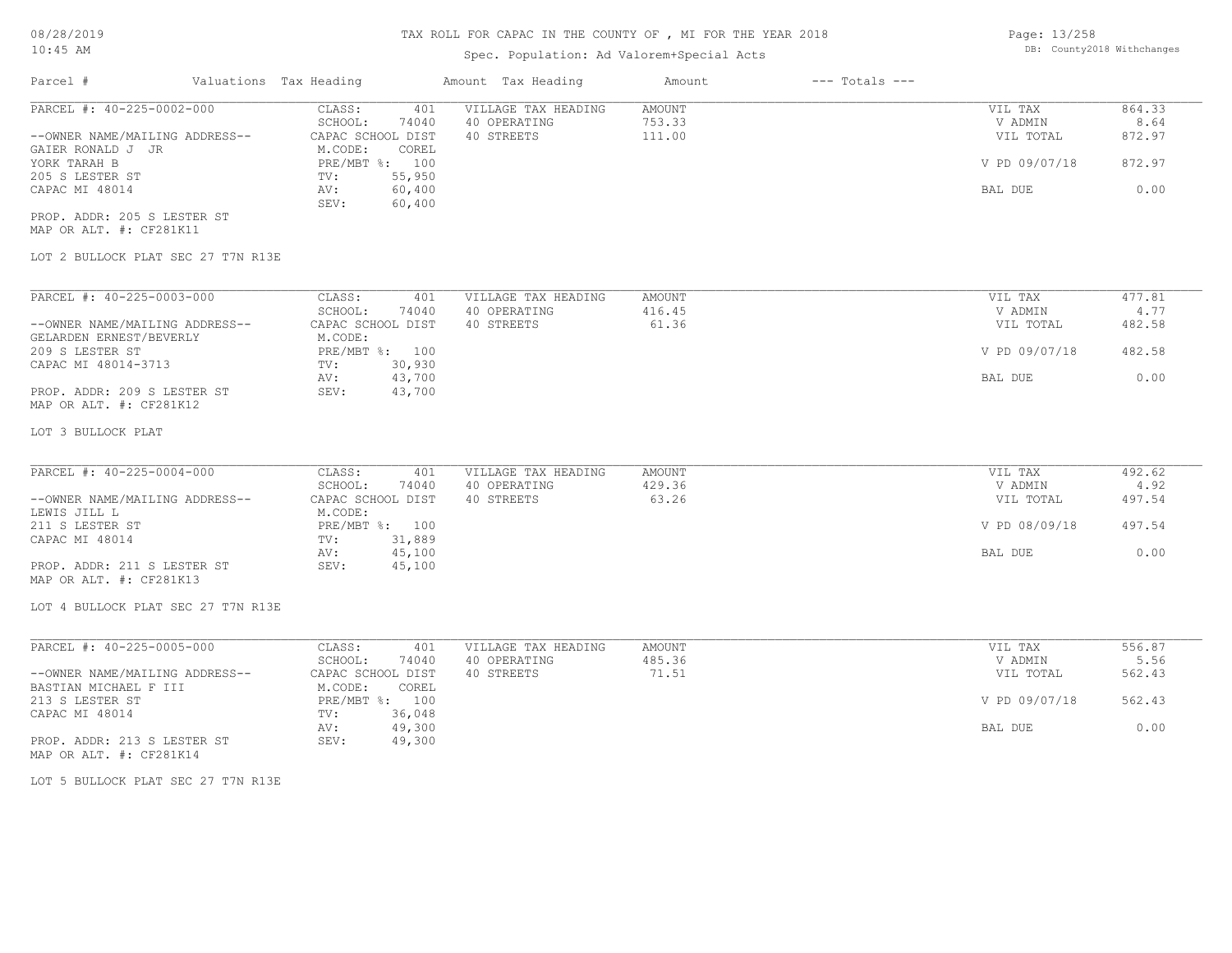# TAX ROLL FOR CAPAC IN THE COUNTY OF , MI FOR THE YEAR 2018

Spec. Population: Ad Valorem+Special Acts

| Parcel # | Valuations Tax Heading | Amount Tax Heading | Amount | --- Totals --- |
|---|---|---|---|---|

---

**PARCEL #: 40-225-0002-000**

| | | | | | |
|---|---|---|---|---|---|
| --OWNER NAME/MAILING ADDRESS-- | CLASS: 401 | VILLAGE TAX HEADING | AMOUNT | VIL TAX | 864.33 |
| GAIER RONALD J JR | SCHOOL: 74040 | 40 OPERATING | 753.33 | V ADMIN | 8.64 |
| YORK TARAH B | CAPAC SCHOOL DIST | 40 STREETS | 111.00 | VIL TOTAL | 872.97 |
| 205 S LESTER ST | M.CODE: COREL | | | | |
| CAPAC MI 48014 | PRE/MBT %: 100 | | | V PD 09/07/18 | 872.97 |
| | TV: 55,950 | | | | |
| | AV: 60,400 | | | BAL DUE | 0.00 |
| | SEV: 60,400 | | | | |

PROP. ADDR: 205 S LESTER ST
MAP OR ALT. #: CF281K11

LOT 2 BULLOCK PLAT SEC 27 T7N R13E

---

**PARCEL #: 40-225-0003-000**

| | | | | | |
|---|---|---|---|---|---|
| --OWNER NAME/MAILING ADDRESS-- | CLASS: 401 | VILLAGE TAX HEADING | AMOUNT | VIL TAX | 477.81 |
| GELARDEN ERNEST/BEVERLY | SCHOOL: 74040 | 40 OPERATING | 416.45 | V ADMIN | 4.77 |
| 209 S LESTER ST | CAPAC SCHOOL DIST | 40 STREETS | 61.36 | VIL TOTAL | 482.58 |
| CAPAC MI 48014-3713 | M.CODE: | | | | |
| | PRE/MBT %: 100 | | | V PD 09/07/18 | 482.58 |
| | TV: 30,930 | | | | |
| | AV: 43,700 | | | BAL DUE | 0.00 |
| | SEV: 43,700 | | | | |

PROP. ADDR: 209 S LESTER ST
MAP OR ALT. #: CF281K12

LOT 3 BULLOCK PLAT

---

**PARCEL #: 40-225-0004-000**

| | | | | | |
|---|---|---|---|---|---|
| --OWNER NAME/MAILING ADDRESS-- | CLASS: 401 | VILLAGE TAX HEADING | AMOUNT | VIL TAX | 492.62 |
| LEWIS JILL L | SCHOOL: 74040 | 40 OPERATING | 429.36 | V ADMIN | 4.92 |
| 211 S LESTER ST | CAPAC SCHOOL DIST | 40 STREETS | 63.26 | VIL TOTAL | 497.54 |
| CAPAC MI 48014 | M.CODE: | | | | |
| | PRE/MBT %: 100 | | | V PD 08/09/18 | 497.54 |
| | TV: 31,889 | | | | |
| | AV: 45,100 | | | BAL DUE | 0.00 |
| | SEV: 45,100 | | | | |

PROP. ADDR: 211 S LESTER ST
MAP OR ALT. #: CF281K13

LOT 4 BULLOCK PLAT SEC 27 T7N R13E

---

**PARCEL #: 40-225-0005-000**

| | | | | | |
|---|---|---|---|---|---|
| --OWNER NAME/MAILING ADDRESS-- | CLASS: 401 | VILLAGE TAX HEADING | AMOUNT | VIL TAX | 556.87 |
| BASTIAN MICHAEL F III | SCHOOL: 74040 | 40 OPERATING | 485.36 | V ADMIN | 5.56 |
| 213 S LESTER ST | CAPAC SCHOOL DIST | 40 STREETS | 71.51 | VIL TOTAL | 562.43 |
| CAPAC MI 48014 | M.CODE: COREL | | | | |
| | PRE/MBT %: 100 | | | V PD 09/07/18 | 562.43 |
| | TV: 36,048 | | | | |
| | AV: 49,300 | | | BAL DUE | 0.00 |
| | SEV: 49,300 | | | | |

PROP. ADDR: 213 S LESTER ST
MAP OR ALT. #: CF281K14

LOT 5 BULLOCK PLAT SEC 27 T7N R13E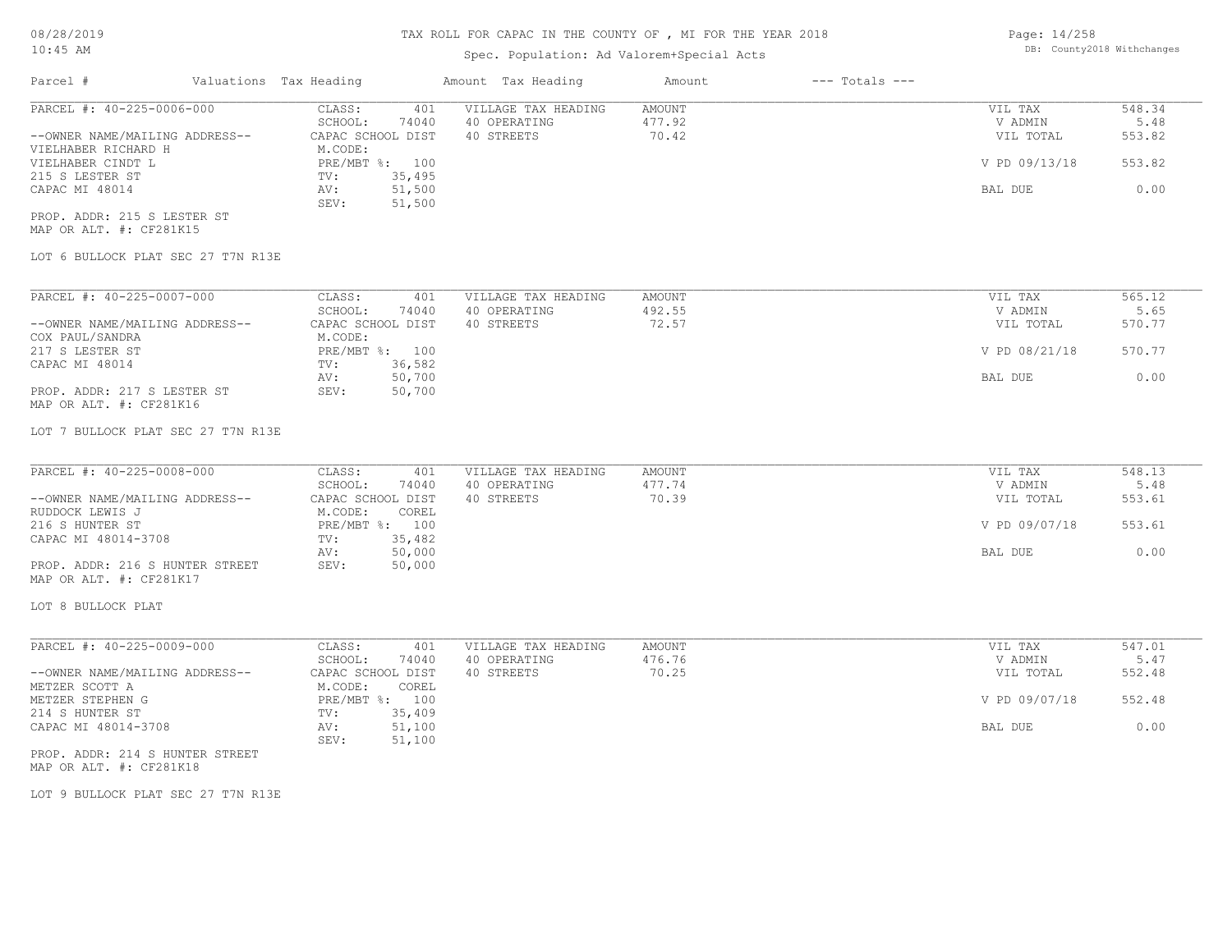# TAX ROLL FOR CAPAC IN THE COUNTY OF , MI FOR THE YEAR 2018

Spec. Population: Ad Valorem+Special Acts

08/28/2019
10:45 AM

DB: County2018 Withchanges

| Parcel # | Valuations Tax Heading | Amount Tax Heading | Amount | --- Totals --- |
|---|---|---|---|---|

---

**PARCEL #: 40-225-0006-000**

| | | | | | |
|---|---|---|---|---|---|
| CLASS: 401 | VILLAGE TAX HEADING | AMOUNT | | VIL TAX | 548.34 |
| SCHOOL: 74040 | 40 OPERATING | 477.92 | | V ADMIN | 5.48 |
| CAPAC SCHOOL DIST | 40 STREETS | 70.42 | | VIL TOTAL | 553.82 |
| M.CODE: | | | | | |
| PRE/MBT %: 100 | | | | V PD 09/13/18 | 553.82 |
| TV: 35,495 | | | | | |
| AV: 51,500 | | | | BAL DUE | 0.00 |
| SEV: 51,500 | | | | | |

--OWNER NAME/MAILING ADDRESS--
VIELHABER RICHARD H
VIELHABER CINDT L
215 S LESTER ST
CAPAC MI 48014

PROP. ADDR: 215 S LESTER ST
MAP OR ALT. #: CF281K15

LOT 6 BULLOCK PLAT SEC 27 T7N R13E

---

**PARCEL #: 40-225-0007-000**

| | | | | | |
|---|---|---|---|---|---|
| CLASS: 401 | VILLAGE TAX HEADING | AMOUNT | | VIL TAX | 565.12 |
| SCHOOL: 74040 | 40 OPERATING | 492.55 | | V ADMIN | 5.65 |
| CAPAC SCHOOL DIST | 40 STREETS | 72.57 | | VIL TOTAL | 570.77 |
| M.CODE: | | | | | |
| PRE/MBT %: 100 | | | | V PD 08/21/18 | 570.77 |
| TV: 36,582 | | | | | |
| AV: 50,700 | | | | BAL DUE | 0.00 |
| SEV: 50,700 | | | | | |

--OWNER NAME/MAILING ADDRESS--
COX PAUL/SANDRA
217 S LESTER ST
CAPAC MI 48014

PROP. ADDR: 217 S LESTER ST
MAP OR ALT. #: CF281K16

LOT 7 BULLOCK PLAT SEC 27 T7N R13E

---

**PARCEL #: 40-225-0008-000**

| | | | | | |
|---|---|---|---|---|---|
| CLASS: 401 | VILLAGE TAX HEADING | AMOUNT | | VIL TAX | 548.13 |
| SCHOOL: 74040 | 40 OPERATING | 477.74 | | V ADMIN | 5.48 |
| CAPAC SCHOOL DIST | 40 STREETS | 70.39 | | VIL TOTAL | 553.61 |
| M.CODE: COREL | | | | | |
| PRE/MBT %: 100 | | | | V PD 09/07/18 | 553.61 |
| TV: 35,482 | | | | | |
| AV: 50,000 | | | | BAL DUE | 0.00 |
| SEV: 50,000 | | | | | |

--OWNER NAME/MAILING ADDRESS--
RUDDOCK LEWIS J
216 S HUNTER ST
CAPAC MI 48014-3708

PROP. ADDR: 216 S HUNTER STREET
MAP OR ALT. #: CF281K17

LOT 8 BULLOCK PLAT

---

**PARCEL #: 40-225-0009-000**

| | | | | | |
|---|---|---|---|---|---|
| CLASS: 401 | VILLAGE TAX HEADING | AMOUNT | | VIL TAX | 547.01 |
| SCHOOL: 74040 | 40 OPERATING | 476.76 | | V ADMIN | 5.47 |
| CAPAC SCHOOL DIST | 40 STREETS | 70.25 | | VIL TOTAL | 552.48 |
| M.CODE: COREL | | | | | |
| PRE/MBT %: 100 | | | | V PD 09/07/18 | 552.48 |
| TV: 35,409 | | | | | |
| AV: 51,100 | | | | BAL DUE | 0.00 |
| SEV: 51,100 | | | | | |

--OWNER NAME/MAILING ADDRESS--
METZER SCOTT A
METZER STEPHEN G
214 S HUNTER ST
CAPAC MI 48014-3708

PROP. ADDR: 214 S HUNTER STREET
MAP OR ALT. #: CF281K18

LOT 9 BULLOCK PLAT SEC 27 T7N R13E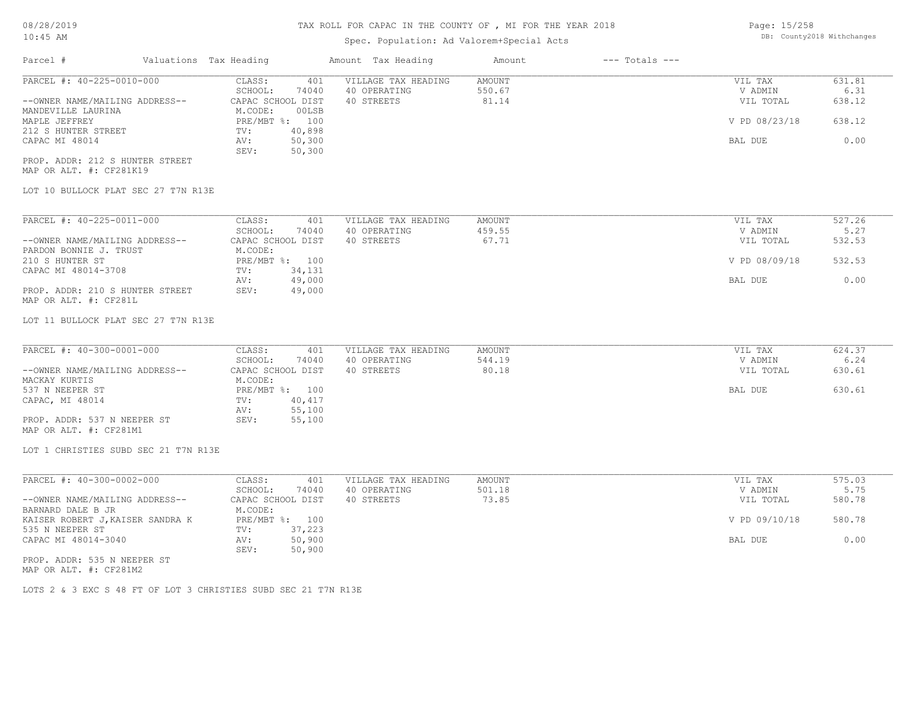# TAX ROLL FOR CAPAC IN THE COUNTY OF , MI FOR THE YEAR 2018

Spec. Population: Ad Valorem+Special Acts

08/28/2019
10:45 AM

DB: County2018 Withchanges

| Parcel # | Valuations | Tax Heading | Amount | Tax Heading | Amount | --- Totals --- |
|---|---|---|---|---|---|---|

---

PARCEL #: 40-225-0010-000

| | | | |
|---|---|---|---|
| CLASS: 401 | VILLAGE TAX HEADING | AMOUNT | VIL TAX 631.81 |
| SCHOOL: 74040 | 40 OPERATING | 550.67 | V ADMIN 6.31 |
| CAPAC SCHOOL DIST | 40 STREETS | 81.14 | VIL TOTAL 638.12 |
| M.CODE: 00LSB | | | |
| PRE/MBT %: 100 | | | V PD 08/23/18 638.12 |
| TV: 40,898 | | | |
| AV: 50,300 | | | BAL DUE 0.00 |
| SEV: 50,300 | | | |

--OWNER NAME/MAILING ADDRESS--
MANDEVILLE LAURINA
MAPLE JEFFREY
212 S HUNTER STREET
CAPAC MI 48014

PROP. ADDR: 212 S HUNTER STREET
MAP OR ALT. #: CF281K19

LOT 10 BULLOCK PLAT SEC 27 T7N R13E

---

PARCEL #: 40-225-0011-000

| | | | |
|---|---|---|---|
| CLASS: 401 | VILLAGE TAX HEADING | AMOUNT | VIL TAX 527.26 |
| SCHOOL: 74040 | 40 OPERATING | 459.55 | V ADMIN 5.27 |
| CAPAC SCHOOL DIST | 40 STREETS | 67.71 | VIL TOTAL 532.53 |
| M.CODE: | | | |
| PRE/MBT %: 100 | | | V PD 08/09/18 532.53 |
| TV: 34,131 | | | |
| AV: 49,000 | | | BAL DUE 0.00 |
| SEV: 49,000 | | | |

--OWNER NAME/MAILING ADDRESS--
PARDON BONNIE J. TRUST
210 S HUNTER ST
CAPAC MI 48014-3708

PROP. ADDR: 210 S HUNTER STREET
MAP OR ALT. #: CF281L

LOT 11 BULLOCK PLAT SEC 27 T7N R13E

---

PARCEL #: 40-300-0001-000

| | | | |
|---|---|---|---|
| CLASS: 401 | VILLAGE TAX HEADING | AMOUNT | VIL TAX 624.37 |
| SCHOOL: 74040 | 40 OPERATING | 544.19 | V ADMIN 6.24 |
| CAPAC SCHOOL DIST | 40 STREETS | 80.18 | VIL TOTAL 630.61 |
| M.CODE: | | | |
| PRE/MBT %: 100 | | | BAL DUE 630.61 |
| TV: 40,417 | | | |
| AV: 55,100 | | | |
| SEV: 55,100 | | | |

--OWNER NAME/MAILING ADDRESS--
MACKAY KURTIS
537 N NEEPER ST
CAPAC, MI 48014

PROP. ADDR: 537 N NEEPER ST
MAP OR ALT. #: CF281M1

LOT 1 CHRISTIES SUBD SEC 21 T7N R13E

---

PARCEL #: 40-300-0002-000

| | | | |
|---|---|---|---|
| CLASS: 401 | VILLAGE TAX HEADING | AMOUNT | VIL TAX 575.03 |
| SCHOOL: 74040 | 40 OPERATING | 501.18 | V ADMIN 5.75 |
| CAPAC SCHOOL DIST | 40 STREETS | 73.85 | VIL TOTAL 580.78 |
| M.CODE: | | | |
| PRE/MBT %: 100 | | | V PD 09/10/18 580.78 |
| TV: 37,223 | | | |
| AV: 50,900 | | | BAL DUE 0.00 |
| SEV: 50,900 | | | |

--OWNER NAME/MAILING ADDRESS--
BARNARD DALE B JR
KAISER ROBERT J,KAISER SANDRA K
535 N NEEPER ST
CAPAC MI 48014-3040

PROP. ADDR: 535 N NEEPER ST
MAP OR ALT. #: CF281M2

LOTS 2 & 3 EXC S 48 FT OF LOT 3 CHRISTIES SUBD SEC 21 T7N R13E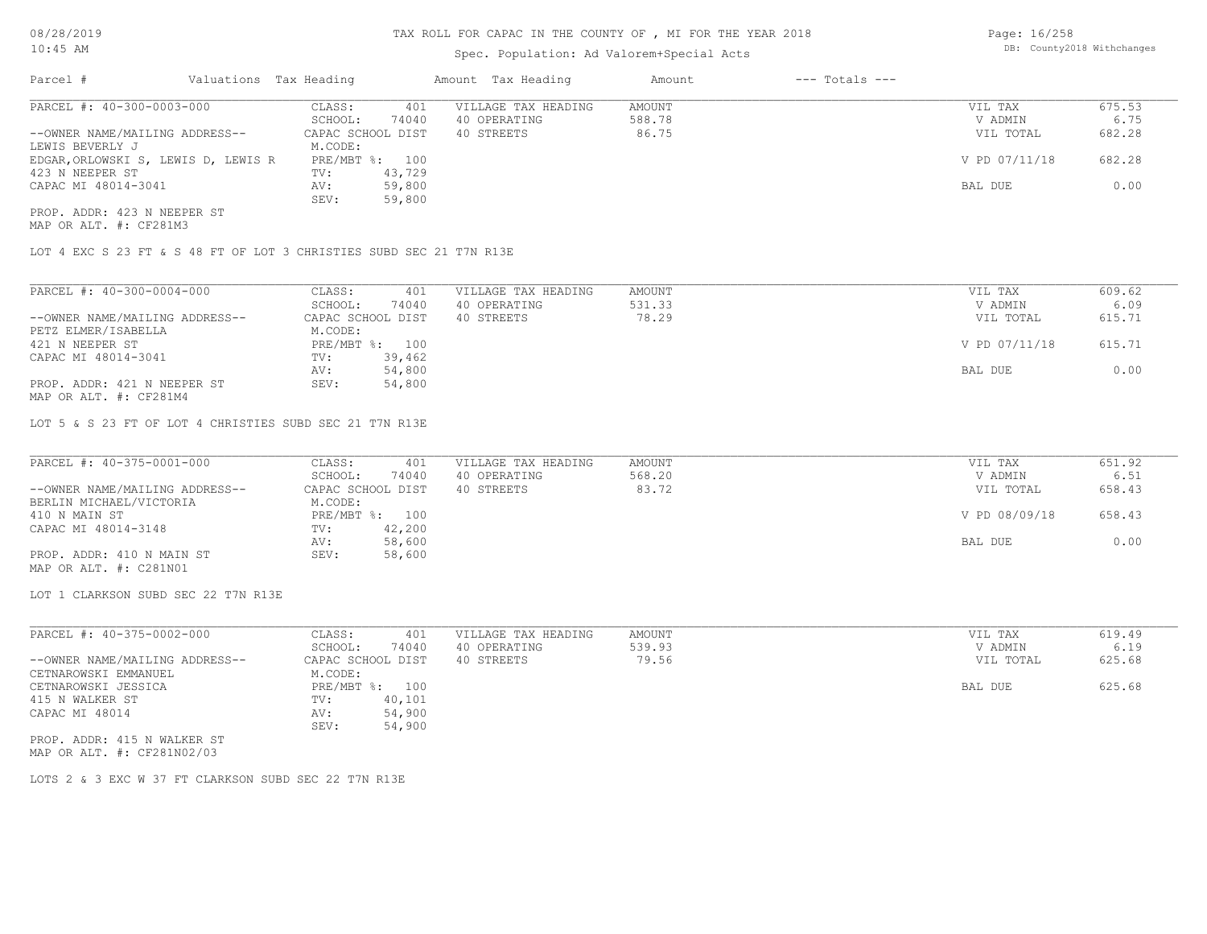TAX ROLL FOR CAPAC IN THE COUNTY OF , MI FOR THE YEAR 2018

Spec. Population: Ad Valorem+Special Acts

08/28/2019
10:45 AM

DB: County2018 Withchanges

| Parcel # | Valuations | Tax Heading | Amount | Tax Heading | Amount | --- Totals --- | |
|---|---|---|---|---|---|---|---|

| PARCEL #: 40-300-0003-000 | CLASS: 401 | VILLAGE TAX HEADING | AMOUNT | VIL TAX | 675.53 |
|---|---|---|---|---|---|
| | SCHOOL: 74040 | 40 OPERATING | 588.78 | V ADMIN | 6.75 |
| --OWNER NAME/MAILING ADDRESS-- | CAPAC SCHOOL DIST | 40 STREETS | 86.75 | VIL TOTAL | 682.28 |
| LEWIS BEVERLY J | M.CODE: | | | | |
| EDGAR,ORLOWSKI S, LEWIS D, LEWIS R | PRE/MBT %: 100 | | | V PD 07/11/18 | 682.28 |
| 423 N NEEPER ST | TV: 43,729 | | | | |
| CAPAC MI 48014-3041 | AV: 59,800 | | | BAL DUE | 0.00 |
| | SEV: 59,800 | | | | |

PROP. ADDR: 423 N NEEPER ST
MAP OR ALT. #: CF281M3

LOT 4 EXC S 23 FT & S 48 FT OF LOT 3 CHRISTIES SUBD SEC 21 T7N R13E

| PARCEL #: 40-300-0004-000 | CLASS: 401 | VILLAGE TAX HEADING | AMOUNT | VIL TAX | 609.62 |
|---|---|---|---|---|---|
| | SCHOOL: 74040 | 40 OPERATING | 531.33 | V ADMIN | 6.09 |
| --OWNER NAME/MAILING ADDRESS-- | CAPAC SCHOOL DIST | 40 STREETS | 78.29 | VIL TOTAL | 615.71 |
| PETZ ELMER/ISABELLA | M.CODE: | | | | |
| 421 N NEEPER ST | PRE/MBT %: 100 | | | V PD 07/11/18 | 615.71 |
| CAPAC MI 48014-3041 | TV: 39,462 | | | | |
| | AV: 54,800 | | | BAL DUE | 0.00 |
| PROP. ADDR: 421 N NEEPER ST | SEV: 54,800 | | | | |

MAP OR ALT. #: CF281M4

LOT 5 & S 23 FT OF LOT 4 CHRISTIES SUBD SEC 21 T7N R13E

| PARCEL #: 40-375-0001-000 | CLASS: 401 | VILLAGE TAX HEADING | AMOUNT | VIL TAX | 651.92 |
|---|---|---|---|---|---|
| | SCHOOL: 74040 | 40 OPERATING | 568.20 | V ADMIN | 6.51 |
| --OWNER NAME/MAILING ADDRESS-- | CAPAC SCHOOL DIST | 40 STREETS | 83.72 | VIL TOTAL | 658.43 |
| BERLIN MICHAEL/VICTORIA | M.CODE: | | | | |
| 410 N MAIN ST | PRE/MBT %: 100 | | | V PD 08/09/18 | 658.43 |
| CAPAC MI 48014-3148 | TV: 42,200 | | | | |
| | AV: 58,600 | | | BAL DUE | 0.00 |
| PROP. ADDR: 410 N MAIN ST | SEV: 58,600 | | | | |

MAP OR ALT. #: C281N01

LOT 1 CLARKSON SUBD SEC 22 T7N R13E

| PARCEL #: 40-375-0002-000 | CLASS: 401 | VILLAGE TAX HEADING | AMOUNT | VIL TAX | 619.49 |
|---|---|---|---|---|---|
| | SCHOOL: 74040 | 40 OPERATING | 539.93 | V ADMIN | 6.19 |
| --OWNER NAME/MAILING ADDRESS-- | CAPAC SCHOOL DIST | 40 STREETS | 79.56 | VIL TOTAL | 625.68 |
| CETNAROWSKI EMMANUEL | M.CODE: | | | | |
| CETNAROWSKI JESSICA | PRE/MBT %: 100 | | | BAL DUE | 625.68 |
| 415 N WALKER ST | TV: 40,101 | | | | |
| CAPAC MI 48014 | AV: 54,900 | | | | |
| | SEV: 54,900 | | | | |

PROP. ADDR: 415 N WALKER ST
MAP OR ALT. #: CF281N02/03

LOTS 2 & 3 EXC W 37 FT CLARKSON SUBD SEC 22 T7N R13E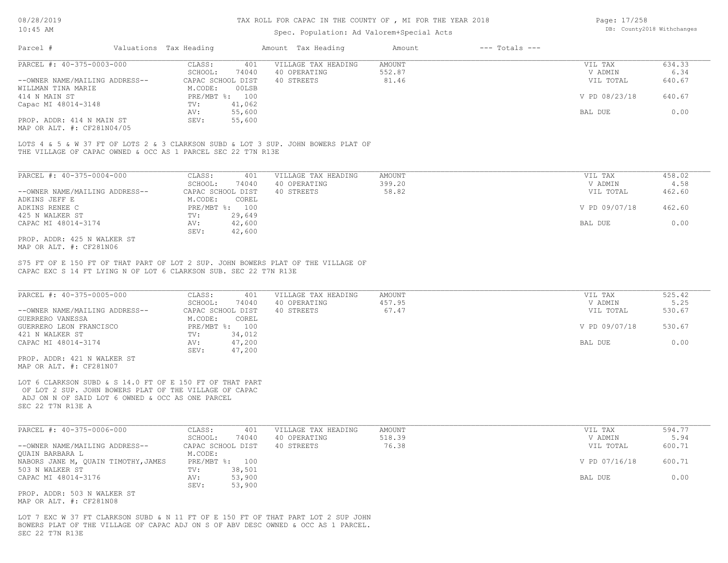# TAX ROLL FOR CAPAC IN THE COUNTY OF , MI FOR THE YEAR 2018

Spec. Population: Ad Valorem+Special Acts

08/28/2019
10:45 AM

DB: County2018 Withchanges

| Parcel # | Valuations | Tax Heading | Amount | Tax Heading | Amount | --- Totals --- |
|---|---|---|---|---|---|---|

---

| PARCEL #: 40-375-0003-000 | CLASS: 401 | VILLAGE TAX HEADING | AMOUNT | VIL TAX | 634.33 |
|---|---|---|---|---|---|
| | SCHOOL: 74040 | 40 OPERATING | 552.87 | V ADMIN | 6.34 |
| --OWNER NAME/MAILING ADDRESS-- | CAPAC SCHOOL DIST | 40 STREETS | 81.46 | VIL TOTAL | 640.67 |
| WILLMAN TINA MARIE | M.CODE: 00LSB | | | | |
| 414 N MAIN ST | PRE/MBT %: 100 | | | V PD 08/23/18 | 640.67 |
| Capac MI 48014-3148 | TV: 41,062 | | | | |
| | AV: 55,600 | | | BAL DUE | 0.00 |
| PROP. ADDR: 414 N MAIN ST | SEV: 55,600 | | | | |
| MAP OR ALT. #: CF281N04/05 | | | | | |

LOTS 4 & 5 & W 37 FT OF LOTS 2 & 3 CLARKSON SUBD & LOT 3 SUP. JOHN BOWERS PLAT OF THE VILLAGE OF CAPAC OWNED & OCC AS 1 PARCEL SEC 22 T7N R13E

---

| PARCEL #: 40-375-0004-000 | CLASS: 401 | VILLAGE TAX HEADING | AMOUNT | VIL TAX | 458.02 |
|---|---|---|---|---|---|
| | SCHOOL: 74040 | 40 OPERATING | 399.20 | V ADMIN | 4.58 |
| --OWNER NAME/MAILING ADDRESS-- | CAPAC SCHOOL DIST | 40 STREETS | 58.82 | VIL TOTAL | 462.60 |
| ADKINS JEFF E | M.CODE: COREL | | | | |
| ADKINS RENEE C | PRE/MBT %: 100 | | | V PD 09/07/18 | 462.60 |
| 425 N WALKER ST | TV: 29,649 | | | | |
| CAPAC MI 48014-3174 | AV: 42,600 | | | BAL DUE | 0.00 |
| | SEV: 42,600 | | | | |
| PROP. ADDR: 425 N WALKER ST | | | | | |
| MAP OR ALT. #: CF281N06 | | | | | |

S75 FT OF E 150 FT OF THAT PART OF LOT 2 SUP. JOHN BOWERS PLAT OF THE VILLAGE OF CAPAC EXC S 14 FT LYING N OF LOT 6 CLARKSON SUB. SEC 22 T7N R13E

---

| PARCEL #: 40-375-0005-000 | CLASS: 401 | VILLAGE TAX HEADING | AMOUNT | VIL TAX | 525.42 |
|---|---|---|---|---|---|
| | SCHOOL: 74040 | 40 OPERATING | 457.95 | V ADMIN | 5.25 |
| --OWNER NAME/MAILING ADDRESS-- | CAPAC SCHOOL DIST | 40 STREETS | 67.47 | VIL TOTAL | 530.67 |
| GUERRERO VANESSA | M.CODE: COREL | | | | |
| GUERRERO LEON FRANCISCO | PRE/MBT %: 100 | | | V PD 09/07/18 | 530.67 |
| 421 N WALKER ST | TV: 34,012 | | | | |
| CAPAC MI 48014-3174 | AV: 47,200 | | | BAL DUE | 0.00 |
| | SEV: 47,200 | | | | |
| PROP. ADDR: 421 N WALKER ST | | | | | |
| MAP OR ALT. #: CF281N07 | | | | | |

LOT 6 CLARKSON SUBD & S 14.0 FT OF E 150 FT OF THAT PART OF LOT 2 SUP. JOHN BOWERS PLAT OF THE VILLAGE OF CAPAC ADJ ON N OF SAID LOT 6 OWNED & OCC AS ONE PARCEL SEC 22 T7N R13E A

---

| PARCEL #: 40-375-0006-000 | CLASS: 401 | VILLAGE TAX HEADING | AMOUNT | VIL TAX | 594.77 |
|---|---|---|---|---|---|
| | SCHOOL: 74040 | 40 OPERATING | 518.39 | V ADMIN | 5.94 |
| --OWNER NAME/MAILING ADDRESS-- | CAPAC SCHOOL DIST | 40 STREETS | 76.38 | VIL TOTAL | 600.71 |
| QUAIN BARBARA L | M.CODE: | | | | |
| NABORS JANE M, QUAIN TIMOTHY,JAMES | PRE/MBT %: 100 | | | V PD 07/16/18 | 600.71 |
| 503 N WALKER ST | TV: 38,501 | | | | |
| CAPAC MI 48014-3176 | AV: 53,900 | | | BAL DUE | 0.00 |
| | SEV: 53,900 | | | | |
| PROP. ADDR: 503 N WALKER ST | | | | | |
| MAP OR ALT. #: CF281N08 | | | | | |

LOT 7 EXC W 37 FT CLARKSON SUBD & N 11 FT OF E 150 FT OF THAT PART LOT 2 SUP JOHN BOWERS PLAT OF THE VILLAGE OF CAPAC ADJ ON S OF ABV DESC OWNED & OCC AS 1 PARCEL. SEC 22 T7N R13E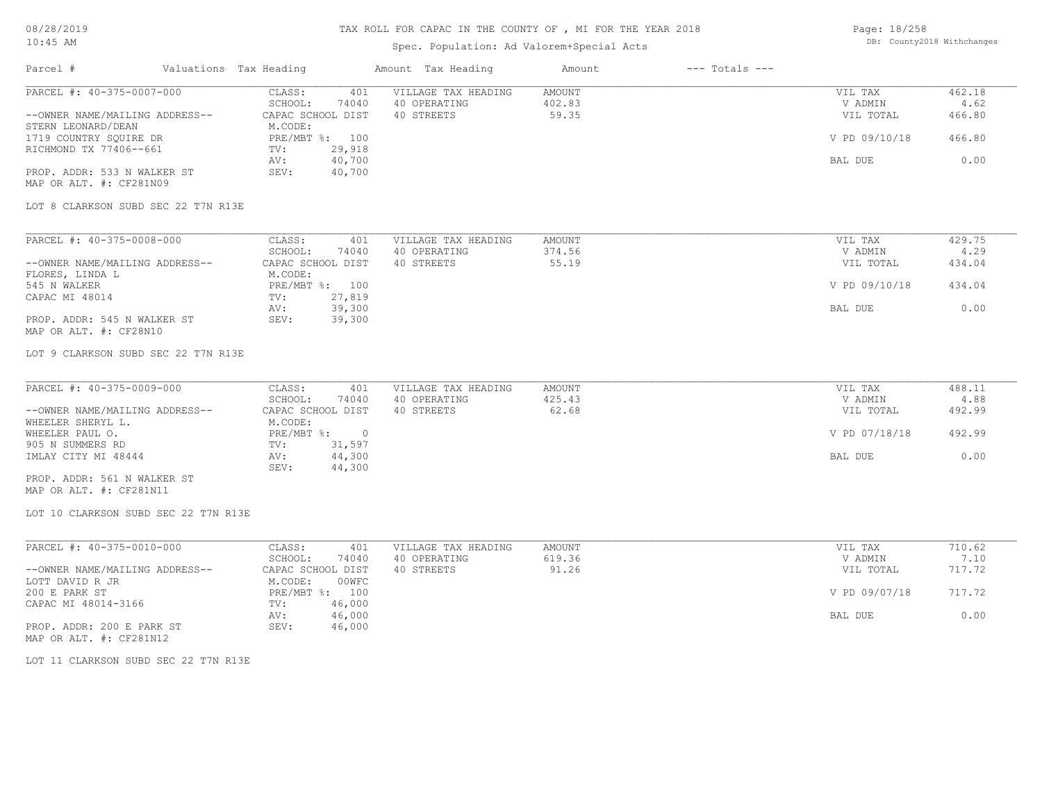# TAX ROLL FOR CAPAC IN THE COUNTY OF , MI FOR THE YEAR 2018

Spec. Population: Ad Valorem+Special Acts

08/28/2019
10:45 AM

DB: County2018 Withchanges

| Parcel # | Valuations Tax Heading | Amount Tax Heading | Amount | --- Totals --- |
|---|---|---|---|---|

---

**PARCEL #: 40-375-0007-000**

| | | | | | |
|---|---|---|---|---|---|
| --OWNER NAME/MAILING ADDRESS-- | CLASS: 401 | VILLAGE TAX HEADING | AMOUNT | VIL TAX | 462.18 |
| STERN LEONARD/DEAN | SCHOOL: 74040 | 40 OPERATING | 402.83 | V ADMIN | 4.62 |
| 1719 COUNTRY SQUIRE DR | CAPAC SCHOOL DIST | 40 STREETS | 59.35 | VIL TOTAL | 466.80 |
| RICHMOND TX 77406--661 | M.CODE: | | | | |
| | PRE/MBT %: 100 | | | V PD 09/10/18 | 466.80 |
| | TV: 29,918 | | | | |
| | AV: 40,700 | | | BAL DUE | 0.00 |
| | SEV: 40,700 | | | | |

PROP. ADDR: 533 N WALKER ST
MAP OR ALT. #: CF281N09

LOT 8 CLARKSON SUBD SEC 22 T7N R13E

---

**PARCEL #: 40-375-0008-000**

| | | | | | |
|---|---|---|---|---|---|
| --OWNER NAME/MAILING ADDRESS-- | CLASS: 401 | VILLAGE TAX HEADING | AMOUNT | VIL TAX | 429.75 |
| FLORES, LINDA L | SCHOOL: 74040 | 40 OPERATING | 374.56 | V ADMIN | 4.29 |
| 545 N WALKER | CAPAC SCHOOL DIST | 40 STREETS | 55.19 | VIL TOTAL | 434.04 |
| CAPAC MI 48014 | M.CODE: | | | | |
| | PRE/MBT %: 100 | | | V PD 09/10/18 | 434.04 |
| | TV: 27,819 | | | | |
| | AV: 39,300 | | | BAL DUE | 0.00 |
| | SEV: 39,300 | | | | |

PROP. ADDR: 545 N WALKER ST
MAP OR ALT. #: CF28N10

LOT 9 CLARKSON SUBD SEC 22 T7N R13E

---

**PARCEL #: 40-375-0009-000**

| | | | | | |
|---|---|---|---|---|---|
| --OWNER NAME/MAILING ADDRESS-- | CLASS: 401 | VILLAGE TAX HEADING | AMOUNT | VIL TAX | 488.11 |
| WHEELER SHERYL L. | SCHOOL: 74040 | 40 OPERATING | 425.43 | V ADMIN | 4.88 |
| WHEELER PAUL O. | CAPAC SCHOOL DIST | 40 STREETS | 62.68 | VIL TOTAL | 492.99 |
| 905 N SUMMERS RD | M.CODE: | | | | |
| IMLAY CITY MI 48444 | PRE/MBT %: 0 | | | V PD 07/18/18 | 492.99 |
| | TV: 31,597 | | | | |
| | AV: 44,300 | | | BAL DUE | 0.00 |
| | SEV: 44,300 | | | | |

PROP. ADDR: 561 N WALKER ST
MAP OR ALT. #: CF281N11

LOT 10 CLARKSON SUBD SEC 22 T7N R13E

---

**PARCEL #: 40-375-0010-000**

| | | | | | |
|---|---|---|---|---|---|
| --OWNER NAME/MAILING ADDRESS-- | CLASS: 401 | VILLAGE TAX HEADING | AMOUNT | VIL TAX | 710.62 |
| LOTT DAVID R JR | SCHOOL: 74040 | 40 OPERATING | 619.36 | V ADMIN | 7.10 |
| 200 E PARK ST | CAPAC SCHOOL DIST | 40 STREETS | 91.26 | VIL TOTAL | 717.72 |
| CAPAC MI 48014-3166 | M.CODE: 00WFC | | | | |
| | PRE/MBT %: 100 | | | V PD 09/07/18 | 717.72 |
| | TV: 46,000 | | | | |
| | AV: 46,000 | | | BAL DUE | 0.00 |
| | SEV: 46,000 | | | | |

PROP. ADDR: 200 E PARK ST
MAP OR ALT. #: CF281N12

LOT 11 CLARKSON SUBD SEC 22 T7N R13E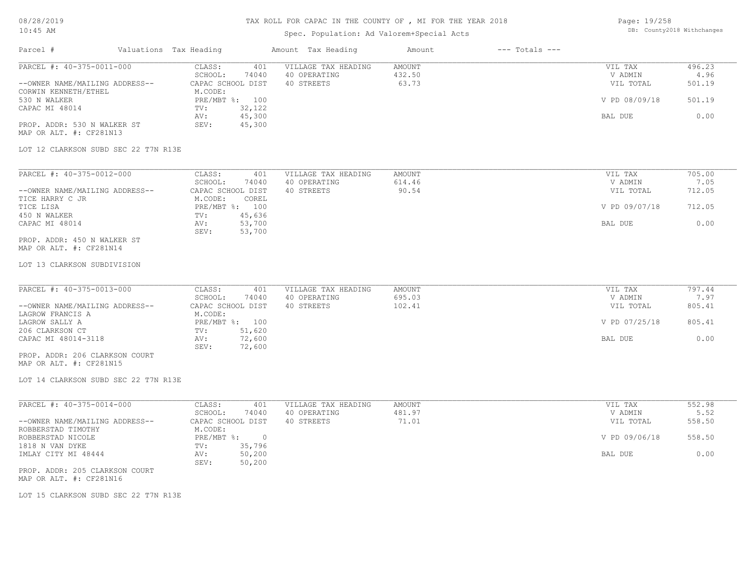# TAX ROLL FOR CAPAC IN THE COUNTY OF , MI FOR THE YEAR 2018

Spec. Population: Ad Valorem+Special Acts

| Parcel # | Valuations | Tax Heading | Amount | Tax Heading | Amount | --- Totals --- |
|---|---|---|---|---|---|---|

---

**PARCEL #: 40-375-0011-000**

--OWNER NAME/MAILING ADDRESS--
CORWIN KENNETH/ETHEL
530 N WALKER
CAPAC MI 48014

PROP. ADDR: 530 N WALKER ST
MAP OR ALT. #: CF281N13

CLASS: 401
SCHOOL: 74040
CAPAC SCHOOL DIST
M.CODE:
PRE/MBT %: 100
TV: 32,122
AV: 45,300
SEV: 45,300

| VILLAGE TAX HEADING | AMOUNT |
|---|---|
| 40 OPERATING | 432.50 |
| 40 STREETS | 63.73 |

| | |
|---|---|
| VIL TAX | 496.23 |
| V ADMIN | 4.96 |
| VIL TOTAL | 501.19 |
| V PD 08/09/18 | 501.19 |
| BAL DUE | 0.00 |

LOT 12 CLARKSON SUBD SEC 22 T7N R13E

---

**PARCEL #: 40-375-0012-000**

--OWNER NAME/MAILING ADDRESS--
TICE HARRY C JR
TICE LISA
450 N WALKER
CAPAC MI 48014

PROP. ADDR: 450 N WALKER ST
MAP OR ALT. #: CF281N14

CLASS: 401
SCHOOL: 74040
CAPAC SCHOOL DIST
M.CODE: COREL
PRE/MBT %: 100
TV: 45,636
AV: 53,700
SEV: 53,700

| VILLAGE TAX HEADING | AMOUNT |
|---|---|
| 40 OPERATING | 614.46 |
| 40 STREETS | 90.54 |

| | |
|---|---|
| VIL TAX | 705.00 |
| V ADMIN | 7.05 |
| VIL TOTAL | 712.05 |
| V PD 09/07/18 | 712.05 |
| BAL DUE | 0.00 |

LOT 13 CLARKSON SUBDIVISION

---

**PARCEL #: 40-375-0013-000**

--OWNER NAME/MAILING ADDRESS--
LAGROW FRANCIS A
LAGROW SALLY A
206 CLARKSON CT
CAPAC MI 48014-3118

PROP. ADDR: 206 CLARKSON COURT
MAP OR ALT. #: CF281N15

CLASS: 401
SCHOOL: 74040
CAPAC SCHOOL DIST
M.CODE:
PRE/MBT %: 100
TV: 51,620
AV: 72,600
SEV: 72,600

| VILLAGE TAX HEADING | AMOUNT |
|---|---|
| 40 OPERATING | 695.03 |
| 40 STREETS | 102.41 |

| | |
|---|---|
| VIL TAX | 797.44 |
| V ADMIN | 7.97 |
| VIL TOTAL | 805.41 |
| V PD 07/25/18 | 805.41 |
| BAL DUE | 0.00 |

LOT 14 CLARKSON SUBD SEC 22 T7N R13E

---

**PARCEL #: 40-375-0014-000**

--OWNER NAME/MAILING ADDRESS--
ROBBERSTAD TIMOTHY
ROBBERSTAD NICOLE
1818 N VAN DYKE
IMLAY CITY MI 48444

PROP. ADDR: 205 CLARKSON COURT
MAP OR ALT. #: CF281N16

CLASS: 401
SCHOOL: 74040
CAPAC SCHOOL DIST
M.CODE:
PRE/MBT %: 0
TV: 35,796
AV: 50,200
SEV: 50,200

| VILLAGE TAX HEADING | AMOUNT |
|---|---|
| 40 OPERATING | 481.97 |
| 40 STREETS | 71.01 |

| | |
|---|---|
| VIL TAX | 552.98 |
| V ADMIN | 5.52 |
| VIL TOTAL | 558.50 |
| V PD 09/06/18 | 558.50 |
| BAL DUE | 0.00 |

LOT 15 CLARKSON SUBD SEC 22 T7N R13E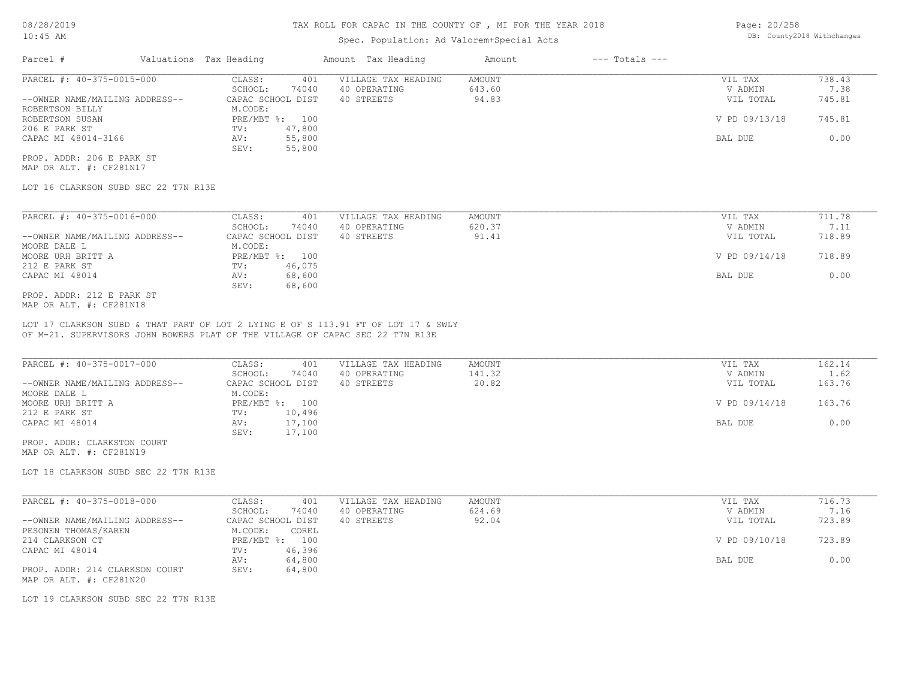# TAX ROLL FOR CAPAC IN THE COUNTY OF , MI FOR THE YEAR 2018

Spec. Population: Ad Valorem+Special Acts

| Parcel # | Valuations Tax Heading | | Amount Tax Heading | Amount | --- Totals --- | |
|---|---|---|---|---|---|---|
| PARCEL #: 40-375-0015-000 | CLASS: | 401 | VILLAGE TAX HEADING | AMOUNT | VIL TAX | 738.43 |
| | SCHOOL: | 74040 | 40 OPERATING | 643.60 | V ADMIN | 7.38 |
| --OWNER NAME/MAILING ADDRESS-- | CAPAC SCHOOL DIST | | 40 STREETS | 94.83 | VIL TOTAL | 745.81 |
| ROBERTSON BILLY | M.CODE: | | | | | |
| ROBERTSON SUSAN | PRE/MBT %: | 100 | | | V PD 09/13/18 | 745.81 |
| 206 E PARK ST | TV: | 47,800 | | | | |
| CAPAC MI 48014-3166 | AV: | 55,800 | | | BAL DUE | 0.00 |
| | SEV: | 55,800 | | | | |

PROP. ADDR: 206 E PARK ST
MAP OR ALT. #: CF281N17

LOT 16 CLARKSON SUBD SEC 22 T7N R13E

| Parcel # | Valuations Tax Heading | | Amount Tax Heading | Amount | --- Totals --- | |
|---|---|---|---|---|---|---|
| PARCEL #: 40-375-0016-000 | CLASS: | 401 | VILLAGE TAX HEADING | AMOUNT | VIL TAX | 711.78 |
| | SCHOOL: | 74040 | 40 OPERATING | 620.37 | V ADMIN | 7.11 |
| --OWNER NAME/MAILING ADDRESS-- | CAPAC SCHOOL DIST | | 40 STREETS | 91.41 | VIL TOTAL | 718.89 |
| MOORE DALE L | M.CODE: | | | | | |
| MOORE URH BRITT A | PRE/MBT %: | 100 | | | V PD 09/14/18 | 718.89 |
| 212 E PARK ST | TV: | 46,075 | | | | |
| CAPAC MI 48014 | AV: | 68,600 | | | BAL DUE | 0.00 |
| | SEV: | 68,600 | | | | |

PROP. ADDR: 212 E PARK ST
MAP OR ALT. #: CF281N18

LOT 17 CLARKSON SUBD & THAT PART OF LOT 2 LYING E OF S 113.91 FT OF LOT 17 & SWLY OF M-21. SUPERVISORS JOHN BOWERS PLAT OF THE VILLAGE OF CAPAC SEC 22 T7N R13E

| Parcel # | Valuations Tax Heading | | Amount Tax Heading | Amount | --- Totals --- | |
|---|---|---|---|---|---|---|
| PARCEL #: 40-375-0017-000 | CLASS: | 401 | VILLAGE TAX HEADING | AMOUNT | VIL TAX | 162.14 |
| | SCHOOL: | 74040 | 40 OPERATING | 141.32 | V ADMIN | 1.62 |
| --OWNER NAME/MAILING ADDRESS-- | CAPAC SCHOOL DIST | | 40 STREETS | 20.82 | VIL TOTAL | 163.76 |
| MOORE DALE L | M.CODE: | | | | | |
| MOORE URH BRITT A | PRE/MBT %: | 100 | | | V PD 09/14/18 | 163.76 |
| 212 E PARK ST | TV: | 10,496 | | | | |
| CAPAC MI 48014 | AV: | 17,100 | | | BAL DUE | 0.00 |
| | SEV: | 17,100 | | | | |

PROP. ADDR: CLARKSTON COURT
MAP OR ALT. #: CF281N19

LOT 18 CLARKSON SUBD SEC 22 T7N R13E

| Parcel # | Valuations Tax Heading | | Amount Tax Heading | Amount | --- Totals --- | |
|---|---|---|---|---|---|---|
| PARCEL #: 40-375-0018-000 | CLASS: | 401 | VILLAGE TAX HEADING | AMOUNT | VIL TAX | 716.73 |
| | SCHOOL: | 74040 | 40 OPERATING | 624.69 | V ADMIN | 7.16 |
| --OWNER NAME/MAILING ADDRESS-- | CAPAC SCHOOL DIST | | 40 STREETS | 92.04 | VIL TOTAL | 723.89 |
| PESONEN THOMAS/KAREN | M.CODE: | COREL | | | | |
| 214 CLARKSON CT | PRE/MBT %: | 100 | | | V PD 09/10/18 | 723.89 |
| CAPAC MI 48014 | TV: | 46,396 | | | | |
| | AV: | 64,800 | | | BAL DUE | 0.00 |
| PROP. ADDR: 214 CLARKSON COURT | SEV: | 64,800 | | | | |

MAP OR ALT. #: CF281N20

LOT 19 CLARKSON SUBD SEC 22 T7N R13E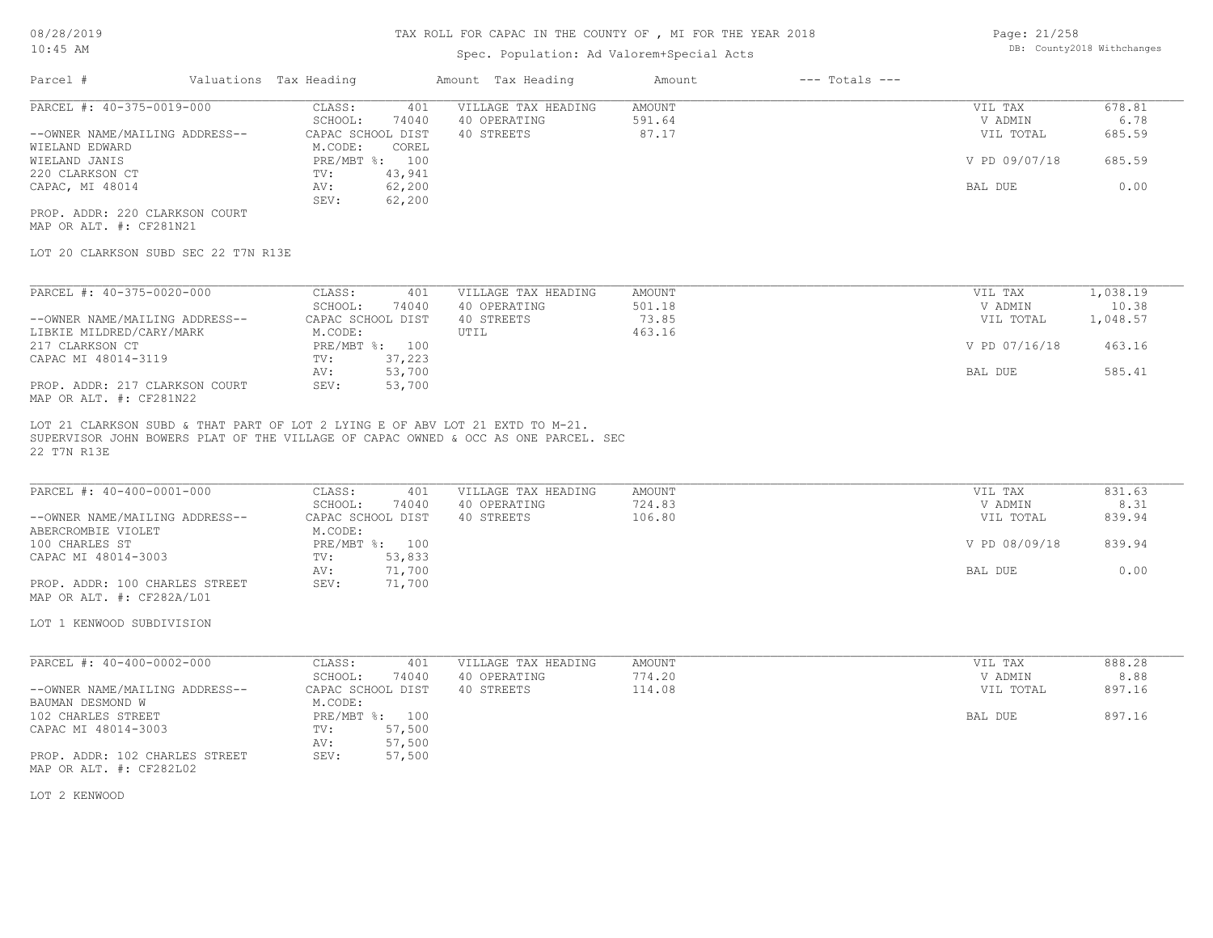TAX ROLL FOR CAPAC IN THE COUNTY OF , MI FOR THE YEAR 2018

Spec. Population: Ad Valorem+Special Acts

| Parcel # | Valuations Tax Heading | | Amount Tax Heading | Amount | --- Totals --- | |
|---|---|---|---|---|---|---|
| PARCEL #: 40-375-0019-000 | CLASS: | 401 | VILLAGE TAX HEADING | AMOUNT | VIL TAX | 678.81 |
| | SCHOOL: | 74040 | 40 OPERATING | 591.64 | V ADMIN | 6.78 |
| --OWNER NAME/MAILING ADDRESS-- | CAPAC SCHOOL DIST | | 40 STREETS | 87.17 | VIL TOTAL | 685.59 |
| WIELAND EDWARD | M.CODE: | COREL | | | | |
| WIELAND JANIS | PRE/MBT %: | 100 | | | V PD 09/07/18 | 685.59 |
| 220 CLARKSON CT | TV: | 43,941 | | | | |
| CAPAC, MI 48014 | AV: | 62,200 | | | BAL DUE | 0.00 |
| | SEV: | 62,200 | | | | |

PROP. ADDR: 220 CLARKSON COURT
MAP OR ALT. #: CF281N21

LOT 20 CLARKSON SUBD SEC 22 T7N R13E

| Parcel # | Valuations Tax Heading | | Amount Tax Heading | Amount | --- Totals --- | |
|---|---|---|---|---|---|---|
| PARCEL #: 40-375-0020-000 | CLASS: | 401 | VILLAGE TAX HEADING | AMOUNT | VIL TAX | 1,038.19 |
| | SCHOOL: | 74040 | 40 OPERATING | 501.18 | V ADMIN | 10.38 |
| --OWNER NAME/MAILING ADDRESS-- | CAPAC SCHOOL DIST | | 40 STREETS | 73.85 | VIL TOTAL | 1,048.57 |
| LIBKIE MILDRED/CARY/MARK | M.CODE: | | UTIL | 463.16 | | |
| 217 CLARKSON CT | PRE/MBT %: | 100 | | | V PD 07/16/18 | 463.16 |
| CAPAC MI 48014-3119 | TV: | 37,223 | | | | |
| | AV: | 53,700 | | | BAL DUE | 585.41 |
| PROP. ADDR: 217 CLARKSON COURT | SEV: | 53,700 | | | | |

MAP OR ALT. #: CF281N22

LOT 21 CLARKSON SUBD & THAT PART OF LOT 2 LYING E OF ABV LOT 21 EXTD TO M-21.
SUPERVISOR JOHN BOWERS PLAT OF THE VILLAGE OF CAPAC OWNED & OCC AS ONE PARCEL. SEC
22 T7N R13E

| Parcel # | Valuations Tax Heading | | Amount Tax Heading | Amount | --- Totals --- | |
|---|---|---|---|---|---|---|
| PARCEL #: 40-400-0001-000 | CLASS: | 401 | VILLAGE TAX HEADING | AMOUNT | VIL TAX | 831.63 |
| | SCHOOL: | 74040 | 40 OPERATING | 724.83 | V ADMIN | 8.31 |
| --OWNER NAME/MAILING ADDRESS-- | CAPAC SCHOOL DIST | | 40 STREETS | 106.80 | VIL TOTAL | 839.94 |
| ABERCROMBIE VIOLET | M.CODE: | | | | | |
| 100 CHARLES ST | PRE/MBT %: | 100 | | | V PD 08/09/18 | 839.94 |
| CAPAC MI 48014-3003 | TV: | 53,833 | | | | |
| | AV: | 71,700 | | | BAL DUE | 0.00 |
| PROP. ADDR: 100 CHARLES STREET | SEV: | 71,700 | | | | |

MAP OR ALT. #: CF282A/L01

LOT 1 KENWOOD SUBDIVISION

| Parcel # | Valuations Tax Heading | | Amount Tax Heading | Amount | --- Totals --- | |
|---|---|---|---|---|---|---|
| PARCEL #: 40-400-0002-000 | CLASS: | 401 | VILLAGE TAX HEADING | AMOUNT | VIL TAX | 888.28 |
| | SCHOOL: | 74040 | 40 OPERATING | 774.20 | V ADMIN | 8.88 |
| --OWNER NAME/MAILING ADDRESS-- | CAPAC SCHOOL DIST | | 40 STREETS | 114.08 | VIL TOTAL | 897.16 |
| BAUMAN DESMOND W | M.CODE: | | | | | |
| 102 CHARLES STREET | PRE/MBT %: | 100 | | | BAL DUE | 897.16 |
| CAPAC MI 48014-3003 | TV: | 57,500 | | | | |
| | AV: | 57,500 | | | | |
| PROP. ADDR: 102 CHARLES STREET | SEV: | 57,500 | | | | |

MAP OR ALT. #: CF282L02

LOT 2 KENWOOD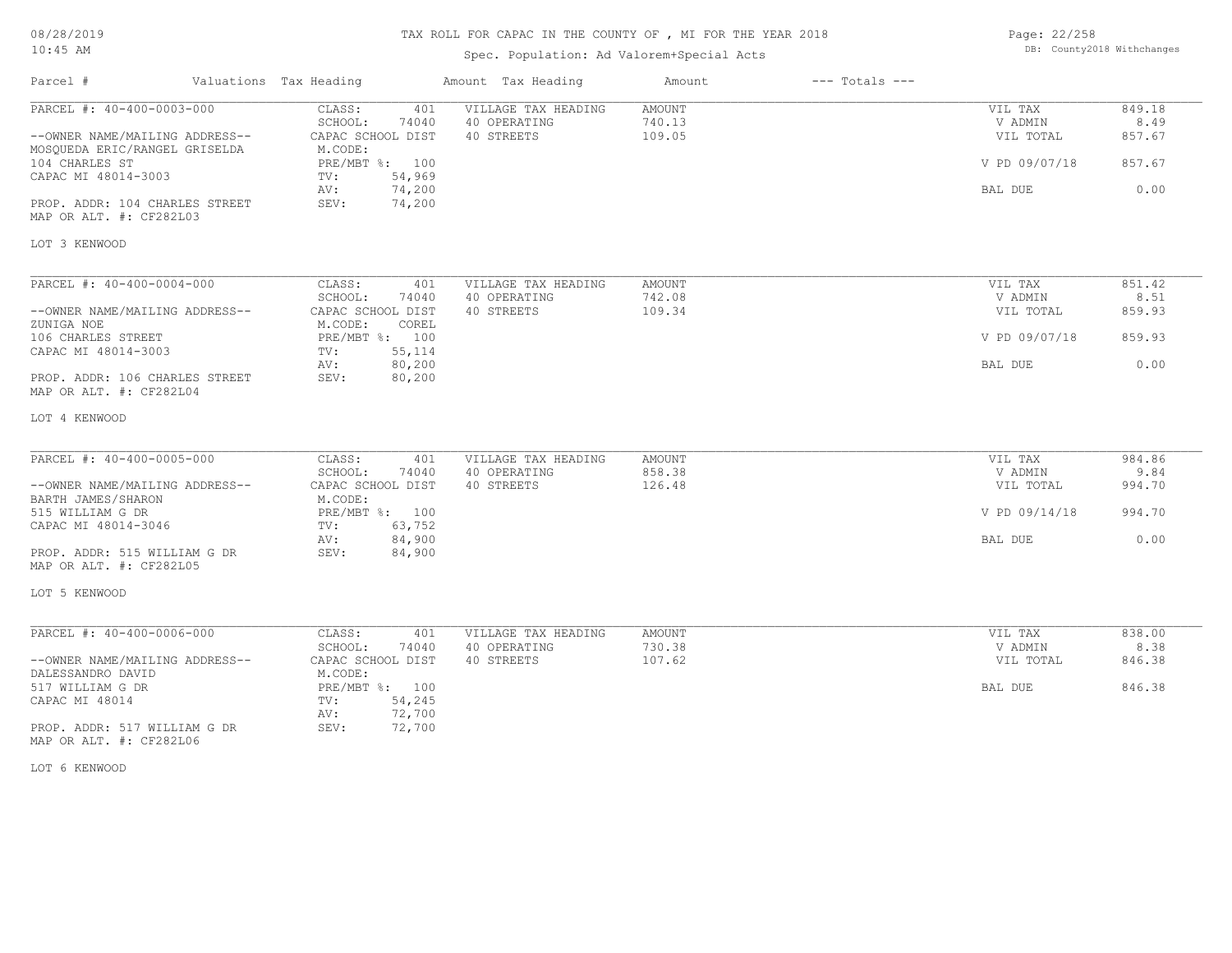# TAX ROLL FOR CAPAC IN THE COUNTY OF , MI FOR THE YEAR 2018

Spec. Population: Ad Valorem+Special Acts

DB: County2018 Withchanges

08/28/2019
10:45 AM

| Parcel # | Valuations Tax Heading | Amount Tax Heading | Amount | --- Totals --- |
|---|---|---|---|---|

---

**PARCEL #: 40-400-0003-000**

--OWNER NAME/MAILING ADDRESS--
MOSQUEDA ERIC/RANGEL GRISELDA
104 CHARLES ST
CAPAC MI 48014-3003

PROP. ADDR: 104 CHARLES STREET
MAP OR ALT. #: CF282L03

| CLASS: 401 | VILLAGE TAX HEADING | AMOUNT | VIL TAX | 849.18 |
|---|---|---|---|---|
| SCHOOL: 74040 | 40 OPERATING | 740.13 | V ADMIN | 8.49 |
| CAPAC SCHOOL DIST | 40 STREETS | 109.05 | VIL TOTAL | 857.67 |
| M.CODE: | | | | |
| PRE/MBT %: 100 | | | V PD 09/07/18 | 857.67 |
| TV: 54,969 | | | | |
| AV: 74,200 | | | BAL DUE | 0.00 |
| SEV: 74,200 | | | | |

LOT 3 KENWOOD

---

**PARCEL #: 40-400-0004-000**

--OWNER NAME/MAILING ADDRESS--
ZUNIGA NOE
106 CHARLES STREET
CAPAC MI 48014-3003

PROP. ADDR: 106 CHARLES STREET
MAP OR ALT. #: CF282L04

| CLASS: 401 | VILLAGE TAX HEADING | AMOUNT | VIL TAX | 851.42 |
|---|---|---|---|---|
| SCHOOL: 74040 | 40 OPERATING | 742.08 | V ADMIN | 8.51 |
| CAPAC SCHOOL DIST | 40 STREETS | 109.34 | VIL TOTAL | 859.93 |
| M.CODE: COREL | | | | |
| PRE/MBT %: 100 | | | V PD 09/07/18 | 859.93 |
| TV: 55,114 | | | | |
| AV: 80,200 | | | BAL DUE | 0.00 |
| SEV: 80,200 | | | | |

LOT 4 KENWOOD

---

**PARCEL #: 40-400-0005-000**

--OWNER NAME/MAILING ADDRESS--
BARTH JAMES/SHARON
515 WILLIAM G DR
CAPAC MI 48014-3046

PROP. ADDR: 515 WILLIAM G DR
MAP OR ALT. #: CF282L05

| CLASS: 401 | VILLAGE TAX HEADING | AMOUNT | VIL TAX | 984.86 |
|---|---|---|---|---|
| SCHOOL: 74040 | 40 OPERATING | 858.38 | V ADMIN | 9.84 |
| CAPAC SCHOOL DIST | 40 STREETS | 126.48 | VIL TOTAL | 994.70 |
| M.CODE: | | | | |
| PRE/MBT %: 100 | | | V PD 09/14/18 | 994.70 |
| TV: 63,752 | | | | |
| AV: 84,900 | | | BAL DUE | 0.00 |
| SEV: 84,900 | | | | |

LOT 5 KENWOOD

---

**PARCEL #: 40-400-0006-000**

--OWNER NAME/MAILING ADDRESS--
DALESSANDRO DAVID
517 WILLIAM G DR
CAPAC MI 48014

PROP. ADDR: 517 WILLIAM G DR
MAP OR ALT. #: CF282L06

| CLASS: 401 | VILLAGE TAX HEADING | AMOUNT | VIL TAX | 838.00 |
|---|---|---|---|---|
| SCHOOL: 74040 | 40 OPERATING | 730.38 | V ADMIN | 8.38 |
| CAPAC SCHOOL DIST | 40 STREETS | 107.62 | VIL TOTAL | 846.38 |
| M.CODE: | | | | |
| PRE/MBT %: 100 | | | BAL DUE | 846.38 |
| TV: 54,245 | | | | |
| AV: 72,700 | | | | |
| SEV: 72,700 | | | | |

LOT 6 KENWOOD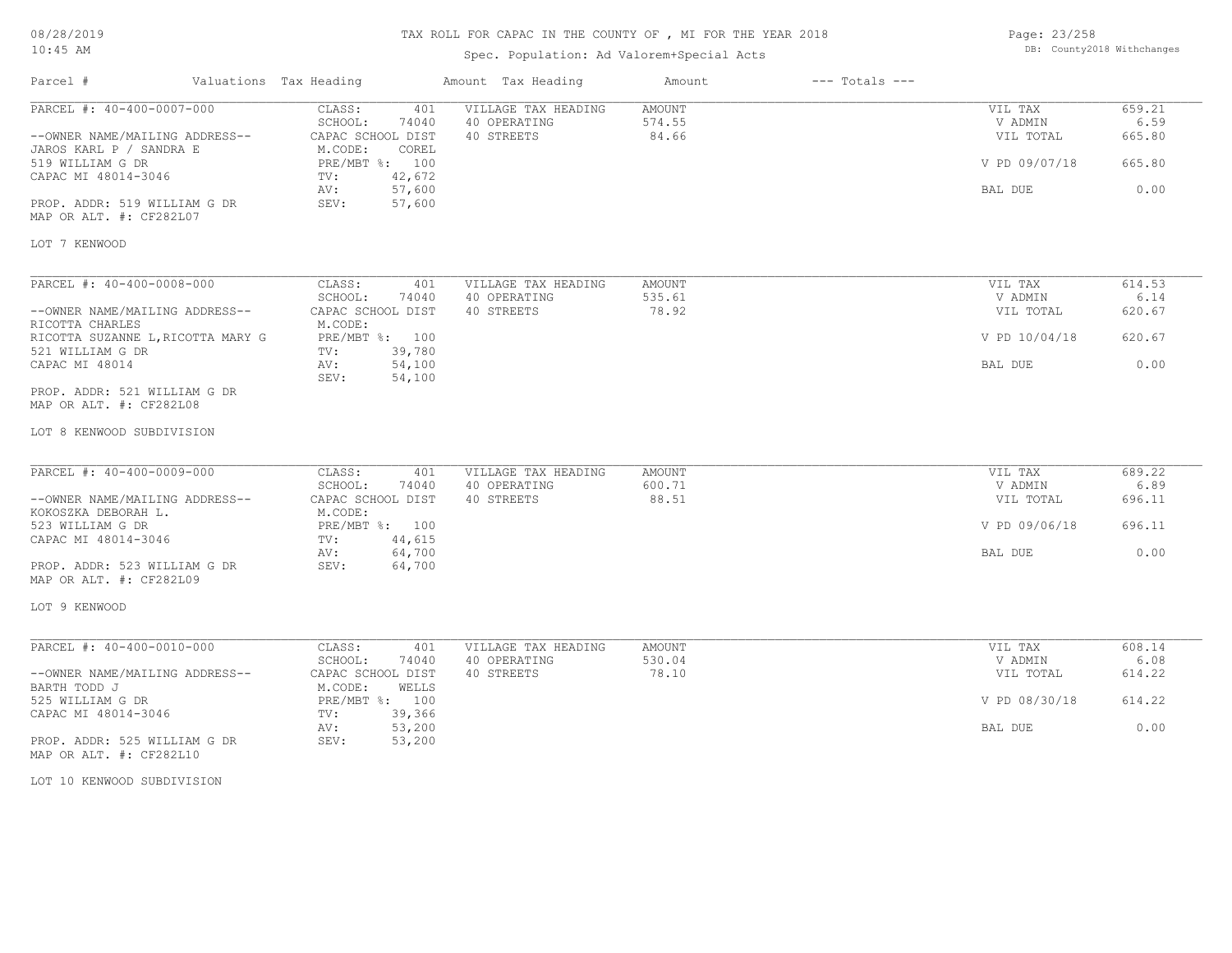# TAX ROLL FOR CAPAC IN THE COUNTY OF , MI FOR THE YEAR 2018

Spec. Population: Ad Valorem+Special Acts

DB: County2018 Withchanges

| Parcel # | Valuations Tax Heading | Amount Tax Heading | Amount | --- Totals --- | |
|---|---|---|---|---|---|
| PARCEL #: 40-400-0007-000 | CLASS: 401 | VILLAGE TAX HEADING | AMOUNT | VIL TAX | 659.21 |
| | SCHOOL: 74040 | 40 OPERATING | 574.55 | V ADMIN | 6.59 |
| --OWNER NAME/MAILING ADDRESS-- | CAPAC SCHOOL DIST | 40 STREETS | 84.66 | VIL TOTAL | 665.80 |
| JAROS KARL P / SANDRA E | M.CODE: COREL | | | | |
| 519 WILLIAM G DR | PRE/MBT %: 100 | | | V PD 09/07/18 | 665.80 |
| CAPAC MI 48014-3046 | TV: 42,672 | | | | |
| | AV: 57,600 | | | BAL DUE | 0.00 |
| PROP. ADDR: 519 WILLIAM G DR | SEV: 57,600 | | | | |
| MAP OR ALT. #: CF282L07 | | | | | |

LOT 7 KENWOOD

| Parcel # | Valuations Tax Heading | Amount Tax Heading | Amount | --- Totals --- | |
|---|---|---|---|---|---|
| PARCEL #: 40-400-0008-000 | CLASS: 401 | VILLAGE TAX HEADING | AMOUNT | VIL TAX | 614.53 |
| | SCHOOL: 74040 | 40 OPERATING | 535.61 | V ADMIN | 6.14 |
| --OWNER NAME/MAILING ADDRESS-- | CAPAC SCHOOL DIST | 40 STREETS | 78.92 | VIL TOTAL | 620.67 |
| RICOTTA CHARLES | M.CODE: | | | | |
| RICOTTA SUZANNE L,RICOTTA MARY G | PRE/MBT %: 100 | | | V PD 10/04/18 | 620.67 |
| 521 WILLIAM G DR | TV: 39,780 | | | | |
| CAPAC MI 48014 | AV: 54,100 | | | BAL DUE | 0.00 |
| | SEV: 54,100 | | | | |
| PROP. ADDR: 521 WILLIAM G DR | | | | | |
| MAP OR ALT. #: CF282L08 | | | | | |

LOT 8 KENWOOD SUBDIVISION

| Parcel # | Valuations Tax Heading | Amount Tax Heading | Amount | --- Totals --- | |
|---|---|---|---|---|---|
| PARCEL #: 40-400-0009-000 | CLASS: 401 | VILLAGE TAX HEADING | AMOUNT | VIL TAX | 689.22 |
| | SCHOOL: 74040 | 40 OPERATING | 600.71 | V ADMIN | 6.89 |
| --OWNER NAME/MAILING ADDRESS-- | CAPAC SCHOOL DIST | 40 STREETS | 88.51 | VIL TOTAL | 696.11 |
| KOKOSZKA DEBORAH L. | M.CODE: | | | | |
| 523 WILLIAM G DR | PRE/MBT %: 100 | | | V PD 09/06/18 | 696.11 |
| CAPAC MI 48014-3046 | TV: 44,615 | | | | |
| | AV: 64,700 | | | BAL DUE | 0.00 |
| PROP. ADDR: 523 WILLIAM G DR | SEV: 64,700 | | | | |
| MAP OR ALT. #: CF282L09 | | | | | |

LOT 9 KENWOOD

| Parcel # | Valuations Tax Heading | Amount Tax Heading | Amount | --- Totals --- | |
|---|---|---|---|---|---|
| PARCEL #: 40-400-0010-000 | CLASS: 401 | VILLAGE TAX HEADING | AMOUNT | VIL TAX | 608.14 |
| | SCHOOL: 74040 | 40 OPERATING | 530.04 | V ADMIN | 6.08 |
| --OWNER NAME/MAILING ADDRESS-- | CAPAC SCHOOL DIST | 40 STREETS | 78.10 | VIL TOTAL | 614.22 |
| BARTH TODD J | M.CODE: WELLS | | | | |
| 525 WILLIAM G DR | PRE/MBT %: 100 | | | V PD 08/30/18 | 614.22 |
| CAPAC MI 48014-3046 | TV: 39,366 | | | | |
| | AV: 53,200 | | | BAL DUE | 0.00 |
| PROP. ADDR: 525 WILLIAM G DR | SEV: 53,200 | | | | |
| MAP OR ALT. #: CF282L10 | | | | | |

LOT 10 KENWOOD SUBDIVISION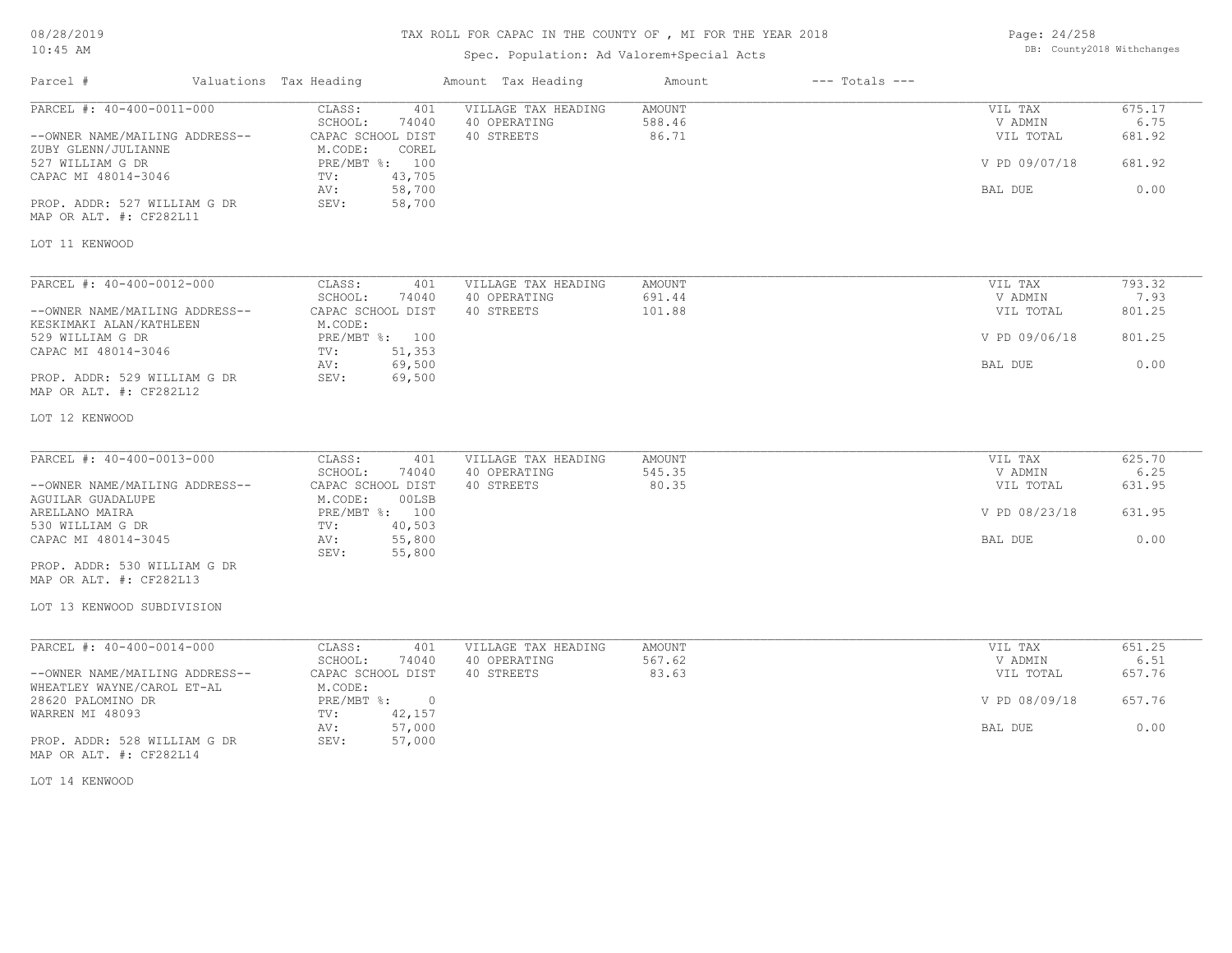TAX ROLL FOR CAPAC IN THE COUNTY OF , MI FOR THE YEAR 2018

Spec. Population: Ad Valorem+Special Acts

| Parcel # | Valuations Tax Heading | | Amount Tax Heading | Amount | --- Totals --- | |
|---|---|---|---|---|---|---|
| PARCEL #: 40-400-0011-000 | CLASS: | 401 | VILLAGE TAX HEADING | AMOUNT | VIL TAX | 675.17 |
| | SCHOOL: | 74040 | 40 OPERATING | 588.46 | V ADMIN | 6.75 |
| --OWNER NAME/MAILING ADDRESS-- | CAPAC SCHOOL DIST | | 40 STREETS | 86.71 | VIL TOTAL | 681.92 |
| ZUBY GLENN/JULIANNE | M.CODE: | COREL | | | | |
| 527 WILLIAM G DR | PRE/MBT %: | 100 | | | V PD 09/07/18 | 681.92 |
| CAPAC MI 48014-3046 | TV: | 43,705 | | | | |
| | AV: | 58,700 | | | BAL DUE | 0.00 |
| PROP. ADDR: 527 WILLIAM G DR | SEV: | 58,700 | | | | |
| MAP OR ALT. #: CF282L11 | | | | | | |

LOT 11 KENWOOD

| Parcel # | Valuations Tax Heading | | Amount Tax Heading | Amount | --- Totals --- | |
|---|---|---|---|---|---|---|
| PARCEL #: 40-400-0012-000 | CLASS: | 401 | VILLAGE TAX HEADING | AMOUNT | VIL TAX | 793.32 |
| | SCHOOL: | 74040 | 40 OPERATING | 691.44 | V ADMIN | 7.93 |
| --OWNER NAME/MAILING ADDRESS-- | CAPAC SCHOOL DIST | | 40 STREETS | 101.88 | VIL TOTAL | 801.25 |
| KESKIMAKI ALAN/KATHLEEN | M.CODE: | | | | | |
| 529 WILLIAM G DR | PRE/MBT %: | 100 | | | V PD 09/06/18 | 801.25 |
| CAPAC MI 48014-3046 | TV: | 51,353 | | | | |
| | AV: | 69,500 | | | BAL DUE | 0.00 |
| PROP. ADDR: 529 WILLIAM G DR | SEV: | 69,500 | | | | |
| MAP OR ALT. #: CF282L12 | | | | | | |

LOT 12 KENWOOD

| Parcel # | Valuations Tax Heading | | Amount Tax Heading | Amount | --- Totals --- | |
|---|---|---|---|---|---|---|
| PARCEL #: 40-400-0013-000 | CLASS: | 401 | VILLAGE TAX HEADING | AMOUNT | VIL TAX | 625.70 |
| | SCHOOL: | 74040 | 40 OPERATING | 545.35 | V ADMIN | 6.25 |
| --OWNER NAME/MAILING ADDRESS-- | CAPAC SCHOOL DIST | | 40 STREETS | 80.35 | VIL TOTAL | 631.95 |
| AGUILAR GUADALUPE | M.CODE: | 00LSB | | | | |
| ARELLANO MAIRA | PRE/MBT %: | 100 | | | V PD 08/23/18 | 631.95 |
| 530 WILLIAM G DR | TV: | 40,503 | | | | |
| CAPAC MI 48014-3045 | AV: | 55,800 | | | BAL DUE | 0.00 |
| | SEV: | 55,800 | | | | |
| PROP. ADDR: 530 WILLIAM G DR | | | | | | |
| MAP OR ALT. #: CF282L13 | | | | | | |

LOT 13 KENWOOD SUBDIVISION

| Parcel # | Valuations Tax Heading | | Amount Tax Heading | Amount | --- Totals --- | |
|---|---|---|---|---|---|---|
| PARCEL #: 40-400-0014-000 | CLASS: | 401 | VILLAGE TAX HEADING | AMOUNT | VIL TAX | 651.25 |
| | SCHOOL: | 74040 | 40 OPERATING | 567.62 | V ADMIN | 6.51 |
| --OWNER NAME/MAILING ADDRESS-- | CAPAC SCHOOL DIST | | 40 STREETS | 83.63 | VIL TOTAL | 657.76 |
| WHEATLEY WAYNE/CAROL ET-AL | M.CODE: | | | | | |
| 28620 PALOMINO DR | PRE/MBT %: | 0 | | | V PD 08/09/18 | 657.76 |
| WARREN MI 48093 | TV: | 42,157 | | | | |
| | AV: | 57,000 | | | BAL DUE | 0.00 |
| PROP. ADDR: 528 WILLIAM G DR | SEV: | 57,000 | | | | |
| MAP OR ALT. #: CF282L14 | | | | | | |

LOT 14 KENWOOD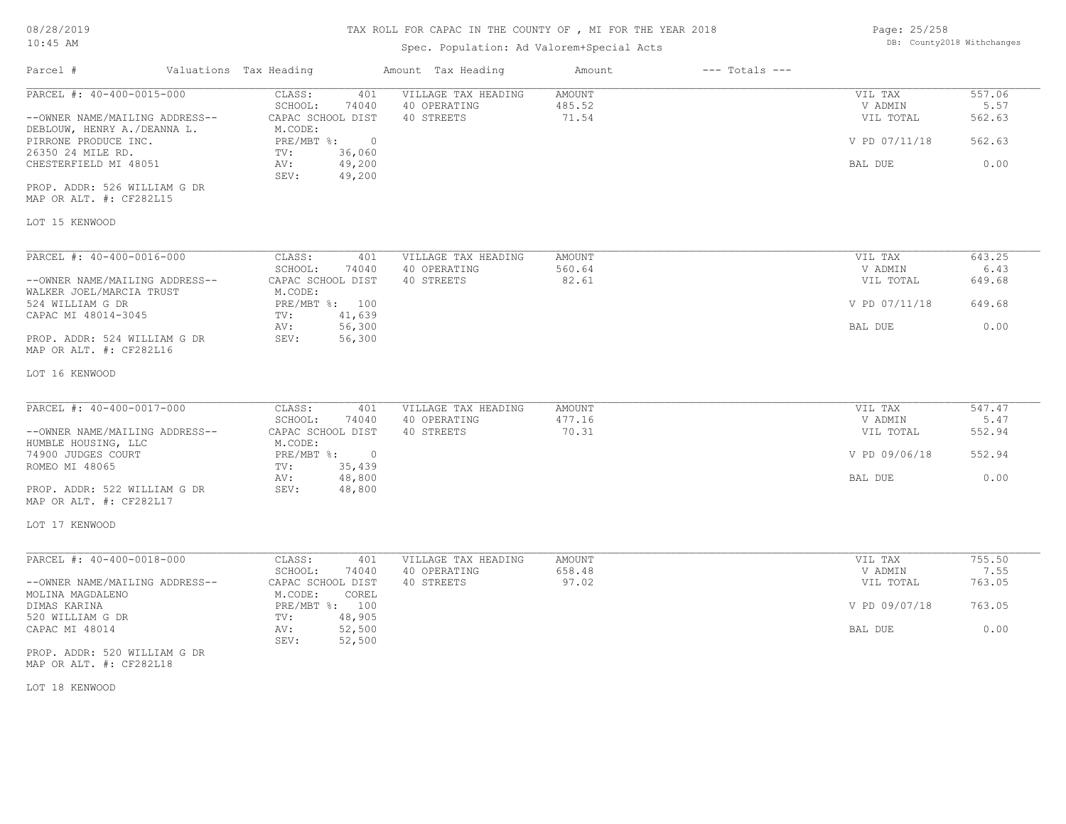# TAX ROLL FOR CAPAC IN THE COUNTY OF , MI FOR THE YEAR 2018

Spec. Population: Ad Valorem+Special Acts

08/28/2019
10:45 AM

DB: County2018 Withchanges

| Parcel # | Valuations | Tax Heading | Amount | Tax Heading | Amount | --- Totals --- | |
|---|---|---|---|---|---|---|---|
| PARCEL #: 40-400-0015-000 | CLASS: | 401 | VILLAGE TAX HEADING | AMOUNT | | VIL TAX | 557.06 |
| | SCHOOL: | 74040 | 40 OPERATING | 485.52 | | V ADMIN | 5.57 |
| --OWNER NAME/MAILING ADDRESS-- | CAPAC SCHOOL DIST | | 40 STREETS | 71.54 | | VIL TOTAL | 562.63 |
| DEBLOUW, HENRY A./DEANNA L. | M.CODE: | | | | | | |
| PIRRONE PRODUCE INC. | PRE/MBT %: | 0 | | | | V PD 07/11/18 | 562.63 |
| 26350 24 MILE RD. | TV: | 36,060 | | | | | |
| CHESTERFIELD MI 48051 | AV: | 49,200 | | | | BAL DUE | 0.00 |
| | SEV: | 49,200 | | | | | |
| PROP. ADDR: 526 WILLIAM G DR | | | | | | | |
| MAP OR ALT. #: CF282L15 | | | | | | | |
| LOT 15 KENWOOD | | | | | | | |

| Parcel # | Valuations | Tax Heading | Amount | Tax Heading | Amount | --- Totals --- | |
|---|---|---|---|---|---|---|---|
| PARCEL #: 40-400-0016-000 | CLASS: | 401 | VILLAGE TAX HEADING | AMOUNT | | VIL TAX | 643.25 |
| | SCHOOL: | 74040 | 40 OPERATING | 560.64 | | V ADMIN | 6.43 |
| --OWNER NAME/MAILING ADDRESS-- | CAPAC SCHOOL DIST | | 40 STREETS | 82.61 | | VIL TOTAL | 649.68 |
| WALKER JOEL/MARCIA TRUST | M.CODE: | | | | | | |
| 524 WILLIAM G DR | PRE/MBT %: | 100 | | | | V PD 07/11/18 | 649.68 |
| CAPAC MI 48014-3045 | TV: | 41,639 | | | | | |
| | AV: | 56,300 | | | | BAL DUE | 0.00 |
| PROP. ADDR: 524 WILLIAM G DR | SEV: | 56,300 | | | | | |
| MAP OR ALT. #: CF282L16 | | | | | | | |
| LOT 16 KENWOOD | | | | | | | |

| Parcel # | Valuations | Tax Heading | Amount | Tax Heading | Amount | --- Totals --- | |
|---|---|---|---|---|---|---|---|
| PARCEL #: 40-400-0017-000 | CLASS: | 401 | VILLAGE TAX HEADING | AMOUNT | | VIL TAX | 547.47 |
| | SCHOOL: | 74040 | 40 OPERATING | 477.16 | | V ADMIN | 5.47 |
| --OWNER NAME/MAILING ADDRESS-- | CAPAC SCHOOL DIST | | 40 STREETS | 70.31 | | VIL TOTAL | 552.94 |
| HUMBLE HOUSING, LLC | M.CODE: | | | | | | |
| 74900 JUDGES COURT | PRE/MBT %: | 0 | | | | V PD 09/06/18 | 552.94 |
| ROMEO MI 48065 | TV: | 35,439 | | | | | |
| | AV: | 48,800 | | | | BAL DUE | 0.00 |
| PROP. ADDR: 522 WILLIAM G DR | SEV: | 48,800 | | | | | |
| MAP OR ALT. #: CF282L17 | | | | | | | |
| LOT 17 KENWOOD | | | | | | | |

| Parcel # | Valuations | Tax Heading | Amount | Tax Heading | Amount | --- Totals --- | |
|---|---|---|---|---|---|---|---|
| PARCEL #: 40-400-0018-000 | CLASS: | 401 | VILLAGE TAX HEADING | AMOUNT | | VIL TAX | 755.50 |
| | SCHOOL: | 74040 | 40 OPERATING | 658.48 | | V ADMIN | 7.55 |
| --OWNER NAME/MAILING ADDRESS-- | CAPAC SCHOOL DIST | | 40 STREETS | 97.02 | | VIL TOTAL | 763.05 |
| MOLINA MAGDALENO | M.CODE: | COREL | | | | | |
| DIMAS KARINA | PRE/MBT %: | 100 | | | | V PD 09/07/18 | 763.05 |
| 520 WILLIAM G DR | TV: | 48,905 | | | | | |
| CAPAC MI 48014 | AV: | 52,500 | | | | BAL DUE | 0.00 |
| | SEV: | 52,500 | | | | | |
| PROP. ADDR: 520 WILLIAM G DR | | | | | | | |
| MAP OR ALT. #: CF282L18 | | | | | | | |
| LOT 18 KENWOOD | | | | | | | |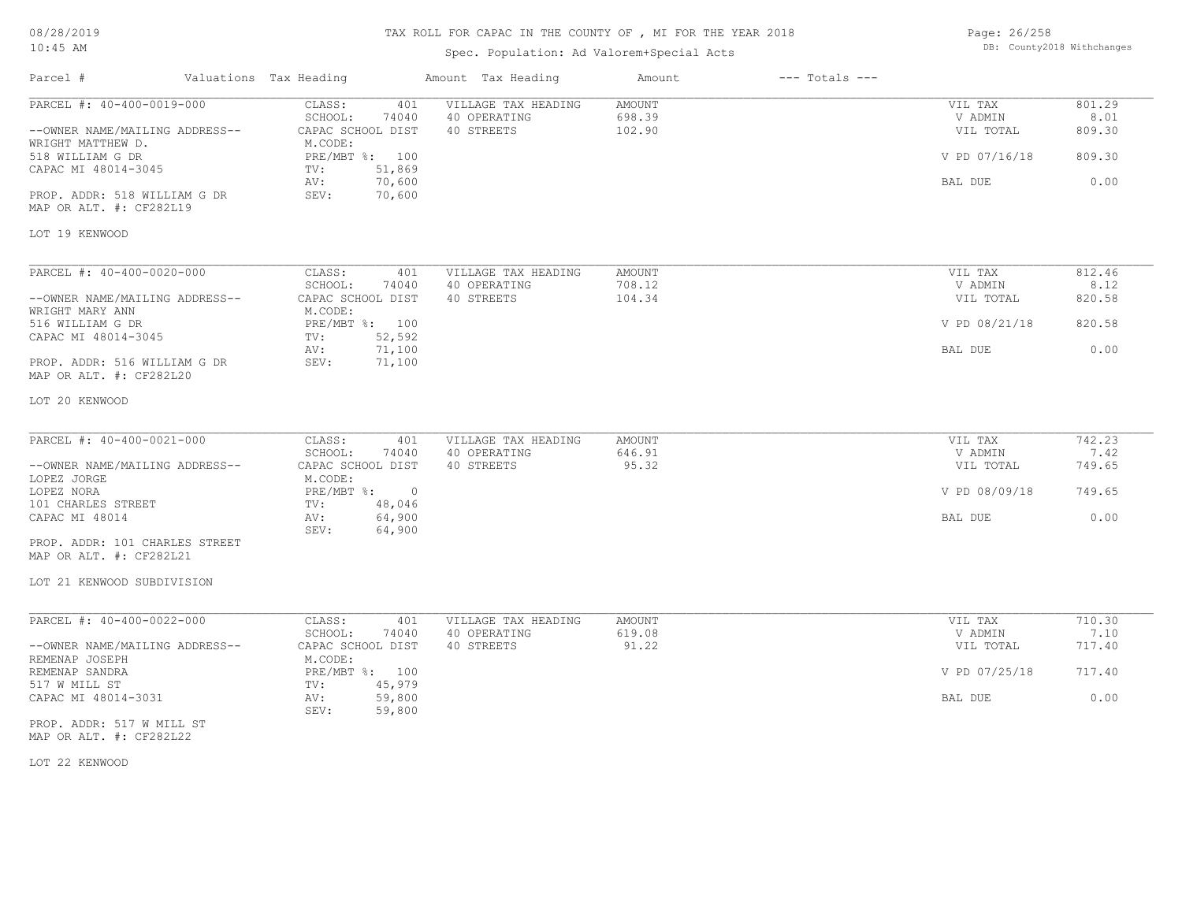# TAX ROLL FOR CAPAC IN THE COUNTY OF , MI FOR THE YEAR 2018

Spec. Population: Ad Valorem+Special Acts

| Parcel # | Valuations Tax Heading | Amount Tax Heading | Amount | --- Totals --- | |
|---|---|---|---|---|---|
| PARCEL #: 40-400-0019-000 | CLASS: 401 | VILLAGE TAX HEADING | AMOUNT | VIL TAX | 801.29 |
| | SCHOOL: 74040 | 40 OPERATING | 698.39 | V ADMIN | 8.01 |
| --OWNER NAME/MAILING ADDRESS-- | CAPAC SCHOOL DIST | 40 STREETS | 102.90 | VIL TOTAL | 809.30 |
| WRIGHT MATTHEW D. | M.CODE: | | | | |
| 518 WILLIAM G DR | PRE/MBT %: 100 | | | V PD 07/16/18 | 809.30 |
| CAPAC MI 48014-3045 | TV: 51,869 | | | | |
| | AV: 70,600 | | | BAL DUE | 0.00 |
| PROP. ADDR: 518 WILLIAM G DR | SEV: 70,600 | | | | |
| MAP OR ALT. #: CF282L19 | | | | | |

LOT 19 KENWOOD

| Parcel # | Valuations Tax Heading | Amount Tax Heading | Amount | --- Totals --- | |
|---|---|---|---|---|---|
| PARCEL #: 40-400-0020-000 | CLASS: 401 | VILLAGE TAX HEADING | AMOUNT | VIL TAX | 812.46 |
| | SCHOOL: 74040 | 40 OPERATING | 708.12 | V ADMIN | 8.12 |
| --OWNER NAME/MAILING ADDRESS-- | CAPAC SCHOOL DIST | 40 STREETS | 104.34 | VIL TOTAL | 820.58 |
| WRIGHT MARY ANN | M.CODE: | | | | |
| 516 WILLIAM G DR | PRE/MBT %: 100 | | | V PD 08/21/18 | 820.58 |
| CAPAC MI 48014-3045 | TV: 52,592 | | | | |
| | AV: 71,100 | | | BAL DUE | 0.00 |
| PROP. ADDR: 516 WILLIAM G DR | SEV: 71,100 | | | | |
| MAP OR ALT. #: CF282L20 | | | | | |

LOT 20 KENWOOD

| Parcel # | Valuations Tax Heading | Amount Tax Heading | Amount | --- Totals --- | |
|---|---|---|---|---|---|
| PARCEL #: 40-400-0021-000 | CLASS: 401 | VILLAGE TAX HEADING | AMOUNT | VIL TAX | 742.23 |
| | SCHOOL: 74040 | 40 OPERATING | 646.91 | V ADMIN | 7.42 |
| --OWNER NAME/MAILING ADDRESS-- | CAPAC SCHOOL DIST | 40 STREETS | 95.32 | VIL TOTAL | 749.65 |
| LOPEZ JORGE | M.CODE: | | | | |
| LOPEZ NORA | PRE/MBT %: 0 | | | V PD 08/09/18 | 749.65 |
| 101 CHARLES STREET | TV: 48,046 | | | | |
| CAPAC MI 48014 | AV: 64,900 | | | BAL DUE | 0.00 |
| | SEV: 64,900 | | | | |
| PROP. ADDR: 101 CHARLES STREET | | | | | |
| MAP OR ALT. #: CF282L21 | | | | | |

LOT 21 KENWOOD SUBDIVISION

| Parcel # | Valuations Tax Heading | Amount Tax Heading | Amount | --- Totals --- | |
|---|---|---|---|---|---|
| PARCEL #: 40-400-0022-000 | CLASS: 401 | VILLAGE TAX HEADING | AMOUNT | VIL TAX | 710.30 |
| | SCHOOL: 74040 | 40 OPERATING | 619.08 | V ADMIN | 7.10 |
| --OWNER NAME/MAILING ADDRESS-- | CAPAC SCHOOL DIST | 40 STREETS | 91.22 | VIL TOTAL | 717.40 |
| REMENAP JOSEPH | M.CODE: | | | | |
| REMENAP SANDRA | PRE/MBT %: 100 | | | V PD 07/25/18 | 717.40 |
| 517 W MILL ST | TV: 45,979 | | | | |
| CAPAC MI 48014-3031 | AV: 59,800 | | | BAL DUE | 0.00 |
| | SEV: 59,800 | | | | |
| PROP. ADDR: 517 W MILL ST | | | | | |
| MAP OR ALT. #: CF282L22 | | | | | |

LOT 22 KENWOOD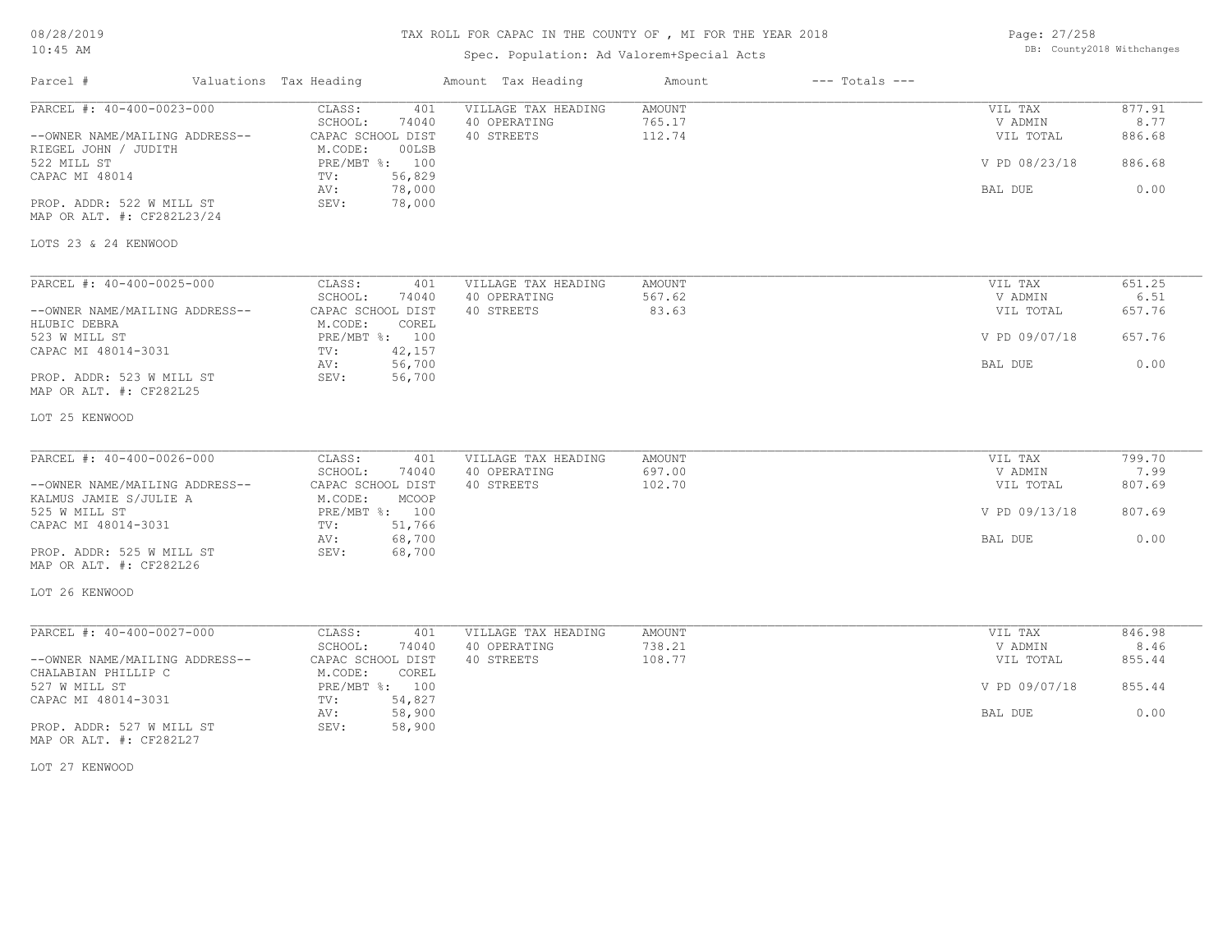# TAX ROLL FOR CAPAC IN THE COUNTY OF , MI FOR THE YEAR 2018

Spec. Population: Ad Valorem+Special Acts

| Parcel # | Valuations Tax Heading | | Amount Tax Heading | Amount | --- Totals --- | |
|---|---|---|---|---|---|---|
| PARCEL #: 40-400-0023-000 | CLASS: | 401 | VILLAGE TAX HEADING | AMOUNT | VIL TAX | 877.91 |
| | SCHOOL: | 74040 | 40 OPERATING | 765.17 | V ADMIN | 8.77 |
| --OWNER NAME/MAILING ADDRESS-- | CAPAC SCHOOL DIST | | 40 STREETS | 112.74 | VIL TOTAL | 886.68 |
| RIEGEL JOHN / JUDITH | M.CODE: | 00LSB | | | | |
| 522 MILL ST | PRE/MBT %: | 100 | | | V PD 08/23/18 | 886.68 |
| CAPAC MI 48014 | TV: | 56,829 | | | | |
| | AV: | 78,000 | | | BAL DUE | 0.00 |
| PROP. ADDR: 522 W MILL ST | SEV: | 78,000 | | | | |
| MAP OR ALT. #: CF282L23/24 | | | | | | |

LOTS 23 & 24 KENWOOD

| Parcel # | Valuations Tax Heading | | Amount Tax Heading | Amount | --- Totals --- | |
|---|---|---|---|---|---|---|
| PARCEL #: 40-400-0025-000 | CLASS: | 401 | VILLAGE TAX HEADING | AMOUNT | VIL TAX | 651.25 |
| | SCHOOL: | 74040 | 40 OPERATING | 567.62 | V ADMIN | 6.51 |
| --OWNER NAME/MAILING ADDRESS-- | CAPAC SCHOOL DIST | | 40 STREETS | 83.63 | VIL TOTAL | 657.76 |
| HLUBIC DEBRA | M.CODE: | COREL | | | | |
| 523 W MILL ST | PRE/MBT %: | 100 | | | V PD 09/07/18 | 657.76 |
| CAPAC MI 48014-3031 | TV: | 42,157 | | | | |
| | AV: | 56,700 | | | BAL DUE | 0.00 |
| PROP. ADDR: 523 W MILL ST | SEV: | 56,700 | | | | |
| MAP OR ALT. #: CF282L25 | | | | | | |

LOT 25 KENWOOD

| Parcel # | Valuations Tax Heading | | Amount Tax Heading | Amount | --- Totals --- | |
|---|---|---|---|---|---|---|
| PARCEL #: 40-400-0026-000 | CLASS: | 401 | VILLAGE TAX HEADING | AMOUNT | VIL TAX | 799.70 |
| | SCHOOL: | 74040 | 40 OPERATING | 697.00 | V ADMIN | 7.99 |
| --OWNER NAME/MAILING ADDRESS-- | CAPAC SCHOOL DIST | | 40 STREETS | 102.70 | VIL TOTAL | 807.69 |
| KALMUS JAMIE S/JULIE A | M.CODE: | MCOOP | | | | |
| 525 W MILL ST | PRE/MBT %: | 100 | | | V PD 09/13/18 | 807.69 |
| CAPAC MI 48014-3031 | TV: | 51,766 | | | | |
| | AV: | 68,700 | | | BAL DUE | 0.00 |
| PROP. ADDR: 525 W MILL ST | SEV: | 68,700 | | | | |
| MAP OR ALT. #: CF282L26 | | | | | | |

LOT 26 KENWOOD

| Parcel # | Valuations Tax Heading | | Amount Tax Heading | Amount | --- Totals --- | |
|---|---|---|---|---|---|---|
| PARCEL #: 40-400-0027-000 | CLASS: | 401 | VILLAGE TAX HEADING | AMOUNT | VIL TAX | 846.98 |
| | SCHOOL: | 74040 | 40 OPERATING | 738.21 | V ADMIN | 8.46 |
| --OWNER NAME/MAILING ADDRESS-- | CAPAC SCHOOL DIST | | 40 STREETS | 108.77 | VIL TOTAL | 855.44 |
| CHALABIAN PHILLIP C | M.CODE: | COREL | | | | |
| 527 W MILL ST | PRE/MBT %: | 100 | | | V PD 09/07/18 | 855.44 |
| CAPAC MI 48014-3031 | TV: | 54,827 | | | | |
| | AV: | 58,900 | | | BAL DUE | 0.00 |
| PROP. ADDR: 527 W MILL ST | SEV: | 58,900 | | | | |
| MAP OR ALT. #: CF282L27 | | | | | | |

LOT 27 KENWOOD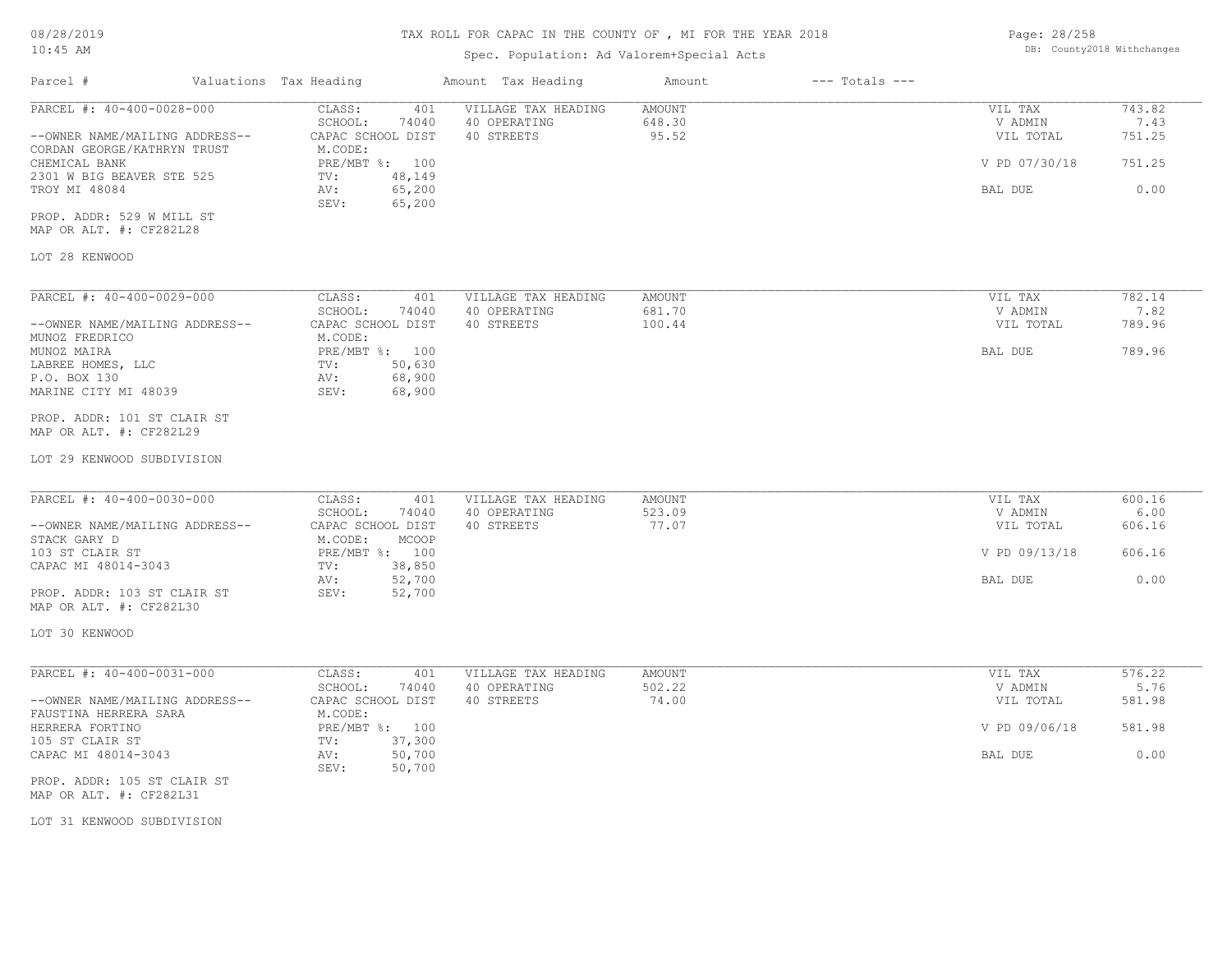# TAX ROLL FOR CAPAC IN THE COUNTY OF , MI FOR THE YEAR 2018

Spec. Population: Ad Valorem+Special Acts

| Parcel # | Valuations Tax Heading | | Amount Tax Heading | Amount | --- Totals --- | |
|---|---|---|---|---|---|---|
| PARCEL #: 40-400-0028-000 | CLASS: | 401 | VILLAGE TAX HEADING | AMOUNT | VIL TAX | 743.82 |
| | SCHOOL: | 74040 | 40 OPERATING | 648.30 | V ADMIN | 7.43 |
| --OWNER NAME/MAILING ADDRESS-- | CAPAC SCHOOL DIST | | 40 STREETS | 95.52 | VIL TOTAL | 751.25 |
| CORDAN GEORGE/KATHRYN TRUST | M.CODE: | | | | | |
| CHEMICAL BANK | PRE/MBT %: | 100 | | | V PD 07/30/18 | 751.25 |
| 2301 W BIG BEAVER STE 525 | TV: | 48,149 | | | | |
| TROY MI 48084 | AV: | 65,200 | | | BAL DUE | 0.00 |
| | SEV: | 65,200 | | | | |
| PROP. ADDR: 529 W MILL ST | | | | | | |
| MAP OR ALT. #: CF282L28 | | | | | | |
| LOT 28 KENWOOD | | | | | | |

| Parcel # | Valuations Tax Heading | | Amount Tax Heading | Amount | --- Totals --- | |
|---|---|---|---|---|---|---|
| PARCEL #: 40-400-0029-000 | CLASS: | 401 | VILLAGE TAX HEADING | AMOUNT | VIL TAX | 782.14 |
| | SCHOOL: | 74040 | 40 OPERATING | 681.70 | V ADMIN | 7.82 |
| --OWNER NAME/MAILING ADDRESS-- | CAPAC SCHOOL DIST | | 40 STREETS | 100.44 | VIL TOTAL | 789.96 |
| MUNOZ FREDRICO | M.CODE: | | | | | |
| MUNOZ MAIRA | PRE/MBT %: | 100 | | | BAL DUE | 789.96 |
| LABREE HOMES, LLC | TV: | 50,630 | | | | |
| P.O. BOX 130 | AV: | 68,900 | | | | |
| MARINE CITY MI 48039 | SEV: | 68,900 | | | | |
| PROP. ADDR: 101 ST CLAIR ST | | | | | | |
| MAP OR ALT. #: CF282L29 | | | | | | |
| LOT 29 KENWOOD SUBDIVISION | | | | | | |

| Parcel # | Valuations Tax Heading | | Amount Tax Heading | Amount | --- Totals --- | |
|---|---|---|---|---|---|---|
| PARCEL #: 40-400-0030-000 | CLASS: | 401 | VILLAGE TAX HEADING | AMOUNT | VIL TAX | 600.16 |
| | SCHOOL: | 74040 | 40 OPERATING | 523.09 | V ADMIN | 6.00 |
| --OWNER NAME/MAILING ADDRESS-- | CAPAC SCHOOL DIST | | 40 STREETS | 77.07 | VIL TOTAL | 606.16 |
| STACK GARY D | M.CODE: | MCOOP | | | | |
| 103 ST CLAIR ST | PRE/MBT %: | 100 | | | V PD 09/13/18 | 606.16 |
| CAPAC MI 48014-3043 | TV: | 38,850 | | | | |
| | AV: | 52,700 | | | BAL DUE | 0.00 |
| PROP. ADDR: 103 ST CLAIR ST | SEV: | 52,700 | | | | |
| MAP OR ALT. #: CF282L30 | | | | | | |
| LOT 30 KENWOOD | | | | | | |

| Parcel # | Valuations Tax Heading | | Amount Tax Heading | Amount | --- Totals --- | |
|---|---|---|---|---|---|---|
| PARCEL #: 40-400-0031-000 | CLASS: | 401 | VILLAGE TAX HEADING | AMOUNT | VIL TAX | 576.22 |
| | SCHOOL: | 74040 | 40 OPERATING | 502.22 | V ADMIN | 5.76 |
| --OWNER NAME/MAILING ADDRESS-- | CAPAC SCHOOL DIST | | 40 STREETS | 74.00 | VIL TOTAL | 581.98 |
| FAUSTINA HERRERA SARA | M.CODE: | | | | | |
| HERRERA FORTINO | PRE/MBT %: | 100 | | | V PD 09/06/18 | 581.98 |
| 105 ST CLAIR ST | TV: | 37,300 | | | | |
| CAPAC MI 48014-3043 | AV: | 50,700 | | | BAL DUE | 0.00 |
| | SEV: | 50,700 | | | | |
| PROP. ADDR: 105 ST CLAIR ST | | | | | | |
| MAP OR ALT. #: CF282L31 | | | | | | |
| LOT 31 KENWOOD SUBDIVISION | | | | | | |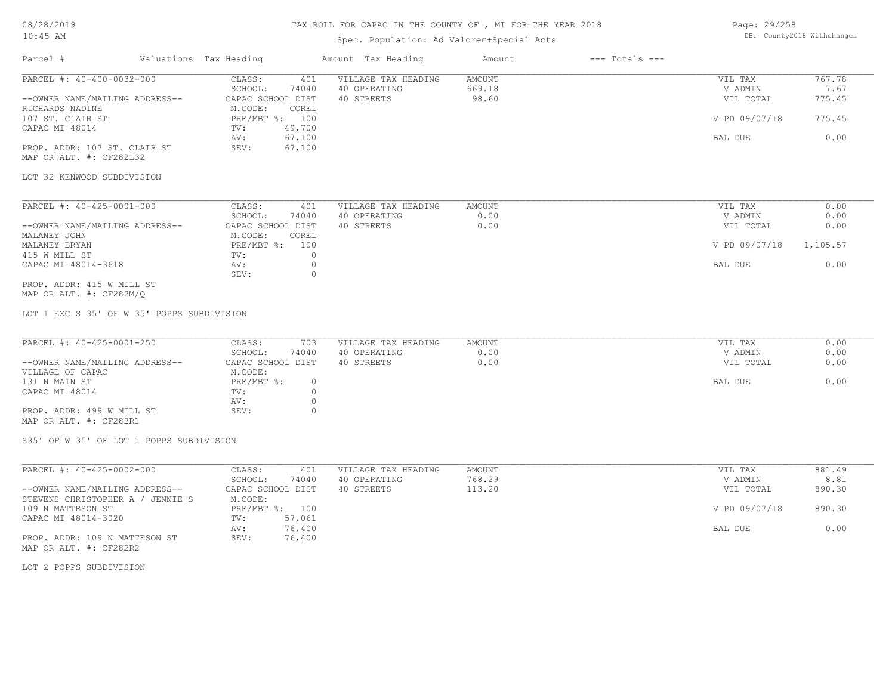# TAX ROLL FOR CAPAC IN THE COUNTY OF , MI FOR THE YEAR 2018

Spec. Population: Ad Valorem+Special Acts

DB: County2018 Withchanges

| Parcel # | Valuations Tax Heading | | Amount Tax Heading | Amount | --- Totals --- | |
|---|---|---|---|---|---|---|
| PARCEL #: 40-400-0032-000 | CLASS: | 401 | VILLAGE TAX HEADING | AMOUNT | VIL TAX | 767.78 |
| | SCHOOL: | 74040 | 40 OPERATING | 669.18 | V ADMIN | 7.67 |
| --OWNER NAME/MAILING ADDRESS-- | CAPAC SCHOOL DIST | | 40 STREETS | 98.60 | VIL TOTAL | 775.45 |
| RICHARDS NADINE | M.CODE: | COREL | | | | |
| 107 ST. CLAIR ST | PRE/MBT %: | 100 | | | V PD 09/07/18 | 775.45 |
| CAPAC MI 48014 | TV: | 49,700 | | | | |
| | AV: | 67,100 | | | BAL DUE | 0.00 |
| PROP. ADDR: 107 ST. CLAIR ST | SEV: | 67,100 | | | | |
| MAP OR ALT. #: CF282L32 | | | | | | |

LOT 32 KENWOOD SUBDIVISION

| Parcel # | Valuations Tax Heading | | Amount Tax Heading | Amount | --- Totals --- | |
|---|---|---|---|---|---|---|
| PARCEL #: 40-425-0001-000 | CLASS: | 401 | VILLAGE TAX HEADING | AMOUNT | VIL TAX | 0.00 |
| | SCHOOL: | 74040 | 40 OPERATING | 0.00 | V ADMIN | 0.00 |
| --OWNER NAME/MAILING ADDRESS-- | CAPAC SCHOOL DIST | | 40 STREETS | 0.00 | VIL TOTAL | 0.00 |
| MALANEY JOHN | M.CODE: | COREL | | | | |
| MALANEY BRYAN | PRE/MBT %: | 100 | | | V PD 09/07/18 | 1,105.57 |
| 415 W MILL ST | TV: | 0 | | | | |
| CAPAC MI 48014-3618 | AV: | 0 | | | BAL DUE | 0.00 |
| | SEV: | 0 | | | | |
| PROP. ADDR: 415 W MILL ST | | | | | | |
| MAP OR ALT. #: CF282M/Q | | | | | | |

LOT 1 EXC S 35' OF W 35' POPPS SUBDIVISION

| Parcel # | Valuations Tax Heading | | Amount Tax Heading | Amount | --- Totals --- | |
|---|---|---|---|---|---|---|
| PARCEL #: 40-425-0001-250 | CLASS: | 703 | VILLAGE TAX HEADING | AMOUNT | VIL TAX | 0.00 |
| | SCHOOL: | 74040 | 40 OPERATING | 0.00 | V ADMIN | 0.00 |
| --OWNER NAME/MAILING ADDRESS-- | CAPAC SCHOOL DIST | | 40 STREETS | 0.00 | VIL TOTAL | 0.00 |
| VILLAGE OF CAPAC | M.CODE: | | | | | |
| 131 N MAIN ST | PRE/MBT %: | 0 | | | BAL DUE | 0.00 |
| CAPAC MI 48014 | TV: | 0 | | | | |
| | AV: | 0 | | | | |
| PROP. ADDR: 499 W MILL ST | SEV: | 0 | | | | |
| MAP OR ALT. #: CF282R1 | | | | | | |

S35' OF W 35' OF LOT 1 POPPS SUBDIVISION

| Parcel # | Valuations Tax Heading | | Amount Tax Heading | Amount | --- Totals --- | |
|---|---|---|---|---|---|---|
| PARCEL #: 40-425-0002-000 | CLASS: | 401 | VILLAGE TAX HEADING | AMOUNT | VIL TAX | 881.49 |
| | SCHOOL: | 74040 | 40 OPERATING | 768.29 | V ADMIN | 8.81 |
| --OWNER NAME/MAILING ADDRESS-- | CAPAC SCHOOL DIST | | 40 STREETS | 113.20 | VIL TOTAL | 890.30 |
| STEVENS CHRISTOPHER A / JENNIE S | M.CODE: | | | | | |
| 109 N MATTESON ST | PRE/MBT %: | 100 | | | V PD 09/07/18 | 890.30 |
| CAPAC MI 48014-3020 | TV: | 57,061 | | | | |
| | AV: | 76,400 | | | BAL DUE | 0.00 |
| PROP. ADDR: 109 N MATTESON ST | SEV: | 76,400 | | | | |
| MAP OR ALT. #: CF282R2 | | | | | | |

LOT 2 POPPS SUBDIVISION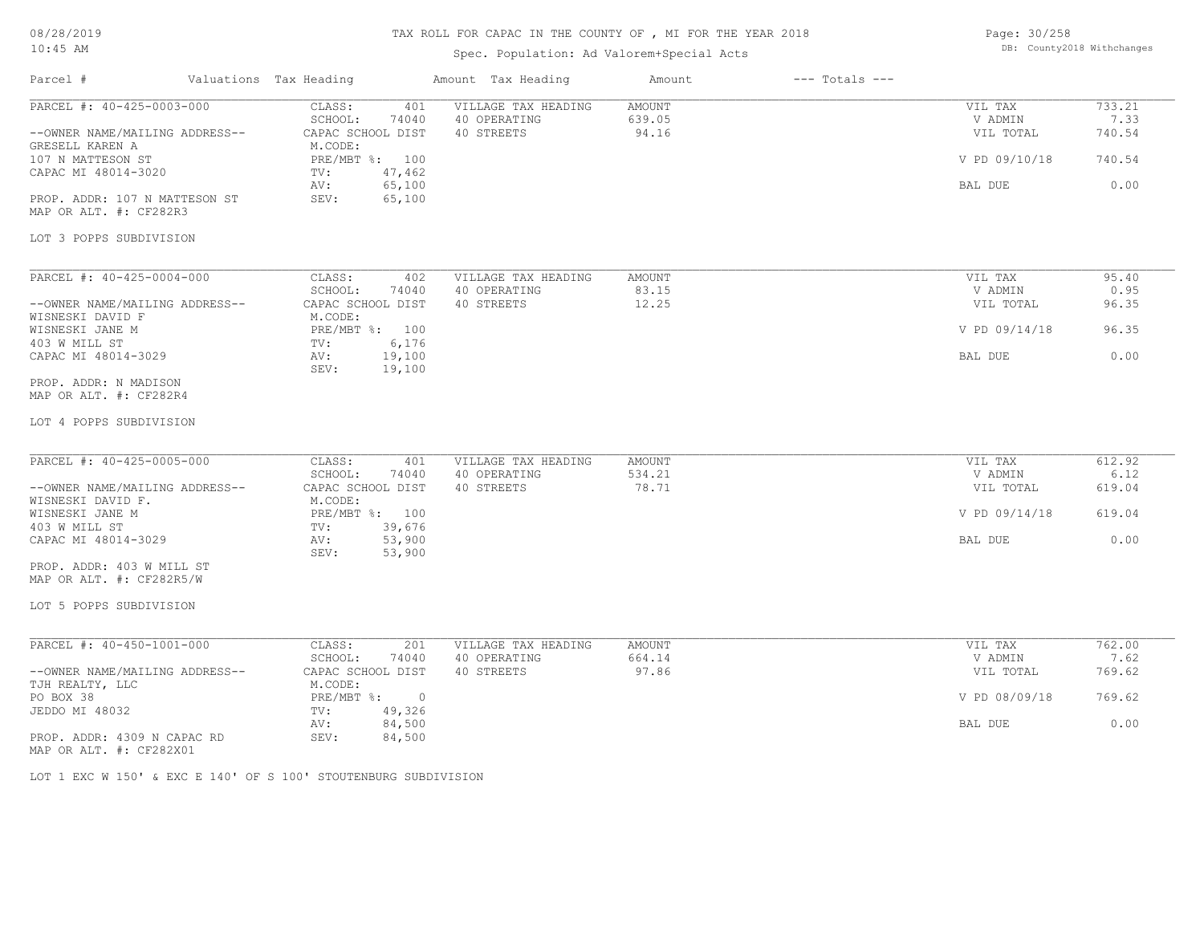# TAX ROLL FOR CAPAC IN THE COUNTY OF , MI FOR THE YEAR 2018

Spec. Population: Ad Valorem+Special Acts

08/28/2019
10:45 AM

DB: County2018 Withchanges

| Parcel # | Valuations Tax Heading | | Amount Tax Heading | Amount | --- Totals --- | |
|---|---|---|---|---|---|---|

---

**PARCEL #: 40-425-0003-000**

| | | | | | |
|---|---|---|---|---|---|
| --OWNER NAME/MAILING ADDRESS-- | CLASS: 401 | VILLAGE TAX HEADING | AMOUNT | VIL TAX | 733.21 |
| GRESELL KAREN A | SCHOOL: 74040 | 40 OPERATING | 639.05 | V ADMIN | 7.33 |
| 107 N MATTESON ST | CAPAC SCHOOL DIST | 40 STREETS | 94.16 | VIL TOTAL | 740.54 |
| CAPAC MI 48014-3020 | M.CODE: | | | | |
| | PRE/MBT %: 100 | | | V PD 09/10/18 | 740.54 |
| | TV: 47,462 | | | | |
| | AV: 65,100 | | | BAL DUE | 0.00 |
| PROP. ADDR: 107 N MATTESON ST | SEV: 65,100 | | | | |
| MAP OR ALT. #: CF282R3 | | | | | |

LOT 3 POPPS SUBDIVISION

---

**PARCEL #: 40-425-0004-000**

| | | | | | |
|---|---|---|---|---|---|
| --OWNER NAME/MAILING ADDRESS-- | CLASS: 402 | VILLAGE TAX HEADING | AMOUNT | VIL TAX | 95.40 |
| WISNESKI DAVID F | SCHOOL: 74040 | 40 OPERATING | 83.15 | V ADMIN | 0.95 |
| WISNESKI JANE M | CAPAC SCHOOL DIST | 40 STREETS | 12.25 | VIL TOTAL | 96.35 |
| 403 W MILL ST | M.CODE: | | | | |
| CAPAC MI 48014-3029 | PRE/MBT %: 100 | | | V PD 09/14/18 | 96.35 |
| | TV: 6,176 | | | | |
| | AV: 19,100 | | | BAL DUE | 0.00 |
| | SEV: 19,100 | | | | |
| PROP. ADDR: N MADISON | | | | | |
| MAP OR ALT. #: CF282R4 | | | | | |

LOT 4 POPPS SUBDIVISION

---

**PARCEL #: 40-425-0005-000**

| | | | | | |
|---|---|---|---|---|---|
| --OWNER NAME/MAILING ADDRESS-- | CLASS: 401 | VILLAGE TAX HEADING | AMOUNT | VIL TAX | 612.92 |
| WISNESKI DAVID F. | SCHOOL: 74040 | 40 OPERATING | 534.21 | V ADMIN | 6.12 |
| WISNESKI JANE M | CAPAC SCHOOL DIST | 40 STREETS | 78.71 | VIL TOTAL | 619.04 |
| 403 W MILL ST | M.CODE: | | | | |
| CAPAC MI 48014-3029 | PRE/MBT %: 100 | | | V PD 09/14/18 | 619.04 |
| | TV: 39,676 | | | | |
| | AV: 53,900 | | | BAL DUE | 0.00 |
| | SEV: 53,900 | | | | |
| PROP. ADDR: 403 W MILL ST | | | | | |
| MAP OR ALT. #: CF282R5/W | | | | | |

LOT 5 POPPS SUBDIVISION

---

**PARCEL #: 40-450-1001-000**

| | | | | | |
|---|---|---|---|---|---|
| --OWNER NAME/MAILING ADDRESS-- | CLASS: 201 | VILLAGE TAX HEADING | AMOUNT | VIL TAX | 762.00 |
| TJH REALTY, LLC | SCHOOL: 74040 | 40 OPERATING | 664.14 | V ADMIN | 7.62 |
| PO BOX 38 | CAPAC SCHOOL DIST | 40 STREETS | 97.86 | VIL TOTAL | 769.62 |
| JEDDO MI 48032 | M.CODE: | | | | |
| | PRE/MBT %: 0 | | | V PD 08/09/18 | 769.62 |
| | TV: 49,326 | | | | |
| | AV: 84,500 | | | BAL DUE | 0.00 |
| PROP. ADDR: 4309 N CAPAC RD | SEV: 84,500 | | | | |
| MAP OR ALT. #: CF282X01 | | | | | |

LOT 1 EXC W 150' & EXC E 140' OF S 100' STOUTENBURG SUBDIVISION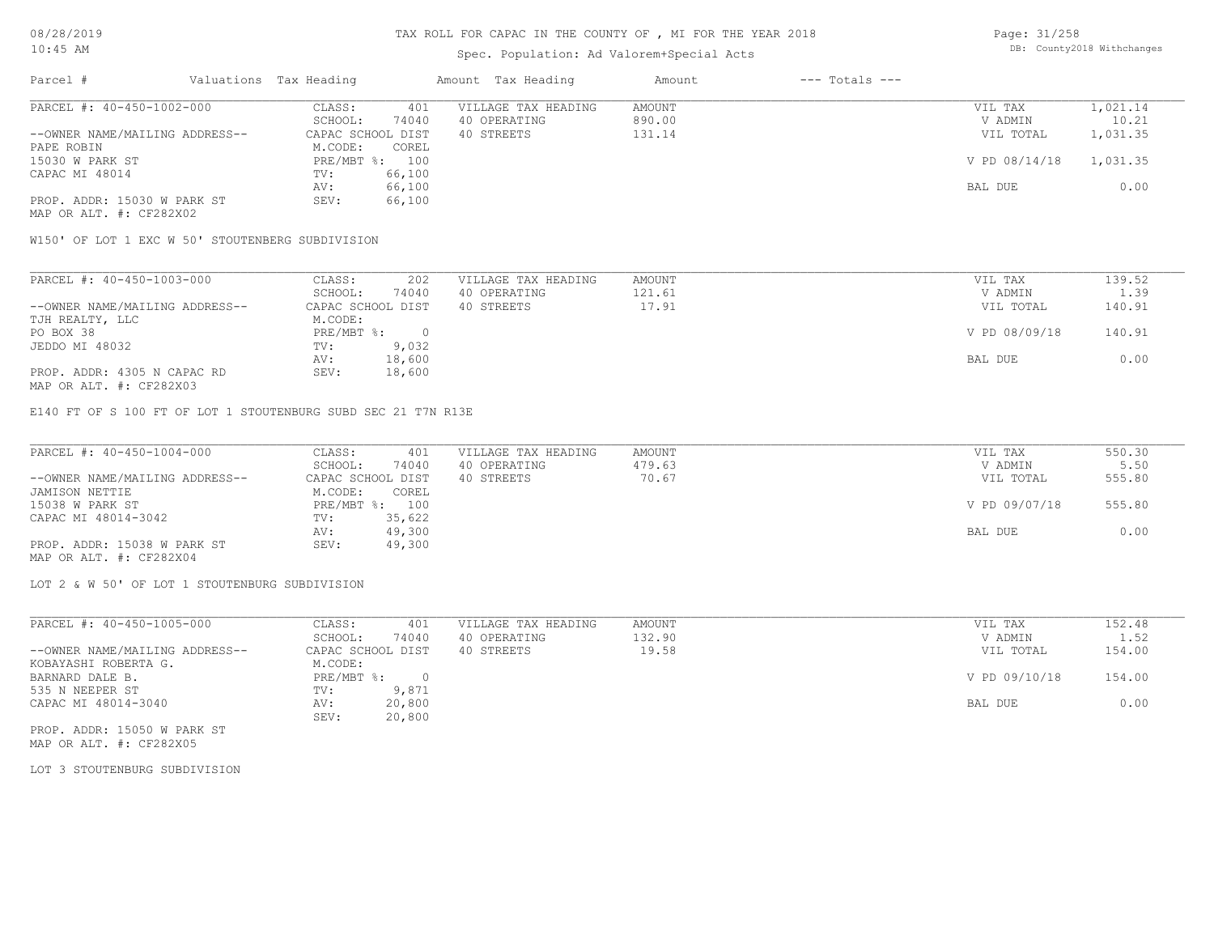08/28/2019
10:45 AM

TAX ROLL FOR CAPAC IN THE COUNTY OF , MI FOR THE YEAR 2018

Spec. Population: Ad Valorem+Special Acts

DB: County2018 Withchanges

| Parcel # | Valuations Tax Heading | | Amount Tax Heading | Amount | --- Totals --- | |
|---|---|---|---|---|---|---|
| PARCEL #: 40-450-1002-000 | CLASS: | 401 | VILLAGE TAX HEADING | AMOUNT | VIL TAX | 1,021.14 |
| | SCHOOL: | 74040 | 40 OPERATING | 890.00 | V ADMIN | 10.21 |
| --OWNER NAME/MAILING ADDRESS-- | CAPAC SCHOOL DIST | | 40 STREETS | 131.14 | VIL TOTAL | 1,031.35 |
| PAPE ROBIN | M.CODE: | COREL | | | | |
| 15030 W PARK ST | PRE/MBT %: | 100 | | | V PD 08/14/18 | 1,031.35 |
| CAPAC MI 48014 | TV: | 66,100 | | | | |
| | AV: | 66,100 | | | BAL DUE | 0.00 |
| PROP. ADDR: 15030 W PARK ST | SEV: | 66,100 | | | | |
| MAP OR ALT. #: CF282X02 | | | | | | |

W150' OF LOT 1 EXC W 50' STOUTENBERG SUBDIVISION

| Parcel # | Valuations Tax Heading | | Amount Tax Heading | Amount | --- Totals --- | |
|---|---|---|---|---|---|---|
| PARCEL #: 40-450-1003-000 | CLASS: | 202 | VILLAGE TAX HEADING | AMOUNT | VIL TAX | 139.52 |
| | SCHOOL: | 74040 | 40 OPERATING | 121.61 | V ADMIN | 1.39 |
| --OWNER NAME/MAILING ADDRESS-- | CAPAC SCHOOL DIST | | 40 STREETS | 17.91 | VIL TOTAL | 140.91 |
| TJH REALTY, LLC | M.CODE: | | | | | |
| PO BOX 38 | PRE/MBT %: | 0 | | | V PD 08/09/18 | 140.91 |
| JEDDO MI 48032 | TV: | 9,032 | | | | |
| | AV: | 18,600 | | | BAL DUE | 0.00 |
| PROP. ADDR: 4305 N CAPAC RD | SEV: | 18,600 | | | | |
| MAP OR ALT. #: CF282X03 | | | | | | |

E140 FT OF S 100 FT OF LOT 1 STOUTENBURG SUBD SEC 21 T7N R13E

| Parcel # | Valuations Tax Heading | | Amount Tax Heading | Amount | --- Totals --- | |
|---|---|---|---|---|---|---|
| PARCEL #: 40-450-1004-000 | CLASS: | 401 | VILLAGE TAX HEADING | AMOUNT | VIL TAX | 550.30 |
| | SCHOOL: | 74040 | 40 OPERATING | 479.63 | V ADMIN | 5.50 |
| --OWNER NAME/MAILING ADDRESS-- | CAPAC SCHOOL DIST | | 40 STREETS | 70.67 | VIL TOTAL | 555.80 |
| JAMISON NETTIE | M.CODE: | COREL | | | | |
| 15038 W PARK ST | PRE/MBT %: | 100 | | | V PD 09/07/18 | 555.80 |
| CAPAC MI 48014-3042 | TV: | 35,622 | | | | |
| | AV: | 49,300 | | | BAL DUE | 0.00 |
| PROP. ADDR: 15038 W PARK ST | SEV: | 49,300 | | | | |
| MAP OR ALT. #: CF282X04 | | | | | | |

LOT 2 & W 50' OF LOT 1 STOUTENBURG SUBDIVISION

| Parcel # | Valuations Tax Heading | | Amount Tax Heading | Amount | --- Totals --- | |
|---|---|---|---|---|---|---|
| PARCEL #: 40-450-1005-000 | CLASS: | 401 | VILLAGE TAX HEADING | AMOUNT | VIL TAX | 152.48 |
| | SCHOOL: | 74040 | 40 OPERATING | 132.90 | V ADMIN | 1.52 |
| --OWNER NAME/MAILING ADDRESS-- | CAPAC SCHOOL DIST | | 40 STREETS | 19.58 | VIL TOTAL | 154.00 |
| KOBAYASHI ROBERTA G. | M.CODE: | | | | | |
| BARNARD DALE B. | PRE/MBT %: | 0 | | | V PD 09/10/18 | 154.00 |
| 535 N NEEPER ST | TV: | 9,871 | | | | |
| CAPAC MI 48014-3040 | AV: | 20,800 | | | BAL DUE | 0.00 |
| | SEV: | 20,800 | | | | |
| PROP. ADDR: 15050 W PARK ST | | | | | | |
| MAP OR ALT. #: CF282X05 | | | | | | |

LOT 3 STOUTENBURG SUBDIVISION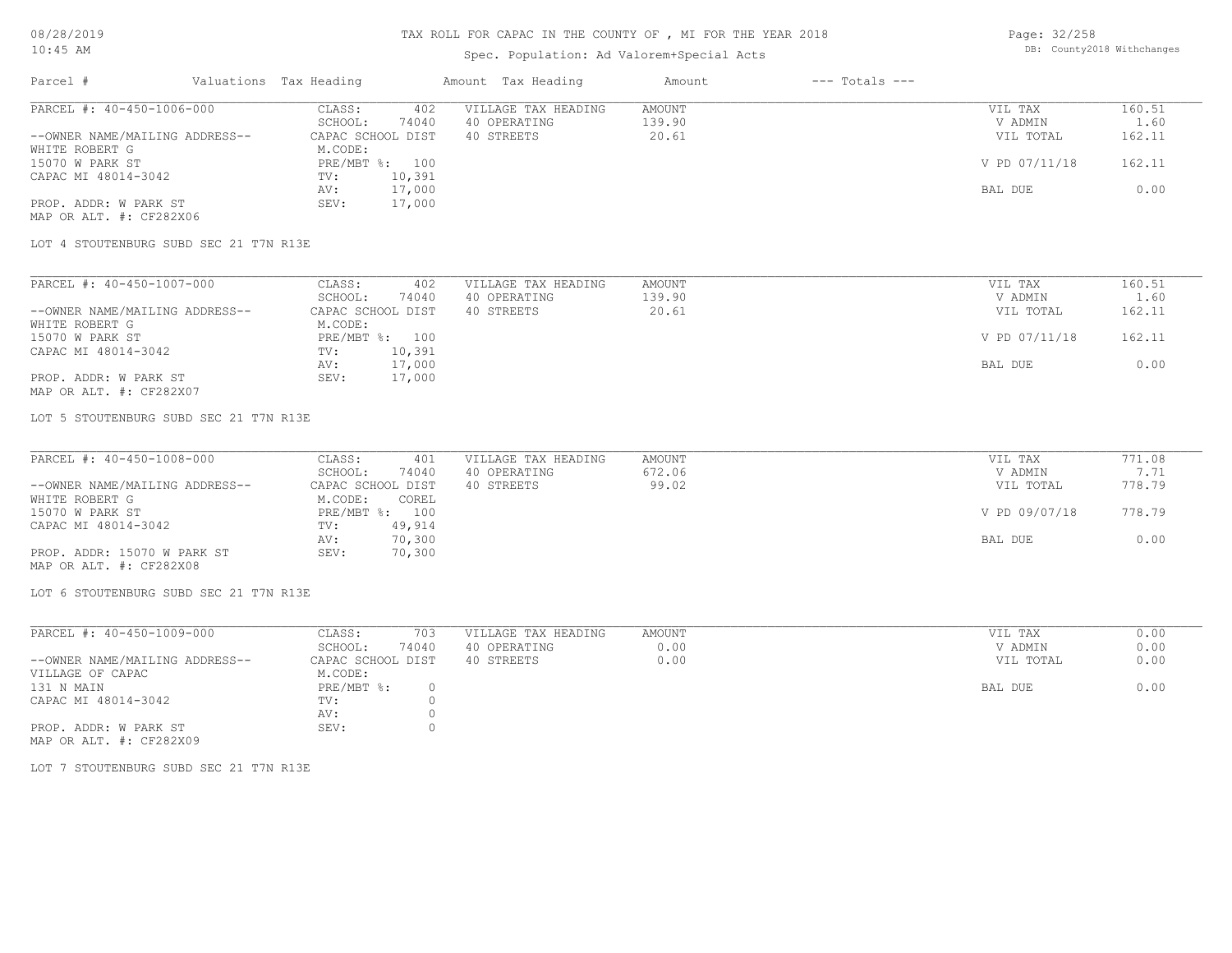# TAX ROLL FOR CAPAC IN THE COUNTY OF , MI FOR THE YEAR 2018

Spec. Population: Ad Valorem+Special Acts

DB: County2018 Withchanges

08/28/2019
10:45 AM

| Parcel # | Valuations | Tax Heading | Amount | Tax Heading | Amount | --- Totals --- | |
|---|---|---|---|---|---|---|---|

---

| PARCEL #: 40-450-1006-000 | CLASS: | 402 | VILLAGE TAX HEADING | AMOUNT | VIL TAX | 160.51 |
|---|---|---|---|---|---|---|
| | SCHOOL: | 74040 | 40 OPERATING | 139.90 | V ADMIN | 1.60 |
| --OWNER NAME/MAILING ADDRESS-- | CAPAC SCHOOL DIST | | 40 STREETS | 20.61 | VIL TOTAL | 162.11 |
| WHITE ROBERT G | M.CODE: | | | | | |
| 15070 W PARK ST | PRE/MBT %: | 100 | | | V PD 07/11/18 | 162.11 |
| CAPAC MI 48014-3042 | TV: | 10,391 | | | | |
| | AV: | 17,000 | | | BAL DUE | 0.00 |
| PROP. ADDR: W PARK ST | SEV: | 17,000 | | | | |
| MAP OR ALT. #: CF282X06 | | | | | | |

LOT 4 STOUTENBURG SUBD SEC 21 T7N R13E

---

| PARCEL #: 40-450-1007-000 | CLASS: | 402 | VILLAGE TAX HEADING | AMOUNT | VIL TAX | 160.51 |
|---|---|---|---|---|---|---|
| | SCHOOL: | 74040 | 40 OPERATING | 139.90 | V ADMIN | 1.60 |
| --OWNER NAME/MAILING ADDRESS-- | CAPAC SCHOOL DIST | | 40 STREETS | 20.61 | VIL TOTAL | 162.11 |
| WHITE ROBERT G | M.CODE: | | | | | |
| 15070 W PARK ST | PRE/MBT %: | 100 | | | V PD 07/11/18 | 162.11 |
| CAPAC MI 48014-3042 | TV: | 10,391 | | | | |
| | AV: | 17,000 | | | BAL DUE | 0.00 |
| PROP. ADDR: W PARK ST | SEV: | 17,000 | | | | |
| MAP OR ALT. #: CF282X07 | | | | | | |

LOT 5 STOUTENBURG SUBD SEC 21 T7N R13E

---

| PARCEL #: 40-450-1008-000 | CLASS: | 401 | VILLAGE TAX HEADING | AMOUNT | VIL TAX | 771.08 |
|---|---|---|---|---|---|---|
| | SCHOOL: | 74040 | 40 OPERATING | 672.06 | V ADMIN | 7.71 |
| --OWNER NAME/MAILING ADDRESS-- | CAPAC SCHOOL DIST | | 40 STREETS | 99.02 | VIL TOTAL | 778.79 |
| WHITE ROBERT G | M.CODE: | COREL | | | | |
| 15070 W PARK ST | PRE/MBT %: | 100 | | | V PD 09/07/18 | 778.79 |
| CAPAC MI 48014-3042 | TV: | 49,914 | | | | |
| | AV: | 70,300 | | | BAL DUE | 0.00 |
| PROP. ADDR: 15070 W PARK ST | SEV: | 70,300 | | | | |
| MAP OR ALT. #: CF282X08 | | | | | | |

LOT 6 STOUTENBURG SUBD SEC 21 T7N R13E

---

| PARCEL #: 40-450-1009-000 | CLASS: | 703 | VILLAGE TAX HEADING | AMOUNT | VIL TAX | 0.00 |
|---|---|---|---|---|---|---|
| | SCHOOL: | 74040 | 40 OPERATING | 0.00 | V ADMIN | 0.00 |
| --OWNER NAME/MAILING ADDRESS-- | CAPAC SCHOOL DIST | | 40 STREETS | 0.00 | VIL TOTAL | 0.00 |
| VILLAGE OF CAPAC | M.CODE: | | | | | |
| 131 N MAIN | PRE/MBT %: | 0 | | | BAL DUE | 0.00 |
| CAPAC MI 48014-3042 | TV: | 0 | | | | |
| | AV: | 0 | | | | |
| PROP. ADDR: W PARK ST | SEV: | 0 | | | | |
| MAP OR ALT. #: CF282X09 | | | | | | |

LOT 7 STOUTENBURG SUBD SEC 21 T7N R13E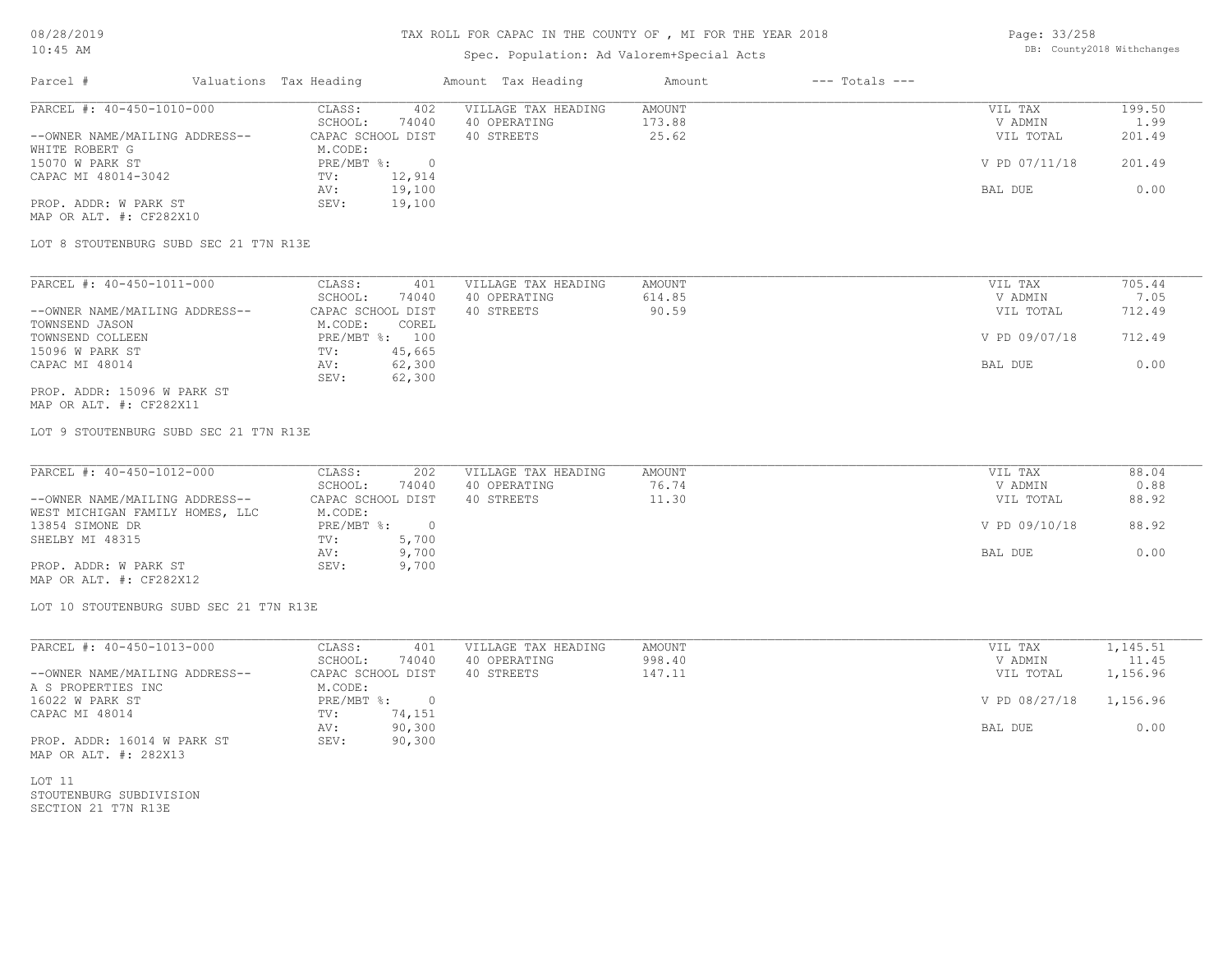# TAX ROLL FOR CAPAC IN THE COUNTY OF , MI FOR THE YEAR 2018

Spec. Population: Ad Valorem+Special Acts

08/28/2019
10:45 AM

DB: County2018 Withchanges

| Parcel # | Valuations Tax Heading | Amount Tax Heading | Amount | --- Totals --- |
|---|---|---|---|---|

## PARCEL #: 40-450-1010-000

| | | | | | |
|---|---|---|---|---|---|
| --OWNER NAME/MAILING ADDRESS-- | CLASS: 402 | VILLAGE TAX HEADING | AMOUNT | VIL TAX | 199.50 |
| WHITE ROBERT G | SCHOOL: 74040 | 40 OPERATING | 173.88 | V ADMIN | 1.99 |
| 15070 W PARK ST | CAPAC SCHOOL DIST | 40 STREETS | 25.62 | VIL TOTAL | 201.49 |
| CAPAC MI 48014-3042 | M.CODE: | | | | |
| | PRE/MBT %: 0 | | | V PD 07/11/18 | 201.49 |
| | TV: 12,914 | | | | |
| | AV: 19,100 | | | BAL DUE | 0.00 |
| PROP. ADDR: W PARK ST | SEV: 19,100 | | | | |
| MAP OR ALT. #: CF282X10 | | | | | |

LOT 8 STOUTENBURG SUBD SEC 21 T7N R13E

## PARCEL #: 40-450-1011-000

| | | | | | |
|---|---|---|---|---|---|
| --OWNER NAME/MAILING ADDRESS-- | CLASS: 401 | VILLAGE TAX HEADING | AMOUNT | VIL TAX | 705.44 |
| TOWNSEND JASON | SCHOOL: 74040 | 40 OPERATING | 614.85 | V ADMIN | 7.05 |
| TOWNSEND COLLEEN | CAPAC SCHOOL DIST | 40 STREETS | 90.59 | VIL TOTAL | 712.49 |
| 15096 W PARK ST | M.CODE: COREL | | | | |
| CAPAC MI 48014 | PRE/MBT %: 100 | | | V PD 09/07/18 | 712.49 |
| | TV: 45,665 | | | | |
| | AV: 62,300 | | | BAL DUE | 0.00 |
| PROP. ADDR: 15096 W PARK ST | SEV: 62,300 | | | | |
| MAP OR ALT. #: CF282X11 | | | | | |

LOT 9 STOUTENBURG SUBD SEC 21 T7N R13E

## PARCEL #: 40-450-1012-000

| | | | | | |
|---|---|---|---|---|---|
| --OWNER NAME/MAILING ADDRESS-- | CLASS: 202 | VILLAGE TAX HEADING | AMOUNT | VIL TAX | 88.04 |
| WEST MICHIGAN FAMILY HOMES, LLC | SCHOOL: 74040 | 40 OPERATING | 76.74 | V ADMIN | 0.88 |
| 13854 SIMONE DR | CAPAC SCHOOL DIST | 40 STREETS | 11.30 | VIL TOTAL | 88.92 |
| SHELBY MI 48315 | M.CODE: | | | | |
| | PRE/MBT %: 0 | | | V PD 09/10/18 | 88.92 |
| | TV: 5,700 | | | | |
| | AV: 9,700 | | | BAL DUE | 0.00 |
| PROP. ADDR: W PARK ST | SEV: 9,700 | | | | |
| MAP OR ALT. #: CF282X12 | | | | | |

LOT 10 STOUTENBURG SUBD SEC 21 T7N R13E

## PARCEL #: 40-450-1013-000

| | | | | | |
|---|---|---|---|---|---|
| --OWNER NAME/MAILING ADDRESS-- | CLASS: 401 | VILLAGE TAX HEADING | AMOUNT | VIL TAX | 1,145.51 |
| A S PROPERTIES INC | SCHOOL: 74040 | 40 OPERATING | 998.40 | V ADMIN | 11.45 |
| 16022 W PARK ST | CAPAC SCHOOL DIST | 40 STREETS | 147.11 | VIL TOTAL | 1,156.96 |
| CAPAC MI 48014 | M.CODE: | | | | |
| | PRE/MBT %: 0 | | | V PD 08/27/18 | 1,156.96 |
| | TV: 74,151 | | | | |
| | AV: 90,300 | | | BAL DUE | 0.00 |
| PROP. ADDR: 16014 W PARK ST | SEV: 90,300 | | | | |
| MAP OR ALT. #: 282X13 | | | | | |

LOT 11
STOUTENBURG SUBDIVISION
SECTION 21 T7N R13E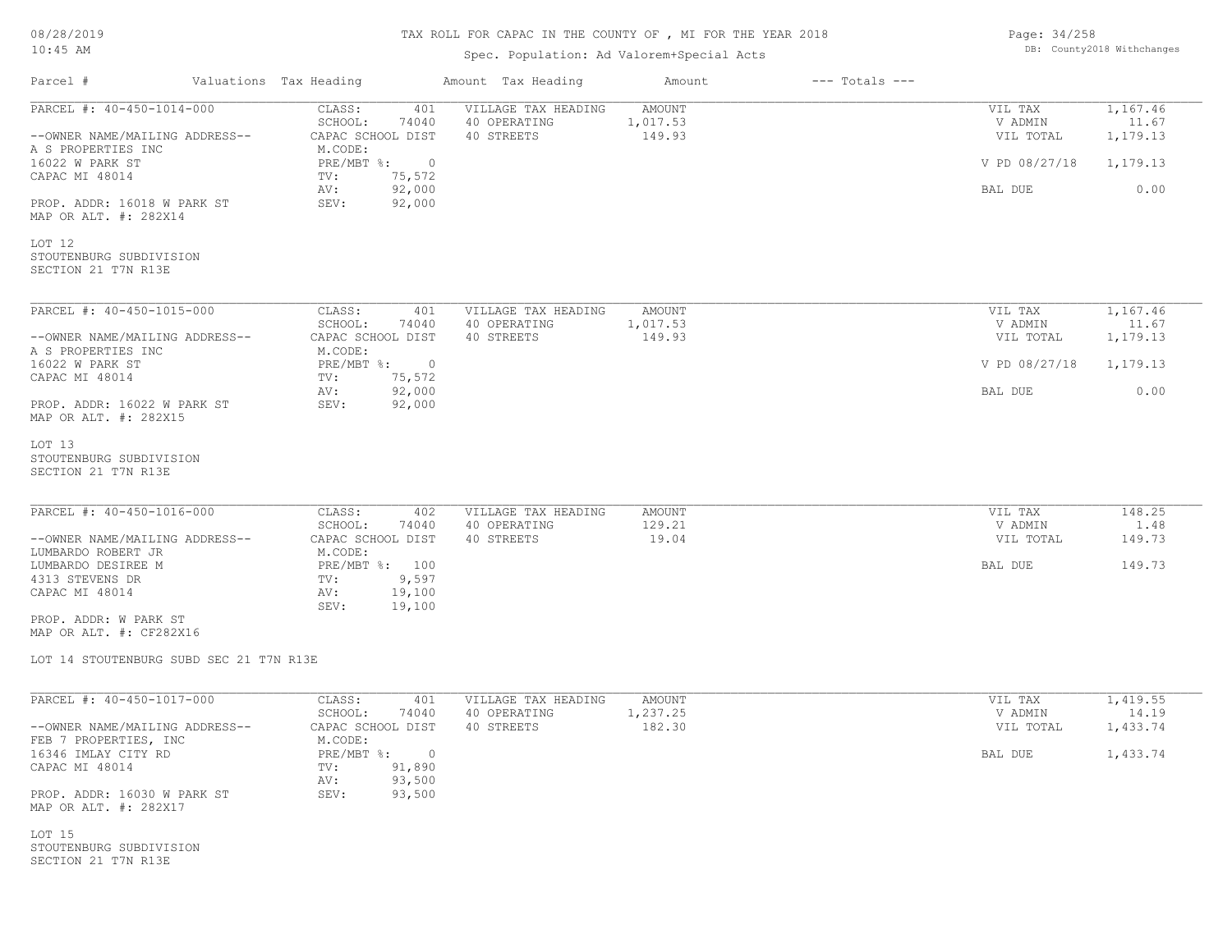# TAX ROLL FOR CAPAC IN THE COUNTY OF , MI FOR THE YEAR 2018

Spec. Population: Ad Valorem+Special Acts

08/28/2019
10:45 AM

DB: County2018 Withchanges

| Parcel # | Valuations | Tax Heading | Amount | Tax Heading | Amount | --- Totals --- | |
|---|---|---|---|---|---|---|---|
| PARCEL #: 40-450-1014-000 | CLASS: 401 | VILLAGE TAX HEADING | AMOUNT | | | VIL TAX | 1,167.46 |
| | SCHOOL: 74040 | 40 OPERATING | 1,017.53 | | | V ADMIN | 11.67 |
| --OWNER NAME/MAILING ADDRESS-- | CAPAC SCHOOL DIST | 40 STREETS | 149.93 | | | VIL TOTAL | 1,179.13 |
| A S PROPERTIES INC | M.CODE: | | | | | | |
| 16022 W PARK ST | PRE/MBT %: 0 | | | | | V PD 08/27/18 | 1,179.13 |
| CAPAC MI 48014 | TV: 75,572 | | | | | | |
| | AV: 92,000 | | | | | BAL DUE | 0.00 |
| PROP. ADDR: 16018 W PARK ST | SEV: 92,000 | | | | | | |
| MAP OR ALT. #: 282X14 | | | | | | | |

LOT 12
STOUTENBURG SUBDIVISION
SECTION 21 T7N R13E

| Parcel # | Valuations | Tax Heading | Amount | Tax Heading | Amount | --- Totals --- | |
|---|---|---|---|---|---|---|---|
| PARCEL #: 40-450-1015-000 | CLASS: 401 | VILLAGE TAX HEADING | AMOUNT | | | VIL TAX | 1,167.46 |
| | SCHOOL: 74040 | 40 OPERATING | 1,017.53 | | | V ADMIN | 11.67 |
| --OWNER NAME/MAILING ADDRESS-- | CAPAC SCHOOL DIST | 40 STREETS | 149.93 | | | VIL TOTAL | 1,179.13 |
| A S PROPERTIES INC | M.CODE: | | | | | | |
| 16022 W PARK ST | PRE/MBT %: 0 | | | | | V PD 08/27/18 | 1,179.13 |
| CAPAC MI 48014 | TV: 75,572 | | | | | | |
| | AV: 92,000 | | | | | BAL DUE | 0.00 |
| PROP. ADDR: 16022 W PARK ST | SEV: 92,000 | | | | | | |
| MAP OR ALT. #: 282X15 | | | | | | | |

LOT 13
STOUTENBURG SUBDIVISION
SECTION 21 T7N R13E

| Parcel # | Valuations | Tax Heading | Amount | Tax Heading | Amount | --- Totals --- | |
|---|---|---|---|---|---|---|---|
| PARCEL #: 40-450-1016-000 | CLASS: 402 | VILLAGE TAX HEADING | AMOUNT | | | VIL TAX | 148.25 |
| | SCHOOL: 74040 | 40 OPERATING | 129.21 | | | V ADMIN | 1.48 |
| --OWNER NAME/MAILING ADDRESS-- | CAPAC SCHOOL DIST | 40 STREETS | 19.04 | | | VIL TOTAL | 149.73 |
| LUMBARDO ROBERT JR | M.CODE: | | | | | | |
| LUMBARDO DESIREE M | PRE/MBT %: 100 | | | | | BAL DUE | 149.73 |
| 4313 STEVENS DR | TV: 9,597 | | | | | | |
| CAPAC MI 48014 | AV: 19,100 | | | | | | |
| | SEV: 19,100 | | | | | | |
| PROP. ADDR: W PARK ST | | | | | | | |
| MAP OR ALT. #: CF282X16 | | | | | | | |

LOT 14 STOUTENBURG SUBD SEC 21 T7N R13E

| Parcel # | Valuations | Tax Heading | Amount | Tax Heading | Amount | --- Totals --- | |
|---|---|---|---|---|---|---|---|
| PARCEL #: 40-450-1017-000 | CLASS: 401 | VILLAGE TAX HEADING | AMOUNT | | | VIL TAX | 1,419.55 |
| | SCHOOL: 74040 | 40 OPERATING | 1,237.25 | | | V ADMIN | 14.19 |
| --OWNER NAME/MAILING ADDRESS-- | CAPAC SCHOOL DIST | 40 STREETS | 182.30 | | | VIL TOTAL | 1,433.74 |
| FEB 7 PROPERTIES, INC | M.CODE: | | | | | | |
| 16346 IMLAY CITY RD | PRE/MBT %: 0 | | | | | BAL DUE | 1,433.74 |
| CAPAC MI 48014 | TV: 91,890 | | | | | | |
| | AV: 93,500 | | | | | | |
| PROP. ADDR: 16030 W PARK ST | SEV: 93,500 | | | | | | |
| MAP OR ALT. #: 282X17 | | | | | | | |

LOT 15
STOUTENBURG SUBDIVISION
SECTION 21 T7N R13E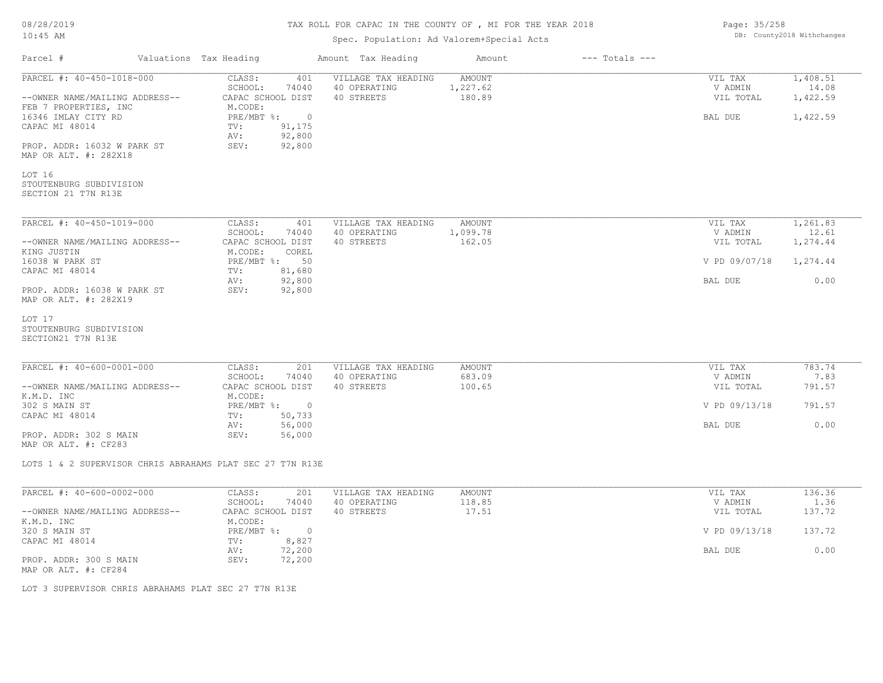# TAX ROLL FOR CAPAC IN THE COUNTY OF , MI FOR THE YEAR 2018

Spec. Population: Ad Valorem+Special Acts

| Parcel # | Valuations | Tax Heading | Amount | Tax Heading | Amount | --- Totals --- | |
|---|---|---|---|---|---|---|---|
| PARCEL #: 40-450-1018-000 | CLASS: | 401 | VILLAGE TAX HEADING | AMOUNT | | VIL TAX | 1,408.51 |
| | SCHOOL: | 74040 | 40 OPERATING | 1,227.62 | | V ADMIN | 14.08 |
| --OWNER NAME/MAILING ADDRESS-- | CAPAC SCHOOL DIST | | 40 STREETS | 180.89 | | VIL TOTAL | 1,422.59 |
| FEB 7 PROPERTIES, INC | M.CODE: | | | | | | |
| 16346 IMLAY CITY RD | PRE/MBT %: | 0 | | | | BAL DUE | 1,422.59 |
| CAPAC MI 48014 | TV: | 91,175 | | | | | |
| | AV: | 92,800 | | | | | |
| PROP. ADDR: 16032 W PARK ST | SEV: | 92,800 | | | | | |
| MAP OR ALT. #: 282X18 | | | | | | | |

LOT 16
STOUTENBURG SUBDIVISION
SECTION 21 T7N R13E

| Parcel # | Valuations | Tax Heading | Amount | Tax Heading | Amount | --- Totals --- | |
|---|---|---|---|---|---|---|---|
| PARCEL #: 40-450-1019-000 | CLASS: | 401 | VILLAGE TAX HEADING | AMOUNT | | VIL TAX | 1,261.83 |
| | SCHOOL: | 74040 | 40 OPERATING | 1,099.78 | | V ADMIN | 12.61 |
| --OWNER NAME/MAILING ADDRESS-- | CAPAC SCHOOL DIST | | 40 STREETS | 162.05 | | VIL TOTAL | 1,274.44 |
| KING JUSTIN | M.CODE: | COREL | | | | | |
| 16038 W PARK ST | PRE/MBT %: | 50 | | | | V PD 09/07/18 | 1,274.44 |
| CAPAC MI 48014 | TV: | 81,680 | | | | | |
| | AV: | 92,800 | | | | BAL DUE | 0.00 |
| PROP. ADDR: 16038 W PARK ST | SEV: | 92,800 | | | | | |
| MAP OR ALT. #: 282X19 | | | | | | | |

LOT 17
STOUTENBURG SUBDIVISION
SECTION21 T7N R13E

| Parcel # | Valuations | Tax Heading | Amount | Tax Heading | Amount | --- Totals --- | |
|---|---|---|---|---|---|---|---|
| PARCEL #: 40-600-0001-000 | CLASS: | 201 | VILLAGE TAX HEADING | AMOUNT | | VIL TAX | 783.74 |
| | SCHOOL: | 74040 | 40 OPERATING | 683.09 | | V ADMIN | 7.83 |
| --OWNER NAME/MAILING ADDRESS-- | CAPAC SCHOOL DIST | | 40 STREETS | 100.65 | | VIL TOTAL | 791.57 |
| K.M.D. INC | M.CODE: | | | | | | |
| 302 S MAIN ST | PRE/MBT %: | 0 | | | | V PD 09/13/18 | 791.57 |
| CAPAC MI 48014 | TV: | 50,733 | | | | | |
| | AV: | 56,000 | | | | BAL DUE | 0.00 |
| PROP. ADDR: 302 S MAIN | SEV: | 56,000 | | | | | |
| MAP OR ALT. #: CF283 | | | | | | | |

LOTS 1 & 2 SUPERVISOR CHRIS ABRAHAMS PLAT SEC 27 T7N R13E

| Parcel # | Valuations | Tax Heading | Amount | Tax Heading | Amount | --- Totals --- | |
|---|---|---|---|---|---|---|---|
| PARCEL #: 40-600-0002-000 | CLASS: | 201 | VILLAGE TAX HEADING | AMOUNT | | VIL TAX | 136.36 |
| | SCHOOL: | 74040 | 40 OPERATING | 118.85 | | V ADMIN | 1.36 |
| --OWNER NAME/MAILING ADDRESS-- | CAPAC SCHOOL DIST | | 40 STREETS | 17.51 | | VIL TOTAL | 137.72 |
| K.M.D. INC | M.CODE: | | | | | | |
| 320 S MAIN ST | PRE/MBT %: | 0 | | | | V PD 09/13/18 | 137.72 |
| CAPAC MI 48014 | TV: | 8,827 | | | | | |
| | AV: | 72,200 | | | | BAL DUE | 0.00 |
| PROP. ADDR: 300 S MAIN | SEV: | 72,200 | | | | | |
| MAP OR ALT. #: CF284 | | | | | | | |

LOT 3 SUPERVISOR CHRIS ABRAHAMS PLAT SEC 27 T7N R13E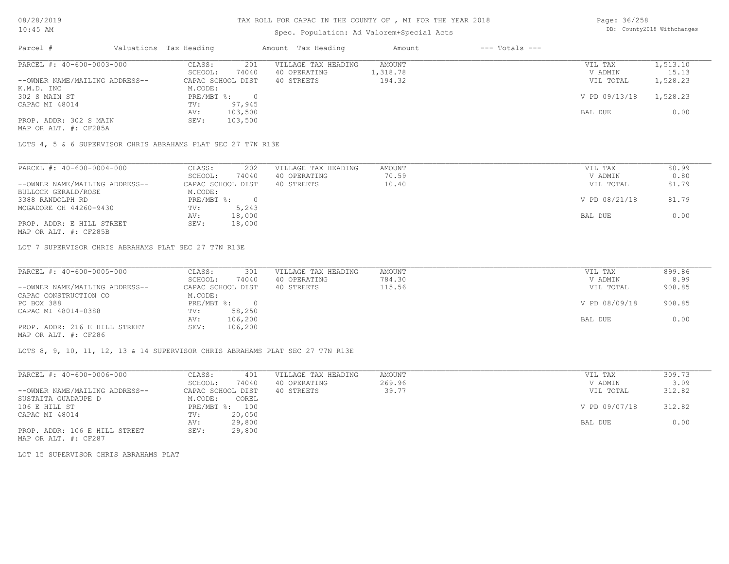# TAX ROLL FOR CAPAC IN THE COUNTY OF , MI FOR THE YEAR 2018

Spec. Population: Ad Valorem+Special Acts

08/28/2019
10:45 AM

DB: County2018 Withchanges

| Parcel # | Valuations | Tax Heading | Amount | Tax Heading | Amount | --- Totals --- | |
|---|---|---|---|---|---|---|---|
| PARCEL #: 40-600-0003-000 | CLASS: | 201 | VILLAGE TAX HEADING | AMOUNT | | VIL TAX | 1,513.10 |
| | SCHOOL: | 74040 | 40 OPERATING | 1,318.78 | | V ADMIN | 15.13 |
| --OWNER NAME/MAILING ADDRESS-- | CAPAC SCHOOL DIST | | 40 STREETS | 194.32 | | VIL TOTAL | 1,528.23 |
| K.M.D. INC | M.CODE: | | | | | | |
| 302 S MAIN ST | PRE/MBT %: | 0 | | | | V PD 09/13/18 | 1,528.23 |
| CAPAC MI 48014 | TV: | 97,945 | | | | | |
| | AV: | 103,500 | | | | BAL DUE | 0.00 |
| PROP. ADDR: 302 S MAIN | SEV: | 103,500 | | | | | |
| MAP OR ALT. #: CF285A | | | | | | | |

LOTS 4, 5 & 6 SUPERVISOR CHRIS ABRAHAMS PLAT SEC 27 T7N R13E

| Parcel # | Valuations | Tax Heading | Amount | Tax Heading | Amount | --- Totals --- | |
|---|---|---|---|---|---|---|---|
| PARCEL #: 40-600-0004-000 | CLASS: | 202 | VILLAGE TAX HEADING | AMOUNT | | VIL TAX | 80.99 |
| | SCHOOL: | 74040 | 40 OPERATING | 70.59 | | V ADMIN | 0.80 |
| --OWNER NAME/MAILING ADDRESS-- | CAPAC SCHOOL DIST | | 40 STREETS | 10.40 | | VIL TOTAL | 81.79 |
| BULLOCK GERALD/ROSE | M.CODE: | | | | | | |
| 3388 RANDOLPH RD | PRE/MBT %: | 0 | | | | V PD 08/21/18 | 81.79 |
| MOGADORE OH 44260-9430 | TV: | 5,243 | | | | | |
| | AV: | 18,000 | | | | BAL DUE | 0.00 |
| PROP. ADDR: E HILL STREET | SEV: | 18,000 | | | | | |
| MAP OR ALT. #: CF285B | | | | | | | |

LOT 7 SUPERVISOR CHRIS ABRAHAMS PLAT SEC 27 T7N R13E

| Parcel # | Valuations | Tax Heading | Amount | Tax Heading | Amount | --- Totals --- | |
|---|---|---|---|---|---|---|---|
| PARCEL #: 40-600-0005-000 | CLASS: | 301 | VILLAGE TAX HEADING | AMOUNT | | VIL TAX | 899.86 |
| | SCHOOL: | 74040 | 40 OPERATING | 784.30 | | V ADMIN | 8.99 |
| --OWNER NAME/MAILING ADDRESS-- | CAPAC SCHOOL DIST | | 40 STREETS | 115.56 | | VIL TOTAL | 908.85 |
| CAPAC CONSTRUCTION CO | M.CODE: | | | | | | |
| PO BOX 388 | PRE/MBT %: | 0 | | | | V PD 08/09/18 | 908.85 |
| CAPAC MI 48014-0388 | TV: | 58,250 | | | | | |
| | AV: | 106,200 | | | | BAL DUE | 0.00 |
| PROP. ADDR: 216 E HILL STREET | SEV: | 106,200 | | | | | |
| MAP OR ALT. #: CF286 | | | | | | | |

LOTS 8, 9, 10, 11, 12, 13 & 14 SUPERVISOR CHRIS ABRAHAMS PLAT SEC 27 T7N R13E

| Parcel # | Valuations | Tax Heading | Amount | Tax Heading | Amount | --- Totals --- | |
|---|---|---|---|---|---|---|---|
| PARCEL #: 40-600-0006-000 | CLASS: | 401 | VILLAGE TAX HEADING | AMOUNT | | VIL TAX | 309.73 |
| | SCHOOL: | 74040 | 40 OPERATING | 269.96 | | V ADMIN | 3.09 |
| --OWNER NAME/MAILING ADDRESS-- | CAPAC SCHOOL DIST | | 40 STREETS | 39.77 | | VIL TOTAL | 312.82 |
| SUSTAITA GUADAUPE D | M.CODE: | COREL | | | | | |
| 106 E HILL ST | PRE/MBT %: | 100 | | | | V PD 09/07/18 | 312.82 |
| CAPAC MI 48014 | TV: | 20,050 | | | | | |
| | AV: | 29,800 | | | | BAL DUE | 0.00 |
| PROP. ADDR: 106 E HILL STREET | SEV: | 29,800 | | | | | |
| MAP OR ALT. #: CF287 | | | | | | | |

LOT 15 SUPERVISOR CHRIS ABRAHAMS PLAT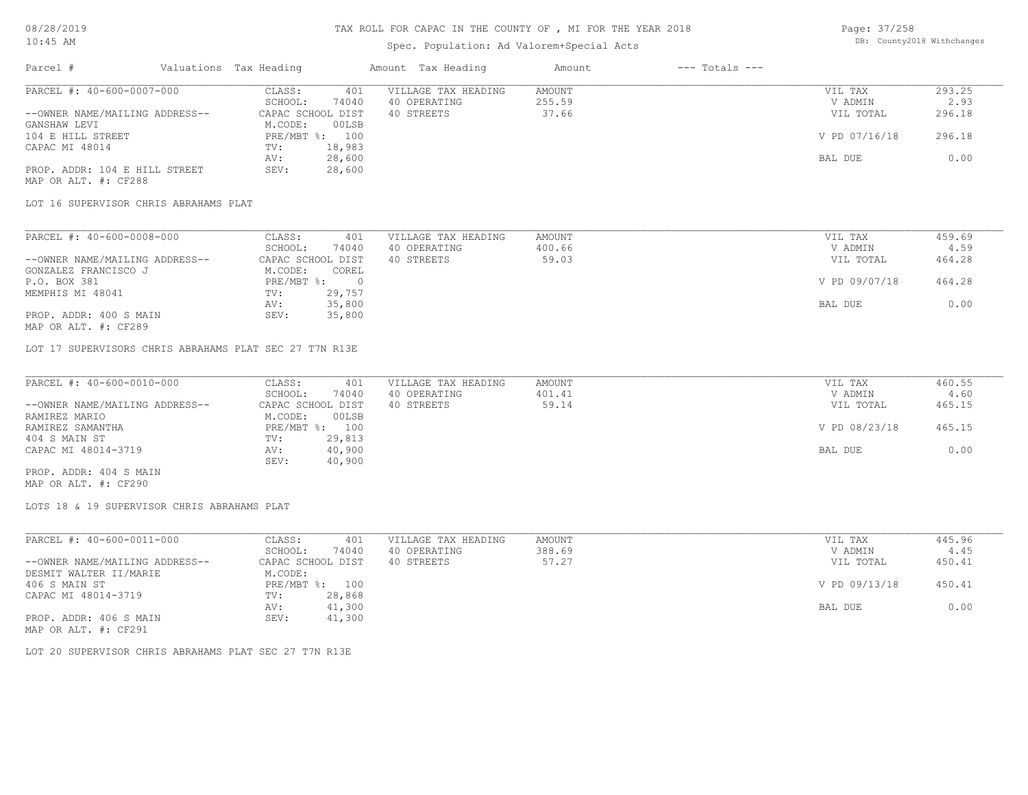# TAX ROLL FOR CAPAC IN THE COUNTY OF , MI FOR THE YEAR 2018

Spec. Population: Ad Valorem+Special Acts

| Parcel # | Valuations | Tax Heading | Amount | Tax Heading | Amount | --- Totals --- | |
|---|---|---|---|---|---|---|---|

---

**PARCEL #: 40-600-0007-000**

--OWNER NAME/MAILING ADDRESS--
GANSHAW LEVI
104 E HILL STREET
CAPAC MI 48014

PROP. ADDR: 104 E HILL STREET
MAP OR ALT. #: CF288

| | | | | | |
|---|---|---|---|---|---|
| CLASS: | 401 | VILLAGE TAX HEADING | AMOUNT | VIL TAX | 293.25 |
| SCHOOL: | 74040 | 40 OPERATING | 255.59 | V ADMIN | 2.93 |
| CAPAC SCHOOL DIST | | 40 STREETS | 37.66 | VIL TOTAL | 296.18 |
| M.CODE: | 00LSB | | | | |
| PRE/MBT %: | 100 | | | V PD 07/16/18 | 296.18 |
| TV: | 18,983 | | | | |
| AV: | 28,600 | | | BAL DUE | 0.00 |
| SEV: | 28,600 | | | | |

LOT 16 SUPERVISOR CHRIS ABRAHAMS PLAT

---

**PARCEL #: 40-600-0008-000**

--OWNER NAME/MAILING ADDRESS--
GONZALEZ FRANCISCO J
P.O. BOX 381
MEMPHIS MI 48041

PROP. ADDR: 400 S MAIN
MAP OR ALT. #: CF289

| | | | | | |
|---|---|---|---|---|---|
| CLASS: | 401 | VILLAGE TAX HEADING | AMOUNT | VIL TAX | 459.69 |
| SCHOOL: | 74040 | 40 OPERATING | 400.66 | V ADMIN | 4.59 |
| CAPAC SCHOOL DIST | | 40 STREETS | 59.03 | VIL TOTAL | 464.28 |
| M.CODE: | COREL | | | | |
| PRE/MBT %: | 0 | | | V PD 09/07/18 | 464.28 |
| TV: | 29,757 | | | | |
| AV: | 35,800 | | | BAL DUE | 0.00 |
| SEV: | 35,800 | | | | |

LOT 17 SUPERVISORS CHRIS ABRAHAMS PLAT SEC 27 T7N R13E

---

**PARCEL #: 40-600-0010-000**

--OWNER NAME/MAILING ADDRESS--
RAMIREZ MARIO
RAMIREZ SAMANTHA
404 S MAIN ST
CAPAC MI 48014-3719

PROP. ADDR: 404 S MAIN
MAP OR ALT. #: CF290

| | | | | | |
|---|---|---|---|---|---|
| CLASS: | 401 | VILLAGE TAX HEADING | AMOUNT | VIL TAX | 460.55 |
| SCHOOL: | 74040 | 40 OPERATING | 401.41 | V ADMIN | 4.60 |
| CAPAC SCHOOL DIST | | 40 STREETS | 59.14 | VIL TOTAL | 465.15 |
| M.CODE: | 00LSB | | | | |
| PRE/MBT %: | 100 | | | V PD 08/23/18 | 465.15 |
| TV: | 29,813 | | | | |
| AV: | 40,900 | | | BAL DUE | 0.00 |
| SEV: | 40,900 | | | | |

LOTS 18 & 19 SUPERVISOR CHRIS ABRAHAMS PLAT

---

**PARCEL #: 40-600-0011-000**

--OWNER NAME/MAILING ADDRESS--
DESMIT WALTER II/MARIE
406 S MAIN ST
CAPAC MI 48014-3719

PROP. ADDR: 406 S MAIN
MAP OR ALT. #: CF291

| | | | | | |
|---|---|---|---|---|---|
| CLASS: | 401 | VILLAGE TAX HEADING | AMOUNT | VIL TAX | 445.96 |
| SCHOOL: | 74040 | 40 OPERATING | 388.69 | V ADMIN | 4.45 |
| CAPAC SCHOOL DIST | | 40 STREETS | 57.27 | VIL TOTAL | 450.41 |
| M.CODE: | | | | | |
| PRE/MBT %: | 100 | | | V PD 09/13/18 | 450.41 |
| TV: | 28,868 | | | | |
| AV: | 41,300 | | | BAL DUE | 0.00 |
| SEV: | 41,300 | | | | |

LOT 20 SUPERVISOR CHRIS ABRAHAMS PLAT SEC 27 T7N R13E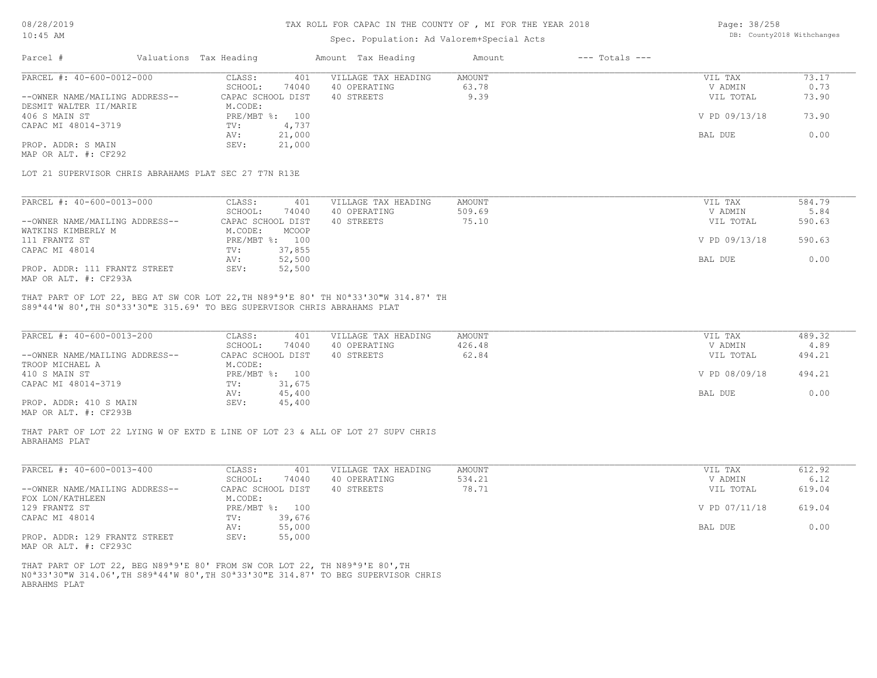# TAX ROLL FOR CAPAC IN THE COUNTY OF , MI FOR THE YEAR 2018

Spec. Population: Ad Valorem+Special Acts

08/28/2019
10:45 AM

DB: County2018 Withchanges

| Parcel # | Valuations | Tax Heading | Amount | Tax Heading | Amount | --- Totals --- | |
|---|---|---|---|---|---|---|---|

---

| PARCEL #: 40-600-0012-000 | CLASS: | 401 | VILLAGE TAX HEADING | AMOUNT | VIL TAX | 73.17 |
|---|---|---|---|---|---|---|
| | SCHOOL: | 74040 | 40 OPERATING | 63.78 | V ADMIN | 0.73 |
| --OWNER NAME/MAILING ADDRESS-- | CAPAC SCHOOL DIST | | 40 STREETS | 9.39 | VIL TOTAL | 73.90 |
| DESMIT WALTER II/MARIE | M.CODE: | | | | | |
| 406 S MAIN ST | PRE/MBT %: | 100 | | | V PD 09/13/18 | 73.90 |
| CAPAC MI 48014-3719 | TV: | 4,737 | | | | |
| | AV: | 21,000 | | | BAL DUE | 0.00 |
| PROP. ADDR: S MAIN | SEV: | 21,000 | | | | |
| MAP OR ALT. #: CF292 | | | | | | |

LOT 21 SUPERVISOR CHRIS ABRAHAMS PLAT SEC 27 T7N R13E

---

| PARCEL #: 40-600-0013-000 | CLASS: | 401 | VILLAGE TAX HEADING | AMOUNT | VIL TAX | 584.79 |
|---|---|---|---|---|---|---|
| | SCHOOL: | 74040 | 40 OPERATING | 509.69 | V ADMIN | 5.84 |
| --OWNER NAME/MAILING ADDRESS-- | CAPAC SCHOOL DIST | | 40 STREETS | 75.10 | VIL TOTAL | 590.63 |
| WATKINS KIMBERLY M | M.CODE: | MCOOP | | | | |
| 111 FRANTZ ST | PRE/MBT %: | 100 | | | V PD 09/13/18 | 590.63 |
| CAPAC MI 48014 | TV: | 37,855 | | | | |
| | AV: | 52,500 | | | BAL DUE | 0.00 |
| PROP. ADDR: 111 FRANTZ STREET | SEV: | 52,500 | | | | |
| MAP OR ALT. #: CF293A | | | | | | |

THAT PART OF LOT 22, BEG AT SW COR LOT 22,TH N89ª9'E 80' TH N0ª33'30"W 314.87' TH S89ª44'W 80',TH S0ª33'30"E 315.69' TO BEG SUPERVISOR CHRIS ABRAHAMS PLAT

---

| PARCEL #: 40-600-0013-200 | CLASS: | 401 | VILLAGE TAX HEADING | AMOUNT | VIL TAX | 489.32 |
|---|---|---|---|---|---|---|
| | SCHOOL: | 74040 | 40 OPERATING | 426.48 | V ADMIN | 4.89 |
| --OWNER NAME/MAILING ADDRESS-- | CAPAC SCHOOL DIST | | 40 STREETS | 62.84 | VIL TOTAL | 494.21 |
| TROOP MICHAEL A | M.CODE: | | | | | |
| 410 S MAIN ST | PRE/MBT %: | 100 | | | V PD 08/09/18 | 494.21 |
| CAPAC MI 48014-3719 | TV: | 31,675 | | | | |
| | AV: | 45,400 | | | BAL DUE | 0.00 |
| PROP. ADDR: 410 S MAIN | SEV: | 45,400 | | | | |
| MAP OR ALT. #: CF293B | | | | | | |

THAT PART OF LOT 22 LYING W OF EXTD E LINE OF LOT 23 & ALL OF LOT 27 SUPV CHRIS ABRAHAMS PLAT

---

| PARCEL #: 40-600-0013-400 | CLASS: | 401 | VILLAGE TAX HEADING | AMOUNT | VIL TAX | 612.92 |
|---|---|---|---|---|---|---|
| | SCHOOL: | 74040 | 40 OPERATING | 534.21 | V ADMIN | 6.12 |
| --OWNER NAME/MAILING ADDRESS-- | CAPAC SCHOOL DIST | | 40 STREETS | 78.71 | VIL TOTAL | 619.04 |
| FOX LON/KATHLEEN | M.CODE: | | | | | |
| 129 FRANTZ ST | PRE/MBT %: | 100 | | | V PD 07/11/18 | 619.04 |
| CAPAC MI 48014 | TV: | 39,676 | | | | |
| | AV: | 55,000 | | | BAL DUE | 0.00 |
| PROP. ADDR: 129 FRANTZ STREET | SEV: | 55,000 | | | | |
| MAP OR ALT. #: CF293C | | | | | | |

THAT PART OF LOT 22, BEG N89ª9'E 80' FROM SW COR LOT 22, TH N89ª9'E 80',TH N0ª33'30"W 314.06',TH S89ª44'W 80',TH S0ª33'30"E 314.87' TO BEG SUPERVISOR CHRIS ABRAHMS PLAT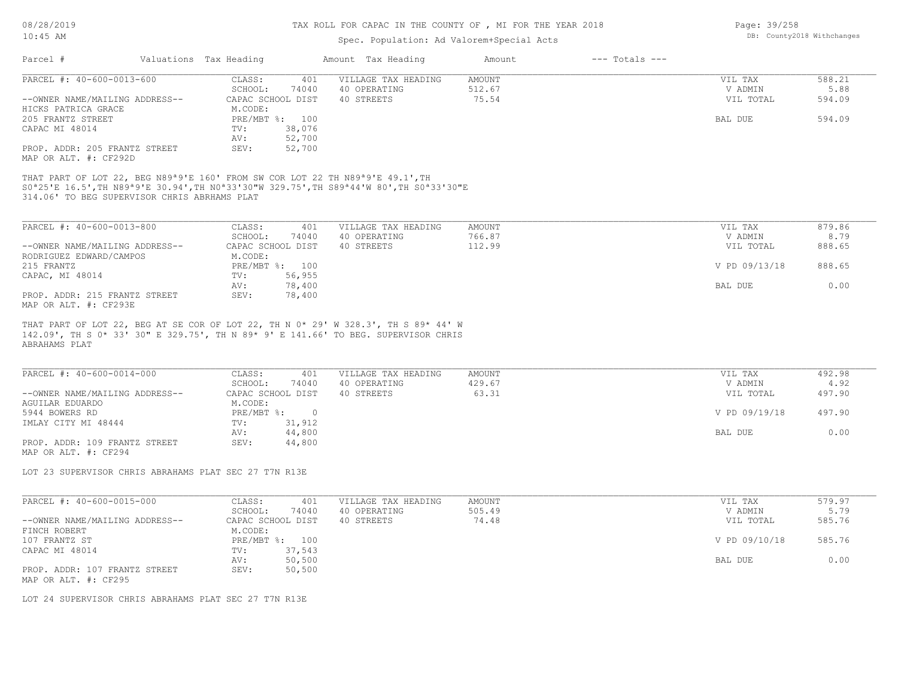Spec. Population: Ad Valorem+Special Acts

| Parcel # | Valuations | Tax Heading | Amount | Tax Heading | Amount | --- Totals --- |
|---|---|---|---|---|---|---|

PARCEL #: 40-600-0013-600

| | | | | |
|---|---|---|---|---|
| CLASS: 401 | VILLAGE TAX HEADING | AMOUNT | VIL TAX | 588.21 |
| SCHOOL: 74040 | 40 OPERATING | 512.67 | V ADMIN | 5.88 |
| CAPAC SCHOOL DIST | 40 STREETS | 75.54 | VIL TOTAL | 594.09 |
| M.CODE: | | | | |
| PRE/MBT %: 100 | | | BAL DUE | 594.09 |
| TV: 38,076 | | | | |
| AV: 52,700 | | | | |
| SEV: 52,700 | | | | |

--OWNER NAME/MAILING ADDRESS--
HICKS PATRICA GRACE
205 FRANTZ STREET
CAPAC MI 48014

PROP. ADDR: 205 FRANTZ STREET
MAP OR ALT. #: CF292D

THAT PART OF LOT 22, BEG N89ª9'E 160' FROM SW COR LOT 22 TH N89ª9'E 49.1',TH S0ª25'E 16.5',TH N89ª9'E 30.94',TH N0ª33'30"W 329.75',TH S89ª44'W 80',TH S0ª33'30"E 314.06' TO BEG SUPERVISOR CHRIS ABRHAMS PLAT

---

PARCEL #: 40-600-0013-800

| | | | | |
|---|---|---|---|---|
| CLASS: 401 | VILLAGE TAX HEADING | AMOUNT | VIL TAX | 879.86 |
| SCHOOL: 74040 | 40 OPERATING | 766.87 | V ADMIN | 8.79 |
| CAPAC SCHOOL DIST | 40 STREETS | 112.99 | VIL TOTAL | 888.65 |
| M.CODE: | | | | |
| PRE/MBT %: 100 | | | V PD 09/13/18 | 888.65 |
| TV: 56,955 | | | | |
| AV: 78,400 | | | BAL DUE | 0.00 |
| SEV: 78,400 | | | | |

--OWNER NAME/MAILING ADDRESS--
RODRIGUEZ EDWARD/CAMPOS
215 FRANTZ
CAPAC, MI 48014

PROP. ADDR: 215 FRANTZ STREET
MAP OR ALT. #: CF293E

THAT PART OF LOT 22, BEG AT SE COR OF LOT 22, TH N 0* 29' W 328.3', TH S 89* 44' W 142.09', TH S 0* 33' 30" E 329.75', TH N 89* 9' E 141.66' TO BEG. SUPERVISOR CHRIS ABRAHAMS PLAT

---

PARCEL #: 40-600-0014-000

| | | | | |
|---|---|---|---|---|
| CLASS: 401 | VILLAGE TAX HEADING | AMOUNT | VIL TAX | 492.98 |
| SCHOOL: 74040 | 40 OPERATING | 429.67 | V ADMIN | 4.92 |
| CAPAC SCHOOL DIST | 40 STREETS | 63.31 | VIL TOTAL | 497.90 |
| M.CODE: | | | | |
| PRE/MBT %: 0 | | | V PD 09/19/18 | 497.90 |
| TV: 31,912 | | | | |
| AV: 44,800 | | | BAL DUE | 0.00 |
| SEV: 44,800 | | | | |

--OWNER NAME/MAILING ADDRESS--
AGUILAR EDUARDO
5944 BOWERS RD
IMLAY CITY MI 48444

PROP. ADDR: 109 FRANTZ STREET
MAP OR ALT. #: CF294

LOT 23 SUPERVISOR CHRIS ABRAHAMS PLAT SEC 27 T7N R13E

---

PARCEL #: 40-600-0015-000

| | | | | |
|---|---|---|---|---|
| CLASS: 401 | VILLAGE TAX HEADING | AMOUNT | VIL TAX | 579.97 |
| SCHOOL: 74040 | 40 OPERATING | 505.49 | V ADMIN | 5.79 |
| CAPAC SCHOOL DIST | 40 STREETS | 74.48 | VIL TOTAL | 585.76 |
| M.CODE: | | | | |
| PRE/MBT %: 100 | | | V PD 09/10/18 | 585.76 |
| TV: 37,543 | | | | |
| AV: 50,500 | | | BAL DUE | 0.00 |
| SEV: 50,500 | | | | |

--OWNER NAME/MAILING ADDRESS--
FINCH ROBERT
107 FRANTZ ST
CAPAC MI 48014

PROP. ADDR: 107 FRANTZ STREET
MAP OR ALT. #: CF295

LOT 24 SUPERVISOR CHRIS ABRAHAMS PLAT SEC 27 T7N R13E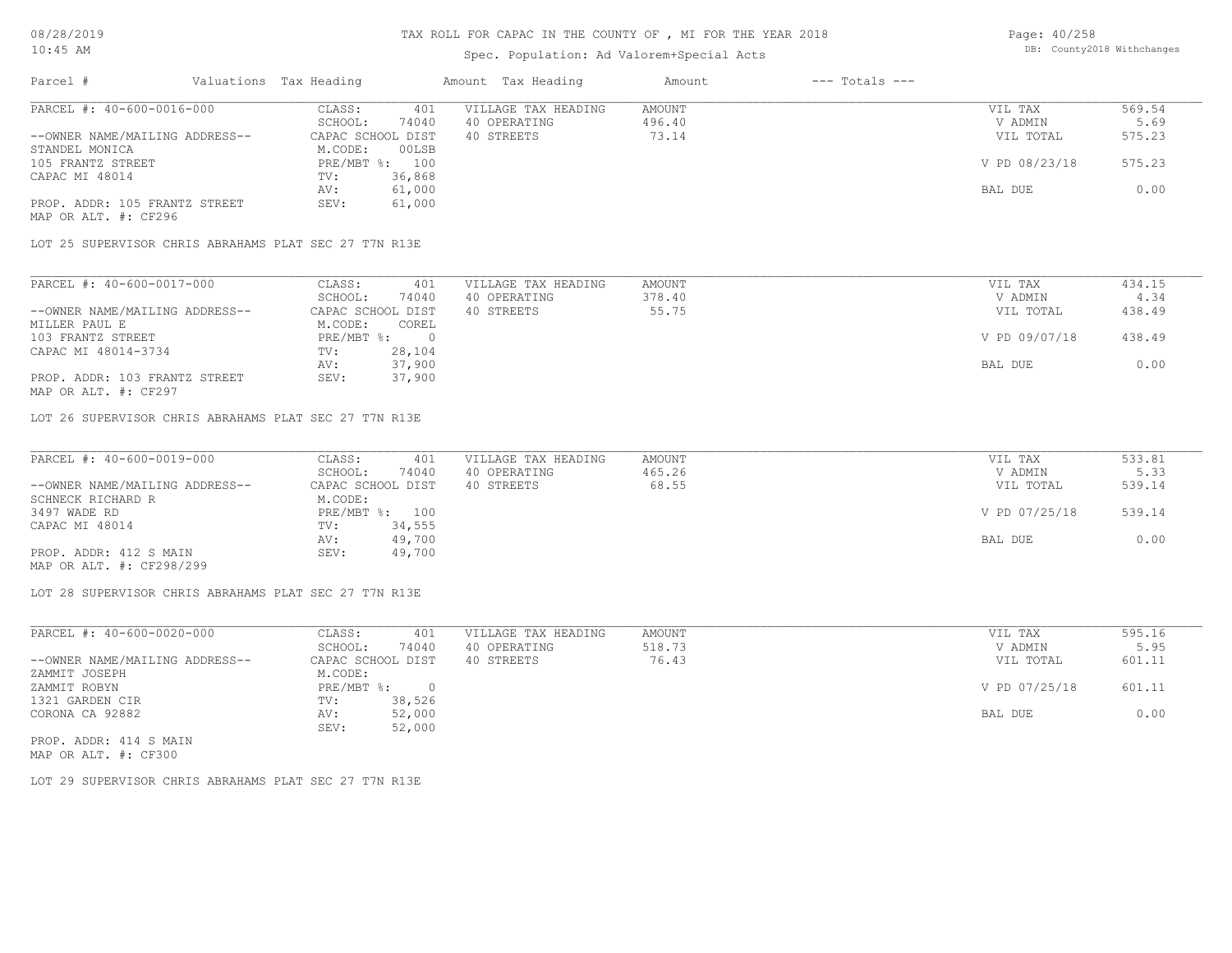# TAX ROLL FOR CAPAC IN THE COUNTY OF , MI FOR THE YEAR 2018

Spec. Population: Ad Valorem+Special Acts

| Parcel # | Valuations | Tax Heading | Amount | Tax Heading | Amount | --- Totals --- | |
|---|---|---|---|---|---|---|---|
| PARCEL #: 40-600-0016-000 | CLASS: | 401 | VILLAGE TAX HEADING | AMOUNT | | VIL TAX | 569.54 |
| | SCHOOL: | 74040 | 40 OPERATING | 496.40 | | V ADMIN | 5.69 |
| --OWNER NAME/MAILING ADDRESS-- | CAPAC SCHOOL DIST | | 40 STREETS | 73.14 | | VIL TOTAL | 575.23 |
| STANDEL MONICA | M.CODE: | 00LSB | | | | | |
| 105 FRANTZ STREET | PRE/MBT %: | 100 | | | | V PD 08/23/18 | 575.23 |
| CAPAC MI 48014 | TV: | 36,868 | | | | | |
| | AV: | 61,000 | | | | BAL DUE | 0.00 |
| PROP. ADDR: 105 FRANTZ STREET | SEV: | 61,000 | | | | | |
| MAP OR ALT. #: CF296 | | | | | | | |

LOT 25 SUPERVISOR CHRIS ABRAHAMS PLAT SEC 27 T7N R13E

| Parcel # | Valuations | Tax Heading | Amount | Tax Heading | Amount | --- Totals --- | |
|---|---|---|---|---|---|---|---|
| PARCEL #: 40-600-0017-000 | CLASS: | 401 | VILLAGE TAX HEADING | AMOUNT | | VIL TAX | 434.15 |
| | SCHOOL: | 74040 | 40 OPERATING | 378.40 | | V ADMIN | 4.34 |
| --OWNER NAME/MAILING ADDRESS-- | CAPAC SCHOOL DIST | | 40 STREETS | 55.75 | | VIL TOTAL | 438.49 |
| MILLER PAUL E | M.CODE: | COREL | | | | | |
| 103 FRANTZ STREET | PRE/MBT %: | 0 | | | | V PD 09/07/18 | 438.49 |
| CAPAC MI 48014-3734 | TV: | 28,104 | | | | | |
| | AV: | 37,900 | | | | BAL DUE | 0.00 |
| PROP. ADDR: 103 FRANTZ STREET | SEV: | 37,900 | | | | | |
| MAP OR ALT. #: CF297 | | | | | | | |

LOT 26 SUPERVISOR CHRIS ABRAHAMS PLAT SEC 27 T7N R13E

| Parcel # | Valuations | Tax Heading | Amount | Tax Heading | Amount | --- Totals --- | |
|---|---|---|---|---|---|---|---|
| PARCEL #: 40-600-0019-000 | CLASS: | 401 | VILLAGE TAX HEADING | AMOUNT | | VIL TAX | 533.81 |
| | SCHOOL: | 74040 | 40 OPERATING | 465.26 | | V ADMIN | 5.33 |
| --OWNER NAME/MAILING ADDRESS-- | CAPAC SCHOOL DIST | | 40 STREETS | 68.55 | | VIL TOTAL | 539.14 |
| SCHNECK RICHARD R | M.CODE: | | | | | | |
| 3497 WADE RD | PRE/MBT %: | 100 | | | | V PD 07/25/18 | 539.14 |
| CAPAC MI 48014 | TV: | 34,555 | | | | | |
| | AV: | 49,700 | | | | BAL DUE | 0.00 |
| PROP. ADDR: 412 S MAIN | SEV: | 49,700 | | | | | |
| MAP OR ALT. #: CF298/299 | | | | | | | |

LOT 28 SUPERVISOR CHRIS ABRAHAMS PLAT SEC 27 T7N R13E

| Parcel # | Valuations | Tax Heading | Amount | Tax Heading | Amount | --- Totals --- | |
|---|---|---|---|---|---|---|---|
| PARCEL #: 40-600-0020-000 | CLASS: | 401 | VILLAGE TAX HEADING | AMOUNT | | VIL TAX | 595.16 |
| | SCHOOL: | 74040 | 40 OPERATING | 518.73 | | V ADMIN | 5.95 |
| --OWNER NAME/MAILING ADDRESS-- | CAPAC SCHOOL DIST | | 40 STREETS | 76.43 | | VIL TOTAL | 601.11 |
| ZAMMIT JOSEPH | M.CODE: | | | | | | |
| ZAMMIT ROBYN | PRE/MBT %: | 0 | | | | V PD 07/25/18 | 601.11 |
| 1321 GARDEN CIR | TV: | 38,526 | | | | | |
| CORONA CA 92882 | AV: | 52,000 | | | | BAL DUE | 0.00 |
| | SEV: | 52,000 | | | | | |
| PROP. ADDR: 414 S MAIN | | | | | | | |
| MAP OR ALT. #: CF300 | | | | | | | |

LOT 29 SUPERVISOR CHRIS ABRAHAMS PLAT SEC 27 T7N R13E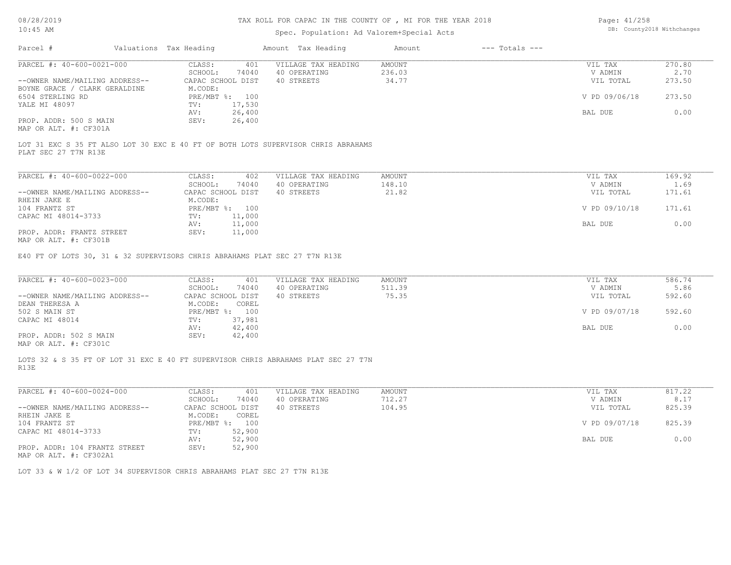# TAX ROLL FOR CAPAC IN THE COUNTY OF , MI FOR THE YEAR 2018

Spec. Population: Ad Valorem+Special Acts

| Parcel # | Valuations | Tax Heading | Amount | Tax Heading | Amount | --- Totals --- | |
|---|---|---|---|---|---|---|---|

---

**PARCEL #: 40-600-0021-000**

| | | | | | |
|---|---|---|---|---|---|
| CLASS: | 401 | VILLAGE TAX HEADING | AMOUNT | VIL TAX | 270.80 |
| SCHOOL: | 74040 | 40 OPERATING | 236.03 | V ADMIN | 2.70 |
| CAPAC SCHOOL DIST | | 40 STREETS | 34.77 | VIL TOTAL | 273.50 |
| M.CODE: | | | | | |
| PRE/MBT %: | 100 | | | V PD 09/06/18 | 273.50 |
| TV: | 17,530 | | | | |
| AV: | 26,400 | | | BAL DUE | 0.00 |
| SEV: | 26,400 | | | | |

--OWNER NAME/MAILING ADDRESS--
BOYNE GRACE / CLARK GERALDINE
6504 STERLING RD
YALE MI 48097

PROP. ADDR: 500 S MAIN
MAP OR ALT. #: CF301A

LOT 31 EXC S 35 FT ALSO LOT 30 EXC E 40 FT OF BOTH LOTS SUPERVISOR CHRIS ABRAHAMS PLAT SEC 27 T7N R13E

---

**PARCEL #: 40-600-0022-000**

| | | | | | |
|---|---|---|---|---|---|
| CLASS: | 402 | VILLAGE TAX HEADING | AMOUNT | VIL TAX | 169.92 |
| SCHOOL: | 74040 | 40 OPERATING | 148.10 | V ADMIN | 1.69 |
| CAPAC SCHOOL DIST | | 40 STREETS | 21.82 | VIL TOTAL | 171.61 |
| M.CODE: | | | | | |
| PRE/MBT %: | 100 | | | V PD 09/10/18 | 171.61 |
| TV: | 11,000 | | | | |
| AV: | 11,000 | | | BAL DUE | 0.00 |
| SEV: | 11,000 | | | | |

--OWNER NAME/MAILING ADDRESS--
RHEIN JAKE E
104 FRANTZ ST
CAPAC MI 48014-3733

PROP. ADDR: FRANTZ STREET
MAP OR ALT. #: CF301B

E40 FT OF LOTS 30, 31 & 32 SUPERVISORS CHRIS ABRAHAMS PLAT SEC 27 T7N R13E

---

**PARCEL #: 40-600-0023-000**

| | | | | | |
|---|---|---|---|---|---|
| CLASS: | 401 | VILLAGE TAX HEADING | AMOUNT | VIL TAX | 586.74 |
| SCHOOL: | 74040 | 40 OPERATING | 511.39 | V ADMIN | 5.86 |
| CAPAC SCHOOL DIST | | 40 STREETS | 75.35 | VIL TOTAL | 592.60 |
| M.CODE: | COREL | | | | |
| PRE/MBT %: | 100 | | | V PD 09/07/18 | 592.60 |
| TV: | 37,981 | | | | |
| AV: | 42,400 | | | BAL DUE | 0.00 |
| SEV: | 42,400 | | | | |

--OWNER NAME/MAILING ADDRESS--
DEAN THERESA A
502 S MAIN ST
CAPAC MI 48014

PROP. ADDR: 502 S MAIN
MAP OR ALT. #: CF301C

LOTS 32 & S 35 FT OF LOT 31 EXC E 40 FT SUPERVISOR CHRIS ABRAHAMS PLAT SEC 27 T7N R13E

---

**PARCEL #: 40-600-0024-000**

| | | | | | |
|---|---|---|---|---|---|
| CLASS: | 401 | VILLAGE TAX HEADING | AMOUNT | VIL TAX | 817.22 |
| SCHOOL: | 74040 | 40 OPERATING | 712.27 | V ADMIN | 8.17 |
| CAPAC SCHOOL DIST | | 40 STREETS | 104.95 | VIL TOTAL | 825.39 |
| M.CODE: | COREL | | | | |
| PRE/MBT %: | 100 | | | V PD 09/07/18 | 825.39 |
| TV: | 52,900 | | | | |
| AV: | 52,900 | | | BAL DUE | 0.00 |
| SEV: | 52,900 | | | | |

--OWNER NAME/MAILING ADDRESS--
RHEIN JAKE E
104 FRANTZ ST
CAPAC MI 48014-3733

PROP. ADDR: 104 FRANTZ STREET
MAP OR ALT. #: CF302A1

LOT 33 & W 1/2 OF LOT 34 SUPERVISOR CHRIS ABRAHAMS PLAT SEC 27 T7N R13E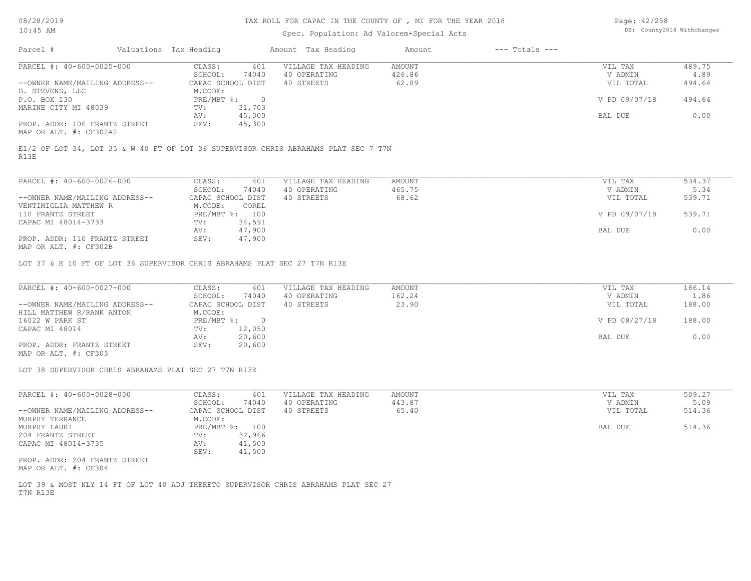# TAX ROLL FOR CAPAC IN THE COUNTY OF , MI FOR THE YEAR 2018

Spec. Population: Ad Valorem+Special Acts

| Parcel # | Valuations | Tax Heading | Amount | Tax Heading | Amount | --- Totals --- | |
|---|---|---|---|---|---|---|---|
| PARCEL #: 40-600-0025-000 | CLASS: | 401 | VILLAGE TAX HEADING | AMOUNT | | VIL TAX | 489.75 |
| | SCHOOL: | 74040 | 40 OPERATING | 426.86 | | V ADMIN | 4.89 |
| --OWNER NAME/MAILING ADDRESS-- | CAPAC SCHOOL DIST | | 40 STREETS | 62.89 | | VIL TOTAL | 494.64 |
| D. STEVENS, LLC | M.CODE: | | | | | | |
| P.O. BOX 130 | PRE/MBT %: | 0 | | | | V PD 09/07/18 | 494.64 |
| MARINE CITY MI 48039 | TV: | 31,703 | | | | | |
| | AV: | 45,300 | | | | BAL DUE | 0.00 |
| PROP. ADDR: 106 FRANTZ STREET | SEV: | 45,300 | | | | | |
| MAP OR ALT. #: CF302A2 | | | | | | | |

E1/2 OF LOT 34, LOT 35 & W 40 FT OF LOT 36 SUPERVISOR CHRIS ABRAHAMS PLAT SEC 7 T7N R13E

| Parcel # | Valuations | Tax Heading | Amount | Tax Heading | Amount | --- Totals --- | |
|---|---|---|---|---|---|---|---|
| PARCEL #: 40-600-0026-000 | CLASS: | 401 | VILLAGE TAX HEADING | AMOUNT | | VIL TAX | 534.37 |
| | SCHOOL: | 74040 | 40 OPERATING | 465.75 | | V ADMIN | 5.34 |
| --OWNER NAME/MAILING ADDRESS-- | CAPAC SCHOOL DIST | | 40 STREETS | 68.62 | | VIL TOTAL | 539.71 |
| VENTIMIGLIA MATTHEW R | M.CODE: | COREL | | | | | |
| 110 FRANTZ STREET | PRE/MBT %: | 100 | | | | V PD 09/07/18 | 539.71 |
| CAPAC MI 48014-3733 | TV: | 34,591 | | | | | |
| | AV: | 47,900 | | | | BAL DUE | 0.00 |
| PROP. ADDR: 110 FRANTZ STREET | SEV: | 47,900 | | | | | |
| MAP OR ALT. #: CF302B | | | | | | | |

LOT 37 & E 10 FT OF LOT 36 SUPERVISOR CHRIS ABRAHAMS PLAT SEC 27 T7N R13E

| Parcel # | Valuations | Tax Heading | Amount | Tax Heading | Amount | --- Totals --- | |
|---|---|---|---|---|---|---|---|
| PARCEL #: 40-600-0027-000 | CLASS: | 401 | VILLAGE TAX HEADING | AMOUNT | | VIL TAX | 186.14 |
| | SCHOOL: | 74040 | 40 OPERATING | 162.24 | | V ADMIN | 1.86 |
| --OWNER NAME/MAILING ADDRESS-- | CAPAC SCHOOL DIST | | 40 STREETS | 23.90 | | VIL TOTAL | 188.00 |
| HILL MATTHEW R/RANK ANTON | M.CODE: | | | | | | |
| 16022 W PARK ST | PRE/MBT %: | 0 | | | | V PD 08/27/18 | 188.00 |
| CAPAC MI 48014 | TV: | 12,050 | | | | | |
| | AV: | 20,600 | | | | BAL DUE | 0.00 |
| PROP. ADDR: FRANTZ STREET | SEV: | 20,600 | | | | | |
| MAP OR ALT. #: CF303 | | | | | | | |

LOT 38 SUPERVISOR CHRIS ABRAHAMS PLAT SEC 27 T7N R13E

| Parcel # | Valuations | Tax Heading | Amount | Tax Heading | Amount | --- Totals --- | |
|---|---|---|---|---|---|---|---|
| PARCEL #: 40-600-0028-000 | CLASS: | 401 | VILLAGE TAX HEADING | AMOUNT | | VIL TAX | 509.27 |
| | SCHOOL: | 74040 | 40 OPERATING | 443.87 | | V ADMIN | 5.09 |
| --OWNER NAME/MAILING ADDRESS-- | CAPAC SCHOOL DIST | | 40 STREETS | 65.40 | | VIL TOTAL | 514.36 |
| MURPHY TERRANCE | M.CODE: | | | | | | |
| MURPHY LAURI | PRE/MBT %: | 100 | | | | BAL DUE | 514.36 |
| 204 FRANTZ STREET | TV: | 32,966 | | | | | |
| CAPAC MI 48014-3735 | AV: | 41,500 | | | | | |
| | SEV: | 41,500 | | | | | |
| PROP. ADDR: 204 FRANTZ STREET | | | | | | | |
| MAP OR ALT. #: CF304 | | | | | | | |

LOT 39 & MOST NLY 14 FT OF LOT 40 ADJ THERETO SUPERVISOR CHRIS ABRAHAMS PLAT SEC 27 T7N R13E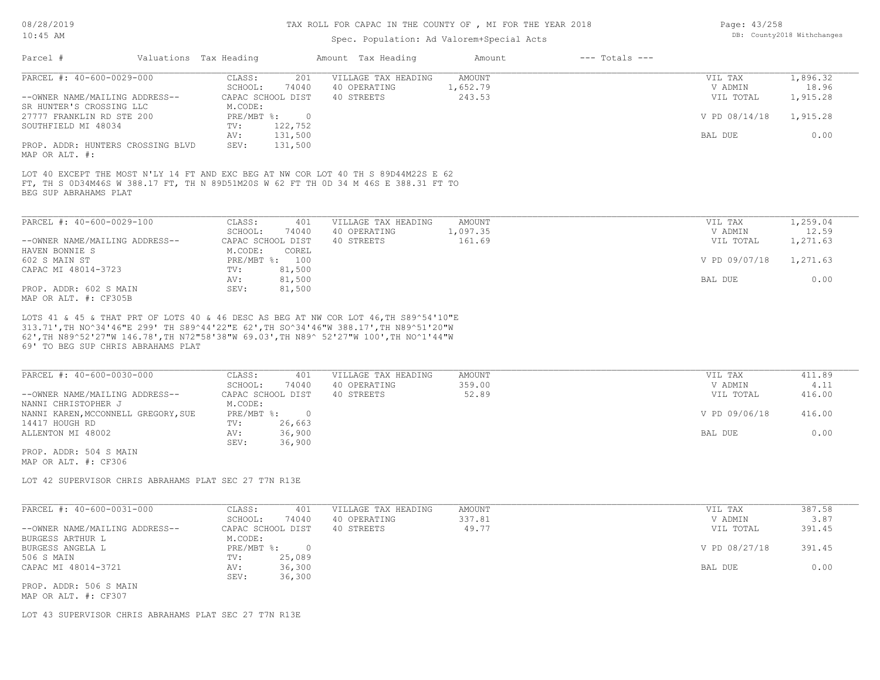# TAX ROLL FOR CAPAC IN THE COUNTY OF , MI FOR THE YEAR 2018

Spec. Population: Ad Valorem+Special Acts

DB: County2018 Withchanges

| Parcel # | Valuations Tax Heading | | Amount Tax Heading | Amount | --- Totals --- | |
|---|---|---|---|---|---|---|

---

**PARCEL #: 40-600-0029-000**

| | | | | | |
|---|---|---|---|---|---|
| CLASS: | 201 | VILLAGE TAX HEADING | AMOUNT | VIL TAX | 1,896.32 |
| SCHOOL: | 74040 | 40 OPERATING | 1,652.79 | V ADMIN | 18.96 |
| CAPAC SCHOOL DIST | | 40 STREETS | 243.53 | VIL TOTAL | 1,915.28 |
| M.CODE: | | | | | |
| PRE/MBT %: | 0 | | | V PD 08/14/18 | 1,915.28 |
| TV: | 122,752 | | | | |
| AV: | 131,500 | | | BAL DUE | 0.00 |
| SEV: | 131,500 | | | | |

--OWNER NAME/MAILING ADDRESS--
SR HUNTER'S CROSSING LLC
27777 FRANKLIN RD STE 200
SOUTHFIELD MI 48034

PROP. ADDR: HUNTERS CROSSING BLVD
MAP OR ALT. #:

LOT 40 EXCEPT THE MOST N'LY 14 FT AND EXC BEG AT NW COR LOT 40 TH S 89D44M22S E 62 FT, TH S 0D34M46S W 388.17 FT, TH N 89D51M20S W 62 FT TH 0D 34 M 46S E 388.31 FT TO BEG SUP ABRAHAMS PLAT

---

**PARCEL #: 40-600-0029-100**

| | | | | | |
|---|---|---|---|---|---|
| CLASS: | 401 | VILLAGE TAX HEADING | AMOUNT | VIL TAX | 1,259.04 |
| SCHOOL: | 74040 | 40 OPERATING | 1,097.35 | V ADMIN | 12.59 |
| CAPAC SCHOOL DIST | | 40 STREETS | 161.69 | VIL TOTAL | 1,271.63 |
| M.CODE: | COREL | | | | |
| PRE/MBT %: | 100 | | | V PD 09/07/18 | 1,271.63 |
| TV: | 81,500 | | | | |
| AV: | 81,500 | | | BAL DUE | 0.00 |
| SEV: | 81,500 | | | | |

--OWNER NAME/MAILING ADDRESS--
HAVEN BONNIE S
602 S MAIN ST
CAPAC MI 48014-3723

PROP. ADDR: 602 S MAIN
MAP OR ALT. #: CF305B

LOTS 41 & 45 & THAT PRT OF LOTS 40 & 46 DESC AS BEG AT NW COR LOT 46,TH S89^54'10"E 313.71',TH NO^34'46"E 299' TH S89^44'22"E 62',TH SO^34'46"W 388.17',TH N89^51'20"W 62',TH N89^52'27"W 146.78',TH N72"58'38"W 69.03',TH N89^ 52'27"W 100',TH NO^1'44"W 69' TO BEG SUP CHRIS ABRAHAMS PLAT

---

**PARCEL #: 40-600-0030-000**

| | | | | | |
|---|---|---|---|---|---|
| CLASS: | 401 | VILLAGE TAX HEADING | AMOUNT | VIL TAX | 411.89 |
| SCHOOL: | 74040 | 40 OPERATING | 359.00 | V ADMIN | 4.11 |
| CAPAC SCHOOL DIST | | 40 STREETS | 52.89 | VIL TOTAL | 416.00 |
| M.CODE: | | | | | |
| PRE/MBT %: | 0 | | | V PD 09/06/18 | 416.00 |
| TV: | 26,663 | | | | |
| AV: | 36,900 | | | BAL DUE | 0.00 |
| SEV: | 36,900 | | | | |

--OWNER NAME/MAILING ADDRESS--
NANNI CHRISTOPHER J
NANNI KAREN,MCCONNELL GREGORY,SUE
14417 HOUGH RD
ALLENTON MI 48002

PROP. ADDR: 504 S MAIN
MAP OR ALT. #: CF306

LOT 42 SUPERVISOR CHRIS ABRAHAMS PLAT SEC 27 T7N R13E

---

**PARCEL #: 40-600-0031-000**

| | | | | | |
|---|---|---|---|---|---|
| CLASS: | 401 | VILLAGE TAX HEADING | AMOUNT | VIL TAX | 387.58 |
| SCHOOL: | 74040 | 40 OPERATING | 337.81 | V ADMIN | 3.87 |
| CAPAC SCHOOL DIST | | 40 STREETS | 49.77 | VIL TOTAL | 391.45 |
| M.CODE: | | | | | |
| PRE/MBT %: | 0 | | | V PD 08/27/18 | 391.45 |
| TV: | 25,089 | | | | |
| AV: | 36,300 | | | BAL DUE | 0.00 |
| SEV: | 36,300 | | | | |

--OWNER NAME/MAILING ADDRESS--
BURGESS ARTHUR L
BURGESS ANGELA L
506 S MAIN
CAPAC MI 48014-3721

PROP. ADDR: 506 S MAIN
MAP OR ALT. #: CF307

LOT 43 SUPERVISOR CHRIS ABRAHAMS PLAT SEC 27 T7N R13E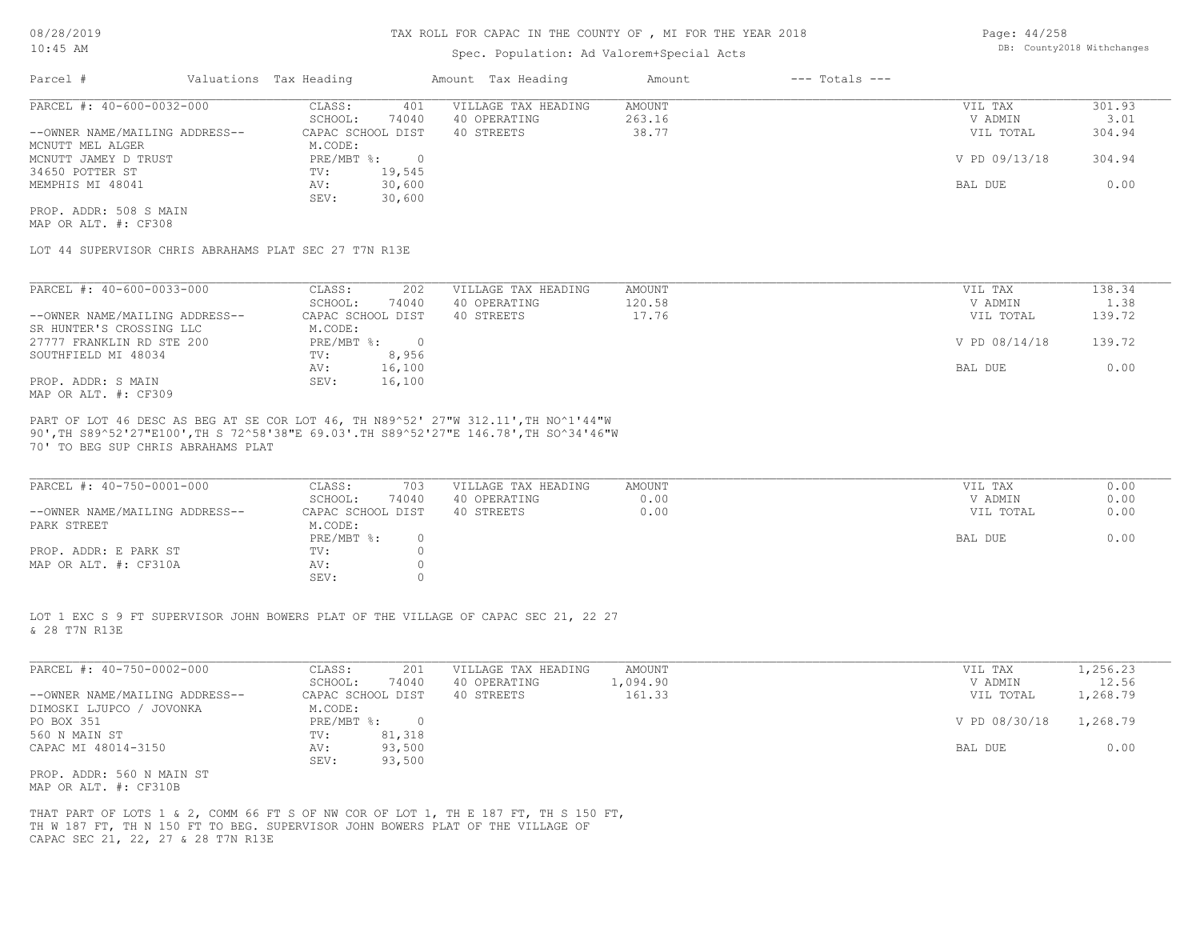# TAX ROLL FOR CAPAC IN THE COUNTY OF , MI FOR THE YEAR 2018

Spec. Population: Ad Valorem+Special Acts

DB: County2018 Withchanges

| Parcel # | Valuations | Tax Heading | Amount | Tax Heading | Amount | --- Totals --- | |
|---|---|---|---|---|---|---|---|

---

PARCEL #: 40-600-0032-000

--OWNER NAME/MAILING ADDRESS--
MCNUTT MEL ALGER
MCNUTT JAMEY D TRUST
34650 POTTER ST
MEMPHIS MI 48041

PROP. ADDR: 508 S MAIN
MAP OR ALT. #: CF308

| | |
|---|---|
| CLASS: | 401 |
| SCHOOL: | 74040 |
| CAPAC SCHOOL DIST | |
| M.CODE: | |
| PRE/MBT %: | 0 |
| TV: | 19,545 |
| AV: | 30,600 |
| SEV: | 30,600 |

| VILLAGE TAX HEADING | AMOUNT |
|---|---|
| 40 OPERATING | 263.16 |
| 40 STREETS | 38.77 |

| | |
|---|---|
| VIL TAX | 301.93 |
| V ADMIN | 3.01 |
| VIL TOTAL | 304.94 |
| V PD 09/13/18 | 304.94 |
| BAL DUE | 0.00 |

LOT 44 SUPERVISOR CHRIS ABRAHAMS PLAT SEC 27 T7N R13E

---

PARCEL #: 40-600-0033-000

--OWNER NAME/MAILING ADDRESS--
SR HUNTER'S CROSSING LLC
27777 FRANKLIN RD STE 200
SOUTHFIELD MI 48034

PROP. ADDR: S MAIN
MAP OR ALT. #: CF309

| | |
|---|---|
| CLASS: | 202 |
| SCHOOL: | 74040 |
| CAPAC SCHOOL DIST | |
| M.CODE: | |
| PRE/MBT %: | 0 |
| TV: | 8,956 |
| AV: | 16,100 |
| SEV: | 16,100 |

| VILLAGE TAX HEADING | AMOUNT |
|---|---|
| 40 OPERATING | 120.58 |
| 40 STREETS | 17.76 |

| | |
|---|---|
| VIL TAX | 138.34 |
| V ADMIN | 1.38 |
| VIL TOTAL | 139.72 |
| V PD 08/14/18 | 139.72 |
| BAL DUE | 0.00 |

PART OF LOT 46 DESC AS BEG AT SE COR LOT 46, TH N89^52' 27"W 312.11',TH NO^1'44"W 90',TH S89^52'27"E100',TH S 72^58'38"E 69.03'.TH S89^52'27"E 146.78',TH SO^34'46"W 70' TO BEG SUP CHRIS ABRAHAMS PLAT

---

PARCEL #: 40-750-0001-000

--OWNER NAME/MAILING ADDRESS--
PARK STREET

PROP. ADDR: E PARK ST
MAP OR ALT. #: CF310A

| | |
|---|---|
| CLASS: | 703 |
| SCHOOL: | 74040 |
| CAPAC SCHOOL DIST | |
| M.CODE: | |
| PRE/MBT %: | 0 |
| TV: | 0 |
| AV: | 0 |
| SEV: | 0 |

| VILLAGE TAX HEADING | AMOUNT |
|---|---|
| 40 OPERATING | 0.00 |
| 40 STREETS | 0.00 |

| | |
|---|---|
| VIL TAX | 0.00 |
| V ADMIN | 0.00 |
| VIL TOTAL | 0.00 |
| BAL DUE | 0.00 |

LOT 1 EXC S 9 FT SUPERVISOR JOHN BOWERS PLAT OF THE VILLAGE OF CAPAC SEC 21, 22 27 & 28 T7N R13E

---

PARCEL #: 40-750-0002-000

--OWNER NAME/MAILING ADDRESS--
DIMOSKI LJUPCO / JOVONKA
PO BOX 351
560 N MAIN ST
CAPAC MI 48014-3150

PROP. ADDR: 560 N MAIN ST
MAP OR ALT. #: CF310B

| | |
|---|---|
| CLASS: | 201 |
| SCHOOL: | 74040 |
| CAPAC SCHOOL DIST | |
| M.CODE: | |
| PRE/MBT %: | 0 |
| TV: | 81,318 |
| AV: | 93,500 |
| SEV: | 93,500 |

| VILLAGE TAX HEADING | AMOUNT |
|---|---|
| 40 OPERATING | 1,094.90 |
| 40 STREETS | 161.33 |

| | |
|---|---|
| VIL TAX | 1,256.23 |
| V ADMIN | 12.56 |
| VIL TOTAL | 1,268.79 |
| V PD 08/30/18 | 1,268.79 |
| BAL DUE | 0.00 |

THAT PART OF LOTS 1 & 2, COMM 66 FT S OF NW COR OF LOT 1, TH E 187 FT, TH S 150 FT, TH W 187 FT, TH N 150 FT TO BEG. SUPERVISOR JOHN BOWERS PLAT OF THE VILLAGE OF CAPAC SEC 21, 22, 27 & 28 T7N R13E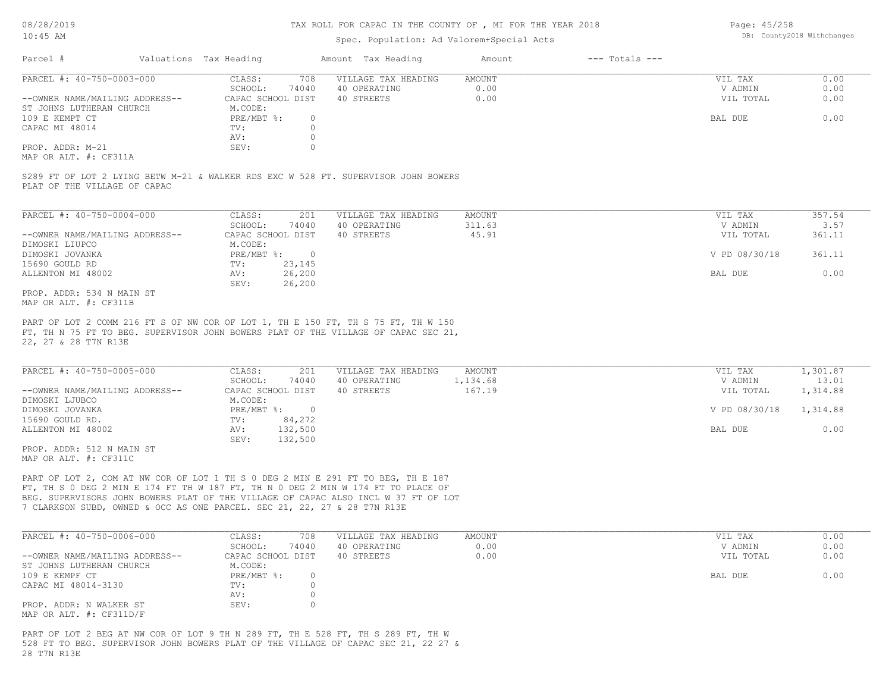TAX ROLL FOR CAPAC IN THE COUNTY OF , MI FOR THE YEAR 2018

Spec. Population: Ad Valorem+Special Acts

| Parcel # | Valuations | Tax Heading | Amount | Tax Heading | Amount | --- Totals --- | |
|---|---|---|---|---|---|---|---|

---

**PARCEL #: 40-750-0003-000**

| | | | | | |
|---|---|---|---|---|---|
| CLASS: | 708 | VILLAGE TAX HEADING | AMOUNT | VIL TAX | 0.00 |
| SCHOOL: | 74040 | 40 OPERATING | 0.00 | V ADMIN | 0.00 |
| CAPAC SCHOOL DIST | | 40 STREETS | 0.00 | VIL TOTAL | 0.00 |
| M.CODE: | | | | | |
| PRE/MBT %: | 0 | | | BAL DUE | 0.00 |
| TV: | 0 | | | | |
| AV: | 0 | | | | |
| SEV: | 0 | | | | |

--OWNER NAME/MAILING ADDRESS--
ST JOHNS LUTHERAN CHURCH
109 E KEMPT CT
CAPAC MI 48014

PROP. ADDR: M-21
MAP OR ALT. #: CF311A

S289 FT OF LOT 2 LYING BETW M-21 & WALKER RDS EXC W 528 FT. SUPERVISOR JOHN BOWERS PLAT OF THE VILLAGE OF CAPAC

---

**PARCEL #: 40-750-0004-000**

| | | | | | |
|---|---|---|---|---|---|
| CLASS: | 201 | VILLAGE TAX HEADING | AMOUNT | VIL TAX | 357.54 |
| SCHOOL: | 74040 | 40 OPERATING | 311.63 | V ADMIN | 3.57 |
| CAPAC SCHOOL DIST | | 40 STREETS | 45.91 | VIL TOTAL | 361.11 |
| M.CODE: | | | | | |
| PRE/MBT %: | 0 | | | V PD 08/30/18 | 361.11 |
| TV: | 23,145 | | | | |
| AV: | 26,200 | | | BAL DUE | 0.00 |
| SEV: | 26,200 | | | | |

--OWNER NAME/MAILING ADDRESS--
DIMOSKI LIUPCO
DIMOSKI JOVANKA
15690 GOULD RD
ALLENTON MI 48002

PROP. ADDR: 534 N MAIN ST
MAP OR ALT. #: CF311B

PART OF LOT 2 COMM 216 FT S OF NW COR OF LOT 1, TH E 150 FT, TH S 75 FT, TH W 150 FT, TH N 75 FT TO BEG. SUPERVISOR JOHN BOWERS PLAT OF THE VILLAGE OF CAPAC SEC 21, 22, 27 & 28 T7N R13E

---

**PARCEL #: 40-750-0005-000**

| | | | | | |
|---|---|---|---|---|---|
| CLASS: | 201 | VILLAGE TAX HEADING | AMOUNT | VIL TAX | 1,301.87 |
| SCHOOL: | 74040 | 40 OPERATING | 1,134.68 | V ADMIN | 13.01 |
| CAPAC SCHOOL DIST | | 40 STREETS | 167.19 | VIL TOTAL | 1,314.88 |
| M.CODE: | | | | | |
| PRE/MBT %: | 0 | | | V PD 08/30/18 | 1,314.88 |
| TV: | 84,272 | | | | |
| AV: | 132,500 | | | BAL DUE | 0.00 |
| SEV: | 132,500 | | | | |

--OWNER NAME/MAILING ADDRESS--
DIMOSKI LJUBCO
DIMOSKI JOVANKA
15690 GOULD RD.
ALLENTON MI 48002

PROP. ADDR: 512 N MAIN ST
MAP OR ALT. #: CF311C

PART OF LOT 2, COM AT NW COR OF LOT 1 TH S 0 DEG 2 MIN E 291 FT TO BEG, TH E 187 FT, TH S 0 DEG 2 MIN E 174 FT TH W 187 FT, TH N 0 DEG 2 MIN W 174 FT TO PLACE OF BEG. SUPERVISORS JOHN BOWERS PLAT OF THE VILLAGE OF CAPAC ALSO INCL W 37 FT OF LOT 7 CLARKSON SUBD, OWNED & OCC AS ONE PARCEL. SEC 21, 22, 27 & 28 T7N R13E

---

**PARCEL #: 40-750-0006-000**

| | | | | | |
|---|---|---|---|---|---|
| CLASS: | 708 | VILLAGE TAX HEADING | AMOUNT | VIL TAX | 0.00 |
| SCHOOL: | 74040 | 40 OPERATING | 0.00 | V ADMIN | 0.00 |
| CAPAC SCHOOL DIST | | 40 STREETS | 0.00 | VIL TOTAL | 0.00 |
| M.CODE: | | | | | |
| PRE/MBT %: | 0 | | | BAL DUE | 0.00 |
| TV: | 0 | | | | |
| AV: | 0 | | | | |
| SEV: | 0 | | | | |

--OWNER NAME/MAILING ADDRESS--
ST JOHNS LUTHERAN CHURCH
109 E KEMPF CT
CAPAC MI 48014-3130

PROP. ADDR: N WALKER ST
MAP OR ALT. #: CF311D/F

PART OF LOT 2 BEG AT NW COR OF LOT 9 TH N 289 FT, TH E 528 FT, TH S 289 FT, TH W 528 FT TO BEG. SUPERVISOR JOHN BOWERS PLAT OF THE VILLAGE OF CAPAC SEC 21, 22 27 & 28 T7N R13E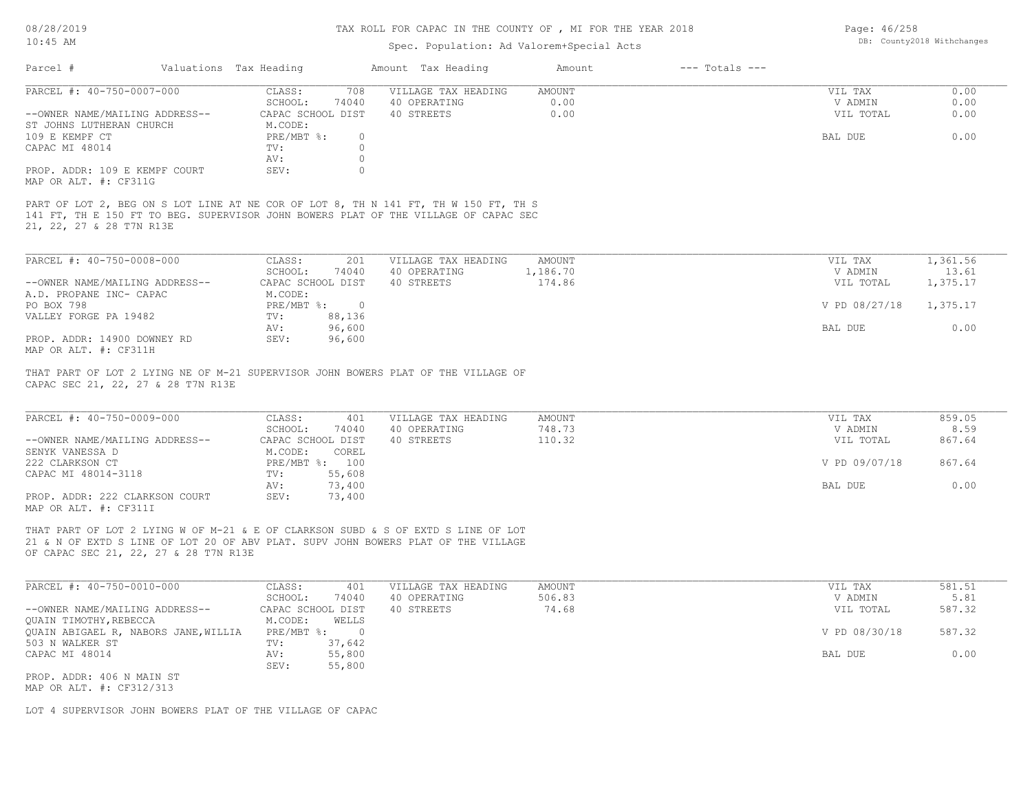# TAX ROLL FOR CAPAC IN THE COUNTY OF , MI FOR THE YEAR 2018

Spec. Population: Ad Valorem+Special Acts

| Parcel # | Valuations | Tax Heading | Amount | Tax Heading | Amount | --- Totals --- | |
|---|---|---|---|---|---|---|---|

---

**PARCEL #: 40-750-0007-000**

| | | | | | |
|---|---|---|---|---|---|
| --OWNER NAME/MAILING ADDRESS-- | CLASS: 708 | VILLAGE TAX HEADING | AMOUNT | VIL TAX | 0.00 |
| ST JOHNS LUTHERAN CHURCH | SCHOOL: 74040 | 40 OPERATING | 0.00 | V ADMIN | 0.00 |
| 109 E KEMPF CT | CAPAC SCHOOL DIST | 40 STREETS | 0.00 | VIL TOTAL | 0.00 |
| CAPAC MI 48014 | M.CODE: | | | | |
| | PRE/MBT %: 0 | | | BAL DUE | 0.00 |
| | TV: 0 | | | | |
| | AV: 0 | | | | |
| PROP. ADDR: 109 E KEMPF COURT | SEV: 0 | | | | |
| MAP OR ALT. #: CF311G | | | | | |

PART OF LOT 2, BEG ON S LOT LINE AT NE COR OF LOT 8, TH N 141 FT, TH W 150 FT, TH S 141 FT, TH E 150 FT TO BEG. SUPERVISOR JOHN BOWERS PLAT OF THE VILLAGE OF CAPAC SEC 21, 22, 27 & 28 T7N R13E

---

**PARCEL #: 40-750-0008-000**

| | | | | | |
|---|---|---|---|---|---|
| --OWNER NAME/MAILING ADDRESS-- | CLASS: 201 | VILLAGE TAX HEADING | AMOUNT | VIL TAX | 1,361.56 |
| A.D. PROPANE INC- CAPAC | SCHOOL: 74040 | 40 OPERATING | 1,186.70 | V ADMIN | 13.61 |
| PO BOX 798 | CAPAC SCHOOL DIST | 40 STREETS | 174.86 | VIL TOTAL | 1,375.17 |
| VALLEY FORGE PA 19482 | M.CODE: | | | | |
| | PRE/MBT %: 0 | | | V PD 08/27/18 | 1,375.17 |
| | TV: 88,136 | | | | |
| | AV: 96,600 | | | BAL DUE | 0.00 |
| PROP. ADDR: 14900 DOWNEY RD | SEV: 96,600 | | | | |
| MAP OR ALT. #: CF311H | | | | | |

THAT PART OF LOT 2 LYING NE OF M-21 SUPERVISOR JOHN BOWERS PLAT OF THE VILLAGE OF CAPAC SEC 21, 22, 27 & 28 T7N R13E

---

**PARCEL #: 40-750-0009-000**

| | | | | | |
|---|---|---|---|---|---|
| --OWNER NAME/MAILING ADDRESS-- | CLASS: 401 | VILLAGE TAX HEADING | AMOUNT | VIL TAX | 859.05 |
| SENYK VANESSA D | SCHOOL: 74040 | 40 OPERATING | 748.73 | V ADMIN | 8.59 |
| 222 CLARKSON CT | CAPAC SCHOOL DIST | 40 STREETS | 110.32 | VIL TOTAL | 867.64 |
| CAPAC MI 48014-3118 | M.CODE: COREL | | | | |
| | PRE/MBT %: 100 | | | V PD 09/07/18 | 867.64 |
| | TV: 55,608 | | | | |
| | AV: 73,400 | | | BAL DUE | 0.00 |
| PROP. ADDR: 222 CLARKSON COURT | SEV: 73,400 | | | | |
| MAP OR ALT. #: CF311I | | | | | |

THAT PART OF LOT 2 LYING W OF M-21 & E OF CLARKSON SUBD & S OF EXTD S LINE OF LOT 21 & N OF EXTD S LINE OF LOT 20 OF ABV PLAT. SUPV JOHN BOWERS PLAT OF THE VILLAGE OF CAPAC SEC 21, 22, 27 & 28 T7N R13E

---

**PARCEL #: 40-750-0010-000**

| | | | | | |
|---|---|---|---|---|---|
| --OWNER NAME/MAILING ADDRESS-- | CLASS: 401 | VILLAGE TAX HEADING | AMOUNT | VIL TAX | 581.51 |
| QUAIN TIMOTHY,REBECCA | SCHOOL: 74040 | 40 OPERATING | 506.83 | V ADMIN | 5.81 |
| QUAIN ABIGAEL R, NABORS JANE,WILLIA | CAPAC SCHOOL DIST | 40 STREETS | 74.68 | VIL TOTAL | 587.32 |
| 503 N WALKER ST | M.CODE: WELLS | | | | |
| CAPAC MI 48014 | PRE/MBT %: 0 | | | V PD 08/30/18 | 587.32 |
| | TV: 37,642 | | | | |
| | AV: 55,800 | | | BAL DUE | 0.00 |
| PROP. ADDR: 406 N MAIN ST | SEV: 55,800 | | | | |
| MAP OR ALT. #: CF312/313 | | | | | |

LOT 4 SUPERVISOR JOHN BOWERS PLAT OF THE VILLAGE OF CAPAC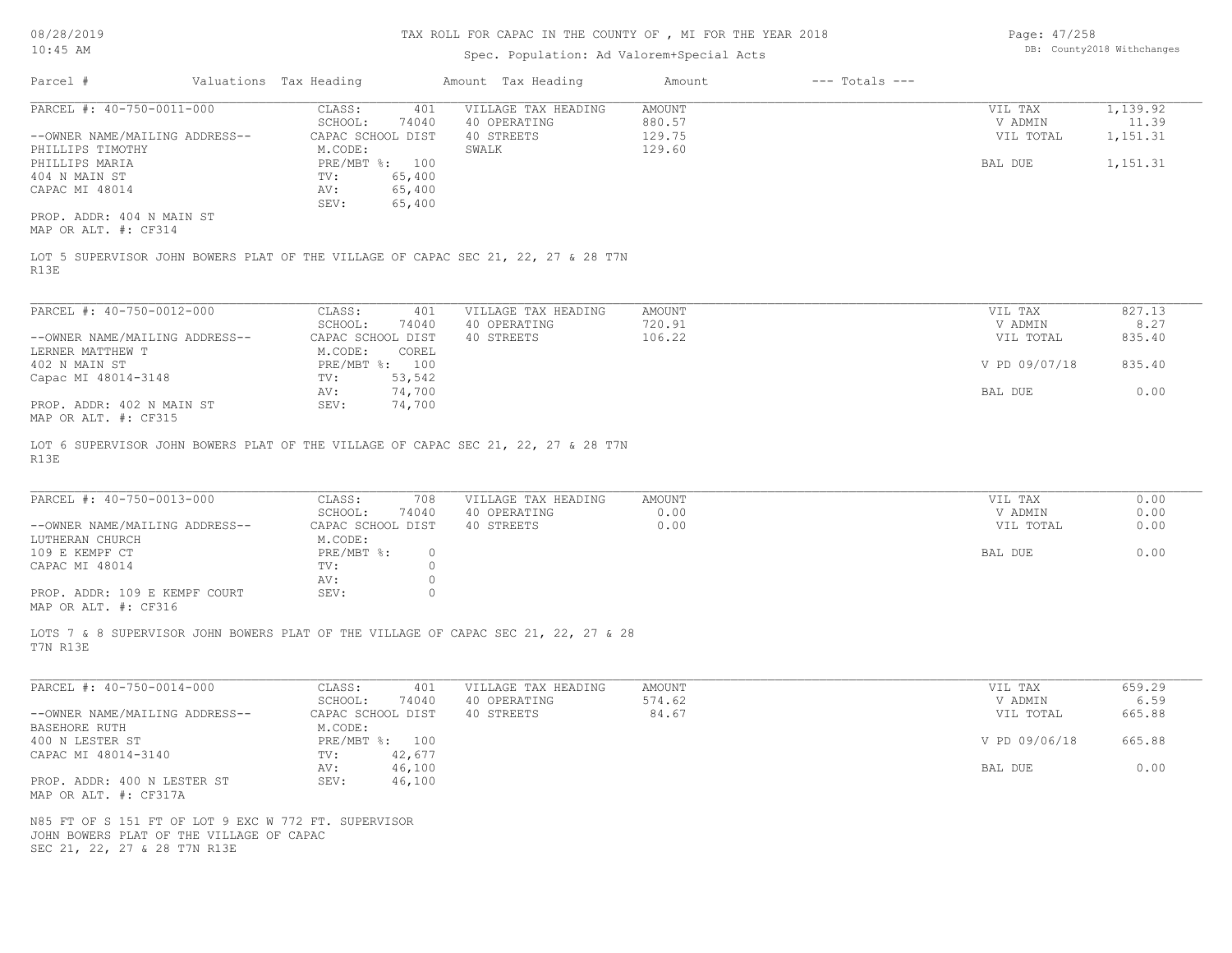# TAX ROLL FOR CAPAC IN THE COUNTY OF , MI FOR THE YEAR 2018

Spec. Population: Ad Valorem+Special Acts

08/28/2019
10:45 AM

DB: County2018 Withchanges

| Parcel # | Valuations | Tax Heading | Amount | Tax Heading | Amount | --- Totals --- |
|---|---|---|---|---|---|---|

---

**PARCEL #: 40-750-0011-000**

| | | | | | |
|---|---|---|---|---|---|
| CLASS: | 401 | VILLAGE TAX HEADING | AMOUNT | VIL TAX | 1,139.92 |
| SCHOOL: | 74040 | 40 OPERATING | 880.57 | V ADMIN | 11.39 |
| CAPAC SCHOOL DIST | | 40 STREETS | 129.75 | VIL TOTAL | 1,151.31 |
| M.CODE: | | SWALK | 129.60 | | |
| PRE/MBT %: | 100 | | | BAL DUE | 1,151.31 |
| TV: | 65,400 | | | | |
| AV: | 65,400 | | | | |
| SEV: | 65,400 | | | | |

--OWNER NAME/MAILING ADDRESS--
PHILLIPS TIMOTHY
PHILLIPS MARIA
404 N MAIN ST
CAPAC MI 48014

PROP. ADDR: 404 N MAIN ST
MAP OR ALT. #: CF314

LOT 5 SUPERVISOR JOHN BOWERS PLAT OF THE VILLAGE OF CAPAC SEC 21, 22, 27 & 28 T7N R13E

---

**PARCEL #: 40-750-0012-000**

| | | | | | |
|---|---|---|---|---|---|
| CLASS: | 401 | VILLAGE TAX HEADING | AMOUNT | VIL TAX | 827.13 |
| SCHOOL: | 74040 | 40 OPERATING | 720.91 | V ADMIN | 8.27 |
| CAPAC SCHOOL DIST | | 40 STREETS | 106.22 | VIL TOTAL | 835.40 |
| M.CODE: | COREL | | | | |
| PRE/MBT %: | 100 | | | V PD 09/07/18 | 835.40 |
| TV: | 53,542 | | | | |
| AV: | 74,700 | | | BAL DUE | 0.00 |
| SEV: | 74,700 | | | | |

--OWNER NAME/MAILING ADDRESS--
LERNER MATTHEW T
402 N MAIN ST
Capac MI 48014-3148

PROP. ADDR: 402 N MAIN ST
MAP OR ALT. #: CF315

LOT 6 SUPERVISOR JOHN BOWERS PLAT OF THE VILLAGE OF CAPAC SEC 21, 22, 27 & 28 T7N R13E

---

**PARCEL #: 40-750-0013-000**

| | | | | | |
|---|---|---|---|---|---|
| CLASS: | 708 | VILLAGE TAX HEADING | AMOUNT | VIL TAX | 0.00 |
| SCHOOL: | 74040 | 40 OPERATING | 0.00 | V ADMIN | 0.00 |
| CAPAC SCHOOL DIST | | 40 STREETS | 0.00 | VIL TOTAL | 0.00 |
| M.CODE: | | | | | |
| PRE/MBT %: | 0 | | | BAL DUE | 0.00 |
| TV: | 0 | | | | |
| AV: | 0 | | | | |
| SEV: | 0 | | | | |

--OWNER NAME/MAILING ADDRESS--
LUTHERAN CHURCH
109 E KEMPF CT
CAPAC MI 48014

PROP. ADDR: 109 E KEMPF COURT
MAP OR ALT. #: CF316

LOTS 7 & 8 SUPERVISOR JOHN BOWERS PLAT OF THE VILLAGE OF CAPAC SEC 21, 22, 27 & 28 T7N R13E

---

**PARCEL #: 40-750-0014-000**

| | | | | | |
|---|---|---|---|---|---|
| CLASS: | 401 | VILLAGE TAX HEADING | AMOUNT | VIL TAX | 659.29 |
| SCHOOL: | 74040 | 40 OPERATING | 574.62 | V ADMIN | 6.59 |
| CAPAC SCHOOL DIST | | 40 STREETS | 84.67 | VIL TOTAL | 665.88 |
| M.CODE: | | | | | |
| PRE/MBT %: | 100 | | | V PD 09/06/18 | 665.88 |
| TV: | 42,677 | | | | |
| AV: | 46,100 | | | BAL DUE | 0.00 |
| SEV: | 46,100 | | | | |

--OWNER NAME/MAILING ADDRESS--
BASEHORE RUTH
400 N LESTER ST
CAPAC MI 48014-3140

PROP. ADDR: 400 N LESTER ST
MAP OR ALT. #: CF317A

N85 FT OF S 151 FT OF LOT 9 EXC W 772 FT. SUPERVISOR JOHN BOWERS PLAT OF THE VILLAGE OF CAPAC SEC 21, 22, 27 & 28 T7N R13E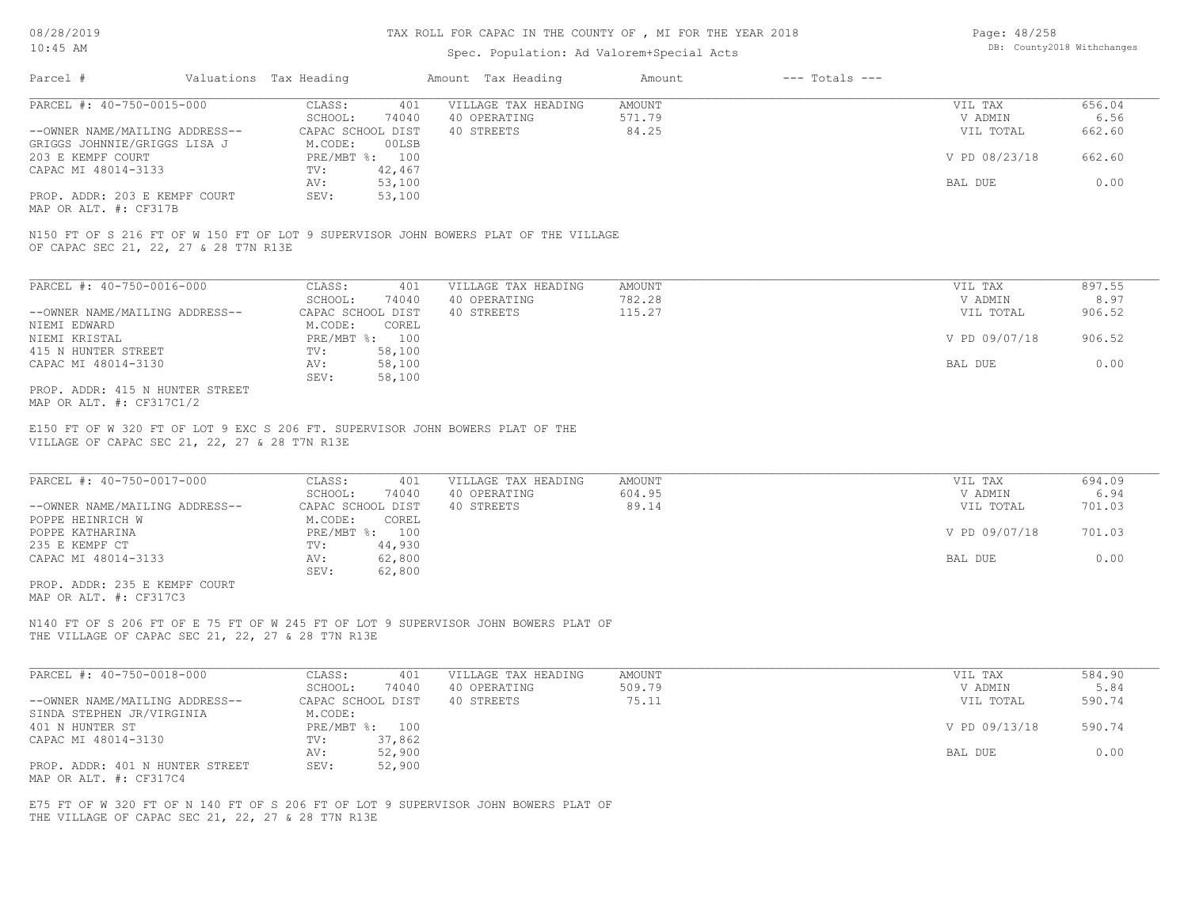# TAX ROLL FOR CAPAC IN THE COUNTY OF , MI FOR THE YEAR 2018

Spec. Population: Ad Valorem+Special Acts

DB: County2018 Withchanges

| Parcel # | Valuations | Tax Heading | Amount | Tax Heading | Amount | --- Totals --- |
|---|---|---|---|---|---|---|

---

**PARCEL #: 40-750-0015-000**

| | | | | |
|---|---|---|---|---|
| CLASS: 401 | VILLAGE TAX HEADING | AMOUNT | VIL TAX | 656.04 |
| SCHOOL: 74040 | 40 OPERATING | 571.79 | V ADMIN | 6.56 |
| CAPAC SCHOOL DIST | 40 STREETS | 84.25 | VIL TOTAL | 662.60 |
| M.CODE: 00LSB | | | | |
| PRE/MBT %: 100 | | | V PD 08/23/18 | 662.60 |
| TV: 42,467 | | | | |
| AV: 53,100 | | | BAL DUE | 0.00 |
| SEV: 53,100 | | | | |

--OWNER NAME/MAILING ADDRESS--
GRIGGS JOHNNIE/GRIGGS LISA J
203 E KEMPF COURT
CAPAC MI 48014-3133

PROP. ADDR: 203 E KEMPF COURT
MAP OR ALT. #: CF317B

N150 FT OF S 216 FT OF W 150 FT OF LOT 9 SUPERVISOR JOHN BOWERS PLAT OF THE VILLAGE OF CAPAC SEC 21, 22, 27 & 28 T7N R13E

---

**PARCEL #: 40-750-0016-000**

| | | | | |
|---|---|---|---|---|
| CLASS: 401 | VILLAGE TAX HEADING | AMOUNT | VIL TAX | 897.55 |
| SCHOOL: 74040 | 40 OPERATING | 782.28 | V ADMIN | 8.97 |
| CAPAC SCHOOL DIST | 40 STREETS | 115.27 | VIL TOTAL | 906.52 |
| M.CODE: COREL | | | | |
| PRE/MBT %: 100 | | | V PD 09/07/18 | 906.52 |
| TV: 58,100 | | | | |
| AV: 58,100 | | | BAL DUE | 0.00 |
| SEV: 58,100 | | | | |

--OWNER NAME/MAILING ADDRESS--
NIEMI EDWARD
NIEMI KRISTAL
415 N HUNTER STREET
CAPAC MI 48014-3130

PROP. ADDR: 415 N HUNTER STREET
MAP OR ALT. #: CF317C1/2

E150 FT OF W 320 FT OF LOT 9 EXC S 206 FT. SUPERVISOR JOHN BOWERS PLAT OF THE VILLAGE OF CAPAC SEC 21, 22, 27 & 28 T7N R13E

---

**PARCEL #: 40-750-0017-000**

| | | | | |
|---|---|---|---|---|
| CLASS: 401 | VILLAGE TAX HEADING | AMOUNT | VIL TAX | 694.09 |
| SCHOOL: 74040 | 40 OPERATING | 604.95 | V ADMIN | 6.94 |
| CAPAC SCHOOL DIST | 40 STREETS | 89.14 | VIL TOTAL | 701.03 |
| M.CODE: COREL | | | | |
| PRE/MBT %: 100 | | | V PD 09/07/18 | 701.03 |
| TV: 44,930 | | | | |
| AV: 62,800 | | | BAL DUE | 0.00 |
| SEV: 62,800 | | | | |

--OWNER NAME/MAILING ADDRESS--
POPPE HEINRICH W
POPPE KATHARINA
235 E KEMPF CT
CAPAC MI 48014-3133

PROP. ADDR: 235 E KEMPF COURT
MAP OR ALT. #: CF317C3

N140 FT OF S 206 FT OF E 75 FT OF W 245 FT OF LOT 9 SUPERVISOR JOHN BOWERS PLAT OF THE VILLAGE OF CAPAC SEC 21, 22, 27 & 28 T7N R13E

---

**PARCEL #: 40-750-0018-000**

| | | | | |
|---|---|---|---|---|
| CLASS: 401 | VILLAGE TAX HEADING | AMOUNT | VIL TAX | 584.90 |
| SCHOOL: 74040 | 40 OPERATING | 509.79 | V ADMIN | 5.84 |
| CAPAC SCHOOL DIST | 40 STREETS | 75.11 | VIL TOTAL | 590.74 |
| M.CODE: | | | | |
| PRE/MBT %: 100 | | | V PD 09/13/18 | 590.74 |
| TV: 37,862 | | | | |
| AV: 52,900 | | | BAL DUE | 0.00 |
| SEV: 52,900 | | | | |

--OWNER NAME/MAILING ADDRESS--
SINDA STEPHEN JR/VIRGINIA
401 N HUNTER ST
CAPAC MI 48014-3130

PROP. ADDR: 401 N HUNTER STREET
MAP OR ALT. #: CF317C4

E75 FT OF W 320 FT OF N 140 FT OF S 206 FT OF LOT 9 SUPERVISOR JOHN BOWERS PLAT OF THE VILLAGE OF CAPAC SEC 21, 22, 27 & 28 T7N R13E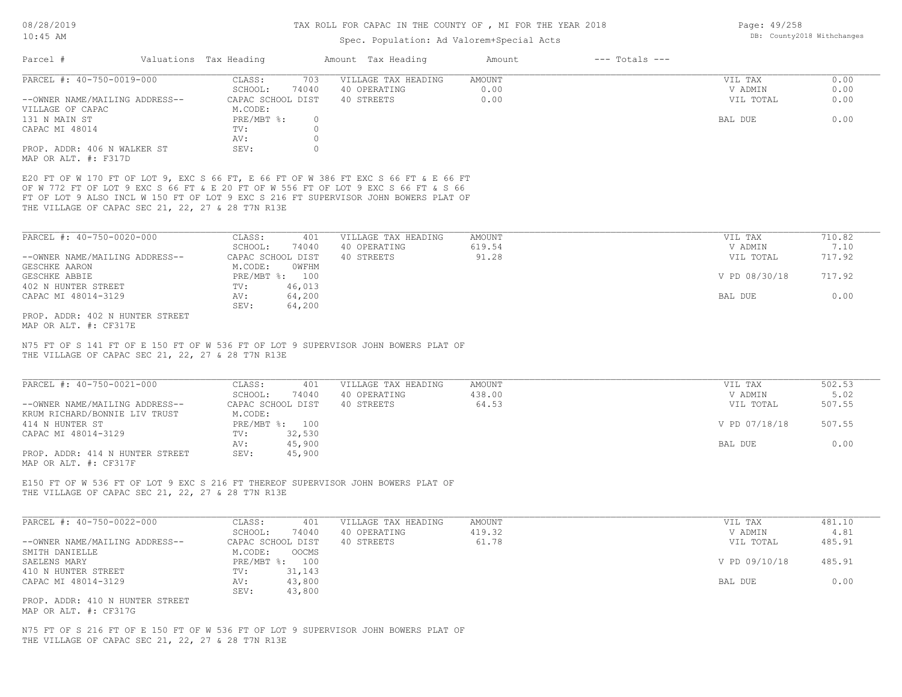# TAX ROLL FOR CAPAC IN THE COUNTY OF , MI FOR THE YEAR 2018

Spec. Population: Ad Valorem+Special Acts

| Parcel # | Valuations | Tax Heading | Amount | Tax Heading | Amount | --- Totals --- | |
|---|---|---|---|---|---|---|---|

---

**PARCEL #: 40-750-0019-000**

| | | | | | |
|---|---|---|---|---|---|
| CLASS: | 703 | VILLAGE TAX HEADING | AMOUNT | VIL TAX | 0.00 |
| SCHOOL: | 74040 | 40 OPERATING | 0.00 | V ADMIN | 0.00 |
| CAPAC SCHOOL DIST | | 40 STREETS | 0.00 | VIL TOTAL | 0.00 |
| M.CODE: | | | | | |
| PRE/MBT %: | 0 | | | BAL DUE | 0.00 |
| TV: | 0 | | | | |
| AV: | 0 | | | | |
| SEV: | 0 | | | | |

--OWNER NAME/MAILING ADDRESS--
VILLAGE OF CAPAC
131 N MAIN ST
CAPAC MI 48014

PROP. ADDR: 406 N WALKER ST
MAP OR ALT. #: F317D

E20 FT OF W 170 FT OF LOT 9, EXC S 66 FT, E 66 FT OF W 386 FT EXC S 66 FT & E 66 FT OF W 772 FT OF LOT 9 EXC S 66 FT & E 20 FT OF W 556 FT OF LOT 9 EXC S 66 FT & S 66 FT OF LOT 9 ALSO INCL W 150 FT OF LOT 9 EXC S 216 FT SUPERVISOR JOHN BOWERS PLAT OF THE VILLAGE OF CAPAC SEC 21, 22, 27 & 28 T7N R13E

---

**PARCEL #: 40-750-0020-000**

| | | | | | |
|---|---|---|---|---|---|
| CLASS: | 401 | VILLAGE TAX HEADING | AMOUNT | VIL TAX | 710.82 |
| SCHOOL: | 74040 | 40 OPERATING | 619.54 | V ADMIN | 7.10 |
| CAPAC SCHOOL DIST | | 40 STREETS | 91.28 | VIL TOTAL | 717.92 |
| M.CODE: | 0WFHM | | | | |
| PRE/MBT %: | 100 | | | V PD 08/30/18 | 717.92 |
| TV: | 46,013 | | | | |
| AV: | 64,200 | | | BAL DUE | 0.00 |
| SEV: | 64,200 | | | | |

--OWNER NAME/MAILING ADDRESS--
GESCHKE AARON
GESCHKE ABBIE
402 N HUNTER STREET
CAPAC MI 48014-3129

PROP. ADDR: 402 N HUNTER STREET
MAP OR ALT. #: CF317E

N75 FT OF S 141 FT OF E 150 FT OF W 536 FT OF LOT 9 SUPERVISOR JOHN BOWERS PLAT OF THE VILLAGE OF CAPAC SEC 21, 22, 27 & 28 T7N R13E

---

**PARCEL #: 40-750-0021-000**

| | | | | | |
|---|---|---|---|---|---|
| CLASS: | 401 | VILLAGE TAX HEADING | AMOUNT | VIL TAX | 502.53 |
| SCHOOL: | 74040 | 40 OPERATING | 438.00 | V ADMIN | 5.02 |
| CAPAC SCHOOL DIST | | 40 STREETS | 64.53 | VIL TOTAL | 507.55 |
| M.CODE: | | | | | |
| PRE/MBT %: | 100 | | | V PD 07/18/18 | 507.55 |
| TV: | 32,530 | | | | |
| AV: | 45,900 | | | BAL DUE | 0.00 |
| SEV: | 45,900 | | | | |

--OWNER NAME/MAILING ADDRESS--
KRUM RICHARD/BONNIE LIV TRUST
414 N HUNTER ST
CAPAC MI 48014-3129

PROP. ADDR: 414 N HUNTER STREET
MAP OR ALT. #: CF317F

E150 FT OF W 536 FT OF LOT 9 EXC S 216 FT THEREOF SUPERVISOR JOHN BOWERS PLAT OF THE VILLAGE OF CAPAC SEC 21, 22, 27 & 28 T7N R13E

---

**PARCEL #: 40-750-0022-000**

| | | | | | |
|---|---|---|---|---|---|
| CLASS: | 401 | VILLAGE TAX HEADING | AMOUNT | VIL TAX | 481.10 |
| SCHOOL: | 74040 | 40 OPERATING | 419.32 | V ADMIN | 4.81 |
| CAPAC SCHOOL DIST | | 40 STREETS | 61.78 | VIL TOTAL | 485.91 |
| M.CODE: | OOCMS | | | | |
| PRE/MBT %: | 100 | | | V PD 09/10/18 | 485.91 |
| TV: | 31,143 | | | | |
| AV: | 43,800 | | | BAL DUE | 0.00 |
| SEV: | 43,800 | | | | |

--OWNER NAME/MAILING ADDRESS--
SMITH DANIELLE
SAELENS MARY
410 N HUNTER STREET
CAPAC MI 48014-3129

PROP. ADDR: 410 N HUNTER STREET
MAP OR ALT. #: CF317G

N75 FT OF S 216 FT OF E 150 FT OF W 536 FT OF LOT 9 SUPERVISOR JOHN BOWERS PLAT OF THE VILLAGE OF CAPAC SEC 21, 22, 27 & 28 T7N R13E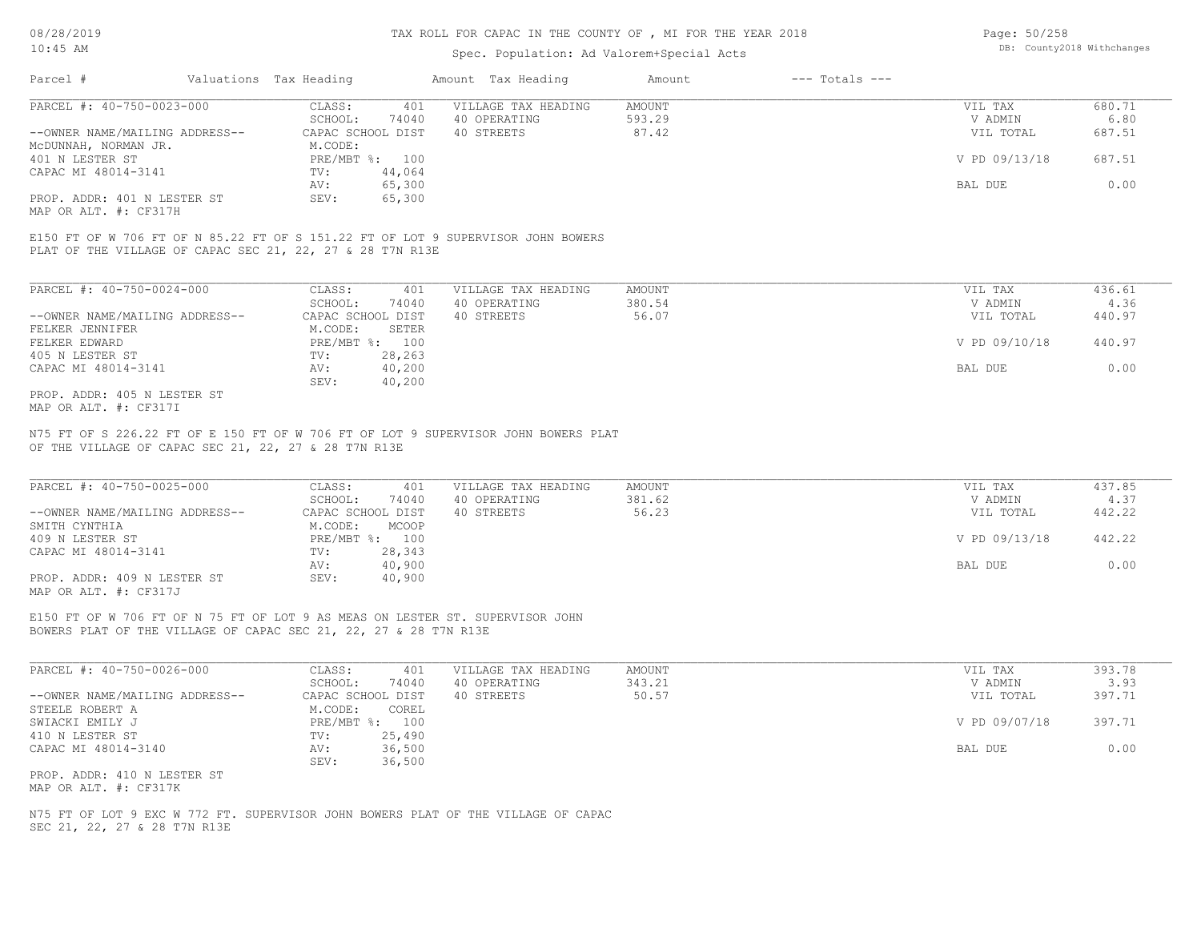TAX ROLL FOR CAPAC IN THE COUNTY OF , MI FOR THE YEAR 2018

Spec. Population: Ad Valorem+Special Acts

DB: County2018 Withchanges

| Parcel # | Valuations | Tax Heading | Amount | Tax Heading | Amount | --- Totals --- | |
|---|---|---|---|---|---|---|---|
| PARCEL #: 40-750-0023-000 | CLASS: | 401 | VILLAGE TAX HEADING | AMOUNT | | VIL TAX | 680.71 |
| | SCHOOL: | 74040 | 40 OPERATING | 593.29 | | V ADMIN | 6.80 |
| --OWNER NAME/MAILING ADDRESS-- | CAPAC SCHOOL DIST | | 40 STREETS | 87.42 | | VIL TOTAL | 687.51 |
| McDUNNAH, NORMAN JR. | M.CODE: | | | | | | |
| 401 N LESTER ST | PRE/MBT %: | 100 | | | | V PD 09/13/18 | 687.51 |
| CAPAC MI 48014-3141 | TV: | 44,064 | | | | | |
| | AV: | 65,300 | | | | BAL DUE | 0.00 |
| PROP. ADDR: 401 N LESTER ST | SEV: | 65,300 | | | | | |
| MAP OR ALT. #: CF317H | | | | | | | |

E150 FT OF W 706 FT OF N 85.22 FT OF S 151.22 FT OF LOT 9 SUPERVISOR JOHN BOWERS PLAT OF THE VILLAGE OF CAPAC SEC 21, 22, 27 & 28 T7N R13E

| Parcel # | Valuations | Tax Heading | Amount | Tax Heading | Amount | --- Totals --- | |
|---|---|---|---|---|---|---|---|
| PARCEL #: 40-750-0024-000 | CLASS: | 401 | VILLAGE TAX HEADING | AMOUNT | | VIL TAX | 436.61 |
| | SCHOOL: | 74040 | 40 OPERATING | 380.54 | | V ADMIN | 4.36 |
| --OWNER NAME/MAILING ADDRESS-- | CAPAC SCHOOL DIST | | 40 STREETS | 56.07 | | VIL TOTAL | 440.97 |
| FELKER JENNIFER | M.CODE: | SETER | | | | | |
| FELKER EDWARD | PRE/MBT %: | 100 | | | | V PD 09/10/18 | 440.97 |
| 405 N LESTER ST | TV: | 28,263 | | | | | |
| CAPAC MI 48014-3141 | AV: | 40,200 | | | | BAL DUE | 0.00 |
| | SEV: | 40,200 | | | | | |
| PROP. ADDR: 405 N LESTER ST | | | | | | | |
| MAP OR ALT. #: CF317I | | | | | | | |

N75 FT OF S 226.22 FT OF E 150 FT OF W 706 FT OF LOT 9 SUPERVISOR JOHN BOWERS PLAT OF THE VILLAGE OF CAPAC SEC 21, 22, 27 & 28 T7N R13E

| Parcel # | Valuations | Tax Heading | Amount | Tax Heading | Amount | --- Totals --- | |
|---|---|---|---|---|---|---|---|
| PARCEL #: 40-750-0025-000 | CLASS: | 401 | VILLAGE TAX HEADING | AMOUNT | | VIL TAX | 437.85 |
| | SCHOOL: | 74040 | 40 OPERATING | 381.62 | | V ADMIN | 4.37 |
| --OWNER NAME/MAILING ADDRESS-- | CAPAC SCHOOL DIST | | 40 STREETS | 56.23 | | VIL TOTAL | 442.22 |
| SMITH CYNTHIA | M.CODE: | MCOOP | | | | | |
| 409 N LESTER ST | PRE/MBT %: | 100 | | | | V PD 09/13/18 | 442.22 |
| CAPAC MI 48014-3141 | TV: | 28,343 | | | | | |
| | AV: | 40,900 | | | | BAL DUE | 0.00 |
| PROP. ADDR: 409 N LESTER ST | SEV: | 40,900 | | | | | |
| MAP OR ALT. #: CF317J | | | | | | | |

E150 FT OF W 706 FT OF N 75 FT OF LOT 9 AS MEAS ON LESTER ST. SUPERVISOR JOHN BOWERS PLAT OF THE VILLAGE OF CAPAC SEC 21, 22, 27 & 28 T7N R13E

| Parcel # | Valuations | Tax Heading | Amount | Tax Heading | Amount | --- Totals --- | |
|---|---|---|---|---|---|---|---|
| PARCEL #: 40-750-0026-000 | CLASS: | 401 | VILLAGE TAX HEADING | AMOUNT | | VIL TAX | 393.78 |
| | SCHOOL: | 74040 | 40 OPERATING | 343.21 | | V ADMIN | 3.93 |
| --OWNER NAME/MAILING ADDRESS-- | CAPAC SCHOOL DIST | | 40 STREETS | 50.57 | | VIL TOTAL | 397.71 |
| STEELE ROBERT A | M.CODE: | COREL | | | | | |
| SWIACKI EMILY J | PRE/MBT %: | 100 | | | | V PD 09/07/18 | 397.71 |
| 410 N LESTER ST | TV: | 25,490 | | | | | |
| CAPAC MI 48014-3140 | AV: | 36,500 | | | | BAL DUE | 0.00 |
| | SEV: | 36,500 | | | | | |
| PROP. ADDR: 410 N LESTER ST | | | | | | | |
| MAP OR ALT. #: CF317K | | | | | | | |

N75 FT OF LOT 9 EXC W 772 FT. SUPERVISOR JOHN BOWERS PLAT OF THE VILLAGE OF CAPAC SEC 21, 22, 27 & 28 T7N R13E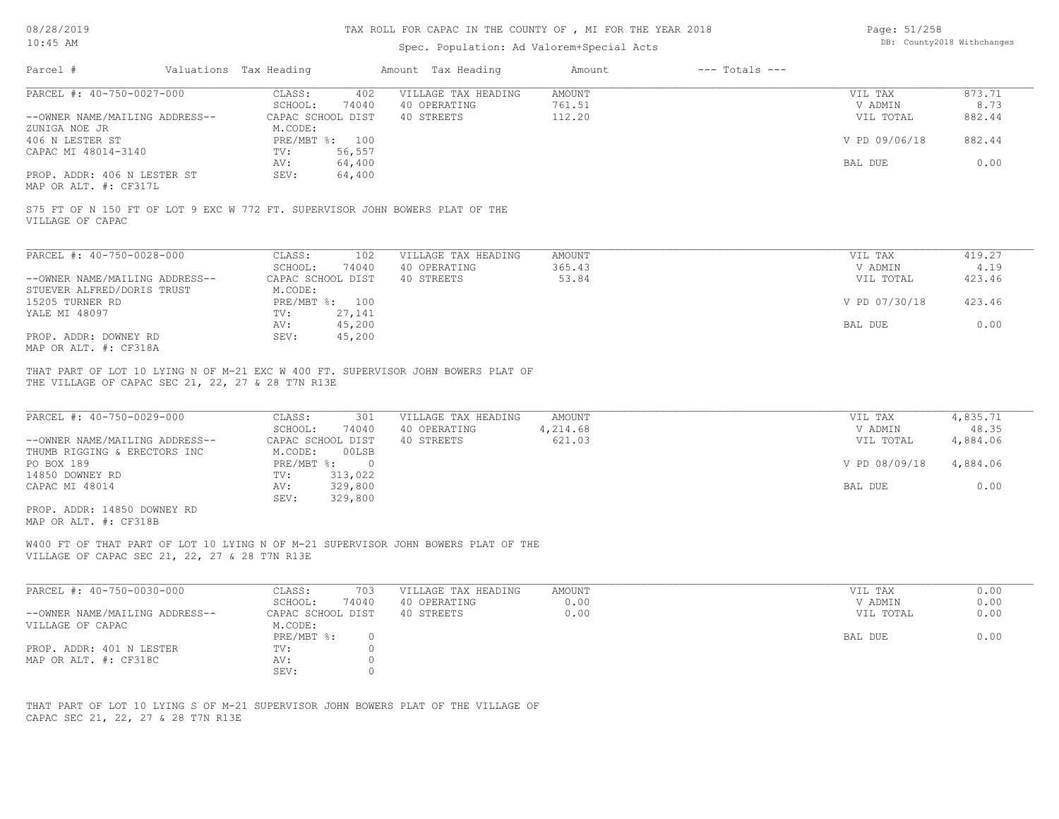# TAX ROLL FOR CAPAC IN THE COUNTY OF , MI FOR THE YEAR 2018

Spec. Population: Ad Valorem+Special Acts

DB: County2018 Withchanges

| Parcel # | Valuations Tax Heading | Amount Tax Heading | Amount | --- Totals --- |
|---|---|---|---|---|

---

**PARCEL #: 40-750-0027-000**

| | | | | | |
|---|---|---|---|---|---|
| CLASS: | 402 | VILLAGE TAX HEADING | AMOUNT | VIL TAX | 873.71 |
| SCHOOL: | 74040 | 40 OPERATING | 761.51 | V ADMIN | 8.73 |
| CAPAC SCHOOL DIST | | 40 STREETS | 112.20 | VIL TOTAL | 882.44 |
| M.CODE: | | | | | |
| PRE/MBT %: | 100 | | | V PD 09/06/18 | 882.44 |
| TV: | 56,557 | | | | |
| AV: | 64,400 | | | BAL DUE | 0.00 |
| SEV: | 64,400 | | | | |

--OWNER NAME/MAILING ADDRESS--
ZUNIGA NOE JR
406 N LESTER ST
CAPAC MI 48014-3140

PROP. ADDR: 406 N LESTER ST
MAP OR ALT. #: CF317L

S75 FT OF N 150 FT OF LOT 9 EXC W 772 FT. SUPERVISOR JOHN BOWERS PLAT OF THE VILLAGE OF CAPAC

---

**PARCEL #: 40-750-0028-000**

| | | | | | |
|---|---|---|---|---|---|
| CLASS: | 102 | VILLAGE TAX HEADING | AMOUNT | VIL TAX | 419.27 |
| SCHOOL: | 74040 | 40 OPERATING | 365.43 | V ADMIN | 4.19 |
| CAPAC SCHOOL DIST | | 40 STREETS | 53.84 | VIL TOTAL | 423.46 |
| M.CODE: | | | | | |
| PRE/MBT %: | 100 | | | V PD 07/30/18 | 423.46 |
| TV: | 27,141 | | | | |
| AV: | 45,200 | | | BAL DUE | 0.00 |
| SEV: | 45,200 | | | | |

--OWNER NAME/MAILING ADDRESS--
STUEVER ALFRED/DORIS TRUST
15205 TURNER RD
YALE MI 48097

PROP. ADDR: DOWNEY RD
MAP OR ALT. #: CF318A

THAT PART OF LOT 10 LYING N OF M-21 EXC W 400 FT. SUPERVISOR JOHN BOWERS PLAT OF THE VILLAGE OF CAPAC SEC 21, 22, 27 & 28 T7N R13E

---

**PARCEL #: 40-750-0029-000**

| | | | | | |
|---|---|---|---|---|---|
| CLASS: | 301 | VILLAGE TAX HEADING | AMOUNT | VIL TAX | 4,835.71 |
| SCHOOL: | 74040 | 40 OPERATING | 4,214.68 | V ADMIN | 48.35 |
| CAPAC SCHOOL DIST | | 40 STREETS | 621.03 | VIL TOTAL | 4,884.06 |
| M.CODE: | 00LSB | | | | |
| PRE/MBT %: | 0 | | | V PD 08/09/18 | 4,884.06 |
| TV: | 313,022 | | | | |
| AV: | 329,800 | | | BAL DUE | 0.00 |
| SEV: | 329,800 | | | | |

--OWNER NAME/MAILING ADDRESS--
THUMB RIGGING & ERECTORS INC
PO BOX 189
14850 DOWNEY RD
CAPAC MI 48014

PROP. ADDR: 14850 DOWNEY RD
MAP OR ALT. #: CF318B

W400 FT OF THAT PART OF LOT 10 LYING N OF M-21 SUPERVISOR JOHN BOWERS PLAT OF THE VILLAGE OF CAPAC SEC 21, 22, 27 & 28 T7N R13E

---

**PARCEL #: 40-750-0030-000**

| | | | | | |
|---|---|---|---|---|---|
| CLASS: | 703 | VILLAGE TAX HEADING | AMOUNT | VIL TAX | 0.00 |
| SCHOOL: | 74040 | 40 OPERATING | 0.00 | V ADMIN | 0.00 |
| CAPAC SCHOOL DIST | | 40 STREETS | 0.00 | VIL TOTAL | 0.00 |
| M.CODE: | | | | | |
| PRE/MBT %: | 0 | | | BAL DUE | 0.00 |
| TV: | 0 | | | | |
| AV: | 0 | | | | |
| SEV: | 0 | | | | |

--OWNER NAME/MAILING ADDRESS--
VILLAGE OF CAPAC

PROP. ADDR: 401 N LESTER
MAP OR ALT. #: CF318C

THAT PART OF LOT 10 LYING S OF M-21 SUPERVISOR JOHN BOWERS PLAT OF THE VILLAGE OF CAPAC SEC 21, 22, 27 & 28 T7N R13E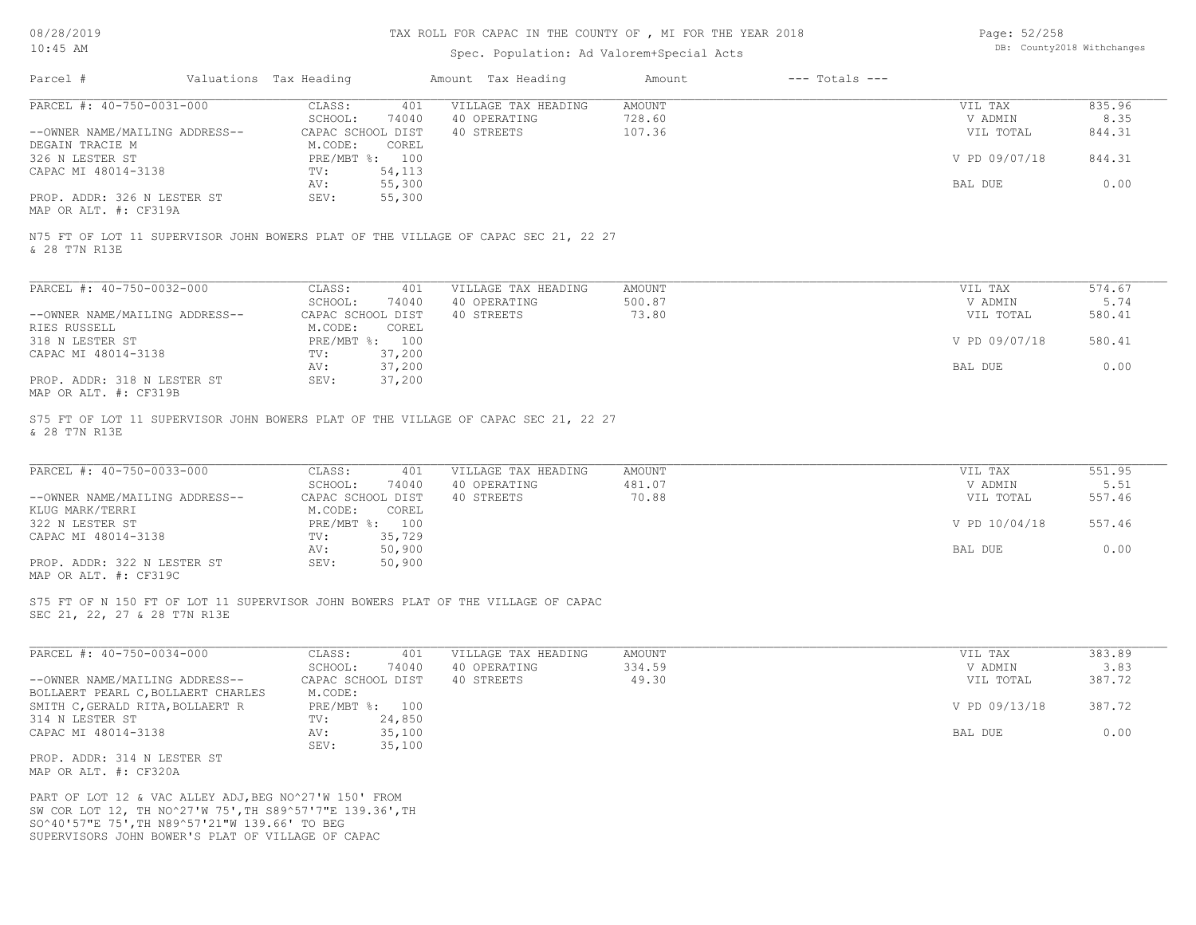# TAX ROLL FOR CAPAC IN THE COUNTY OF , MI FOR THE YEAR 2018

Spec. Population: Ad Valorem+Special Acts

DB: County2018 Withchanges

08/28/2019
10:45 AM

| Parcel # | Valuations | Tax Heading | Amount | Tax Heading | Amount | --- Totals --- | |
|---|---|---|---|---|---|---|---|

---

| PARCEL #: 40-750-0031-000 | CLASS: 401 | VILLAGE TAX HEADING | AMOUNT | VIL TAX | 835.96 |
|---|---|---|---|---|---|
| | SCHOOL: 74040 | 40 OPERATING | 728.60 | V ADMIN | 8.35 |
| --OWNER NAME/MAILING ADDRESS-- | CAPAC SCHOOL DIST | 40 STREETS | 107.36 | VIL TOTAL | 844.31 |
| DEGAIN TRACIE M | M.CODE: COREL | | | | |
| 326 N LESTER ST | PRE/MBT %: 100 | | | V PD 09/07/18 | 844.31 |
| CAPAC MI 48014-3138 | TV: 54,113 | | | | |
| | AV: 55,300 | | | BAL DUE | 0.00 |
| PROP. ADDR: 326 N LESTER ST | SEV: 55,300 | | | | |
| MAP OR ALT. #: CF319A | | | | | |

N75 FT OF LOT 11 SUPERVISOR JOHN BOWERS PLAT OF THE VILLAGE OF CAPAC SEC 21, 22 27 & 28 T7N R13E

---

| PARCEL #: 40-750-0032-000 | CLASS: 401 | VILLAGE TAX HEADING | AMOUNT | VIL TAX | 574.67 |
|---|---|---|---|---|---|
| | SCHOOL: 74040 | 40 OPERATING | 500.87 | V ADMIN | 5.74 |
| --OWNER NAME/MAILING ADDRESS-- | CAPAC SCHOOL DIST | 40 STREETS | 73.80 | VIL TOTAL | 580.41 |
| RIES RUSSELL | M.CODE: COREL | | | | |
| 318 N LESTER ST | PRE/MBT %: 100 | | | V PD 09/07/18 | 580.41 |
| CAPAC MI 48014-3138 | TV: 37,200 | | | | |
| | AV: 37,200 | | | BAL DUE | 0.00 |
| PROP. ADDR: 318 N LESTER ST | SEV: 37,200 | | | | |
| MAP OR ALT. #: CF319B | | | | | |

S75 FT OF LOT 11 SUPERVISOR JOHN BOWERS PLAT OF THE VILLAGE OF CAPAC SEC 21, 22 27 & 28 T7N R13E

---

| PARCEL #: 40-750-0033-000 | CLASS: 401 | VILLAGE TAX HEADING | AMOUNT | VIL TAX | 551.95 |
|---|---|---|---|---|---|
| | SCHOOL: 74040 | 40 OPERATING | 481.07 | V ADMIN | 5.51 |
| --OWNER NAME/MAILING ADDRESS-- | CAPAC SCHOOL DIST | 40 STREETS | 70.88 | VIL TOTAL | 557.46 |
| KLUG MARK/TERRI | M.CODE: COREL | | | | |
| 322 N LESTER ST | PRE/MBT %: 100 | | | V PD 10/04/18 | 557.46 |
| CAPAC MI 48014-3138 | TV: 35,729 | | | | |
| | AV: 50,900 | | | BAL DUE | 0.00 |
| PROP. ADDR: 322 N LESTER ST | SEV: 50,900 | | | | |
| MAP OR ALT. #: CF319C | | | | | |

S75 FT OF N 150 FT OF LOT 11 SUPERVISOR JOHN BOWERS PLAT OF THE VILLAGE OF CAPAC SEC 21, 22, 27 & 28 T7N R13E

---

| PARCEL #: 40-750-0034-000 | CLASS: 401 | VILLAGE TAX HEADING | AMOUNT | VIL TAX | 383.89 |
|---|---|---|---|---|---|
| | SCHOOL: 74040 | 40 OPERATING | 334.59 | V ADMIN | 3.83 |
| --OWNER NAME/MAILING ADDRESS-- | CAPAC SCHOOL DIST | 40 STREETS | 49.30 | VIL TOTAL | 387.72 |
| BOLLAERT PEARL C,BOLLAERT CHARLES | M.CODE: | | | | |
| SMITH C,GERALD RITA,BOLLAERT R | PRE/MBT %: 100 | | | V PD 09/13/18 | 387.72 |
| 314 N LESTER ST | TV: 24,850 | | | | |
| CAPAC MI 48014-3138 | AV: 35,100 | | | BAL DUE | 0.00 |
| | SEV: 35,100 | | | | |
| PROP. ADDR: 314 N LESTER ST | | | | | |
| MAP OR ALT. #: CF320A | | | | | |

PART OF LOT 12 & VAC ALLEY ADJ,BEG NO^27'W 150' FROM SW COR LOT 12, TH NO^27'W 75',TH S89^57'7"E 139.36',TH SO^40'57"E 75',TH N89^57'21"W 139.66' TO BEG SUPERVISORS JOHN BOWER'S PLAT OF VILLAGE OF CAPAC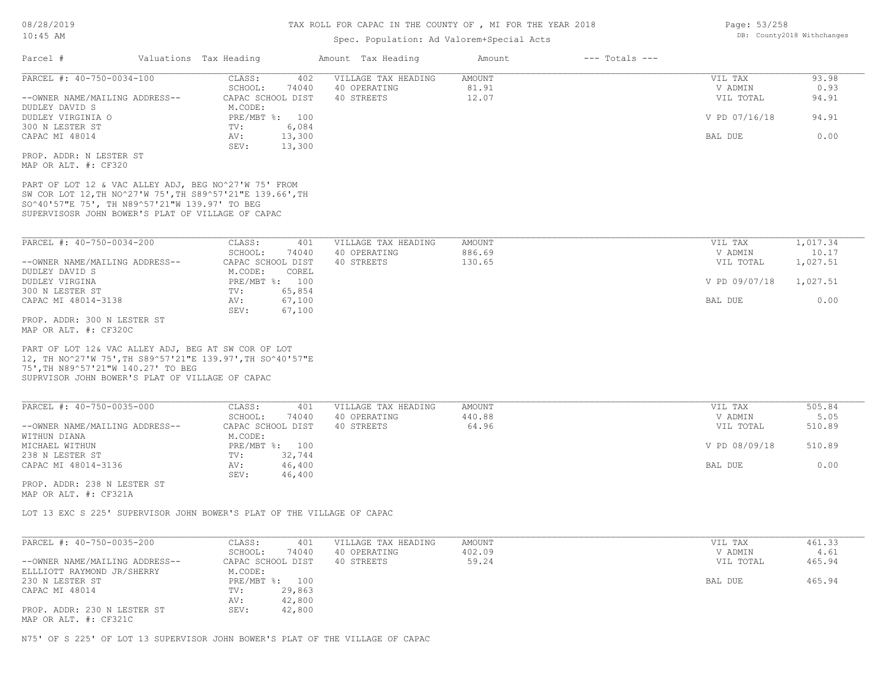TAX ROLL FOR CAPAC IN THE COUNTY OF , MI FOR THE YEAR 2018

Spec. Population: Ad Valorem+Special Acts

| Parcel # | Valuations Tax Heading | Amount Tax Heading | Amount | --- Totals --- |
|---|---|---|---|---|

---

**PARCEL #: 40-750-0034-100**

| | | | | | |
|---|---|---|---|---|---|
| CLASS: | 402 | VILLAGE TAX HEADING | AMOUNT | VIL TAX | 93.98 |
| SCHOOL: | 74040 | 40 OPERATING | 81.91 | V ADMIN | 0.93 |
| CAPAC SCHOOL DIST | | 40 STREETS | 12.07 | VIL TOTAL | 94.91 |
| M.CODE: | | | | | |
| PRE/MBT %: | 100 | | | V PD 07/16/18 | 94.91 |
| TV: | 6,084 | | | | |
| AV: | 13,300 | | | BAL DUE | 0.00 |
| SEV: | 13,300 | | | | |

--OWNER NAME/MAILING ADDRESS--
DUDLEY DAVID S
DUDLEY VIRGINIA O
300 N LESTER ST
CAPAC MI 48014

PROP. ADDR: N LESTER ST
MAP OR ALT. #: CF320

PART OF LOT 12 & VAC ALLEY ADJ, BEG NO^27'W 75' FROM SW COR LOT 12,TH NO^27'W 75',TH S89^57'21"E 139.66',TH SO^40'57"E 75', TH N89^57'21"W 139.97' TO BEG SUPERVISOSR JOHN BOWER'S PLAT OF VILLAGE OF CAPAC

---

**PARCEL #: 40-750-0034-200**

| | | | | | |
|---|---|---|---|---|---|
| CLASS: | 401 | VILLAGE TAX HEADING | AMOUNT | VIL TAX | 1,017.34 |
| SCHOOL: | 74040 | 40 OPERATING | 886.69 | V ADMIN | 10.17 |
| CAPAC SCHOOL DIST | | 40 STREETS | 130.65 | VIL TOTAL | 1,027.51 |
| M.CODE: | COREL | | | | |
| PRE/MBT %: | 100 | | | V PD 09/07/18 | 1,027.51 |
| TV: | 65,854 | | | | |
| AV: | 67,100 | | | BAL DUE | 0.00 |
| SEV: | 67,100 | | | | |

--OWNER NAME/MAILING ADDRESS--
DUDLEY DAVID S
DUDLEY VIRGINA
300 N LESTER ST
CAPAC MI 48014-3138

PROP. ADDR: 300 N LESTER ST
MAP OR ALT. #: CF320C

PART OF LOT 12& VAC ALLEY ADJ, BEG AT SW COR OF LOT 12, TH NO^27'W 75',TH S89^57'21"E 139.97',TH SO^40'57"E 75',TH N89^57'21"W 140.27' TO BEG SUPRVISOR JOHN BOWER'S PLAT OF VILLAGE OF CAPAC

---

**PARCEL #: 40-750-0035-000**

| | | | | | |
|---|---|---|---|---|---|
| CLASS: | 401 | VILLAGE TAX HEADING | AMOUNT | VIL TAX | 505.84 |
| SCHOOL: | 74040 | 40 OPERATING | 440.88 | V ADMIN | 5.05 |
| CAPAC SCHOOL DIST | | 40 STREETS | 64.96 | VIL TOTAL | 510.89 |
| M.CODE: | | | | | |
| PRE/MBT %: | 100 | | | V PD 08/09/18 | 510.89 |
| TV: | 32,744 | | | | |
| AV: | 46,400 | | | BAL DUE | 0.00 |
| SEV: | 46,400 | | | | |

--OWNER NAME/MAILING ADDRESS--
WITHUN DIANA
MICHAEL WITHUN
238 N LESTER ST
CAPAC MI 48014-3136

PROP. ADDR: 238 N LESTER ST
MAP OR ALT. #: CF321A

LOT 13 EXC S 225' SUPERVISOR JOHN BOWER'S PLAT OF THE VILLAGE OF CAPAC

---

**PARCEL #: 40-750-0035-200**

| | | | | | |
|---|---|---|---|---|---|
| CLASS: | 401 | VILLAGE TAX HEADING | AMOUNT | VIL TAX | 461.33 |
| SCHOOL: | 74040 | 40 OPERATING | 402.09 | V ADMIN | 4.61 |
| CAPAC SCHOOL DIST | | 40 STREETS | 59.24 | VIL TOTAL | 465.94 |
| M.CODE: | | | | | |
| PRE/MBT %: | 100 | | | BAL DUE | 465.94 |
| TV: | 29,863 | | | | |
| AV: | 42,800 | | | | |
| SEV: | 42,800 | | | | |

--OWNER NAME/MAILING ADDRESS--
ELLLIOTT RAYMOND JR/SHERRY
230 N LESTER ST
CAPAC MI 48014

PROP. ADDR: 230 N LESTER ST
MAP OR ALT. #: CF321C

N75' OF S 225' OF LOT 13 SUPERVISOR JOHN BOWER'S PLAT OF THE VILLAGE OF CAPAC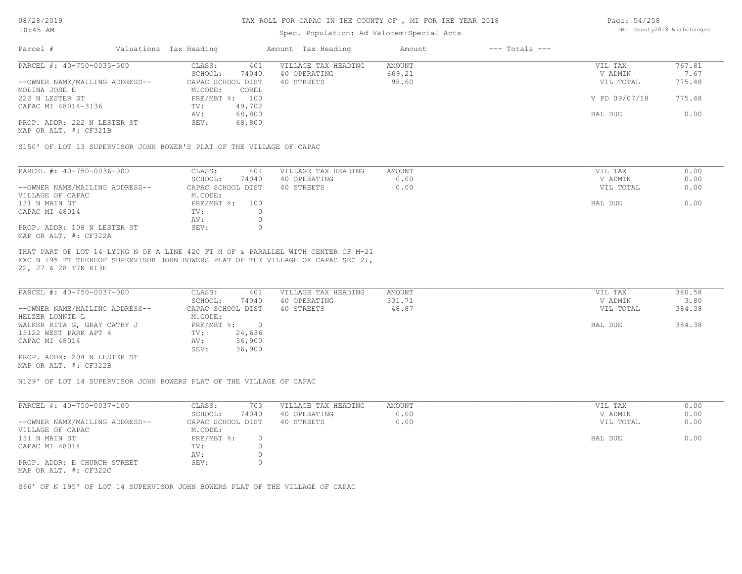# TAX ROLL FOR CAPAC IN THE COUNTY OF , MI FOR THE YEAR 2018

Spec. Population: Ad Valorem+Special Acts

DB: County2018 Withchanges

08/28/2019
10:45 AM

| Parcel # | Valuations Tax Heading | Amount Tax Heading | Amount | --- Totals --- |
|---|---|---|---|---|

---

PARCEL #: 40-750-0035-500

| | | | | | |
|---|---|---|---|---|---|
| CLASS: | 401 | VILLAGE TAX HEADING | AMOUNT | VIL TAX | 767.81 |
| SCHOOL: | 74040 | 40 OPERATING | 669.21 | V ADMIN | 7.67 |
| CAPAC SCHOOL DIST | | 40 STREETS | 98.60 | VIL TOTAL | 775.48 |
| M.CODE: | COREL | | | | |
| PRE/MBT %: | 100 | | | V PD 09/07/18 | 775.48 |
| TV: | 49,702 | | | | |
| AV: | 68,800 | | | BAL DUE | 0.00 |
| SEV: | 68,800 | | | | |

--OWNER NAME/MAILING ADDRESS--
MOLINA JOSE E
222 N LESTER ST
CAPAC MI 48014-3136

PROP. ADDR: 222 N LESTER ST
MAP OR ALT. #: CF321B

S150' OF LOT 13 SUPERVISOR JOHN BOWER'S PLAT OF THE VILLAGE OF CAPAC

---

PARCEL #: 40-750-0036-000

| | | | | | |
|---|---|---|---|---|---|
| CLASS: | 401 | VILLAGE TAX HEADING | AMOUNT | VIL TAX | 0.00 |
| SCHOOL: | 74040 | 40 OPERATING | 0.00 | V ADMIN | 0.00 |
| CAPAC SCHOOL DIST | | 40 STREETS | 0.00 | VIL TOTAL | 0.00 |
| M.CODE: | | | | | |
| PRE/MBT %: | 100 | | | BAL DUE | 0.00 |
| TV: | 0 | | | | |
| AV: | 0 | | | | |
| SEV: | 0 | | | | |

--OWNER NAME/MAILING ADDRESS--
VILLAGE OF CAPAC
131 N MAIN ST
CAPAC MI 48014

PROP. ADDR: 108 N LESTER ST
MAP OR ALT. #: CF322A

THAT PART OF LOT 14 LYING N OF A LINE 420 FT N OF & PARALLEL WITH CENTER OF M-21
EXC N 195 FT THEREOF SUPERVISOR JOHN BOWERS PLAT OF THE VILLAGE OF CAPAC SEC 21,
22, 27 & 28 T7N R13E

---

PARCEL #: 40-750-0037-000

| | | | | | |
|---|---|---|---|---|---|
| CLASS: | 401 | VILLAGE TAX HEADING | AMOUNT | VIL TAX | 380.58 |
| SCHOOL: | 74040 | 40 OPERATING | 331.71 | V ADMIN | 3.80 |
| CAPAC SCHOOL DIST | | 40 STREETS | 48.87 | VIL TOTAL | 384.38 |
| M.CODE: | | | | | |
| PRE/MBT %: | 0 | | | BAL DUE | 384.38 |
| TV: | 24,636 | | | | |
| AV: | 36,900 | | | | |
| SEV: | 36,900 | | | | |

--OWNER NAME/MAILING ADDRESS--
HELZER LONNIE L
WALKER RITA G, GRAY CATHY J
15122 WEST PARK APT 4
CAPAC MI 48014

PROP. ADDR: 204 N LESTER ST
MAP OR ALT. #: CF322B

N129' OF LOT 14 SUPERVISOR JOHN BOWERS PLAT OF THE VILLAGE OF CAPAC

---

PARCEL #: 40-750-0037-100

| | | | | | |
|---|---|---|---|---|---|
| CLASS: | 703 | VILLAGE TAX HEADING | AMOUNT | VIL TAX | 0.00 |
| SCHOOL: | 74040 | 40 OPERATING | 0.00 | V ADMIN | 0.00 |
| CAPAC SCHOOL DIST | | 40 STREETS | 0.00 | VIL TOTAL | 0.00 |
| M.CODE: | | | | | |
| PRE/MBT %: | 0 | | | BAL DUE | 0.00 |
| TV: | 0 | | | | |
| AV: | 0 | | | | |
| SEV: | 0 | | | | |

--OWNER NAME/MAILING ADDRESS--
VILLAGE OF CAPAC
131 N MAIN ST
CAPAC MI 48014

PROP. ADDR: E CHURCH STREET
MAP OR ALT. #: CF322C

S66' OF N 195' OF LOT 14 SUPERVISOR JOHN BOWERS PLAT OF THE VILLAGE OF CAPAC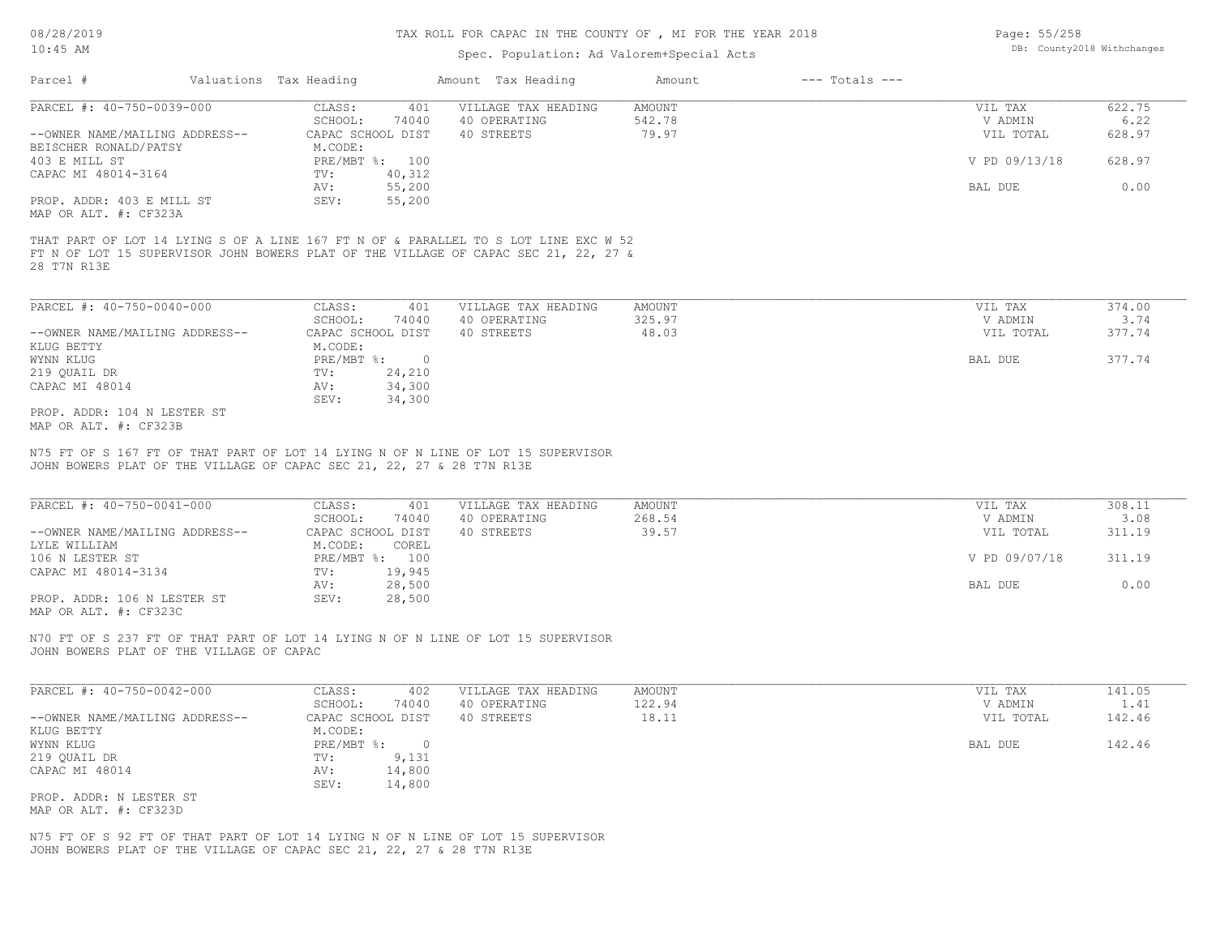TAX ROLL FOR CAPAC IN THE COUNTY OF , MI FOR THE YEAR 2018

Spec. Population: Ad Valorem+Special Acts

| Parcel # | Valuations | Tax Heading | Amount | Tax Heading | Amount | --- Totals --- | |
|---|---|---|---|---|---|---|---|
| PARCEL #: 40-750-0039-000 | CLASS: | 401 | VILLAGE TAX HEADING | AMOUNT | | VIL TAX | 622.75 |
| | SCHOOL: | 74040 | 40 OPERATING | 542.78 | | V ADMIN | 6.22 |
| --OWNER NAME/MAILING ADDRESS-- | CAPAC SCHOOL DIST | | 40 STREETS | 79.97 | | VIL TOTAL | 628.97 |
| BEISCHER RONALD/PATSY | M.CODE: | | | | | | |
| 403 E MILL ST | PRE/MBT %: | 100 | | | | V PD 09/13/18 | 628.97 |
| CAPAC MI 48014-3164 | TV: | 40,312 | | | | | |
| | AV: | 55,200 | | | | BAL DUE | 0.00 |
| PROP. ADDR: 403 E MILL ST | SEV: | 55,200 | | | | | |
| MAP OR ALT. #: CF323A | | | | | | | |

THAT PART OF LOT 14 LYING S OF A LINE 167 FT N OF & PARALLEL TO S LOT LINE EXC W 52 FT N OF LOT 15 SUPERVISOR JOHN BOWERS PLAT OF THE VILLAGE OF CAPAC SEC 21, 22, 27 & 28 T7N R13E

| Parcel # | Valuations | Tax Heading | Amount | Tax Heading | Amount | --- Totals --- | |
|---|---|---|---|---|---|---|---|
| PARCEL #: 40-750-0040-000 | CLASS: | 401 | VILLAGE TAX HEADING | AMOUNT | | VIL TAX | 374.00 |
| | SCHOOL: | 74040 | 40 OPERATING | 325.97 | | V ADMIN | 3.74 |
| --OWNER NAME/MAILING ADDRESS-- | CAPAC SCHOOL DIST | | 40 STREETS | 48.03 | | VIL TOTAL | 377.74 |
| KLUG BETTY | M.CODE: | | | | | | |
| WYNN KLUG | PRE/MBT %: | 0 | | | | BAL DUE | 377.74 |
| 219 QUAIL DR | TV: | 24,210 | | | | | |
| CAPAC MI 48014 | AV: | 34,300 | | | | | |
| | SEV: | 34,300 | | | | | |
| PROP. ADDR: 104 N LESTER ST | | | | | | | |
| MAP OR ALT. #: CF323B | | | | | | | |

N75 FT OF S 167 FT OF THAT PART OF LOT 14 LYING N OF N LINE OF LOT 15 SUPERVISOR JOHN BOWERS PLAT OF THE VILLAGE OF CAPAC SEC 21, 22, 27 & 28 T7N R13E

| Parcel # | Valuations | Tax Heading | Amount | Tax Heading | Amount | --- Totals --- | |
|---|---|---|---|---|---|---|---|
| PARCEL #: 40-750-0041-000 | CLASS: | 401 | VILLAGE TAX HEADING | AMOUNT | | VIL TAX | 308.11 |
| | SCHOOL: | 74040 | 40 OPERATING | 268.54 | | V ADMIN | 3.08 |
| --OWNER NAME/MAILING ADDRESS-- | CAPAC SCHOOL DIST | | 40 STREETS | 39.57 | | VIL TOTAL | 311.19 |
| LYLE WILLIAM | M.CODE: | COREL | | | | | |
| 106 N LESTER ST | PRE/MBT %: | 100 | | | | V PD 09/07/18 | 311.19 |
| CAPAC MI 48014-3134 | TV: | 19,945 | | | | | |
| | AV: | 28,500 | | | | BAL DUE | 0.00 |
| PROP. ADDR: 106 N LESTER ST | SEV: | 28,500 | | | | | |
| MAP OR ALT. #: CF323C | | | | | | | |

N70 FT OF S 237 FT OF THAT PART OF LOT 14 LYING N OF N LINE OF LOT 15 SUPERVISOR JOHN BOWERS PLAT OF THE VILLAGE OF CAPAC

| Parcel # | Valuations | Tax Heading | Amount | Tax Heading | Amount | --- Totals --- | |
|---|---|---|---|---|---|---|---|
| PARCEL #: 40-750-0042-000 | CLASS: | 402 | VILLAGE TAX HEADING | AMOUNT | | VIL TAX | 141.05 |
| | SCHOOL: | 74040 | 40 OPERATING | 122.94 | | V ADMIN | 1.41 |
| --OWNER NAME/MAILING ADDRESS-- | CAPAC SCHOOL DIST | | 40 STREETS | 18.11 | | VIL TOTAL | 142.46 |
| KLUG BETTY | M.CODE: | | | | | | |
| WYNN KLUG | PRE/MBT %: | 0 | | | | BAL DUE | 142.46 |
| 219 QUAIL DR | TV: | 9,131 | | | | | |
| CAPAC MI 48014 | AV: | 14,800 | | | | | |
| | SEV: | 14,800 | | | | | |
| PROP. ADDR: N LESTER ST | | | | | | | |
| MAP OR ALT. #: CF323D | | | | | | | |

N75 FT OF S 92 FT OF THAT PART OF LOT 14 LYING N OF N LINE OF LOT 15 SUPERVISOR JOHN BOWERS PLAT OF THE VILLAGE OF CAPAC SEC 21, 22, 27 & 28 T7N R13E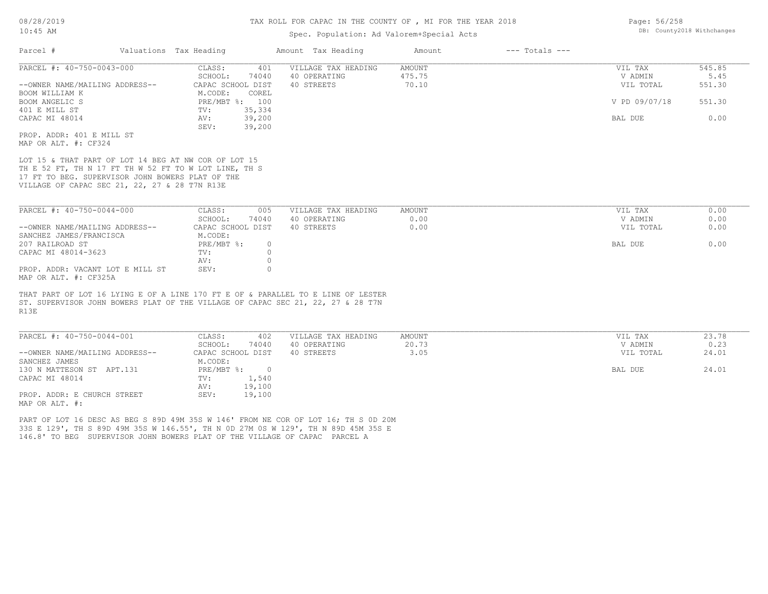TAX ROLL FOR CAPAC IN THE COUNTY OF , MI FOR THE YEAR 2018

Spec. Population: Ad Valorem+Special Acts

DB: County2018 Withchanges

| Parcel # | Valuations | Tax Heading | Amount | Tax Heading | Amount | --- Totals --- | |
|---|---|---|---|---|---|---|---|
| PARCEL #: 40-750-0043-000 | CLASS: | 401 | VILLAGE TAX HEADING | AMOUNT | | VIL TAX | 545.85 |
| | SCHOOL: | 74040 | 40 OPERATING | 475.75 | | V ADMIN | 5.45 |
| --OWNER NAME/MAILING ADDRESS-- | CAPAC SCHOOL DIST | | 40 STREETS | 70.10 | | VIL TOTAL | 551.30 |
| BOOM WILLIAM K | M.CODE: | COREL | | | | | |
| BOOM ANGELIC S | PRE/MBT %: | 100 | | | | V PD 09/07/18 | 551.30 |
| 401 E MILL ST | TV: | 35,334 | | | | | |
| CAPAC MI 48014 | AV: | 39,200 | | | | BAL DUE | 0.00 |
| | SEV: | 39,200 | | | | | |

PROP. ADDR: 401 E MILL ST
MAP OR ALT. #: CF324

LOT 15 & THAT PART OF LOT 14 BEG AT NW COR OF LOT 15 TH E 52 FT, TH N 17 FT TH W 52 FT TO W LOT LINE, TH S 17 FT TO BEG. SUPERVISOR JOHN BOWERS PLAT OF THE VILLAGE OF CAPAC SEC 21, 22, 27 & 28 T7N R13E

| Parcel # | Valuations | Tax Heading | Amount | Tax Heading | Amount | --- Totals --- | |
|---|---|---|---|---|---|---|---|
| PARCEL #: 40-750-0044-000 | CLASS: | 005 | VILLAGE TAX HEADING | AMOUNT | | VIL TAX | 0.00 |
| | SCHOOL: | 74040 | 40 OPERATING | 0.00 | | V ADMIN | 0.00 |
| --OWNER NAME/MAILING ADDRESS-- | CAPAC SCHOOL DIST | | 40 STREETS | 0.00 | | VIL TOTAL | 0.00 |
| SANCHEZ JAMES/FRANCISCA | M.CODE: | | | | | | |
| 207 RAILROAD ST | PRE/MBT %: | 0 | | | | BAL DUE | 0.00 |
| CAPAC MI 48014-3623 | TV: | 0 | | | | | |
| | AV: | 0 | | | | | |
| PROP. ADDR: VACANT LOT E MILL ST | SEV: | 0 | | | | | |

MAP OR ALT. #: CF325A

THAT PART OF LOT 16 LYING E OF A LINE 170 FT E OF & PARALLEL TO E LINE OF LESTER ST. SUPERVISOR JOHN BOWERS PLAT OF THE VILLAGE OF CAPAC SEC 21, 22, 27 & 28 T7N R13E

| Parcel # | Valuations | Tax Heading | Amount | Tax Heading | Amount | --- Totals --- | |
|---|---|---|---|---|---|---|---|
| PARCEL #: 40-750-0044-001 | CLASS: | 402 | VILLAGE TAX HEADING | AMOUNT | | VIL TAX | 23.78 |
| | SCHOOL: | 74040 | 40 OPERATING | 20.73 | | V ADMIN | 0.23 |
| --OWNER NAME/MAILING ADDRESS-- | CAPAC SCHOOL DIST | | 40 STREETS | 3.05 | | VIL TOTAL | 24.01 |
| SANCHEZ JAMES | M.CODE: | | | | | | |
| 130 N MATTESON ST APT.131 | PRE/MBT %: | 0 | | | | BAL DUE | 24.01 |
| CAPAC MI 48014 | TV: | 1,540 | | | | | |
| | AV: | 19,100 | | | | | |
| PROP. ADDR: E CHURCH STREET | SEV: | 19,100 | | | | | |

MAP OR ALT. #:

PART OF LOT 16 DESC AS BEG S 89D 49M 35S W 146' FROM NE COR OF LOT 16; TH S 0D 20M 33S E 129', TH S 89D 49M 35S W 146.55', TH N 0D 27M 0S W 129', TH N 89D 45M 35S E 146.8' TO BEG SUPERVISOR JOHN BOWERS PLAT OF THE VILLAGE OF CAPAC PARCEL A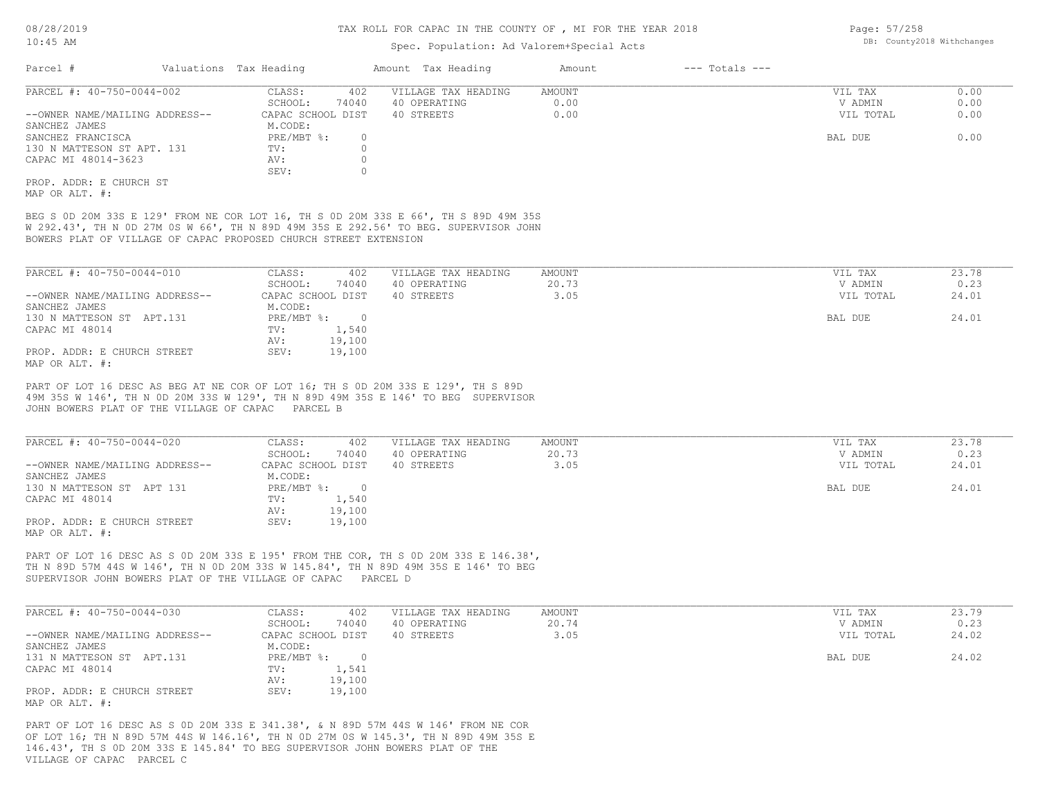TAX ROLL FOR CAPAC IN THE COUNTY OF , MI FOR THE YEAR 2018

Spec. Population: Ad Valorem+Special Acts

| Parcel # | Valuations | Tax Heading | Amount | Tax Heading | Amount | --- Totals --- | |
|---|---|---|---|---|---|---|---|

**PARCEL #: 40-750-0044-002**

| | | | | | |
|---|---|---|---|---|---|
| CLASS: | 402 | VILLAGE TAX HEADING | AMOUNT | VIL TAX | 0.00 |
| SCHOOL: | 74040 | 40 OPERATING | 0.00 | V ADMIN | 0.00 |
| CAPAC SCHOOL DIST | | 40 STREETS | 0.00 | VIL TOTAL | 0.00 |
| M.CODE: | | | | | |
| PRE/MBT %: | 0 | | | BAL DUE | 0.00 |
| TV: | 0 | | | | |
| AV: | 0 | | | | |
| SEV: | 0 | | | | |

--OWNER NAME/MAILING ADDRESS--
SANCHEZ JAMES
SANCHEZ FRANCISCA
130 N MATTESON ST APT. 131
CAPAC MI 48014-3623

PROP. ADDR: E CHURCH ST
MAP OR ALT. #:

BEG S 0D 20M 33S E 129' FROM NE COR LOT 16, TH S 0D 20M 33S E 66', TH S 89D 49M 35S W 292.43', TH N 0D 27M 0S W 66', TH N 89D 49M 35S E 292.56' TO BEG. SUPERVISOR JOHN BOWERS PLAT OF VILLAGE OF CAPAC PROPOSED CHURCH STREET EXTENSION

**PARCEL #: 40-750-0044-010**

| | | | | | |
|---|---|---|---|---|---|
| CLASS: | 402 | VILLAGE TAX HEADING | AMOUNT | VIL TAX | 23.78 |
| SCHOOL: | 74040 | 40 OPERATING | 20.73 | V ADMIN | 0.23 |
| CAPAC SCHOOL DIST | | 40 STREETS | 3.05 | VIL TOTAL | 24.01 |
| M.CODE: | | | | | |
| PRE/MBT %: | 0 | | | BAL DUE | 24.01 |
| TV: | 1,540 | | | | |
| AV: | 19,100 | | | | |
| SEV: | 19,100 | | | | |

--OWNER NAME/MAILING ADDRESS--
SANCHEZ JAMES
130 N MATTESON ST APT.131
CAPAC MI 48014

PROP. ADDR: E CHURCH STREET
MAP OR ALT. #:

PART OF LOT 16 DESC AS BEG AT NE COR OF LOT 16; TH S 0D 20M 33S E 129', TH S 89D 49M 35S W 146', TH N 0D 20M 33S W 129', TH N 89D 49M 35S E 146' TO BEG SUPERVISOR JOHN BOWERS PLAT OF THE VILLAGE OF CAPAC PARCEL B

**PARCEL #: 40-750-0044-020**

| | | | | | |
|---|---|---|---|---|---|
| CLASS: | 402 | VILLAGE TAX HEADING | AMOUNT | VIL TAX | 23.78 |
| SCHOOL: | 74040 | 40 OPERATING | 20.73 | V ADMIN | 0.23 |
| CAPAC SCHOOL DIST | | 40 STREETS | 3.05 | VIL TOTAL | 24.01 |
| M.CODE: | | | | | |
| PRE/MBT %: | 0 | | | BAL DUE | 24.01 |
| TV: | 1,540 | | | | |
| AV: | 19,100 | | | | |
| SEV: | 19,100 | | | | |

--OWNER NAME/MAILING ADDRESS--
SANCHEZ JAMES
130 N MATTESON ST APT 131
CAPAC MI 48014

PROP. ADDR: E CHURCH STREET
MAP OR ALT. #:

PART OF LOT 16 DESC AS S 0D 20M 33S E 195' FROM THE COR, TH S 0D 20M 33S E 146.38', TH N 89D 57M 44S W 146', TH N 0D 20M 33S W 145.84', TH N 89D 49M 35S E 146' TO BEG SUPERVISOR JOHN BOWERS PLAT OF THE VILLAGE OF CAPAC PARCEL D

**PARCEL #: 40-750-0044-030**

| | | | | | |
|---|---|---|---|---|---|
| CLASS: | 402 | VILLAGE TAX HEADING | AMOUNT | VIL TAX | 23.79 |
| SCHOOL: | 74040 | 40 OPERATING | 20.74 | V ADMIN | 0.23 |
| CAPAC SCHOOL DIST | | 40 STREETS | 3.05 | VIL TOTAL | 24.02 |
| M.CODE: | | | | | |
| PRE/MBT %: | 0 | | | BAL DUE | 24.02 |
| TV: | 1,541 | | | | |
| AV: | 19,100 | | | | |
| SEV: | 19,100 | | | | |

--OWNER NAME/MAILING ADDRESS--
SANCHEZ JAMES
131 N MATTESON ST APT.131
CAPAC MI 48014

PROP. ADDR: E CHURCH STREET
MAP OR ALT. #:

PART OF LOT 16 DESC AS S 0D 20M 33S E 341.38', & N 89D 57M 44S W 146' FROM NE COR OF LOT 16; TH N 89D 57M 44S W 146.16', TH N 0D 27M 0S W 145.3', TH N 89D 49M 35S E 146.43', TH S 0D 20M 33S E 145.84' TO BEG SUPERVISOR JOHN BOWERS PLAT OF THE VILLAGE OF CAPAC PARCEL C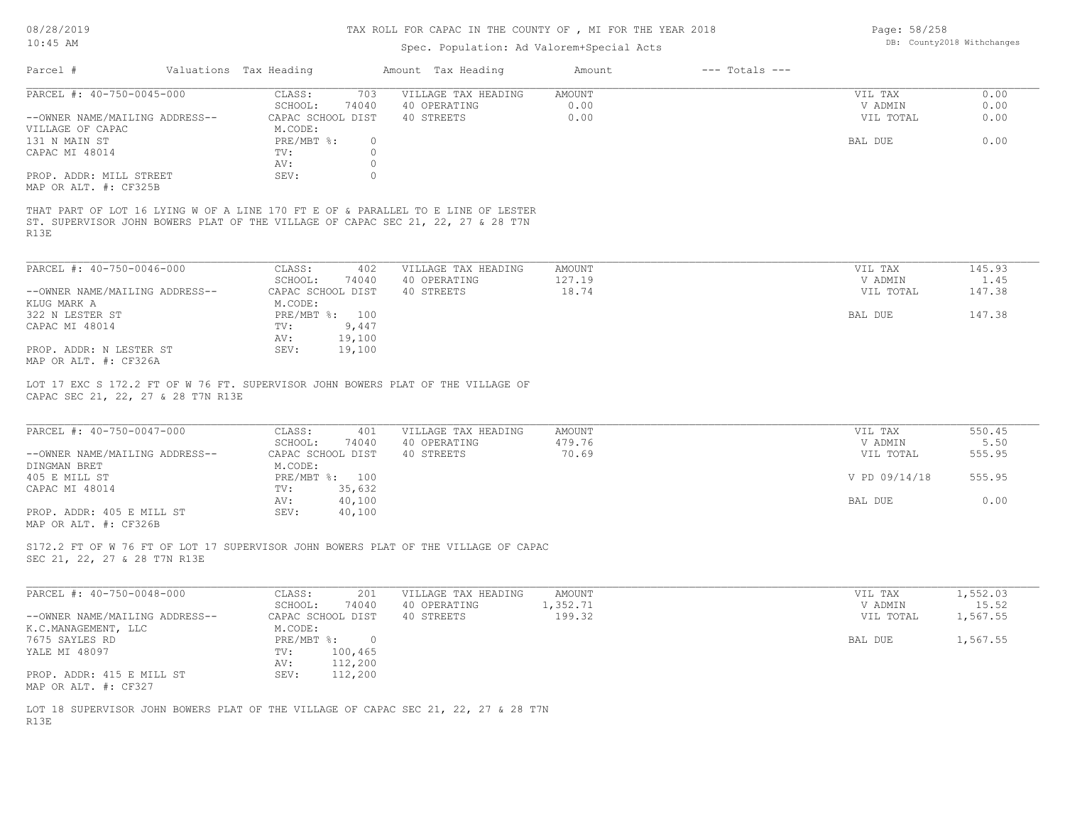# TAX ROLL FOR CAPAC IN THE COUNTY OF , MI FOR THE YEAR 2018

Spec. Population: Ad Valorem+Special Acts

DB: County2018 Withchanges

08/28/2019
10:45 AM

| Parcel # | Valuations | Tax Heading | Amount | Tax Heading | Amount | --- Totals --- |
|---|---|---|---|---|---|---|

---

**PARCEL #: 40-750-0045-000**

| | | | | | |
|---|---|---|---|---|---|
| --OWNER NAME/MAILING ADDRESS-- | CLASS: 703 | VILLAGE TAX HEADING | AMOUNT | VIL TAX | 0.00 |
| VILLAGE OF CAPAC | SCHOOL: 74040 | 40 OPERATING | 0.00 | V ADMIN | 0.00 |
| 131 N MAIN ST | CAPAC SCHOOL DIST | 40 STREETS | 0.00 | VIL TOTAL | 0.00 |
| CAPAC MI 48014 | M.CODE: | | | | |
| | PRE/MBT %: 0 | | | BAL DUE | 0.00 |
| | TV: 0 | | | | |
| | AV: 0 | | | | |
| PROP. ADDR: MILL STREET | SEV: 0 | | | | |
| MAP OR ALT. #: CF325B | | | | | |

THAT PART OF LOT 16 LYING W OF A LINE 170 FT E OF & PARALLEL TO E LINE OF LESTER ST. SUPERVISOR JOHN BOWERS PLAT OF THE VILLAGE OF CAPAC SEC 21, 22, 27 & 28 T7N R13E

---

**PARCEL #: 40-750-0046-000**

| | | | | | |
|---|---|---|---|---|---|
| --OWNER NAME/MAILING ADDRESS-- | CLASS: 402 | VILLAGE TAX HEADING | AMOUNT | VIL TAX | 145.93 |
| KLUG MARK A | SCHOOL: 74040 | 40 OPERATING | 127.19 | V ADMIN | 1.45 |
| 322 N LESTER ST | CAPAC SCHOOL DIST | 40 STREETS | 18.74 | VIL TOTAL | 147.38 |
| CAPAC MI 48014 | M.CODE: | | | | |
| | PRE/MBT %: 100 | | | BAL DUE | 147.38 |
| | TV: 9,447 | | | | |
| | AV: 19,100 | | | | |
| PROP. ADDR: N LESTER ST | SEV: 19,100 | | | | |
| MAP OR ALT. #: CF326A | | | | | |

LOT 17 EXC S 172.2 FT OF W 76 FT. SUPERVISOR JOHN BOWERS PLAT OF THE VILLAGE OF CAPAC SEC 21, 22, 27 & 28 T7N R13E

---

**PARCEL #: 40-750-0047-000**

| | | | | | |
|---|---|---|---|---|---|
| --OWNER NAME/MAILING ADDRESS-- | CLASS: 401 | VILLAGE TAX HEADING | AMOUNT | VIL TAX | 550.45 |
| DINGMAN BRET | SCHOOL: 74040 | 40 OPERATING | 479.76 | V ADMIN | 5.50 |
| 405 E MILL ST | CAPAC SCHOOL DIST | 40 STREETS | 70.69 | VIL TOTAL | 555.95 |
| CAPAC MI 48014 | M.CODE: | | | | |
| | PRE/MBT %: 100 | | | V PD 09/14/18 | 555.95 |
| | TV: 35,632 | | | | |
| | AV: 40,100 | | | BAL DUE | 0.00 |
| PROP. ADDR: 405 E MILL ST | SEV: 40,100 | | | | |
| MAP OR ALT. #: CF326B | | | | | |

S172.2 FT OF W 76 FT OF LOT 17 SUPERVISOR JOHN BOWERS PLAT OF THE VILLAGE OF CAPAC SEC 21, 22, 27 & 28 T7N R13E

---

**PARCEL #: 40-750-0048-000**

| | | | | | |
|---|---|---|---|---|---|
| --OWNER NAME/MAILING ADDRESS-- | CLASS: 201 | VILLAGE TAX HEADING | AMOUNT | VIL TAX | 1,552.03 |
| K.C.MANAGEMENT, LLC | SCHOOL: 74040 | 40 OPERATING | 1,352.71 | V ADMIN | 15.52 |
| 7675 SAYLES RD | CAPAC SCHOOL DIST | 40 STREETS | 199.32 | VIL TOTAL | 1,567.55 |
| YALE MI 48097 | M.CODE: | | | | |
| | PRE/MBT %: 0 | | | BAL DUE | 1,567.55 |
| | TV: 100,465 | | | | |
| | AV: 112,200 | | | | |
| PROP. ADDR: 415 E MILL ST | SEV: 112,200 | | | | |
| MAP OR ALT. #: CF327 | | | | | |

LOT 18 SUPERVISOR JOHN BOWERS PLAT OF THE VILLAGE OF CAPAC SEC 21, 22, 27 & 28 T7N R13E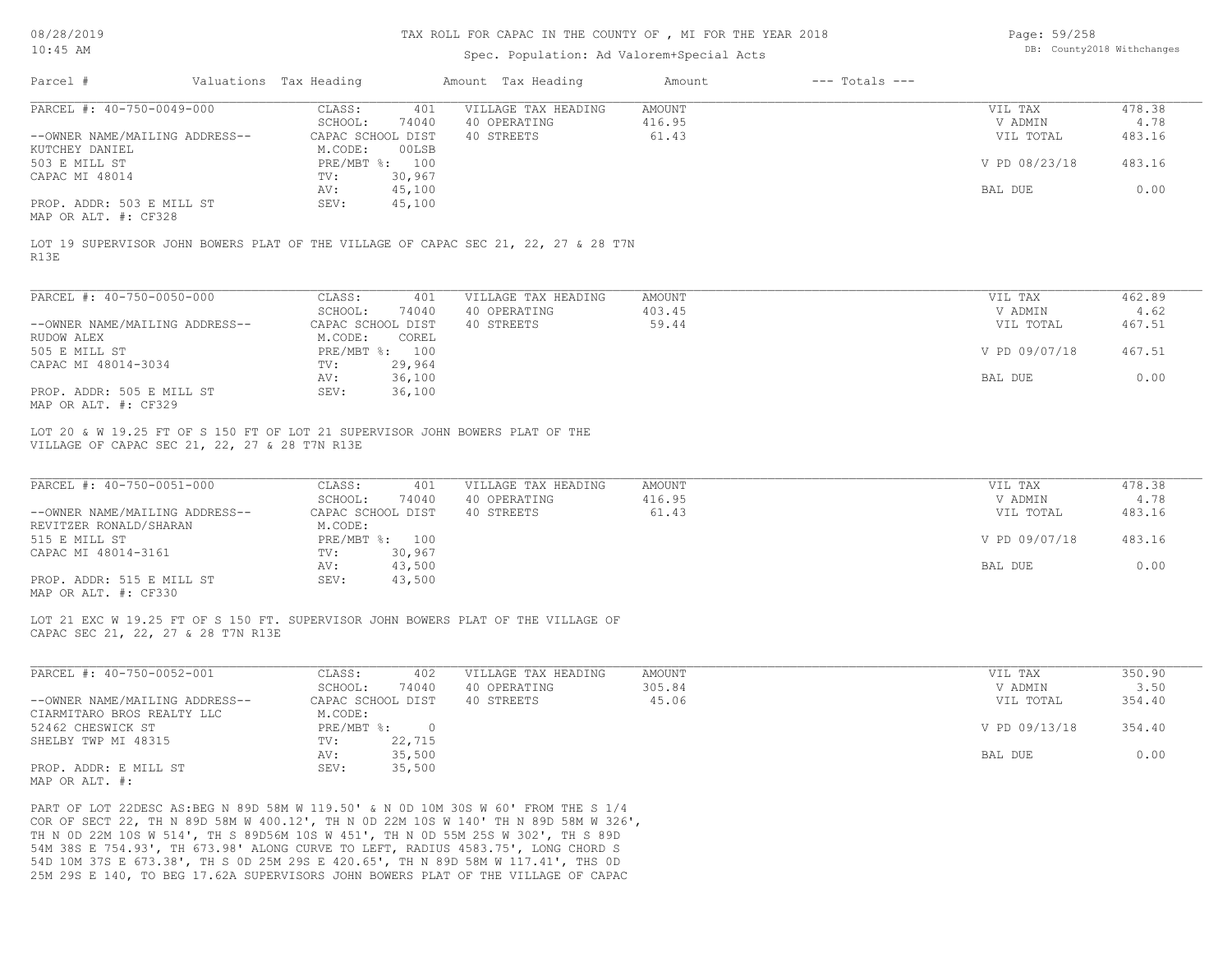| Parcel # | Valuations Tax Heading | | Amount Tax Heading | Amount | --- Totals --- | |
|---|---|---|---|---|---|---|
| PARCEL #: 40-750-0049-000 | CLASS: | 401 | VILLAGE TAX HEADING | AMOUNT | VIL TAX | 478.38 |
| | SCHOOL: | 74040 | 40 OPERATING | 416.95 | V ADMIN | 4.78 |
| --OWNER NAME/MAILING ADDRESS-- | CAPAC SCHOOL DIST | | 40 STREETS | 61.43 | VIL TOTAL | 483.16 |
| KUTCHEY DANIEL | M.CODE: | 00LSB | | | | |
| 503 E MILL ST | PRE/MBT %: | 100 | | | V PD 08/23/18 | 483.16 |
| CAPAC MI 48014 | TV: | 30,967 | | | | |
| | AV: | 45,100 | | | BAL DUE | 0.00 |
| PROP. ADDR: 503 E MILL ST | SEV: | 45,100 | | | | |
| MAP OR ALT. #: CF328 | | | | | | |

LOT 19 SUPERVISOR JOHN BOWERS PLAT OF THE VILLAGE OF CAPAC SEC 21, 22, 27 & 28 T7N R13E

| Parcel # | Valuations Tax Heading | | Amount Tax Heading | Amount | --- Totals --- | |
|---|---|---|---|---|---|---|
| PARCEL #: 40-750-0050-000 | CLASS: | 401 | VILLAGE TAX HEADING | AMOUNT | VIL TAX | 462.89 |
| | SCHOOL: | 74040 | 40 OPERATING | 403.45 | V ADMIN | 4.62 |
| --OWNER NAME/MAILING ADDRESS-- | CAPAC SCHOOL DIST | | 40 STREETS | 59.44 | VIL TOTAL | 467.51 |
| RUDOW ALEX | M.CODE: | COREL | | | | |
| 505 E MILL ST | PRE/MBT %: | 100 | | | V PD 09/07/18 | 467.51 |
| CAPAC MI 48014-3034 | TV: | 29,964 | | | | |
| | AV: | 36,100 | | | BAL DUE | 0.00 |
| PROP. ADDR: 505 E MILL ST | SEV: | 36,100 | | | | |
| MAP OR ALT. #: CF329 | | | | | | |

LOT 20 & W 19.25 FT OF S 150 FT OF LOT 21 SUPERVISOR JOHN BOWERS PLAT OF THE VILLAGE OF CAPAC SEC 21, 22, 27 & 28 T7N R13E

| Parcel # | Valuations Tax Heading | | Amount Tax Heading | Amount | --- Totals --- | |
|---|---|---|---|---|---|---|
| PARCEL #: 40-750-0051-000 | CLASS: | 401 | VILLAGE TAX HEADING | AMOUNT | VIL TAX | 478.38 |
| | SCHOOL: | 74040 | 40 OPERATING | 416.95 | V ADMIN | 4.78 |
| --OWNER NAME/MAILING ADDRESS-- | CAPAC SCHOOL DIST | | 40 STREETS | 61.43 | VIL TOTAL | 483.16 |
| REVITZER RONALD/SHARAN | M.CODE: | | | | | |
| 515 E MILL ST | PRE/MBT %: | 100 | | | V PD 09/07/18 | 483.16 |
| CAPAC MI 48014-3161 | TV: | 30,967 | | | | |
| | AV: | 43,500 | | | BAL DUE | 0.00 |
| PROP. ADDR: 515 E MILL ST | SEV: | 43,500 | | | | |
| MAP OR ALT. #: CF330 | | | | | | |

LOT 21 EXC W 19.25 FT OF S 150 FT. SUPERVISOR JOHN BOWERS PLAT OF THE VILLAGE OF CAPAC SEC 21, 22, 27 & 28 T7N R13E

| Parcel # | Valuations Tax Heading | | Amount Tax Heading | Amount | --- Totals --- | |
|---|---|---|---|---|---|---|
| PARCEL #: 40-750-0052-001 | CLASS: | 402 | VILLAGE TAX HEADING | AMOUNT | VIL TAX | 350.90 |
| | SCHOOL: | 74040 | 40 OPERATING | 305.84 | V ADMIN | 3.50 |
| --OWNER NAME/MAILING ADDRESS-- | CAPAC SCHOOL DIST | | 40 STREETS | 45.06 | VIL TOTAL | 354.40 |
| CIARMITARO BROS REALTY LLC | M.CODE: | | | | | |
| 52462 CHESWICK ST | PRE/MBT %: | 0 | | | V PD 09/13/18 | 354.40 |
| SHELBY TWP MI 48315 | TV: | 22,715 | | | | |
| | AV: | 35,500 | | | BAL DUE | 0.00 |
| PROP. ADDR: E MILL ST | SEV: | 35,500 | | | | |
| MAP OR ALT. #: | | | | | | |

PART OF LOT 22DESC AS:BEG N 89D 58M W 119.50' & N 0D 10M 30S W 60' FROM THE S 1/4 COR OF SECT 22, TH N 89D 58M W 400.12', TH N 0D 22M 10S W 140' TH N 89D 58M W 326', TH N 0D 22M 10S W 514', TH S 89D56M 10S W 451', TH N 0D 55M 25S W 302', TH S 89D 54M 38S E 754.93', TH 673.98' ALONG CURVE TO LEFT, RADIUS 4583.75', LONG CHORD S 54D 10M 37S E 673.38', TH S 0D 25M 29S E 420.65', TH N 89D 58M W 117.41', THS 0D 25M 29S E 140, TO BEG 17.62A SUPERVISORS JOHN BOWERS PLAT OF THE VILLAGE OF CAPAC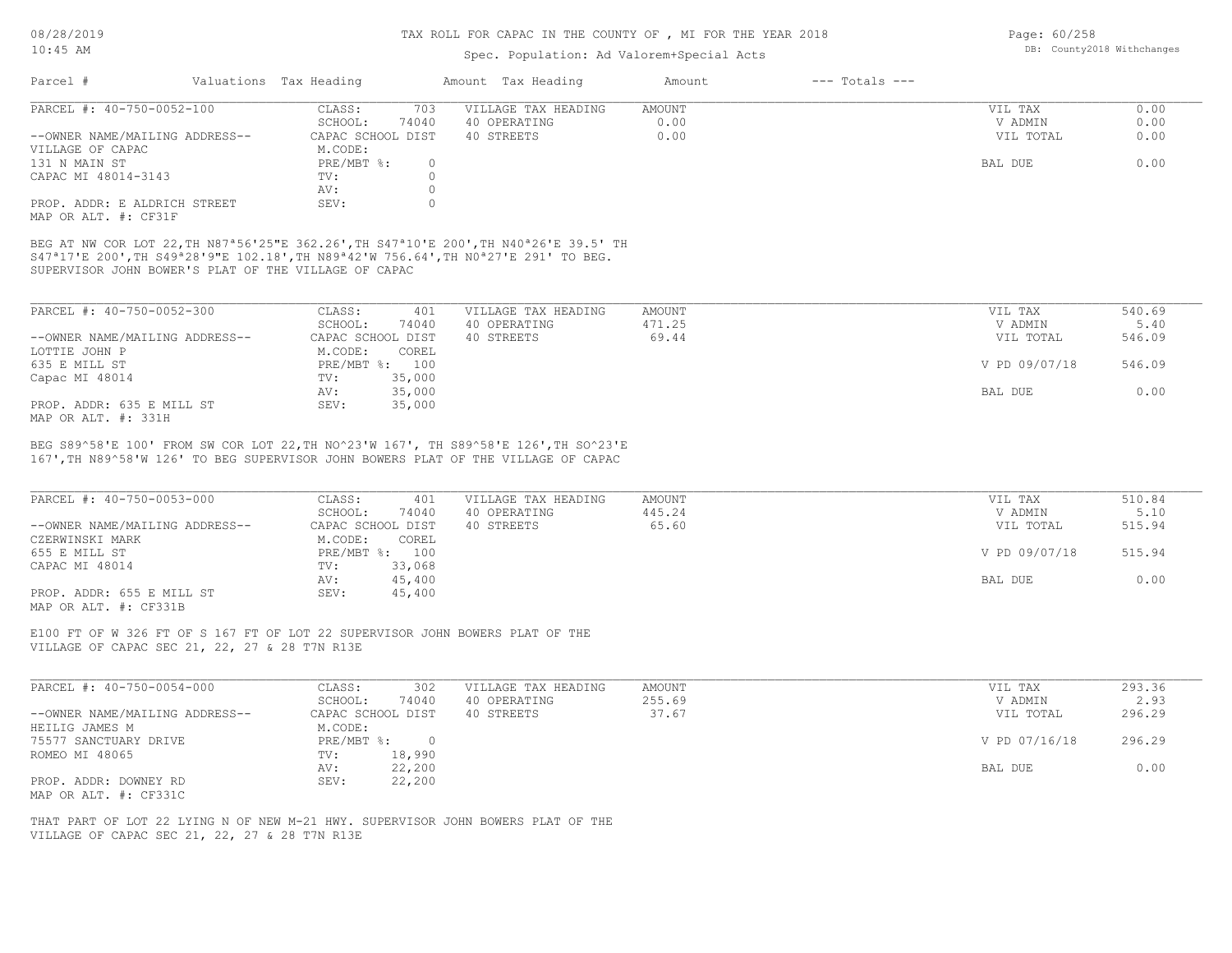# TAX ROLL FOR CAPAC IN THE COUNTY OF , MI FOR THE YEAR 2018

Spec. Population: Ad Valorem+Special Acts

08/28/2019
10:45 AM

DB: County2018 Withchanges

| Parcel # | Valuations | Tax Heading | Amount | Tax Heading | Amount | --- Totals --- | |
|---|---|---|---|---|---|---|---|

---

| PARCEL #: 40-750-0052-100 | CLASS: | 703 | VILLAGE TAX HEADING | AMOUNT | VIL TAX | 0.00 |
|---|---|---|---|---|---|---|
| | SCHOOL: | 74040 | 40 OPERATING | 0.00 | V ADMIN | 0.00 |
| --OWNER NAME/MAILING ADDRESS-- | CAPAC SCHOOL DIST | | 40 STREETS | 0.00 | VIL TOTAL | 0.00 |
| VILLAGE OF CAPAC | M.CODE: | | | | | |
| 131 N MAIN ST | PRE/MBT %: | 0 | | | BAL DUE | 0.00 |
| CAPAC MI 48014-3143 | TV: | 0 | | | | |
| | AV: | 0 | | | | |
| PROP. ADDR: E ALDRICH STREET | SEV: | 0 | | | | |
| MAP OR ALT. #: CF31F | | | | | | |

BEG AT NW COR LOT 22,TH N87ª56'25"E 362.26',TH S47ª10'E 200',TH N40ª26'E 39.5' TH S47ª17'E 200',TH S49ª28'9"E 102.18',TH N89ª42'W 756.64',TH N0ª27'E 291' TO BEG. SUPERVISOR JOHN BOWER'S PLAT OF THE VILLAGE OF CAPAC

---

| PARCEL #: 40-750-0052-300 | CLASS: | 401 | VILLAGE TAX HEADING | AMOUNT | VIL TAX | 540.69 |
|---|---|---|---|---|---|---|
| | SCHOOL: | 74040 | 40 OPERATING | 471.25 | V ADMIN | 5.40 |
| --OWNER NAME/MAILING ADDRESS-- | CAPAC SCHOOL DIST | | 40 STREETS | 69.44 | VIL TOTAL | 546.09 |
| LOTTIE JOHN P | M.CODE: | COREL | | | | |
| 635 E MILL ST | PRE/MBT %: | 100 | | | V PD 09/07/18 | 546.09 |
| Capac MI 48014 | TV: | 35,000 | | | | |
| | AV: | 35,000 | | | BAL DUE | 0.00 |
| PROP. ADDR: 635 E MILL ST | SEV: | 35,000 | | | | |
| MAP OR ALT. #: 331H | | | | | | |

BEG S89^58'E 100' FROM SW COR LOT 22,TH NO^23'W 167', TH S89^58'E 126',TH SO^23'E 167',TH N89^58'W 126' TO BEG SUPERVISOR JOHN BOWERS PLAT OF THE VILLAGE OF CAPAC

---

| PARCEL #: 40-750-0053-000 | CLASS: | 401 | VILLAGE TAX HEADING | AMOUNT | VIL TAX | 510.84 |
|---|---|---|---|---|---|---|
| | SCHOOL: | 74040 | 40 OPERATING | 445.24 | V ADMIN | 5.10 |
| --OWNER NAME/MAILING ADDRESS-- | CAPAC SCHOOL DIST | | 40 STREETS | 65.60 | VIL TOTAL | 515.94 |
| CZERWINSKI MARK | M.CODE: | COREL | | | | |
| 655 E MILL ST | PRE/MBT %: | 100 | | | V PD 09/07/18 | 515.94 |
| CAPAC MI 48014 | TV: | 33,068 | | | | |
| | AV: | 45,400 | | | BAL DUE | 0.00 |
| PROP. ADDR: 655 E MILL ST | SEV: | 45,400 | | | | |
| MAP OR ALT. #: CF331B | | | | | | |

E100 FT OF W 326 FT OF S 167 FT OF LOT 22 SUPERVISOR JOHN BOWERS PLAT OF THE VILLAGE OF CAPAC SEC 21, 22, 27 & 28 T7N R13E

---

| PARCEL #: 40-750-0054-000 | CLASS: | 302 | VILLAGE TAX HEADING | AMOUNT | VIL TAX | 293.36 |
|---|---|---|---|---|---|---|
| | SCHOOL: | 74040 | 40 OPERATING | 255.69 | V ADMIN | 2.93 |
| --OWNER NAME/MAILING ADDRESS-- | CAPAC SCHOOL DIST | | 40 STREETS | 37.67 | VIL TOTAL | 296.29 |
| HEILIG JAMES M | M.CODE: | | | | | |
| 75577 SANCTUARY DRIVE | PRE/MBT %: | 0 | | | V PD 07/16/18 | 296.29 |
| ROMEO MI 48065 | TV: | 18,990 | | | | |
| | AV: | 22,200 | | | BAL DUE | 0.00 |
| PROP. ADDR: DOWNEY RD | SEV: | 22,200 | | | | |
| MAP OR ALT. #: CF331C | | | | | | |

THAT PART OF LOT 22 LYING N OF NEW M-21 HWY. SUPERVISOR JOHN BOWERS PLAT OF THE VILLAGE OF CAPAC SEC 21, 22, 27 & 28 T7N R13E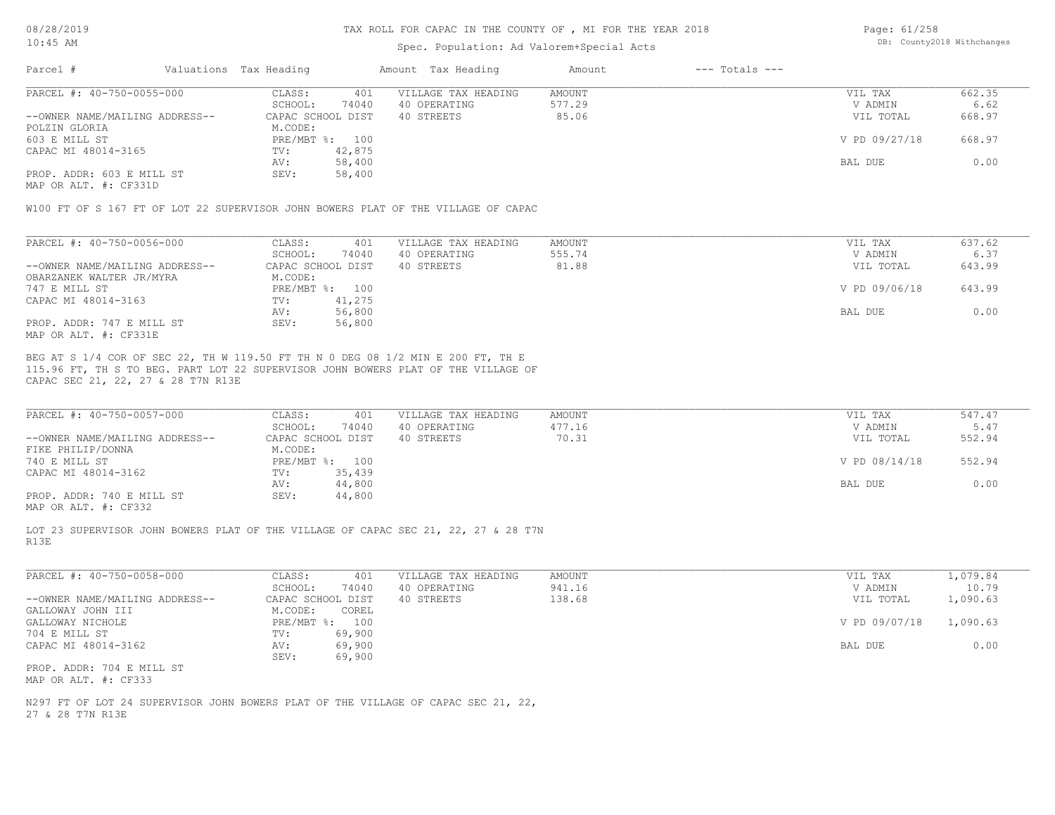# TAX ROLL FOR CAPAC IN THE COUNTY OF , MI FOR THE YEAR 2018

Spec. Population: Ad Valorem+Special Acts

08/28/2019
10:45 AM

DB: County2018 Withchanges

| Parcel # | Valuations | Tax Heading | Amount | Tax Heading | Amount | --- Totals --- |
|---|---|---|---|---|---|---|

---

**PARCEL #: 40-750-0055-000**

| | | | | | |
|---|---|---|---|---|---|
| --OWNER NAME/MAILING ADDRESS-- | CLASS: 401 | VILLAGE TAX HEADING | AMOUNT | VIL TAX | 662.35 |
| POLZIN GLORIA | SCHOOL: 74040 | 40 OPERATING | 577.29 | V ADMIN | 6.62 |
| 603 E MILL ST | CAPAC SCHOOL DIST | 40 STREETS | 85.06 | VIL TOTAL | 668.97 |
| CAPAC MI 48014-3165 | M.CODE: | | | | |
| | PRE/MBT %: 100 | | | V PD 09/27/18 | 668.97 |
| | TV: 42,875 | | | | |
| | AV: 58,400 | | | BAL DUE | 0.00 |
| PROP. ADDR: 603 E MILL ST | SEV: 58,400 | | | | |
| MAP OR ALT. #: CF331D | | | | | |

W100 FT OF S 167 FT OF LOT 22 SUPERVISOR JOHN BOWERS PLAT OF THE VILLAGE OF CAPAC

---

**PARCEL #: 40-750-0056-000**

| | | | | | |
|---|---|---|---|---|---|
| --OWNER NAME/MAILING ADDRESS-- | CLASS: 401 | VILLAGE TAX HEADING | AMOUNT | VIL TAX | 637.62 |
| OBARZANEK WALTER JR/MYRA | SCHOOL: 74040 | 40 OPERATING | 555.74 | V ADMIN | 6.37 |
| 747 E MILL ST | CAPAC SCHOOL DIST | 40 STREETS | 81.88 | VIL TOTAL | 643.99 |
| CAPAC MI 48014-3163 | M.CODE: | | | | |
| | PRE/MBT %: 100 | | | V PD 09/06/18 | 643.99 |
| | TV: 41,275 | | | | |
| | AV: 56,800 | | | BAL DUE | 0.00 |
| PROP. ADDR: 747 E MILL ST | SEV: 56,800 | | | | |
| MAP OR ALT. #: CF331E | | | | | |

BEG AT S 1/4 COR OF SEC 22, TH W 119.50 FT TH N 0 DEG 08 1/2 MIN E 200 FT, TH E 115.96 FT, TH S TO BEG. PART LOT 22 SUPERVISOR JOHN BOWERS PLAT OF THE VILLAGE OF CAPAC SEC 21, 22, 27 & 28 T7N R13E

---

**PARCEL #: 40-750-0057-000**

| | | | | | |
|---|---|---|---|---|---|
| --OWNER NAME/MAILING ADDRESS-- | CLASS: 401 | VILLAGE TAX HEADING | AMOUNT | VIL TAX | 547.47 |
| FIKE PHILIP/DONNA | SCHOOL: 74040 | 40 OPERATING | 477.16 | V ADMIN | 5.47 |
| 740 E MILL ST | CAPAC SCHOOL DIST | 40 STREETS | 70.31 | VIL TOTAL | 552.94 |
| CAPAC MI 48014-3162 | M.CODE: | | | | |
| | PRE/MBT %: 100 | | | V PD 08/14/18 | 552.94 |
| | TV: 35,439 | | | | |
| | AV: 44,800 | | | BAL DUE | 0.00 |
| PROP. ADDR: 740 E MILL ST | SEV: 44,800 | | | | |
| MAP OR ALT. #: CF332 | | | | | |

LOT 23 SUPERVISOR JOHN BOWERS PLAT OF THE VILLAGE OF CAPAC SEC 21, 22, 27 & 28 T7N R13E

---

**PARCEL #: 40-750-0058-000**

| | | | | | |
|---|---|---|---|---|---|
| --OWNER NAME/MAILING ADDRESS-- | CLASS: 401 | VILLAGE TAX HEADING | AMOUNT | VIL TAX | 1,079.84 |
| GALLOWAY JOHN III | SCHOOL: 74040 | 40 OPERATING | 941.16 | V ADMIN | 10.79 |
| GALLOWAY NICHOLE | CAPAC SCHOOL DIST | 40 STREETS | 138.68 | VIL TOTAL | 1,090.63 |
| 704 E MILL ST | M.CODE: COREL | | | | |
| CAPAC MI 48014-3162 | PRE/MBT %: 100 | | | V PD 09/07/18 | 1,090.63 |
| | TV: 69,900 | | | | |
| | AV: 69,900 | | | BAL DUE | 0.00 |
| PROP. ADDR: 704 E MILL ST | SEV: 69,900 | | | | |
| MAP OR ALT. #: CF333 | | | | | |

N297 FT OF LOT 24 SUPERVISOR JOHN BOWERS PLAT OF THE VILLAGE OF CAPAC SEC 21, 22, 27 & 28 T7N R13E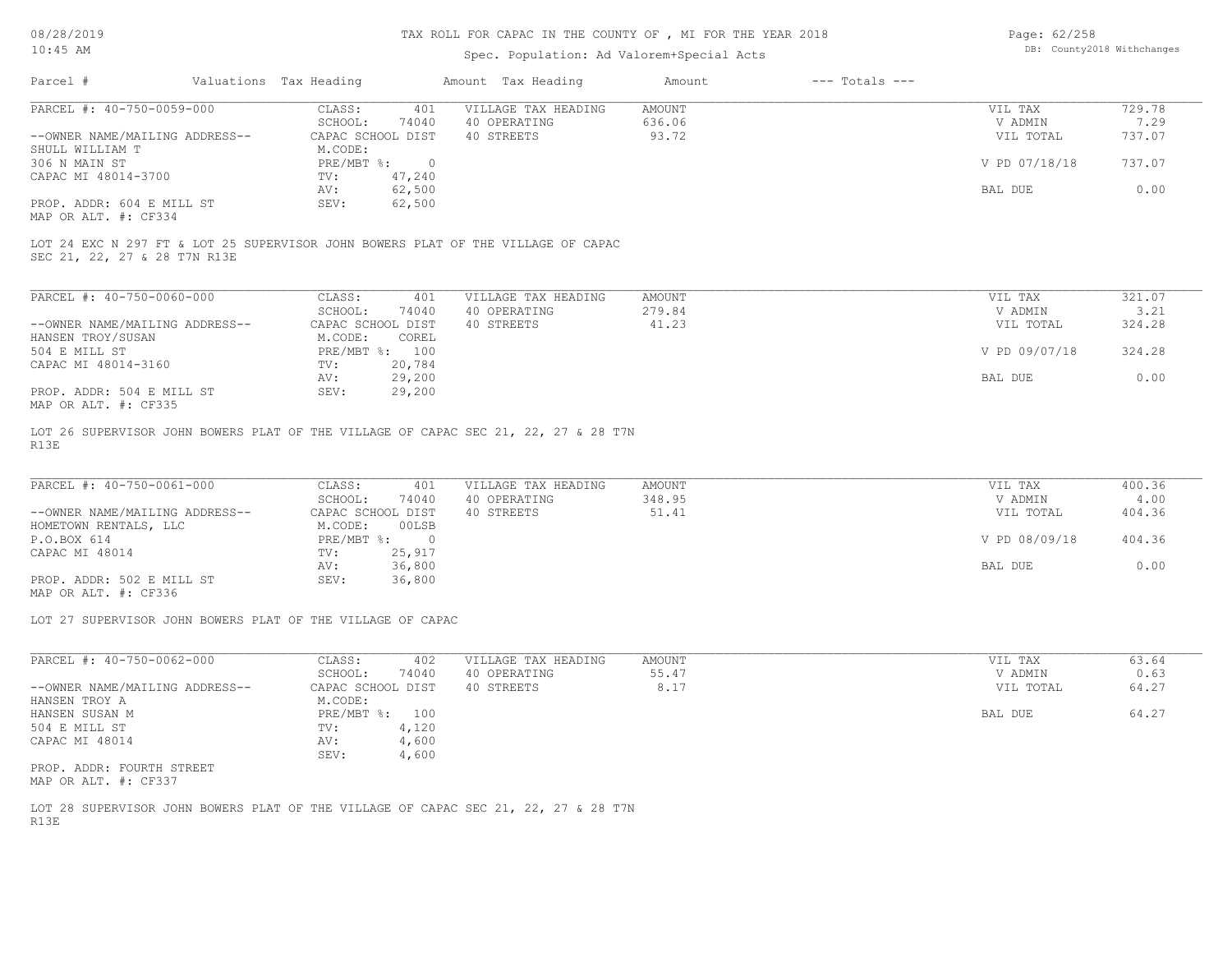# TAX ROLL FOR CAPAC IN THE COUNTY OF , MI FOR THE YEAR 2018

Spec. Population: Ad Valorem+Special Acts

| Parcel # | Valuations | Tax Heading | Amount | Tax Heading | Amount | --- Totals --- | |
|---|---|---|---|---|---|---|---|

---

| PARCEL #: 40-750-0059-000 | CLASS: | 401 | VILLAGE TAX HEADING | AMOUNT | VIL TAX | 729.78 |
|---|---|---|---|---|---|---|
| | SCHOOL: | 74040 | 40 OPERATING | 636.06 | V ADMIN | 7.29 |
| --OWNER NAME/MAILING ADDRESS-- | CAPAC SCHOOL DIST | | 40 STREETS | 93.72 | VIL TOTAL | 737.07 |
| SHULL WILLIAM T | M.CODE: | | | | | |
| 306 N MAIN ST | PRE/MBT %: | 0 | | | V PD 07/18/18 | 737.07 |
| CAPAC MI 48014-3700 | TV: | 47,240 | | | | |
| | AV: | 62,500 | | | BAL DUE | 0.00 |
| PROP. ADDR: 604 E MILL ST | SEV: | 62,500 | | | | |
| MAP OR ALT. #: CF334 | | | | | | |

LOT 24 EXC N 297 FT & LOT 25 SUPERVISOR JOHN BOWERS PLAT OF THE VILLAGE OF CAPAC SEC 21, 22, 27 & 28 T7N R13E

---

| PARCEL #: 40-750-0060-000 | CLASS: | 401 | VILLAGE TAX HEADING | AMOUNT | VIL TAX | 321.07 |
|---|---|---|---|---|---|---|
| | SCHOOL: | 74040 | 40 OPERATING | 279.84 | V ADMIN | 3.21 |
| --OWNER NAME/MAILING ADDRESS-- | CAPAC SCHOOL DIST | | 40 STREETS | 41.23 | VIL TOTAL | 324.28 |
| HANSEN TROY/SUSAN | M.CODE: | COREL | | | | |
| 504 E MILL ST | PRE/MBT %: | 100 | | | V PD 09/07/18 | 324.28 |
| CAPAC MI 48014-3160 | TV: | 20,784 | | | | |
| | AV: | 29,200 | | | BAL DUE | 0.00 |
| PROP. ADDR: 504 E MILL ST | SEV: | 29,200 | | | | |
| MAP OR ALT. #: CF335 | | | | | | |

LOT 26 SUPERVISOR JOHN BOWERS PLAT OF THE VILLAGE OF CAPAC SEC 21, 22, 27 & 28 T7N R13E

---

| PARCEL #: 40-750-0061-000 | CLASS: | 401 | VILLAGE TAX HEADING | AMOUNT | VIL TAX | 400.36 |
|---|---|---|---|---|---|---|
| | SCHOOL: | 74040 | 40 OPERATING | 348.95 | V ADMIN | 4.00 |
| --OWNER NAME/MAILING ADDRESS-- | CAPAC SCHOOL DIST | | 40 STREETS | 51.41 | VIL TOTAL | 404.36 |
| HOMETOWN RENTALS, LLC | M.CODE: | 00LSB | | | | |
| P.O.BOX 614 | PRE/MBT %: | 0 | | | V PD 08/09/18 | 404.36 |
| CAPAC MI 48014 | TV: | 25,917 | | | | |
| | AV: | 36,800 | | | BAL DUE | 0.00 |
| PROP. ADDR: 502 E MILL ST | SEV: | 36,800 | | | | |
| MAP OR ALT. #: CF336 | | | | | | |

LOT 27 SUPERVISOR JOHN BOWERS PLAT OF THE VILLAGE OF CAPAC

---

| PARCEL #: 40-750-0062-000 | CLASS: | 402 | VILLAGE TAX HEADING | AMOUNT | VIL TAX | 63.64 |
|---|---|---|---|---|---|---|
| | SCHOOL: | 74040 | 40 OPERATING | 55.47 | V ADMIN | 0.63 |
| --OWNER NAME/MAILING ADDRESS-- | CAPAC SCHOOL DIST | | 40 STREETS | 8.17 | VIL TOTAL | 64.27 |
| HANSEN TROY A | M.CODE: | | | | | |
| HANSEN SUSAN M | PRE/MBT %: | 100 | | | BAL DUE | 64.27 |
| 504 E MILL ST | TV: | 4,120 | | | | |
| CAPAC MI 48014 | AV: | 4,600 | | | | |
| | SEV: | 4,600 | | | | |
| PROP. ADDR: FOURTH STREET | | | | | | |
| MAP OR ALT. #: CF337 | | | | | | |

LOT 28 SUPERVISOR JOHN BOWERS PLAT OF THE VILLAGE OF CAPAC SEC 21, 22, 27 & 28 T7N R13E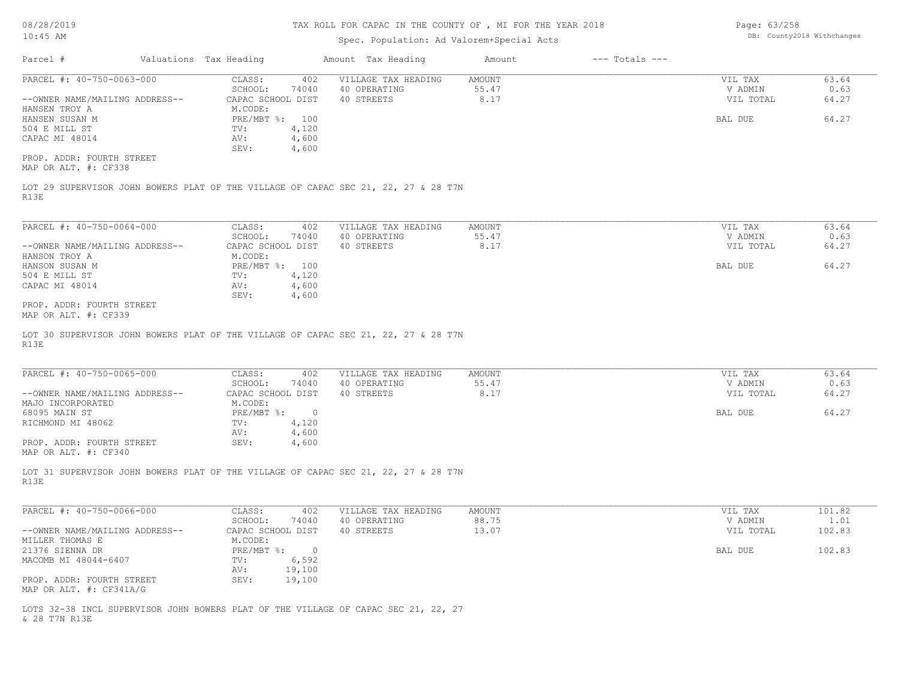# TAX ROLL FOR CAPAC IN THE COUNTY OF , MI FOR THE YEAR 2018

Spec. Population: Ad Valorem+Special Acts

| Parcel # | Valuations | Tax Heading | Amount | Tax Heading | Amount | --- Totals --- |
|---|---|---|---|---|---|---|

---

**PARCEL #: 40-750-0063-000**

| CLASS: | 402 | VILLAGE TAX HEADING | AMOUNT | VIL TAX | 63.64 |
|---|---|---|---|---|---|
| SCHOOL: | 74040 | 40 OPERATING | 55.47 | V ADMIN | 0.63 |
| CAPAC SCHOOL DIST | | 40 STREETS | 8.17 | VIL TOTAL | 64.27 |
| M.CODE: | | | | | |
| PRE/MBT %: | 100 | | | BAL DUE | 64.27 |
| TV: | 4,120 | | | | |
| AV: | 4,600 | | | | |
| SEV: | 4,600 | | | | |

--OWNER NAME/MAILING ADDRESS--
HANSEN TROY A
HANSEN SUSAN M
504 E MILL ST
CAPAC MI 48014

PROP. ADDR: FOURTH STREET
MAP OR ALT. #: CF338

LOT 29 SUPERVISOR JOHN BOWERS PLAT OF THE VILLAGE OF CAPAC SEC 21, 22, 27 & 28 T7N R13E

---

**PARCEL #: 40-750-0064-000**

| CLASS: | 402 | VILLAGE TAX HEADING | AMOUNT | VIL TAX | 63.64 |
|---|---|---|---|---|---|
| SCHOOL: | 74040 | 40 OPERATING | 55.47 | V ADMIN | 0.63 |
| CAPAC SCHOOL DIST | | 40 STREETS | 8.17 | VIL TOTAL | 64.27 |
| M.CODE: | | | | | |
| PRE/MBT %: | 100 | | | BAL DUE | 64.27 |
| TV: | 4,120 | | | | |
| AV: | 4,600 | | | | |
| SEV: | 4,600 | | | | |

--OWNER NAME/MAILING ADDRESS--
HANSON TROY A
HANSON SUSAN M
504 E MILL ST
CAPAC MI 48014

PROP. ADDR: FOURTH STREET
MAP OR ALT. #: CF339

LOT 30 SUPERVISOR JOHN BOWERS PLAT OF THE VILLAGE OF CAPAC SEC 21, 22, 27 & 28 T7N R13E

---

**PARCEL #: 40-750-0065-000**

| CLASS: | 402 | VILLAGE TAX HEADING | AMOUNT | VIL TAX | 63.64 |
|---|---|---|---|---|---|
| SCHOOL: | 74040 | 40 OPERATING | 55.47 | V ADMIN | 0.63 |
| CAPAC SCHOOL DIST | | 40 STREETS | 8.17 | VIL TOTAL | 64.27 |
| M.CODE: | | | | | |
| PRE/MBT %: | 0 | | | BAL DUE | 64.27 |
| TV: | 4,120 | | | | |
| AV: | 4,600 | | | | |
| SEV: | 4,600 | | | | |

--OWNER NAME/MAILING ADDRESS--
MAJO INCORPORATED
68095 MAIN ST
RICHMOND MI 48062

PROP. ADDR: FOURTH STREET
MAP OR ALT. #: CF340

LOT 31 SUPERVISOR JOHN BOWERS PLAT OF THE VILLAGE OF CAPAC SEC 21, 22, 27 & 28 T7N R13E

---

**PARCEL #: 40-750-0066-000**

| CLASS: | 402 | VILLAGE TAX HEADING | AMOUNT | VIL TAX | 101.82 |
|---|---|---|---|---|---|
| SCHOOL: | 74040 | 40 OPERATING | 88.75 | V ADMIN | 1.01 |
| CAPAC SCHOOL DIST | | 40 STREETS | 13.07 | VIL TOTAL | 102.83 |
| M.CODE: | | | | | |
| PRE/MBT %: | 0 | | | BAL DUE | 102.83 |
| TV: | 6,592 | | | | |
| AV: | 19,100 | | | | |
| SEV: | 19,100 | | | | |

--OWNER NAME/MAILING ADDRESS--
MILLER THOMAS E
21376 SIENNA DR
MACOMB MI 48044-6407

PROP. ADDR: FOURTH STREET
MAP OR ALT. #: CF341A/G

LOTS 32-38 INCL SUPERVISOR JOHN BOWERS PLAT OF THE VILLAGE OF CAPAC SEC 21, 22, 27 & 28 T7N R13E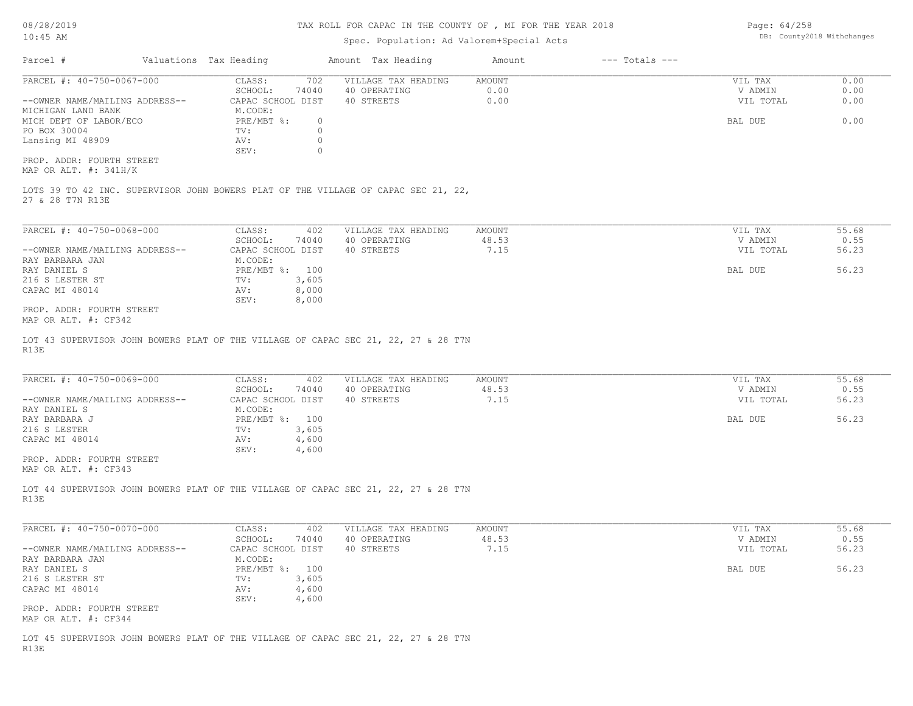# TAX ROLL FOR CAPAC IN THE COUNTY OF , MI FOR THE YEAR 2018

Spec. Population: Ad Valorem+Special Acts

08/28/2019
10:45 AM

DB: County2018 Withchanges

| Parcel # | Valuations | Tax Heading | Amount | Tax Heading | Amount | --- Totals --- | |
|---|---|---|---|---|---|---|---|

---

**PARCEL #: 40-750-0067-000**

| | | | | | |
|---|---|---|---|---|---|
| CLASS: | 702 | VILLAGE TAX HEADING | AMOUNT | VIL TAX | 0.00 |
| SCHOOL: | 74040 | 40 OPERATING | 0.00 | V ADMIN | 0.00 |
| CAPAC SCHOOL DIST | | 40 STREETS | 0.00 | VIL TOTAL | 0.00 |
| M.CODE: | | | | | |
| PRE/MBT %: | 0 | | | BAL DUE | 0.00 |
| TV: | 0 | | | | |
| AV: | 0 | | | | |
| SEV: | 0 | | | | |

--OWNER NAME/MAILING ADDRESS--
MICHIGAN LAND BANK
MICH DEPT OF LABOR/ECO
PO BOX 30004
Lansing MI 48909

PROP. ADDR: FOURTH STREET
MAP OR ALT. #: 341H/K

LOTS 39 TO 42 INC. SUPERVISOR JOHN BOWERS PLAT OF THE VILLAGE OF CAPAC SEC 21, 22, 27 & 28 T7N R13E

---

**PARCEL #: 40-750-0068-000**

| | | | | | |
|---|---|---|---|---|---|
| CLASS: | 402 | VILLAGE TAX HEADING | AMOUNT | VIL TAX | 55.68 |
| SCHOOL: | 74040 | 40 OPERATING | 48.53 | V ADMIN | 0.55 |
| CAPAC SCHOOL DIST | | 40 STREETS | 7.15 | VIL TOTAL | 56.23 |
| M.CODE: | | | | | |
| PRE/MBT %: | 100 | | | BAL DUE | 56.23 |
| TV: | 3,605 | | | | |
| AV: | 8,000 | | | | |
| SEV: | 8,000 | | | | |

--OWNER NAME/MAILING ADDRESS--
RAY BARBARA JAN
RAY DANIEL S
216 S LESTER ST
CAPAC MI 48014

PROP. ADDR: FOURTH STREET
MAP OR ALT. #: CF342

LOT 43 SUPERVISOR JOHN BOWERS PLAT OF THE VILLAGE OF CAPAC SEC 21, 22, 27 & 28 T7N R13E

---

**PARCEL #: 40-750-0069-000**

| | | | | | |
|---|---|---|---|---|---|
| CLASS: | 402 | VILLAGE TAX HEADING | AMOUNT | VIL TAX | 55.68 |
| SCHOOL: | 74040 | 40 OPERATING | 48.53 | V ADMIN | 0.55 |
| CAPAC SCHOOL DIST | | 40 STREETS | 7.15 | VIL TOTAL | 56.23 |
| M.CODE: | | | | | |
| PRE/MBT %: | 100 | | | BAL DUE | 56.23 |
| TV: | 3,605 | | | | |
| AV: | 4,600 | | | | |
| SEV: | 4,600 | | | | |

--OWNER NAME/MAILING ADDRESS--
RAY DANIEL S
RAY BARBARA J
216 S LESTER
CAPAC MI 48014

PROP. ADDR: FOURTH STREET
MAP OR ALT. #: CF343

LOT 44 SUPERVISOR JOHN BOWERS PLAT OF THE VILLAGE OF CAPAC SEC 21, 22, 27 & 28 T7N R13E

---

**PARCEL #: 40-750-0070-000**

| | | | | | |
|---|---|---|---|---|---|
| CLASS: | 402 | VILLAGE TAX HEADING | AMOUNT | VIL TAX | 55.68 |
| SCHOOL: | 74040 | 40 OPERATING | 48.53 | V ADMIN | 0.55 |
| CAPAC SCHOOL DIST | | 40 STREETS | 7.15 | VIL TOTAL | 56.23 |
| M.CODE: | | | | | |
| PRE/MBT %: | 100 | | | BAL DUE | 56.23 |
| TV: | 3,605 | | | | |
| AV: | 4,600 | | | | |
| SEV: | 4,600 | | | | |

--OWNER NAME/MAILING ADDRESS--
RAY BARBARA JAN
RAY DANIEL S
216 S LESTER ST
CAPAC MI 48014

PROP. ADDR: FOURTH STREET
MAP OR ALT. #: CF344

LOT 45 SUPERVISOR JOHN BOWERS PLAT OF THE VILLAGE OF CAPAC SEC 21, 22, 27 & 28 T7N R13E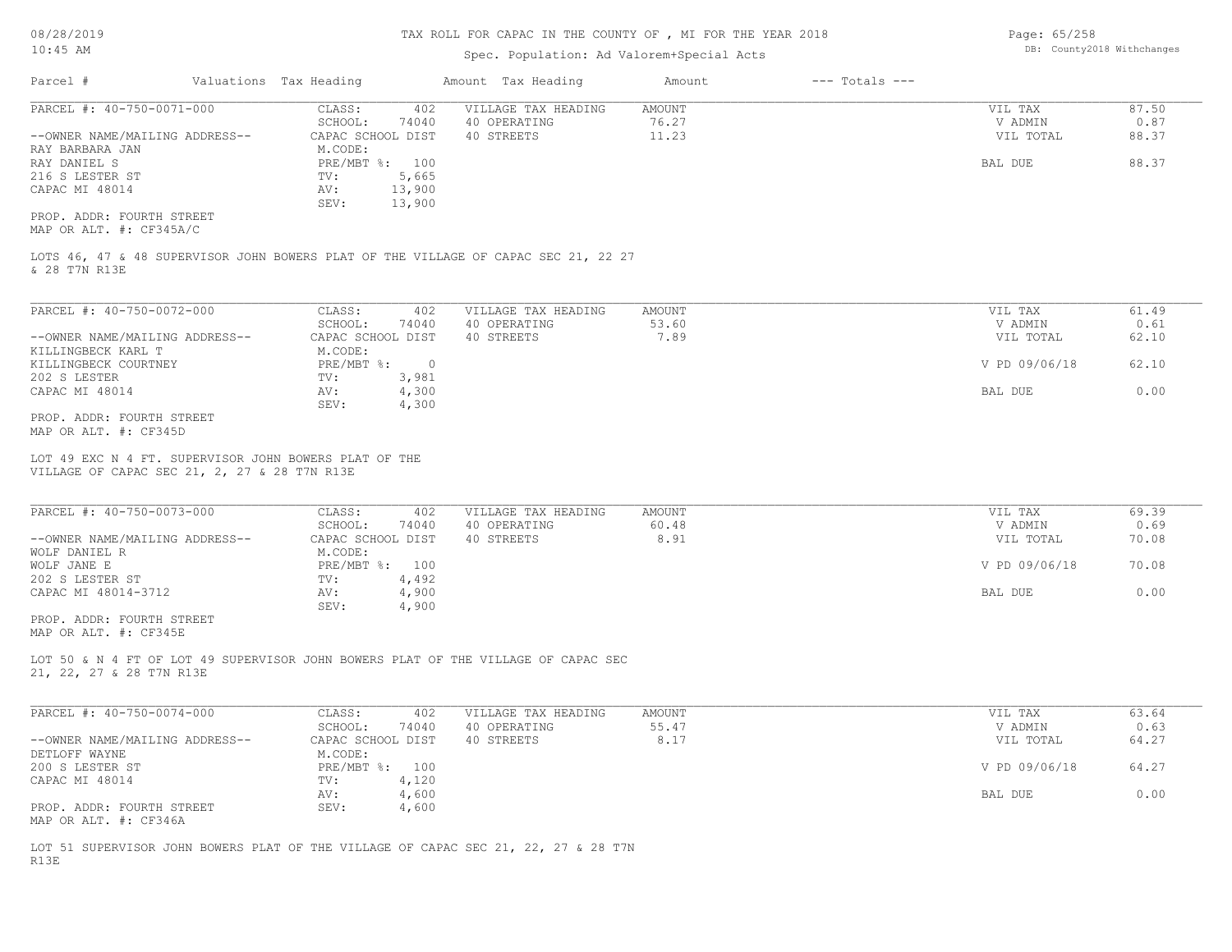TAX ROLL FOR CAPAC IN THE COUNTY OF , MI FOR THE YEAR 2018

Spec. Population: Ad Valorem+Special Acts

08/28/2019
10:45 AM

DB: County2018 Withchanges

| Parcel # | Valuations | Tax Heading | Amount | Tax Heading | Amount | --- Totals --- |
|---|---|---|---|---|---|---|

---

**PARCEL #: 40-750-0071-000**

| | | | | |
|---|---|---|---|---|
| CLASS: 402 | VILLAGE TAX HEADING | AMOUNT | VIL TAX | 87.50 |
| SCHOOL: 74040 | 40 OPERATING | 76.27 | V ADMIN | 0.87 |
| CAPAC SCHOOL DIST | 40 STREETS | 11.23 | VIL TOTAL | 88.37 |
| M.CODE: | | | | |
| PRE/MBT %: 100 | | | BAL DUE | 88.37 |
| TV: 5,665 | | | | |
| AV: 13,900 | | | | |
| SEV: 13,900 | | | | |

--OWNER NAME/MAILING ADDRESS--
RAY BARBARA JAN
RAY DANIEL S
216 S LESTER ST
CAPAC MI 48014

PROP. ADDR: FOURTH STREET
MAP OR ALT. #: CF345A/C

LOTS 46, 47 & 48 SUPERVISOR JOHN BOWERS PLAT OF THE VILLAGE OF CAPAC SEC 21, 22 27 & 28 T7N R13E

---

**PARCEL #: 40-750-0072-000**

| | | | | |
|---|---|---|---|---|
| CLASS: 402 | VILLAGE TAX HEADING | AMOUNT | VIL TAX | 61.49 |
| SCHOOL: 74040 | 40 OPERATING | 53.60 | V ADMIN | 0.61 |
| CAPAC SCHOOL DIST | 40 STREETS | 7.89 | VIL TOTAL | 62.10 |
| M.CODE: | | | | |
| PRE/MBT %: 0 | | | V PD 09/06/18 | 62.10 |
| TV: 3,981 | | | | |
| AV: 4,300 | | | BAL DUE | 0.00 |
| SEV: 4,300 | | | | |

--OWNER NAME/MAILING ADDRESS--
KILLINGBECK KARL T
KILLINGBECK COURTNEY
202 S LESTER
CAPAC MI 48014

PROP. ADDR: FOURTH STREET
MAP OR ALT. #: CF345D

LOT 49 EXC N 4 FT. SUPERVISOR JOHN BOWERS PLAT OF THE VILLAGE OF CAPAC SEC 21, 2, 27 & 28 T7N R13E

---

**PARCEL #: 40-750-0073-000**

| | | | | |
|---|---|---|---|---|
| CLASS: 402 | VILLAGE TAX HEADING | AMOUNT | VIL TAX | 69.39 |
| SCHOOL: 74040 | 40 OPERATING | 60.48 | V ADMIN | 0.69 |
| CAPAC SCHOOL DIST | 40 STREETS | 8.91 | VIL TOTAL | 70.08 |
| M.CODE: | | | | |
| PRE/MBT %: 100 | | | V PD 09/06/18 | 70.08 |
| TV: 4,492 | | | | |
| AV: 4,900 | | | BAL DUE | 0.00 |
| SEV: 4,900 | | | | |

--OWNER NAME/MAILING ADDRESS--
WOLF DANIEL R
WOLF JANE E
202 S LESTER ST
CAPAC MI 48014-3712

PROP. ADDR: FOURTH STREET
MAP OR ALT. #: CF345E

LOT 50 & N 4 FT OF LOT 49 SUPERVISOR JOHN BOWERS PLAT OF THE VILLAGE OF CAPAC SEC 21, 22, 27 & 28 T7N R13E

---

**PARCEL #: 40-750-0074-000**

| | | | | |
|---|---|---|---|---|
| CLASS: 402 | VILLAGE TAX HEADING | AMOUNT | VIL TAX | 63.64 |
| SCHOOL: 74040 | 40 OPERATING | 55.47 | V ADMIN | 0.63 |
| CAPAC SCHOOL DIST | 40 STREETS | 8.17 | VIL TOTAL | 64.27 |
| M.CODE: | | | | |
| PRE/MBT %: 100 | | | V PD 09/06/18 | 64.27 |
| TV: 4,120 | | | | |
| AV: 4,600 | | | BAL DUE | 0.00 |
| SEV: 4,600 | | | | |

--OWNER NAME/MAILING ADDRESS--
DETLOFF WAYNE
200 S LESTER ST
CAPAC MI 48014

PROP. ADDR: FOURTH STREET
MAP OR ALT. #: CF346A

LOT 51 SUPERVISOR JOHN BOWERS PLAT OF THE VILLAGE OF CAPAC SEC 21, 22, 27 & 28 T7N R13E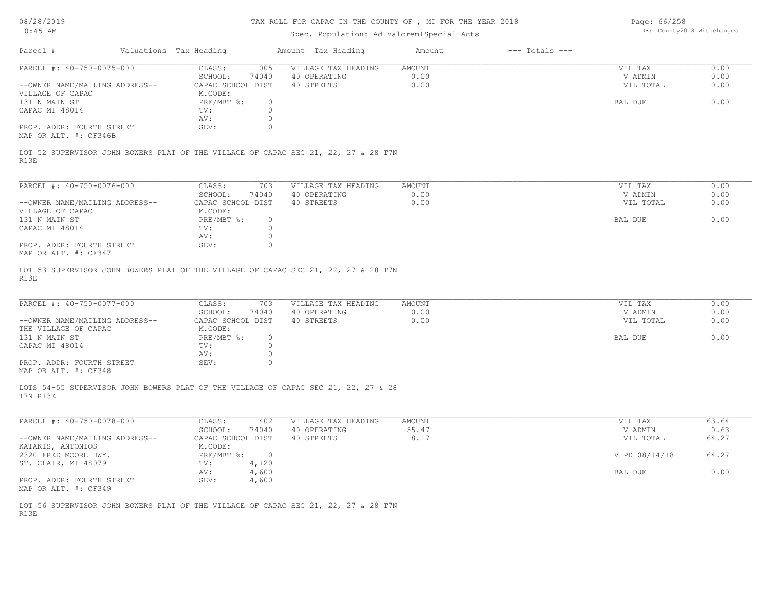# TAX ROLL FOR CAPAC IN THE COUNTY OF , MI FOR THE YEAR 2018

Spec. Population: Ad Valorem+Special Acts

DB: County2018 Withchanges

| Parcel # | Valuations | Tax Heading | Amount | Tax Heading | Amount | --- Totals --- | |
|---|---|---|---|---|---|---|---|

---

PARCEL #: 40-750-0075-000

| | | | | | | |
|---|---|---|---|---|---|---|
| CLASS: | 005 | VILLAGE TAX HEADING | AMOUNT | | VIL TAX | 0.00 |
| SCHOOL: | 74040 | 40 OPERATING | 0.00 | | V ADMIN | 0.00 |
| CAPAC SCHOOL DIST | | 40 STREETS | 0.00 | | VIL TOTAL | 0.00 |
| M.CODE: | | | | | | |
| PRE/MBT %: | 0 | | | | BAL DUE | 0.00 |
| TV: | 0 | | | | | |
| AV: | 0 | | | | | |
| SEV: | 0 | | | | | |

--OWNER NAME/MAILING ADDRESS--
VILLAGE OF CAPAC
131 N MAIN ST
CAPAC MI 48014

PROP. ADDR: FOURTH STREET
MAP OR ALT. #: CF346B

LOT 52 SUPERVISOR JOHN BOWERS PLAT OF THE VILLAGE OF CAPAC SEC 21, 22, 27 & 28 T7N R13E

---

PARCEL #: 40-750-0076-000

| | | | | | | |
|---|---|---|---|---|---|---|
| CLASS: | 703 | VILLAGE TAX HEADING | AMOUNT | | VIL TAX | 0.00 |
| SCHOOL: | 74040 | 40 OPERATING | 0.00 | | V ADMIN | 0.00 |
| CAPAC SCHOOL DIST | | 40 STREETS | 0.00 | | VIL TOTAL | 0.00 |
| M.CODE: | | | | | | |
| PRE/MBT %: | 0 | | | | BAL DUE | 0.00 |
| TV: | 0 | | | | | |
| AV: | 0 | | | | | |
| SEV: | 0 | | | | | |

--OWNER NAME/MAILING ADDRESS--
VILLAGE OF CAPAC
131 N MAIN ST
CAPAC MI 48014

PROP. ADDR: FOURTH STREET
MAP OR ALT. #: CF347

LOT 53 SUPERVISOR JOHN BOWERS PLAT OF THE VILLAGE OF CAPAC SEC 21, 22, 27 & 28 T7N R13E

---

PARCEL #: 40-750-0077-000

| | | | | | | |
|---|---|---|---|---|---|---|
| CLASS: | 703 | VILLAGE TAX HEADING | AMOUNT | | VIL TAX | 0.00 |
| SCHOOL: | 74040 | 40 OPERATING | 0.00 | | V ADMIN | 0.00 |
| CAPAC SCHOOL DIST | | 40 STREETS | 0.00 | | VIL TOTAL | 0.00 |
| M.CODE: | | | | | | |
| PRE/MBT %: | 0 | | | | BAL DUE | 0.00 |
| TV: | 0 | | | | | |
| AV: | 0 | | | | | |
| SEV: | 0 | | | | | |

--OWNER NAME/MAILING ADDRESS--
THE VILLAGE OF CAPAC
131 N MAIN ST
CAPAC MI 48014

PROP. ADDR: FOURTH STREET
MAP OR ALT. #: CF348

LOTS 54-55 SUPERVISOR JOHN BOWERS PLAT OF THE VILLAGE OF CAPAC SEC 21, 22, 27 & 28 T7N R13E

---

PARCEL #: 40-750-0078-000

| | | | | | | |
|---|---|---|---|---|---|---|
| CLASS: | 402 | VILLAGE TAX HEADING | AMOUNT | | VIL TAX | 63.64 |
| SCHOOL: | 74040 | 40 OPERATING | 55.47 | | V ADMIN | 0.63 |
| CAPAC SCHOOL DIST | | 40 STREETS | 8.17 | | VIL TOTAL | 64.27 |
| M.CODE: | | | | | | |
| PRE/MBT %: | 0 | | | | V PD 08/14/18 | 64.27 |
| TV: | 4,120 | | | | | |
| AV: | 4,600 | | | | BAL DUE | 0.00 |
| SEV: | 4,600 | | | | | |

--OWNER NAME/MAILING ADDRESS--
KATAKIS, ANTONIOS
2320 FRED MOORE HWY.
ST. CLAIR, MI 48079

PROP. ADDR: FOURTH STREET
MAP OR ALT. #: CF349

LOT 56 SUPERVISOR JOHN BOWERS PLAT OF THE VILLAGE OF CAPAC SEC 21, 22, 27 & 28 T7N R13E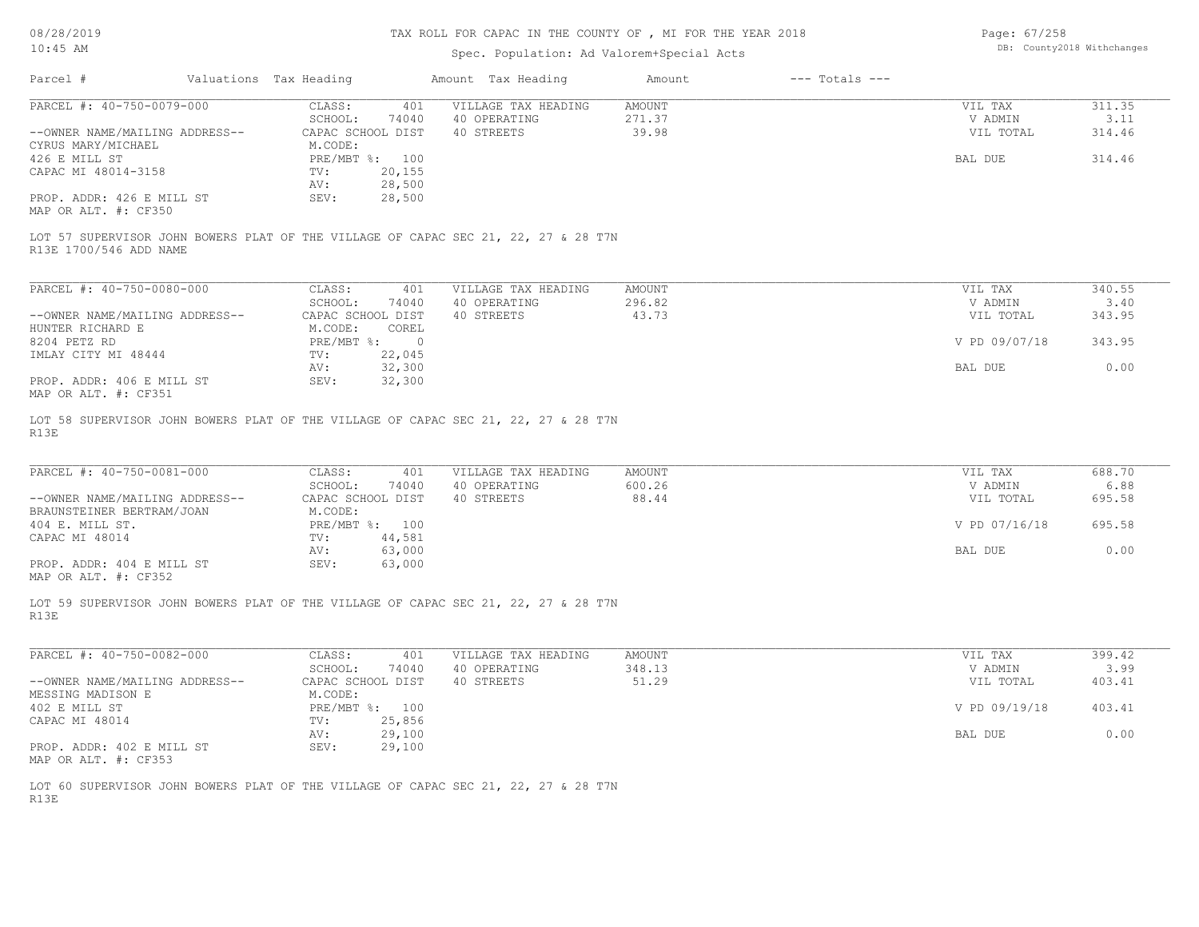TAX ROLL FOR CAPAC IN THE COUNTY OF , MI FOR THE YEAR 2018

Spec. Population: Ad Valorem+Special Acts

DB: County2018 Withchanges

| Parcel # | Valuations | Tax Heading | Amount | Tax Heading | Amount | --- Totals --- | |
|---|---|---|---|---|---|---|---|
| PARCEL #: 40-750-0079-000 | CLASS: | 401 | VILLAGE TAX HEADING | AMOUNT | | VIL TAX | 311.35 |
| | SCHOOL: | 74040 | 40 OPERATING | 271.37 | | V ADMIN | 3.11 |
| --OWNER NAME/MAILING ADDRESS-- | CAPAC SCHOOL DIST | | 40 STREETS | 39.98 | | VIL TOTAL | 314.46 |
| CYRUS MARY/MICHAEL | M.CODE: | | | | | | |
| 426 E MILL ST | PRE/MBT %: | 100 | | | | BAL DUE | 314.46 |
| CAPAC MI 48014-3158 | TV: | 20,155 | | | | | |
| | AV: | 28,500 | | | | | |
| PROP. ADDR: 426 E MILL ST | SEV: | 28,500 | | | | | |
| MAP OR ALT. #: CF350 | | | | | | | |

LOT 57 SUPERVISOR JOHN BOWERS PLAT OF THE VILLAGE OF CAPAC SEC 21, 22, 27 & 28 T7N R13E 1700/546 ADD NAME

| Parcel # | Valuations | Tax Heading | Amount | Tax Heading | Amount | --- Totals --- | |
|---|---|---|---|---|---|---|---|
| PARCEL #: 40-750-0080-000 | CLASS: | 401 | VILLAGE TAX HEADING | AMOUNT | | VIL TAX | 340.55 |
| | SCHOOL: | 74040 | 40 OPERATING | 296.82 | | V ADMIN | 3.40 |
| --OWNER NAME/MAILING ADDRESS-- | CAPAC SCHOOL DIST | | 40 STREETS | 43.73 | | VIL TOTAL | 343.95 |
| HUNTER RICHARD E | M.CODE: | COREL | | | | | |
| 8204 PETZ RD | PRE/MBT %: | 0 | | | | V PD 09/07/18 | 343.95 |
| IMLAY CITY MI 48444 | TV: | 22,045 | | | | | |
| | AV: | 32,300 | | | | BAL DUE | 0.00 |
| PROP. ADDR: 406 E MILL ST | SEV: | 32,300 | | | | | |
| MAP OR ALT. #: CF351 | | | | | | | |

LOT 58 SUPERVISOR JOHN BOWERS PLAT OF THE VILLAGE OF CAPAC SEC 21, 22, 27 & 28 T7N R13E

| Parcel # | Valuations | Tax Heading | Amount | Tax Heading | Amount | --- Totals --- | |
|---|---|---|---|---|---|---|---|
| PARCEL #: 40-750-0081-000 | CLASS: | 401 | VILLAGE TAX HEADING | AMOUNT | | VIL TAX | 688.70 |
| | SCHOOL: | 74040 | 40 OPERATING | 600.26 | | V ADMIN | 6.88 |
| --OWNER NAME/MAILING ADDRESS-- | CAPAC SCHOOL DIST | | 40 STREETS | 88.44 | | VIL TOTAL | 695.58 |
| BRAUNSTEINER BERTRAM/JOAN | M.CODE: | | | | | | |
| 404 E. MILL ST. | PRE/MBT %: | 100 | | | | V PD 07/16/18 | 695.58 |
| CAPAC MI 48014 | TV: | 44,581 | | | | | |
| | AV: | 63,000 | | | | BAL DUE | 0.00 |
| PROP. ADDR: 404 E MILL ST | SEV: | 63,000 | | | | | |
| MAP OR ALT. #: CF352 | | | | | | | |

LOT 59 SUPERVISOR JOHN BOWERS PLAT OF THE VILLAGE OF CAPAC SEC 21, 22, 27 & 28 T7N R13E

| Parcel # | Valuations | Tax Heading | Amount | Tax Heading | Amount | --- Totals --- | |
|---|---|---|---|---|---|---|---|
| PARCEL #: 40-750-0082-000 | CLASS: | 401 | VILLAGE TAX HEADING | AMOUNT | | VIL TAX | 399.42 |
| | SCHOOL: | 74040 | 40 OPERATING | 348.13 | | V ADMIN | 3.99 |
| --OWNER NAME/MAILING ADDRESS-- | CAPAC SCHOOL DIST | | 40 STREETS | 51.29 | | VIL TOTAL | 403.41 |
| MESSING MADISON E | M.CODE: | | | | | | |
| 402 E MILL ST | PRE/MBT %: | 100 | | | | V PD 09/19/18 | 403.41 |
| CAPAC MI 48014 | TV: | 25,856 | | | | | |
| | AV: | 29,100 | | | | BAL DUE | 0.00 |
| PROP. ADDR: 402 E MILL ST | SEV: | 29,100 | | | | | |
| MAP OR ALT. #: CF353 | | | | | | | |

LOT 60 SUPERVISOR JOHN BOWERS PLAT OF THE VILLAGE OF CAPAC SEC 21, 22, 27 & 28 T7N R13E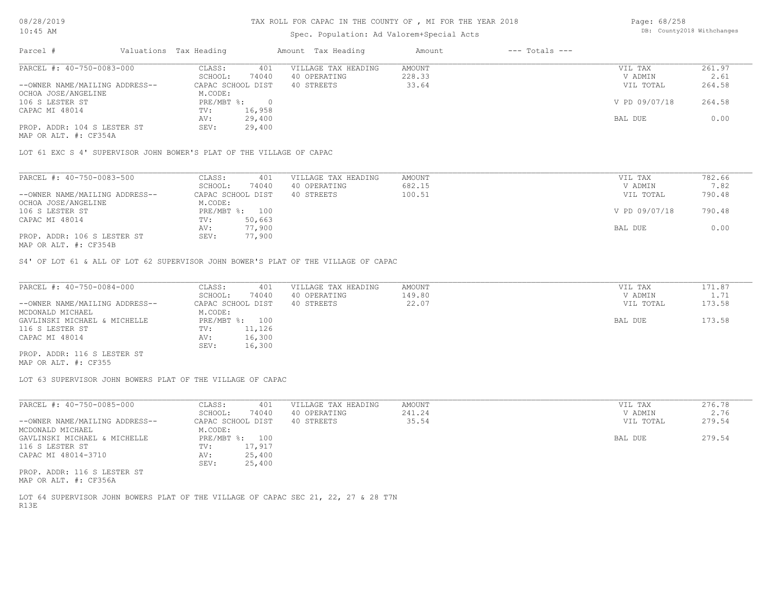# TAX ROLL FOR CAPAC IN THE COUNTY OF , MI FOR THE YEAR 2018

Spec. Population: Ad Valorem+Special Acts

| Parcel # | Valuations | Tax Heading | Amount | Tax Heading | Amount | --- Totals --- | |
|---|---|---|---|---|---|---|---|

---

| PARCEL #: 40-750-0083-000 | CLASS: | 401 | VILLAGE TAX HEADING | AMOUNT | VIL TAX | 261.97 |
|---|---|---|---|---|---|---|
| | SCHOOL: | 74040 | 40 OPERATING | 228.33 | V ADMIN | 2.61 |
| --OWNER NAME/MAILING ADDRESS-- | CAPAC SCHOOL DIST | | 40 STREETS | 33.64 | VIL TOTAL | 264.58 |
| OCHOA JOSE/ANGELINE | M.CODE: | | | | | |
| 106 S LESTER ST | PRE/MBT %: | 0 | | | V PD 09/07/18 | 264.58 |
| CAPAC MI 48014 | TV: | 16,958 | | | | |
| | AV: | 29,400 | | | BAL DUE | 0.00 |
| PROP. ADDR: 104 S LESTER ST | SEV: | 29,400 | | | | |
| MAP OR ALT. #: CF354A | | | | | | |

LOT 61 EXC S 4' SUPERVISOR JOHN BOWER'S PLAT OF THE VILLAGE OF CAPAC

---

| PARCEL #: 40-750-0083-500 | CLASS: | 401 | VILLAGE TAX HEADING | AMOUNT | VIL TAX | 782.66 |
|---|---|---|---|---|---|---|
| | SCHOOL: | 74040 | 40 OPERATING | 682.15 | V ADMIN | 7.82 |
| --OWNER NAME/MAILING ADDRESS-- | CAPAC SCHOOL DIST | | 40 STREETS | 100.51 | VIL TOTAL | 790.48 |
| OCHOA JOSE/ANGELINE | M.CODE: | | | | | |
| 106 S LESTER ST | PRE/MBT %: | 100 | | | V PD 09/07/18 | 790.48 |
| CAPAC MI 48014 | TV: | 50,663 | | | | |
| | AV: | 77,900 | | | BAL DUE | 0.00 |
| PROP. ADDR: 106 S LESTER ST | SEV: | 77,900 | | | | |
| MAP OR ALT. #: CF354B | | | | | | |

S4' OF LOT 61 & ALL OF LOT 62 SUPERVISOR JOHN BOWER'S PLAT OF THE VILLAGE OF CAPAC

---

| PARCEL #: 40-750-0084-000 | CLASS: | 401 | VILLAGE TAX HEADING | AMOUNT | VIL TAX | 171.87 |
|---|---|---|---|---|---|---|
| | SCHOOL: | 74040 | 40 OPERATING | 149.80 | V ADMIN | 1.71 |
| --OWNER NAME/MAILING ADDRESS-- | CAPAC SCHOOL DIST | | 40 STREETS | 22.07 | VIL TOTAL | 173.58 |
| MCDONALD MICHAEL | M.CODE: | | | | | |
| GAVLINSKI MICHAEL & MICHELLE | PRE/MBT %: | 100 | | | BAL DUE | 173.58 |
| 116 S LESTER ST | TV: | 11,126 | | | | |
| CAPAC MI 48014 | AV: | 16,300 | | | | |
| | SEV: | 16,300 | | | | |
| PROP. ADDR: 116 S LESTER ST | | | | | | |
| MAP OR ALT. #: CF355 | | | | | | |

LOT 63 SUPERVISOR JOHN BOWERS PLAT OF THE VILLAGE OF CAPAC

---

| PARCEL #: 40-750-0085-000 | CLASS: | 401 | VILLAGE TAX HEADING | AMOUNT | VIL TAX | 276.78 |
|---|---|---|---|---|---|---|
| | SCHOOL: | 74040 | 40 OPERATING | 241.24 | V ADMIN | 2.76 |
| --OWNER NAME/MAILING ADDRESS-- | CAPAC SCHOOL DIST | | 40 STREETS | 35.54 | VIL TOTAL | 279.54 |
| MCDONALD MICHAEL | M.CODE: | | | | | |
| GAVLINSKI MICHAEL & MICHELLE | PRE/MBT %: | 100 | | | BAL DUE | 279.54 |
| 116 S LESTER ST | TV: | 17,917 | | | | |
| CAPAC MI 48014-3710 | AV: | 25,400 | | | | |
| | SEV: | 25,400 | | | | |
| PROP. ADDR: 116 S LESTER ST | | | | | | |
| MAP OR ALT. #: CF356A | | | | | | |

LOT 64 SUPERVISOR JOHN BOWERS PLAT OF THE VILLAGE OF CAPAC SEC 21, 22, 27 & 28 T7N R13E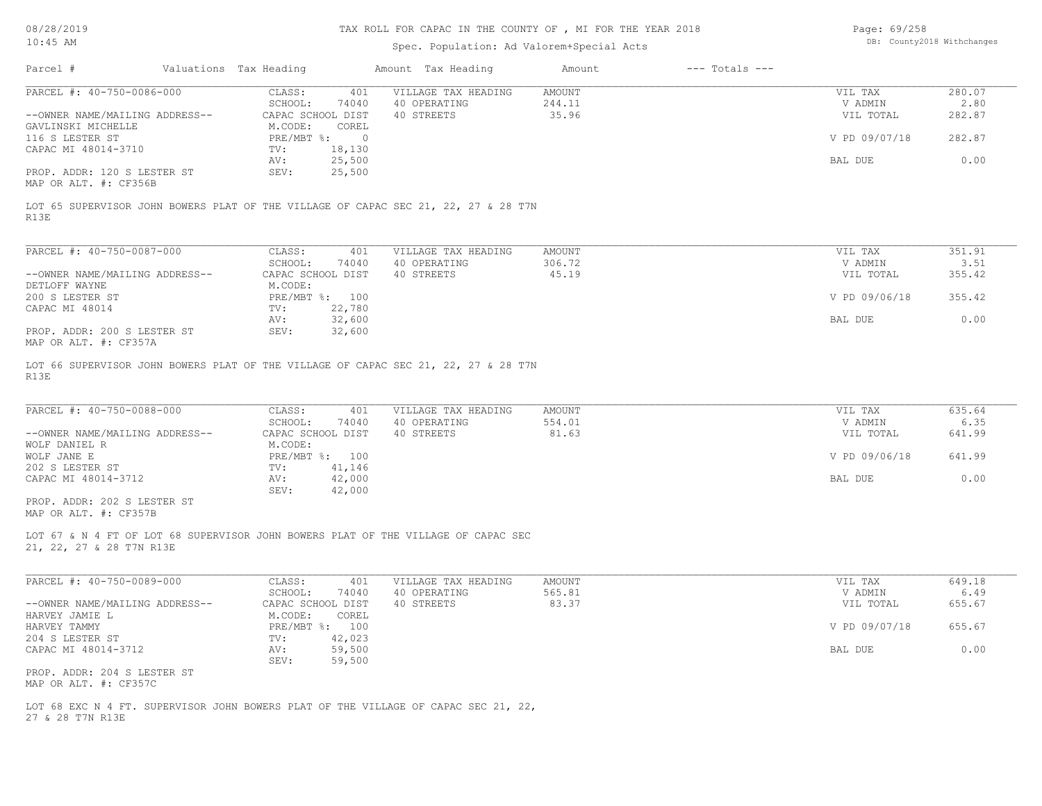# TAX ROLL FOR CAPAC IN THE COUNTY OF , MI FOR THE YEAR 2018

Spec. Population: Ad Valorem+Special Acts

| Parcel # | Valuations | Tax Heading | Amount | Tax Heading | Amount | --- Totals --- | |
|---|---|---|---|---|---|---|---|

---

**PARCEL #: 40-750-0086-000**

| | | | | | |
|---|---|---|---|---|---|
| CLASS: | 401 | VILLAGE TAX HEADING | AMOUNT | VIL TAX | 280.07 |
| SCHOOL: | 74040 | 40 OPERATING | 244.11 | V ADMIN | 2.80 |
| CAPAC SCHOOL DIST | | 40 STREETS | 35.96 | VIL TOTAL | 282.87 |
| M.CODE: | COREL | | | | |
| PRE/MBT %: | 0 | | | V PD 09/07/18 | 282.87 |
| TV: | 18,130 | | | | |
| AV: | 25,500 | | | BAL DUE | 0.00 |
| SEV: | 25,500 | | | | |

--OWNER NAME/MAILING ADDRESS--
GAVLINSKI MICHELLE
116 S LESTER ST
CAPAC MI 48014-3710

PROP. ADDR: 120 S LESTER ST
MAP OR ALT. #: CF356B

LOT 65 SUPERVISOR JOHN BOWERS PLAT OF THE VILLAGE OF CAPAC SEC 21, 22, 27 & 28 T7N R13E

---

**PARCEL #: 40-750-0087-000**

| | | | | | |
|---|---|---|---|---|---|
| CLASS: | 401 | VILLAGE TAX HEADING | AMOUNT | VIL TAX | 351.91 |
| SCHOOL: | 74040 | 40 OPERATING | 306.72 | V ADMIN | 3.51 |
| CAPAC SCHOOL DIST | | 40 STREETS | 45.19 | VIL TOTAL | 355.42 |
| M.CODE: | | | | | |
| PRE/MBT %: | 100 | | | V PD 09/06/18 | 355.42 |
| TV: | 22,780 | | | | |
| AV: | 32,600 | | | BAL DUE | 0.00 |
| SEV: | 32,600 | | | | |

--OWNER NAME/MAILING ADDRESS--
DETLOFF WAYNE
200 S LESTER ST
CAPAC MI 48014

PROP. ADDR: 200 S LESTER ST
MAP OR ALT. #: CF357A

LOT 66 SUPERVISOR JOHN BOWERS PLAT OF THE VILLAGE OF CAPAC SEC 21, 22, 27 & 28 T7N R13E

---

**PARCEL #: 40-750-0088-000**

| | | | | | |
|---|---|---|---|---|---|
| CLASS: | 401 | VILLAGE TAX HEADING | AMOUNT | VIL TAX | 635.64 |
| SCHOOL: | 74040 | 40 OPERATING | 554.01 | V ADMIN | 6.35 |
| CAPAC SCHOOL DIST | | 40 STREETS | 81.63 | VIL TOTAL | 641.99 |
| M.CODE: | | | | | |
| PRE/MBT %: | 100 | | | V PD 09/06/18 | 641.99 |
| TV: | 41,146 | | | | |
| AV: | 42,000 | | | BAL DUE | 0.00 |
| SEV: | 42,000 | | | | |

--OWNER NAME/MAILING ADDRESS--
WOLF DANIEL R
WOLF JANE E
202 S LESTER ST
CAPAC MI 48014-3712

PROP. ADDR: 202 S LESTER ST
MAP OR ALT. #: CF357B

LOT 67 & N 4 FT OF LOT 68 SUPERVISOR JOHN BOWERS PLAT OF THE VILLAGE OF CAPAC SEC 21, 22, 27 & 28 T7N R13E

---

**PARCEL #: 40-750-0089-000**

| | | | | | |
|---|---|---|---|---|---|
| CLASS: | 401 | VILLAGE TAX HEADING | AMOUNT | VIL TAX | 649.18 |
| SCHOOL: | 74040 | 40 OPERATING | 565.81 | V ADMIN | 6.49 |
| CAPAC SCHOOL DIST | | 40 STREETS | 83.37 | VIL TOTAL | 655.67 |
| M.CODE: | COREL | | | | |
| PRE/MBT %: | 100 | | | V PD 09/07/18 | 655.67 |
| TV: | 42,023 | | | | |
| AV: | 59,500 | | | BAL DUE | 0.00 |
| SEV: | 59,500 | | | | |

--OWNER NAME/MAILING ADDRESS--
HARVEY JAMIE L
HARVEY TAMMY
204 S LESTER ST
CAPAC MI 48014-3712

PROP. ADDR: 204 S LESTER ST
MAP OR ALT. #: CF357C

LOT 68 EXC N 4 FT. SUPERVISOR JOHN BOWERS PLAT OF THE VILLAGE OF CAPAC SEC 21, 22, 27 & 28 T7N R13E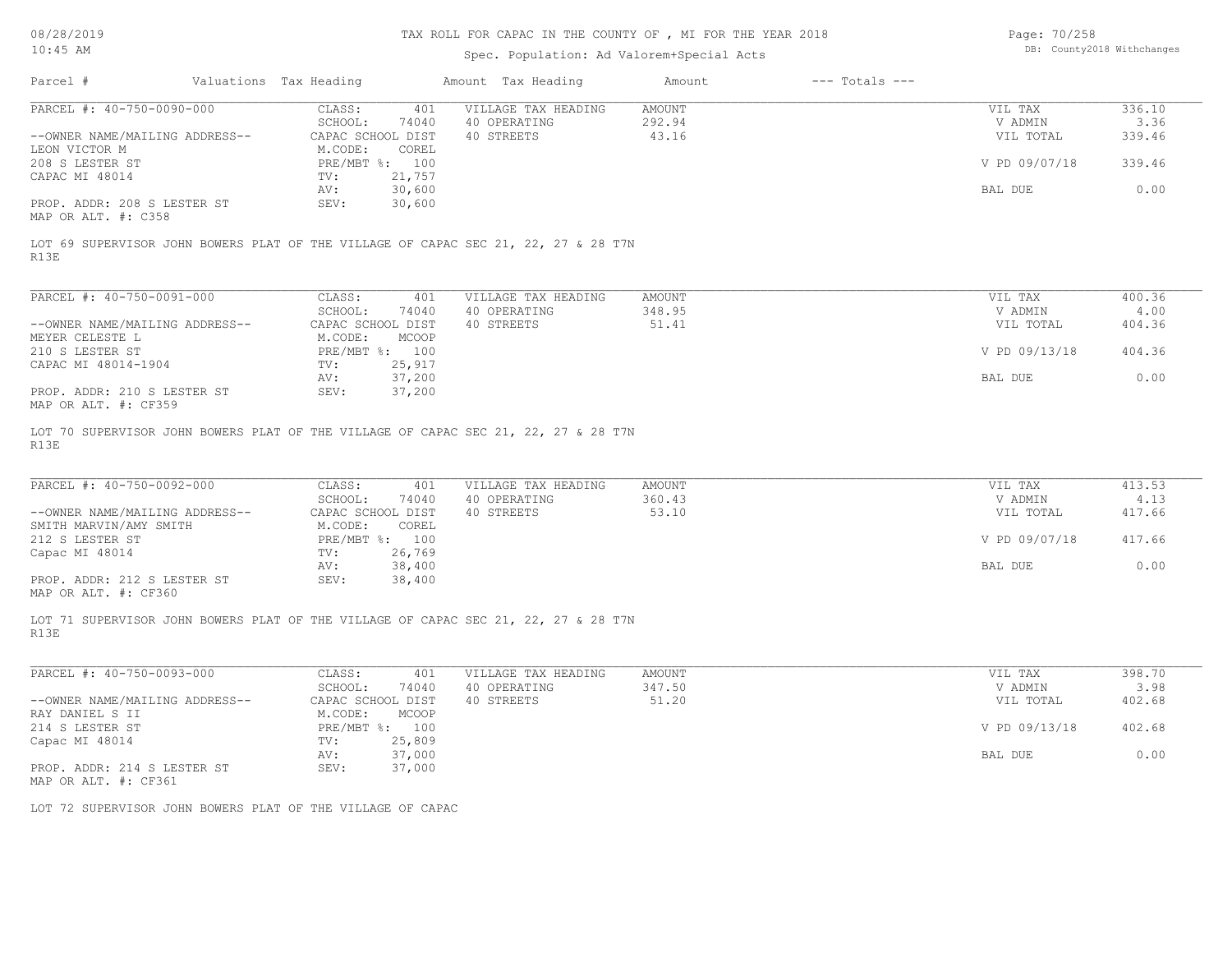TAX ROLL FOR CAPAC IN THE COUNTY OF , MI FOR THE YEAR 2018

Spec. Population: Ad Valorem+Special Acts

| Parcel # | Valuations | Tax Heading | Amount | Tax Heading | Amount | --- Totals --- | |
|---|---|---|---|---|---|---|---|
| PARCEL #: 40-750-0090-000 | CLASS: | 401 | VILLAGE TAX HEADING | AMOUNT | | VIL TAX | 336.10 |
| | SCHOOL: | 74040 | 40 OPERATING | 292.94 | | V ADMIN | 3.36 |
| --OWNER NAME/MAILING ADDRESS-- | CAPAC SCHOOL DIST | | 40 STREETS | 43.16 | | VIL TOTAL | 339.46 |
| LEON VICTOR M | M.CODE: | COREL | | | | | |
| 208 S LESTER ST | PRE/MBT %: | 100 | | | | V PD 09/07/18 | 339.46 |
| CAPAC MI 48014 | TV: | 21,757 | | | | | |
| | AV: | 30,600 | | | | BAL DUE | 0.00 |
| PROP. ADDR: 208 S LESTER ST | SEV: | 30,600 | | | | | |
| MAP OR ALT. #: C358 | | | | | | | |

LOT 69 SUPERVISOR JOHN BOWERS PLAT OF THE VILLAGE OF CAPAC SEC 21, 22, 27 & 28 T7N R13E

| Parcel # | Valuations | Tax Heading | Amount | Tax Heading | Amount | --- Totals --- | |
|---|---|---|---|---|---|---|---|
| PARCEL #: 40-750-0091-000 | CLASS: | 401 | VILLAGE TAX HEADING | AMOUNT | | VIL TAX | 400.36 |
| | SCHOOL: | 74040 | 40 OPERATING | 348.95 | | V ADMIN | 4.00 |
| --OWNER NAME/MAILING ADDRESS-- | CAPAC SCHOOL DIST | | 40 STREETS | 51.41 | | VIL TOTAL | 404.36 |
| MEYER CELESTE L | M.CODE: | MCOOP | | | | | |
| 210 S LESTER ST | PRE/MBT %: | 100 | | | | V PD 09/13/18 | 404.36 |
| CAPAC MI 48014-1904 | TV: | 25,917 | | | | | |
| | AV: | 37,200 | | | | BAL DUE | 0.00 |
| PROP. ADDR: 210 S LESTER ST | SEV: | 37,200 | | | | | |
| MAP OR ALT. #: CF359 | | | | | | | |

LOT 70 SUPERVISOR JOHN BOWERS PLAT OF THE VILLAGE OF CAPAC SEC 21, 22, 27 & 28 T7N R13E

| Parcel # | Valuations | Tax Heading | Amount | Tax Heading | Amount | --- Totals --- | |
|---|---|---|---|---|---|---|---|
| PARCEL #: 40-750-0092-000 | CLASS: | 401 | VILLAGE TAX HEADING | AMOUNT | | VIL TAX | 413.53 |
| | SCHOOL: | 74040 | 40 OPERATING | 360.43 | | V ADMIN | 4.13 |
| --OWNER NAME/MAILING ADDRESS-- | CAPAC SCHOOL DIST | | 40 STREETS | 53.10 | | VIL TOTAL | 417.66 |
| SMITH MARVIN/AMY SMITH | M.CODE: | COREL | | | | | |
| 212 S LESTER ST | PRE/MBT %: | 100 | | | | V PD 09/07/18 | 417.66 |
| Capac MI 48014 | TV: | 26,769 | | | | | |
| | AV: | 38,400 | | | | BAL DUE | 0.00 |
| PROP. ADDR: 212 S LESTER ST | SEV: | 38,400 | | | | | |
| MAP OR ALT. #: CF360 | | | | | | | |

LOT 71 SUPERVISOR JOHN BOWERS PLAT OF THE VILLAGE OF CAPAC SEC 21, 22, 27 & 28 T7N R13E

| Parcel # | Valuations | Tax Heading | Amount | Tax Heading | Amount | --- Totals --- | |
|---|---|---|---|---|---|---|---|
| PARCEL #: 40-750-0093-000 | CLASS: | 401 | VILLAGE TAX HEADING | AMOUNT | | VIL TAX | 398.70 |
| | SCHOOL: | 74040 | 40 OPERATING | 347.50 | | V ADMIN | 3.98 |
| --OWNER NAME/MAILING ADDRESS-- | CAPAC SCHOOL DIST | | 40 STREETS | 51.20 | | VIL TOTAL | 402.68 |
| RAY DANIEL S II | M.CODE: | MCOOP | | | | | |
| 214 S LESTER ST | PRE/MBT %: | 100 | | | | V PD 09/13/18 | 402.68 |
| Capac MI 48014 | TV: | 25,809 | | | | | |
| | AV: | 37,000 | | | | BAL DUE | 0.00 |
| PROP. ADDR: 214 S LESTER ST | SEV: | 37,000 | | | | | |
| MAP OR ALT. #: CF361 | | | | | | | |

LOT 72 SUPERVISOR JOHN BOWERS PLAT OF THE VILLAGE OF CAPAC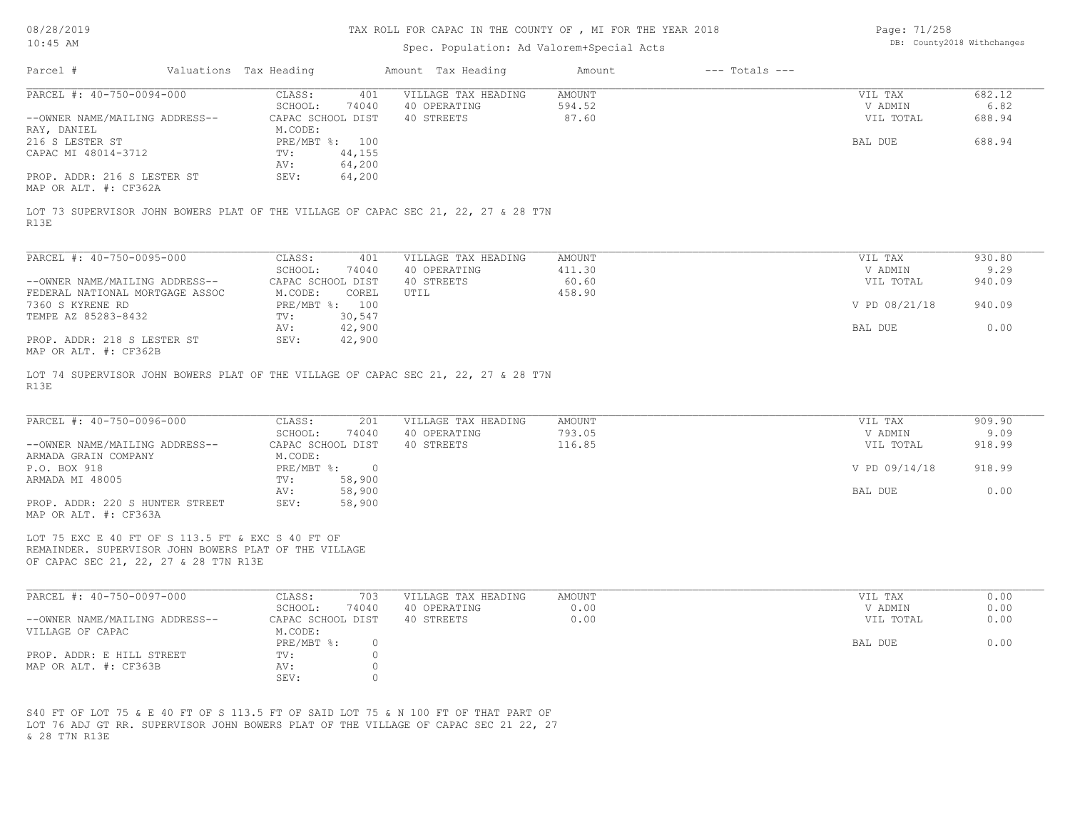# TAX ROLL FOR CAPAC IN THE COUNTY OF , MI FOR THE YEAR 2018

Spec. Population: Ad Valorem+Special Acts

| Parcel # | Valuations | Tax Heading | Amount | Tax Heading | Amount | --- Totals --- | |
|---|---|---|---|---|---|---|---|

**PARCEL #: 40-750-0094-000**

| | | | | | |
|---|---|---|---|---|---|
| CLASS: | 401 | VILLAGE TAX HEADING | AMOUNT | VIL TAX | 682.12 |
| SCHOOL: | 74040 | 40 OPERATING | 594.52 | V ADMIN | 6.82 |
| CAPAC SCHOOL DIST | | 40 STREETS | 87.60 | VIL TOTAL | 688.94 |
| M.CODE: | | | | | |
| PRE/MBT %: | 100 | | | BAL DUE | 688.94 |
| TV: | 44,155 | | | | |
| AV: | 64,200 | | | | |
| SEV: | 64,200 | | | | |

--OWNER NAME/MAILING ADDRESS--
RAY, DANIEL
216 S LESTER ST
CAPAC MI 48014-3712

PROP. ADDR: 216 S LESTER ST
MAP OR ALT. #: CF362A

LOT 73 SUPERVISOR JOHN BOWERS PLAT OF THE VILLAGE OF CAPAC SEC 21, 22, 27 & 28 T7N R13E

**PARCEL #: 40-750-0095-000**

| | | | | | |
|---|---|---|---|---|---|
| CLASS: | 401 | VILLAGE TAX HEADING | AMOUNT | VIL TAX | 930.80 |
| SCHOOL: | 74040 | 40 OPERATING | 411.30 | V ADMIN | 9.29 |
| CAPAC SCHOOL DIST | | 40 STREETS | 60.60 | VIL TOTAL | 940.09 |
| M.CODE: | COREL | UTIL | 458.90 | | |
| PRE/MBT %: | 100 | | | V PD 08/21/18 | 940.09 |
| TV: | 30,547 | | | | |
| AV: | 42,900 | | | BAL DUE | 0.00 |
| SEV: | 42,900 | | | | |

--OWNER NAME/MAILING ADDRESS--
FEDERAL NATIONAL MORTGAGE ASSOC
7360 S KYRENE RD
TEMPE AZ 85283-8432

PROP. ADDR: 218 S LESTER ST
MAP OR ALT. #: CF362B

LOT 74 SUPERVISOR JOHN BOWERS PLAT OF THE VILLAGE OF CAPAC SEC 21, 22, 27 & 28 T7N R13E

**PARCEL #: 40-750-0096-000**

| | | | | | |
|---|---|---|---|---|---|
| CLASS: | 201 | VILLAGE TAX HEADING | AMOUNT | VIL TAX | 909.90 |
| SCHOOL: | 74040 | 40 OPERATING | 793.05 | V ADMIN | 9.09 |
| CAPAC SCHOOL DIST | | 40 STREETS | 116.85 | VIL TOTAL | 918.99 |
| M.CODE: | | | | | |
| PRE/MBT %: | 0 | | | V PD 09/14/18 | 918.99 |
| TV: | 58,900 | | | | |
| AV: | 58,900 | | | BAL DUE | 0.00 |
| SEV: | 58,900 | | | | |

--OWNER NAME/MAILING ADDRESS--
ARMADA GRAIN COMPANY
P.O. BOX 918
ARMADA MI 48005

PROP. ADDR: 220 S HUNTER STREET
MAP OR ALT. #: CF363A

LOT 75 EXC E 40 FT OF S 113.5 FT & EXC S 40 FT OF REMAINDER. SUPERVISOR JOHN BOWERS PLAT OF THE VILLAGE OF CAPAC SEC 21, 22, 27 & 28 T7N R13E

**PARCEL #: 40-750-0097-000**

| | | | | | |
|---|---|---|---|---|---|
| CLASS: | 703 | VILLAGE TAX HEADING | AMOUNT | VIL TAX | 0.00 |
| SCHOOL: | 74040 | 40 OPERATING | 0.00 | V ADMIN | 0.00 |
| CAPAC SCHOOL DIST | | 40 STREETS | 0.00 | VIL TOTAL | 0.00 |
| M.CODE: | | | | | |
| PRE/MBT %: | 0 | | | BAL DUE | 0.00 |
| TV: | 0 | | | | |
| AV: | 0 | | | | |
| SEV: | 0 | | | | |

--OWNER NAME/MAILING ADDRESS--
VILLAGE OF CAPAC

PROP. ADDR: E HILL STREET
MAP OR ALT. #: CF363B

S40 FT OF LOT 75 & E 40 FT OF S 113.5 FT OF SAID LOT 75 & N 100 FT OF THAT PART OF LOT 76 ADJ GT RR. SUPERVISOR JOHN BOWERS PLAT OF THE VILLAGE OF CAPAC SEC 21 22, 27 & 28 T7N R13E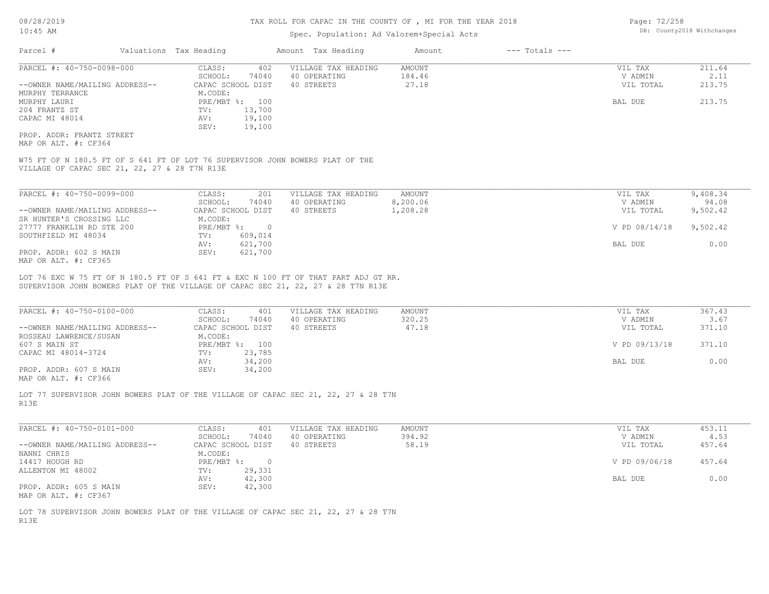# TAX ROLL FOR CAPAC IN THE COUNTY OF , MI FOR THE YEAR 2018

Spec. Population: Ad Valorem+Special Acts

DB: County2018 Withchanges

08/28/2019
10:45 AM

| Parcel # | Valuations Tax Heading | Amount Tax Heading | Amount | --- Totals --- |
|---|---|---|---|---|

---

**PARCEL #: 40-750-0098-000**

| | | | | | |
|---|---|---|---|---|---|
| --OWNER NAME/MAILING ADDRESS-- | CLASS: 402 | VILLAGE TAX HEADING | AMOUNT | VIL TAX | 211.64 |
| MURPHY TERRANCE | SCHOOL: 74040 | 40 OPERATING | 184.46 | V ADMIN | 2.11 |
| MURPHY LAURI | CAPAC SCHOOL DIST | 40 STREETS | 27.18 | VIL TOTAL | 213.75 |
| 204 FRANTZ ST | M.CODE: | | | | |
| CAPAC MI 48014 | PRE/MBT %: 100 | | | BAL DUE | 213.75 |
| | TV: 13,700 | | | | |
| | AV: 19,100 | | | | |
| | SEV: 19,100 | | | | |

PROP. ADDR: FRANTZ STREET
MAP OR ALT. #: CF364

W75 FT OF N 180.5 FT OF S 641 FT OF LOT 76 SUPERVISOR JOHN BOWERS PLAT OF THE VILLAGE OF CAPAC SEC 21, 22, 27 & 28 T7N R13E

---

**PARCEL #: 40-750-0099-000**

| | | | | | |
|---|---|---|---|---|---|
| --OWNER NAME/MAILING ADDRESS-- | CLASS: 201 | VILLAGE TAX HEADING | AMOUNT | VIL TAX | 9,408.34 |
| SR HUNTER'S CROSSING LLC | SCHOOL: 74040 | 40 OPERATING | 8,200.06 | V ADMIN | 94.08 |
| 27777 FRANKLIN RD STE 200 | CAPAC SCHOOL DIST | 40 STREETS | 1,208.28 | VIL TOTAL | 9,502.42 |
| SOUTHFIELD MI 48034 | M.CODE: | | | | |
| | PRE/MBT %: 0 | | | V PD 08/14/18 | 9,502.42 |
| | TV: 609,014 | | | | |
| | AV: 621,700 | | | BAL DUE | 0.00 |
| | SEV: 621,700 | | | | |

PROP. ADDR: 602 S MAIN
MAP OR ALT. #: CF365

LOT 76 EXC W 75 FT OF N 180.5 FT OF S 641 FT & EXC N 100 FT OF THAT PART ADJ GT RR. SUPERVISOR JOHN BOWERS PLAT OF THE VILLAGE OF CAPAC SEC 21, 22, 27 & 28 T7N R13E

---

**PARCEL #: 40-750-0100-000**

| | | | | | |
|---|---|---|---|---|---|
| --OWNER NAME/MAILING ADDRESS-- | CLASS: 401 | VILLAGE TAX HEADING | AMOUNT | VIL TAX | 367.43 |
| ROSSEAU LAWRENCE/SUSAN | SCHOOL: 74040 | 40 OPERATING | 320.25 | V ADMIN | 3.67 |
| 607 S MAIN ST | CAPAC SCHOOL DIST | 40 STREETS | 47.18 | VIL TOTAL | 371.10 |
| CAPAC MI 48014-3724 | M.CODE: | | | | |
| | PRE/MBT %: 100 | | | V PD 09/13/18 | 371.10 |
| | TV: 23,785 | | | | |
| | AV: 34,200 | | | BAL DUE | 0.00 |
| | SEV: 34,200 | | | | |

PROP. ADDR: 607 S MAIN
MAP OR ALT. #: CF366

LOT 77 SUPERVISOR JOHN BOWERS PLAT OF THE VILLAGE OF CAPAC SEC 21, 22, 27 & 28 T7N R13E

---

**PARCEL #: 40-750-0101-000**

| | | | | | |
|---|---|---|---|---|---|
| --OWNER NAME/MAILING ADDRESS-- | CLASS: 401 | VILLAGE TAX HEADING | AMOUNT | VIL TAX | 453.11 |
| NANNI CHRIS | SCHOOL: 74040 | 40 OPERATING | 394.92 | V ADMIN | 4.53 |
| 14417 HOUGH RD | CAPAC SCHOOL DIST | 40 STREETS | 58.19 | VIL TOTAL | 457.64 |
| ALLENTON MI 48002 | M.CODE: | | | | |
| | PRE/MBT %: 0 | | | V PD 09/06/18 | 457.64 |
| | TV: 29,331 | | | | |
| | AV: 42,300 | | | BAL DUE | 0.00 |
| | SEV: 42,300 | | | | |

PROP. ADDR: 605 S MAIN
MAP OR ALT. #: CF367

LOT 78 SUPERVISOR JOHN BOWERS PLAT OF THE VILLAGE OF CAPAC SEC 21, 22, 27 & 28 T7N R13E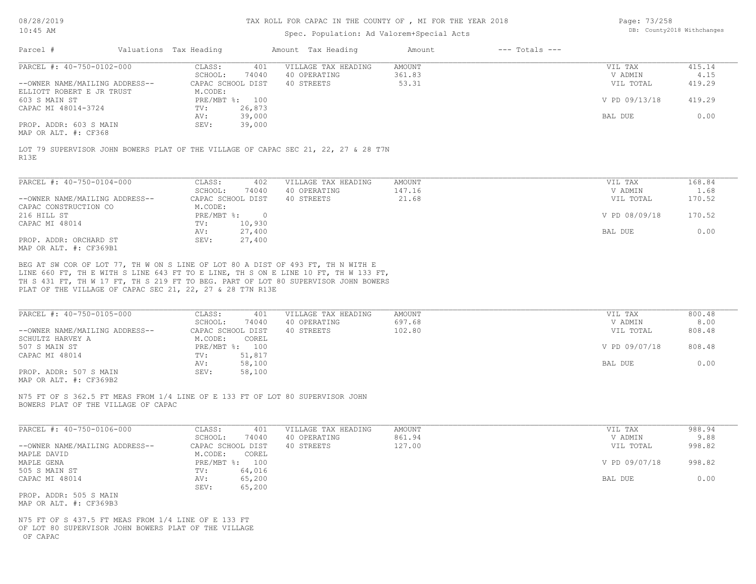| Parcel # | Valuations | Tax Heading | Amount | Tax Heading | Amount | --- Totals --- | |
|---|---|---|---|---|---|---|---|
| PARCEL #: 40-750-0102-000 | CLASS: 401 | VILLAGE TAX HEADING | AMOUNT | | | VIL TAX | 415.14 |
| | SCHOOL: 74040 | 40 OPERATING | 361.83 | | | V ADMIN | 4.15 |
| --OWNER NAME/MAILING ADDRESS-- | CAPAC SCHOOL DIST | 40 STREETS | 53.31 | | | VIL TOTAL | 419.29 |
| ELLIOTT ROBERT E JR TRUST | M.CODE: | | | | | | |
| 603 S MAIN ST | PRE/MBT %: 100 | | | | | V PD 09/13/18 | 419.29 |
| CAPAC MI 48014-3724 | TV: 26,873 | | | | | | |
| | AV: 39,000 | | | | | BAL DUE | 0.00 |
| PROP. ADDR: 603 S MAIN | SEV: 39,000 | | | | | | |
| MAP OR ALT. #: CF368 | | | | | | | |

LOT 79 SUPERVISOR JOHN BOWERS PLAT OF THE VILLAGE OF CAPAC SEC 21, 22, 27 & 28 T7N R13E

| Parcel # | Valuations | Tax Heading | Amount | Tax Heading | Amount | --- Totals --- | |
|---|---|---|---|---|---|---|---|
| PARCEL #: 40-750-0104-000 | CLASS: 402 | VILLAGE TAX HEADING | AMOUNT | | | VIL TAX | 168.84 |
| | SCHOOL: 74040 | 40 OPERATING | 147.16 | | | V ADMIN | 1.68 |
| --OWNER NAME/MAILING ADDRESS-- | CAPAC SCHOOL DIST | 40 STREETS | 21.68 | | | VIL TOTAL | 170.52 |
| CAPAC CONSTRUCTION CO | M.CODE: | | | | | | |
| 216 HILL ST | PRE/MBT %: 0 | | | | | V PD 08/09/18 | 170.52 |
| CAPAC MI 48014 | TV: 10,930 | | | | | | |
| | AV: 27,400 | | | | | BAL DUE | 0.00 |
| PROP. ADDR: ORCHARD ST | SEV: 27,400 | | | | | | |
| MAP OR ALT. #: CF369B1 | | | | | | | |

BEG AT SW COR OF LOT 77, TH W ON S LINE OF LOT 80 A DIST OF 493 FT, TH N WITH E LINE 660 FT, TH E WITH S LINE 643 FT TO E LINE, TH S ON E LINE 10 FT, TH W 133 FT, TH S 431 FT, TH W 17 FT, TH S 219 FT TO BEG. PART OF LOT 80 SUPERVISOR JOHN BOWERS PLAT OF THE VILLAGE OF CAPAC SEC 21, 22, 27 & 28 T7N R13E

| Parcel # | Valuations | Tax Heading | Amount | Tax Heading | Amount | --- Totals --- | |
|---|---|---|---|---|---|---|---|
| PARCEL #: 40-750-0105-000 | CLASS: 401 | VILLAGE TAX HEADING | AMOUNT | | | VIL TAX | 800.48 |
| | SCHOOL: 74040 | 40 OPERATING | 697.68 | | | V ADMIN | 8.00 |
| --OWNER NAME/MAILING ADDRESS-- | CAPAC SCHOOL DIST | 40 STREETS | 102.80 | | | VIL TOTAL | 808.48 |
| SCHULTZ HARVEY A | M.CODE: COREL | | | | | | |
| 507 S MAIN ST | PRE/MBT %: 100 | | | | | V PD 09/07/18 | 808.48 |
| CAPAC MI 48014 | TV: 51,817 | | | | | | |
| | AV: 58,100 | | | | | BAL DUE | 0.00 |
| PROP. ADDR: 507 S MAIN | SEV: 58,100 | | | | | | |
| MAP OR ALT. #: CF369B2 | | | | | | | |

N75 FT OF S 362.5 FT MEAS FROM 1/4 LINE OF E 133 FT OF LOT 80 SUPERVISOR JOHN BOWERS PLAT OF THE VILLAGE OF CAPAC

| Parcel # | Valuations | Tax Heading | Amount | Tax Heading | Amount | --- Totals --- | |
|---|---|---|---|---|---|---|---|
| PARCEL #: 40-750-0106-000 | CLASS: 401 | VILLAGE TAX HEADING | AMOUNT | | | VIL TAX | 988.94 |
| | SCHOOL: 74040 | 40 OPERATING | 861.94 | | | V ADMIN | 9.88 |
| --OWNER NAME/MAILING ADDRESS-- | CAPAC SCHOOL DIST | 40 STREETS | 127.00 | | | VIL TOTAL | 998.82 |
| MAPLE DAVID | M.CODE: COREL | | | | | | |
| MAPLE GENA | PRE/MBT %: 100 | | | | | V PD 09/07/18 | 998.82 |
| 505 S MAIN ST | TV: 64,016 | | | | | | |
| CAPAC MI 48014 | AV: 65,200 | | | | | BAL DUE | 0.00 |
| | SEV: 65,200 | | | | | | |
| PROP. ADDR: 505 S MAIN | | | | | | | |
| MAP OR ALT. #: CF369B3 | | | | | | | |

N75 FT OF S 437.5 FT MEAS FROM 1/4 LINE OF E 133 FT OF LOT 80 SUPERVISOR JOHN BOWERS PLAT OF THE VILLAGE OF CAPAC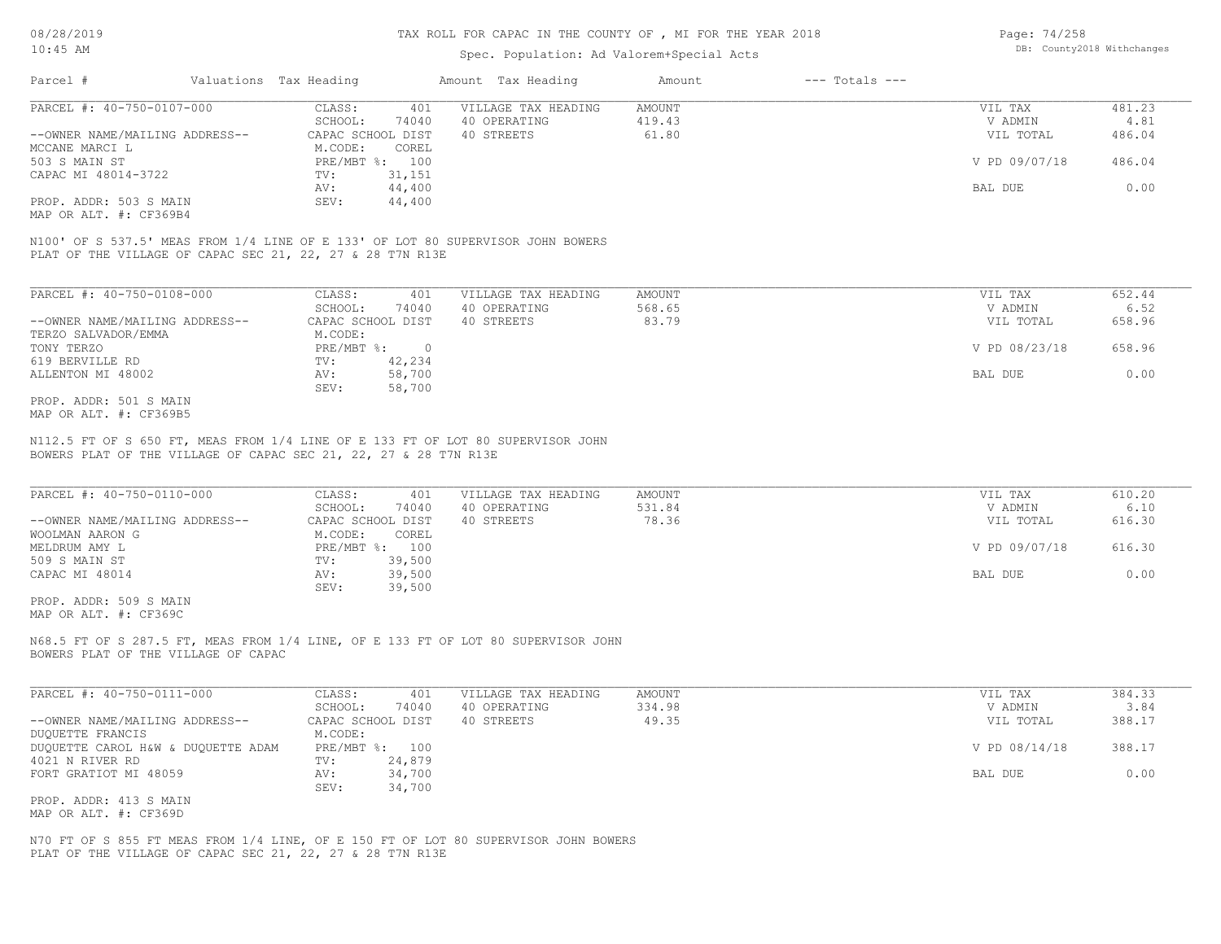TAX ROLL FOR CAPAC IN THE COUNTY OF , MI FOR THE YEAR 2018

Spec. Population: Ad Valorem+Special Acts

| Parcel # | Valuations Tax Heading | Amount Tax Heading | Amount | --- Totals --- |
|---|---|---|---|---|

| PARCEL #: 40-750-0107-000 | CLASS: 401 | VILLAGE TAX HEADING | AMOUNT | VIL TAX | 481.23 |
|---|---|---|---|---|---|
| | SCHOOL: 74040 | 40 OPERATING | 419.43 | V ADMIN | 4.81 |
| --OWNER NAME/MAILING ADDRESS-- | CAPAC SCHOOL DIST | 40 STREETS | 61.80 | VIL TOTAL | 486.04 |
| MCCANE MARCI L | M.CODE: COREL | | | | |
| 503 S MAIN ST | PRE/MBT %: 100 | | | V PD 09/07/18 | 486.04 |
| CAPAC MI 48014-3722 | TV: 31,151 | | | | |
| | AV: 44,400 | | | BAL DUE | 0.00 |
| PROP. ADDR: 503 S MAIN | SEV: 44,400 | | | | |
| MAP OR ALT. #: CF369B4 | | | | | |

N100' OF S 537.5' MEAS FROM 1/4 LINE OF E 133' OF LOT 80 SUPERVISOR JOHN BOWERS PLAT OF THE VILLAGE OF CAPAC SEC 21, 22, 27 & 28 T7N R13E

| PARCEL #: 40-750-0108-000 | CLASS: 401 | VILLAGE TAX HEADING | AMOUNT | VIL TAX | 652.44 |
|---|---|---|---|---|---|
| | SCHOOL: 74040 | 40 OPERATING | 568.65 | V ADMIN | 6.52 |
| --OWNER NAME/MAILING ADDRESS-- | CAPAC SCHOOL DIST | 40 STREETS | 83.79 | VIL TOTAL | 658.96 |
| TERZO SALVADOR/EMMA | M.CODE: | | | | |
| TONY TERZO | PRE/MBT %: 0 | | | V PD 08/23/18 | 658.96 |
| 619 BERVILLE RD | TV: 42,234 | | | | |
| ALLENTON MI 48002 | AV: 58,700 | | | BAL DUE | 0.00 |
| | SEV: 58,700 | | | | |
| PROP. ADDR: 501 S MAIN | | | | | |
| MAP OR ALT. #: CF369B5 | | | | | |

N112.5 FT OF S 650 FT, MEAS FROM 1/4 LINE OF E 133 FT OF LOT 80 SUPERVISOR JOHN BOWERS PLAT OF THE VILLAGE OF CAPAC SEC 21, 22, 27 & 28 T7N R13E

| PARCEL #: 40-750-0110-000 | CLASS: 401 | VILLAGE TAX HEADING | AMOUNT | VIL TAX | 610.20 |
|---|---|---|---|---|---|
| | SCHOOL: 74040 | 40 OPERATING | 531.84 | V ADMIN | 6.10 |
| --OWNER NAME/MAILING ADDRESS-- | CAPAC SCHOOL DIST | 40 STREETS | 78.36 | VIL TOTAL | 616.30 |
| WOOLMAN AARON G | M.CODE: COREL | | | | |
| MELDRUM AMY L | PRE/MBT %: 100 | | | V PD 09/07/18 | 616.30 |
| 509 S MAIN ST | TV: 39,500 | | | | |
| CAPAC MI 48014 | AV: 39,500 | | | BAL DUE | 0.00 |
| | SEV: 39,500 | | | | |
| PROP. ADDR: 509 S MAIN | | | | | |
| MAP OR ALT. #: CF369C | | | | | |

N68.5 FT OF S 287.5 FT, MEAS FROM 1/4 LINE, OF E 133 FT OF LOT 80 SUPERVISOR JOHN BOWERS PLAT OF THE VILLAGE OF CAPAC

| PARCEL #: 40-750-0111-000 | CLASS: 401 | VILLAGE TAX HEADING | AMOUNT | VIL TAX | 384.33 |
|---|---|---|---|---|---|
| | SCHOOL: 74040 | 40 OPERATING | 334.98 | V ADMIN | 3.84 |
| --OWNER NAME/MAILING ADDRESS-- | CAPAC SCHOOL DIST | 40 STREETS | 49.35 | VIL TOTAL | 388.17 |
| DUQUETTE FRANCIS | M.CODE: | | | | |
| DUQUETTE CAROL H&W & DUQUETTE ADAM | PRE/MBT %: 100 | | | V PD 08/14/18 | 388.17 |
| 4021 N RIVER RD | TV: 24,879 | | | | |
| FORT GRATIOT MI 48059 | AV: 34,700 | | | BAL DUE | 0.00 |
| | SEV: 34,700 | | | | |
| PROP. ADDR: 413 S MAIN | | | | | |
| MAP OR ALT. #: CF369D | | | | | |

N70 FT OF S 855 FT MEAS FROM 1/4 LINE, OF E 150 FT OF LOT 80 SUPERVISOR JOHN BOWERS PLAT OF THE VILLAGE OF CAPAC SEC 21, 22, 27 & 28 T7N R13E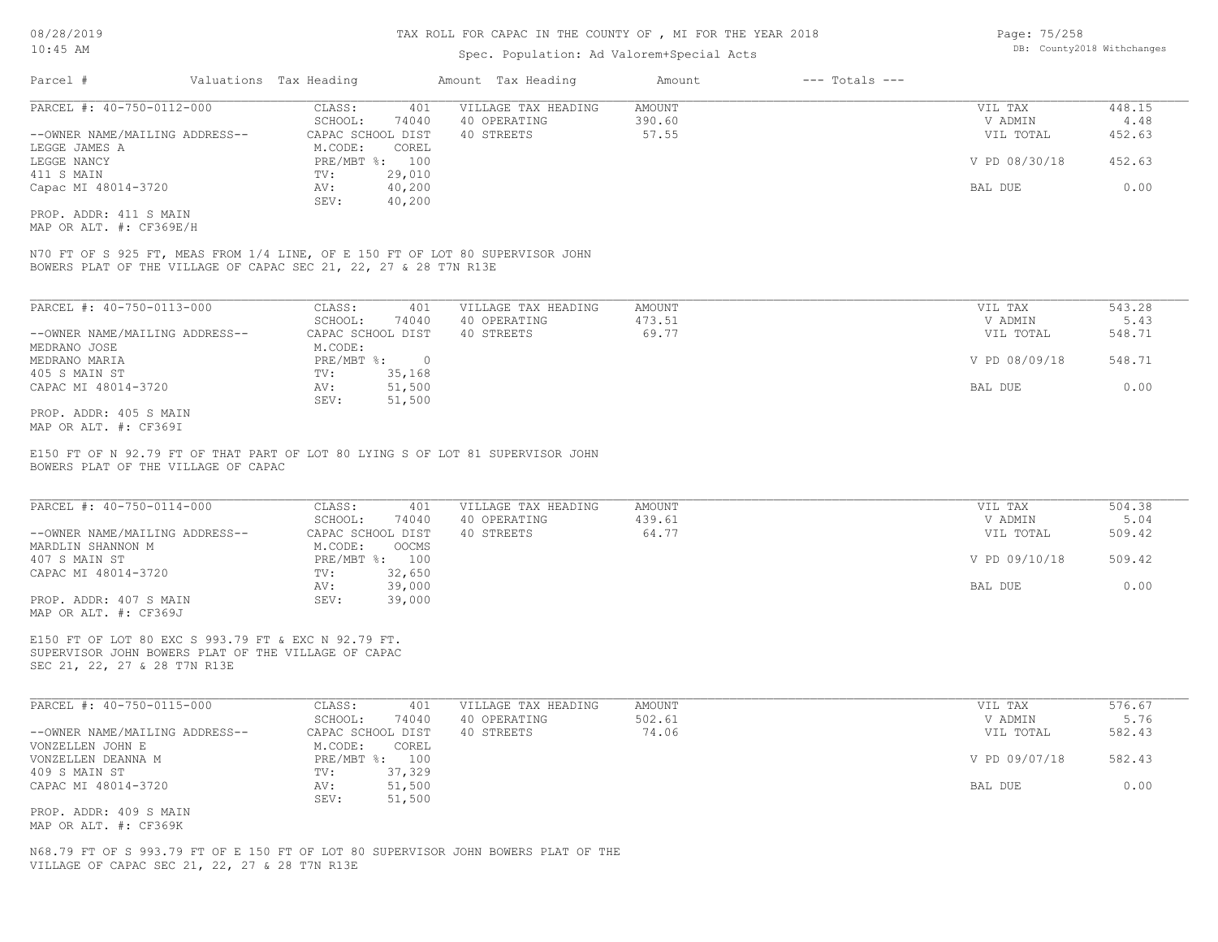# TAX ROLL FOR CAPAC IN THE COUNTY OF , MI FOR THE YEAR 2018

Spec. Population: Ad Valorem+Special Acts

08/28/2019 10:45 AM

DB: County2018 Withchanges

| Parcel # | Valuations Tax Heading | Amount Tax Heading | Amount | --- Totals --- |
|---|---|---|---|---|

---

**PARCEL #: 40-750-0112-000**

--OWNER NAME/MAILING ADDRESS--
LEGGE JAMES A
LEGGE NANCY
411 S MAIN
Capac MI 48014-3720

PROP. ADDR: 411 S MAIN
MAP OR ALT. #: CF369E/H

| | | | | | |
|---|---|---|---|---|---|
| CLASS: | 401 | VILLAGE TAX HEADING | AMOUNT | VIL TAX | 448.15 |
| SCHOOL: | 74040 | 40 OPERATING | 390.60 | V ADMIN | 4.48 |
| CAPAC SCHOOL DIST | | 40 STREETS | 57.55 | VIL TOTAL | 452.63 |
| M.CODE: | COREL | | | | |
| PRE/MBT %: | 100 | | | V PD 08/30/18 | 452.63 |
| TV: | 29,010 | | | | |
| AV: | 40,200 | | | BAL DUE | 0.00 |
| SEV: | 40,200 | | | | |

N70 FT OF S 925 FT, MEAS FROM 1/4 LINE, OF E 150 FT OF LOT 80 SUPERVISOR JOHN BOWERS PLAT OF THE VILLAGE OF CAPAC SEC 21, 22, 27 & 28 T7N R13E

---

**PARCEL #: 40-750-0113-000**

--OWNER NAME/MAILING ADDRESS--
MEDRANO JOSE
MEDRANO MARIA
405 S MAIN ST
CAPAC MI 48014-3720

PROP. ADDR: 405 S MAIN
MAP OR ALT. #: CF369I

| | | | | | |
|---|---|---|---|---|---|
| CLASS: | 401 | VILLAGE TAX HEADING | AMOUNT | VIL TAX | 543.28 |
| SCHOOL: | 74040 | 40 OPERATING | 473.51 | V ADMIN | 5.43 |
| CAPAC SCHOOL DIST | | 40 STREETS | 69.77 | VIL TOTAL | 548.71 |
| M.CODE: | | | | | |
| PRE/MBT %: | 0 | | | V PD 08/09/18 | 548.71 |
| TV: | 35,168 | | | | |
| AV: | 51,500 | | | BAL DUE | 0.00 |
| SEV: | 51,500 | | | | |

E150 FT OF N 92.79 FT OF THAT PART OF LOT 80 LYING S OF LOT 81 SUPERVISOR JOHN BOWERS PLAT OF THE VILLAGE OF CAPAC

---

**PARCEL #: 40-750-0114-000**

--OWNER NAME/MAILING ADDRESS--
MARDLIN SHANNON M
407 S MAIN ST
CAPAC MI 48014-3720

PROP. ADDR: 407 S MAIN
MAP OR ALT. #: CF369J

| | | | | | |
|---|---|---|---|---|---|
| CLASS: | 401 | VILLAGE TAX HEADING | AMOUNT | VIL TAX | 504.38 |
| SCHOOL: | 74040 | 40 OPERATING | 439.61 | V ADMIN | 5.04 |
| CAPAC SCHOOL DIST | | 40 STREETS | 64.77 | VIL TOTAL | 509.42 |
| M.CODE: | OOCMS | | | | |
| PRE/MBT %: | 100 | | | V PD 09/10/18 | 509.42 |
| TV: | 32,650 | | | | |
| AV: | 39,000 | | | BAL DUE | 0.00 |
| SEV: | 39,000 | | | | |

E150 FT OF LOT 80 EXC S 993.79 FT & EXC N 92.79 FT.
SUPERVISOR JOHN BOWERS PLAT OF THE VILLAGE OF CAPAC
SEC 21, 22, 27 & 28 T7N R13E

---

**PARCEL #: 40-750-0115-000**

--OWNER NAME/MAILING ADDRESS--
VONZELLEN JOHN E
VONZELLEN DEANNA M
409 S MAIN ST
CAPAC MI 48014-3720

PROP. ADDR: 409 S MAIN
MAP OR ALT. #: CF369K

| | | | | | |
|---|---|---|---|---|---|
| CLASS: | 401 | VILLAGE TAX HEADING | AMOUNT | VIL TAX | 576.67 |
| SCHOOL: | 74040 | 40 OPERATING | 502.61 | V ADMIN | 5.76 |
| CAPAC SCHOOL DIST | | 40 STREETS | 74.06 | VIL TOTAL | 582.43 |
| M.CODE: | COREL | | | | |
| PRE/MBT %: | 100 | | | V PD 09/07/18 | 582.43 |
| TV: | 37,329 | | | | |
| AV: | 51,500 | | | BAL DUE | 0.00 |
| SEV: | 51,500 | | | | |

N68.79 FT OF S 993.79 FT OF E 150 FT OF LOT 80 SUPERVISOR JOHN BOWERS PLAT OF THE VILLAGE OF CAPAC SEC 21, 22, 27 & 28 T7N R13E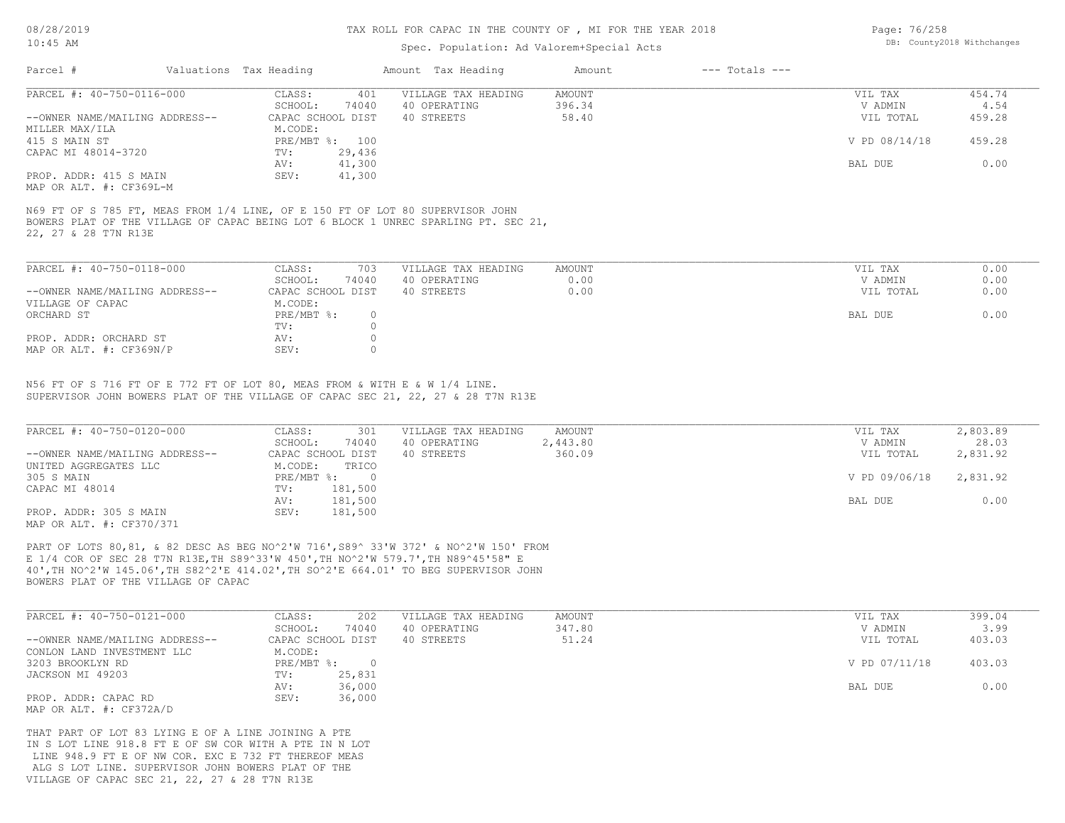| Parcel # | Valuations | Tax Heading | Amount | Tax Heading | Amount | --- Totals --- | |
|---|---|---|---|---|---|---|---|

**PARCEL #: 40-750-0116-000**

| | | | | | |
|---|---|---|---|---|---|
| CLASS: | 401 | VILLAGE TAX HEADING | AMOUNT | VIL TAX | 454.74 |
| SCHOOL: | 74040 | 40 OPERATING | 396.34 | V ADMIN | 4.54 |
| CAPAC SCHOOL DIST | | 40 STREETS | 58.40 | VIL TOTAL | 459.28 |
| M.CODE: | | | | | |
| PRE/MBT %: | 100 | | | V PD 08/14/18 | 459.28 |
| TV: | 29,436 | | | | |
| AV: | 41,300 | | | BAL DUE | 0.00 |
| SEV: | 41,300 | | | | |

--OWNER NAME/MAILING ADDRESS--
MILLER MAX/ILA
415 S MAIN ST
CAPAC MI 48014-3720

PROP. ADDR: 415 S MAIN
MAP OR ALT. #: CF369L-M

N69 FT OF S 785 FT, MEAS FROM 1/4 LINE, OF E 150 FT OF LOT 80 SUPERVISOR JOHN BOWERS PLAT OF THE VILLAGE OF CAPAC BEING LOT 6 BLOCK 1 UNREC SPARLING PT. SEC 21, 22, 27 & 28 T7N R13E

**PARCEL #: 40-750-0118-000**

| | | | | | |
|---|---|---|---|---|---|
| CLASS: | 703 | VILLAGE TAX HEADING | AMOUNT | VIL TAX | 0.00 |
| SCHOOL: | 74040 | 40 OPERATING | 0.00 | V ADMIN | 0.00 |
| CAPAC SCHOOL DIST | | 40 STREETS | 0.00 | VIL TOTAL | 0.00 |
| M.CODE: | | | | | |
| PRE/MBT %: | 0 | | | BAL DUE | 0.00 |
| TV: | 0 | | | | |
| AV: | 0 | | | | |
| SEV: | 0 | | | | |

--OWNER NAME/MAILING ADDRESS--
VILLAGE OF CAPAC
ORCHARD ST

PROP. ADDR: ORCHARD ST
MAP OR ALT. #: CF369N/P

N56 FT OF S 716 FT OF E 772 FT OF LOT 80, MEAS FROM & WITH E & W 1/4 LINE. SUPERVISOR JOHN BOWERS PLAT OF THE VILLAGE OF CAPAC SEC 21, 22, 27 & 28 T7N R13E

**PARCEL #: 40-750-0120-000**

| | | | | | |
|---|---|---|---|---|---|
| CLASS: | 301 | VILLAGE TAX HEADING | AMOUNT | VIL TAX | 2,803.89 |
| SCHOOL: | 74040 | 40 OPERATING | 2,443.80 | V ADMIN | 28.03 |
| CAPAC SCHOOL DIST | | 40 STREETS | 360.09 | VIL TOTAL | 2,831.92 |
| M.CODE: | TRICO | | | | |
| PRE/MBT %: | 0 | | | V PD 09/06/18 | 2,831.92 |
| TV: | 181,500 | | | | |
| AV: | 181,500 | | | BAL DUE | 0.00 |
| SEV: | 181,500 | | | | |

--OWNER NAME/MAILING ADDRESS--
UNITED AGGREGATES LLC
305 S MAIN
CAPAC MI 48014

PROP. ADDR: 305 S MAIN
MAP OR ALT. #: CF370/371

PART OF LOTS 80,81, & 82 DESC AS BEG NO^2'W 716',S89^ 33'W 372' & NO^2'W 150' FROM E 1/4 COR OF SEC 28 T7N R13E,TH S89^33'W 450',TH NO^2'W 579.7',TH N89^45'58" E 40',TH NO^2'W 145.06',TH S82^2'E 414.02',TH SO^2'E 664.01' TO BEG SUPERVISOR JOHN BOWERS PLAT OF THE VILLAGE OF CAPAC

**PARCEL #: 40-750-0121-000**

| | | | | | |
|---|---|---|---|---|---|
| CLASS: | 202 | VILLAGE TAX HEADING | AMOUNT | VIL TAX | 399.04 |
| SCHOOL: | 74040 | 40 OPERATING | 347.80 | V ADMIN | 3.99 |
| CAPAC SCHOOL DIST | | 40 STREETS | 51.24 | VIL TOTAL | 403.03 |
| M.CODE: | | | | | |
| PRE/MBT %: | 0 | | | V PD 07/11/18 | 403.03 |
| TV: | 25,831 | | | | |
| AV: | 36,000 | | | BAL DUE | 0.00 |
| SEV: | 36,000 | | | | |

--OWNER NAME/MAILING ADDRESS--
CONLON LAND INVESTMENT LLC
3203 BROOKLYN RD
JACKSON MI 49203

PROP. ADDR: CAPAC RD
MAP OR ALT. #: CF372A/D

THAT PART OF LOT 83 LYING E OF A LINE JOINING A PTE IN S LOT LINE 918.8 FT E OF SW COR WITH A PTE IN N LOT LINE 948.9 FT E OF NW COR. EXC E 732 FT THEREOF MEAS ALG S LOT LINE. SUPERVISOR JOHN BOWERS PLAT OF THE VILLAGE OF CAPAC SEC 21, 22, 27 & 28 T7N R13E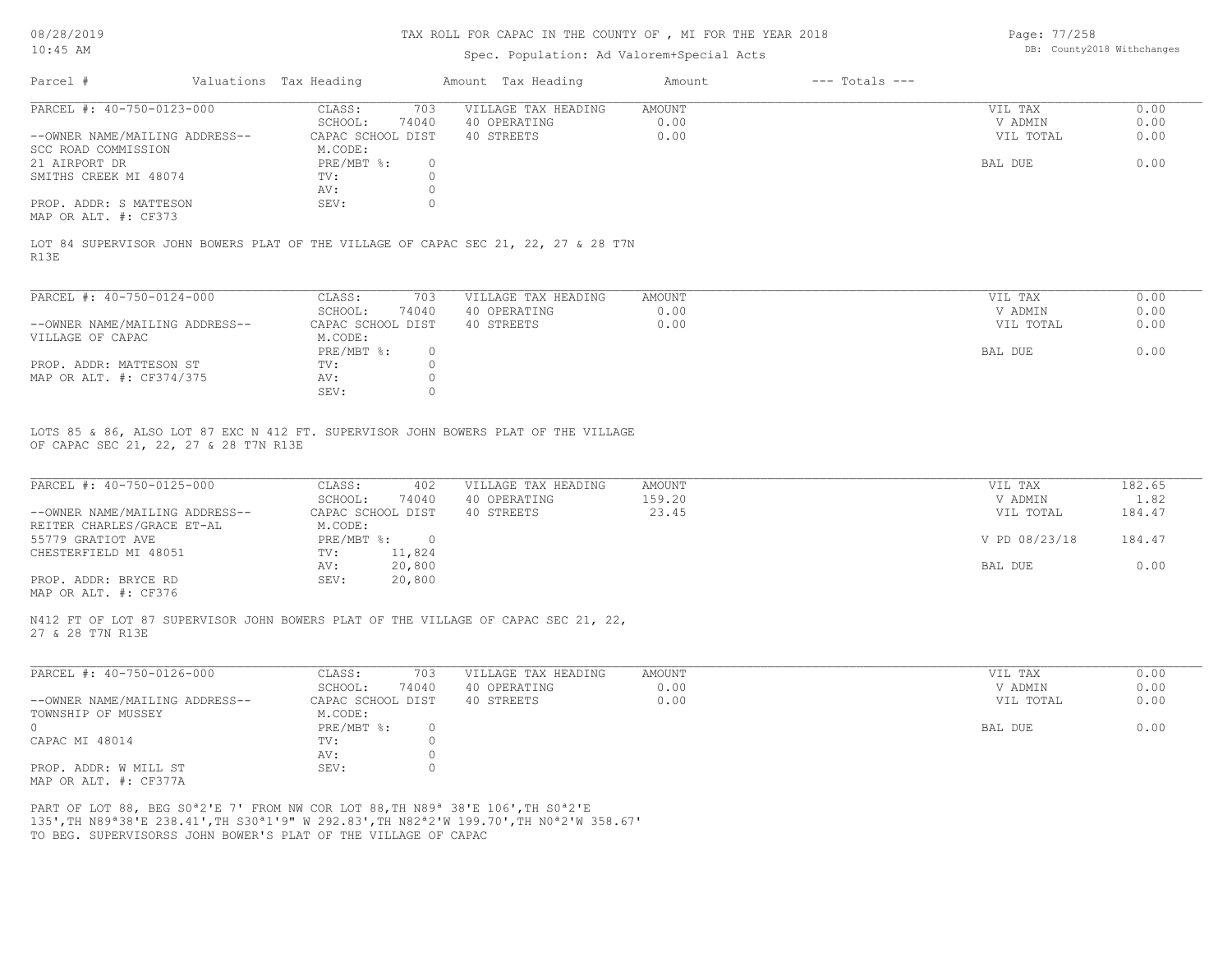| Parcel # | Valuations | Tax Heading | Amount | Tax Heading | Amount | --- Totals --- | |
|---|---|---|---|---|---|---|---|

**PARCEL #: 40-750-0123-000**

| | | | | | |
|---|---|---|---|---|---|
| CLASS: | 703 | VILLAGE TAX HEADING | AMOUNT | VIL TAX | 0.00 |
| SCHOOL: | 74040 | 40 OPERATING | 0.00 | V ADMIN | 0.00 |
| CAPAC SCHOOL DIST | | 40 STREETS | 0.00 | VIL TOTAL | 0.00 |
| M.CODE: | | | | | |
| PRE/MBT %: | 0 | | | BAL DUE | 0.00 |
| TV: | 0 | | | | |
| AV: | 0 | | | | |
| SEV: | 0 | | | | |

--OWNER NAME/MAILING ADDRESS--
SCC ROAD COMMISSION
21 AIRPORT DR
SMITHS CREEK MI 48074

PROP. ADDR: S MATTESON
MAP OR ALT. #: CF373

LOT 84 SUPERVISOR JOHN BOWERS PLAT OF THE VILLAGE OF CAPAC SEC 21, 22, 27 & 28 T7N R13E

**PARCEL #: 40-750-0124-000**

| | | | | | |
|---|---|---|---|---|---|
| CLASS: | 703 | VILLAGE TAX HEADING | AMOUNT | VIL TAX | 0.00 |
| SCHOOL: | 74040 | 40 OPERATING | 0.00 | V ADMIN | 0.00 |
| CAPAC SCHOOL DIST | | 40 STREETS | 0.00 | VIL TOTAL | 0.00 |
| M.CODE: | | | | | |
| PRE/MBT %: | 0 | | | BAL DUE | 0.00 |
| TV: | 0 | | | | |
| AV: | 0 | | | | |
| SEV: | 0 | | | | |

--OWNER NAME/MAILING ADDRESS--
VILLAGE OF CAPAC

PROP. ADDR: MATTESON ST
MAP OR ALT. #: CF374/375

LOTS 85 & 86, ALSO LOT 87 EXC N 412 FT. SUPERVISOR JOHN BOWERS PLAT OF THE VILLAGE OF CAPAC SEC 21, 22, 27 & 28 T7N R13E

**PARCEL #: 40-750-0125-000**

| | | | | | |
|---|---|---|---|---|---|
| CLASS: | 402 | VILLAGE TAX HEADING | AMOUNT | VIL TAX | 182.65 |
| SCHOOL: | 74040 | 40 OPERATING | 159.20 | V ADMIN | 1.82 |
| CAPAC SCHOOL DIST | | 40 STREETS | 23.45 | VIL TOTAL | 184.47 |
| M.CODE: | | | | | |
| PRE/MBT %: | 0 | | | V PD 08/23/18 | 184.47 |
| TV: | 11,824 | | | | |
| AV: | 20,800 | | | BAL DUE | 0.00 |
| SEV: | 20,800 | | | | |

--OWNER NAME/MAILING ADDRESS--
REITER CHARLES/GRACE ET-AL
55779 GRATIOT AVE
CHESTERFIELD MI 48051

PROP. ADDR: BRYCE RD
MAP OR ALT. #: CF376

N412 FT OF LOT 87 SUPERVISOR JOHN BOWERS PLAT OF THE VILLAGE OF CAPAC SEC 21, 22, 27 & 28 T7N R13E

**PARCEL #: 40-750-0126-000**

| | | | | | |
|---|---|---|---|---|---|
| CLASS: | 703 | VILLAGE TAX HEADING | AMOUNT | VIL TAX | 0.00 |
| SCHOOL: | 74040 | 40 OPERATING | 0.00 | V ADMIN | 0.00 |
| CAPAC SCHOOL DIST | | 40 STREETS | 0.00 | VIL TOTAL | 0.00 |
| M.CODE: | | | | | |
| PRE/MBT %: | 0 | | | BAL DUE | 0.00 |
| TV: | 0 | | | | |
| AV: | 0 | | | | |
| SEV: | 0 | | | | |

--OWNER NAME/MAILING ADDRESS--
TOWNSHIP OF MUSSEY
0
CAPAC MI 48014

PROP. ADDR: W MILL ST
MAP OR ALT. #: CF377A

PART OF LOT 88, BEG S0ª2'E 7' FROM NW COR LOT 88,TH N89ª 38'E 106',TH S0ª2'E 135',TH N89ª38'E 238.41',TH S30ª1'9" W 292.83',TH N82ª2'W 199.70',TH N0ª2'W 358.67' TO BEG. SUPERVISORSS JOHN BOWER'S PLAT OF THE VILLAGE OF CAPAC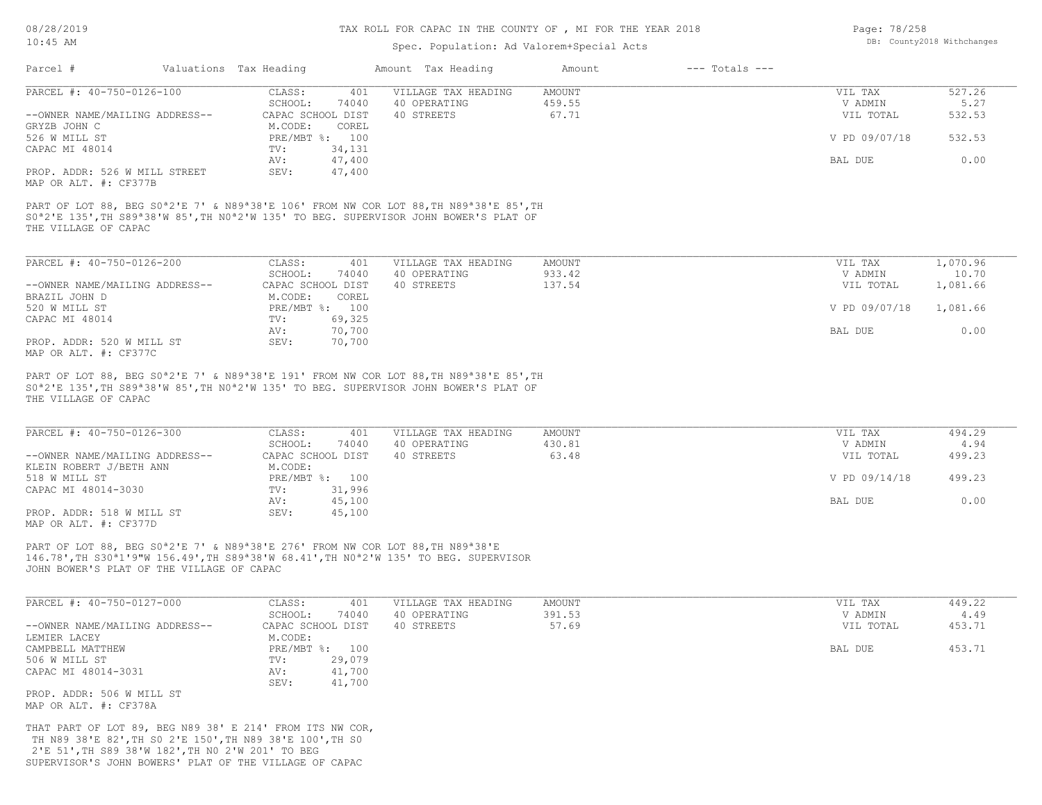# TAX ROLL FOR CAPAC IN THE COUNTY OF , MI FOR THE YEAR 2018

Spec. Population: Ad Valorem+Special Acts

DB: County2018 Withchanges

| Parcel # | Valuations | Tax Heading | Amount | Tax Heading | Amount | --- Totals --- | |
|---|---|---|---|---|---|---|---|

## PARCEL #: 40-750-0126-100

| | | | | | |
|---|---|---|---|---|---|
| CLASS: | 401 | VILLAGE TAX HEADING | AMOUNT | VIL TAX | 527.26 |
| SCHOOL: | 74040 | 40 OPERATING | 459.55 | V ADMIN | 5.27 |
| CAPAC SCHOOL DIST | | 40 STREETS | 67.71 | VIL TOTAL | 532.53 |
| M.CODE: | COREL | | | | |
| PRE/MBT %: | 100 | | | V PD 09/07/18 | 532.53 |
| TV: | 34,131 | | | | |
| AV: | 47,400 | | | BAL DUE | 0.00 |
| SEV: | 47,400 | | | | |

--OWNER NAME/MAILING ADDRESS--
GRYZB JOHN C
526 W MILL ST
CAPAC MI 48014

PROP. ADDR: 526 W MILL STREET
MAP OR ALT. #: CF377B

PART OF LOT 88, BEG S0ª2'E 7' & N89ª38'E 106' FROM NW COR LOT 88,TH N89ª38'E 85',TH S0ª2'E 135',TH S89ª38'W 85',TH N0ª2'W 135' TO BEG. SUPERVISOR JOHN BOWER'S PLAT OF THE VILLAGE OF CAPAC

## PARCEL #: 40-750-0126-200

| | | | | | |
|---|---|---|---|---|---|
| CLASS: | 401 | VILLAGE TAX HEADING | AMOUNT | VIL TAX | 1,070.96 |
| SCHOOL: | 74040 | 40 OPERATING | 933.42 | V ADMIN | 10.70 |
| CAPAC SCHOOL DIST | | 40 STREETS | 137.54 | VIL TOTAL | 1,081.66 |
| M.CODE: | COREL | | | | |
| PRE/MBT %: | 100 | | | V PD 09/07/18 | 1,081.66 |
| TV: | 69,325 | | | | |
| AV: | 70,700 | | | BAL DUE | 0.00 |
| SEV: | 70,700 | | | | |

--OWNER NAME/MAILING ADDRESS--
BRAZIL JOHN D
520 W MILL ST
CAPAC MI 48014

PROP. ADDR: 520 W MILL ST
MAP OR ALT. #: CF377C

PART OF LOT 88, BEG S0ª2'E 7' & N89ª38'E 191' FROM NW COR LOT 88,TH N89ª38'E 85',TH S0ª2'E 135',TH S89ª38'W 85',TH N0ª2'W 135' TO BEG. SUPERVISOR JOHN BOWER'S PLAT OF THE VILLAGE OF CAPAC

## PARCEL #: 40-750-0126-300

| | | | | | |
|---|---|---|---|---|---|
| CLASS: | 401 | VILLAGE TAX HEADING | AMOUNT | VIL TAX | 494.29 |
| SCHOOL: | 74040 | 40 OPERATING | 430.81 | V ADMIN | 4.94 |
| CAPAC SCHOOL DIST | | 40 STREETS | 63.48 | VIL TOTAL | 499.23 |
| M.CODE: | | | | | |
| PRE/MBT %: | 100 | | | V PD 09/14/18 | 499.23 |
| TV: | 31,996 | | | | |
| AV: | 45,100 | | | BAL DUE | 0.00 |
| SEV: | 45,100 | | | | |

--OWNER NAME/MAILING ADDRESS--
KLEIN ROBERT J/BETH ANN
518 W MILL ST
CAPAC MI 48014-3030

PROP. ADDR: 518 W MILL ST
MAP OR ALT. #: CF377D

PART OF LOT 88, BEG S0ª2'E 7' & N89ª38'E 276' FROM NW COR LOT 88,TH N89ª38'E 146.78',TH S30ª1'9"W 156.49',TH S89ª38'W 68.41',TH N0ª2'W 135' TO BEG. SUPERVISOR JOHN BOWER'S PLAT OF THE VILLAGE OF CAPAC

## PARCEL #: 40-750-0127-000

| | | | | | |
|---|---|---|---|---|---|
| CLASS: | 401 | VILLAGE TAX HEADING | AMOUNT | VIL TAX | 449.22 |
| SCHOOL: | 74040 | 40 OPERATING | 391.53 | V ADMIN | 4.49 |
| CAPAC SCHOOL DIST | | 40 STREETS | 57.69 | VIL TOTAL | 453.71 |
| M.CODE: | | | | | |
| PRE/MBT %: | 100 | | | BAL DUE | 453.71 |
| TV: | 29,079 | | | | |
| AV: | 41,700 | | | | |
| SEV: | 41,700 | | | | |

--OWNER NAME/MAILING ADDRESS--
LEMIER LACEY
CAMPBELL MATTHEW
506 W MILL ST
CAPAC MI 48014-3031

PROP. ADDR: 506 W MILL ST
MAP OR ALT. #: CF378A

THAT PART OF LOT 89, BEG N89 38' E 214' FROM ITS NW COR, TH N89 38'E 82',TH S0 2'E 150',TH N89 38'E 100',TH S0 2'E 51',TH S89 38'W 182',TH N0 2'W 201' TO BEG SUPERVISOR'S JOHN BOWERS' PLAT OF THE VILLAGE OF CAPAC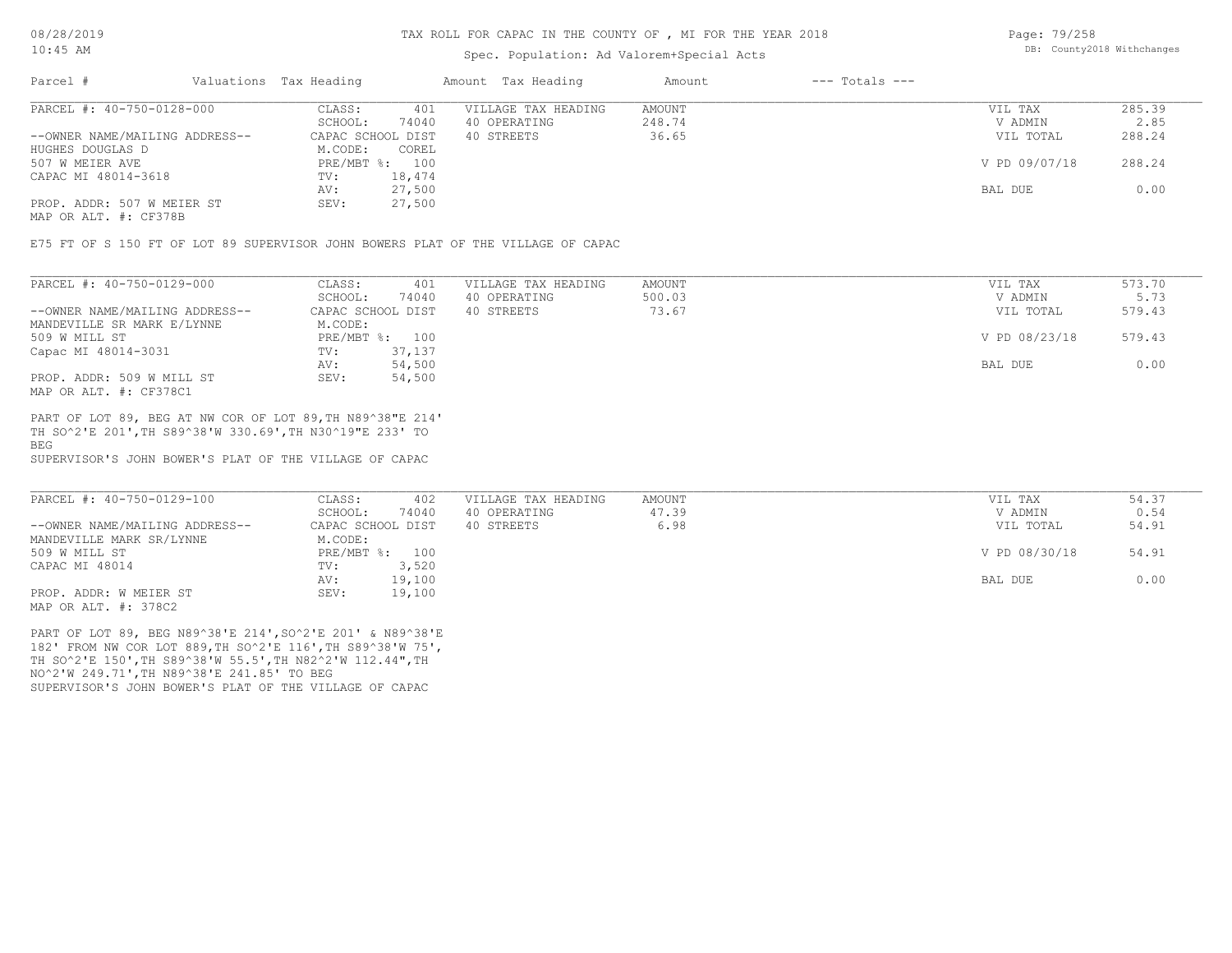TAX ROLL FOR CAPAC IN THE COUNTY OF , MI FOR THE YEAR 2018

Spec. Population: Ad Valorem+Special Acts

08/28/2019 10:45 AM

DB: County2018 Withchanges

| Parcel # | Valuations Tax Heading | | Amount Tax Heading | Amount | --- Totals --- | |
|---|---|---|---|---|---|---|
| PARCEL #: 40-750-0128-000 | CLASS: | 401 | VILLAGE TAX HEADING | AMOUNT | VIL TAX | 285.39 |
| | SCHOOL: | 74040 | 40 OPERATING | 248.74 | V ADMIN | 2.85 |
| --OWNER NAME/MAILING ADDRESS-- | CAPAC SCHOOL DIST | | 40 STREETS | 36.65 | VIL TOTAL | 288.24 |
| HUGHES DOUGLAS D | M.CODE: | COREL | | | | |
| 507 W MEIER AVE | PRE/MBT %: | 100 | | | V PD 09/07/18 | 288.24 |
| CAPAC MI 48014-3618 | TV: | 18,474 | | | | |
| | AV: | 27,500 | | | BAL DUE | 0.00 |
| PROP. ADDR: 507 W MEIER ST | SEV: | 27,500 | | | | |
| MAP OR ALT. #: CF378B | | | | | | |

E75 FT OF S 150 FT OF LOT 89 SUPERVISOR JOHN BOWERS PLAT OF THE VILLAGE OF CAPAC

| Parcel # | Valuations Tax Heading | | Amount Tax Heading | Amount | --- Totals --- | |
|---|---|---|---|---|---|---|
| PARCEL #: 40-750-0129-000 | CLASS: | 401 | VILLAGE TAX HEADING | AMOUNT | VIL TAX | 573.70 |
| | SCHOOL: | 74040 | 40 OPERATING | 500.03 | V ADMIN | 5.73 |
| --OWNER NAME/MAILING ADDRESS-- | CAPAC SCHOOL DIST | | 40 STREETS | 73.67 | VIL TOTAL | 579.43 |
| MANDEVILLE SR MARK E/LYNNE | M.CODE: | | | | | |
| 509 W MILL ST | PRE/MBT %: | 100 | | | V PD 08/23/18 | 579.43 |
| Capac MI 48014-3031 | TV: | 37,137 | | | | |
| | AV: | 54,500 | | | BAL DUE | 0.00 |
| PROP. ADDR: 509 W MILL ST | SEV: | 54,500 | | | | |
| MAP OR ALT. #: CF378C1 | | | | | | |

PART OF LOT 89, BEG AT NW COR OF LOT 89,TH N89^38"E 214'
TH SO^2'E 201',TH S89^38'W 330.69',TH N30^19"E 233' TO
BEG
SUPERVISOR'S JOHN BOWER'S PLAT OF THE VILLAGE OF CAPAC

| Parcel # | Valuations Tax Heading | | Amount Tax Heading | Amount | --- Totals --- | |
|---|---|---|---|---|---|---|
| PARCEL #: 40-750-0129-100 | CLASS: | 402 | VILLAGE TAX HEADING | AMOUNT | VIL TAX | 54.37 |
| | SCHOOL: | 74040 | 40 OPERATING | 47.39 | V ADMIN | 0.54 |
| --OWNER NAME/MAILING ADDRESS-- | CAPAC SCHOOL DIST | | 40 STREETS | 6.98 | VIL TOTAL | 54.91 |
| MANDEVILLE MARK SR/LYNNE | M.CODE: | | | | | |
| 509 W MILL ST | PRE/MBT %: | 100 | | | V PD 08/30/18 | 54.91 |
| CAPAC MI 48014 | TV: | 3,520 | | | | |
| | AV: | 19,100 | | | BAL DUE | 0.00 |
| PROP. ADDR: W MEIER ST | SEV: | 19,100 | | | | |
| MAP OR ALT. #: 378C2 | | | | | | |

PART OF LOT 89, BEG N89^38'E 214',SO^2'E 201' & N89^38'E
182' FROM NW COR LOT 889,TH SO^2'E 116',TH S89^38'W 75',
TH SO^2'E 150',TH S89^38'W 55.5',TH N82^2'W 112.44",TH
NO^2'W 249.71',TH N89^38'E 241.85' TO BEG
SUPERVISOR'S JOHN BOWER'S PLAT OF THE VILLAGE OF CAPAC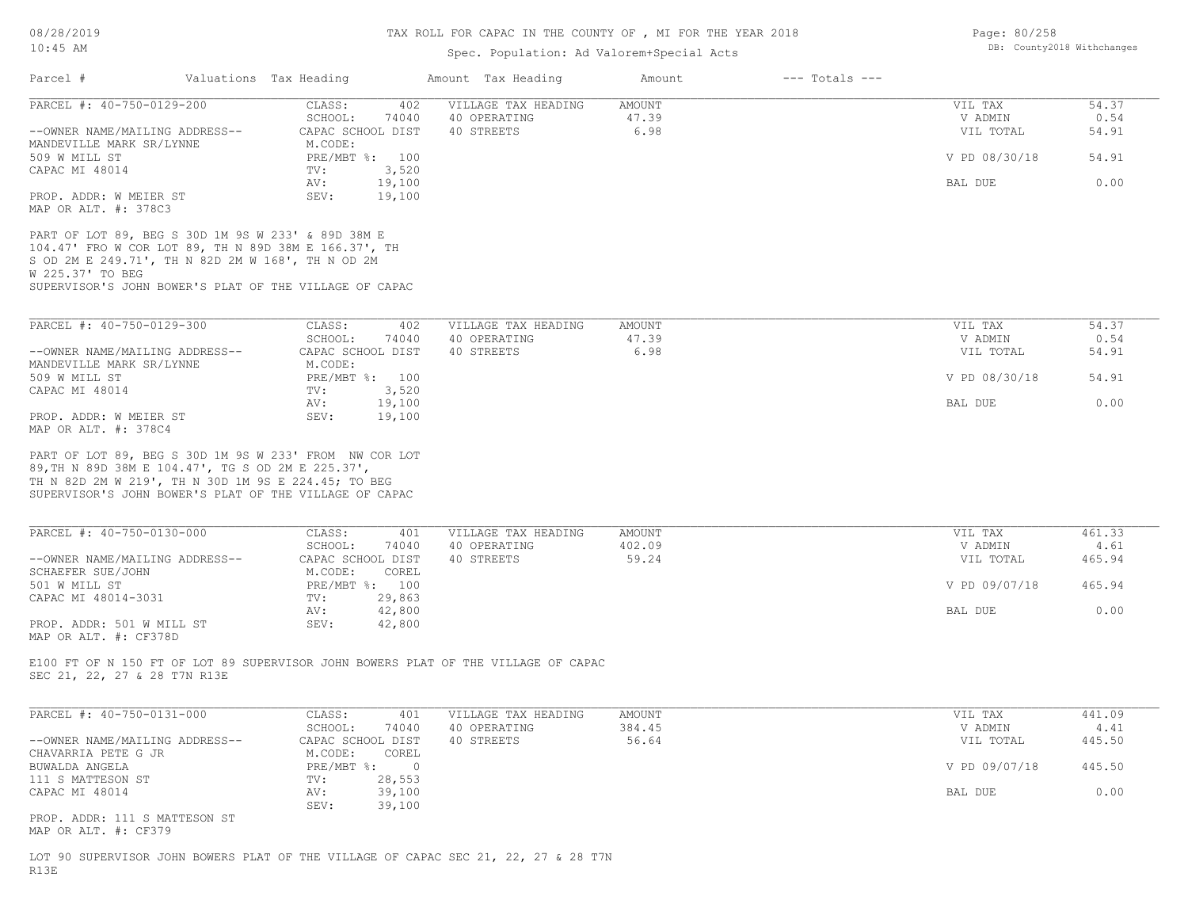TAX ROLL FOR CAPAC IN THE COUNTY OF , MI FOR THE YEAR 2018

Spec. Population: Ad Valorem+Special Acts

| Parcel # | Valuations | Tax Heading | Amount | Tax Heading | Amount | --- Totals --- | |
|---|---|---|---|---|---|---|---|

---

**PARCEL #: 40-750-0129-200**

| | | | | | |
|---|---|---|---|---|---|
| --OWNER NAME/MAILING ADDRESS-- | CLASS: 402 | VILLAGE TAX HEADING | AMOUNT | VIL TAX | 54.37 |
| MANDEVILLE MARK SR/LYNNE | SCHOOL: 74040 | 40 OPERATING | 47.39 | V ADMIN | 0.54 |
| 509 W MILL ST | CAPAC SCHOOL DIST | 40 STREETS | 6.98 | VIL TOTAL | 54.91 |
| CAPAC MI 48014 | M.CODE: | | | | |
| | PRE/MBT %: 100 | | | V PD 08/30/18 | 54.91 |
| PROP. ADDR: W MEIER ST | TV: 3,520 | | | | |
| MAP OR ALT. #: 378C3 | AV: 19,100 | | | BAL DUE | 0.00 |
| | SEV: 19,100 | | | | |

PART OF LOT 89, BEG S 30D 1M 9S W 233' & 89D 38M E 104.47' FRO W COR LOT 89, TH N 89D 38M E 166.37', TH S OD 2M E 249.71', TH N 82D 2M W 168', TH N OD 2M W 225.37' TO BEG
SUPERVISOR'S JOHN BOWER'S PLAT OF THE VILLAGE OF CAPAC

---

**PARCEL #: 40-750-0129-300**

| | | | | | |
|---|---|---|---|---|---|
| --OWNER NAME/MAILING ADDRESS-- | CLASS: 402 | VILLAGE TAX HEADING | AMOUNT | VIL TAX | 54.37 |
| MANDEVILLE MARK SR/LYNNE | SCHOOL: 74040 | 40 OPERATING | 47.39 | V ADMIN | 0.54 |
| 509 W MILL ST | CAPAC SCHOOL DIST | 40 STREETS | 6.98 | VIL TOTAL | 54.91 |
| CAPAC MI 48014 | M.CODE: | | | | |
| | PRE/MBT %: 100 | | | V PD 08/30/18 | 54.91 |
| PROP. ADDR: W MEIER ST | TV: 3,520 | | | | |
| MAP OR ALT. #: 378C4 | AV: 19,100 | | | BAL DUE | 0.00 |
| | SEV: 19,100 | | | | |

PART OF LOT 89, BEG S 30D 1M 9S W 233' FROM NW COR LOT 89,TH N 89D 38M E 104.47', TG S OD 2M E 225.37', TH N 82D 2M W 219', TH N 30D 1M 9S E 224.45; TO BEG
SUPERVISOR'S JOHN BOWER'S PLAT OF THE VILLAGE OF CAPAC

---

**PARCEL #: 40-750-0130-000**

| | | | | | |
|---|---|---|---|---|---|
| --OWNER NAME/MAILING ADDRESS-- | CLASS: 401 | VILLAGE TAX HEADING | AMOUNT | VIL TAX | 461.33 |
| SCHAEFER SUE/JOHN | SCHOOL: 74040 | 40 OPERATING | 402.09 | V ADMIN | 4.61 |
| 501 W MILL ST | CAPAC SCHOOL DIST | 40 STREETS | 59.24 | VIL TOTAL | 465.94 |
| CAPAC MI 48014-3031 | M.CODE: COREL | | | | |
| | PRE/MBT %: 100 | | | V PD 09/07/18 | 465.94 |
| PROP. ADDR: 501 W MILL ST | TV: 29,863 | | | | |
| MAP OR ALT. #: CF378D | AV: 42,800 | | | BAL DUE | 0.00 |
| | SEV: 42,800 | | | | |

E100 FT OF N 150 FT OF LOT 89 SUPERVISOR JOHN BOWERS PLAT OF THE VILLAGE OF CAPAC SEC 21, 22, 27 & 28 T7N R13E

---

**PARCEL #: 40-750-0131-000**

| | | | | | |
|---|---|---|---|---|---|
| --OWNER NAME/MAILING ADDRESS-- | CLASS: 401 | VILLAGE TAX HEADING | AMOUNT | VIL TAX | 441.09 |
| CHAVARRIA PETE G JR | SCHOOL: 74040 | 40 OPERATING | 384.45 | V ADMIN | 4.41 |
| BUWALDA ANGELA | CAPAC SCHOOL DIST | 40 STREETS | 56.64 | VIL TOTAL | 445.50 |
| 111 S MATTESON ST | M.CODE: COREL | | | | |
| CAPAC MI 48014 | PRE/MBT %: 0 | | | V PD 09/07/18 | 445.50 |
| PROP. ADDR: 111 S MATTESON ST | TV: 28,553 | | | | |
| MAP OR ALT. #: CF379 | AV: 39,100 | | | BAL DUE | 0.00 |
| | SEV: 39,100 | | | | |

LOT 90 SUPERVISOR JOHN BOWERS PLAT OF THE VILLAGE OF CAPAC SEC 21, 22, 27 & 28 T7N R13E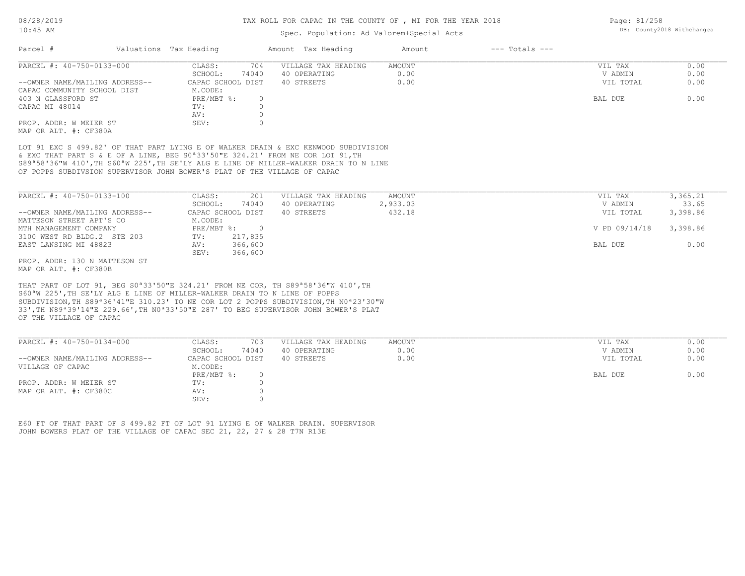# TAX ROLL FOR CAPAC IN THE COUNTY OF , MI FOR THE YEAR 2018

Spec. Population: Ad Valorem+Special Acts

DB: County2018 Withchanges

| Parcel # | Valuations | Tax Heading | Amount | Tax Heading | Amount | --- Totals --- | |
|---|---|---|---|---|---|---|---|
| PARCEL #: 40-750-0133-000 | CLASS: | 704 | VILLAGE TAX HEADING | AMOUNT | | VIL TAX | 0.00 |
| | SCHOOL: | 74040 | 40 OPERATING | 0.00 | | V ADMIN | 0.00 |
| --OWNER NAME/MAILING ADDRESS-- | CAPAC SCHOOL DIST | | 40 STREETS | 0.00 | | VIL TOTAL | 0.00 |
| CAPAC COMMUNITY SCHOOL DIST | M.CODE: | | | | | | |
| 403 N GLASSFORD ST | PRE/MBT %: | 0 | | | | BAL DUE | 0.00 |
| CAPAC MI 48014 | TV: | 0 | | | | | |
| | AV: | 0 | | | | | |
| PROP. ADDR: W MEIER ST | SEV: | 0 | | | | | |
| MAP OR ALT. #: CF380A | | | | | | | |

LOT 91 EXC S 499.82' OF THAT PART LYING E OF WALKER DRAIN & EXC KENWOOD SUBDIVISION & EXC THAT PART S & E OF A LINE, BEG S0ª33'50"E 324.21' FROM NE COR LOT 91,TH S89ª58'36"W 410',TH S60ªW 225',TH SE'LY ALG E LINE OF MILLER-WALKER DRAIN TO N LINE OF POPPS SUBDIVSION SUPERVISOR JOHN BOWER'S PLAT OF THE VILLAGE OF CAPAC

| Parcel # | Valuations | Tax Heading | Amount | Tax Heading | Amount | --- Totals --- | |
|---|---|---|---|---|---|---|---|
| PARCEL #: 40-750-0133-100 | CLASS: | 201 | VILLAGE TAX HEADING | AMOUNT | | VIL TAX | 3,365.21 |
| | SCHOOL: | 74040 | 40 OPERATING | 2,933.03 | | V ADMIN | 33.65 |
| --OWNER NAME/MAILING ADDRESS-- | CAPAC SCHOOL DIST | | 40 STREETS | 432.18 | | VIL TOTAL | 3,398.86 |
| MATTESON STREET APT'S CO | M.CODE: | | | | | | |
| MTH MANAGEMENT COMPANY | PRE/MBT %: | 0 | | | | V PD 09/14/18 | 3,398.86 |
| 3100 WEST RD BLDG.2 STE 203 | TV: | 217,835 | | | | | |
| EAST LANSING MI 48823 | AV: | 366,600 | | | | BAL DUE | 0.00 |
| | SEV: | 366,600 | | | | | |
| PROP. ADDR: 130 N MATTESON ST | | | | | | | |
| MAP OR ALT. #: CF380B | | | | | | | |

THAT PART OF LOT 91, BEG S0ª33'50"E 324.21' FROM NE COR, TH S89ª58'36"W 410',TH S60ªW 225',TH SE'LY ALG E LINE OF MILLER-WALKER DRAIN TO N LINE OF POPPS SUBDIVISION,TH S89ª36'41"E 310.23' TO NE COR LOT 2 POPPS SUBDIVISION,TH N0ª23'30"W 33',TH N89ª39'14"E 229.66',TH N0ª33'50"E 287' TO BEG SUPERVISOR JOHN BOWER'S PLAT OF THE VILLAGE OF CAPAC

| Parcel # | Valuations | Tax Heading | Amount | Tax Heading | Amount | --- Totals --- | |
|---|---|---|---|---|---|---|---|
| PARCEL #: 40-750-0134-000 | CLASS: | 703 | VILLAGE TAX HEADING | AMOUNT | | VIL TAX | 0.00 |
| | SCHOOL: | 74040 | 40 OPERATING | 0.00 | | V ADMIN | 0.00 |
| --OWNER NAME/MAILING ADDRESS-- | CAPAC SCHOOL DIST | | 40 STREETS | 0.00 | | VIL TOTAL | 0.00 |
| VILLAGE OF CAPAC | M.CODE: | | | | | | |
| | PRE/MBT %: | 0 | | | | BAL DUE | 0.00 |
| PROP. ADDR: W MEIER ST | TV: | 0 | | | | | |
| MAP OR ALT. #: CF380C | AV: | 0 | | | | | |
| | SEV: | 0 | | | | | |

E60 FT OF THAT PART OF S 499.82 FT OF LOT 91 LYING E OF WALKER DRAIN. SUPERVISOR JOHN BOWERS PLAT OF THE VILLAGE OF CAPAC SEC 21, 22, 27 & 28 T7N R13E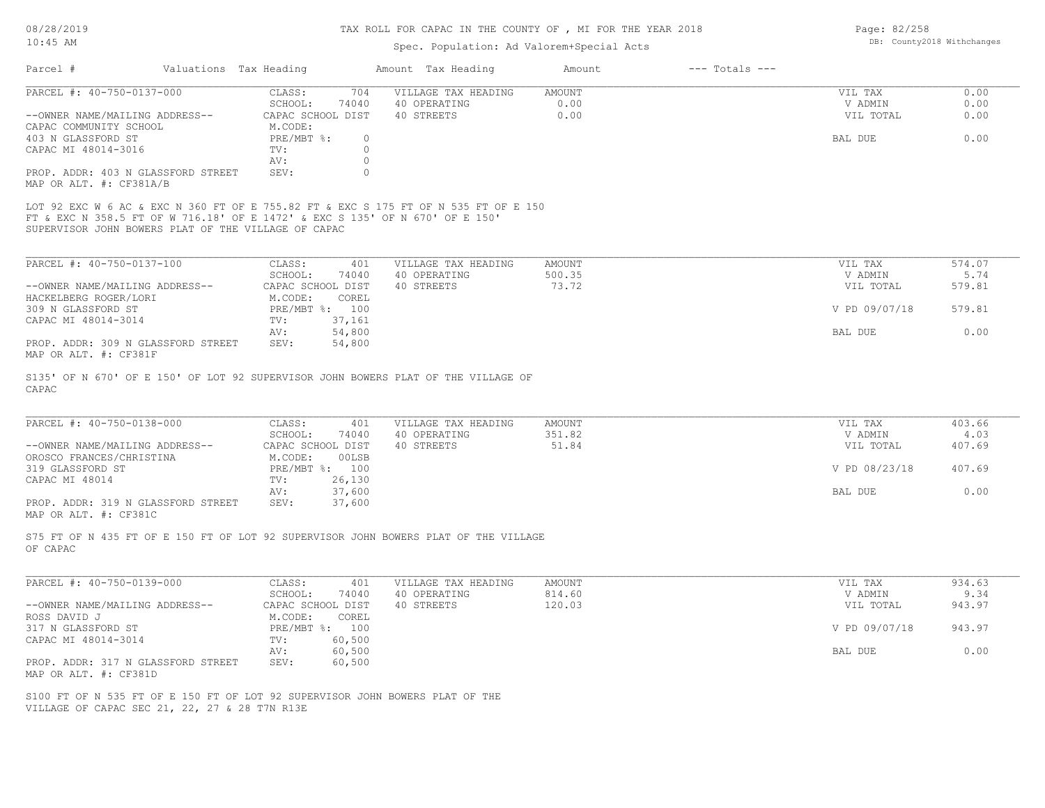# TAX ROLL FOR CAPAC IN THE COUNTY OF , MI FOR THE YEAR 2018

Spec. Population: Ad Valorem+Special Acts

08/28/2019 10:45 AM — DB: County2018 Withchanges

| Parcel # | Valuations | Tax Heading | Amount | Tax Heading | Amount | --- Totals --- | |
|---|---|---|---|---|---|---|---|

---

**PARCEL #: 40-750-0137-000**

| | | | | | |
|---|---|---|---|---|---|
| --OWNER NAME/MAILING ADDRESS-- | CLASS: 704 | VILLAGE TAX HEADING | AMOUNT | VIL TAX | 0.00 |
| CAPAC COMMUNITY SCHOOL | SCHOOL: 74040 | 40 OPERATING | 0.00 | V ADMIN | 0.00 |
| 403 N GLASSFORD ST | CAPAC SCHOOL DIST | 40 STREETS | 0.00 | VIL TOTAL | 0.00 |
| CAPAC MI 48014-3016 | M.CODE: | | | | |
| | PRE/MBT %: 0 | | | BAL DUE | 0.00 |
| | TV: 0 | | | | |
| | AV: 0 | | | | |
| PROP. ADDR: 403 N GLASSFORD STREET | SEV: 0 | | | | |
| MAP OR ALT. #: CF381A/B | | | | | |

LOT 92 EXC W 6 AC & EXC N 360 FT OF E 755.82 FT & EXC S 175 FT OF N 535 FT OF E 150 FT & EXC N 358.5 FT OF W 716.18' OF E 1472' & EXC S 135' OF N 670' OF E 150' SUPERVISOR JOHN BOWERS PLAT OF THE VILLAGE OF CAPAC

---

**PARCEL #: 40-750-0137-100**

| | | | | | |
|---|---|---|---|---|---|
| --OWNER NAME/MAILING ADDRESS-- | CLASS: 401 | VILLAGE TAX HEADING | AMOUNT | VIL TAX | 574.07 |
| HACKELBERG ROGER/LORI | SCHOOL: 74040 | 40 OPERATING | 500.35 | V ADMIN | 5.74 |
| 309 N GLASSFORD ST | CAPAC SCHOOL DIST | 40 STREETS | 73.72 | VIL TOTAL | 579.81 |
| CAPAC MI 48014-3014 | M.CODE: COREL | | | | |
| | PRE/MBT %: 100 | | | V PD 09/07/18 | 579.81 |
| | TV: 37,161 | | | | |
| | AV: 54,800 | | | BAL DUE | 0.00 |
| PROP. ADDR: 309 N GLASSFORD STREET | SEV: 54,800 | | | | |
| MAP OR ALT. #: CF381F | | | | | |

S135' OF N 670' OF E 150' OF LOT 92 SUPERVISOR JOHN BOWERS PLAT OF THE VILLAGE OF CAPAC

---

**PARCEL #: 40-750-0138-000**

| | | | | | |
|---|---|---|---|---|---|
| --OWNER NAME/MAILING ADDRESS-- | CLASS: 401 | VILLAGE TAX HEADING | AMOUNT | VIL TAX | 403.66 |
| OROSCO FRANCES/CHRISTINA | SCHOOL: 74040 | 40 OPERATING | 351.82 | V ADMIN | 4.03 |
| 319 GLASSFORD ST | CAPAC SCHOOL DIST | 40 STREETS | 51.84 | VIL TOTAL | 407.69 |
| CAPAC MI 48014 | M.CODE: 00LSB | | | | |
| | PRE/MBT %: 100 | | | V PD 08/23/18 | 407.69 |
| | TV: 26,130 | | | | |
| | AV: 37,600 | | | BAL DUE | 0.00 |
| PROP. ADDR: 319 N GLASSFORD STREET | SEV: 37,600 | | | | |
| MAP OR ALT. #: CF381C | | | | | |

S75 FT OF N 435 FT OF E 150 FT OF LOT 92 SUPERVISOR JOHN BOWERS PLAT OF THE VILLAGE OF CAPAC

---

**PARCEL #: 40-750-0139-000**

| | | | | | |
|---|---|---|---|---|---|
| --OWNER NAME/MAILING ADDRESS-- | CLASS: 401 | VILLAGE TAX HEADING | AMOUNT | VIL TAX | 934.63 |
| ROSS DAVID J | SCHOOL: 74040 | 40 OPERATING | 814.60 | V ADMIN | 9.34 |
| 317 N GLASSFORD ST | CAPAC SCHOOL DIST | 40 STREETS | 120.03 | VIL TOTAL | 943.97 |
| CAPAC MI 48014-3014 | M.CODE: COREL | | | | |
| | PRE/MBT %: 100 | | | V PD 09/07/18 | 943.97 |
| | TV: 60,500 | | | | |
| | AV: 60,500 | | | BAL DUE | 0.00 |
| PROP. ADDR: 317 N GLASSFORD STREET | SEV: 60,500 | | | | |
| MAP OR ALT. #: CF381D | | | | | |

S100 FT OF N 535 FT OF E 150 FT OF LOT 92 SUPERVISOR JOHN BOWERS PLAT OF THE VILLAGE OF CAPAC SEC 21, 22, 27 & 28 T7N R13E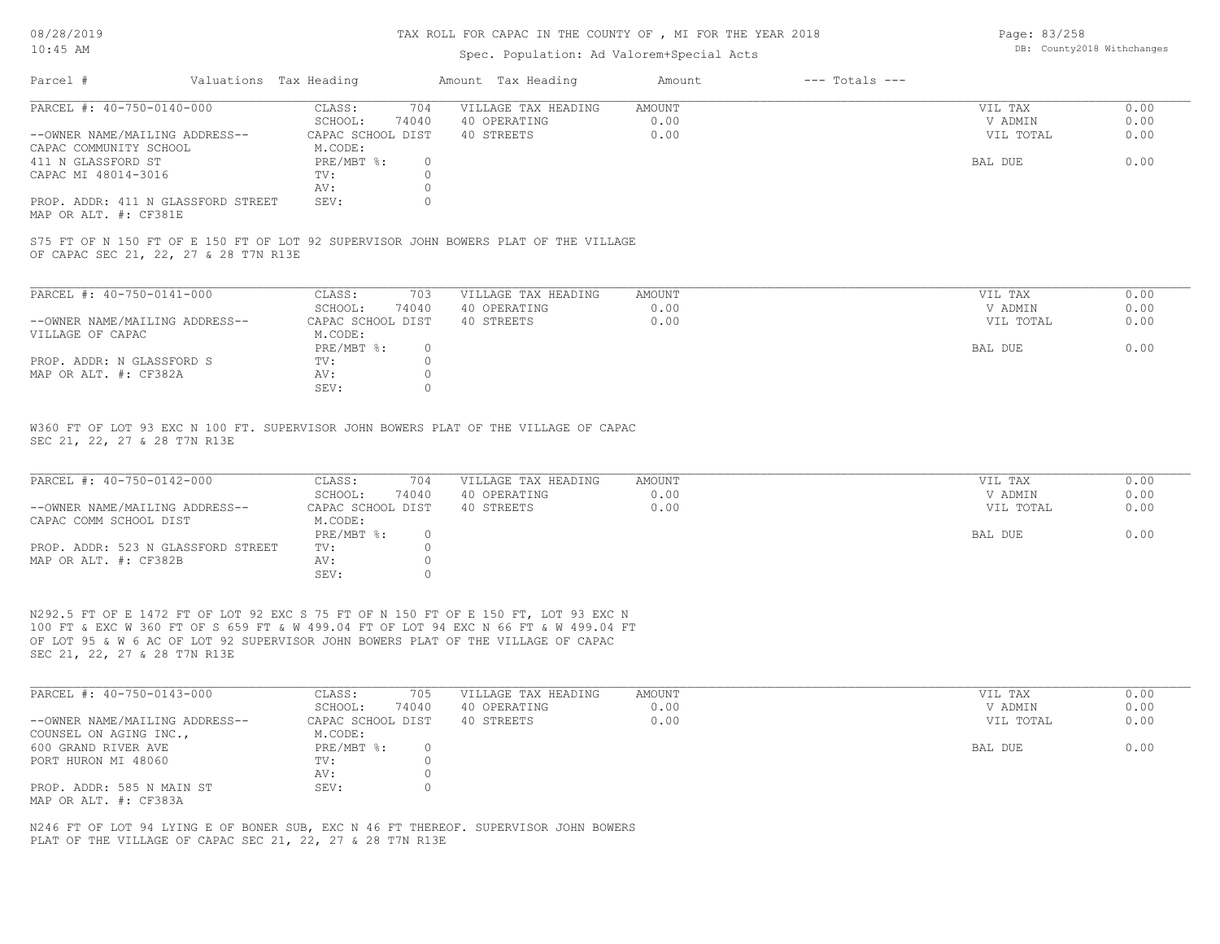# TAX ROLL FOR CAPAC IN THE COUNTY OF , MI FOR THE YEAR 2018

Spec. Population: Ad Valorem+Special Acts

DB: County2018 Withchanges

08/28/2019
10:45 AM

| Parcel # | Valuations | Tax Heading | Amount | Tax Heading | Amount | --- Totals --- | |
|---|---|---|---|---|---|---|---|

---

**PARCEL #: 40-750-0140-000**

| | | | | | |
|---|---|---|---|---|---|
| CLASS: | 704 | VILLAGE TAX HEADING | AMOUNT | VIL TAX | 0.00 |
| SCHOOL: | 74040 | 40 OPERATING | 0.00 | V ADMIN | 0.00 |
| CAPAC SCHOOL DIST | | 40 STREETS | 0.00 | VIL TOTAL | 0.00 |
| M.CODE: | | | | | |
| PRE/MBT %: | 0 | | | BAL DUE | 0.00 |
| TV: | 0 | | | | |
| AV: | 0 | | | | |
| SEV: | 0 | | | | |

--OWNER NAME/MAILING ADDRESS--
CAPAC COMMUNITY SCHOOL
411 N GLASSFORD ST
CAPAC MI 48014-3016

PROP. ADDR: 411 N GLASSFORD STREET
MAP OR ALT. #: CF381E

S75 FT OF N 150 FT OF E 150 FT OF LOT 92 SUPERVISOR JOHN BOWERS PLAT OF THE VILLAGE OF CAPAC SEC 21, 22, 27 & 28 T7N R13E

---

**PARCEL #: 40-750-0141-000**

| | | | | | |
|---|---|---|---|---|---|
| CLASS: | 703 | VILLAGE TAX HEADING | AMOUNT | VIL TAX | 0.00 |
| SCHOOL: | 74040 | 40 OPERATING | 0.00 | V ADMIN | 0.00 |
| CAPAC SCHOOL DIST | | 40 STREETS | 0.00 | VIL TOTAL | 0.00 |
| M.CODE: | | | | | |
| PRE/MBT %: | 0 | | | BAL DUE | 0.00 |
| TV: | 0 | | | | |
| AV: | 0 | | | | |
| SEV: | 0 | | | | |

--OWNER NAME/MAILING ADDRESS--
VILLAGE OF CAPAC

PROP. ADDR: N GLASSFORD S
MAP OR ALT. #: CF382A

W360 FT OF LOT 93 EXC N 100 FT. SUPERVISOR JOHN BOWERS PLAT OF THE VILLAGE OF CAPAC SEC 21, 22, 27 & 28 T7N R13E

---

**PARCEL #: 40-750-0142-000**

| | | | | | |
|---|---|---|---|---|---|
| CLASS: | 704 | VILLAGE TAX HEADING | AMOUNT | VIL TAX | 0.00 |
| SCHOOL: | 74040 | 40 OPERATING | 0.00 | V ADMIN | 0.00 |
| CAPAC SCHOOL DIST | | 40 STREETS | 0.00 | VIL TOTAL | 0.00 |
| M.CODE: | | | | | |
| PRE/MBT %: | 0 | | | BAL DUE | 0.00 |
| TV: | 0 | | | | |
| AV: | 0 | | | | |
| SEV: | 0 | | | | |

--OWNER NAME/MAILING ADDRESS--
CAPAC COMM SCHOOL DIST

PROP. ADDR: 523 N GLASSFORD STREET
MAP OR ALT. #: CF382B

N292.5 FT OF E 1472 FT OF LOT 92 EXC S 75 FT OF N 150 FT OF E 150 FT, LOT 93 EXC N 100 FT & EXC W 360 FT OF S 659 FT & W 499.04 FT OF LOT 94 EXC N 66 FT & W 499.04 FT OF LOT 95 & W 6 AC OF LOT 92 SUPERVISOR JOHN BOWERS PLAT OF THE VILLAGE OF CAPAC SEC 21, 22, 27 & 28 T7N R13E

---

**PARCEL #: 40-750-0143-000**

| | | | | | |
|---|---|---|---|---|---|
| CLASS: | 705 | VILLAGE TAX HEADING | AMOUNT | VIL TAX | 0.00 |
| SCHOOL: | 74040 | 40 OPERATING | 0.00 | V ADMIN | 0.00 |
| CAPAC SCHOOL DIST | | 40 STREETS | 0.00 | VIL TOTAL | 0.00 |
| M.CODE: | | | | | |
| PRE/MBT %: | 0 | | | BAL DUE | 0.00 |
| TV: | 0 | | | | |
| AV: | 0 | | | | |
| SEV: | 0 | | | | |

--OWNER NAME/MAILING ADDRESS--
COUNSEL ON AGING INC.,
600 GRAND RIVER AVE
PORT HURON MI 48060

PROP. ADDR: 585 N MAIN ST
MAP OR ALT. #: CF383A

N246 FT OF LOT 94 LYING E OF BONER SUB, EXC N 46 FT THEREOF. SUPERVISOR JOHN BOWERS PLAT OF THE VILLAGE OF CAPAC SEC 21, 22, 27 & 28 T7N R13E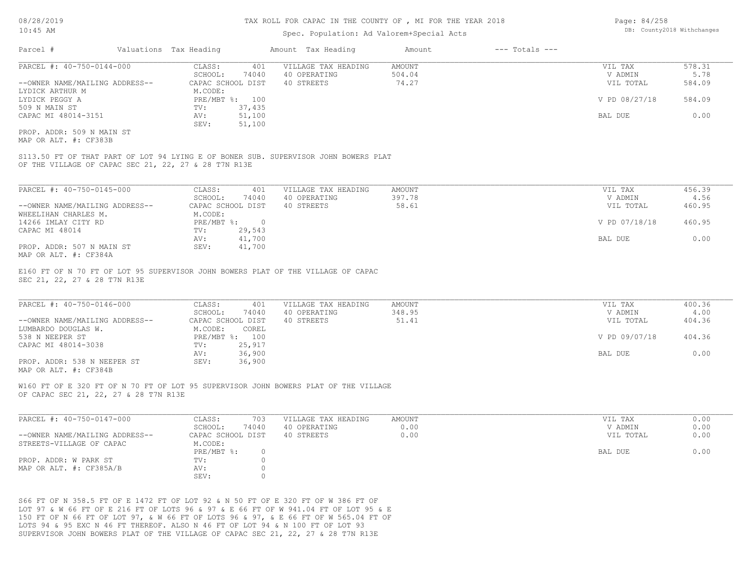# TAX ROLL FOR CAPAC IN THE COUNTY OF , MI FOR THE YEAR 2018

Spec. Population: Ad Valorem+Special Acts

| Parcel # | Valuations | Tax Heading | Amount | Tax Heading | Amount | --- Totals --- | |
|---|---|---|---|---|---|---|---|

---

| PARCEL #: 40-750-0144-000 | CLASS: 401 | VILLAGE TAX HEADING | AMOUNT | VIL TAX | 578.31 |
|---|---|---|---|---|---|
| | SCHOOL: 74040 | 40 OPERATING | 504.04 | V ADMIN | 5.78 |
| --OWNER NAME/MAILING ADDRESS-- | CAPAC SCHOOL DIST | 40 STREETS | 74.27 | VIL TOTAL | 584.09 |
| LYDICK ARTHUR M | M.CODE: | | | | |
| LYDICK PEGGY A | PRE/MBT %: 100 | | | V PD 08/27/18 | 584.09 |
| 509 N MAIN ST | TV: 37,435 | | | | |
| CAPAC MI 48014-3151 | AV: 51,100 | | | BAL DUE | 0.00 |
| | SEV: 51,100 | | | | |

PROP. ADDR: 509 N MAIN ST
MAP OR ALT. #: CF383B

S113.50 FT OF THAT PART OF LOT 94 LYING E OF BONER SUB. SUPERVISOR JOHN BOWERS PLAT OF THE VILLAGE OF CAPAC SEC 21, 22, 27 & 28 T7N R13E

---

| PARCEL #: 40-750-0145-000 | CLASS: 401 | VILLAGE TAX HEADING | AMOUNT | VIL TAX | 456.39 |
|---|---|---|---|---|---|
| | SCHOOL: 74040 | 40 OPERATING | 397.78 | V ADMIN | 4.56 |
| --OWNER NAME/MAILING ADDRESS-- | CAPAC SCHOOL DIST | 40 STREETS | 58.61 | VIL TOTAL | 460.95 |
| WHEELIHAN CHARLES M. | M.CODE: | | | | |
| 14266 IMLAY CITY RD | PRE/MBT %: 0 | | | V PD 07/18/18 | 460.95 |
| CAPAC MI 48014 | TV: 29,543 | | | | |
| | AV: 41,700 | | | BAL DUE | 0.00 |
| PROP. ADDR: 507 N MAIN ST | SEV: 41,700 | | | | |

MAP OR ALT. #: CF384A

E160 FT OF N 70 FT OF LOT 95 SUPERVISOR JOHN BOWERS PLAT OF THE VILLAGE OF CAPAC SEC 21, 22, 27 & 28 T7N R13E

---

| PARCEL #: 40-750-0146-000 | CLASS: 401 | VILLAGE TAX HEADING | AMOUNT | VIL TAX | 400.36 |
|---|---|---|---|---|---|
| | SCHOOL: 74040 | 40 OPERATING | 348.95 | V ADMIN | 4.00 |
| --OWNER NAME/MAILING ADDRESS-- | CAPAC SCHOOL DIST | 40 STREETS | 51.41 | VIL TOTAL | 404.36 |
| LUMBARDO DOUGLAS W. | M.CODE: COREL | | | | |
| 538 N NEEPER ST | PRE/MBT %: 100 | | | V PD 09/07/18 | 404.36 |
| CAPAC MI 48014-3038 | TV: 25,917 | | | | |
| | AV: 36,900 | | | BAL DUE | 0.00 |
| PROP. ADDR: 538 N NEEPER ST | SEV: 36,900 | | | | |

MAP OR ALT. #: CF384B

W160 FT OF E 320 FT OF N 70 FT OF LOT 95 SUPERVISOR JOHN BOWERS PLAT OF THE VILLAGE OF CAPAC SEC 21, 22, 27 & 28 T7N R13E

---

| PARCEL #: 40-750-0147-000 | CLASS: 703 | VILLAGE TAX HEADING | AMOUNT | VIL TAX | 0.00 |
|---|---|---|---|---|---|
| | SCHOOL: 74040 | 40 OPERATING | 0.00 | V ADMIN | 0.00 |
| --OWNER NAME/MAILING ADDRESS-- | CAPAC SCHOOL DIST | 40 STREETS | 0.00 | VIL TOTAL | 0.00 |
| STREETS-VILLAGE OF CAPAC | M.CODE: | | | | |
| | PRE/MBT %: 0 | | | BAL DUE | 0.00 |
| PROP. ADDR: W PARK ST | TV: 0 | | | | |
| MAP OR ALT. #: CF385A/B | AV: 0 | | | | |
| | SEV: 0 | | | | |

S66 FT OF N 358.5 FT OF E 1472 FT OF LOT 92 & N 50 FT OF E 320 FT OF W 386 FT OF LOT 97 & W 66 FT OF E 216 FT OF LOTS 96 & 97 & E 66 FT OF W 941.04 FT OF LOT 95 & E 150 FT OF N 66 FT OF LOT 97, & W 66 FT OF LOTS 96 & 97, & E 66 FT OF W 565.04 FT OF LOTS 94 & 95 EXC N 46 FT THEREOF. ALSO N 46 FT OF LOT 94 & N 100 FT OF LOT 93 SUPERVISOR JOHN BOWERS PLAT OF THE VILLAGE OF CAPAC SEC 21, 22, 27 & 28 T7N R13E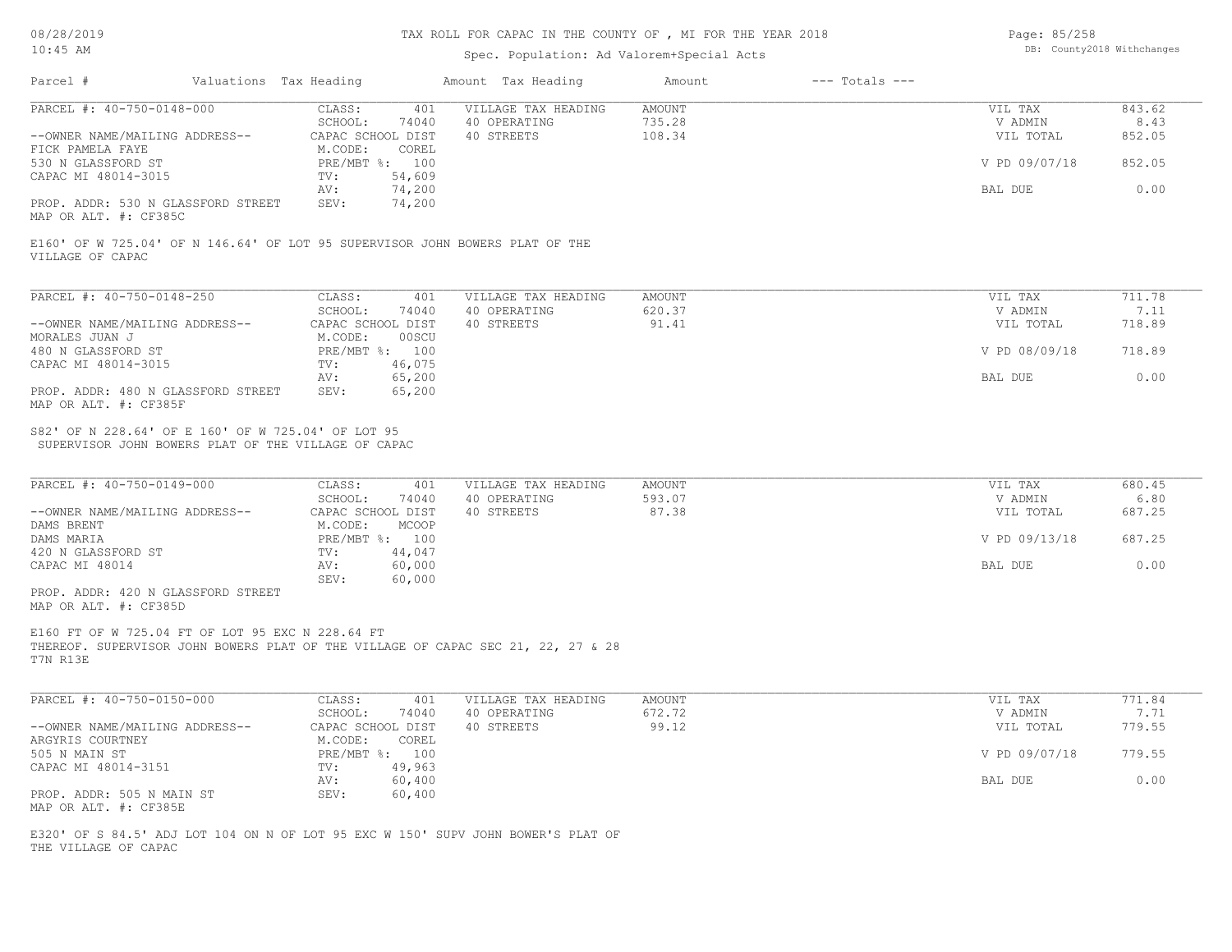# TAX ROLL FOR CAPAC IN THE COUNTY OF , MI FOR THE YEAR 2018

Spec. Population: Ad Valorem+Special Acts

| Parcel # | Valuations | Tax Heading | Amount | Tax Heading | Amount | --- Totals --- | |
|---|---|---|---|---|---|---|---|

## PARCEL #: 40-750-0148-000

| | | | | |
|---|---|---|---|---|
| --OWNER NAME/MAILING ADDRESS-- | CLASS: 401 | VILLAGE TAX HEADING | AMOUNT | VIL TAX 843.62 |
| FICK PAMELA FAYE | SCHOOL: 74040 | 40 OPERATING | 735.28 | V ADMIN 8.43 |
| 530 N GLASSFORD ST | CAPAC SCHOOL DIST | 40 STREETS | 108.34 | VIL TOTAL 852.05 |
| CAPAC MI 48014-3015 | M.CODE: COREL | | | |
| | PRE/MBT %: 100 | | | V PD 09/07/18 852.05 |
| | TV: 54,609 | | | |
| | AV: 74,200 | | | BAL DUE 0.00 |
| PROP. ADDR: 530 N GLASSFORD STREET | SEV: 74,200 | | | |
| MAP OR ALT. #: CF385C | | | | |

E160' OF W 725.04' OF N 146.64' OF LOT 95 SUPERVISOR JOHN BOWERS PLAT OF THE VILLAGE OF CAPAC

## PARCEL #: 40-750-0148-250

| | | | | |
|---|---|---|---|---|
| --OWNER NAME/MAILING ADDRESS-- | CLASS: 401 | VILLAGE TAX HEADING | AMOUNT | VIL TAX 711.78 |
| MORALES JUAN J | SCHOOL: 74040 | 40 OPERATING | 620.37 | V ADMIN 7.11 |
| 480 N GLASSFORD ST | CAPAC SCHOOL DIST | 40 STREETS | 91.41 | VIL TOTAL 718.89 |
| CAPAC MI 48014-3015 | M.CODE: 00SCU | | | |
| | PRE/MBT %: 100 | | | V PD 08/09/18 718.89 |
| | TV: 46,075 | | | |
| | AV: 65,200 | | | BAL DUE 0.00 |
| PROP. ADDR: 480 N GLASSFORD STREET | SEV: 65,200 | | | |
| MAP OR ALT. #: CF385F | | | | |

S82' OF N 228.64' OF E 160' OF W 725.04' OF LOT 95
SUPERVISOR JOHN BOWERS PLAT OF THE VILLAGE OF CAPAC

## PARCEL #: 40-750-0149-000

| | | | | |
|---|---|---|---|---|
| --OWNER NAME/MAILING ADDRESS-- | CLASS: 401 | VILLAGE TAX HEADING | AMOUNT | VIL TAX 680.45 |
| DAMS BRENT | SCHOOL: 74040 | 40 OPERATING | 593.07 | V ADMIN 6.80 |
| DAMS MARIA | CAPAC SCHOOL DIST | 40 STREETS | 87.38 | VIL TOTAL 687.25 |
| 420 N GLASSFORD ST | M.CODE: MCOOP | | | |
| CAPAC MI 48014 | PRE/MBT %: 100 | | | V PD 09/13/18 687.25 |
| | TV: 44,047 | | | |
| | AV: 60,000 | | | BAL DUE 0.00 |
| | SEV: 60,000 | | | |
| PROP. ADDR: 420 N GLASSFORD STREET | | | | |
| MAP OR ALT. #: CF385D | | | | |

E160 FT OF W 725.04 FT OF LOT 95 EXC N 228.64 FT
THEREOF. SUPERVISOR JOHN BOWERS PLAT OF THE VILLAGE OF CAPAC SEC 21, 22, 27 & 28
T7N R13E

## PARCEL #: 40-750-0150-000

| | | | | |
|---|---|---|---|---|
| --OWNER NAME/MAILING ADDRESS-- | CLASS: 401 | VILLAGE TAX HEADING | AMOUNT | VIL TAX 771.84 |
| ARGYRIS COURTNEY | SCHOOL: 74040 | 40 OPERATING | 672.72 | V ADMIN 7.71 |
| 505 N MAIN ST | CAPAC SCHOOL DIST | 40 STREETS | 99.12 | VIL TOTAL 779.55 |
| CAPAC MI 48014-3151 | M.CODE: COREL | | | |
| | PRE/MBT %: 100 | | | V PD 09/07/18 779.55 |
| | TV: 49,963 | | | |
| | AV: 60,400 | | | BAL DUE 0.00 |
| PROP. ADDR: 505 N MAIN ST | SEV: 60,400 | | | |
| MAP OR ALT. #: CF385E | | | | |

E320' OF S 84.5' ADJ LOT 104 ON N OF LOT 95 EXC W 150' SUPV JOHN BOWER'S PLAT OF
THE VILLAGE OF CAPAC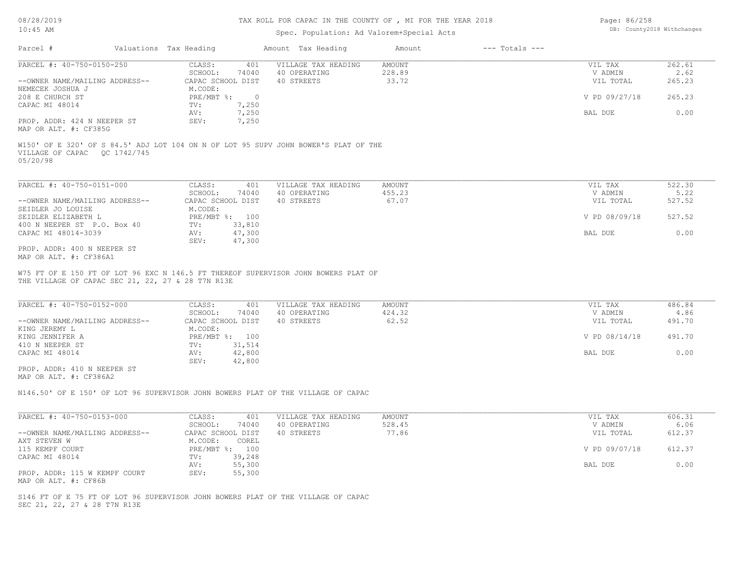# TAX ROLL FOR CAPAC IN THE COUNTY OF , MI FOR THE YEAR 2018

Spec. Population: Ad Valorem+Special Acts

| Parcel # | Valuations | Tax Heading | Amount | Tax Heading | Amount | --- Totals --- | |
|---|---|---|---|---|---|---|---|

---

**PARCEL #: 40-750-0150-250**

--OWNER NAME/MAILING ADDRESS--
NEMECEK JOSHUA J
208 E CHURCH ST
CAPAC MI 48014

PROP. ADDR: 424 N NEEPER ST
MAP OR ALT. #: CF385G

| | | | | | |
|---|---|---|---|---|---|
| CLASS: | 401 | VILLAGE TAX HEADING | AMOUNT | VIL TAX | 262.61 |
| SCHOOL: | 74040 | 40 OPERATING | 228.89 | V ADMIN | 2.62 |
| CAPAC SCHOOL DIST | | 40 STREETS | 33.72 | VIL TOTAL | 265.23 |
| M.CODE: | | | | | |
| PRE/MBT %: | 0 | | | V PD 09/27/18 | 265.23 |
| TV: | 7,250 | | | | |
| AV: | 7,250 | | | BAL DUE | 0.00 |
| SEV: | 7,250 | | | | |

W150' OF E 320' OF S 84.5' ADJ LOT 104 ON N OF LOT 95 SUPV JOHN BOWER'S PLAT OF THE VILLAGE OF CAPAC QC 1742/745
05/20/98

---

**PARCEL #: 40-750-0151-000**

--OWNER NAME/MAILING ADDRESS--
SEIDLER JO LOUISE
SEIDLER ELIZABETH L
400 N NEEPER ST P.O. Box 40
CAPAC MI 48014-3039

PROP. ADDR: 400 N NEEPER ST
MAP OR ALT. #: CF386A1

| | | | | | |
|---|---|---|---|---|---|
| CLASS: | 401 | VILLAGE TAX HEADING | AMOUNT | VIL TAX | 522.30 |
| SCHOOL: | 74040 | 40 OPERATING | 455.23 | V ADMIN | 5.22 |
| CAPAC SCHOOL DIST | | 40 STREETS | 67.07 | VIL TOTAL | 527.52 |
| M.CODE: | | | | | |
| PRE/MBT %: | 100 | | | V PD 08/09/18 | 527.52 |
| TV: | 33,810 | | | | |
| AV: | 47,300 | | | BAL DUE | 0.00 |
| SEV: | 47,300 | | | | |

W75 FT OF E 150 FT OF LOT 96 EXC N 146.5 FT THEREOF SUPERVISOR JOHN BOWERS PLAT OF THE VILLAGE OF CAPAC SEC 21, 22, 27 & 28 T7N R13E

---

**PARCEL #: 40-750-0152-000**

--OWNER NAME/MAILING ADDRESS--
KING JEREMY L
KING JENNIFER A
410 N NEEPER ST
CAPAC MI 48014

PROP. ADDR: 410 N NEEPER ST
MAP OR ALT. #: CF386A2

| | | | | | |
|---|---|---|---|---|---|
| CLASS: | 401 | VILLAGE TAX HEADING | AMOUNT | VIL TAX | 486.84 |
| SCHOOL: | 74040 | 40 OPERATING | 424.32 | V ADMIN | 4.86 |
| CAPAC SCHOOL DIST | | 40 STREETS | 62.52 | VIL TOTAL | 491.70 |
| M.CODE: | | | | | |
| PRE/MBT %: | 100 | | | V PD 08/14/18 | 491.70 |
| TV: | 31,514 | | | | |
| AV: | 42,800 | | | BAL DUE | 0.00 |
| SEV: | 42,800 | | | | |

N146.50' OF E 150' OF LOT 96 SUPERVISOR JOHN BOWERS PLAT OF THE VILLAGE OF CAPAC

---

**PARCEL #: 40-750-0153-000**

--OWNER NAME/MAILING ADDRESS--
AXT STEVEN W
115 KEMPF COURT
CAPAC MI 48014

PROP. ADDR: 115 W KEMPF COURT
MAP OR ALT. #: CF86B

| | | | | | |
|---|---|---|---|---|---|
| CLASS: | 401 | VILLAGE TAX HEADING | AMOUNT | VIL TAX | 606.31 |
| SCHOOL: | 74040 | 40 OPERATING | 528.45 | V ADMIN | 6.06 |
| CAPAC SCHOOL DIST | | 40 STREETS | 77.86 | VIL TOTAL | 612.37 |
| M.CODE: | COREL | | | | |
| PRE/MBT %: | 100 | | | V PD 09/07/18 | 612.37 |
| TV: | 39,248 | | | | |
| AV: | 55,300 | | | BAL DUE | 0.00 |
| SEV: | 55,300 | | | | |

S146 FT OF E 75 FT OF LOT 96 SUPERVISOR JOHN BOWERS PLAT OF THE VILLAGE OF CAPAC SEC 21, 22, 27 & 28 T7N R13E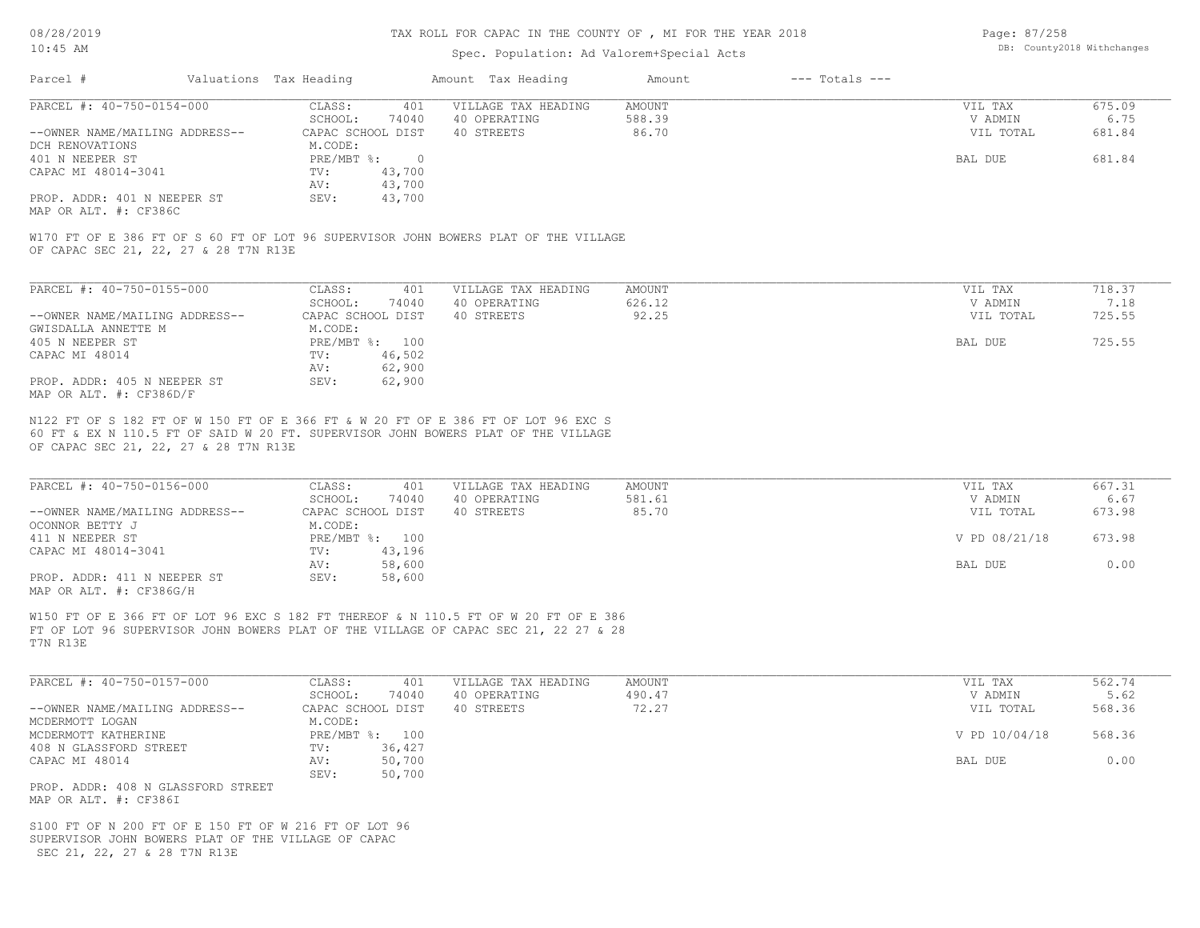TAX ROLL FOR CAPAC IN THE COUNTY OF , MI FOR THE YEAR 2018

Spec. Population: Ad Valorem+Special Acts

08/28/2019
10:45 AM

DB: County2018 Withchanges

| Parcel # | Valuations | Tax Heading | Amount | Tax Heading | Amount | --- Totals --- | |
|---|---|---|---|---|---|---|---|
| PARCEL #: 40-750-0154-000 | CLASS: | 401 | VILLAGE TAX HEADING | AMOUNT | | VIL TAX | 675.09 |
| | SCHOOL: | 74040 | 40 OPERATING | 588.39 | | V ADMIN | 6.75 |
| --OWNER NAME/MAILING ADDRESS-- | CAPAC SCHOOL DIST | | 40 STREETS | 86.70 | | VIL TOTAL | 681.84 |
| DCH RENOVATIONS | M.CODE: | | | | | | |
| 401 N NEEPER ST | PRE/MBT %: | 0 | | | | BAL DUE | 681.84 |
| CAPAC MI 48014-3041 | TV: | 43,700 | | | | | |
| | AV: | 43,700 | | | | | |
| PROP. ADDR: 401 N NEEPER ST | SEV: | 43,700 | | | | | |
| MAP OR ALT. #: CF386C | | | | | | | |

W170 FT OF E 386 FT OF S 60 FT OF LOT 96 SUPERVISOR JOHN BOWERS PLAT OF THE VILLAGE OF CAPAC SEC 21, 22, 27 & 28 T7N R13E

| Parcel # | Valuations | Tax Heading | Amount | Tax Heading | Amount | --- Totals --- | |
|---|---|---|---|---|---|---|---|
| PARCEL #: 40-750-0155-000 | CLASS: | 401 | VILLAGE TAX HEADING | AMOUNT | | VIL TAX | 718.37 |
| | SCHOOL: | 74040 | 40 OPERATING | 626.12 | | V ADMIN | 7.18 |
| --OWNER NAME/MAILING ADDRESS-- | CAPAC SCHOOL DIST | | 40 STREETS | 92.25 | | VIL TOTAL | 725.55 |
| GWISDALLA ANNETTE M | M.CODE: | | | | | | |
| 405 N NEEPER ST | PRE/MBT %: | 100 | | | | BAL DUE | 725.55 |
| CAPAC MI 48014 | TV: | 46,502 | | | | | |
| | AV: | 62,900 | | | | | |
| PROP. ADDR: 405 N NEEPER ST | SEV: | 62,900 | | | | | |
| MAP OR ALT. #: CF386D/F | | | | | | | |

N122 FT OF S 182 FT OF W 150 FT OF E 366 FT & W 20 FT OF E 386 FT OF LOT 96 EXC S 60 FT & EX N 110.5 FT OF SAID W 20 FT. SUPERVISOR JOHN BOWERS PLAT OF THE VILLAGE OF CAPAC SEC 21, 22, 27 & 28 T7N R13E

| Parcel # | Valuations | Tax Heading | Amount | Tax Heading | Amount | --- Totals --- | |
|---|---|---|---|---|---|---|---|
| PARCEL #: 40-750-0156-000 | CLASS: | 401 | VILLAGE TAX HEADING | AMOUNT | | VIL TAX | 667.31 |
| | SCHOOL: | 74040 | 40 OPERATING | 581.61 | | V ADMIN | 6.67 |
| --OWNER NAME/MAILING ADDRESS-- | CAPAC SCHOOL DIST | | 40 STREETS | 85.70 | | VIL TOTAL | 673.98 |
| OCONNOR BETTY J | M.CODE: | | | | | | |
| 411 N NEEPER ST | PRE/MBT %: | 100 | | | | V PD 08/21/18 | 673.98 |
| CAPAC MI 48014-3041 | TV: | 43,196 | | | | | |
| | AV: | 58,600 | | | | BAL DUE | 0.00 |
| PROP. ADDR: 411 N NEEPER ST | SEV: | 58,600 | | | | | |
| MAP OR ALT. #: CF386G/H | | | | | | | |

W150 FT OF E 366 FT OF LOT 96 EXC S 182 FT THEREOF & N 110.5 FT OF W 20 FT OF E 386 FT OF LOT 96 SUPERVISOR JOHN BOWERS PLAT OF THE VILLAGE OF CAPAC SEC 21, 22 27 & 28 T7N R13E

| Parcel # | Valuations | Tax Heading | Amount | Tax Heading | Amount | --- Totals --- | |
|---|---|---|---|---|---|---|---|
| PARCEL #: 40-750-0157-000 | CLASS: | 401 | VILLAGE TAX HEADING | AMOUNT | | VIL TAX | 562.74 |
| | SCHOOL: | 74040 | 40 OPERATING | 490.47 | | V ADMIN | 5.62 |
| --OWNER NAME/MAILING ADDRESS-- | CAPAC SCHOOL DIST | | 40 STREETS | 72.27 | | VIL TOTAL | 568.36 |
| MCDERMOTT LOGAN | M.CODE: | | | | | | |
| MCDERMOTT KATHERINE | PRE/MBT %: | 100 | | | | V PD 10/04/18 | 568.36 |
| 408 N GLASSFORD STREET | TV: | 36,427 | | | | | |
| CAPAC MI 48014 | AV: | 50,700 | | | | BAL DUE | 0.00 |
| | SEV: | 50,700 | | | | | |
| PROP. ADDR: 408 N GLASSFORD STREET | | | | | | | |
| MAP OR ALT. #: CF386I | | | | | | | |

S100 FT OF N 200 FT OF E 150 FT OF W 216 FT OF LOT 96 SUPERVISOR JOHN BOWERS PLAT OF THE VILLAGE OF CAPAC SEC 21, 22, 27 & 28 T7N R13E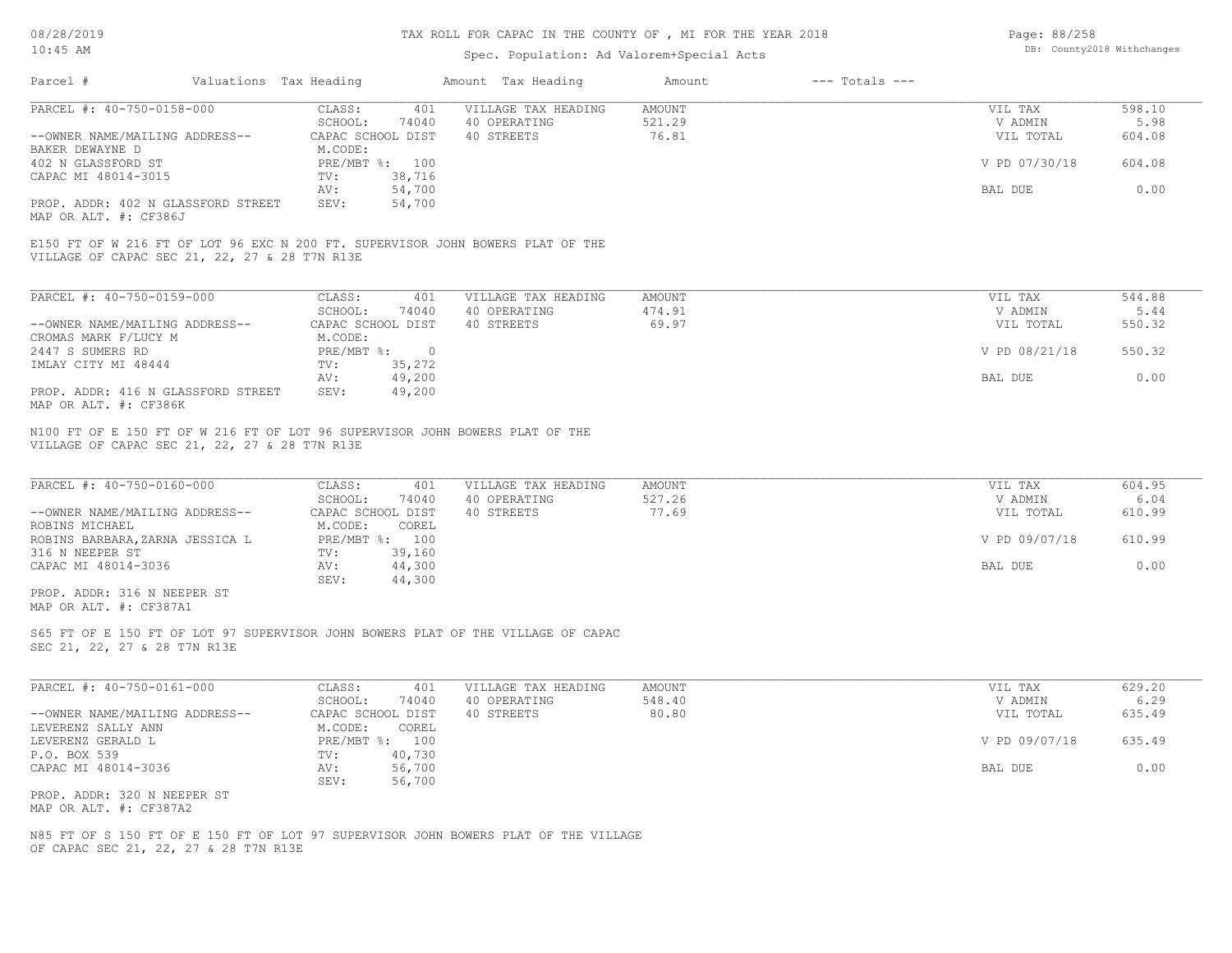TAX ROLL FOR CAPAC IN THE COUNTY OF , MI FOR THE YEAR 2018

Spec. Population: Ad Valorem+Special Acts

| Parcel # | Valuations Tax Heading | Amount Tax Heading | Amount | --- Totals --- | |
|---|---|---|---|---|---|
| PARCEL #: 40-750-0158-000 | CLASS: 401 | VILLAGE TAX HEADING | AMOUNT | VIL TAX | 598.10 |
| | SCHOOL: 74040 | 40 OPERATING | 521.29 | V ADMIN | 5.98 |
| --OWNER NAME/MAILING ADDRESS-- | CAPAC SCHOOL DIST | 40 STREETS | 76.81 | VIL TOTAL | 604.08 |
| BAKER DEWAYNE D | M.CODE: | | | | |
| 402 N GLASSFORD ST | PRE/MBT %: 100 | | | V PD 07/30/18 | 604.08 |
| CAPAC MI 48014-3015 | TV: 38,716 | | | | |
| | AV: 54,700 | | | BAL DUE | 0.00 |
| PROP. ADDR: 402 N GLASSFORD STREET | SEV: 54,700 | | | | |
| MAP OR ALT. #: CF386J | | | | | |

E150 FT OF W 216 FT OF LOT 96 EXC N 200 FT. SUPERVISOR JOHN BOWERS PLAT OF THE VILLAGE OF CAPAC SEC 21, 22, 27 & 28 T7N R13E

| Parcel # | Valuations Tax Heading | Amount Tax Heading | Amount | --- Totals --- | |
|---|---|---|---|---|---|
| PARCEL #: 40-750-0159-000 | CLASS: 401 | VILLAGE TAX HEADING | AMOUNT | VIL TAX | 544.88 |
| | SCHOOL: 74040 | 40 OPERATING | 474.91 | V ADMIN | 5.44 |
| --OWNER NAME/MAILING ADDRESS-- | CAPAC SCHOOL DIST | 40 STREETS | 69.97 | VIL TOTAL | 550.32 |
| CROMAS MARK F/LUCY M | M.CODE: | | | | |
| 2447 S SUMERS RD | PRE/MBT %: 0 | | | V PD 08/21/18 | 550.32 |
| IMLAY CITY MI 48444 | TV: 35,272 | | | | |
| | AV: 49,200 | | | BAL DUE | 0.00 |
| PROP. ADDR: 416 N GLASSFORD STREET | SEV: 49,200 | | | | |
| MAP OR ALT. #: CF386K | | | | | |

N100 FT OF E 150 FT OF W 216 FT OF LOT 96 SUPERVISOR JOHN BOWERS PLAT OF THE VILLAGE OF CAPAC SEC 21, 22, 27 & 28 T7N R13E

| Parcel # | Valuations Tax Heading | Amount Tax Heading | Amount | --- Totals --- | |
|---|---|---|---|---|---|
| PARCEL #: 40-750-0160-000 | CLASS: 401 | VILLAGE TAX HEADING | AMOUNT | VIL TAX | 604.95 |
| | SCHOOL: 74040 | 40 OPERATING | 527.26 | V ADMIN | 6.04 |
| --OWNER NAME/MAILING ADDRESS-- | CAPAC SCHOOL DIST | 40 STREETS | 77.69 | VIL TOTAL | 610.99 |
| ROBINS MICHAEL | M.CODE: COREL | | | | |
| ROBINS BARBARA,ZARNA JESSICA L | PRE/MBT %: 100 | | | V PD 09/07/18 | 610.99 |
| 316 N NEEPER ST | TV: 39,160 | | | | |
| CAPAC MI 48014-3036 | AV: 44,300 | | | BAL DUE | 0.00 |
| | SEV: 44,300 | | | | |
| PROP. ADDR: 316 N NEEPER ST | | | | | |
| MAP OR ALT. #: CF387A1 | | | | | |

S65 FT OF E 150 FT OF LOT 97 SUPERVISOR JOHN BOWERS PLAT OF THE VILLAGE OF CAPAC SEC 21, 22, 27 & 28 T7N R13E

| Parcel # | Valuations Tax Heading | Amount Tax Heading | Amount | --- Totals --- | |
|---|---|---|---|---|---|
| PARCEL #: 40-750-0161-000 | CLASS: 401 | VILLAGE TAX HEADING | AMOUNT | VIL TAX | 629.20 |
| | SCHOOL: 74040 | 40 OPERATING | 548.40 | V ADMIN | 6.29 |
| --OWNER NAME/MAILING ADDRESS-- | CAPAC SCHOOL DIST | 40 STREETS | 80.80 | VIL TOTAL | 635.49 |
| LEVERENZ SALLY ANN | M.CODE: COREL | | | | |
| LEVERENZ GERALD L | PRE/MBT %: 100 | | | V PD 09/07/18 | 635.49 |
| P.O. BOX 539 | TV: 40,730 | | | | |
| CAPAC MI 48014-3036 | AV: 56,700 | | | BAL DUE | 0.00 |
| | SEV: 56,700 | | | | |
| PROP. ADDR: 320 N NEEPER ST | | | | | |
| MAP OR ALT. #: CF387A2 | | | | | |

N85 FT OF S 150 FT OF E 150 FT OF LOT 97 SUPERVISOR JOHN BOWERS PLAT OF THE VILLAGE OF CAPAC SEC 21, 22, 27 & 28 T7N R13E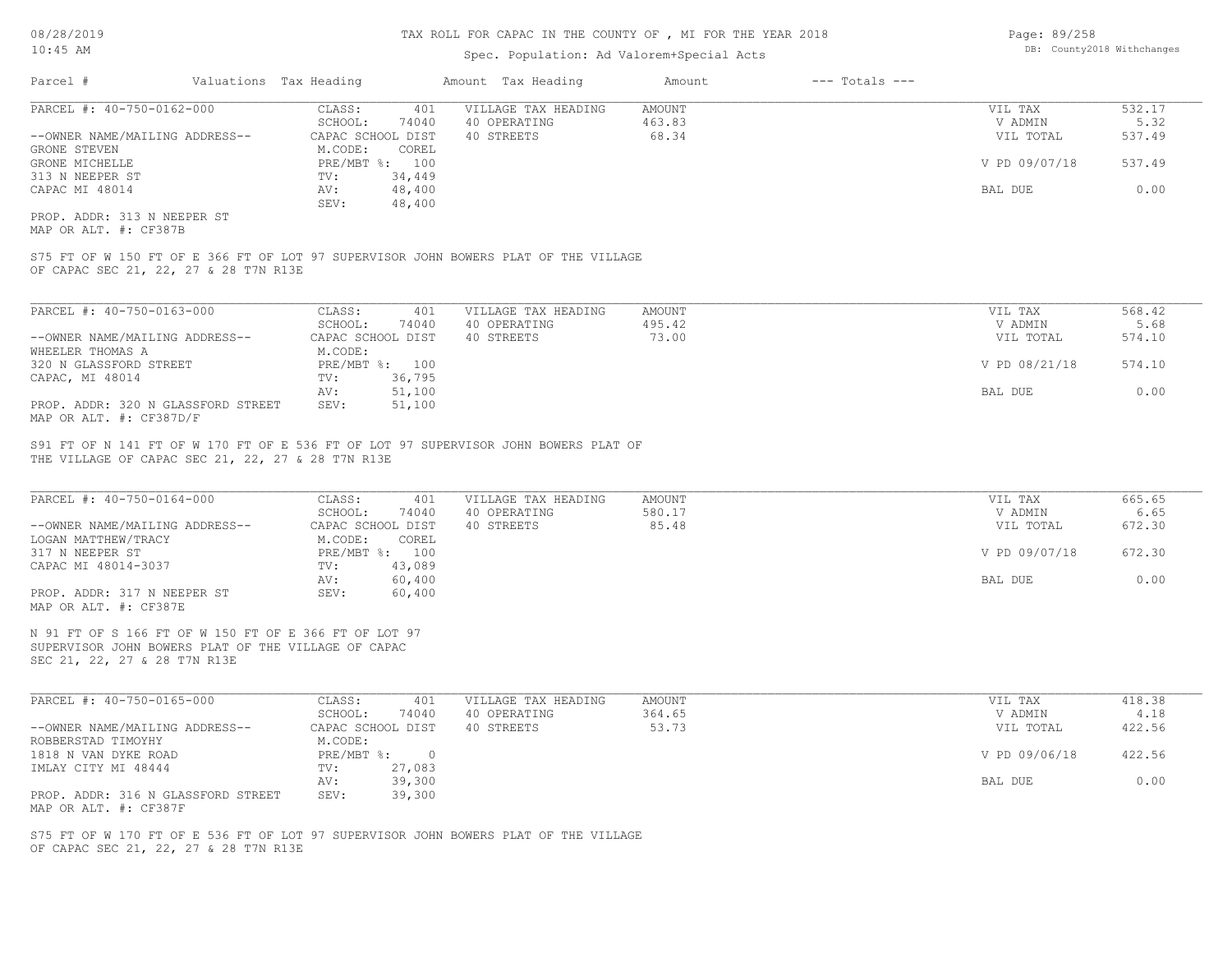# TAX ROLL FOR CAPAC IN THE COUNTY OF , MI FOR THE YEAR 2018

Spec. Population: Ad Valorem+Special Acts

DB: County2018 Withchanges

| Parcel # | Valuations | Tax Heading | Amount | Tax Heading | Amount | --- Totals --- | |
|---|---|---|---|---|---|---|---|

---

**PARCEL #: 40-750-0162-000**

| | | | | |
|---|---|---|---|---|
| CLASS: 401 | VILLAGE TAX HEADING | AMOUNT | VIL TAX | 532.17 |
| SCHOOL: 74040 | 40 OPERATING | 463.83 | V ADMIN | 5.32 |
| CAPAC SCHOOL DIST | 40 STREETS | 68.34 | VIL TOTAL | 537.49 |
| M.CODE: COREL | | | | |
| PRE/MBT %: 100 | | | V PD 09/07/18 | 537.49 |
| TV: 34,449 | | | | |
| AV: 48,400 | | | BAL DUE | 0.00 |
| SEV: 48,400 | | | | |

--OWNER NAME/MAILING ADDRESS--
GRONE STEVEN
GRONE MICHELLE
313 N NEEPER ST
CAPAC MI 48014

PROP. ADDR: 313 N NEEPER ST
MAP OR ALT. #: CF387B

S75 FT OF W 150 FT OF E 366 FT OF LOT 97 SUPERVISOR JOHN BOWERS PLAT OF THE VILLAGE OF CAPAC SEC 21, 22, 27 & 28 T7N R13E

---

**PARCEL #: 40-750-0163-000**

| | | | | |
|---|---|---|---|---|
| CLASS: 401 | VILLAGE TAX HEADING | AMOUNT | VIL TAX | 568.42 |
| SCHOOL: 74040 | 40 OPERATING | 495.42 | V ADMIN | 5.68 |
| CAPAC SCHOOL DIST | 40 STREETS | 73.00 | VIL TOTAL | 574.10 |
| M.CODE: | | | | |
| PRE/MBT %: 100 | | | V PD 08/21/18 | 574.10 |
| TV: 36,795 | | | | |
| AV: 51,100 | | | BAL DUE | 0.00 |
| SEV: 51,100 | | | | |

--OWNER NAME/MAILING ADDRESS--
WHEELER THOMAS A
320 N GLASSFORD STREET
CAPAC, MI 48014

PROP. ADDR: 320 N GLASSFORD STREET
MAP OR ALT. #: CF387D/F

S91 FT OF N 141 FT OF W 170 FT OF E 536 FT OF LOT 97 SUPERVISOR JOHN BOWERS PLAT OF THE VILLAGE OF CAPAC SEC 21, 22, 27 & 28 T7N R13E

---

**PARCEL #: 40-750-0164-000**

| | | | | |
|---|---|---|---|---|
| CLASS: 401 | VILLAGE TAX HEADING | AMOUNT | VIL TAX | 665.65 |
| SCHOOL: 74040 | 40 OPERATING | 580.17 | V ADMIN | 6.65 |
| CAPAC SCHOOL DIST | 40 STREETS | 85.48 | VIL TOTAL | 672.30 |
| M.CODE: COREL | | | | |
| PRE/MBT %: 100 | | | V PD 09/07/18 | 672.30 |
| TV: 43,089 | | | | |
| AV: 60,400 | | | BAL DUE | 0.00 |
| SEV: 60,400 | | | | |

--OWNER NAME/MAILING ADDRESS--
LOGAN MATTHEW/TRACY
317 N NEEPER ST
CAPAC MI 48014-3037

PROP. ADDR: 317 N NEEPER ST
MAP OR ALT. #: CF387E

N 91 FT OF S 166 FT OF W 150 FT OF E 366 FT OF LOT 97
SUPERVISOR JOHN BOWERS PLAT OF THE VILLAGE OF CAPAC
SEC 21, 22, 27 & 28 T7N R13E

---

**PARCEL #: 40-750-0165-000**

| | | | | |
|---|---|---|---|---|
| CLASS: 401 | VILLAGE TAX HEADING | AMOUNT | VIL TAX | 418.38 |
| SCHOOL: 74040 | 40 OPERATING | 364.65 | V ADMIN | 4.18 |
| CAPAC SCHOOL DIST | 40 STREETS | 53.73 | VIL TOTAL | 422.56 |
| M.CODE: | | | | |
| PRE/MBT %: 0 | | | V PD 09/06/18 | 422.56 |
| TV: 27,083 | | | | |
| AV: 39,300 | | | BAL DUE | 0.00 |
| SEV: 39,300 | | | | |

--OWNER NAME/MAILING ADDRESS--
ROBBERSTAD TIMOYHY
1818 N VAN DYKE ROAD
IMLAY CITY MI 48444

PROP. ADDR: 316 N GLASSFORD STREET
MAP OR ALT. #: CF387F

S75 FT OF W 170 FT OF E 536 FT OF LOT 97 SUPERVISOR JOHN BOWERS PLAT OF THE VILLAGE OF CAPAC SEC 21, 22, 27 & 28 T7N R13E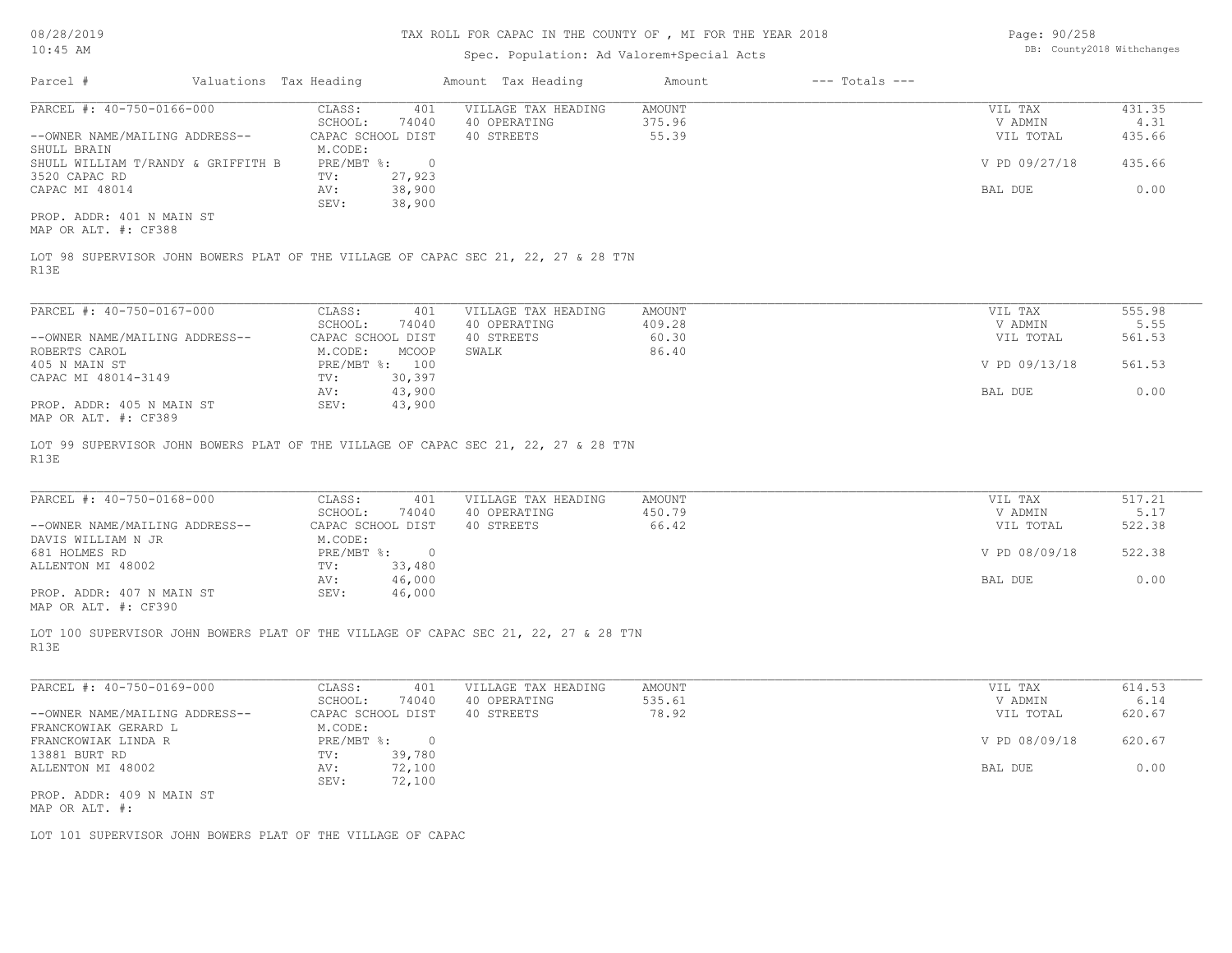TAX ROLL FOR CAPAC IN THE COUNTY OF , MI FOR THE YEAR 2018

Spec. Population: Ad Valorem+Special Acts

| Parcel # | Valuations | Tax Heading | Amount | Tax Heading | Amount | --- Totals --- | |
|---|---|---|---|---|---|---|---|

## PARCEL #: 40-750-0166-000

| | | | | | |
|---|---|---|---|---|---|
| CLASS: | 401 | VILLAGE TAX HEADING | AMOUNT | VIL TAX | 431.35 |
| SCHOOL: | 74040 | 40 OPERATING | 375.96 | V ADMIN | 4.31 |
| CAPAC SCHOOL DIST | | 40 STREETS | 55.39 | VIL TOTAL | 435.66 |
| M.CODE: | | | | | |
| PRE/MBT %: | 0 | | | V PD 09/27/18 | 435.66 |
| TV: | 27,923 | | | | |
| AV: | 38,900 | | | BAL DUE | 0.00 |
| SEV: | 38,900 | | | | |

--OWNER NAME/MAILING ADDRESS--
SHULL BRAIN
SHULL WILLIAM T/RANDY & GRIFFITH B
3520 CAPAC RD
CAPAC MI 48014

PROP. ADDR: 401 N MAIN ST
MAP OR ALT. #: CF388

LOT 98 SUPERVISOR JOHN BOWERS PLAT OF THE VILLAGE OF CAPAC SEC 21, 22, 27 & 28 T7N R13E

## PARCEL #: 40-750-0167-000

| | | | | | |
|---|---|---|---|---|---|
| CLASS: | 401 | VILLAGE TAX HEADING | AMOUNT | VIL TAX | 555.98 |
| SCHOOL: | 74040 | 40 OPERATING | 409.28 | V ADMIN | 5.55 |
| CAPAC SCHOOL DIST | | 40 STREETS | 60.30 | VIL TOTAL | 561.53 |
| M.CODE: | MCOOP | SWALK | 86.40 | | |
| PRE/MBT %: | 100 | | | V PD 09/13/18 | 561.53 |
| TV: | 30,397 | | | | |
| AV: | 43,900 | | | BAL DUE | 0.00 |
| SEV: | 43,900 | | | | |

--OWNER NAME/MAILING ADDRESS--
ROBERTS CAROL
405 N MAIN ST
CAPAC MI 48014-3149

PROP. ADDR: 405 N MAIN ST
MAP OR ALT. #: CF389

LOT 99 SUPERVISOR JOHN BOWERS PLAT OF THE VILLAGE OF CAPAC SEC 21, 22, 27 & 28 T7N R13E

## PARCEL #: 40-750-0168-000

| | | | | | |
|---|---|---|---|---|---|
| CLASS: | 401 | VILLAGE TAX HEADING | AMOUNT | VIL TAX | 517.21 |
| SCHOOL: | 74040 | 40 OPERATING | 450.79 | V ADMIN | 5.17 |
| CAPAC SCHOOL DIST | | 40 STREETS | 66.42 | VIL TOTAL | 522.38 |
| M.CODE: | | | | | |
| PRE/MBT %: | 0 | | | V PD 08/09/18 | 522.38 |
| TV: | 33,480 | | | | |
| AV: | 46,000 | | | BAL DUE | 0.00 |
| SEV: | 46,000 | | | | |

--OWNER NAME/MAILING ADDRESS--
DAVIS WILLIAM N JR
681 HOLMES RD
ALLENTON MI 48002

PROP. ADDR: 407 N MAIN ST
MAP OR ALT. #: CF390

LOT 100 SUPERVISOR JOHN BOWERS PLAT OF THE VILLAGE OF CAPAC SEC 21, 22, 27 & 28 T7N R13E

## PARCEL #: 40-750-0169-000

| | | | | | |
|---|---|---|---|---|---|
| CLASS: | 401 | VILLAGE TAX HEADING | AMOUNT | VIL TAX | 614.53 |
| SCHOOL: | 74040 | 40 OPERATING | 535.61 | V ADMIN | 6.14 |
| CAPAC SCHOOL DIST | | 40 STREETS | 78.92 | VIL TOTAL | 620.67 |
| M.CODE: | | | | | |
| PRE/MBT %: | 0 | | | V PD 08/09/18 | 620.67 |
| TV: | 39,780 | | | | |
| AV: | 72,100 | | | BAL DUE | 0.00 |
| SEV: | 72,100 | | | | |

--OWNER NAME/MAILING ADDRESS--
FRANCKOWIAK GERARD L
FRANCKOWIAK LINDA R
13881 BURT RD
ALLENTON MI 48002

PROP. ADDR: 409 N MAIN ST
MAP OR ALT. #:

LOT 101 SUPERVISOR JOHN BOWERS PLAT OF THE VILLAGE OF CAPAC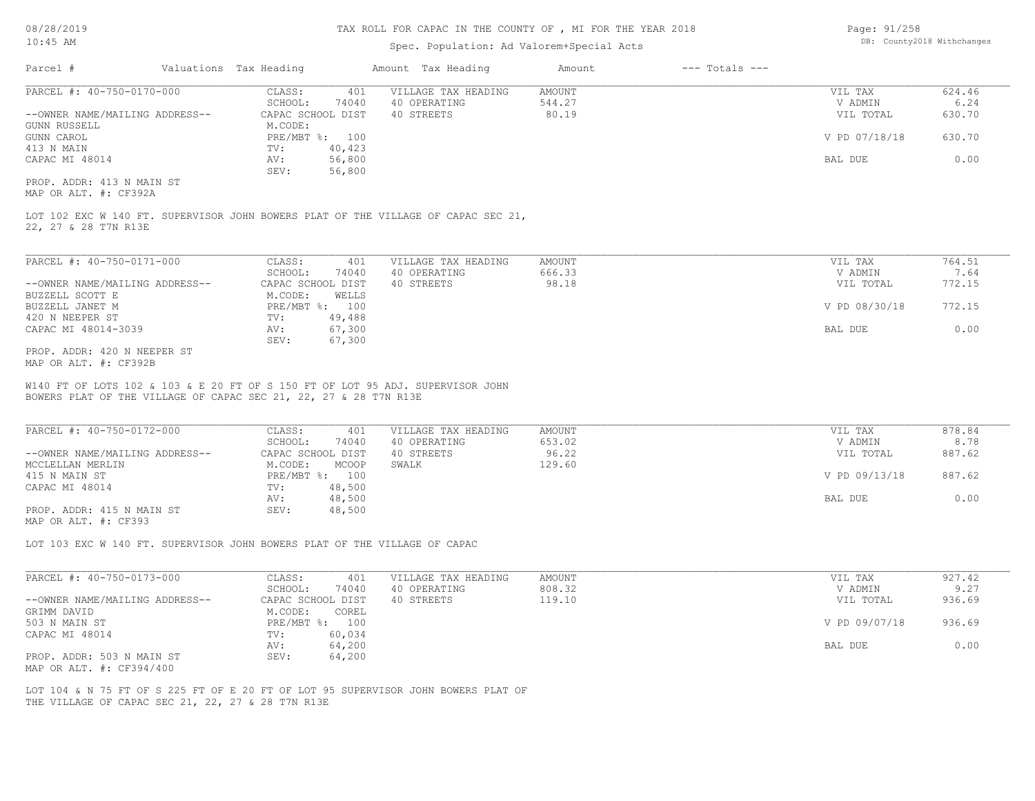TAX ROLL FOR CAPAC IN THE COUNTY OF , MI FOR THE YEAR 2018

Spec. Population: Ad Valorem+Special Acts

| Parcel # | Valuations | Tax Heading | Amount | Tax Heading | Amount | --- Totals --- | |
|---|---|---|---|---|---|---|---|

PARCEL #: 40-750-0170-000

| | | | | | |
|---|---|---|---|---|---|
| CLASS: | 401 | VILLAGE TAX HEADING | AMOUNT | VIL TAX | 624.46 |
| SCHOOL: | 74040 | 40 OPERATING | 544.27 | V ADMIN | 6.24 |
| CAPAC SCHOOL DIST | | 40 STREETS | 80.19 | VIL TOTAL | 630.70 |
| M.CODE: | | | | | |
| PRE/MBT %: | 100 | | | V PD 07/18/18 | 630.70 |
| TV: | 40,423 | | | | |
| AV: | 56,800 | | | BAL DUE | 0.00 |
| SEV: | 56,800 | | | | |

--OWNER NAME/MAILING ADDRESS--
GUNN RUSSELL
GUNN CAROL
413 N MAIN
CAPAC MI 48014

PROP. ADDR: 413 N MAIN ST
MAP OR ALT. #: CF392A

LOT 102 EXC W 140 FT. SUPERVISOR JOHN BOWERS PLAT OF THE VILLAGE OF CAPAC SEC 21, 22, 27 & 28 T7N R13E

PARCEL #: 40-750-0171-000

| | | | | | |
|---|---|---|---|---|---|
| CLASS: | 401 | VILLAGE TAX HEADING | AMOUNT | VIL TAX | 764.51 |
| SCHOOL: | 74040 | 40 OPERATING | 666.33 | V ADMIN | 7.64 |
| CAPAC SCHOOL DIST | | 40 STREETS | 98.18 | VIL TOTAL | 772.15 |
| M.CODE: | WELLS | | | | |
| PRE/MBT %: | 100 | | | V PD 08/30/18 | 772.15 |
| TV: | 49,488 | | | | |
| AV: | 67,300 | | | BAL DUE | 0.00 |
| SEV: | 67,300 | | | | |

--OWNER NAME/MAILING ADDRESS--
BUZZELL SCOTT E
BUZZELL JANET M
420 N NEEPER ST
CAPAC MI 48014-3039

PROP. ADDR: 420 N NEEPER ST
MAP OR ALT. #: CF392B

W140 FT OF LOTS 102 & 103 & E 20 FT OF S 150 FT OF LOT 95 ADJ. SUPERVISOR JOHN BOWERS PLAT OF THE VILLAGE OF CAPAC SEC 21, 22, 27 & 28 T7N R13E

PARCEL #: 40-750-0172-000

| | | | | | |
|---|---|---|---|---|---|
| CLASS: | 401 | VILLAGE TAX HEADING | AMOUNT | VIL TAX | 878.84 |
| SCHOOL: | 74040 | 40 OPERATING | 653.02 | V ADMIN | 8.78 |
| CAPAC SCHOOL DIST | | 40 STREETS | 96.22 | VIL TOTAL | 887.62 |
| M.CODE: | MCOOP | SWALK | 129.60 | | |
| PRE/MBT %: | 100 | | | V PD 09/13/18 | 887.62 |
| TV: | 48,500 | | | | |
| AV: | 48,500 | | | BAL DUE | 0.00 |
| SEV: | 48,500 | | | | |

--OWNER NAME/MAILING ADDRESS--
MCCLELLAN MERLIN
415 N MAIN ST
CAPAC MI 48014

PROP. ADDR: 415 N MAIN ST
MAP OR ALT. #: CF393

LOT 103 EXC W 140 FT. SUPERVISOR JOHN BOWERS PLAT OF THE VILLAGE OF CAPAC

PARCEL #: 40-750-0173-000

| | | | | | |
|---|---|---|---|---|---|
| CLASS: | 401 | VILLAGE TAX HEADING | AMOUNT | VIL TAX | 927.42 |
| SCHOOL: | 74040 | 40 OPERATING | 808.32 | V ADMIN | 9.27 |
| CAPAC SCHOOL DIST | | 40 STREETS | 119.10 | VIL TOTAL | 936.69 |
| M.CODE: | COREL | | | | |
| PRE/MBT %: | 100 | | | V PD 09/07/18 | 936.69 |
| TV: | 60,034 | | | | |
| AV: | 64,200 | | | BAL DUE | 0.00 |
| SEV: | 64,200 | | | | |

--OWNER NAME/MAILING ADDRESS--
GRIMM DAVID
503 N MAIN ST
CAPAC MI 48014

PROP. ADDR: 503 N MAIN ST
MAP OR ALT. #: CF394/400

LOT 104 & N 75 FT OF S 225 FT OF E 20 FT OF LOT 95 SUPERVISOR JOHN BOWERS PLAT OF THE VILLAGE OF CAPAC SEC 21, 22, 27 & 28 T7N R13E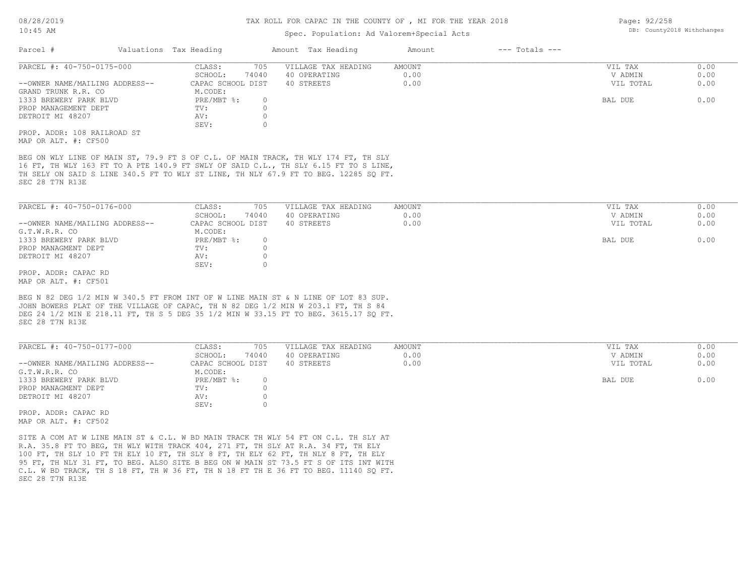TAX ROLL FOR CAPAC IN THE COUNTY OF , MI FOR THE YEAR 2018

Spec. Population: Ad Valorem+Special Acts

| Parcel # | Valuations | Tax Heading | Amount | Tax Heading | Amount | --- Totals --- | |
|---|---|---|---|---|---|---|---|

PARCEL #: 40-750-0175-000

| | | | | | |
|---|---|---|---|---|---|
| CLASS: | 705 | VILLAGE TAX HEADING | AMOUNT | VIL TAX | 0.00 |
| SCHOOL: | 74040 | 40 OPERATING | 0.00 | V ADMIN | 0.00 |
| CAPAC SCHOOL DIST | | 40 STREETS | 0.00 | VIL TOTAL | 0.00 |
| M.CODE: | | | | | |
| PRE/MBT %: | 0 | | | BAL DUE | 0.00 |
| TV: | 0 | | | | |
| AV: | 0 | | | | |
| SEV: | 0 | | | | |

--OWNER NAME/MAILING ADDRESS--
GRAND TRUNK R.R. CO
1333 BREWERY PARK BLVD
PROP MANAGEMENT DEPT
DETROIT MI 48207

PROP. ADDR: 108 RAILROAD ST
MAP OR ALT. #: CF500

BEG ON WLY LINE OF MAIN ST, 79.9 FT S OF C.L. OF MAIN TRACK, TH WLY 174 FT, TH SLY 16 FT, TH WLY 163 FT TO A PTE 140.9 FT SWLY OF SAID C.L., TH SLY 6.15 FT TO S LINE, TH SELY ON SAID S LINE 340.5 FT TO WLY ST LINE, TH NLY 67.9 FT TO BEG. 12285 SQ FT.
SEC 28 T7N R13E

---

PARCEL #: 40-750-0176-000

| | | | | | |
|---|---|---|---|---|---|
| CLASS: | 705 | VILLAGE TAX HEADING | AMOUNT | VIL TAX | 0.00 |
| SCHOOL: | 74040 | 40 OPERATING | 0.00 | V ADMIN | 0.00 |
| CAPAC SCHOOL DIST | | 40 STREETS | 0.00 | VIL TOTAL | 0.00 |
| M.CODE: | | | | | |
| PRE/MBT %: | 0 | | | BAL DUE | 0.00 |
| TV: | 0 | | | | |
| AV: | 0 | | | | |
| SEV: | 0 | | | | |

--OWNER NAME/MAILING ADDRESS--
G.T.W.R.R. CO
1333 BREWERY PARK BLVD
PROP MANAGMENT DEPT
DETROIT MI 48207

PROP. ADDR: CAPAC RD
MAP OR ALT. #: CF501

BEG N 82 DEG 1/2 MIN W 340.5 FT FROM INT OF W LINE MAIN ST & N LINE OF LOT 83 SUP. JOHN BOWERS PLAT OF THE VILLAGE OF CAPAC, TH N 82 DEG 1/2 MIN W 203.1 FT, TH S 84 DEG 24 1/2 MIN E 218.11 FT, TH S 5 DEG 35 1/2 MIN W 33.15 FT TO BEG. 3615.17 SQ FT.
SEC 28 T7N R13E

---

PARCEL #: 40-750-0177-000

| | | | | | |
|---|---|---|---|---|---|
| CLASS: | 705 | VILLAGE TAX HEADING | AMOUNT | VIL TAX | 0.00 |
| SCHOOL: | 74040 | 40 OPERATING | 0.00 | V ADMIN | 0.00 |
| CAPAC SCHOOL DIST | | 40 STREETS | 0.00 | VIL TOTAL | 0.00 |
| M.CODE: | | | | | |
| PRE/MBT %: | 0 | | | BAL DUE | 0.00 |
| TV: | 0 | | | | |
| AV: | 0 | | | | |
| SEV: | 0 | | | | |

--OWNER NAME/MAILING ADDRESS--
G.T.W.R.R. CO
1333 BREWERY PARK BLVD
PROP MANAGMENT DEPT
DETROIT MI 48207

PROP. ADDR: CAPAC RD
MAP OR ALT. #: CF502

SITE A COM AT W LINE MAIN ST & C.L. W BD MAIN TRACK TH WLY 54 FT ON C.L. TH SLY AT R.A. 35.8 FT TO BEG, TH WLY WITH TRACK 404, 271 FT, TH SLY AT R.A. 34 FT, TH ELY 100 FT, TH SLY 10 FT TH ELY 10 FT, TH SLY 8 FT, TH ELY 62 FT, TH NLY 8 FT, TH ELY 95 FT, TH NLY 31 FT, TO BEG. ALSO SITE B BEG ON W MAIN ST 73.5 FT S OF ITS INT WITH C.L. W BD TRACK, TH S 18 FT, TH W 36 FT, TH N 18 FT TH E 36 FT TO BEG. 11140 SQ FT.
SEC 28 T7N R13E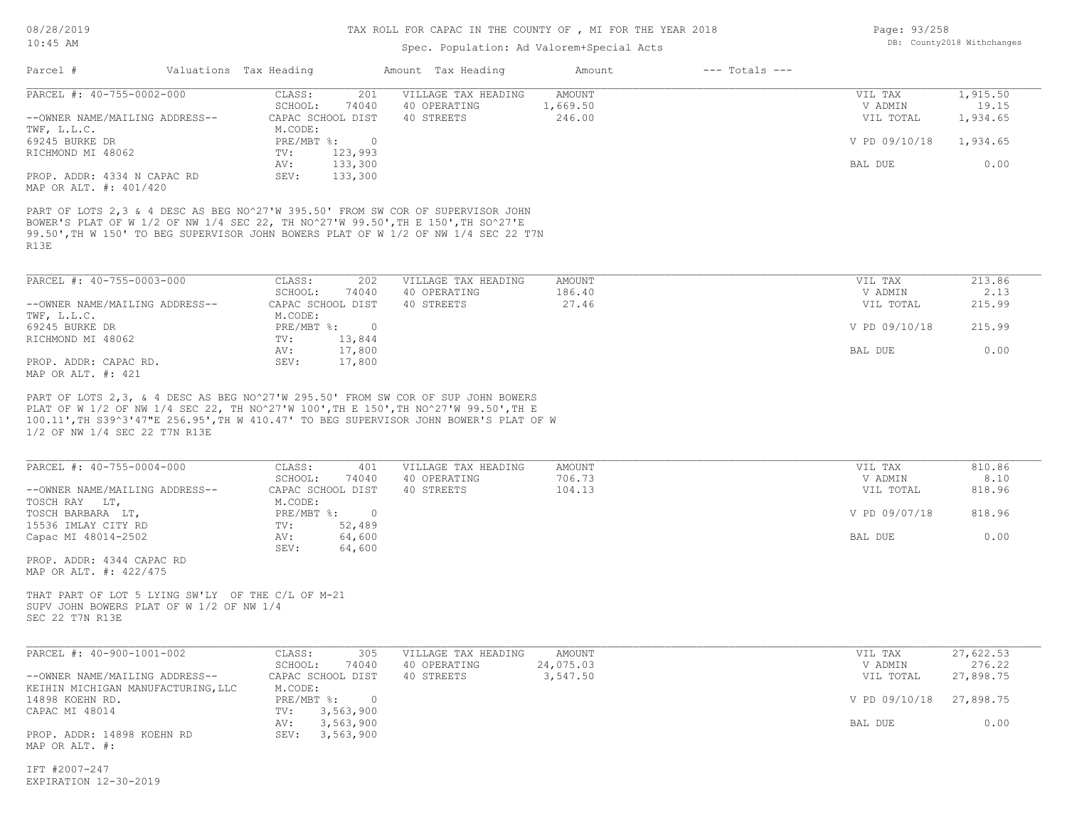# TAX ROLL FOR CAPAC IN THE COUNTY OF , MI FOR THE YEAR 2018

Spec. Population: Ad Valorem+Special Acts

| Parcel # | Valuations | Tax Heading | Amount | Tax Heading | Amount | --- Totals --- | |
|---|---|---|---|---|---|---|---|

---

**PARCEL #: 40-755-0002-000**

| | | | | |
|---|---|---|---|---|
| CLASS: 201 | VILLAGE TAX HEADING | AMOUNT | VIL TAX | 1,915.50 |
| SCHOOL: 74040 | 40 OPERATING | 1,669.50 | V ADMIN | 19.15 |
| CAPAC SCHOOL DIST | 40 STREETS | 246.00 | VIL TOTAL | 1,934.65 |
| M.CODE: | | | | |
| PRE/MBT %: 0 | | | V PD 09/10/18 | 1,934.65 |
| TV: 123,993 | | | | |
| AV: 133,300 | | | BAL DUE | 0.00 |
| SEV: 133,300 | | | | |

--OWNER NAME/MAILING ADDRESS--
TWF, L.L.C.
69245 BURKE DR
RICHMOND MI 48062

PROP. ADDR: 4334 N CAPAC RD
MAP OR ALT. #: 401/420

PART OF LOTS 2,3 & 4 DESC AS BEG NO^27'W 395.50' FROM SW COR OF SUPERVISOR JOHN BOWER'S PLAT OF W 1/2 OF NW 1/4 SEC 22, TH NO^27'W 99.50',TH E 150',TH SO^27'E 99.50',TH W 150' TO BEG SUPERVISOR JOHN BOWERS PLAT OF W 1/2 OF NW 1/4 SEC 22 T7N R13E

---

**PARCEL #: 40-755-0003-000**

| | | | | |
|---|---|---|---|---|
| CLASS: 202 | VILLAGE TAX HEADING | AMOUNT | VIL TAX | 213.86 |
| SCHOOL: 74040 | 40 OPERATING | 186.40 | V ADMIN | 2.13 |
| CAPAC SCHOOL DIST | 40 STREETS | 27.46 | VIL TOTAL | 215.99 |
| M.CODE: | | | | |
| PRE/MBT %: 0 | | | V PD 09/10/18 | 215.99 |
| TV: 13,844 | | | | |
| AV: 17,800 | | | BAL DUE | 0.00 |
| SEV: 17,800 | | | | |

--OWNER NAME/MAILING ADDRESS--
TWF, L.L.C.
69245 BURKE DR
RICHMOND MI 48062

PROP. ADDR: CAPAC RD.
MAP OR ALT. #: 421

PART OF LOTS 2,3, & 4 DESC AS BEG NO^27'W 295.50' FROM SW COR OF SUP JOHN BOWERS PLAT OF W 1/2 OF NW 1/4 SEC 22, TH NO^27'W 100',TH E 150',TH NO^27'W 99.50',TH E 100.11',TH S39^3'47"E 256.95',TH W 410.47' TO BEG SUPERVISOR JOHN BOWER'S PLAT OF W 1/2 OF NW 1/4 SEC 22 T7N R13E

---

**PARCEL #: 40-755-0004-000**

| | | | | |
|---|---|---|---|---|
| CLASS: 401 | VILLAGE TAX HEADING | AMOUNT | VIL TAX | 810.86 |
| SCHOOL: 74040 | 40 OPERATING | 706.73 | V ADMIN | 8.10 |
| CAPAC SCHOOL DIST | 40 STREETS | 104.13 | VIL TOTAL | 818.96 |
| M.CODE: | | | | |
| PRE/MBT %: 0 | | | V PD 09/07/18 | 818.96 |
| TV: 52,489 | | | | |
| AV: 64,600 | | | BAL DUE | 0.00 |
| SEV: 64,600 | | | | |

--OWNER NAME/MAILING ADDRESS--
TOSCH RAY LT,
TOSCH BARBARA LT,
15536 IMLAY CITY RD
Capac MI 48014-2502

PROP. ADDR: 4344 CAPAC RD
MAP OR ALT. #: 422/475

THAT PART OF LOT 5 LYING SW'LY OF THE C/L OF M-21
SUPV JOHN BOWERS PLAT OF W 1/2 OF NW 1/4
SEC 22 T7N R13E

---

**PARCEL #: 40-900-1001-002**

| | | | | |
|---|---|---|---|---|
| CLASS: 305 | VILLAGE TAX HEADING | AMOUNT | VIL TAX | 27,622.53 |
| SCHOOL: 74040 | 40 OPERATING | 24,075.03 | V ADMIN | 276.22 |
| CAPAC SCHOOL DIST | 40 STREETS | 3,547.50 | VIL TOTAL | 27,898.75 |
| M.CODE: | | | | |
| PRE/MBT %: 0 | | | V PD 09/10/18 | 27,898.75 |
| TV: 3,563,900 | | | | |
| AV: 3,563,900 | | | BAL DUE | 0.00 |
| SEV: 3,563,900 | | | | |

--OWNER NAME/MAILING ADDRESS--
KEIHIN MICHIGAN MANUFACTURING,LLC
14898 KOEHN RD.
CAPAC MI 48014

PROP. ADDR: 14898 KOEHN RD
MAP OR ALT. #:

IFT #2007-247
EXPIRATION 12-30-2019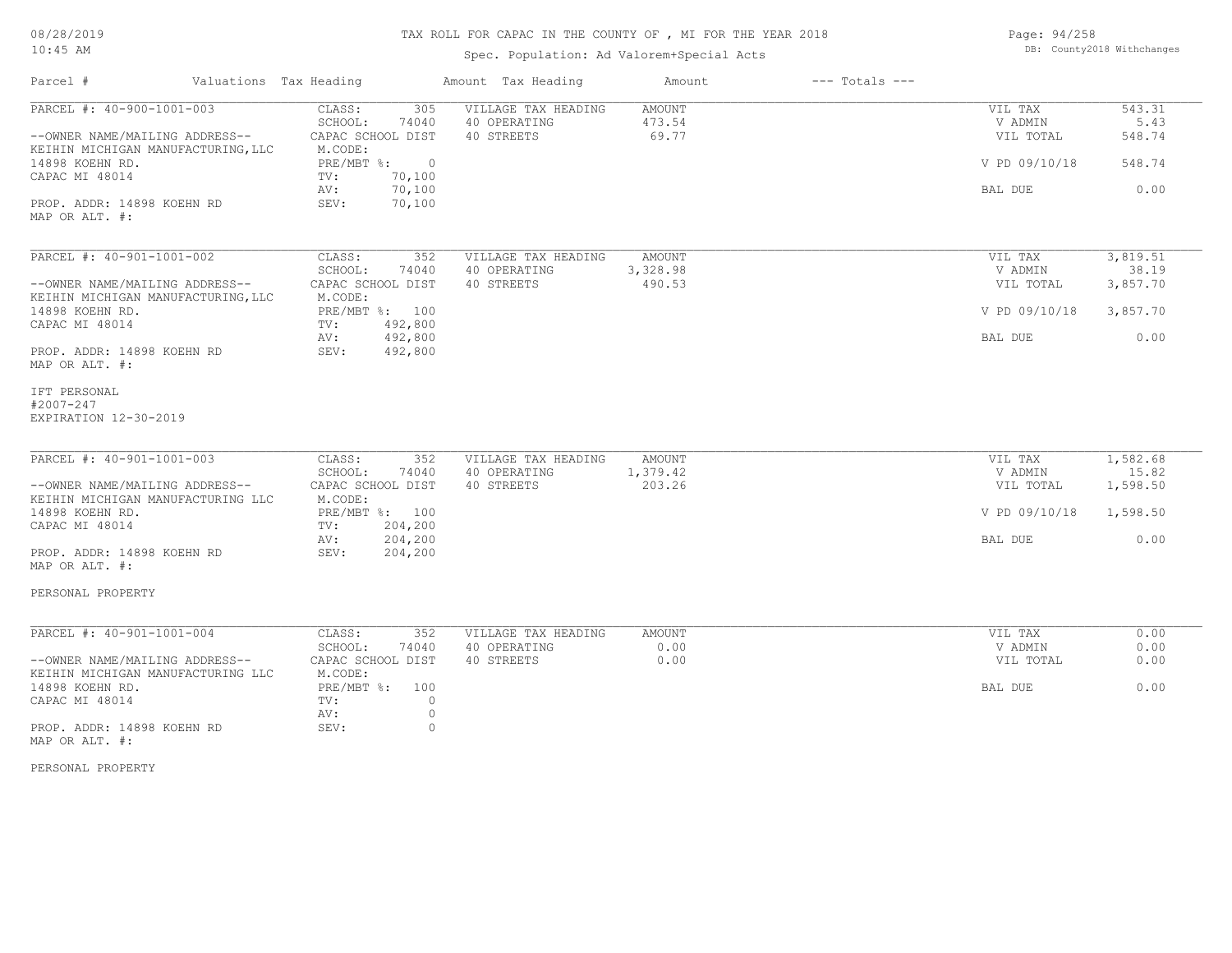# TAX ROLL FOR CAPAC IN THE COUNTY OF , MI FOR THE YEAR 2018

Spec. Population: Ad Valorem+Special Acts

08/28/2019 10:45 AM

DB: County2018 Withchanges

| Parcel # | Valuations | Tax Heading | Amount | Tax Heading | Amount | --- Totals --- |
|---|---|---|---|---|---|---|

---

**PARCEL #: 40-900-1001-003**

--OWNER NAME/MAILING ADDRESS--
KEIHIN MICHIGAN MANUFACTURING,LLC
14898 KOEHN RD.
CAPAC MI 48014

PROP. ADDR: 14898 KOEHN RD
MAP OR ALT. #:

| | |
|---|---|
| CLASS: | 305 |
| SCHOOL: | 74040 |
| CAPAC SCHOOL DIST | |
| M.CODE: | |
| PRE/MBT %: | 0 |
| TV: | 70,100 |
| AV: | 70,100 |
| SEV: | 70,100 |

| VILLAGE TAX HEADING | AMOUNT |
|---|---|
| 40 OPERATING | 473.54 |
| 40 STREETS | 69.77 |

| | |
|---|---|
| VIL TAX | 543.31 |
| V ADMIN | 5.43 |
| VIL TOTAL | 548.74 |
| V PD 09/10/18 | 548.74 |
| BAL DUE | 0.00 |

---

**PARCEL #: 40-901-1001-002**

--OWNER NAME/MAILING ADDRESS--
KEIHIN MICHIGAN MANUFACTURING,LLC
14898 KOEHN RD.
CAPAC MI 48014

PROP. ADDR: 14898 KOEHN RD
MAP OR ALT. #:

IFT PERSONAL
#2007-247
EXPIRATION 12-30-2019

| | |
|---|---|
| CLASS: | 352 |
| SCHOOL: | 74040 |
| CAPAC SCHOOL DIST | |
| M.CODE: | |
| PRE/MBT %: | 100 |
| TV: | 492,800 |
| AV: | 492,800 |
| SEV: | 492,800 |

| VILLAGE TAX HEADING | AMOUNT |
|---|---|
| 40 OPERATING | 3,328.98 |
| 40 STREETS | 490.53 |

| | |
|---|---|
| VIL TAX | 3,819.51 |
| V ADMIN | 38.19 |
| VIL TOTAL | 3,857.70 |
| V PD 09/10/18 | 3,857.70 |
| BAL DUE | 0.00 |

---

**PARCEL #: 40-901-1001-003**

--OWNER NAME/MAILING ADDRESS--
KEIHIN MICHIGAN MANUFACTURING LLC
14898 KOEHN RD.
CAPAC MI 48014

PROP. ADDR: 14898 KOEHN RD
MAP OR ALT. #:

PERSONAL PROPERTY

| | |
|---|---|
| CLASS: | 352 |
| SCHOOL: | 74040 |
| CAPAC SCHOOL DIST | |
| M.CODE: | |
| PRE/MBT %: | 100 |
| TV: | 204,200 |
| AV: | 204,200 |
| SEV: | 204,200 |

| VILLAGE TAX HEADING | AMOUNT |
|---|---|
| 40 OPERATING | 1,379.42 |
| 40 STREETS | 203.26 |

| | |
|---|---|
| VIL TAX | 1,582.68 |
| V ADMIN | 15.82 |
| VIL TOTAL | 1,598.50 |
| V PD 09/10/18 | 1,598.50 |
| BAL DUE | 0.00 |

---

**PARCEL #: 40-901-1001-004**

--OWNER NAME/MAILING ADDRESS--
KEIHIN MICHIGAN MANUFACTURING LLC
14898 KOEHN RD.
CAPAC MI 48014

PROP. ADDR: 14898 KOEHN RD
MAP OR ALT. #:

PERSONAL PROPERTY

| | |
|---|---|
| CLASS: | 352 |
| SCHOOL: | 74040 |
| CAPAC SCHOOL DIST | |
| M.CODE: | |
| PRE/MBT %: | 100 |
| TV: | 0 |
| AV: | 0 |
| SEV: | 0 |

| VILLAGE TAX HEADING | AMOUNT |
|---|---|
| 40 OPERATING | 0.00 |
| 40 STREETS | 0.00 |

| | |
|---|---|
| VIL TAX | 0.00 |
| V ADMIN | 0.00 |
| VIL TOTAL | 0.00 |
| BAL DUE | 0.00 |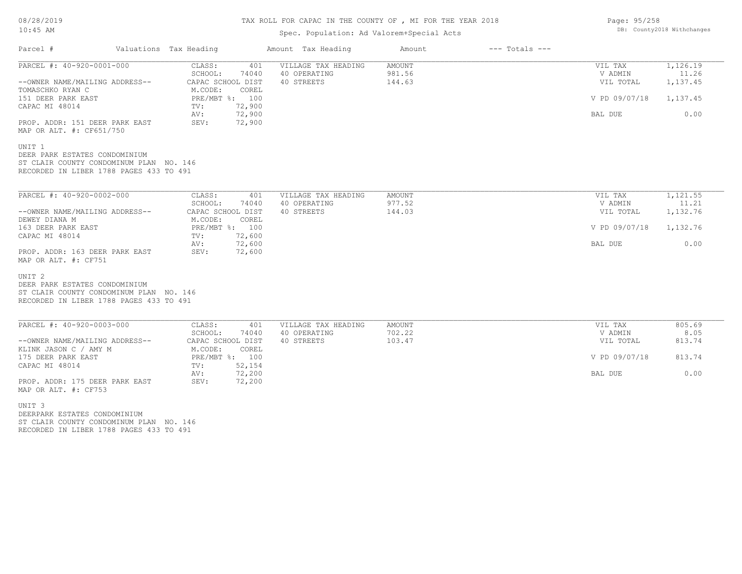TAX ROLL FOR CAPAC IN THE COUNTY OF , MI FOR THE YEAR 2018

Spec. Population: Ad Valorem+Special Acts

08/28/2019
10:45 AM

DB: County2018 Withchanges

| Parcel # | Valuations | Tax Heading | Amount | Tax Heading | Amount | --- Totals --- | |
|---|---|---|---|---|---|---|---|

**PARCEL #: 40-920-0001-000**

| | | | | |
|---|---|---|---|---|
| CLASS: 401 | VILLAGE TAX HEADING | AMOUNT | VIL TAX | 1,126.19 |
| SCHOOL: 74040 | 40 OPERATING | 981.56 | V ADMIN | 11.26 |
| CAPAC SCHOOL DIST | 40 STREETS | 144.63 | VIL TOTAL | 1,137.45 |
| M.CODE: COREL | | | | |
| PRE/MBT %: 100 | | | V PD 09/07/18 | 1,137.45 |
| TV: 72,900 | | | | |
| AV: 72,900 | | | BAL DUE | 0.00 |
| SEV: 72,900 | | | | |

--OWNER NAME/MAILING ADDRESS--
TOMASCHKO RYAN C
151 DEER PARK EAST
CAPAC MI 48014

PROP. ADDR: 151 DEER PARK EAST
MAP OR ALT. #: CF651/750

UNIT 1
DEER PARK ESTATES CONDOMINIUM
ST CLAIR COUNTY CONDOMINUM PLAN NO. 146
RECORDED IN LIBER 1788 PAGES 433 TO 491

**PARCEL #: 40-920-0002-000**

| | | | | |
|---|---|---|---|---|
| CLASS: 401 | VILLAGE TAX HEADING | AMOUNT | VIL TAX | 1,121.55 |
| SCHOOL: 74040 | 40 OPERATING | 977.52 | V ADMIN | 11.21 |
| CAPAC SCHOOL DIST | 40 STREETS | 144.03 | VIL TOTAL | 1,132.76 |
| M.CODE: COREL | | | | |
| PRE/MBT %: 100 | | | V PD 09/07/18 | 1,132.76 |
| TV: 72,600 | | | | |
| AV: 72,600 | | | BAL DUE | 0.00 |
| SEV: 72,600 | | | | |

--OWNER NAME/MAILING ADDRESS--
DEWEY DIANA M
163 DEER PARK EAST
CAPAC MI 48014

PROP. ADDR: 163 DEER PARK EAST
MAP OR ALT. #: CF751

UNIT 2
DEER PARK ESTATES CONDOMINIUM
ST CLAIR COUNTY CONDOMINUM PLAN NO. 146
RECORDED IN LIBER 1788 PAGES 433 TO 491

**PARCEL #: 40-920-0003-000**

| | | | | |
|---|---|---|---|---|
| CLASS: 401 | VILLAGE TAX HEADING | AMOUNT | VIL TAX | 805.69 |
| SCHOOL: 74040 | 40 OPERATING | 702.22 | V ADMIN | 8.05 |
| CAPAC SCHOOL DIST | 40 STREETS | 103.47 | VIL TOTAL | 813.74 |
| M.CODE: COREL | | | | |
| PRE/MBT %: 100 | | | V PD 09/07/18 | 813.74 |
| TV: 52,154 | | | | |
| AV: 72,200 | | | BAL DUE | 0.00 |
| SEV: 72,200 | | | | |

--OWNER NAME/MAILING ADDRESS--
KLINK JASON C / AMY M
175 DEER PARK EAST
CAPAC MI 48014

PROP. ADDR: 175 DEER PARK EAST
MAP OR ALT. #: CF753

UNIT 3
DEERPARK ESTATES CONDOMINIUM
ST CLAIR COUNTY CONDOMINUM PLAN NO. 146
RECORDED IN LIBER 1788 PAGES 433 TO 491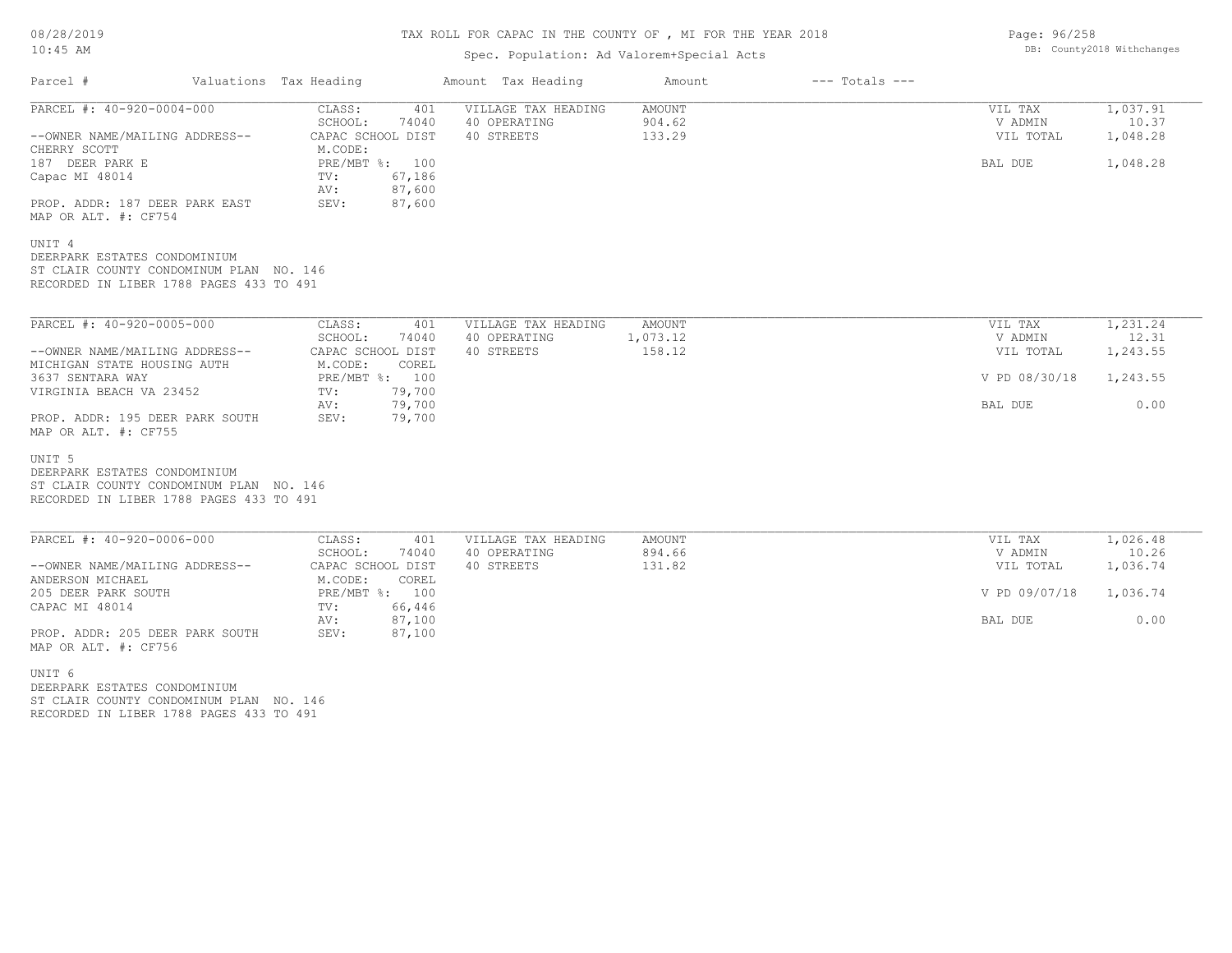# TAX ROLL FOR CAPAC IN THE COUNTY OF , MI FOR THE YEAR 2018

Spec. Population: Ad Valorem+Special Acts

| Parcel # | Valuations Tax Heading | | Amount Tax Heading | Amount | --- Totals --- | |
|---|---|---|---|---|---|---|
| PARCEL #: 40-920-0004-000 | CLASS: | 401 | VILLAGE TAX HEADING | AMOUNT | VIL TAX | 1,037.91 |
| | SCHOOL: | 74040 | 40 OPERATING | 904.62 | V ADMIN | 10.37 |
| --OWNER NAME/MAILING ADDRESS-- | CAPAC SCHOOL DIST | | 40 STREETS | 133.29 | VIL TOTAL | 1,048.28 |
| CHERRY SCOTT | M.CODE: | | | | | |
| 187 DEER PARK E | PRE/MBT %: | 100 | | | BAL DUE | 1,048.28 |
| Capac MI 48014 | TV: | 67,186 | | | | |
| | AV: | 87,600 | | | | |
| PROP. ADDR: 187 DEER PARK EAST | SEV: | 87,600 | | | | |
| MAP OR ALT. #: CF754 | | | | | | |

UNIT 4
DEERPARK ESTATES CONDOMINIUM
ST CLAIR COUNTY CONDOMINUM PLAN NO. 146
RECORDED IN LIBER 1788 PAGES 433 TO 491

| Parcel # | Valuations Tax Heading | | Amount Tax Heading | Amount | --- Totals --- | |
|---|---|---|---|---|---|---|
| PARCEL #: 40-920-0005-000 | CLASS: | 401 | VILLAGE TAX HEADING | AMOUNT | VIL TAX | 1,231.24 |
| | SCHOOL: | 74040 | 40 OPERATING | 1,073.12 | V ADMIN | 12.31 |
| --OWNER NAME/MAILING ADDRESS-- | CAPAC SCHOOL DIST | | 40 STREETS | 158.12 | VIL TOTAL | 1,243.55 |
| MICHIGAN STATE HOUSING AUTH | M.CODE: | COREL | | | | |
| 3637 SENTARA WAY | PRE/MBT %: | 100 | | | V PD 08/30/18 | 1,243.55 |
| VIRGINIA BEACH VA 23452 | TV: | 79,700 | | | | |
| | AV: | 79,700 | | | BAL DUE | 0.00 |
| PROP. ADDR: 195 DEER PARK SOUTH | SEV: | 79,700 | | | | |
| MAP OR ALT. #: CF755 | | | | | | |

UNIT 5
DEERPARK ESTATES CONDOMINIUM
ST CLAIR COUNTY CONDOMINUM PLAN NO. 146
RECORDED IN LIBER 1788 PAGES 433 TO 491

| Parcel # | Valuations Tax Heading | | Amount Tax Heading | Amount | --- Totals --- | |
|---|---|---|---|---|---|---|
| PARCEL #: 40-920-0006-000 | CLASS: | 401 | VILLAGE TAX HEADING | AMOUNT | VIL TAX | 1,026.48 |
| | SCHOOL: | 74040 | 40 OPERATING | 894.66 | V ADMIN | 10.26 |
| --OWNER NAME/MAILING ADDRESS-- | CAPAC SCHOOL DIST | | 40 STREETS | 131.82 | VIL TOTAL | 1,036.74 |
| ANDERSON MICHAEL | M.CODE: | COREL | | | | |
| 205 DEER PARK SOUTH | PRE/MBT %: | 100 | | | V PD 09/07/18 | 1,036.74 |
| CAPAC MI 48014 | TV: | 66,446 | | | | |
| | AV: | 87,100 | | | BAL DUE | 0.00 |
| PROP. ADDR: 205 DEER PARK SOUTH | SEV: | 87,100 | | | | |
| MAP OR ALT. #: CF756 | | | | | | |

UNIT 6
DEERPARK ESTATES CONDOMINIUM
ST CLAIR COUNTY CONDOMINUM PLAN NO. 146
RECORDED IN LIBER 1788 PAGES 433 TO 491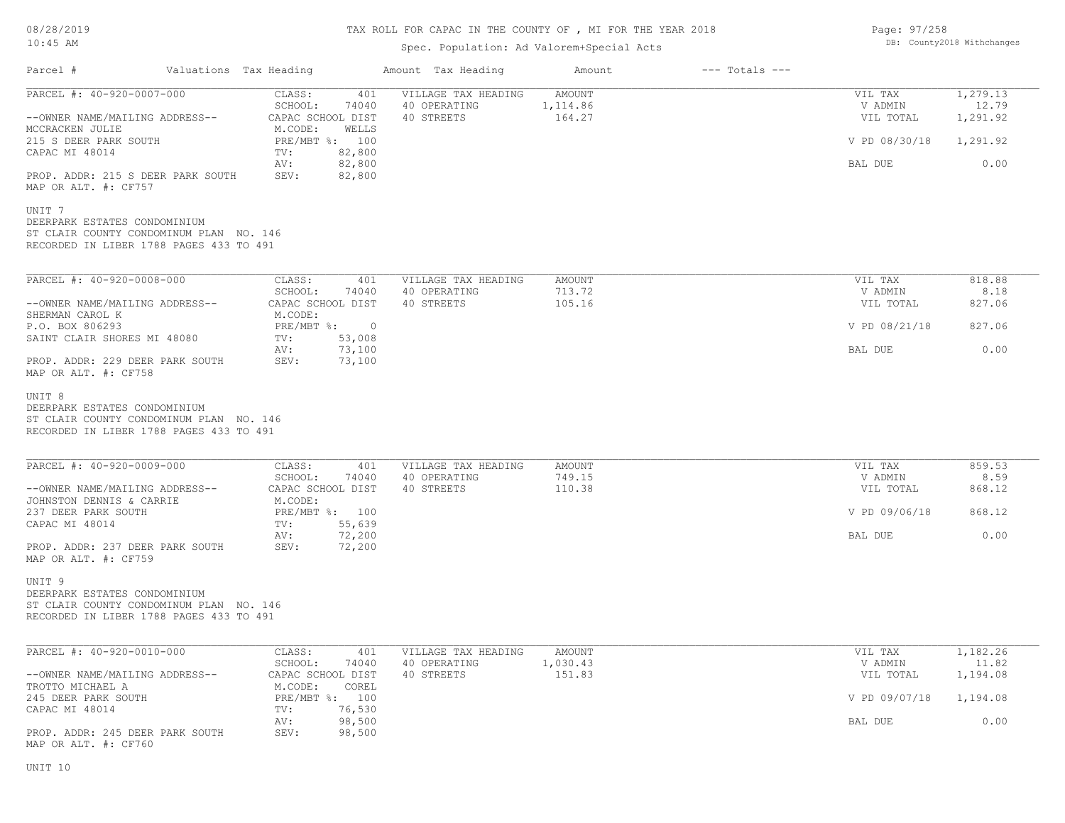# TAX ROLL FOR CAPAC IN THE COUNTY OF , MI FOR THE YEAR 2018

Spec. Population: Ad Valorem+Special Acts

DB: County2018 Withchanges

| Parcel # | Valuations Tax Heading | Amount Tax Heading | Amount | --- Totals --- |
|---|---|---|---|---|

---

**PARCEL #: 40-920-0007-000**

| | | | | | |
|---|---|---|---|---|---|
| CLASS: | 401 | VILLAGE TAX HEADING | AMOUNT | VIL TAX | 1,279.13 |
| SCHOOL: | 74040 | 40 OPERATING | 1,114.86 | V ADMIN | 12.79 |
| CAPAC SCHOOL DIST | | 40 STREETS | 164.27 | VIL TOTAL | 1,291.92 |
| M.CODE: | WELLS | | | | |
| PRE/MBT %: | 100 | | | V PD 08/30/18 | 1,291.92 |
| TV: | 82,800 | | | | |
| AV: | 82,800 | | | BAL DUE | 0.00 |
| SEV: | 82,800 | | | | |

--OWNER NAME/MAILING ADDRESS--
MCCRACKEN JULIE
215 S DEER PARK SOUTH
CAPAC MI 48014

PROP. ADDR: 215 S DEER PARK SOUTH
MAP OR ALT. #: CF757

UNIT 7
DEERPARK ESTATES CONDOMINIUM
ST CLAIR COUNTY CONDOMINUM PLAN NO. 146
RECORDED IN LIBER 1788 PAGES 433 TO 491

---

**PARCEL #: 40-920-0008-000**

| | | | | | |
|---|---|---|---|---|---|
| CLASS: | 401 | VILLAGE TAX HEADING | AMOUNT | VIL TAX | 818.88 |
| SCHOOL: | 74040 | 40 OPERATING | 713.72 | V ADMIN | 8.18 |
| CAPAC SCHOOL DIST | | 40 STREETS | 105.16 | VIL TOTAL | 827.06 |
| M.CODE: | | | | | |
| PRE/MBT %: | 0 | | | V PD 08/21/18 | 827.06 |
| TV: | 53,008 | | | | |
| AV: | 73,100 | | | BAL DUE | 0.00 |
| SEV: | 73,100 | | | | |

--OWNER NAME/MAILING ADDRESS--
SHERMAN CAROL K
P.O. BOX 806293
SAINT CLAIR SHORES MI 48080

PROP. ADDR: 229 DEER PARK SOUTH
MAP OR ALT. #: CF758

UNIT 8
DEERPARK ESTATES CONDOMINIUM
ST CLAIR COUNTY CONDOMINUM PLAN NO. 146
RECORDED IN LIBER 1788 PAGES 433 TO 491

---

**PARCEL #: 40-920-0009-000**

| | | | | | |
|---|---|---|---|---|---|
| CLASS: | 401 | VILLAGE TAX HEADING | AMOUNT | VIL TAX | 859.53 |
| SCHOOL: | 74040 | 40 OPERATING | 749.15 | V ADMIN | 8.59 |
| CAPAC SCHOOL DIST | | 40 STREETS | 110.38 | VIL TOTAL | 868.12 |
| M.CODE: | | | | | |
| PRE/MBT %: | 100 | | | V PD 09/06/18 | 868.12 |
| TV: | 55,639 | | | | |
| AV: | 72,200 | | | BAL DUE | 0.00 |
| SEV: | 72,200 | | | | |

--OWNER NAME/MAILING ADDRESS--
JOHNSTON DENNIS & CARRIE
237 DEER PARK SOUTH
CAPAC MI 48014

PROP. ADDR: 237 DEER PARK SOUTH
MAP OR ALT. #: CF759

UNIT 9
DEERPARK ESTATES CONDOMINIUM
ST CLAIR COUNTY CONDOMINUM PLAN NO. 146
RECORDED IN LIBER 1788 PAGES 433 TO 491

---

**PARCEL #: 40-920-0010-000**

| | | | | | |
|---|---|---|---|---|---|
| CLASS: | 401 | VILLAGE TAX HEADING | AMOUNT | VIL TAX | 1,182.26 |
| SCHOOL: | 74040 | 40 OPERATING | 1,030.43 | V ADMIN | 11.82 |
| CAPAC SCHOOL DIST | | 40 STREETS | 151.83 | VIL TOTAL | 1,194.08 |
| M.CODE: | COREL | | | | |
| PRE/MBT %: | 100 | | | V PD 09/07/18 | 1,194.08 |
| TV: | 76,530 | | | | |
| AV: | 98,500 | | | BAL DUE | 0.00 |
| SEV: | 98,500 | | | | |

--OWNER NAME/MAILING ADDRESS--
TROTTO MICHAEL A
245 DEER PARK SOUTH
CAPAC MI 48014

PROP. ADDR: 245 DEER PARK SOUTH
MAP OR ALT. #: CF760

UNIT 10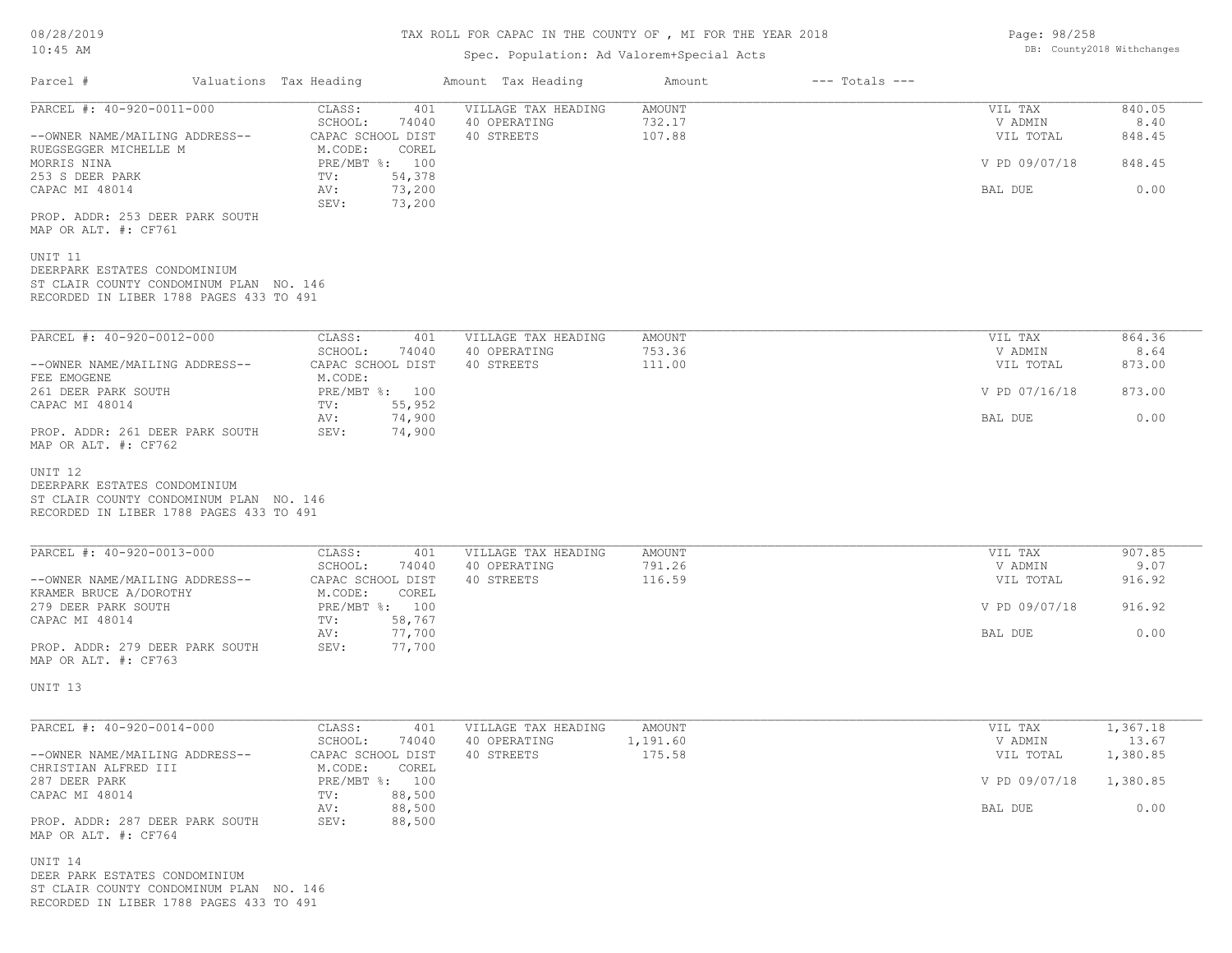# TAX ROLL FOR CAPAC IN THE COUNTY OF , MI FOR THE YEAR 2018

Spec. Population: Ad Valorem+Special Acts

08/28/2019
10:45 AM

DB: County2018 Withchanges

| Parcel # | Valuations | Tax Heading | Amount | Tax Heading | Amount | --- Totals --- |
|---|---|---|---|---|---|---|

---

**PARCEL #: 40-920-0011-000**

--OWNER NAME/MAILING ADDRESS--
RUEGSEGGER MICHELLE M
MORRIS NINA
253 S DEER PARK
CAPAC MI 48014

PROP. ADDR: 253 DEER PARK SOUTH
MAP OR ALT. #: CF761

| | |
|---|---|
| CLASS: | 401 |
| SCHOOL: | 74040 |
| CAPAC SCHOOL DIST | |
| M.CODE: | COREL |
| PRE/MBT %: | 100 |
| TV: | 54,378 |
| AV: | 73,200 |
| SEV: | 73,200 |

| VILLAGE TAX HEADING | AMOUNT |
|---|---|
| 40 OPERATING | 732.17 |
| 40 STREETS | 107.88 |

| | |
|---|---|
| VIL TAX | 840.05 |
| V ADMIN | 8.40 |
| VIL TOTAL | 848.45 |
| V PD 09/07/18 | 848.45 |
| BAL DUE | 0.00 |

UNIT 11
DEERPARK ESTATES CONDOMINIUM
ST CLAIR COUNTY CONDOMINUM PLAN NO. 146
RECORDED IN LIBER 1788 PAGES 433 TO 491

---

**PARCEL #: 40-920-0012-000**

--OWNER NAME/MAILING ADDRESS--
FEE EMOGENE
261 DEER PARK SOUTH
CAPAC MI 48014

PROP. ADDR: 261 DEER PARK SOUTH
MAP OR ALT. #: CF762

| | |
|---|---|
| CLASS: | 401 |
| SCHOOL: | 74040 |
| CAPAC SCHOOL DIST | |
| M.CODE: | |
| PRE/MBT %: | 100 |
| TV: | 55,952 |
| AV: | 74,900 |
| SEV: | 74,900 |

| VILLAGE TAX HEADING | AMOUNT |
|---|---|
| 40 OPERATING | 753.36 |
| 40 STREETS | 111.00 |

| | |
|---|---|
| VIL TAX | 864.36 |
| V ADMIN | 8.64 |
| VIL TOTAL | 873.00 |
| V PD 07/16/18 | 873.00 |
| BAL DUE | 0.00 |

UNIT 12
DEERPARK ESTATES CONDOMINIUM
ST CLAIR COUNTY CONDOMINUM PLAN NO. 146
RECORDED IN LIBER 1788 PAGES 433 TO 491

---

**PARCEL #: 40-920-0013-000**

--OWNER NAME/MAILING ADDRESS--
KRAMER BRUCE A/DOROTHY
279 DEER PARK SOUTH
CAPAC MI 48014

PROP. ADDR: 279 DEER PARK SOUTH
MAP OR ALT. #: CF763

| | |
|---|---|
| CLASS: | 401 |
| SCHOOL: | 74040 |
| CAPAC SCHOOL DIST | |
| M.CODE: | COREL |
| PRE/MBT %: | 100 |
| TV: | 58,767 |
| AV: | 77,700 |
| SEV: | 77,700 |

| VILLAGE TAX HEADING | AMOUNT |
|---|---|
| 40 OPERATING | 791.26 |
| 40 STREETS | 116.59 |

| | |
|---|---|
| VIL TAX | 907.85 |
| V ADMIN | 9.07 |
| VIL TOTAL | 916.92 |
| V PD 09/07/18 | 916.92 |
| BAL DUE | 0.00 |

UNIT 13

---

**PARCEL #: 40-920-0014-000**

--OWNER NAME/MAILING ADDRESS--
CHRISTIAN ALFRED III
287 DEER PARK
CAPAC MI 48014

PROP. ADDR: 287 DEER PARK SOUTH
MAP OR ALT. #: CF764

| | |
|---|---|
| CLASS: | 401 |
| SCHOOL: | 74040 |
| CAPAC SCHOOL DIST | |
| M.CODE: | COREL |
| PRE/MBT %: | 100 |
| TV: | 88,500 |
| AV: | 88,500 |
| SEV: | 88,500 |

| VILLAGE TAX HEADING | AMOUNT |
|---|---|
| 40 OPERATING | 1,191.60 |
| 40 STREETS | 175.58 |

| | |
|---|---|
| VIL TAX | 1,367.18 |
| V ADMIN | 13.67 |
| VIL TOTAL | 1,380.85 |
| V PD 09/07/18 | 1,380.85 |
| BAL DUE | 0.00 |

UNIT 14
DEER PARK ESTATES CONDOMINIUM
ST CLAIR COUNTY CONDOMINUM PLAN NO. 146
RECORDED IN LIBER 1788 PAGES 433 TO 491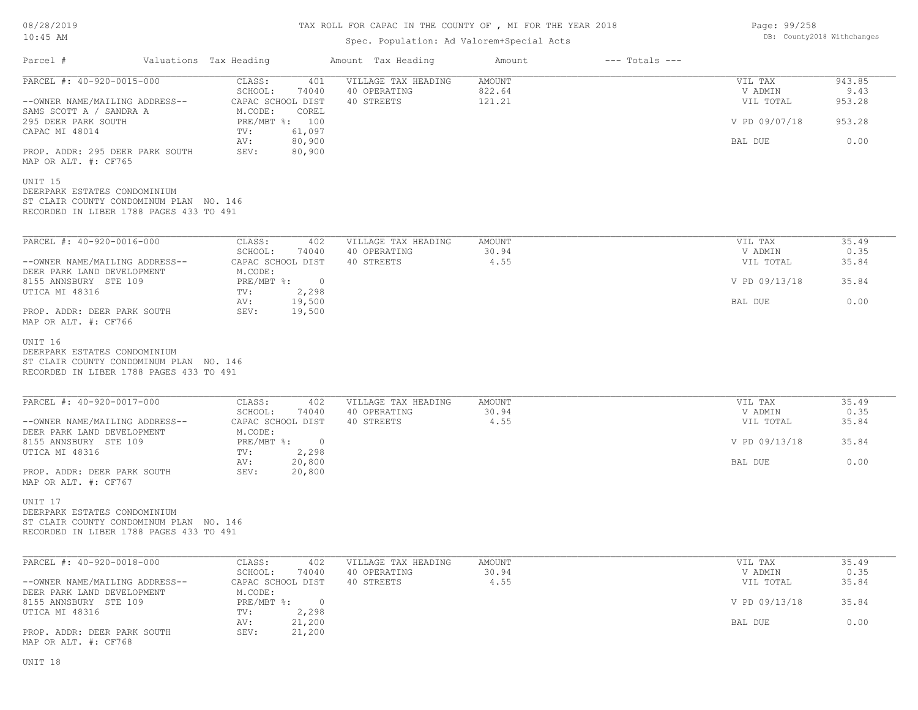TAX ROLL FOR CAPAC IN THE COUNTY OF , MI FOR THE YEAR 2018

Spec. Population: Ad Valorem+Special Acts

DB: County2018 Withchanges

| Parcel # | Valuations | Tax Heading | Amount | Tax Heading | Amount | --- Totals --- | |
|---|---|---|---|---|---|---|---|
| PARCEL #: 40-920-0015-000 | CLASS: | 401 | VILLAGE TAX HEADING | AMOUNT | | VIL TAX | 943.85 |
| | SCHOOL: | 74040 | 40 OPERATING | 822.64 | | V ADMIN | 9.43 |
| --OWNER NAME/MAILING ADDRESS-- | CAPAC SCHOOL DIST | | 40 STREETS | 121.21 | | VIL TOTAL | 953.28 |
| SAMS SCOTT A / SANDRA A | M.CODE: | COREL | | | | | |
| 295 DEER PARK SOUTH | PRE/MBT %: | 100 | | | | V PD 09/07/18 | 953.28 |
| CAPAC MI 48014 | TV: | 61,097 | | | | | |
| | AV: | 80,900 | | | | BAL DUE | 0.00 |
| PROP. ADDR: 295 DEER PARK SOUTH | SEV: | 80,900 | | | | | |
| MAP OR ALT. #: CF765 | | | | | | | |

UNIT 15
DEERPARK ESTATES CONDOMINIUM
ST CLAIR COUNTY CONDOMINUM PLAN NO. 146
RECORDED IN LIBER 1788 PAGES 433 TO 491

| Parcel # | Valuations | Tax Heading | Amount | Tax Heading | Amount | --- Totals --- | |
|---|---|---|---|---|---|---|---|
| PARCEL #: 40-920-0016-000 | CLASS: | 402 | VILLAGE TAX HEADING | AMOUNT | | VIL TAX | 35.49 |
| | SCHOOL: | 74040 | 40 OPERATING | 30.94 | | V ADMIN | 0.35 |
| --OWNER NAME/MAILING ADDRESS-- | CAPAC SCHOOL DIST | | 40 STREETS | 4.55 | | VIL TOTAL | 35.84 |
| DEER PARK LAND DEVELOPMENT | M.CODE: | | | | | | |
| 8155 ANNSBURY STE 109 | PRE/MBT %: | 0 | | | | V PD 09/13/18 | 35.84 |
| UTICA MI 48316 | TV: | 2,298 | | | | | |
| | AV: | 19,500 | | | | BAL DUE | 0.00 |
| PROP. ADDR: DEER PARK SOUTH | SEV: | 19,500 | | | | | |
| MAP OR ALT. #: CF766 | | | | | | | |

UNIT 16
DEERPARK ESTATES CONDOMINIUM
ST CLAIR COUNTY CONDOMINUM PLAN NO. 146
RECORDED IN LIBER 1788 PAGES 433 TO 491

| Parcel # | Valuations | Tax Heading | Amount | Tax Heading | Amount | --- Totals --- | |
|---|---|---|---|---|---|---|---|
| PARCEL #: 40-920-0017-000 | CLASS: | 402 | VILLAGE TAX HEADING | AMOUNT | | VIL TAX | 35.49 |
| | SCHOOL: | 74040 | 40 OPERATING | 30.94 | | V ADMIN | 0.35 |
| --OWNER NAME/MAILING ADDRESS-- | CAPAC SCHOOL DIST | | 40 STREETS | 4.55 | | VIL TOTAL | 35.84 |
| DEER PARK LAND DEVELOPMENT | M.CODE: | | | | | | |
| 8155 ANNSBURY STE 109 | PRE/MBT %: | 0 | | | | V PD 09/13/18 | 35.84 |
| UTICA MI 48316 | TV: | 2,298 | | | | | |
| | AV: | 20,800 | | | | BAL DUE | 0.00 |
| PROP. ADDR: DEER PARK SOUTH | SEV: | 20,800 | | | | | |
| MAP OR ALT. #: CF767 | | | | | | | |

UNIT 17
DEERPARK ESTATES CONDOMINIUM
ST CLAIR COUNTY CONDOMINUM PLAN NO. 146
RECORDED IN LIBER 1788 PAGES 433 TO 491

| Parcel # | Valuations | Tax Heading | Amount | Tax Heading | Amount | --- Totals --- | |
|---|---|---|---|---|---|---|---|
| PARCEL #: 40-920-0018-000 | CLASS: | 402 | VILLAGE TAX HEADING | AMOUNT | | VIL TAX | 35.49 |
| | SCHOOL: | 74040 | 40 OPERATING | 30.94 | | V ADMIN | 0.35 |
| --OWNER NAME/MAILING ADDRESS-- | CAPAC SCHOOL DIST | | 40 STREETS | 4.55 | | VIL TOTAL | 35.84 |
| DEER PARK LAND DEVELOPMENT | M.CODE: | | | | | | |
| 8155 ANNSBURY STE 109 | PRE/MBT %: | 0 | | | | V PD 09/13/18 | 35.84 |
| UTICA MI 48316 | TV: | 2,298 | | | | | |
| | AV: | 21,200 | | | | BAL DUE | 0.00 |
| PROP. ADDR: DEER PARK SOUTH | SEV: | 21,200 | | | | | |
| MAP OR ALT. #: CF768 | | | | | | | |

UNIT 18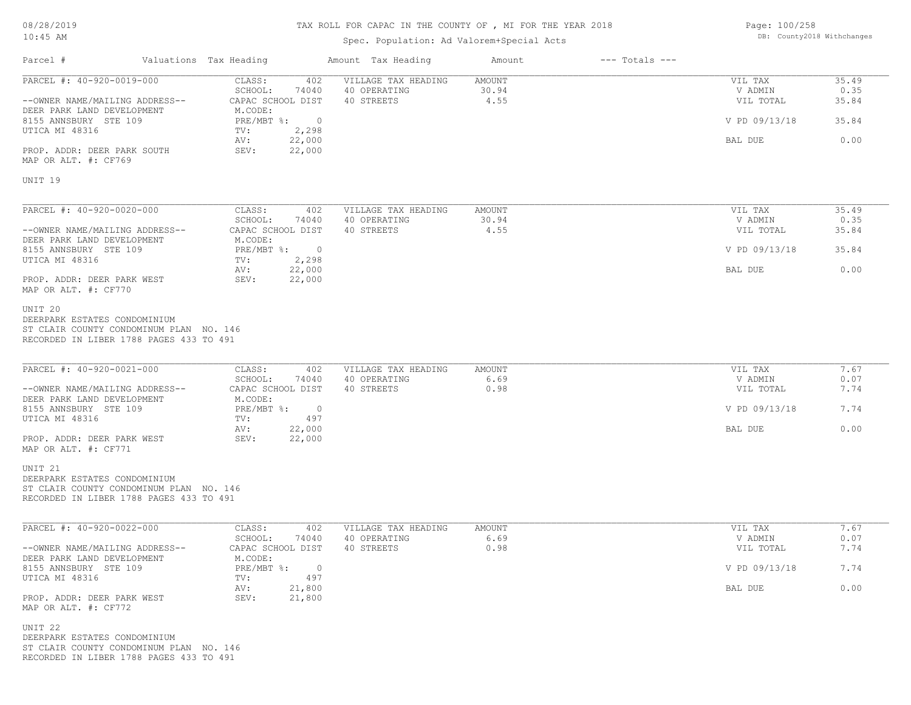# TAX ROLL FOR CAPAC IN THE COUNTY OF , MI FOR THE YEAR 2018

Spec. Population: Ad Valorem+Special Acts

08/28/2019
10:45 AM

DB: County2018 Withchanges

| Parcel # | Valuations | Tax Heading | Amount | Tax Heading | Amount | --- Totals --- | |
|---|---|---|---|---|---|---|---|

---

**PARCEL #: 40-920-0019-000**

| | | | | | |
|---|---|---|---|---|---|
| --OWNER NAME/MAILING ADDRESS-- | CLASS: 402 | VILLAGE TAX HEADING | AMOUNT | VIL TAX | 35.49 |
| DEER PARK LAND DEVELOPMENT | SCHOOL: 74040 | 40 OPERATING | 30.94 | V ADMIN | 0.35 |
| 8155 ANNSBURY STE 109 | CAPAC SCHOOL DIST | 40 STREETS | 4.55 | VIL TOTAL | 35.84 |
| UTICA MI 48316 | M.CODE: | | | | |
| | PRE/MBT %: 0 | | | V PD 09/13/18 | 35.84 |
| | TV: 2,298 | | | | |
| PROP. ADDR: DEER PARK SOUTH | AV: 22,000 | | | BAL DUE | 0.00 |
| MAP OR ALT. #: CF769 | SEV: 22,000 | | | | |

UNIT 19

---

**PARCEL #: 40-920-0020-000**

| | | | | | |
|---|---|---|---|---|---|
| --OWNER NAME/MAILING ADDRESS-- | CLASS: 402 | VILLAGE TAX HEADING | AMOUNT | VIL TAX | 35.49 |
| DEER PARK LAND DEVELOPMENT | SCHOOL: 74040 | 40 OPERATING | 30.94 | V ADMIN | 0.35 |
| 8155 ANNSBURY STE 109 | CAPAC SCHOOL DIST | 40 STREETS | 4.55 | VIL TOTAL | 35.84 |
| UTICA MI 48316 | M.CODE: | | | | |
| | PRE/MBT %: 0 | | | V PD 09/13/18 | 35.84 |
| | TV: 2,298 | | | | |
| PROP. ADDR: DEER PARK WEST | AV: 22,000 | | | BAL DUE | 0.00 |
| MAP OR ALT. #: CF770 | SEV: 22,000 | | | | |

UNIT 20
DEERPARK ESTATES CONDOMINIUM
ST CLAIR COUNTY CONDOMINUM PLAN NO. 146
RECORDED IN LIBER 1788 PAGES 433 TO 491

---

**PARCEL #: 40-920-0021-000**

| | | | | | |
|---|---|---|---|---|---|
| --OWNER NAME/MAILING ADDRESS-- | CLASS: 402 | VILLAGE TAX HEADING | AMOUNT | VIL TAX | 7.67 |
| DEER PARK LAND DEVELOPMENT | SCHOOL: 74040 | 40 OPERATING | 6.69 | V ADMIN | 0.07 |
| 8155 ANNSBURY STE 109 | CAPAC SCHOOL DIST | 40 STREETS | 0.98 | VIL TOTAL | 7.74 |
| UTICA MI 48316 | M.CODE: | | | | |
| | PRE/MBT %: 0 | | | V PD 09/13/18 | 7.74 |
| | TV: 497 | | | | |
| PROP. ADDR: DEER PARK WEST | AV: 22,000 | | | BAL DUE | 0.00 |
| MAP OR ALT. #: CF771 | SEV: 22,000 | | | | |

UNIT 21
DEERPARK ESTATES CONDOMINIUM
ST CLAIR COUNTY CONDOMINUM PLAN NO. 146
RECORDED IN LIBER 1788 PAGES 433 TO 491

---

**PARCEL #: 40-920-0022-000**

| | | | | | |
|---|---|---|---|---|---|
| --OWNER NAME/MAILING ADDRESS-- | CLASS: 402 | VILLAGE TAX HEADING | AMOUNT | VIL TAX | 7.67 |
| DEER PARK LAND DEVELOPMENT | SCHOOL: 74040 | 40 OPERATING | 6.69 | V ADMIN | 0.07 |
| 8155 ANNSBURY STE 109 | CAPAC SCHOOL DIST | 40 STREETS | 0.98 | VIL TOTAL | 7.74 |
| UTICA MI 48316 | M.CODE: | | | | |
| | PRE/MBT %: 0 | | | V PD 09/13/18 | 7.74 |
| | TV: 497 | | | | |
| PROP. ADDR: DEER PARK WEST | AV: 21,800 | | | BAL DUE | 0.00 |
| MAP OR ALT. #: CF772 | SEV: 21,800 | | | | |

UNIT 22
DEERPARK ESTATES CONDOMINIUM
ST CLAIR COUNTY CONDOMINUM PLAN NO. 146
RECORDED IN LIBER 1788 PAGES 433 TO 491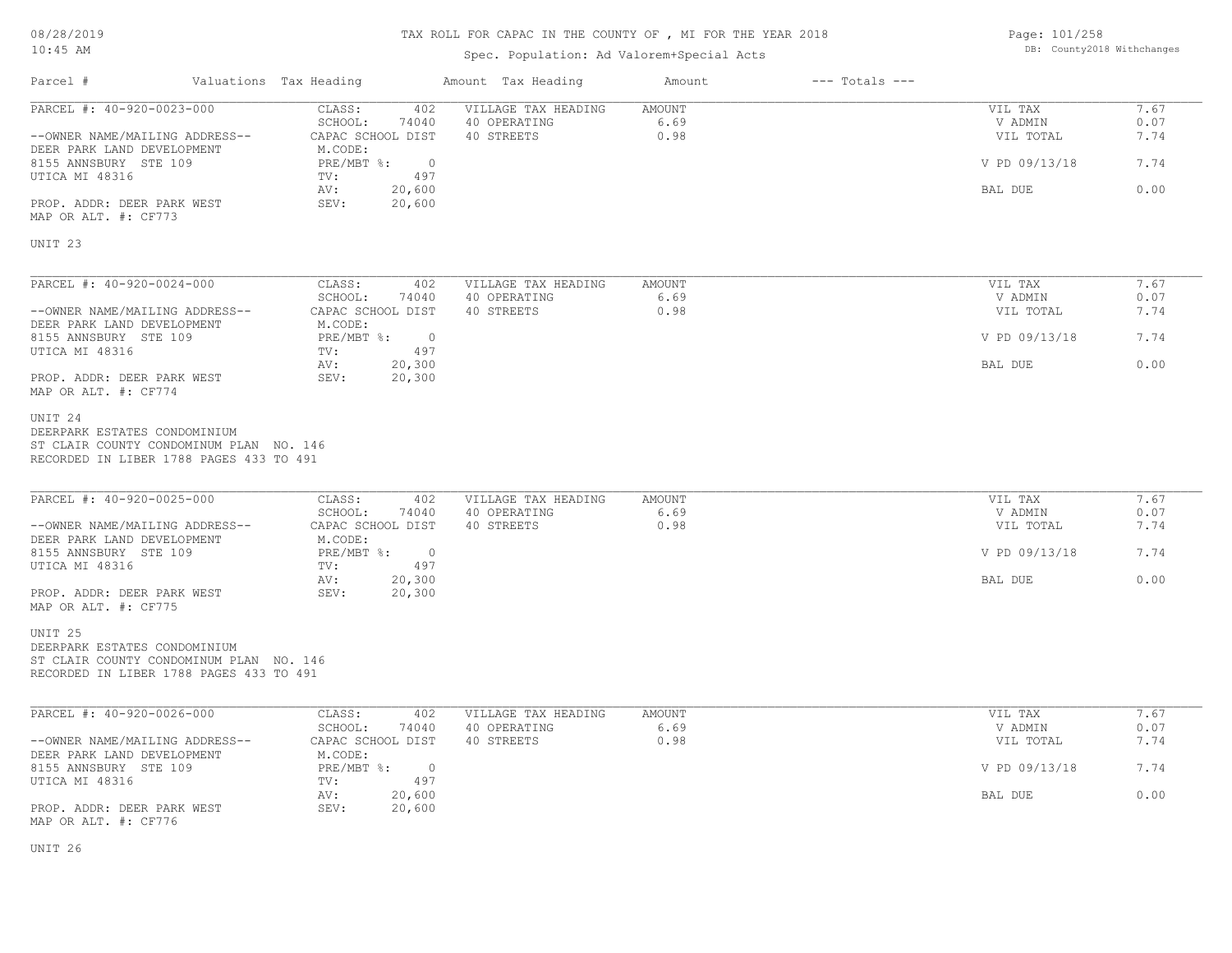# TAX ROLL FOR CAPAC IN THE COUNTY OF , MI FOR THE YEAR 2018

Spec. Population: Ad Valorem+Special Acts

08/28/2019
10:45 AM

DB: County2018 Withchanges

| Parcel # | Valuations | Tax Heading | Amount | Tax Heading | Amount | --- Totals --- | |
|---|---|---|---|---|---|---|---|

---

**PARCEL #: 40-920-0023-000**

| | | | | | |
|---|---|---|---|---|---|
| CLASS: | 402 | VILLAGE TAX HEADING | AMOUNT | VIL TAX | 7.67 |
| SCHOOL: | 74040 | 40 OPERATING | 6.69 | V ADMIN | 0.07 |
| CAPAC SCHOOL DIST | | 40 STREETS | 0.98 | VIL TOTAL | 7.74 |
| M.CODE: | | | | | |
| PRE/MBT %: | 0 | | | V PD 09/13/18 | 7.74 |
| TV: | 497 | | | | |
| AV: | 20,600 | | | BAL DUE | 0.00 |
| SEV: | 20,600 | | | | |

--OWNER NAME/MAILING ADDRESS--
DEER PARK LAND DEVELOPMENT
8155 ANNSBURY STE 109
UTICA MI 48316

PROP. ADDR: DEER PARK WEST
MAP OR ALT. #: CF773

UNIT 23

---

**PARCEL #: 40-920-0024-000**

| | | | | | |
|---|---|---|---|---|---|
| CLASS: | 402 | VILLAGE TAX HEADING | AMOUNT | VIL TAX | 7.67 |
| SCHOOL: | 74040 | 40 OPERATING | 6.69 | V ADMIN | 0.07 |
| CAPAC SCHOOL DIST | | 40 STREETS | 0.98 | VIL TOTAL | 7.74 |
| M.CODE: | | | | | |
| PRE/MBT %: | 0 | | | V PD 09/13/18 | 7.74 |
| TV: | 497 | | | | |
| AV: | 20,300 | | | BAL DUE | 0.00 |
| SEV: | 20,300 | | | | |

--OWNER NAME/MAILING ADDRESS--
DEER PARK LAND DEVELOPMENT
8155 ANNSBURY STE 109
UTICA MI 48316

PROP. ADDR: DEER PARK WEST
MAP OR ALT. #: CF774

UNIT 24
DEERPARK ESTATES CONDOMINIUM
ST CLAIR COUNTY CONDOMINUM PLAN NO. 146
RECORDED IN LIBER 1788 PAGES 433 TO 491

---

**PARCEL #: 40-920-0025-000**

| | | | | | |
|---|---|---|---|---|---|
| CLASS: | 402 | VILLAGE TAX HEADING | AMOUNT | VIL TAX | 7.67 |
| SCHOOL: | 74040 | 40 OPERATING | 6.69 | V ADMIN | 0.07 |
| CAPAC SCHOOL DIST | | 40 STREETS | 0.98 | VIL TOTAL | 7.74 |
| M.CODE: | | | | | |
| PRE/MBT %: | 0 | | | V PD 09/13/18 | 7.74 |
| TV: | 497 | | | | |
| AV: | 20,300 | | | BAL DUE | 0.00 |
| SEV: | 20,300 | | | | |

--OWNER NAME/MAILING ADDRESS--
DEER PARK LAND DEVELOPMENT
8155 ANNSBURY STE 109
UTICA MI 48316

PROP. ADDR: DEER PARK WEST
MAP OR ALT. #: CF775

UNIT 25
DEERPARK ESTATES CONDOMINIUM
ST CLAIR COUNTY CONDOMINUM PLAN NO. 146
RECORDED IN LIBER 1788 PAGES 433 TO 491

---

**PARCEL #: 40-920-0026-000**

| | | | | | |
|---|---|---|---|---|---|
| CLASS: | 402 | VILLAGE TAX HEADING | AMOUNT | VIL TAX | 7.67 |
| SCHOOL: | 74040 | 40 OPERATING | 6.69 | V ADMIN | 0.07 |
| CAPAC SCHOOL DIST | | 40 STREETS | 0.98 | VIL TOTAL | 7.74 |
| M.CODE: | | | | | |
| PRE/MBT %: | 0 | | | V PD 09/13/18 | 7.74 |
| TV: | 497 | | | | |
| AV: | 20,600 | | | BAL DUE | 0.00 |
| SEV: | 20,600 | | | | |

--OWNER NAME/MAILING ADDRESS--
DEER PARK LAND DEVELOPMENT
8155 ANNSBURY STE 109
UTICA MI 48316

PROP. ADDR: DEER PARK WEST
MAP OR ALT. #: CF776

UNIT 26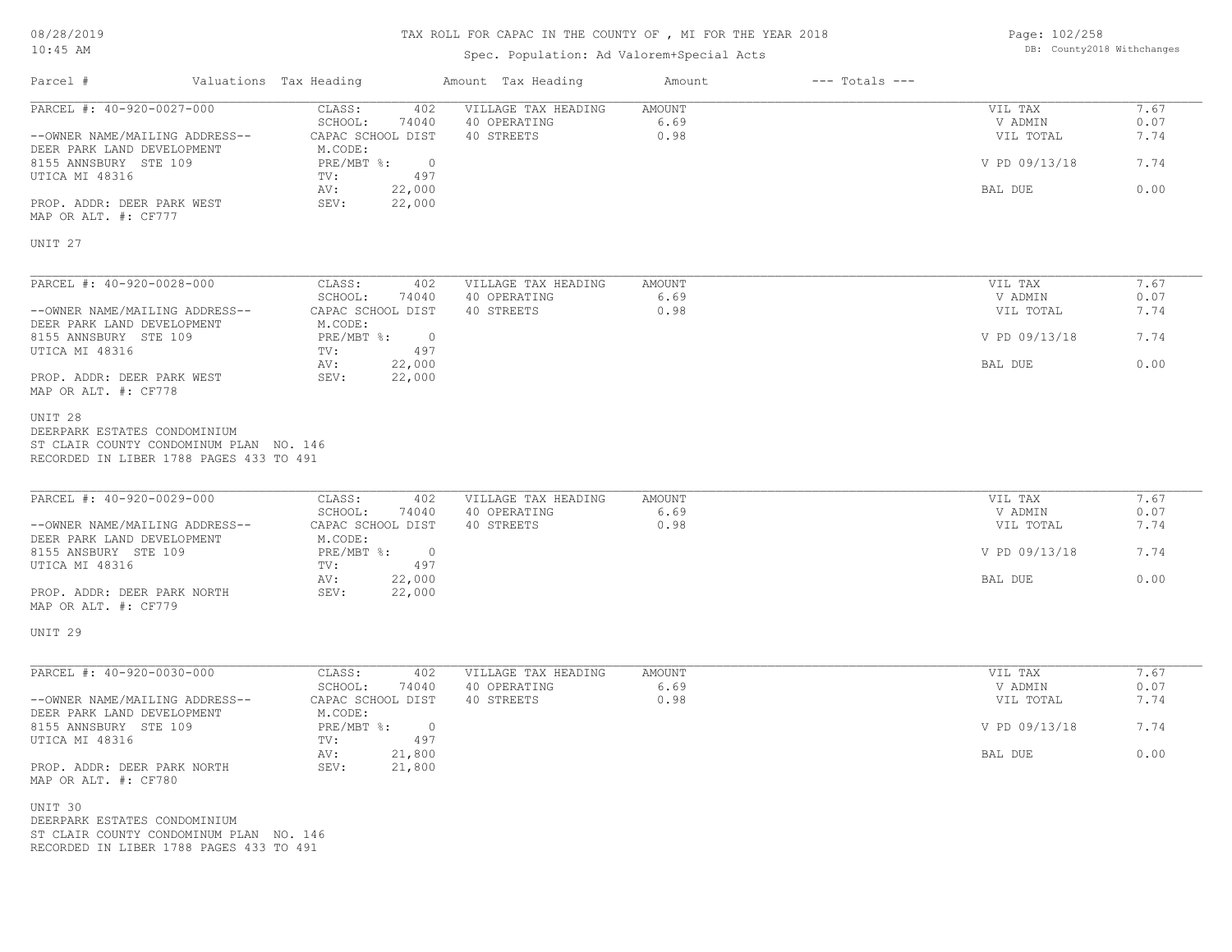# TAX ROLL FOR CAPAC IN THE COUNTY OF , MI FOR THE YEAR 2018

Spec. Population: Ad Valorem+Special Acts

| Parcel # | Valuations Tax Heading | Amount Tax Heading | Amount | --- Totals --- |
|---|---|---|---|---|

---

**PARCEL #: 40-920-0027-000**

| | | | | | |
|---|---|---|---|---|---|
| --OWNER NAME/MAILING ADDRESS-- | CLASS: 402 | VILLAGE TAX HEADING | AMOUNT | VIL TAX | 7.67 |
| DEER PARK LAND DEVELOPMENT | SCHOOL: 74040 | 40 OPERATING | 6.69 | V ADMIN | 0.07 |
| 8155 ANNSBURY STE 109 | CAPAC SCHOOL DIST | 40 STREETS | 0.98 | VIL TOTAL | 7.74 |
| UTICA MI 48316 | M.CODE: | | | | |
| | PRE/MBT %: 0 | | | V PD 09/13/18 | 7.74 |
| PROP. ADDR: DEER PARK WEST | TV: 497 | | | | |
| MAP OR ALT. #: CF777 | AV: 22,000 | | | BAL DUE | 0.00 |
| | SEV: 22,000 | | | | |

UNIT 27

---

**PARCEL #: 40-920-0028-000**

| | | | | | |
|---|---|---|---|---|---|
| --OWNER NAME/MAILING ADDRESS-- | CLASS: 402 | VILLAGE TAX HEADING | AMOUNT | VIL TAX | 7.67 |
| DEER PARK LAND DEVELOPMENT | SCHOOL: 74040 | 40 OPERATING | 6.69 | V ADMIN | 0.07 |
| 8155 ANNSBURY STE 109 | CAPAC SCHOOL DIST | 40 STREETS | 0.98 | VIL TOTAL | 7.74 |
| UTICA MI 48316 | M.CODE: | | | | |
| | PRE/MBT %: 0 | | | V PD 09/13/18 | 7.74 |
| PROP. ADDR: DEER PARK WEST | TV: 497 | | | | |
| MAP OR ALT. #: CF778 | AV: 22,000 | | | BAL DUE | 0.00 |
| | SEV: 22,000 | | | | |

UNIT 28
DEERPARK ESTATES CONDOMINIUM
ST CLAIR COUNTY CONDOMINUM PLAN NO. 146
RECORDED IN LIBER 1788 PAGES 433 TO 491

---

**PARCEL #: 40-920-0029-000**

| | | | | | |
|---|---|---|---|---|---|
| --OWNER NAME/MAILING ADDRESS-- | CLASS: 402 | VILLAGE TAX HEADING | AMOUNT | VIL TAX | 7.67 |
| DEER PARK LAND DEVELOPMENT | SCHOOL: 74040 | 40 OPERATING | 6.69 | V ADMIN | 0.07 |
| 8155 ANSBURY STE 109 | CAPAC SCHOOL DIST | 40 STREETS | 0.98 | VIL TOTAL | 7.74 |
| UTICA MI 48316 | M.CODE: | | | | |
| | PRE/MBT %: 0 | | | V PD 09/13/18 | 7.74 |
| PROP. ADDR: DEER PARK NORTH | TV: 497 | | | | |
| MAP OR ALT. #: CF779 | AV: 22,000 | | | BAL DUE | 0.00 |
| | SEV: 22,000 | | | | |

UNIT 29

---

**PARCEL #: 40-920-0030-000**

| | | | | | |
|---|---|---|---|---|---|
| --OWNER NAME/MAILING ADDRESS-- | CLASS: 402 | VILLAGE TAX HEADING | AMOUNT | VIL TAX | 7.67 |
| DEER PARK LAND DEVELOPMENT | SCHOOL: 74040 | 40 OPERATING | 6.69 | V ADMIN | 0.07 |
| 8155 ANNSBURY STE 109 | CAPAC SCHOOL DIST | 40 STREETS | 0.98 | VIL TOTAL | 7.74 |
| UTICA MI 48316 | M.CODE: | | | | |
| | PRE/MBT %: 0 | | | V PD 09/13/18 | 7.74 |
| PROP. ADDR: DEER PARK NORTH | TV: 497 | | | | |
| MAP OR ALT. #: CF780 | AV: 21,800 | | | BAL DUE | 0.00 |
| | SEV: 21,800 | | | | |

UNIT 30
DEERPARK ESTATES CONDOMINIUM
ST CLAIR COUNTY CONDOMINUM PLAN NO. 146
RECORDED IN LIBER 1788 PAGES 433 TO 491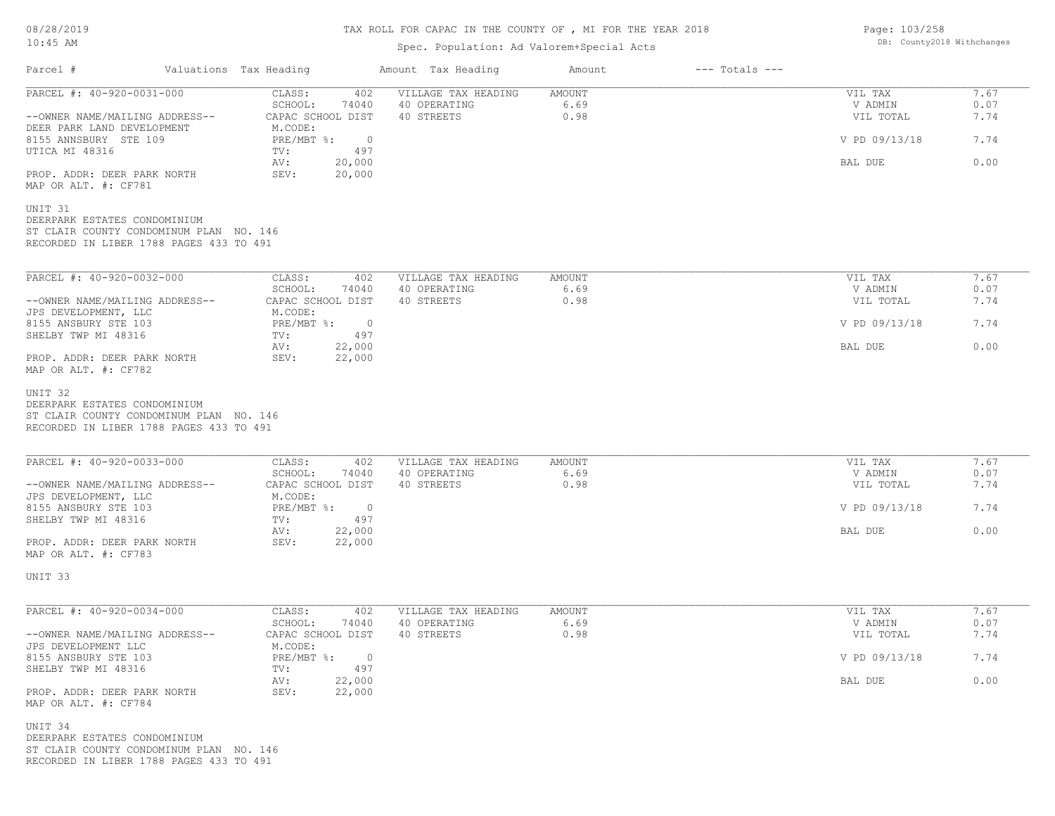# TAX ROLL FOR CAPAC IN THE COUNTY OF , MI FOR THE YEAR 2018

Spec. Population: Ad Valorem+Special Acts

| Parcel # | Valuations | Tax Heading | Amount | Tax Heading | Amount | --- Totals --- | |
|---|---|---|---|---|---|---|---|

## PARCEL #: 40-920-0031-000

| | | | | | |
|---|---|---|---|---|---|
| CLASS: | 402 | VILLAGE TAX HEADING | AMOUNT | VIL TAX | 7.67 |
| SCHOOL: | 74040 | 40 OPERATING | 6.69 | V ADMIN | 0.07 |
| CAPAC SCHOOL DIST | | 40 STREETS | 0.98 | VIL TOTAL | 7.74 |
| M.CODE: | | | | | |
| PRE/MBT %: | 0 | | | V PD 09/13/18 | 7.74 |
| TV: | 497 | | | | |
| AV: | 20,000 | | | BAL DUE | 0.00 |
| SEV: | 20,000 | | | | |

--OWNER NAME/MAILING ADDRESS--
DEER PARK LAND DEVELOPMENT
8155 ANNSBURY STE 109
UTICA MI 48316

PROP. ADDR: DEER PARK NORTH
MAP OR ALT. #: CF781

UNIT 31
DEERPARK ESTATES CONDOMINIUM
ST CLAIR COUNTY CONDOMINUM PLAN NO. 146
RECORDED IN LIBER 1788 PAGES 433 TO 491

## PARCEL #: 40-920-0032-000

| | | | | | |
|---|---|---|---|---|---|
| CLASS: | 402 | VILLAGE TAX HEADING | AMOUNT | VIL TAX | 7.67 |
| SCHOOL: | 74040 | 40 OPERATING | 6.69 | V ADMIN | 0.07 |
| CAPAC SCHOOL DIST | | 40 STREETS | 0.98 | VIL TOTAL | 7.74 |
| M.CODE: | | | | | |
| PRE/MBT %: | 0 | | | V PD 09/13/18 | 7.74 |
| TV: | 497 | | | | |
| AV: | 22,000 | | | BAL DUE | 0.00 |
| SEV: | 22,000 | | | | |

--OWNER NAME/MAILING ADDRESS--
JPS DEVELOPMENT, LLC
8155 ANSBURY STE 103
SHELBY TWP MI 48316

PROP. ADDR: DEER PARK NORTH
MAP OR ALT. #: CF782

UNIT 32
DEERPARK ESTATES CONDOMINIUM
ST CLAIR COUNTY CONDOMINUM PLAN NO. 146
RECORDED IN LIBER 1788 PAGES 433 TO 491

## PARCEL #: 40-920-0033-000

| | | | | | |
|---|---|---|---|---|---|
| CLASS: | 402 | VILLAGE TAX HEADING | AMOUNT | VIL TAX | 7.67 |
| SCHOOL: | 74040 | 40 OPERATING | 6.69 | V ADMIN | 0.07 |
| CAPAC SCHOOL DIST | | 40 STREETS | 0.98 | VIL TOTAL | 7.74 |
| M.CODE: | | | | | |
| PRE/MBT %: | 0 | | | V PD 09/13/18 | 7.74 |
| TV: | 497 | | | | |
| AV: | 22,000 | | | BAL DUE | 0.00 |
| SEV: | 22,000 | | | | |

--OWNER NAME/MAILING ADDRESS--
JPS DEVELOPMENT, LLC
8155 ANSBURY STE 103
SHELBY TWP MI 48316

PROP. ADDR: DEER PARK NORTH
MAP OR ALT. #: CF783

UNIT 33

## PARCEL #: 40-920-0034-000

| | | | | | |
|---|---|---|---|---|---|
| CLASS: | 402 | VILLAGE TAX HEADING | AMOUNT | VIL TAX | 7.67 |
| SCHOOL: | 74040 | 40 OPERATING | 6.69 | V ADMIN | 0.07 |
| CAPAC SCHOOL DIST | | 40 STREETS | 0.98 | VIL TOTAL | 7.74 |
| M.CODE: | | | | | |
| PRE/MBT %: | 0 | | | V PD 09/13/18 | 7.74 |
| TV: | 497 | | | | |
| AV: | 22,000 | | | BAL DUE | 0.00 |
| SEV: | 22,000 | | | | |

--OWNER NAME/MAILING ADDRESS--
JPS DEVELOPMENT LLC
8155 ANSBURY STE 103
SHELBY TWP MI 48316

PROP. ADDR: DEER PARK NORTH
MAP OR ALT. #: CF784

UNIT 34
DEERPARK ESTATES CONDOMINIUM
ST CLAIR COUNTY CONDOMINUM PLAN NO. 146
RECORDED IN LIBER 1788 PAGES 433 TO 491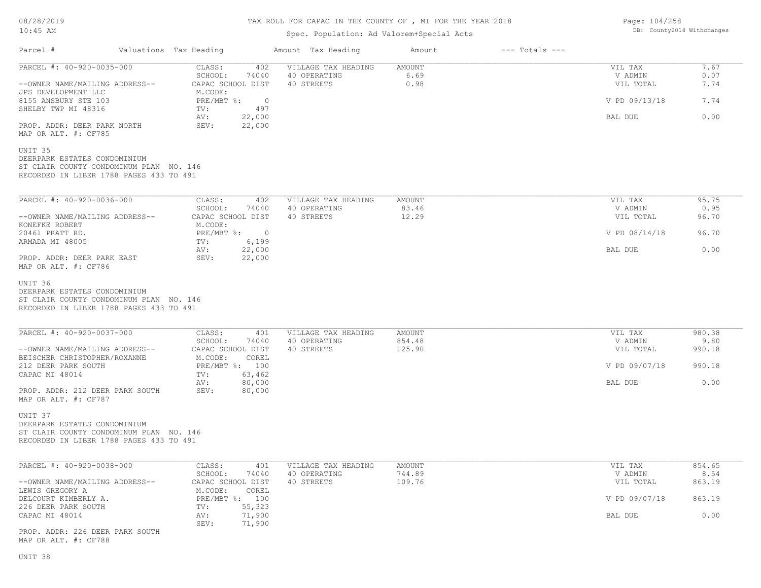TAX ROLL FOR CAPAC IN THE COUNTY OF , MI FOR THE YEAR 2018

Spec. Population: Ad Valorem+Special Acts

| Parcel # | Valuations | Tax Heading | Amount | Tax Heading | Amount | --- Totals --- | |
|---|---|---|---|---|---|---|---|
| PARCEL #: 40-920-0035-000 | CLASS: | 402 | VILLAGE TAX HEADING | AMOUNT | | VIL TAX | 7.67 |
| | SCHOOL: | 74040 | 40 OPERATING | 6.69 | | V ADMIN | 0.07 |
| --OWNER NAME/MAILING ADDRESS-- | CAPAC SCHOOL DIST | | 40 STREETS | 0.98 | | VIL TOTAL | 7.74 |
| JPS DEVELOPMENT LLC | M.CODE: | | | | | | |
| 8155 ANSBURY STE 103 | PRE/MBT %: | 0 | | | | V PD 09/13/18 | 7.74 |
| SHELBY TWP MI 48316 | TV: | 497 | | | | | |
| | AV: | 22,000 | | | | BAL DUE | 0.00 |
| PROP. ADDR: DEER PARK NORTH | SEV: | 22,000 | | | | | |
| MAP OR ALT. #: CF785 | | | | | | | |

UNIT 35
DEERPARK ESTATES CONDOMINIUM
ST CLAIR COUNTY CONDOMINUM PLAN NO. 146
RECORDED IN LIBER 1788 PAGES 433 TO 491

| Parcel # | Valuations | Tax Heading | Amount | Tax Heading | Amount | --- Totals --- | |
|---|---|---|---|---|---|---|---|
| PARCEL #: 40-920-0036-000 | CLASS: | 402 | VILLAGE TAX HEADING | AMOUNT | | VIL TAX | 95.75 |
| | SCHOOL: | 74040 | 40 OPERATING | 83.46 | | V ADMIN | 0.95 |
| --OWNER NAME/MAILING ADDRESS-- | CAPAC SCHOOL DIST | | 40 STREETS | 12.29 | | VIL TOTAL | 96.70 |
| KONEFKE ROBERT | M.CODE: | | | | | | |
| 20461 PRATT RD. | PRE/MBT %: | 0 | | | | V PD 08/14/18 | 96.70 |
| ARMADA MI 48005 | TV: | 6,199 | | | | | |
| | AV: | 22,000 | | | | BAL DUE | 0.00 |
| PROP. ADDR: DEER PARK EAST | SEV: | 22,000 | | | | | |
| MAP OR ALT. #: CF786 | | | | | | | |

UNIT 36
DEERPARK ESTATES CONDOMINIUM
ST CLAIR COUNTY CONDOMINUM PLAN NO. 146
RECORDED IN LIBER 1788 PAGES 433 TO 491

| Parcel # | Valuations | Tax Heading | Amount | Tax Heading | Amount | --- Totals --- | |
|---|---|---|---|---|---|---|---|
| PARCEL #: 40-920-0037-000 | CLASS: | 401 | VILLAGE TAX HEADING | AMOUNT | | VIL TAX | 980.38 |
| | SCHOOL: | 74040 | 40 OPERATING | 854.48 | | V ADMIN | 9.80 |
| --OWNER NAME/MAILING ADDRESS-- | CAPAC SCHOOL DIST | | 40 STREETS | 125.90 | | VIL TOTAL | 990.18 |
| BEISCHER CHRISTOPHER/ROXANNE | M.CODE: | COREL | | | | | |
| 212 DEER PARK SOUTH | PRE/MBT %: | 100 | | | | V PD 09/07/18 | 990.18 |
| CAPAC MI 48014 | TV: | 63,462 | | | | | |
| | AV: | 80,000 | | | | BAL DUE | 0.00 |
| PROP. ADDR: 212 DEER PARK SOUTH | SEV: | 80,000 | | | | | |
| MAP OR ALT. #: CF787 | | | | | | | |

UNIT 37
DEERPARK ESTATES CONDOMINIUM
ST CLAIR COUNTY CONDOMINUM PLAN NO. 146
RECORDED IN LIBER 1788 PAGES 433 TO 491

| Parcel # | Valuations | Tax Heading | Amount | Tax Heading | Amount | --- Totals --- | |
|---|---|---|---|---|---|---|---|
| PARCEL #: 40-920-0038-000 | CLASS: | 401 | VILLAGE TAX HEADING | AMOUNT | | VIL TAX | 854.65 |
| | SCHOOL: | 74040 | 40 OPERATING | 744.89 | | V ADMIN | 8.54 |
| --OWNER NAME/MAILING ADDRESS-- | CAPAC SCHOOL DIST | | 40 STREETS | 109.76 | | VIL TOTAL | 863.19 |
| LEWIS GREGORY A | M.CODE: | COREL | | | | | |
| DELCOURT KIMBERLY A. | PRE/MBT %: | 100 | | | | V PD 09/07/18 | 863.19 |
| 226 DEER PARK SOUTH | TV: | 55,323 | | | | | |
| CAPAC MI 48014 | AV: | 71,900 | | | | BAL DUE | 0.00 |
| | SEV: | 71,900 | | | | | |
| PROP. ADDR: 226 DEER PARK SOUTH | | | | | | | |
| MAP OR ALT. #: CF788 | | | | | | | |

UNIT 38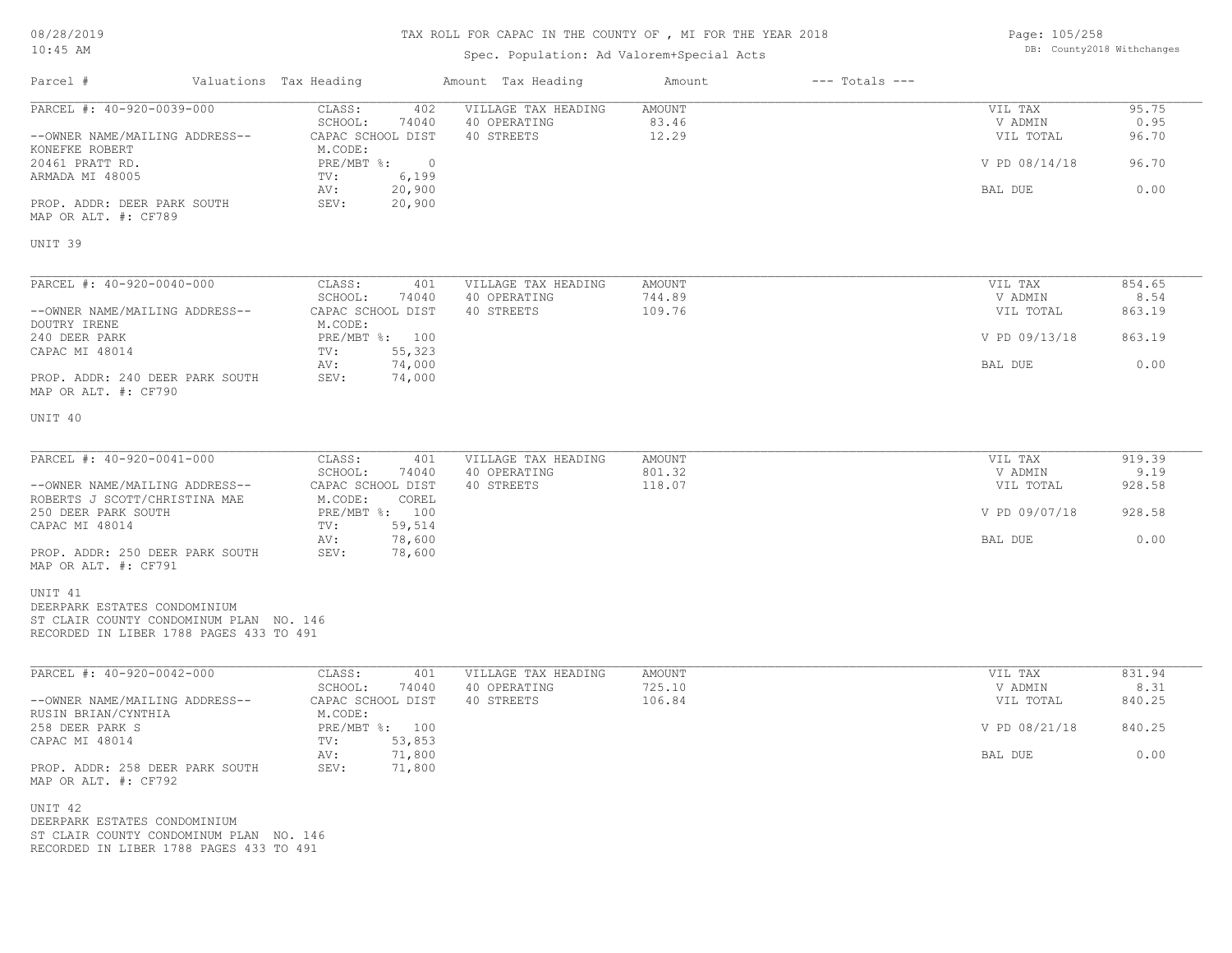# TAX ROLL FOR CAPAC IN THE COUNTY OF , MI FOR THE YEAR 2018

Spec. Population: Ad Valorem+Special Acts

08/28/2019
10:45 AM

DB: County2018 Withchanges

| Parcel # | Valuations | Tax Heading | Amount | Tax Heading | Amount | --- Totals --- | |
|---|---|---|---|---|---|---|---|

---

| | | | | | |
|---|---|---|---|---|---|
| PARCEL #: 40-920-0039-000 | CLASS: 402 | VILLAGE TAX HEADING | AMOUNT | VIL TAX | 95.75 |
| | SCHOOL: 74040 | 40 OPERATING | 83.46 | V ADMIN | 0.95 |
| --OWNER NAME/MAILING ADDRESS-- | CAPAC SCHOOL DIST | 40 STREETS | 12.29 | VIL TOTAL | 96.70 |
| KONEFKE ROBERT | M.CODE: | | | | |
| 20461 PRATT RD. | PRE/MBT %: 0 | | | V PD 08/14/18 | 96.70 |
| ARMADA MI 48005 | TV: 6,199 | | | | |
| | AV: 20,900 | | | BAL DUE | 0.00 |
| PROP. ADDR: DEER PARK SOUTH | SEV: 20,900 | | | | |
| MAP OR ALT. #: CF789 | | | | | |

UNIT 39

---

| | | | | | |
|---|---|---|---|---|---|
| PARCEL #: 40-920-0040-000 | CLASS: 401 | VILLAGE TAX HEADING | AMOUNT | VIL TAX | 854.65 |
| | SCHOOL: 74040 | 40 OPERATING | 744.89 | V ADMIN | 8.54 |
| --OWNER NAME/MAILING ADDRESS-- | CAPAC SCHOOL DIST | 40 STREETS | 109.76 | VIL TOTAL | 863.19 |
| DOUTRY IRENE | M.CODE: | | | | |
| 240 DEER PARK | PRE/MBT %: 100 | | | V PD 09/13/18 | 863.19 |
| CAPAC MI 48014 | TV: 55,323 | | | | |
| | AV: 74,000 | | | BAL DUE | 0.00 |
| PROP. ADDR: 240 DEER PARK SOUTH | SEV: 74,000 | | | | |
| MAP OR ALT. #: CF790 | | | | | |

UNIT 40

---

| | | | | | |
|---|---|---|---|---|---|
| PARCEL #: 40-920-0041-000 | CLASS: 401 | VILLAGE TAX HEADING | AMOUNT | VIL TAX | 919.39 |
| | SCHOOL: 74040 | 40 OPERATING | 801.32 | V ADMIN | 9.19 |
| --OWNER NAME/MAILING ADDRESS-- | CAPAC SCHOOL DIST | 40 STREETS | 118.07 | VIL TOTAL | 928.58 |
| ROBERTS J SCOTT/CHRISTINA MAE | M.CODE: COREL | | | | |
| 250 DEER PARK SOUTH | PRE/MBT %: 100 | | | V PD 09/07/18 | 928.58 |
| CAPAC MI 48014 | TV: 59,514 | | | | |
| | AV: 78,600 | | | BAL DUE | 0.00 |
| PROP. ADDR: 250 DEER PARK SOUTH | SEV: 78,600 | | | | |
| MAP OR ALT. #: CF791 | | | | | |

UNIT 41
DEERPARK ESTATES CONDOMINIUM
ST CLAIR COUNTY CONDOMINUM PLAN NO. 146
RECORDED IN LIBER 1788 PAGES 433 TO 491

---

| | | | | | |
|---|---|---|---|---|---|
| PARCEL #: 40-920-0042-000 | CLASS: 401 | VILLAGE TAX HEADING | AMOUNT | VIL TAX | 831.94 |
| | SCHOOL: 74040 | 40 OPERATING | 725.10 | V ADMIN | 8.31 |
| --OWNER NAME/MAILING ADDRESS-- | CAPAC SCHOOL DIST | 40 STREETS | 106.84 | VIL TOTAL | 840.25 |
| RUSIN BRIAN/CYNTHIA | M.CODE: | | | | |
| 258 DEER PARK S | PRE/MBT %: 100 | | | V PD 08/21/18 | 840.25 |
| CAPAC MI 48014 | TV: 53,853 | | | | |
| | AV: 71,800 | | | BAL DUE | 0.00 |
| PROP. ADDR: 258 DEER PARK SOUTH | SEV: 71,800 | | | | |
| MAP OR ALT. #: CF792 | | | | | |

UNIT 42
DEERPARK ESTATES CONDOMINIUM
ST CLAIR COUNTY CONDOMINUM PLAN NO. 146
RECORDED IN LIBER 1788 PAGES 433 TO 491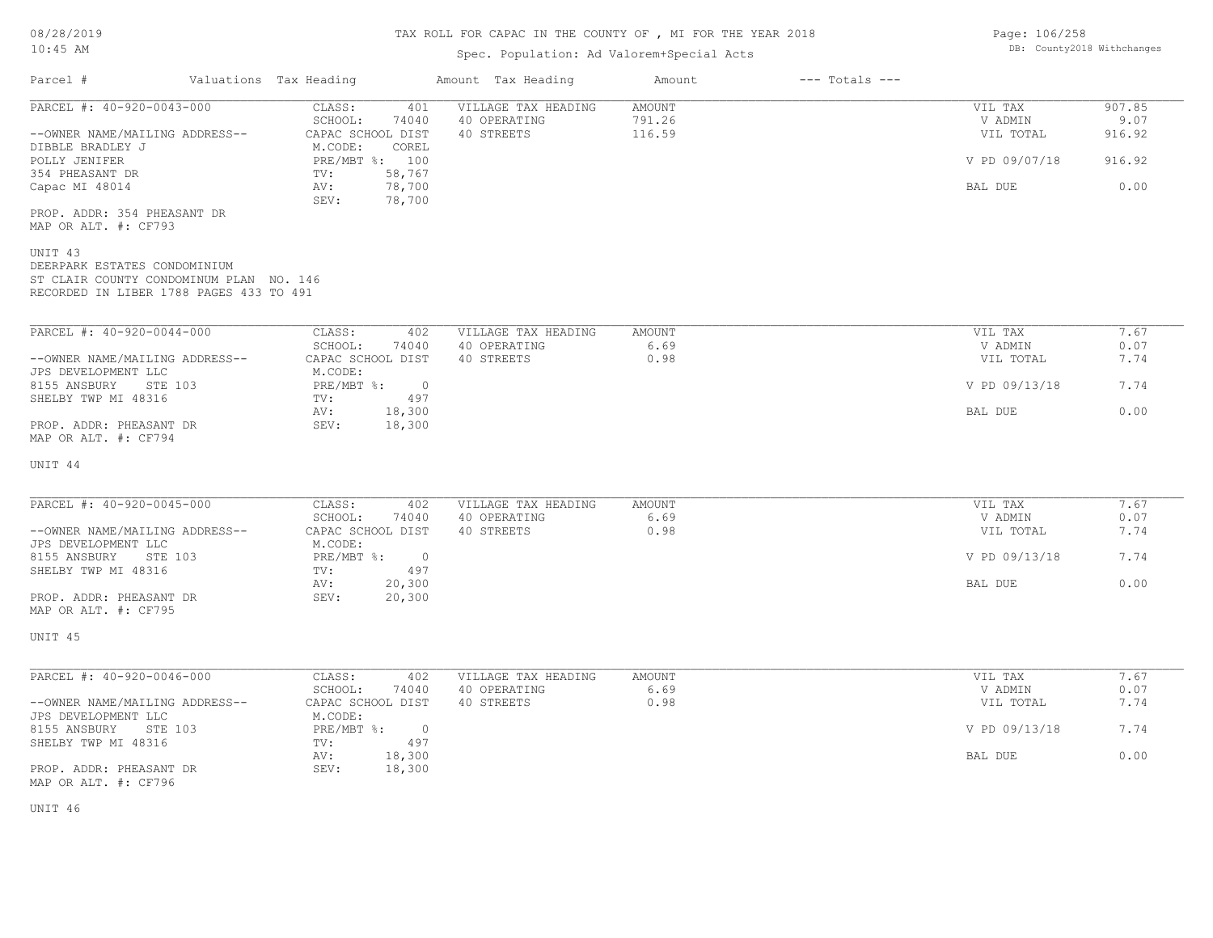# TAX ROLL FOR CAPAC IN THE COUNTY OF , MI FOR THE YEAR 2018

Spec. Population: Ad Valorem+Special Acts

08/28/2019
10:45 AM

DB: County2018 Withchanges

| Parcel # | Valuations Tax Heading | | Amount Tax Heading | Amount | --- Totals --- | |
|---|---|---|---|---|---|---|
| PARCEL #: 40-920-0043-000 | CLASS: | 401 | VILLAGE TAX HEADING | AMOUNT | VIL TAX | 907.85 |
| | SCHOOL: | 74040 | 40 OPERATING | 791.26 | V ADMIN | 9.07 |
| --OWNER NAME/MAILING ADDRESS-- | CAPAC SCHOOL DIST | | 40 STREETS | 116.59 | VIL TOTAL | 916.92 |
| DIBBLE BRADLEY J | M.CODE: | COREL | | | | |
| POLLY JENIFER | PRE/MBT %: | 100 | | | V PD 09/07/18 | 916.92 |
| 354 PHEASANT DR | TV: | 58,767 | | | | |
| Capac MI 48014 | AV: | 78,700 | | | BAL DUE | 0.00 |
| | SEV: | 78,700 | | | | |

PROP. ADDR: 354 PHEASANT DR
MAP OR ALT. #: CF793

UNIT 43
DEERPARK ESTATES CONDOMINIUM
ST CLAIR COUNTY CONDOMINUM PLAN NO. 146
RECORDED IN LIBER 1788 PAGES 433 TO 491

| Parcel # | Valuations Tax Heading | | Amount Tax Heading | Amount | --- Totals --- | |
|---|---|---|---|---|---|---|
| PARCEL #: 40-920-0044-000 | CLASS: | 402 | VILLAGE TAX HEADING | AMOUNT | VIL TAX | 7.67 |
| | SCHOOL: | 74040 | 40 OPERATING | 6.69 | V ADMIN | 0.07 |
| --OWNER NAME/MAILING ADDRESS-- | CAPAC SCHOOL DIST | | 40 STREETS | 0.98 | VIL TOTAL | 7.74 |
| JPS DEVELOPMENT LLC | M.CODE: | | | | | |
| 8155 ANSBURY STE 103 | PRE/MBT %: | 0 | | | V PD 09/13/18 | 7.74 |
| SHELBY TWP MI 48316 | TV: | 497 | | | | |
| | AV: | 18,300 | | | BAL DUE | 0.00 |
| PROP. ADDR: PHEASANT DR | SEV: | 18,300 | | | | |

MAP OR ALT. #: CF794

UNIT 44

| Parcel # | Valuations Tax Heading | | Amount Tax Heading | Amount | --- Totals --- | |
|---|---|---|---|---|---|---|
| PARCEL #: 40-920-0045-000 | CLASS: | 402 | VILLAGE TAX HEADING | AMOUNT | VIL TAX | 7.67 |
| | SCHOOL: | 74040 | 40 OPERATING | 6.69 | V ADMIN | 0.07 |
| --OWNER NAME/MAILING ADDRESS-- | CAPAC SCHOOL DIST | | 40 STREETS | 0.98 | VIL TOTAL | 7.74 |
| JPS DEVELOPMENT LLC | M.CODE: | | | | | |
| 8155 ANSBURY STE 103 | PRE/MBT %: | 0 | | | V PD 09/13/18 | 7.74 |
| SHELBY TWP MI 48316 | TV: | 497 | | | | |
| | AV: | 20,300 | | | BAL DUE | 0.00 |
| PROP. ADDR: PHEASANT DR | SEV: | 20,300 | | | | |

MAP OR ALT. #: CF795

UNIT 45

| Parcel # | Valuations Tax Heading | | Amount Tax Heading | Amount | --- Totals --- | |
|---|---|---|---|---|---|---|
| PARCEL #: 40-920-0046-000 | CLASS: | 402 | VILLAGE TAX HEADING | AMOUNT | VIL TAX | 7.67 |
| | SCHOOL: | 74040 | 40 OPERATING | 6.69 | V ADMIN | 0.07 |
| --OWNER NAME/MAILING ADDRESS-- | CAPAC SCHOOL DIST | | 40 STREETS | 0.98 | VIL TOTAL | 7.74 |
| JPS DEVELOPMENT LLC | M.CODE: | | | | | |
| 8155 ANSBURY STE 103 | PRE/MBT %: | 0 | | | V PD 09/13/18 | 7.74 |
| SHELBY TWP MI 48316 | TV: | 497 | | | | |
| | AV: | 18,300 | | | BAL DUE | 0.00 |
| PROP. ADDR: PHEASANT DR | SEV: | 18,300 | | | | |

MAP OR ALT. #: CF796

UNIT 46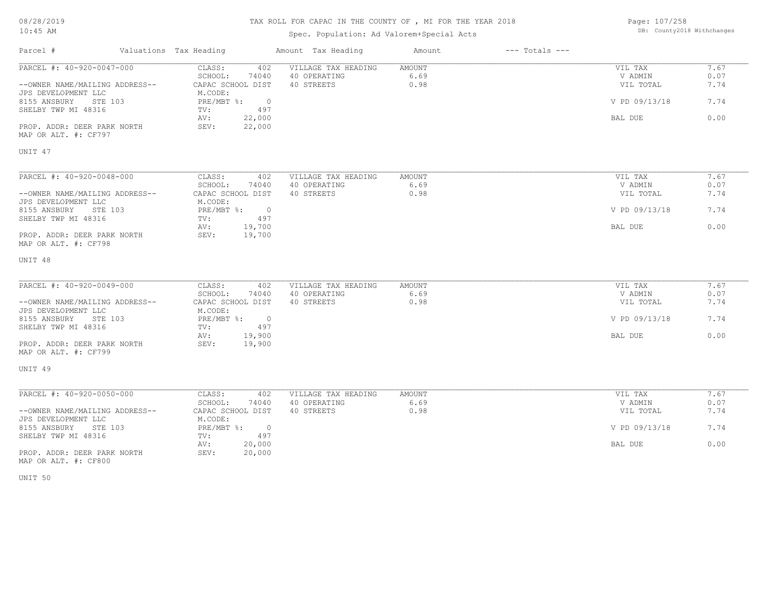# TAX ROLL FOR CAPAC IN THE COUNTY OF , MI FOR THE YEAR 2018

Spec. Population: Ad Valorem+Special Acts

DB: County2018 Withchanges

08/28/2019
10:45 AM

| Parcel # | Valuations | Tax Heading | Amount | Tax Heading | Amount | --- Totals --- | |
|---|---|---|---|---|---|---|---|

---

**PARCEL #: 40-920-0047-000**

--OWNER NAME/MAILING ADDRESS--
JPS DEVELOPMENT LLC
8155 ANSBURY STE 103
SHELBY TWP MI 48316

PROP. ADDR: DEER PARK NORTH
MAP OR ALT. #: CF797

| Valuations | | Tax Heading | Amount | Totals | |
|---|---|---|---|---|---|
| CLASS: | 402 | VILLAGE TAX HEADING | AMOUNT | VIL TAX | 7.67 |
| SCHOOL: | 74040 | 40 OPERATING | 6.69 | V ADMIN | 0.07 |
| CAPAC SCHOOL DIST | | 40 STREETS | 0.98 | VIL TOTAL | 7.74 |
| M.CODE: | | | | | |
| PRE/MBT %: | 0 | | | V PD 09/13/18 | 7.74 |
| TV: | 497 | | | | |
| AV: | 22,000 | | | BAL DUE | 0.00 |
| SEV: | 22,000 | | | | |

UNIT 47

---

**PARCEL #: 40-920-0048-000**

--OWNER NAME/MAILING ADDRESS--
JPS DEVELOPMENT LLC
8155 ANSBURY STE 103
SHELBY TWP MI 48316

PROP. ADDR: DEER PARK NORTH
MAP OR ALT. #: CF798

| Valuations | | Tax Heading | Amount | Totals | |
|---|---|---|---|---|---|
| CLASS: | 402 | VILLAGE TAX HEADING | AMOUNT | VIL TAX | 7.67 |
| SCHOOL: | 74040 | 40 OPERATING | 6.69 | V ADMIN | 0.07 |
| CAPAC SCHOOL DIST | | 40 STREETS | 0.98 | VIL TOTAL | 7.74 |
| M.CODE: | | | | | |
| PRE/MBT %: | 0 | | | V PD 09/13/18 | 7.74 |
| TV: | 497 | | | | |
| AV: | 19,700 | | | BAL DUE | 0.00 |
| SEV: | 19,700 | | | | |

UNIT 48

---

**PARCEL #: 40-920-0049-000**

--OWNER NAME/MAILING ADDRESS--
JPS DEVELOPMENT LLC
8155 ANSBURY STE 103
SHELBY TWP MI 48316

PROP. ADDR: DEER PARK NORTH
MAP OR ALT. #: CF799

| Valuations | | Tax Heading | Amount | Totals | |
|---|---|---|---|---|---|
| CLASS: | 402 | VILLAGE TAX HEADING | AMOUNT | VIL TAX | 7.67 |
| SCHOOL: | 74040 | 40 OPERATING | 6.69 | V ADMIN | 0.07 |
| CAPAC SCHOOL DIST | | 40 STREETS | 0.98 | VIL TOTAL | 7.74 |
| M.CODE: | | | | | |
| PRE/MBT %: | 0 | | | V PD 09/13/18 | 7.74 |
| TV: | 497 | | | | |
| AV: | 19,900 | | | BAL DUE | 0.00 |
| SEV: | 19,900 | | | | |

UNIT 49

---

**PARCEL #: 40-920-0050-000**

--OWNER NAME/MAILING ADDRESS--
JPS DEVELOPMENT LLC
8155 ANSBURY STE 103
SHELBY TWP MI 48316

PROP. ADDR: DEER PARK NORTH
MAP OR ALT. #: CF800

| Valuations | | Tax Heading | Amount | Totals | |
|---|---|---|---|---|---|
| CLASS: | 402 | VILLAGE TAX HEADING | AMOUNT | VIL TAX | 7.67 |
| SCHOOL: | 74040 | 40 OPERATING | 6.69 | V ADMIN | 0.07 |
| CAPAC SCHOOL DIST | | 40 STREETS | 0.98 | VIL TOTAL | 7.74 |
| M.CODE: | | | | | |
| PRE/MBT %: | 0 | | | V PD 09/13/18 | 7.74 |
| TV: | 497 | | | | |
| AV: | 20,000 | | | BAL DUE | 0.00 |
| SEV: | 20,000 | | | | |

UNIT 50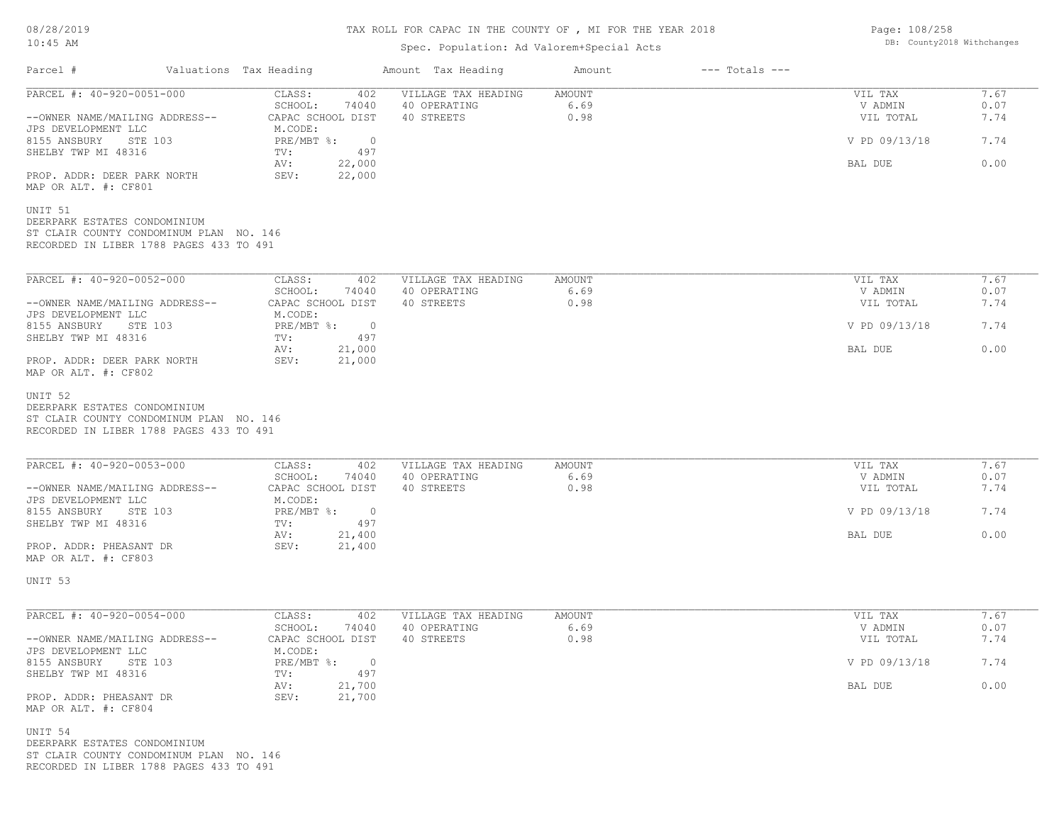# TAX ROLL FOR CAPAC IN THE COUNTY OF , MI FOR THE YEAR 2018

Spec. Population: Ad Valorem+Special Acts

| Parcel # | Valuations Tax Heading | Amount Tax Heading | Amount | --- Totals --- | |
|---|---|---|---|---|---|
| PARCEL #: 40-920-0051-000 | CLASS: 402 | VILLAGE TAX HEADING | AMOUNT | VIL TAX | 7.67 |
| | SCHOOL: 74040 | 40 OPERATING | 6.69 | V ADMIN | 0.07 |
| --OWNER NAME/MAILING ADDRESS-- | CAPAC SCHOOL DIST | 40 STREETS | 0.98 | VIL TOTAL | 7.74 |
| JPS DEVELOPMENT LLC | M.CODE: | | | | |
| 8155 ANSBURY STE 103 | PRE/MBT %: 0 | | | V PD 09/13/18 | 7.74 |
| SHELBY TWP MI 48316 | TV: 497 | | | | |
| | AV: 22,000 | | | BAL DUE | 0.00 |
| PROP. ADDR: DEER PARK NORTH | SEV: 22,000 | | | | |
| MAP OR ALT. #: CF801 | | | | | |

UNIT 51
DEERPARK ESTATES CONDOMINIUM
ST CLAIR COUNTY CONDOMINUM PLAN NO. 146
RECORDED IN LIBER 1788 PAGES 433 TO 491

| Parcel # | Valuations Tax Heading | Amount Tax Heading | Amount | --- Totals --- | |
|---|---|---|---|---|---|
| PARCEL #: 40-920-0052-000 | CLASS: 402 | VILLAGE TAX HEADING | AMOUNT | VIL TAX | 7.67 |
| | SCHOOL: 74040 | 40 OPERATING | 6.69 | V ADMIN | 0.07 |
| --OWNER NAME/MAILING ADDRESS-- | CAPAC SCHOOL DIST | 40 STREETS | 0.98 | VIL TOTAL | 7.74 |
| JPS DEVELOPMENT LLC | M.CODE: | | | | |
| 8155 ANSBURY STE 103 | PRE/MBT %: 0 | | | V PD 09/13/18 | 7.74 |
| SHELBY TWP MI 48316 | TV: 497 | | | | |
| | AV: 21,000 | | | BAL DUE | 0.00 |
| PROP. ADDR: DEER PARK NORTH | SEV: 21,000 | | | | |
| MAP OR ALT. #: CF802 | | | | | |

UNIT 52
DEERPARK ESTATES CONDOMINIUM
ST CLAIR COUNTY CONDOMINUM PLAN NO. 146
RECORDED IN LIBER 1788 PAGES 433 TO 491

| Parcel # | Valuations Tax Heading | Amount Tax Heading | Amount | --- Totals --- | |
|---|---|---|---|---|---|
| PARCEL #: 40-920-0053-000 | CLASS: 402 | VILLAGE TAX HEADING | AMOUNT | VIL TAX | 7.67 |
| | SCHOOL: 74040 | 40 OPERATING | 6.69 | V ADMIN | 0.07 |
| --OWNER NAME/MAILING ADDRESS-- | CAPAC SCHOOL DIST | 40 STREETS | 0.98 | VIL TOTAL | 7.74 |
| JPS DEVELOPMENT LLC | M.CODE: | | | | |
| 8155 ANSBURY STE 103 | PRE/MBT %: 0 | | | V PD 09/13/18 | 7.74 |
| SHELBY TWP MI 48316 | TV: 497 | | | | |
| | AV: 21,400 | | | BAL DUE | 0.00 |
| PROP. ADDR: PHEASANT DR | SEV: 21,400 | | | | |
| MAP OR ALT. #: CF803 | | | | | |

UNIT 53

| Parcel # | Valuations Tax Heading | Amount Tax Heading | Amount | --- Totals --- | |
|---|---|---|---|---|---|
| PARCEL #: 40-920-0054-000 | CLASS: 402 | VILLAGE TAX HEADING | AMOUNT | VIL TAX | 7.67 |
| | SCHOOL: 74040 | 40 OPERATING | 6.69 | V ADMIN | 0.07 |
| --OWNER NAME/MAILING ADDRESS-- | CAPAC SCHOOL DIST | 40 STREETS | 0.98 | VIL TOTAL | 7.74 |
| JPS DEVELOPMENT LLC | M.CODE: | | | | |
| 8155 ANSBURY STE 103 | PRE/MBT %: 0 | | | V PD 09/13/18 | 7.74 |
| SHELBY TWP MI 48316 | TV: 497 | | | | |
| | AV: 21,700 | | | BAL DUE | 0.00 |
| PROP. ADDR: PHEASANT DR | SEV: 21,700 | | | | |
| MAP OR ALT. #: CF804 | | | | | |

UNIT 54
DEERPARK ESTATES CONDOMINIUM
ST CLAIR COUNTY CONDOMINUM PLAN NO. 146
RECORDED IN LIBER 1788 PAGES 433 TO 491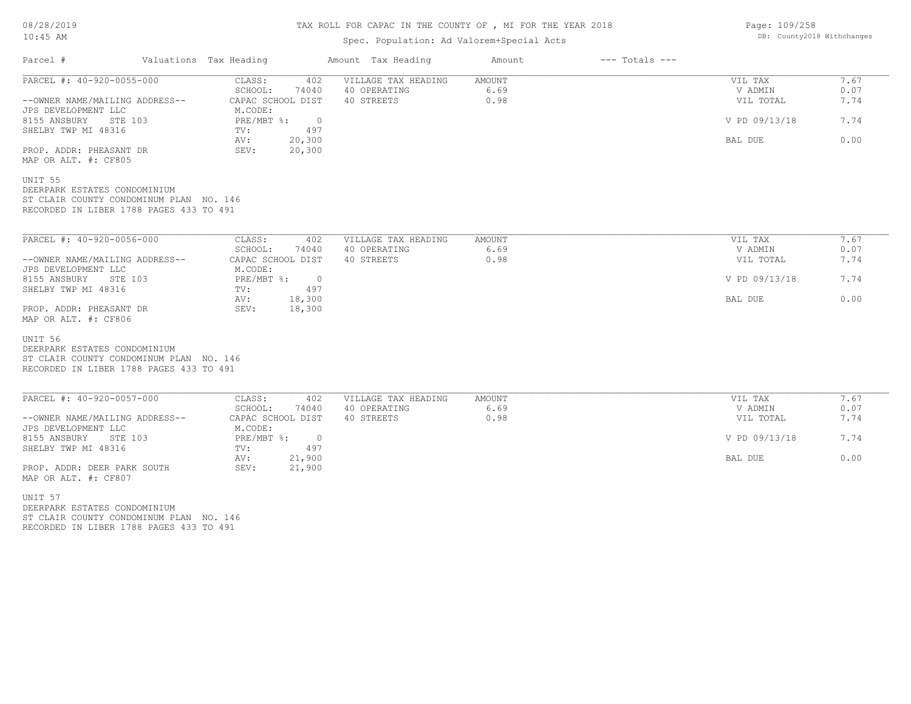TAX ROLL FOR CAPAC IN THE COUNTY OF , MI FOR THE YEAR 2018

Spec. Population: Ad Valorem+Special Acts

| Parcel # | Valuations Tax Heading | | Amount Tax Heading | Amount | --- Totals --- | |
|---|---|---|---|---|---|---|
| PARCEL #: 40-920-0055-000 | CLASS: | 402 | VILLAGE TAX HEADING | AMOUNT | VIL TAX | 7.67 |
| | SCHOOL: | 74040 | 40 OPERATING | 6.69 | V ADMIN | 0.07 |
| --OWNER NAME/MAILING ADDRESS-- | CAPAC SCHOOL DIST | | 40 STREETS | 0.98 | VIL TOTAL | 7.74 |
| JPS DEVELOPMENT LLC | M.CODE: | | | | | |
| 8155 ANSBURY STE 103 | PRE/MBT %: | 0 | | | V PD 09/13/18 | 7.74 |
| SHELBY TWP MI 48316 | TV: | 497 | | | | |
| | AV: | 20,300 | | | BAL DUE | 0.00 |
| PROP. ADDR: PHEASANT DR | SEV: | 20,300 | | | | |
| MAP OR ALT. #: CF805 | | | | | | |

UNIT 55
DEERPARK ESTATES CONDOMINIUM
ST CLAIR COUNTY CONDOMINUM PLAN NO. 146
RECORDED IN LIBER 1788 PAGES 433 TO 491

| Parcel # | Valuations Tax Heading | | Amount Tax Heading | Amount | --- Totals --- | |
|---|---|---|---|---|---|---|
| PARCEL #: 40-920-0056-000 | CLASS: | 402 | VILLAGE TAX HEADING | AMOUNT | VIL TAX | 7.67 |
| | SCHOOL: | 74040 | 40 OPERATING | 6.69 | V ADMIN | 0.07 |
| --OWNER NAME/MAILING ADDRESS-- | CAPAC SCHOOL DIST | | 40 STREETS | 0.98 | VIL TOTAL | 7.74 |
| JPS DEVELOPMENT LLC | M.CODE: | | | | | |
| 8155 ANSBURY STE 103 | PRE/MBT %: | 0 | | | V PD 09/13/18 | 7.74 |
| SHELBY TWP MI 48316 | TV: | 497 | | | | |
| | AV: | 18,300 | | | BAL DUE | 0.00 |
| PROP. ADDR: PHEASANT DR | SEV: | 18,300 | | | | |
| MAP OR ALT. #: CF806 | | | | | | |

UNIT 56
DEERPARK ESTATES CONDOMINIUM
ST CLAIR COUNTY CONDOMINUM PLAN NO. 146
RECORDED IN LIBER 1788 PAGES 433 TO 491

| Parcel # | Valuations Tax Heading | | Amount Tax Heading | Amount | --- Totals --- | |
|---|---|---|---|---|---|---|
| PARCEL #: 40-920-0057-000 | CLASS: | 402 | VILLAGE TAX HEADING | AMOUNT | VIL TAX | 7.67 |
| | SCHOOL: | 74040 | 40 OPERATING | 6.69 | V ADMIN | 0.07 |
| --OWNER NAME/MAILING ADDRESS-- | CAPAC SCHOOL DIST | | 40 STREETS | 0.98 | VIL TOTAL | 7.74 |
| JPS DEVELOPMENT LLC | M.CODE: | | | | | |
| 8155 ANSBURY STE 103 | PRE/MBT %: | 0 | | | V PD 09/13/18 | 7.74 |
| SHELBY TWP MI 48316 | TV: | 497 | | | | |
| | AV: | 21,900 | | | BAL DUE | 0.00 |
| PROP. ADDR: DEER PARK SOUTH | SEV: | 21,900 | | | | |
| MAP OR ALT. #: CF807 | | | | | | |

UNIT 57
DEERPARK ESTATES CONDOMINIUM
ST CLAIR COUNTY CONDOMINUM PLAN NO. 146
RECORDED IN LIBER 1788 PAGES 433 TO 491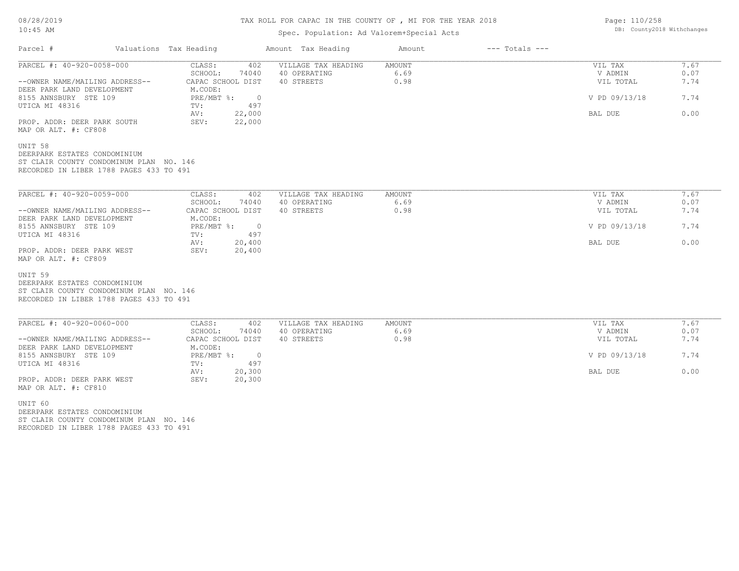# TAX ROLL FOR CAPAC IN THE COUNTY OF , MI FOR THE YEAR 2018

Spec. Population: Ad Valorem+Special Acts

| Parcel # | Valuations | Tax Heading | Amount | Tax Heading | Amount | --- Totals --- | |
|---|---|---|---|---|---|---|---|
| PARCEL #: 40-920-0058-000 | CLASS: | 402 | VILLAGE TAX HEADING | AMOUNT | | VIL TAX | 7.67 |
| | SCHOOL: | 74040 | 40 OPERATING | 6.69 | | V ADMIN | 0.07 |
| --OWNER NAME/MAILING ADDRESS-- | CAPAC SCHOOL DIST | | 40 STREETS | 0.98 | | VIL TOTAL | 7.74 |
| DEER PARK LAND DEVELOPMENT | M.CODE: | | | | | | |
| 8155 ANNSBURY STE 109 | PRE/MBT %: | 0 | | | | V PD 09/13/18 | 7.74 |
| UTICA MI 48316 | TV: | 497 | | | | | |
| | AV: | 22,000 | | | | BAL DUE | 0.00 |
| PROP. ADDR: DEER PARK SOUTH | SEV: | 22,000 | | | | | |
| MAP OR ALT. #: CF808 | | | | | | | |

UNIT 58
DEERPARK ESTATES CONDOMINIUM
ST CLAIR COUNTY CONDOMINIUM PLAN NO. 146
RECORDED IN LIBER 1788 PAGES 433 TO 491

| Parcel # | Valuations | Tax Heading | Amount | Tax Heading | Amount | --- Totals --- | |
|---|---|---|---|---|---|---|---|
| PARCEL #: 40-920-0059-000 | CLASS: | 402 | VILLAGE TAX HEADING | AMOUNT | | VIL TAX | 7.67 |
| | SCHOOL: | 74040 | 40 OPERATING | 6.69 | | V ADMIN | 0.07 |
| --OWNER NAME/MAILING ADDRESS-- | CAPAC SCHOOL DIST | | 40 STREETS | 0.98 | | VIL TOTAL | 7.74 |
| DEER PARK LAND DEVELOPMENT | M.CODE: | | | | | | |
| 8155 ANNSBURY STE 109 | PRE/MBT %: | 0 | | | | V PD 09/13/18 | 7.74 |
| UTICA MI 48316 | TV: | 497 | | | | | |
| | AV: | 20,400 | | | | BAL DUE | 0.00 |
| PROP. ADDR: DEER PARK WEST | SEV: | 20,400 | | | | | |
| MAP OR ALT. #: CF809 | | | | | | | |

UNIT 59
DEERPARK ESTATES CONDOMINIUM
ST CLAIR COUNTY CONDOMINIUM PLAN NO. 146
RECORDED IN LIBER 1788 PAGES 433 TO 491

| Parcel # | Valuations | Tax Heading | Amount | Tax Heading | Amount | --- Totals --- | |
|---|---|---|---|---|---|---|---|
| PARCEL #: 40-920-0060-000 | CLASS: | 402 | VILLAGE TAX HEADING | AMOUNT | | VIL TAX | 7.67 |
| | SCHOOL: | 74040 | 40 OPERATING | 6.69 | | V ADMIN | 0.07 |
| --OWNER NAME/MAILING ADDRESS-- | CAPAC SCHOOL DIST | | 40 STREETS | 0.98 | | VIL TOTAL | 7.74 |
| DEER PARK LAND DEVELOPMENT | M.CODE: | | | | | | |
| 8155 ANNSBURY STE 109 | PRE/MBT %: | 0 | | | | V PD 09/13/18 | 7.74 |
| UTICA MI 48316 | TV: | 497 | | | | | |
| | AV: | 20,300 | | | | BAL DUE | 0.00 |
| PROP. ADDR: DEER PARK WEST | SEV: | 20,300 | | | | | |
| MAP OR ALT. #: CF810 | | | | | | | |

UNIT 60
DEERPARK ESTATES CONDOMINIUM
ST CLAIR COUNTY CONDOMINIUM PLAN NO. 146
RECORDED IN LIBER 1788 PAGES 433 TO 491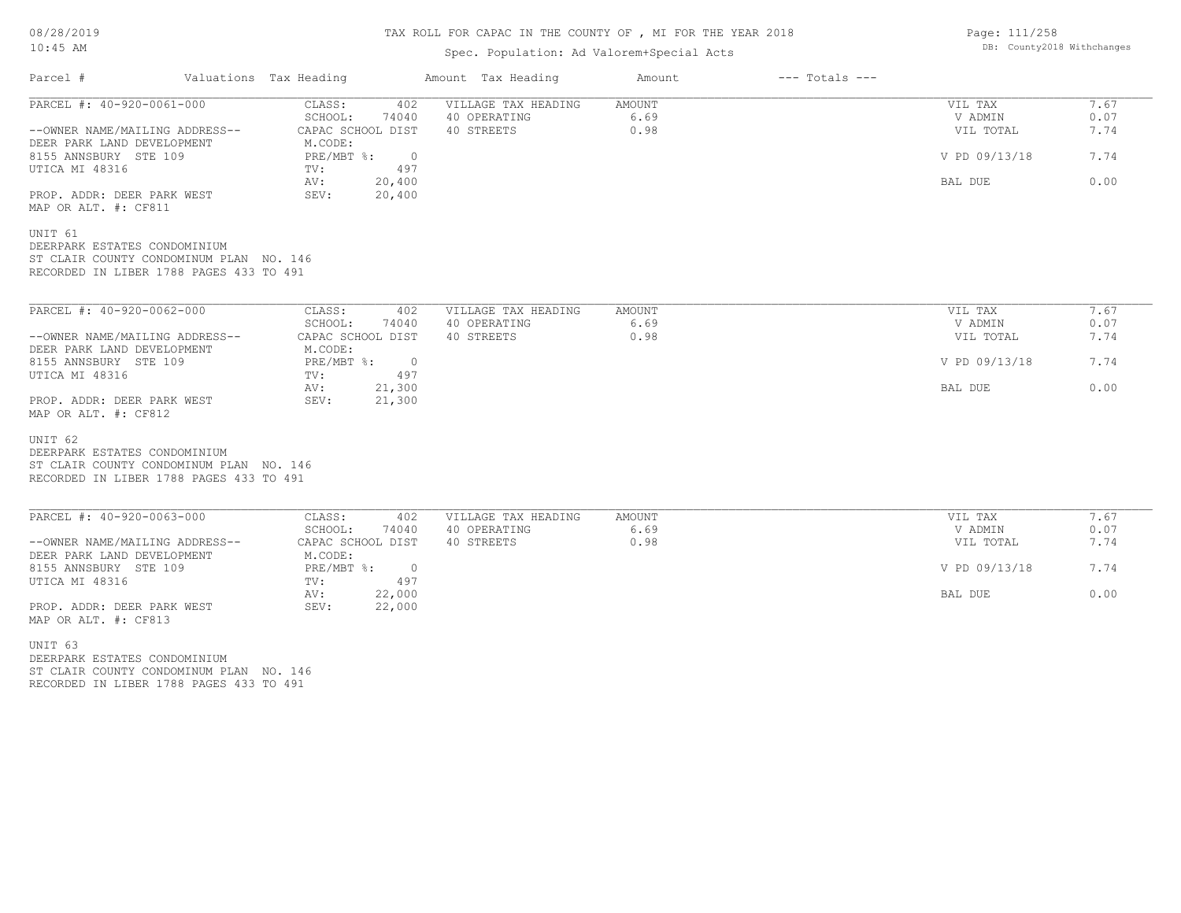TAX ROLL FOR CAPAC IN THE COUNTY OF , MI FOR THE YEAR 2018

Spec. Population: Ad Valorem+Special Acts

| Parcel # | Valuations Tax Heading | | Amount Tax Heading | Amount | --- Totals --- | |
|---|---|---|---|---|---|---|
| PARCEL #: 40-920-0061-000 | CLASS: | 402 | VILLAGE TAX HEADING | AMOUNT | VIL TAX | 7.67 |
| | SCHOOL: | 74040 | 40 OPERATING | 6.69 | V ADMIN | 0.07 |
| --OWNER NAME/MAILING ADDRESS-- | CAPAC SCHOOL DIST | | 40 STREETS | 0.98 | VIL TOTAL | 7.74 |
| DEER PARK LAND DEVELOPMENT | M.CODE: | | | | | |
| 8155 ANNSBURY STE 109 | PRE/MBT %: | 0 | | | V PD 09/13/18 | 7.74 |
| UTICA MI 48316 | TV: | 497 | | | | |
| | AV: | 20,400 | | | BAL DUE | 0.00 |
| PROP. ADDR: DEER PARK WEST | SEV: | 20,400 | | | | |
| MAP OR ALT. #: CF811 | | | | | | |

UNIT 61
DEERPARK ESTATES CONDOMINIUM
ST CLAIR COUNTY CONDOMINUM PLAN NO. 146
RECORDED IN LIBER 1788 PAGES 433 TO 491

| Parcel # | Valuations Tax Heading | | Amount Tax Heading | Amount | --- Totals --- | |
|---|---|---|---|---|---|---|
| PARCEL #: 40-920-0062-000 | CLASS: | 402 | VILLAGE TAX HEADING | AMOUNT | VIL TAX | 7.67 |
| | SCHOOL: | 74040 | 40 OPERATING | 6.69 | V ADMIN | 0.07 |
| --OWNER NAME/MAILING ADDRESS-- | CAPAC SCHOOL DIST | | 40 STREETS | 0.98 | VIL TOTAL | 7.74 |
| DEER PARK LAND DEVELOPMENT | M.CODE: | | | | | |
| 8155 ANNSBURY STE 109 | PRE/MBT %: | 0 | | | V PD 09/13/18 | 7.74 |
| UTICA MI 48316 | TV: | 497 | | | | |
| | AV: | 21,300 | | | BAL DUE | 0.00 |
| PROP. ADDR: DEER PARK WEST | SEV: | 21,300 | | | | |
| MAP OR ALT. #: CF812 | | | | | | |

UNIT 62
DEERPARK ESTATES CONDOMINIUM
ST CLAIR COUNTY CONDOMINUM PLAN NO. 146
RECORDED IN LIBER 1788 PAGES 433 TO 491

| Parcel # | Valuations Tax Heading | | Amount Tax Heading | Amount | --- Totals --- | |
|---|---|---|---|---|---|---|
| PARCEL #: 40-920-0063-000 | CLASS: | 402 | VILLAGE TAX HEADING | AMOUNT | VIL TAX | 7.67 |
| | SCHOOL: | 74040 | 40 OPERATING | 6.69 | V ADMIN | 0.07 |
| --OWNER NAME/MAILING ADDRESS-- | CAPAC SCHOOL DIST | | 40 STREETS | 0.98 | VIL TOTAL | 7.74 |
| DEER PARK LAND DEVELOPMENT | M.CODE: | | | | | |
| 8155 ANNSBURY STE 109 | PRE/MBT %: | 0 | | | V PD 09/13/18 | 7.74 |
| UTICA MI 48316 | TV: | 497 | | | | |
| | AV: | 22,000 | | | BAL DUE | 0.00 |
| PROP. ADDR: DEER PARK WEST | SEV: | 22,000 | | | | |
| MAP OR ALT. #: CF813 | | | | | | |

UNIT 63
DEERPARK ESTATES CONDOMINIUM
ST CLAIR COUNTY CONDOMINUM PLAN NO. 146
RECORDED IN LIBER 1788 PAGES 433 TO 491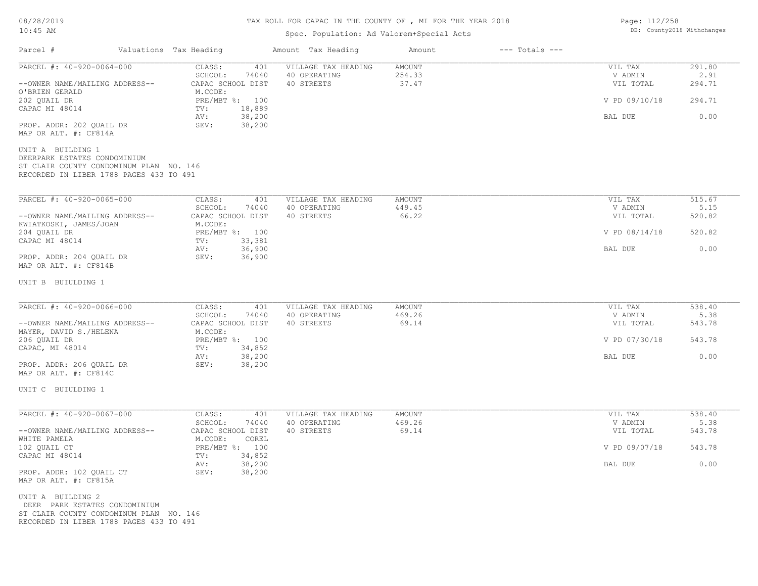# TAX ROLL FOR CAPAC IN THE COUNTY OF , MI FOR THE YEAR 2018

Spec. Population: Ad Valorem+Special Acts

08/28/2019
10:45 AM

DB: County2018 Withchanges

| Parcel # | Valuations Tax Heading | | Amount Tax Heading | Amount | --- Totals --- | |
|---|---|---|---|---|---|---|

---

**PARCEL #: 40-920-0064-000**

| | | | | | |
|---|---|---|---|---|---|
| CLASS: | 401 | VILLAGE TAX HEADING | AMOUNT | VIL TAX | 291.80 |
| SCHOOL: | 74040 | 40 OPERATING | 254.33 | V ADMIN | 2.91 |
| CAPAC SCHOOL DIST | | 40 STREETS | 37.47 | VIL TOTAL | 294.71 |
| M.CODE: | | | | | |
| PRE/MBT %: | 100 | | | V PD 09/10/18 | 294.71 |
| TV: | 18,889 | | | | |
| AV: | 38,200 | | | BAL DUE | 0.00 |
| SEV: | 38,200 | | | | |

--OWNER NAME/MAILING ADDRESS--
O'BRIEN GERALD
202 QUAIL DR
CAPAC MI 48014

PROP. ADDR: 202 QUAIL DR
MAP OR ALT. #: CF814A

UNIT A BUILDING 1
DEERPARK ESTATES CONDOMINIUM
ST CLAIR COUNTY CONDOMINUM PLAN NO. 146
RECORDED IN LIBER 1788 PAGES 433 TO 491

---

**PARCEL #: 40-920-0065-000**

| | | | | | |
|---|---|---|---|---|---|
| CLASS: | 401 | VILLAGE TAX HEADING | AMOUNT | VIL TAX | 515.67 |
| SCHOOL: | 74040 | 40 OPERATING | 449.45 | V ADMIN | 5.15 |
| CAPAC SCHOOL DIST | | 40 STREETS | 66.22 | VIL TOTAL | 520.82 |
| M.CODE: | | | | | |
| PRE/MBT %: | 100 | | | V PD 08/14/18 | 520.82 |
| TV: | 33,381 | | | | |
| AV: | 36,900 | | | BAL DUE | 0.00 |
| SEV: | 36,900 | | | | |

--OWNER NAME/MAILING ADDRESS--
KWIATKOSKI, JAMES/JOAN
204 QUAIL DR
CAPAC MI 48014

PROP. ADDR: 204 QUAIL DR
MAP OR ALT. #: CF814B

UNIT B BUIULDING 1

---

**PARCEL #: 40-920-0066-000**

| | | | | | |
|---|---|---|---|---|---|
| CLASS: | 401 | VILLAGE TAX HEADING | AMOUNT | VIL TAX | 538.40 |
| SCHOOL: | 74040 | 40 OPERATING | 469.26 | V ADMIN | 5.38 |
| CAPAC SCHOOL DIST | | 40 STREETS | 69.14 | VIL TOTAL | 543.78 |
| M.CODE: | | | | | |
| PRE/MBT %: | 100 | | | V PD 07/30/18 | 543.78 |
| TV: | 34,852 | | | | |
| AV: | 38,200 | | | BAL DUE | 0.00 |
| SEV: | 38,200 | | | | |

--OWNER NAME/MAILING ADDRESS--
MAYER, DAVID S./HELENA
206 QUAIL DR
CAPAC, MI 48014

PROP. ADDR: 206 QUAIL DR
MAP OR ALT. #: CF814C

UNIT C BUIULDING 1

---

**PARCEL #: 40-920-0067-000**

| | | | | | |
|---|---|---|---|---|---|
| CLASS: | 401 | VILLAGE TAX HEADING | AMOUNT | VIL TAX | 538.40 |
| SCHOOL: | 74040 | 40 OPERATING | 469.26 | V ADMIN | 5.38 |
| CAPAC SCHOOL DIST | | 40 STREETS | 69.14 | VIL TOTAL | 543.78 |
| M.CODE: | COREL | | | | |
| PRE/MBT %: | 100 | | | V PD 09/07/18 | 543.78 |
| TV: | 34,852 | | | | |
| AV: | 38,200 | | | BAL DUE | 0.00 |
| SEV: | 38,200 | | | | |

--OWNER NAME/MAILING ADDRESS--
WHITE PAMELA
102 QUAIL CT
CAPAC MI 48014

PROP. ADDR: 102 QUAIL CT
MAP OR ALT. #: CF815A

UNIT A BUILDING 2
DEER PARK ESTATES CONDOMINIUM
ST CLAIR COUNTY CONDOMINUM PLAN NO. 146
RECORDED IN LIBER 1788 PAGES 433 TO 491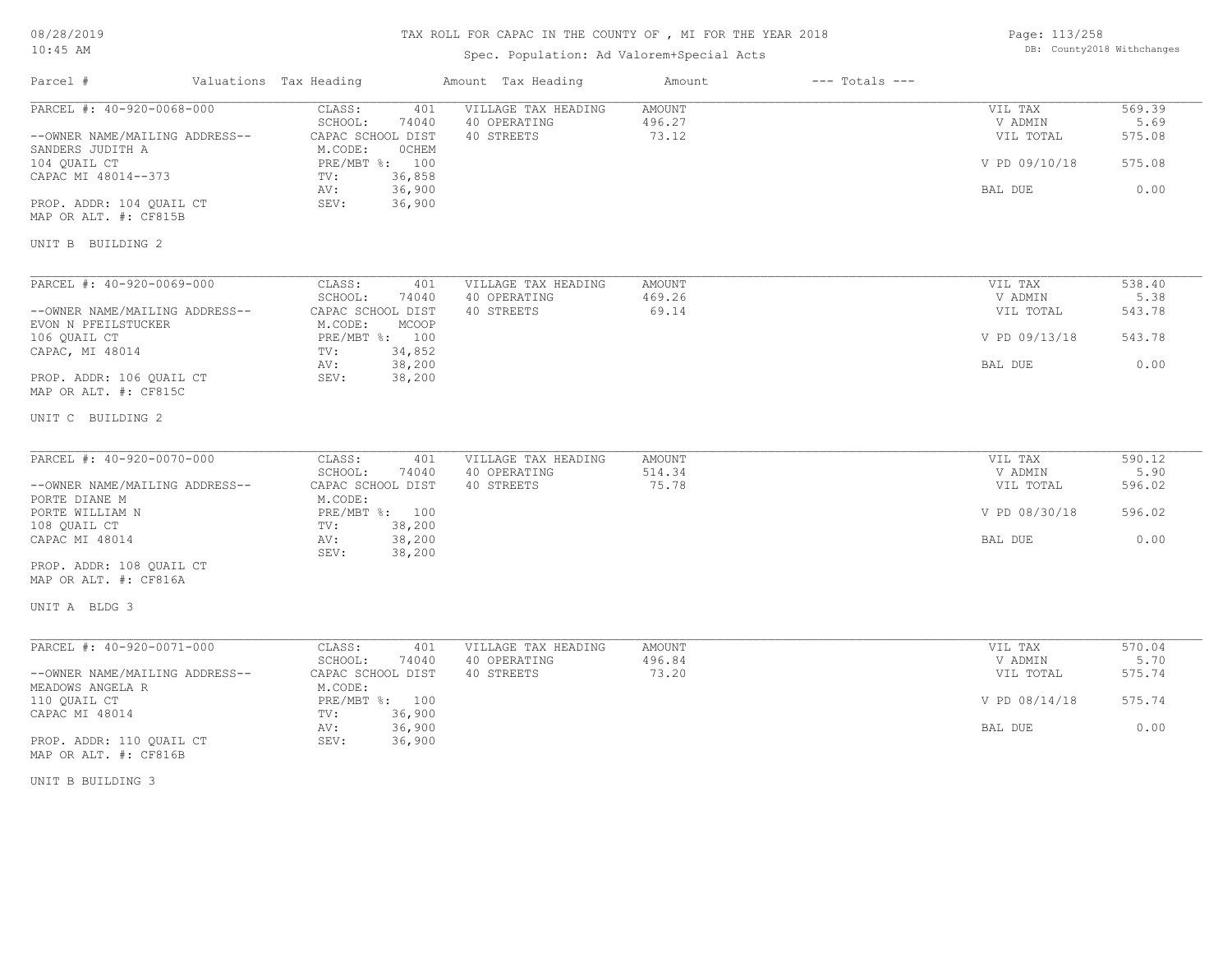# TAX ROLL FOR CAPAC IN THE COUNTY OF , MI FOR THE YEAR 2018

08/28/2019
10:45 AM

Spec. Population: Ad Valorem+Special Acts

DB: County2018 Withchanges

| Parcel # | Valuations | Tax Heading | Amount | Tax Heading | Amount | --- Totals --- | |
|---|---|---|---|---|---|---|---|
| PARCEL #: 40-920-0068-000 | CLASS: | 401 | VILLAGE TAX HEADING | AMOUNT | | VIL TAX | 569.39 |
| | SCHOOL: | 74040 | 40 OPERATING | 496.27 | | V ADMIN | 5.69 |
| --OWNER NAME/MAILING ADDRESS-- | CAPAC SCHOOL DIST | | 40 STREETS | 73.12 | | VIL TOTAL | 575.08 |
| SANDERS JUDITH A | M.CODE: | 0CHEM | | | | | |
| 104 QUAIL CT | PRE/MBT %: | 100 | | | | V PD 09/10/18 | 575.08 |
| CAPAC MI 48014--373 | TV: | 36,858 | | | | | |
| | AV: | 36,900 | | | | BAL DUE | 0.00 |
| PROP. ADDR: 104 QUAIL CT | SEV: | 36,900 | | | | | |
| MAP OR ALT. #: CF815B | | | | | | | |
| UNIT B BUILDING 2 | | | | | | | |
| PARCEL #: 40-920-0069-000 | CLASS: | 401 | VILLAGE TAX HEADING | AMOUNT | | VIL TAX | 538.40 |
| | SCHOOL: | 74040 | 40 OPERATING | 469.26 | | V ADMIN | 5.38 |
| --OWNER NAME/MAILING ADDRESS-- | CAPAC SCHOOL DIST | | 40 STREETS | 69.14 | | VIL TOTAL | 543.78 |
| EVON N PFEILSTUCKER | M.CODE: | MCOOP | | | | | |
| 106 QUAIL CT | PRE/MBT %: | 100 | | | | V PD 09/13/18 | 543.78 |
| CAPAC, MI 48014 | TV: | 34,852 | | | | | |
| | AV: | 38,200 | | | | BAL DUE | 0.00 |
| PROP. ADDR: 106 QUAIL CT | SEV: | 38,200 | | | | | |
| MAP OR ALT. #: CF815C | | | | | | | |
| UNIT C BUILDING 2 | | | | | | | |
| PARCEL #: 40-920-0070-000 | CLASS: | 401 | VILLAGE TAX HEADING | AMOUNT | | VIL TAX | 590.12 |
| | SCHOOL: | 74040 | 40 OPERATING | 514.34 | | V ADMIN | 5.90 |
| --OWNER NAME/MAILING ADDRESS-- | CAPAC SCHOOL DIST | | 40 STREETS | 75.78 | | VIL TOTAL | 596.02 |
| PORTE DIANE M | M.CODE: | | | | | | |
| PORTE WILLIAM N | PRE/MBT %: | 100 | | | | V PD 08/30/18 | 596.02 |
| 108 QUAIL CT | TV: | 38,200 | | | | | |
| CAPAC MI 48014 | AV: | 38,200 | | | | BAL DUE | 0.00 |
| | SEV: | 38,200 | | | | | |
| PROP. ADDR: 108 QUAIL CT | | | | | | | |
| MAP OR ALT. #: CF816A | | | | | | | |
| UNIT A BLDG 3 | | | | | | | |
| PARCEL #: 40-920-0071-000 | CLASS: | 401 | VILLAGE TAX HEADING | AMOUNT | | VIL TAX | 570.04 |
| | SCHOOL: | 74040 | 40 OPERATING | 496.84 | | V ADMIN | 5.70 |
| --OWNER NAME/MAILING ADDRESS-- | CAPAC SCHOOL DIST | | 40 STREETS | 73.20 | | VIL TOTAL | 575.74 |
| MEADOWS ANGELA R | M.CODE: | | | | | | |
| 110 QUAIL CT | PRE/MBT %: | 100 | | | | V PD 08/14/18 | 575.74 |
| CAPAC MI 48014 | TV: | 36,900 | | | | | |
| | AV: | 36,900 | | | | BAL DUE | 0.00 |
| PROP. ADDR: 110 QUAIL CT | SEV: | 36,900 | | | | | |
| MAP OR ALT. #: CF816B | | | | | | | |
| UNIT B BUILDING 3 | | | | | | | |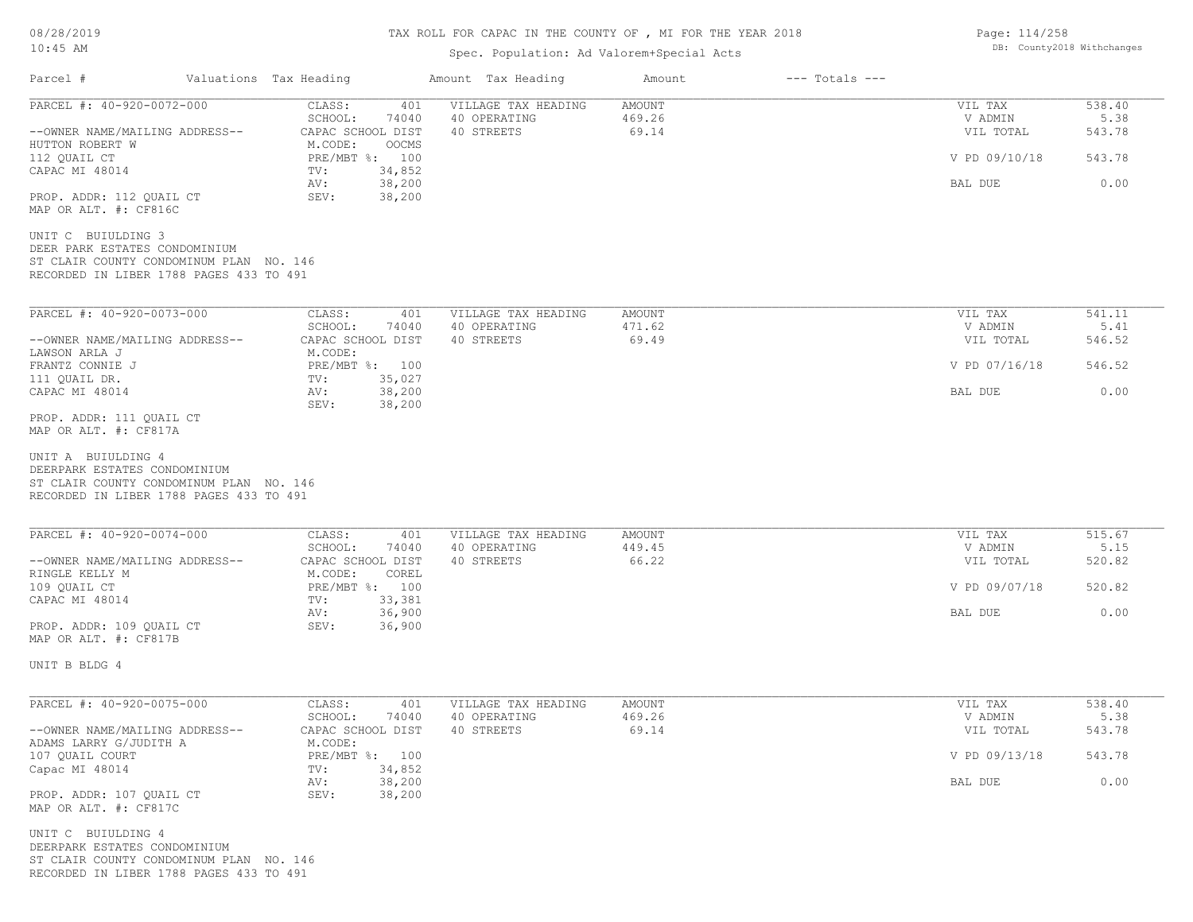# TAX ROLL FOR CAPAC IN THE COUNTY OF , MI FOR THE YEAR 2018

Spec. Population: Ad Valorem+Special Acts

| Parcel # | Valuations Tax Heading | Amount Tax Heading | Amount | --- Totals --- |
| --- | --- | --- | --- | --- |

---

**PARCEL #: 40-920-0072-000**

--OWNER NAME/MAILING ADDRESS--
HUTTON ROBERT W
112 QUAIL CT
CAPAC MI 48014

PROP. ADDR: 112 QUAIL CT
MAP OR ALT. #: CF816C

| | | | | | |
| --- | --- | --- | --- | --- | --- |
| CLASS: | 401 | VILLAGE TAX HEADING | AMOUNT | VIL TAX | 538.40 |
| SCHOOL: | 74040 | 40 OPERATING | 469.26 | V ADMIN | 5.38 |
| CAPAC SCHOOL DIST | | 40 STREETS | 69.14 | VIL TOTAL | 543.78 |
| M.CODE: | OOCMS | | | | |
| PRE/MBT %: | 100 | | | V PD 09/10/18 | 543.78 |
| TV: | 34,852 | | | | |
| AV: | 38,200 | | | BAL DUE | 0.00 |
| SEV: | 38,200 | | | | |

UNIT C BUIULDING 3
DEER PARK ESTATES CONDOMINIUM
ST CLAIR COUNTY CONDOMINUM PLAN NO. 146
RECORDED IN LIBER 1788 PAGES 433 TO 491

---

**PARCEL #: 40-920-0073-000**

--OWNER NAME/MAILING ADDRESS--
LAWSON ARLA J
FRANTZ CONNIE J
111 QUAIL DR.
CAPAC MI 48014

PROP. ADDR: 111 QUAIL CT
MAP OR ALT. #: CF817A

| | | | | | |
| --- | --- | --- | --- | --- | --- |
| CLASS: | 401 | VILLAGE TAX HEADING | AMOUNT | VIL TAX | 541.11 |
| SCHOOL: | 74040 | 40 OPERATING | 471.62 | V ADMIN | 5.41 |
| CAPAC SCHOOL DIST | | 40 STREETS | 69.49 | VIL TOTAL | 546.52 |
| M.CODE: | | | | | |
| PRE/MBT %: | 100 | | | V PD 07/16/18 | 546.52 |
| TV: | 35,027 | | | | |
| AV: | 38,200 | | | BAL DUE | 0.00 |
| SEV: | 38,200 | | | | |

UNIT A BUIULDING 4
DEERPARK ESTATES CONDOMINIUM
ST CLAIR COUNTY CONDOMINUM PLAN NO. 146
RECORDED IN LIBER 1788 PAGES 433 TO 491

---

**PARCEL #: 40-920-0074-000**

--OWNER NAME/MAILING ADDRESS--
RINGLE KELLY M
109 QUAIL CT
CAPAC MI 48014

PROP. ADDR: 109 QUAIL CT
MAP OR ALT. #: CF817B

| | | | | | |
| --- | --- | --- | --- | --- | --- |
| CLASS: | 401 | VILLAGE TAX HEADING | AMOUNT | VIL TAX | 515.67 |
| SCHOOL: | 74040 | 40 OPERATING | 449.45 | V ADMIN | 5.15 |
| CAPAC SCHOOL DIST | | 40 STREETS | 66.22 | VIL TOTAL | 520.82 |
| M.CODE: | COREL | | | | |
| PRE/MBT %: | 100 | | | V PD 09/07/18 | 520.82 |
| TV: | 33,381 | | | | |
| AV: | 36,900 | | | BAL DUE | 0.00 |
| SEV: | 36,900 | | | | |

UNIT B BLDG 4

---

**PARCEL #: 40-920-0075-000**

--OWNER NAME/MAILING ADDRESS--
ADAMS LARRY G/JUDITH A
107 QUAIL COURT
Capac MI 48014

PROP. ADDR: 107 QUAIL CT
MAP OR ALT. #: CF817C

| | | | | | |
| --- | --- | --- | --- | --- | --- |
| CLASS: | 401 | VILLAGE TAX HEADING | AMOUNT | VIL TAX | 538.40 |
| SCHOOL: | 74040 | 40 OPERATING | 469.26 | V ADMIN | 5.38 |
| CAPAC SCHOOL DIST | | 40 STREETS | 69.14 | VIL TOTAL | 543.78 |
| M.CODE: | | | | | |
| PRE/MBT %: | 100 | | | V PD 09/13/18 | 543.78 |
| TV: | 34,852 | | | | |
| AV: | 38,200 | | | BAL DUE | 0.00 |
| SEV: | 38,200 | | | | |

UNIT C BUIULDING 4
DEERPARK ESTATES CONDOMINIUM
ST CLAIR COUNTY CONDOMINUM PLAN NO. 146
RECORDED IN LIBER 1788 PAGES 433 TO 491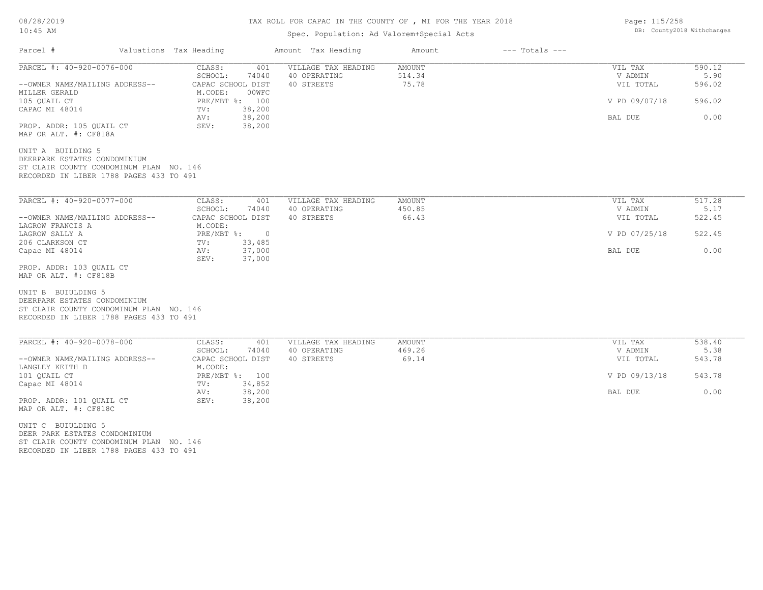# TAX ROLL FOR CAPAC IN THE COUNTY OF , MI FOR THE YEAR 2018

Spec. Population: Ad Valorem+Special Acts

DB: County2018 Withchanges

| Parcel # | Valuations | Tax Heading | Amount | Tax Heading | Amount | --- Totals --- | |
|---|---|---|---|---|---|---|---|
| PARCEL #: 40-920-0076-000 | CLASS: | 401 | VILLAGE TAX HEADING | AMOUNT | | VIL TAX | 590.12 |
| | SCHOOL: | 74040 | 40 OPERATING | 514.34 | | V ADMIN | 5.90 |
| --OWNER NAME/MAILING ADDRESS-- | CAPAC SCHOOL DIST | | 40 STREETS | 75.78 | | VIL TOTAL | 596.02 |
| MILLER GERALD | M.CODE: | 00WFC | | | | | |
| 105 QUAIL CT | PRE/MBT %: | 100 | | | | V PD 09/07/18 | 596.02 |
| CAPAC MI 48014 | TV: | 38,200 | | | | | |
| | AV: | 38,200 | | | | BAL DUE | 0.00 |
| PROP. ADDR: 105 QUAIL CT | SEV: | 38,200 | | | | | |
| MAP OR ALT. #: CF818A | | | | | | | |

UNIT A BUILDING 5
DEERPARK ESTATES CONDOMINIUM
ST CLAIR COUNTY CONDOMINUM PLAN NO. 146
RECORDED IN LIBER 1788 PAGES 433 TO 491

| Parcel # | Valuations | Tax Heading | Amount | Tax Heading | Amount | --- Totals --- | |
|---|---|---|---|---|---|---|---|
| PARCEL #: 40-920-0077-000 | CLASS: | 401 | VILLAGE TAX HEADING | AMOUNT | | VIL TAX | 517.28 |
| | SCHOOL: | 74040 | 40 OPERATING | 450.85 | | V ADMIN | 5.17 |
| --OWNER NAME/MAILING ADDRESS-- | CAPAC SCHOOL DIST | | 40 STREETS | 66.43 | | VIL TOTAL | 522.45 |
| LAGROW FRANCIS A | M.CODE: | | | | | | |
| LAGROW SALLY A | PRE/MBT %: | 0 | | | | V PD 07/25/18 | 522.45 |
| 206 CLARKSON CT | TV: | 33,485 | | | | | |
| Capac MI 48014 | AV: | 37,000 | | | | BAL DUE | 0.00 |
| | SEV: | 37,000 | | | | | |
| PROP. ADDR: 103 QUAIL CT | | | | | | | |
| MAP OR ALT. #: CF818B | | | | | | | |

UNIT B BUIULDING 5
DEERPARK ESTATES CONDOMINIUM
ST CLAIR COUNTY CONDOMINUM PLAN NO. 146
RECORDED IN LIBER 1788 PAGES 433 TO 491

| Parcel # | Valuations | Tax Heading | Amount | Tax Heading | Amount | --- Totals --- | |
|---|---|---|---|---|---|---|---|
| PARCEL #: 40-920-0078-000 | CLASS: | 401 | VILLAGE TAX HEADING | AMOUNT | | VIL TAX | 538.40 |
| | SCHOOL: | 74040 | 40 OPERATING | 469.26 | | V ADMIN | 5.38 |
| --OWNER NAME/MAILING ADDRESS-- | CAPAC SCHOOL DIST | | 40 STREETS | 69.14 | | VIL TOTAL | 543.78 |
| LANGLEY KEITH D | M.CODE: | | | | | | |
| 101 QUAIL CT | PRE/MBT %: | 100 | | | | V PD 09/13/18 | 543.78 |
| Capac MI 48014 | TV: | 34,852 | | | | | |
| | AV: | 38,200 | | | | BAL DUE | 0.00 |
| PROP. ADDR: 101 QUAIL CT | SEV: | 38,200 | | | | | |
| MAP OR ALT. #: CF818C | | | | | | | |

UNIT C BUIULDING 5
DEER PARK ESTATES CONDOMINIUM
ST CLAIR COUNTY CONDOMINUM PLAN NO. 146
RECORDED IN LIBER 1788 PAGES 433 TO 491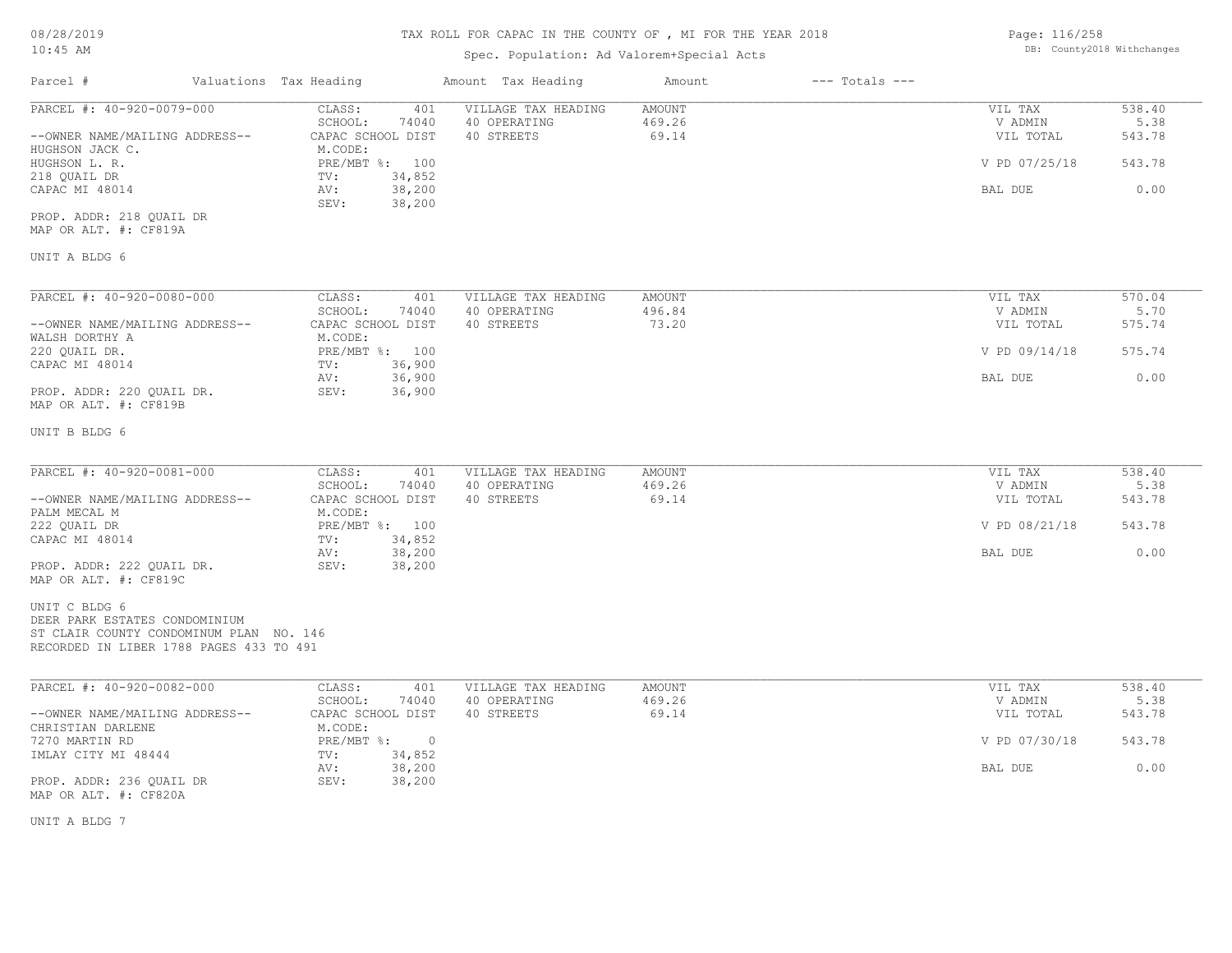# TAX ROLL FOR CAPAC IN THE COUNTY OF , MI FOR THE YEAR 2018

Spec. Population: Ad Valorem+Special Acts

DB: County2018 Withchanges

| Parcel # | Valuations Tax Heading | | Amount Tax Heading | Amount | --- Totals --- | |
|---|---|---|---|---|---|---|
| PARCEL #: 40-920-0079-000 | CLASS: | 401 | VILLAGE TAX HEADING | AMOUNT | VIL TAX | 538.40 |
| | SCHOOL: | 74040 | 40 OPERATING | 469.26 | V ADMIN | 5.38 |
| --OWNER NAME/MAILING ADDRESS-- | CAPAC SCHOOL DIST | | 40 STREETS | 69.14 | VIL TOTAL | 543.78 |
| HUGHSON JACK C. | M.CODE: | | | | | |
| HUGHSON L. R. | PRE/MBT %: | 100 | | | V PD 07/25/18 | 543.78 |
| 218 QUAIL DR | TV: | 34,852 | | | | |
| CAPAC MI 48014 | AV: | 38,200 | | | BAL DUE | 0.00 |
| | SEV: | 38,200 | | | | |
| PROP. ADDR: 218 QUAIL DR | | | | | | |
| MAP OR ALT. #: CF819A | | | | | | |
| UNIT A BLDG 6 | | | | | | |

| Parcel # | Valuations Tax Heading | | Amount Tax Heading | Amount | --- Totals --- | |
|---|---|---|---|---|---|---|
| PARCEL #: 40-920-0080-000 | CLASS: | 401 | VILLAGE TAX HEADING | AMOUNT | VIL TAX | 570.04 |
| | SCHOOL: | 74040 | 40 OPERATING | 496.84 | V ADMIN | 5.70 |
| --OWNER NAME/MAILING ADDRESS-- | CAPAC SCHOOL DIST | | 40 STREETS | 73.20 | VIL TOTAL | 575.74 |
| WALSH DORTHY A | M.CODE: | | | | | |
| 220 QUAIL DR. | PRE/MBT %: | 100 | | | V PD 09/14/18 | 575.74 |
| CAPAC MI 48014 | TV: | 36,900 | | | | |
| | AV: | 36,900 | | | BAL DUE | 0.00 |
| PROP. ADDR: 220 QUAIL DR. | SEV: | 36,900 | | | | |
| MAP OR ALT. #: CF819B | | | | | | |
| UNIT B BLDG 6 | | | | | | |

| Parcel # | Valuations Tax Heading | | Amount Tax Heading | Amount | --- Totals --- | |
|---|---|---|---|---|---|---|
| PARCEL #: 40-920-0081-000 | CLASS: | 401 | VILLAGE TAX HEADING | AMOUNT | VIL TAX | 538.40 |
| | SCHOOL: | 74040 | 40 OPERATING | 469.26 | V ADMIN | 5.38 |
| --OWNER NAME/MAILING ADDRESS-- | CAPAC SCHOOL DIST | | 40 STREETS | 69.14 | VIL TOTAL | 543.78 |
| PALM MECAL M | M.CODE: | | | | | |
| 222 QUAIL DR | PRE/MBT %: | 100 | | | V PD 08/21/18 | 543.78 |
| CAPAC MI 48014 | TV: | 34,852 | | | | |
| | AV: | 38,200 | | | BAL DUE | 0.00 |
| PROP. ADDR: 222 QUAIL DR. | SEV: | 38,200 | | | | |
| MAP OR ALT. #: CF819C | | | | | | |
| UNIT C BLDG 6 | | | | | | |
| DEER PARK ESTATES CONDOMINIUM | | | | | | |
| ST CLAIR COUNTY CONDOMINIUM PLAN NO. 146 | | | | | | |
| RECORDED IN LIBER 1788 PAGES 433 TO 491 | | | | | | |

| Parcel # | Valuations Tax Heading | | Amount Tax Heading | Amount | --- Totals --- | |
|---|---|---|---|---|---|---|
| PARCEL #: 40-920-0082-000 | CLASS: | 401 | VILLAGE TAX HEADING | AMOUNT | VIL TAX | 538.40 |
| | SCHOOL: | 74040 | 40 OPERATING | 469.26 | V ADMIN | 5.38 |
| --OWNER NAME/MAILING ADDRESS-- | CAPAC SCHOOL DIST | | 40 STREETS | 69.14 | VIL TOTAL | 543.78 |
| CHRISTIAN DARLENE | M.CODE: | | | | | |
| 7270 MARTIN RD | PRE/MBT %: | 0 | | | V PD 07/30/18 | 543.78 |
| IMLAY CITY MI 48444 | TV: | 34,852 | | | | |
| | AV: | 38,200 | | | BAL DUE | 0.00 |
| PROP. ADDR: 236 QUAIL DR | SEV: | 38,200 | | | | |
| MAP OR ALT. #: CF820A | | | | | | |
| UNIT A BLDG 7 | | | | | | |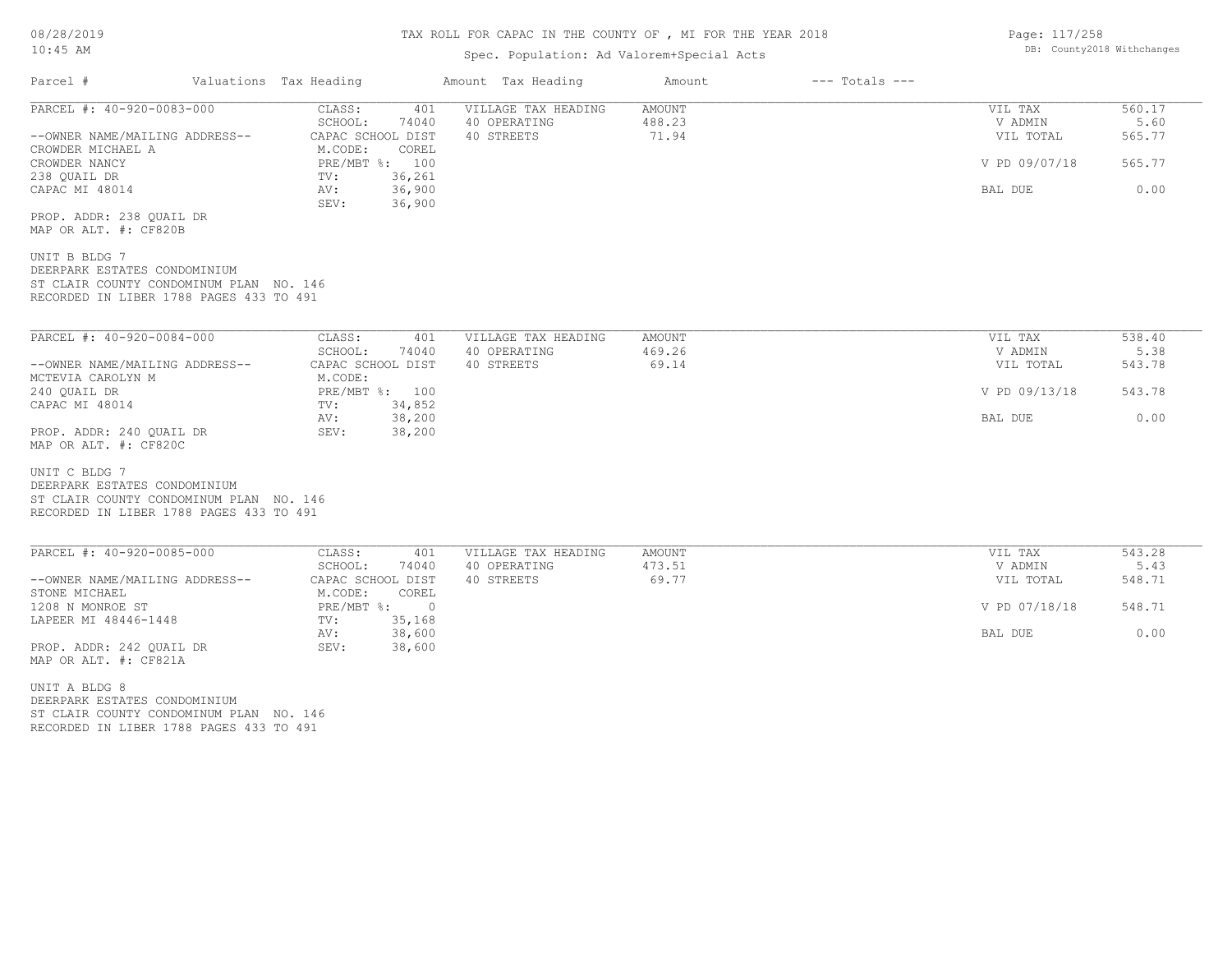# TAX ROLL FOR CAPAC IN THE COUNTY OF , MI FOR THE YEAR 2018

Spec. Population: Ad Valorem+Special Acts

DB: County2018 Withchanges

| Parcel # | Valuations | Tax Heading | Amount | Tax Heading | Amount | --- Totals --- | |
|---|---|---|---|---|---|---|---|

## PARCEL #: 40-920-0083-000

| | | | | | |
|---|---|---|---|---|---|
| CLASS: | 401 | VILLAGE TAX HEADING | AMOUNT | VIL TAX | 560.17 |
| SCHOOL: | 74040 | 40 OPERATING | 488.23 | V ADMIN | 5.60 |
| CAPAC SCHOOL DIST | | 40 STREETS | 71.94 | VIL TOTAL | 565.77 |
| M.CODE: | COREL | | | | |
| PRE/MBT %: | 100 | | | V PD 09/07/18 | 565.77 |
| TV: | 36,261 | | | | |
| AV: | 36,900 | | | BAL DUE | 0.00 |
| SEV: | 36,900 | | | | |

--OWNER NAME/MAILING ADDRESS--
CROWDER MICHAEL A
CROWDER NANCY
238 QUAIL DR
CAPAC MI 48014

PROP. ADDR: 238 QUAIL DR
MAP OR ALT. #: CF820B

UNIT B BLDG 7
DEERPARK ESTATES CONDOMINIUM
ST CLAIR COUNTY CONDOMINUM PLAN NO. 146
RECORDED IN LIBER 1788 PAGES 433 TO 491

## PARCEL #: 40-920-0084-000

| | | | | | |
|---|---|---|---|---|---|
| CLASS: | 401 | VILLAGE TAX HEADING | AMOUNT | VIL TAX | 538.40 |
| SCHOOL: | 74040 | 40 OPERATING | 469.26 | V ADMIN | 5.38 |
| CAPAC SCHOOL DIST | | 40 STREETS | 69.14 | VIL TOTAL | 543.78 |
| M.CODE: | | | | | |
| PRE/MBT %: | 100 | | | V PD 09/13/18 | 543.78 |
| TV: | 34,852 | | | | |
| AV: | 38,200 | | | BAL DUE | 0.00 |
| SEV: | 38,200 | | | | |

--OWNER NAME/MAILING ADDRESS--
MCTEVIA CAROLYN M
240 QUAIL DR
CAPAC MI 48014

PROP. ADDR: 240 QUAIL DR
MAP OR ALT. #: CF820C

UNIT C BLDG 7
DEERPARK ESTATES CONDOMINIUM
ST CLAIR COUNTY CONDOMINUM PLAN NO. 146
RECORDED IN LIBER 1788 PAGES 433 TO 491

## PARCEL #: 40-920-0085-000

| | | | | | |
|---|---|---|---|---|---|
| CLASS: | 401 | VILLAGE TAX HEADING | AMOUNT | VIL TAX | 543.28 |
| SCHOOL: | 74040 | 40 OPERATING | 473.51 | V ADMIN | 5.43 |
| CAPAC SCHOOL DIST | | 40 STREETS | 69.77 | VIL TOTAL | 548.71 |
| M.CODE: | COREL | | | | |
| PRE/MBT %: | 0 | | | V PD 07/18/18 | 548.71 |
| TV: | 35,168 | | | | |
| AV: | 38,600 | | | BAL DUE | 0.00 |
| SEV: | 38,600 | | | | |

--OWNER NAME/MAILING ADDRESS--
STONE MICHAEL
1208 N MONROE ST
LAPEER MI 48446-1448

PROP. ADDR: 242 QUAIL DR
MAP OR ALT. #: CF821A

UNIT A BLDG 8
DEERPARK ESTATES CONDOMINIUM
ST CLAIR COUNTY CONDOMINUM PLAN NO. 146
RECORDED IN LIBER 1788 PAGES 433 TO 491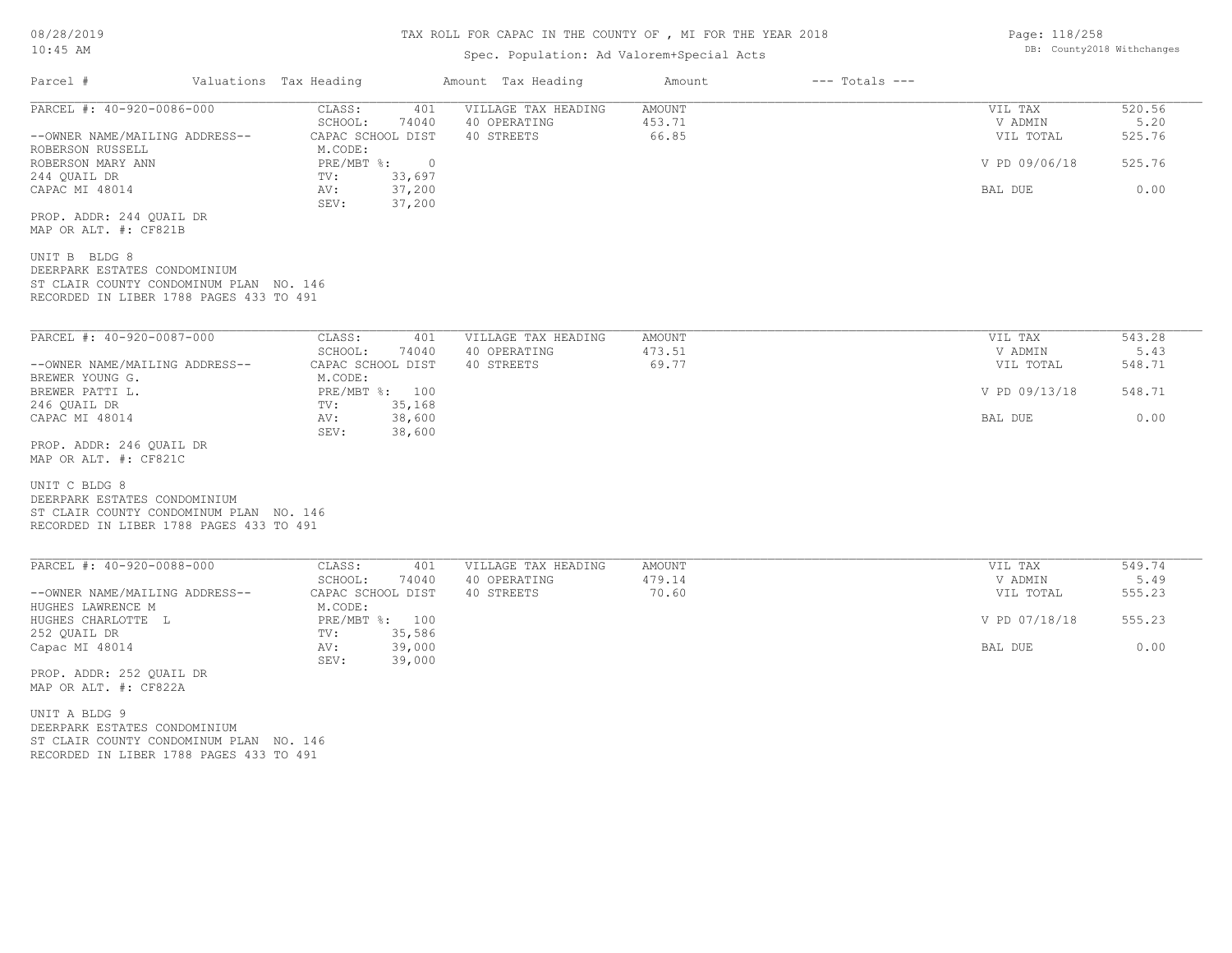TAX ROLL FOR CAPAC IN THE COUNTY OF , MI FOR THE YEAR 2018

Spec. Population: Ad Valorem+Special Acts

| Parcel # | Valuations | Tax Heading | Amount | Tax Heading | Amount | --- Totals --- | |
|---|---|---|---|---|---|---|---|

---

PARCEL #: 40-920-0086-000

| | | | | | |
|---|---|---|---|---|---|
| CLASS: | 401 | VILLAGE TAX HEADING | AMOUNT | VIL TAX | 520.56 |
| SCHOOL: | 74040 | 40 OPERATING | 453.71 | V ADMIN | 5.20 |
| CAPAC SCHOOL DIST | | 40 STREETS | 66.85 | VIL TOTAL | 525.76 |
| M.CODE: | | | | | |
| PRE/MBT %: | 0 | | | V PD 09/06/18 | 525.76 |
| TV: | 33,697 | | | | |
| AV: | 37,200 | | | BAL DUE | 0.00 |
| SEV: | 37,200 | | | | |

--OWNER NAME/MAILING ADDRESS--
ROBERSON RUSSELL
ROBERSON MARY ANN
244 QUAIL DR
CAPAC MI 48014

PROP. ADDR: 244 QUAIL DR
MAP OR ALT. #: CF821B

UNIT B BLDG 8
DEERPARK ESTATES CONDOMINIUM
ST CLAIR COUNTY CONDOMINUM PLAN NO. 146
RECORDED IN LIBER 1788 PAGES 433 TO 491

---

PARCEL #: 40-920-0087-000

| | | | | | |
|---|---|---|---|---|---|
| CLASS: | 401 | VILLAGE TAX HEADING | AMOUNT | VIL TAX | 543.28 |
| SCHOOL: | 74040 | 40 OPERATING | 473.51 | V ADMIN | 5.43 |
| CAPAC SCHOOL DIST | | 40 STREETS | 69.77 | VIL TOTAL | 548.71 |
| M.CODE: | | | | | |
| PRE/MBT %: | 100 | | | V PD 09/13/18 | 548.71 |
| TV: | 35,168 | | | | |
| AV: | 38,600 | | | BAL DUE | 0.00 |
| SEV: | 38,600 | | | | |

--OWNER NAME/MAILING ADDRESS--
BREWER YOUNG G.
BREWER PATTI L.
246 QUAIL DR
CAPAC MI 48014

PROP. ADDR: 246 QUAIL DR
MAP OR ALT. #: CF821C

UNIT C BLDG 8
DEERPARK ESTATES CONDOMINIUM
ST CLAIR COUNTY CONDOMINUM PLAN NO. 146
RECORDED IN LIBER 1788 PAGES 433 TO 491

---

PARCEL #: 40-920-0088-000

| | | | | | |
|---|---|---|---|---|---|
| CLASS: | 401 | VILLAGE TAX HEADING | AMOUNT | VIL TAX | 549.74 |
| SCHOOL: | 74040 | 40 OPERATING | 479.14 | V ADMIN | 5.49 |
| CAPAC SCHOOL DIST | | 40 STREETS | 70.60 | VIL TOTAL | 555.23 |
| M.CODE: | | | | | |
| PRE/MBT %: | 100 | | | V PD 07/18/18 | 555.23 |
| TV: | 35,586 | | | | |
| AV: | 39,000 | | | BAL DUE | 0.00 |
| SEV: | 39,000 | | | | |

--OWNER NAME/MAILING ADDRESS--
HUGHES LAWRENCE M
HUGHES CHARLOTTE L
252 QUAIL DR
Capac MI 48014

PROP. ADDR: 252 QUAIL DR
MAP OR ALT. #: CF822A

UNIT A BLDG 9
DEERPARK ESTATES CONDOMINIUM
ST CLAIR COUNTY CONDOMINUM PLAN NO. 146
RECORDED IN LIBER 1788 PAGES 433 TO 491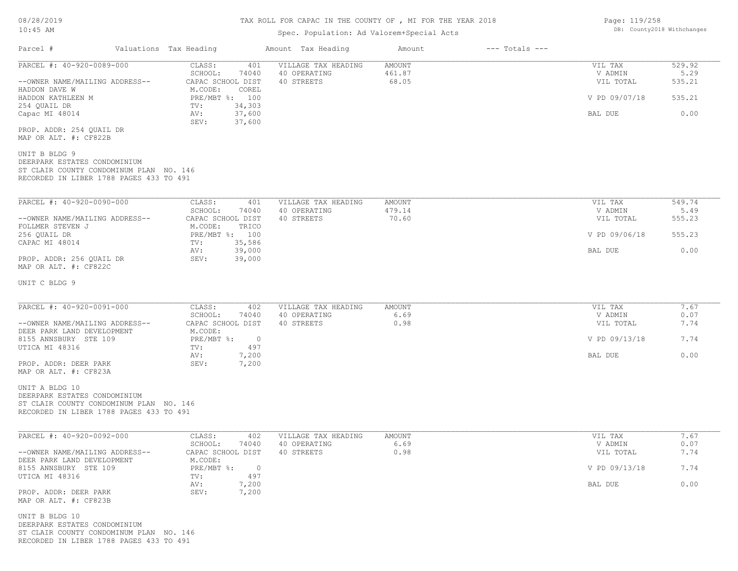TAX ROLL FOR CAPAC IN THE COUNTY OF , MI FOR THE YEAR 2018

Spec. Population: Ad Valorem+Special Acts

| Parcel # | Valuations | Tax Heading | Amount | Tax Heading | Amount | --- Totals --- | |
|---|---|---|---|---|---|---|---|

---

**PARCEL #: 40-920-0089-000**

| | | | | | |
|---|---|---|---|---|---|
| CLASS: | 401 | VILLAGE TAX HEADING | AMOUNT | VIL TAX | 529.92 |
| SCHOOL: | 74040 | 40 OPERATING | 461.87 | V ADMIN | 5.29 |
| CAPAC SCHOOL DIST | | 40 STREETS | 68.05 | VIL TOTAL | 535.21 |
| M.CODE: | COREL | | | | |
| PRE/MBT %: | 100 | | | V PD 09/07/18 | 535.21 |
| TV: | 34,303 | | | | |
| AV: | 37,600 | | | BAL DUE | 0.00 |
| SEV: | 37,600 | | | | |

--OWNER NAME/MAILING ADDRESS--
HADDON DAVE W
HADDON KATHLEEN M
254 QUAIL DR
Capac MI 48014

PROP. ADDR: 254 QUAIL DR
MAP OR ALT. #: CF822B

UNIT B BLDG 9
DEERPARK ESTATES CONDOMINIUM
ST CLAIR COUNTY CONDOMINUM PLAN NO. 146
RECORDED IN LIBER 1788 PAGES 433 TO 491

---

**PARCEL #: 40-920-0090-000**

| | | | | | |
|---|---|---|---|---|---|
| CLASS: | 401 | VILLAGE TAX HEADING | AMOUNT | VIL TAX | 549.74 |
| SCHOOL: | 74040 | 40 OPERATING | 479.14 | V ADMIN | 5.49 |
| CAPAC SCHOOL DIST | | 40 STREETS | 70.60 | VIL TOTAL | 555.23 |
| M.CODE: | TRICO | | | | |
| PRE/MBT %: | 100 | | | V PD 09/06/18 | 555.23 |
| TV: | 35,586 | | | | |
| AV: | 39,000 | | | BAL DUE | 0.00 |
| SEV: | 39,000 | | | | |

--OWNER NAME/MAILING ADDRESS--
FOLLMER STEVEN J
256 QUAIL DR
CAPAC MI 48014

PROP. ADDR: 256 QUAIL DR
MAP OR ALT. #: CF822C

UNIT C BLDG 9

---

**PARCEL #: 40-920-0091-000**

| | | | | | |
|---|---|---|---|---|---|
| CLASS: | 402 | VILLAGE TAX HEADING | AMOUNT | VIL TAX | 7.67 |
| SCHOOL: | 74040 | 40 OPERATING | 6.69 | V ADMIN | 0.07 |
| CAPAC SCHOOL DIST | | 40 STREETS | 0.98 | VIL TOTAL | 7.74 |
| M.CODE: | | | | | |
| PRE/MBT %: | 0 | | | V PD 09/13/18 | 7.74 |
| TV: | 497 | | | | |
| AV: | 7,200 | | | BAL DUE | 0.00 |
| SEV: | 7,200 | | | | |

--OWNER NAME/MAILING ADDRESS--
DEER PARK LAND DEVELOPMENT
8155 ANNSBURY STE 109
UTICA MI 48316

PROP. ADDR: DEER PARK
MAP OR ALT. #: CF823A

UNIT A BLDG 10
DEERPARK ESTATES CONDOMINIUM
ST CLAIR COUNTY CONDOMINUM PLAN NO. 146
RECORDED IN LIBER 1788 PAGES 433 TO 491

---

**PARCEL #: 40-920-0092-000**

| | | | | | |
|---|---|---|---|---|---|
| CLASS: | 402 | VILLAGE TAX HEADING | AMOUNT | VIL TAX | 7.67 |
| SCHOOL: | 74040 | 40 OPERATING | 6.69 | V ADMIN | 0.07 |
| CAPAC SCHOOL DIST | | 40 STREETS | 0.98 | VIL TOTAL | 7.74 |
| M.CODE: | | | | | |
| PRE/MBT %: | 0 | | | V PD 09/13/18 | 7.74 |
| TV: | 497 | | | | |
| AV: | 7,200 | | | BAL DUE | 0.00 |
| SEV: | 7,200 | | | | |

--OWNER NAME/MAILING ADDRESS--
DEER PARK LAND DEVELOPMENT
8155 ANNSBURY STE 109
UTICA MI 48316

PROP. ADDR: DEER PARK
MAP OR ALT. #: CF823B

UNIT B BLDG 10
DEERPARK ESTATES CONDOMINIUM
ST CLAIR COUNTY CONDOMINUM PLAN NO. 146
RECORDED IN LIBER 1788 PAGES 433 TO 491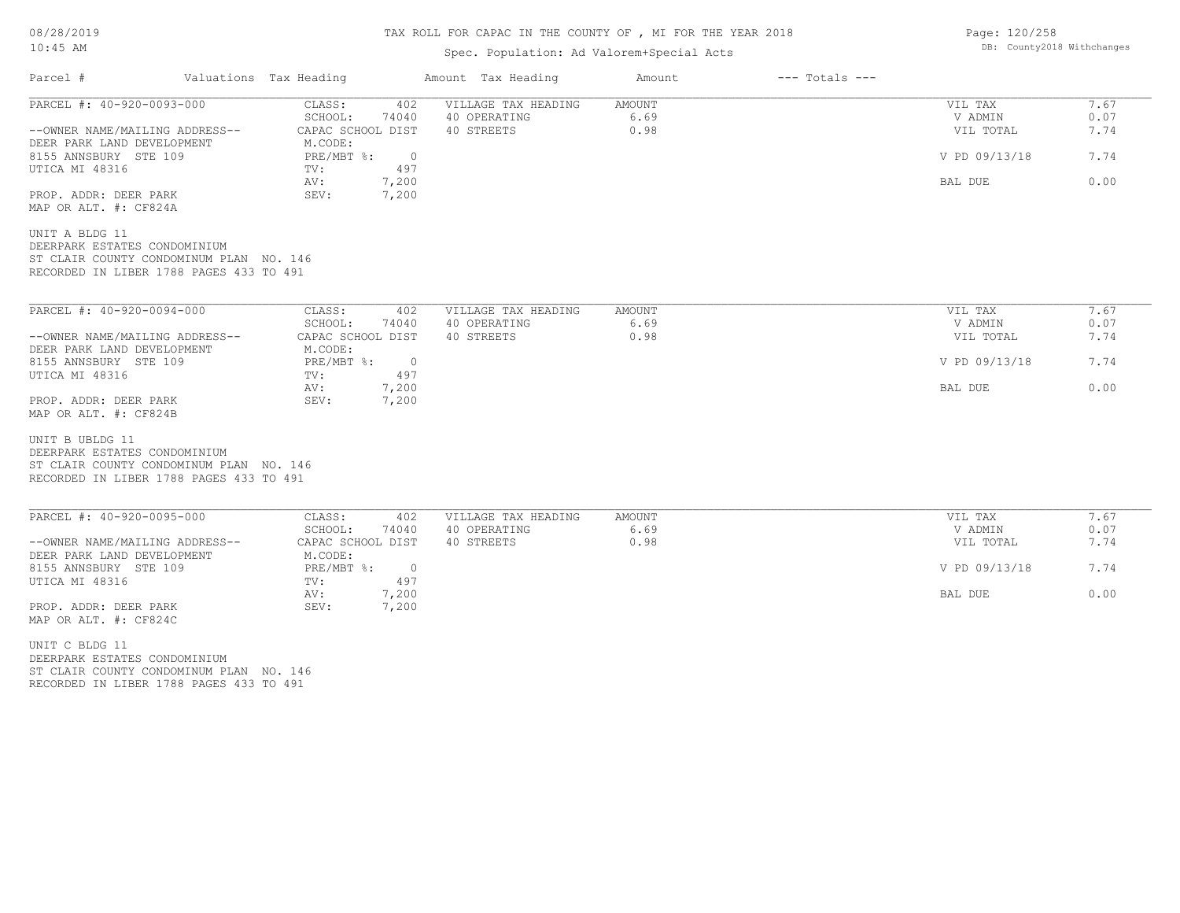# TAX ROLL FOR CAPAC IN THE COUNTY OF , MI FOR THE YEAR 2018

Spec. Population: Ad Valorem+Special Acts

| Parcel # | Valuations Tax Heading | | Amount Tax Heading | Amount | --- Totals --- | |
|---|---|---|---|---|---|---|
| PARCEL #: 40-920-0093-000 | CLASS: | 402 | VILLAGE TAX HEADING | AMOUNT | VIL TAX | 7.67 |
| | SCHOOL: | 74040 | 40 OPERATING | 6.69 | V ADMIN | 0.07 |
| --OWNER NAME/MAILING ADDRESS-- | CAPAC SCHOOL DIST | | 40 STREETS | 0.98 | VIL TOTAL | 7.74 |
| DEER PARK LAND DEVELOPMENT | M.CODE: | | | | | |
| 8155 ANNSBURY STE 109 | PRE/MBT %: | 0 | | | V PD 09/13/18 | 7.74 |
| UTICA MI 48316 | TV: | 497 | | | | |
| | AV: | 7,200 | | | BAL DUE | 0.00 |
| PROP. ADDR: DEER PARK | SEV: | 7,200 | | | | |
| MAP OR ALT. #: CF824A | | | | | | |

UNIT A BLDG 11
DEERPARK ESTATES CONDOMINIUM
ST CLAIR COUNTY CONDOMINUM PLAN NO. 146
RECORDED IN LIBER 1788 PAGES 433 TO 491

| Parcel # | Valuations Tax Heading | | Amount Tax Heading | Amount | --- Totals --- | |
|---|---|---|---|---|---|---|
| PARCEL #: 40-920-0094-000 | CLASS: | 402 | VILLAGE TAX HEADING | AMOUNT | VIL TAX | 7.67 |
| | SCHOOL: | 74040 | 40 OPERATING | 6.69 | V ADMIN | 0.07 |
| --OWNER NAME/MAILING ADDRESS-- | CAPAC SCHOOL DIST | | 40 STREETS | 0.98 | VIL TOTAL | 7.74 |
| DEER PARK LAND DEVELOPMENT | M.CODE: | | | | | |
| 8155 ANNSBURY STE 109 | PRE/MBT %: | 0 | | | V PD 09/13/18 | 7.74 |
| UTICA MI 48316 | TV: | 497 | | | | |
| | AV: | 7,200 | | | BAL DUE | 0.00 |
| PROP. ADDR: DEER PARK | SEV: | 7,200 | | | | |
| MAP OR ALT. #: CF824B | | | | | | |

UNIT B UBLDG 11
DEERPARK ESTATES CONDOMINIUM
ST CLAIR COUNTY CONDOMINUM PLAN NO. 146
RECORDED IN LIBER 1788 PAGES 433 TO 491

| Parcel # | Valuations Tax Heading | | Amount Tax Heading | Amount | --- Totals --- | |
|---|---|---|---|---|---|---|
| PARCEL #: 40-920-0095-000 | CLASS: | 402 | VILLAGE TAX HEADING | AMOUNT | VIL TAX | 7.67 |
| | SCHOOL: | 74040 | 40 OPERATING | 6.69 | V ADMIN | 0.07 |
| --OWNER NAME/MAILING ADDRESS-- | CAPAC SCHOOL DIST | | 40 STREETS | 0.98 | VIL TOTAL | 7.74 |
| DEER PARK LAND DEVELOPMENT | M.CODE: | | | | | |
| 8155 ANNSBURY STE 109 | PRE/MBT %: | 0 | | | V PD 09/13/18 | 7.74 |
| UTICA MI 48316 | TV: | 497 | | | | |
| | AV: | 7,200 | | | BAL DUE | 0.00 |
| PROP. ADDR: DEER PARK | SEV: | 7,200 | | | | |
| MAP OR ALT. #: CF824C | | | | | | |

UNIT C BLDG 11
DEERPARK ESTATES CONDOMINIUM
ST CLAIR COUNTY CONDOMINUM PLAN NO. 146
RECORDED IN LIBER 1788 PAGES 433 TO 491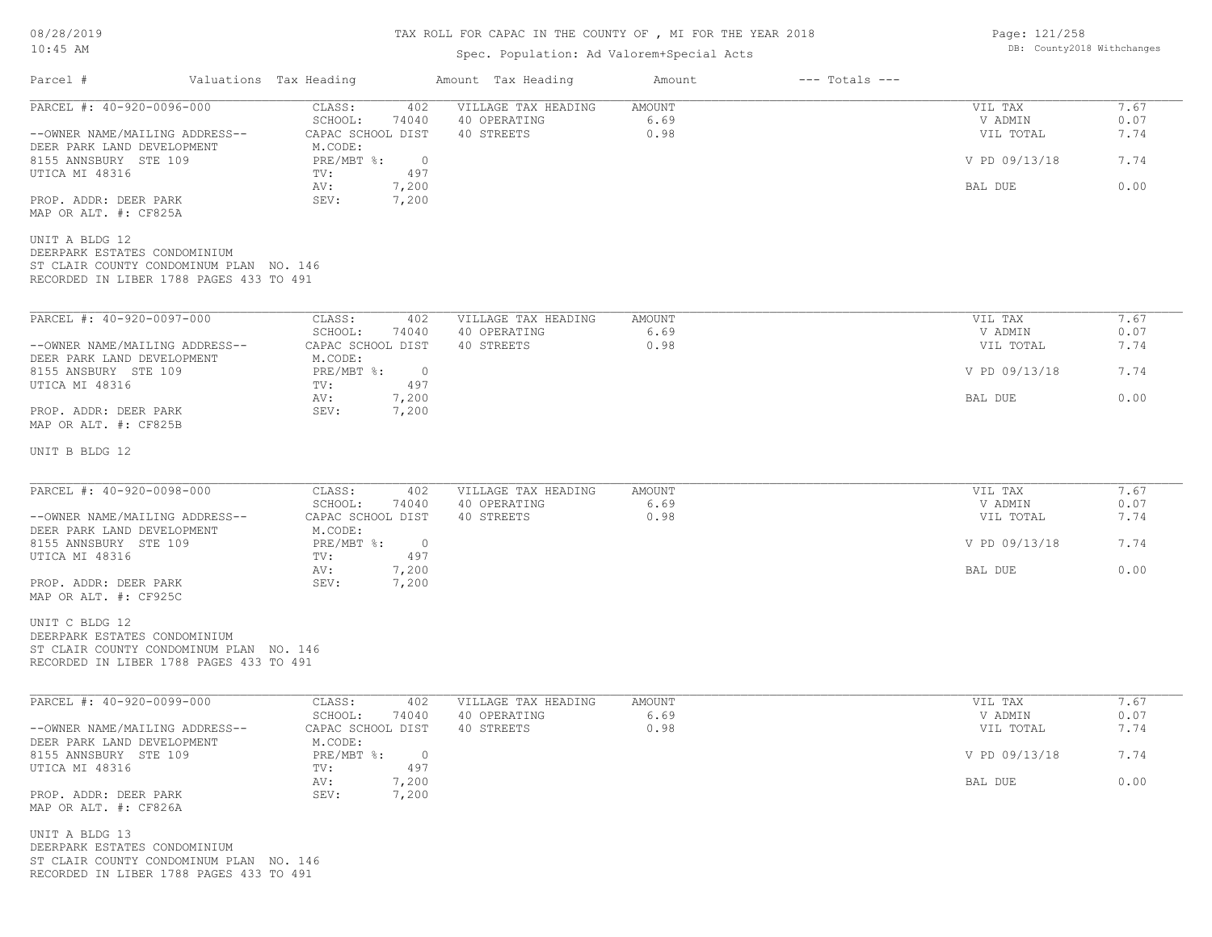# TAX ROLL FOR CAPAC IN THE COUNTY OF , MI FOR THE YEAR 2018

Spec. Population: Ad Valorem+Special Acts

DB: County2018 Withchanges

| Parcel # | Valuations | Tax Heading | Amount | Tax Heading | Amount | --- Totals --- |
|---|---|---|---|---|---|---|

---

**PARCEL #: 40-920-0096-000**

--OWNER NAME/MAILING ADDRESS--
DEER PARK LAND DEVELOPMENT
8155 ANNSBURY STE 109
UTICA MI 48316

PROP. ADDR: DEER PARK
MAP OR ALT. #: CF825A

| Valuations | | Tax Heading | Amount | Totals | |
|---|---|---|---|---|---|
| CLASS: | 402 | VILLAGE TAX HEADING | AMOUNT | VIL TAX | 7.67 |
| SCHOOL: | 74040 | 40 OPERATING | 6.69 | V ADMIN | 0.07 |
| CAPAC SCHOOL DIST | | 40 STREETS | 0.98 | VIL TOTAL | 7.74 |
| M.CODE: | | | | | |
| PRE/MBT %: | 0 | | | V PD 09/13/18 | 7.74 |
| TV: | 497 | | | | |
| AV: | 7,200 | | | BAL DUE | 0.00 |
| SEV: | 7,200 | | | | |

UNIT A BLDG 12
DEERPARK ESTATES CONDOMINIUM
ST CLAIR COUNTY CONDOMINUM PLAN NO. 146
RECORDED IN LIBER 1788 PAGES 433 TO 491

---

**PARCEL #: 40-920-0097-000**

--OWNER NAME/MAILING ADDRESS--
DEER PARK LAND DEVELOPMENT
8155 ANSBURY STE 109
UTICA MI 48316

PROP. ADDR: DEER PARK
MAP OR ALT. #: CF825B

| Valuations | | Tax Heading | Amount | Totals | |
|---|---|---|---|---|---|
| CLASS: | 402 | VILLAGE TAX HEADING | AMOUNT | VIL TAX | 7.67 |
| SCHOOL: | 74040 | 40 OPERATING | 6.69 | V ADMIN | 0.07 |
| CAPAC SCHOOL DIST | | 40 STREETS | 0.98 | VIL TOTAL | 7.74 |
| M.CODE: | | | | | |
| PRE/MBT %: | 0 | | | V PD 09/13/18 | 7.74 |
| TV: | 497 | | | | |
| AV: | 7,200 | | | BAL DUE | 0.00 |
| SEV: | 7,200 | | | | |

UNIT B BLDG 12

---

**PARCEL #: 40-920-0098-000**

--OWNER NAME/MAILING ADDRESS--
DEER PARK LAND DEVELOPMENT
8155 ANNSBURY STE 109
UTICA MI 48316

PROP. ADDR: DEER PARK
MAP OR ALT. #: CF925C

| Valuations | | Tax Heading | Amount | Totals | |
|---|---|---|---|---|---|
| CLASS: | 402 | VILLAGE TAX HEADING | AMOUNT | VIL TAX | 7.67 |
| SCHOOL: | 74040 | 40 OPERATING | 6.69 | V ADMIN | 0.07 |
| CAPAC SCHOOL DIST | | 40 STREETS | 0.98 | VIL TOTAL | 7.74 |
| M.CODE: | | | | | |
| PRE/MBT %: | 0 | | | V PD 09/13/18 | 7.74 |
| TV: | 497 | | | | |
| AV: | 7,200 | | | BAL DUE | 0.00 |
| SEV: | 7,200 | | | | |

UNIT C BLDG 12
DEERPARK ESTATES CONDOMINIUM
ST CLAIR COUNTY CONDOMINUM PLAN NO. 146
RECORDED IN LIBER 1788 PAGES 433 TO 491

---

**PARCEL #: 40-920-0099-000**

--OWNER NAME/MAILING ADDRESS--
DEER PARK LAND DEVELOPMENT
8155 ANNSBURY STE 109
UTICA MI 48316

PROP. ADDR: DEER PARK
MAP OR ALT. #: CF826A

| Valuations | | Tax Heading | Amount | Totals | |
|---|---|---|---|---|---|
| CLASS: | 402 | VILLAGE TAX HEADING | AMOUNT | VIL TAX | 7.67 |
| SCHOOL: | 74040 | 40 OPERATING | 6.69 | V ADMIN | 0.07 |
| CAPAC SCHOOL DIST | | 40 STREETS | 0.98 | VIL TOTAL | 7.74 |
| M.CODE: | | | | | |
| PRE/MBT %: | 0 | | | V PD 09/13/18 | 7.74 |
| TV: | 497 | | | | |
| AV: | 7,200 | | | BAL DUE | 0.00 |
| SEV: | 7,200 | | | | |

UNIT A BLDG 13
DEERPARK ESTATES CONDOMINIUM
ST CLAIR COUNTY CONDOMINUM PLAN NO. 146
RECORDED IN LIBER 1788 PAGES 433 TO 491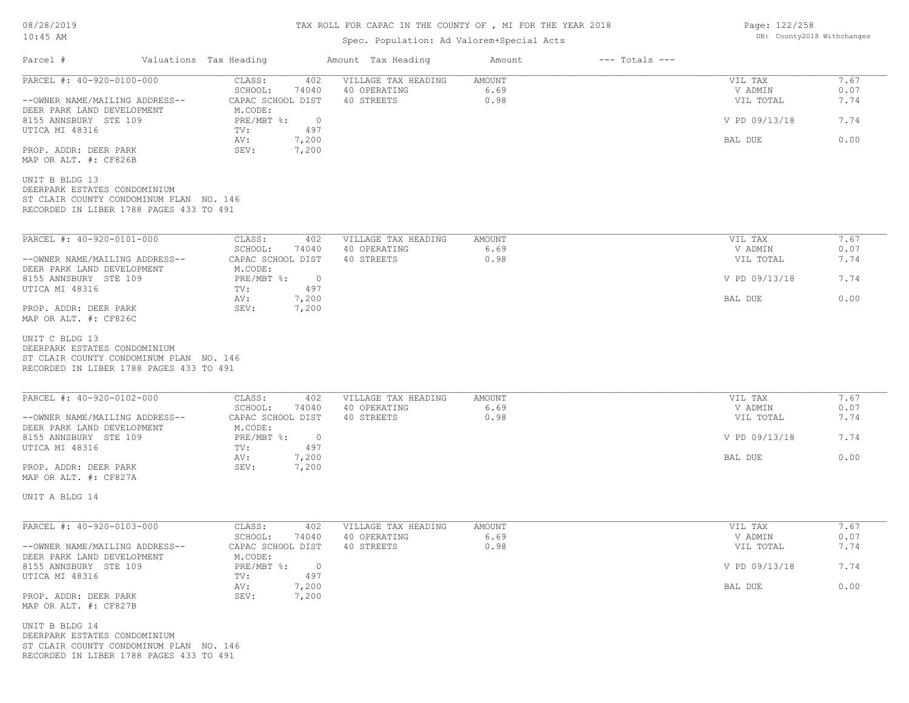# TAX ROLL FOR CAPAC IN THE COUNTY OF , MI FOR THE YEAR 2018

Spec. Population: Ad Valorem+Special Acts

DB: County2018 Withchanges

| Parcel # | Valuations | Tax Heading | Amount | Tax Heading | Amount | --- Totals --- | |
|---|---|---|---|---|---|---|---|

---

PARCEL #: 40-920-0100-000

| | | | | | |
|---|---|---|---|---|---|
| CLASS: | 402 | VILLAGE TAX HEADING | AMOUNT | VIL TAX | 7.67 |
| SCHOOL: | 74040 | 40 OPERATING | 6.69 | V ADMIN | 0.07 |
| CAPAC SCHOOL DIST | | 40 STREETS | 0.98 | VIL TOTAL | 7.74 |
| M.CODE: | | | | | |
| PRE/MBT %: | 0 | | | V PD 09/13/18 | 7.74 |
| TV: | 497 | | | | |
| AV: | 7,200 | | | BAL DUE | 0.00 |
| SEV: | 7,200 | | | | |

--OWNER NAME/MAILING ADDRESS--
DEER PARK LAND DEVELOPMENT
8155 ANNSBURY STE 109
UTICA MI 48316

PROP. ADDR: DEER PARK
MAP OR ALT. #: CF826B

UNIT B BLDG 13
DEERPARK ESTATES CONDOMINIUM
ST CLAIR COUNTY CONDOMINUM PLAN NO. 146
RECORDED IN LIBER 1788 PAGES 433 TO 491

---

PARCEL #: 40-920-0101-000

| | | | | | |
|---|---|---|---|---|---|
| CLASS: | 402 | VILLAGE TAX HEADING | AMOUNT | VIL TAX | 7.67 |
| SCHOOL: | 74040 | 40 OPERATING | 6.69 | V ADMIN | 0.07 |
| CAPAC SCHOOL DIST | | 40 STREETS | 0.98 | VIL TOTAL | 7.74 |
| M.CODE: | | | | | |
| PRE/MBT %: | 0 | | | V PD 09/13/18 | 7.74 |
| TV: | 497 | | | | |
| AV: | 7,200 | | | BAL DUE | 0.00 |
| SEV: | 7,200 | | | | |

--OWNER NAME/MAILING ADDRESS--
DEER PARK LAND DEVELOPMENT
8155 ANNSBURY STE 109
UTICA MI 48316

PROP. ADDR: DEER PARK
MAP OR ALT. #: CF826C

UNIT C BLDG 13
DEERPARK ESTATES CONDOMINIUM
ST CLAIR COUNTY CONDOMINUM PLAN NO. 146
RECORDED IN LIBER 1788 PAGES 433 TO 491

---

PARCEL #: 40-920-0102-000

| | | | | | |
|---|---|---|---|---|---|
| CLASS: | 402 | VILLAGE TAX HEADING | AMOUNT | VIL TAX | 7.67 |
| SCHOOL: | 74040 | 40 OPERATING | 6.69 | V ADMIN | 0.07 |
| CAPAC SCHOOL DIST | | 40 STREETS | 0.98 | VIL TOTAL | 7.74 |
| M.CODE: | | | | | |
| PRE/MBT %: | 0 | | | V PD 09/13/18 | 7.74 |
| TV: | 497 | | | | |
| AV: | 7,200 | | | BAL DUE | 0.00 |
| SEV: | 7,200 | | | | |

--OWNER NAME/MAILING ADDRESS--
DEER PARK LAND DEVELOPMENT
8155 ANNSBURY STE 109
UTICA MI 48316

PROP. ADDR: DEER PARK
MAP OR ALT. #: CF827A

UNIT A BLDG 14

---

PARCEL #: 40-920-0103-000

| | | | | | |
|---|---|---|---|---|---|
| CLASS: | 402 | VILLAGE TAX HEADING | AMOUNT | VIL TAX | 7.67 |
| SCHOOL: | 74040 | 40 OPERATING | 6.69 | V ADMIN | 0.07 |
| CAPAC SCHOOL DIST | | 40 STREETS | 0.98 | VIL TOTAL | 7.74 |
| M.CODE: | | | | | |
| PRE/MBT %: | 0 | | | V PD 09/13/18 | 7.74 |
| TV: | 497 | | | | |
| AV: | 7,200 | | | BAL DUE | 0.00 |
| SEV: | 7,200 | | | | |

--OWNER NAME/MAILING ADDRESS--
DEER PARK LAND DEVELOPMENT
8155 ANNSBURY STE 109
UTICA MI 48316

PROP. ADDR: DEER PARK
MAP OR ALT. #: CF827B

UNIT B BLDG 14
DEERPARK ESTATES CONDOMINIUM
ST CLAIR COUNTY CONDOMINUM PLAN NO. 146
RECORDED IN LIBER 1788 PAGES 433 TO 491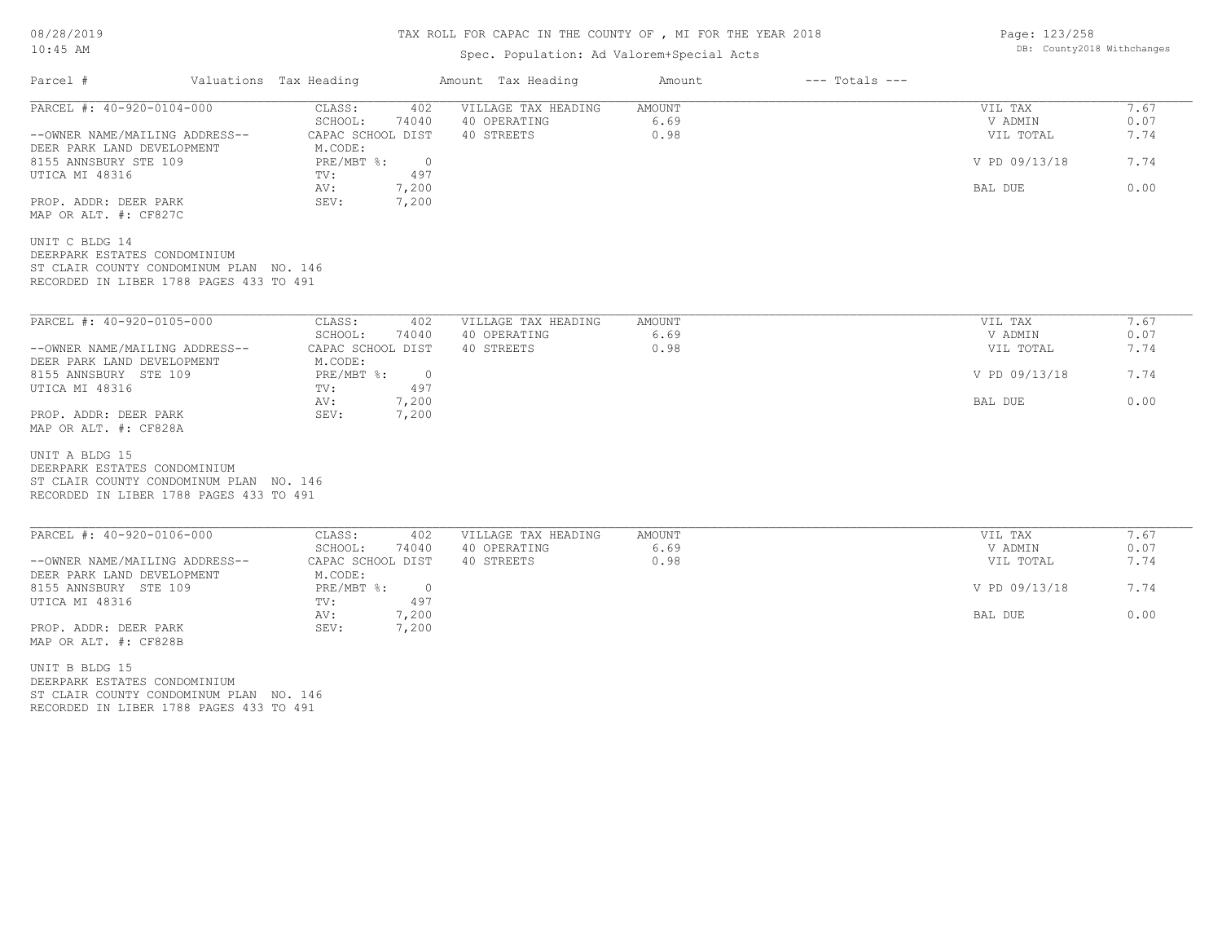# TAX ROLL FOR CAPAC IN THE COUNTY OF , MI FOR THE YEAR 2018

Spec. Population: Ad Valorem+Special Acts

DB: County2018 Withchanges

| Parcel # | Valuations Tax Heading | | Amount Tax Heading | Amount | --- Totals --- | |
|---|---|---|---|---|---|---|
| PARCEL #: 40-920-0104-000 | CLASS: | 402 | VILLAGE TAX HEADING | AMOUNT | VIL TAX | 7.67 |
| | SCHOOL: | 74040 | 40 OPERATING | 6.69 | V ADMIN | 0.07 |
| --OWNER NAME/MAILING ADDRESS-- | CAPAC SCHOOL DIST | | 40 STREETS | 0.98 | VIL TOTAL | 7.74 |
| DEER PARK LAND DEVELOPMENT | M.CODE: | | | | | |
| 8155 ANNSBURY STE 109 | PRE/MBT %: | 0 | | | V PD 09/13/18 | 7.74 |
| UTICA MI 48316 | TV: | 497 | | | | |
| | AV: | 7,200 | | | BAL DUE | 0.00 |
| PROP. ADDR: DEER PARK | SEV: | 7,200 | | | | |
| MAP OR ALT. #: CF827C | | | | | | |

UNIT C BLDG 14
DEERPARK ESTATES CONDOMINIUM
ST CLAIR COUNTY CONDOMINUM PLAN NO. 146
RECORDED IN LIBER 1788 PAGES 433 TO 491

| Parcel # | Valuations Tax Heading | | Amount Tax Heading | Amount | --- Totals --- | |
|---|---|---|---|---|---|---|
| PARCEL #: 40-920-0105-000 | CLASS: | 402 | VILLAGE TAX HEADING | AMOUNT | VIL TAX | 7.67 |
| | SCHOOL: | 74040 | 40 OPERATING | 6.69 | V ADMIN | 0.07 |
| --OWNER NAME/MAILING ADDRESS-- | CAPAC SCHOOL DIST | | 40 STREETS | 0.98 | VIL TOTAL | 7.74 |
| DEER PARK LAND DEVELOPMENT | M.CODE: | | | | | |
| 8155 ANNSBURY STE 109 | PRE/MBT %: | 0 | | | V PD 09/13/18 | 7.74 |
| UTICA MI 48316 | TV: | 497 | | | | |
| | AV: | 7,200 | | | BAL DUE | 0.00 |
| PROP. ADDR: DEER PARK | SEV: | 7,200 | | | | |
| MAP OR ALT. #: CF828A | | | | | | |

UNIT A BLDG 15
DEERPARK ESTATES CONDOMINIUM
ST CLAIR COUNTY CONDOMINUM PLAN NO. 146
RECORDED IN LIBER 1788 PAGES 433 TO 491

| Parcel # | Valuations Tax Heading | | Amount Tax Heading | Amount | --- Totals --- | |
|---|---|---|---|---|---|---|
| PARCEL #: 40-920-0106-000 | CLASS: | 402 | VILLAGE TAX HEADING | AMOUNT | VIL TAX | 7.67 |
| | SCHOOL: | 74040 | 40 OPERATING | 6.69 | V ADMIN | 0.07 |
| --OWNER NAME/MAILING ADDRESS-- | CAPAC SCHOOL DIST | | 40 STREETS | 0.98 | VIL TOTAL | 7.74 |
| DEER PARK LAND DEVELOPMENT | M.CODE: | | | | | |
| 8155 ANNSBURY STE 109 | PRE/MBT %: | 0 | | | V PD 09/13/18 | 7.74 |
| UTICA MI 48316 | TV: | 497 | | | | |
| | AV: | 7,200 | | | BAL DUE | 0.00 |
| PROP. ADDR: DEER PARK | SEV: | 7,200 | | | | |
| MAP OR ALT. #: CF828B | | | | | | |

UNIT B BLDG 15
DEERPARK ESTATES CONDOMINIUM
ST CLAIR COUNTY CONDOMINUM PLAN NO. 146
RECORDED IN LIBER 1788 PAGES 433 TO 491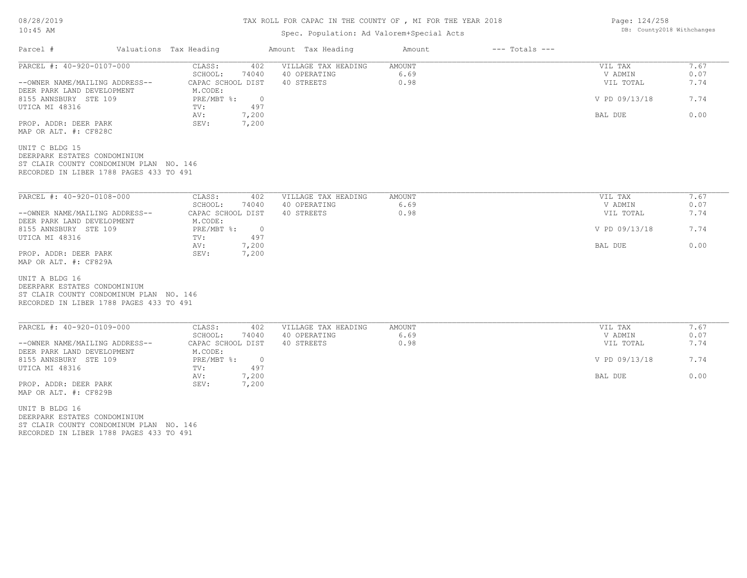# TAX ROLL FOR CAPAC IN THE COUNTY OF , MI FOR THE YEAR 2018

Spec. Population: Ad Valorem+Special Acts

| Parcel # | Valuations Tax Heading | | Amount Tax Heading | Amount | --- Totals --- | |
|---|---|---|---|---|---|---|
| PARCEL #: 40-920-0107-000 | CLASS: | 402 | VILLAGE TAX HEADING | AMOUNT | VIL TAX | 7.67 |
| | SCHOOL: | 74040 | 40 OPERATING | 6.69 | V ADMIN | 0.07 |
| --OWNER NAME/MAILING ADDRESS-- | CAPAC SCHOOL DIST | | 40 STREETS | 0.98 | VIL TOTAL | 7.74 |
| DEER PARK LAND DEVELOPMENT | M.CODE: | | | | | |
| 8155 ANNSBURY STE 109 | PRE/MBT %: | 0 | | | V PD 09/13/18 | 7.74 |
| UTICA MI 48316 | TV: | 497 | | | | |
| | AV: | 7,200 | | | BAL DUE | 0.00 |
| PROP. ADDR: DEER PARK | SEV: | 7,200 | | | | |
| MAP OR ALT. #: CF828C | | | | | | |

UNIT C BLDG 15
DEERPARK ESTATES CONDOMINIUM
ST CLAIR COUNTY CONDOMINUM PLAN NO. 146
RECORDED IN LIBER 1788 PAGES 433 TO 491

| Parcel # | Valuations Tax Heading | | Amount Tax Heading | Amount | --- Totals --- | |
|---|---|---|---|---|---|---|
| PARCEL #: 40-920-0108-000 | CLASS: | 402 | VILLAGE TAX HEADING | AMOUNT | VIL TAX | 7.67 |
| | SCHOOL: | 74040 | 40 OPERATING | 6.69 | V ADMIN | 0.07 |
| --OWNER NAME/MAILING ADDRESS-- | CAPAC SCHOOL DIST | | 40 STREETS | 0.98 | VIL TOTAL | 7.74 |
| DEER PARK LAND DEVELOPMENT | M.CODE: | | | | | |
| 8155 ANNSBURY STE 109 | PRE/MBT %: | 0 | | | V PD 09/13/18 | 7.74 |
| UTICA MI 48316 | TV: | 497 | | | | |
| | AV: | 7,200 | | | BAL DUE | 0.00 |
| PROP. ADDR: DEER PARK | SEV: | 7,200 | | | | |
| MAP OR ALT. #: CF829A | | | | | | |

UNIT A BLDG 16
DEERPARK ESTATES CONDOMINIUM
ST CLAIR COUNTY CONDOMINUM PLAN NO. 146
RECORDED IN LIBER 1788 PAGES 433 TO 491

| Parcel # | Valuations Tax Heading | | Amount Tax Heading | Amount | --- Totals --- | |
|---|---|---|---|---|---|---|
| PARCEL #: 40-920-0109-000 | CLASS: | 402 | VILLAGE TAX HEADING | AMOUNT | VIL TAX | 7.67 |
| | SCHOOL: | 74040 | 40 OPERATING | 6.69 | V ADMIN | 0.07 |
| --OWNER NAME/MAILING ADDRESS-- | CAPAC SCHOOL DIST | | 40 STREETS | 0.98 | VIL TOTAL | 7.74 |
| DEER PARK LAND DEVELOPMENT | M.CODE: | | | | | |
| 8155 ANNSBURY STE 109 | PRE/MBT %: | 0 | | | V PD 09/13/18 | 7.74 |
| UTICA MI 48316 | TV: | 497 | | | | |
| | AV: | 7,200 | | | BAL DUE | 0.00 |
| PROP. ADDR: DEER PARK | SEV: | 7,200 | | | | |
| MAP OR ALT. #: CF829B | | | | | | |

UNIT B BLDG 16
DEERPARK ESTATES CONDOMINIUM
ST CLAIR COUNTY CONDOMINUM PLAN NO. 146
RECORDED IN LIBER 1788 PAGES 433 TO 491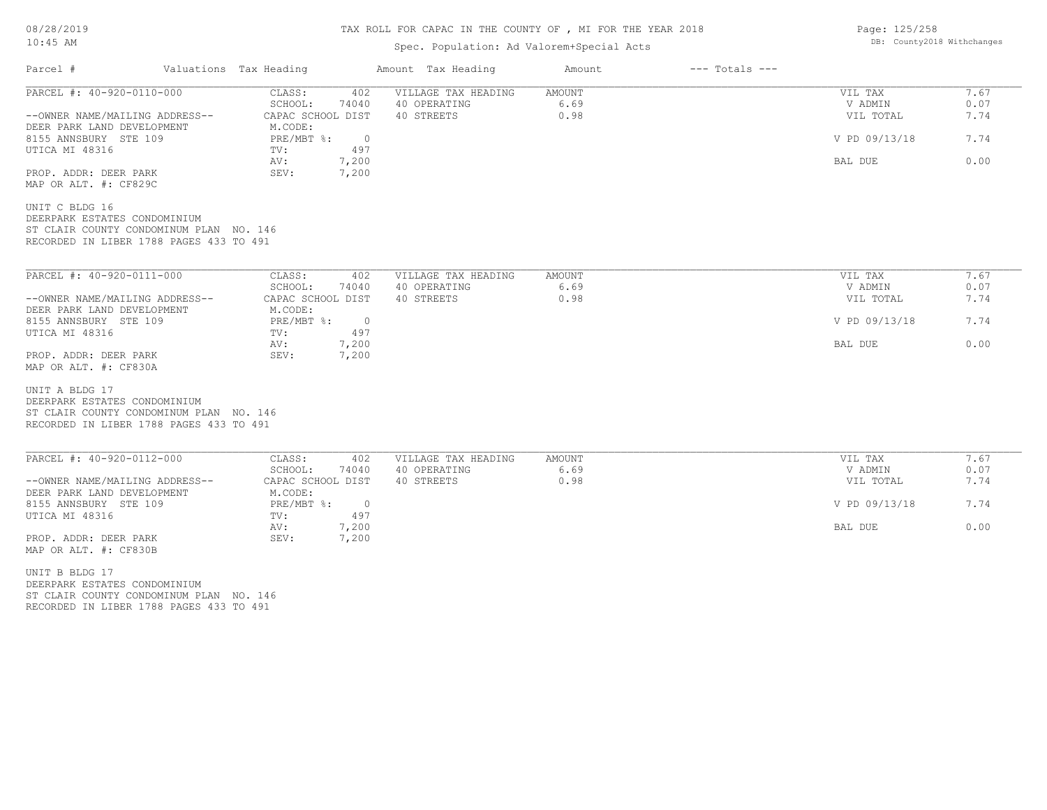# TAX ROLL FOR CAPAC IN THE COUNTY OF , MI FOR THE YEAR 2018

Spec. Population: Ad Valorem+Special Acts

DB: County2018 Withchanges

| Parcel # | Valuations Tax Heading | | Amount Tax Heading | Amount | --- Totals --- | |
|---|---|---|---|---|---|---|
| PARCEL #: 40-920-0110-000 | CLASS: | 402 | VILLAGE TAX HEADING | AMOUNT | VIL TAX | 7.67 |
| | SCHOOL: | 74040 | 40 OPERATING | 6.69 | V ADMIN | 0.07 |
| --OWNER NAME/MAILING ADDRESS-- | CAPAC SCHOOL DIST | | 40 STREETS | 0.98 | VIL TOTAL | 7.74 |
| DEER PARK LAND DEVELOPMENT | M.CODE: | | | | | |
| 8155 ANNSBURY STE 109 | PRE/MBT %: | 0 | | | V PD 09/13/18 | 7.74 |
| UTICA MI 48316 | TV: | 497 | | | | |
| | AV: | 7,200 | | | BAL DUE | 0.00 |
| PROP. ADDR: DEER PARK | SEV: | 7,200 | | | | |
| MAP OR ALT. #: CF829C | | | | | | |

UNIT C BLDG 16
DEERPARK ESTATES CONDOMINIUM
ST CLAIR COUNTY CONDOMINUM PLAN NO. 146
RECORDED IN LIBER 1788 PAGES 433 TO 491

| Parcel # | Valuations Tax Heading | | Amount Tax Heading | Amount | --- Totals --- | |
|---|---|---|---|---|---|---|
| PARCEL #: 40-920-0111-000 | CLASS: | 402 | VILLAGE TAX HEADING | AMOUNT | VIL TAX | 7.67 |
| | SCHOOL: | 74040 | 40 OPERATING | 6.69 | V ADMIN | 0.07 |
| --OWNER NAME/MAILING ADDRESS-- | CAPAC SCHOOL DIST | | 40 STREETS | 0.98 | VIL TOTAL | 7.74 |
| DEER PARK LAND DEVELOPMENT | M.CODE: | | | | | |
| 8155 ANNSBURY STE 109 | PRE/MBT %: | 0 | | | V PD 09/13/18 | 7.74 |
| UTICA MI 48316 | TV: | 497 | | | | |
| | AV: | 7,200 | | | BAL DUE | 0.00 |
| PROP. ADDR: DEER PARK | SEV: | 7,200 | | | | |
| MAP OR ALT. #: CF830A | | | | | | |

UNIT A BLDG 17
DEERPARK ESTATES CONDOMINIUM
ST CLAIR COUNTY CONDOMINUM PLAN NO. 146
RECORDED IN LIBER 1788 PAGES 433 TO 491

| Parcel # | Valuations Tax Heading | | Amount Tax Heading | Amount | --- Totals --- | |
|---|---|---|---|---|---|---|
| PARCEL #: 40-920-0112-000 | CLASS: | 402 | VILLAGE TAX HEADING | AMOUNT | VIL TAX | 7.67 |
| | SCHOOL: | 74040 | 40 OPERATING | 6.69 | V ADMIN | 0.07 |
| --OWNER NAME/MAILING ADDRESS-- | CAPAC SCHOOL DIST | | 40 STREETS | 0.98 | VIL TOTAL | 7.74 |
| DEER PARK LAND DEVELOPMENT | M.CODE: | | | | | |
| 8155 ANNSBURY STE 109 | PRE/MBT %: | 0 | | | V PD 09/13/18 | 7.74 |
| UTICA MI 48316 | TV: | 497 | | | | |
| | AV: | 7,200 | | | BAL DUE | 0.00 |
| PROP. ADDR: DEER PARK | SEV: | 7,200 | | | | |
| MAP OR ALT. #: CF830B | | | | | | |

UNIT B BLDG 17
DEERPARK ESTATES CONDOMINIUM
ST CLAIR COUNTY CONDOMINUM PLAN NO. 146
RECORDED IN LIBER 1788 PAGES 433 TO 491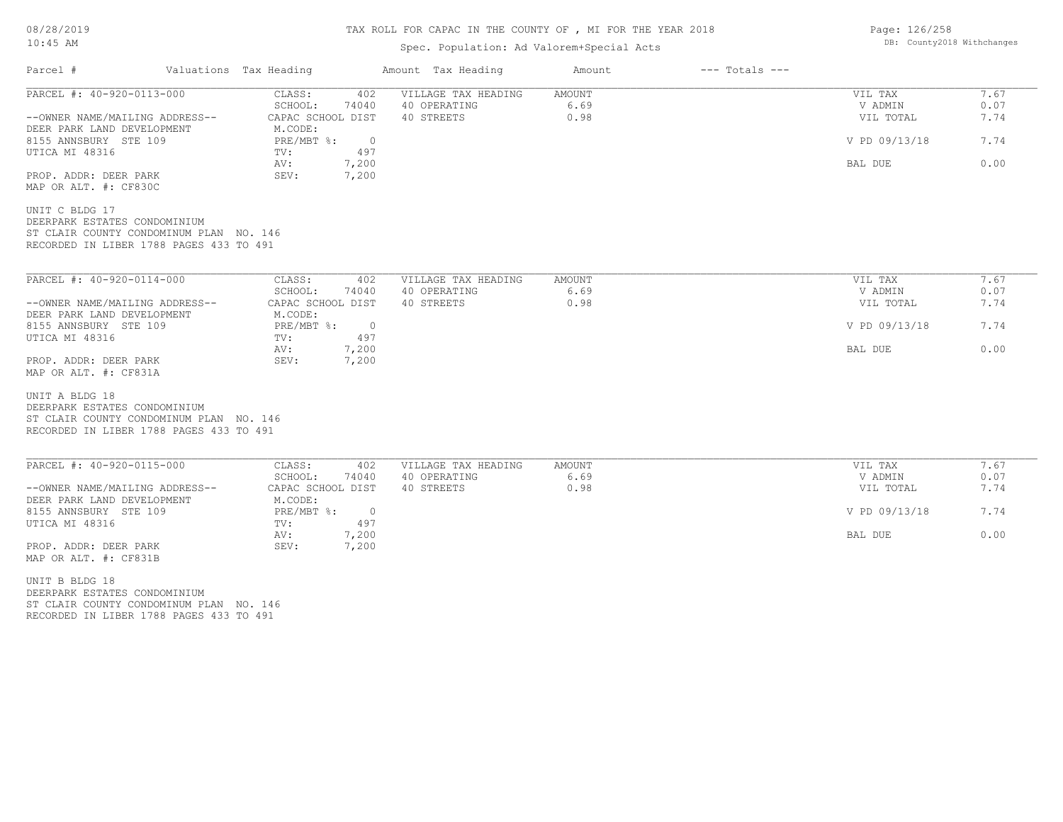TAX ROLL FOR CAPAC IN THE COUNTY OF , MI FOR THE YEAR 2018

Spec. Population: Ad Valorem+Special Acts

| Parcel # | Valuations Tax Heading | | Amount Tax Heading | Amount | --- Totals --- | |
|---|---|---|---|---|---|---|
| PARCEL #: 40-920-0113-000 | CLASS: | 402 | VILLAGE TAX HEADING | AMOUNT | VIL TAX | 7.67 |
| | SCHOOL: | 74040 | 40 OPERATING | 6.69 | V ADMIN | 0.07 |
| --OWNER NAME/MAILING ADDRESS-- | CAPAC SCHOOL DIST | | 40 STREETS | 0.98 | VIL TOTAL | 7.74 |
| DEER PARK LAND DEVELOPMENT | M.CODE: | | | | | |
| 8155 ANNSBURY STE 109 | PRE/MBT %: | 0 | | | V PD 09/13/18 | 7.74 |
| UTICA MI 48316 | TV: | 497 | | | | |
| | AV: | 7,200 | | | BAL DUE | 0.00 |
| PROP. ADDR: DEER PARK | SEV: | 7,200 | | | | |
| MAP OR ALT. #: CF830C | | | | | | |

UNIT C BLDG 17
DEERPARK ESTATES CONDOMINIUM
ST CLAIR COUNTY CONDOMINUM PLAN NO. 146
RECORDED IN LIBER 1788 PAGES 433 TO 491

| Parcel # | Valuations Tax Heading | | Amount Tax Heading | Amount | --- Totals --- | |
|---|---|---|---|---|---|---|
| PARCEL #: 40-920-0114-000 | CLASS: | 402 | VILLAGE TAX HEADING | AMOUNT | VIL TAX | 7.67 |
| | SCHOOL: | 74040 | 40 OPERATING | 6.69 | V ADMIN | 0.07 |
| --OWNER NAME/MAILING ADDRESS-- | CAPAC SCHOOL DIST | | 40 STREETS | 0.98 | VIL TOTAL | 7.74 |
| DEER PARK LAND DEVELOPMENT | M.CODE: | | | | | |
| 8155 ANNSBURY STE 109 | PRE/MBT %: | 0 | | | V PD 09/13/18 | 7.74 |
| UTICA MI 48316 | TV: | 497 | | | | |
| | AV: | 7,200 | | | BAL DUE | 0.00 |
| PROP. ADDR: DEER PARK | SEV: | 7,200 | | | | |
| MAP OR ALT. #: CF831A | | | | | | |

UNIT A BLDG 18
DEERPARK ESTATES CONDOMINIUM
ST CLAIR COUNTY CONDOMINUM PLAN NO. 146
RECORDED IN LIBER 1788 PAGES 433 TO 491

| Parcel # | Valuations Tax Heading | | Amount Tax Heading | Amount | --- Totals --- | |
|---|---|---|---|---|---|---|
| PARCEL #: 40-920-0115-000 | CLASS: | 402 | VILLAGE TAX HEADING | AMOUNT | VIL TAX | 7.67 |
| | SCHOOL: | 74040 | 40 OPERATING | 6.69 | V ADMIN | 0.07 |
| --OWNER NAME/MAILING ADDRESS-- | CAPAC SCHOOL DIST | | 40 STREETS | 0.98 | VIL TOTAL | 7.74 |
| DEER PARK LAND DEVELOPMENT | M.CODE: | | | | | |
| 8155 ANNSBURY STE 109 | PRE/MBT %: | 0 | | | V PD 09/13/18 | 7.74 |
| UTICA MI 48316 | TV: | 497 | | | | |
| | AV: | 7,200 | | | BAL DUE | 0.00 |
| PROP. ADDR: DEER PARK | SEV: | 7,200 | | | | |
| MAP OR ALT. #: CF831B | | | | | | |

UNIT B BLDG 18
DEERPARK ESTATES CONDOMINIUM
ST CLAIR COUNTY CONDOMINUM PLAN NO. 146
RECORDED IN LIBER 1788 PAGES 433 TO 491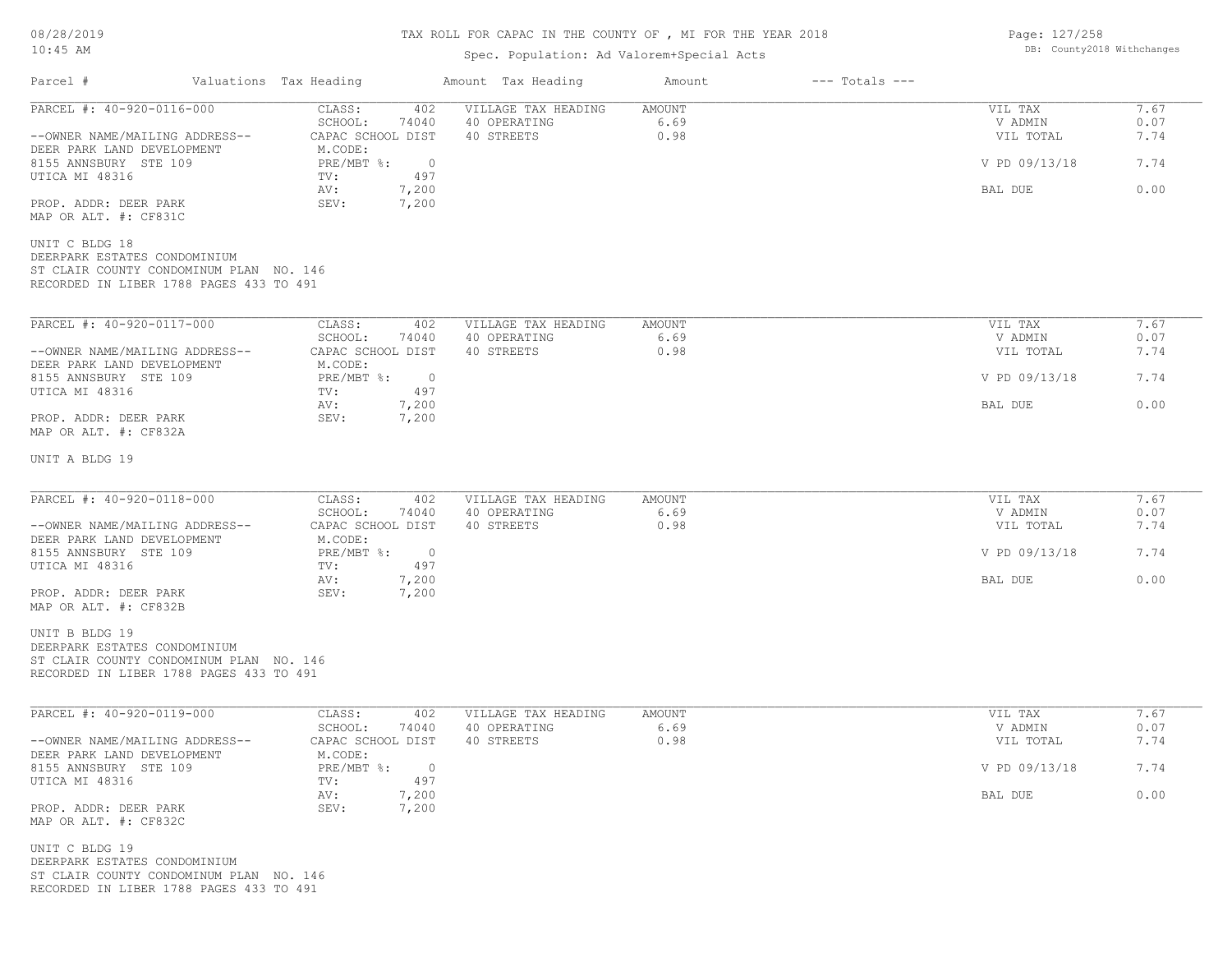# TAX ROLL FOR CAPAC IN THE COUNTY OF , MI FOR THE YEAR 2018

Spec. Population: Ad Valorem+Special Acts

08/28/2019 10:45 AM — DB: County2018 Withchanges

| Parcel # | Valuations Tax Heading | Amount Tax Heading | Amount | --- Totals --- | |
|---|---|---|---|---|---|

---

**PARCEL #: 40-920-0116-000**

--OWNER NAME/MAILING ADDRESS--
DEER PARK LAND DEVELOPMENT
8155 ANNSBURY STE 109
UTICA MI 48316

PROP. ADDR: DEER PARK
MAP OR ALT. #: CF831C

| | | | | | |
|---|---|---|---|---|---|
| CLASS: | 402 | VILLAGE TAX HEADING | AMOUNT | VIL TAX | 7.67 |
| SCHOOL: | 74040 | 40 OPERATING | 6.69 | V ADMIN | 0.07 |
| CAPAC SCHOOL DIST | | 40 STREETS | 0.98 | VIL TOTAL | 7.74 |
| M.CODE: | | | | | |
| PRE/MBT %: | 0 | | | V PD 09/13/18 | 7.74 |
| TV: | 497 | | | | |
| AV: | 7,200 | | | BAL DUE | 0.00 |
| SEV: | 7,200 | | | | |

UNIT C BLDG 18
DEERPARK ESTATES CONDOMINIUM
ST CLAIR COUNTY CONDOMINUM PLAN NO. 146
RECORDED IN LIBER 1788 PAGES 433 TO 491

---

**PARCEL #: 40-920-0117-000**

--OWNER NAME/MAILING ADDRESS--
DEER PARK LAND DEVELOPMENT
8155 ANNSBURY STE 109
UTICA MI 48316

PROP. ADDR: DEER PARK
MAP OR ALT. #: CF832A

| | | | | | |
|---|---|---|---|---|---|
| CLASS: | 402 | VILLAGE TAX HEADING | AMOUNT | VIL TAX | 7.67 |
| SCHOOL: | 74040 | 40 OPERATING | 6.69 | V ADMIN | 0.07 |
| CAPAC SCHOOL DIST | | 40 STREETS | 0.98 | VIL TOTAL | 7.74 |
| M.CODE: | | | | | |
| PRE/MBT %: | 0 | | | V PD 09/13/18 | 7.74 |
| TV: | 497 | | | | |
| AV: | 7,200 | | | BAL DUE | 0.00 |
| SEV: | 7,200 | | | | |

UNIT A BLDG 19

---

**PARCEL #: 40-920-0118-000**

--OWNER NAME/MAILING ADDRESS--
DEER PARK LAND DEVELOPMENT
8155 ANNSBURY STE 109
UTICA MI 48316

PROP. ADDR: DEER PARK
MAP OR ALT. #: CF832B

| | | | | | |
|---|---|---|---|---|---|
| CLASS: | 402 | VILLAGE TAX HEADING | AMOUNT | VIL TAX | 7.67 |
| SCHOOL: | 74040 | 40 OPERATING | 6.69 | V ADMIN | 0.07 |
| CAPAC SCHOOL DIST | | 40 STREETS | 0.98 | VIL TOTAL | 7.74 |
| M.CODE: | | | | | |
| PRE/MBT %: | 0 | | | V PD 09/13/18 | 7.74 |
| TV: | 497 | | | | |
| AV: | 7,200 | | | BAL DUE | 0.00 |
| SEV: | 7,200 | | | | |

UNIT B BLDG 19
DEERPARK ESTATES CONDOMINIUM
ST CLAIR COUNTY CONDOMINUM PLAN NO. 146
RECORDED IN LIBER 1788 PAGES 433 TO 491

---

**PARCEL #: 40-920-0119-000**

--OWNER NAME/MAILING ADDRESS--
DEER PARK LAND DEVELOPMENT
8155 ANNSBURY STE 109
UTICA MI 48316

PROP. ADDR: DEER PARK
MAP OR ALT. #: CF832C

| | | | | | |
|---|---|---|---|---|---|
| CLASS: | 402 | VILLAGE TAX HEADING | AMOUNT | VIL TAX | 7.67 |
| SCHOOL: | 74040 | 40 OPERATING | 6.69 | V ADMIN | 0.07 |
| CAPAC SCHOOL DIST | | 40 STREETS | 0.98 | VIL TOTAL | 7.74 |
| M.CODE: | | | | | |
| PRE/MBT %: | 0 | | | V PD 09/13/18 | 7.74 |
| TV: | 497 | | | | |
| AV: | 7,200 | | | BAL DUE | 0.00 |
| SEV: | 7,200 | | | | |

UNIT C BLDG 19
DEERPARK ESTATES CONDOMINIUM
ST CLAIR COUNTY CONDOMINUM PLAN NO. 146
RECORDED IN LIBER 1788 PAGES 433 TO 491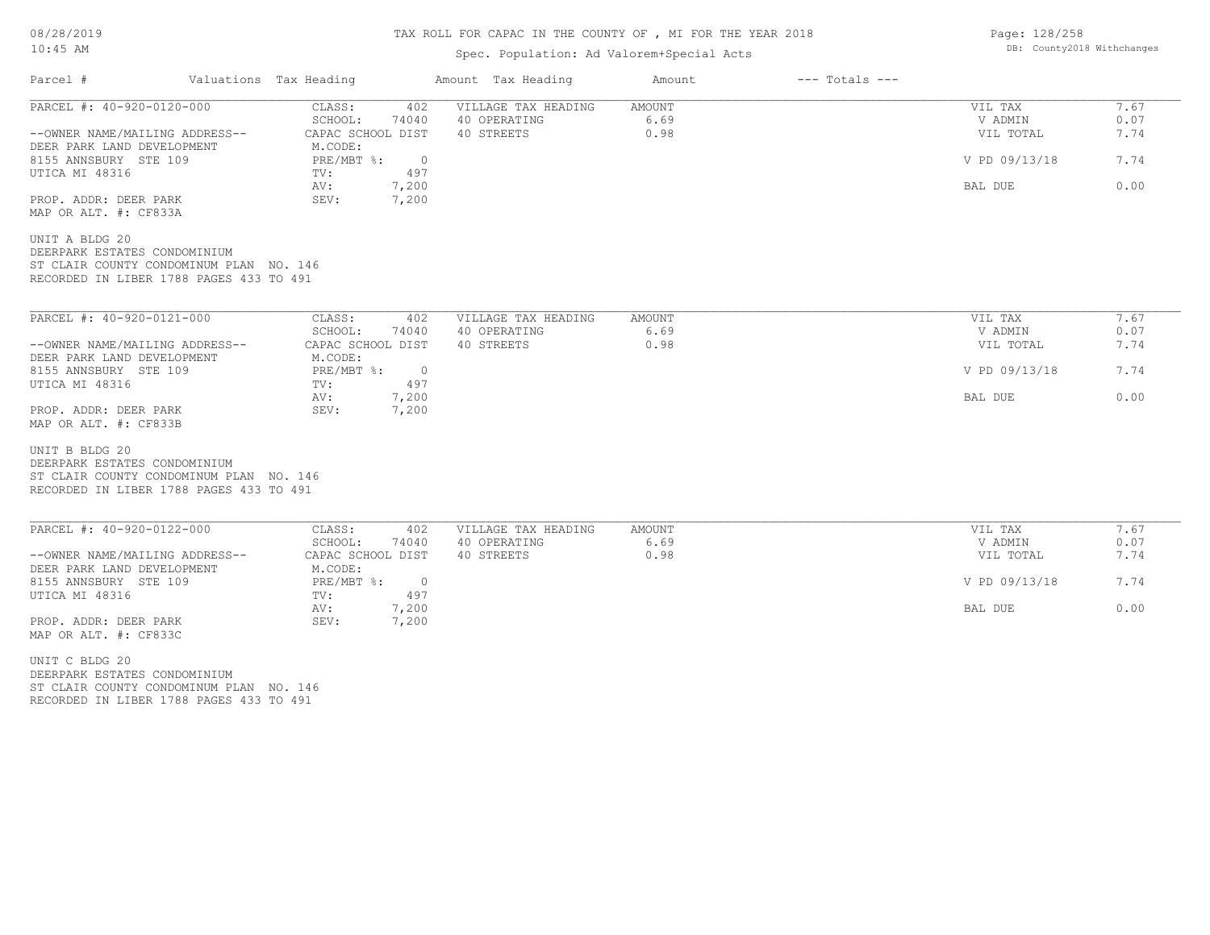# TAX ROLL FOR CAPAC IN THE COUNTY OF , MI FOR THE YEAR 2018

Spec. Population: Ad Valorem+Special Acts

| Parcel # | Valuations Tax Heading | | Amount Tax Heading | Amount | --- Totals --- | |
|---|---|---|---|---|---|---|
| PARCEL #: 40-920-0120-000 | CLASS: | 402 | VILLAGE TAX HEADING | AMOUNT | VIL TAX | 7.67 |
| | SCHOOL: | 74040 | 40 OPERATING | 6.69 | V ADMIN | 0.07 |
| --OWNER NAME/MAILING ADDRESS-- | CAPAC SCHOOL DIST | | 40 STREETS | 0.98 | VIL TOTAL | 7.74 |
| DEER PARK LAND DEVELOPMENT | M.CODE: | | | | | |
| 8155 ANNSBURY STE 109 | PRE/MBT %: | 0 | | | V PD 09/13/18 | 7.74 |
| UTICA MI 48316 | TV: | 497 | | | | |
| | AV: | 7,200 | | | BAL DUE | 0.00 |
| PROP. ADDR: DEER PARK | SEV: | 7,200 | | | | |
| MAP OR ALT. #: CF833A | | | | | | |

UNIT A BLDG 20
DEERPARK ESTATES CONDOMINIUM
ST CLAIR COUNTY CONDOMINUM PLAN NO. 146
RECORDED IN LIBER 1788 PAGES 433 TO 491

| Parcel # | Valuations Tax Heading | | Amount Tax Heading | Amount | --- Totals --- | |
|---|---|---|---|---|---|---|
| PARCEL #: 40-920-0121-000 | CLASS: | 402 | VILLAGE TAX HEADING | AMOUNT | VIL TAX | 7.67 |
| | SCHOOL: | 74040 | 40 OPERATING | 6.69 | V ADMIN | 0.07 |
| --OWNER NAME/MAILING ADDRESS-- | CAPAC SCHOOL DIST | | 40 STREETS | 0.98 | VIL TOTAL | 7.74 |
| DEER PARK LAND DEVELOPMENT | M.CODE: | | | | | |
| 8155 ANNSBURY STE 109 | PRE/MBT %: | 0 | | | V PD 09/13/18 | 7.74 |
| UTICA MI 48316 | TV: | 497 | | | | |
| | AV: | 7,200 | | | BAL DUE | 0.00 |
| PROP. ADDR: DEER PARK | SEV: | 7,200 | | | | |
| MAP OR ALT. #: CF833B | | | | | | |

UNIT B BLDG 20
DEERPARK ESTATES CONDOMINIUM
ST CLAIR COUNTY CONDOMINUM PLAN NO. 146
RECORDED IN LIBER 1788 PAGES 433 TO 491

| Parcel # | Valuations Tax Heading | | Amount Tax Heading | Amount | --- Totals --- | |
|---|---|---|---|---|---|---|
| PARCEL #: 40-920-0122-000 | CLASS: | 402 | VILLAGE TAX HEADING | AMOUNT | VIL TAX | 7.67 |
| | SCHOOL: | 74040 | 40 OPERATING | 6.69 | V ADMIN | 0.07 |
| --OWNER NAME/MAILING ADDRESS-- | CAPAC SCHOOL DIST | | 40 STREETS | 0.98 | VIL TOTAL | 7.74 |
| DEER PARK LAND DEVELOPMENT | M.CODE: | | | | | |
| 8155 ANNSBURY STE 109 | PRE/MBT %: | 0 | | | V PD 09/13/18 | 7.74 |
| UTICA MI 48316 | TV: | 497 | | | | |
| | AV: | 7,200 | | | BAL DUE | 0.00 |
| PROP. ADDR: DEER PARK | SEV: | 7,200 | | | | |
| MAP OR ALT. #: CF833C | | | | | | |

UNIT C BLDG 20
DEERPARK ESTATES CONDOMINIUM
ST CLAIR COUNTY CONDOMINUM PLAN NO. 146
RECORDED IN LIBER 1788 PAGES 433 TO 491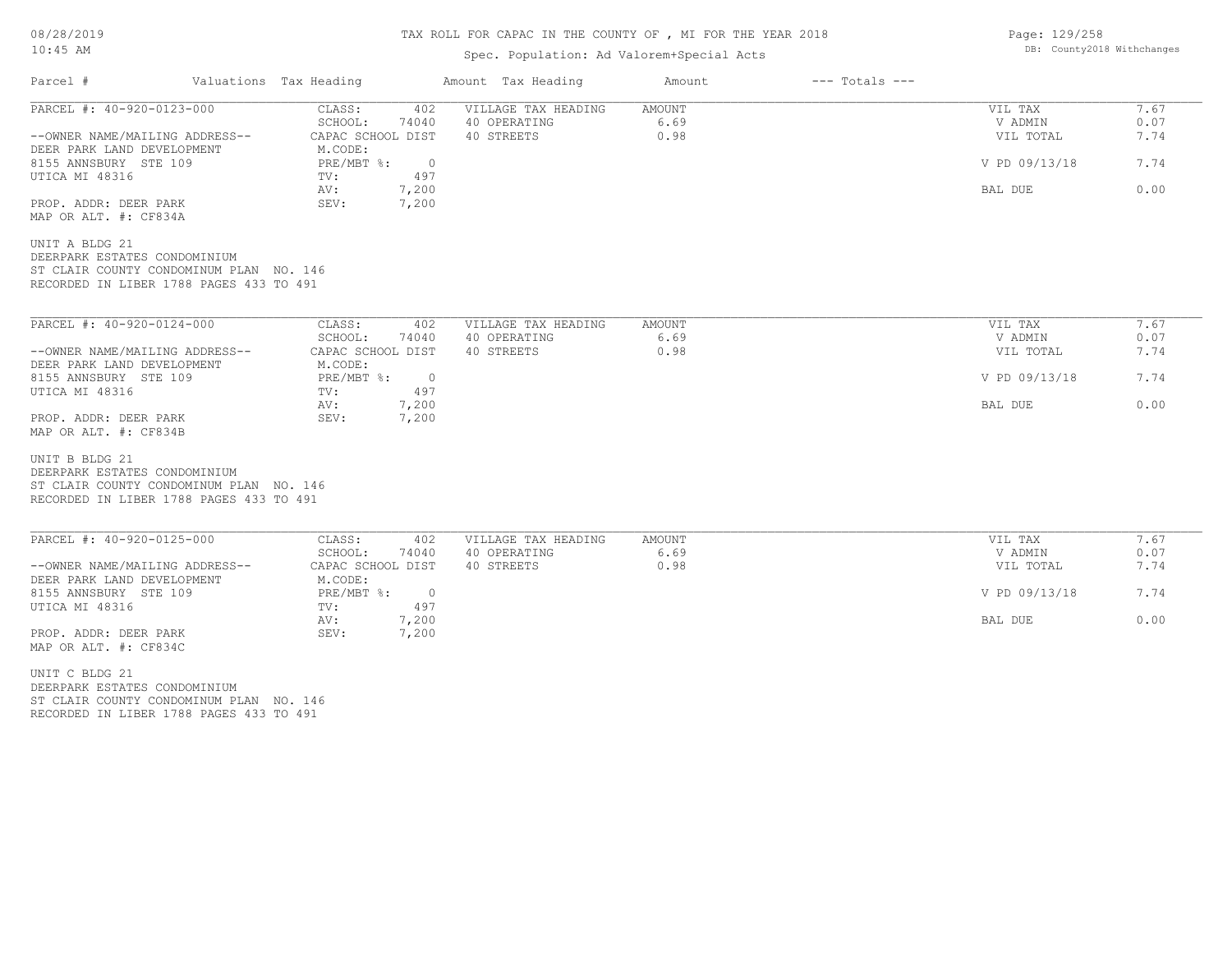# TAX ROLL FOR CAPAC IN THE COUNTY OF , MI FOR THE YEAR 2018

Spec. Population: Ad Valorem+Special Acts

DB: County2018 Withchanges

08/28/2019
10:45 AM

| Parcel # | Valuations | Tax Heading | Amount | Tax Heading | Amount | --- Totals --- | |
|---|---|---|---|---|---|---|---|
| PARCEL #: 40-920-0123-000 | CLASS: | 402 | VILLAGE TAX HEADING | AMOUNT | | VIL TAX | 7.67 |
| | SCHOOL: | 74040 | 40 OPERATING | 6.69 | | V ADMIN | 0.07 |
| --OWNER NAME/MAILING ADDRESS-- | CAPAC SCHOOL DIST | | 40 STREETS | 0.98 | | VIL TOTAL | 7.74 |
| DEER PARK LAND DEVELOPMENT | M.CODE: | | | | | | |
| 8155 ANNSBURY STE 109 | PRE/MBT %: | 0 | | | | V PD 09/13/18 | 7.74 |
| UTICA MI 48316 | TV: | 497 | | | | | |
| | AV: | 7,200 | | | | BAL DUE | 0.00 |
| PROP. ADDR: DEER PARK | SEV: | 7,200 | | | | | |
| MAP OR ALT. #: CF834A | | | | | | | |

UNIT A BLDG 21
DEERPARK ESTATES CONDOMINIUM
ST CLAIR COUNTY CONDOMINUM PLAN NO. 146
RECORDED IN LIBER 1788 PAGES 433 TO 491

| Parcel # | Valuations | Tax Heading | Amount | Tax Heading | Amount | --- Totals --- | |
|---|---|---|---|---|---|---|---|
| PARCEL #: 40-920-0124-000 | CLASS: | 402 | VILLAGE TAX HEADING | AMOUNT | | VIL TAX | 7.67 |
| | SCHOOL: | 74040 | 40 OPERATING | 6.69 | | V ADMIN | 0.07 |
| --OWNER NAME/MAILING ADDRESS-- | CAPAC SCHOOL DIST | | 40 STREETS | 0.98 | | VIL TOTAL | 7.74 |
| DEER PARK LAND DEVELOPMENT | M.CODE: | | | | | | |
| 8155 ANNSBURY STE 109 | PRE/MBT %: | 0 | | | | V PD 09/13/18 | 7.74 |
| UTICA MI 48316 | TV: | 497 | | | | | |
| | AV: | 7,200 | | | | BAL DUE | 0.00 |
| PROP. ADDR: DEER PARK | SEV: | 7,200 | | | | | |
| MAP OR ALT. #: CF834B | | | | | | | |

UNIT B BLDG 21
DEERPARK ESTATES CONDOMINIUM
ST CLAIR COUNTY CONDOMINUM PLAN NO. 146
RECORDED IN LIBER 1788 PAGES 433 TO 491

| Parcel # | Valuations | Tax Heading | Amount | Tax Heading | Amount | --- Totals --- | |
|---|---|---|---|---|---|---|---|
| PARCEL #: 40-920-0125-000 | CLASS: | 402 | VILLAGE TAX HEADING | AMOUNT | | VIL TAX | 7.67 |
| | SCHOOL: | 74040 | 40 OPERATING | 6.69 | | V ADMIN | 0.07 |
| --OWNER NAME/MAILING ADDRESS-- | CAPAC SCHOOL DIST | | 40 STREETS | 0.98 | | VIL TOTAL | 7.74 |
| DEER PARK LAND DEVELOPMENT | M.CODE: | | | | | | |
| 8155 ANNSBURY STE 109 | PRE/MBT %: | 0 | | | | V PD 09/13/18 | 7.74 |
| UTICA MI 48316 | TV: | 497 | | | | | |
| | AV: | 7,200 | | | | BAL DUE | 0.00 |
| PROP. ADDR: DEER PARK | SEV: | 7,200 | | | | | |
| MAP OR ALT. #: CF834C | | | | | | | |

UNIT C BLDG 21
DEERPARK ESTATES CONDOMINIUM
ST CLAIR COUNTY CONDOMINUM PLAN NO. 146
RECORDED IN LIBER 1788 PAGES 433 TO 491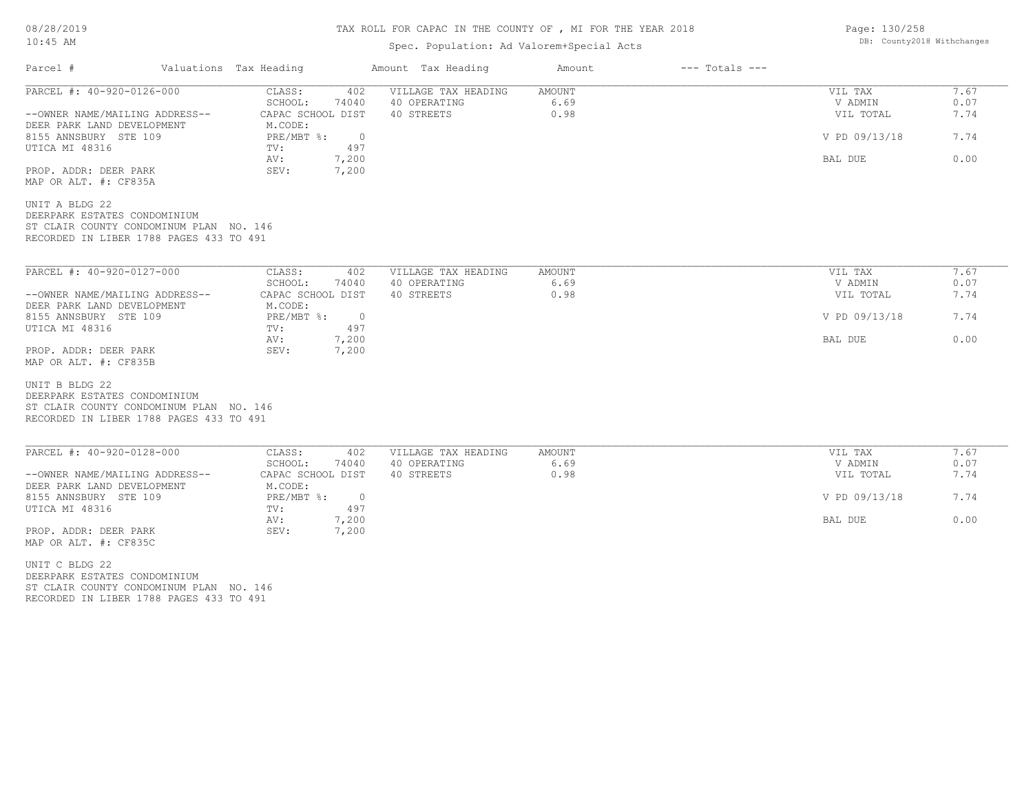# TAX ROLL FOR CAPAC IN THE COUNTY OF , MI FOR THE YEAR 2018

Spec. Population: Ad Valorem+Special Acts

DB: County2018 Withchanges

| Parcel # | Valuations Tax Heading | | Amount Tax Heading | Amount | --- Totals --- | |
|---|---|---|---|---|---|---|
| PARCEL #: 40-920-0126-000 | CLASS: | 402 | VILLAGE TAX HEADING | AMOUNT | VIL TAX | 7.67 |
| | SCHOOL: | 74040 | 40 OPERATING | 6.69 | V ADMIN | 0.07 |
| --OWNER NAME/MAILING ADDRESS-- | CAPAC SCHOOL DIST | | 40 STREETS | 0.98 | VIL TOTAL | 7.74 |
| DEER PARK LAND DEVELOPMENT | M.CODE: | | | | | |
| 8155 ANNSBURY STE 109 | PRE/MBT %: | 0 | | | V PD 09/13/18 | 7.74 |
| UTICA MI 48316 | TV: | 497 | | | | |
| | AV: | 7,200 | | | BAL DUE | 0.00 |
| PROP. ADDR: DEER PARK | SEV: | 7,200 | | | | |
| MAP OR ALT. #: CF835A | | | | | | |

UNIT A BLDG 22
DEERPARK ESTATES CONDOMINIUM
ST CLAIR COUNTY CONDOMINUM PLAN NO. 146
RECORDED IN LIBER 1788 PAGES 433 TO 491

| Parcel # | Valuations Tax Heading | | Amount Tax Heading | Amount | --- Totals --- | |
|---|---|---|---|---|---|---|
| PARCEL #: 40-920-0127-000 | CLASS: | 402 | VILLAGE TAX HEADING | AMOUNT | VIL TAX | 7.67 |
| | SCHOOL: | 74040 | 40 OPERATING | 6.69 | V ADMIN | 0.07 |
| --OWNER NAME/MAILING ADDRESS-- | CAPAC SCHOOL DIST | | 40 STREETS | 0.98 | VIL TOTAL | 7.74 |
| DEER PARK LAND DEVELOPMENT | M.CODE: | | | | | |
| 8155 ANNSBURY STE 109 | PRE/MBT %: | 0 | | | V PD 09/13/18 | 7.74 |
| UTICA MI 48316 | TV: | 497 | | | | |
| | AV: | 7,200 | | | BAL DUE | 0.00 |
| PROP. ADDR: DEER PARK | SEV: | 7,200 | | | | |
| MAP OR ALT. #: CF835B | | | | | | |

UNIT B BLDG 22
DEERPARK ESTATES CONDOMINIUM
ST CLAIR COUNTY CONDOMINUM PLAN NO. 146
RECORDED IN LIBER 1788 PAGES 433 TO 491

| Parcel # | Valuations Tax Heading | | Amount Tax Heading | Amount | --- Totals --- | |
|---|---|---|---|---|---|---|
| PARCEL #: 40-920-0128-000 | CLASS: | 402 | VILLAGE TAX HEADING | AMOUNT | VIL TAX | 7.67 |
| | SCHOOL: | 74040 | 40 OPERATING | 6.69 | V ADMIN | 0.07 |
| --OWNER NAME/MAILING ADDRESS-- | CAPAC SCHOOL DIST | | 40 STREETS | 0.98 | VIL TOTAL | 7.74 |
| DEER PARK LAND DEVELOPMENT | M.CODE: | | | | | |
| 8155 ANNSBURY STE 109 | PRE/MBT %: | 0 | | | V PD 09/13/18 | 7.74 |
| UTICA MI 48316 | TV: | 497 | | | | |
| | AV: | 7,200 | | | BAL DUE | 0.00 |
| PROP. ADDR: DEER PARK | SEV: | 7,200 | | | | |
| MAP OR ALT. #: CF835C | | | | | | |

UNIT C BLDG 22
DEERPARK ESTATES CONDOMINIUM
ST CLAIR COUNTY CONDOMINUM PLAN NO. 146
RECORDED IN LIBER 1788 PAGES 433 TO 491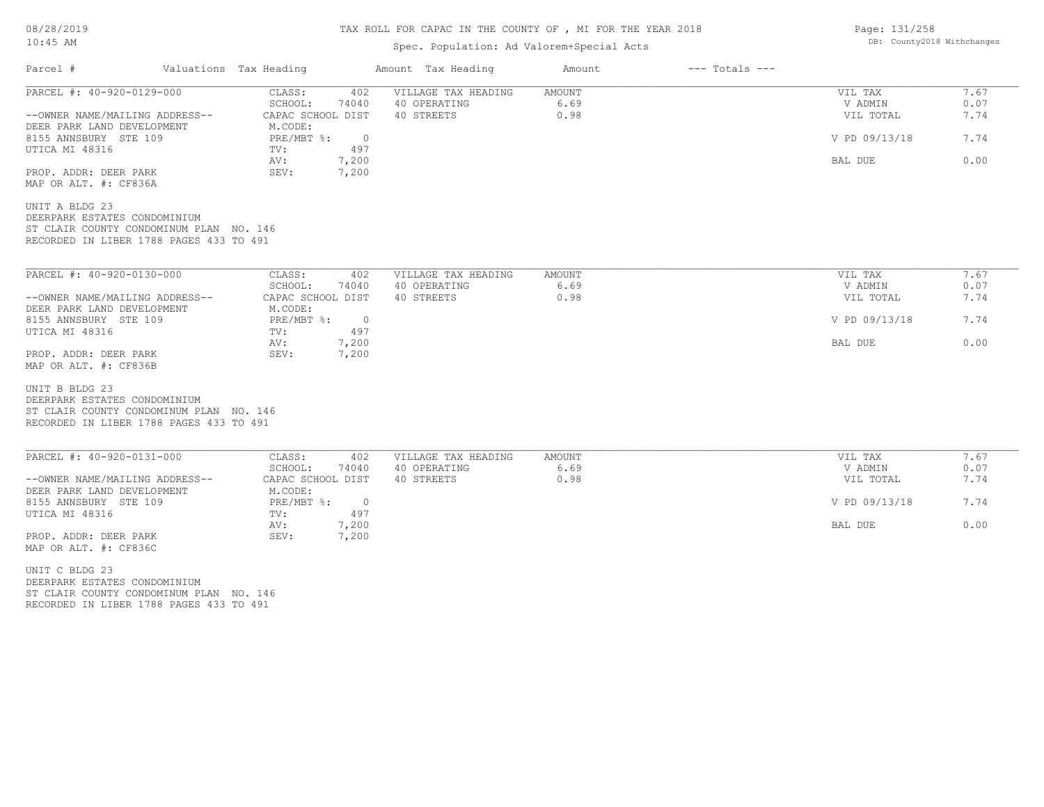# TAX ROLL FOR CAPAC IN THE COUNTY OF , MI FOR THE YEAR 2018

Spec. Population: Ad Valorem+Special Acts

| Parcel # | Valuations | Tax Heading | Amount | Tax Heading | Amount | --- Totals --- | |
|---|---|---|---|---|---|---|---|
| PARCEL #: 40-920-0129-000 | CLASS: | 402 | VILLAGE TAX HEADING | AMOUNT | | VIL TAX | 7.67 |
| | SCHOOL: | 74040 | 40 OPERATING | 6.69 | | V ADMIN | 0.07 |
| --OWNER NAME/MAILING ADDRESS-- | CAPAC SCHOOL DIST | | 40 STREETS | 0.98 | | VIL TOTAL | 7.74 |
| DEER PARK LAND DEVELOPMENT | M.CODE: | | | | | | |
| 8155 ANNSBURY STE 109 | PRE/MBT %: | 0 | | | | V PD 09/13/18 | 7.74 |
| UTICA MI 48316 | TV: | 497 | | | | | |
| | AV: | 7,200 | | | | BAL DUE | 0.00 |
| PROP. ADDR: DEER PARK | SEV: | 7,200 | | | | | |
| MAP OR ALT. #: CF836A | | | | | | | |

UNIT A BLDG 23
DEERPARK ESTATES CONDOMINIUM
ST CLAIR COUNTY CONDOMINUM PLAN NO. 146
RECORDED IN LIBER 1788 PAGES 433 TO 491

| Parcel # | Valuations | Tax Heading | Amount | Tax Heading | Amount | --- Totals --- | |
|---|---|---|---|---|---|---|---|
| PARCEL #: 40-920-0130-000 | CLASS: | 402 | VILLAGE TAX HEADING | AMOUNT | | VIL TAX | 7.67 |
| | SCHOOL: | 74040 | 40 OPERATING | 6.69 | | V ADMIN | 0.07 |
| --OWNER NAME/MAILING ADDRESS-- | CAPAC SCHOOL DIST | | 40 STREETS | 0.98 | | VIL TOTAL | 7.74 |
| DEER PARK LAND DEVELOPMENT | M.CODE: | | | | | | |
| 8155 ANNSBURY STE 109 | PRE/MBT %: | 0 | | | | V PD 09/13/18 | 7.74 |
| UTICA MI 48316 | TV: | 497 | | | | | |
| | AV: | 7,200 | | | | BAL DUE | 0.00 |
| PROP. ADDR: DEER PARK | SEV: | 7,200 | | | | | |
| MAP OR ALT. #: CF836B | | | | | | | |

UNIT B BLDG 23
DEERPARK ESTATES CONDOMINIUM
ST CLAIR COUNTY CONDOMINUM PLAN NO. 146
RECORDED IN LIBER 1788 PAGES 433 TO 491

| Parcel # | Valuations | Tax Heading | Amount | Tax Heading | Amount | --- Totals --- | |
|---|---|---|---|---|---|---|---|
| PARCEL #: 40-920-0131-000 | CLASS: | 402 | VILLAGE TAX HEADING | AMOUNT | | VIL TAX | 7.67 |
| | SCHOOL: | 74040 | 40 OPERATING | 6.69 | | V ADMIN | 0.07 |
| --OWNER NAME/MAILING ADDRESS-- | CAPAC SCHOOL DIST | | 40 STREETS | 0.98 | | VIL TOTAL | 7.74 |
| DEER PARK LAND DEVELOPMENT | M.CODE: | | | | | | |
| 8155 ANNSBURY STE 109 | PRE/MBT %: | 0 | | | | V PD 09/13/18 | 7.74 |
| UTICA MI 48316 | TV: | 497 | | | | | |
| | AV: | 7,200 | | | | BAL DUE | 0.00 |
| PROP. ADDR: DEER PARK | SEV: | 7,200 | | | | | |
| MAP OR ALT. #: CF836C | | | | | | | |

UNIT C BLDG 23
DEERPARK ESTATES CONDOMINIUM
ST CLAIR COUNTY CONDOMINUM PLAN NO. 146
RECORDED IN LIBER 1788 PAGES 433 TO 491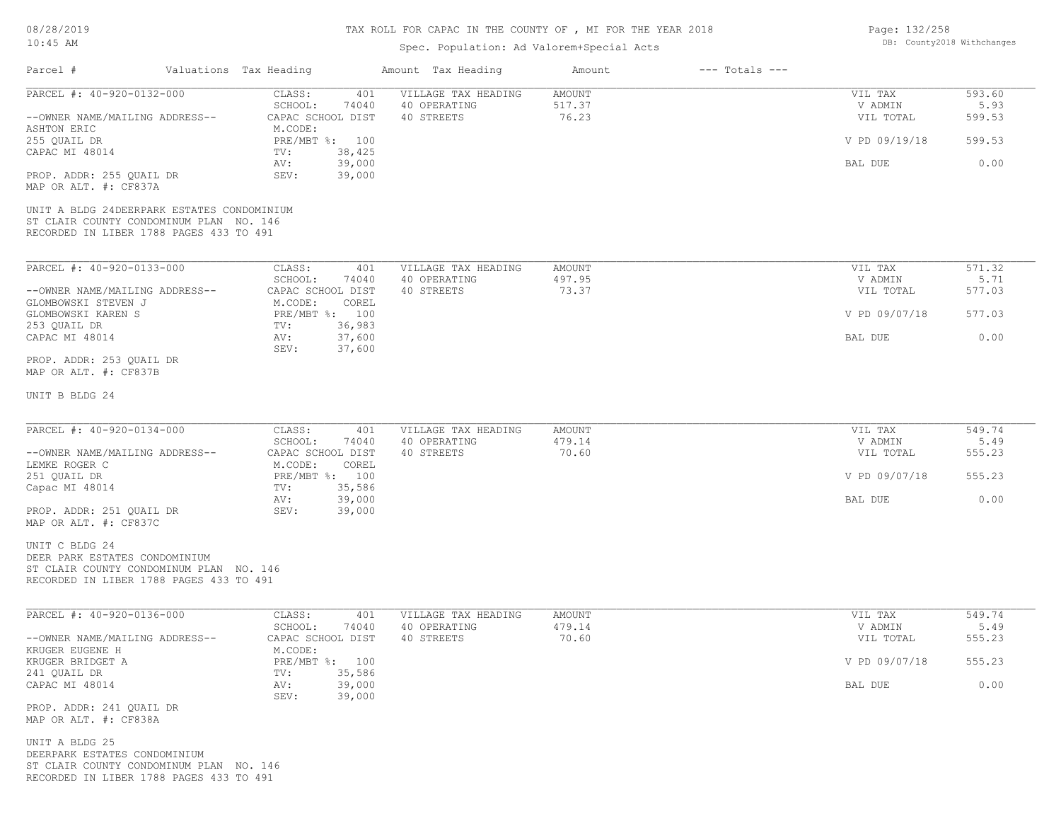TAX ROLL FOR CAPAC IN THE COUNTY OF , MI FOR THE YEAR 2018

Spec. Population: Ad Valorem+Special Acts

| Parcel # | Valuations Tax Heading | Amount Tax Heading | Amount | --- Totals --- |
|---|---|---|---|---|

---

PARCEL #: 40-920-0132-000

--OWNER NAME/MAILING ADDRESS--
ASHTON ERIC
255 QUAIL DR
CAPAC MI 48014

PROP. ADDR: 255 QUAIL DR
MAP OR ALT. #: CF837A

| | | | | | |
|---|---|---|---|---|---|
| CLASS: | 401 | VILLAGE TAX HEADING | AMOUNT | VIL TAX | 593.60 |
| SCHOOL: | 74040 | 40 OPERATING | 517.37 | V ADMIN | 5.93 |
| CAPAC SCHOOL DIST | | 40 STREETS | 76.23 | VIL TOTAL | 599.53 |
| M.CODE: | | | | | |
| PRE/MBT %: | 100 | | | V PD 09/19/18 | 599.53 |
| TV: | 38,425 | | | | |
| AV: | 39,000 | | | BAL DUE | 0.00 |
| SEV: | 39,000 | | | | |

UNIT A BLDG 24DEERPARK ESTATES CONDOMINIUM
ST CLAIR COUNTY CONDOMINUM PLAN NO. 146
RECORDED IN LIBER 1788 PAGES 433 TO 491

---

PARCEL #: 40-920-0133-000

--OWNER NAME/MAILING ADDRESS--
GLOMBOWSKI STEVEN J
GLOMBOWSKI KAREN S
253 QUAIL DR
CAPAC MI 48014

PROP. ADDR: 253 QUAIL DR
MAP OR ALT. #: CF837B

| | | | | | |
|---|---|---|---|---|---|
| CLASS: | 401 | VILLAGE TAX HEADING | AMOUNT | VIL TAX | 571.32 |
| SCHOOL: | 74040 | 40 OPERATING | 497.95 | V ADMIN | 5.71 |
| CAPAC SCHOOL DIST | | 40 STREETS | 73.37 | VIL TOTAL | 577.03 |
| M.CODE: | COREL | | | | |
| PRE/MBT %: | 100 | | | V PD 09/07/18 | 577.03 |
| TV: | 36,983 | | | | |
| AV: | 37,600 | | | BAL DUE | 0.00 |
| SEV: | 37,600 | | | | |

UNIT B BLDG 24

---

PARCEL #: 40-920-0134-000

--OWNER NAME/MAILING ADDRESS--
LEMKE ROGER C
251 QUAIL DR
Capac MI 48014

PROP. ADDR: 251 QUAIL DR
MAP OR ALT. #: CF837C

| | | | | | |
|---|---|---|---|---|---|
| CLASS: | 401 | VILLAGE TAX HEADING | AMOUNT | VIL TAX | 549.74 |
| SCHOOL: | 74040 | 40 OPERATING | 479.14 | V ADMIN | 5.49 |
| CAPAC SCHOOL DIST | | 40 STREETS | 70.60 | VIL TOTAL | 555.23 |
| M.CODE: | COREL | | | | |
| PRE/MBT %: | 100 | | | V PD 09/07/18 | 555.23 |
| TV: | 35,586 | | | | |
| AV: | 39,000 | | | BAL DUE | 0.00 |
| SEV: | 39,000 | | | | |

UNIT C BLDG 24
DEER PARK ESTATES CONDOMINIUM
ST CLAIR COUNTY CONDOMINUM PLAN NO. 146
RECORDED IN LIBER 1788 PAGES 433 TO 491

---

PARCEL #: 40-920-0136-000

--OWNER NAME/MAILING ADDRESS--
KRUGER EUGENE H
KRUGER BRIDGET A
241 QUAIL DR
CAPAC MI 48014

PROP. ADDR: 241 QUAIL DR
MAP OR ALT. #: CF838A

| | | | | | |
|---|---|---|---|---|---|
| CLASS: | 401 | VILLAGE TAX HEADING | AMOUNT | VIL TAX | 549.74 |
| SCHOOL: | 74040 | 40 OPERATING | 479.14 | V ADMIN | 5.49 |
| CAPAC SCHOOL DIST | | 40 STREETS | 70.60 | VIL TOTAL | 555.23 |
| M.CODE: | | | | | |
| PRE/MBT %: | 100 | | | V PD 09/07/18 | 555.23 |
| TV: | 35,586 | | | | |
| AV: | 39,000 | | | BAL DUE | 0.00 |
| SEV: | 39,000 | | | | |

UNIT A BLDG 25
DEERPARK ESTATES CONDOMINIUM
ST CLAIR COUNTY CONDOMINUM PLAN NO. 146
RECORDED IN LIBER 1788 PAGES 433 TO 491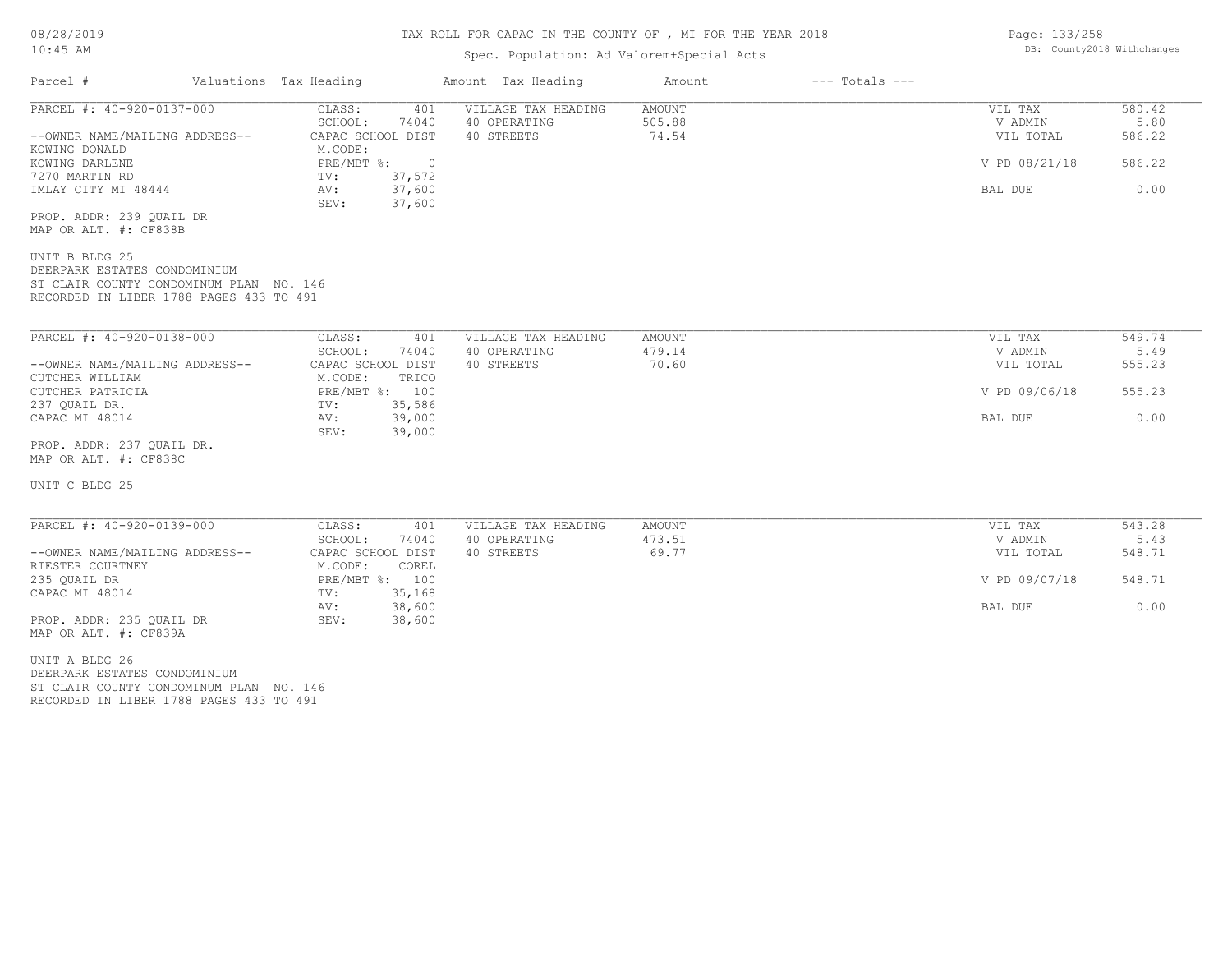# TAX ROLL FOR CAPAC IN THE COUNTY OF , MI FOR THE YEAR 2018

Spec. Population: Ad Valorem+Special Acts

DB: County2018 Withchanges

| Parcel # | Valuations Tax Heading | | Amount Tax Heading | Amount | --- Totals --- | |
|---|---|---|---|---|---|---|
| PARCEL #: 40-920-0137-000 | CLASS: | 401 | VILLAGE TAX HEADING | AMOUNT | VIL TAX | 580.42 |
| | SCHOOL: | 74040 | 40 OPERATING | 505.88 | V ADMIN | 5.80 |
| --OWNER NAME/MAILING ADDRESS-- | CAPAC SCHOOL DIST | | 40 STREETS | 74.54 | VIL TOTAL | 586.22 |
| KOWING DONALD | M.CODE: | | | | | |
| KOWING DARLENE | PRE/MBT %: | 0 | | | V PD 08/21/18 | 586.22 |
| 7270 MARTIN RD | TV: | 37,572 | | | | |
| IMLAY CITY MI 48444 | AV: | 37,600 | | | BAL DUE | 0.00 |
| | SEV: | 37,600 | | | | |

PROP. ADDR: 239 QUAIL DR
MAP OR ALT. #: CF838B

UNIT B BLDG 25
DEERPARK ESTATES CONDOMINIUM
ST CLAIR COUNTY CONDOMINUM PLAN NO. 146
RECORDED IN LIBER 1788 PAGES 433 TO 491

| Parcel # | Valuations Tax Heading | | Amount Tax Heading | Amount | --- Totals --- | |
|---|---|---|---|---|---|---|
| PARCEL #: 40-920-0138-000 | CLASS: | 401 | VILLAGE TAX HEADING | AMOUNT | VIL TAX | 549.74 |
| | SCHOOL: | 74040 | 40 OPERATING | 479.14 | V ADMIN | 5.49 |
| --OWNER NAME/MAILING ADDRESS-- | CAPAC SCHOOL DIST | | 40 STREETS | 70.60 | VIL TOTAL | 555.23 |
| CUTCHER WILLIAM | M.CODE: | TRICO | | | | |
| CUTCHER PATRICIA | PRE/MBT %: | 100 | | | V PD 09/06/18 | 555.23 |
| 237 QUAIL DR. | TV: | 35,586 | | | | |
| CAPAC MI 48014 | AV: | 39,000 | | | BAL DUE | 0.00 |
| | SEV: | 39,000 | | | | |

PROP. ADDR: 237 QUAIL DR.
MAP OR ALT. #: CF838C

UNIT C BLDG 25

| Parcel # | Valuations Tax Heading | | Amount Tax Heading | Amount | --- Totals --- | |
|---|---|---|---|---|---|---|
| PARCEL #: 40-920-0139-000 | CLASS: | 401 | VILLAGE TAX HEADING | AMOUNT | VIL TAX | 543.28 |
| | SCHOOL: | 74040 | 40 OPERATING | 473.51 | V ADMIN | 5.43 |
| --OWNER NAME/MAILING ADDRESS-- | CAPAC SCHOOL DIST | | 40 STREETS | 69.77 | VIL TOTAL | 548.71 |
| RIESTER COURTNEY | M.CODE: | COREL | | | | |
| 235 QUAIL DR | PRE/MBT %: | 100 | | | V PD 09/07/18 | 548.71 |
| CAPAC MI 48014 | TV: | 35,168 | | | | |
| | AV: | 38,600 | | | BAL DUE | 0.00 |
| PROP. ADDR: 235 QUAIL DR | SEV: | 38,600 | | | | |

MAP OR ALT. #: CF839A

UNIT A BLDG 26
DEERPARK ESTATES CONDOMINIUM
ST CLAIR COUNTY CONDOMINUM PLAN NO. 146
RECORDED IN LIBER 1788 PAGES 433 TO 491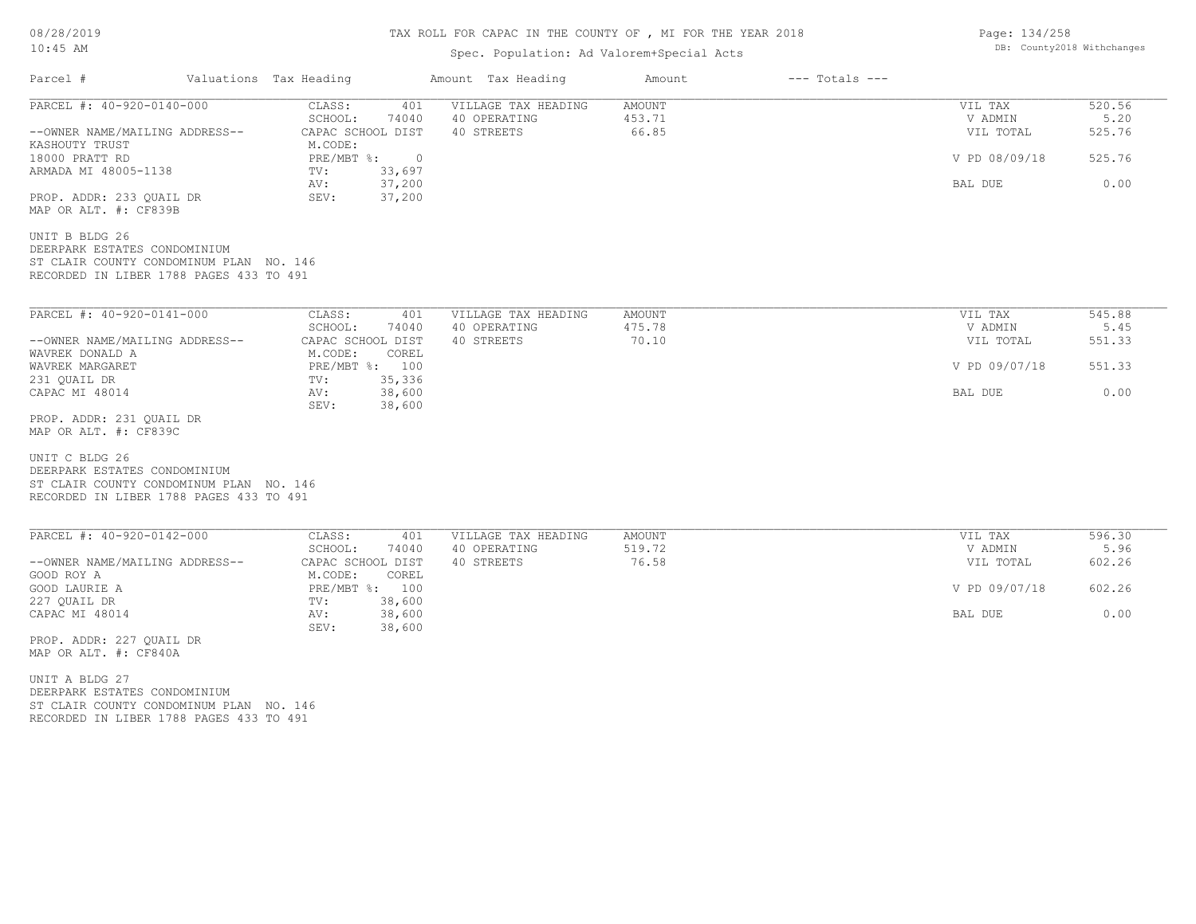# TAX ROLL FOR CAPAC IN THE COUNTY OF , MI FOR THE YEAR 2018

Spec. Population: Ad Valorem+Special Acts

DB: County2018 Withchanges

| Parcel # | Valuations | Tax Heading | Amount | Tax Heading | Amount | --- Totals --- | |
|---|---|---|---|---|---|---|---|
| PARCEL #: 40-920-0140-000 | CLASS: | 401 | VILLAGE TAX HEADING | AMOUNT | | VIL TAX | 520.56 |
| | SCHOOL: | 74040 | 40 OPERATING | 453.71 | | V ADMIN | 5.20 |
| --OWNER NAME/MAILING ADDRESS-- | CAPAC SCHOOL DIST | | 40 STREETS | 66.85 | | VIL TOTAL | 525.76 |
| KASHOUTY TRUST | M.CODE: | | | | | | |
| 18000 PRATT RD | PRE/MBT %: | 0 | | | | V PD 08/09/18 | 525.76 |
| ARMADA MI 48005-1138 | TV: | 33,697 | | | | | |
| | AV: | 37,200 | | | | BAL DUE | 0.00 |
| PROP. ADDR: 233 QUAIL DR | SEV: | 37,200 | | | | | |
| MAP OR ALT. #: CF839B | | | | | | | |

UNIT B BLDG 26
DEERPARK ESTATES CONDOMINIUM
ST CLAIR COUNTY CONDOMINUM PLAN NO. 146
RECORDED IN LIBER 1788 PAGES 433 TO 491

| Parcel # | Valuations | Tax Heading | Amount | Tax Heading | Amount | --- Totals --- | |
|---|---|---|---|---|---|---|---|
| PARCEL #: 40-920-0141-000 | CLASS: | 401 | VILLAGE TAX HEADING | AMOUNT | | VIL TAX | 545.88 |
| | SCHOOL: | 74040 | 40 OPERATING | 475.78 | | V ADMIN | 5.45 |
| --OWNER NAME/MAILING ADDRESS-- | CAPAC SCHOOL DIST | | 40 STREETS | 70.10 | | VIL TOTAL | 551.33 |
| WAVREK DONALD A | M.CODE: | COREL | | | | | |
| WAVREK MARGARET | PRE/MBT %: | 100 | | | | V PD 09/07/18 | 551.33 |
| 231 QUAIL DR | TV: | 35,336 | | | | | |
| CAPAC MI 48014 | AV: | 38,600 | | | | BAL DUE | 0.00 |
| | SEV: | 38,600 | | | | | |
| PROP. ADDR: 231 QUAIL DR | | | | | | | |
| MAP OR ALT. #: CF839C | | | | | | | |

UNIT C BLDG 26
DEERPARK ESTATES CONDOMINIUM
ST CLAIR COUNTY CONDOMINUM PLAN NO. 146
RECORDED IN LIBER 1788 PAGES 433 TO 491

| Parcel # | Valuations | Tax Heading | Amount | Tax Heading | Amount | --- Totals --- | |
|---|---|---|---|---|---|---|---|
| PARCEL #: 40-920-0142-000 | CLASS: | 401 | VILLAGE TAX HEADING | AMOUNT | | VIL TAX | 596.30 |
| | SCHOOL: | 74040 | 40 OPERATING | 519.72 | | V ADMIN | 5.96 |
| --OWNER NAME/MAILING ADDRESS-- | CAPAC SCHOOL DIST | | 40 STREETS | 76.58 | | VIL TOTAL | 602.26 |
| GOOD ROY A | M.CODE: | COREL | | | | | |
| GOOD LAURIE A | PRE/MBT %: | 100 | | | | V PD 09/07/18 | 602.26 |
| 227 QUAIL DR | TV: | 38,600 | | | | | |
| CAPAC MI 48014 | AV: | 38,600 | | | | BAL DUE | 0.00 |
| | SEV: | 38,600 | | | | | |
| PROP. ADDR: 227 QUAIL DR | | | | | | | |
| MAP OR ALT. #: CF840A | | | | | | | |

UNIT A BLDG 27
DEERPARK ESTATES CONDOMINIUM
ST CLAIR COUNTY CONDOMINUM PLAN NO. 146
RECORDED IN LIBER 1788 PAGES 433 TO 491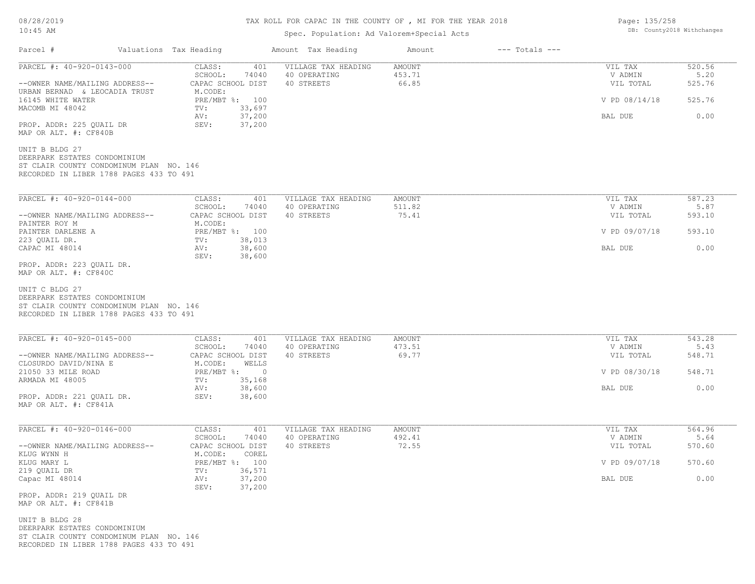# TAX ROLL FOR CAPAC IN THE COUNTY OF , MI FOR THE YEAR 2018

Spec. Population: Ad Valorem+Special Acts

| Parcel # | Valuations | Tax Heading | Amount | Tax Heading | Amount | --- Totals --- | |
|---|---|---|---|---|---|---|---|

---

PARCEL #: 40-920-0143-000

--OWNER NAME/MAILING ADDRESS--
URBAN BERNAD & LEOCADIA TRUST
16145 WHITE WATER
MACOMB MI 48042

PROP. ADDR: 225 QUAIL DR
MAP OR ALT. #: CF840B

| | |
|---|---|
| CLASS: | 401 |
| SCHOOL: | 74040 |
| CAPAC SCHOOL DIST | |
| M.CODE: | |
| PRE/MBT %: | 100 |
| TV: | 33,697 |
| AV: | 37,200 |
| SEV: | 37,200 |

| VILLAGE TAX HEADING | AMOUNT |
|---|---|
| 40 OPERATING | 453.71 |
| 40 STREETS | 66.85 |

| | |
|---|---|
| VIL TAX | 520.56 |
| V ADMIN | 5.20 |
| VIL TOTAL | 525.76 |
| V PD 08/14/18 | 525.76 |
| BAL DUE | 0.00 |

UNIT B BLDG 27
DEERPARK ESTATES CONDOMINIUM
ST CLAIR COUNTY CONDOMINUM PLAN NO. 146
RECORDED IN LIBER 1788 PAGES 433 TO 491

---

PARCEL #: 40-920-0144-000

--OWNER NAME/MAILING ADDRESS--
PAINTER ROY M
PAINTER DARLENE A
223 QUAIL DR.
CAPAC MI 48014

PROP. ADDR: 223 QUAIL DR.
MAP OR ALT. #: CF840C

| | |
|---|---|
| CLASS: | 401 |
| SCHOOL: | 74040 |
| CAPAC SCHOOL DIST | |
| M.CODE: | |
| PRE/MBT %: | 100 |
| TV: | 38,013 |
| AV: | 38,600 |
| SEV: | 38,600 |

| VILLAGE TAX HEADING | AMOUNT |
|---|---|
| 40 OPERATING | 511.82 |
| 40 STREETS | 75.41 |

| | |
|---|---|
| VIL TAX | 587.23 |
| V ADMIN | 5.87 |
| VIL TOTAL | 593.10 |
| V PD 09/07/18 | 593.10 |
| BAL DUE | 0.00 |

UNIT C BLDG 27
DEERPARK ESTATES CONDOMINIUM
ST CLAIR COUNTY CONDOMINUM PLAN NO. 146
RECORDED IN LIBER 1788 PAGES 433 TO 491

---

PARCEL #: 40-920-0145-000

--OWNER NAME/MAILING ADDRESS--
CLOSURDO DAVID/NINA E
21050 33 MILE ROAD
ARMADA MI 48005

PROP. ADDR: 221 QUAIL DR.
MAP OR ALT. #: CF841A

| | |
|---|---|
| CLASS: | 401 |
| SCHOOL: | 74040 |
| CAPAC SCHOOL DIST | |
| M.CODE: | WELLS |
| PRE/MBT %: | 0 |
| TV: | 35,168 |
| AV: | 38,600 |
| SEV: | 38,600 |

| VILLAGE TAX HEADING | AMOUNT |
|---|---|
| 40 OPERATING | 473.51 |
| 40 STREETS | 69.77 |

| | |
|---|---|
| VIL TAX | 543.28 |
| V ADMIN | 5.43 |
| VIL TOTAL | 548.71 |
| V PD 08/30/18 | 548.71 |
| BAL DUE | 0.00 |

---

PARCEL #: 40-920-0146-000

--OWNER NAME/MAILING ADDRESS--
KLUG WYNN H
KLUG MARY L
219 QUAIL DR
Capac MI 48014

PROP. ADDR: 219 QUAIL DR
MAP OR ALT. #: CF841B

| | |
|---|---|
| CLASS: | 401 |
| SCHOOL: | 74040 |
| CAPAC SCHOOL DIST | |
| M.CODE: | COREL |
| PRE/MBT %: | 100 |
| TV: | 36,571 |
| AV: | 37,200 |
| SEV: | 37,200 |

| VILLAGE TAX HEADING | AMOUNT |
|---|---|
| 40 OPERATING | 492.41 |
| 40 STREETS | 72.55 |

| | |
|---|---|
| VIL TAX | 564.96 |
| V ADMIN | 5.64 |
| VIL TOTAL | 570.60 |
| V PD 09/07/18 | 570.60 |
| BAL DUE | 0.00 |

UNIT B BLDG 28
DEERPARK ESTATES CONDOMINIUM
ST CLAIR COUNTY CONDOMINUM PLAN NO. 146
RECORDED IN LIBER 1788 PAGES 433 TO 491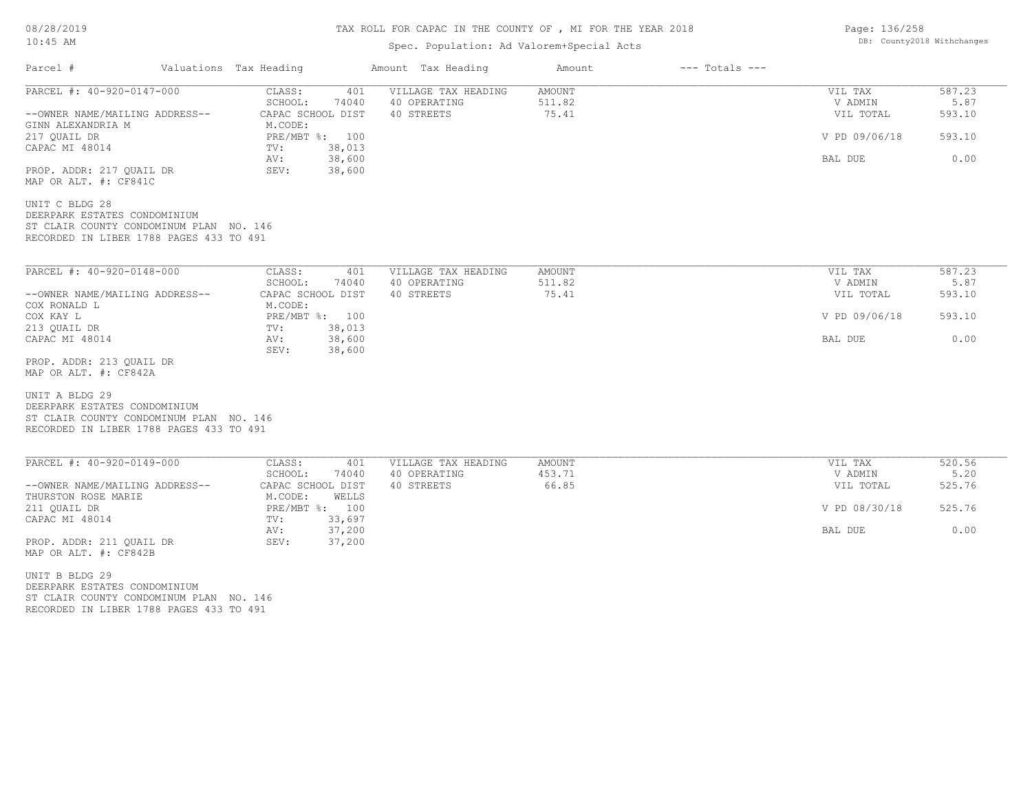TAX ROLL FOR CAPAC IN THE COUNTY OF , MI FOR THE YEAR 2018

Spec. Population: Ad Valorem+Special Acts

DB: County2018 Withchanges

| Parcel # | Valuations Tax Heading | | Amount Tax Heading | Amount | --- Totals --- | |
|---|---|---|---|---|---|---|
| PARCEL #: 40-920-0147-000 | CLASS: | 401 | VILLAGE TAX HEADING | AMOUNT | VIL TAX | 587.23 |
| | SCHOOL: | 74040 | 40 OPERATING | 511.82 | V ADMIN | 5.87 |
| --OWNER NAME/MAILING ADDRESS-- | CAPAC SCHOOL DIST | | 40 STREETS | 75.41 | VIL TOTAL | 593.10 |
| GINN ALEXANDRIA M | M.CODE: | | | | | |
| 217 QUAIL DR | PRE/MBT %: | 100 | | | V PD 09/06/18 | 593.10 |
| CAPAC MI 48014 | TV: | 38,013 | | | | |
| | AV: | 38,600 | | | BAL DUE | 0.00 |
| PROP. ADDR: 217 QUAIL DR | SEV: | 38,600 | | | | |
| MAP OR ALT. #: CF841C | | | | | | |

UNIT C BLDG 28
DEERPARK ESTATES CONDOMINIUM
ST CLAIR COUNTY CONDOMINUM PLAN NO. 146
RECORDED IN LIBER 1788 PAGES 433 TO 491

| Parcel # | Valuations Tax Heading | | Amount Tax Heading | Amount | --- Totals --- | |
|---|---|---|---|---|---|---|
| PARCEL #: 40-920-0148-000 | CLASS: | 401 | VILLAGE TAX HEADING | AMOUNT | VIL TAX | 587.23 |
| | SCHOOL: | 74040 | 40 OPERATING | 511.82 | V ADMIN | 5.87 |
| --OWNER NAME/MAILING ADDRESS-- | CAPAC SCHOOL DIST | | 40 STREETS | 75.41 | VIL TOTAL | 593.10 |
| COX RONALD L | M.CODE: | | | | | |
| COX KAY L | PRE/MBT %: | 100 | | | V PD 09/06/18 | 593.10 |
| 213 QUAIL DR | TV: | 38,013 | | | | |
| CAPAC MI 48014 | AV: | 38,600 | | | BAL DUE | 0.00 |
| | SEV: | 38,600 | | | | |
| PROP. ADDR: 213 QUAIL DR | | | | | | |
| MAP OR ALT. #: CF842A | | | | | | |

UNIT A BLDG 29
DEERPARK ESTATES CONDOMINIUM
ST CLAIR COUNTY CONDOMINUM PLAN NO. 146
RECORDED IN LIBER 1788 PAGES 433 TO 491

| Parcel # | Valuations Tax Heading | | Amount Tax Heading | Amount | --- Totals --- | |
|---|---|---|---|---|---|---|
| PARCEL #: 40-920-0149-000 | CLASS: | 401 | VILLAGE TAX HEADING | AMOUNT | VIL TAX | 520.56 |
| | SCHOOL: | 74040 | 40 OPERATING | 453.71 | V ADMIN | 5.20 |
| --OWNER NAME/MAILING ADDRESS-- | CAPAC SCHOOL DIST | | 40 STREETS | 66.85 | VIL TOTAL | 525.76 |
| THURSTON ROSE MARIE | M.CODE: | WELLS | | | | |
| 211 QUAIL DR | PRE/MBT %: | 100 | | | V PD 08/30/18 | 525.76 |
| CAPAC MI 48014 | TV: | 33,697 | | | | |
| | AV: | 37,200 | | | BAL DUE | 0.00 |
| PROP. ADDR: 211 QUAIL DR | SEV: | 37,200 | | | | |
| MAP OR ALT. #: CF842B | | | | | | |

UNIT B BLDG 29
DEERPARK ESTATES CONDOMINIUM
ST CLAIR COUNTY CONDOMINUM PLAN NO. 146
RECORDED IN LIBER 1788 PAGES 433 TO 491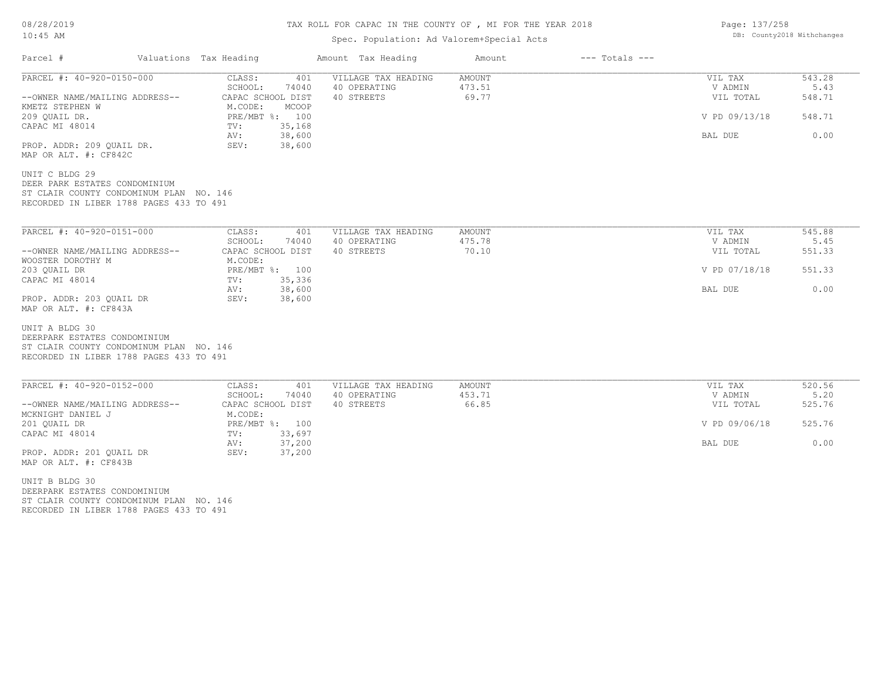# TAX ROLL FOR CAPAC IN THE COUNTY OF , MI FOR THE YEAR 2018

Spec. Population: Ad Valorem+Special Acts

| Parcel # | Valuations Tax Heading | | Amount Tax Heading | Amount | --- Totals --- | |
|---|---|---|---|---|---|---|
| PARCEL #: 40-920-0150-000 | CLASS: | 401 | VILLAGE TAX HEADING | AMOUNT | VIL TAX | 543.28 |
| | SCHOOL: | 74040 | 40 OPERATING | 473.51 | V ADMIN | 5.43 |
| --OWNER NAME/MAILING ADDRESS-- | CAPAC SCHOOL DIST | | 40 STREETS | 69.77 | VIL TOTAL | 548.71 |
| KMETZ STEPHEN W | M.CODE: | MCOOP | | | | |
| 209 QUAIL DR. | PRE/MBT %: | 100 | | | V PD 09/13/18 | 548.71 |
| CAPAC MI 48014 | TV: | 35,168 | | | | |
| | AV: | 38,600 | | | BAL DUE | 0.00 |
| PROP. ADDR: 209 QUAIL DR. | SEV: | 38,600 | | | | |
| MAP OR ALT. #: CF842C | | | | | | |

UNIT C BLDG 29
DEER PARK ESTATES CONDOMINIUM
ST CLAIR COUNTY CONDOMINUM PLAN NO. 146
RECORDED IN LIBER 1788 PAGES 433 TO 491

| Parcel # | Valuations Tax Heading | | Amount Tax Heading | Amount | --- Totals --- | |
|---|---|---|---|---|---|---|
| PARCEL #: 40-920-0151-000 | CLASS: | 401 | VILLAGE TAX HEADING | AMOUNT | VIL TAX | 545.88 |
| | SCHOOL: | 74040 | 40 OPERATING | 475.78 | V ADMIN | 5.45 |
| --OWNER NAME/MAILING ADDRESS-- | CAPAC SCHOOL DIST | | 40 STREETS | 70.10 | VIL TOTAL | 551.33 |
| WOOSTER DOROTHY M | M.CODE: | | | | | |
| 203 QUAIL DR | PRE/MBT %: | 100 | | | V PD 07/18/18 | 551.33 |
| CAPAC MI 48014 | TV: | 35,336 | | | | |
| | AV: | 38,600 | | | BAL DUE | 0.00 |
| PROP. ADDR: 203 QUAIL DR | SEV: | 38,600 | | | | |
| MAP OR ALT. #: CF843A | | | | | | |

UNIT A BLDG 30
DEERPARK ESTATES CONDOMINIUM
ST CLAIR COUNTY CONDOMINUM PLAN NO. 146
RECORDED IN LIBER 1788 PAGES 433 TO 491

| Parcel # | Valuations Tax Heading | | Amount Tax Heading | Amount | --- Totals --- | |
|---|---|---|---|---|---|---|
| PARCEL #: 40-920-0152-000 | CLASS: | 401 | VILLAGE TAX HEADING | AMOUNT | VIL TAX | 520.56 |
| | SCHOOL: | 74040 | 40 OPERATING | 453.71 | V ADMIN | 5.20 |
| --OWNER NAME/MAILING ADDRESS-- | CAPAC SCHOOL DIST | | 40 STREETS | 66.85 | VIL TOTAL | 525.76 |
| MCKNIGHT DANIEL J | M.CODE: | | | | | |
| 201 QUAIL DR | PRE/MBT %: | 100 | | | V PD 09/06/18 | 525.76 |
| CAPAC MI 48014 | TV: | 33,697 | | | | |
| | AV: | 37,200 | | | BAL DUE | 0.00 |
| PROP. ADDR: 201 QUAIL DR | SEV: | 37,200 | | | | |
| MAP OR ALT. #: CF843B | | | | | | |

UNIT B BLDG 30
DEERPARK ESTATES CONDOMINIUM
ST CLAIR COUNTY CONDOMINUM PLAN NO. 146
RECORDED IN LIBER 1788 PAGES 433 TO 491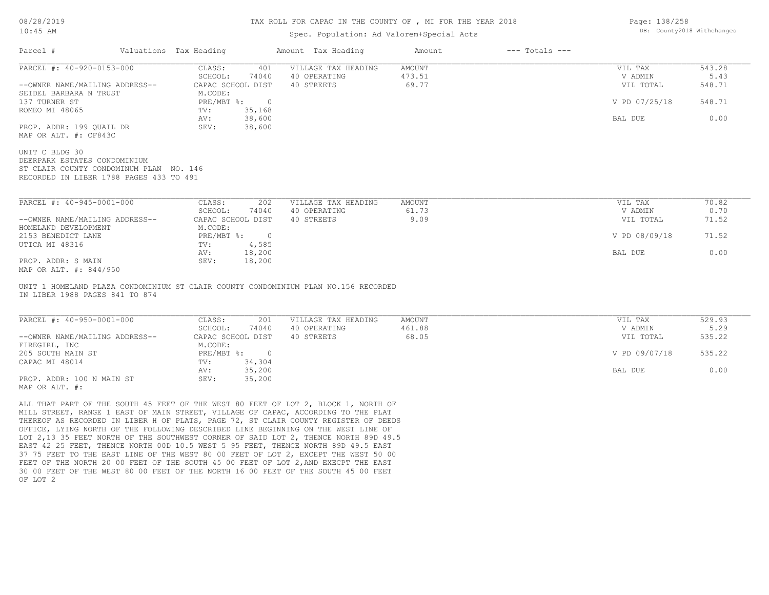TAX ROLL FOR CAPAC IN THE COUNTY OF , MI FOR THE YEAR 2018

Spec. Population: Ad Valorem+Special Acts

| Parcel # | Valuations Tax Heading | | Amount Tax Heading | Amount | --- Totals --- | |
|---|---|---|---|---|---|---|
| PARCEL #: 40-920-0153-000 | CLASS: | 401 | VILLAGE TAX HEADING | AMOUNT | VIL TAX | 543.28 |
| | SCHOOL: | 74040 | 40 OPERATING | 473.51 | V ADMIN | 5.43 |
| --OWNER NAME/MAILING ADDRESS-- | CAPAC SCHOOL DIST | | 40 STREETS | 69.77 | VIL TOTAL | 548.71 |
| SEIDEL BARBARA N TRUST | M.CODE: | | | | | |
| 137 TURNER ST | PRE/MBT %: | 0 | | | V PD 07/25/18 | 548.71 |
| ROMEO MI 48065 | TV: | 35,168 | | | | |
| | AV: | 38,600 | | | BAL DUE | 0.00 |
| PROP. ADDR: 199 QUAIL DR | SEV: | 38,600 | | | | |
| MAP OR ALT. #: CF843C | | | | | | |

UNIT C BLDG 30
DEERPARK ESTATES CONDOMINIUM
ST CLAIR COUNTY CONDOMINUM PLAN NO. 146
RECORDED IN LIBER 1788 PAGES 433 TO 491

| Parcel # | Valuations Tax Heading | | Amount Tax Heading | Amount | --- Totals --- | |
|---|---|---|---|---|---|---|
| PARCEL #: 40-945-0001-000 | CLASS: | 202 | VILLAGE TAX HEADING | AMOUNT | VIL TAX | 70.82 |
| | SCHOOL: | 74040 | 40 OPERATING | 61.73 | V ADMIN | 0.70 |
| --OWNER NAME/MAILING ADDRESS-- | CAPAC SCHOOL DIST | | 40 STREETS | 9.09 | VIL TOTAL | 71.52 |
| HOMELAND DEVELOPMENT | M.CODE: | | | | | |
| 2153 BENEDICT LANE | PRE/MBT %: | 0 | | | V PD 08/09/18 | 71.52 |
| UTICA MI 48316 | TV: | 4,585 | | | | |
| | AV: | 18,200 | | | BAL DUE | 0.00 |
| PROP. ADDR: S MAIN | SEV: | 18,200 | | | | |
| MAP OR ALT. #: 844/950 | | | | | | |

UNIT 1 HOMELAND PLAZA CONDOMINIUM ST CLAIR COUNTY CONDOMINIUM PLAN NO.156 RECORDED IN LIBER 1988 PAGES 841 TO 874

| Parcel # | Valuations Tax Heading | | Amount Tax Heading | Amount | --- Totals --- | |
|---|---|---|---|---|---|---|
| PARCEL #: 40-950-0001-000 | CLASS: | 201 | VILLAGE TAX HEADING | AMOUNT | VIL TAX | 529.93 |
| | SCHOOL: | 74040 | 40 OPERATING | 461.88 | V ADMIN | 5.29 |
| --OWNER NAME/MAILING ADDRESS-- | CAPAC SCHOOL DIST | | 40 STREETS | 68.05 | VIL TOTAL | 535.22 |
| FIREGIRL, INC | M.CODE: | | | | | |
| 205 SOUTH MAIN ST | PRE/MBT %: | 0 | | | V PD 09/07/18 | 535.22 |
| CAPAC MI 48014 | TV: | 34,304 | | | | |
| | AV: | 35,200 | | | BAL DUE | 0.00 |
| PROP. ADDR: 100 N MAIN ST | SEV: | 35,200 | | | | |
| MAP OR ALT. #: | | | | | | |

ALL THAT PART OF THE SOUTH 45 FEET OF THE WEST 80 FEET OF LOT 2, BLOCK 1, NORTH OF MILL STREET, RANGE 1 EAST OF MAIN STREET, VILLAGE OF CAPAC, ACCORDING TO THE PLAT THEREOF AS RECORDED IN LIBER H OF PLATS, PAGE 72, ST CLAIR COUNTY REGISTER OF DEEDS OFFICE, LYING NORTH OF THE FOLLOWING DESCRIBED LINE BEGINNING ON THE WEST LINE OF LOT 2,13 35 FEET NORTH OF THE SOUTHWEST CORNER OF SAID LOT 2, THENCE NORTH 89D 49.5 EAST 42 25 FEET, THENCE NORTH 00D 10.5 WEST 5 95 FEET, THENCE NORTH 89D 49.5 EAST 37 75 FEET TO THE EAST LINE OF THE WEST 80 00 FEET OF LOT 2, EXCEPT THE WEST 50 00 FEET OF THE NORTH 20 00 FEET OF THE SOUTH 45 00 FEET OF LOT 2,AND EXECPT THE EAST 30 00 FEET OF THE WEST 80 00 FEET OF THE NORTH 16 00 FEET OF THE SOUTH 45 00 FEET OF LOT 2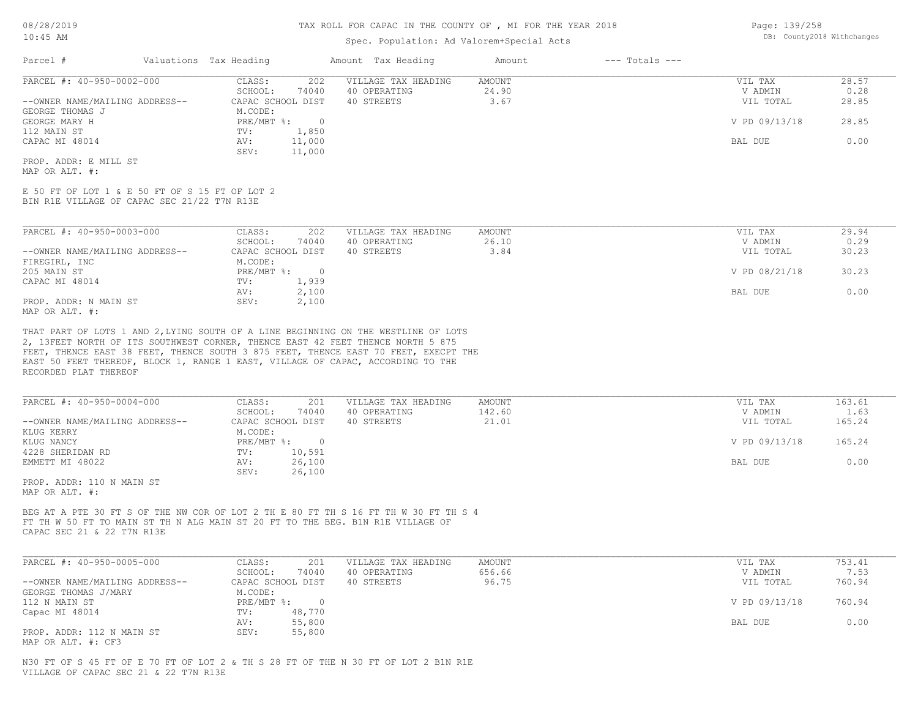TAX ROLL FOR CAPAC IN THE COUNTY OF , MI FOR THE YEAR 2018

Spec. Population: Ad Valorem+Special Acts

08/28/2019
10:45 AM

DB: County2018 Withchanges

| Parcel # | Valuations | Tax Heading | Amount | Tax Heading | Amount | --- Totals --- |
|---|---|---|---|---|---|---|

**PARCEL #: 40-950-0002-000**

| | | | | |
|---|---|---|---|---|
| CLASS: 202 | VILLAGE TAX HEADING | AMOUNT | VIL TAX | 28.57 |
| SCHOOL: 74040 | 40 OPERATING | 24.90 | V ADMIN | 0.28 |
| CAPAC SCHOOL DIST | 40 STREETS | 3.67 | VIL TOTAL | 28.85 |
| M.CODE: | | | | |
| PRE/MBT %: 0 | | | V PD 09/13/18 | 28.85 |
| TV: 1,850 | | | | |
| AV: 11,000 | | | BAL DUE | 0.00 |
| SEV: 11,000 | | | | |

--OWNER NAME/MAILING ADDRESS--
GEORGE THOMAS J
GEORGE MARY H
112 MAIN ST
CAPAC MI 48014

PROP. ADDR: E MILL ST
MAP OR ALT. #:

E 50 FT OF LOT 1 & E 50 FT OF S 15 FT OF LOT 2
BIN R1E VILLAGE OF CAPAC SEC 21/22 T7N R13E

**PARCEL #: 40-950-0003-000**

| | | | | |
|---|---|---|---|---|
| CLASS: 202 | VILLAGE TAX HEADING | AMOUNT | VIL TAX | 29.94 |
| SCHOOL: 74040 | 40 OPERATING | 26.10 | V ADMIN | 0.29 |
| CAPAC SCHOOL DIST | 40 STREETS | 3.84 | VIL TOTAL | 30.23 |
| M.CODE: | | | | |
| PRE/MBT %: 0 | | | V PD 08/21/18 | 30.23 |
| TV: 1,939 | | | | |
| AV: 2,100 | | | BAL DUE | 0.00 |
| SEV: 2,100 | | | | |

--OWNER NAME/MAILING ADDRESS--
FIREGIRL, INC
205 MAIN ST
CAPAC MI 48014

PROP. ADDR: N MAIN ST
MAP OR ALT. #:

THAT PART OF LOTS 1 AND 2,LYING SOUTH OF A LINE BEGINNING ON THE WESTLINE OF LOTS 2, 13FEET NORTH OF ITS SOUTHWEST CORNER, THENCE EAST 42 FEET THENCE NORTH 5 875 FEET, THENCE EAST 38 FEET, THENCE SOUTH 3 875 FEET, THENCE EAST 70 FEET, EXECPT THE EAST 50 FEET THEREOF, BLOCK 1, RANGE 1 EAST, VILLAGE OF CAPAC, ACCORDING TO THE RECORDED PLAT THEREOF

**PARCEL #: 40-950-0004-000**

| | | | | |
|---|---|---|---|---|
| CLASS: 201 | VILLAGE TAX HEADING | AMOUNT | VIL TAX | 163.61 |
| SCHOOL: 74040 | 40 OPERATING | 142.60 | V ADMIN | 1.63 |
| CAPAC SCHOOL DIST | 40 STREETS | 21.01 | VIL TOTAL | 165.24 |
| M.CODE: | | | | |
| PRE/MBT %: 0 | | | V PD 09/13/18 | 165.24 |
| TV: 10,591 | | | | |
| AV: 26,100 | | | BAL DUE | 0.00 |
| SEV: 26,100 | | | | |

--OWNER NAME/MAILING ADDRESS--
KLUG KERRY
KLUG NANCY
4228 SHERIDAN RD
EMMETT MI 48022

PROP. ADDR: 110 N MAIN ST
MAP OR ALT. #:

BEG AT A PTE 30 FT S OF THE NW COR OF LOT 2 TH E 80 FT TH S 16 FT TH W 30 FT TH S 4 FT TH W 50 FT TO MAIN ST TH N ALG MAIN ST 20 FT TO THE BEG. B1N R1E VILLAGE OF CAPAC SEC 21 & 22 T7N R13E

**PARCEL #: 40-950-0005-000**

| | | | | |
|---|---|---|---|---|
| CLASS: 201 | VILLAGE TAX HEADING | AMOUNT | VIL TAX | 753.41 |
| SCHOOL: 74040 | 40 OPERATING | 656.66 | V ADMIN | 7.53 |
| CAPAC SCHOOL DIST | 40 STREETS | 96.75 | VIL TOTAL | 760.94 |
| M.CODE: | | | | |
| PRE/MBT %: 0 | | | V PD 09/13/18 | 760.94 |
| TV: 48,770 | | | | |
| AV: 55,800 | | | BAL DUE | 0.00 |
| SEV: 55,800 | | | | |

--OWNER NAME/MAILING ADDRESS--
GEORGE THOMAS J/MARY
112 N MAIN ST
Capac MI 48014

PROP. ADDR: 112 N MAIN ST
MAP OR ALT. #: CF3

N30 FT OF S 45 FT OF E 70 FT OF LOT 2 & TH S 28 FT OF THE N 30 FT OF LOT 2 B1N R1E VILLAGE OF CAPAC SEC 21 & 22 T7N R13E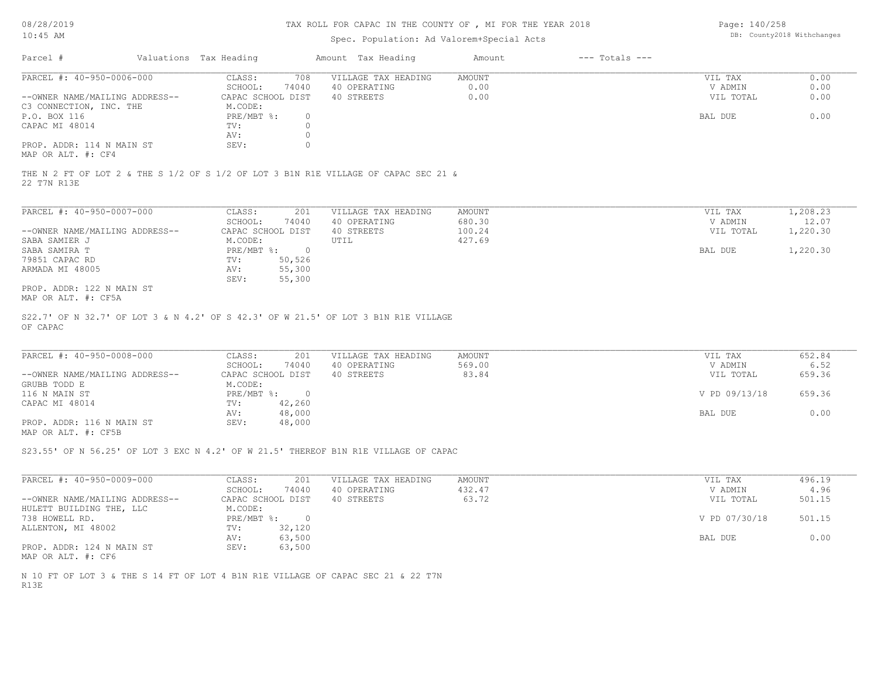# TAX ROLL FOR CAPAC IN THE COUNTY OF , MI FOR THE YEAR 2018

Spec. Population: Ad Valorem+Special Acts

DB: County2018 Withchanges

| Parcel # | Valuations | Tax Heading | Amount | Tax Heading | Amount | --- Totals --- |
|---|---|---|---|---|---|---|

---

**PARCEL #: 40-950-0006-000**

| | | | | | | |
|---|---|---|---|---|---|---|
| | CLASS: | 708 | VILLAGE TAX HEADING | AMOUNT | VIL TAX | 0.00 |
| | SCHOOL: | 74040 | 40 OPERATING | 0.00 | V ADMIN | 0.00 |
| --OWNER NAME/MAILING ADDRESS-- | CAPAC SCHOOL DIST | | 40 STREETS | 0.00 | VIL TOTAL | 0.00 |
| C3 CONNECTION, INC. THE | M.CODE: | | | | | |
| P.O. BOX 116 | PRE/MBT %: | 0 | | | BAL DUE | 0.00 |
| CAPAC MI 48014 | TV: | 0 | | | | |
| | AV: | 0 | | | | |
| PROP. ADDR: 114 N MAIN ST | SEV: | 0 | | | | |
| MAP OR ALT. #: CF4 | | | | | | |

THE N 2 FT OF LOT 2 & THE S 1/2 OF S 1/2 OF LOT 3 B1N R1E VILLAGE OF CAPAC SEC 21 & 22 T7N R13E

---

**PARCEL #: 40-950-0007-000**

| | | | | | | |
|---|---|---|---|---|---|---|
| | CLASS: | 201 | VILLAGE TAX HEADING | AMOUNT | VIL TAX | 1,208.23 |
| | SCHOOL: | 74040 | 40 OPERATING | 680.30 | V ADMIN | 12.07 |
| --OWNER NAME/MAILING ADDRESS-- | CAPAC SCHOOL DIST | | 40 STREETS | 100.24 | VIL TOTAL | 1,220.30 |
| SABA SAMIER J | M.CODE: | | UTIL | 427.69 | | |
| SABA SAMIRA T | PRE/MBT %: | 0 | | | BAL DUE | 1,220.30 |
| 79851 CAPAC RD | TV: | 50,526 | | | | |
| ARMADA MI 48005 | AV: | 55,300 | | | | |
| | SEV: | 55,300 | | | | |
| PROP. ADDR: 122 N MAIN ST | | | | | | |
| MAP OR ALT. #: CF5A | | | | | | |

S22.7' OF N 32.7' OF LOT 3 & N 4.2' OF S 42.3' OF W 21.5' OF LOT 3 B1N R1E VILLAGE OF CAPAC

---

**PARCEL #: 40-950-0008-000**

| | | | | | | |
|---|---|---|---|---|---|---|
| | CLASS: | 201 | VILLAGE TAX HEADING | AMOUNT | VIL TAX | 652.84 |
| | SCHOOL: | 74040 | 40 OPERATING | 569.00 | V ADMIN | 6.52 |
| --OWNER NAME/MAILING ADDRESS-- | CAPAC SCHOOL DIST | | 40 STREETS | 83.84 | VIL TOTAL | 659.36 |
| GRUBB TODD E | M.CODE: | | | | | |
| 116 N MAIN ST | PRE/MBT %: | 0 | | | V PD 09/13/18 | 659.36 |
| CAPAC MI 48014 | TV: | 42,260 | | | | |
| | AV: | 48,000 | | | BAL DUE | 0.00 |
| PROP. ADDR: 116 N MAIN ST | SEV: | 48,000 | | | | |
| MAP OR ALT. #: CF5B | | | | | | |

S23.55' OF N 56.25' OF LOT 3 EXC N 4.2' OF W 21.5' THEREOF B1N R1E VILLAGE OF CAPAC

---

**PARCEL #: 40-950-0009-000**

| | | | | | | |
|---|---|---|---|---|---|---|
| | CLASS: | 201 | VILLAGE TAX HEADING | AMOUNT | VIL TAX | 496.19 |
| | SCHOOL: | 74040 | 40 OPERATING | 432.47 | V ADMIN | 4.96 |
| --OWNER NAME/MAILING ADDRESS-- | CAPAC SCHOOL DIST | | 40 STREETS | 63.72 | VIL TOTAL | 501.15 |
| HULETT BUILDING THE, LLC | M.CODE: | | | | | |
| 738 HOWELL RD. | PRE/MBT %: | 0 | | | V PD 07/30/18 | 501.15 |
| ALLENTON, MI 48002 | TV: | 32,120 | | | | |
| | AV: | 63,500 | | | BAL DUE | 0.00 |
| PROP. ADDR: 124 N MAIN ST | SEV: | 63,500 | | | | |
| MAP OR ALT. #: CF6 | | | | | | |

N 10 FT OF LOT 3 & THE S 14 FT OF LOT 4 B1N R1E VILLAGE OF CAPAC SEC 21 & 22 T7N R13E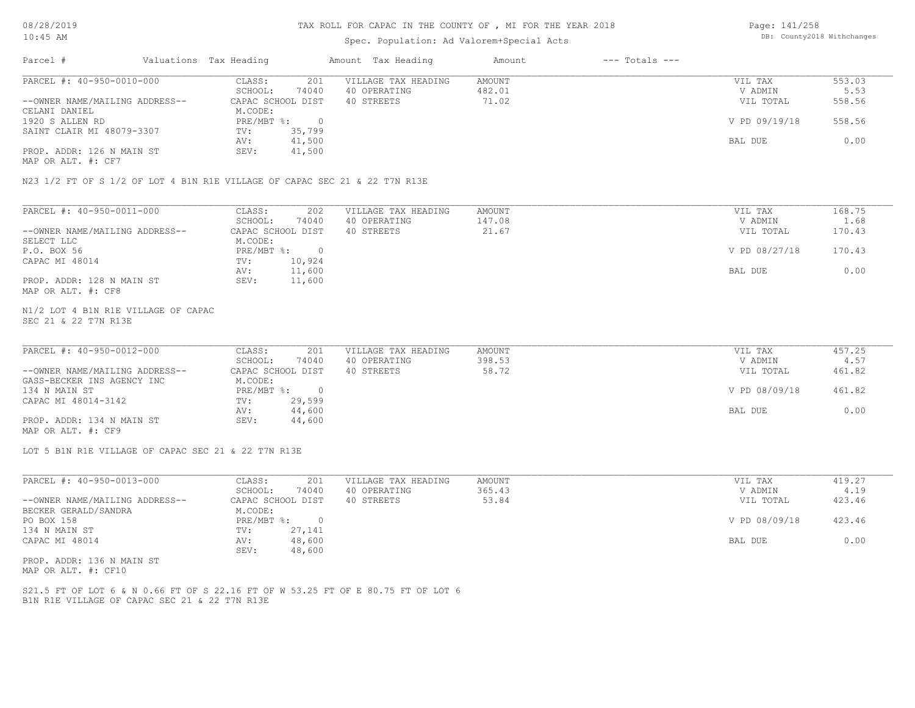# TAX ROLL FOR CAPAC IN THE COUNTY OF , MI FOR THE YEAR 2018

Spec. Population: Ad Valorem+Special Acts

| Parcel # | Valuations Tax Heading | | Amount Tax Heading | Amount | --- Totals --- | |
|---|---|---|---|---|---|---|
| PARCEL #: 40-950-0010-000 | CLASS: | 201 | VILLAGE TAX HEADING | AMOUNT | VIL TAX | 553.03 |
| | SCHOOL: | 74040 | 40 OPERATING | 482.01 | V ADMIN | 5.53 |
| --OWNER NAME/MAILING ADDRESS-- | CAPAC SCHOOL DIST | | 40 STREETS | 71.02 | VIL TOTAL | 558.56 |
| CELANI DANIEL | M.CODE: | | | | | |
| 1920 S ALLEN RD | PRE/MBT %: | 0 | | | V PD 09/19/18 | 558.56 |
| SAINT CLAIR MI 48079-3307 | TV: | 35,799 | | | | |
| | AV: | 41,500 | | | BAL DUE | 0.00 |
| PROP. ADDR: 126 N MAIN ST | SEV: | 41,500 | | | | |
| MAP OR ALT. #: CF7 | | | | | | |

N23 1/2 FT OF S 1/2 OF LOT 4 B1N R1E VILLAGE OF CAPAC SEC 21 & 22 T7N R13E

| Parcel # | Valuations Tax Heading | | Amount Tax Heading | Amount | --- Totals --- | |
|---|---|---|---|---|---|---|
| PARCEL #: 40-950-0011-000 | CLASS: | 202 | VILLAGE TAX HEADING | AMOUNT | VIL TAX | 168.75 |
| | SCHOOL: | 74040 | 40 OPERATING | 147.08 | V ADMIN | 1.68 |
| --OWNER NAME/MAILING ADDRESS-- | CAPAC SCHOOL DIST | | 40 STREETS | 21.67 | VIL TOTAL | 170.43 |
| SELECT LLC | M.CODE: | | | | | |
| P.O. BOX 56 | PRE/MBT %: | 0 | | | V PD 08/27/18 | 170.43 |
| CAPAC MI 48014 | TV: | 10,924 | | | | |
| | AV: | 11,600 | | | BAL DUE | 0.00 |
| PROP. ADDR: 128 N MAIN ST | SEV: | 11,600 | | | | |
| MAP OR ALT. #: CF8 | | | | | | |

N1/2 LOT 4 B1N R1E VILLAGE OF CAPAC
SEC 21 & 22 T7N R13E

| Parcel # | Valuations Tax Heading | | Amount Tax Heading | Amount | --- Totals --- | |
|---|---|---|---|---|---|---|
| PARCEL #: 40-950-0012-000 | CLASS: | 201 | VILLAGE TAX HEADING | AMOUNT | VIL TAX | 457.25 |
| | SCHOOL: | 74040 | 40 OPERATING | 398.53 | V ADMIN | 4.57 |
| --OWNER NAME/MAILING ADDRESS-- | CAPAC SCHOOL DIST | | 40 STREETS | 58.72 | VIL TOTAL | 461.82 |
| GASS-BECKER INS AGENCY INC | M.CODE: | | | | | |
| 134 N MAIN ST | PRE/MBT %: | 0 | | | V PD 08/09/18 | 461.82 |
| CAPAC MI 48014-3142 | TV: | 29,599 | | | | |
| | AV: | 44,600 | | | BAL DUE | 0.00 |
| PROP. ADDR: 134 N MAIN ST | SEV: | 44,600 | | | | |
| MAP OR ALT. #: CF9 | | | | | | |

LOT 5 B1N R1E VILLAGE OF CAPAC SEC 21 & 22 T7N R13E

| Parcel # | Valuations Tax Heading | | Amount Tax Heading | Amount | --- Totals --- | |
|---|---|---|---|---|---|---|
| PARCEL #: 40-950-0013-000 | CLASS: | 201 | VILLAGE TAX HEADING | AMOUNT | VIL TAX | 419.27 |
| | SCHOOL: | 74040 | 40 OPERATING | 365.43 | V ADMIN | 4.19 |
| --OWNER NAME/MAILING ADDRESS-- | CAPAC SCHOOL DIST | | 40 STREETS | 53.84 | VIL TOTAL | 423.46 |
| BECKER GERALD/SANDRA | M.CODE: | | | | | |
| PO BOX 158 | PRE/MBT %: | 0 | | | V PD 08/09/18 | 423.46 |
| 134 N MAIN ST | TV: | 27,141 | | | | |
| CAPAC MI 48014 | AV: | 48,600 | | | BAL DUE | 0.00 |
| | SEV: | 48,600 | | | | |
| PROP. ADDR: 136 N MAIN ST | | | | | | |
| MAP OR ALT. #: CF10 | | | | | | |

S21.5 FT OF LOT 6 & N 0.66 FT OF S 22.16 FT OF W 53.25 FT OF E 80.75 FT OF LOT 6
B1N R1E VILLAGE OF CAPAC SEC 21 & 22 T7N R13E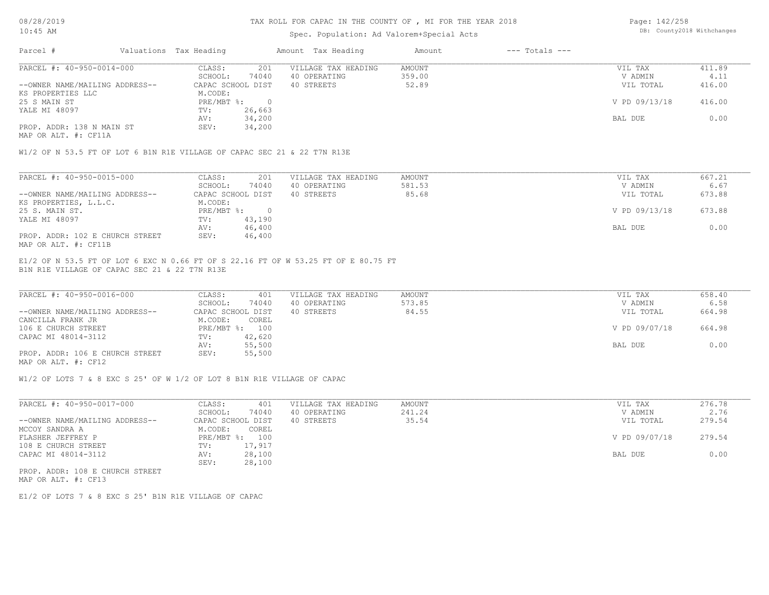# TAX ROLL FOR CAPAC IN THE COUNTY OF , MI FOR THE YEAR 2018

Spec. Population: Ad Valorem+Special Acts

| Parcel # | Valuations | Tax Heading | Amount | Tax Heading | Amount | --- Totals --- | |
|---|---|---|---|---|---|---|---|

PARCEL #: 40-950-0014-000

| | | | | | |
|---|---|---|---|---|---|
| CLASS: | 201 | VILLAGE TAX HEADING | AMOUNT | VIL TAX | 411.89 |
| SCHOOL: | 74040 | 40 OPERATING | 359.00 | V ADMIN | 4.11 |
| CAPAC SCHOOL DIST | | 40 STREETS | 52.89 | VIL TOTAL | 416.00 |
| M.CODE: | | | | | |
| PRE/MBT %: | 0 | | | V PD 09/13/18 | 416.00 |
| TV: | 26,663 | | | | |
| AV: | 34,200 | | | BAL DUE | 0.00 |
| SEV: | 34,200 | | | | |

--OWNER NAME/MAILING ADDRESS--
KS PROPERTIES LLC
25 S MAIN ST
YALE MI 48097

PROP. ADDR: 138 N MAIN ST
MAP OR ALT. #: CF11A

W1/2 OF N 53.5 FT OF LOT 6 B1N R1E VILLAGE OF CAPAC SEC 21 & 22 T7N R13E

PARCEL #: 40-950-0015-000

| | | | | | |
|---|---|---|---|---|---|
| CLASS: | 201 | VILLAGE TAX HEADING | AMOUNT | VIL TAX | 667.21 |
| SCHOOL: | 74040 | 40 OPERATING | 581.53 | V ADMIN | 6.67 |
| CAPAC SCHOOL DIST | | 40 STREETS | 85.68 | VIL TOTAL | 673.88 |
| M.CODE: | | | | | |
| PRE/MBT %: | 0 | | | V PD 09/13/18 | 673.88 |
| TV: | 43,190 | | | | |
| AV: | 46,400 | | | BAL DUE | 0.00 |
| SEV: | 46,400 | | | | |

--OWNER NAME/MAILING ADDRESS--
KS PROPERTIES, L.L.C.
25 S. MAIN ST.
YALE MI 48097

PROP. ADDR: 102 E CHURCH STREET
MAP OR ALT. #: CF11B

E1/2 OF N 53.5 FT OF LOT 6 EXC N 0.66 FT OF S 22.16 FT OF W 53.25 FT OF E 80.75 FT
B1N R1E VILLAGE OF CAPAC SEC 21 & 22 T7N R13E

PARCEL #: 40-950-0016-000

| | | | | | |
|---|---|---|---|---|---|
| CLASS: | 401 | VILLAGE TAX HEADING | AMOUNT | VIL TAX | 658.40 |
| SCHOOL: | 74040 | 40 OPERATING | 573.85 | V ADMIN | 6.58 |
| CAPAC SCHOOL DIST | | 40 STREETS | 84.55 | VIL TOTAL | 664.98 |
| M.CODE: | COREL | | | | |
| PRE/MBT %: | 100 | | | V PD 09/07/18 | 664.98 |
| TV: | 42,620 | | | | |
| AV: | 55,500 | | | BAL DUE | 0.00 |
| SEV: | 55,500 | | | | |

--OWNER NAME/MAILING ADDRESS--
CANCILLA FRANK JR
106 E CHURCH STREET
CAPAC MI 48014-3112

PROP. ADDR: 106 E CHURCH STREET
MAP OR ALT. #: CF12

W1/2 OF LOTS 7 & 8 EXC S 25' OF W 1/2 OF LOT 8 B1N R1E VILLAGE OF CAPAC

PARCEL #: 40-950-0017-000

| | | | | | |
|---|---|---|---|---|---|
| CLASS: | 401 | VILLAGE TAX HEADING | AMOUNT | VIL TAX | 276.78 |
| SCHOOL: | 74040 | 40 OPERATING | 241.24 | V ADMIN | 2.76 |
| CAPAC SCHOOL DIST | | 40 STREETS | 35.54 | VIL TOTAL | 279.54 |
| M.CODE: | COREL | | | | |
| PRE/MBT %: | 100 | | | V PD 09/07/18 | 279.54 |
| TV: | 17,917 | | | | |
| AV: | 28,100 | | | BAL DUE | 0.00 |
| SEV: | 28,100 | | | | |

--OWNER NAME/MAILING ADDRESS--
MCCOY SANDRA A
FLASHER JEFFREY P
108 E CHURCH STREET
CAPAC MI 48014-3112

PROP. ADDR: 108 E CHURCH STREET
MAP OR ALT. #: CF13

E1/2 OF LOTS 7 & 8 EXC S 25' B1N R1E VILLAGE OF CAPAC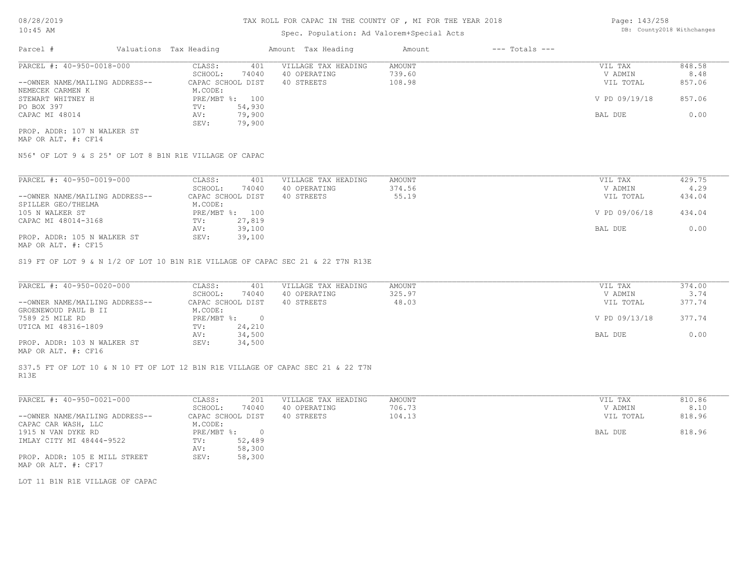# TAX ROLL FOR CAPAC IN THE COUNTY OF , MI FOR THE YEAR 2018

Spec. Population: Ad Valorem+Special Acts

08/28/2019
10:45 AM

DB: County2018 Withchanges

| Parcel # | Valuations | Tax Heading | Amount | Tax Heading | Amount | --- Totals --- | |
|---|---|---|---|---|---|---|---|
| PARCEL #: 40-950-0018-000 | CLASS: | 401 | VILLAGE TAX HEADING | AMOUNT | | VIL TAX | 848.58 |
| | SCHOOL: | 74040 | 40 OPERATING | 739.60 | | V ADMIN | 8.48 |
| --OWNER NAME/MAILING ADDRESS-- | CAPAC SCHOOL DIST | | 40 STREETS | 108.98 | | VIL TOTAL | 857.06 |
| NEMECEK CARMEN K | M.CODE: | | | | | | |
| STEWART WHITNEY H | PRE/MBT %: | 100 | | | | V PD 09/19/18 | 857.06 |
| PO BOX 397 | TV: | 54,930 | | | | | |
| CAPAC MI 48014 | AV: | 79,900 | | | | BAL DUE | 0.00 |
| | SEV: | 79,900 | | | | | |

PROP. ADDR: 107 N WALKER ST
MAP OR ALT. #: CF14

N56' OF LOT 9 & S 25' OF LOT 8 B1N R1E VILLAGE OF CAPAC

| Parcel # | Valuations | Tax Heading | Amount | Tax Heading | Amount | --- Totals --- | |
|---|---|---|---|---|---|---|---|
| PARCEL #: 40-950-0019-000 | CLASS: | 401 | VILLAGE TAX HEADING | AMOUNT | | VIL TAX | 429.75 |
| | SCHOOL: | 74040 | 40 OPERATING | 374.56 | | V ADMIN | 4.29 |
| --OWNER NAME/MAILING ADDRESS-- | CAPAC SCHOOL DIST | | 40 STREETS | 55.19 | | VIL TOTAL | 434.04 |
| SPILLER GEO/THELMA | M.CODE: | | | | | | |
| 105 N WALKER ST | PRE/MBT %: | 100 | | | | V PD 09/06/18 | 434.04 |
| CAPAC MI 48014-3168 | TV: | 27,819 | | | | | |
| | AV: | 39,100 | | | | BAL DUE | 0.00 |
| PROP. ADDR: 105 N WALKER ST | SEV: | 39,100 | | | | | |

MAP OR ALT. #: CF15

S19 FT OF LOT 9 & N 1/2 OF LOT 10 B1N R1E VILLAGE OF CAPAC SEC 21 & 22 T7N R13E

| Parcel # | Valuations | Tax Heading | Amount | Tax Heading | Amount | --- Totals --- | |
|---|---|---|---|---|---|---|---|
| PARCEL #: 40-950-0020-000 | CLASS: | 401 | VILLAGE TAX HEADING | AMOUNT | | VIL TAX | 374.00 |
| | SCHOOL: | 74040 | 40 OPERATING | 325.97 | | V ADMIN | 3.74 |
| --OWNER NAME/MAILING ADDRESS-- | CAPAC SCHOOL DIST | | 40 STREETS | 48.03 | | VIL TOTAL | 377.74 |
| GROENEWOUD PAUL B II | M.CODE: | | | | | | |
| 7589 25 MILE RD | PRE/MBT %: | 0 | | | | V PD 09/13/18 | 377.74 |
| UTICA MI 48316-1809 | TV: | 24,210 | | | | | |
| | AV: | 34,500 | | | | BAL DUE | 0.00 |
| PROP. ADDR: 103 N WALKER ST | SEV: | 34,500 | | | | | |

MAP OR ALT. #: CF16

S37.5 FT OF LOT 10 & N 10 FT OF LOT 12 B1N R1E VILLAGE OF CAPAC SEC 21 & 22 T7N R13E

| Parcel # | Valuations | Tax Heading | Amount | Tax Heading | Amount | --- Totals --- | |
|---|---|---|---|---|---|---|---|
| PARCEL #: 40-950-0021-000 | CLASS: | 201 | VILLAGE TAX HEADING | AMOUNT | | VIL TAX | 810.86 |
| | SCHOOL: | 74040 | 40 OPERATING | 706.73 | | V ADMIN | 8.10 |
| --OWNER NAME/MAILING ADDRESS-- | CAPAC SCHOOL DIST | | 40 STREETS | 104.13 | | VIL TOTAL | 818.96 |
| CAPAC CAR WASH, LLC | M.CODE: | | | | | | |
| 1915 N VAN DYKE RD | PRE/MBT %: | 0 | | | | BAL DUE | 818.96 |
| IMLAY CITY MI 48444-9522 | TV: | 52,489 | | | | | |
| | AV: | 58,300 | | | | | |
| PROP. ADDR: 105 E MILL STREET | SEV: | 58,300 | | | | | |

MAP OR ALT. #: CF17

LOT 11 B1N R1E VILLAGE OF CAPAC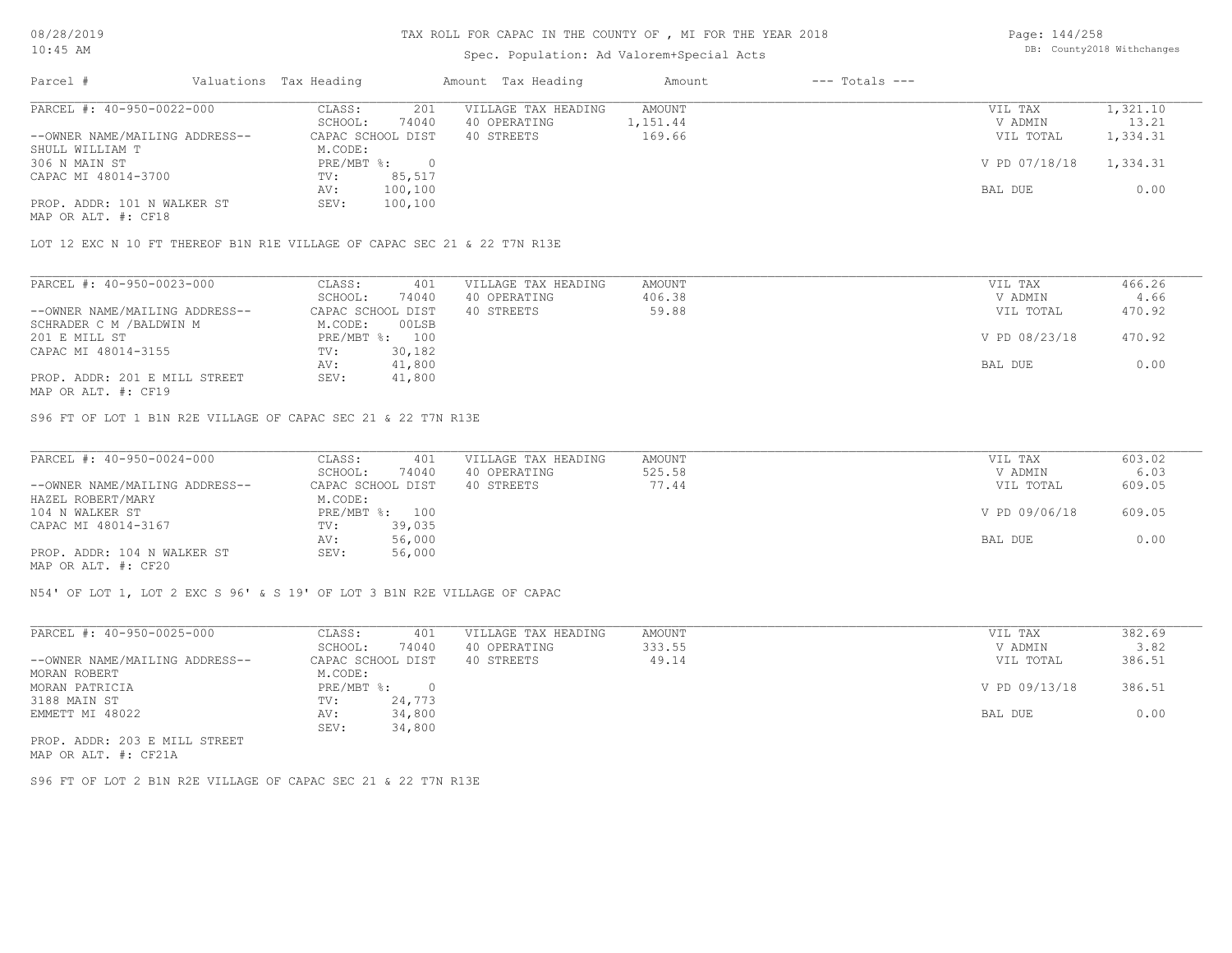# TAX ROLL FOR CAPAC IN THE COUNTY OF , MI FOR THE YEAR 2018

Spec. Population: Ad Valorem+Special Acts

DB: County2018 Withchanges

| Parcel # | Valuations | Tax Heading | Amount | Tax Heading | Amount | --- Totals --- |
|---|---|---|---|---|---|---|

---

| PARCEL #: 40-950-0022-000 | CLASS: 201 | VILLAGE TAX HEADING | AMOUNT | VIL TAX | 1,321.10 |
|---|---|---|---|---|---|
| | SCHOOL: 74040 | 40 OPERATING | 1,151.44 | V ADMIN | 13.21 |
| --OWNER NAME/MAILING ADDRESS-- | CAPAC SCHOOL DIST | 40 STREETS | 169.66 | VIL TOTAL | 1,334.31 |
| SHULL WILLIAM T | M.CODE: | | | | |
| 306 N MAIN ST | PRE/MBT %: 0 | | | V PD 07/18/18 | 1,334.31 |
| CAPAC MI 48014-3700 | TV: 85,517 | | | | |
| | AV: 100,100 | | | BAL DUE | 0.00 |
| PROP. ADDR: 101 N WALKER ST | SEV: 100,100 | | | | |
| MAP OR ALT. #: CF18 | | | | | |

LOT 12 EXC N 10 FT THEREOF B1N R1E VILLAGE OF CAPAC SEC 21 & 22 T7N R13E

---

| PARCEL #: 40-950-0023-000 | CLASS: 401 | VILLAGE TAX HEADING | AMOUNT | VIL TAX | 466.26 |
|---|---|---|---|---|---|
| | SCHOOL: 74040 | 40 OPERATING | 406.38 | V ADMIN | 4.66 |
| --OWNER NAME/MAILING ADDRESS-- | CAPAC SCHOOL DIST | 40 STREETS | 59.88 | VIL TOTAL | 470.92 |
| SCHRADER C M /BALDWIN M | M.CODE: 00LSB | | | | |
| 201 E MILL ST | PRE/MBT %: 100 | | | V PD 08/23/18 | 470.92 |
| CAPAC MI 48014-3155 | TV: 30,182 | | | | |
| | AV: 41,800 | | | BAL DUE | 0.00 |
| PROP. ADDR: 201 E MILL STREET | SEV: 41,800 | | | | |
| MAP OR ALT. #: CF19 | | | | | |

S96 FT OF LOT 1 B1N R2E VILLAGE OF CAPAC SEC 21 & 22 T7N R13E

---

| PARCEL #: 40-950-0024-000 | CLASS: 401 | VILLAGE TAX HEADING | AMOUNT | VIL TAX | 603.02 |
|---|---|---|---|---|---|
| | SCHOOL: 74040 | 40 OPERATING | 525.58 | V ADMIN | 6.03 |
| --OWNER NAME/MAILING ADDRESS-- | CAPAC SCHOOL DIST | 40 STREETS | 77.44 | VIL TOTAL | 609.05 |
| HAZEL ROBERT/MARY | M.CODE: | | | | |
| 104 N WALKER ST | PRE/MBT %: 100 | | | V PD 09/06/18 | 609.05 |
| CAPAC MI 48014-3167 | TV: 39,035 | | | | |
| | AV: 56,000 | | | BAL DUE | 0.00 |
| PROP. ADDR: 104 N WALKER ST | SEV: 56,000 | | | | |
| MAP OR ALT. #: CF20 | | | | | |

N54' OF LOT 1, LOT 2 EXC S 96' & S 19' OF LOT 3 B1N R2E VILLAGE OF CAPAC

---

| PARCEL #: 40-950-0025-000 | CLASS: 401 | VILLAGE TAX HEADING | AMOUNT | VIL TAX | 382.69 |
|---|---|---|---|---|---|
| | SCHOOL: 74040 | 40 OPERATING | 333.55 | V ADMIN | 3.82 |
| --OWNER NAME/MAILING ADDRESS-- | CAPAC SCHOOL DIST | 40 STREETS | 49.14 | VIL TOTAL | 386.51 |
| MORAN ROBERT | M.CODE: | | | | |
| MORAN PATRICIA | PRE/MBT %: 0 | | | V PD 09/13/18 | 386.51 |
| 3188 MAIN ST | TV: 24,773 | | | | |
| EMMETT MI 48022 | AV: 34,800 | | | BAL DUE | 0.00 |
| | SEV: 34,800 | | | | |
| PROP. ADDR: 203 E MILL STREET | | | | | |
| MAP OR ALT. #: CF21A | | | | | |

S96 FT OF LOT 2 B1N R2E VILLAGE OF CAPAC SEC 21 & 22 T7N R13E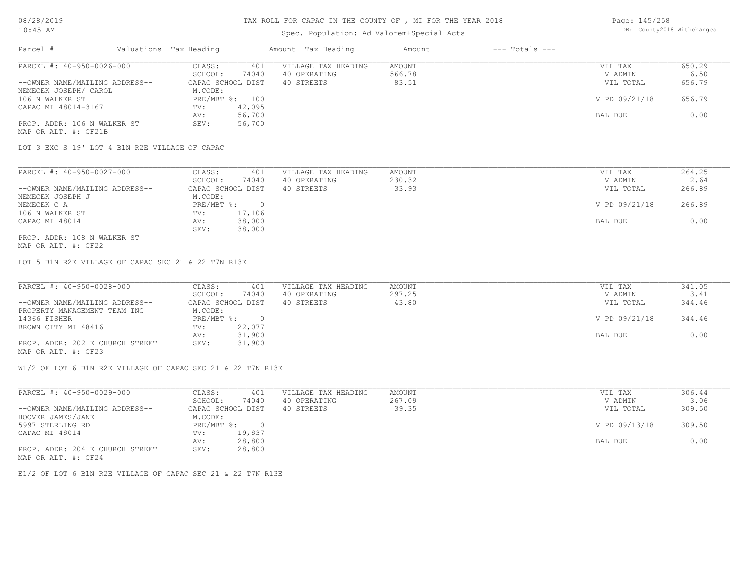# TAX ROLL FOR CAPAC IN THE COUNTY OF , MI FOR THE YEAR 2018

Spec. Population: Ad Valorem+Special Acts

| Parcel # | Valuations | Tax Heading | Amount | Tax Heading | Amount | --- Totals --- |
|---|---|---|---|---|---|---|

---

PARCEL #: 40-950-0026-000

| | | | | |
|---|---|---|---|---|
| CLASS: 401 | VILLAGE TAX HEADING | AMOUNT | VIL TAX | 650.29 |
| SCHOOL: 74040 | 40 OPERATING | 566.78 | V ADMIN | 6.50 |
| CAPAC SCHOOL DIST | 40 STREETS | 83.51 | VIL TOTAL | 656.79 |
| M.CODE: | | | | |
| PRE/MBT %: 100 | | | V PD 09/21/18 | 656.79 |
| TV: 42,095 | | | | |
| AV: 56,700 | | | BAL DUE | 0.00 |
| SEV: 56,700 | | | | |

--OWNER NAME/MAILING ADDRESS--
NEMECEK JOSEPH/ CAROL
106 N WALKER ST
CAPAC MI 48014-3167

PROP. ADDR: 106 N WALKER ST
MAP OR ALT. #: CF21B

LOT 3 EXC S 19' LOT 4 B1N R2E VILLAGE OF CAPAC

---

PARCEL #: 40-950-0027-000

| | | | | |
|---|---|---|---|---|
| CLASS: 401 | VILLAGE TAX HEADING | AMOUNT | VIL TAX | 264.25 |
| SCHOOL: 74040 | 40 OPERATING | 230.32 | V ADMIN | 2.64 |
| CAPAC SCHOOL DIST | 40 STREETS | 33.93 | VIL TOTAL | 266.89 |
| M.CODE: | | | | |
| PRE/MBT %: 0 | | | V PD 09/21/18 | 266.89 |
| TV: 17,106 | | | | |
| AV: 38,000 | | | BAL DUE | 0.00 |
| SEV: 38,000 | | | | |

--OWNER NAME/MAILING ADDRESS--
NEMECEK JOSEPH J
NEMECEK C A
106 N WALKER ST
CAPAC MI 48014

PROP. ADDR: 108 N WALKER ST
MAP OR ALT. #: CF22

LOT 5 B1N R2E VILLAGE OF CAPAC SEC 21 & 22 T7N R13E

---

PARCEL #: 40-950-0028-000

| | | | | |
|---|---|---|---|---|
| CLASS: 401 | VILLAGE TAX HEADING | AMOUNT | VIL TAX | 341.05 |
| SCHOOL: 74040 | 40 OPERATING | 297.25 | V ADMIN | 3.41 |
| CAPAC SCHOOL DIST | 40 STREETS | 43.80 | VIL TOTAL | 344.46 |
| M.CODE: | | | | |
| PRE/MBT %: 0 | | | V PD 09/21/18 | 344.46 |
| TV: 22,077 | | | | |
| AV: 31,900 | | | BAL DUE | 0.00 |
| SEV: 31,900 | | | | |

--OWNER NAME/MAILING ADDRESS--
PROPERTY MANAGEMENT TEAM INC
14366 FISHER
BROWN CITY MI 48416

PROP. ADDR: 202 E CHURCH STREET
MAP OR ALT. #: CF23

W1/2 OF LOT 6 B1N R2E VILLAGE OF CAPAC SEC 21 & 22 T7N R13E

---

PARCEL #: 40-950-0029-000

| | | | | |
|---|---|---|---|---|
| CLASS: 401 | VILLAGE TAX HEADING | AMOUNT | VIL TAX | 306.44 |
| SCHOOL: 74040 | 40 OPERATING | 267.09 | V ADMIN | 3.06 |
| CAPAC SCHOOL DIST | 40 STREETS | 39.35 | VIL TOTAL | 309.50 |
| M.CODE: | | | | |
| PRE/MBT %: 0 | | | V PD 09/13/18 | 309.50 |
| TV: 19,837 | | | | |
| AV: 28,800 | | | BAL DUE | 0.00 |
| SEV: 28,800 | | | | |

--OWNER NAME/MAILING ADDRESS--
HOOVER JAMES/JANE
5997 STERLING RD
CAPAC MI 48014

PROP. ADDR: 204 E CHURCH STREET
MAP OR ALT. #: CF24

E1/2 OF LOT 6 B1N R2E VILLAGE OF CAPAC SEC 21 & 22 T7N R13E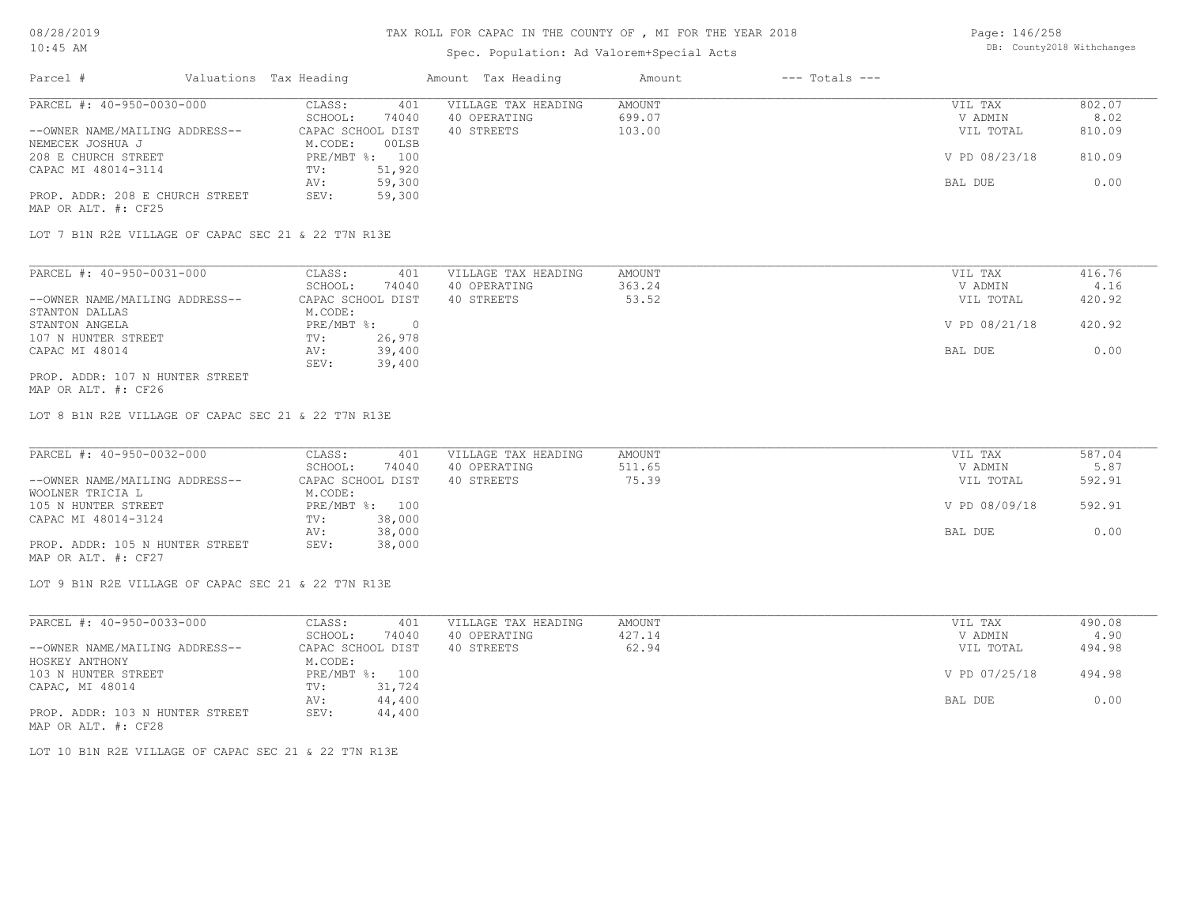# TAX ROLL FOR CAPAC IN THE COUNTY OF , MI FOR THE YEAR 2018

Spec. Population: Ad Valorem+Special Acts

DB: County2018 Withchanges

08/28/2019
10:45 AM

| Parcel # | Valuations Tax Heading | Amount Tax Heading | Amount | --- Totals --- |
|---|---|---|---|---|

---

**PARCEL #: 40-950-0030-000**

| | | | | | |
|---|---|---|---|---|---|
| --OWNER NAME/MAILING ADDRESS-- | CLASS: 401 | VILLAGE TAX HEADING | AMOUNT | VIL TAX | 802.07 |
| NEMECEK JOSHUA J | SCHOOL: 74040 | 40 OPERATING | 699.07 | V ADMIN | 8.02 |
| 208 E CHURCH STREET | CAPAC SCHOOL DIST | 40 STREETS | 103.00 | VIL TOTAL | 810.09 |
| CAPAC MI 48014-3114 | M.CODE: 00LSB | | | | |
| | PRE/MBT %: 100 | | | V PD 08/23/18 | 810.09 |
| PROP. ADDR: 208 E CHURCH STREET | TV: 51,920 | | | | |
| MAP OR ALT. #: CF25 | AV: 59,300 | | | BAL DUE | 0.00 |
| | SEV: 59,300 | | | | |

LOT 7 B1N R2E VILLAGE OF CAPAC SEC 21 & 22 T7N R13E

---

**PARCEL #: 40-950-0031-000**

| | | | | | |
|---|---|---|---|---|---|
| --OWNER NAME/MAILING ADDRESS-- | CLASS: 401 | VILLAGE TAX HEADING | AMOUNT | VIL TAX | 416.76 |
| STANTON DALLAS | SCHOOL: 74040 | 40 OPERATING | 363.24 | V ADMIN | 4.16 |
| STANTON ANGELA | CAPAC SCHOOL DIST | 40 STREETS | 53.52 | VIL TOTAL | 420.92 |
| 107 N HUNTER STREET | M.CODE: | | | | |
| CAPAC MI 48014 | PRE/MBT %: 0 | | | V PD 08/21/18 | 420.92 |
| PROP. ADDR: 107 N HUNTER STREET | TV: 26,978 | | | | |
| MAP OR ALT. #: CF26 | AV: 39,400 | | | BAL DUE | 0.00 |
| | SEV: 39,400 | | | | |

LOT 8 B1N R2E VILLAGE OF CAPAC SEC 21 & 22 T7N R13E

---

**PARCEL #: 40-950-0032-000**

| | | | | | |
|---|---|---|---|---|---|
| --OWNER NAME/MAILING ADDRESS-- | CLASS: 401 | VILLAGE TAX HEADING | AMOUNT | VIL TAX | 587.04 |
| WOOLNER TRICIA L | SCHOOL: 74040 | 40 OPERATING | 511.65 | V ADMIN | 5.87 |
| 105 N HUNTER STREET | CAPAC SCHOOL DIST | 40 STREETS | 75.39 | VIL TOTAL | 592.91 |
| CAPAC MI 48014-3124 | M.CODE: | | | | |
| | PRE/MBT %: 100 | | | V PD 08/09/18 | 592.91 |
| PROP. ADDR: 105 N HUNTER STREET | TV: 38,000 | | | | |
| MAP OR ALT. #: CF27 | AV: 38,000 | | | BAL DUE | 0.00 |
| | SEV: 38,000 | | | | |

LOT 9 B1N R2E VILLAGE OF CAPAC SEC 21 & 22 T7N R13E

---

**PARCEL #: 40-950-0033-000**

| | | | | | |
|---|---|---|---|---|---|
| --OWNER NAME/MAILING ADDRESS-- | CLASS: 401 | VILLAGE TAX HEADING | AMOUNT | VIL TAX | 490.08 |
| HOSKEY ANTHONY | SCHOOL: 74040 | 40 OPERATING | 427.14 | V ADMIN | 4.90 |
| 103 N HUNTER STREET | CAPAC SCHOOL DIST | 40 STREETS | 62.94 | VIL TOTAL | 494.98 |
| CAPAC, MI 48014 | M.CODE: | | | | |
| | PRE/MBT %: 100 | | | V PD 07/25/18 | 494.98 |
| PROP. ADDR: 103 N HUNTER STREET | TV: 31,724 | | | | |
| MAP OR ALT. #: CF28 | AV: 44,400 | | | BAL DUE | 0.00 |
| | SEV: 44,400 | | | | |

LOT 10 B1N R2E VILLAGE OF CAPAC SEC 21 & 22 T7N R13E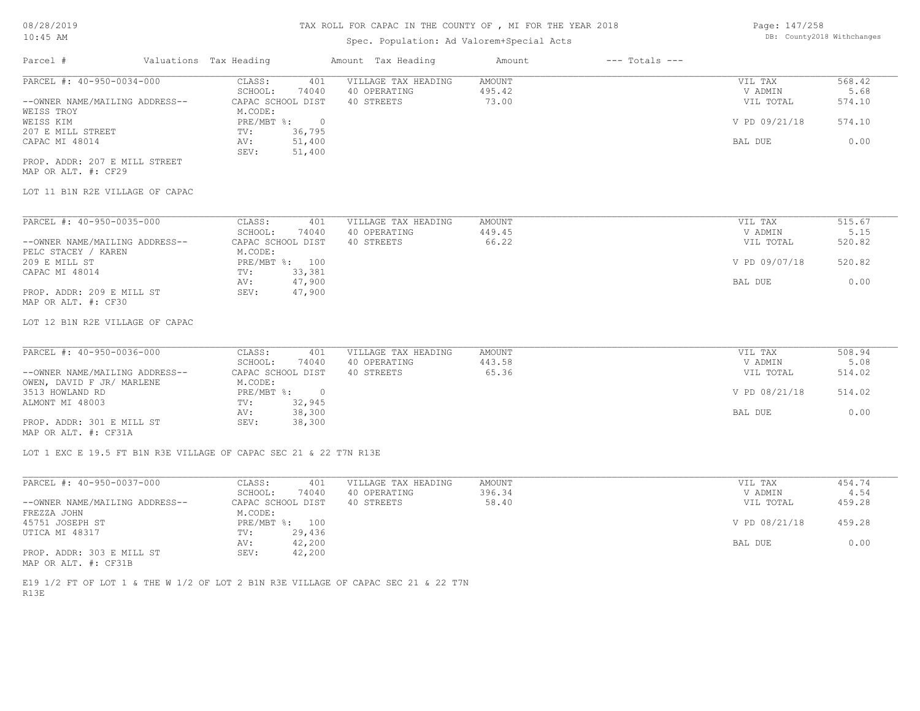# TAX ROLL FOR CAPAC IN THE COUNTY OF , MI FOR THE YEAR 2018

08/28/2019
10:45 AM

Spec. Population: Ad Valorem+Special Acts

DB: County2018 Withchanges

| Parcel # | Valuations | Tax Heading | Amount | Tax Heading | Amount | --- Totals --- |
|---|---|---|---|---|---|---|

---

**PARCEL #: 40-950-0034-000**

| | | | | |
|---|---|---|---|---|
| CLASS: 401 | VILLAGE TAX HEADING | AMOUNT | VIL TAX | 568.42 |
| SCHOOL: 74040 | 40 OPERATING | 495.42 | V ADMIN | 5.68 |
| CAPAC SCHOOL DIST | 40 STREETS | 73.00 | VIL TOTAL | 574.10 |
| M.CODE: | | | | |
| PRE/MBT %: 0 | | | V PD 09/21/18 | 574.10 |
| TV: 36,795 | | | | |
| AV: 51,400 | | | BAL DUE | 0.00 |
| SEV: 51,400 | | | | |

--OWNER NAME/MAILING ADDRESS--
WEISS TROY
WEISS KIM
207 E MILL STREET
CAPAC MI 48014

PROP. ADDR: 207 E MILL STREET
MAP OR ALT. #: CF29

LOT 11 B1N R2E VILLAGE OF CAPAC

---

**PARCEL #: 40-950-0035-000**

| | | | | |
|---|---|---|---|---|
| CLASS: 401 | VILLAGE TAX HEADING | AMOUNT | VIL TAX | 515.67 |
| SCHOOL: 74040 | 40 OPERATING | 449.45 | V ADMIN | 5.15 |
| CAPAC SCHOOL DIST | 40 STREETS | 66.22 | VIL TOTAL | 520.82 |
| M.CODE: | | | | |
| PRE/MBT %: 100 | | | V PD 09/07/18 | 520.82 |
| TV: 33,381 | | | | |
| AV: 47,900 | | | BAL DUE | 0.00 |
| SEV: 47,900 | | | | |

--OWNER NAME/MAILING ADDRESS--
PELC STACEY / KAREN
209 E MILL ST
CAPAC MI 48014

PROP. ADDR: 209 E MILL ST
MAP OR ALT. #: CF30

LOT 12 B1N R2E VILLAGE OF CAPAC

---

**PARCEL #: 40-950-0036-000**

| | | | | |
|---|---|---|---|---|
| CLASS: 401 | VILLAGE TAX HEADING | AMOUNT | VIL TAX | 508.94 |
| SCHOOL: 74040 | 40 OPERATING | 443.58 | V ADMIN | 5.08 |
| CAPAC SCHOOL DIST | 40 STREETS | 65.36 | VIL TOTAL | 514.02 |
| M.CODE: | | | | |
| PRE/MBT %: 0 | | | V PD 08/21/18 | 514.02 |
| TV: 32,945 | | | | |
| AV: 38,300 | | | BAL DUE | 0.00 |
| SEV: 38,300 | | | | |

--OWNER NAME/MAILING ADDRESS--
OWEN, DAVID F JR/ MARLENE
3513 HOWLAND RD
ALMONT MI 48003

PROP. ADDR: 301 E MILL ST
MAP OR ALT. #: CF31A

LOT 1 EXC E 19.5 FT B1N R3E VILLAGE OF CAPAC SEC 21 & 22 T7N R13E

---

**PARCEL #: 40-950-0037-000**

| | | | | |
|---|---|---|---|---|
| CLASS: 401 | VILLAGE TAX HEADING | AMOUNT | VIL TAX | 454.74 |
| SCHOOL: 74040 | 40 OPERATING | 396.34 | V ADMIN | 4.54 |
| CAPAC SCHOOL DIST | 40 STREETS | 58.40 | VIL TOTAL | 459.28 |
| M.CODE: | | | | |
| PRE/MBT %: 100 | | | V PD 08/21/18 | 459.28 |
| TV: 29,436 | | | | |
| AV: 42,200 | | | BAL DUE | 0.00 |
| SEV: 42,200 | | | | |

--OWNER NAME/MAILING ADDRESS--
FREZZA JOHN
45751 JOSEPH ST
UTICA MI 48317

PROP. ADDR: 303 E MILL ST
MAP OR ALT. #: CF31B

E19 1/2 FT OF LOT 1 & THE W 1/2 OF LOT 2 B1N R3E VILLAGE OF CAPAC SEC 21 & 22 T7N R13E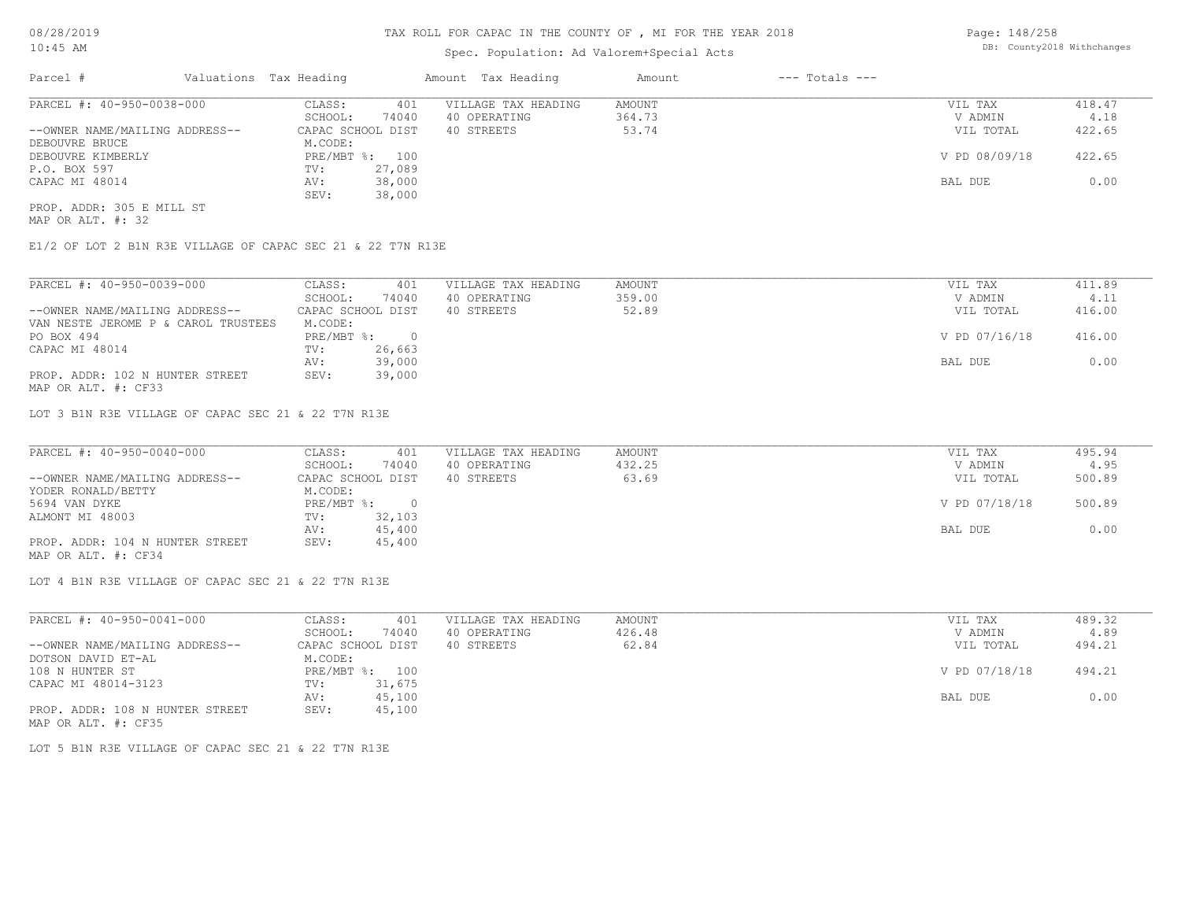# TAX ROLL FOR CAPAC IN THE COUNTY OF , MI FOR THE YEAR 2018

Spec. Population: Ad Valorem+Special Acts

| Parcel # | Valuations Tax Heading | | Amount Tax Heading | Amount | --- Totals --- | |
|---|---|---|---|---|---|---|
| PARCEL #: 40-950-0038-000 | CLASS: | 401 | VILLAGE TAX HEADING | AMOUNT | VIL TAX | 418.47 |
| | SCHOOL: | 74040 | 40 OPERATING | 364.73 | V ADMIN | 4.18 |
| --OWNER NAME/MAILING ADDRESS-- | CAPAC SCHOOL DIST | | 40 STREETS | 53.74 | VIL TOTAL | 422.65 |
| DEBOUVRE BRUCE | M.CODE: | | | | | |
| DEBOUVRE KIMBERLY | PRE/MBT %: | 100 | | | V PD 08/09/18 | 422.65 |
| P.O. BOX 597 | TV: | 27,089 | | | | |
| CAPAC MI 48014 | AV: | 38,000 | | | BAL DUE | 0.00 |
| | SEV: | 38,000 | | | | |
| PROP. ADDR: 305 E MILL ST | | | | | | |
| MAP OR ALT. #: 32 | | | | | | |

E1/2 OF LOT 2 B1N R3E VILLAGE OF CAPAC SEC 21 & 22 T7N R13E

| Parcel # | Valuations Tax Heading | | Amount Tax Heading | Amount | --- Totals --- | |
|---|---|---|---|---|---|---|
| PARCEL #: 40-950-0039-000 | CLASS: | 401 | VILLAGE TAX HEADING | AMOUNT | VIL TAX | 411.89 |
| | SCHOOL: | 74040 | 40 OPERATING | 359.00 | V ADMIN | 4.11 |
| --OWNER NAME/MAILING ADDRESS-- | CAPAC SCHOOL DIST | | 40 STREETS | 52.89 | VIL TOTAL | 416.00 |
| VAN NESTE JEROME P & CAROL TRUSTEES | M.CODE: | | | | | |
| PO BOX 494 | PRE/MBT %: | 0 | | | V PD 07/16/18 | 416.00 |
| CAPAC MI 48014 | TV: | 26,663 | | | | |
| | AV: | 39,000 | | | BAL DUE | 0.00 |
| PROP. ADDR: 102 N HUNTER STREET | SEV: | 39,000 | | | | |
| MAP OR ALT. #: CF33 | | | | | | |

LOT 3 B1N R3E VILLAGE OF CAPAC SEC 21 & 22 T7N R13E

| Parcel # | Valuations Tax Heading | | Amount Tax Heading | Amount | --- Totals --- | |
|---|---|---|---|---|---|---|
| PARCEL #: 40-950-0040-000 | CLASS: | 401 | VILLAGE TAX HEADING | AMOUNT | VIL TAX | 495.94 |
| | SCHOOL: | 74040 | 40 OPERATING | 432.25 | V ADMIN | 4.95 |
| --OWNER NAME/MAILING ADDRESS-- | CAPAC SCHOOL DIST | | 40 STREETS | 63.69 | VIL TOTAL | 500.89 |
| YODER RONALD/BETTY | M.CODE: | | | | | |
| 5694 VAN DYKE | PRE/MBT %: | 0 | | | V PD 07/18/18 | 500.89 |
| ALMONT MI 48003 | TV: | 32,103 | | | | |
| | AV: | 45,400 | | | BAL DUE | 0.00 |
| PROP. ADDR: 104 N HUNTER STREET | SEV: | 45,400 | | | | |
| MAP OR ALT. #: CF34 | | | | | | |

LOT 4 B1N R3E VILLAGE OF CAPAC SEC 21 & 22 T7N R13E

| Parcel # | Valuations Tax Heading | | Amount Tax Heading | Amount | --- Totals --- | |
|---|---|---|---|---|---|---|
| PARCEL #: 40-950-0041-000 | CLASS: | 401 | VILLAGE TAX HEADING | AMOUNT | VIL TAX | 489.32 |
| | SCHOOL: | 74040 | 40 OPERATING | 426.48 | V ADMIN | 4.89 |
| --OWNER NAME/MAILING ADDRESS-- | CAPAC SCHOOL DIST | | 40 STREETS | 62.84 | VIL TOTAL | 494.21 |
| DOTSON DAVID ET-AL | M.CODE: | | | | | |
| 108 N HUNTER ST | PRE/MBT %: | 100 | | | V PD 07/18/18 | 494.21 |
| CAPAC MI 48014-3123 | TV: | 31,675 | | | | |
| | AV: | 45,100 | | | BAL DUE | 0.00 |
| PROP. ADDR: 108 N HUNTER STREET | SEV: | 45,100 | | | | |
| MAP OR ALT. #: CF35 | | | | | | |

LOT 5 B1N R3E VILLAGE OF CAPAC SEC 21 & 22 T7N R13E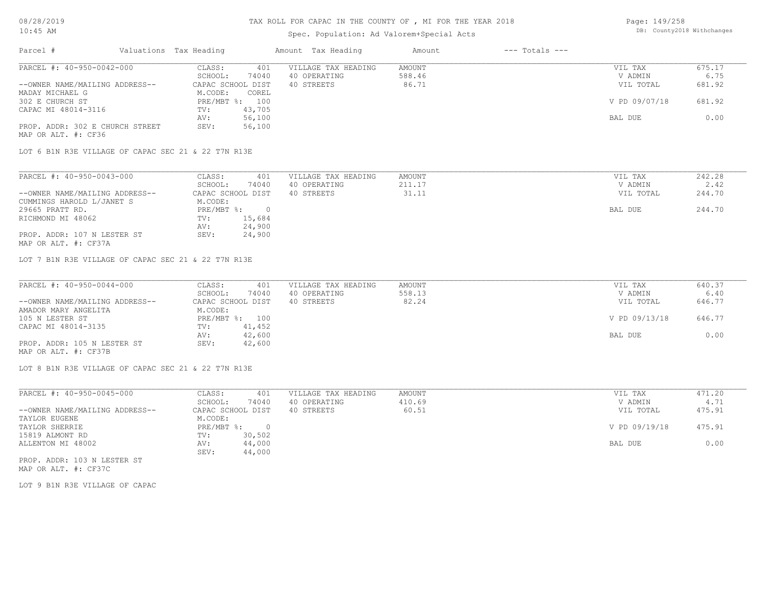# TAX ROLL FOR CAPAC IN THE COUNTY OF , MI FOR THE YEAR 2018

Spec. Population: Ad Valorem+Special Acts

| Parcel # | Valuations | Tax Heading | Amount | Tax Heading | Amount | --- Totals --- | |
|---|---|---|---|---|---|---|---|

---

**PARCEL #: 40-950-0042-000**

| | | | | | |
|---|---|---|---|---|---|
| --OWNER NAME/MAILING ADDRESS-- | CLASS: 401 | VILLAGE TAX HEADING | AMOUNT | VIL TAX | 675.17 |
| MADAY MICHAEL G | SCHOOL: 74040 | 40 OPERATING | 588.46 | V ADMIN | 6.75 |
| 302 E CHURCH ST | CAPAC SCHOOL DIST | 40 STREETS | 86.71 | VIL TOTAL | 681.92 |
| CAPAC MI 48014-3116 | M.CODE: COREL | | | | |
| | PRE/MBT %: 100 | | | V PD 09/07/18 | 681.92 |
| | TV: 43,705 | | | | |
| | AV: 56,100 | | | BAL DUE | 0.00 |
| PROP. ADDR: 302 E CHURCH STREET | SEV: 56,100 | | | | |

MAP OR ALT. #: CF36

LOT 6 B1N R3E VILLAGE OF CAPAC SEC 21 & 22 T7N R13E

---

**PARCEL #: 40-950-0043-000**

| | | | | | |
|---|---|---|---|---|---|
| --OWNER NAME/MAILING ADDRESS-- | CLASS: 401 | VILLAGE TAX HEADING | AMOUNT | VIL TAX | 242.28 |
| CUMMINGS HAROLD L/JANET S | SCHOOL: 74040 | 40 OPERATING | 211.17 | V ADMIN | 2.42 |
| 29665 PRATT RD. | CAPAC SCHOOL DIST | 40 STREETS | 31.11 | VIL TOTAL | 244.70 |
| RICHMOND MI 48062 | M.CODE: | | | | |
| | PRE/MBT %: 0 | | | BAL DUE | 244.70 |
| | TV: 15,684 | | | | |
| | AV: 24,900 | | | | |
| PROP. ADDR: 107 N LESTER ST | SEV: 24,900 | | | | |

MAP OR ALT. #: CF37A

LOT 7 B1N R3E VILLAGE OF CAPAC SEC 21 & 22 T7N R13E

---

**PARCEL #: 40-950-0044-000**

| | | | | | |
|---|---|---|---|---|---|
| --OWNER NAME/MAILING ADDRESS-- | CLASS: 401 | VILLAGE TAX HEADING | AMOUNT | VIL TAX | 640.37 |
| AMADOR MARY ANGELITA | SCHOOL: 74040 | 40 OPERATING | 558.13 | V ADMIN | 6.40 |
| 105 N LESTER ST | CAPAC SCHOOL DIST | 40 STREETS | 82.24 | VIL TOTAL | 646.77 |
| CAPAC MI 48014-3135 | M.CODE: | | | | |
| | PRE/MBT %: 100 | | | V PD 09/13/18 | 646.77 |
| | TV: 41,452 | | | | |
| | AV: 42,600 | | | BAL DUE | 0.00 |
| PROP. ADDR: 105 N LESTER ST | SEV: 42,600 | | | | |

MAP OR ALT. #: CF37B

LOT 8 B1N R3E VILLAGE OF CAPAC SEC 21 & 22 T7N R13E

---

**PARCEL #: 40-950-0045-000**

| | | | | | |
|---|---|---|---|---|---|
| --OWNER NAME/MAILING ADDRESS-- | CLASS: 401 | VILLAGE TAX HEADING | AMOUNT | VIL TAX | 471.20 |
| TAYLOR EUGENE | SCHOOL: 74040 | 40 OPERATING | 410.69 | V ADMIN | 4.71 |
| TAYLOR SHERRIE | CAPAC SCHOOL DIST | 40 STREETS | 60.51 | VIL TOTAL | 475.91 |
| 15819 ALMONT RD | M.CODE: | | | | |
| ALLENTON MI 48002 | PRE/MBT %: 0 | | | V PD 09/19/18 | 475.91 |
| | TV: 30,502 | | | | |
| | AV: 44,000 | | | BAL DUE | 0.00 |
| | SEV: 44,000 | | | | |
| PROP. ADDR: 103 N LESTER ST | | | | | |

MAP OR ALT. #: CF37C

LOT 9 B1N R3E VILLAGE OF CAPAC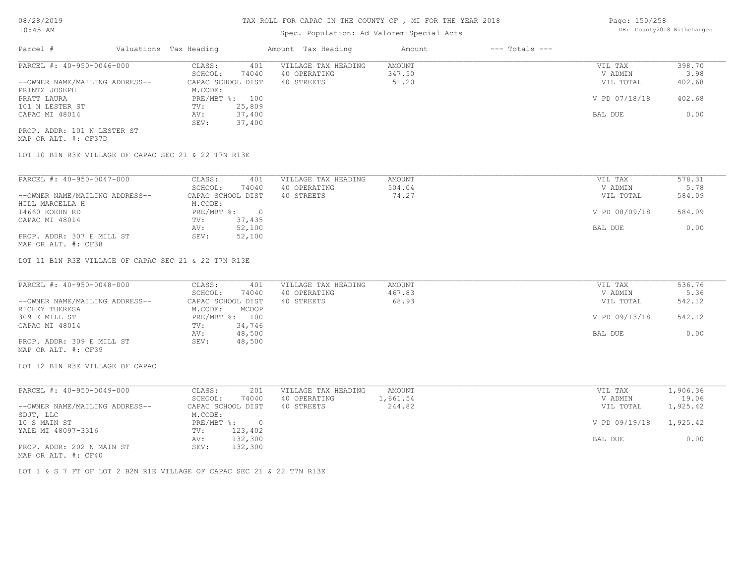# TAX ROLL FOR CAPAC IN THE COUNTY OF , MI FOR THE YEAR 2018

Spec. Population: Ad Valorem+Special Acts

| Parcel # | Valuations Tax Heading | | Amount Tax Heading | Amount | --- Totals --- | |
|---|---|---|---|---|---|---|

---

**PARCEL #: 40-950-0046-000**

| | | | | | |
|---|---|---|---|---|---|
| CLASS: | 401 | VILLAGE TAX HEADING | AMOUNT | VIL TAX | 398.70 |
| SCHOOL: | 74040 | 40 OPERATING | 347.50 | V ADMIN | 3.98 |
| CAPAC SCHOOL DIST | | 40 STREETS | 51.20 | VIL TOTAL | 402.68 |
| M.CODE: | | | | | |
| PRE/MBT %: | 100 | | | V PD 07/18/18 | 402.68 |
| TV: | 25,809 | | | | |
| AV: | 37,400 | | | BAL DUE | 0.00 |
| SEV: | 37,400 | | | | |

--OWNER NAME/MAILING ADDRESS--
PRINTZ JOSEPH
PRATT LAURA
101 N LESTER ST
CAPAC MI 48014

PROP. ADDR: 101 N LESTER ST
MAP OR ALT. #: CF37D

LOT 10 B1N R3E VILLAGE OF CAPAC SEC 21 & 22 T7N R13E

---

**PARCEL #: 40-950-0047-000**

| | | | | | |
|---|---|---|---|---|---|
| CLASS: | 401 | VILLAGE TAX HEADING | AMOUNT | VIL TAX | 578.31 |
| SCHOOL: | 74040 | 40 OPERATING | 504.04 | V ADMIN | 5.78 |
| CAPAC SCHOOL DIST | | 40 STREETS | 74.27 | VIL TOTAL | 584.09 |
| M.CODE: | | | | | |
| PRE/MBT %: | 0 | | | V PD 08/09/18 | 584.09 |
| TV: | 37,435 | | | | |
| AV: | 52,100 | | | BAL DUE | 0.00 |
| SEV: | 52,100 | | | | |

--OWNER NAME/MAILING ADDRESS--
HILL MARCELLA H
14660 KOEHN RD
CAPAC MI 48014

PROP. ADDR: 307 E MILL ST
MAP OR ALT. #: CF38

LOT 11 B1N R3E VILLAGE OF CAPAC SEC 21 & 22 T7N R13E

---

**PARCEL #: 40-950-0048-000**

| | | | | | |
|---|---|---|---|---|---|
| CLASS: | 401 | VILLAGE TAX HEADING | AMOUNT | VIL TAX | 536.76 |
| SCHOOL: | 74040 | 40 OPERATING | 467.83 | V ADMIN | 5.36 |
| CAPAC SCHOOL DIST | | 40 STREETS | 68.93 | VIL TOTAL | 542.12 |
| M.CODE: | MCOOP | | | | |
| PRE/MBT %: | 100 | | | V PD 09/13/18 | 542.12 |
| TV: | 34,746 | | | | |
| AV: | 48,500 | | | BAL DUE | 0.00 |
| SEV: | 48,500 | | | | |

--OWNER NAME/MAILING ADDRESS--
RICHEY THERESA
309 E MILL ST
CAPAC MI 48014

PROP. ADDR: 309 E MILL ST
MAP OR ALT. #: CF39

LOT 12 B1N R3E VILLAGE OF CAPAC

---

**PARCEL #: 40-950-0049-000**

| | | | | | |
|---|---|---|---|---|---|
| CLASS: | 201 | VILLAGE TAX HEADING | AMOUNT | VIL TAX | 1,906.36 |
| SCHOOL: | 74040 | 40 OPERATING | 1,661.54 | V ADMIN | 19.06 |
| CAPAC SCHOOL DIST | | 40 STREETS | 244.82 | VIL TOTAL | 1,925.42 |
| M.CODE: | | | | | |
| PRE/MBT %: | 0 | | | V PD 09/19/18 | 1,925.42 |
| TV: | 123,402 | | | | |
| AV: | 132,300 | | | BAL DUE | 0.00 |
| SEV: | 132,300 | | | | |

--OWNER NAME/MAILING ADDRESS--
SDJT, LLC
10 S MAIN ST
YALE MI 48097-3316

PROP. ADDR: 202 N MAIN ST
MAP OR ALT. #: CF40

LOT 1 & S 7 FT OF LOT 2 B2N R1E VILLAGE OF CAPAC SEC 21 & 22 T7N R13E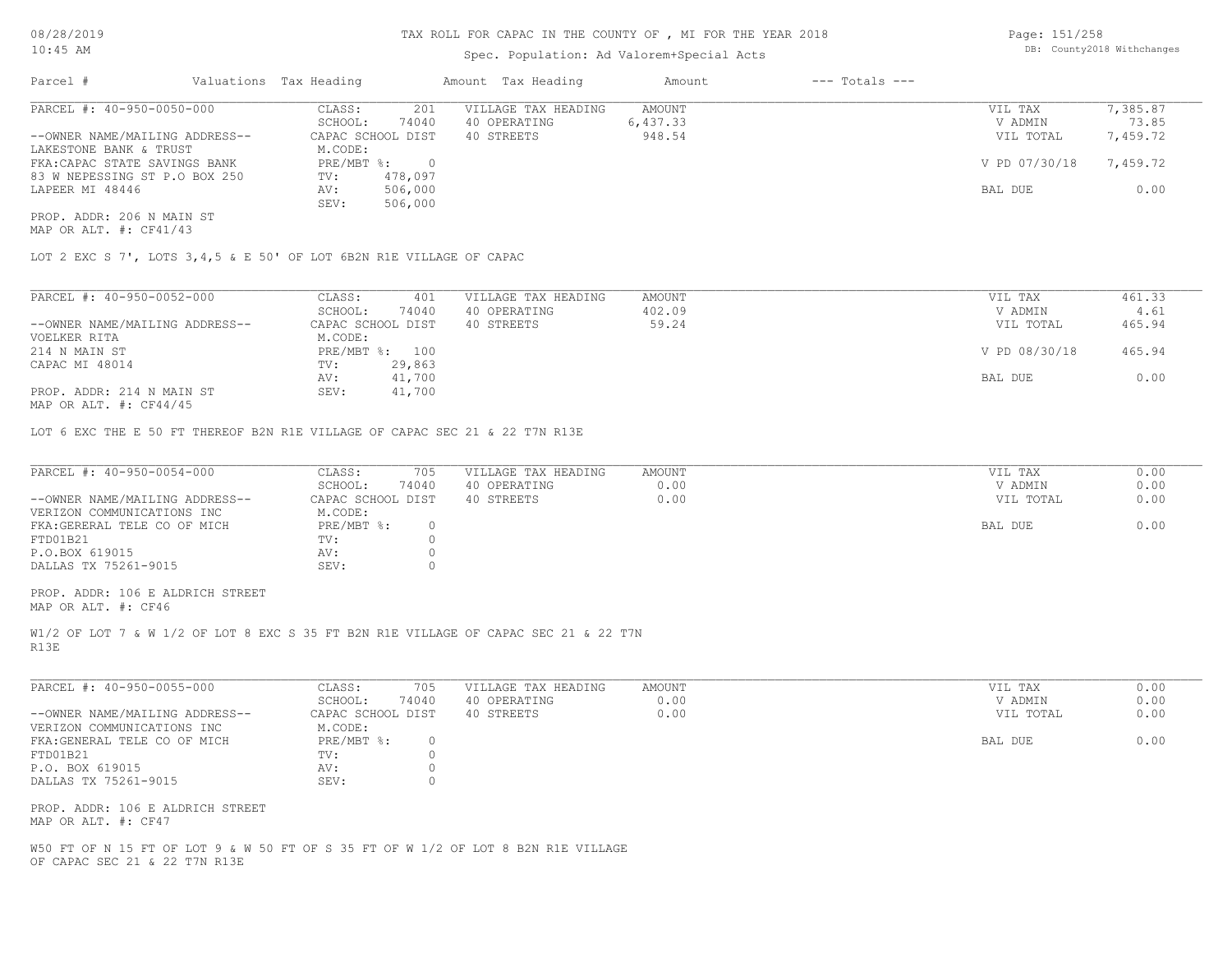# TAX ROLL FOR CAPAC IN THE COUNTY OF , MI FOR THE YEAR 2018

Spec. Population: Ad Valorem+Special Acts

| Parcel # | Valuations | Tax Heading | Amount | Tax Heading | Amount | --- Totals --- | |
|---|---|---|---|---|---|---|---|

---

**PARCEL #: 40-950-0050-000**

| | | | | | |
|---|---|---|---|---|---|
| CLASS: | 201 | VILLAGE TAX HEADING | AMOUNT | VIL TAX | 7,385.87 |
| SCHOOL: | 74040 | 40 OPERATING | 6,437.33 | V ADMIN | 73.85 |
| CAPAC SCHOOL DIST | | 40 STREETS | 948.54 | VIL TOTAL | 7,459.72 |
| M.CODE: | | | | | |
| PRE/MBT %: | 0 | | | V PD 07/30/18 | 7,459.72 |
| TV: | 478,097 | | | | |
| AV: | 506,000 | | | BAL DUE | 0.00 |
| SEV: | 506,000 | | | | |

--OWNER NAME/MAILING ADDRESS--
LAKESTONE BANK & TRUST
FKA:CAPAC STATE SAVINGS BANK
83 W NEPESSING ST P.O BOX 250
LAPEER MI 48446

PROP. ADDR: 206 N MAIN ST
MAP OR ALT. #: CF41/43

LOT 2 EXC S 7', LOTS 3,4,5 & E 50' OF LOT 6B2N R1E VILLAGE OF CAPAC

---

**PARCEL #: 40-950-0052-000**

| | | | | | |
|---|---|---|---|---|---|
| CLASS: | 401 | VILLAGE TAX HEADING | AMOUNT | VIL TAX | 461.33 |
| SCHOOL: | 74040 | 40 OPERATING | 402.09 | V ADMIN | 4.61 |
| CAPAC SCHOOL DIST | | 40 STREETS | 59.24 | VIL TOTAL | 465.94 |
| M.CODE: | | | | | |
| PRE/MBT %: | 100 | | | V PD 08/30/18 | 465.94 |
| TV: | 29,863 | | | | |
| AV: | 41,700 | | | BAL DUE | 0.00 |
| SEV: | 41,700 | | | | |

--OWNER NAME/MAILING ADDRESS--
VOELKER RITA
214 N MAIN ST
CAPAC MI 48014

PROP. ADDR: 214 N MAIN ST
MAP OR ALT. #: CF44/45

LOT 6 EXC THE E 50 FT THEREOF B2N R1E VILLAGE OF CAPAC SEC 21 & 22 T7N R13E

---

**PARCEL #: 40-950-0054-000**

| | | | | | |
|---|---|---|---|---|---|
| CLASS: | 705 | VILLAGE TAX HEADING | AMOUNT | VIL TAX | 0.00 |
| SCHOOL: | 74040 | 40 OPERATING | 0.00 | V ADMIN | 0.00 |
| CAPAC SCHOOL DIST | | 40 STREETS | 0.00 | VIL TOTAL | 0.00 |
| M.CODE: | | | | | |
| PRE/MBT %: | 0 | | | BAL DUE | 0.00 |
| TV: | 0 | | | | |
| AV: | 0 | | | | |
| SEV: | 0 | | | | |

--OWNER NAME/MAILING ADDRESS--
VERIZON COMMUNICATIONS INC
FKA:GERERAL TELE CO OF MICH
FTD01B21
P.O.BOX 619015
DALLAS TX 75261-9015

PROP. ADDR: 106 E ALDRICH STREET
MAP OR ALT. #: CF46

W1/2 OF LOT 7 & W 1/2 OF LOT 8 EXC S 35 FT B2N R1E VILLAGE OF CAPAC SEC 21 & 22 T7N R13E

---

**PARCEL #: 40-950-0055-000**

| | | | | | |
|---|---|---|---|---|---|
| CLASS: | 705 | VILLAGE TAX HEADING | AMOUNT | VIL TAX | 0.00 |
| SCHOOL: | 74040 | 40 OPERATING | 0.00 | V ADMIN | 0.00 |
| CAPAC SCHOOL DIST | | 40 STREETS | 0.00 | VIL TOTAL | 0.00 |
| M.CODE: | | | | | |
| PRE/MBT %: | 0 | | | BAL DUE | 0.00 |
| TV: | 0 | | | | |
| AV: | 0 | | | | |
| SEV: | 0 | | | | |

--OWNER NAME/MAILING ADDRESS--
VERIZON COMMUNICATIONS INC
FKA:GENERAL TELE CO OF MICH
FTD01B21
P.O. BOX 619015
DALLAS TX 75261-9015

PROP. ADDR: 106 E ALDRICH STREET
MAP OR ALT. #: CF47

W50 FT OF N 15 FT OF LOT 9 & W 50 FT OF S 35 FT OF W 1/2 OF LOT 8 B2N R1E VILLAGE OF CAPAC SEC 21 & 22 T7N R13E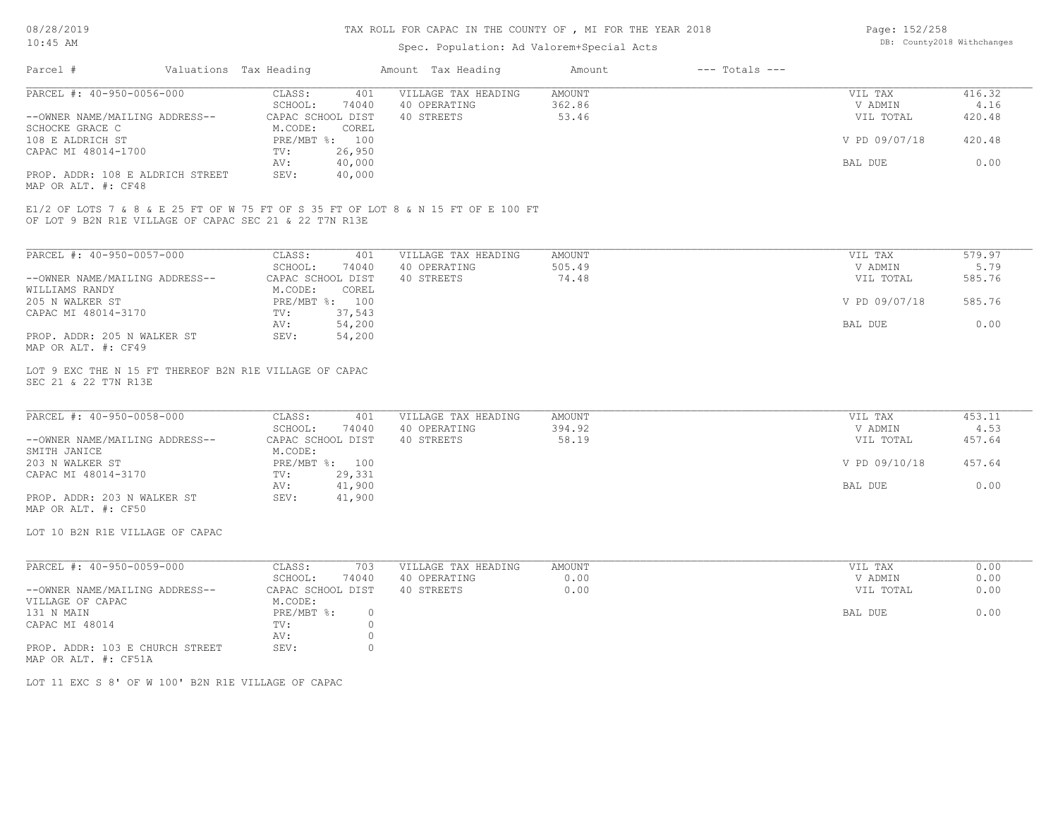# TAX ROLL FOR CAPAC IN THE COUNTY OF , MI FOR THE YEAR 2018

Spec. Population: Ad Valorem+Special Acts

DB: County2018 Withchanges

| Parcel # | Valuations | Tax Heading | Amount | Tax Heading | Amount | --- Totals --- | |
|---|---|---|---|---|---|---|---|
| PARCEL #: 40-950-0056-000 | CLASS: | 401 | VILLAGE TAX HEADING | AMOUNT | | VIL TAX | 416.32 |
| | SCHOOL: | 74040 | 40 OPERATING | 362.86 | | V ADMIN | 4.16 |
| --OWNER NAME/MAILING ADDRESS-- | CAPAC SCHOOL DIST | | 40 STREETS | 53.46 | | VIL TOTAL | 420.48 |
| SCHOCKE GRACE C | M.CODE: | COREL | | | | | |
| 108 E ALDRICH ST | PRE/MBT %: | 100 | | | | V PD 09/07/18 | 420.48 |
| CAPAC MI 48014-1700 | TV: | 26,950 | | | | | |
| | AV: | 40,000 | | | | BAL DUE | 0.00 |
| PROP. ADDR: 108 E ALDRICH STREET | SEV: | 40,000 | | | | | |
| MAP OR ALT. #: CF48 | | | | | | | |

E1/2 OF LOTS 7 & 8 & E 25 FT OF W 75 FT OF S 35 FT OF LOT 8 & N 15 FT OF E 100 FT OF LOT 9 B2N R1E VILLAGE OF CAPAC SEC 21 & 22 T7N R13E

| Parcel # | Valuations | Tax Heading | Amount | Tax Heading | Amount | --- Totals --- | |
|---|---|---|---|---|---|---|---|
| PARCEL #: 40-950-0057-000 | CLASS: | 401 | VILLAGE TAX HEADING | AMOUNT | | VIL TAX | 579.97 |
| | SCHOOL: | 74040 | 40 OPERATING | 505.49 | | V ADMIN | 5.79 |
| --OWNER NAME/MAILING ADDRESS-- | CAPAC SCHOOL DIST | | 40 STREETS | 74.48 | | VIL TOTAL | 585.76 |
| WILLIAMS RANDY | M.CODE: | COREL | | | | | |
| 205 N WALKER ST | PRE/MBT %: | 100 | | | | V PD 09/07/18 | 585.76 |
| CAPAC MI 48014-3170 | TV: | 37,543 | | | | | |
| | AV: | 54,200 | | | | BAL DUE | 0.00 |
| PROP. ADDR: 205 N WALKER ST | SEV: | 54,200 | | | | | |
| MAP OR ALT. #: CF49 | | | | | | | |

LOT 9 EXC THE N 15 FT THEREOF B2N R1E VILLAGE OF CAPAC SEC 21 & 22 T7N R13E

| Parcel # | Valuations | Tax Heading | Amount | Tax Heading | Amount | --- Totals --- | |
|---|---|---|---|---|---|---|---|
| PARCEL #: 40-950-0058-000 | CLASS: | 401 | VILLAGE TAX HEADING | AMOUNT | | VIL TAX | 453.11 |
| | SCHOOL: | 74040 | 40 OPERATING | 394.92 | | V ADMIN | 4.53 |
| --OWNER NAME/MAILING ADDRESS-- | CAPAC SCHOOL DIST | | 40 STREETS | 58.19 | | VIL TOTAL | 457.64 |
| SMITH JANICE | M.CODE: | | | | | | |
| 203 N WALKER ST | PRE/MBT %: | 100 | | | | V PD 09/10/18 | 457.64 |
| CAPAC MI 48014-3170 | TV: | 29,331 | | | | | |
| | AV: | 41,900 | | | | BAL DUE | 0.00 |
| PROP. ADDR: 203 N WALKER ST | SEV: | 41,900 | | | | | |
| MAP OR ALT. #: CF50 | | | | | | | |

LOT 10 B2N R1E VILLAGE OF CAPAC

| Parcel # | Valuations | Tax Heading | Amount | Tax Heading | Amount | --- Totals --- | |
|---|---|---|---|---|---|---|---|
| PARCEL #: 40-950-0059-000 | CLASS: | 703 | VILLAGE TAX HEADING | AMOUNT | | VIL TAX | 0.00 |
| | SCHOOL: | 74040 | 40 OPERATING | 0.00 | | V ADMIN | 0.00 |
| --OWNER NAME/MAILING ADDRESS-- | CAPAC SCHOOL DIST | | 40 STREETS | 0.00 | | VIL TOTAL | 0.00 |
| VILLAGE OF CAPAC | M.CODE: | | | | | | |
| 131 N MAIN | PRE/MBT %: | 0 | | | | BAL DUE | 0.00 |
| CAPAC MI 48014 | TV: | 0 | | | | | |
| | AV: | 0 | | | | | |
| PROP. ADDR: 103 E CHURCH STREET | SEV: | 0 | | | | | |
| MAP OR ALT. #: CF51A | | | | | | | |

LOT 11 EXC S 8' OF W 100' B2N R1E VILLAGE OF CAPAC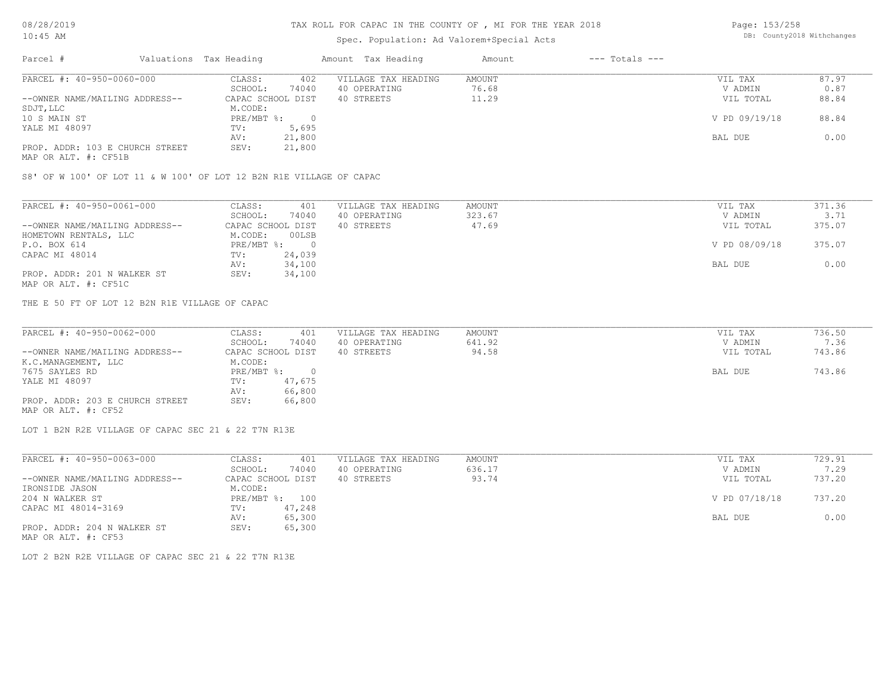# TAX ROLL FOR CAPAC IN THE COUNTY OF , MI FOR THE YEAR 2018

Spec. Population: Ad Valorem+Special Acts

DB: County2018 Withchanges

08/28/2019
10:45 AM

| Parcel # | Valuations | Tax Heading | Amount | Tax Heading | Amount | --- Totals --- | |
|---|---|---|---|---|---|---|---|
| PARCEL #: 40-950-0060-000 | CLASS: | 402 | VILLAGE TAX HEADING | AMOUNT | | VIL TAX | 87.97 |
| | SCHOOL: | 74040 | 40 OPERATING | 76.68 | | V ADMIN | 0.87 |
| --OWNER NAME/MAILING ADDRESS-- | CAPAC SCHOOL DIST | | 40 STREETS | 11.29 | | VIL TOTAL | 88.84 |
| SDJT,LLC | M.CODE: | | | | | | |
| 10 S MAIN ST | PRE/MBT %: | 0 | | | | V PD 09/19/18 | 88.84 |
| YALE MI 48097 | TV: | 5,695 | | | | | |
| | AV: | 21,800 | | | | BAL DUE | 0.00 |
| PROP. ADDR: 103 E CHURCH STREET | SEV: | 21,800 | | | | | |
| MAP OR ALT. #: CF51B | | | | | | | |

S8' OF W 100' OF LOT 11 & W 100' OF LOT 12 B2N R1E VILLAGE OF CAPAC

| Parcel # | Valuations | Tax Heading | Amount | Tax Heading | Amount | --- Totals --- | |
|---|---|---|---|---|---|---|---|
| PARCEL #: 40-950-0061-000 | CLASS: | 401 | VILLAGE TAX HEADING | AMOUNT | | VIL TAX | 371.36 |
| | SCHOOL: | 74040 | 40 OPERATING | 323.67 | | V ADMIN | 3.71 |
| --OWNER NAME/MAILING ADDRESS-- | CAPAC SCHOOL DIST | | 40 STREETS | 47.69 | | VIL TOTAL | 375.07 |
| HOMETOWN RENTALS, LLC | M.CODE: | 00LSB | | | | | |
| P.O. BOX 614 | PRE/MBT %: | 0 | | | | V PD 08/09/18 | 375.07 |
| CAPAC MI 48014 | TV: | 24,039 | | | | | |
| | AV: | 34,100 | | | | BAL DUE | 0.00 |
| PROP. ADDR: 201 N WALKER ST | SEV: | 34,100 | | | | | |
| MAP OR ALT. #: CF51C | | | | | | | |

THE E 50 FT OF LOT 12 B2N R1E VILLAGE OF CAPAC

| Parcel # | Valuations | Tax Heading | Amount | Tax Heading | Amount | --- Totals --- | |
|---|---|---|---|---|---|---|---|
| PARCEL #: 40-950-0062-000 | CLASS: | 401 | VILLAGE TAX HEADING | AMOUNT | | VIL TAX | 736.50 |
| | SCHOOL: | 74040 | 40 OPERATING | 641.92 | | V ADMIN | 7.36 |
| --OWNER NAME/MAILING ADDRESS-- | CAPAC SCHOOL DIST | | 40 STREETS | 94.58 | | VIL TOTAL | 743.86 |
| K.C.MANAGEMENT, LLC | M.CODE: | | | | | | |
| 7675 SAYLES RD | PRE/MBT %: | 0 | | | | BAL DUE | 743.86 |
| YALE MI 48097 | TV: | 47,675 | | | | | |
| | AV: | 66,800 | | | | | |
| PROP. ADDR: 203 E CHURCH STREET | SEV: | 66,800 | | | | | |
| MAP OR ALT. #: CF52 | | | | | | | |

LOT 1 B2N R2E VILLAGE OF CAPAC SEC 21 & 22 T7N R13E

| Parcel # | Valuations | Tax Heading | Amount | Tax Heading | Amount | --- Totals --- | |
|---|---|---|---|---|---|---|---|
| PARCEL #: 40-950-0063-000 | CLASS: | 401 | VILLAGE TAX HEADING | AMOUNT | | VIL TAX | 729.91 |
| | SCHOOL: | 74040 | 40 OPERATING | 636.17 | | V ADMIN | 7.29 |
| --OWNER NAME/MAILING ADDRESS-- | CAPAC SCHOOL DIST | | 40 STREETS | 93.74 | | VIL TOTAL | 737.20 |
| IRONSIDE JASON | M.CODE: | | | | | | |
| 204 N WALKER ST | PRE/MBT %: | 100 | | | | V PD 07/18/18 | 737.20 |
| CAPAC MI 48014-3169 | TV: | 47,248 | | | | | |
| | AV: | 65,300 | | | | BAL DUE | 0.00 |
| PROP. ADDR: 204 N WALKER ST | SEV: | 65,300 | | | | | |
| MAP OR ALT. #: CF53 | | | | | | | |

LOT 2 B2N R2E VILLAGE OF CAPAC SEC 21 & 22 T7N R13E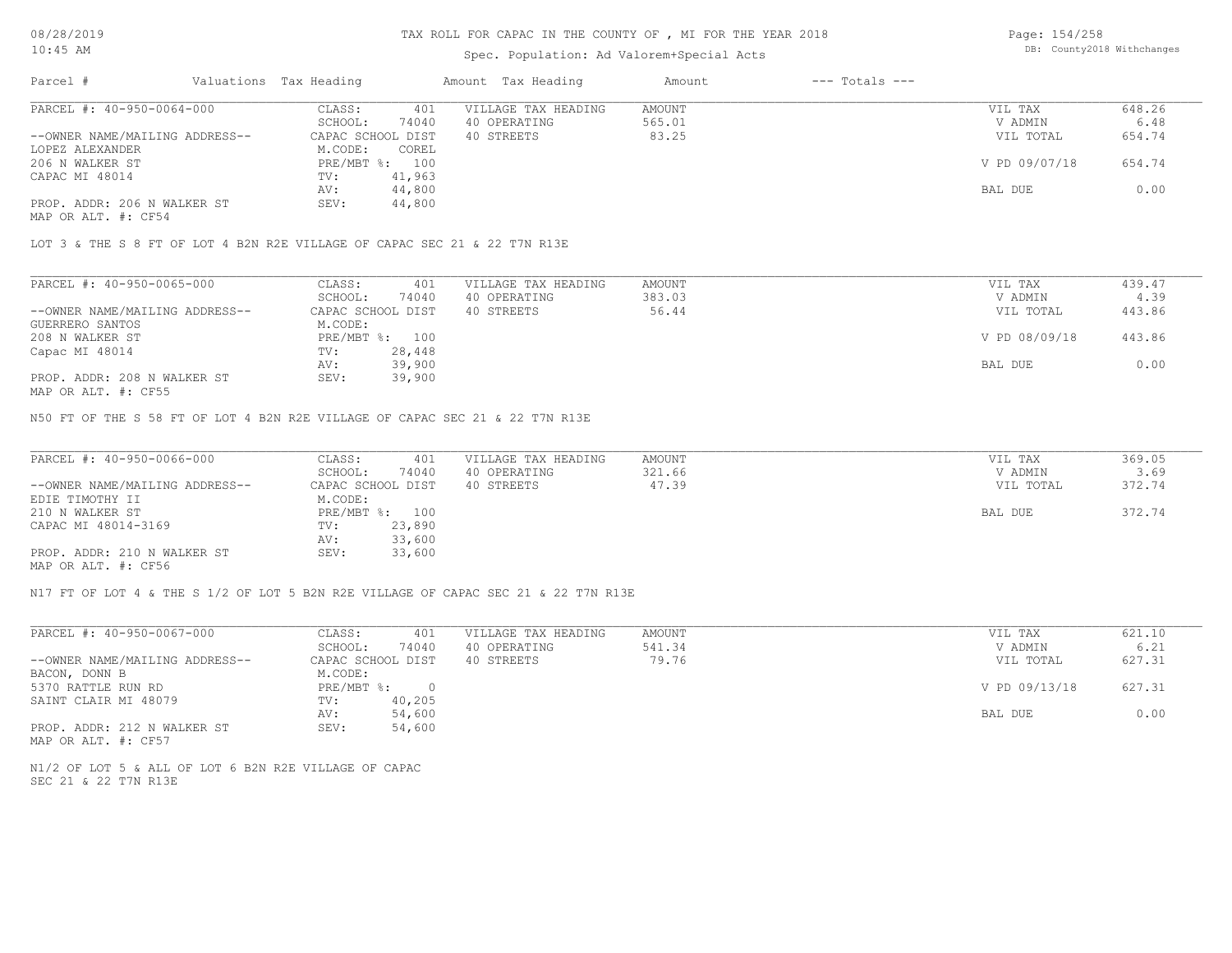# TAX ROLL FOR CAPAC IN THE COUNTY OF , MI FOR THE YEAR 2018

Spec. Population: Ad Valorem+Special Acts

DB: County2018 Withchanges

08/28/2019
10:45 AM

| Parcel # | Valuations Tax Heading | Amount Tax Heading | Amount | --- Totals --- |
|---|---|---|---|---|

---

**PARCEL #: 40-950-0064-000**

--OWNER NAME/MAILING ADDRESS--
LOPEZ ALEXANDER
206 N WALKER ST
CAPAC MI 48014

PROP. ADDR: 206 N WALKER ST
MAP OR ALT. #: CF54

| | | | | | |
|---|---|---|---|---|---|
| CLASS: | 401 | VILLAGE TAX HEADING | AMOUNT | VIL TAX | 648.26 |
| SCHOOL: | 74040 | 40 OPERATING | 565.01 | V ADMIN | 6.48 |
| CAPAC SCHOOL DIST | | 40 STREETS | 83.25 | VIL TOTAL | 654.74 |
| M.CODE: | COREL | | | | |
| PRE/MBT %: | 100 | | | V PD 09/07/18 | 654.74 |
| TV: | 41,963 | | | | |
| AV: | 44,800 | | | BAL DUE | 0.00 |
| SEV: | 44,800 | | | | |

LOT 3 & THE S 8 FT OF LOT 4 B2N R2E VILLAGE OF CAPAC SEC 21 & 22 T7N R13E

---

**PARCEL #: 40-950-0065-000**

--OWNER NAME/MAILING ADDRESS--
GUERRERO SANTOS
208 N WALKER ST
Capac MI 48014

PROP. ADDR: 208 N WALKER ST
MAP OR ALT. #: CF55

| | | | | | |
|---|---|---|---|---|---|
| CLASS: | 401 | VILLAGE TAX HEADING | AMOUNT | VIL TAX | 439.47 |
| SCHOOL: | 74040 | 40 OPERATING | 383.03 | V ADMIN | 4.39 |
| CAPAC SCHOOL DIST | | 40 STREETS | 56.44 | VIL TOTAL | 443.86 |
| M.CODE: | | | | | |
| PRE/MBT %: | 100 | | | V PD 08/09/18 | 443.86 |
| TV: | 28,448 | | | | |
| AV: | 39,900 | | | BAL DUE | 0.00 |
| SEV: | 39,900 | | | | |

N50 FT OF THE S 58 FT OF LOT 4 B2N R2E VILLAGE OF CAPAC SEC 21 & 22 T7N R13E

---

**PARCEL #: 40-950-0066-000**

--OWNER NAME/MAILING ADDRESS--
EDIE TIMOTHY II
210 N WALKER ST
CAPAC MI 48014-3169

PROP. ADDR: 210 N WALKER ST
MAP OR ALT. #: CF56

| | | | | | |
|---|---|---|---|---|---|
| CLASS: | 401 | VILLAGE TAX HEADING | AMOUNT | VIL TAX | 369.05 |
| SCHOOL: | 74040 | 40 OPERATING | 321.66 | V ADMIN | 3.69 |
| CAPAC SCHOOL DIST | | 40 STREETS | 47.39 | VIL TOTAL | 372.74 |
| M.CODE: | | | | | |
| PRE/MBT %: | 100 | | | BAL DUE | 372.74 |
| TV: | 23,890 | | | | |
| AV: | 33,600 | | | | |
| SEV: | 33,600 | | | | |

N17 FT OF LOT 4 & THE S 1/2 OF LOT 5 B2N R2E VILLAGE OF CAPAC SEC 21 & 22 T7N R13E

---

**PARCEL #: 40-950-0067-000**

--OWNER NAME/MAILING ADDRESS--
BACON, DONN B
5370 RATTLE RUN RD
SAINT CLAIR MI 48079

PROP. ADDR: 212 N WALKER ST
MAP OR ALT. #: CF57

| | | | | | |
|---|---|---|---|---|---|
| CLASS: | 401 | VILLAGE TAX HEADING | AMOUNT | VIL TAX | 621.10 |
| SCHOOL: | 74040 | 40 OPERATING | 541.34 | V ADMIN | 6.21 |
| CAPAC SCHOOL DIST | | 40 STREETS | 79.76 | VIL TOTAL | 627.31 |
| M.CODE: | | | | | |
| PRE/MBT %: | 0 | | | V PD 09/13/18 | 627.31 |
| TV: | 40,205 | | | | |
| AV: | 54,600 | | | BAL DUE | 0.00 |
| SEV: | 54,600 | | | | |

N1/2 OF LOT 5 & ALL OF LOT 6 B2N R2E VILLAGE OF CAPAC
SEC 21 & 22 T7N R13E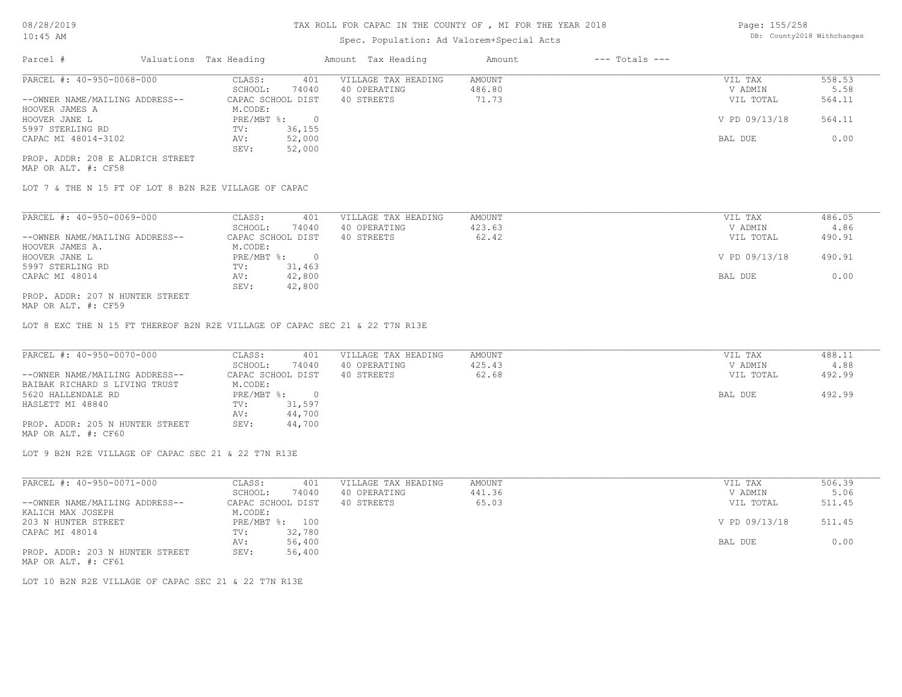# TAX ROLL FOR CAPAC IN THE COUNTY OF , MI FOR THE YEAR 2018

Spec. Population: Ad Valorem+Special Acts

08/28/2019
10:45 AM

DB: County2018 Withchanges

| Parcel # | Valuations | Tax Heading | Amount | Tax Heading | Amount | --- Totals --- | |
|---|---|---|---|---|---|---|---|
| PARCEL #: 40-950-0068-000 | CLASS: | 401 | VILLAGE TAX HEADING | AMOUNT | | VIL TAX | 558.53 |
| | SCHOOL: | 74040 | 40 OPERATING | 486.80 | | V ADMIN | 5.58 |
| --OWNER NAME/MAILING ADDRESS-- | CAPAC SCHOOL DIST | | 40 STREETS | 71.73 | | VIL TOTAL | 564.11 |
| HOOVER JAMES A | M.CODE: | | | | | | |
| HOOVER JANE L | PRE/MBT %: | 0 | | | | V PD 09/13/18 | 564.11 |
| 5997 STERLING RD | TV: | 36,155 | | | | | |
| CAPAC MI 48014-3102 | AV: | 52,000 | | | | BAL DUE | 0.00 |
| | SEV: | 52,000 | | | | | |

PROP. ADDR: 208 E ALDRICH STREET
MAP OR ALT. #: CF58

LOT 7 & THE N 15 FT OF LOT 8 B2N R2E VILLAGE OF CAPAC

| Parcel # | Valuations | Tax Heading | Amount | Tax Heading | Amount | --- Totals --- | |
|---|---|---|---|---|---|---|---|
| PARCEL #: 40-950-0069-000 | CLASS: | 401 | VILLAGE TAX HEADING | AMOUNT | | VIL TAX | 486.05 |
| | SCHOOL: | 74040 | 40 OPERATING | 423.63 | | V ADMIN | 4.86 |
| --OWNER NAME/MAILING ADDRESS-- | CAPAC SCHOOL DIST | | 40 STREETS | 62.42 | | VIL TOTAL | 490.91 |
| HOOVER JAMES A. | M.CODE: | | | | | | |
| HOOVER JANE L | PRE/MBT %: | 0 | | | | V PD 09/13/18 | 490.91 |
| 5997 STERLING RD | TV: | 31,463 | | | | | |
| CAPAC MI 48014 | AV: | 42,800 | | | | BAL DUE | 0.00 |
| | SEV: | 42,800 | | | | | |

PROP. ADDR: 207 N HUNTER STREET
MAP OR ALT. #: CF59

LOT 8 EXC THE N 15 FT THEREOF B2N R2E VILLAGE OF CAPAC SEC 21 & 22 T7N R13E

| Parcel # | Valuations | Tax Heading | Amount | Tax Heading | Amount | --- Totals --- | |
|---|---|---|---|---|---|---|---|
| PARCEL #: 40-950-0070-000 | CLASS: | 401 | VILLAGE TAX HEADING | AMOUNT | | VIL TAX | 488.11 |
| | SCHOOL: | 74040 | 40 OPERATING | 425.43 | | V ADMIN | 4.88 |
| --OWNER NAME/MAILING ADDRESS-- | CAPAC SCHOOL DIST | | 40 STREETS | 62.68 | | VIL TOTAL | 492.99 |
| BAIBAK RICHARD S LIVING TRUST | M.CODE: | | | | | | |
| 5620 HALLENDALE RD | PRE/MBT %: | 0 | | | | BAL DUE | 492.99 |
| HASLETT MI 48840 | TV: | 31,597 | | | | | |
| | AV: | 44,700 | | | | | |
| PROP. ADDR: 205 N HUNTER STREET | SEV: | 44,700 | | | | | |

MAP OR ALT. #: CF60

LOT 9 B2N R2E VILLAGE OF CAPAC SEC 21 & 22 T7N R13E

| Parcel # | Valuations | Tax Heading | Amount | Tax Heading | Amount | --- Totals --- | |
|---|---|---|---|---|---|---|---|
| PARCEL #: 40-950-0071-000 | CLASS: | 401 | VILLAGE TAX HEADING | AMOUNT | | VIL TAX | 506.39 |
| | SCHOOL: | 74040 | 40 OPERATING | 441.36 | | V ADMIN | 5.06 |
| --OWNER NAME/MAILING ADDRESS-- | CAPAC SCHOOL DIST | | 40 STREETS | 65.03 | | VIL TOTAL | 511.45 |
| KALICH MAX JOSEPH | M.CODE: | | | | | | |
| 203 N HUNTER STREET | PRE/MBT %: | 100 | | | | V PD 09/13/18 | 511.45 |
| CAPAC MI 48014 | TV: | 32,780 | | | | | |
| | AV: | 56,400 | | | | BAL DUE | 0.00 |
| PROP. ADDR: 203 N HUNTER STREET | SEV: | 56,400 | | | | | |

MAP OR ALT. #: CF61

LOT 10 B2N R2E VILLAGE OF CAPAC SEC 21 & 22 T7N R13E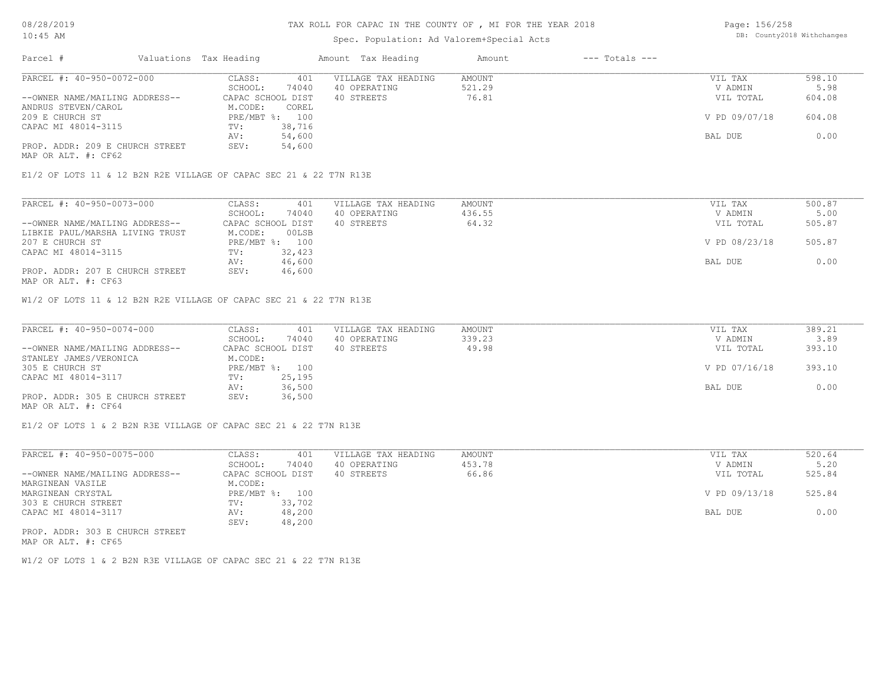# TAX ROLL FOR CAPAC IN THE COUNTY OF , MI FOR THE YEAR 2018

Spec. Population: Ad Valorem+Special Acts

| Parcel # | Valuations | Tax Heading | Amount | Tax Heading | Amount | --- Totals --- | |
|---|---|---|---|---|---|---|---|

**PARCEL #: 40-950-0072-000**

| --OWNER NAME/MAILING ADDRESS-- | | | | | |
|---|---|---|---|---|---|
| ANDRUS STEVEN/CAROL | CLASS: 401 | VILLAGE TAX HEADING | AMOUNT | VIL TAX | 598.10 |
| 209 E CHURCH ST | SCHOOL: 74040 | 40 OPERATING | 521.29 | V ADMIN | 5.98 |
| CAPAC MI 48014-3115 | CAPAC SCHOOL DIST | 40 STREETS | 76.81 | VIL TOTAL | 604.08 |
| | M.CODE: COREL | | | | |
| | PRE/MBT %: 100 | | | V PD 09/07/18 | 604.08 |
| | TV: 38,716 | | | | |
| | AV: 54,600 | | | BAL DUE | 0.00 |
| PROP. ADDR: 209 E CHURCH STREET | SEV: 54,600 | | | | |

MAP OR ALT. #: CF62

E1/2 OF LOTS 11 & 12 B2N R2E VILLAGE OF CAPAC SEC 21 & 22 T7N R13E

**PARCEL #: 40-950-0073-000**

| --OWNER NAME/MAILING ADDRESS-- | | | | | |
|---|---|---|---|---|---|
| LIBKIE PAUL/MARSHA LIVING TRUST | CLASS: 401 | VILLAGE TAX HEADING | AMOUNT | VIL TAX | 500.87 |
| 207 E CHURCH ST | SCHOOL: 74040 | 40 OPERATING | 436.55 | V ADMIN | 5.00 |
| CAPAC MI 48014-3115 | CAPAC SCHOOL DIST | 40 STREETS | 64.32 | VIL TOTAL | 505.87 |
| | M.CODE: 00LSB | | | | |
| | PRE/MBT %: 100 | | | V PD 08/23/18 | 505.87 |
| | TV: 32,423 | | | | |
| | AV: 46,600 | | | BAL DUE | 0.00 |
| PROP. ADDR: 207 E CHURCH STREET | SEV: 46,600 | | | | |

MAP OR ALT. #: CF63

W1/2 OF LOTS 11 & 12 B2N R2E VILLAGE OF CAPAC SEC 21 & 22 T7N R13E

**PARCEL #: 40-950-0074-000**

| --OWNER NAME/MAILING ADDRESS-- | | | | | |
|---|---|---|---|---|---|
| STANLEY JAMES/VERONICA | CLASS: 401 | VILLAGE TAX HEADING | AMOUNT | VIL TAX | 389.21 |
| 305 E CHURCH ST | SCHOOL: 74040 | 40 OPERATING | 339.23 | V ADMIN | 3.89 |
| CAPAC MI 48014-3117 | CAPAC SCHOOL DIST | 40 STREETS | 49.98 | VIL TOTAL | 393.10 |
| | M.CODE: | | | | |
| | PRE/MBT %: 100 | | | V PD 07/16/18 | 393.10 |
| | TV: 25,195 | | | | |
| | AV: 36,500 | | | BAL DUE | 0.00 |
| PROP. ADDR: 305 E CHURCH STREET | SEV: 36,500 | | | | |

MAP OR ALT. #: CF64

E1/2 OF LOTS 1 & 2 B2N R3E VILLAGE OF CAPAC SEC 21 & 22 T7N R13E

**PARCEL #: 40-950-0075-000**

| --OWNER NAME/MAILING ADDRESS-- | | | | | |
|---|---|---|---|---|---|
| MARGINEAN VASILE | CLASS: 401 | VILLAGE TAX HEADING | AMOUNT | VIL TAX | 520.64 |
| MARGINEAN CRYSTAL | SCHOOL: 74040 | 40 OPERATING | 453.78 | V ADMIN | 5.20 |
| 303 E CHURCH STREET | CAPAC SCHOOL DIST | 40 STREETS | 66.86 | VIL TOTAL | 525.84 |
| CAPAC MI 48014-3117 | M.CODE: | | | | |
| | PRE/MBT %: 100 | | | V PD 09/13/18 | 525.84 |
| | TV: 33,702 | | | | |
| | AV: 48,200 | | | BAL DUE | 0.00 |
| | SEV: 48,200 | | | | |
| PROP. ADDR: 303 E CHURCH STREET | | | | | |

MAP OR ALT. #: CF65

W1/2 OF LOTS 1 & 2 B2N R3E VILLAGE OF CAPAC SEC 21 & 22 T7N R13E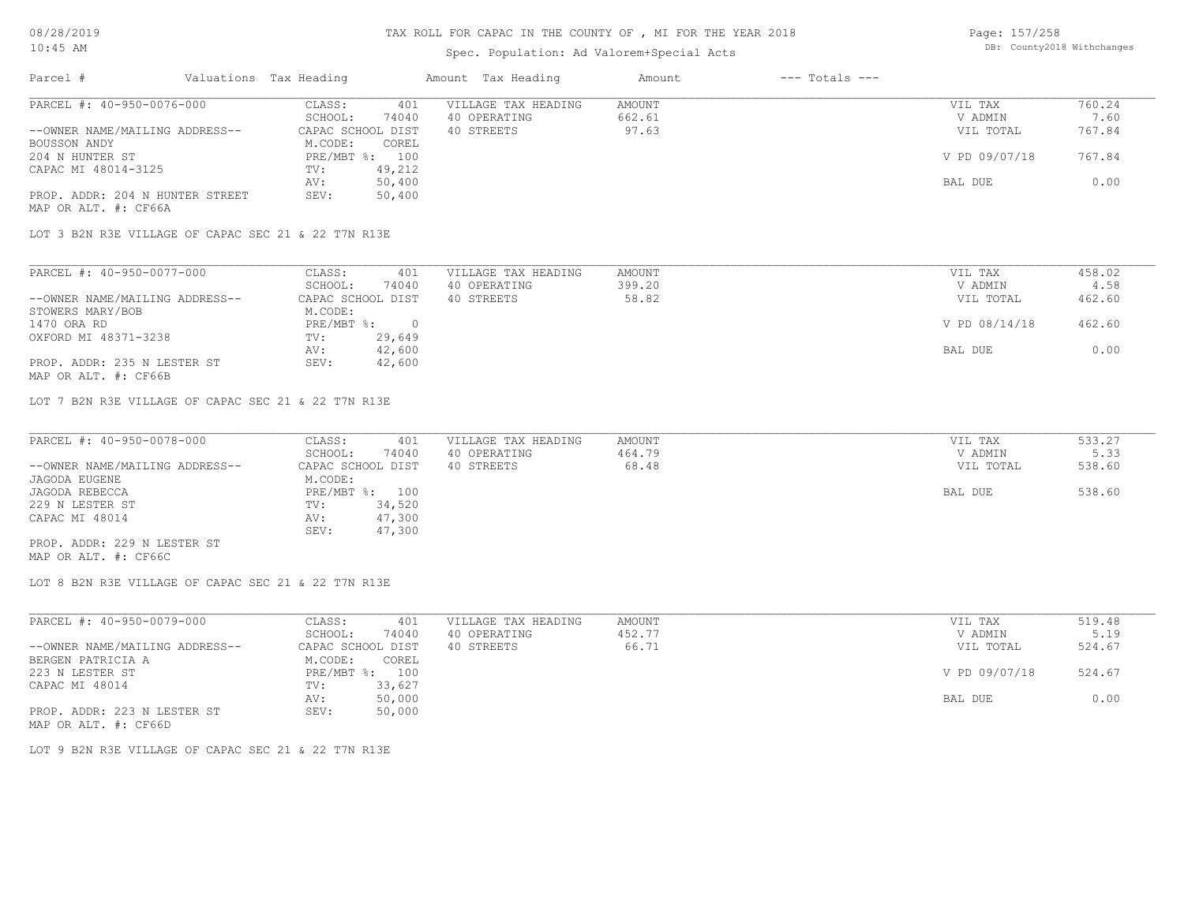# TAX ROLL FOR CAPAC IN THE COUNTY OF , MI FOR THE YEAR 2018

Spec. Population: Ad Valorem+Special Acts

08/28/2019
10:45 AM

DB: County2018 Withchanges

| Parcel # | Valuations Tax Heading | Amount Tax Heading | Amount | --- Totals --- |
|---|---|---|---|---|

---

| PARCEL #: 40-950-0076-000 | CLASS: 401 | VILLAGE TAX HEADING | AMOUNT | VIL TAX | 760.24 |
|---|---|---|---|---|---|
| | SCHOOL: 74040 | 40 OPERATING | 662.61 | V ADMIN | 7.60 |
| --OWNER NAME/MAILING ADDRESS-- | CAPAC SCHOOL DIST | 40 STREETS | 97.63 | VIL TOTAL | 767.84 |
| BOUSSON ANDY | M.CODE: COREL | | | | |
| 204 N HUNTER ST | PRE/MBT %: 100 | | | V PD 09/07/18 | 767.84 |
| CAPAC MI 48014-3125 | TV: 49,212 | | | | |
| | AV: 50,400 | | | BAL DUE | 0.00 |
| PROP. ADDR: 204 N HUNTER STREET | SEV: 50,400 | | | | |
| MAP OR ALT. #: CF66A | | | | | |

LOT 3 B2N R3E VILLAGE OF CAPAC SEC 21 & 22 T7N R13E

---

| PARCEL #: 40-950-0077-000 | CLASS: 401 | VILLAGE TAX HEADING | AMOUNT | VIL TAX | 458.02 |
|---|---|---|---|---|---|
| | SCHOOL: 74040 | 40 OPERATING | 399.20 | V ADMIN | 4.58 |
| --OWNER NAME/MAILING ADDRESS-- | CAPAC SCHOOL DIST | 40 STREETS | 58.82 | VIL TOTAL | 462.60 |
| STOWERS MARY/BOB | M.CODE: | | | | |
| 1470 ORA RD | PRE/MBT %: 0 | | | V PD 08/14/18 | 462.60 |
| OXFORD MI 48371-3238 | TV: 29,649 | | | | |
| | AV: 42,600 | | | BAL DUE | 0.00 |
| PROP. ADDR: 235 N LESTER ST | SEV: 42,600 | | | | |
| MAP OR ALT. #: CF66B | | | | | |

LOT 7 B2N R3E VILLAGE OF CAPAC SEC 21 & 22 T7N R13E

---

| PARCEL #: 40-950-0078-000 | CLASS: 401 | VILLAGE TAX HEADING | AMOUNT | VIL TAX | 533.27 |
|---|---|---|---|---|---|
| | SCHOOL: 74040 | 40 OPERATING | 464.79 | V ADMIN | 5.33 |
| --OWNER NAME/MAILING ADDRESS-- | CAPAC SCHOOL DIST | 40 STREETS | 68.48 | VIL TOTAL | 538.60 |
| JAGODA EUGENE | M.CODE: | | | | |
| JAGODA REBECCA | PRE/MBT %: 100 | | | BAL DUE | 538.60 |
| 229 N LESTER ST | TV: 34,520 | | | | |
| CAPAC MI 48014 | AV: 47,300 | | | | |
| | SEV: 47,300 | | | | |
| PROP. ADDR: 229 N LESTER ST | | | | | |
| MAP OR ALT. #: CF66C | | | | | |

LOT 8 B2N R3E VILLAGE OF CAPAC SEC 21 & 22 T7N R13E

---

| PARCEL #: 40-950-0079-000 | CLASS: 401 | VILLAGE TAX HEADING | AMOUNT | VIL TAX | 519.48 |
|---|---|---|---|---|---|
| | SCHOOL: 74040 | 40 OPERATING | 452.77 | V ADMIN | 5.19 |
| --OWNER NAME/MAILING ADDRESS-- | CAPAC SCHOOL DIST | 40 STREETS | 66.71 | VIL TOTAL | 524.67 |
| BERGEN PATRICIA A | M.CODE: COREL | | | | |
| 223 N LESTER ST | PRE/MBT %: 100 | | | V PD 09/07/18 | 524.67 |
| CAPAC MI 48014 | TV: 33,627 | | | | |
| | AV: 50,000 | | | BAL DUE | 0.00 |
| PROP. ADDR: 223 N LESTER ST | SEV: 50,000 | | | | |
| MAP OR ALT. #: CF66D | | | | | |

LOT 9 B2N R3E VILLAGE OF CAPAC SEC 21 & 22 T7N R13E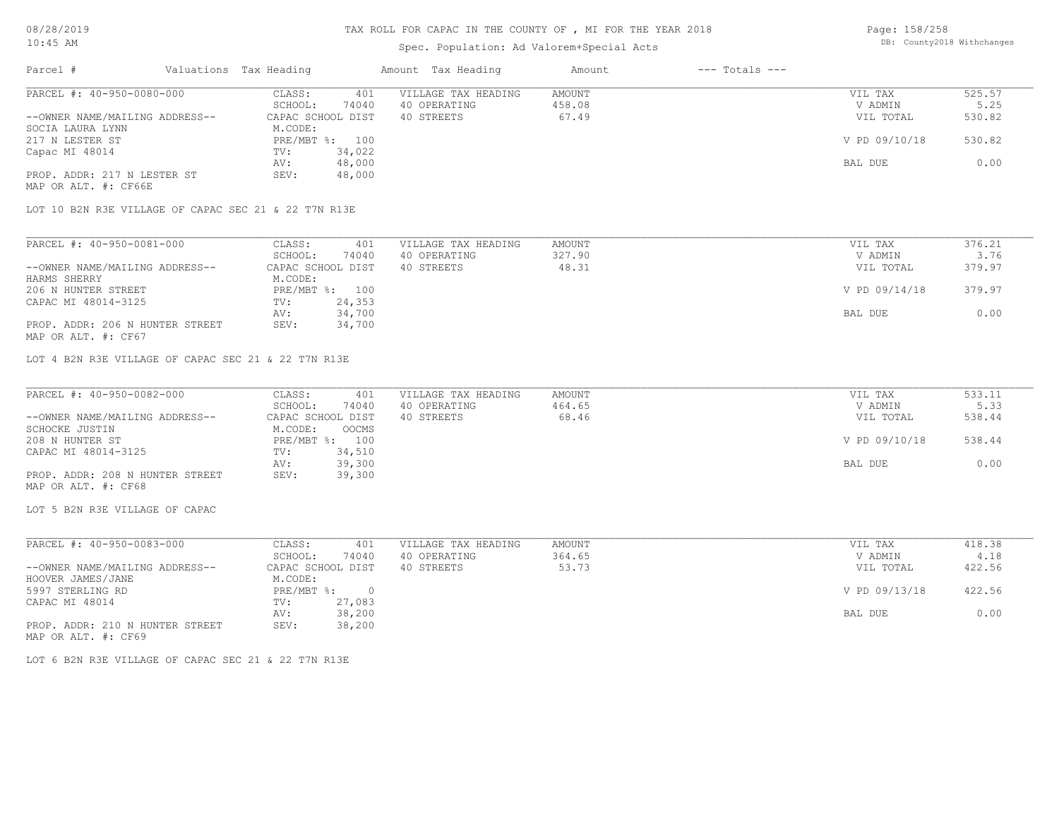# TAX ROLL FOR CAPAC IN THE COUNTY OF , MI FOR THE YEAR 2018

Spec. Population: Ad Valorem+Special Acts

DB: County2018 Withchanges

| Parcel # | Valuations | Tax Heading | Amount | Tax Heading | Amount | --- Totals --- | |
|---|---|---|---|---|---|---|---|

---

| PARCEL #: 40-950-0080-000 | CLASS: 401 | VILLAGE TAX HEADING | AMOUNT | VIL TAX | 525.57 |
|---|---|---|---|---|---|
| | SCHOOL: 74040 | 40 OPERATING | 458.08 | V ADMIN | 5.25 |
| --OWNER NAME/MAILING ADDRESS-- | CAPAC SCHOOL DIST | 40 STREETS | 67.49 | VIL TOTAL | 530.82 |
| SOCIA LAURA LYNN | M.CODE: | | | | |
| 217 N LESTER ST | PRE/MBT %: 100 | | | V PD 09/10/18 | 530.82 |
| Capac MI 48014 | TV: 34,022 | | | | |
| | AV: 48,000 | | | BAL DUE | 0.00 |
| PROP. ADDR: 217 N LESTER ST | SEV: 48,000 | | | | |
| MAP OR ALT. #: CF66E | | | | | |

LOT 10 B2N R3E VILLAGE OF CAPAC SEC 21 & 22 T7N R13E

---

| PARCEL #: 40-950-0081-000 | CLASS: 401 | VILLAGE TAX HEADING | AMOUNT | VIL TAX | 376.21 |
|---|---|---|---|---|---|
| | SCHOOL: 74040 | 40 OPERATING | 327.90 | V ADMIN | 3.76 |
| --OWNER NAME/MAILING ADDRESS-- | CAPAC SCHOOL DIST | 40 STREETS | 48.31 | VIL TOTAL | 379.97 |
| HARMS SHERRY | M.CODE: | | | | |
| 206 N HUNTER STREET | PRE/MBT %: 100 | | | V PD 09/14/18 | 379.97 |
| CAPAC MI 48014-3125 | TV: 24,353 | | | | |
| | AV: 34,700 | | | BAL DUE | 0.00 |
| PROP. ADDR: 206 N HUNTER STREET | SEV: 34,700 | | | | |
| MAP OR ALT. #: CF67 | | | | | |

LOT 4 B2N R3E VILLAGE OF CAPAC SEC 21 & 22 T7N R13E

---

| PARCEL #: 40-950-0082-000 | CLASS: 401 | VILLAGE TAX HEADING | AMOUNT | VIL TAX | 533.11 |
|---|---|---|---|---|---|
| | SCHOOL: 74040 | 40 OPERATING | 464.65 | V ADMIN | 5.33 |
| --OWNER NAME/MAILING ADDRESS-- | CAPAC SCHOOL DIST | 40 STREETS | 68.46 | VIL TOTAL | 538.44 |
| SCHOCKE JUSTIN | M.CODE: OOCMS | | | | |
| 208 N HUNTER ST | PRE/MBT %: 100 | | | V PD 09/10/18 | 538.44 |
| CAPAC MI 48014-3125 | TV: 34,510 | | | | |
| | AV: 39,300 | | | BAL DUE | 0.00 |
| PROP. ADDR: 208 N HUNTER STREET | SEV: 39,300 | | | | |
| MAP OR ALT. #: CF68 | | | | | |

LOT 5 B2N R3E VILLAGE OF CAPAC

---

| PARCEL #: 40-950-0083-000 | CLASS: 401 | VILLAGE TAX HEADING | AMOUNT | VIL TAX | 418.38 |
|---|---|---|---|---|---|
| | SCHOOL: 74040 | 40 OPERATING | 364.65 | V ADMIN | 4.18 |
| --OWNER NAME/MAILING ADDRESS-- | CAPAC SCHOOL DIST | 40 STREETS | 53.73 | VIL TOTAL | 422.56 |
| HOOVER JAMES/JANE | M.CODE: | | | | |
| 5997 STERLING RD | PRE/MBT %: 0 | | | V PD 09/13/18 | 422.56 |
| CAPAC MI 48014 | TV: 27,083 | | | | |
| | AV: 38,200 | | | BAL DUE | 0.00 |
| PROP. ADDR: 210 N HUNTER STREET | SEV: 38,200 | | | | |
| MAP OR ALT. #: CF69 | | | | | |

LOT 6 B2N R3E VILLAGE OF CAPAC SEC 21 & 22 T7N R13E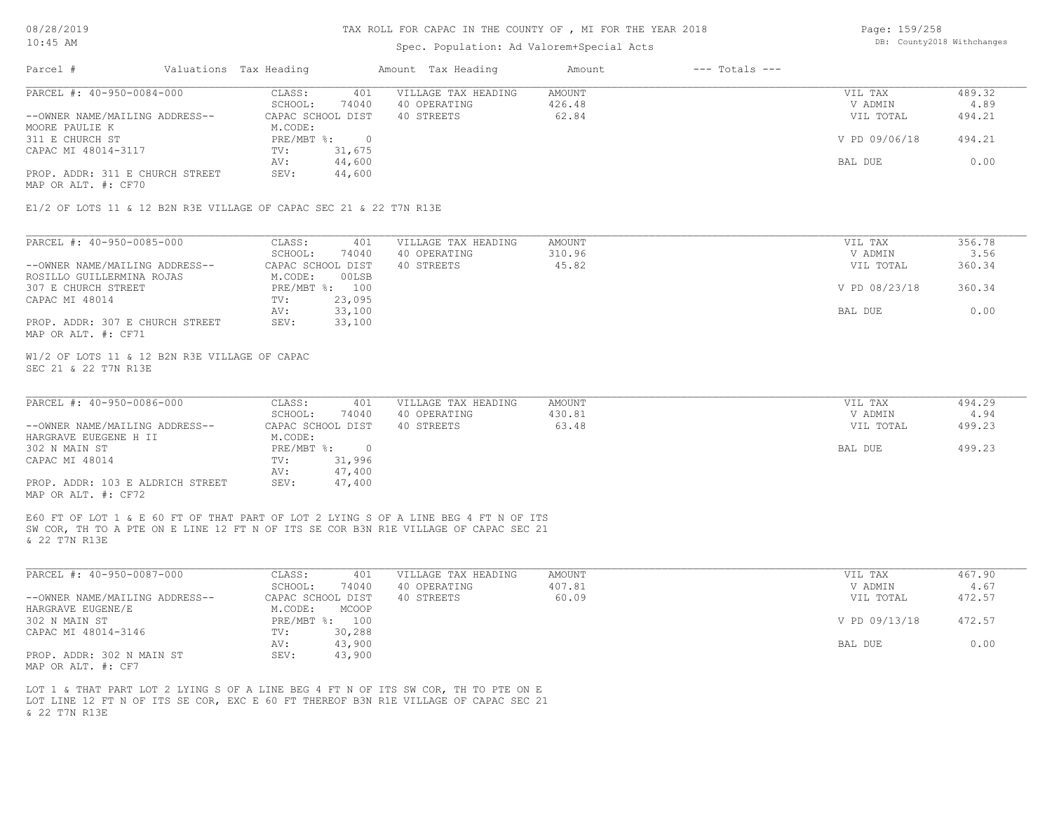# TAX ROLL FOR CAPAC IN THE COUNTY OF , MI FOR THE YEAR 2018

Spec. Population: Ad Valorem+Special Acts

| Parcel # | Valuations | Tax Heading | Amount | Tax Heading | Amount | --- Totals --- |
|---|---|---|---|---|---|---|

---

**PARCEL #: 40-950-0084-000**

| | | | | |
|---|---|---|---|---|
| CLASS: 401 | VILLAGE TAX HEADING | AMOUNT | VIL TAX | 489.32 |
| SCHOOL: 74040 | 40 OPERATING | 426.48 | V ADMIN | 4.89 |
| CAPAC SCHOOL DIST | 40 STREETS | 62.84 | VIL TOTAL | 494.21 |
| M.CODE: | | | | |
| PRE/MBT %: 0 | | | V PD 09/06/18 | 494.21 |
| TV: 31,675 | | | | |
| AV: 44,600 | | | BAL DUE | 0.00 |
| SEV: 44,600 | | | | |

--OWNER NAME/MAILING ADDRESS--
MOORE PAULIE K
311 E CHURCH ST
CAPAC MI 48014-3117

PROP. ADDR: 311 E CHURCH STREET
MAP OR ALT. #: CF70

E1/2 OF LOTS 11 & 12 B2N R3E VILLAGE OF CAPAC SEC 21 & 22 T7N R13E

---

**PARCEL #: 40-950-0085-000**

| | | | | |
|---|---|---|---|---|
| CLASS: 401 | VILLAGE TAX HEADING | AMOUNT | VIL TAX | 356.78 |
| SCHOOL: 74040 | 40 OPERATING | 310.96 | V ADMIN | 3.56 |
| CAPAC SCHOOL DIST | 40 STREETS | 45.82 | VIL TOTAL | 360.34 |
| M.CODE: 00LSB | | | | |
| PRE/MBT %: 100 | | | V PD 08/23/18 | 360.34 |
| TV: 23,095 | | | | |
| AV: 33,100 | | | BAL DUE | 0.00 |
| SEV: 33,100 | | | | |

--OWNER NAME/MAILING ADDRESS--
ROSILLO GUILLERMINA ROJAS
307 E CHURCH STREET
CAPAC MI 48014

PROP. ADDR: 307 E CHURCH STREET
MAP OR ALT. #: CF71

W1/2 OF LOTS 11 & 12 B2N R3E VILLAGE OF CAPAC
SEC 21 & 22 T7N R13E

---

**PARCEL #: 40-950-0086-000**

| | | | | |
|---|---|---|---|---|
| CLASS: 401 | VILLAGE TAX HEADING | AMOUNT | VIL TAX | 494.29 |
| SCHOOL: 74040 | 40 OPERATING | 430.81 | V ADMIN | 4.94 |
| CAPAC SCHOOL DIST | 40 STREETS | 63.48 | VIL TOTAL | 499.23 |
| M.CODE: | | | | |
| PRE/MBT %: 0 | | | BAL DUE | 499.23 |
| TV: 31,996 | | | | |
| AV: 47,400 | | | | |
| SEV: 47,400 | | | | |

--OWNER NAME/MAILING ADDRESS--
HARGRAVE EUEGENE H II
302 N MAIN ST
CAPAC MI 48014

PROP. ADDR: 103 E ALDRICH STREET
MAP OR ALT. #: CF72

E60 FT OF LOT 1 & E 60 FT OF THAT PART OF LOT 2 LYING S OF A LINE BEG 4 FT N OF ITS SW COR, TH TO A PTE ON E LINE 12 FT N OF ITS SE COR B3N R1E VILLAGE OF CAPAC SEC 21 & 22 T7N R13E

---

**PARCEL #: 40-950-0087-000**

| | | | | |
|---|---|---|---|---|
| CLASS: 401 | VILLAGE TAX HEADING | AMOUNT | VIL TAX | 467.90 |
| SCHOOL: 74040 | 40 OPERATING | 407.81 | V ADMIN | 4.67 |
| CAPAC SCHOOL DIST | 40 STREETS | 60.09 | VIL TOTAL | 472.57 |
| M.CODE: MCOOP | | | | |
| PRE/MBT %: 100 | | | V PD 09/13/18 | 472.57 |
| TV: 30,288 | | | | |
| AV: 43,900 | | | BAL DUE | 0.00 |
| SEV: 43,900 | | | | |

--OWNER NAME/MAILING ADDRESS--
HARGRAVE EUGENE/E
302 N MAIN ST
CAPAC MI 48014-3146

PROP. ADDR: 302 N MAIN ST
MAP OR ALT. #: CF7

LOT 1 & THAT PART LOT 2 LYING S OF A LINE BEG 4 FT N OF ITS SW COR, TH TO PTE ON E LOT LINE 12 FT N OF ITS SE COR, EXC E 60 FT THEREOF B3N R1E VILLAGE OF CAPAC SEC 21 & 22 T7N R13E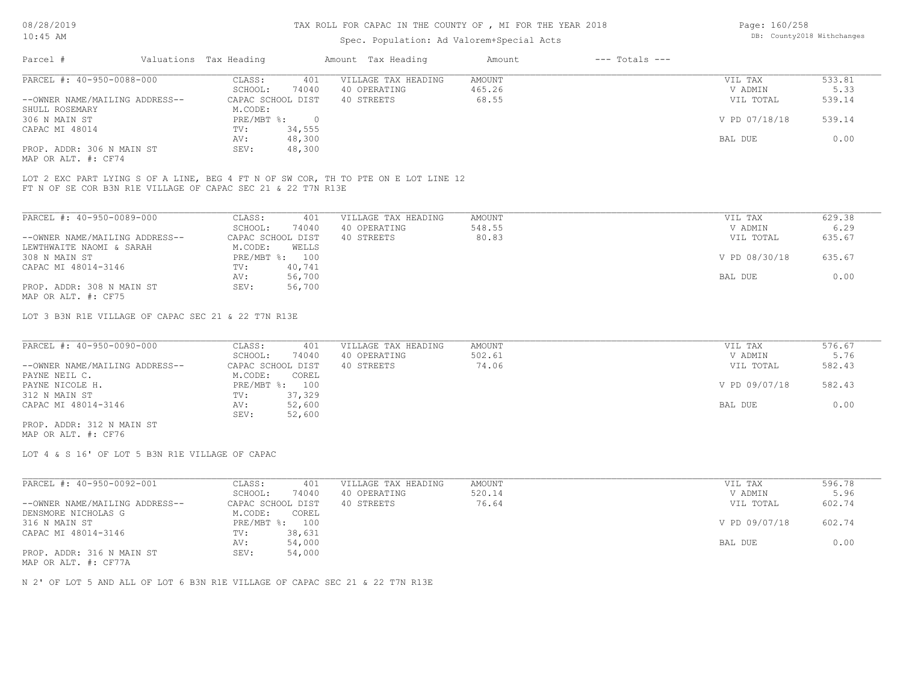# TAX ROLL FOR CAPAC IN THE COUNTY OF , MI FOR THE YEAR 2018

Spec. Population: Ad Valorem+Special Acts

DB: County2018 Withchanges

| Parcel # | Valuations | Tax Heading | Amount | Tax Heading | Amount | --- Totals --- | |
|---|---|---|---|---|---|---|---|
| PARCEL #: 40-950-0088-000 | CLASS: | 401 | VILLAGE TAX HEADING | AMOUNT | | VIL TAX | 533.81 |
| | SCHOOL: | 74040 | 40 OPERATING | 465.26 | | V ADMIN | 5.33 |
| --OWNER NAME/MAILING ADDRESS-- | CAPAC SCHOOL DIST | | 40 STREETS | 68.55 | | VIL TOTAL | 539.14 |
| SHULL ROSEMARY | M.CODE: | | | | | | |
| 306 N MAIN ST | PRE/MBT %: | 0 | | | | V PD 07/18/18 | 539.14 |
| CAPAC MI 48014 | TV: | 34,555 | | | | | |
| | AV: | 48,300 | | | | BAL DUE | 0.00 |
| PROP. ADDR: 306 N MAIN ST | SEV: | 48,300 | | | | | |
| MAP OR ALT. #: CF74 | | | | | | | |

LOT 2 EXC PART LYING S OF A LINE, BEG 4 FT N OF SW COR, TH TO PTE ON E LOT LINE 12 FT N OF SE COR B3N R1E VILLAGE OF CAPAC SEC 21 & 22 T7N R13E

| Parcel # | Valuations | Tax Heading | Amount | Tax Heading | Amount | --- Totals --- | |
|---|---|---|---|---|---|---|---|
| PARCEL #: 40-950-0089-000 | CLASS: | 401 | VILLAGE TAX HEADING | AMOUNT | | VIL TAX | 629.38 |
| | SCHOOL: | 74040 | 40 OPERATING | 548.55 | | V ADMIN | 6.29 |
| --OWNER NAME/MAILING ADDRESS-- | CAPAC SCHOOL DIST | | 40 STREETS | 80.83 | | VIL TOTAL | 635.67 |
| LEWTHWAITE NAOMI & SARAH | M.CODE: | WELLS | | | | | |
| 308 N MAIN ST | PRE/MBT %: | 100 | | | | V PD 08/30/18 | 635.67 |
| CAPAC MI 48014-3146 | TV: | 40,741 | | | | | |
| | AV: | 56,700 | | | | BAL DUE | 0.00 |
| PROP. ADDR: 308 N MAIN ST | SEV: | 56,700 | | | | | |
| MAP OR ALT. #: CF75 | | | | | | | |

LOT 3 B3N R1E VILLAGE OF CAPAC SEC 21 & 22 T7N R13E

| Parcel # | Valuations | Tax Heading | Amount | Tax Heading | Amount | --- Totals --- | |
|---|---|---|---|---|---|---|---|
| PARCEL #: 40-950-0090-000 | CLASS: | 401 | VILLAGE TAX HEADING | AMOUNT | | VIL TAX | 576.67 |
| | SCHOOL: | 74040 | 40 OPERATING | 502.61 | | V ADMIN | 5.76 |
| --OWNER NAME/MAILING ADDRESS-- | CAPAC SCHOOL DIST | | 40 STREETS | 74.06 | | VIL TOTAL | 582.43 |
| PAYNE NEIL C. | M.CODE: | COREL | | | | | |
| PAYNE NICOLE H. | PRE/MBT %: | 100 | | | | V PD 09/07/18 | 582.43 |
| 312 N MAIN ST | TV: | 37,329 | | | | | |
| CAPAC MI 48014-3146 | AV: | 52,600 | | | | BAL DUE | 0.00 |
| | SEV: | 52,600 | | | | | |
| PROP. ADDR: 312 N MAIN ST | | | | | | | |
| MAP OR ALT. #: CF76 | | | | | | | |

LOT 4 & S 16' OF LOT 5 B3N R1E VILLAGE OF CAPAC

| Parcel # | Valuations | Tax Heading | Amount | Tax Heading | Amount | --- Totals --- | |
|---|---|---|---|---|---|---|---|
| PARCEL #: 40-950-0092-001 | CLASS: | 401 | VILLAGE TAX HEADING | AMOUNT | | VIL TAX | 596.78 |
| | SCHOOL: | 74040 | 40 OPERATING | 520.14 | | V ADMIN | 5.96 |
| --OWNER NAME/MAILING ADDRESS-- | CAPAC SCHOOL DIST | | 40 STREETS | 76.64 | | VIL TOTAL | 602.74 |
| DENSMORE NICHOLAS G | M.CODE: | COREL | | | | | |
| 316 N MAIN ST | PRE/MBT %: | 100 | | | | V PD 09/07/18 | 602.74 |
| CAPAC MI 48014-3146 | TV: | 38,631 | | | | | |
| | AV: | 54,000 | | | | BAL DUE | 0.00 |
| PROP. ADDR: 316 N MAIN ST | SEV: | 54,000 | | | | | |
| MAP OR ALT. #: CF77A | | | | | | | |

N 2' OF LOT 5 AND ALL OF LOT 6 B3N R1E VILLAGE OF CAPAC SEC 21 & 22 T7N R13E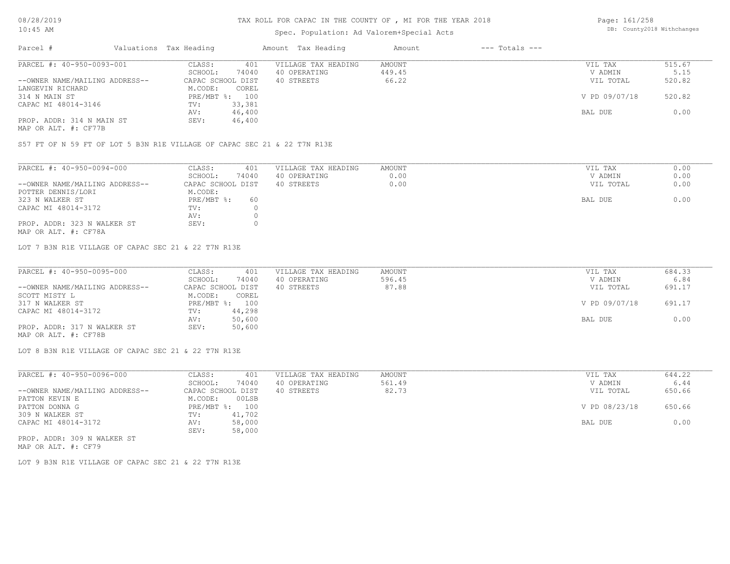TAX ROLL FOR CAPAC IN THE COUNTY OF , MI FOR THE YEAR 2018

Spec. Population: Ad Valorem+Special Acts

| Parcel # | Valuations | Tax Heading | Amount | Tax Heading | Amount | --- Totals --- | |
|---|---|---|---|---|---|---|---|
| PARCEL #: 40-950-0093-001 | CLASS: | 401 | VILLAGE TAX HEADING | AMOUNT | | VIL TAX | 515.67 |
| | SCHOOL: | 74040 | 40 OPERATING | 449.45 | | V ADMIN | 5.15 |
| --OWNER NAME/MAILING ADDRESS-- | CAPAC SCHOOL DIST | | 40 STREETS | 66.22 | | VIL TOTAL | 520.82 |
| LANGEVIN RICHARD | M.CODE: | COREL | | | | | |
| 314 N MAIN ST | PRE/MBT %: | 100 | | | | V PD 09/07/18 | 520.82 |
| CAPAC MI 48014-3146 | TV: | 33,381 | | | | | |
| | AV: | 46,400 | | | | BAL DUE | 0.00 |
| PROP. ADDR: 314 N MAIN ST | SEV: | 46,400 | | | | | |
| MAP OR ALT. #: CF77B | | | | | | | |

S57 FT OF N 59 FT OF LOT 5 B3N R1E VILLAGE OF CAPAC SEC 21 & 22 T7N R13E

| Parcel # | Valuations | Tax Heading | Amount | Tax Heading | Amount | --- Totals --- | |
|---|---|---|---|---|---|---|---|
| PARCEL #: 40-950-0094-000 | CLASS: | 401 | VILLAGE TAX HEADING | AMOUNT | | VIL TAX | 0.00 |
| | SCHOOL: | 74040 | 40 OPERATING | 0.00 | | V ADMIN | 0.00 |
| --OWNER NAME/MAILING ADDRESS-- | CAPAC SCHOOL DIST | | 40 STREETS | 0.00 | | VIL TOTAL | 0.00 |
| POTTER DENNIS/LORI | M.CODE: | | | | | | |
| 323 N WALKER ST | PRE/MBT %: | 60 | | | | BAL DUE | 0.00 |
| CAPAC MI 48014-3172 | TV: | 0 | | | | | |
| | AV: | 0 | | | | | |
| PROP. ADDR: 323 N WALKER ST | SEV: | 0 | | | | | |
| MAP OR ALT. #: CF78A | | | | | | | |

LOT 7 B3N R1E VILLAGE OF CAPAC SEC 21 & 22 T7N R13E

| Parcel # | Valuations | Tax Heading | Amount | Tax Heading | Amount | --- Totals --- | |
|---|---|---|---|---|---|---|---|
| PARCEL #: 40-950-0095-000 | CLASS: | 401 | VILLAGE TAX HEADING | AMOUNT | | VIL TAX | 684.33 |
| | SCHOOL: | 74040 | 40 OPERATING | 596.45 | | V ADMIN | 6.84 |
| --OWNER NAME/MAILING ADDRESS-- | CAPAC SCHOOL DIST | | 40 STREETS | 87.88 | | VIL TOTAL | 691.17 |
| SCOTT MISTY L | M.CODE: | COREL | | | | | |
| 317 N WALKER ST | PRE/MBT %: | 100 | | | | V PD 09/07/18 | 691.17 |
| CAPAC MI 48014-3172 | TV: | 44,298 | | | | | |
| | AV: | 50,600 | | | | BAL DUE | 0.00 |
| PROP. ADDR: 317 N WALKER ST | SEV: | 50,600 | | | | | |
| MAP OR ALT. #: CF78B | | | | | | | |

LOT 8 B3N R1E VILLAGE OF CAPAC SEC 21 & 22 T7N R13E

| Parcel # | Valuations | Tax Heading | Amount | Tax Heading | Amount | --- Totals --- | |
|---|---|---|---|---|---|---|---|
| PARCEL #: 40-950-0096-000 | CLASS: | 401 | VILLAGE TAX HEADING | AMOUNT | | VIL TAX | 644.22 |
| | SCHOOL: | 74040 | 40 OPERATING | 561.49 | | V ADMIN | 6.44 |
| --OWNER NAME/MAILING ADDRESS-- | CAPAC SCHOOL DIST | | 40 STREETS | 82.73 | | VIL TOTAL | 650.66 |
| PATTON KEVIN E | M.CODE: | 00LSB | | | | | |
| PATTON DONNA G | PRE/MBT %: | 100 | | | | V PD 08/23/18 | 650.66 |
| 309 N WALKER ST | TV: | 41,702 | | | | | |
| CAPAC MI 48014-3172 | AV: | 58,000 | | | | BAL DUE | 0.00 |
| | SEV: | 58,000 | | | | | |
| PROP. ADDR: 309 N WALKER ST | | | | | | | |
| MAP OR ALT. #: CF79 | | | | | | | |

LOT 9 B3N R1E VILLAGE OF CAPAC SEC 21 & 22 T7N R13E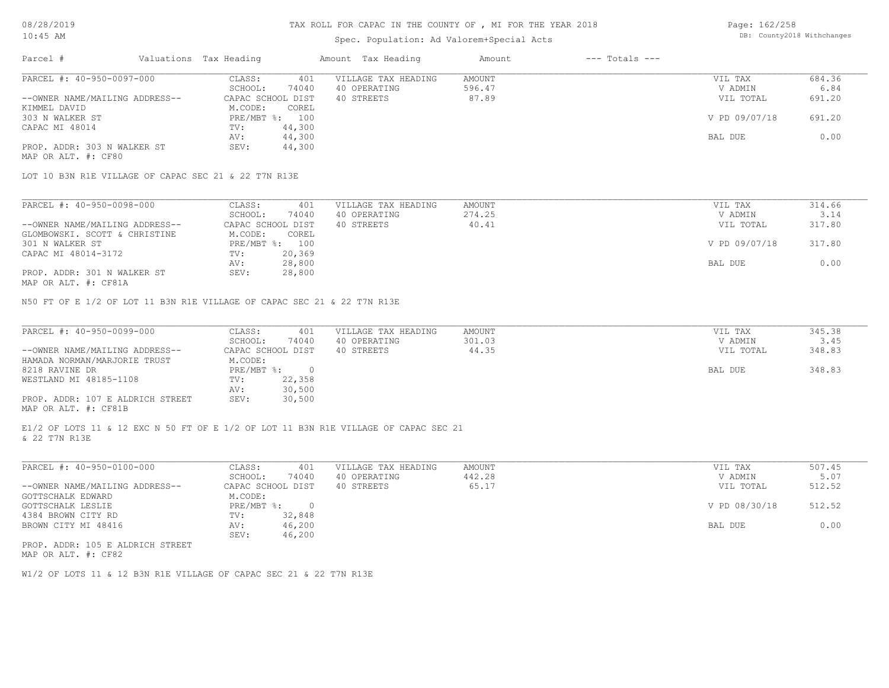# TAX ROLL FOR CAPAC IN THE COUNTY OF , MI FOR THE YEAR 2018

Spec. Population: Ad Valorem+Special Acts

| Parcel # | Valuations | Tax Heading | Amount | Tax Heading | Amount | --- Totals --- |
|---|---|---|---|---|---|---|

## PARCEL #: 40-950-0097-000

| | | | | |
|---|---|---|---|---|
| CLASS: 401 | VILLAGE TAX HEADING | AMOUNT | VIL TAX | 684.36 |
| SCHOOL: 74040 | 40 OPERATING | 596.47 | V ADMIN | 6.84 |
| CAPAC SCHOOL DIST | 40 STREETS | 87.89 | VIL TOTAL | 691.20 |
| M.CODE: COREL | | | | |
| PRE/MBT %: 100 | | | V PD 09/07/18 | 691.20 |
| TV: 44,300 | | | | |
| AV: 44,300 | | | BAL DUE | 0.00 |
| SEV: 44,300 | | | | |

--OWNER NAME/MAILING ADDRESS--
KIMMEL DAVID
303 N WALKER ST
CAPAC MI 48014

PROP. ADDR: 303 N WALKER ST
MAP OR ALT. #: CF80

LOT 10 B3N R1E VILLAGE OF CAPAC SEC 21 & 22 T7N R13E

## PARCEL #: 40-950-0098-000

| | | | | |
|---|---|---|---|---|
| CLASS: 401 | VILLAGE TAX HEADING | AMOUNT | VIL TAX | 314.66 |
| SCHOOL: 74040 | 40 OPERATING | 274.25 | V ADMIN | 3.14 |
| CAPAC SCHOOL DIST | 40 STREETS | 40.41 | VIL TOTAL | 317.80 |
| M.CODE: COREL | | | | |
| PRE/MBT %: 100 | | | V PD 09/07/18 | 317.80 |
| TV: 20,369 | | | | |
| AV: 28,800 | | | BAL DUE | 0.00 |
| SEV: 28,800 | | | | |

--OWNER NAME/MAILING ADDRESS--
GLOMBOWSKI. SCOTT & CHRISTINE
301 N WALKER ST
CAPAC MI 48014-3172

PROP. ADDR: 301 N WALKER ST
MAP OR ALT. #: CF81A

N50 FT OF E 1/2 OF LOT 11 B3N R1E VILLAGE OF CAPAC SEC 21 & 22 T7N R13E

## PARCEL #: 40-950-0099-000

| | | | | |
|---|---|---|---|---|
| CLASS: 401 | VILLAGE TAX HEADING | AMOUNT | VIL TAX | 345.38 |
| SCHOOL: 74040 | 40 OPERATING | 301.03 | V ADMIN | 3.45 |
| CAPAC SCHOOL DIST | 40 STREETS | 44.35 | VIL TOTAL | 348.83 |
| M.CODE: | | | | |
| PRE/MBT %: 0 | | | BAL DUE | 348.83 |
| TV: 22,358 | | | | |
| AV: 30,500 | | | | |
| SEV: 30,500 | | | | |

--OWNER NAME/MAILING ADDRESS--
HAMADA NORMAN/MARJORIE TRUST
8218 RAVINE DR
WESTLAND MI 48185-1108

PROP. ADDR: 107 E ALDRICH STREET
MAP OR ALT. #: CF81B

E1/2 OF LOTS 11 & 12 EXC N 50 FT OF E 1/2 OF LOT 11 B3N R1E VILLAGE OF CAPAC SEC 21 & 22 T7N R13E

## PARCEL #: 40-950-0100-000

| | | | | |
|---|---|---|---|---|
| CLASS: 401 | VILLAGE TAX HEADING | AMOUNT | VIL TAX | 507.45 |
| SCHOOL: 74040 | 40 OPERATING | 442.28 | V ADMIN | 5.07 |
| CAPAC SCHOOL DIST | 40 STREETS | 65.17 | VIL TOTAL | 512.52 |
| M.CODE: | | | | |
| PRE/MBT %: 0 | | | V PD 08/30/18 | 512.52 |
| TV: 32,848 | | | | |
| AV: 46,200 | | | BAL DUE | 0.00 |
| SEV: 46,200 | | | | |

--OWNER NAME/MAILING ADDRESS--
GOTTSCHALK EDWARD
GOTTSCHALK LESLIE
4384 BROWN CITY RD
BROWN CITY MI 48416

PROP. ADDR: 105 E ALDRICH STREET
MAP OR ALT. #: CF82

W1/2 OF LOTS 11 & 12 B3N R1E VILLAGE OF CAPAC SEC 21 & 22 T7N R13E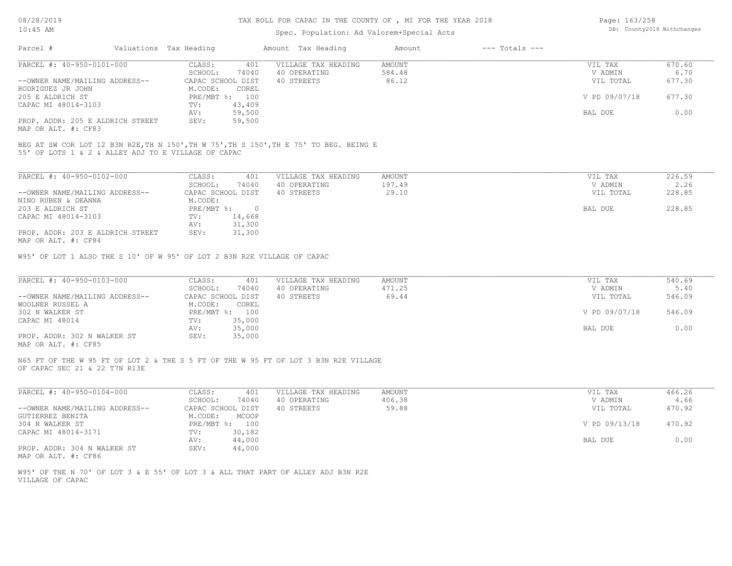TAX ROLL FOR CAPAC IN THE COUNTY OF , MI FOR THE YEAR 2018

Spec. Population: Ad Valorem+Special Acts

DB: County2018 Withchanges

| Parcel # | Valuations | Tax Heading | Amount | Tax Heading | Amount | --- Totals --- | |
|---|---|---|---|---|---|---|---|
| PARCEL #: 40-950-0101-000 | CLASS: | 401 | VILLAGE TAX HEADING | AMOUNT | | VIL TAX | 670.60 |
| | SCHOOL: | 74040 | 40 OPERATING | 584.48 | | V ADMIN | 6.70 |
| --OWNER NAME/MAILING ADDRESS-- | CAPAC SCHOOL DIST | | 40 STREETS | 86.12 | | VIL TOTAL | 677.30 |
| RODRIGUEZ JR JOHN | M.CODE: | COREL | | | | | |
| 205 E ALDRICH ST | PRE/MBT %: | 100 | | | | V PD 09/07/18 | 677.30 |
| CAPAC MI 48014-3103 | TV: | 43,409 | | | | | |
| | AV: | 59,500 | | | | BAL DUE | 0.00 |
| PROP. ADDR: 205 E ALDRICH STREET | SEV: | 59,500 | | | | | |
| MAP OR ALT. #: CF83 | | | | | | | |

BEG AT SW COR LOT 12 B3N R2E,TH N 150',TH W 75',TH S 150',TH E 75' TO BEG. BEING E 55' OF LOTS 1 & 2 & ALLEY ADJ TO E VILLAGE OF CAPAC

| Parcel # | Valuations | Tax Heading | Amount | Tax Heading | Amount | --- Totals --- | |
|---|---|---|---|---|---|---|---|
| PARCEL #: 40-950-0102-000 | CLASS: | 401 | VILLAGE TAX HEADING | AMOUNT | | VIL TAX | 226.59 |
| | SCHOOL: | 74040 | 40 OPERATING | 197.49 | | V ADMIN | 2.26 |
| --OWNER NAME/MAILING ADDRESS-- | CAPAC SCHOOL DIST | | 40 STREETS | 29.10 | | VIL TOTAL | 228.85 |
| NINO RUBEN & DEANNA | M.CODE: | | | | | | |
| 203 E ALDRICH ST | PRE/MBT %: | 0 | | | | BAL DUE | 228.85 |
| CAPAC MI 48014-3103 | TV: | 14,668 | | | | | |
| | AV: | 31,300 | | | | | |
| PROP. ADDR: 203 E ALDRICH STREET | SEV: | 31,300 | | | | | |
| MAP OR ALT. #: CF84 | | | | | | | |

W95' OF LOT 1 ALSO THE S 10' OF W 95' OF LOT 2 B3N R2E VILLAGE OF CAPAC

| Parcel # | Valuations | Tax Heading | Amount | Tax Heading | Amount | --- Totals --- | |
|---|---|---|---|---|---|---|---|
| PARCEL #: 40-950-0103-000 | CLASS: | 401 | VILLAGE TAX HEADING | AMOUNT | | VIL TAX | 540.69 |
| | SCHOOL: | 74040 | 40 OPERATING | 471.25 | | V ADMIN | 5.40 |
| --OWNER NAME/MAILING ADDRESS-- | CAPAC SCHOOL DIST | | 40 STREETS | 69.44 | | VIL TOTAL | 546.09 |
| WOOLNER RUSSEL A | M.CODE: | COREL | | | | | |
| 302 N WALKER ST | PRE/MBT %: | 100 | | | | V PD 09/07/18 | 546.09 |
| CAPAC MI 48014 | TV: | 35,000 | | | | | |
| | AV: | 35,000 | | | | BAL DUE | 0.00 |
| PROP. ADDR: 302 N WALKER ST | SEV: | 35,000 | | | | | |
| MAP OR ALT. #: CF85 | | | | | | | |

N65 FT OF THE W 95 FT OF LOT 2 & THE S 5 FT OF THE W 95 FT OF LOT 3 B3N R2E VILLAGE OF CAPAC SEC 21 & 22 T7N R13E

| Parcel # | Valuations | Tax Heading | Amount | Tax Heading | Amount | --- Totals --- | |
|---|---|---|---|---|---|---|---|
| PARCEL #: 40-950-0104-000 | CLASS: | 401 | VILLAGE TAX HEADING | AMOUNT | | VIL TAX | 466.26 |
| | SCHOOL: | 74040 | 40 OPERATING | 406.38 | | V ADMIN | 4.66 |
| --OWNER NAME/MAILING ADDRESS-- | CAPAC SCHOOL DIST | | 40 STREETS | 59.88 | | VIL TOTAL | 470.92 |
| GUTIERREZ BENITA | M.CODE: | MCOOP | | | | | |
| 304 N WALKER ST | PRE/MBT %: | 100 | | | | V PD 09/13/18 | 470.92 |
| CAPAC MI 48014-3171 | TV: | 30,182 | | | | | |
| | AV: | 44,000 | | | | BAL DUE | 0.00 |
| PROP. ADDR: 304 N WALKER ST | SEV: | 44,000 | | | | | |
| MAP OR ALT. #: CF86 | | | | | | | |

W95' OF THE N 70' OF LOT 3 & E 55' OF LOT 3 & ALL THAT PART OF ALLEY ADJ B3N R2E VILLAGE OF CAPAC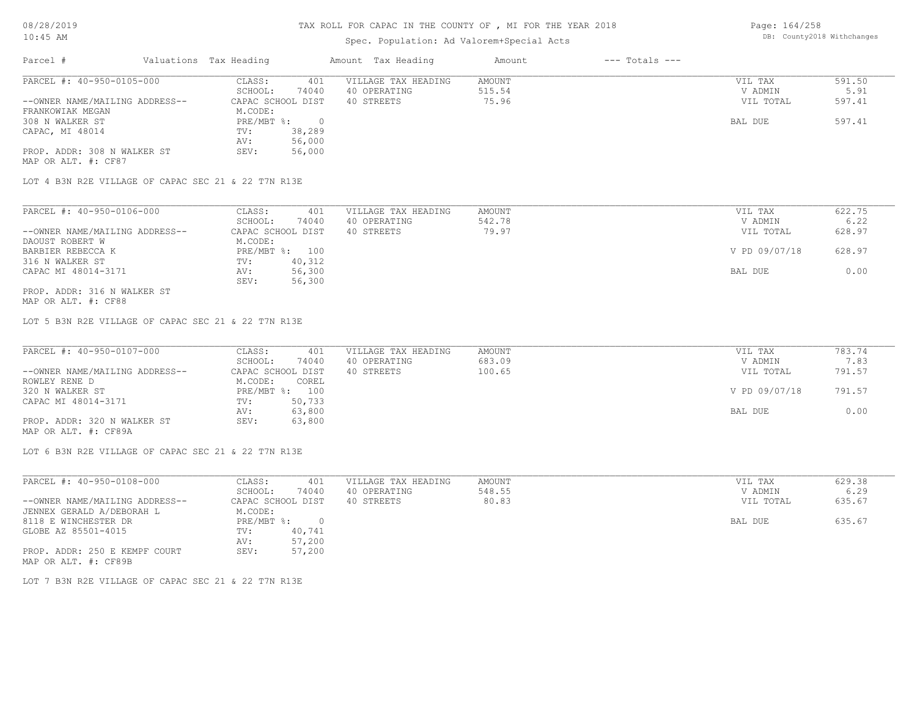# TAX ROLL FOR CAPAC IN THE COUNTY OF , MI FOR THE YEAR 2018

Spec. Population: Ad Valorem+Special Acts

DB: County2018 Withchanges

| Parcel # | Valuations Tax Heading | | Amount Tax Heading | Amount | --- Totals --- | |
|---|---|---|---|---|---|---|

---

**PARCEL #: 40-950-0105-000**

| | | | | | | |
|---|---|---|---|---|---|---|
| | CLASS: | 401 | VILLAGE TAX HEADING | AMOUNT | VIL TAX | 591.50 |
| | SCHOOL: | 74040 | 40 OPERATING | 515.54 | V ADMIN | 5.91 |
| --OWNER NAME/MAILING ADDRESS-- | CAPAC SCHOOL DIST | | 40 STREETS | 75.96 | VIL TOTAL | 597.41 |
| FRANKOWIAK MEGAN | M.CODE: | | | | | |
| 308 N WALKER ST | PRE/MBT %: | 0 | | | BAL DUE | 597.41 |
| CAPAC, MI 48014 | TV: | 38,289 | | | | |
| | AV: | 56,000 | | | | |
| PROP. ADDR: 308 N WALKER ST | SEV: | 56,000 | | | | |
| MAP OR ALT. #: CF87 | | | | | | |

LOT 4 B3N R2E VILLAGE OF CAPAC SEC 21 & 22 T7N R13E

---

**PARCEL #: 40-950-0106-000**

| | | | | | | |
|---|---|---|---|---|---|---|
| | CLASS: | 401 | VILLAGE TAX HEADING | AMOUNT | VIL TAX | 622.75 |
| | SCHOOL: | 74040 | 40 OPERATING | 542.78 | V ADMIN | 6.22 |
| --OWNER NAME/MAILING ADDRESS-- | CAPAC SCHOOL DIST | | 40 STREETS | 79.97 | VIL TOTAL | 628.97 |
| DAOUST ROBERT W | M.CODE: | | | | | |
| BARBIER REBECCA K | PRE/MBT %: | 100 | | | V PD 09/07/18 | 628.97 |
| 316 N WALKER ST | TV: | 40,312 | | | | |
| CAPAC MI 48014-3171 | AV: | 56,300 | | | BAL DUE | 0.00 |
| | SEV: | 56,300 | | | | |
| PROP. ADDR: 316 N WALKER ST | | | | | | |
| MAP OR ALT. #: CF88 | | | | | | |

LOT 5 B3N R2E VILLAGE OF CAPAC SEC 21 & 22 T7N R13E

---

**PARCEL #: 40-950-0107-000**

| | | | | | | |
|---|---|---|---|---|---|---|
| | CLASS: | 401 | VILLAGE TAX HEADING | AMOUNT | VIL TAX | 783.74 |
| | SCHOOL: | 74040 | 40 OPERATING | 683.09 | V ADMIN | 7.83 |
| --OWNER NAME/MAILING ADDRESS-- | CAPAC SCHOOL DIST | | 40 STREETS | 100.65 | VIL TOTAL | 791.57 |
| ROWLEY RENE D | M.CODE: | COREL | | | | |
| 320 N WALKER ST | PRE/MBT %: | 100 | | | V PD 09/07/18 | 791.57 |
| CAPAC MI 48014-3171 | TV: | 50,733 | | | | |
| | AV: | 63,800 | | | BAL DUE | 0.00 |
| PROP. ADDR: 320 N WALKER ST | SEV: | 63,800 | | | | |
| MAP OR ALT. #: CF89A | | | | | | |

LOT 6 B3N R2E VILLAGE OF CAPAC SEC 21 & 22 T7N R13E

---

**PARCEL #: 40-950-0108-000**

| | | | | | | |
|---|---|---|---|---|---|---|
| | CLASS: | 401 | VILLAGE TAX HEADING | AMOUNT | VIL TAX | 629.38 |
| | SCHOOL: | 74040 | 40 OPERATING | 548.55 | V ADMIN | 6.29 |
| --OWNER NAME/MAILING ADDRESS-- | CAPAC SCHOOL DIST | | 40 STREETS | 80.83 | VIL TOTAL | 635.67 |
| JENNEX GERALD A/DEBORAH L | M.CODE: | | | | | |
| 8118 E WINCHESTER DR | PRE/MBT %: | 0 | | | BAL DUE | 635.67 |
| GLOBE AZ 85501-4015 | TV: | 40,741 | | | | |
| | AV: | 57,200 | | | | |
| PROP. ADDR: 250 E KEMPF COURT | SEV: | 57,200 | | | | |
| MAP OR ALT. #: CF89B | | | | | | |

LOT 7 B3N R2E VILLAGE OF CAPAC SEC 21 & 22 T7N R13E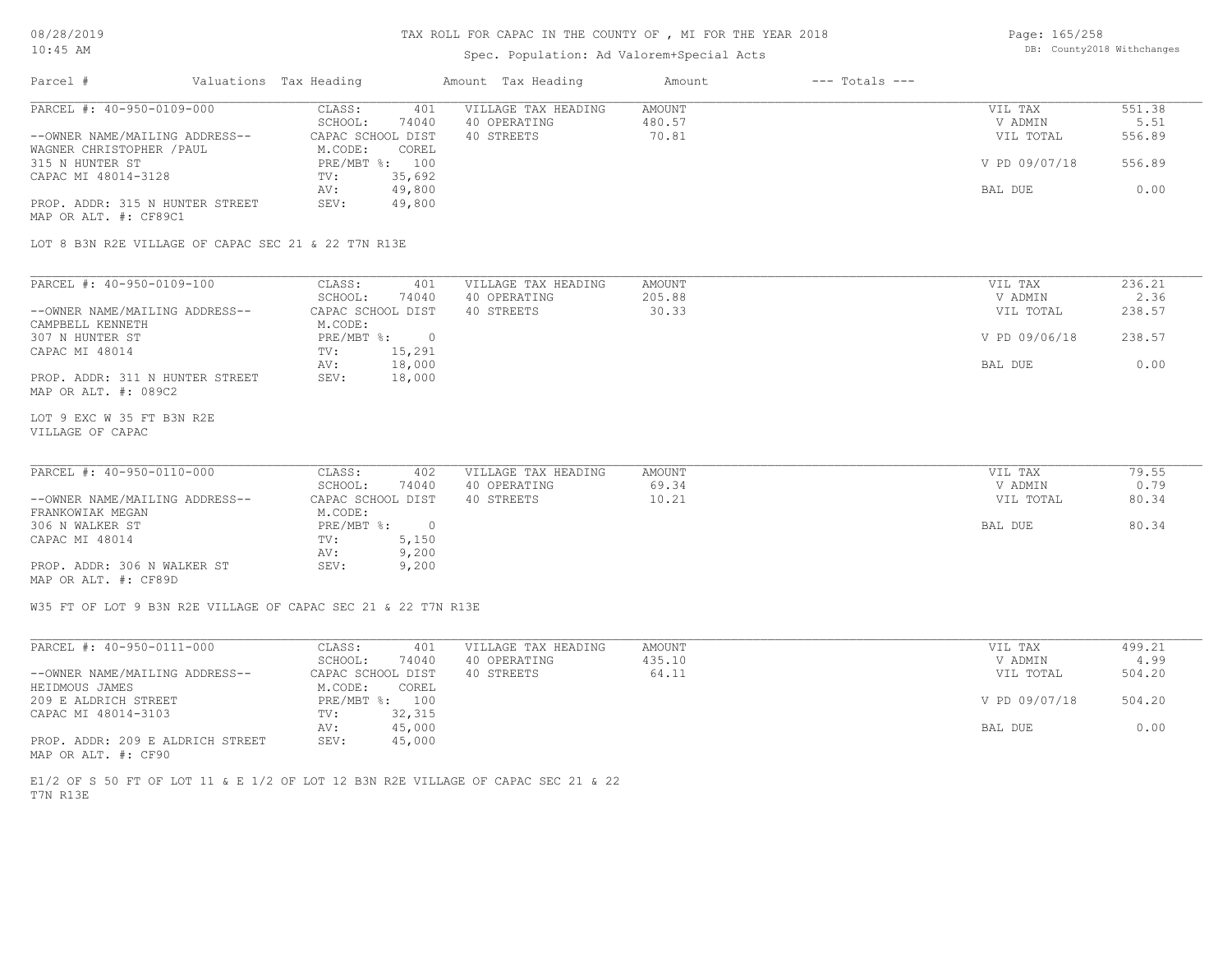# TAX ROLL FOR CAPAC IN THE COUNTY OF , MI FOR THE YEAR 2018

Spec. Population: Ad Valorem+Special Acts

DB: County2018 Withchanges

08/28/2019
10:45 AM

| Parcel # | Valuations | Tax Heading | Amount | Tax Heading | Amount | --- Totals --- |
|---|---|---|---|---|---|---|

---

**PARCEL #: 40-950-0109-000**

| | | | | | |
|---|---|---|---|---|---|
| CLASS: | 401 | VILLAGE TAX HEADING | AMOUNT | VIL TAX | 551.38 |
| SCHOOL: | 74040 | 40 OPERATING | 480.57 | V ADMIN | 5.51 |
| CAPAC SCHOOL DIST | | 40 STREETS | 70.81 | VIL TOTAL | 556.89 |
| M.CODE: | COREL | | | | |
| PRE/MBT %: | 100 | | | V PD 09/07/18 | 556.89 |
| TV: | 35,692 | | | | |
| AV: | 49,800 | | | BAL DUE | 0.00 |
| SEV: | 49,800 | | | | |

--OWNER NAME/MAILING ADDRESS--
WAGNER CHRISTOPHER /PAUL
315 N HUNTER ST
CAPAC MI 48014-3128

PROP. ADDR: 315 N HUNTER STREET
MAP OR ALT. #: CF89C1

LOT 8 B3N R2E VILLAGE OF CAPAC SEC 21 & 22 T7N R13E

---

**PARCEL #: 40-950-0109-100**

| | | | | | |
|---|---|---|---|---|---|
| CLASS: | 401 | VILLAGE TAX HEADING | AMOUNT | VIL TAX | 236.21 |
| SCHOOL: | 74040 | 40 OPERATING | 205.88 | V ADMIN | 2.36 |
| CAPAC SCHOOL DIST | | 40 STREETS | 30.33 | VIL TOTAL | 238.57 |
| M.CODE: | | | | | |
| PRE/MBT %: | 0 | | | V PD 09/06/18 | 238.57 |
| TV: | 15,291 | | | | |
| AV: | 18,000 | | | BAL DUE | 0.00 |
| SEV: | 18,000 | | | | |

--OWNER NAME/MAILING ADDRESS--
CAMPBELL KENNETH
307 N HUNTER ST
CAPAC MI 48014

PROP. ADDR: 311 N HUNTER STREET
MAP OR ALT. #: 089C2

LOT 9 EXC W 35 FT B3N R2E
VILLAGE OF CAPAC

---

**PARCEL #: 40-950-0110-000**

| | | | | | |
|---|---|---|---|---|---|
| CLASS: | 402 | VILLAGE TAX HEADING | AMOUNT | VIL TAX | 79.55 |
| SCHOOL: | 74040 | 40 OPERATING | 69.34 | V ADMIN | 0.79 |
| CAPAC SCHOOL DIST | | 40 STREETS | 10.21 | VIL TOTAL | 80.34 |
| M.CODE: | | | | | |
| PRE/MBT %: | 0 | | | BAL DUE | 80.34 |
| TV: | 5,150 | | | | |
| AV: | 9,200 | | | | |
| SEV: | 9,200 | | | | |

--OWNER NAME/MAILING ADDRESS--
FRANKOWIAK MEGAN
306 N WALKER ST
CAPAC MI 48014

PROP. ADDR: 306 N WALKER ST
MAP OR ALT. #: CF89D

W35 FT OF LOT 9 B3N R2E VILLAGE OF CAPAC SEC 21 & 22 T7N R13E

---

**PARCEL #: 40-950-0111-000**

| | | | | | |
|---|---|---|---|---|---|
| CLASS: | 401 | VILLAGE TAX HEADING | AMOUNT | VIL TAX | 499.21 |
| SCHOOL: | 74040 | 40 OPERATING | 435.10 | V ADMIN | 4.99 |
| CAPAC SCHOOL DIST | | 40 STREETS | 64.11 | VIL TOTAL | 504.20 |
| M.CODE: | COREL | | | | |
| PRE/MBT %: | 100 | | | V PD 09/07/18 | 504.20 |
| TV: | 32,315 | | | | |
| AV: | 45,000 | | | BAL DUE | 0.00 |
| SEV: | 45,000 | | | | |

--OWNER NAME/MAILING ADDRESS--
HEIDMOUS JAMES
209 E ALDRICH STREET
CAPAC MI 48014-3103

PROP. ADDR: 209 E ALDRICH STREET
MAP OR ALT. #: CF90

E1/2 OF S 50 FT OF LOT 11 & E 1/2 OF LOT 12 B3N R2E VILLAGE OF CAPAC SEC 21 & 22
T7N R13E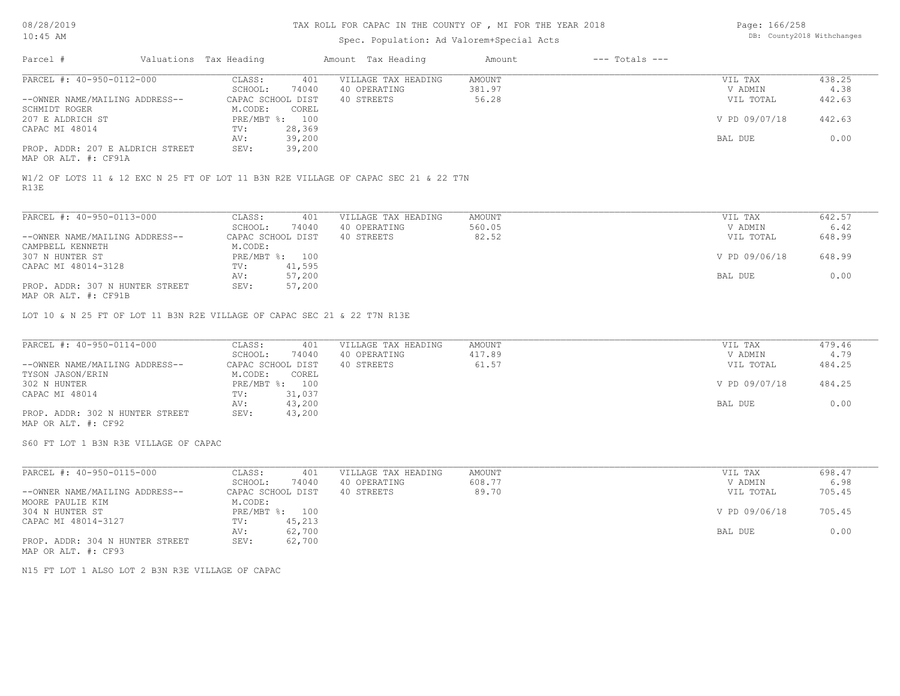# TAX ROLL FOR CAPAC IN THE COUNTY OF , MI FOR THE YEAR 2018

Spec. Population: Ad Valorem+Special Acts

| Parcel # | Valuations | Tax Heading | Amount | Tax Heading | Amount | --- Totals --- | |
|---|---|---|---|---|---|---|---|

## PARCEL #: 40-950-0112-000

| | | | | | |
|---|---|---|---|---|---|
| CLASS: | 401 | VILLAGE TAX HEADING | AMOUNT | VIL TAX | 438.25 |
| SCHOOL: | 74040 | 40 OPERATING | 381.97 | V ADMIN | 4.38 |
| CAPAC SCHOOL DIST | | 40 STREETS | 56.28 | VIL TOTAL | 442.63 |
| M.CODE: | COREL | | | | |
| PRE/MBT %: | 100 | | | V PD 09/07/18 | 442.63 |
| TV: | 28,369 | | | | |
| AV: | 39,200 | | | BAL DUE | 0.00 |
| SEV: | 39,200 | | | | |

--OWNER NAME/MAILING ADDRESS--
SCHMIDT ROGER
207 E ALDRICH ST
CAPAC MI 48014

PROP. ADDR: 207 E ALDRICH STREET
MAP OR ALT. #: CF91A

W1/2 OF LOTS 11 & 12 EXC N 25 FT OF LOT 11 B3N R2E VILLAGE OF CAPAC SEC 21 & 22 T7N R13E

## PARCEL #: 40-950-0113-000

| | | | | | |
|---|---|---|---|---|---|
| CLASS: | 401 | VILLAGE TAX HEADING | AMOUNT | VIL TAX | 642.57 |
| SCHOOL: | 74040 | 40 OPERATING | 560.05 | V ADMIN | 6.42 |
| CAPAC SCHOOL DIST | | 40 STREETS | 82.52 | VIL TOTAL | 648.99 |
| M.CODE: | | | | | |
| PRE/MBT %: | 100 | | | V PD 09/06/18 | 648.99 |
| TV: | 41,595 | | | | |
| AV: | 57,200 | | | BAL DUE | 0.00 |
| SEV: | 57,200 | | | | |

--OWNER NAME/MAILING ADDRESS--
CAMPBELL KENNETH
307 N HUNTER ST
CAPAC MI 48014-3128

PROP. ADDR: 307 N HUNTER STREET
MAP OR ALT. #: CF91B

LOT 10 & N 25 FT OF LOT 11 B3N R2E VILLAGE OF CAPAC SEC 21 & 22 T7N R13E

## PARCEL #: 40-950-0114-000

| | | | | | |
|---|---|---|---|---|---|
| CLASS: | 401 | VILLAGE TAX HEADING | AMOUNT | VIL TAX | 479.46 |
| SCHOOL: | 74040 | 40 OPERATING | 417.89 | V ADMIN | 4.79 |
| CAPAC SCHOOL DIST | | 40 STREETS | 61.57 | VIL TOTAL | 484.25 |
| M.CODE: | COREL | | | | |
| PRE/MBT %: | 100 | | | V PD 09/07/18 | 484.25 |
| TV: | 31,037 | | | | |
| AV: | 43,200 | | | BAL DUE | 0.00 |
| SEV: | 43,200 | | | | |

--OWNER NAME/MAILING ADDRESS--
TYSON JASON/ERIN
302 N HUNTER
CAPAC MI 48014

PROP. ADDR: 302 N HUNTER STREET
MAP OR ALT. #: CF92

S60 FT LOT 1 B3N R3E VILLAGE OF CAPAC

## PARCEL #: 40-950-0115-000

| | | | | | |
|---|---|---|---|---|---|
| CLASS: | 401 | VILLAGE TAX HEADING | AMOUNT | VIL TAX | 698.47 |
| SCHOOL: | 74040 | 40 OPERATING | 608.77 | V ADMIN | 6.98 |
| CAPAC SCHOOL DIST | | 40 STREETS | 89.70 | VIL TOTAL | 705.45 |
| M.CODE: | | | | | |
| PRE/MBT %: | 100 | | | V PD 09/06/18 | 705.45 |
| TV: | 45,213 | | | | |
| AV: | 62,700 | | | BAL DUE | 0.00 |
| SEV: | 62,700 | | | | |

--OWNER NAME/MAILING ADDRESS--
MOORE PAULIE KIM
304 N HUNTER ST
CAPAC MI 48014-3127

PROP. ADDR: 304 N HUNTER STREET
MAP OR ALT. #: CF93

N15 FT LOT 1 ALSO LOT 2 B3N R3E VILLAGE OF CAPAC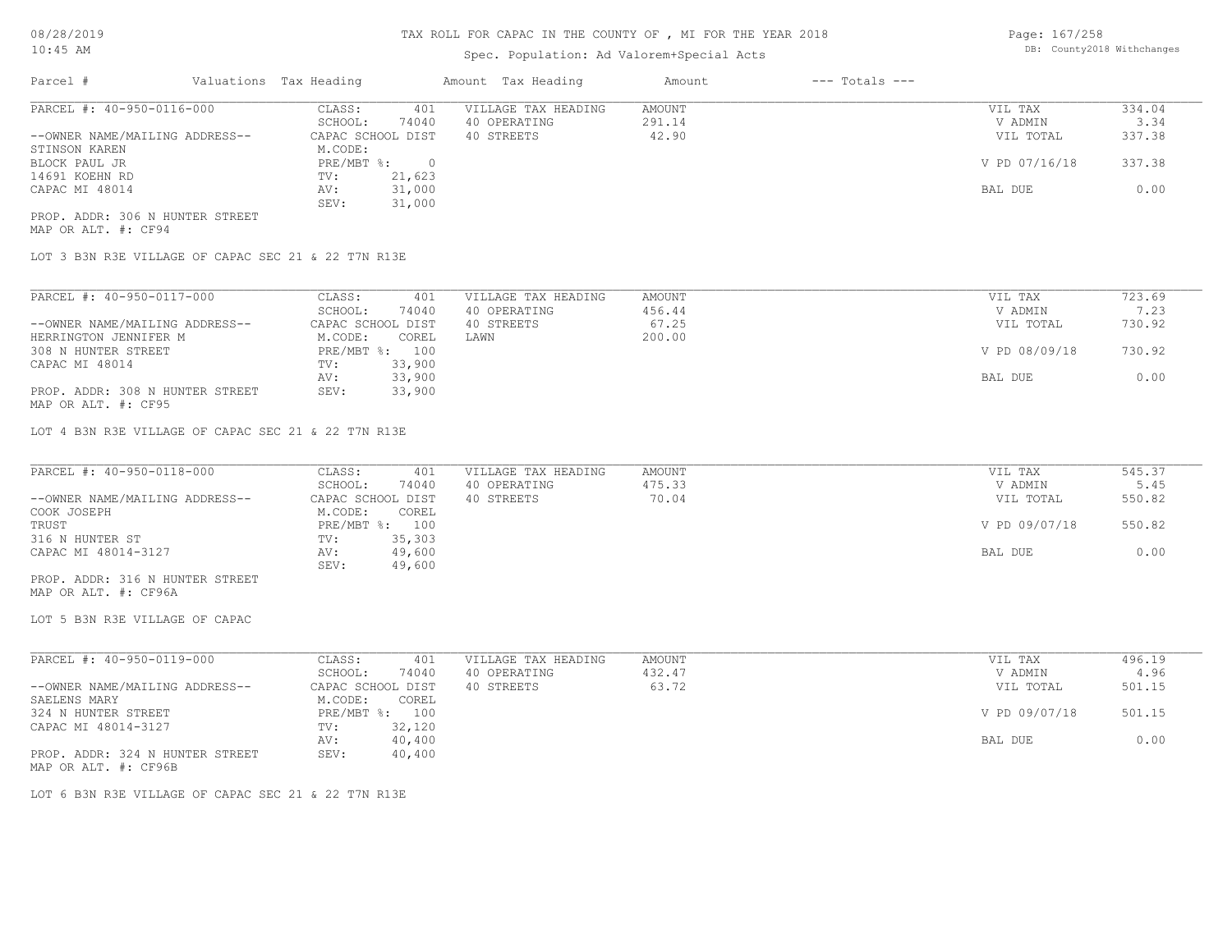# TAX ROLL FOR CAPAC IN THE COUNTY OF , MI FOR THE YEAR 2018

Spec. Population: Ad Valorem+Special Acts

08/28/2019 10:45 AM

DB: County2018 Withchanges

| Parcel # | Valuations | Tax Heading | Amount | Tax Heading | Amount | --- Totals --- | |
|---|---|---|---|---|---|---|---|
| PARCEL #: 40-950-0116-000 | CLASS: | 401 | VILLAGE TAX HEADING | AMOUNT | | VIL TAX | 334.04 |
| | SCHOOL: | 74040 | 40 OPERATING | 291.14 | | V ADMIN | 3.34 |
| --OWNER NAME/MAILING ADDRESS-- | CAPAC SCHOOL DIST | | 40 STREETS | 42.90 | | VIL TOTAL | 337.38 |
| STINSON KAREN | M.CODE: | | | | | | |
| BLOCK PAUL JR | PRE/MBT %: | 0 | | | | V PD 07/16/18 | 337.38 |
| 14691 KOEHN RD | TV: | 21,623 | | | | | |
| CAPAC MI 48014 | AV: | 31,000 | | | | BAL DUE | 0.00 |
| | SEV: | 31,000 | | | | | |
| PROP. ADDR: 306 N HUNTER STREET | | | | | | | |
| MAP OR ALT. #: CF94 | | | | | | | |

LOT 3 B3N R3E VILLAGE OF CAPAC SEC 21 & 22 T7N R13E

| Parcel # | Valuations | Tax Heading | Amount | Tax Heading | Amount | --- Totals --- | |
|---|---|---|---|---|---|---|---|
| PARCEL #: 40-950-0117-000 | CLASS: | 401 | VILLAGE TAX HEADING | AMOUNT | | VIL TAX | 723.69 |
| | SCHOOL: | 74040 | 40 OPERATING | 456.44 | | V ADMIN | 7.23 |
| --OWNER NAME/MAILING ADDRESS-- | CAPAC SCHOOL DIST | | 40 STREETS | 67.25 | | VIL TOTAL | 730.92 |
| HERRINGTON JENNIFER M | M.CODE: | COREL | LAWN | 200.00 | | | |
| 308 N HUNTER STREET | PRE/MBT %: | 100 | | | | V PD 08/09/18 | 730.92 |
| CAPAC MI 48014 | TV: | 33,900 | | | | | |
| | AV: | 33,900 | | | | BAL DUE | 0.00 |
| PROP. ADDR: 308 N HUNTER STREET | SEV: | 33,900 | | | | | |
| MAP OR ALT. #: CF95 | | | | | | | |

LOT 4 B3N R3E VILLAGE OF CAPAC SEC 21 & 22 T7N R13E

| Parcel # | Valuations | Tax Heading | Amount | Tax Heading | Amount | --- Totals --- | |
|---|---|---|---|---|---|---|---|
| PARCEL #: 40-950-0118-000 | CLASS: | 401 | VILLAGE TAX HEADING | AMOUNT | | VIL TAX | 545.37 |
| | SCHOOL: | 74040 | 40 OPERATING | 475.33 | | V ADMIN | 5.45 |
| --OWNER NAME/MAILING ADDRESS-- | CAPAC SCHOOL DIST | | 40 STREETS | 70.04 | | VIL TOTAL | 550.82 |
| COOK JOSEPH | M.CODE: | COREL | | | | | |
| TRUST | PRE/MBT %: | 100 | | | | V PD 09/07/18 | 550.82 |
| 316 N HUNTER ST | TV: | 35,303 | | | | | |
| CAPAC MI 48014-3127 | AV: | 49,600 | | | | BAL DUE | 0.00 |
| | SEV: | 49,600 | | | | | |
| PROP. ADDR: 316 N HUNTER STREET | | | | | | | |
| MAP OR ALT. #: CF96A | | | | | | | |

LOT 5 B3N R3E VILLAGE OF CAPAC

| Parcel # | Valuations | Tax Heading | Amount | Tax Heading | Amount | --- Totals --- | |
|---|---|---|---|---|---|---|---|
| PARCEL #: 40-950-0119-000 | CLASS: | 401 | VILLAGE TAX HEADING | AMOUNT | | VIL TAX | 496.19 |
| | SCHOOL: | 74040 | 40 OPERATING | 432.47 | | V ADMIN | 4.96 |
| --OWNER NAME/MAILING ADDRESS-- | CAPAC SCHOOL DIST | | 40 STREETS | 63.72 | | VIL TOTAL | 501.15 |
| SAELENS MARY | M.CODE: | COREL | | | | | |
| 324 N HUNTER STREET | PRE/MBT %: | 100 | | | | V PD 09/07/18 | 501.15 |
| CAPAC MI 48014-3127 | TV: | 32,120 | | | | | |
| | AV: | 40,400 | | | | BAL DUE | 0.00 |
| PROP. ADDR: 324 N HUNTER STREET | SEV: | 40,400 | | | | | |
| MAP OR ALT. #: CF96B | | | | | | | |

LOT 6 B3N R3E VILLAGE OF CAPAC SEC 21 & 22 T7N R13E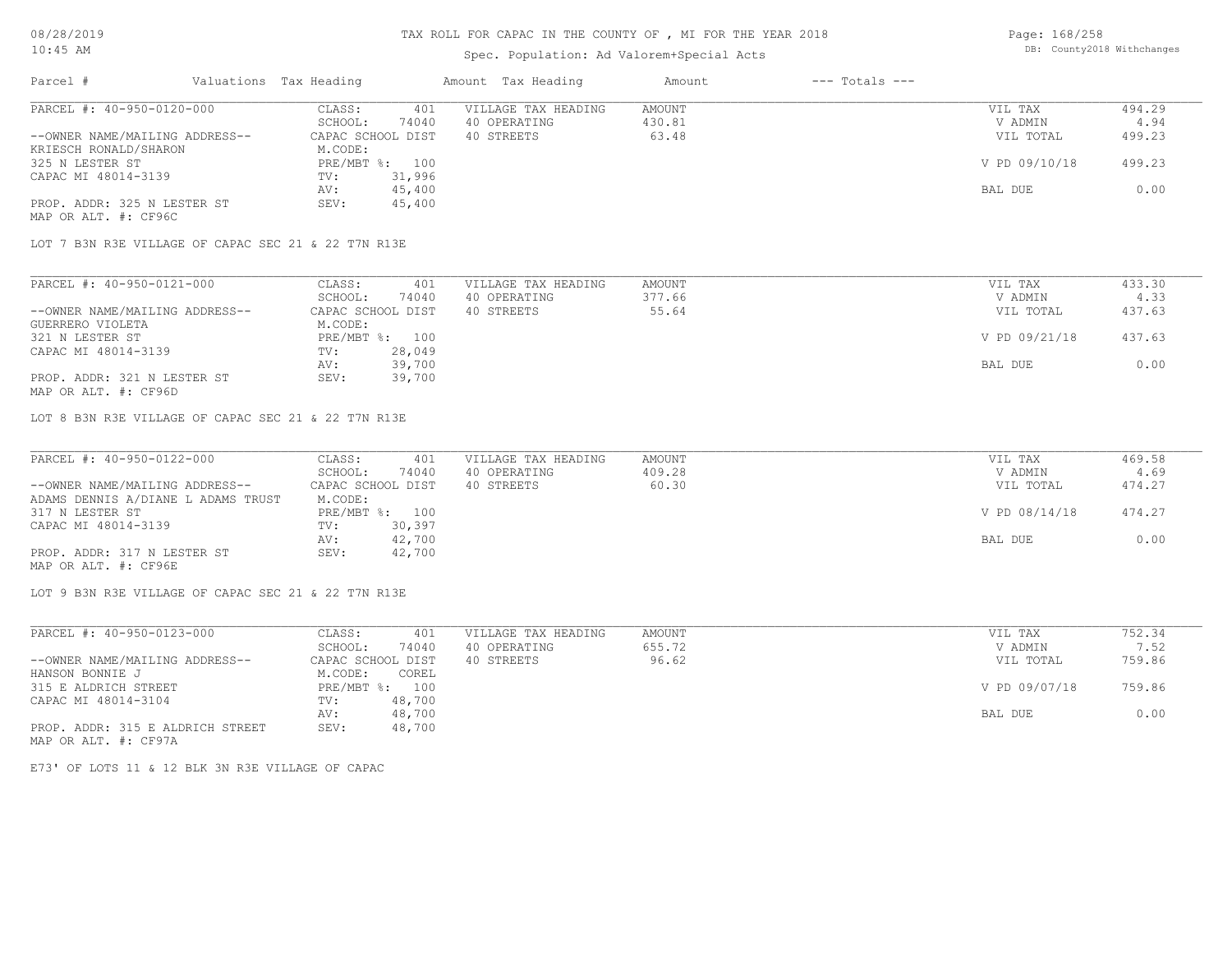# TAX ROLL FOR CAPAC IN THE COUNTY OF , MI FOR THE YEAR 2018

Spec. Population: Ad Valorem+Special Acts

08/28/2019
10:45 AM

DB: County2018 Withchanges

| Parcel # | Valuations | Tax Heading | Amount | Tax Heading | Amount | --- Totals --- | |
|---|---|---|---|---|---|---|---|

## PARCEL #: 40-950-0120-000

| | | | | |
|---|---|---|---|---|
| CLASS: 401 | VILLAGE TAX HEADING | AMOUNT | VIL TAX | 494.29 |
| SCHOOL: 74040 | 40 OPERATING | 430.81 | V ADMIN | 4.94 |
| CAPAC SCHOOL DIST | 40 STREETS | 63.48 | VIL TOTAL | 499.23 |
| M.CODE: | | | | |
| PRE/MBT %: 100 | | | V PD 09/10/18 | 499.23 |
| TV: 31,996 | | | | |
| AV: 45,400 | | | BAL DUE | 0.00 |
| SEV: 45,400 | | | | |

--OWNER NAME/MAILING ADDRESS--
KRIESCH RONALD/SHARON
325 N LESTER ST
CAPAC MI 48014-3139

PROP. ADDR: 325 N LESTER ST
MAP OR ALT. #: CF96C

LOT 7 B3N R3E VILLAGE OF CAPAC SEC 21 & 22 T7N R13E

## PARCEL #: 40-950-0121-000

| | | | | |
|---|---|---|---|---|
| CLASS: 401 | VILLAGE TAX HEADING | AMOUNT | VIL TAX | 433.30 |
| SCHOOL: 74040 | 40 OPERATING | 377.66 | V ADMIN | 4.33 |
| CAPAC SCHOOL DIST | 40 STREETS | 55.64 | VIL TOTAL | 437.63 |
| M.CODE: | | | | |
| PRE/MBT %: 100 | | | V PD 09/21/18 | 437.63 |
| TV: 28,049 | | | | |
| AV: 39,700 | | | BAL DUE | 0.00 |
| SEV: 39,700 | | | | |

--OWNER NAME/MAILING ADDRESS--
GUERRERO VIOLETA
321 N LESTER ST
CAPAC MI 48014-3139

PROP. ADDR: 321 N LESTER ST
MAP OR ALT. #: CF96D

LOT 8 B3N R3E VILLAGE OF CAPAC SEC 21 & 22 T7N R13E

## PARCEL #: 40-950-0122-000

| | | | | |
|---|---|---|---|---|
| CLASS: 401 | VILLAGE TAX HEADING | AMOUNT | VIL TAX | 469.58 |
| SCHOOL: 74040 | 40 OPERATING | 409.28 | V ADMIN | 4.69 |
| CAPAC SCHOOL DIST | 40 STREETS | 60.30 | VIL TOTAL | 474.27 |
| M.CODE: | | | | |
| PRE/MBT %: 100 | | | V PD 08/14/18 | 474.27 |
| TV: 30,397 | | | | |
| AV: 42,700 | | | BAL DUE | 0.00 |
| SEV: 42,700 | | | | |

--OWNER NAME/MAILING ADDRESS--
ADAMS DENNIS A/DIANE L ADAMS TRUST
317 N LESTER ST
CAPAC MI 48014-3139

PROP. ADDR: 317 N LESTER ST
MAP OR ALT. #: CF96E

LOT 9 B3N R3E VILLAGE OF CAPAC SEC 21 & 22 T7N R13E

## PARCEL #: 40-950-0123-000

| | | | | |
|---|---|---|---|---|
| CLASS: 401 | VILLAGE TAX HEADING | AMOUNT | VIL TAX | 752.34 |
| SCHOOL: 74040 | 40 OPERATING | 655.72 | V ADMIN | 7.52 |
| CAPAC SCHOOL DIST | 40 STREETS | 96.62 | VIL TOTAL | 759.86 |
| M.CODE: COREL | | | | |
| PRE/MBT %: 100 | | | V PD 09/07/18 | 759.86 |
| TV: 48,700 | | | | |
| AV: 48,700 | | | BAL DUE | 0.00 |
| SEV: 48,700 | | | | |

--OWNER NAME/MAILING ADDRESS--
HANSON BONNIE J
315 E ALDRICH STREET
CAPAC MI 48014-3104

PROP. ADDR: 315 E ALDRICH STREET
MAP OR ALT. #: CF97A

E73' OF LOTS 11 & 12 BLK 3N R3E VILLAGE OF CAPAC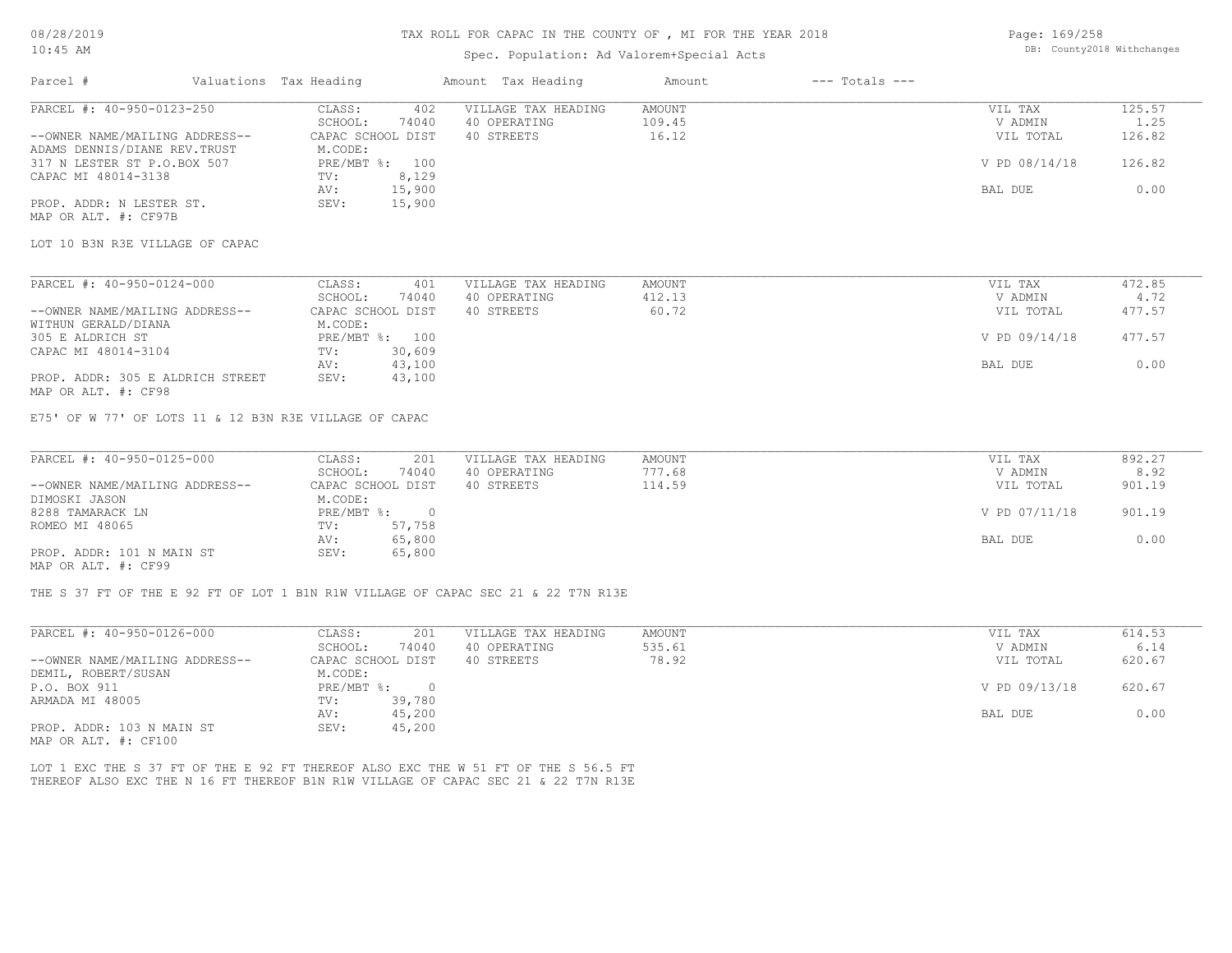# TAX ROLL FOR CAPAC IN THE COUNTY OF , MI FOR THE YEAR 2018

Spec. Population: Ad Valorem+Special Acts

DB: County2018 Withchanges

| Parcel # | Valuations | Tax Heading | Amount | Tax Heading | Amount | --- Totals --- | |
|---|---|---|---|---|---|---|---|

---

**PARCEL #: 40-950-0123-250**

| | | | | | | |
|---|---|---|---|---|---|---|
| | CLASS: | 402 | VILLAGE TAX HEADING | AMOUNT | VIL TAX | 125.57 |
| | SCHOOL: | 74040 | 40 OPERATING | 109.45 | V ADMIN | 1.25 |
| --OWNER NAME/MAILING ADDRESS-- | CAPAC SCHOOL DIST | | 40 STREETS | 16.12 | VIL TOTAL | 126.82 |
| ADAMS DENNIS/DIANE REV.TRUST | M.CODE: | | | | | |
| 317 N LESTER ST P.O.BOX 507 | PRE/MBT %: | 100 | | | V PD 08/14/18 | 126.82 |
| CAPAC MI 48014-3138 | TV: | 8,129 | | | | |
| | AV: | 15,900 | | | BAL DUE | 0.00 |
| PROP. ADDR: N LESTER ST. | SEV: | 15,900 | | | | |
| MAP OR ALT. #: CF97B | | | | | | |

LOT 10 B3N R3E VILLAGE OF CAPAC

---

**PARCEL #: 40-950-0124-000**

| | | | | | | |
|---|---|---|---|---|---|---|
| | CLASS: | 401 | VILLAGE TAX HEADING | AMOUNT | VIL TAX | 472.85 |
| | SCHOOL: | 74040 | 40 OPERATING | 412.13 | V ADMIN | 4.72 |
| --OWNER NAME/MAILING ADDRESS-- | CAPAC SCHOOL DIST | | 40 STREETS | 60.72 | VIL TOTAL | 477.57 |
| WITHUN GERALD/DIANA | M.CODE: | | | | | |
| 305 E ALDRICH ST | PRE/MBT %: | 100 | | | V PD 09/14/18 | 477.57 |
| CAPAC MI 48014-3104 | TV: | 30,609 | | | | |
| | AV: | 43,100 | | | BAL DUE | 0.00 |
| PROP. ADDR: 305 E ALDRICH STREET | SEV: | 43,100 | | | | |
| MAP OR ALT. #: CF98 | | | | | | |

E75' OF W 77' OF LOTS 11 & 12 B3N R3E VILLAGE OF CAPAC

---

**PARCEL #: 40-950-0125-000**

| | | | | | | |
|---|---|---|---|---|---|---|
| | CLASS: | 201 | VILLAGE TAX HEADING | AMOUNT | VIL TAX | 892.27 |
| | SCHOOL: | 74040 | 40 OPERATING | 777.68 | V ADMIN | 8.92 |
| --OWNER NAME/MAILING ADDRESS-- | CAPAC SCHOOL DIST | | 40 STREETS | 114.59 | VIL TOTAL | 901.19 |
| DIMOSKI JASON | M.CODE: | | | | | |
| 8288 TAMARACK LN | PRE/MBT %: | 0 | | | V PD 07/11/18 | 901.19 |
| ROMEO MI 48065 | TV: | 57,758 | | | | |
| | AV: | 65,800 | | | BAL DUE | 0.00 |
| PROP. ADDR: 101 N MAIN ST | SEV: | 65,800 | | | | |
| MAP OR ALT. #: CF99 | | | | | | |

THE S 37 FT OF THE E 92 FT OF LOT 1 B1N R1W VILLAGE OF CAPAC SEC 21 & 22 T7N R13E

---

**PARCEL #: 40-950-0126-000**

| | | | | | | |
|---|---|---|---|---|---|---|
| | CLASS: | 201 | VILLAGE TAX HEADING | AMOUNT | VIL TAX | 614.53 |
| | SCHOOL: | 74040 | 40 OPERATING | 535.61 | V ADMIN | 6.14 |
| --OWNER NAME/MAILING ADDRESS-- | CAPAC SCHOOL DIST | | 40 STREETS | 78.92 | VIL TOTAL | 620.67 |
| DEMIL, ROBERT/SUSAN | M.CODE: | | | | | |
| P.O. BOX 911 | PRE/MBT %: | 0 | | | V PD 09/13/18 | 620.67 |
| ARMADA MI 48005 | TV: | 39,780 | | | | |
| | AV: | 45,200 | | | BAL DUE | 0.00 |
| PROP. ADDR: 103 N MAIN ST | SEV: | 45,200 | | | | |
| MAP OR ALT. #: CF100 | | | | | | |

LOT 1 EXC THE S 37 FT OF THE E 92 FT THEREOF ALSO EXC THE W 51 FT OF THE S 56.5 FT THEREOF ALSO EXC THE N 16 FT THEREOF B1N R1W VILLAGE OF CAPAC SEC 21 & 22 T7N R13E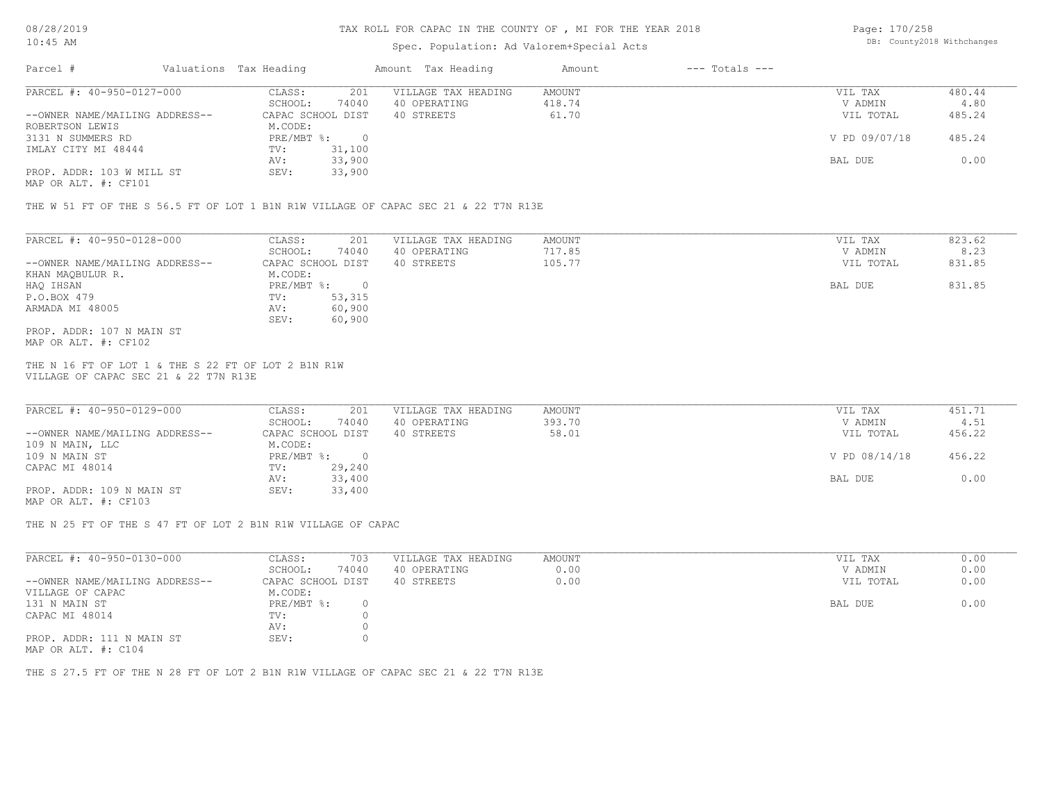TAX ROLL FOR CAPAC IN THE COUNTY OF , MI FOR THE YEAR 2018

Spec. Population: Ad Valorem+Special Acts

| Parcel # | Valuations | Tax Heading | Amount | Tax Heading | Amount | --- Totals --- | |
|---|---|---|---|---|---|---|---|
| PARCEL #: 40-950-0127-000 | CLASS: | 201 | VILLAGE TAX HEADING | AMOUNT | | VIL TAX | 480.44 |
| | SCHOOL: | 74040 | 40 OPERATING | 418.74 | | V ADMIN | 4.80 |
| --OWNER NAME/MAILING ADDRESS-- | CAPAC SCHOOL DIST | | 40 STREETS | 61.70 | | VIL TOTAL | 485.24 |
| ROBERTSON LEWIS | M.CODE: | | | | | | |
| 3131 N SUMMERS RD | PRE/MBT %: | 0 | | | | V PD 09/07/18 | 485.24 |
| IMLAY CITY MI 48444 | TV: | 31,100 | | | | | |
| | AV: | 33,900 | | | | BAL DUE | 0.00 |
| PROP. ADDR: 103 W MILL ST | SEV: | 33,900 | | | | | |
| MAP OR ALT. #: CF101 | | | | | | | |

THE W 51 FT OF THE S 56.5 FT OF LOT 1 B1N R1W VILLAGE OF CAPAC SEC 21 & 22 T7N R13E

| Parcel # | Valuations | Tax Heading | Amount | Tax Heading | Amount | --- Totals --- | |
|---|---|---|---|---|---|---|---|
| PARCEL #: 40-950-0128-000 | CLASS: | 201 | VILLAGE TAX HEADING | AMOUNT | | VIL TAX | 823.62 |
| | SCHOOL: | 74040 | 40 OPERATING | 717.85 | | V ADMIN | 8.23 |
| --OWNER NAME/MAILING ADDRESS-- | CAPAC SCHOOL DIST | | 40 STREETS | 105.77 | | VIL TOTAL | 831.85 |
| KHAN MAQBULUR R. | M.CODE: | | | | | | |
| HAQ IHSAN | PRE/MBT %: | 0 | | | | BAL DUE | 831.85 |
| P.O.BOX 479 | TV: | 53,315 | | | | | |
| ARMADA MI 48005 | AV: | 60,900 | | | | | |
| | SEV: | 60,900 | | | | | |
| PROP. ADDR: 107 N MAIN ST | | | | | | | |
| MAP OR ALT. #: CF102 | | | | | | | |

THE N 16 FT OF LOT 1 & THE S 22 FT OF LOT 2 B1N R1W
VILLAGE OF CAPAC SEC 21 & 22 T7N R13E

| Parcel # | Valuations | Tax Heading | Amount | Tax Heading | Amount | --- Totals --- | |
|---|---|---|---|---|---|---|---|
| PARCEL #: 40-950-0129-000 | CLASS: | 201 | VILLAGE TAX HEADING | AMOUNT | | VIL TAX | 451.71 |
| | SCHOOL: | 74040 | 40 OPERATING | 393.70 | | V ADMIN | 4.51 |
| --OWNER NAME/MAILING ADDRESS-- | CAPAC SCHOOL DIST | | 40 STREETS | 58.01 | | VIL TOTAL | 456.22 |
| 109 N MAIN, LLC | M.CODE: | | | | | | |
| 109 N MAIN ST | PRE/MBT %: | 0 | | | | V PD 08/14/18 | 456.22 |
| CAPAC MI 48014 | TV: | 29,240 | | | | | |
| | AV: | 33,400 | | | | BAL DUE | 0.00 |
| PROP. ADDR: 109 N MAIN ST | SEV: | 33,400 | | | | | |
| MAP OR ALT. #: CF103 | | | | | | | |

THE N 25 FT OF THE S 47 FT OF LOT 2 B1N R1W VILLAGE OF CAPAC

| Parcel # | Valuations | Tax Heading | Amount | Tax Heading | Amount | --- Totals --- | |
|---|---|---|---|---|---|---|---|
| PARCEL #: 40-950-0130-000 | CLASS: | 703 | VILLAGE TAX HEADING | AMOUNT | | VIL TAX | 0.00 |
| | SCHOOL: | 74040 | 40 OPERATING | 0.00 | | V ADMIN | 0.00 |
| --OWNER NAME/MAILING ADDRESS-- | CAPAC SCHOOL DIST | | 40 STREETS | 0.00 | | VIL TOTAL | 0.00 |
| VILLAGE OF CAPAC | M.CODE: | | | | | | |
| 131 N MAIN ST | PRE/MBT %: | 0 | | | | BAL DUE | 0.00 |
| CAPAC MI 48014 | TV: | 0 | | | | | |
| | AV: | 0 | | | | | |
| PROP. ADDR: 111 N MAIN ST | SEV: | 0 | | | | | |
| MAP OR ALT. #: C104 | | | | | | | |

THE S 27.5 FT OF THE N 28 FT OF LOT 2 B1N R1W VILLAGE OF CAPAC SEC 21 & 22 T7N R13E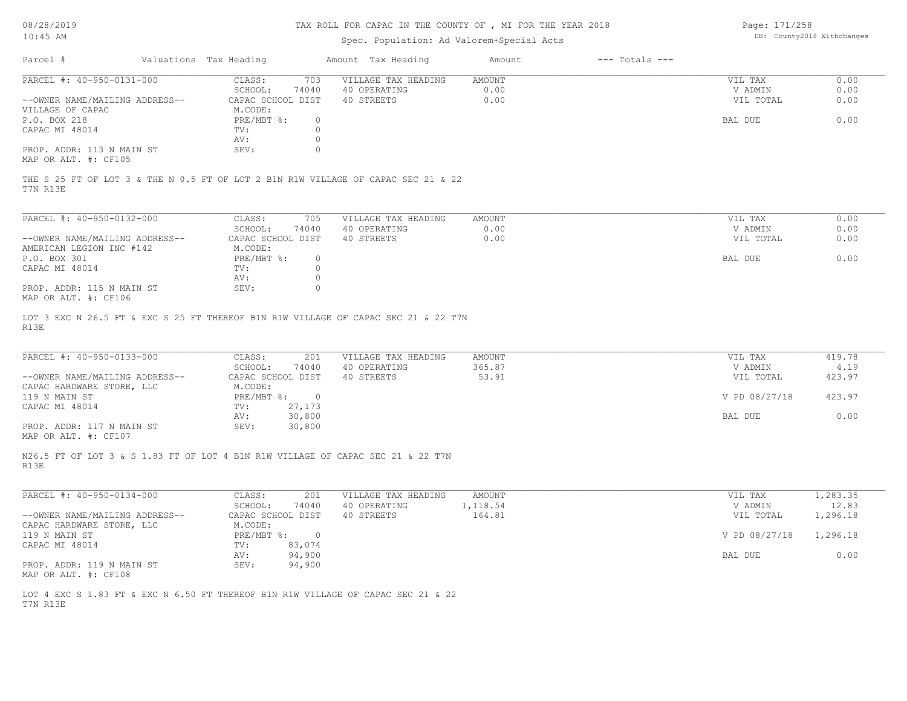TAX ROLL FOR CAPAC IN THE COUNTY OF , MI FOR THE YEAR 2018

Spec. Population: Ad Valorem+Special Acts

| Parcel # | Valuations | Tax Heading | Amount | Tax Heading | Amount | --- Totals --- | |
|---|---|---|---|---|---|---|---|

---

| PARCEL #: 40-950-0131-000 | CLASS: | 703 | VILLAGE TAX HEADING | AMOUNT | VIL TAX | 0.00 |
|---|---|---|---|---|---|---|
| | SCHOOL: | 74040 | 40 OPERATING | 0.00 | V ADMIN | 0.00 |
| --OWNER NAME/MAILING ADDRESS-- | CAPAC SCHOOL DIST | | 40 STREETS | 0.00 | VIL TOTAL | 0.00 |
| VILLAGE OF CAPAC | M.CODE: | | | | | |
| P.O. BOX 218 | PRE/MBT %: | 0 | | | BAL DUE | 0.00 |
| CAPAC MI 48014 | TV: | 0 | | | | |
| | AV: | 0 | | | | |
| PROP. ADDR: 113 N MAIN ST | SEV: | 0 | | | | |
| MAP OR ALT. #: CF105 | | | | | | |

THE S 25 FT OF LOT 3 & THE N 0.5 FT OF LOT 2 B1N R1W VILLAGE OF CAPAC SEC 21 & 22 T7N R13E

---

| PARCEL #: 40-950-0132-000 | CLASS: | 705 | VILLAGE TAX HEADING | AMOUNT | VIL TAX | 0.00 |
|---|---|---|---|---|---|---|
| | SCHOOL: | 74040 | 40 OPERATING | 0.00 | V ADMIN | 0.00 |
| --OWNER NAME/MAILING ADDRESS-- | CAPAC SCHOOL DIST | | 40 STREETS | 0.00 | VIL TOTAL | 0.00 |
| AMERICAN LEGION INC #142 | M.CODE: | | | | | |
| P.O. BOX 301 | PRE/MBT %: | 0 | | | BAL DUE | 0.00 |
| CAPAC MI 48014 | TV: | 0 | | | | |
| | AV: | 0 | | | | |
| PROP. ADDR: 115 N MAIN ST | SEV: | 0 | | | | |
| MAP OR ALT. #: CF106 | | | | | | |

LOT 3 EXC N 26.5 FT & EXC S 25 FT THEREOF B1N R1W VILLAGE OF CAPAC SEC 21 & 22 T7N R13E

---

| PARCEL #: 40-950-0133-000 | CLASS: | 201 | VILLAGE TAX HEADING | AMOUNT | VIL TAX | 419.78 |
|---|---|---|---|---|---|---|
| | SCHOOL: | 74040 | 40 OPERATING | 365.87 | V ADMIN | 4.19 |
| --OWNER NAME/MAILING ADDRESS-- | CAPAC SCHOOL DIST | | 40 STREETS | 53.91 | VIL TOTAL | 423.97 |
| CAPAC HARDWARE STORE, LLC | M.CODE: | | | | | |
| 119 N MAIN ST | PRE/MBT %: | 0 | | | V PD 08/27/18 | 423.97 |
| CAPAC MI 48014 | TV: | 27,173 | | | | |
| | AV: | 30,800 | | | BAL DUE | 0.00 |
| PROP. ADDR: 117 N MAIN ST | SEV: | 30,800 | | | | |
| MAP OR ALT. #: CF107 | | | | | | |

N26.5 FT OF LOT 3 & S 1.83 FT OF LOT 4 B1N R1W VILLAGE OF CAPAC SEC 21 & 22 T7N R13E

---

| PARCEL #: 40-950-0134-000 | CLASS: | 201 | VILLAGE TAX HEADING | AMOUNT | VIL TAX | 1,283.35 |
|---|---|---|---|---|---|---|
| | SCHOOL: | 74040 | 40 OPERATING | 1,118.54 | V ADMIN | 12.83 |
| --OWNER NAME/MAILING ADDRESS-- | CAPAC SCHOOL DIST | | 40 STREETS | 164.81 | VIL TOTAL | 1,296.18 |
| CAPAC HARDWARE STORE, LLC | M.CODE: | | | | | |
| 119 N MAIN ST | PRE/MBT %: | 0 | | | V PD 08/27/18 | 1,296.18 |
| CAPAC MI 48014 | TV: | 83,074 | | | | |
| | AV: | 94,900 | | | BAL DUE | 0.00 |
| PROP. ADDR: 119 N MAIN ST | SEV: | 94,900 | | | | |
| MAP OR ALT. #: CF108 | | | | | | |

LOT 4 EXC S 1.83 FT & EXC N 6.50 FT THEREOF B1N R1W VILLAGE OF CAPAC SEC 21 & 22 T7N R13E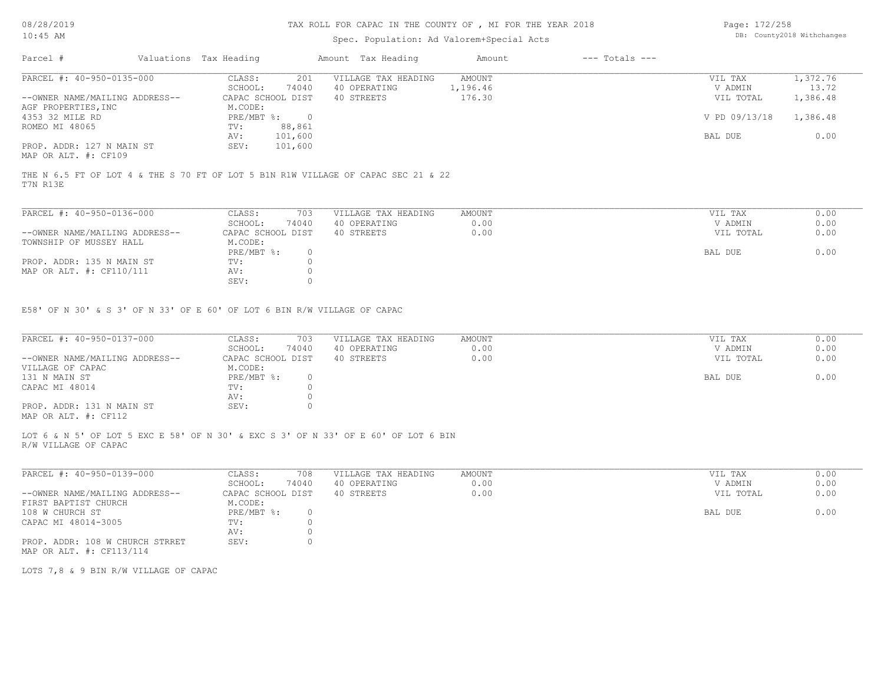# TAX ROLL FOR CAPAC IN THE COUNTY OF , MI FOR THE YEAR 2018

Spec. Population: Ad Valorem+Special Acts

DB: County2018 Withchanges

| Parcel # | Valuations Tax Heading | | Amount Tax Heading | Amount | --- Totals --- | |
|---|---|---|---|---|---|---|

## PARCEL #: 40-950-0135-000

| | | | | | |
|---|---|---|---|---|---|
| --OWNER NAME/MAILING ADDRESS-- | CLASS: 201 | VILLAGE TAX HEADING | AMOUNT | VIL TAX | 1,372.76 |
| AGF PROPERTIES,INC | SCHOOL: 74040 | 40 OPERATING | 1,196.46 | V ADMIN | 13.72 |
| 4353 32 MILE RD | CAPAC SCHOOL DIST | 40 STREETS | 176.30 | VIL TOTAL | 1,386.48 |
| ROMEO MI 48065 | M.CODE: | | | | |
| | PRE/MBT %: 0 | | | V PD 09/13/18 | 1,386.48 |
| PROP. ADDR: 127 N MAIN ST | TV: 88,861 | | | | |
| MAP OR ALT. #: CF109 | AV: 101,600 | | | BAL DUE | 0.00 |
| | SEV: 101,600 | | | | |

THE N 6.5 FT OF LOT 4 & THE S 70 FT OF LOT 5 B1N R1W VILLAGE OF CAPAC SEC 21 & 22 T7N R13E

## PARCEL #: 40-950-0136-000

| | | | | | |
|---|---|---|---|---|---|
| --OWNER NAME/MAILING ADDRESS-- | CLASS: 703 | VILLAGE TAX HEADING | AMOUNT | VIL TAX | 0.00 |
| TOWNSHIP OF MUSSEY HALL | SCHOOL: 74040 | 40 OPERATING | 0.00 | V ADMIN | 0.00 |
| | CAPAC SCHOOL DIST | 40 STREETS | 0.00 | VIL TOTAL | 0.00 |
| | M.CODE: | | | | |
| PROP. ADDR: 135 N MAIN ST | PRE/MBT %: 0 | | | BAL DUE | 0.00 |
| MAP OR ALT. #: CF110/111 | TV: 0 | | | | |
| | AV: 0 | | | | |
| | SEV: 0 | | | | |

E58' OF N 30' & S 3' OF N 33' OF E 60' OF LOT 6 BIN R/W VILLAGE OF CAPAC

## PARCEL #: 40-950-0137-000

| | | | | | |
|---|---|---|---|---|---|
| --OWNER NAME/MAILING ADDRESS-- | CLASS: 703 | VILLAGE TAX HEADING | AMOUNT | VIL TAX | 0.00 |
| VILLAGE OF CAPAC | SCHOOL: 74040 | 40 OPERATING | 0.00 | V ADMIN | 0.00 |
| 131 N MAIN ST | CAPAC SCHOOL DIST | 40 STREETS | 0.00 | VIL TOTAL | 0.00 |
| CAPAC MI 48014 | M.CODE: | | | | |
| | PRE/MBT %: 0 | | | BAL DUE | 0.00 |
| PROP. ADDR: 131 N MAIN ST | TV: 0 | | | | |
| MAP OR ALT. #: CF112 | AV: 0 | | | | |
| | SEV: 0 | | | | |

LOT 6 & N 5' OF LOT 5 EXC E 58' OF N 30' & EXC S 3' OF N 33' OF E 60' OF LOT 6 BIN R/W VILLAGE OF CAPAC

## PARCEL #: 40-950-0139-000

| | | | | | |
|---|---|---|---|---|---|
| --OWNER NAME/MAILING ADDRESS-- | CLASS: 708 | VILLAGE TAX HEADING | AMOUNT | VIL TAX | 0.00 |
| FIRST BAPTIST CHURCH | SCHOOL: 74040 | 40 OPERATING | 0.00 | V ADMIN | 0.00 |
| 108 W CHURCH ST | CAPAC SCHOOL DIST | 40 STREETS | 0.00 | VIL TOTAL | 0.00 |
| CAPAC MI 48014-3005 | M.CODE: | | | | |
| | PRE/MBT %: 0 | | | BAL DUE | 0.00 |
| PROP. ADDR: 108 W CHURCH STRRET | TV: 0 | | | | |
| MAP OR ALT. #: CF113/114 | AV: 0 | | | | |
| | SEV: 0 | | | | |

LOTS 7,8 & 9 BIN R/W VILLAGE OF CAPAC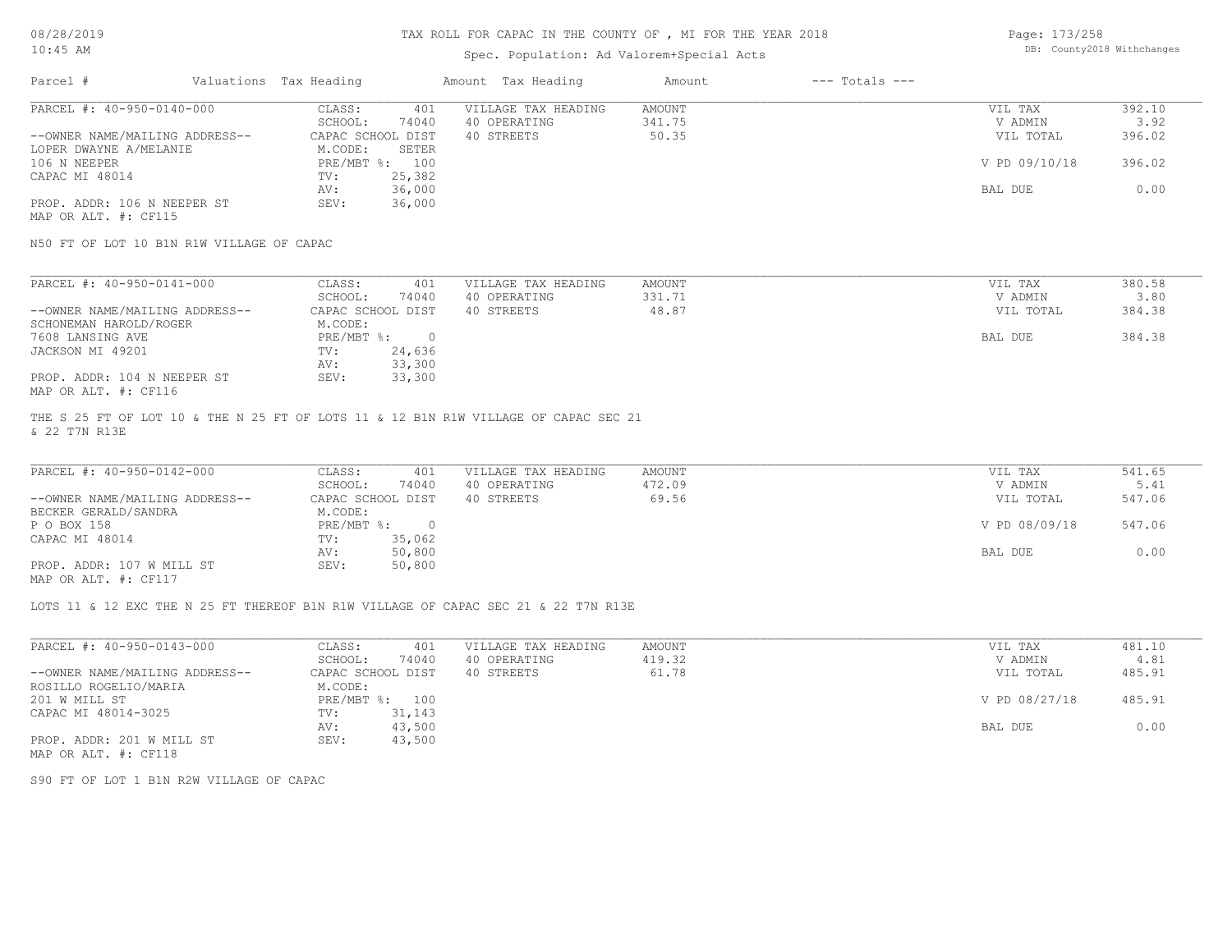# TAX ROLL FOR CAPAC IN THE COUNTY OF , MI FOR THE YEAR 2018

Spec. Population: Ad Valorem+Special Acts

DB: County2018 Withchanges

| Parcel # | Valuations | Tax Heading | Amount | Tax Heading | Amount | --- Totals --- | |
|---|---|---|---|---|---|---|---|
| PARCEL #: 40-950-0140-000 | CLASS: | 401 | VILLAGE TAX HEADING | AMOUNT | | VIL TAX | 392.10 |
| | SCHOOL: | 74040 | 40 OPERATING | 341.75 | | V ADMIN | 3.92 |
| --OWNER NAME/MAILING ADDRESS-- | CAPAC SCHOOL DIST | | 40 STREETS | 50.35 | | VIL TOTAL | 396.02 |
| LOPER DWAYNE A/MELANIE | M.CODE: | SETER | | | | | |
| 106 N NEEPER | PRE/MBT %: | 100 | | | | V PD 09/10/18 | 396.02 |
| CAPAC MI 48014 | TV: | 25,382 | | | | | |
| | AV: | 36,000 | | | | BAL DUE | 0.00 |
| PROP. ADDR: 106 N NEEPER ST | SEV: | 36,000 | | | | | |
| MAP OR ALT. #: CF115 | | | | | | | |

N50 FT OF LOT 10 B1N R1W VILLAGE OF CAPAC

| Parcel # | Valuations | Tax Heading | Amount | Tax Heading | Amount | --- Totals --- | |
|---|---|---|---|---|---|---|---|
| PARCEL #: 40-950-0141-000 | CLASS: | 401 | VILLAGE TAX HEADING | AMOUNT | | VIL TAX | 380.58 |
| | SCHOOL: | 74040 | 40 OPERATING | 331.71 | | V ADMIN | 3.80 |
| --OWNER NAME/MAILING ADDRESS-- | CAPAC SCHOOL DIST | | 40 STREETS | 48.87 | | VIL TOTAL | 384.38 |
| SCHONEMAN HAROLD/ROGER | M.CODE: | | | | | | |
| 7608 LANSING AVE | PRE/MBT %: | 0 | | | | BAL DUE | 384.38 |
| JACKSON MI 49201 | TV: | 24,636 | | | | | |
| | AV: | 33,300 | | | | | |
| PROP. ADDR: 104 N NEEPER ST | SEV: | 33,300 | | | | | |
| MAP OR ALT. #: CF116 | | | | | | | |

THE S 25 FT OF LOT 10 & THE N 25 FT OF LOTS 11 & 12 B1N R1W VILLAGE OF CAPAC SEC 21 & 22 T7N R13E

| Parcel # | Valuations | Tax Heading | Amount | Tax Heading | Amount | --- Totals --- | |
|---|---|---|---|---|---|---|---|
| PARCEL #: 40-950-0142-000 | CLASS: | 401 | VILLAGE TAX HEADING | AMOUNT | | VIL TAX | 541.65 |
| | SCHOOL: | 74040 | 40 OPERATING | 472.09 | | V ADMIN | 5.41 |
| --OWNER NAME/MAILING ADDRESS-- | CAPAC SCHOOL DIST | | 40 STREETS | 69.56 | | VIL TOTAL | 547.06 |
| BECKER GERALD/SANDRA | M.CODE: | | | | | | |
| P O BOX 158 | PRE/MBT %: | 0 | | | | V PD 08/09/18 | 547.06 |
| CAPAC MI 48014 | TV: | 35,062 | | | | | |
| | AV: | 50,800 | | | | BAL DUE | 0.00 |
| PROP. ADDR: 107 W MILL ST | SEV: | 50,800 | | | | | |
| MAP OR ALT. #: CF117 | | | | | | | |

LOTS 11 & 12 EXC THE N 25 FT THEREOF B1N R1W VILLAGE OF CAPAC SEC 21 & 22 T7N R13E

| Parcel # | Valuations | Tax Heading | Amount | Tax Heading | Amount | --- Totals --- | |
|---|---|---|---|---|---|---|---|
| PARCEL #: 40-950-0143-000 | CLASS: | 401 | VILLAGE TAX HEADING | AMOUNT | | VIL TAX | 481.10 |
| | SCHOOL: | 74040 | 40 OPERATING | 419.32 | | V ADMIN | 4.81 |
| --OWNER NAME/MAILING ADDRESS-- | CAPAC SCHOOL DIST | | 40 STREETS | 61.78 | | VIL TOTAL | 485.91 |
| ROSILLO ROGELIO/MARIA | M.CODE: | | | | | | |
| 201 W MILL ST | PRE/MBT %: | 100 | | | | V PD 08/27/18 | 485.91 |
| CAPAC MI 48014-3025 | TV: | 31,143 | | | | | |
| | AV: | 43,500 | | | | BAL DUE | 0.00 |
| PROP. ADDR: 201 W MILL ST | SEV: | 43,500 | | | | | |
| MAP OR ALT. #: CF118 | | | | | | | |

S90 FT OF LOT 1 B1N R2W VILLAGE OF CAPAC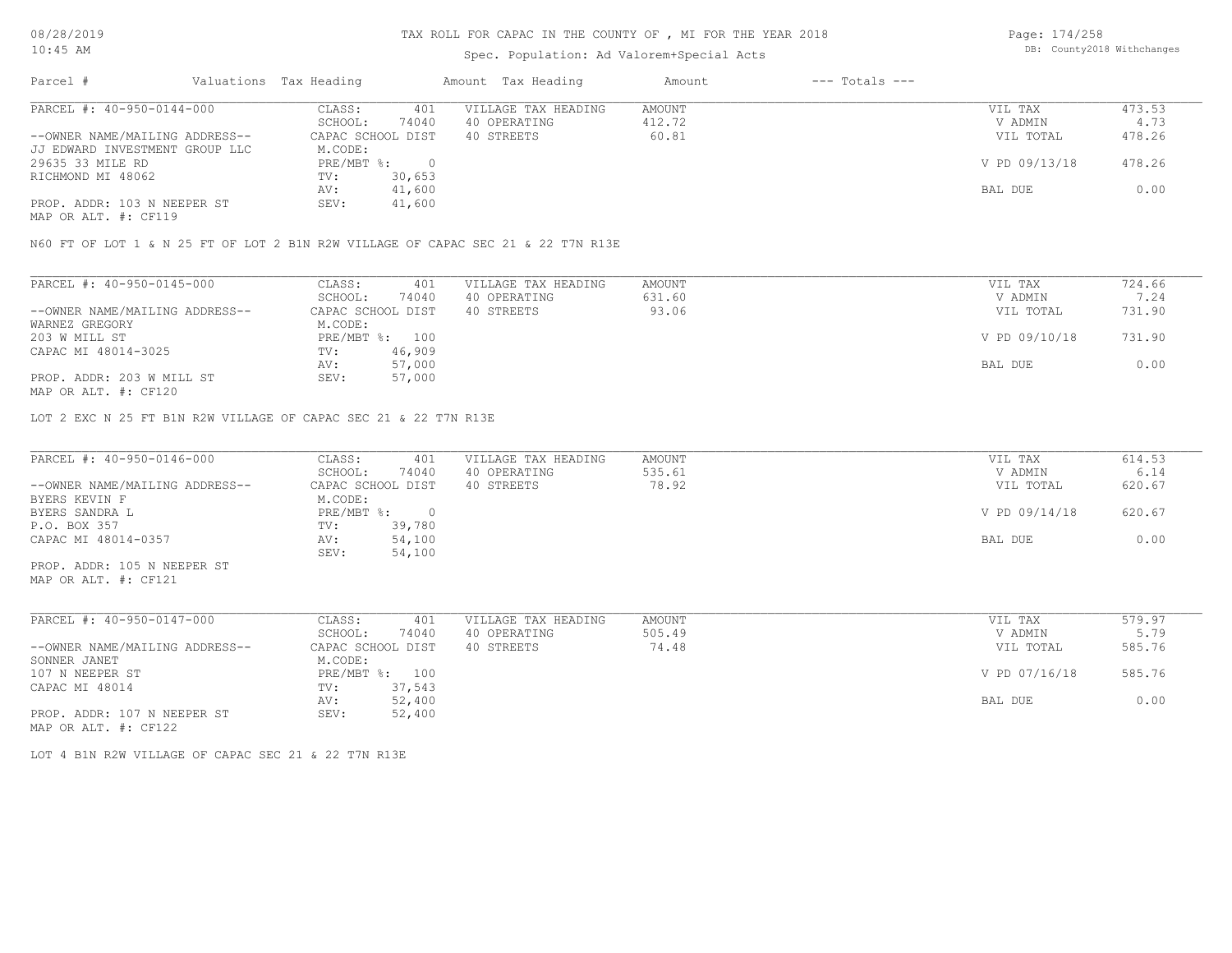# TAX ROLL FOR CAPAC IN THE COUNTY OF , MI FOR THE YEAR 2018

Spec. Population: Ad Valorem+Special Acts

DB: County2018 Withchanges

| Parcel # | Valuations | Tax Heading | Amount | Tax Heading | Amount | --- Totals --- | |
|---|---|---|---|---|---|---|---|

---

| PARCEL #: 40-950-0144-000 | CLASS: | 401 | VILLAGE TAX HEADING | AMOUNT | VIL TAX | 473.53 |
|---|---|---|---|---|---|---|
| | SCHOOL: | 74040 | 40 OPERATING | 412.72 | V ADMIN | 4.73 |
| --OWNER NAME/MAILING ADDRESS-- | CAPAC SCHOOL DIST | | 40 STREETS | 60.81 | VIL TOTAL | 478.26 |
| JJ EDWARD INVESTMENT GROUP LLC | M.CODE: | | | | | |
| 29635 33 MILE RD | PRE/MBT %: | 0 | | | V PD 09/13/18 | 478.26 |
| RICHMOND MI 48062 | TV: | 30,653 | | | | |
| | AV: | 41,600 | | | BAL DUE | 0.00 |
| PROP. ADDR: 103 N NEEPER ST | SEV: | 41,600 | | | | |
| MAP OR ALT. #: CF119 | | | | | | |

N60 FT OF LOT 1 & N 25 FT OF LOT 2 B1N R2W VILLAGE OF CAPAC SEC 21 & 22 T7N R13E

---

| PARCEL #: 40-950-0145-000 | CLASS: | 401 | VILLAGE TAX HEADING | AMOUNT | VIL TAX | 724.66 |
|---|---|---|---|---|---|---|
| | SCHOOL: | 74040 | 40 OPERATING | 631.60 | V ADMIN | 7.24 |
| --OWNER NAME/MAILING ADDRESS-- | CAPAC SCHOOL DIST | | 40 STREETS | 93.06 | VIL TOTAL | 731.90 |
| WARNEZ GREGORY | M.CODE: | | | | | |
| 203 W MILL ST | PRE/MBT %: | 100 | | | V PD 09/10/18 | 731.90 |
| CAPAC MI 48014-3025 | TV: | 46,909 | | | | |
| | AV: | 57,000 | | | BAL DUE | 0.00 |
| PROP. ADDR: 203 W MILL ST | SEV: | 57,000 | | | | |
| MAP OR ALT. #: CF120 | | | | | | |

LOT 2 EXC N 25 FT B1N R2W VILLAGE OF CAPAC SEC 21 & 22 T7N R13E

---

| PARCEL #: 40-950-0146-000 | CLASS: | 401 | VILLAGE TAX HEADING | AMOUNT | VIL TAX | 614.53 |
|---|---|---|---|---|---|---|
| | SCHOOL: | 74040 | 40 OPERATING | 535.61 | V ADMIN | 6.14 |
| --OWNER NAME/MAILING ADDRESS-- | CAPAC SCHOOL DIST | | 40 STREETS | 78.92 | VIL TOTAL | 620.67 |
| BYERS KEVIN F | M.CODE: | | | | | |
| BYERS SANDRA L | PRE/MBT %: | 0 | | | V PD 09/14/18 | 620.67 |
| P.O. BOX 357 | TV: | 39,780 | | | | |
| CAPAC MI 48014-0357 | AV: | 54,100 | | | BAL DUE | 0.00 |
| | SEV: | 54,100 | | | | |
| PROP. ADDR: 105 N NEEPER ST | | | | | | |
| MAP OR ALT. #: CF121 | | | | | | |

---

| PARCEL #: 40-950-0147-000 | CLASS: | 401 | VILLAGE TAX HEADING | AMOUNT | VIL TAX | 579.97 |
|---|---|---|---|---|---|---|
| | SCHOOL: | 74040 | 40 OPERATING | 505.49 | V ADMIN | 5.79 |
| --OWNER NAME/MAILING ADDRESS-- | CAPAC SCHOOL DIST | | 40 STREETS | 74.48 | VIL TOTAL | 585.76 |
| SONNER JANET | M.CODE: | | | | | |
| 107 N NEEPER ST | PRE/MBT %: | 100 | | | V PD 07/16/18 | 585.76 |
| CAPAC MI 48014 | TV: | 37,543 | | | | |
| | AV: | 52,400 | | | BAL DUE | 0.00 |
| PROP. ADDR: 107 N NEEPER ST | SEV: | 52,400 | | | | |
| MAP OR ALT. #: CF122 | | | | | | |

LOT 4 B1N R2W VILLAGE OF CAPAC SEC 21 & 22 T7N R13E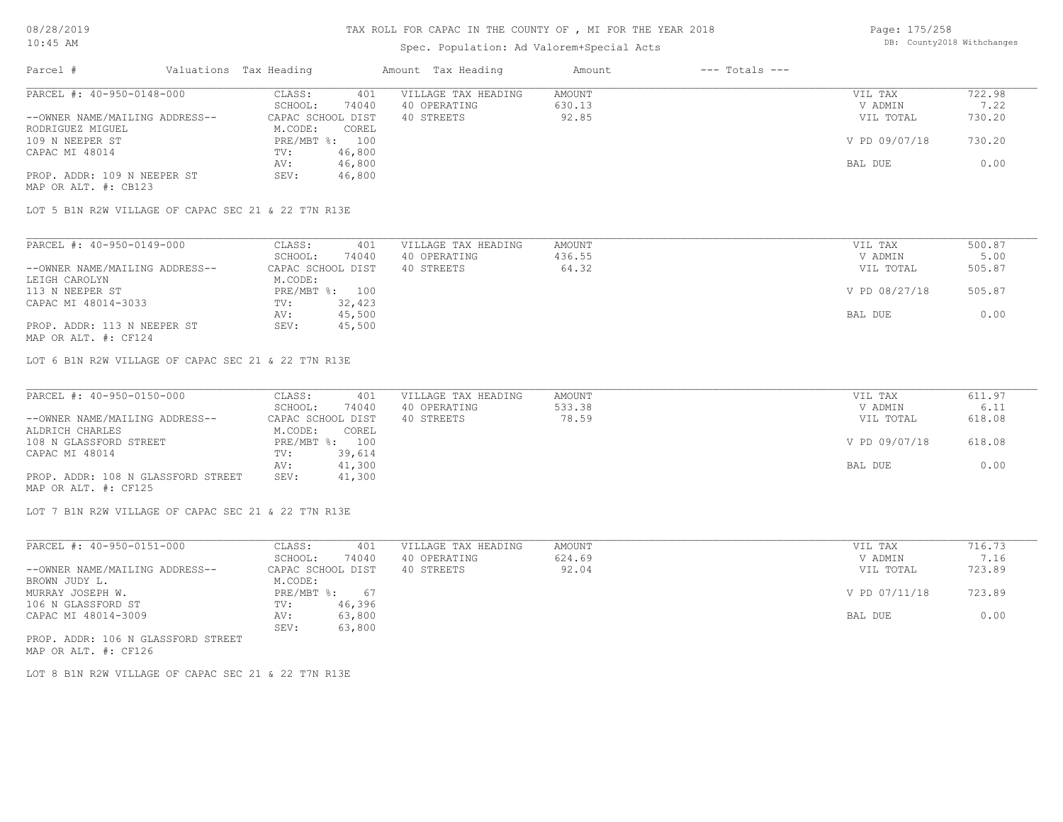# TAX ROLL FOR CAPAC IN THE COUNTY OF , MI FOR THE YEAR 2018

08/28/2019
10:45 AM

Spec. Population: Ad Valorem+Special Acts

DB: County2018 Withchanges

| Parcel # | Valuations Tax Heading | Amount Tax Heading | Amount | --- Totals --- |
|---|---|---|---|---|

---

**PARCEL #: 40-950-0148-000**

| | | | | | |
|---|---|---|---|---|---|
| --OWNER NAME/MAILING ADDRESS-- | CLASS: 401 | VILLAGE TAX HEADING | AMOUNT | VIL TAX | 722.98 |
| RODRIGUEZ MIGUEL | SCHOOL: 74040 | 40 OPERATING | 630.13 | V ADMIN | 7.22 |
| 109 N NEEPER ST | CAPAC SCHOOL DIST | 40 STREETS | 92.85 | VIL TOTAL | 730.20 |
| CAPAC MI 48014 | M.CODE: COREL | | | | |
| | PRE/MBT %: 100 | | | V PD 09/07/18 | 730.20 |
| | TV: 46,800 | | | | |
| | AV: 46,800 | | | BAL DUE | 0.00 |
| PROP. ADDR: 109 N NEEPER ST | SEV: 46,800 | | | | |
| MAP OR ALT. #: CB123 | | | | | |

LOT 5 B1N R2W VILLAGE OF CAPAC SEC 21 & 22 T7N R13E

---

**PARCEL #: 40-950-0149-000**

| | | | | | |
|---|---|---|---|---|---|
| --OWNER NAME/MAILING ADDRESS-- | CLASS: 401 | VILLAGE TAX HEADING | AMOUNT | VIL TAX | 500.87 |
| LEIGH CAROLYN | SCHOOL: 74040 | 40 OPERATING | 436.55 | V ADMIN | 5.00 |
| 113 N NEEPER ST | CAPAC SCHOOL DIST | 40 STREETS | 64.32 | VIL TOTAL | 505.87 |
| CAPAC MI 48014-3033 | M.CODE: | | | | |
| | PRE/MBT %: 100 | | | V PD 08/27/18 | 505.87 |
| | TV: 32,423 | | | | |
| | AV: 45,500 | | | BAL DUE | 0.00 |
| PROP. ADDR: 113 N NEEPER ST | SEV: 45,500 | | | | |
| MAP OR ALT. #: CF124 | | | | | |

LOT 6 B1N R2W VILLAGE OF CAPAC SEC 21 & 22 T7N R13E

---

**PARCEL #: 40-950-0150-000**

| | | | | | |
|---|---|---|---|---|---|
| --OWNER NAME/MAILING ADDRESS-- | CLASS: 401 | VILLAGE TAX HEADING | AMOUNT | VIL TAX | 611.97 |
| ALDRICH CHARLES | SCHOOL: 74040 | 40 OPERATING | 533.38 | V ADMIN | 6.11 |
| 108 N GLASSFORD STREET | CAPAC SCHOOL DIST | 40 STREETS | 78.59 | VIL TOTAL | 618.08 |
| CAPAC MI 48014 | M.CODE: COREL | | | | |
| | PRE/MBT %: 100 | | | V PD 09/07/18 | 618.08 |
| | TV: 39,614 | | | | |
| | AV: 41,300 | | | BAL DUE | 0.00 |
| PROP. ADDR: 108 N GLASSFORD STREET | SEV: 41,300 | | | | |
| MAP OR ALT. #: CF125 | | | | | |

LOT 7 B1N R2W VILLAGE OF CAPAC SEC 21 & 22 T7N R13E

---

**PARCEL #: 40-950-0151-000**

| | | | | | |
|---|---|---|---|---|---|
| --OWNER NAME/MAILING ADDRESS-- | CLASS: 401 | VILLAGE TAX HEADING | AMOUNT | VIL TAX | 716.73 |
| BROWN JUDY L. | SCHOOL: 74040 | 40 OPERATING | 624.69 | V ADMIN | 7.16 |
| MURRAY JOSEPH W. | CAPAC SCHOOL DIST | 40 STREETS | 92.04 | VIL TOTAL | 723.89 |
| 106 N GLASSFORD ST | M.CODE: | | | | |
| CAPAC MI 48014-3009 | PRE/MBT %: 67 | | | V PD 07/11/18 | 723.89 |
| | TV: 46,396 | | | | |
| | AV: 63,800 | | | BAL DUE | 0.00 |
| | SEV: 63,800 | | | | |
| PROP. ADDR: 106 N GLASSFORD STREET | | | | | |
| MAP OR ALT. #: CF126 | | | | | |

LOT 8 B1N R2W VILLAGE OF CAPAC SEC 21 & 22 T7N R13E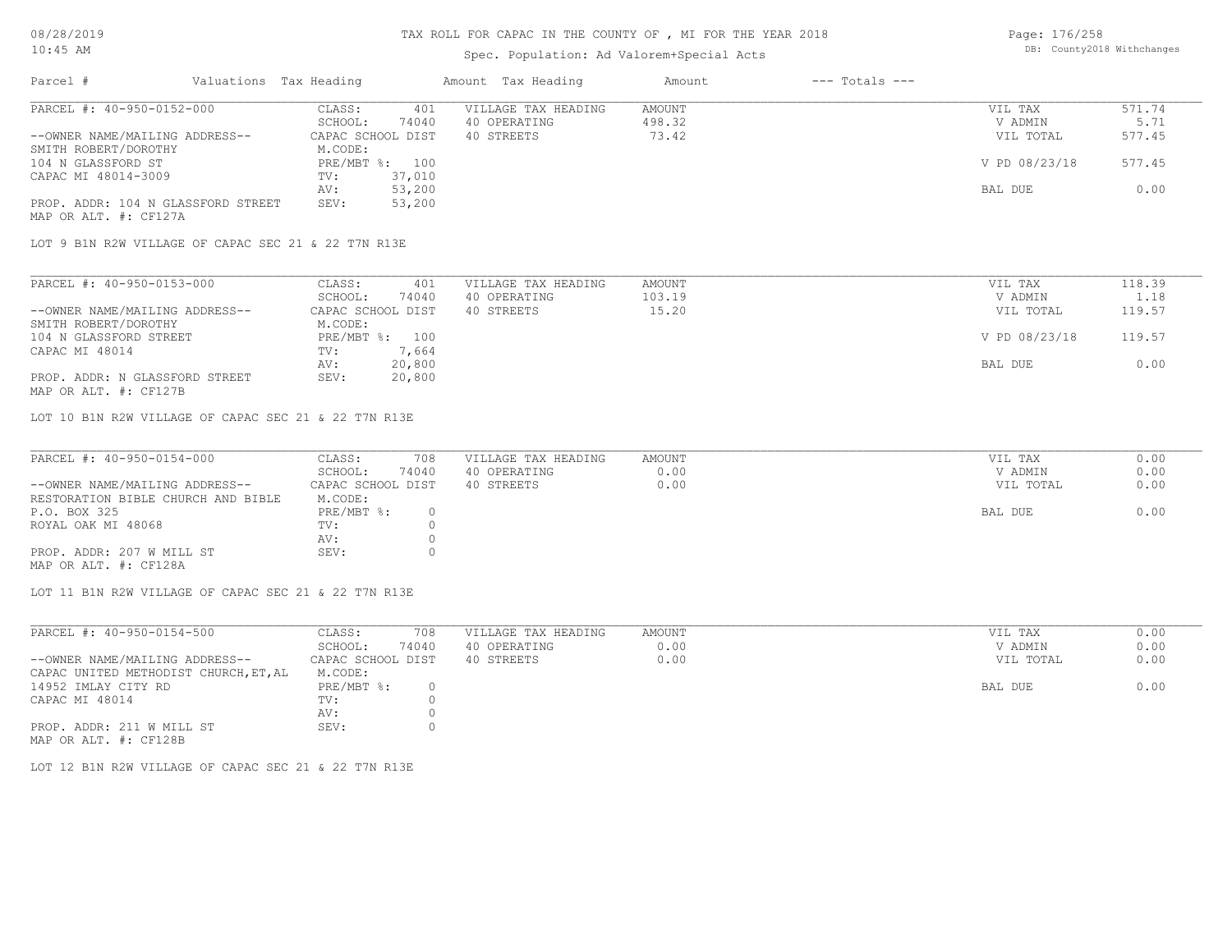# TAX ROLL FOR CAPAC IN THE COUNTY OF , MI FOR THE YEAR 2018

Spec. Population: Ad Valorem+Special Acts

DB: County2018 Withchanges

| Parcel # | Valuations | Tax Heading | Amount | Tax Heading | Amount | --- Totals --- |
|---|---|---|---|---|---|---|

---

**PARCEL #: 40-950-0152-000**

| | | | | |
|---|---|---|---|---|
| CLASS: 401 | VILLAGE TAX HEADING | AMOUNT | VIL TAX | 571.74 |
| SCHOOL: 74040 | 40 OPERATING | 498.32 | V ADMIN | 5.71 |
| CAPAC SCHOOL DIST | 40 STREETS | 73.42 | VIL TOTAL | 577.45 |
| M.CODE: | | | | |
| PRE/MBT %: 100 | | | V PD 08/23/18 | 577.45 |
| TV: 37,010 | | | | |
| AV: 53,200 | | | BAL DUE | 0.00 |
| SEV: 53,200 | | | | |

--OWNER NAME/MAILING ADDRESS--
SMITH ROBERT/DOROTHY
104 N GLASSFORD ST
CAPAC MI 48014-3009

PROP. ADDR: 104 N GLASSFORD STREET
MAP OR ALT. #: CF127A

LOT 9 B1N R2W VILLAGE OF CAPAC SEC 21 & 22 T7N R13E

---

**PARCEL #: 40-950-0153-000**

| | | | | |
|---|---|---|---|---|
| CLASS: 401 | VILLAGE TAX HEADING | AMOUNT | VIL TAX | 118.39 |
| SCHOOL: 74040 | 40 OPERATING | 103.19 | V ADMIN | 1.18 |
| CAPAC SCHOOL DIST | 40 STREETS | 15.20 | VIL TOTAL | 119.57 |
| M.CODE: | | | | |
| PRE/MBT %: 100 | | | V PD 08/23/18 | 119.57 |
| TV: 7,664 | | | | |
| AV: 20,800 | | | BAL DUE | 0.00 |
| SEV: 20,800 | | | | |

--OWNER NAME/MAILING ADDRESS--
SMITH ROBERT/DOROTHY
104 N GLASSFORD STREET
CAPAC MI 48014

PROP. ADDR: N GLASSFORD STREET
MAP OR ALT. #: CF127B

LOT 10 B1N R2W VILLAGE OF CAPAC SEC 21 & 22 T7N R13E

---

**PARCEL #: 40-950-0154-000**

| | | | | |
|---|---|---|---|---|
| CLASS: 708 | VILLAGE TAX HEADING | AMOUNT | VIL TAX | 0.00 |
| SCHOOL: 74040 | 40 OPERATING | 0.00 | V ADMIN | 0.00 |
| CAPAC SCHOOL DIST | 40 STREETS | 0.00 | VIL TOTAL | 0.00 |
| M.CODE: | | | | |
| PRE/MBT %: 0 | | | BAL DUE | 0.00 |
| TV: 0 | | | | |
| AV: 0 | | | | |
| SEV: 0 | | | | |

--OWNER NAME/MAILING ADDRESS--
RESTORATION BIBLE CHURCH AND BIBLE
P.O. BOX 325
ROYAL OAK MI 48068

PROP. ADDR: 207 W MILL ST
MAP OR ALT. #: CF128A

LOT 11 B1N R2W VILLAGE OF CAPAC SEC 21 & 22 T7N R13E

---

**PARCEL #: 40-950-0154-500**

| | | | | |
|---|---|---|---|---|
| CLASS: 708 | VILLAGE TAX HEADING | AMOUNT | VIL TAX | 0.00 |
| SCHOOL: 74040 | 40 OPERATING | 0.00 | V ADMIN | 0.00 |
| CAPAC SCHOOL DIST | 40 STREETS | 0.00 | VIL TOTAL | 0.00 |
| M.CODE: | | | | |
| PRE/MBT %: 0 | | | BAL DUE | 0.00 |
| TV: 0 | | | | |
| AV: 0 | | | | |
| SEV: 0 | | | | |

--OWNER NAME/MAILING ADDRESS--
CAPAC UNITED METHODIST CHURCH,ET,AL
14952 IMLAY CITY RD
CAPAC MI 48014

PROP. ADDR: 211 W MILL ST
MAP OR ALT. #: CF128B

LOT 12 B1N R2W VILLAGE OF CAPAC SEC 21 & 22 T7N R13E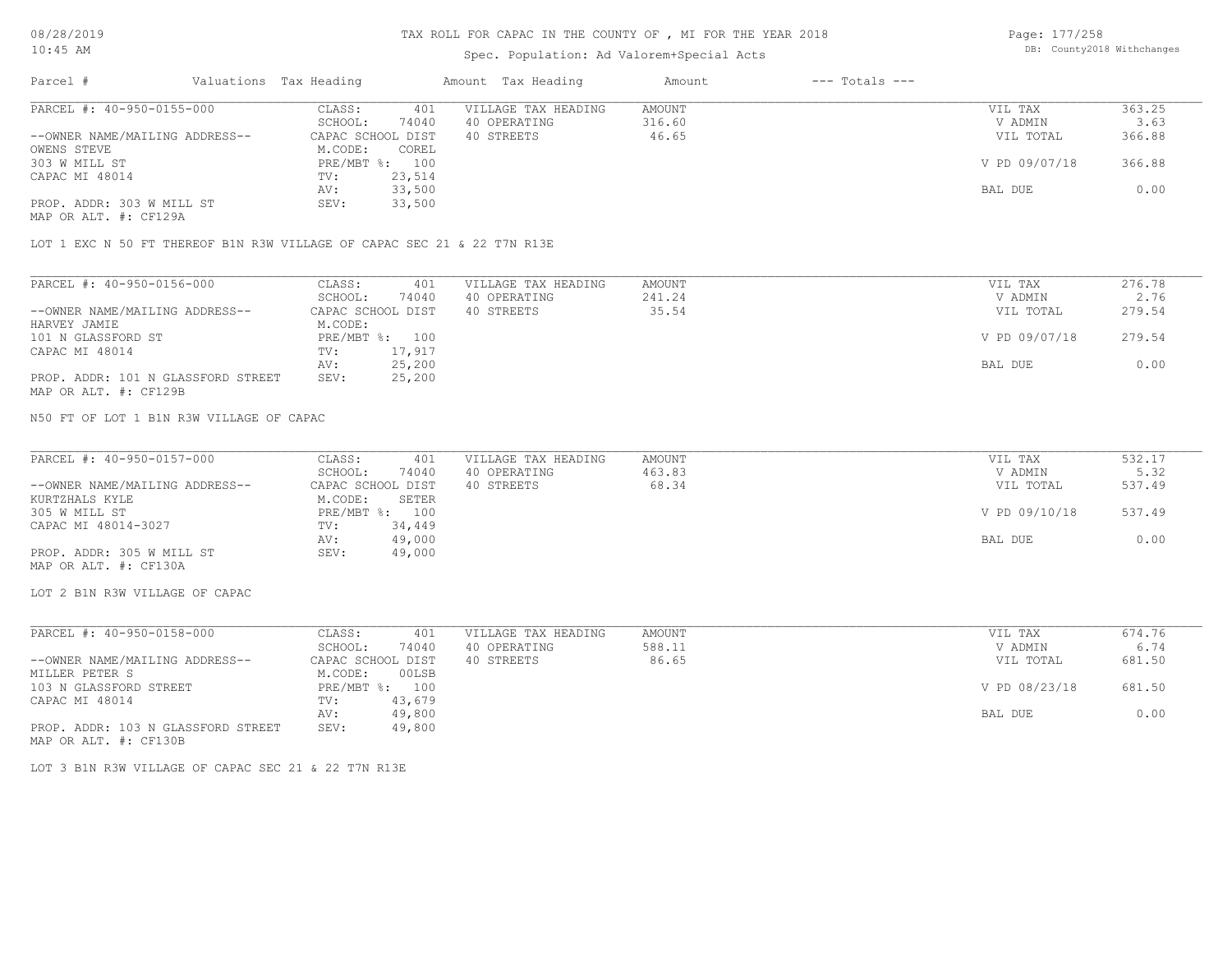# TAX ROLL FOR CAPAC IN THE COUNTY OF , MI FOR THE YEAR 2018

Spec. Population: Ad Valorem+Special Acts

08/28/2019
10:45 AM

DB: County2018 Withchanges

| Parcel # | Valuations Tax Heading | | Amount Tax Heading | Amount | --- Totals --- | |
|---|---|---|---|---|---|---|
| PARCEL #: 40-950-0155-000 | CLASS: | 401 | VILLAGE TAX HEADING | AMOUNT | VIL TAX | 363.25 |
| | SCHOOL: | 74040 | 40 OPERATING | 316.60 | V ADMIN | 3.63 |
| --OWNER NAME/MAILING ADDRESS-- | CAPAC SCHOOL DIST | | 40 STREETS | 46.65 | VIL TOTAL | 366.88 |
| OWENS STEVE | M.CODE: | COREL | | | | |
| 303 W MILL ST | PRE/MBT %: | 100 | | | V PD 09/07/18 | 366.88 |
| CAPAC MI 48014 | TV: | 23,514 | | | | |
| | AV: | 33,500 | | | BAL DUE | 0.00 |
| PROP. ADDR: 303 W MILL ST | SEV: | 33,500 | | | | |
| MAP OR ALT. #: CF129A | | | | | | |

LOT 1 EXC N 50 FT THEREOF B1N R3W VILLAGE OF CAPAC SEC 21 & 22 T7N R13E

| Parcel # | Valuations Tax Heading | | Amount Tax Heading | Amount | --- Totals --- | |
|---|---|---|---|---|---|---|
| PARCEL #: 40-950-0156-000 | CLASS: | 401 | VILLAGE TAX HEADING | AMOUNT | VIL TAX | 276.78 |
| | SCHOOL: | 74040 | 40 OPERATING | 241.24 | V ADMIN | 2.76 |
| --OWNER NAME/MAILING ADDRESS-- | CAPAC SCHOOL DIST | | 40 STREETS | 35.54 | VIL TOTAL | 279.54 |
| HARVEY JAMIE | M.CODE: | | | | | |
| 101 N GLASSFORD ST | PRE/MBT %: | 100 | | | V PD 09/07/18 | 279.54 |
| CAPAC MI 48014 | TV: | 17,917 | | | | |
| | AV: | 25,200 | | | BAL DUE | 0.00 |
| PROP. ADDR: 101 N GLASSFORD STREET | SEV: | 25,200 | | | | |
| MAP OR ALT. #: CF129B | | | | | | |

N50 FT OF LOT 1 B1N R3W VILLAGE OF CAPAC

| Parcel # | Valuations Tax Heading | | Amount Tax Heading | Amount | --- Totals --- | |
|---|---|---|---|---|---|---|
| PARCEL #: 40-950-0157-000 | CLASS: | 401 | VILLAGE TAX HEADING | AMOUNT | VIL TAX | 532.17 |
| | SCHOOL: | 74040 | 40 OPERATING | 463.83 | V ADMIN | 5.32 |
| --OWNER NAME/MAILING ADDRESS-- | CAPAC SCHOOL DIST | | 40 STREETS | 68.34 | VIL TOTAL | 537.49 |
| KURTZHALS KYLE | M.CODE: | SETER | | | | |
| 305 W MILL ST | PRE/MBT %: | 100 | | | V PD 09/10/18 | 537.49 |
| CAPAC MI 48014-3027 | TV: | 34,449 | | | | |
| | AV: | 49,000 | | | BAL DUE | 0.00 |
| PROP. ADDR: 305 W MILL ST | SEV: | 49,000 | | | | |
| MAP OR ALT. #: CF130A | | | | | | |

LOT 2 B1N R3W VILLAGE OF CAPAC

| Parcel # | Valuations Tax Heading | | Amount Tax Heading | Amount | --- Totals --- | |
|---|---|---|---|---|---|---|
| PARCEL #: 40-950-0158-000 | CLASS: | 401 | VILLAGE TAX HEADING | AMOUNT | VIL TAX | 674.76 |
| | SCHOOL: | 74040 | 40 OPERATING | 588.11 | V ADMIN | 6.74 |
| --OWNER NAME/MAILING ADDRESS-- | CAPAC SCHOOL DIST | | 40 STREETS | 86.65 | VIL TOTAL | 681.50 |
| MILLER PETER S | M.CODE: | 00LSB | | | | |
| 103 N GLASSFORD STREET | PRE/MBT %: | 100 | | | V PD 08/23/18 | 681.50 |
| CAPAC MI 48014 | TV: | 43,679 | | | | |
| | AV: | 49,800 | | | BAL DUE | 0.00 |
| PROP. ADDR: 103 N GLASSFORD STREET | SEV: | 49,800 | | | | |
| MAP OR ALT. #: CF130B | | | | | | |

LOT 3 B1N R3W VILLAGE OF CAPAC SEC 21 & 22 T7N R13E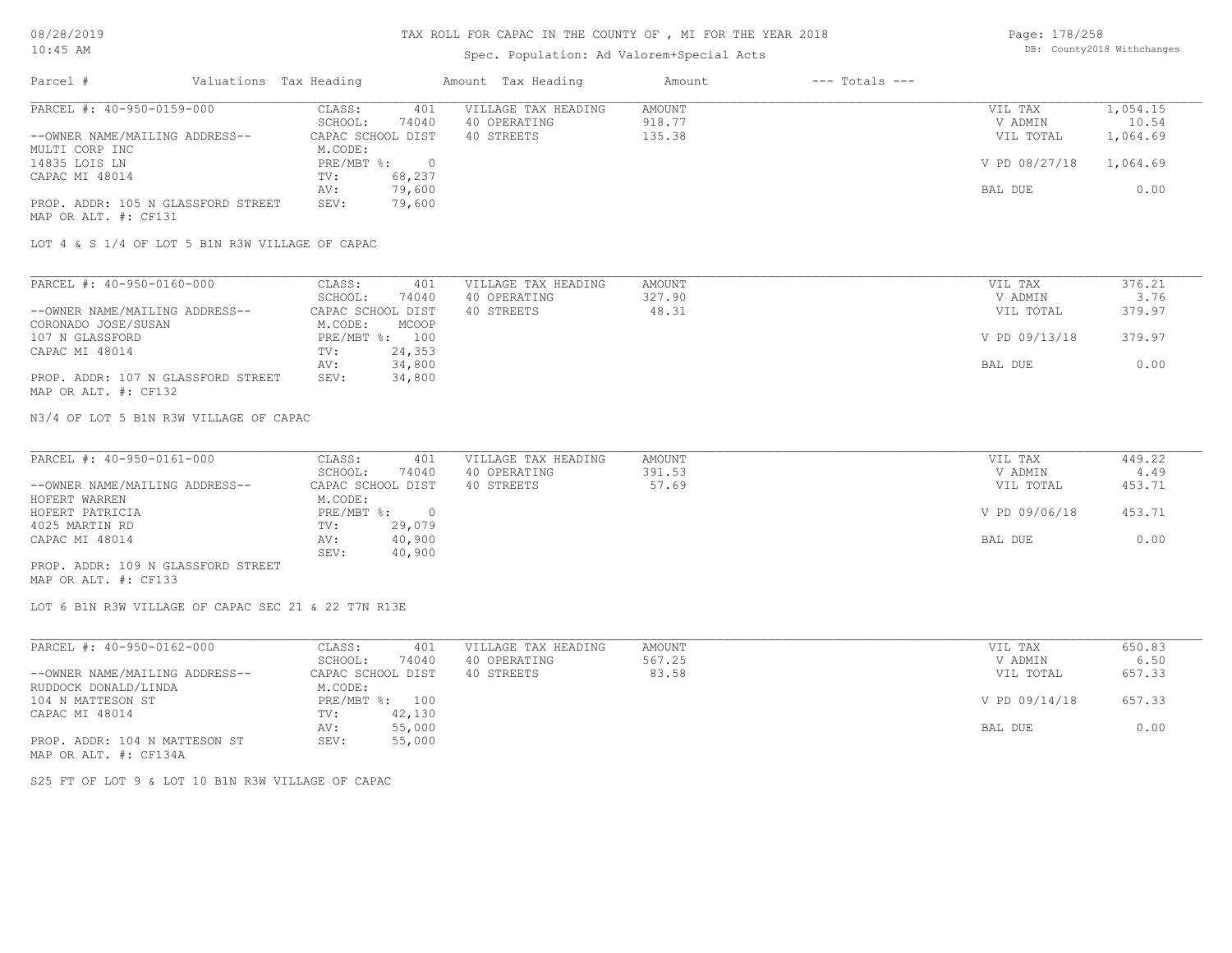# TAX ROLL FOR CAPAC IN THE COUNTY OF , MI FOR THE YEAR 2018

Spec. Population: Ad Valorem+Special Acts

| Parcel # | Valuations | Tax Heading | Amount | Tax Heading | Amount | --- Totals --- | |
|---|---|---|---|---|---|---|---|

**PARCEL #: 40-950-0159-000**

| | | | | | |
|---|---|---|---|---|---|
| CLASS: | 401 | VILLAGE TAX HEADING | AMOUNT | VIL TAX | 1,054.15 |
| SCHOOL: | 74040 | 40 OPERATING | 918.77 | V ADMIN | 10.54 |
| CAPAC SCHOOL DIST | | 40 STREETS | 135.38 | VIL TOTAL | 1,064.69 |
| M.CODE: | | | | | |
| PRE/MBT %: | 0 | | | V PD 08/27/18 | 1,064.69 |
| TV: | 68,237 | | | | |
| AV: | 79,600 | | | BAL DUE | 0.00 |
| SEV: | 79,600 | | | | |

--OWNER NAME/MAILING ADDRESS--
MULTI CORP INC
14835 LOIS LN
CAPAC MI 48014

PROP. ADDR: 105 N GLASSFORD STREET
MAP OR ALT. #: CF131

LOT 4 & S 1/4 OF LOT 5 B1N R3W VILLAGE OF CAPAC

**PARCEL #: 40-950-0160-000**

| | | | | | |
|---|---|---|---|---|---|
| CLASS: | 401 | VILLAGE TAX HEADING | AMOUNT | VIL TAX | 376.21 |
| SCHOOL: | 74040 | 40 OPERATING | 327.90 | V ADMIN | 3.76 |
| CAPAC SCHOOL DIST | | 40 STREETS | 48.31 | VIL TOTAL | 379.97 |
| M.CODE: | MCOOP | | | | |
| PRE/MBT %: | 100 | | | V PD 09/13/18 | 379.97 |
| TV: | 24,353 | | | | |
| AV: | 34,800 | | | BAL DUE | 0.00 |
| SEV: | 34,800 | | | | |

--OWNER NAME/MAILING ADDRESS--
CORONADO JOSE/SUSAN
107 N GLASSFORD
CAPAC MI 48014

PROP. ADDR: 107 N GLASSFORD STREET
MAP OR ALT. #: CF132

N3/4 OF LOT 5 B1N R3W VILLAGE OF CAPAC

**PARCEL #: 40-950-0161-000**

| | | | | | |
|---|---|---|---|---|---|
| CLASS: | 401 | VILLAGE TAX HEADING | AMOUNT | VIL TAX | 449.22 |
| SCHOOL: | 74040 | 40 OPERATING | 391.53 | V ADMIN | 4.49 |
| CAPAC SCHOOL DIST | | 40 STREETS | 57.69 | VIL TOTAL | 453.71 |
| M.CODE: | | | | | |
| PRE/MBT %: | 0 | | | V PD 09/06/18 | 453.71 |
| TV: | 29,079 | | | | |
| AV: | 40,900 | | | BAL DUE | 0.00 |
| SEV: | 40,900 | | | | |

--OWNER NAME/MAILING ADDRESS--
HOFERT WARREN
HOFERT PATRICIA
4025 MARTIN RD
CAPAC MI 48014

PROP. ADDR: 109 N GLASSFORD STREET
MAP OR ALT. #: CF133

LOT 6 B1N R3W VILLAGE OF CAPAC SEC 21 & 22 T7N R13E

**PARCEL #: 40-950-0162-000**

| | | | | | |
|---|---|---|---|---|---|
| CLASS: | 401 | VILLAGE TAX HEADING | AMOUNT | VIL TAX | 650.83 |
| SCHOOL: | 74040 | 40 OPERATING | 567.25 | V ADMIN | 6.50 |
| CAPAC SCHOOL DIST | | 40 STREETS | 83.58 | VIL TOTAL | 657.33 |
| M.CODE: | | | | | |
| PRE/MBT %: | 100 | | | V PD 09/14/18 | 657.33 |
| TV: | 42,130 | | | | |
| AV: | 55,000 | | | BAL DUE | 0.00 |
| SEV: | 55,000 | | | | |

--OWNER NAME/MAILING ADDRESS--
RUDDOCK DONALD/LINDA
104 N MATTESON ST
CAPAC MI 48014

PROP. ADDR: 104 N MATTESON ST
MAP OR ALT. #: CF134A

S25 FT OF LOT 9 & LOT 10 B1N R3W VILLAGE OF CAPAC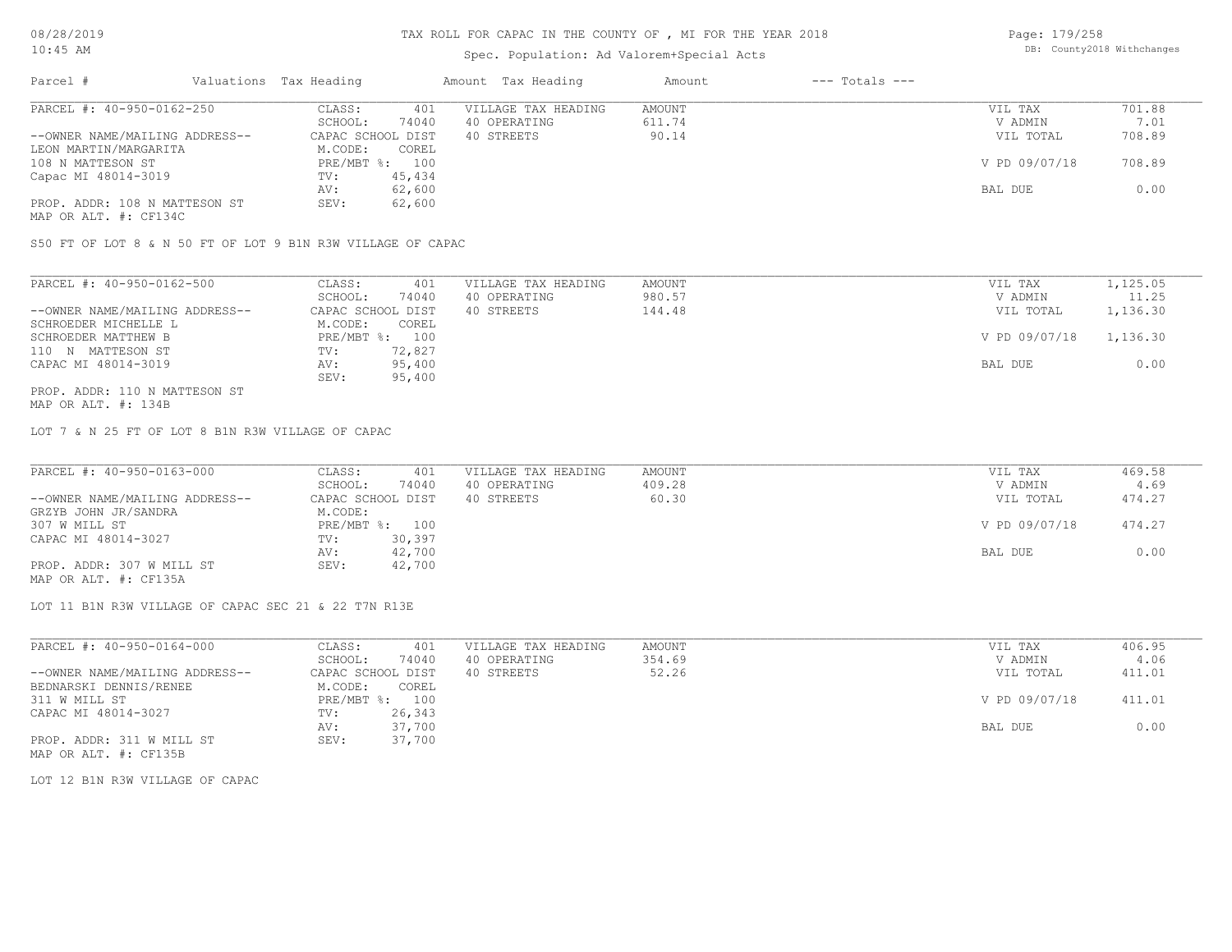# TAX ROLL FOR CAPAC IN THE COUNTY OF , MI FOR THE YEAR 2018

Spec. Population: Ad Valorem+Special Acts

DB: County2018 Withchanges

| Parcel # | Valuations | Tax Heading | Amount | Tax Heading | Amount | --- Totals --- | |
|---|---|---|---|---|---|---|---|
| PARCEL #: 40-950-0162-250 | CLASS: | 401 | VILLAGE TAX HEADING | AMOUNT | | VIL TAX | 701.88 |
| | SCHOOL: | 74040 | 40 OPERATING | 611.74 | | V ADMIN | 7.01 |
| --OWNER NAME/MAILING ADDRESS-- | CAPAC SCHOOL DIST | | 40 STREETS | 90.14 | | VIL TOTAL | 708.89 |
| LEON MARTIN/MARGARITA | M.CODE: | COREL | | | | | |
| 108 N MATTESON ST | PRE/MBT %: | 100 | | | | V PD 09/07/18 | 708.89 |
| Capac MI 48014-3019 | TV: | 45,434 | | | | | |
| | AV: | 62,600 | | | | BAL DUE | 0.00 |
| PROP. ADDR: 108 N MATTESON ST | SEV: | 62,600 | | | | | |
| MAP OR ALT. #: CF134C | | | | | | | |

S50 FT OF LOT 8 & N 50 FT OF LOT 9 B1N R3W VILLAGE OF CAPAC

| Parcel # | Valuations | Tax Heading | Amount | Tax Heading | Amount | --- Totals --- | |
|---|---|---|---|---|---|---|---|
| PARCEL #: 40-950-0162-500 | CLASS: | 401 | VILLAGE TAX HEADING | AMOUNT | | VIL TAX | 1,125.05 |
| | SCHOOL: | 74040 | 40 OPERATING | 980.57 | | V ADMIN | 11.25 |
| --OWNER NAME/MAILING ADDRESS-- | CAPAC SCHOOL DIST | | 40 STREETS | 144.48 | | VIL TOTAL | 1,136.30 |
| SCHROEDER MICHELLE L | M.CODE: | COREL | | | | | |
| SCHROEDER MATTHEW B | PRE/MBT %: | 100 | | | | V PD 09/07/18 | 1,136.30 |
| 110 N MATTESON ST | TV: | 72,827 | | | | | |
| CAPAC MI 48014-3019 | AV: | 95,400 | | | | BAL DUE | 0.00 |
| | SEV: | 95,400 | | | | | |
| PROP. ADDR: 110 N MATTESON ST | | | | | | | |
| MAP OR ALT. #: 134B | | | | | | | |

LOT 7 & N 25 FT OF LOT 8 B1N R3W VILLAGE OF CAPAC

| Parcel # | Valuations | Tax Heading | Amount | Tax Heading | Amount | --- Totals --- | |
|---|---|---|---|---|---|---|---|
| PARCEL #: 40-950-0163-000 | CLASS: | 401 | VILLAGE TAX HEADING | AMOUNT | | VIL TAX | 469.58 |
| | SCHOOL: | 74040 | 40 OPERATING | 409.28 | | V ADMIN | 4.69 |
| --OWNER NAME/MAILING ADDRESS-- | CAPAC SCHOOL DIST | | 40 STREETS | 60.30 | | VIL TOTAL | 474.27 |
| GRZYB JOHN JR/SANDRA | M.CODE: | | | | | | |
| 307 W MILL ST | PRE/MBT %: | 100 | | | | V PD 09/07/18 | 474.27 |
| CAPAC MI 48014-3027 | TV: | 30,397 | | | | | |
| | AV: | 42,700 | | | | BAL DUE | 0.00 |
| PROP. ADDR: 307 W MILL ST | SEV: | 42,700 | | | | | |
| MAP OR ALT. #: CF135A | | | | | | | |

LOT 11 B1N R3W VILLAGE OF CAPAC SEC 21 & 22 T7N R13E

| Parcel # | Valuations | Tax Heading | Amount | Tax Heading | Amount | --- Totals --- | |
|---|---|---|---|---|---|---|---|
| PARCEL #: 40-950-0164-000 | CLASS: | 401 | VILLAGE TAX HEADING | AMOUNT | | VIL TAX | 406.95 |
| | SCHOOL: | 74040 | 40 OPERATING | 354.69 | | V ADMIN | 4.06 |
| --OWNER NAME/MAILING ADDRESS-- | CAPAC SCHOOL DIST | | 40 STREETS | 52.26 | | VIL TOTAL | 411.01 |
| BEDNARSKI DENNIS/RENEE | M.CODE: | COREL | | | | | |
| 311 W MILL ST | PRE/MBT %: | 100 | | | | V PD 09/07/18 | 411.01 |
| CAPAC MI 48014-3027 | TV: | 26,343 | | | | | |
| | AV: | 37,700 | | | | BAL DUE | 0.00 |
| PROP. ADDR: 311 W MILL ST | SEV: | 37,700 | | | | | |
| MAP OR ALT. #: CF135B | | | | | | | |

LOT 12 B1N R3W VILLAGE OF CAPAC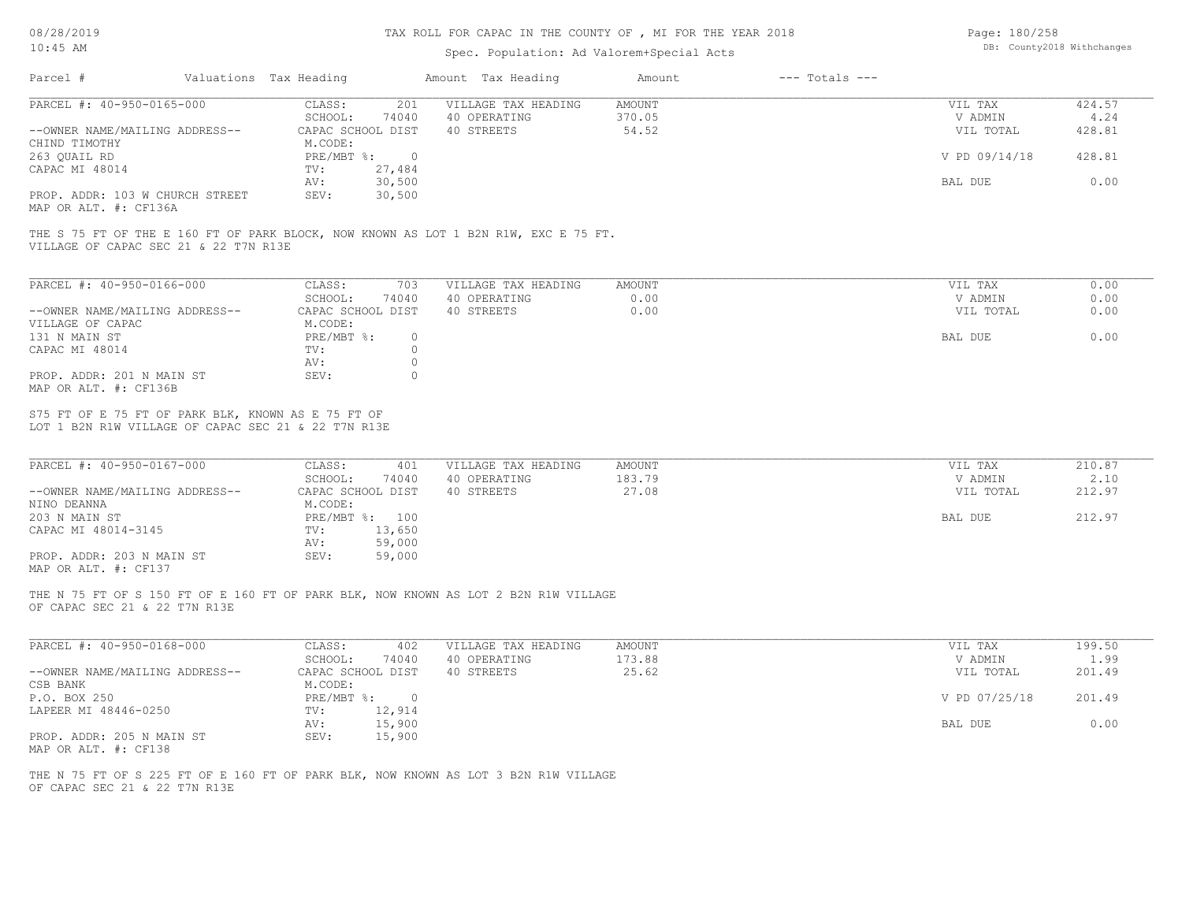08/28/2019
10:45 AM

TAX ROLL FOR CAPAC IN THE COUNTY OF , MI FOR THE YEAR 2018

Spec. Population: Ad Valorem+Special Acts

DB: County2018 Withchanges

| Parcel # | Valuations | Tax Heading | Amount | Tax Heading | Amount | --- Totals --- | | |
|---|---|---|---|---|---|---|---|---|

---

| PARCEL #: 40-950-0165-000 | CLASS: | 201 | VILLAGE TAX HEADING | AMOUNT | VIL TAX | 424.57 |
|---|---|---|---|---|---|---|
| | SCHOOL: | 74040 | 40 OPERATING | 370.05 | V ADMIN | 4.24 |
| --OWNER NAME/MAILING ADDRESS-- | CAPAC SCHOOL DIST | | 40 STREETS | 54.52 | VIL TOTAL | 428.81 |
| CHIND TIMOTHY | M.CODE: | | | | | |
| 263 QUAIL RD | PRE/MBT %: | 0 | | | V PD 09/14/18 | 428.81 |
| CAPAC MI 48014 | TV: | 27,484 | | | | |
| | AV: | 30,500 | | | BAL DUE | 0.00 |
| PROP. ADDR: 103 W CHURCH STREET | SEV: | 30,500 | | | | |
| MAP OR ALT. #: CF136A | | | | | | |

THE S 75 FT OF THE E 160 FT OF PARK BLOCK, NOW KNOWN AS LOT 1 B2N R1W, EXC E 75 FT.
VILLAGE OF CAPAC SEC 21 & 22 T7N R13E

---

| PARCEL #: 40-950-0166-000 | CLASS: | 703 | VILLAGE TAX HEADING | AMOUNT | VIL TAX | 0.00 |
|---|---|---|---|---|---|---|
| | SCHOOL: | 74040 | 40 OPERATING | 0.00 | V ADMIN | 0.00 |
| --OWNER NAME/MAILING ADDRESS-- | CAPAC SCHOOL DIST | | 40 STREETS | 0.00 | VIL TOTAL | 0.00 |
| VILLAGE OF CAPAC | M.CODE: | | | | | |
| 131 N MAIN ST | PRE/MBT %: | 0 | | | BAL DUE | 0.00 |
| CAPAC MI 48014 | TV: | 0 | | | | |
| | AV: | 0 | | | | |
| PROP. ADDR: 201 N MAIN ST | SEV: | 0 | | | | |
| MAP OR ALT. #: CF136B | | | | | | |

S75 FT OF E 75 FT OF PARK BLK, KNOWN AS E 75 FT OF
LOT 1 B2N R1W VILLAGE OF CAPAC SEC 21 & 22 T7N R13E

---

| PARCEL #: 40-950-0167-000 | CLASS: | 401 | VILLAGE TAX HEADING | AMOUNT | VIL TAX | 210.87 |
|---|---|---|---|---|---|---|
| | SCHOOL: | 74040 | 40 OPERATING | 183.79 | V ADMIN | 2.10 |
| --OWNER NAME/MAILING ADDRESS-- | CAPAC SCHOOL DIST | | 40 STREETS | 27.08 | VIL TOTAL | 212.97 |
| NINO DEANNA | M.CODE: | | | | | |
| 203 N MAIN ST | PRE/MBT %: | 100 | | | BAL DUE | 212.97 |
| CAPAC MI 48014-3145 | TV: | 13,650 | | | | |
| | AV: | 59,000 | | | | |
| PROP. ADDR: 203 N MAIN ST | SEV: | 59,000 | | | | |
| MAP OR ALT. #: CF137 | | | | | | |

THE N 75 FT OF S 150 FT OF E 160 FT OF PARK BLK, NOW KNOWN AS LOT 2 B2N R1W VILLAGE
OF CAPAC SEC 21 & 22 T7N R13E

---

| PARCEL #: 40-950-0168-000 | CLASS: | 402 | VILLAGE TAX HEADING | AMOUNT | VIL TAX | 199.50 |
|---|---|---|---|---|---|---|
| | SCHOOL: | 74040 | 40 OPERATING | 173.88 | V ADMIN | 1.99 |
| --OWNER NAME/MAILING ADDRESS-- | CAPAC SCHOOL DIST | | 40 STREETS | 25.62 | VIL TOTAL | 201.49 |
| CSB BANK | M.CODE: | | | | | |
| P.O. BOX 250 | PRE/MBT %: | 0 | | | V PD 07/25/18 | 201.49 |
| LAPEER MI 48446-0250 | TV: | 12,914 | | | | |
| | AV: | 15,900 | | | BAL DUE | 0.00 |
| PROP. ADDR: 205 N MAIN ST | SEV: | 15,900 | | | | |
| MAP OR ALT. #: CF138 | | | | | | |

THE N 75 FT OF S 225 FT OF E 160 FT OF PARK BLK, NOW KNOWN AS LOT 3 B2N R1W VILLAGE
OF CAPAC SEC 21 & 22 T7N R13E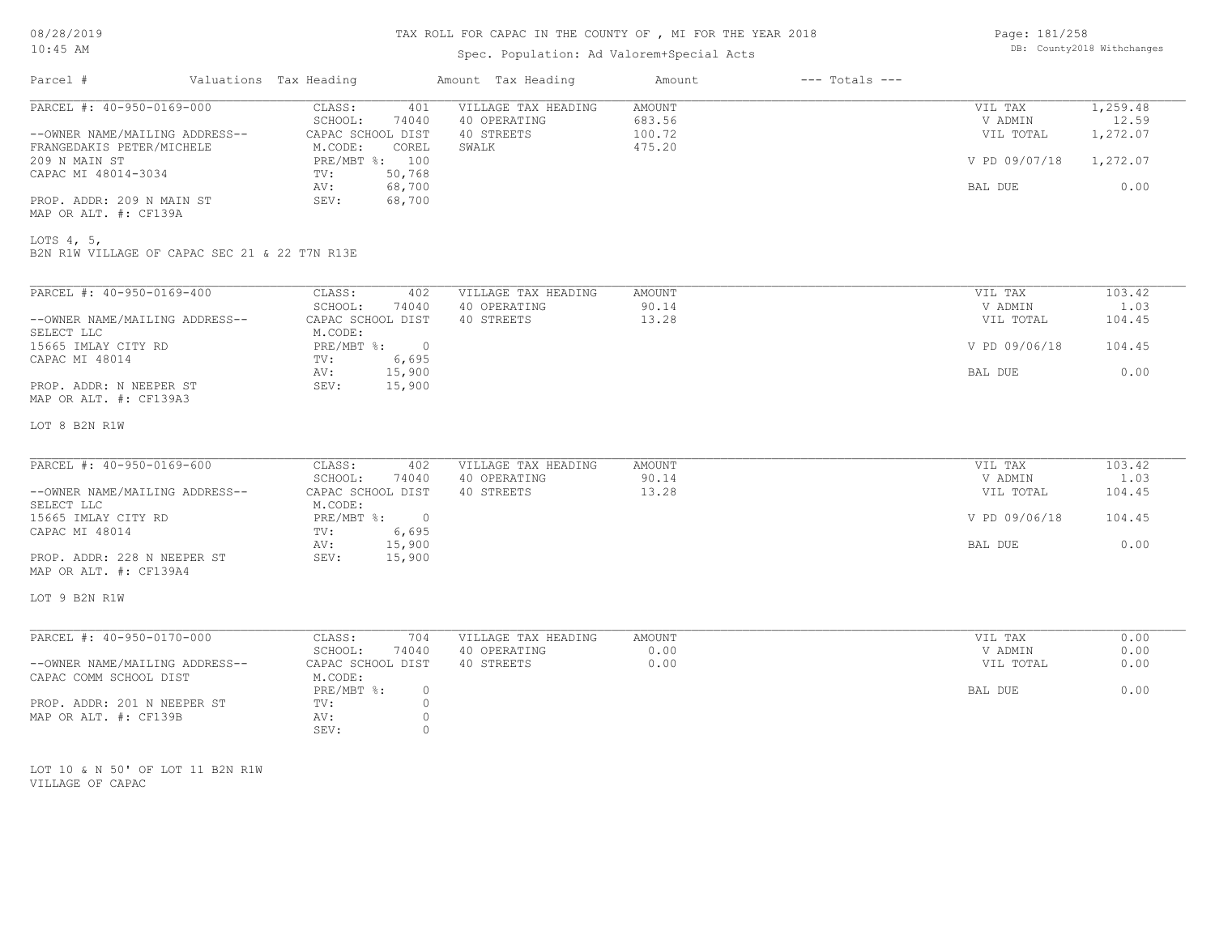TAX ROLL FOR CAPAC IN THE COUNTY OF , MI FOR THE YEAR 2018

Spec. Population: Ad Valorem+Special Acts

08/28/2019
10:45 AM

DB: County2018 Withchanges

| Parcel # | Valuations Tax Heading | | Amount Tax Heading | Amount | --- Totals --- | |
|---|---|---|---|---|---|---|
| PARCEL #: 40-950-0169-000 | CLASS: | 401 | VILLAGE TAX HEADING | AMOUNT | VIL TAX | 1,259.48 |
| | SCHOOL: | 74040 | 40 OPERATING | 683.56 | V ADMIN | 12.59 |
| --OWNER NAME/MAILING ADDRESS-- | CAPAC SCHOOL DIST | | 40 STREETS | 100.72 | VIL TOTAL | 1,272.07 |
| FRANGEDAKIS PETER/MICHELE | M.CODE: | COREL | SWALK | 475.20 | | |
| 209 N MAIN ST | PRE/MBT %: | 100 | | | V PD 09/07/18 | 1,272.07 |
| CAPAC MI 48014-3034 | TV: | 50,768 | | | | |
| | AV: | 68,700 | | | BAL DUE | 0.00 |
| PROP. ADDR: 209 N MAIN ST | SEV: | 68,700 | | | | |
| MAP OR ALT. #: CF139A | | | | | | |

LOTS 4, 5,
B2N R1W VILLAGE OF CAPAC SEC 21 & 22 T7N R13E

| Parcel # | Valuations Tax Heading | | Amount Tax Heading | Amount | --- Totals --- | |
|---|---|---|---|---|---|---|
| PARCEL #: 40-950-0169-400 | CLASS: | 402 | VILLAGE TAX HEADING | AMOUNT | VIL TAX | 103.42 |
| | SCHOOL: | 74040 | 40 OPERATING | 90.14 | V ADMIN | 1.03 |
| --OWNER NAME/MAILING ADDRESS-- | CAPAC SCHOOL DIST | | 40 STREETS | 13.28 | VIL TOTAL | 104.45 |
| SELECT LLC | M.CODE: | | | | | |
| 15665 IMLAY CITY RD | PRE/MBT %: | 0 | | | V PD 09/06/18 | 104.45 |
| CAPAC MI 48014 | TV: | 6,695 | | | | |
| | AV: | 15,900 | | | BAL DUE | 0.00 |
| PROP. ADDR: N NEEPER ST | SEV: | 15,900 | | | | |
| MAP OR ALT. #: CF139A3 | | | | | | |

LOT 8 B2N R1W

| Parcel # | Valuations Tax Heading | | Amount Tax Heading | Amount | --- Totals --- | |
|---|---|---|---|---|---|---|
| PARCEL #: 40-950-0169-600 | CLASS: | 402 | VILLAGE TAX HEADING | AMOUNT | VIL TAX | 103.42 |
| | SCHOOL: | 74040 | 40 OPERATING | 90.14 | V ADMIN | 1.03 |
| --OWNER NAME/MAILING ADDRESS-- | CAPAC SCHOOL DIST | | 40 STREETS | 13.28 | VIL TOTAL | 104.45 |
| SELECT LLC | M.CODE: | | | | | |
| 15665 IMLAY CITY RD | PRE/MBT %: | 0 | | | V PD 09/06/18 | 104.45 |
| CAPAC MI 48014 | TV: | 6,695 | | | | |
| | AV: | 15,900 | | | BAL DUE | 0.00 |
| PROP. ADDR: 228 N NEEPER ST | SEV: | 15,900 | | | | |
| MAP OR ALT. #: CF139A4 | | | | | | |

LOT 9 B2N R1W

| Parcel # | Valuations Tax Heading | | Amount Tax Heading | Amount | --- Totals --- | |
|---|---|---|---|---|---|---|
| PARCEL #: 40-950-0170-000 | CLASS: | 704 | VILLAGE TAX HEADING | AMOUNT | VIL TAX | 0.00 |
| | SCHOOL: | 74040 | 40 OPERATING | 0.00 | V ADMIN | 0.00 |
| --OWNER NAME/MAILING ADDRESS-- | CAPAC SCHOOL DIST | | 40 STREETS | 0.00 | VIL TOTAL | 0.00 |
| CAPAC COMM SCHOOL DIST | M.CODE: | | | | | |
| | PRE/MBT %: | 0 | | | BAL DUE | 0.00 |
| PROP. ADDR: 201 N NEEPER ST | TV: | 0 | | | | |
| MAP OR ALT. #: CF139B | AV: | 0 | | | | |
| | SEV: | 0 | | | | |

LOT 10 & N 50' OF LOT 11 B2N R1W
VILLAGE OF CAPAC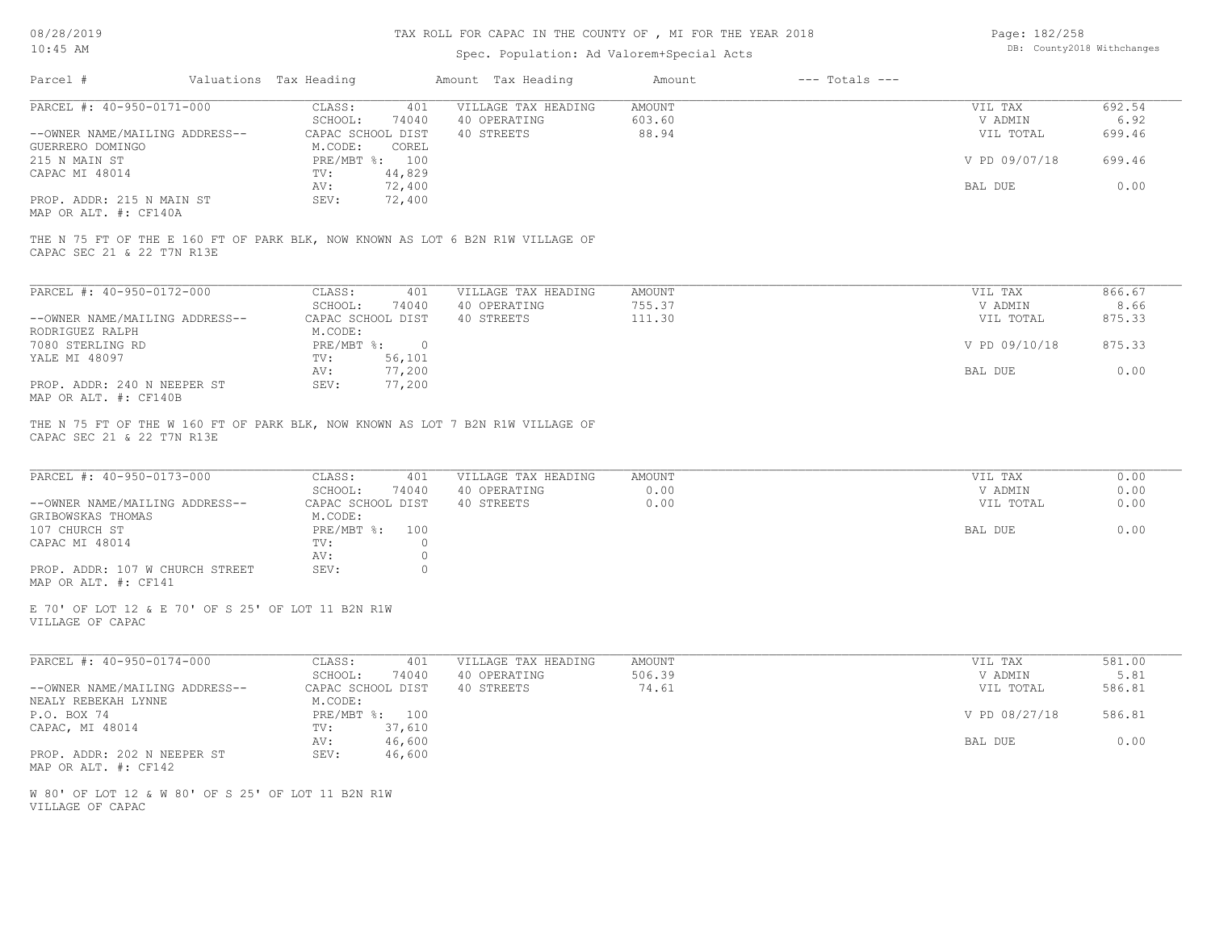# TAX ROLL FOR CAPAC IN THE COUNTY OF , MI FOR THE YEAR 2018

Spec. Population: Ad Valorem+Special Acts

08/28/2019
10:45 AM

DB: County2018 Withchanges

| Parcel # | Valuations | Tax Heading | Amount | Tax Heading | Amount | --- Totals --- | |
|---|---|---|---|---|---|---|---|
| PARCEL #: 40-950-0171-000 | CLASS: | 401 | VILLAGE TAX HEADING | AMOUNT | | VIL TAX | 692.54 |
| | SCHOOL: | 74040 | 40 OPERATING | 603.60 | | V ADMIN | 6.92 |
| --OWNER NAME/MAILING ADDRESS-- | CAPAC SCHOOL DIST | | 40 STREETS | 88.94 | | VIL TOTAL | 699.46 |
| GUERRERO DOMINGO | M.CODE: | COREL | | | | | |
| 215 N MAIN ST | PRE/MBT %: | 100 | | | | V PD 09/07/18 | 699.46 |
| CAPAC MI 48014 | TV: | 44,829 | | | | | |
| | AV: | 72,400 | | | | BAL DUE | 0.00 |
| PROP. ADDR: 215 N MAIN ST | SEV: | 72,400 | | | | | |
| MAP OR ALT. #: CF140A | | | | | | | |

THE N 75 FT OF THE E 160 FT OF PARK BLK, NOW KNOWN AS LOT 6 B2N R1W VILLAGE OF CAPAC SEC 21 & 22 T7N R13E

| Parcel # | Valuations | Tax Heading | Amount | Tax Heading | Amount | --- Totals --- | |
|---|---|---|---|---|---|---|---|
| PARCEL #: 40-950-0172-000 | CLASS: | 401 | VILLAGE TAX HEADING | AMOUNT | | VIL TAX | 866.67 |
| | SCHOOL: | 74040 | 40 OPERATING | 755.37 | | V ADMIN | 8.66 |
| --OWNER NAME/MAILING ADDRESS-- | CAPAC SCHOOL DIST | | 40 STREETS | 111.30 | | VIL TOTAL | 875.33 |
| RODRIGUEZ RALPH | M.CODE: | | | | | | |
| 7080 STERLING RD | PRE/MBT %: | 0 | | | | V PD 09/10/18 | 875.33 |
| YALE MI 48097 | TV: | 56,101 | | | | | |
| | AV: | 77,200 | | | | BAL DUE | 0.00 |
| PROP. ADDR: 240 N NEEPER ST | SEV: | 77,200 | | | | | |
| MAP OR ALT. #: CF140B | | | | | | | |

THE N 75 FT OF THE W 160 FT OF PARK BLK, NOW KNOWN AS LOT 7 B2N R1W VILLAGE OF CAPAC SEC 21 & 22 T7N R13E

| Parcel # | Valuations | Tax Heading | Amount | Tax Heading | Amount | --- Totals --- | |
|---|---|---|---|---|---|---|---|
| PARCEL #: 40-950-0173-000 | CLASS: | 401 | VILLAGE TAX HEADING | AMOUNT | | VIL TAX | 0.00 |
| | SCHOOL: | 74040 | 40 OPERATING | 0.00 | | V ADMIN | 0.00 |
| --OWNER NAME/MAILING ADDRESS-- | CAPAC SCHOOL DIST | | 40 STREETS | 0.00 | | VIL TOTAL | 0.00 |
| GRIBOWSKAS THOMAS | M.CODE: | | | | | | |
| 107 CHURCH ST | PRE/MBT %: | 100 | | | | BAL DUE | 0.00 |
| CAPAC MI 48014 | TV: | 0 | | | | | |
| | AV: | 0 | | | | | |
| PROP. ADDR: 107 W CHURCH STREET | SEV: | 0 | | | | | |
| MAP OR ALT. #: CF141 | | | | | | | |

E 70' OF LOT 12 & E 70' OF S 25' OF LOT 11 B2N R1W VILLAGE OF CAPAC

| Parcel # | Valuations | Tax Heading | Amount | Tax Heading | Amount | --- Totals --- | |
|---|---|---|---|---|---|---|---|
| PARCEL #: 40-950-0174-000 | CLASS: | 401 | VILLAGE TAX HEADING | AMOUNT | | VIL TAX | 581.00 |
| | SCHOOL: | 74040 | 40 OPERATING | 506.39 | | V ADMIN | 5.81 |
| --OWNER NAME/MAILING ADDRESS-- | CAPAC SCHOOL DIST | | 40 STREETS | 74.61 | | VIL TOTAL | 586.81 |
| NEALY REBEKAH LYNNE | M.CODE: | | | | | | |
| P.O. BOX 74 | PRE/MBT %: | 100 | | | | V PD 08/27/18 | 586.81 |
| CAPAC, MI 48014 | TV: | 37,610 | | | | | |
| | AV: | 46,600 | | | | BAL DUE | 0.00 |
| PROP. ADDR: 202 N NEEPER ST | SEV: | 46,600 | | | | | |
| MAP OR ALT. #: CF142 | | | | | | | |

W 80' OF LOT 12 & W 80' OF S 25' OF LOT 11 B2N R1W VILLAGE OF CAPAC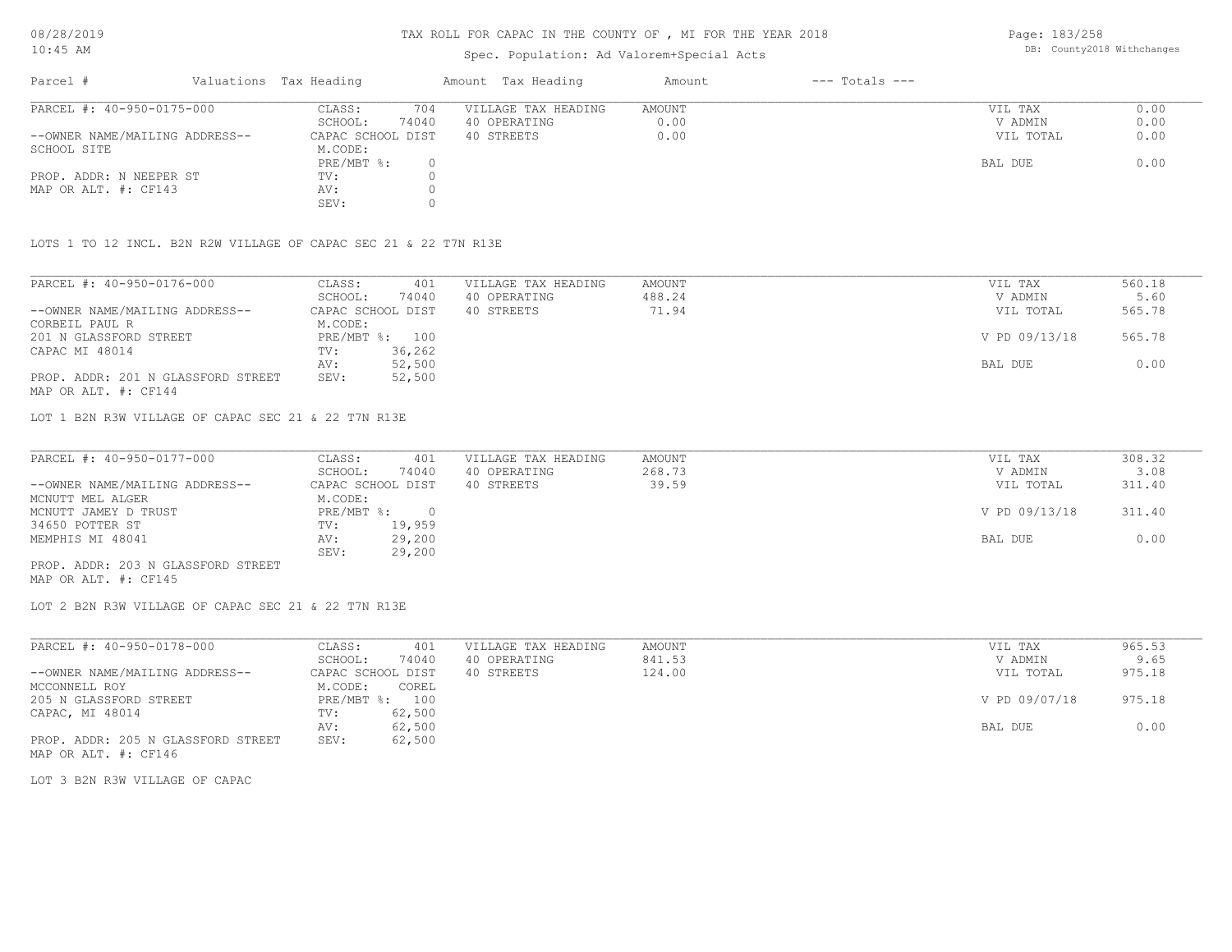# TAX ROLL FOR CAPAC IN THE COUNTY OF , MI FOR THE YEAR 2018

Spec. Population: Ad Valorem+Special Acts

DB: County2018 Withchanges

| Parcel # | Valuations | Tax Heading | Amount | Tax Heading | Amount | --- Totals --- |
|---|---|---|---|---|---|---|

## PARCEL #: 40-950-0175-000

| | | | | | |
|---|---|---|---|---|---|
| --OWNER NAME/MAILING ADDRESS-- | CLASS: 704 | VILLAGE TAX HEADING | AMOUNT | VIL TAX | 0.00 |
| SCHOOL SITE | SCHOOL: 74040 | 40 OPERATING | 0.00 | V ADMIN | 0.00 |
| | CAPAC SCHOOL DIST | 40 STREETS | 0.00 | VIL TOTAL | 0.00 |
| | M.CODE: | | | | |
| PROP. ADDR: N NEEPER ST | PRE/MBT %: 0 | | | BAL DUE | 0.00 |
| MAP OR ALT. #: CF143 | TV: 0 | | | | |
| | AV: 0 | | | | |
| | SEV: 0 | | | | |

LOTS 1 TO 12 INCL. B2N R2W VILLAGE OF CAPAC SEC 21 & 22 T7N R13E

## PARCEL #: 40-950-0176-000

| | | | | | |
|---|---|---|---|---|---|
| --OWNER NAME/MAILING ADDRESS-- | CLASS: 401 | VILLAGE TAX HEADING | AMOUNT | VIL TAX | 560.18 |
| CORBEIL PAUL R | SCHOOL: 74040 | 40 OPERATING | 488.24 | V ADMIN | 5.60 |
| 201 N GLASSFORD STREET | CAPAC SCHOOL DIST | 40 STREETS | 71.94 | VIL TOTAL | 565.78 |
| CAPAC MI 48014 | M.CODE: | | | | |
| | PRE/MBT %: 100 | | | V PD 09/13/18 | 565.78 |
| | TV: 36,262 | | | | |
| | AV: 52,500 | | | BAL DUE | 0.00 |
| PROP. ADDR: 201 N GLASSFORD STREET | SEV: 52,500 | | | | |
| MAP OR ALT. #: CF144 | | | | | |

LOT 1 B2N R3W VILLAGE OF CAPAC SEC 21 & 22 T7N R13E

## PARCEL #: 40-950-0177-000

| | | | | | |
|---|---|---|---|---|---|
| --OWNER NAME/MAILING ADDRESS-- | CLASS: 401 | VILLAGE TAX HEADING | AMOUNT | VIL TAX | 308.32 |
| MCNUTT MEL ALGER | SCHOOL: 74040 | 40 OPERATING | 268.73 | V ADMIN | 3.08 |
| MCNUTT JAMEY D TRUST | CAPAC SCHOOL DIST | 40 STREETS | 39.59 | VIL TOTAL | 311.40 |
| 34650 POTTER ST | M.CODE: | | | | |
| MEMPHIS MI 48041 | PRE/MBT %: 0 | | | V PD 09/13/18 | 311.40 |
| | TV: 19,959 | | | | |
| | AV: 29,200 | | | BAL DUE | 0.00 |
| | SEV: 29,200 | | | | |
| PROP. ADDR: 203 N GLASSFORD STREET | | | | | |
| MAP OR ALT. #: CF145 | | | | | |

LOT 2 B2N R3W VILLAGE OF CAPAC SEC 21 & 22 T7N R13E

## PARCEL #: 40-950-0178-000

| | | | | | |
|---|---|---|---|---|---|
| --OWNER NAME/MAILING ADDRESS-- | CLASS: 401 | VILLAGE TAX HEADING | AMOUNT | VIL TAX | 965.53 |
| MCCONNELL ROY | SCHOOL: 74040 | 40 OPERATING | 841.53 | V ADMIN | 9.65 |
| 205 N GLASSFORD STREET | CAPAC SCHOOL DIST | 40 STREETS | 124.00 | VIL TOTAL | 975.18 |
| CAPAC, MI 48014 | M.CODE: COREL | | | | |
| | PRE/MBT %: 100 | | | V PD 09/07/18 | 975.18 |
| | TV: 62,500 | | | | |
| | AV: 62,500 | | | BAL DUE | 0.00 |
| PROP. ADDR: 205 N GLASSFORD STREET | SEV: 62,500 | | | | |
| MAP OR ALT. #: CF146 | | | | | |

LOT 3 B2N R3W VILLAGE OF CAPAC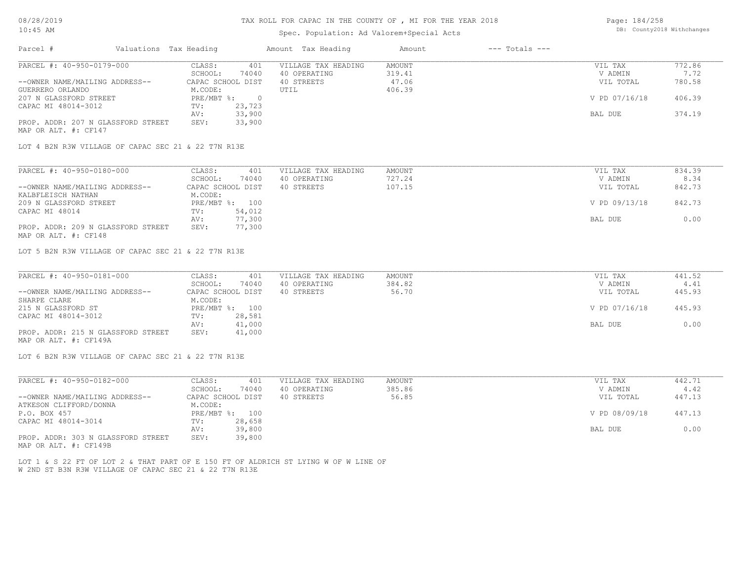# TAX ROLL FOR CAPAC IN THE COUNTY OF , MI FOR THE YEAR 2018

Spec. Population: Ad Valorem+Special Acts

DB: County2018 Withchanges

| Parcel # | Valuations | Tax Heading | Amount | Tax Heading | Amount | --- Totals --- | |
|---|---|---|---|---|---|---|---|

---

| PARCEL #: 40-950-0179-000 | CLASS: 401 | VILLAGE TAX HEADING | AMOUNT | VIL TAX | 772.86 |
|---|---|---|---|---|---|
| | SCHOOL: 74040 | 40 OPERATING | 319.41 | V ADMIN | 7.72 |
| --OWNER NAME/MAILING ADDRESS-- | CAPAC SCHOOL DIST | 40 STREETS | 47.06 | VIL TOTAL | 780.58 |
| GUERRERO ORLANDO | M.CODE: | UTIL | 406.39 | | |
| 207 N GLASSFORD STREET | PRE/MBT %: 0 | | | V PD 07/16/18 | 406.39 |
| CAPAC MI 48014-3012 | TV: 23,723 | | | | |
| | AV: 33,900 | | | BAL DUE | 374.19 |
| PROP. ADDR: 207 N GLASSFORD STREET | SEV: 33,900 | | | | |
| MAP OR ALT. #: CF147 | | | | | |

LOT 4 B2N R3W VILLAGE OF CAPAC SEC 21 & 22 T7N R13E

---

| PARCEL #: 40-950-0180-000 | CLASS: 401 | VILLAGE TAX HEADING | AMOUNT | VIL TAX | 834.39 |
|---|---|---|---|---|---|
| | SCHOOL: 74040 | 40 OPERATING | 727.24 | V ADMIN | 8.34 |
| --OWNER NAME/MAILING ADDRESS-- | CAPAC SCHOOL DIST | 40 STREETS | 107.15 | VIL TOTAL | 842.73 |
| KALBFLEISCH NATHAN | M.CODE: | | | | |
| 209 N GLASSFORD STREET | PRE/MBT %: 100 | | | V PD 09/13/18 | 842.73 |
| CAPAC MI 48014 | TV: 54,012 | | | | |
| | AV: 77,300 | | | BAL DUE | 0.00 |
| PROP. ADDR: 209 N GLASSFORD STREET | SEV: 77,300 | | | | |
| MAP OR ALT. #: CF148 | | | | | |

LOT 5 B2N R3W VILLAGE OF CAPAC SEC 21 & 22 T7N R13E

---

| PARCEL #: 40-950-0181-000 | CLASS: 401 | VILLAGE TAX HEADING | AMOUNT | VIL TAX | 441.52 |
|---|---|---|---|---|---|
| | SCHOOL: 74040 | 40 OPERATING | 384.82 | V ADMIN | 4.41 |
| --OWNER NAME/MAILING ADDRESS-- | CAPAC SCHOOL DIST | 40 STREETS | 56.70 | VIL TOTAL | 445.93 |
| SHARPE CLARE | M.CODE: | | | | |
| 215 N GLASSFORD ST | PRE/MBT %: 100 | | | V PD 07/16/18 | 445.93 |
| CAPAC MI 48014-3012 | TV: 28,581 | | | | |
| | AV: 41,000 | | | BAL DUE | 0.00 |
| PROP. ADDR: 215 N GLASSFORD STREET | SEV: 41,000 | | | | |
| MAP OR ALT. #: CF149A | | | | | |

LOT 6 B2N R3W VILLAGE OF CAPAC SEC 21 & 22 T7N R13E

---

| PARCEL #: 40-950-0182-000 | CLASS: 401 | VILLAGE TAX HEADING | AMOUNT | VIL TAX | 442.71 |
|---|---|---|---|---|---|
| | SCHOOL: 74040 | 40 OPERATING | 385.86 | V ADMIN | 4.42 |
| --OWNER NAME/MAILING ADDRESS-- | CAPAC SCHOOL DIST | 40 STREETS | 56.85 | VIL TOTAL | 447.13 |
| ATKESON CLIFFORD/DONNA | M.CODE: | | | | |
| P.O. BOX 457 | PRE/MBT %: 100 | | | V PD 08/09/18 | 447.13 |
| CAPAC MI 48014-3014 | TV: 28,658 | | | | |
| | AV: 39,800 | | | BAL DUE | 0.00 |
| PROP. ADDR: 303 N GLASSFORD STREET | SEV: 39,800 | | | | |
| MAP OR ALT. #: CF149B | | | | | |

LOT 1 & S 22 FT OF LOT 2 & THAT PART OF E 150 FT OF ALDRICH ST LYING W OF W LINE OF W 2ND ST B3N R3W VILLAGE OF CAPAC SEC 21 & 22 T7N R13E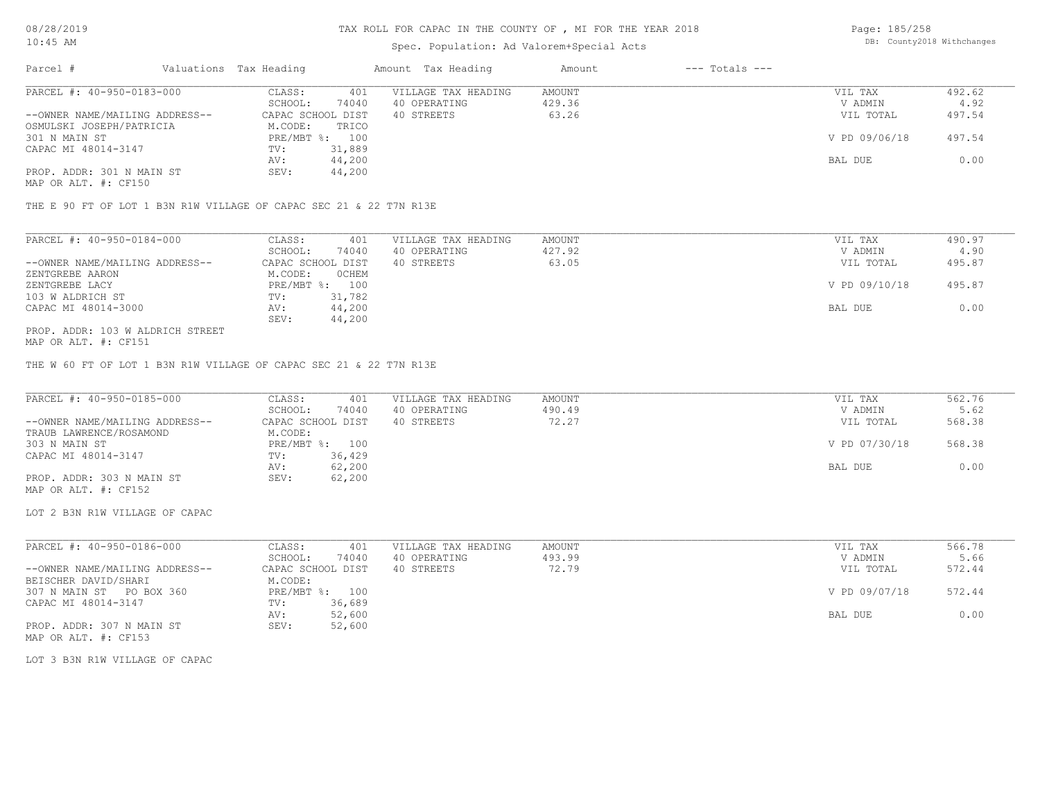# TAX ROLL FOR CAPAC IN THE COUNTY OF , MI FOR THE YEAR 2018

Spec. Population: Ad Valorem+Special Acts

08/28/2019
10:45 AM

DB: County2018 Withchanges

| Parcel # | Valuations | Tax Heading | Amount | Tax Heading | Amount | --- Totals --- | |
|---|---|---|---|---|---|---|---|
| PARCEL #: 40-950-0183-000 | CLASS: | 401 | VILLAGE TAX HEADING | AMOUNT | | VIL TAX | 492.62 |
| | SCHOOL: | 74040 | 40 OPERATING | 429.36 | | V ADMIN | 4.92 |
| --OWNER NAME/MAILING ADDRESS-- | CAPAC SCHOOL DIST | | 40 STREETS | 63.26 | | VIL TOTAL | 497.54 |
| OSMULSKI JOSEPH/PATRICIA | M.CODE: | TRICO | | | | | |
| 301 N MAIN ST | PRE/MBT %: | 100 | | | | V PD 09/06/18 | 497.54 |
| CAPAC MI 48014-3147 | TV: | 31,889 | | | | | |
| | AV: | 44,200 | | | | BAL DUE | 0.00 |
| PROP. ADDR: 301 N MAIN ST | SEV: | 44,200 | | | | | |
| MAP OR ALT. #: CF150 | | | | | | | |

THE E 90 FT OF LOT 1 B3N R1W VILLAGE OF CAPAC SEC 21 & 22 T7N R13E

| Parcel # | Valuations | Tax Heading | Amount | Tax Heading | Amount | --- Totals --- | |
|---|---|---|---|---|---|---|---|
| PARCEL #: 40-950-0184-000 | CLASS: | 401 | VILLAGE TAX HEADING | AMOUNT | | VIL TAX | 490.97 |
| | SCHOOL: | 74040 | 40 OPERATING | 427.92 | | V ADMIN | 4.90 |
| --OWNER NAME/MAILING ADDRESS-- | CAPAC SCHOOL DIST | | 40 STREETS | 63.05 | | VIL TOTAL | 495.87 |
| ZENTGREBE AARON | M.CODE: | 0CHEM | | | | | |
| ZENTGREBE LACY | PRE/MBT %: | 100 | | | | V PD 09/10/18 | 495.87 |
| 103 W ALDRICH ST | TV: | 31,782 | | | | | |
| CAPAC MI 48014-3000 | AV: | 44,200 | | | | BAL DUE | 0.00 |
| | SEV: | 44,200 | | | | | |
| PROP. ADDR: 103 W ALDRICH STREET | | | | | | | |
| MAP OR ALT. #: CF151 | | | | | | | |

THE W 60 FT OF LOT 1 B3N R1W VILLAGE OF CAPAC SEC 21 & 22 T7N R13E

| Parcel # | Valuations | Tax Heading | Amount | Tax Heading | Amount | --- Totals --- | |
|---|---|---|---|---|---|---|---|
| PARCEL #: 40-950-0185-000 | CLASS: | 401 | VILLAGE TAX HEADING | AMOUNT | | VIL TAX | 562.76 |
| | SCHOOL: | 74040 | 40 OPERATING | 490.49 | | V ADMIN | 5.62 |
| --OWNER NAME/MAILING ADDRESS-- | CAPAC SCHOOL DIST | | 40 STREETS | 72.27 | | VIL TOTAL | 568.38 |
| TRAUB LAWRENCE/ROSAMOND | M.CODE: | | | | | | |
| 303 N MAIN ST | PRE/MBT %: | 100 | | | | V PD 07/30/18 | 568.38 |
| CAPAC MI 48014-3147 | TV: | 36,429 | | | | | |
| | AV: | 62,200 | | | | BAL DUE | 0.00 |
| PROP. ADDR: 303 N MAIN ST | SEV: | 62,200 | | | | | |
| MAP OR ALT. #: CF152 | | | | | | | |

LOT 2 B3N R1W VILLAGE OF CAPAC

| Parcel # | Valuations | Tax Heading | Amount | Tax Heading | Amount | --- Totals --- | |
|---|---|---|---|---|---|---|---|
| PARCEL #: 40-950-0186-000 | CLASS: | 401 | VILLAGE TAX HEADING | AMOUNT | | VIL TAX | 566.78 |
| | SCHOOL: | 74040 | 40 OPERATING | 493.99 | | V ADMIN | 5.66 |
| --OWNER NAME/MAILING ADDRESS-- | CAPAC SCHOOL DIST | | 40 STREETS | 72.79 | | VIL TOTAL | 572.44 |
| BEISCHER DAVID/SHARI | M.CODE: | | | | | | |
| 307 N MAIN ST PO BOX 360 | PRE/MBT %: | 100 | | | | V PD 09/07/18 | 572.44 |
| CAPAC MI 48014-3147 | TV: | 36,689 | | | | | |
| | AV: | 52,600 | | | | BAL DUE | 0.00 |
| PROP. ADDR: 307 N MAIN ST | SEV: | 52,600 | | | | | |
| MAP OR ALT. #: CF153 | | | | | | | |

LOT 3 B3N R1W VILLAGE OF CAPAC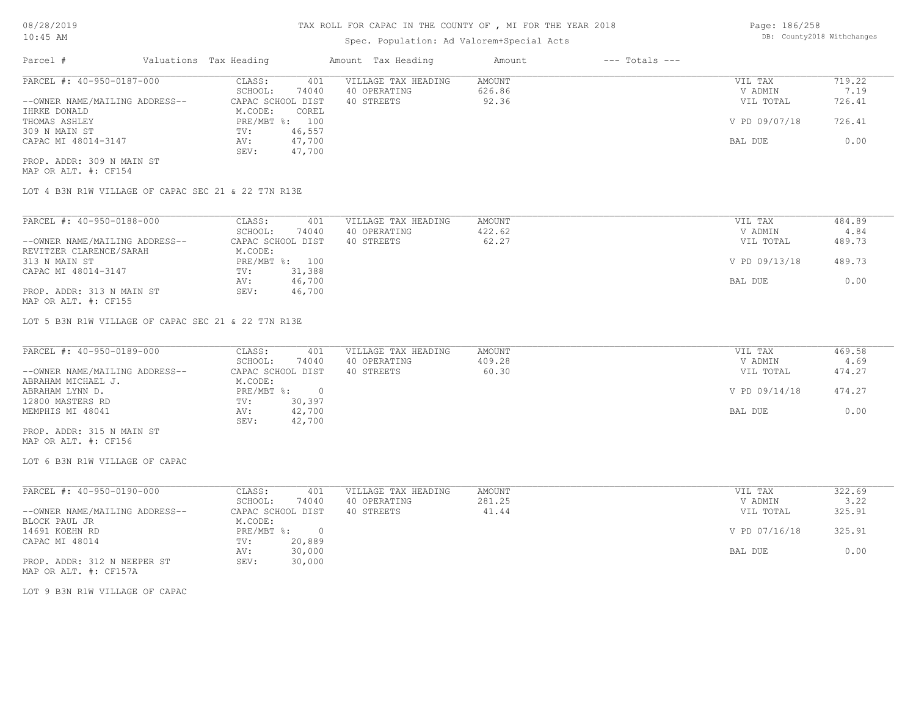# TAX ROLL FOR CAPAC IN THE COUNTY OF , MI FOR THE YEAR 2018

Spec. Population: Ad Valorem+Special Acts

08/28/2019
10:45 AM

DB: County2018 Withchanges

| Parcel # | Valuations Tax Heading | | Amount Tax Heading | Amount | --- Totals --- | |
|---|---|---|---|---|---|---|

---

**PARCEL #: 40-950-0187-000**

| | | | | | |
|---|---|---|---|---|---|
| --OWNER NAME/MAILING ADDRESS-- | CLASS: 401 | VILLAGE TAX HEADING | AMOUNT | VIL TAX | 719.22 |
| IHRKE DONALD | SCHOOL: 74040 | 40 OPERATING | 626.86 | V ADMIN | 7.19 |
| THOMAS ASHLEY | CAPAC SCHOOL DIST | 40 STREETS | 92.36 | VIL TOTAL | 726.41 |
| 309 N MAIN ST | M.CODE: COREL | | | | |
| CAPAC MI 48014-3147 | PRE/MBT %: 100 | | | V PD 09/07/18 | 726.41 |
| | TV: 46,557 | | | | |
| | AV: 47,700 | | | BAL DUE | 0.00 |
| | SEV: 47,700 | | | | |

PROP. ADDR: 309 N MAIN ST
MAP OR ALT. #: CF154

LOT 4 B3N R1W VILLAGE OF CAPAC SEC 21 & 22 T7N R13E

---

**PARCEL #: 40-950-0188-000**

| | | | | | |
|---|---|---|---|---|---|
| --OWNER NAME/MAILING ADDRESS-- | CLASS: 401 | VILLAGE TAX HEADING | AMOUNT | VIL TAX | 484.89 |
| REVITZER CLARENCE/SARAH | SCHOOL: 74040 | 40 OPERATING | 422.62 | V ADMIN | 4.84 |
| 313 N MAIN ST | CAPAC SCHOOL DIST | 40 STREETS | 62.27 | VIL TOTAL | 489.73 |
| CAPAC MI 48014-3147 | M.CODE: | | | | |
| | PRE/MBT %: 100 | | | V PD 09/13/18 | 489.73 |
| | TV: 31,388 | | | | |
| | AV: 46,700 | | | BAL DUE | 0.00 |
| | SEV: 46,700 | | | | |

PROP. ADDR: 313 N MAIN ST
MAP OR ALT. #: CF155

LOT 5 B3N R1W VILLAGE OF CAPAC SEC 21 & 22 T7N R13E

---

**PARCEL #: 40-950-0189-000**

| | | | | | |
|---|---|---|---|---|---|
| --OWNER NAME/MAILING ADDRESS-- | CLASS: 401 | VILLAGE TAX HEADING | AMOUNT | VIL TAX | 469.58 |
| ABRAHAM MICHAEL J. | SCHOOL: 74040 | 40 OPERATING | 409.28 | V ADMIN | 4.69 |
| ABRAHAM LYNN D. | CAPAC SCHOOL DIST | 40 STREETS | 60.30 | VIL TOTAL | 474.27 |
| 12800 MASTERS RD | M.CODE: | | | | |
| MEMPHIS MI 48041 | PRE/MBT %: 0 | | | V PD 09/14/18 | 474.27 |
| | TV: 30,397 | | | | |
| | AV: 42,700 | | | BAL DUE | 0.00 |
| | SEV: 42,700 | | | | |

PROP. ADDR: 315 N MAIN ST
MAP OR ALT. #: CF156

LOT 6 B3N R1W VILLAGE OF CAPAC

---

**PARCEL #: 40-950-0190-000**

| | | | | | |
|---|---|---|---|---|---|
| --OWNER NAME/MAILING ADDRESS-- | CLASS: 401 | VILLAGE TAX HEADING | AMOUNT | VIL TAX | 322.69 |
| BLOCK PAUL JR | SCHOOL: 74040 | 40 OPERATING | 281.25 | V ADMIN | 3.22 |
| 14691 KOEHN RD | CAPAC SCHOOL DIST | 40 STREETS | 41.44 | VIL TOTAL | 325.91 |
| CAPAC MI 48014 | M.CODE: | | | | |
| | PRE/MBT %: 0 | | | V PD 07/16/18 | 325.91 |
| | TV: 20,889 | | | | |
| | AV: 30,000 | | | BAL DUE | 0.00 |
| | SEV: 30,000 | | | | |

PROP. ADDR: 312 N NEEPER ST
MAP OR ALT. #: CF157A

LOT 9 B3N R1W VILLAGE OF CAPAC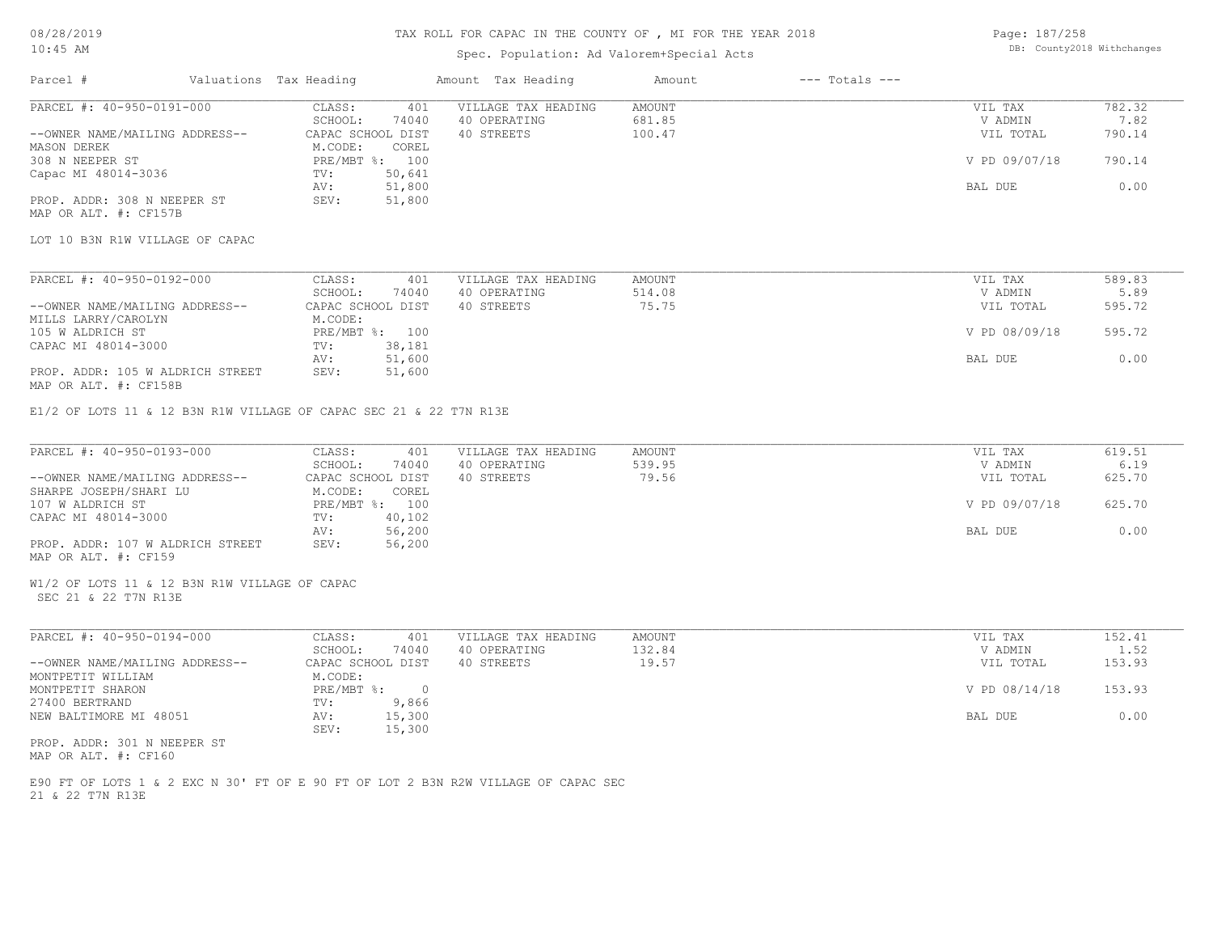# TAX ROLL FOR CAPAC IN THE COUNTY OF , MI FOR THE YEAR 2018

Spec. Population: Ad Valorem+Special Acts

| Parcel # | Valuations | Tax Heading | Amount | Tax Heading | Amount | --- Totals --- | |
|---|---|---|---|---|---|---|---|

---

| PARCEL #: 40-950-0191-000 | CLASS: 401 | VILLAGE TAX HEADING | AMOUNT | VIL TAX | 782.32 |
|---|---|---|---|---|---|
| | SCHOOL: 74040 | 40 OPERATING | 681.85 | V ADMIN | 7.82 |
| --OWNER NAME/MAILING ADDRESS-- | CAPAC SCHOOL DIST | 40 STREETS | 100.47 | VIL TOTAL | 790.14 |
| MASON DEREK | M.CODE: COREL | | | | |
| 308 N NEEPER ST | PRE/MBT %: 100 | | | V PD 09/07/18 | 790.14 |
| Capac MI 48014-3036 | TV: 50,641 | | | | |
| | AV: 51,800 | | | BAL DUE | 0.00 |
| PROP. ADDR: 308 N NEEPER ST | SEV: 51,800 | | | | |
| MAP OR ALT. #: CF157B | | | | | |

LOT 10 B3N R1W VILLAGE OF CAPAC

---

| PARCEL #: 40-950-0192-000 | CLASS: 401 | VILLAGE TAX HEADING | AMOUNT | VIL TAX | 589.83 |
|---|---|---|---|---|---|
| | SCHOOL: 74040 | 40 OPERATING | 514.08 | V ADMIN | 5.89 |
| --OWNER NAME/MAILING ADDRESS-- | CAPAC SCHOOL DIST | 40 STREETS | 75.75 | VIL TOTAL | 595.72 |
| MILLS LARRY/CAROLYN | M.CODE: | | | | |
| 105 W ALDRICH ST | PRE/MBT %: 100 | | | V PD 08/09/18 | 595.72 |
| CAPAC MI 48014-3000 | TV: 38,181 | | | | |
| | AV: 51,600 | | | BAL DUE | 0.00 |
| PROP. ADDR: 105 W ALDRICH STREET | SEV: 51,600 | | | | |
| MAP OR ALT. #: CF158B | | | | | |

E1/2 OF LOTS 11 & 12 B3N R1W VILLAGE OF CAPAC SEC 21 & 22 T7N R13E

---

| PARCEL #: 40-950-0193-000 | CLASS: 401 | VILLAGE TAX HEADING | AMOUNT | VIL TAX | 619.51 |
|---|---|---|---|---|---|
| | SCHOOL: 74040 | 40 OPERATING | 539.95 | V ADMIN | 6.19 |
| --OWNER NAME/MAILING ADDRESS-- | CAPAC SCHOOL DIST | 40 STREETS | 79.56 | VIL TOTAL | 625.70 |
| SHARPE JOSEPH/SHARI LU | M.CODE: COREL | | | | |
| 107 W ALDRICH ST | PRE/MBT %: 100 | | | V PD 09/07/18 | 625.70 |
| CAPAC MI 48014-3000 | TV: 40,102 | | | | |
| | AV: 56,200 | | | BAL DUE | 0.00 |
| PROP. ADDR: 107 W ALDRICH STREET | SEV: 56,200 | | | | |
| MAP OR ALT. #: CF159 | | | | | |

W1/2 OF LOTS 11 & 12 B3N R1W VILLAGE OF CAPAC
SEC 21 & 22 T7N R13E

---

| PARCEL #: 40-950-0194-000 | CLASS: 401 | VILLAGE TAX HEADING | AMOUNT | VIL TAX | 152.41 |
|---|---|---|---|---|---|
| | SCHOOL: 74040 | 40 OPERATING | 132.84 | V ADMIN | 1.52 |
| --OWNER NAME/MAILING ADDRESS-- | CAPAC SCHOOL DIST | 40 STREETS | 19.57 | VIL TOTAL | 153.93 |
| MONTPETIT WILLIAM | M.CODE: | | | | |
| MONTPETIT SHARON | PRE/MBT %: 0 | | | V PD 08/14/18 | 153.93 |
| 27400 BERTRAND | TV: 9,866 | | | | |
| NEW BALTIMORE MI 48051 | AV: 15,300 | | | BAL DUE | 0.00 |
| | SEV: 15,300 | | | | |
| PROP. ADDR: 301 N NEEPER ST | | | | | |
| MAP OR ALT. #: CF160 | | | | | |

E90 FT OF LOTS 1 & 2 EXC N 30' FT OF E 90 FT OF LOT 2 B3N R2W VILLAGE OF CAPAC SEC
21 & 22 T7N R13E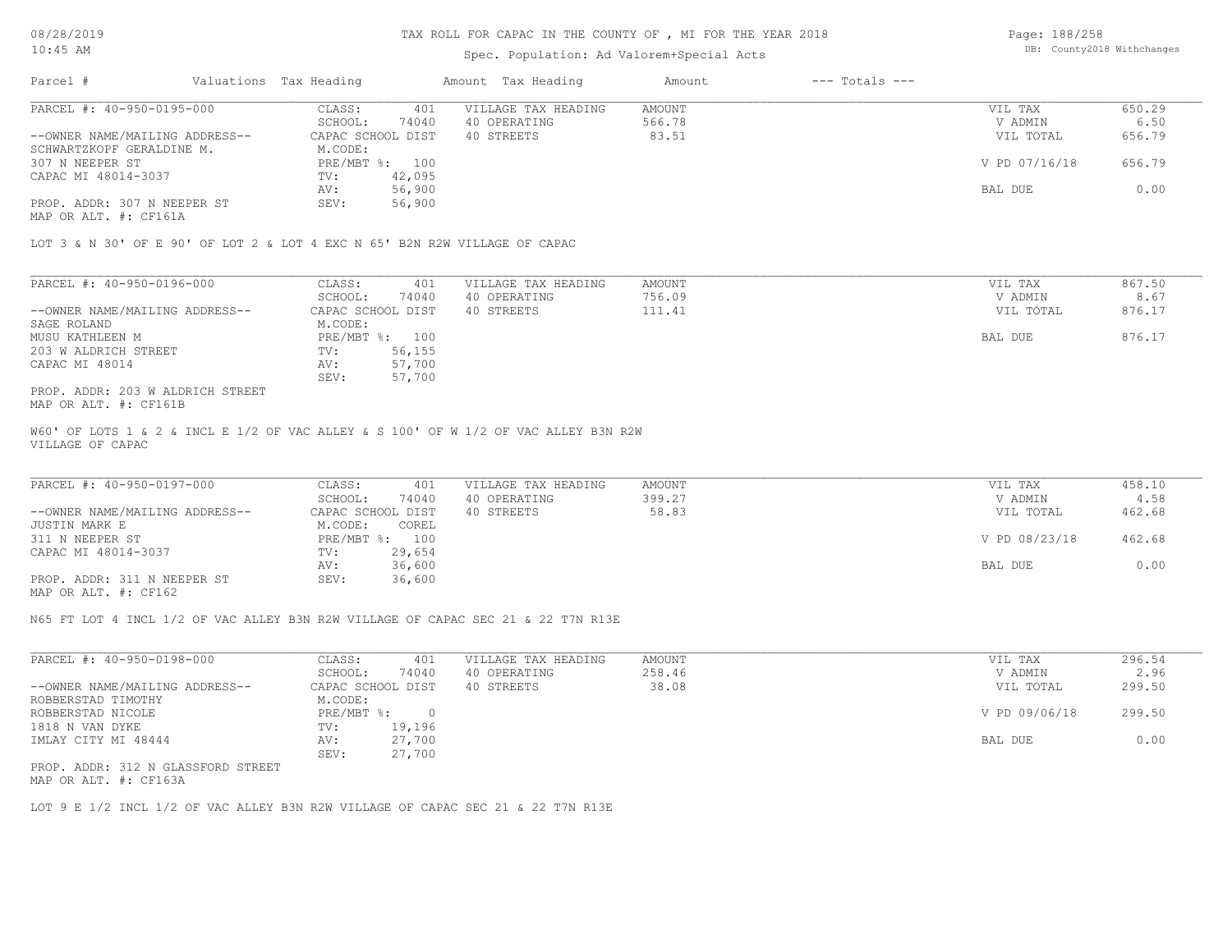# TAX ROLL FOR CAPAC IN THE COUNTY OF , MI FOR THE YEAR 2018

Spec. Population: Ad Valorem+Special Acts

| Parcel # | Valuations Tax Heading | | Amount Tax Heading | Amount | --- Totals --- | |
|---|---|---|---|---|---|---|
| PARCEL #: 40-950-0195-000 | CLASS: | 401 | VILLAGE TAX HEADING | AMOUNT | VIL TAX | 650.29 |
| | SCHOOL: | 74040 | 40 OPERATING | 566.78 | V ADMIN | 6.50 |
| --OWNER NAME/MAILING ADDRESS-- | CAPAC SCHOOL DIST | | 40 STREETS | 83.51 | VIL TOTAL | 656.79 |
| SCHWARTZKOPF GERALDINE M. | M.CODE: | | | | | |
| 307 N NEEPER ST | PRE/MBT %: | 100 | | | V PD 07/16/18 | 656.79 |
| CAPAC MI 48014-3037 | TV: | 42,095 | | | | |
| | AV: | 56,900 | | | BAL DUE | 0.00 |
| PROP. ADDR: 307 N NEEPER ST | SEV: | 56,900 | | | | |
| MAP OR ALT. #: CF161A | | | | | | |

LOT 3 & N 30' OF E 90' OF LOT 2 & LOT 4 EXC N 65' B2N R2W VILLAGE OF CAPAC

| Parcel # | Valuations Tax Heading | | Amount Tax Heading | Amount | --- Totals --- | |
|---|---|---|---|---|---|---|
| PARCEL #: 40-950-0196-000 | CLASS: | 401 | VILLAGE TAX HEADING | AMOUNT | VIL TAX | 867.50 |
| | SCHOOL: | 74040 | 40 OPERATING | 756.09 | V ADMIN | 8.67 |
| --OWNER NAME/MAILING ADDRESS-- | CAPAC SCHOOL DIST | | 40 STREETS | 111.41 | VIL TOTAL | 876.17 |
| SAGE ROLAND | M.CODE: | | | | | |
| MUSU KATHLEEN M | PRE/MBT %: | 100 | | | BAL DUE | 876.17 |
| 203 W ALDRICH STREET | TV: | 56,155 | | | | |
| CAPAC MI 48014 | AV: | 57,700 | | | | |
| | SEV: | 57,700 | | | | |
| PROP. ADDR: 203 W ALDRICH STREET | | | | | | |
| MAP OR ALT. #: CF161B | | | | | | |

W60' OF LOTS 1 & 2 & INCL E 1/2 OF VAC ALLEY & S 100' OF W 1/2 OF VAC ALLEY B3N R2W VILLAGE OF CAPAC

| Parcel # | Valuations Tax Heading | | Amount Tax Heading | Amount | --- Totals --- | |
|---|---|---|---|---|---|---|
| PARCEL #: 40-950-0197-000 | CLASS: | 401 | VILLAGE TAX HEADING | AMOUNT | VIL TAX | 458.10 |
| | SCHOOL: | 74040 | 40 OPERATING | 399.27 | V ADMIN | 4.58 |
| --OWNER NAME/MAILING ADDRESS-- | CAPAC SCHOOL DIST | | 40 STREETS | 58.83 | VIL TOTAL | 462.68 |
| JUSTIN MARK E | M.CODE: | COREL | | | | |
| 311 N NEEPER ST | PRE/MBT %: | 100 | | | V PD 08/23/18 | 462.68 |
| CAPAC MI 48014-3037 | TV: | 29,654 | | | | |
| | AV: | 36,600 | | | BAL DUE | 0.00 |
| PROP. ADDR: 311 N NEEPER ST | SEV: | 36,600 | | | | |
| MAP OR ALT. #: CF162 | | | | | | |

N65 FT LOT 4 INCL 1/2 OF VAC ALLEY B3N R2W VILLAGE OF CAPAC SEC 21 & 22 T7N R13E

| Parcel # | Valuations Tax Heading | | Amount Tax Heading | Amount | --- Totals --- | |
|---|---|---|---|---|---|---|
| PARCEL #: 40-950-0198-000 | CLASS: | 401 | VILLAGE TAX HEADING | AMOUNT | VIL TAX | 296.54 |
| | SCHOOL: | 74040 | 40 OPERATING | 258.46 | V ADMIN | 2.96 |
| --OWNER NAME/MAILING ADDRESS-- | CAPAC SCHOOL DIST | | 40 STREETS | 38.08 | VIL TOTAL | 299.50 |
| ROBBERSTAD TIMOTHY | M.CODE: | | | | | |
| ROBBERSTAD NICOLE | PRE/MBT %: | 0 | | | V PD 09/06/18 | 299.50 |
| 1818 N VAN DYKE | TV: | 19,196 | | | | |
| IMLAY CITY MI 48444 | AV: | 27,700 | | | BAL DUE | 0.00 |
| | SEV: | 27,700 | | | | |
| PROP. ADDR: 312 N GLASSFORD STREET | | | | | | |
| MAP OR ALT. #: CF163A | | | | | | |

LOT 9 E 1/2 INCL 1/2 OF VAC ALLEY B3N R2W VILLAGE OF CAPAC SEC 21 & 22 T7N R13E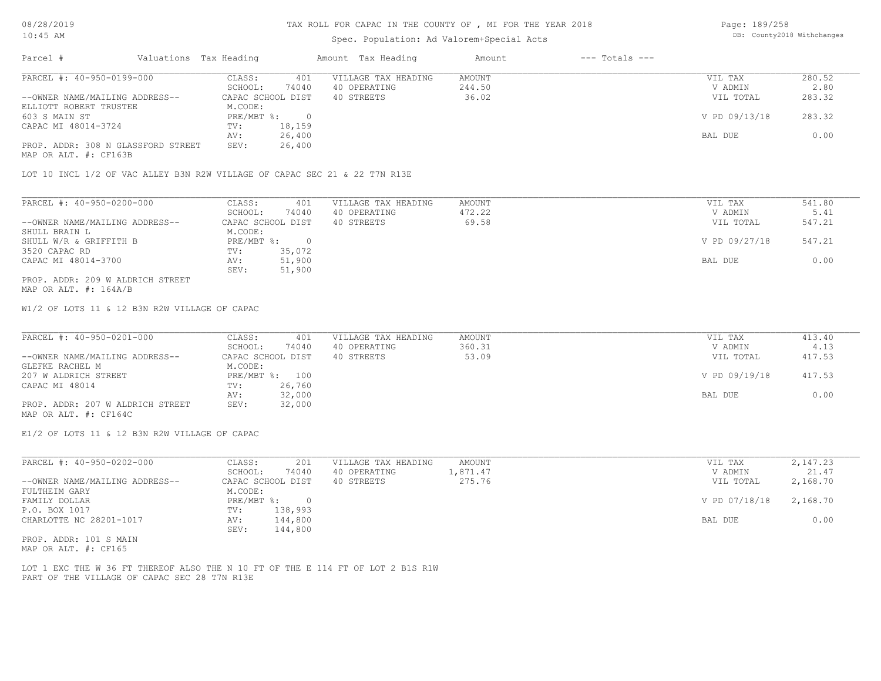# TAX ROLL FOR CAPAC IN THE COUNTY OF , MI FOR THE YEAR 2018

Spec. Population: Ad Valorem+Special Acts

08/28/2019
10:45 AM

DB: County2018 Withchanges

| Parcel # | Valuations | Tax Heading | Amount | Tax Heading | Amount | --- Totals --- |
|---|---|---|---|---|---|---|

---

**PARCEL #: 40-950-0199-000**

| | | | | | |
|---|---|---|---|---|---|
| CLASS: | 401 | VILLAGE TAX HEADING | AMOUNT | VIL TAX | 280.52 |
| SCHOOL: | 74040 | 40 OPERATING | 244.50 | V ADMIN | 2.80 |
| CAPAC SCHOOL DIST | | 40 STREETS | 36.02 | VIL TOTAL | 283.32 |
| M.CODE: | | | | | |
| PRE/MBT %: | 0 | | | V PD 09/13/18 | 283.32 |
| TV: | 18,159 | | | | |
| AV: | 26,400 | | | BAL DUE | 0.00 |
| SEV: | 26,400 | | | | |

--OWNER NAME/MAILING ADDRESS--
ELLIOTT ROBERT TRUSTEE
603 S MAIN ST
CAPAC MI 48014-3724

PROP. ADDR: 308 N GLASSFORD STREET
MAP OR ALT. #: CF163B

LOT 10 INCL 1/2 OF VAC ALLEY B3N R2W VILLAGE OF CAPAC SEC 21 & 22 T7N R13E

---

**PARCEL #: 40-950-0200-000**

| | | | | | |
|---|---|---|---|---|---|
| CLASS: | 401 | VILLAGE TAX HEADING | AMOUNT | VIL TAX | 541.80 |
| SCHOOL: | 74040 | 40 OPERATING | 472.22 | V ADMIN | 5.41 |
| CAPAC SCHOOL DIST | | 40 STREETS | 69.58 | VIL TOTAL | 547.21 |
| M.CODE: | | | | | |
| PRE/MBT %: | 0 | | | V PD 09/27/18 | 547.21 |
| TV: | 35,072 | | | | |
| AV: | 51,900 | | | BAL DUE | 0.00 |
| SEV: | 51,900 | | | | |

--OWNER NAME/MAILING ADDRESS--
SHULL BRAIN L
SHULL W/R & GRIFFITH B
3520 CAPAC RD
CAPAC MI 48014-3700

PROP. ADDR: 209 W ALDRICH STREET
MAP OR ALT. #: 164A/B

W1/2 OF LOTS 11 & 12 B3N R2W VILLAGE OF CAPAC

---

**PARCEL #: 40-950-0201-000**

| | | | | | |
|---|---|---|---|---|---|
| CLASS: | 401 | VILLAGE TAX HEADING | AMOUNT | VIL TAX | 413.40 |
| SCHOOL: | 74040 | 40 OPERATING | 360.31 | V ADMIN | 4.13 |
| CAPAC SCHOOL DIST | | 40 STREETS | 53.09 | VIL TOTAL | 417.53 |
| M.CODE: | | | | | |
| PRE/MBT %: | 100 | | | V PD 09/19/18 | 417.53 |
| TV: | 26,760 | | | | |
| AV: | 32,000 | | | BAL DUE | 0.00 |
| SEV: | 32,000 | | | | |

--OWNER NAME/MAILING ADDRESS--
GLEFKE RACHEL M
207 W ALDRICH STREET
CAPAC MI 48014

PROP. ADDR: 207 W ALDRICH STREET
MAP OR ALT. #: CF164C

E1/2 OF LOTS 11 & 12 B3N R2W VILLAGE OF CAPAC

---

**PARCEL #: 40-950-0202-000**

| | | | | | |
|---|---|---|---|---|---|
| CLASS: | 201 | VILLAGE TAX HEADING | AMOUNT | VIL TAX | 2,147.23 |
| SCHOOL: | 74040 | 40 OPERATING | 1,871.47 | V ADMIN | 21.47 |
| CAPAC SCHOOL DIST | | 40 STREETS | 275.76 | VIL TOTAL | 2,168.70 |
| M.CODE: | | | | | |
| PRE/MBT %: | 0 | | | V PD 07/18/18 | 2,168.70 |
| TV: | 138,993 | | | | |
| AV: | 144,800 | | | BAL DUE | 0.00 |
| SEV: | 144,800 | | | | |

--OWNER NAME/MAILING ADDRESS--
FULTHEIM GARY
FAMILY DOLLAR
P.O. BOX 1017
CHARLOTTE NC 28201-1017

PROP. ADDR: 101 S MAIN
MAP OR ALT. #: CF165

LOT 1 EXC THE W 36 FT THEREOF ALSO THE N 10 FT OF THE E 114 FT OF LOT 2 B1S R1W
PART OF THE VILLAGE OF CAPAC SEC 28 T7N R13E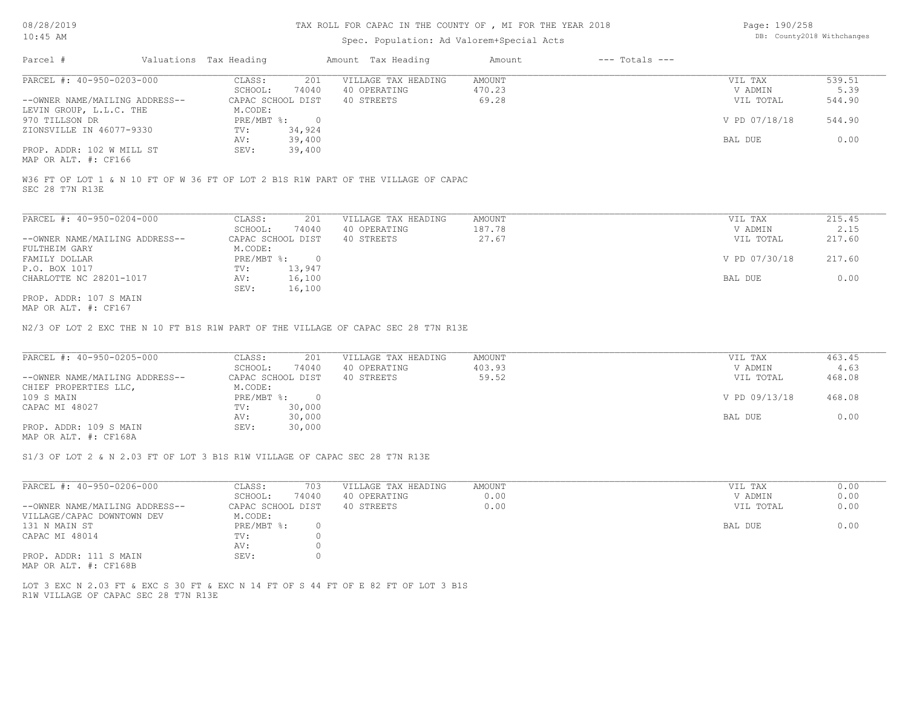# TAX ROLL FOR CAPAC IN THE COUNTY OF , MI FOR THE YEAR 2018

Spec. Population: Ad Valorem+Special Acts

| Parcel # | Valuations | Tax Heading | Amount | Tax Heading | Amount | --- Totals --- | |
|---|---|---|---|---|---|---|---|

---

PARCEL #: 40-950-0203-000

| | | | | | |
|---|---|---|---|---|---|
| CLASS: | 201 | VILLAGE TAX HEADING | AMOUNT | VIL TAX | 539.51 |
| SCHOOL: | 74040 | 40 OPERATING | 470.23 | V ADMIN | 5.39 |
| CAPAC SCHOOL DIST | | 40 STREETS | 69.28 | VIL TOTAL | 544.90 |
| M.CODE: | | | | | |
| PRE/MBT %: | 0 | | | V PD 07/18/18 | 544.90 |
| TV: | 34,924 | | | | |
| AV: | 39,400 | | | BAL DUE | 0.00 |
| SEV: | 39,400 | | | | |

--OWNER NAME/MAILING ADDRESS--
LEVIN GROUP, L.L.C. THE
970 TILLSON DR
ZIONSVILLE IN 46077-9330

PROP. ADDR: 102 W MILL ST
MAP OR ALT. #: CF166

W36 FT OF LOT 1 & N 10 FT OF W 36 FT OF LOT 2 B1S R1W PART OF THE VILLAGE OF CAPAC SEC 28 T7N R13E

---

PARCEL #: 40-950-0204-000

| | | | | | |
|---|---|---|---|---|---|
| CLASS: | 201 | VILLAGE TAX HEADING | AMOUNT | VIL TAX | 215.45 |
| SCHOOL: | 74040 | 40 OPERATING | 187.78 | V ADMIN | 2.15 |
| CAPAC SCHOOL DIST | | 40 STREETS | 27.67 | VIL TOTAL | 217.60 |
| M.CODE: | | | | | |
| PRE/MBT %: | 0 | | | V PD 07/30/18 | 217.60 |
| TV: | 13,947 | | | | |
| AV: | 16,100 | | | BAL DUE | 0.00 |
| SEV: | 16,100 | | | | |

--OWNER NAME/MAILING ADDRESS--
FULTHEIM GARY
FAMILY DOLLAR
P.O. BOX 1017
CHARLOTTE NC 28201-1017

PROP. ADDR: 107 S MAIN
MAP OR ALT. #: CF167

N2/3 OF LOT 2 EXC THE N 10 FT B1S R1W PART OF THE VILLAGE OF CAPAC SEC 28 T7N R13E

---

PARCEL #: 40-950-0205-000

| | | | | | |
|---|---|---|---|---|---|
| CLASS: | 201 | VILLAGE TAX HEADING | AMOUNT | VIL TAX | 463.45 |
| SCHOOL: | 74040 | 40 OPERATING | 403.93 | V ADMIN | 4.63 |
| CAPAC SCHOOL DIST | | 40 STREETS | 59.52 | VIL TOTAL | 468.08 |
| M.CODE: | | | | | |
| PRE/MBT %: | 0 | | | V PD 09/13/18 | 468.08 |
| TV: | 30,000 | | | | |
| AV: | 30,000 | | | BAL DUE | 0.00 |
| SEV: | 30,000 | | | | |

--OWNER NAME/MAILING ADDRESS--
CHIEF PROPERTIES LLC,
109 S MAIN
CAPAC MI 48027

PROP. ADDR: 109 S MAIN
MAP OR ALT. #: CF168A

S1/3 OF LOT 2 & N 2.03 FT OF LOT 3 B1S R1W VILLAGE OF CAPAC SEC 28 T7N R13E

---

PARCEL #: 40-950-0206-000

| | | | | | |
|---|---|---|---|---|---|
| CLASS: | 703 | VILLAGE TAX HEADING | AMOUNT | VIL TAX | 0.00 |
| SCHOOL: | 74040 | 40 OPERATING | 0.00 | V ADMIN | 0.00 |
| CAPAC SCHOOL DIST | | 40 STREETS | 0.00 | VIL TOTAL | 0.00 |
| M.CODE: | | | | | |
| PRE/MBT %: | 0 | | | BAL DUE | 0.00 |
| TV: | 0 | | | | |
| AV: | 0 | | | | |
| SEV: | 0 | | | | |

--OWNER NAME/MAILING ADDRESS--
VILLAGE/CAPAC DOWNTOWN DEV
131 N MAIN ST
CAPAC MI 48014

PROP. ADDR: 111 S MAIN
MAP OR ALT. #: CF168B

LOT 3 EXC N 2.03 FT & EXC S 30 FT & EXC N 14 FT OF S 44 FT OF E 82 FT OF LOT 3 B1S R1W VILLAGE OF CAPAC SEC 28 T7N R13E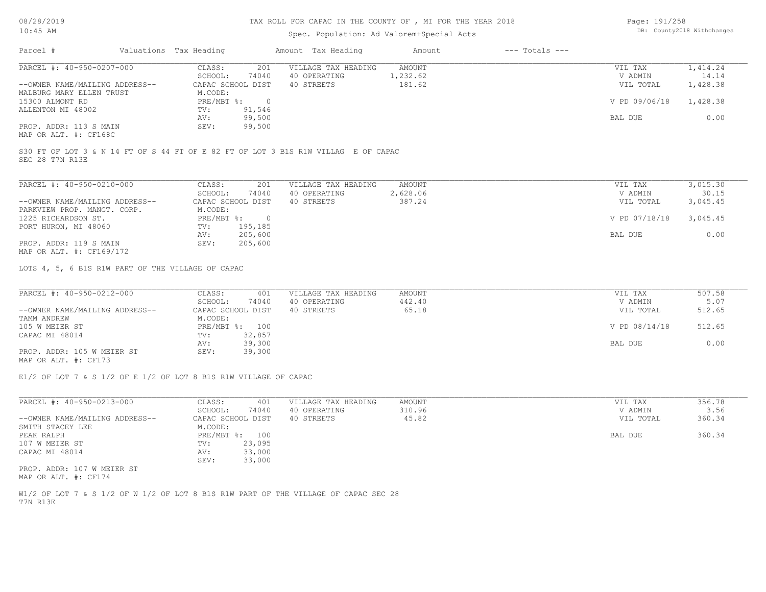TAX ROLL FOR CAPAC IN THE COUNTY OF , MI FOR THE YEAR 2018

Spec. Population: Ad Valorem+Special Acts

| Parcel # | Valuations Tax Heading | Amount Tax Heading | Amount | --- Totals --- |
|---|---|---|---|---|

---

PARCEL #: 40-950-0207-000

| | | | | | |
|---|---|---|---|---|---|
| --OWNER NAME/MAILING ADDRESS-- | CLASS: 201 | VILLAGE TAX HEADING | AMOUNT | VIL TAX | 1,414.24 |
| MALBURG MARY ELLEN TRUST | SCHOOL: 74040 | 40 OPERATING | 1,232.62 | V ADMIN | 14.14 |
| 15300 ALMONT RD | CAPAC SCHOOL DIST | 40 STREETS | 181.62 | VIL TOTAL | 1,428.38 |
| ALLENTON MI 48002 | M.CODE: | | | | |
| | PRE/MBT %: 0 | | | V PD 09/06/18 | 1,428.38 |
| | TV: 91,546 | | | | |
| | AV: 99,500 | | | BAL DUE | 0.00 |
| PROP. ADDR: 113 S MAIN | SEV: 99,500 | | | | |

MAP OR ALT. #: CF168C

S30 FT OF LOT 3 & N 14 FT OF S 44 FT OF E 82 FT OF LOT 3 B1S R1W VILLAG E OF CAPAC SEC 28 T7N R13E

---

PARCEL #: 40-950-0210-000

| | | | | | |
|---|---|---|---|---|---|
| --OWNER NAME/MAILING ADDRESS-- | CLASS: 201 | VILLAGE TAX HEADING | AMOUNT | VIL TAX | 3,015.30 |
| PARKVIEW PROP. MANGT. CORP. | SCHOOL: 74040 | 40 OPERATING | 2,628.06 | V ADMIN | 30.15 |
| 1225 RICHARDSON ST. | CAPAC SCHOOL DIST | 40 STREETS | 387.24 | VIL TOTAL | 3,045.45 |
| PORT HURON, MI 48060 | M.CODE: | | | | |
| | PRE/MBT %: 0 | | | V PD 07/18/18 | 3,045.45 |
| | TV: 195,185 | | | | |
| | AV: 205,600 | | | BAL DUE | 0.00 |
| PROP. ADDR: 119 S MAIN | SEV: 205,600 | | | | |

MAP OR ALT. #: CF169/172

LOTS 4, 5, 6 B1S R1W PART OF THE VILLAGE OF CAPAC

---

PARCEL #: 40-950-0212-000

| | | | | | |
|---|---|---|---|---|---|
| --OWNER NAME/MAILING ADDRESS-- | CLASS: 401 | VILLAGE TAX HEADING | AMOUNT | VIL TAX | 507.58 |
| TAMM ANDREW | SCHOOL: 74040 | 40 OPERATING | 442.40 | V ADMIN | 5.07 |
| 105 W MEIER ST | CAPAC SCHOOL DIST | 40 STREETS | 65.18 | VIL TOTAL | 512.65 |
| CAPAC MI 48014 | M.CODE: | | | | |
| | PRE/MBT %: 100 | | | V PD 08/14/18 | 512.65 |
| | TV: 32,857 | | | | |
| | AV: 39,300 | | | BAL DUE | 0.00 |
| PROP. ADDR: 105 W MEIER ST | SEV: 39,300 | | | | |

MAP OR ALT. #: CF173

E1/2 OF LOT 7 & S 1/2 OF E 1/2 OF LOT 8 B1S R1W VILLAGE OF CAPAC

---

PARCEL #: 40-950-0213-000

| | | | | | |
|---|---|---|---|---|---|
| --OWNER NAME/MAILING ADDRESS-- | CLASS: 401 | VILLAGE TAX HEADING | AMOUNT | VIL TAX | 356.78 |
| SMITH STACEY LEE | SCHOOL: 74040 | 40 OPERATING | 310.96 | V ADMIN | 3.56 |
| PEAK RALPH | CAPAC SCHOOL DIST | 40 STREETS | 45.82 | VIL TOTAL | 360.34 |
| 107 W MEIER ST | M.CODE: | | | | |
| CAPAC MI 48014 | PRE/MBT %: 100 | | | BAL DUE | 360.34 |
| | TV: 23,095 | | | | |
| | AV: 33,000 | | | | |
| PROP. ADDR: 107 W MEIER ST | SEV: 33,000 | | | | |

MAP OR ALT. #: CF174

W1/2 OF LOT 7 & S 1/2 OF W 1/2 OF LOT 8 B1S R1W PART OF THE VILLAGE OF CAPAC SEC 28 T7N R13E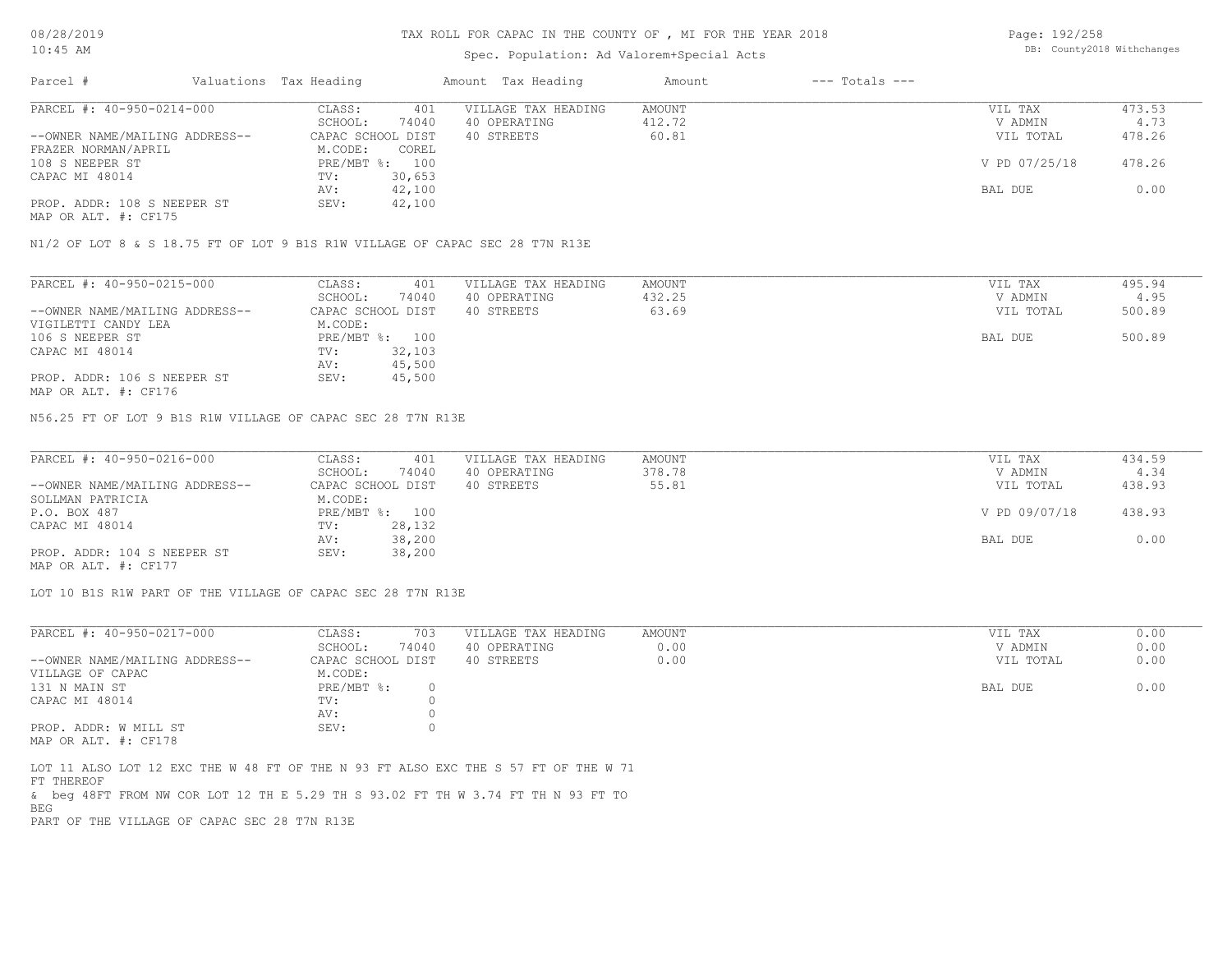TAX ROLL FOR CAPAC IN THE COUNTY OF , MI FOR THE YEAR 2018

Spec. Population: Ad Valorem+Special Acts

| Parcel # | Valuations | Tax Heading | Amount | Tax Heading | Amount | --- Totals --- | |
|---|---|---|---|---|---|---|---|

---

PARCEL #: 40-950-0214-000

| | | | | | |
|---|---|---|---|---|---|
| CLASS: | 401 | VILLAGE TAX HEADING | AMOUNT | VIL TAX | 473.53 |
| SCHOOL: | 74040 | 40 OPERATING | 412.72 | V ADMIN | 4.73 |
| CAPAC SCHOOL DIST | | 40 STREETS | 60.81 | VIL TOTAL | 478.26 |
| M.CODE: | COREL | | | | |
| PRE/MBT %: | 100 | | | V PD 07/25/18 | 478.26 |
| TV: | 30,653 | | | | |
| AV: | 42,100 | | | BAL DUE | 0.00 |
| SEV: | 42,100 | | | | |

--OWNER NAME/MAILING ADDRESS--
FRAZER NORMAN/APRIL
108 S NEEPER ST
CAPAC MI 48014

PROP. ADDR: 108 S NEEPER ST
MAP OR ALT. #: CF175

N1/2 OF LOT 8 & S 18.75 FT OF LOT 9 B1S R1W VILLAGE OF CAPAC SEC 28 T7N R13E

---

PARCEL #: 40-950-0215-000

| | | | | | |
|---|---|---|---|---|---|
| CLASS: | 401 | VILLAGE TAX HEADING | AMOUNT | VIL TAX | 495.94 |
| SCHOOL: | 74040 | 40 OPERATING | 432.25 | V ADMIN | 4.95 |
| CAPAC SCHOOL DIST | | 40 STREETS | 63.69 | VIL TOTAL | 500.89 |
| M.CODE: | | | | | |
| PRE/MBT %: | 100 | | | BAL DUE | 500.89 |
| TV: | 32,103 | | | | |
| AV: | 45,500 | | | | |
| SEV: | 45,500 | | | | |

--OWNER NAME/MAILING ADDRESS--
VIGILETTI CANDY LEA
106 S NEEPER ST
CAPAC MI 48014

PROP. ADDR: 106 S NEEPER ST
MAP OR ALT. #: CF176

N56.25 FT OF LOT 9 B1S R1W VILLAGE OF CAPAC SEC 28 T7N R13E

---

PARCEL #: 40-950-0216-000

| | | | | | |
|---|---|---|---|---|---|
| CLASS: | 401 | VILLAGE TAX HEADING | AMOUNT | VIL TAX | 434.59 |
| SCHOOL: | 74040 | 40 OPERATING | 378.78 | V ADMIN | 4.34 |
| CAPAC SCHOOL DIST | | 40 STREETS | 55.81 | VIL TOTAL | 438.93 |
| M.CODE: | | | | | |
| PRE/MBT %: | 100 | | | V PD 09/07/18 | 438.93 |
| TV: | 28,132 | | | | |
| AV: | 38,200 | | | BAL DUE | 0.00 |
| SEV: | 38,200 | | | | |

--OWNER NAME/MAILING ADDRESS--
SOLLMAN PATRICIA
P.O. BOX 487
CAPAC MI 48014

PROP. ADDR: 104 S NEEPER ST
MAP OR ALT. #: CF177

LOT 10 B1S R1W PART OF THE VILLAGE OF CAPAC SEC 28 T7N R13E

---

PARCEL #: 40-950-0217-000

| | | | | | |
|---|---|---|---|---|---|
| CLASS: | 703 | VILLAGE TAX HEADING | AMOUNT | VIL TAX | 0.00 |
| SCHOOL: | 74040 | 40 OPERATING | 0.00 | V ADMIN | 0.00 |
| CAPAC SCHOOL DIST | | 40 STREETS | 0.00 | VIL TOTAL | 0.00 |
| M.CODE: | | | | | |
| PRE/MBT %: | 0 | | | BAL DUE | 0.00 |
| TV: | 0 | | | | |
| AV: | 0 | | | | |
| SEV: | 0 | | | | |

--OWNER NAME/MAILING ADDRESS--
VILLAGE OF CAPAC
131 N MAIN ST
CAPAC MI 48014

PROP. ADDR: W MILL ST
MAP OR ALT. #: CF178

LOT 11 ALSO LOT 12 EXC THE W 48 FT OF THE N 93 FT ALSO EXC THE S 57 FT OF THE W 71 FT THEREOF
& beg 48FT FROM NW COR LOT 12 TH E 5.29 TH S 93.02 FT TH W 3.74 FT TH N 93 FT TO BEG
PART OF THE VILLAGE OF CAPAC SEC 28 T7N R13E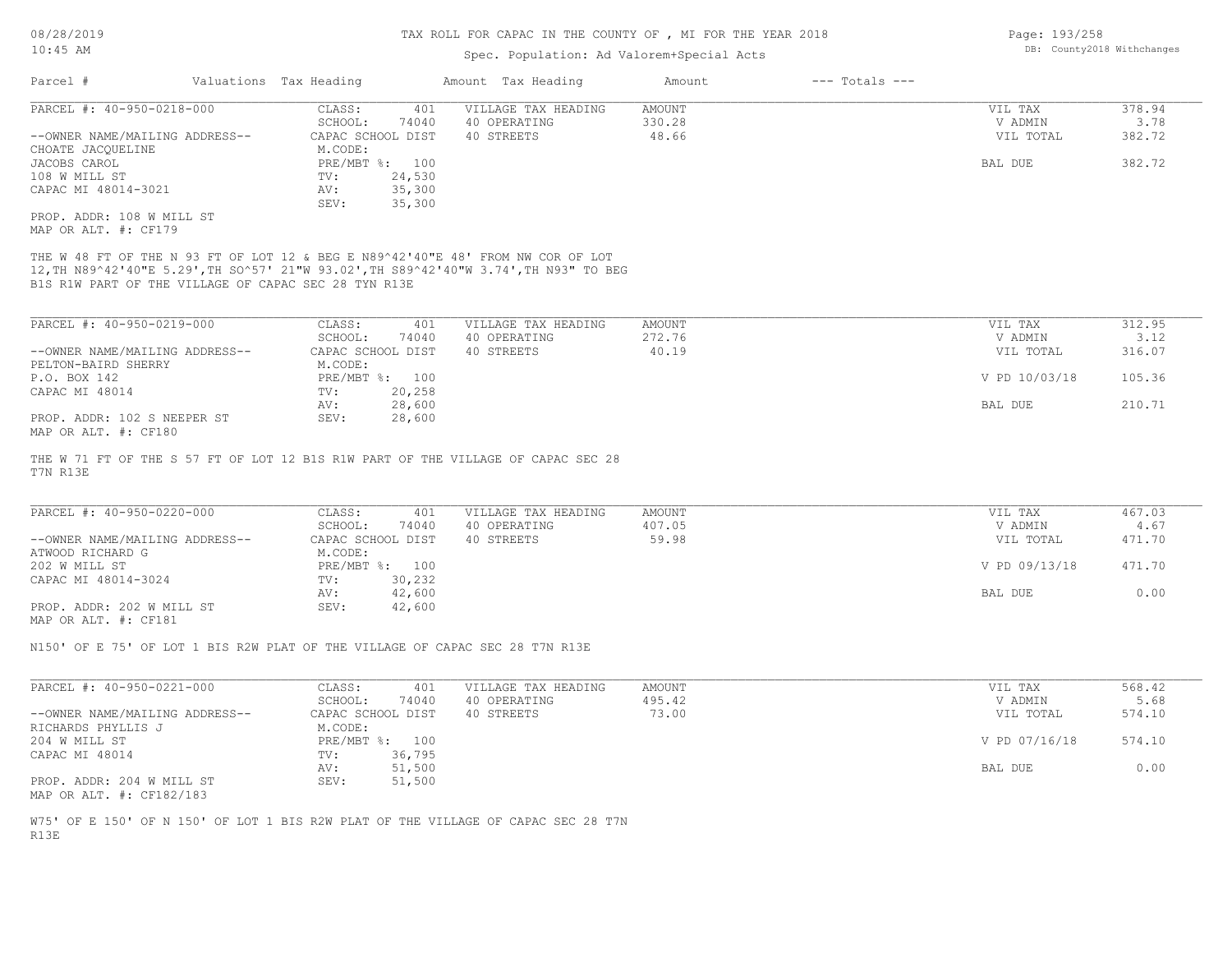TAX ROLL FOR CAPAC IN THE COUNTY OF , MI FOR THE YEAR 2018

Spec. Population: Ad Valorem+Special Acts

DB: County2018 Withchanges

08/28/2019
10:45 AM

| Parcel # | Valuations | Tax Heading | Amount | Tax Heading | Amount | --- Totals --- |
|---|---|---|---|---|---|---|

**PARCEL #: 40-950-0218-000**

| | | | | | |
|---|---|---|---|---|---|
| --OWNER NAME/MAILING ADDRESS-- | CLASS: 401 | VILLAGE TAX HEADING | AMOUNT | VIL TAX | 378.94 |
| CHOATE JACQUELINE | SCHOOL: 74040 | 40 OPERATING | 330.28 | V ADMIN | 3.78 |
| JACOBS CAROL | CAPAC SCHOOL DIST | 40 STREETS | 48.66 | VIL TOTAL | 382.72 |
| 108 W MILL ST | M.CODE: | | | | |
| CAPAC MI 48014-3021 | PRE/MBT %: 100 | | | BAL DUE | 382.72 |
| | TV: 24,530 | | | | |
| | AV: 35,300 | | | | |
| | SEV: 35,300 | | | | |

PROP. ADDR: 108 W MILL ST
MAP OR ALT. #: CF179

THE W 48 FT OF THE N 93 FT OF LOT 12 & BEG E N89^42'40"E 48' FROM NW COR OF LOT 12,TH N89^42'40"E 5.29',TH SO^57' 21"W 93.02',TH S89^42'40"W 3.74',TH N93" TO BEG B1S R1W PART OF THE VILLAGE OF CAPAC SEC 28 TYN R13E

**PARCEL #: 40-950-0219-000**

| | | | | | |
|---|---|---|---|---|---|
| --OWNER NAME/MAILING ADDRESS-- | CLASS: 401 | VILLAGE TAX HEADING | AMOUNT | VIL TAX | 312.95 |
| PELTON-BAIRD SHERRY | SCHOOL: 74040 | 40 OPERATING | 272.76 | V ADMIN | 3.12 |
| P.O. BOX 142 | CAPAC SCHOOL DIST | 40 STREETS | 40.19 | VIL TOTAL | 316.07 |
| CAPAC MI 48014 | M.CODE: | | | | |
| | PRE/MBT %: 100 | | | V PD 10/03/18 | 105.36 |
| | TV: 20,258 | | | | |
| | AV: 28,600 | | | BAL DUE | 210.71 |
| | SEV: 28,600 | | | | |

PROP. ADDR: 102 S NEEPER ST
MAP OR ALT. #: CF180

THE W 71 FT OF THE S 57 FT OF LOT 12 B1S R1W PART OF THE VILLAGE OF CAPAC SEC 28 T7N R13E

**PARCEL #: 40-950-0220-000**

| | | | | | |
|---|---|---|---|---|---|
| --OWNER NAME/MAILING ADDRESS-- | CLASS: 401 | VILLAGE TAX HEADING | AMOUNT | VIL TAX | 467.03 |
| ATWOOD RICHARD G | SCHOOL: 74040 | 40 OPERATING | 407.05 | V ADMIN | 4.67 |
| 202 W MILL ST | CAPAC SCHOOL DIST | 40 STREETS | 59.98 | VIL TOTAL | 471.70 |
| CAPAC MI 48014-3024 | M.CODE: | | | | |
| | PRE/MBT %: 100 | | | V PD 09/13/18 | 471.70 |
| | TV: 30,232 | | | | |
| | AV: 42,600 | | | BAL DUE | 0.00 |
| | SEV: 42,600 | | | | |

PROP. ADDR: 202 W MILL ST
MAP OR ALT. #: CF181

N150' OF E 75' OF LOT 1 BIS R2W PLAT OF THE VILLAGE OF CAPAC SEC 28 T7N R13E

**PARCEL #: 40-950-0221-000**

| | | | | | |
|---|---|---|---|---|---|
| --OWNER NAME/MAILING ADDRESS-- | CLASS: 401 | VILLAGE TAX HEADING | AMOUNT | VIL TAX | 568.42 |
| RICHARDS PHYLLIS J | SCHOOL: 74040 | 40 OPERATING | 495.42 | V ADMIN | 5.68 |
| 204 W MILL ST | CAPAC SCHOOL DIST | 40 STREETS | 73.00 | VIL TOTAL | 574.10 |
| CAPAC MI 48014 | M.CODE: | | | | |
| | PRE/MBT %: 100 | | | V PD 07/16/18 | 574.10 |
| | TV: 36,795 | | | | |
| | AV: 51,500 | | | BAL DUE | 0.00 |
| | SEV: 51,500 | | | | |

PROP. ADDR: 204 W MILL ST
MAP OR ALT. #: CF182/183

W75' OF E 150' OF N 150' OF LOT 1 BIS R2W PLAT OF THE VILLAGE OF CAPAC SEC 28 T7N R13E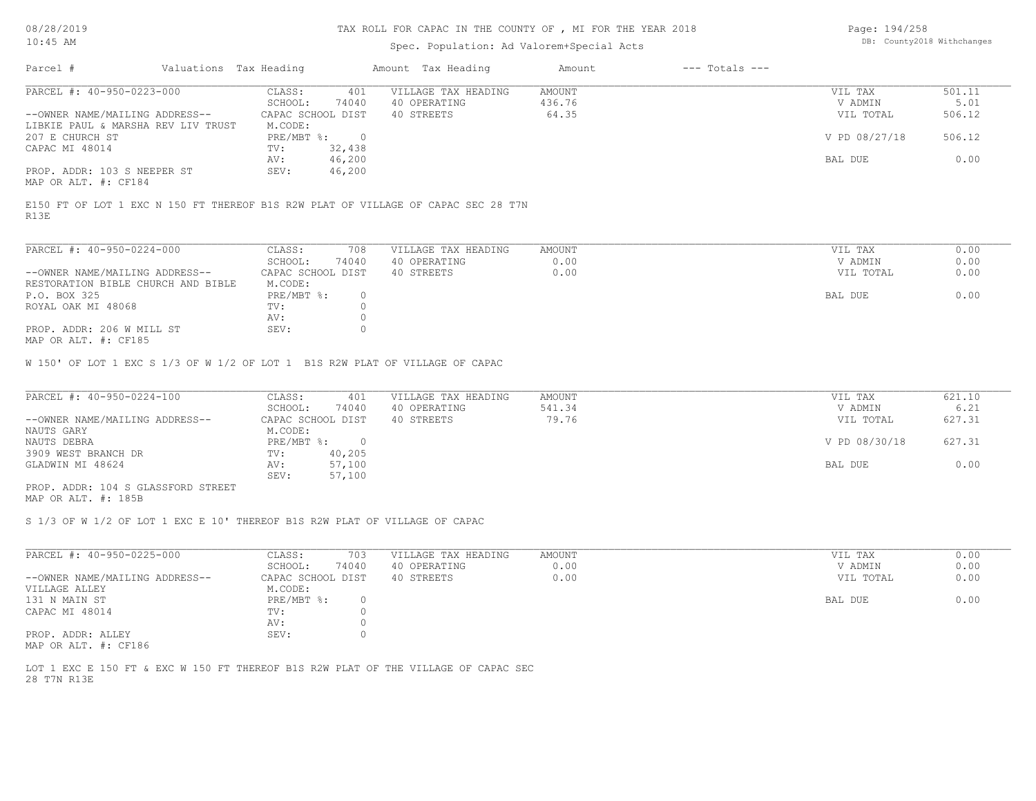# TAX ROLL FOR CAPAC IN THE COUNTY OF , MI FOR THE YEAR 2018

Spec. Population: Ad Valorem+Special Acts

| Parcel # | Valuations | Tax Heading | Amount | Tax Heading | Amount | --- Totals --- | |
|---|---|---|---|---|---|---|---|

---

**PARCEL #: 40-950-0223-000**

| | | | | | |
|---|---|---|---|---|---|
| CLASS: | 401 | VILLAGE TAX HEADING | AMOUNT | VIL TAX | 501.11 |
| SCHOOL: | 74040 | 40 OPERATING | 436.76 | V ADMIN | 5.01 |
| CAPAC SCHOOL DIST | | 40 STREETS | 64.35 | VIL TOTAL | 506.12 |
| M.CODE: | | | | | |
| PRE/MBT %: | 0 | | | V PD 08/27/18 | 506.12 |
| TV: | 32,438 | | | | |
| AV: | 46,200 | | | BAL DUE | 0.00 |
| SEV: | 46,200 | | | | |

--OWNER NAME/MAILING ADDRESS--
LIBKIE PAUL & MARSHA REV LIV TRUST
207 E CHURCH ST
CAPAC MI 48014

PROP. ADDR: 103 S NEEPER ST
MAP OR ALT. #: CF184

E150 FT OF LOT 1 EXC N 150 FT THEREOF B1S R2W PLAT OF VILLAGE OF CAPAC SEC 28 T7N R13E

---

**PARCEL #: 40-950-0224-000**

| | | | | | |
|---|---|---|---|---|---|
| CLASS: | 708 | VILLAGE TAX HEADING | AMOUNT | VIL TAX | 0.00 |
| SCHOOL: | 74040 | 40 OPERATING | 0.00 | V ADMIN | 0.00 |
| CAPAC SCHOOL DIST | | 40 STREETS | 0.00 | VIL TOTAL | 0.00 |
| M.CODE: | | | | | |
| PRE/MBT %: | 0 | | | BAL DUE | 0.00 |
| TV: | 0 | | | | |
| AV: | 0 | | | | |
| SEV: | 0 | | | | |

--OWNER NAME/MAILING ADDRESS--
RESTORATION BIBLE CHURCH AND BIBLE
P.O. BOX 325
ROYAL OAK MI 48068

PROP. ADDR: 206 W MILL ST
MAP OR ALT. #: CF185

W 150' OF LOT 1 EXC S 1/3 OF W 1/2 OF LOT 1 B1S R2W PLAT OF VILLAGE OF CAPAC

---

**PARCEL #: 40-950-0224-100**

| | | | | | |
|---|---|---|---|---|---|
| CLASS: | 401 | VILLAGE TAX HEADING | AMOUNT | VIL TAX | 621.10 |
| SCHOOL: | 74040 | 40 OPERATING | 541.34 | V ADMIN | 6.21 |
| CAPAC SCHOOL DIST | | 40 STREETS | 79.76 | VIL TOTAL | 627.31 |
| M.CODE: | | | | | |
| PRE/MBT %: | 0 | | | V PD 08/30/18 | 627.31 |
| TV: | 40,205 | | | | |
| AV: | 57,100 | | | BAL DUE | 0.00 |
| SEV: | 57,100 | | | | |

--OWNER NAME/MAILING ADDRESS--
NAUTS GARY
NAUTS DEBRA
3909 WEST BRANCH DR
GLADWIN MI 48624

PROP. ADDR: 104 S GLASSFORD STREET
MAP OR ALT. #: 185B

S 1/3 OF W 1/2 OF LOT 1 EXC E 10' THEREOF B1S R2W PLAT OF VILLAGE OF CAPAC

---

**PARCEL #: 40-950-0225-000**

| | | | | | |
|---|---|---|---|---|---|
| CLASS: | 703 | VILLAGE TAX HEADING | AMOUNT | VIL TAX | 0.00 |
| SCHOOL: | 74040 | 40 OPERATING | 0.00 | V ADMIN | 0.00 |
| CAPAC SCHOOL DIST | | 40 STREETS | 0.00 | VIL TOTAL | 0.00 |
| M.CODE: | | | | | |
| PRE/MBT %: | 0 | | | BAL DUE | 0.00 |
| TV: | 0 | | | | |
| AV: | 0 | | | | |
| SEV: | 0 | | | | |

--OWNER NAME/MAILING ADDRESS--
VILLAGE ALLEY
131 N MAIN ST
CAPAC MI 48014

PROP. ADDR: ALLEY
MAP OR ALT. #: CF186

LOT 1 EXC E 150 FT & EXC W 150 FT THEREOF B1S R2W PLAT OF THE VILLAGE OF CAPAC SEC 28 T7N R13E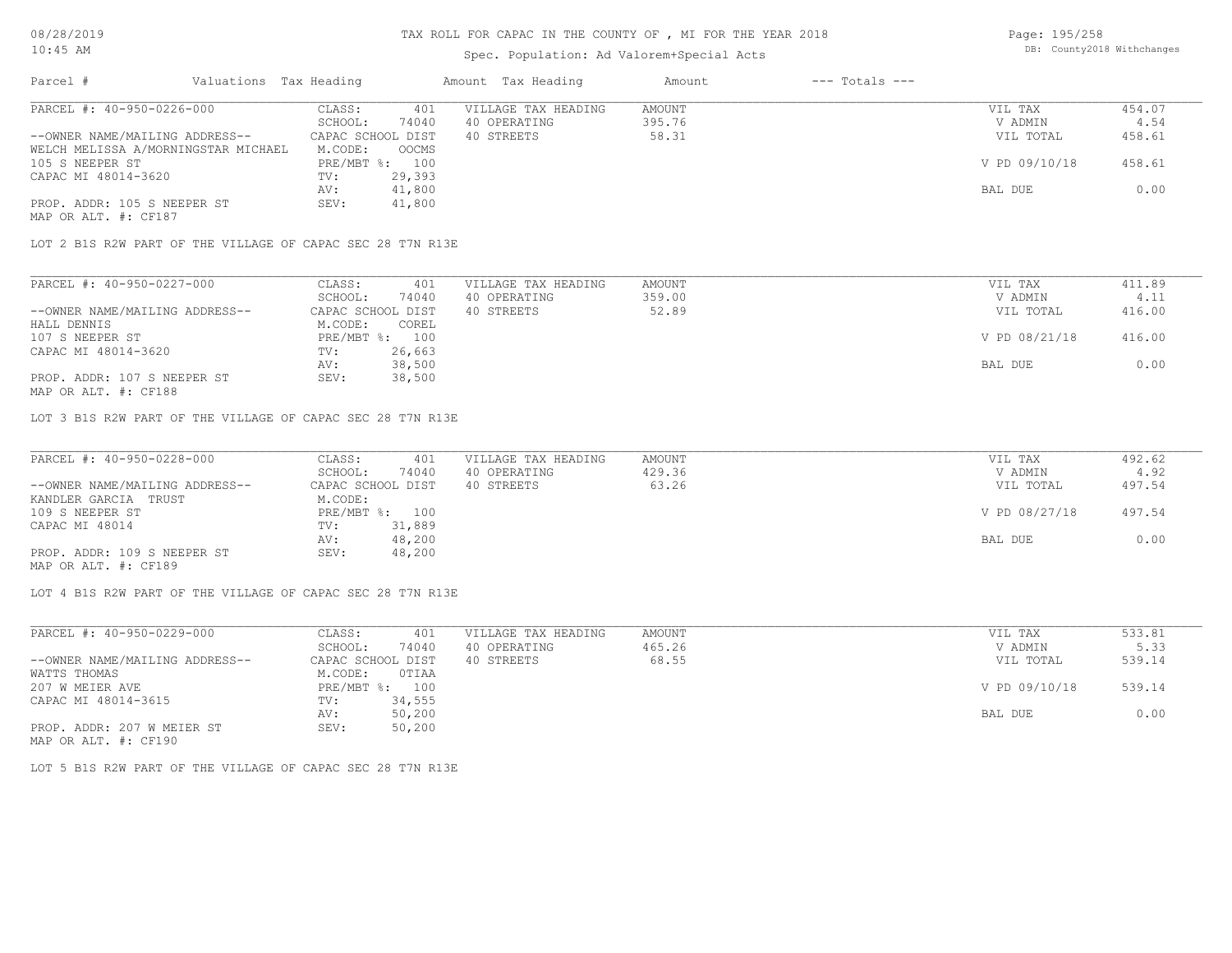# TAX ROLL FOR CAPAC IN THE COUNTY OF , MI FOR THE YEAR 2018

Spec. Population: Ad Valorem+Special Acts

| Parcel # | Valuations Tax Heading | Amount Tax Heading | Amount | --- Totals --- |
|---|---|---|---|---|

---

**PARCEL #: 40-950-0226-000**

| | | | | | |
|---|---|---|---|---|---|
| --OWNER NAME/MAILING ADDRESS-- | CLASS: 401 | VILLAGE TAX HEADING | AMOUNT | VIL TAX | 454.07 |
| WELCH MELISSA A/MORNINGSTAR MICHAEL | SCHOOL: 74040 | 40 OPERATING | 395.76 | V ADMIN | 4.54 |
| 105 S NEEPER ST | CAPAC SCHOOL DIST | 40 STREETS | 58.31 | VIL TOTAL | 458.61 |
| CAPAC MI 48014-3620 | M.CODE: OOCMS | | | | |
| | PRE/MBT %: 100 | | | V PD 09/10/18 | 458.61 |
| | TV: 29,393 | | | | |
| | AV: 41,800 | | | BAL DUE | 0.00 |
| PROP. ADDR: 105 S NEEPER ST | SEV: 41,800 | | | | |
| MAP OR ALT. #: CF187 | | | | | |

LOT 2 B1S R2W PART OF THE VILLAGE OF CAPAC SEC 28 T7N R13E

---

**PARCEL #: 40-950-0227-000**

| | | | | | |
|---|---|---|---|---|---|
| --OWNER NAME/MAILING ADDRESS-- | CLASS: 401 | VILLAGE TAX HEADING | AMOUNT | VIL TAX | 411.89 |
| HALL DENNIS | SCHOOL: 74040 | 40 OPERATING | 359.00 | V ADMIN | 4.11 |
| 107 S NEEPER ST | CAPAC SCHOOL DIST | 40 STREETS | 52.89 | VIL TOTAL | 416.00 |
| CAPAC MI 48014-3620 | M.CODE: COREL | | | | |
| | PRE/MBT %: 100 | | | V PD 08/21/18 | 416.00 |
| | TV: 26,663 | | | | |
| | AV: 38,500 | | | BAL DUE | 0.00 |
| PROP. ADDR: 107 S NEEPER ST | SEV: 38,500 | | | | |
| MAP OR ALT. #: CF188 | | | | | |

LOT 3 B1S R2W PART OF THE VILLAGE OF CAPAC SEC 28 T7N R13E

---

**PARCEL #: 40-950-0228-000**

| | | | | | |
|---|---|---|---|---|---|
| --OWNER NAME/MAILING ADDRESS-- | CLASS: 401 | VILLAGE TAX HEADING | AMOUNT | VIL TAX | 492.62 |
| KANDLER GARCIA TRUST | SCHOOL: 74040 | 40 OPERATING | 429.36 | V ADMIN | 4.92 |
| 109 S NEEPER ST | CAPAC SCHOOL DIST | 40 STREETS | 63.26 | VIL TOTAL | 497.54 |
| CAPAC MI 48014 | M.CODE: | | | | |
| | PRE/MBT %: 100 | | | V PD 08/27/18 | 497.54 |
| | TV: 31,889 | | | | |
| | AV: 48,200 | | | BAL DUE | 0.00 |
| PROP. ADDR: 109 S NEEPER ST | SEV: 48,200 | | | | |
| MAP OR ALT. #: CF189 | | | | | |

LOT 4 B1S R2W PART OF THE VILLAGE OF CAPAC SEC 28 T7N R13E

---

**PARCEL #: 40-950-0229-000**

| | | | | | |
|---|---|---|---|---|---|
| --OWNER NAME/MAILING ADDRESS-- | CLASS: 401 | VILLAGE TAX HEADING | AMOUNT | VIL TAX | 533.81 |
| WATTS THOMAS | SCHOOL: 74040 | 40 OPERATING | 465.26 | V ADMIN | 5.33 |
| 207 W MEIER AVE | CAPAC SCHOOL DIST | 40 STREETS | 68.55 | VIL TOTAL | 539.14 |
| CAPAC MI 48014-3615 | M.CODE: 0TIAA | | | | |
| | PRE/MBT %: 100 | | | V PD 09/10/18 | 539.14 |
| | TV: 34,555 | | | | |
| | AV: 50,200 | | | BAL DUE | 0.00 |
| PROP. ADDR: 207 W MEIER ST | SEV: 50,200 | | | | |
| MAP OR ALT. #: CF190 | | | | | |

LOT 5 B1S R2W PART OF THE VILLAGE OF CAPAC SEC 28 T7N R13E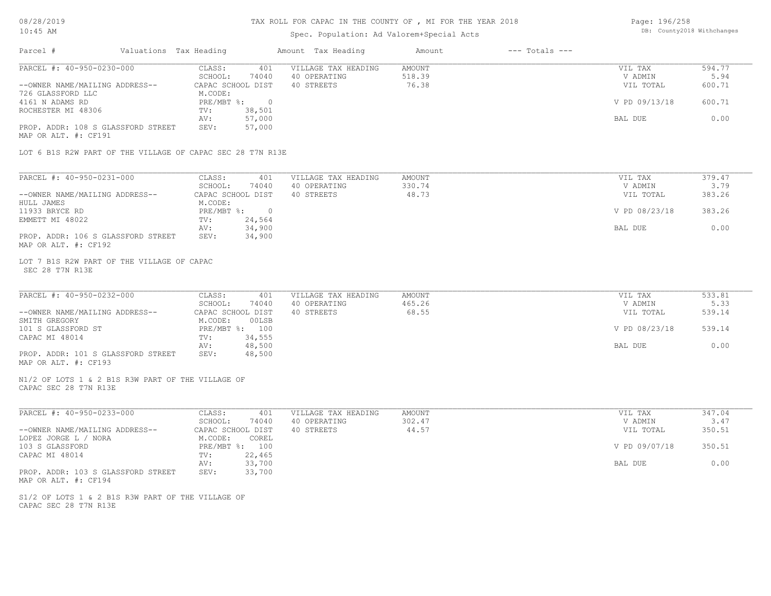# TAX ROLL FOR CAPAC IN THE COUNTY OF , MI FOR THE YEAR 2018

Spec. Population: Ad Valorem+Special Acts

08/28/2019 10:45 AM

DB: County2018 Withchanges

| Parcel # | Valuations Tax Heading | | Amount Tax Heading | Amount | --- Totals --- | |
|---|---|---|---|---|---|---|
| PARCEL #: 40-950-0230-000 | CLASS: | 401 | VILLAGE TAX HEADING | AMOUNT | VIL TAX | 594.77 |
| | SCHOOL: | 74040 | 40 OPERATING | 518.39 | V ADMIN | 5.94 |
| --OWNER NAME/MAILING ADDRESS-- | CAPAC SCHOOL DIST | | 40 STREETS | 76.38 | VIL TOTAL | 600.71 |
| 726 GLASSFORD LLC | M.CODE: | | | | | |
| 4161 N ADAMS RD | PRE/MBT %: | 0 | | | V PD 09/13/18 | 600.71 |
| ROCHESTER MI 48306 | TV: | 38,501 | | | | |
| | AV: | 57,000 | | | BAL DUE | 0.00 |
| PROP. ADDR: 108 S GLASSFORD STREET | SEV: | 57,000 | | | | |
| MAP OR ALT. #: CF191 | | | | | | |

LOT 6 B1S R2W PART OF THE VILLAGE OF CAPAC SEC 28 T7N R13E

| Parcel # | Valuations Tax Heading | | Amount Tax Heading | Amount | --- Totals --- | |
|---|---|---|---|---|---|---|
| PARCEL #: 40-950-0231-000 | CLASS: | 401 | VILLAGE TAX HEADING | AMOUNT | VIL TAX | 379.47 |
| | SCHOOL: | 74040 | 40 OPERATING | 330.74 | V ADMIN | 3.79 |
| --OWNER NAME/MAILING ADDRESS-- | CAPAC SCHOOL DIST | | 40 STREETS | 48.73 | VIL TOTAL | 383.26 |
| HULL JAMES | M.CODE: | | | | | |
| 11933 BRYCE RD | PRE/MBT %: | 0 | | | V PD 08/23/18 | 383.26 |
| EMMETT MI 48022 | TV: | 24,564 | | | | |
| | AV: | 34,900 | | | BAL DUE | 0.00 |
| PROP. ADDR: 106 S GLASSFORD STREET | SEV: | 34,900 | | | | |
| MAP OR ALT. #: CF192 | | | | | | |

LOT 7 B1S R2W PART OF THE VILLAGE OF CAPAC
SEC 28 T7N R13E

| Parcel # | Valuations Tax Heading | | Amount Tax Heading | Amount | --- Totals --- | |
|---|---|---|---|---|---|---|
| PARCEL #: 40-950-0232-000 | CLASS: | 401 | VILLAGE TAX HEADING | AMOUNT | VIL TAX | 533.81 |
| | SCHOOL: | 74040 | 40 OPERATING | 465.26 | V ADMIN | 5.33 |
| --OWNER NAME/MAILING ADDRESS-- | CAPAC SCHOOL DIST | | 40 STREETS | 68.55 | VIL TOTAL | 539.14 |
| SMITH GREGORY | M.CODE: | 00LSB | | | | |
| 101 S GLASSFORD ST | PRE/MBT %: | 100 | | | V PD 08/23/18 | 539.14 |
| CAPAC MI 48014 | TV: | 34,555 | | | | |
| | AV: | 48,500 | | | BAL DUE | 0.00 |
| PROP. ADDR: 101 S GLASSFORD STREET | SEV: | 48,500 | | | | |
| MAP OR ALT. #: CF193 | | | | | | |

N1/2 OF LOTS 1 & 2 B1S R3W PART OF THE VILLAGE OF
CAPAC SEC 28 T7N R13E

| Parcel # | Valuations Tax Heading | | Amount Tax Heading | Amount | --- Totals --- | |
|---|---|---|---|---|---|---|
| PARCEL #: 40-950-0233-000 | CLASS: | 401 | VILLAGE TAX HEADING | AMOUNT | VIL TAX | 347.04 |
| | SCHOOL: | 74040 | 40 OPERATING | 302.47 | V ADMIN | 3.47 |
| --OWNER NAME/MAILING ADDRESS-- | CAPAC SCHOOL DIST | | 40 STREETS | 44.57 | VIL TOTAL | 350.51 |
| LOPEZ JORGE L / NORA | M.CODE: | COREL | | | | |
| 103 S GLASSFORD | PRE/MBT %: | 100 | | | V PD 09/07/18 | 350.51 |
| CAPAC MI 48014 | TV: | 22,465 | | | | |
| | AV: | 33,700 | | | BAL DUE | 0.00 |
| PROP. ADDR: 103 S GLASSFORD STREET | SEV: | 33,700 | | | | |
| MAP OR ALT. #: CF194 | | | | | | |

S1/2 OF LOTS 1 & 2 B1S R3W PART OF THE VILLAGE OF
CAPAC SEC 28 T7N R13E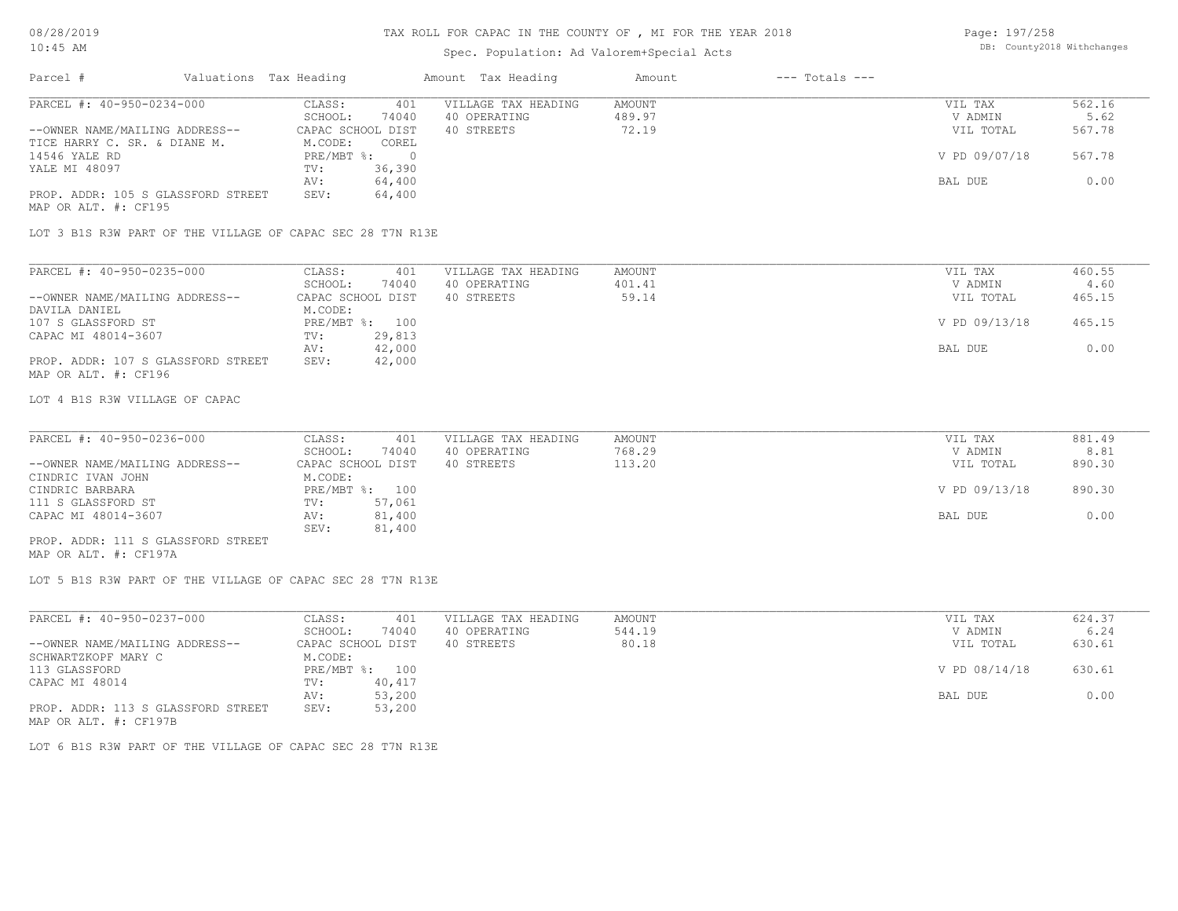# TAX ROLL FOR CAPAC IN THE COUNTY OF , MI FOR THE YEAR 2018

Spec. Population: Ad Valorem+Special Acts

08/28/2019
10:45 AM

DB: County2018 Withchanges

| Parcel # | Valuations | Tax Heading | Amount | Tax Heading | Amount | --- Totals --- | |
|---|---|---|---|---|---|---|---|
| PARCEL #: 40-950-0234-000 | CLASS: | 401 | VILLAGE TAX HEADING | AMOUNT | | VIL TAX | 562.16 |
| | SCHOOL: | 74040 | 40 OPERATING | 489.97 | | V ADMIN | 5.62 |
| --OWNER NAME/MAILING ADDRESS-- | CAPAC SCHOOL DIST | | 40 STREETS | 72.19 | | VIL TOTAL | 567.78 |
| TICE HARRY C. SR. & DIANE M. | M.CODE: | COREL | | | | | |
| 14546 YALE RD | PRE/MBT %: | 0 | | | | V PD 09/07/18 | 567.78 |
| YALE MI 48097 | TV: | 36,390 | | | | | |
| | AV: | 64,400 | | | | BAL DUE | 0.00 |
| PROP. ADDR: 105 S GLASSFORD STREET | SEV: | 64,400 | | | | | |
| MAP OR ALT. #: CF195 | | | | | | | |

LOT 3 B1S R3W PART OF THE VILLAGE OF CAPAC SEC 28 T7N R13E

| Parcel # | Valuations | Tax Heading | Amount | Tax Heading | Amount | --- Totals --- | |
|---|---|---|---|---|---|---|---|
| PARCEL #: 40-950-0235-000 | CLASS: | 401 | VILLAGE TAX HEADING | AMOUNT | | VIL TAX | 460.55 |
| | SCHOOL: | 74040 | 40 OPERATING | 401.41 | | V ADMIN | 4.60 |
| --OWNER NAME/MAILING ADDRESS-- | CAPAC SCHOOL DIST | | 40 STREETS | 59.14 | | VIL TOTAL | 465.15 |
| DAVILA DANIEL | M.CODE: | | | | | | |
| 107 S GLASSFORD ST | PRE/MBT %: | 100 | | | | V PD 09/13/18 | 465.15 |
| CAPAC MI 48014-3607 | TV: | 29,813 | | | | | |
| | AV: | 42,000 | | | | BAL DUE | 0.00 |
| PROP. ADDR: 107 S GLASSFORD STREET | SEV: | 42,000 | | | | | |
| MAP OR ALT. #: CF196 | | | | | | | |

LOT 4 B1S R3W VILLAGE OF CAPAC

| Parcel # | Valuations | Tax Heading | Amount | Tax Heading | Amount | --- Totals --- | |
|---|---|---|---|---|---|---|---|
| PARCEL #: 40-950-0236-000 | CLASS: | 401 | VILLAGE TAX HEADING | AMOUNT | | VIL TAX | 881.49 |
| | SCHOOL: | 74040 | 40 OPERATING | 768.29 | | V ADMIN | 8.81 |
| --OWNER NAME/MAILING ADDRESS-- | CAPAC SCHOOL DIST | | 40 STREETS | 113.20 | | VIL TOTAL | 890.30 |
| CINDRIC IVAN JOHN | M.CODE: | | | | | | |
| CINDRIC BARBARA | PRE/MBT %: | 100 | | | | V PD 09/13/18 | 890.30 |
| 111 S GLASSFORD ST | TV: | 57,061 | | | | | |
| CAPAC MI 48014-3607 | AV: | 81,400 | | | | BAL DUE | 0.00 |
| | SEV: | 81,400 | | | | | |
| PROP. ADDR: 111 S GLASSFORD STREET | | | | | | | |
| MAP OR ALT. #: CF197A | | | | | | | |

LOT 5 B1S R3W PART OF THE VILLAGE OF CAPAC SEC 28 T7N R13E

| Parcel # | Valuations | Tax Heading | Amount | Tax Heading | Amount | --- Totals --- | |
|---|---|---|---|---|---|---|---|
| PARCEL #: 40-950-0237-000 | CLASS: | 401 | VILLAGE TAX HEADING | AMOUNT | | VIL TAX | 624.37 |
| | SCHOOL: | 74040 | 40 OPERATING | 544.19 | | V ADMIN | 6.24 |
| --OWNER NAME/MAILING ADDRESS-- | CAPAC SCHOOL DIST | | 40 STREETS | 80.18 | | VIL TOTAL | 630.61 |
| SCHWARTZKOPF MARY C | M.CODE: | | | | | | |
| 113 GLASSFORD | PRE/MBT %: | 100 | | | | V PD 08/14/18 | 630.61 |
| CAPAC MI 48014 | TV: | 40,417 | | | | | |
| | AV: | 53,200 | | | | BAL DUE | 0.00 |
| PROP. ADDR: 113 S GLASSFORD STREET | SEV: | 53,200 | | | | | |
| MAP OR ALT. #: CF197B | | | | | | | |

LOT 6 B1S R3W PART OF THE VILLAGE OF CAPAC SEC 28 T7N R13E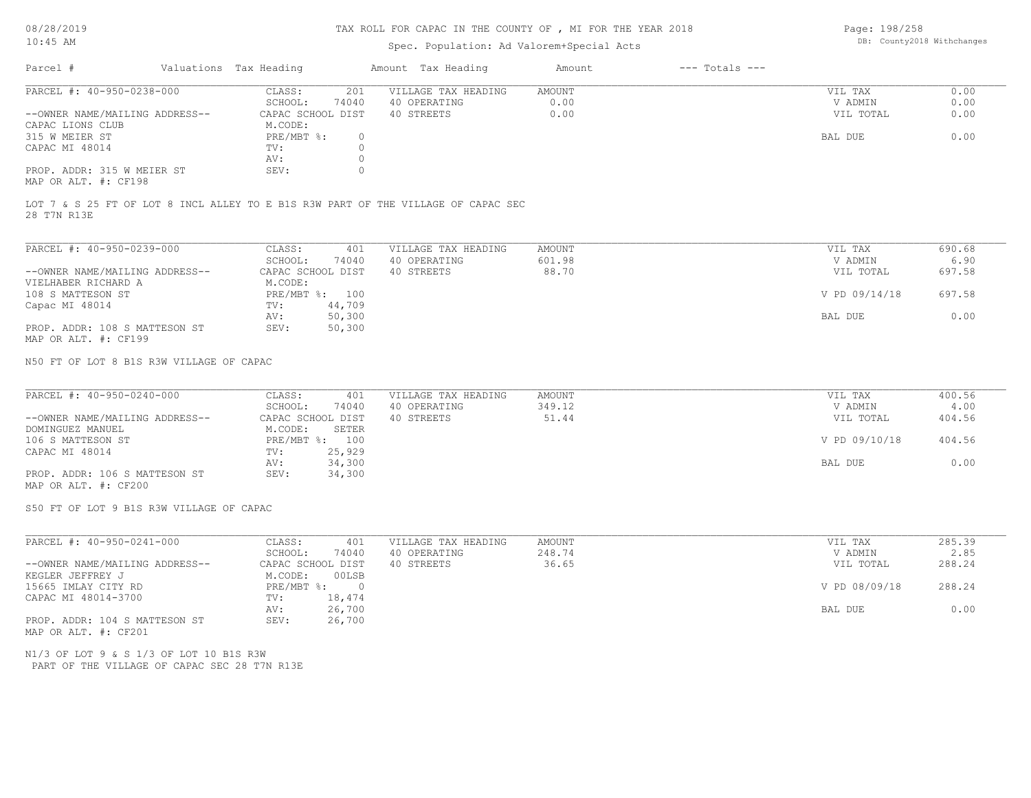# TAX ROLL FOR CAPAC IN THE COUNTY OF , MI FOR THE YEAR 2018

Spec. Population: Ad Valorem+Special Acts

DB: County2018 Withchanges

| Parcel # | Valuations | Tax Heading | Amount | Tax Heading | Amount | --- Totals --- | |
|---|---|---|---|---|---|---|---|

## PARCEL #: 40-950-0238-000

| | | | | | | |
|---|---|---|---|---|---|---|
| PARCEL #: 40-950-0238-000 | CLASS: | 201 | VILLAGE TAX HEADING | AMOUNT | VIL TAX | 0.00 |
| | SCHOOL: | 74040 | 40 OPERATING | 0.00 | V ADMIN | 0.00 |
| --OWNER NAME/MAILING ADDRESS-- | CAPAC SCHOOL DIST | | 40 STREETS | 0.00 | VIL TOTAL | 0.00 |
| CAPAC LIONS CLUB | M.CODE: | | | | | |
| 315 W MEIER ST | PRE/MBT %: | 0 | | | BAL DUE | 0.00 |
| CAPAC MI 48014 | TV: | 0 | | | | |
| | AV: | 0 | | | | |
| PROP. ADDR: 315 W MEIER ST | SEV: | 0 | | | | |
| MAP OR ALT. #: CF198 | | | | | | |

LOT 7 & S 25 FT OF LOT 8 INCL ALLEY TO E B1S R3W PART OF THE VILLAGE OF CAPAC SEC 28 T7N R13E

## PARCEL #: 40-950-0239-000

| | | | | | | |
|---|---|---|---|---|---|---|
| PARCEL #: 40-950-0239-000 | CLASS: | 401 | VILLAGE TAX HEADING | AMOUNT | VIL TAX | 690.68 |
| | SCHOOL: | 74040 | 40 OPERATING | 601.98 | V ADMIN | 6.90 |
| --OWNER NAME/MAILING ADDRESS-- | CAPAC SCHOOL DIST | | 40 STREETS | 88.70 | VIL TOTAL | 697.58 |
| VIELHABER RICHARD A | M.CODE: | | | | | |
| 108 S MATTESON ST | PRE/MBT %: | 100 | | | V PD 09/14/18 | 697.58 |
| Capac MI 48014 | TV: | 44,709 | | | | |
| | AV: | 50,300 | | | BAL DUE | 0.00 |
| PROP. ADDR: 108 S MATTESON ST | SEV: | 50,300 | | | | |
| MAP OR ALT. #: CF199 | | | | | | |

N50 FT OF LOT 8 B1S R3W VILLAGE OF CAPAC

## PARCEL #: 40-950-0240-000

| | | | | | | |
|---|---|---|---|---|---|---|
| PARCEL #: 40-950-0240-000 | CLASS: | 401 | VILLAGE TAX HEADING | AMOUNT | VIL TAX | 400.56 |
| | SCHOOL: | 74040 | 40 OPERATING | 349.12 | V ADMIN | 4.00 |
| --OWNER NAME/MAILING ADDRESS-- | CAPAC SCHOOL DIST | | 40 STREETS | 51.44 | VIL TOTAL | 404.56 |
| DOMINGUEZ MANUEL | M.CODE: | SETER | | | | |
| 106 S MATTESON ST | PRE/MBT %: | 100 | | | V PD 09/10/18 | 404.56 |
| CAPAC MI 48014 | TV: | 25,929 | | | | |
| | AV: | 34,300 | | | BAL DUE | 0.00 |
| PROP. ADDR: 106 S MATTESON ST | SEV: | 34,300 | | | | |
| MAP OR ALT. #: CF200 | | | | | | |

S50 FT OF LOT 9 B1S R3W VILLAGE OF CAPAC

## PARCEL #: 40-950-0241-000

| | | | | | | |
|---|---|---|---|---|---|---|
| PARCEL #: 40-950-0241-000 | CLASS: | 401 | VILLAGE TAX HEADING | AMOUNT | VIL TAX | 285.39 |
| | SCHOOL: | 74040 | 40 OPERATING | 248.74 | V ADMIN | 2.85 |
| --OWNER NAME/MAILING ADDRESS-- | CAPAC SCHOOL DIST | | 40 STREETS | 36.65 | VIL TOTAL | 288.24 |
| KEGLER JEFFREY J | M.CODE: | 00LSB | | | | |
| 15665 IMLAY CITY RD | PRE/MBT %: | 0 | | | V PD 08/09/18 | 288.24 |
| CAPAC MI 48014-3700 | TV: | 18,474 | | | | |
| | AV: | 26,700 | | | BAL DUE | 0.00 |
| PROP. ADDR: 104 S MATTESON ST | SEV: | 26,700 | | | | |
| MAP OR ALT. #: CF201 | | | | | | |

N1/3 OF LOT 9 & S 1/3 OF LOT 10 B1S R3W
PART OF THE VILLAGE OF CAPAC SEC 28 T7N R13E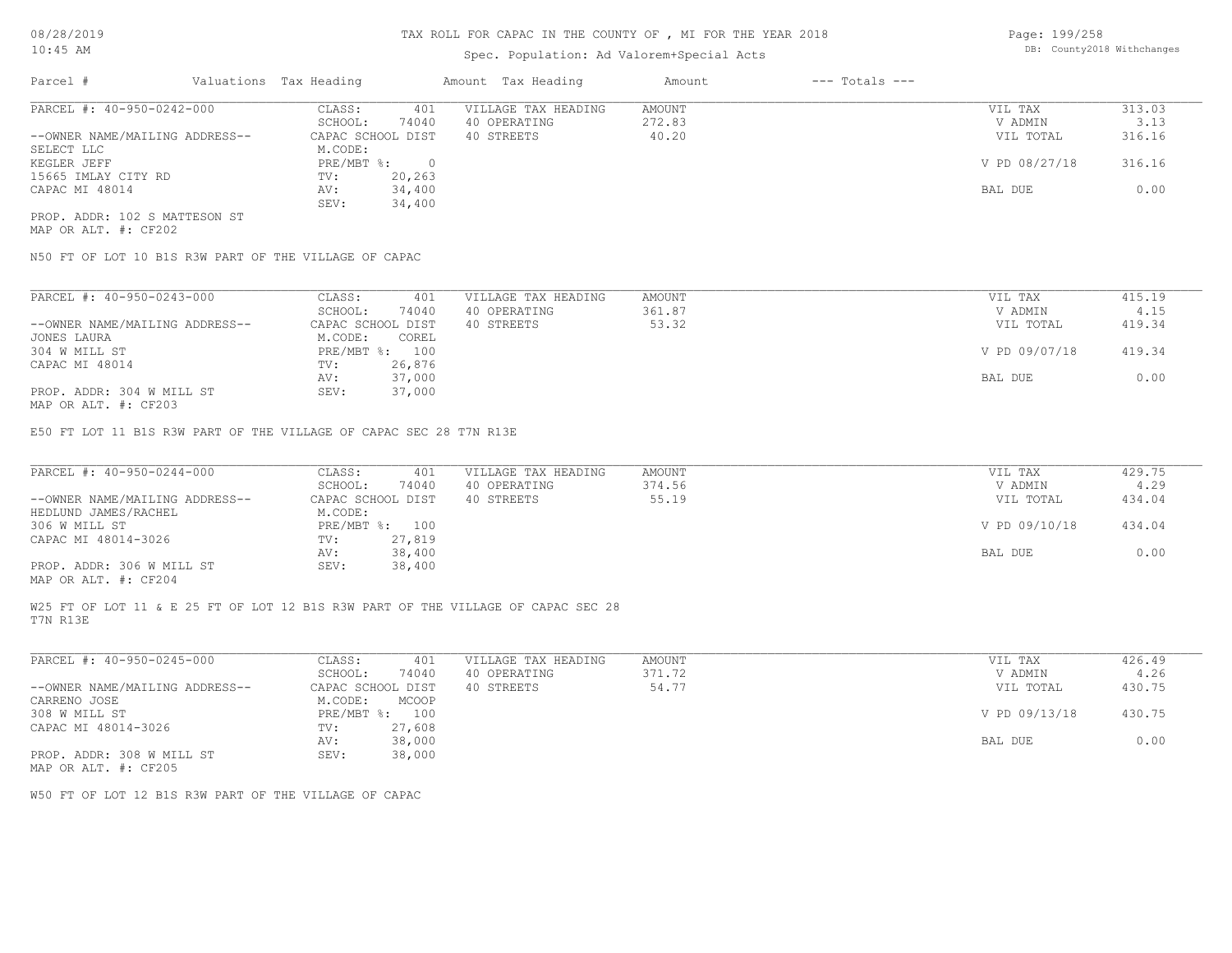# TAX ROLL FOR CAPAC IN THE COUNTY OF , MI FOR THE YEAR 2018

Spec. Population: Ad Valorem+Special Acts

DB: County2018 Withchanges

08/28/2019
10:45 AM

| Parcel # | Valuations | Tax Heading | Amount | Tax Heading | Amount | --- Totals --- | |
|---|---|---|---|---|---|---|---|
| PARCEL #: 40-950-0242-000 | CLASS: | 401 | VILLAGE TAX HEADING | AMOUNT | | VIL TAX | 313.03 |
| | SCHOOL: | 74040 | 40 OPERATING | 272.83 | | V ADMIN | 3.13 |
| --OWNER NAME/MAILING ADDRESS-- | CAPAC SCHOOL DIST | | 40 STREETS | 40.20 | | VIL TOTAL | 316.16 |
| SELECT LLC | M.CODE: | | | | | | |
| KEGLER JEFF | PRE/MBT %: | 0 | | | | V PD 08/27/18 | 316.16 |
| 15665 IMLAY CITY RD | TV: | 20,263 | | | | | |
| CAPAC MI 48014 | AV: | 34,400 | | | | BAL DUE | 0.00 |
| | SEV: | 34,400 | | | | | |
| PROP. ADDR: 102 S MATTESON ST | | | | | | | |
| MAP OR ALT. #: CF202 | | | | | | | |

N50 FT OF LOT 10 B1S R3W PART OF THE VILLAGE OF CAPAC

| Parcel # | Valuations | Tax Heading | Amount | Tax Heading | Amount | --- Totals --- | |
|---|---|---|---|---|---|---|---|
| PARCEL #: 40-950-0243-000 | CLASS: | 401 | VILLAGE TAX HEADING | AMOUNT | | VIL TAX | 415.19 |
| | SCHOOL: | 74040 | 40 OPERATING | 361.87 | | V ADMIN | 4.15 |
| --OWNER NAME/MAILING ADDRESS-- | CAPAC SCHOOL DIST | | 40 STREETS | 53.32 | | VIL TOTAL | 419.34 |
| JONES LAURA | M.CODE: | COREL | | | | | |
| 304 W MILL ST | PRE/MBT %: | 100 | | | | V PD 09/07/18 | 419.34 |
| CAPAC MI 48014 | TV: | 26,876 | | | | | |
| | AV: | 37,000 | | | | BAL DUE | 0.00 |
| PROP. ADDR: 304 W MILL ST | SEV: | 37,000 | | | | | |
| MAP OR ALT. #: CF203 | | | | | | | |

E50 FT LOT 11 B1S R3W PART OF THE VILLAGE OF CAPAC SEC 28 T7N R13E

| Parcel # | Valuations | Tax Heading | Amount | Tax Heading | Amount | --- Totals --- | |
|---|---|---|---|---|---|---|---|
| PARCEL #: 40-950-0244-000 | CLASS: | 401 | VILLAGE TAX HEADING | AMOUNT | | VIL TAX | 429.75 |
| | SCHOOL: | 74040 | 40 OPERATING | 374.56 | | V ADMIN | 4.29 |
| --OWNER NAME/MAILING ADDRESS-- | CAPAC SCHOOL DIST | | 40 STREETS | 55.19 | | VIL TOTAL | 434.04 |
| HEDLUND JAMES/RACHEL | M.CODE: | | | | | | |
| 306 W MILL ST | PRE/MBT %: | 100 | | | | V PD 09/10/18 | 434.04 |
| CAPAC MI 48014-3026 | TV: | 27,819 | | | | | |
| | AV: | 38,400 | | | | BAL DUE | 0.00 |
| PROP. ADDR: 306 W MILL ST | SEV: | 38,400 | | | | | |
| MAP OR ALT. #: CF204 | | | | | | | |

W25 FT OF LOT 11 & E 25 FT OF LOT 12 B1S R3W PART OF THE VILLAGE OF CAPAC SEC 28 T7N R13E

| Parcel # | Valuations | Tax Heading | Amount | Tax Heading | Amount | --- Totals --- | |
|---|---|---|---|---|---|---|---|
| PARCEL #: 40-950-0245-000 | CLASS: | 401 | VILLAGE TAX HEADING | AMOUNT | | VIL TAX | 426.49 |
| | SCHOOL: | 74040 | 40 OPERATING | 371.72 | | V ADMIN | 4.26 |
| --OWNER NAME/MAILING ADDRESS-- | CAPAC SCHOOL DIST | | 40 STREETS | 54.77 | | VIL TOTAL | 430.75 |
| CARRENO JOSE | M.CODE: | MCOOP | | | | | |
| 308 W MILL ST | PRE/MBT %: | 100 | | | | V PD 09/13/18 | 430.75 |
| CAPAC MI 48014-3026 | TV: | 27,608 | | | | | |
| | AV: | 38,000 | | | | BAL DUE | 0.00 |
| PROP. ADDR: 308 W MILL ST | SEV: | 38,000 | | | | | |
| MAP OR ALT. #: CF205 | | | | | | | |

W50 FT OF LOT 12 B1S R3W PART OF THE VILLAGE OF CAPAC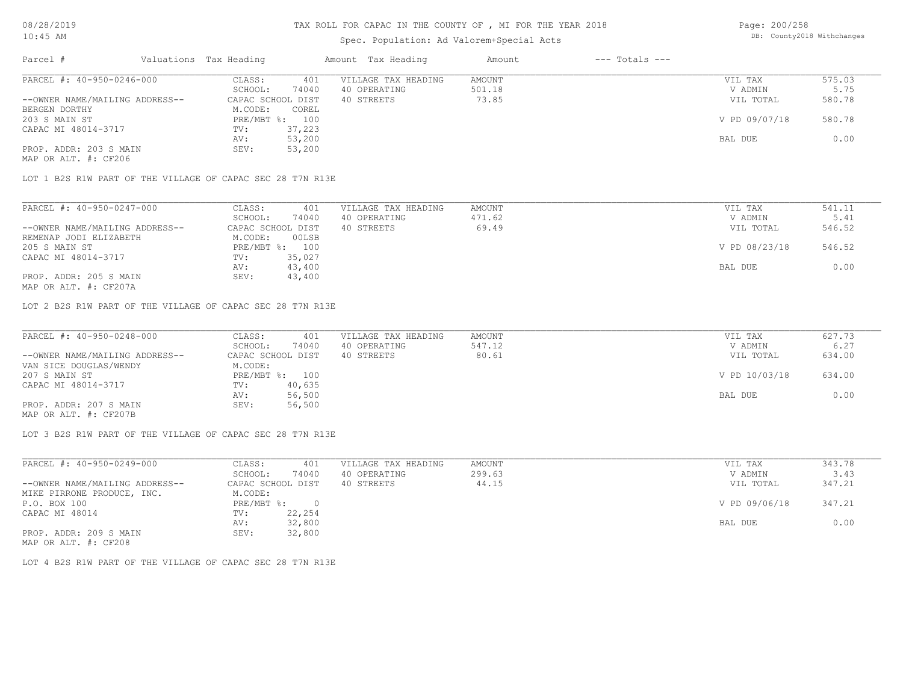# TAX ROLL FOR CAPAC IN THE COUNTY OF , MI FOR THE YEAR 2018

Spec. Population: Ad Valorem+Special Acts

| Parcel # | Valuations Tax Heading | | Amount Tax Heading | Amount | --- Totals --- | |
|---|---|---|---|---|---|---|
| PARCEL #: 40-950-0246-000 | CLASS: | 401 | VILLAGE TAX HEADING | AMOUNT | VIL TAX | 575.03 |
| | SCHOOL: | 74040 | 40 OPERATING | 501.18 | V ADMIN | 5.75 |
| --OWNER NAME/MAILING ADDRESS-- | CAPAC SCHOOL DIST | | 40 STREETS | 73.85 | VIL TOTAL | 580.78 |
| BERGEN DORTHY | M.CODE: | COREL | | | | |
| 203 S MAIN ST | PRE/MBT %: | 100 | | | V PD 09/07/18 | 580.78 |
| CAPAC MI 48014-3717 | TV: | 37,223 | | | | |
| | AV: | 53,200 | | | BAL DUE | 0.00 |
| PROP. ADDR: 203 S MAIN | SEV: | 53,200 | | | | |
| MAP OR ALT. #: CF206 | | | | | | |

LOT 1 B2S R1W PART OF THE VILLAGE OF CAPAC SEC 28 T7N R13E

| Parcel # | Valuations Tax Heading | | Amount Tax Heading | Amount | --- Totals --- | |
|---|---|---|---|---|---|---|
| PARCEL #: 40-950-0247-000 | CLASS: | 401 | VILLAGE TAX HEADING | AMOUNT | VIL TAX | 541.11 |
| | SCHOOL: | 74040 | 40 OPERATING | 471.62 | V ADMIN | 5.41 |
| --OWNER NAME/MAILING ADDRESS-- | CAPAC SCHOOL DIST | | 40 STREETS | 69.49 | VIL TOTAL | 546.52 |
| REMENAP JODI ELIZABETH | M.CODE: | 00LSB | | | | |
| 205 S MAIN ST | PRE/MBT %: | 100 | | | V PD 08/23/18 | 546.52 |
| CAPAC MI 48014-3717 | TV: | 35,027 | | | | |
| | AV: | 43,400 | | | BAL DUE | 0.00 |
| PROP. ADDR: 205 S MAIN | SEV: | 43,400 | | | | |
| MAP OR ALT. #: CF207A | | | | | | |

LOT 2 B2S R1W PART OF THE VILLAGE OF CAPAC SEC 28 T7N R13E

| Parcel # | Valuations Tax Heading | | Amount Tax Heading | Amount | --- Totals --- | |
|---|---|---|---|---|---|---|
| PARCEL #: 40-950-0248-000 | CLASS: | 401 | VILLAGE TAX HEADING | AMOUNT | VIL TAX | 627.73 |
| | SCHOOL: | 74040 | 40 OPERATING | 547.12 | V ADMIN | 6.27 |
| --OWNER NAME/MAILING ADDRESS-- | CAPAC SCHOOL DIST | | 40 STREETS | 80.61 | VIL TOTAL | 634.00 |
| VAN SICE DOUGLAS/WENDY | M.CODE: | | | | | |
| 207 S MAIN ST | PRE/MBT %: | 100 | | | V PD 10/03/18 | 634.00 |
| CAPAC MI 48014-3717 | TV: | 40,635 | | | | |
| | AV: | 56,500 | | | BAL DUE | 0.00 |
| PROP. ADDR: 207 S MAIN | SEV: | 56,500 | | | | |
| MAP OR ALT. #: CF207B | | | | | | |

LOT 3 B2S R1W PART OF THE VILLAGE OF CAPAC SEC 28 T7N R13E

| Parcel # | Valuations Tax Heading | | Amount Tax Heading | Amount | --- Totals --- | |
|---|---|---|---|---|---|---|
| PARCEL #: 40-950-0249-000 | CLASS: | 401 | VILLAGE TAX HEADING | AMOUNT | VIL TAX | 343.78 |
| | SCHOOL: | 74040 | 40 OPERATING | 299.63 | V ADMIN | 3.43 |
| --OWNER NAME/MAILING ADDRESS-- | CAPAC SCHOOL DIST | | 40 STREETS | 44.15 | VIL TOTAL | 347.21 |
| MIKE PIRRONE PRODUCE, INC. | M.CODE: | | | | | |
| P.O. BOX 100 | PRE/MBT %: | 0 | | | V PD 09/06/18 | 347.21 |
| CAPAC MI 48014 | TV: | 22,254 | | | | |
| | AV: | 32,800 | | | BAL DUE | 0.00 |
| PROP. ADDR: 209 S MAIN | SEV: | 32,800 | | | | |
| MAP OR ALT. #: CF208 | | | | | | |

LOT 4 B2S R1W PART OF THE VILLAGE OF CAPAC SEC 28 T7N R13E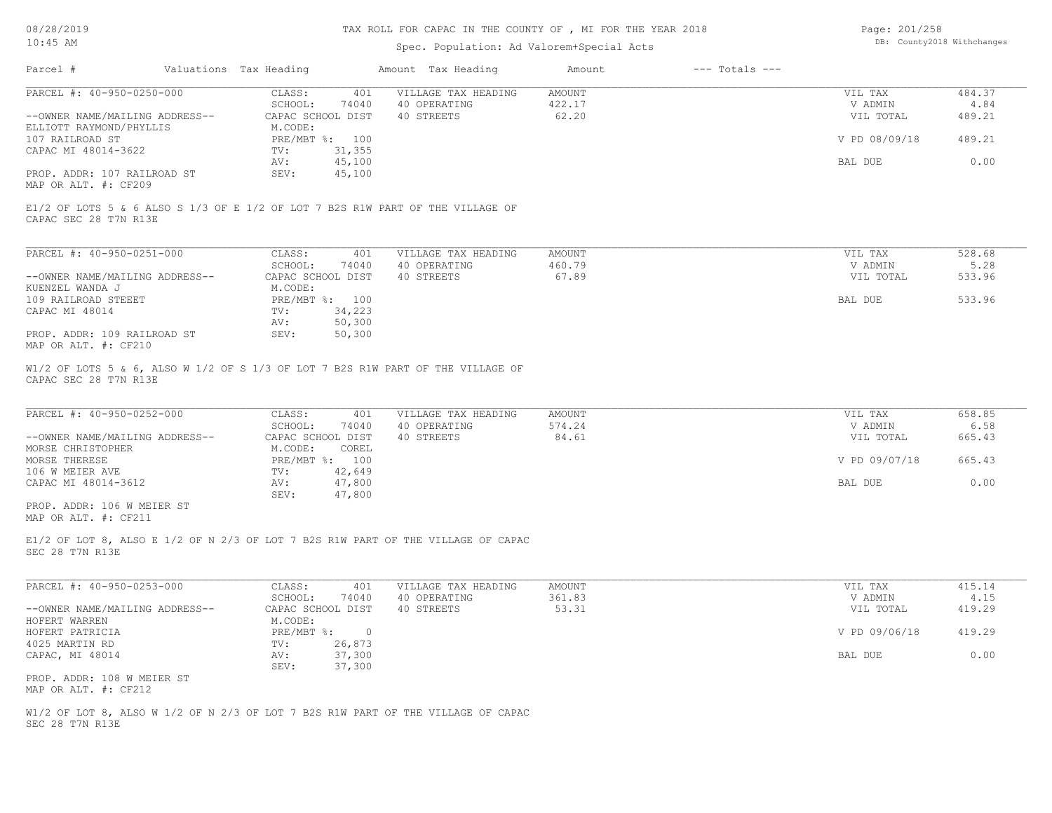# TAX ROLL FOR CAPAC IN THE COUNTY OF , MI FOR THE YEAR 2018

Spec. Population: Ad Valorem+Special Acts

DB: County2018 Withchanges

| Parcel # | Valuations | Tax Heading | Amount | Tax Heading | Amount | --- Totals --- |
|---|---|---|---|---|---|---|

---

**PARCEL #: 40-950-0250-000**

| | | | | |
|---|---|---|---|---|
| CLASS: 401 | VILLAGE TAX HEADING | AMOUNT | VIL TAX | 484.37 |
| SCHOOL: 74040 | 40 OPERATING | 422.17 | V ADMIN | 4.84 |
| CAPAC SCHOOL DIST | 40 STREETS | 62.20 | VIL TOTAL | 489.21 |
| M.CODE: | | | | |
| PRE/MBT %: 100 | | | V PD 08/09/18 | 489.21 |
| TV: 31,355 | | | | |
| AV: 45,100 | | | BAL DUE | 0.00 |
| SEV: 45,100 | | | | |

--OWNER NAME/MAILING ADDRESS--
ELLIOTT RAYMOND/PHYLLIS
107 RAILROAD ST
CAPAC MI 48014-3622

PROP. ADDR: 107 RAILROAD ST
MAP OR ALT. #: CF209

E1/2 OF LOTS 5 & 6 ALSO S 1/3 OF E 1/2 OF LOT 7 B2S R1W PART OF THE VILLAGE OF CAPAC SEC 28 T7N R13E

---

**PARCEL #: 40-950-0251-000**

| | | | | |
|---|---|---|---|---|
| CLASS: 401 | VILLAGE TAX HEADING | AMOUNT | VIL TAX | 528.68 |
| SCHOOL: 74040 | 40 OPERATING | 460.79 | V ADMIN | 5.28 |
| CAPAC SCHOOL DIST | 40 STREETS | 67.89 | VIL TOTAL | 533.96 |
| M.CODE: | | | | |
| PRE/MBT %: 100 | | | BAL DUE | 533.96 |
| TV: 34,223 | | | | |
| AV: 50,300 | | | | |
| SEV: 50,300 | | | | |

--OWNER NAME/MAILING ADDRESS--
KUENZEL WANDA J
109 RAILROAD STEEET
CAPAC MI 48014

PROP. ADDR: 109 RAILROAD ST
MAP OR ALT. #: CF210

W1/2 OF LOTS 5 & 6, ALSO W 1/2 OF S 1/3 OF LOT 7 B2S R1W PART OF THE VILLAGE OF CAPAC SEC 28 T7N R13E

---

**PARCEL #: 40-950-0252-000**

| | | | | |
|---|---|---|---|---|
| CLASS: 401 | VILLAGE TAX HEADING | AMOUNT | VIL TAX | 658.85 |
| SCHOOL: 74040 | 40 OPERATING | 574.24 | V ADMIN | 6.58 |
| CAPAC SCHOOL DIST | 40 STREETS | 84.61 | VIL TOTAL | 665.43 |
| M.CODE: COREL | | | | |
| PRE/MBT %: 100 | | | V PD 09/07/18 | 665.43 |
| TV: 42,649 | | | | |
| AV: 47,800 | | | BAL DUE | 0.00 |
| SEV: 47,800 | | | | |

--OWNER NAME/MAILING ADDRESS--
MORSE CHRISTOPHER
MORSE THERESE
106 W MEIER AVE
CAPAC MI 48014-3612

PROP. ADDR: 106 W MEIER ST
MAP OR ALT. #: CF211

E1/2 OF LOT 8, ALSO E 1/2 OF N 2/3 OF LOT 7 B2S R1W PART OF THE VILLAGE OF CAPAC SEC 28 T7N R13E

---

**PARCEL #: 40-950-0253-000**

| | | | | |
|---|---|---|---|---|
| CLASS: 401 | VILLAGE TAX HEADING | AMOUNT | VIL TAX | 415.14 |
| SCHOOL: 74040 | 40 OPERATING | 361.83 | V ADMIN | 4.15 |
| CAPAC SCHOOL DIST | 40 STREETS | 53.31 | VIL TOTAL | 419.29 |
| M.CODE: | | | | |
| PRE/MBT %: 0 | | | V PD 09/06/18 | 419.29 |
| TV: 26,873 | | | | |
| AV: 37,300 | | | BAL DUE | 0.00 |
| SEV: 37,300 | | | | |

--OWNER NAME/MAILING ADDRESS--
HOFERT WARREN
HOFERT PATRICIA
4025 MARTIN RD
CAPAC, MI 48014

PROP. ADDR: 108 W MEIER ST
MAP OR ALT. #: CF212

W1/2 OF LOT 8, ALSO W 1/2 OF N 2/3 OF LOT 7 B2S R1W PART OF THE VILLAGE OF CAPAC SEC 28 T7N R13E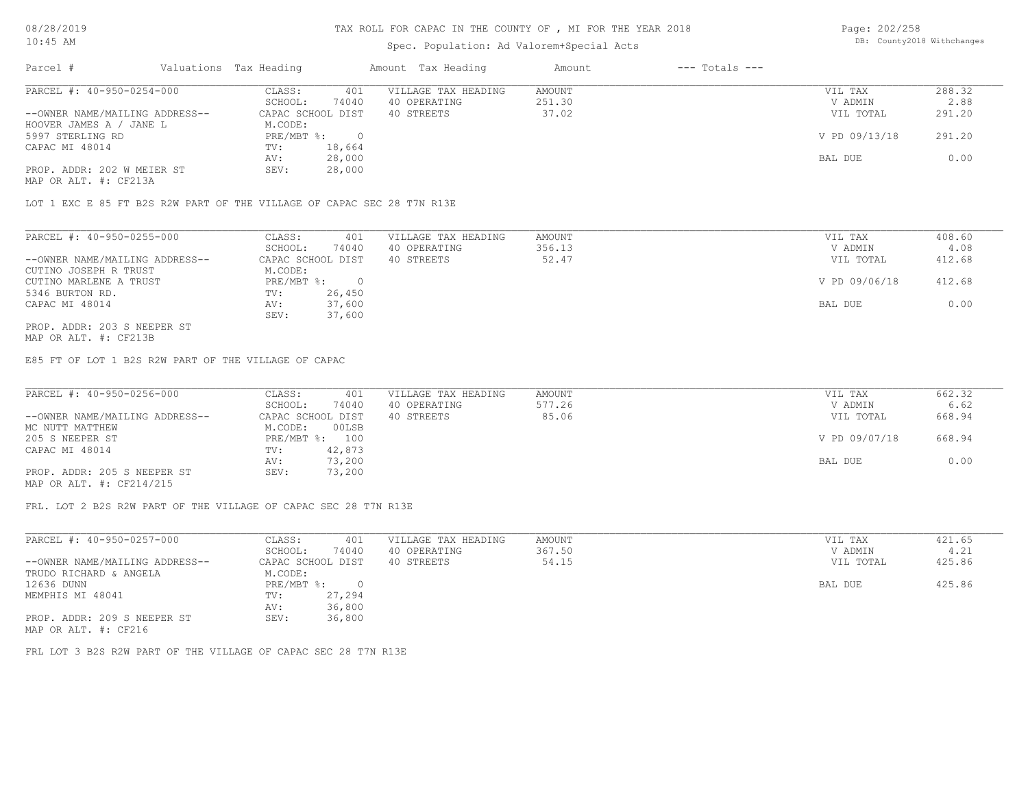# TAX ROLL FOR CAPAC IN THE COUNTY OF , MI FOR THE YEAR 2018

Spec. Population: Ad Valorem+Special Acts

| Parcel # | Valuations | Tax Heading | Amount | Tax Heading | Amount | --- Totals --- |
|---|---|---|---|---|---|---|

---

| PARCEL #: 40-950-0254-000 | CLASS: 401 | VILLAGE TAX HEADING | AMOUNT | VIL TAX | 288.32 |
|---|---|---|---|---|---|
| | SCHOOL: 74040 | 40 OPERATING | 251.30 | V ADMIN | 2.88 |
| --OWNER NAME/MAILING ADDRESS-- | CAPAC SCHOOL DIST | 40 STREETS | 37.02 | VIL TOTAL | 291.20 |
| HOOVER JAMES A / JANE L | M.CODE: | | | | |
| 5997 STERLING RD | PRE/MBT %: 0 | | | V PD 09/13/18 | 291.20 |
| CAPAC MI 48014 | TV: 18,664 | | | | |
| | AV: 28,000 | | | BAL DUE | 0.00 |
| PROP. ADDR: 202 W MEIER ST | SEV: 28,000 | | | | |
| MAP OR ALT. #: CF213A | | | | | |

LOT 1 EXC E 85 FT B2S R2W PART OF THE VILLAGE OF CAPAC SEC 28 T7N R13E

---

| PARCEL #: 40-950-0255-000 | CLASS: 401 | VILLAGE TAX HEADING | AMOUNT | VIL TAX | 408.60 |
|---|---|---|---|---|---|
| | SCHOOL: 74040 | 40 OPERATING | 356.13 | V ADMIN | 4.08 |
| --OWNER NAME/MAILING ADDRESS-- | CAPAC SCHOOL DIST | 40 STREETS | 52.47 | VIL TOTAL | 412.68 |
| CUTINO JOSEPH R TRUST | M.CODE: | | | | |
| CUTINO MARLENE A TRUST | PRE/MBT %: 0 | | | V PD 09/06/18 | 412.68 |
| 5346 BURTON RD. | TV: 26,450 | | | | |
| CAPAC MI 48014 | AV: 37,600 | | | BAL DUE | 0.00 |
| | SEV: 37,600 | | | | |
| PROP. ADDR: 203 S NEEPER ST | | | | | |
| MAP OR ALT. #: CF213B | | | | | |

E85 FT OF LOT 1 B2S R2W PART OF THE VILLAGE OF CAPAC

---

| PARCEL #: 40-950-0256-000 | CLASS: 401 | VILLAGE TAX HEADING | AMOUNT | VIL TAX | 662.32 |
|---|---|---|---|---|---|
| | SCHOOL: 74040 | 40 OPERATING | 577.26 | V ADMIN | 6.62 |
| --OWNER NAME/MAILING ADDRESS-- | CAPAC SCHOOL DIST | 40 STREETS | 85.06 | VIL TOTAL | 668.94 |
| MC NUTT MATTHEW | M.CODE: 00LSB | | | | |
| 205 S NEEPER ST | PRE/MBT %: 100 | | | V PD 09/07/18 | 668.94 |
| CAPAC MI 48014 | TV: 42,873 | | | | |
| | AV: 73,200 | | | BAL DUE | 0.00 |
| PROP. ADDR: 205 S NEEPER ST | SEV: 73,200 | | | | |
| MAP OR ALT. #: CF214/215 | | | | | |

FRL. LOT 2 B2S R2W PART OF THE VILLAGE OF CAPAC SEC 28 T7N R13E

---

| PARCEL #: 40-950-0257-000 | CLASS: 401 | VILLAGE TAX HEADING | AMOUNT | VIL TAX | 421.65 |
|---|---|---|---|---|---|
| | SCHOOL: 74040 | 40 OPERATING | 367.50 | V ADMIN | 4.21 |
| --OWNER NAME/MAILING ADDRESS-- | CAPAC SCHOOL DIST | 40 STREETS | 54.15 | VIL TOTAL | 425.86 |
| TRUDO RICHARD & ANGELA | M.CODE: | | | | |
| 12636 DUNN | PRE/MBT %: 0 | | | BAL DUE | 425.86 |
| MEMPHIS MI 48041 | TV: 27,294 | | | | |
| | AV: 36,800 | | | | |
| PROP. ADDR: 209 S NEEPER ST | SEV: 36,800 | | | | |
| MAP OR ALT. #: CF216 | | | | | |

FRL LOT 3 B2S R2W PART OF THE VILLAGE OF CAPAC SEC 28 T7N R13E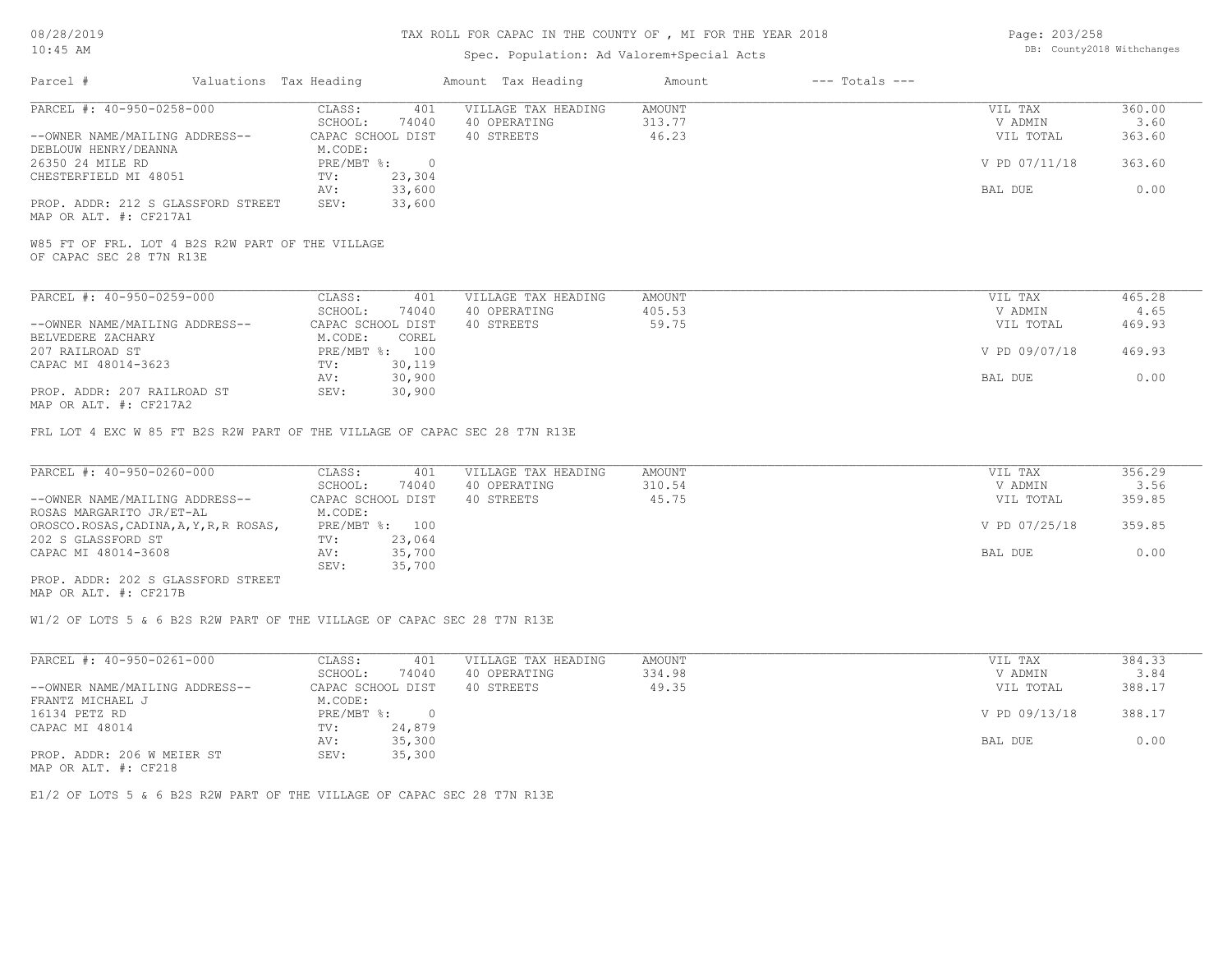# TAX ROLL FOR CAPAC IN THE COUNTY OF , MI FOR THE YEAR 2018

Spec. Population: Ad Valorem+Special Acts

| Parcel # | Valuations | Tax Heading | Amount | Tax Heading | Amount | --- Totals --- | |
|---|---|---|---|---|---|---|---|
| PARCEL #: 40-950-0258-000 | CLASS: | 401 | VILLAGE TAX HEADING | AMOUNT | | VIL TAX | 360.00 |
| | SCHOOL: | 74040 | 40 OPERATING | 313.77 | | V ADMIN | 3.60 |
| --OWNER NAME/MAILING ADDRESS-- | CAPAC SCHOOL DIST | | 40 STREETS | 46.23 | | VIL TOTAL | 363.60 |
| DEBLOUW HENRY/DEANNA | M.CODE: | | | | | | |
| 26350 24 MILE RD | PRE/MBT %: | 0 | | | | V PD 07/11/18 | 363.60 |
| CHESTERFIELD MI 48051 | TV: | 23,304 | | | | | |
| | AV: | 33,600 | | | | BAL DUE | 0.00 |
| PROP. ADDR: 212 S GLASSFORD STREET | SEV: | 33,600 | | | | | |
| MAP OR ALT. #: CF217A1 | | | | | | | |

W85 FT OF FRL. LOT 4 B2S R2W PART OF THE VILLAGE OF CAPAC SEC 28 T7N R13E

| Parcel # | Valuations | Tax Heading | Amount | Tax Heading | Amount | --- Totals --- | |
|---|---|---|---|---|---|---|---|
| PARCEL #: 40-950-0259-000 | CLASS: | 401 | VILLAGE TAX HEADING | AMOUNT | | VIL TAX | 465.28 |
| | SCHOOL: | 74040 | 40 OPERATING | 405.53 | | V ADMIN | 4.65 |
| --OWNER NAME/MAILING ADDRESS-- | CAPAC SCHOOL DIST | | 40 STREETS | 59.75 | | VIL TOTAL | 469.93 |
| BELVEDERE ZACHARY | M.CODE: | COREL | | | | | |
| 207 RAILROAD ST | PRE/MBT %: | 100 | | | | V PD 09/07/18 | 469.93 |
| CAPAC MI 48014-3623 | TV: | 30,119 | | | | | |
| | AV: | 30,900 | | | | BAL DUE | 0.00 |
| PROP. ADDR: 207 RAILROAD ST | SEV: | 30,900 | | | | | |
| MAP OR ALT. #: CF217A2 | | | | | | | |

FRL LOT 4 EXC W 85 FT B2S R2W PART OF THE VILLAGE OF CAPAC SEC 28 T7N R13E

| Parcel # | Valuations | Tax Heading | Amount | Tax Heading | Amount | --- Totals --- | |
|---|---|---|---|---|---|---|---|
| PARCEL #: 40-950-0260-000 | CLASS: | 401 | VILLAGE TAX HEADING | AMOUNT | | VIL TAX | 356.29 |
| | SCHOOL: | 74040 | 40 OPERATING | 310.54 | | V ADMIN | 3.56 |
| --OWNER NAME/MAILING ADDRESS-- | CAPAC SCHOOL DIST | | 40 STREETS | 45.75 | | VIL TOTAL | 359.85 |
| ROSAS MARGARITO JR/ET-AL | M.CODE: | | | | | | |
| OROSCO.ROSAS,CADINA,A,Y,R,R ROSAS, | PRE/MBT %: | 100 | | | | V PD 07/25/18 | 359.85 |
| 202 S GLASSFORD ST | TV: | 23,064 | | | | | |
| CAPAC MI 48014-3608 | AV: | 35,700 | | | | BAL DUE | 0.00 |
| | SEV: | 35,700 | | | | | |
| PROP. ADDR: 202 S GLASSFORD STREET | | | | | | | |
| MAP OR ALT. #: CF217B | | | | | | | |

W1/2 OF LOTS 5 & 6 B2S R2W PART OF THE VILLAGE OF CAPAC SEC 28 T7N R13E

| Parcel # | Valuations | Tax Heading | Amount | Tax Heading | Amount | --- Totals --- | |
|---|---|---|---|---|---|---|---|
| PARCEL #: 40-950-0261-000 | CLASS: | 401 | VILLAGE TAX HEADING | AMOUNT | | VIL TAX | 384.33 |
| | SCHOOL: | 74040 | 40 OPERATING | 334.98 | | V ADMIN | 3.84 |
| --OWNER NAME/MAILING ADDRESS-- | CAPAC SCHOOL DIST | | 40 STREETS | 49.35 | | VIL TOTAL | 388.17 |
| FRANTZ MICHAEL J | M.CODE: | | | | | | |
| 16134 PETZ RD | PRE/MBT %: | 0 | | | | V PD 09/13/18 | 388.17 |
| CAPAC MI 48014 | TV: | 24,879 | | | | | |
| | AV: | 35,300 | | | | BAL DUE | 0.00 |
| PROP. ADDR: 206 W MEIER ST | SEV: | 35,300 | | | | | |
| MAP OR ALT. #: CF218 | | | | | | | |

E1/2 OF LOTS 5 & 6 B2S R2W PART OF THE VILLAGE OF CAPAC SEC 28 T7N R13E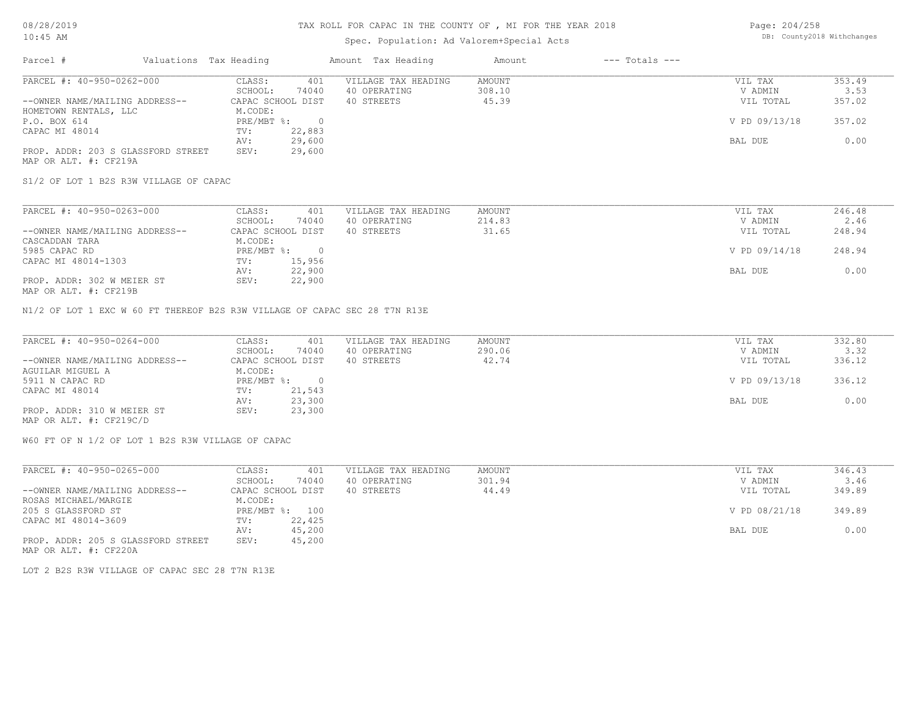# TAX ROLL FOR CAPAC IN THE COUNTY OF , MI FOR THE YEAR 2018

Spec. Population: Ad Valorem+Special Acts

08/28/2019
10:45 AM

DB: County2018 Withchanges

| Parcel # | Valuations | Tax Heading | Amount | Tax Heading | Amount | --- Totals --- | |
|---|---|---|---|---|---|---|---|
| PARCEL #: 40-950-0262-000 | CLASS: | 401 | VILLAGE TAX HEADING | AMOUNT | | VIL TAX | 353.49 |
| | SCHOOL: | 74040 | 40 OPERATING | 308.10 | | V ADMIN | 3.53 |
| --OWNER NAME/MAILING ADDRESS-- | CAPAC SCHOOL DIST | | 40 STREETS | 45.39 | | VIL TOTAL | 357.02 |
| HOMETOWN RENTALS, LLC | M.CODE: | | | | | | |
| P.O. BOX 614 | PRE/MBT %: | 0 | | | | V PD 09/13/18 | 357.02 |
| CAPAC MI 48014 | TV: | 22,883 | | | | | |
| | AV: | 29,600 | | | | BAL DUE | 0.00 |
| PROP. ADDR: 203 S GLASSFORD STREET | SEV: | 29,600 | | | | | |
| MAP OR ALT. #: CF219A | | | | | | | |

S1/2 OF LOT 1 B2S R3W VILLAGE OF CAPAC

| Parcel # | Valuations | Tax Heading | Amount | Tax Heading | Amount | --- Totals --- | |
|---|---|---|---|---|---|---|---|
| PARCEL #: 40-950-0263-000 | CLASS: | 401 | VILLAGE TAX HEADING | AMOUNT | | VIL TAX | 246.48 |
| | SCHOOL: | 74040 | 40 OPERATING | 214.83 | | V ADMIN | 2.46 |
| --OWNER NAME/MAILING ADDRESS-- | CAPAC SCHOOL DIST | | 40 STREETS | 31.65 | | VIL TOTAL | 248.94 |
| CASCADDAN TARA | M.CODE: | | | | | | |
| 5985 CAPAC RD | PRE/MBT %: | 0 | | | | V PD 09/14/18 | 248.94 |
| CAPAC MI 48014-1303 | TV: | 15,956 | | | | | |
| | AV: | 22,900 | | | | BAL DUE | 0.00 |
| PROP. ADDR: 302 W MEIER ST | SEV: | 22,900 | | | | | |
| MAP OR ALT. #: CF219B | | | | | | | |

N1/2 OF LOT 1 EXC W 60 FT THEREOF B2S R3W VILLAGE OF CAPAC SEC 28 T7N R13E

| Parcel # | Valuations | Tax Heading | Amount | Tax Heading | Amount | --- Totals --- | |
|---|---|---|---|---|---|---|---|
| PARCEL #: 40-950-0264-000 | CLASS: | 401 | VILLAGE TAX HEADING | AMOUNT | | VIL TAX | 332.80 |
| | SCHOOL: | 74040 | 40 OPERATING | 290.06 | | V ADMIN | 3.32 |
| --OWNER NAME/MAILING ADDRESS-- | CAPAC SCHOOL DIST | | 40 STREETS | 42.74 | | VIL TOTAL | 336.12 |
| AGUILAR MIGUEL A | M.CODE: | | | | | | |
| 5911 N CAPAC RD | PRE/MBT %: | 0 | | | | V PD 09/13/18 | 336.12 |
| CAPAC MI 48014 | TV: | 21,543 | | | | | |
| | AV: | 23,300 | | | | BAL DUE | 0.00 |
| PROP. ADDR: 310 W MEIER ST | SEV: | 23,300 | | | | | |
| MAP OR ALT. #: CF219C/D | | | | | | | |

W60 FT OF N 1/2 OF LOT 1 B2S R3W VILLAGE OF CAPAC

| Parcel # | Valuations | Tax Heading | Amount | Tax Heading | Amount | --- Totals --- | |
|---|---|---|---|---|---|---|---|
| PARCEL #: 40-950-0265-000 | CLASS: | 401 | VILLAGE TAX HEADING | AMOUNT | | VIL TAX | 346.43 |
| | SCHOOL: | 74040 | 40 OPERATING | 301.94 | | V ADMIN | 3.46 |
| --OWNER NAME/MAILING ADDRESS-- | CAPAC SCHOOL DIST | | 40 STREETS | 44.49 | | VIL TOTAL | 349.89 |
| ROSAS MICHAEL/MARGIE | M.CODE: | | | | | | |
| 205 S GLASSFORD ST | PRE/MBT %: | 100 | | | | V PD 08/21/18 | 349.89 |
| CAPAC MI 48014-3609 | TV: | 22,425 | | | | | |
| | AV: | 45,200 | | | | BAL DUE | 0.00 |
| PROP. ADDR: 205 S GLASSFORD STREET | SEV: | 45,200 | | | | | |
| MAP OR ALT. #: CF220A | | | | | | | |

LOT 2 B2S R3W VILLAGE OF CAPAC SEC 28 T7N R13E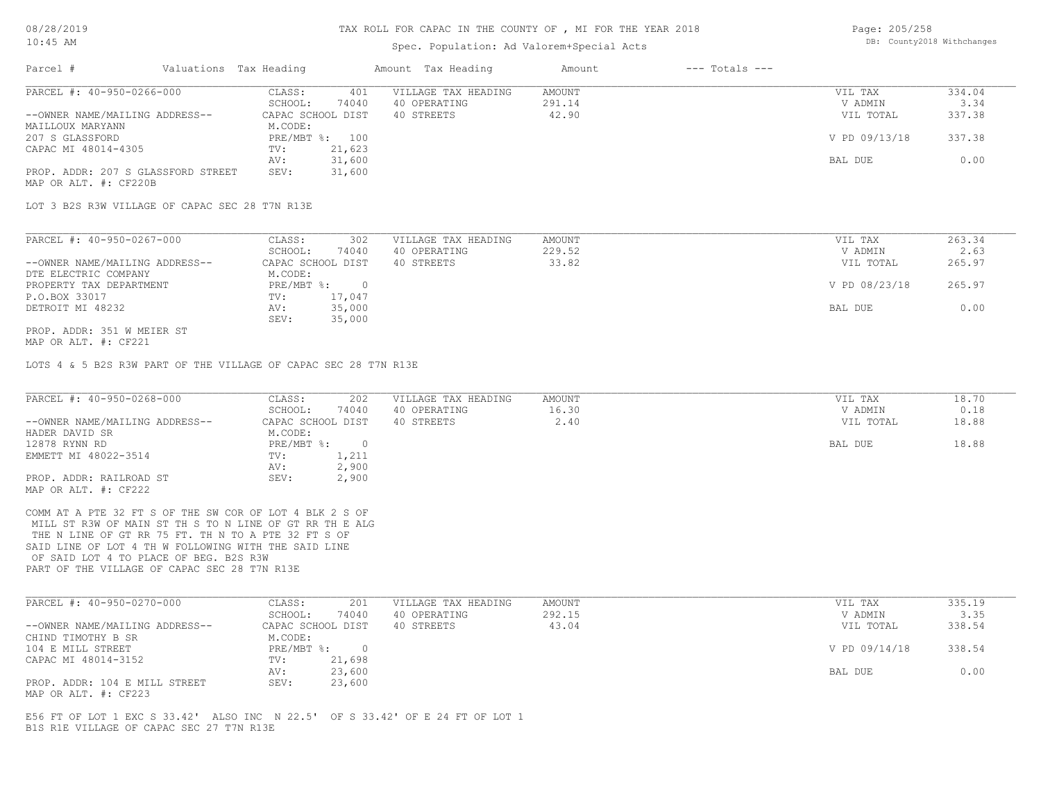TAX ROLL FOR CAPAC IN THE COUNTY OF , MI FOR THE YEAR 2018

Spec. Population: Ad Valorem+Special Acts

| Parcel # | Valuations | Tax Heading | Amount | Tax Heading | Amount | --- Totals --- | |
|---|---|---|---|---|---|---|---|

PARCEL #: 40-950-0266-000

| | | | | |
|---|---|---|---|---|
| --OWNER NAME/MAILING ADDRESS-- | CLASS: 401 | VILLAGE TAX HEADING | AMOUNT | VIL TAX 334.04 |
| MAILLOUX MARYANN | SCHOOL: 74040 | 40 OPERATING | 291.14 | V ADMIN 3.34 |
| 207 S GLASSFORD | CAPAC SCHOOL DIST | 40 STREETS | 42.90 | VIL TOTAL 337.38 |
| CAPAC MI 48014-4305 | M.CODE: | | | |
| | PRE/MBT %: 100 | | | V PD 09/13/18 337.38 |
| | TV: 21,623 | | | |
| | AV: 31,600 | | | BAL DUE 0.00 |
| | SEV: 31,600 | | | |

PROP. ADDR: 207 S GLASSFORD STREET
MAP OR ALT. #: CF220B

LOT 3 B2S R3W VILLAGE OF CAPAC SEC 28 T7N R13E

PARCEL #: 40-950-0267-000

| | | | | |
|---|---|---|---|---|
| --OWNER NAME/MAILING ADDRESS-- | CLASS: 302 | VILLAGE TAX HEADING | AMOUNT | VIL TAX 263.34 |
| DTE ELECTRIC COMPANY | SCHOOL: 74040 | 40 OPERATING | 229.52 | V ADMIN 2.63 |
| PROPERTY TAX DEPARTMENT | CAPAC SCHOOL DIST | 40 STREETS | 33.82 | VIL TOTAL 265.97 |
| P.O.BOX 33017 | M.CODE: | | | |
| DETROIT MI 48232 | PRE/MBT %: 0 | | | V PD 08/23/18 265.97 |
| | TV: 17,047 | | | |
| | AV: 35,000 | | | BAL DUE 0.00 |
| | SEV: 35,000 | | | |

PROP. ADDR: 351 W MEIER ST
MAP OR ALT. #: CF221

LOTS 4 & 5 B2S R3W PART OF THE VILLAGE OF CAPAC SEC 28 T7N R13E

PARCEL #: 40-950-0268-000

| | | | | |
|---|---|---|---|---|
| --OWNER NAME/MAILING ADDRESS-- | CLASS: 202 | VILLAGE TAX HEADING | AMOUNT | VIL TAX 18.70 |
| HADER DAVID SR | SCHOOL: 74040 | 40 OPERATING | 16.30 | V ADMIN 0.18 |
| 12878 RYNN RD | CAPAC SCHOOL DIST | 40 STREETS | 2.40 | VIL TOTAL 18.88 |
| EMMETT MI 48022-3514 | M.CODE: | | | |
| | PRE/MBT %: 0 | | | BAL DUE 18.88 |
| | TV: 1,211 | | | |
| | AV: 2,900 | | | |
| | SEV: 2,900 | | | |

PROP. ADDR: RAILROAD ST
MAP OR ALT. #: CF222

COMM AT A PTE 32 FT S OF THE SW COR OF LOT 4 BLK 2 S OF MILL ST R3W OF MAIN ST TH S TO N LINE OF GT RR TH E ALG THE N LINE OF GT RR 75 FT. TH N TO A PTE 32 FT S OF SAID LINE OF LOT 4 TH W FOLLOWING WITH THE SAID LINE OF SAID LOT 4 TO PLACE OF BEG. B2S R3W PART OF THE VILLAGE OF CAPAC SEC 28 T7N R13E

PARCEL #: 40-950-0270-000

| | | | | |
|---|---|---|---|---|
| --OWNER NAME/MAILING ADDRESS-- | CLASS: 201 | VILLAGE TAX HEADING | AMOUNT | VIL TAX 335.19 |
| CHIND TIMOTHY B SR | SCHOOL: 74040 | 40 OPERATING | 292.15 | V ADMIN 3.35 |
| 104 E MILL STREET | CAPAC SCHOOL DIST | 40 STREETS | 43.04 | VIL TOTAL 338.54 |
| CAPAC MI 48014-3152 | M.CODE: | | | |
| | PRE/MBT %: 0 | | | V PD 09/14/18 338.54 |
| | TV: 21,698 | | | |
| | AV: 23,600 | | | BAL DUE 0.00 |
| | SEV: 23,600 | | | |

PROP. ADDR: 104 E MILL STREET
MAP OR ALT. #: CF223

E56 FT OF LOT 1 EXC S 33.42' ALSO INC N 22.5' OF S 33.42' OF E 24 FT OF LOT 1 B1S R1E VILLAGE OF CAPAC SEC 27 T7N R13E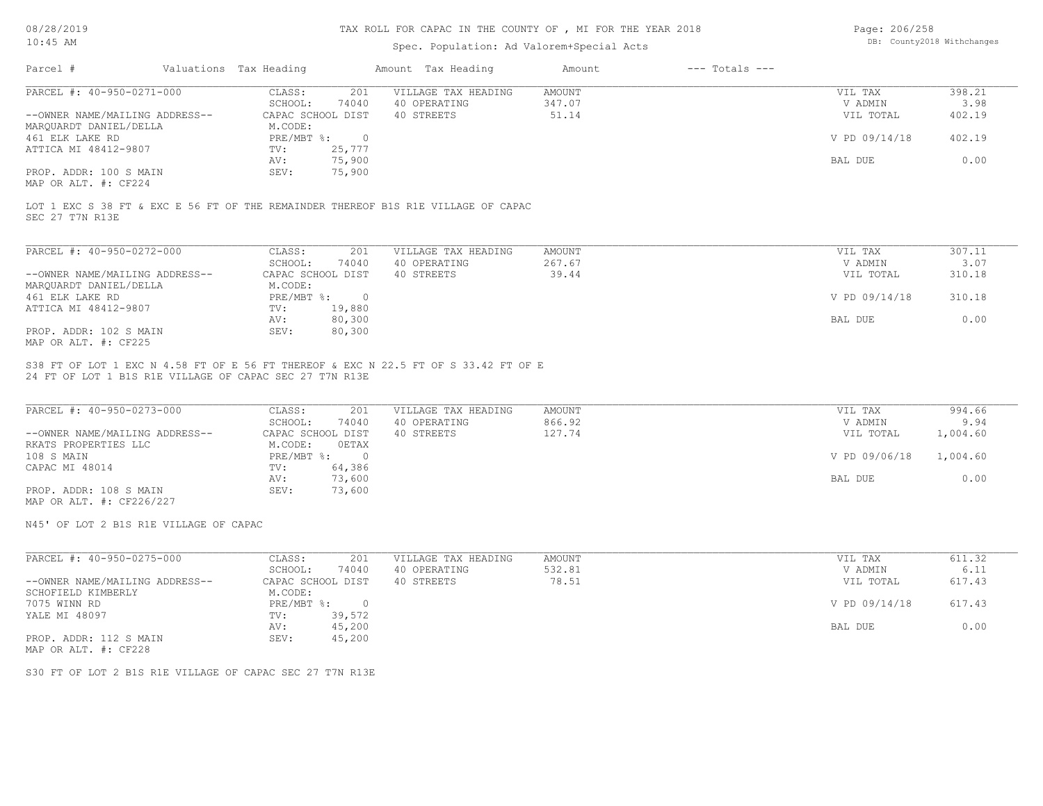Parcel # | Valuations | Tax Heading | Amount | Tax Heading | Amount | --- Totals ---

**PARCEL #: 40-950-0271-000**

| | | | | | |
|---|---|---|---|---|---|
| CLASS: | 201 | VILLAGE TAX HEADING | AMOUNT | VIL TAX | 398.21 |
| SCHOOL: | 74040 | 40 OPERATING | 347.07 | V ADMIN | 3.98 |
| CAPAC SCHOOL DIST | | 40 STREETS | 51.14 | VIL TOTAL | 402.19 |
| M.CODE: | | | | | |
| PRE/MBT %: | 0 | | | V PD 09/14/18 | 402.19 |
| TV: | 25,777 | | | | |
| AV: | 75,900 | | | BAL DUE | 0.00 |
| SEV: | 75,900 | | | | |

--OWNER NAME/MAILING ADDRESS--
MARQUARDT DANIEL/DELLA
461 ELK LAKE RD
ATTICA MI 48412-9807

PROP. ADDR: 100 S MAIN
MAP OR ALT. #: CF224

LOT 1 EXC S 38 FT & EXC E 56 FT OF THE REMAINDER THEREOF B1S R1E VILLAGE OF CAPAC SEC 27 T7N R13E

**PARCEL #: 40-950-0272-000**

| | | | | | |
|---|---|---|---|---|---|
| CLASS: | 201 | VILLAGE TAX HEADING | AMOUNT | VIL TAX | 307.11 |
| SCHOOL: | 74040 | 40 OPERATING | 267.67 | V ADMIN | 3.07 |
| CAPAC SCHOOL DIST | | 40 STREETS | 39.44 | VIL TOTAL | 310.18 |
| M.CODE: | | | | | |
| PRE/MBT %: | 0 | | | V PD 09/14/18 | 310.18 |
| TV: | 19,880 | | | | |
| AV: | 80,300 | | | BAL DUE | 0.00 |
| SEV: | 80,300 | | | | |

--OWNER NAME/MAILING ADDRESS--
MARQUARDT DANIEL/DELLA
461 ELK LAKE RD
ATTICA MI 48412-9807

PROP. ADDR: 102 S MAIN
MAP OR ALT. #: CF225

S38 FT OF LOT 1 EXC N 4.58 FT OF E 56 FT THEREOF & EXC N 22.5 FT OF S 33.42 FT OF E 24 FT OF LOT 1 B1S R1E VILLAGE OF CAPAC SEC 27 T7N R13E

**PARCEL #: 40-950-0273-000**

| | | | | | |
|---|---|---|---|---|---|
| CLASS: | 201 | VILLAGE TAX HEADING | AMOUNT | VIL TAX | 994.66 |
| SCHOOL: | 74040 | 40 OPERATING | 866.92 | V ADMIN | 9.94 |
| CAPAC SCHOOL DIST | | 40 STREETS | 127.74 | VIL TOTAL | 1,004.60 |
| M.CODE: | 0ETAX | | | | |
| PRE/MBT %: | 0 | | | V PD 09/06/18 | 1,004.60 |
| TV: | 64,386 | | | | |
| AV: | 73,600 | | | BAL DUE | 0.00 |
| SEV: | 73,600 | | | | |

--OWNER NAME/MAILING ADDRESS--
RKATS PROPERTIES LLC
108 S MAIN
CAPAC MI 48014

PROP. ADDR: 108 S MAIN
MAP OR ALT. #: CF226/227

N45' OF LOT 2 B1S R1E VILLAGE OF CAPAC

**PARCEL #: 40-950-0275-000**

| | | | | | |
|---|---|---|---|---|---|
| CLASS: | 201 | VILLAGE TAX HEADING | AMOUNT | VIL TAX | 611.32 |
| SCHOOL: | 74040 | 40 OPERATING | 532.81 | V ADMIN | 6.11 |
| CAPAC SCHOOL DIST | | 40 STREETS | 78.51 | VIL TOTAL | 617.43 |
| M.CODE: | | | | | |
| PRE/MBT %: | 0 | | | V PD 09/14/18 | 617.43 |
| TV: | 39,572 | | | | |
| AV: | 45,200 | | | BAL DUE | 0.00 |
| SEV: | 45,200 | | | | |

--OWNER NAME/MAILING ADDRESS--
SCHOFIELD KIMBERLY
7075 WINN RD
YALE MI 48097

PROP. ADDR: 112 S MAIN
MAP OR ALT. #: CF228

S30 FT OF LOT 2 B1S R1E VILLAGE OF CAPAC SEC 27 T7N R13E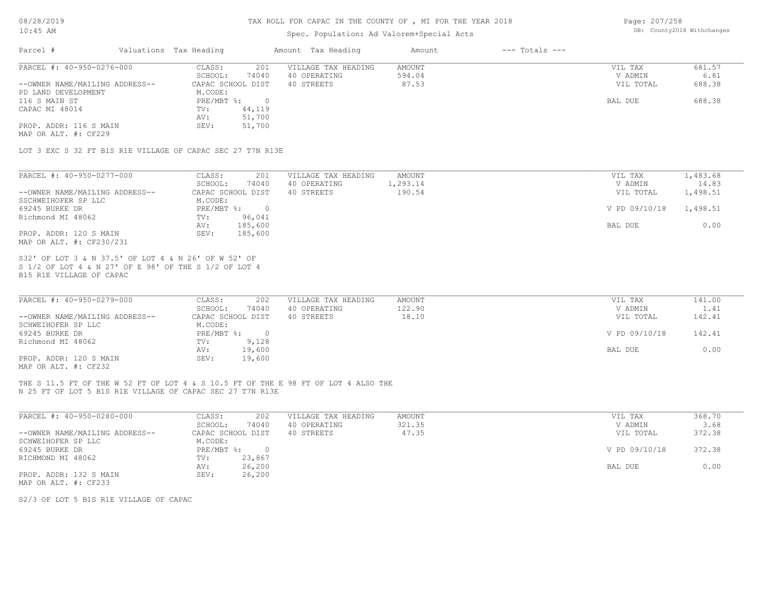# TAX ROLL FOR CAPAC IN THE COUNTY OF , MI FOR THE YEAR 2018

Spec. Population: Ad Valorem+Special Acts

| Parcel # | Valuations | Tax Heading | Amount | Tax Heading | Amount | --- Totals --- | |
|---|---|---|---|---|---|---|---|
| PARCEL #: 40-950-0276-000 | CLASS: | 201 | VILLAGE TAX HEADING | AMOUNT | | VIL TAX | 681.57 |
| | SCHOOL: | 74040 | 40 OPERATING | 594.04 | | V ADMIN | 6.81 |
| --OWNER NAME/MAILING ADDRESS-- | CAPAC SCHOOL DIST | | 40 STREETS | 87.53 | | VIL TOTAL | 688.38 |
| PD LAND DEVELOPMENT | M.CODE: | | | | | | |
| 116 S MAIN ST | PRE/MBT %: | 0 | | | | BAL DUE | 688.38 |
| CAPAC MI 48014 | TV: | 44,119 | | | | | |
| | AV: | 51,700 | | | | | |
| PROP. ADDR: 116 S MAIN | SEV: | 51,700 | | | | | |
| MAP OR ALT. #: CF229 | | | | | | | |

LOT 3 EXC S 32 FT B1S R1E VILLAGE OF CAPAC SEC 27 T7N R13E

| Parcel # | Valuations | Tax Heading | Amount | Tax Heading | Amount | --- Totals --- | |
|---|---|---|---|---|---|---|---|
| PARCEL #: 40-950-0277-000 | CLASS: | 201 | VILLAGE TAX HEADING | AMOUNT | | VIL TAX | 1,483.68 |
| | SCHOOL: | 74040 | 40 OPERATING | 1,293.14 | | V ADMIN | 14.83 |
| --OWNER NAME/MAILING ADDRESS-- | CAPAC SCHOOL DIST | | 40 STREETS | 190.54 | | VIL TOTAL | 1,498.51 |
| SSCHWEIHOFER SP LLC | M.CODE: | | | | | | |
| 69245 BURKE DR | PRE/MBT %: | 0 | | | | V PD 09/10/18 | 1,498.51 |
| Richmond MI 48062 | TV: | 96,041 | | | | | |
| | AV: | 185,600 | | | | BAL DUE | 0.00 |
| PROP. ADDR: 120 S MAIN | SEV: | 185,600 | | | | | |
| MAP OR ALT. #: CF230/231 | | | | | | | |

S32' OF LOT 3 & N 37.5' OF LOT 4 & N 26' OF W 52' OF
S 1/2 OF LOT 4 & N 27' OF E 98' OF THE S 1/2 OF LOT 4
B15 R1E VILLAGE OF CAPAC

| Parcel # | Valuations | Tax Heading | Amount | Tax Heading | Amount | --- Totals --- | |
|---|---|---|---|---|---|---|---|
| PARCEL #: 40-950-0279-000 | CLASS: | 202 | VILLAGE TAX HEADING | AMOUNT | | VIL TAX | 141.00 |
| | SCHOOL: | 74040 | 40 OPERATING | 122.90 | | V ADMIN | 1.41 |
| --OWNER NAME/MAILING ADDRESS-- | CAPAC SCHOOL DIST | | 40 STREETS | 18.10 | | VIL TOTAL | 142.41 |
| SCHWEIHOFER SP LLC | M.CODE: | | | | | | |
| 69245 BURKE DR | PRE/MBT %: | 0 | | | | V PD 09/10/18 | 142.41 |
| Richmond MI 48062 | TV: | 9,128 | | | | | |
| | AV: | 19,600 | | | | BAL DUE | 0.00 |
| PROP. ADDR: 120 S MAIN | SEV: | 19,600 | | | | | |
| MAP OR ALT. #: CF232 | | | | | | | |

THE S 11.5 FT OF THE W 52 FT OF LOT 4 & S 10.5 FT OF THE E 98 FT OF LOT 4 ALSO THE
N 25 FT OF LOT 5 B1S R1E VILLAGE OF CAPAC SEC 27 T7N R13E

| Parcel # | Valuations | Tax Heading | Amount | Tax Heading | Amount | --- Totals --- | |
|---|---|---|---|---|---|---|---|
| PARCEL #: 40-950-0280-000 | CLASS: | 202 | VILLAGE TAX HEADING | AMOUNT | | VIL TAX | 368.70 |
| | SCHOOL: | 74040 | 40 OPERATING | 321.35 | | V ADMIN | 3.68 |
| --OWNER NAME/MAILING ADDRESS-- | CAPAC SCHOOL DIST | | 40 STREETS | 47.35 | | VIL TOTAL | 372.38 |
| SCHWEIHOFER SP LLC | M.CODE: | | | | | | |
| 69245 BURKE DR | PRE/MBT %: | 0 | | | | V PD 09/10/18 | 372.38 |
| RICHMOND MI 48062 | TV: | 23,867 | | | | | |
| | AV: | 26,200 | | | | BAL DUE | 0.00 |
| PROP. ADDR: 132 S MAIN | SEV: | 26,200 | | | | | |
| MAP OR ALT. #: CF233 | | | | | | | |

S2/3 OF LOT 5 B1S R1E VILLAGE OF CAPAC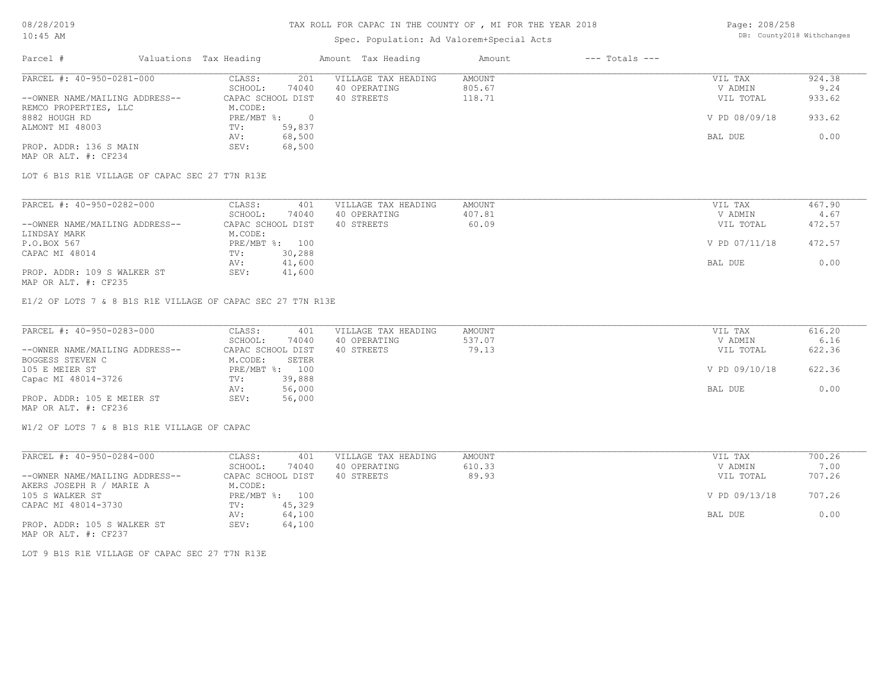# TAX ROLL FOR CAPAC IN THE COUNTY OF , MI FOR THE YEAR 2018

Spec. Population: Ad Valorem+Special Acts

08/28/2019
10:45 AM

DB: County2018 Withchanges

| Parcel # | Valuations | Tax Heading | Amount | Tax Heading | Amount | --- Totals --- | |
|---|---|---|---|---|---|---|---|
| PARCEL #: 40-950-0281-000 | CLASS: | 201 | VILLAGE TAX HEADING | AMOUNT | | VIL TAX | 924.38 |
| | SCHOOL: | 74040 | 40 OPERATING | 805.67 | | V ADMIN | 9.24 |
| --OWNER NAME/MAILING ADDRESS-- | CAPAC SCHOOL DIST | | 40 STREETS | 118.71 | | VIL TOTAL | 933.62 |
| REMCO PROPERTIES, LLC | M.CODE: | | | | | | |
| 8882 HOUGH RD | PRE/MBT %: | 0 | | | | V PD 08/09/18 | 933.62 |
| ALMONT MI 48003 | TV: | 59,837 | | | | | |
| | AV: | 68,500 | | | | BAL DUE | 0.00 |
| PROP. ADDR: 136 S MAIN | SEV: | 68,500 | | | | | |
| MAP OR ALT. #: CF234 | | | | | | | |

LOT 6 B1S R1E VILLAGE OF CAPAC SEC 27 T7N R13E

| Parcel # | Valuations | Tax Heading | Amount | Tax Heading | Amount | --- Totals --- | |
|---|---|---|---|---|---|---|---|
| PARCEL #: 40-950-0282-000 | CLASS: | 401 | VILLAGE TAX HEADING | AMOUNT | | VIL TAX | 467.90 |
| | SCHOOL: | 74040 | 40 OPERATING | 407.81 | | V ADMIN | 4.67 |
| --OWNER NAME/MAILING ADDRESS-- | CAPAC SCHOOL DIST | | 40 STREETS | 60.09 | | VIL TOTAL | 472.57 |
| LINDSAY MARK | M.CODE: | | | | | | |
| P.O.BOX 567 | PRE/MBT %: | 100 | | | | V PD 07/11/18 | 472.57 |
| CAPAC MI 48014 | TV: | 30,288 | | | | | |
| | AV: | 41,600 | | | | BAL DUE | 0.00 |
| PROP. ADDR: 109 S WALKER ST | SEV: | 41,600 | | | | | |
| MAP OR ALT. #: CF235 | | | | | | | |

E1/2 OF LOTS 7 & 8 B1S R1E VILLAGE OF CAPAC SEC 27 T7N R13E

| Parcel # | Valuations | Tax Heading | Amount | Tax Heading | Amount | --- Totals --- | |
|---|---|---|---|---|---|---|---|
| PARCEL #: 40-950-0283-000 | CLASS: | 401 | VILLAGE TAX HEADING | AMOUNT | | VIL TAX | 616.20 |
| | SCHOOL: | 74040 | 40 OPERATING | 537.07 | | V ADMIN | 6.16 |
| --OWNER NAME/MAILING ADDRESS-- | CAPAC SCHOOL DIST | | 40 STREETS | 79.13 | | VIL TOTAL | 622.36 |
| BOGGESS STEVEN C | M.CODE: | SETER | | | | | |
| 105 E MEIER ST | PRE/MBT %: | 100 | | | | V PD 09/10/18 | 622.36 |
| Capac MI 48014-3726 | TV: | 39,888 | | | | | |
| | AV: | 56,000 | | | | BAL DUE | 0.00 |
| PROP. ADDR: 105 E MEIER ST | SEV: | 56,000 | | | | | |
| MAP OR ALT. #: CF236 | | | | | | | |

W1/2 OF LOTS 7 & 8 B1S R1E VILLAGE OF CAPAC

| Parcel # | Valuations | Tax Heading | Amount | Tax Heading | Amount | --- Totals --- | |
|---|---|---|---|---|---|---|---|
| PARCEL #: 40-950-0284-000 | CLASS: | 401 | VILLAGE TAX HEADING | AMOUNT | | VIL TAX | 700.26 |
| | SCHOOL: | 74040 | 40 OPERATING | 610.33 | | V ADMIN | 7.00 |
| --OWNER NAME/MAILING ADDRESS-- | CAPAC SCHOOL DIST | | 40 STREETS | 89.93 | | VIL TOTAL | 707.26 |
| AKERS JOSEPH R / MARIE A | M.CODE: | | | | | | |
| 105 S WALKER ST | PRE/MBT %: | 100 | | | | V PD 09/13/18 | 707.26 |
| CAPAC MI 48014-3730 | TV: | 45,329 | | | | | |
| | AV: | 64,100 | | | | BAL DUE | 0.00 |
| PROP. ADDR: 105 S WALKER ST | SEV: | 64,100 | | | | | |
| MAP OR ALT. #: CF237 | | | | | | | |

LOT 9 B1S R1E VILLAGE OF CAPAC SEC 27 T7N R13E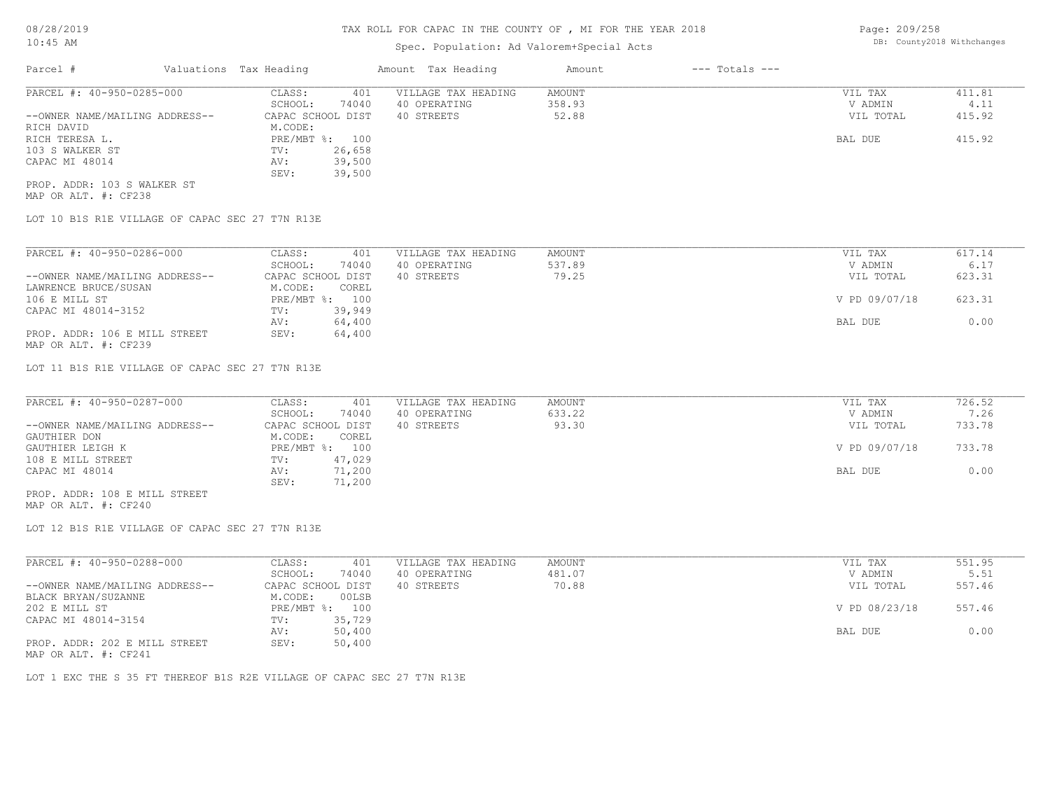# TAX ROLL FOR CAPAC IN THE COUNTY OF , MI FOR THE YEAR 2018

Spec. Population: Ad Valorem+Special Acts

08/28/2019
10:45 AM

DB: County2018 Withchanges

| Parcel # | Valuations | Tax Heading | Amount | Tax Heading | Amount | --- Totals --- |
|---|---|---|---|---|---|---|

---

**PARCEL #: 40-950-0285-000**

| | | | | | |
|---|---|---|---|---|---|
| --OWNER NAME/MAILING ADDRESS-- | CLASS: 401 | VILLAGE TAX HEADING | AMOUNT | VIL TAX | 411.81 |
| RICH DAVID | SCHOOL: 74040 | 40 OPERATING | 358.93 | V ADMIN | 4.11 |
| RICH TERESA L. | CAPAC SCHOOL DIST | 40 STREETS | 52.88 | VIL TOTAL | 415.92 |
| 103 S WALKER ST | M.CODE: | | | | |
| CAPAC MI 48014 | PRE/MBT %: 100 | | | BAL DUE | 415.92 |
| | TV: 26,658 | | | | |
| | AV: 39,500 | | | | |
| | SEV: 39,500 | | | | |

PROP. ADDR: 103 S WALKER ST
MAP OR ALT. #: CF238

LOT 10 B1S R1E VILLAGE OF CAPAC SEC 27 T7N R13E

---

**PARCEL #: 40-950-0286-000**

| | | | | | |
|---|---|---|---|---|---|
| --OWNER NAME/MAILING ADDRESS-- | CLASS: 401 | VILLAGE TAX HEADING | AMOUNT | VIL TAX | 617.14 |
| LAWRENCE BRUCE/SUSAN | SCHOOL: 74040 | 40 OPERATING | 537.89 | V ADMIN | 6.17 |
| 106 E MILL ST | CAPAC SCHOOL DIST | 40 STREETS | 79.25 | VIL TOTAL | 623.31 |
| CAPAC MI 48014-3152 | M.CODE: COREL | | | | |
| | PRE/MBT %: 100 | | | V PD 09/07/18 | 623.31 |
| | TV: 39,949 | | | | |
| | AV: 64,400 | | | BAL DUE | 0.00 |
| | SEV: 64,400 | | | | |

PROP. ADDR: 106 E MILL STREET
MAP OR ALT. #: CF239

LOT 11 B1S R1E VILLAGE OF CAPAC SEC 27 T7N R13E

---

**PARCEL #: 40-950-0287-000**

| | | | | | |
|---|---|---|---|---|---|
| --OWNER NAME/MAILING ADDRESS-- | CLASS: 401 | VILLAGE TAX HEADING | AMOUNT | VIL TAX | 726.52 |
| GAUTHIER DON | SCHOOL: 74040 | 40 OPERATING | 633.22 | V ADMIN | 7.26 |
| GAUTHIER LEIGH K | CAPAC SCHOOL DIST | 40 STREETS | 93.30 | VIL TOTAL | 733.78 |
| 108 E MILL STREET | M.CODE: COREL | | | | |
| CAPAC MI 48014 | PRE/MBT %: 100 | | | V PD 09/07/18 | 733.78 |
| | TV: 47,029 | | | | |
| | AV: 71,200 | | | BAL DUE | 0.00 |
| | SEV: 71,200 | | | | |

PROP. ADDR: 108 E MILL STREET
MAP OR ALT. #: CF240

LOT 12 B1S R1E VILLAGE OF CAPAC SEC 27 T7N R13E

---

**PARCEL #: 40-950-0288-000**

| | | | | | |
|---|---|---|---|---|---|
| --OWNER NAME/MAILING ADDRESS-- | CLASS: 401 | VILLAGE TAX HEADING | AMOUNT | VIL TAX | 551.95 |
| BLACK BRYAN/SUZANNE | SCHOOL: 74040 | 40 OPERATING | 481.07 | V ADMIN | 5.51 |
| 202 E MILL ST | CAPAC SCHOOL DIST | 40 STREETS | 70.88 | VIL TOTAL | 557.46 |
| CAPAC MI 48014-3154 | M.CODE: 00LSB | | | | |
| | PRE/MBT %: 100 | | | V PD 08/23/18 | 557.46 |
| | TV: 35,729 | | | | |
| | AV: 50,400 | | | BAL DUE | 0.00 |
| | SEV: 50,400 | | | | |

PROP. ADDR: 202 E MILL STREET
MAP OR ALT. #: CF241

LOT 1 EXC THE S 35 FT THEREOF B1S R2E VILLAGE OF CAPAC SEC 27 T7N R13E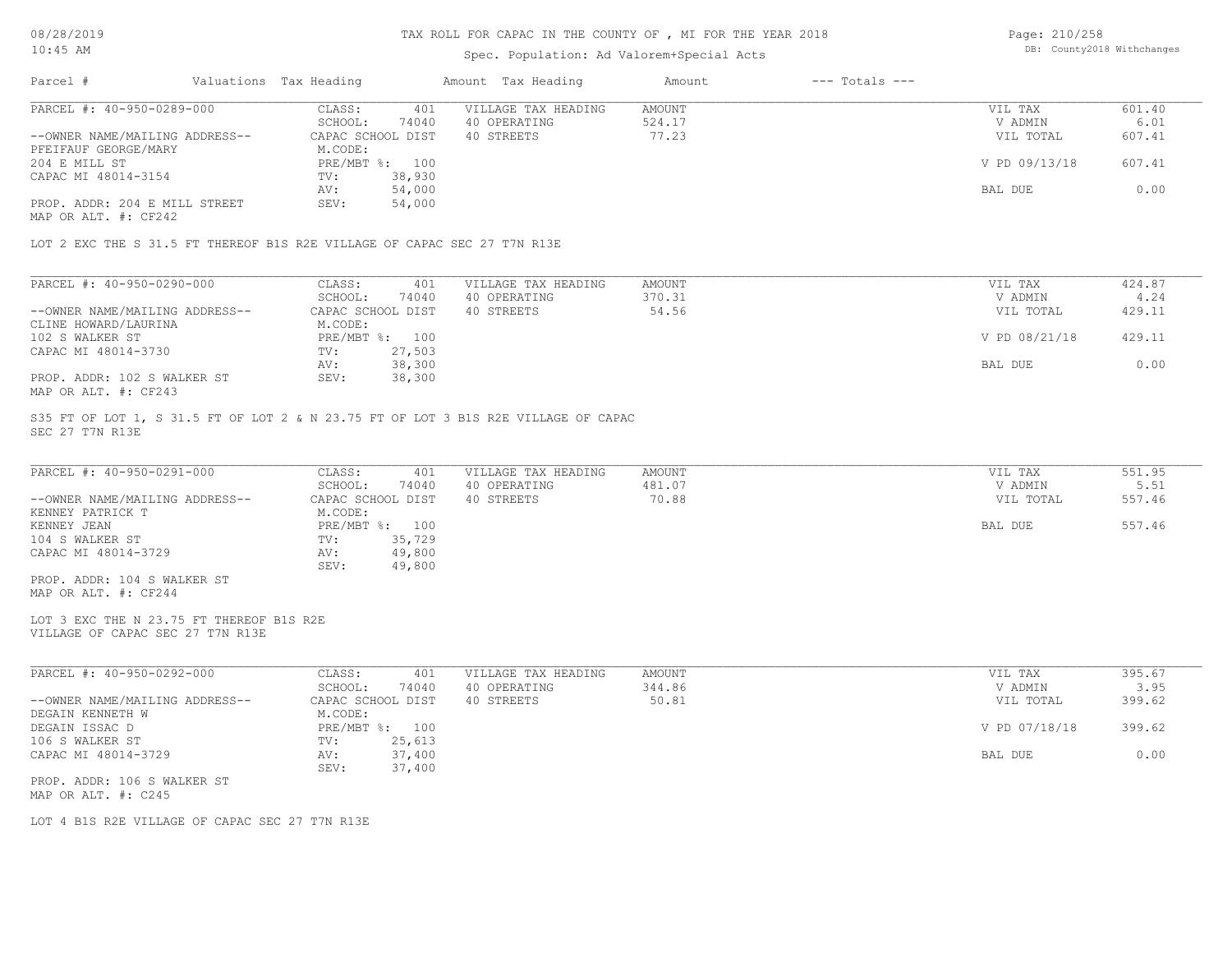| Parcel # | Valuations | Tax Heading | Amount | Tax Heading | Amount | --- Totals --- | |
|---|---|---|---|---|---|---|---|

**PARCEL #: 40-950-0289-000**

| | | | | | |
|---|---|---|---|---|---|
| --OWNER NAME/MAILING ADDRESS-- | CLASS: 401 | VILLAGE TAX HEADING | AMOUNT | VIL TAX | 601.40 |
| PFEIFAUF GEORGE/MARY | SCHOOL: 74040 | 40 OPERATING | 524.17 | V ADMIN | 6.01 |
| 204 E MILL ST | CAPAC SCHOOL DIST | 40 STREETS | 77.23 | VIL TOTAL | 607.41 |
| CAPAC MI 48014-3154 | M.CODE: | | | | |
| | PRE/MBT %: 100 | | | V PD 09/13/18 | 607.41 |
| | TV: 38,930 | | | | |
| | AV: 54,000 | | | BAL DUE | 0.00 |
| PROP. ADDR: 204 E MILL STREET | SEV: 54,000 | | | | |
| MAP OR ALT. #: CF242 | | | | | |

LOT 2 EXC THE S 31.5 FT THEREOF B1S R2E VILLAGE OF CAPAC SEC 27 T7N R13E

**PARCEL #: 40-950-0290-000**

| | | | | | |
|---|---|---|---|---|---|
| --OWNER NAME/MAILING ADDRESS-- | CLASS: 401 | VILLAGE TAX HEADING | AMOUNT | VIL TAX | 424.87 |
| CLINE HOWARD/LAURINA | SCHOOL: 74040 | 40 OPERATING | 370.31 | V ADMIN | 4.24 |
| 102 S WALKER ST | CAPAC SCHOOL DIST | 40 STREETS | 54.56 | VIL TOTAL | 429.11 |
| CAPAC MI 48014-3730 | M.CODE: | | | | |
| | PRE/MBT %: 100 | | | V PD 08/21/18 | 429.11 |
| | TV: 27,503 | | | | |
| | AV: 38,300 | | | BAL DUE | 0.00 |
| PROP. ADDR: 102 S WALKER ST | SEV: 38,300 | | | | |
| MAP OR ALT. #: CF243 | | | | | |

S35 FT OF LOT 1, S 31.5 FT OF LOT 2 & N 23.75 FT OF LOT 3 B1S R2E VILLAGE OF CAPAC SEC 27 T7N R13E

**PARCEL #: 40-950-0291-000**

| | | | | | |
|---|---|---|---|---|---|
| --OWNER NAME/MAILING ADDRESS-- | CLASS: 401 | VILLAGE TAX HEADING | AMOUNT | VIL TAX | 551.95 |
| KENNEY PATRICK T | SCHOOL: 74040 | 40 OPERATING | 481.07 | V ADMIN | 5.51 |
| KENNEY JEAN | CAPAC SCHOOL DIST | 40 STREETS | 70.88 | VIL TOTAL | 557.46 |
| 104 S WALKER ST | M.CODE: | | | | |
| CAPAC MI 48014-3729 | PRE/MBT %: 100 | | | BAL DUE | 557.46 |
| | TV: 35,729 | | | | |
| | AV: 49,800 | | | | |
| | SEV: 49,800 | | | | |
| PROP. ADDR: 104 S WALKER ST | | | | | |
| MAP OR ALT. #: CF244 | | | | | |

LOT 3 EXC THE N 23.75 FT THEREOF B1S R2E
VILLAGE OF CAPAC SEC 27 T7N R13E

**PARCEL #: 40-950-0292-000**

| | | | | | |
|---|---|---|---|---|---|
| --OWNER NAME/MAILING ADDRESS-- | CLASS: 401 | VILLAGE TAX HEADING | AMOUNT | VIL TAX | 395.67 |
| DEGAIN KENNETH W | SCHOOL: 74040 | 40 OPERATING | 344.86 | V ADMIN | 3.95 |
| DEGAIN ISSAC D | CAPAC SCHOOL DIST | 40 STREETS | 50.81 | VIL TOTAL | 399.62 |
| 106 S WALKER ST | M.CODE: | | | | |
| CAPAC MI 48014-3729 | PRE/MBT %: 100 | | | V PD 07/18/18 | 399.62 |
| | TV: 25,613 | | | | |
| | AV: 37,400 | | | BAL DUE | 0.00 |
| | SEV: 37,400 | | | | |
| PROP. ADDR: 106 S WALKER ST | | | | | |
| MAP OR ALT. #: C245 | | | | | |

LOT 4 B1S R2E VILLAGE OF CAPAC SEC 27 T7N R13E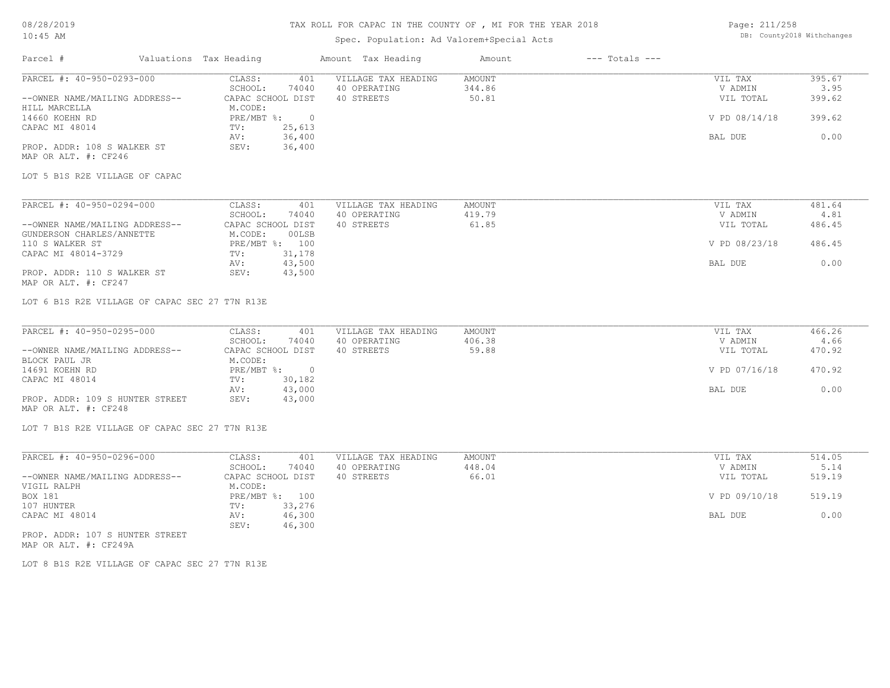TAX ROLL FOR CAPAC IN THE COUNTY OF , MI FOR THE YEAR 2018

Spec. Population: Ad Valorem+Special Acts

DB: County2018 Withchanges

| Parcel # | Valuations | Tax Heading | Amount | Tax Heading | Amount | --- Totals --- | |
|---|---|---|---|---|---|---|---|

**PARCEL #: 40-950-0293-000**

| | | | | |
|---|---|---|---|---|
| CLASS: 401 | VILLAGE TAX HEADING | AMOUNT | VIL TAX | 395.67 |
| SCHOOL: 74040 | 40 OPERATING | 344.86 | V ADMIN | 3.95 |
| CAPAC SCHOOL DIST | 40 STREETS | 50.81 | VIL TOTAL | 399.62 |
| M.CODE: | | | | |
| PRE/MBT %: 0 | | | V PD 08/14/18 | 399.62 |
| TV: 25,613 | | | | |
| AV: 36,400 | | | BAL DUE | 0.00 |
| SEV: 36,400 | | | | |

--OWNER NAME/MAILING ADDRESS--
HILL MARCELLA
14660 KOEHN RD
CAPAC MI 48014

PROP. ADDR: 108 S WALKER ST
MAP OR ALT. #: CF246

LOT 5 B1S R2E VILLAGE OF CAPAC

**PARCEL #: 40-950-0294-000**

| | | | | |
|---|---|---|---|---|
| CLASS: 401 | VILLAGE TAX HEADING | AMOUNT | VIL TAX | 481.64 |
| SCHOOL: 74040 | 40 OPERATING | 419.79 | V ADMIN | 4.81 |
| CAPAC SCHOOL DIST | 40 STREETS | 61.85 | VIL TOTAL | 486.45 |
| M.CODE: 00LSB | | | | |
| PRE/MBT %: 100 | | | V PD 08/23/18 | 486.45 |
| TV: 31,178 | | | | |
| AV: 43,500 | | | BAL DUE | 0.00 |
| SEV: 43,500 | | | | |

--OWNER NAME/MAILING ADDRESS--
GUNDERSON CHARLES/ANNETTE
110 S WALKER ST
CAPAC MI 48014-3729

PROP. ADDR: 110 S WALKER ST
MAP OR ALT. #: CF247

LOT 6 B1S R2E VILLAGE OF CAPAC SEC 27 T7N R13E

**PARCEL #: 40-950-0295-000**

| | | | | |
|---|---|---|---|---|
| CLASS: 401 | VILLAGE TAX HEADING | AMOUNT | VIL TAX | 466.26 |
| SCHOOL: 74040 | 40 OPERATING | 406.38 | V ADMIN | 4.66 |
| CAPAC SCHOOL DIST | 40 STREETS | 59.88 | VIL TOTAL | 470.92 |
| M.CODE: | | | | |
| PRE/MBT %: 0 | | | V PD 07/16/18 | 470.92 |
| TV: 30,182 | | | | |
| AV: 43,000 | | | BAL DUE | 0.00 |
| SEV: 43,000 | | | | |

--OWNER NAME/MAILING ADDRESS--
BLOCK PAUL JR
14691 KOEHN RD
CAPAC MI 48014

PROP. ADDR: 109 S HUNTER STREET
MAP OR ALT. #: CF248

LOT 7 B1S R2E VILLAGE OF CAPAC SEC 27 T7N R13E

**PARCEL #: 40-950-0296-000**

| | | | | |
|---|---|---|---|---|
| CLASS: 401 | VILLAGE TAX HEADING | AMOUNT | VIL TAX | 514.05 |
| SCHOOL: 74040 | 40 OPERATING | 448.04 | V ADMIN | 5.14 |
| CAPAC SCHOOL DIST | 40 STREETS | 66.01 | VIL TOTAL | 519.19 |
| M.CODE: | | | | |
| PRE/MBT %: 100 | | | V PD 09/10/18 | 519.19 |
| TV: 33,276 | | | | |
| AV: 46,300 | | | BAL DUE | 0.00 |
| SEV: 46,300 | | | | |

--OWNER NAME/MAILING ADDRESS--
VIGIL RALPH
BOX 181
107 HUNTER
CAPAC MI 48014

PROP. ADDR: 107 S HUNTER STREET
MAP OR ALT. #: CF249A

LOT 8 B1S R2E VILLAGE OF CAPAC SEC 27 T7N R13E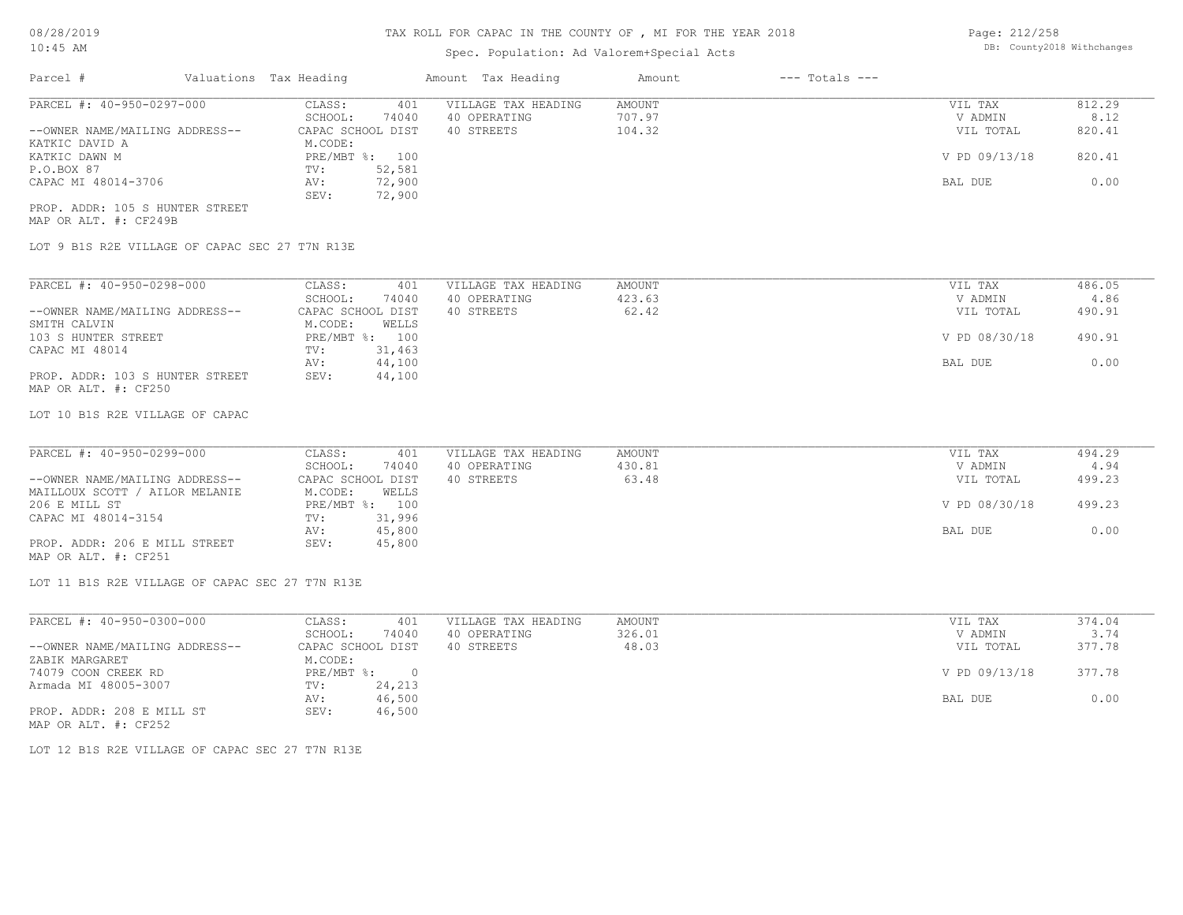# TAX ROLL FOR CAPAC IN THE COUNTY OF , MI FOR THE YEAR 2018

Spec. Population: Ad Valorem+Special Acts

08/28/2019
10:45 AM

DB: County2018 Withchanges

| Parcel # | Valuations Tax Heading | | Amount Tax Heading | Amount | --- Totals --- | |
|---|---|---|---|---|---|---|

---

**PARCEL #: 40-950-0297-000**

--OWNER NAME/MAILING ADDRESS--
KATKIC DAVID A
KATKIC DAWN M
P.O.BOX 87
CAPAC MI 48014-3706

PROP. ADDR: 105 S HUNTER STREET
MAP OR ALT. #: CF249B

| | | | | | |
|---|---|---|---|---|---|
| CLASS: | 401 | VILLAGE TAX HEADING | AMOUNT | VIL TAX | 812.29 |
| SCHOOL: | 74040 | 40 OPERATING | 707.97 | V ADMIN | 8.12 |
| CAPAC SCHOOL DIST | | 40 STREETS | 104.32 | VIL TOTAL | 820.41 |
| M.CODE: | | | | | |
| PRE/MBT %: | 100 | | | V PD 09/13/18 | 820.41 |
| TV: | 52,581 | | | | |
| AV: | 72,900 | | | BAL DUE | 0.00 |
| SEV: | 72,900 | | | | |

LOT 9 B1S R2E VILLAGE OF CAPAC SEC 27 T7N R13E

---

**PARCEL #: 40-950-0298-000**

--OWNER NAME/MAILING ADDRESS--
SMITH CALVIN
103 S HUNTER STREET
CAPAC MI 48014

PROP. ADDR: 103 S HUNTER STREET
MAP OR ALT. #: CF250

| | | | | | |
|---|---|---|---|---|---|
| CLASS: | 401 | VILLAGE TAX HEADING | AMOUNT | VIL TAX | 486.05 |
| SCHOOL: | 74040 | 40 OPERATING | 423.63 | V ADMIN | 4.86 |
| CAPAC SCHOOL DIST | | 40 STREETS | 62.42 | VIL TOTAL | 490.91 |
| M.CODE: | WELLS | | | | |
| PRE/MBT %: | 100 | | | V PD 08/30/18 | 490.91 |
| TV: | 31,463 | | | | |
| AV: | 44,100 | | | BAL DUE | 0.00 |
| SEV: | 44,100 | | | | |

LOT 10 B1S R2E VILLAGE OF CAPAC

---

**PARCEL #: 40-950-0299-000**

--OWNER NAME/MAILING ADDRESS--
MAILLOUX SCOTT / AILOR MELANIE
206 E MILL ST
CAPAC MI 48014-3154

PROP. ADDR: 206 E MILL STREET
MAP OR ALT. #: CF251

| | | | | | |
|---|---|---|---|---|---|
| CLASS: | 401 | VILLAGE TAX HEADING | AMOUNT | VIL TAX | 494.29 |
| SCHOOL: | 74040 | 40 OPERATING | 430.81 | V ADMIN | 4.94 |
| CAPAC SCHOOL DIST | | 40 STREETS | 63.48 | VIL TOTAL | 499.23 |
| M.CODE: | WELLS | | | | |
| PRE/MBT %: | 100 | | | V PD 08/30/18 | 499.23 |
| TV: | 31,996 | | | | |
| AV: | 45,800 | | | BAL DUE | 0.00 |
| SEV: | 45,800 | | | | |

LOT 11 B1S R2E VILLAGE OF CAPAC SEC 27 T7N R13E

---

**PARCEL #: 40-950-0300-000**

--OWNER NAME/MAILING ADDRESS--
ZABIK MARGARET
74079 COON CREEK RD
Armada MI 48005-3007

PROP. ADDR: 208 E MILL ST
MAP OR ALT. #: CF252

| | | | | | |
|---|---|---|---|---|---|
| CLASS: | 401 | VILLAGE TAX HEADING | AMOUNT | VIL TAX | 374.04 |
| SCHOOL: | 74040 | 40 OPERATING | 326.01 | V ADMIN | 3.74 |
| CAPAC SCHOOL DIST | | 40 STREETS | 48.03 | VIL TOTAL | 377.78 |
| M.CODE: | | | | | |
| PRE/MBT %: | 0 | | | V PD 09/13/18 | 377.78 |
| TV: | 24,213 | | | | |
| AV: | 46,500 | | | BAL DUE | 0.00 |
| SEV: | 46,500 | | | | |

LOT 12 B1S R2E VILLAGE OF CAPAC SEC 27 T7N R13E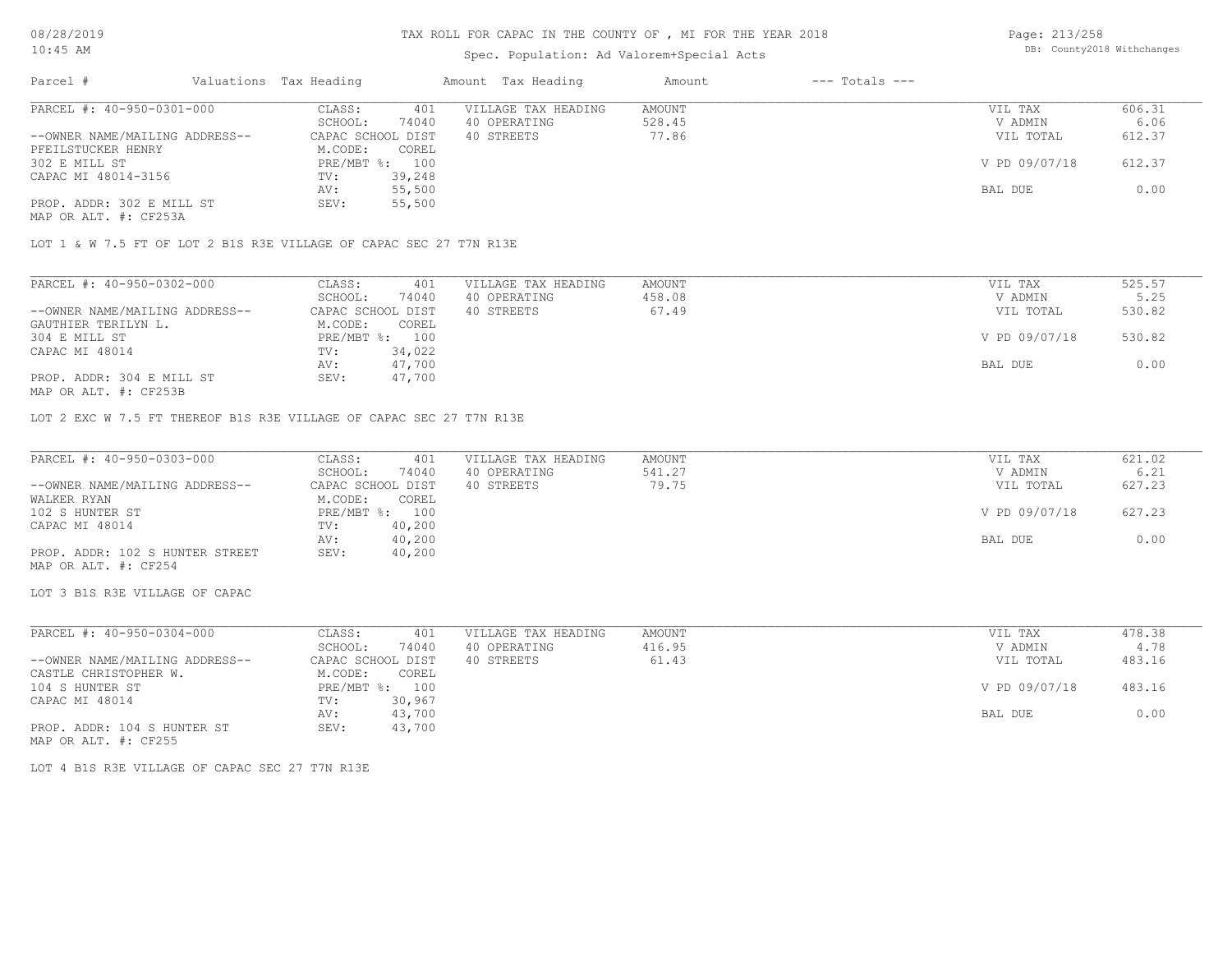# TAX ROLL FOR CAPAC IN THE COUNTY OF , MI FOR THE YEAR 2018

Spec. Population: Ad Valorem+Special Acts

| Parcel # | Valuations | Tax Heading | Amount | Tax Heading | Amount | --- Totals --- | |
|---|---|---|---|---|---|---|---|

---

**PARCEL #: 40-950-0301-000**

| | | | | | |
|---|---|---|---|---|---|
| --OWNER NAME/MAILING ADDRESS-- | CLASS: 401 | VILLAGE TAX HEADING | AMOUNT | VIL TAX | 606.31 |
| PFEILSTUCKER HENRY | SCHOOL: 74040 | 40 OPERATING | 528.45 | V ADMIN | 6.06 |
| 302 E MILL ST | CAPAC SCHOOL DIST | 40 STREETS | 77.86 | VIL TOTAL | 612.37 |
| CAPAC MI 48014-3156 | M.CODE: COREL | | | | |
| | PRE/MBT %: 100 | | | V PD 09/07/18 | 612.37 |
| | TV: 39,248 | | | | |
| PROP. ADDR: 302 E MILL ST | AV: 55,500 | | | BAL DUE | 0.00 |
| MAP OR ALT. #: CF253A | SEV: 55,500 | | | | |

LOT 1 & W 7.5 FT OF LOT 2 B1S R3E VILLAGE OF CAPAC SEC 27 T7N R13E

---

**PARCEL #: 40-950-0302-000**

| | | | | | |
|---|---|---|---|---|---|
| --OWNER NAME/MAILING ADDRESS-- | CLASS: 401 | VILLAGE TAX HEADING | AMOUNT | VIL TAX | 525.57 |
| GAUTHIER TERILYN L. | SCHOOL: 74040 | 40 OPERATING | 458.08 | V ADMIN | 5.25 |
| 304 E MILL ST | CAPAC SCHOOL DIST | 40 STREETS | 67.49 | VIL TOTAL | 530.82 |
| CAPAC MI 48014 | M.CODE: COREL | | | | |
| | PRE/MBT %: 100 | | | V PD 09/07/18 | 530.82 |
| | TV: 34,022 | | | | |
| PROP. ADDR: 304 E MILL ST | AV: 47,700 | | | BAL DUE | 0.00 |
| MAP OR ALT. #: CF253B | SEV: 47,700 | | | | |

LOT 2 EXC W 7.5 FT THEREOF B1S R3E VILLAGE OF CAPAC SEC 27 T7N R13E

---

**PARCEL #: 40-950-0303-000**

| | | | | | |
|---|---|---|---|---|---|
| --OWNER NAME/MAILING ADDRESS-- | CLASS: 401 | VILLAGE TAX HEADING | AMOUNT | VIL TAX | 621.02 |
| WALKER RYAN | SCHOOL: 74040 | 40 OPERATING | 541.27 | V ADMIN | 6.21 |
| 102 S HUNTER ST | CAPAC SCHOOL DIST | 40 STREETS | 79.75 | VIL TOTAL | 627.23 |
| CAPAC MI 48014 | M.CODE: COREL | | | | |
| | PRE/MBT %: 100 | | | V PD 09/07/18 | 627.23 |
| | TV: 40,200 | | | | |
| PROP. ADDR: 102 S HUNTER STREET | AV: 40,200 | | | BAL DUE | 0.00 |
| MAP OR ALT. #: CF254 | SEV: 40,200 | | | | |

LOT 3 B1S R3E VILLAGE OF CAPAC

---

**PARCEL #: 40-950-0304-000**

| | | | | | |
|---|---|---|---|---|---|
| --OWNER NAME/MAILING ADDRESS-- | CLASS: 401 | VILLAGE TAX HEADING | AMOUNT | VIL TAX | 478.38 |
| CASTLE CHRISTOPHER W. | SCHOOL: 74040 | 40 OPERATING | 416.95 | V ADMIN | 4.78 |
| 104 S HUNTER ST | CAPAC SCHOOL DIST | 40 STREETS | 61.43 | VIL TOTAL | 483.16 |
| CAPAC MI 48014 | M.CODE: COREL | | | | |
| | PRE/MBT %: 100 | | | V PD 09/07/18 | 483.16 |
| | TV: 30,967 | | | | |
| PROP. ADDR: 104 S HUNTER ST | AV: 43,700 | | | BAL DUE | 0.00 |
| MAP OR ALT. #: CF255 | SEV: 43,700 | | | | |

LOT 4 B1S R3E VILLAGE OF CAPAC SEC 27 T7N R13E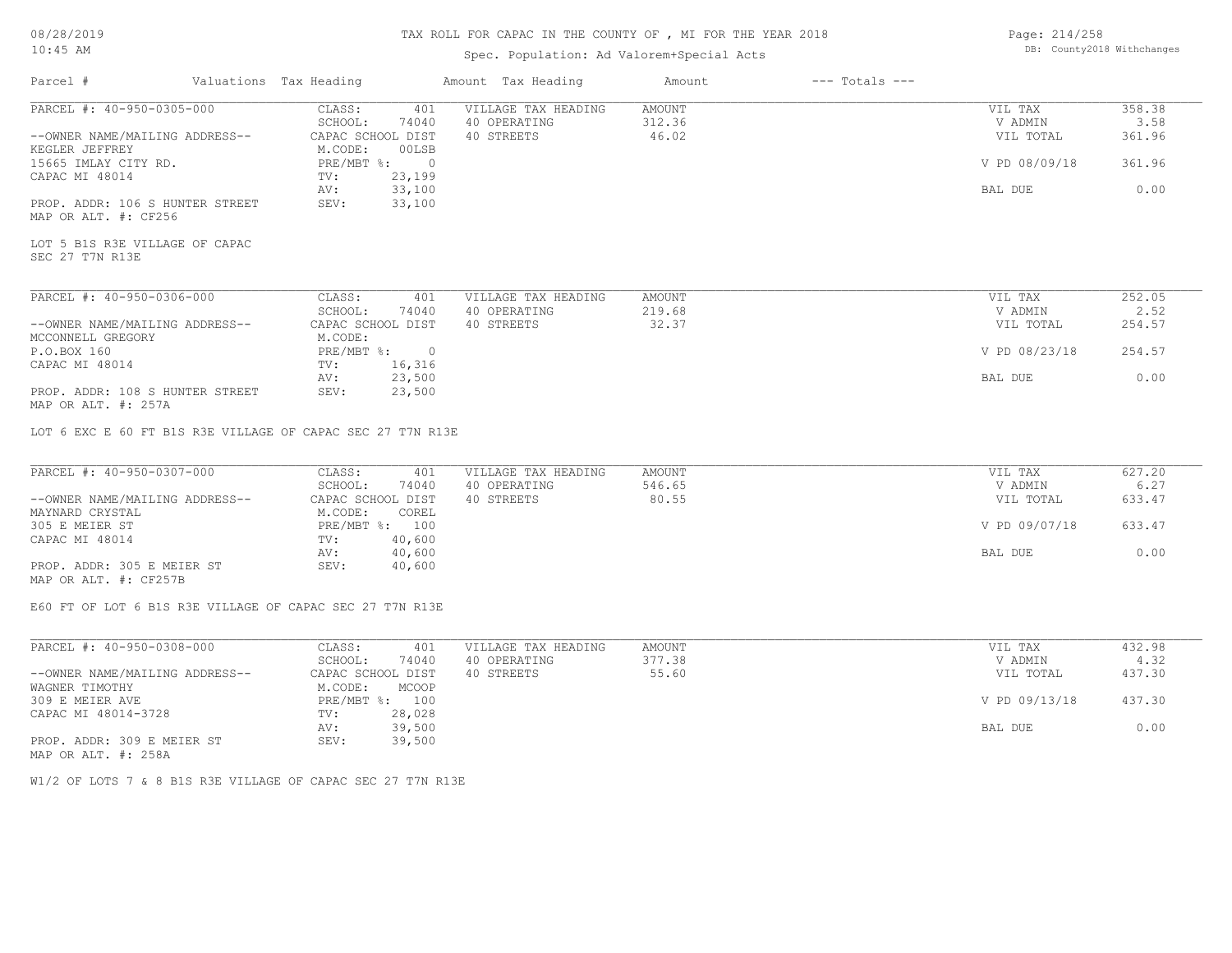# TAX ROLL FOR CAPAC IN THE COUNTY OF , MI FOR THE YEAR 2018

Spec. Population: Ad Valorem+Special Acts

DB: County2018 Withchanges

| Parcel # | Valuations Tax Heading | | Amount Tax Heading | Amount | --- Totals --- | |
|---|---|---|---|---|---|---|

---

**PARCEL #: 40-950-0305-000**

| | | | | | |
|---|---|---|---|---|---|
| CLASS: | 401 | VILLAGE TAX HEADING | AMOUNT | VIL TAX | 358.38 |
| SCHOOL: | 74040 | 40 OPERATING | 312.36 | V ADMIN | 3.58 |
| CAPAC SCHOOL DIST | | 40 STREETS | 46.02 | VIL TOTAL | 361.96 |
| M.CODE: | 00LSB | | | | |
| PRE/MBT %: | 0 | | | V PD 08/09/18 | 361.96 |
| TV: | 23,199 | | | | |
| AV: | 33,100 | | | BAL DUE | 0.00 |
| SEV: | 33,100 | | | | |

--OWNER NAME/MAILING ADDRESS--
KEGLER JEFFREY
15665 IMLAY CITY RD.
CAPAC MI 48014

PROP. ADDR: 106 S HUNTER STREET
MAP OR ALT. #: CF256

LOT 5 B1S R3E VILLAGE OF CAPAC
SEC 27 T7N R13E

---

**PARCEL #: 40-950-0306-000**

| | | | | | |
|---|---|---|---|---|---|
| CLASS: | 401 | VILLAGE TAX HEADING | AMOUNT | VIL TAX | 252.05 |
| SCHOOL: | 74040 | 40 OPERATING | 219.68 | V ADMIN | 2.52 |
| CAPAC SCHOOL DIST | | 40 STREETS | 32.37 | VIL TOTAL | 254.57 |
| M.CODE: | | | | | |
| PRE/MBT %: | 0 | | | V PD 08/23/18 | 254.57 |
| TV: | 16,316 | | | | |
| AV: | 23,500 | | | BAL DUE | 0.00 |
| SEV: | 23,500 | | | | |

--OWNER NAME/MAILING ADDRESS--
MCCONNELL GREGORY
P.O.BOX 160
CAPAC MI 48014

PROP. ADDR: 108 S HUNTER STREET
MAP OR ALT. #: 257A

LOT 6 EXC E 60 FT B1S R3E VILLAGE OF CAPAC SEC 27 T7N R13E

---

**PARCEL #: 40-950-0307-000**

| | | | | | |
|---|---|---|---|---|---|
| CLASS: | 401 | VILLAGE TAX HEADING | AMOUNT | VIL TAX | 627.20 |
| SCHOOL: | 74040 | 40 OPERATING | 546.65 | V ADMIN | 6.27 |
| CAPAC SCHOOL DIST | | 40 STREETS | 80.55 | VIL TOTAL | 633.47 |
| M.CODE: | COREL | | | | |
| PRE/MBT %: | 100 | | | V PD 09/07/18 | 633.47 |
| TV: | 40,600 | | | | |
| AV: | 40,600 | | | BAL DUE | 0.00 |
| SEV: | 40,600 | | | | |

--OWNER NAME/MAILING ADDRESS--
MAYNARD CRYSTAL
305 E MEIER ST
CAPAC MI 48014

PROP. ADDR: 305 E MEIER ST
MAP OR ALT. #: CF257B

E60 FT OF LOT 6 B1S R3E VILLAGE OF CAPAC SEC 27 T7N R13E

---

**PARCEL #: 40-950-0308-000**

| | | | | | |
|---|---|---|---|---|---|
| CLASS: | 401 | VILLAGE TAX HEADING | AMOUNT | VIL TAX | 432.98 |
| SCHOOL: | 74040 | 40 OPERATING | 377.38 | V ADMIN | 4.32 |
| CAPAC SCHOOL DIST | | 40 STREETS | 55.60 | VIL TOTAL | 437.30 |
| M.CODE: | MCOOP | | | | |
| PRE/MBT %: | 100 | | | V PD 09/13/18 | 437.30 |
| TV: | 28,028 | | | | |
| AV: | 39,500 | | | BAL DUE | 0.00 |
| SEV: | 39,500 | | | | |

--OWNER NAME/MAILING ADDRESS--
WAGNER TIMOTHY
309 E MEIER AVE
CAPAC MI 48014-3728

PROP. ADDR: 309 E MEIER ST
MAP OR ALT. #: 258A

W1/2 OF LOTS 7 & 8 B1S R3E VILLAGE OF CAPAC SEC 27 T7N R13E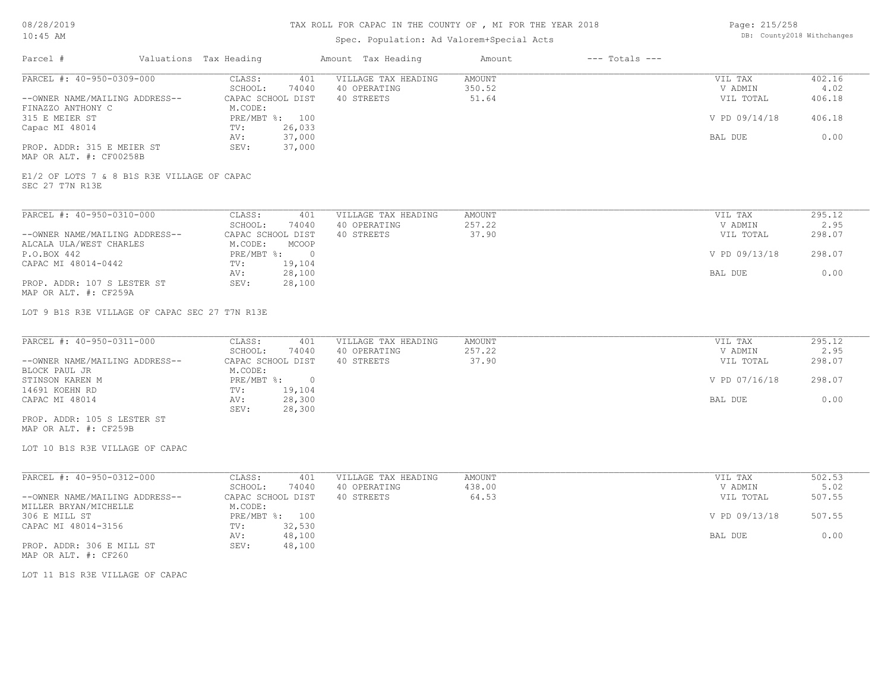# TAX ROLL FOR CAPAC IN THE COUNTY OF , MI FOR THE YEAR 2018

Spec. Population: Ad Valorem+Special Acts

08/28/2019
10:45 AM

DB: County2018 Withchanges

| Parcel # | Valuations | Tax Heading | Amount | Tax Heading | Amount | --- Totals --- |
|---|---|---|---|---|---|---|

---

**PARCEL #: 40-950-0309-000**

| | | | | |
|---|---|---|---|---|
| CLASS: 401 | VILLAGE TAX HEADING | AMOUNT | VIL TAX | 402.16 |
| SCHOOL: 74040 | 40 OPERATING | 350.52 | V ADMIN | 4.02 |
| CAPAC SCHOOL DIST | 40 STREETS | 51.64 | VIL TOTAL | 406.18 |
| M.CODE: | | | | |
| PRE/MBT %: 100 | | | V PD 09/14/18 | 406.18 |
| TV: 26,033 | | | | |
| AV: 37,000 | | | BAL DUE | 0.00 |
| SEV: 37,000 | | | | |

--OWNER NAME/MAILING ADDRESS--
FINAZZO ANTHONY C
315 E MEIER ST
Capac MI 48014

PROP. ADDR: 315 E MEIER ST
MAP OR ALT. #: CF00258B

E1/2 OF LOTS 7 & 8 B1S R3E VILLAGE OF CAPAC
SEC 27 T7N R13E

---

**PARCEL #: 40-950-0310-000**

| | | | | |
|---|---|---|---|---|
| CLASS: 401 | VILLAGE TAX HEADING | AMOUNT | VIL TAX | 295.12 |
| SCHOOL: 74040 | 40 OPERATING | 257.22 | V ADMIN | 2.95 |
| CAPAC SCHOOL DIST | 40 STREETS | 37.90 | VIL TOTAL | 298.07 |
| M.CODE: MCOOP | | | | |
| PRE/MBT %: 0 | | | V PD 09/13/18 | 298.07 |
| TV: 19,104 | | | | |
| AV: 28,100 | | | BAL DUE | 0.00 |
| SEV: 28,100 | | | | |

--OWNER NAME/MAILING ADDRESS--
ALCALA ULA/WEST CHARLES
P.O.BOX 442
CAPAC MI 48014-0442

PROP. ADDR: 107 S LESTER ST
MAP OR ALT. #: CF259A

LOT 9 B1S R3E VILLAGE OF CAPAC SEC 27 T7N R13E

---

**PARCEL #: 40-950-0311-000**

| | | | | |
|---|---|---|---|---|
| CLASS: 401 | VILLAGE TAX HEADING | AMOUNT | VIL TAX | 295.12 |
| SCHOOL: 74040 | 40 OPERATING | 257.22 | V ADMIN | 2.95 |
| CAPAC SCHOOL DIST | 40 STREETS | 37.90 | VIL TOTAL | 298.07 |
| M.CODE: | | | | |
| PRE/MBT %: 0 | | | V PD 07/16/18 | 298.07 |
| TV: 19,104 | | | | |
| AV: 28,300 | | | BAL DUE | 0.00 |
| SEV: 28,300 | | | | |

--OWNER NAME/MAILING ADDRESS--
BLOCK PAUL JR
STINSON KAREN M
14691 KOEHN RD
CAPAC MI 48014

PROP. ADDR: 105 S LESTER ST
MAP OR ALT. #: CF259B

LOT 10 B1S R3E VILLAGE OF CAPAC

---

**PARCEL #: 40-950-0312-000**

| | | | | |
|---|---|---|---|---|
| CLASS: 401 | VILLAGE TAX HEADING | AMOUNT | VIL TAX | 502.53 |
| SCHOOL: 74040 | 40 OPERATING | 438.00 | V ADMIN | 5.02 |
| CAPAC SCHOOL DIST | 40 STREETS | 64.53 | VIL TOTAL | 507.55 |
| M.CODE: | | | | |
| PRE/MBT %: 100 | | | V PD 09/13/18 | 507.55 |
| TV: 32,530 | | | | |
| AV: 48,100 | | | BAL DUE | 0.00 |
| SEV: 48,100 | | | | |

--OWNER NAME/MAILING ADDRESS--
MILLER BRYAN/MICHELLE
306 E MILL ST
CAPAC MI 48014-3156

PROP. ADDR: 306 E MILL ST
MAP OR ALT. #: CF260

LOT 11 B1S R3E VILLAGE OF CAPAC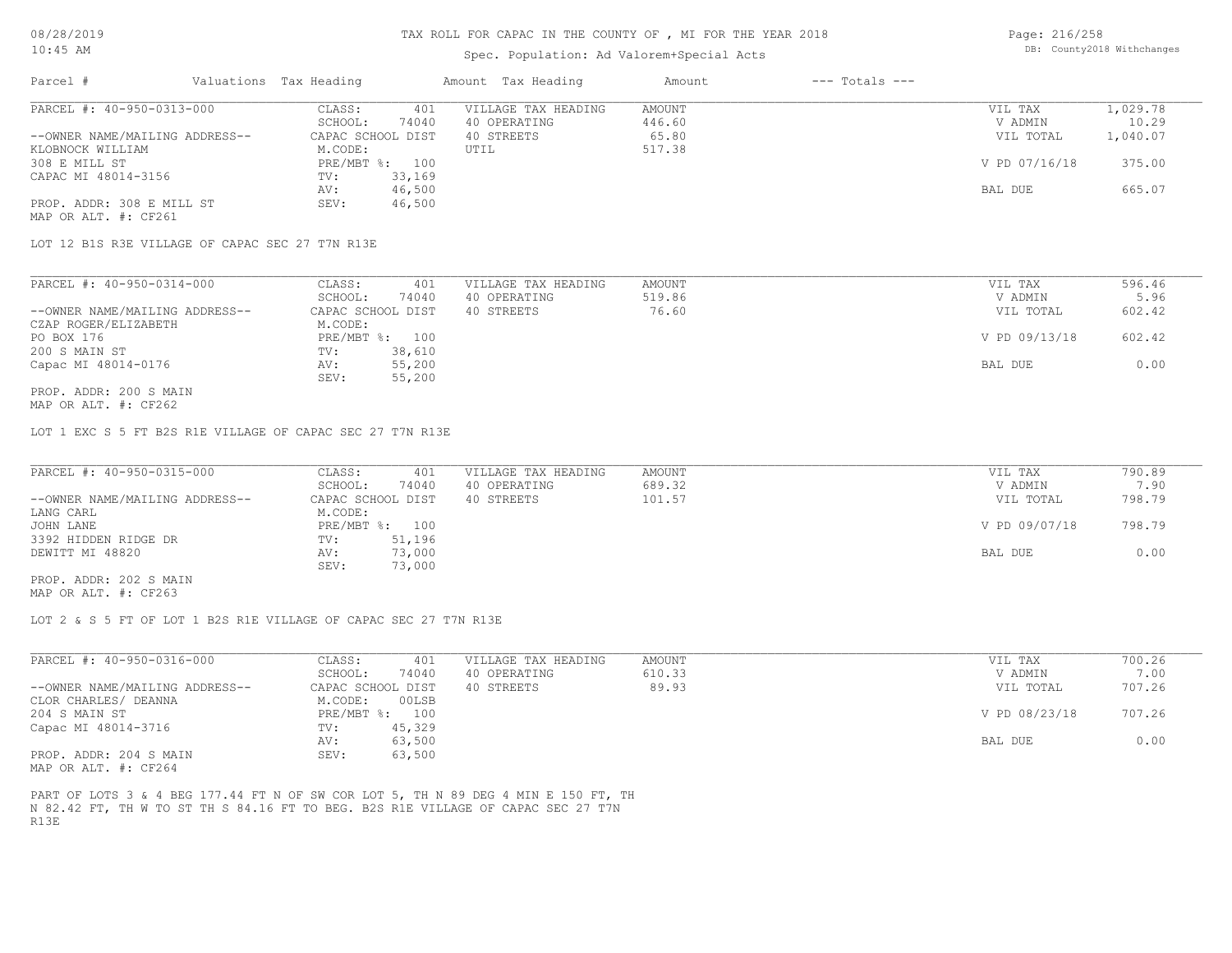# TAX ROLL FOR CAPAC IN THE COUNTY OF , MI FOR THE YEAR 2018

Spec. Population: Ad Valorem+Special Acts

08/28/2019
10:45 AM

DB: County2018 Withchanges

| Parcel # | Valuations | Tax Heading | Amount | Tax Heading | Amount | --- Totals --- |
|---|---|---|---|---|---|---|

---

**PARCEL #: 40-950-0313-000**

| | | | | | |
|---|---|---|---|---|---|
| --OWNER NAME/MAILING ADDRESS-- | CLASS: 401 | VILLAGE TAX HEADING | AMOUNT | VIL TAX | 1,029.78 |
| KLOBNOCK WILLIAM | SCHOOL: 74040 | 40 OPERATING | 446.60 | V ADMIN | 10.29 |
| 308 E MILL ST | CAPAC SCHOOL DIST | 40 STREETS | 65.80 | VIL TOTAL | 1,040.07 |
| CAPAC MI 48014-3156 | M.CODE: | UTIL | 517.38 | | |
| | PRE/MBT %: 100 | | | V PD 07/16/18 | 375.00 |
| | TV: 33,169 | | | | |
| | AV: 46,500 | | | BAL DUE | 665.07 |
| PROP. ADDR: 308 E MILL ST | SEV: 46,500 | | | | |
| MAP OR ALT. #: CF261 | | | | | |

LOT 12 B1S R3E VILLAGE OF CAPAC SEC 27 T7N R13E

---

**PARCEL #: 40-950-0314-000**

| | | | | | |
|---|---|---|---|---|---|
| --OWNER NAME/MAILING ADDRESS-- | CLASS: 401 | VILLAGE TAX HEADING | AMOUNT | VIL TAX | 596.46 |
| CZAP ROGER/ELIZABETH | SCHOOL: 74040 | 40 OPERATING | 519.86 | V ADMIN | 5.96 |
| PO BOX 176 | CAPAC SCHOOL DIST | 40 STREETS | 76.60 | VIL TOTAL | 602.42 |
| 200 S MAIN ST | M.CODE: | | | | |
| Capac MI 48014-0176 | PRE/MBT %: 100 | | | V PD 09/13/18 | 602.42 |
| | TV: 38,610 | | | | |
| | AV: 55,200 | | | BAL DUE | 0.00 |
| PROP. ADDR: 200 S MAIN | SEV: 55,200 | | | | |
| MAP OR ALT. #: CF262 | | | | | |

LOT 1 EXC S 5 FT B2S R1E VILLAGE OF CAPAC SEC 27 T7N R13E

---

**PARCEL #: 40-950-0315-000**

| | | | | | |
|---|---|---|---|---|---|
| --OWNER NAME/MAILING ADDRESS-- | CLASS: 401 | VILLAGE TAX HEADING | AMOUNT | VIL TAX | 790.89 |
| LANG CARL | SCHOOL: 74040 | 40 OPERATING | 689.32 | V ADMIN | 7.90 |
| JOHN LANE | CAPAC SCHOOL DIST | 40 STREETS | 101.57 | VIL TOTAL | 798.79 |
| 3392 HIDDEN RIDGE DR | M.CODE: | | | | |
| DEWITT MI 48820 | PRE/MBT %: 100 | | | V PD 09/07/18 | 798.79 |
| | TV: 51,196 | | | | |
| | AV: 73,000 | | | BAL DUE | 0.00 |
| PROP. ADDR: 202 S MAIN | SEV: 73,000 | | | | |
| MAP OR ALT. #: CF263 | | | | | |

LOT 2 & S 5 FT OF LOT 1 B2S R1E VILLAGE OF CAPAC SEC 27 T7N R13E

---

**PARCEL #: 40-950-0316-000**

| | | | | | |
|---|---|---|---|---|---|
| --OWNER NAME/MAILING ADDRESS-- | CLASS: 401 | VILLAGE TAX HEADING | AMOUNT | VIL TAX | 700.26 |
| CLOR CHARLES/ DEANNA | SCHOOL: 74040 | 40 OPERATING | 610.33 | V ADMIN | 7.00 |
| 204 S MAIN ST | CAPAC SCHOOL DIST | 40 STREETS | 89.93 | VIL TOTAL | 707.26 |
| Capac MI 48014-3716 | M.CODE: 00LSB | | | | |
| | PRE/MBT %: 100 | | | V PD 08/23/18 | 707.26 |
| | TV: 45,329 | | | | |
| | AV: 63,500 | | | BAL DUE | 0.00 |
| PROP. ADDR: 204 S MAIN | SEV: 63,500 | | | | |
| MAP OR ALT. #: CF264 | | | | | |

PART OF LOTS 3 & 4 BEG 177.44 FT N OF SW COR LOT 5, TH N 89 DEG 4 MIN E 150 FT, TH N 82.42 FT, TH W TO ST TH S 84.16 FT TO BEG. B2S R1E VILLAGE OF CAPAC SEC 27 T7N R13E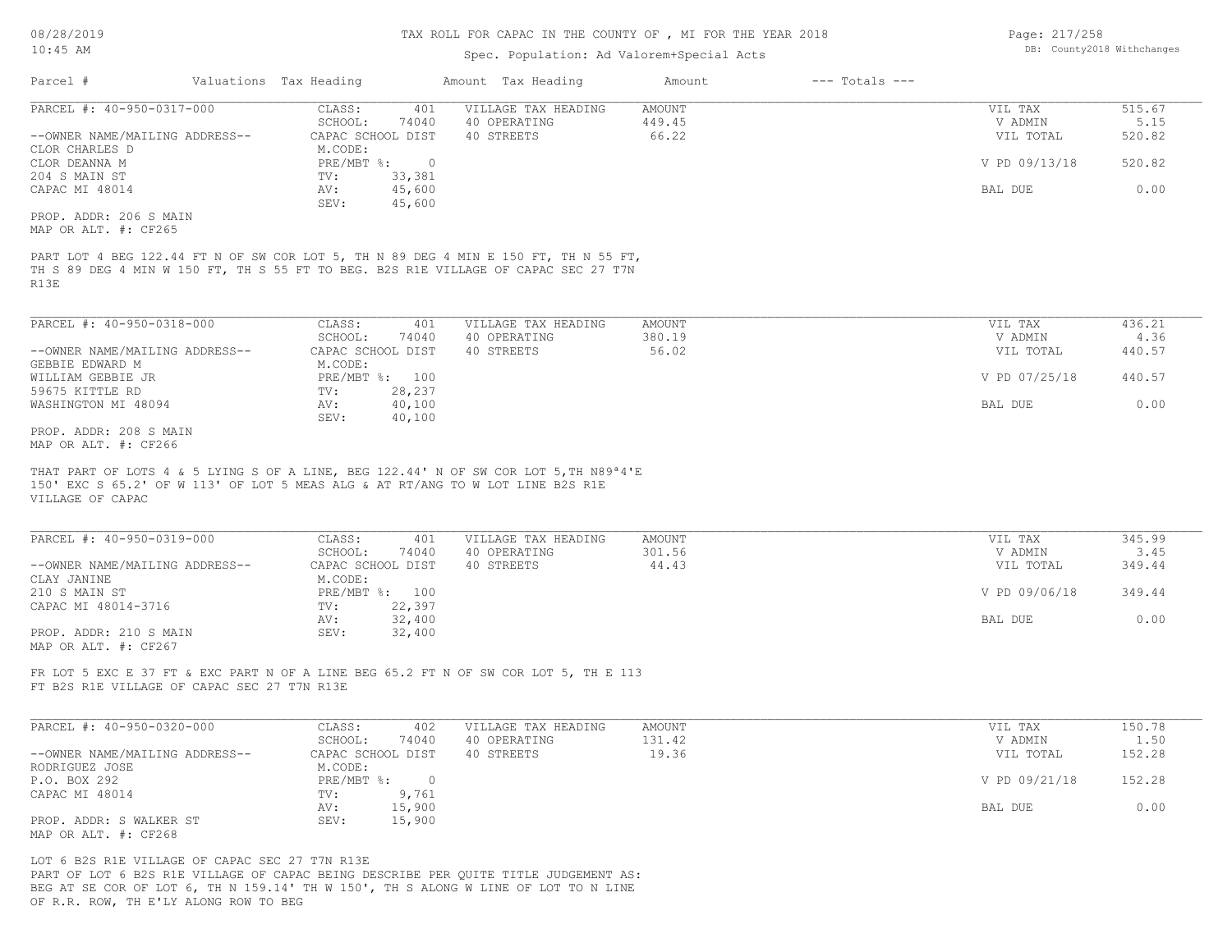# TAX ROLL FOR CAPAC IN THE COUNTY OF , MI FOR THE YEAR 2018

Spec. Population: Ad Valorem+Special Acts

| Parcel # | Valuations | Tax Heading | Amount | Tax Heading | Amount | --- Totals --- |
|---|---|---|---|---|---|---|

---

**PARCEL #: 40-950-0317-000**

| | | | | | |
|---|---|---|---|---|---|
| CLASS: | 401 | VILLAGE TAX HEADING | AMOUNT | VIL TAX | 515.67 |
| SCHOOL: | 74040 | 40 OPERATING | 449.45 | V ADMIN | 5.15 |
| CAPAC SCHOOL DIST | | 40 STREETS | 66.22 | VIL TOTAL | 520.82 |
| M.CODE: | | | | | |
| PRE/MBT %: | 0 | | | V PD 09/13/18 | 520.82 |
| TV: | 33,381 | | | | |
| AV: | 45,600 | | | BAL DUE | 0.00 |
| SEV: | 45,600 | | | | |

--OWNER NAME/MAILING ADDRESS--
CLOR CHARLES D
CLOR DEANNA M
204 S MAIN ST
CAPAC MI 48014

PROP. ADDR: 206 S MAIN
MAP OR ALT. #: CF265

PART LOT 4 BEG 122.44 FT N OF SW COR LOT 5, TH N 89 DEG 4 MIN E 150 FT, TH N 55 FT, TH S 89 DEG 4 MIN W 150 FT, TH S 55 FT TO BEG. B2S R1E VILLAGE OF CAPAC SEC 27 T7N R13E

---

**PARCEL #: 40-950-0318-000**

| | | | | | |
|---|---|---|---|---|---|
| CLASS: | 401 | VILLAGE TAX HEADING | AMOUNT | VIL TAX | 436.21 |
| SCHOOL: | 74040 | 40 OPERATING | 380.19 | V ADMIN | 4.36 |
| CAPAC SCHOOL DIST | | 40 STREETS | 56.02 | VIL TOTAL | 440.57 |
| M.CODE: | | | | | |
| PRE/MBT %: | 100 | | | V PD 07/25/18 | 440.57 |
| TV: | 28,237 | | | | |
| AV: | 40,100 | | | BAL DUE | 0.00 |
| SEV: | 40,100 | | | | |

--OWNER NAME/MAILING ADDRESS--
GEBBIE EDWARD M
WILLIAM GEBBIE JR
59675 KITTLE RD
WASHINGTON MI 48094

PROP. ADDR: 208 S MAIN
MAP OR ALT. #: CF266

THAT PART OF LOTS 4 & 5 LYING S OF A LINE, BEG 122.44' N OF SW COR LOT 5,TH N89ª4'E 150' EXC S 65.2' OF W 113' OF LOT 5 MEAS ALG & AT RT/ANG TO W LOT LINE B2S R1E VILLAGE OF CAPAC

---

**PARCEL #: 40-950-0319-000**

| | | | | | |
|---|---|---|---|---|---|
| CLASS: | 401 | VILLAGE TAX HEADING | AMOUNT | VIL TAX | 345.99 |
| SCHOOL: | 74040 | 40 OPERATING | 301.56 | V ADMIN | 3.45 |
| CAPAC SCHOOL DIST | | 40 STREETS | 44.43 | VIL TOTAL | 349.44 |
| M.CODE: | | | | | |
| PRE/MBT %: | 100 | | | V PD 09/06/18 | 349.44 |
| TV: | 22,397 | | | | |
| AV: | 32,400 | | | BAL DUE | 0.00 |
| SEV: | 32,400 | | | | |

--OWNER NAME/MAILING ADDRESS--
CLAY JANINE
210 S MAIN ST
CAPAC MI 48014-3716

PROP. ADDR: 210 S MAIN
MAP OR ALT. #: CF267

FR LOT 5 EXC E 37 FT & EXC PART N OF A LINE BEG 65.2 FT N OF SW COR LOT 5, TH E 113 FT B2S R1E VILLAGE OF CAPAC SEC 27 T7N R13E

---

**PARCEL #: 40-950-0320-000**

| | | | | | |
|---|---|---|---|---|---|
| CLASS: | 402 | VILLAGE TAX HEADING | AMOUNT | VIL TAX | 150.78 |
| SCHOOL: | 74040 | 40 OPERATING | 131.42 | V ADMIN | 1.50 |
| CAPAC SCHOOL DIST | | 40 STREETS | 19.36 | VIL TOTAL | 152.28 |
| M.CODE: | | | | | |
| PRE/MBT %: | 0 | | | V PD 09/21/18 | 152.28 |
| TV: | 9,761 | | | | |
| AV: | 15,900 | | | BAL DUE | 0.00 |
| SEV: | 15,900 | | | | |

--OWNER NAME/MAILING ADDRESS--
RODRIGUEZ JOSE
P.O. BOX 292
CAPAC MI 48014

PROP. ADDR: S WALKER ST
MAP OR ALT. #: CF268

LOT 6 B2S R1E VILLAGE OF CAPAC SEC 27 T7N R13E
PART OF LOT 6 B2S R1E VILLAGE OF CAPAC BEING DESCRIBE PER QUITE TITLE JUDGEMENT AS: BEG AT SE COR OF LOT 6, TH N 159.14' TH W 150', TH S ALONG W LINE OF LOT TO N LINE OF R.R. ROW, TH E'LY ALONG ROW TO BEG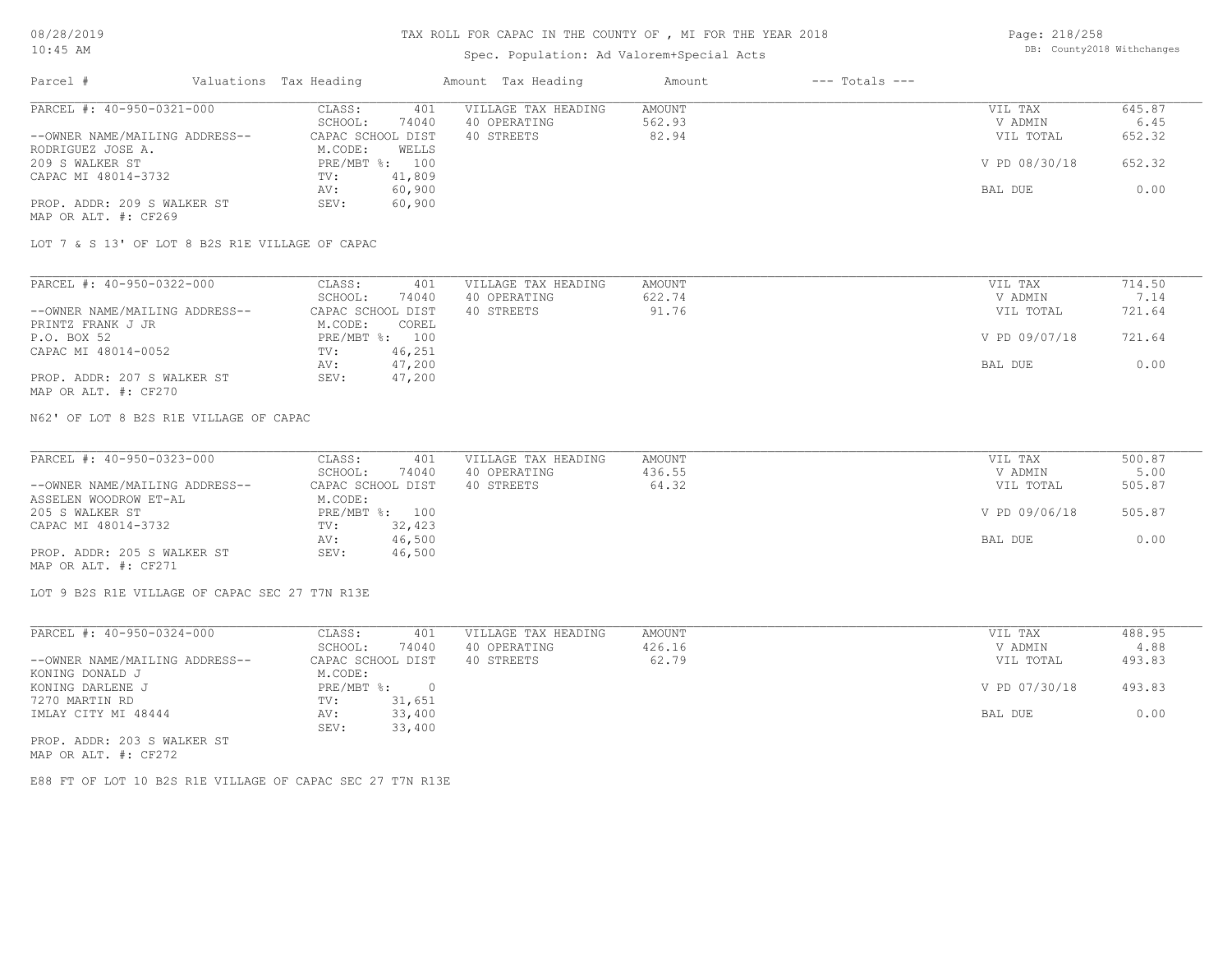# TAX ROLL FOR CAPAC IN THE COUNTY OF , MI FOR THE YEAR 2018

Spec. Population: Ad Valorem+Special Acts

08/28/2019
10:45 AM

DB: County2018 Withchanges

| Parcel # | Valuations | Tax Heading | Amount | Tax Heading | Amount | --- Totals --- | |
|---|---|---|---|---|---|---|---|

## PARCEL #: 40-950-0321-000

| | | | | | |
|---|---|---|---|---|---|
| CLASS: | 401 | VILLAGE TAX HEADING | AMOUNT | VIL TAX | 645.87 |
| SCHOOL: | 74040 | 40 OPERATING | 562.93 | V ADMIN | 6.45 |
| CAPAC SCHOOL DIST | | 40 STREETS | 82.94 | VIL TOTAL | 652.32 |
| M.CODE: | WELLS | | | | |
| PRE/MBT %: | 100 | | | V PD 08/30/18 | 652.32 |
| TV: | 41,809 | | | | |
| AV: | 60,900 | | | BAL DUE | 0.00 |
| SEV: | 60,900 | | | | |

--OWNER NAME/MAILING ADDRESS--
RODRIGUEZ JOSE A.
209 S WALKER ST
CAPAC MI 48014-3732

PROP. ADDR: 209 S WALKER ST
MAP OR ALT. #: CF269

LOT 7 & S 13' OF LOT 8 B2S R1E VILLAGE OF CAPAC

## PARCEL #: 40-950-0322-000

| | | | | | |
|---|---|---|---|---|---|
| CLASS: | 401 | VILLAGE TAX HEADING | AMOUNT | VIL TAX | 714.50 |
| SCHOOL: | 74040 | 40 OPERATING | 622.74 | V ADMIN | 7.14 |
| CAPAC SCHOOL DIST | | 40 STREETS | 91.76 | VIL TOTAL | 721.64 |
| M.CODE: | COREL | | | | |
| PRE/MBT %: | 100 | | | V PD 09/07/18 | 721.64 |
| TV: | 46,251 | | | | |
| AV: | 47,200 | | | BAL DUE | 0.00 |
| SEV: | 47,200 | | | | |

--OWNER NAME/MAILING ADDRESS--
PRINTZ FRANK J JR
P.O. BOX 52
CAPAC MI 48014-0052

PROP. ADDR: 207 S WALKER ST
MAP OR ALT. #: CF270

N62' OF LOT 8 B2S R1E VILLAGE OF CAPAC

## PARCEL #: 40-950-0323-000

| | | | | | |
|---|---|---|---|---|---|
| CLASS: | 401 | VILLAGE TAX HEADING | AMOUNT | VIL TAX | 500.87 |
| SCHOOL: | 74040 | 40 OPERATING | 436.55 | V ADMIN | 5.00 |
| CAPAC SCHOOL DIST | | 40 STREETS | 64.32 | VIL TOTAL | 505.87 |
| M.CODE: | | | | | |
| PRE/MBT %: | 100 | | | V PD 09/06/18 | 505.87 |
| TV: | 32,423 | | | | |
| AV: | 46,500 | | | BAL DUE | 0.00 |
| SEV: | 46,500 | | | | |

--OWNER NAME/MAILING ADDRESS--
ASSELEN WOODROW ET-AL
205 S WALKER ST
CAPAC MI 48014-3732

PROP. ADDR: 205 S WALKER ST
MAP OR ALT. #: CF271

LOT 9 B2S R1E VILLAGE OF CAPAC SEC 27 T7N R13E

## PARCEL #: 40-950-0324-000

| | | | | | |
|---|---|---|---|---|---|
| CLASS: | 401 | VILLAGE TAX HEADING | AMOUNT | VIL TAX | 488.95 |
| SCHOOL: | 74040 | 40 OPERATING | 426.16 | V ADMIN | 4.88 |
| CAPAC SCHOOL DIST | | 40 STREETS | 62.79 | VIL TOTAL | 493.83 |
| M.CODE: | | | | | |
| PRE/MBT %: | 0 | | | V PD 07/30/18 | 493.83 |
| TV: | 31,651 | | | | |
| AV: | 33,400 | | | BAL DUE | 0.00 |
| SEV: | 33,400 | | | | |

--OWNER NAME/MAILING ADDRESS--
KONING DONALD J
KONING DARLENE J
7270 MARTIN RD
IMLAY CITY MI 48444

PROP. ADDR: 203 S WALKER ST
MAP OR ALT. #: CF272

E88 FT OF LOT 10 B2S R1E VILLAGE OF CAPAC SEC 27 T7N R13E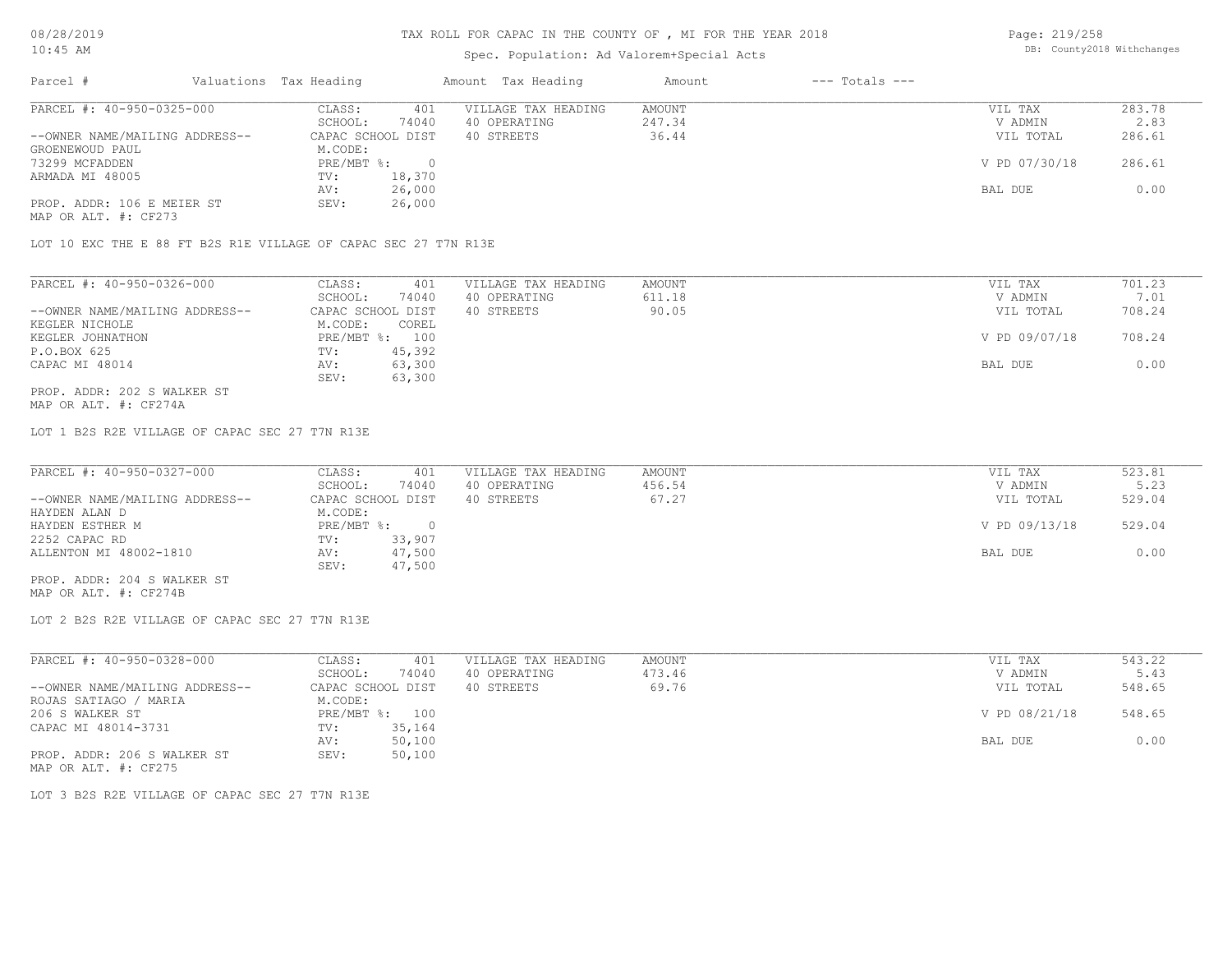# TAX ROLL FOR CAPAC IN THE COUNTY OF , MI FOR THE YEAR 2018

Spec. Population: Ad Valorem+Special Acts

| Parcel # | Valuations | Tax Heading | Amount | Tax Heading | Amount | --- Totals --- |
|---|---|---|---|---|---|---|

---

**PARCEL #: 40-950-0325-000**

| | | | | |
|---|---|---|---|---|
| CLASS: 401 | VILLAGE TAX HEADING | AMOUNT | VIL TAX | 283.78 |
| SCHOOL: 74040 | 40 OPERATING | 247.34 | V ADMIN | 2.83 |
| CAPAC SCHOOL DIST | 40 STREETS | 36.44 | VIL TOTAL | 286.61 |
| M.CODE: | | | | |
| PRE/MBT %: 0 | | | V PD 07/30/18 | 286.61 |
| TV: 18,370 | | | | |
| AV: 26,000 | | | BAL DUE | 0.00 |
| SEV: 26,000 | | | | |

--OWNER NAME/MAILING ADDRESS--
GROENEWOUD PAUL
73299 MCFADDEN
ARMADA MI 48005

PROP. ADDR: 106 E MEIER ST
MAP OR ALT. #: CF273

LOT 10 EXC THE E 88 FT B2S R1E VILLAGE OF CAPAC SEC 27 T7N R13E

---

**PARCEL #: 40-950-0326-000**

| | | | | |
|---|---|---|---|---|
| CLASS: 401 | VILLAGE TAX HEADING | AMOUNT | VIL TAX | 701.23 |
| SCHOOL: 74040 | 40 OPERATING | 611.18 | V ADMIN | 7.01 |
| CAPAC SCHOOL DIST | 40 STREETS | 90.05 | VIL TOTAL | 708.24 |
| M.CODE: COREL | | | | |
| PRE/MBT %: 100 | | | V PD 09/07/18 | 708.24 |
| TV: 45,392 | | | | |
| AV: 63,300 | | | BAL DUE | 0.00 |
| SEV: 63,300 | | | | |

--OWNER NAME/MAILING ADDRESS--
KEGLER NICHOLE
KEGLER JOHNATHON
P.O.BOX 625
CAPAC MI 48014

PROP. ADDR: 202 S WALKER ST
MAP OR ALT. #: CF274A

LOT 1 B2S R2E VILLAGE OF CAPAC SEC 27 T7N R13E

---

**PARCEL #: 40-950-0327-000**

| | | | | |
|---|---|---|---|---|
| CLASS: 401 | VILLAGE TAX HEADING | AMOUNT | VIL TAX | 523.81 |
| SCHOOL: 74040 | 40 OPERATING | 456.54 | V ADMIN | 5.23 |
| CAPAC SCHOOL DIST | 40 STREETS | 67.27 | VIL TOTAL | 529.04 |
| M.CODE: | | | | |
| PRE/MBT %: 0 | | | V PD 09/13/18 | 529.04 |
| TV: 33,907 | | | | |
| AV: 47,500 | | | BAL DUE | 0.00 |
| SEV: 47,500 | | | | |

--OWNER NAME/MAILING ADDRESS--
HAYDEN ALAN D
HAYDEN ESTHER M
2252 CAPAC RD
ALLENTON MI 48002-1810

PROP. ADDR: 204 S WALKER ST
MAP OR ALT. #: CF274B

LOT 2 B2S R2E VILLAGE OF CAPAC SEC 27 T7N R13E

---

**PARCEL #: 40-950-0328-000**

| | | | | |
|---|---|---|---|---|
| CLASS: 401 | VILLAGE TAX HEADING | AMOUNT | VIL TAX | 543.22 |
| SCHOOL: 74040 | 40 OPERATING | 473.46 | V ADMIN | 5.43 |
| CAPAC SCHOOL DIST | 40 STREETS | 69.76 | VIL TOTAL | 548.65 |
| M.CODE: | | | | |
| PRE/MBT %: 100 | | | V PD 08/21/18 | 548.65 |
| TV: 35,164 | | | | |
| AV: 50,100 | | | BAL DUE | 0.00 |
| SEV: 50,100 | | | | |

--OWNER NAME/MAILING ADDRESS--
ROJAS SATIAGO / MARIA
206 S WALKER ST
CAPAC MI 48014-3731

PROP. ADDR: 206 S WALKER ST
MAP OR ALT. #: CF275

LOT 3 B2S R2E VILLAGE OF CAPAC SEC 27 T7N R13E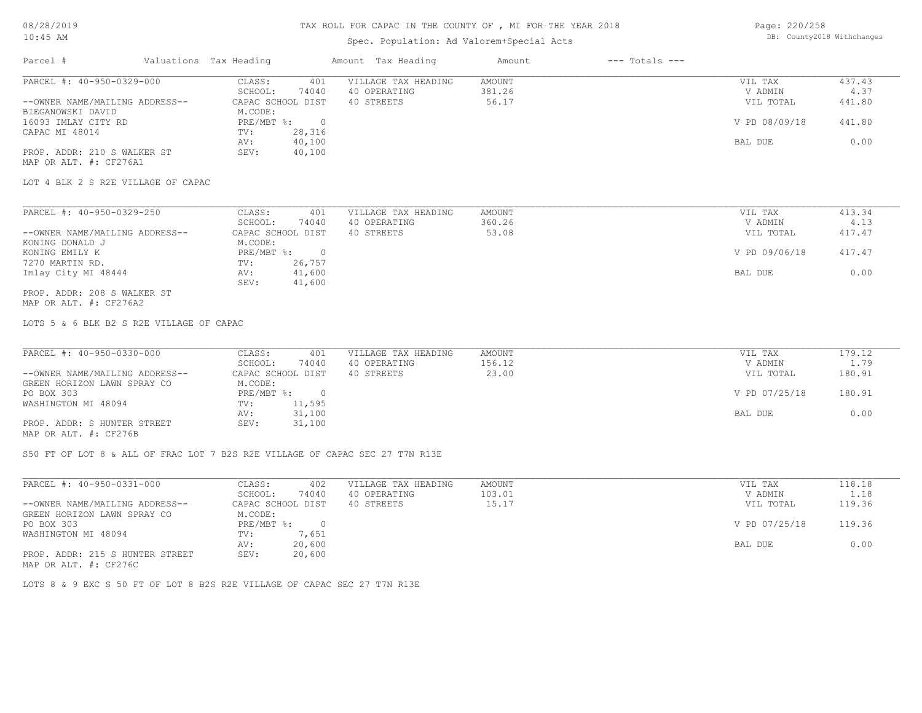# TAX ROLL FOR CAPAC IN THE COUNTY OF , MI FOR THE YEAR 2018

Spec. Population: Ad Valorem+Special Acts

DB: County2018 Withchanges

| Parcel # | Valuations | Tax Heading | Amount | Tax Heading | Amount | --- Totals --- | |
|---|---|---|---|---|---|---|---|
| PARCEL #: 40-950-0329-000 | CLASS: | 401 | VILLAGE TAX HEADING | AMOUNT | | VIL TAX | 437.43 |
| | SCHOOL: | 74040 | 40 OPERATING | 381.26 | | V ADMIN | 4.37 |
| --OWNER NAME/MAILING ADDRESS-- | CAPAC SCHOOL DIST | | 40 STREETS | 56.17 | | VIL TOTAL | 441.80 |
| BIEGANOWSKI DAVID | M.CODE: | | | | | | |
| 16093 IMLAY CITY RD | PRE/MBT %: | 0 | | | | V PD 08/09/18 | 441.80 |
| CAPAC MI 48014 | TV: | 28,316 | | | | | |
| | AV: | 40,100 | | | | BAL DUE | 0.00 |
| PROP. ADDR: 210 S WALKER ST | SEV: | 40,100 | | | | | |
| MAP OR ALT. #: CF276A1 | | | | | | | |

LOT 4 BLK 2 S R2E VILLAGE OF CAPAC

| Parcel # | Valuations | Tax Heading | Amount | Tax Heading | Amount | --- Totals --- | |
|---|---|---|---|---|---|---|---|
| PARCEL #: 40-950-0329-250 | CLASS: | 401 | VILLAGE TAX HEADING | AMOUNT | | VIL TAX | 413.34 |
| | SCHOOL: | 74040 | 40 OPERATING | 360.26 | | V ADMIN | 4.13 |
| --OWNER NAME/MAILING ADDRESS-- | CAPAC SCHOOL DIST | | 40 STREETS | 53.08 | | VIL TOTAL | 417.47 |
| KONING DONALD J | M.CODE: | | | | | | |
| KONING EMILY K | PRE/MBT %: | 0 | | | | V PD 09/06/18 | 417.47 |
| 7270 MARTIN RD. | TV: | 26,757 | | | | | |
| Imlay City MI 48444 | AV: | 41,600 | | | | BAL DUE | 0.00 |
| | SEV: | 41,600 | | | | | |
| PROP. ADDR: 208 S WALKER ST | | | | | | | |
| MAP OR ALT. #: CF276A2 | | | | | | | |

LOTS 5 & 6 BLK B2 S R2E VILLAGE OF CAPAC

| Parcel # | Valuations | Tax Heading | Amount | Tax Heading | Amount | --- Totals --- | |
|---|---|---|---|---|---|---|---|
| PARCEL #: 40-950-0330-000 | CLASS: | 401 | VILLAGE TAX HEADING | AMOUNT | | VIL TAX | 179.12 |
| | SCHOOL: | 74040 | 40 OPERATING | 156.12 | | V ADMIN | 1.79 |
| --OWNER NAME/MAILING ADDRESS-- | CAPAC SCHOOL DIST | | 40 STREETS | 23.00 | | VIL TOTAL | 180.91 |
| GREEN HORIZON LAWN SPRAY CO | M.CODE: | | | | | | |
| PO BOX 303 | PRE/MBT %: | 0 | | | | V PD 07/25/18 | 180.91 |
| WASHINGTON MI 48094 | TV: | 11,595 | | | | | |
| | AV: | 31,100 | | | | BAL DUE | 0.00 |
| PROP. ADDR: S HUNTER STREET | SEV: | 31,100 | | | | | |
| MAP OR ALT. #: CF276B | | | | | | | |

S50 FT OF LOT 8 & ALL OF FRAC LOT 7 B2S R2E VILLAGE OF CAPAC SEC 27 T7N R13E

| Parcel # | Valuations | Tax Heading | Amount | Tax Heading | Amount | --- Totals --- | |
|---|---|---|---|---|---|---|---|
| PARCEL #: 40-950-0331-000 | CLASS: | 402 | VILLAGE TAX HEADING | AMOUNT | | VIL TAX | 118.18 |
| | SCHOOL: | 74040 | 40 OPERATING | 103.01 | | V ADMIN | 1.18 |
| --OWNER NAME/MAILING ADDRESS-- | CAPAC SCHOOL DIST | | 40 STREETS | 15.17 | | VIL TOTAL | 119.36 |
| GREEN HORIZON LAWN SPRAY CO | M.CODE: | | | | | | |
| PO BOX 303 | PRE/MBT %: | 0 | | | | V PD 07/25/18 | 119.36 |
| WASHINGTON MI 48094 | TV: | 7,651 | | | | | |
| | AV: | 20,600 | | | | BAL DUE | 0.00 |
| PROP. ADDR: 215 S HUNTER STREET | SEV: | 20,600 | | | | | |
| MAP OR ALT. #: CF276C | | | | | | | |

LOTS 8 & 9 EXC S 50 FT OF LOT 8 B2S R2E VILLAGE OF CAPAC SEC 27 T7N R13E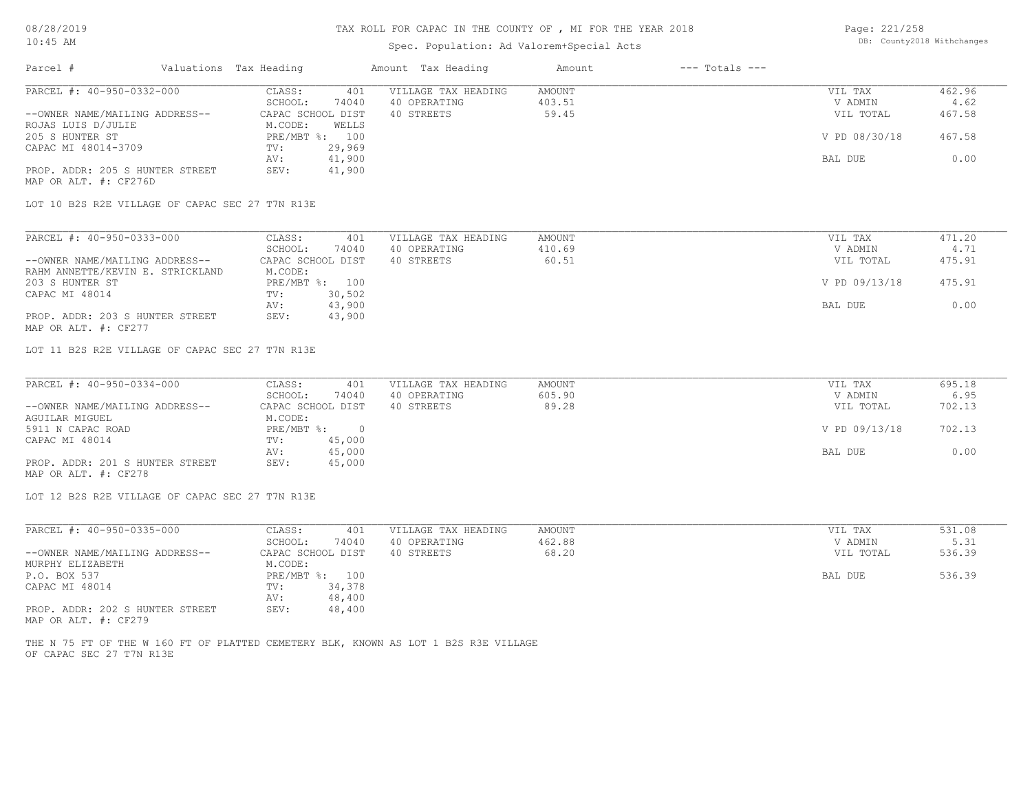# TAX ROLL FOR CAPAC IN THE COUNTY OF , MI FOR THE YEAR 2018

Spec. Population: Ad Valorem+Special Acts

08/28/2019
10:45 AM

DB: County2018 Withchanges

| Parcel # | Valuations Tax Heading | Amount Tax Heading | Amount | --- Totals --- |
|---|---|---|---|---|

---

**PARCEL #: 40-950-0332-000**

| | | | | | |
|---|---|---|---|---|---|
| CLASS: | 401 | VILLAGE TAX HEADING | AMOUNT | VIL TAX | 462.96 |
| SCHOOL: | 74040 | 40 OPERATING | 403.51 | V ADMIN | 4.62 |
| CAPAC SCHOOL DIST | | 40 STREETS | 59.45 | VIL TOTAL | 467.58 |
| M.CODE: | WELLS | | | | |
| PRE/MBT %: | 100 | | | V PD 08/30/18 | 467.58 |
| TV: | 29,969 | | | | |
| AV: | 41,900 | | | BAL DUE | 0.00 |
| SEV: | 41,900 | | | | |

--OWNER NAME/MAILING ADDRESS--
ROJAS LUIS D/JULIE
205 S HUNTER ST
CAPAC MI 48014-3709

PROP. ADDR: 205 S HUNTER STREET
MAP OR ALT. #: CF276D

LOT 10 B2S R2E VILLAGE OF CAPAC SEC 27 T7N R13E

---

**PARCEL #: 40-950-0333-000**

| | | | | | |
|---|---|---|---|---|---|
| CLASS: | 401 | VILLAGE TAX HEADING | AMOUNT | VIL TAX | 471.20 |
| SCHOOL: | 74040 | 40 OPERATING | 410.69 | V ADMIN | 4.71 |
| CAPAC SCHOOL DIST | | 40 STREETS | 60.51 | VIL TOTAL | 475.91 |
| M.CODE: | | | | | |
| PRE/MBT %: | 100 | | | V PD 09/13/18 | 475.91 |
| TV: | 30,502 | | | | |
| AV: | 43,900 | | | BAL DUE | 0.00 |
| SEV: | 43,900 | | | | |

--OWNER NAME/MAILING ADDRESS--
RAHM ANNETTE/KEVIN E. STRICKLAND
203 S HUNTER ST
CAPAC MI 48014

PROP. ADDR: 203 S HUNTER STREET
MAP OR ALT. #: CF277

LOT 11 B2S R2E VILLAGE OF CAPAC SEC 27 T7N R13E

---

**PARCEL #: 40-950-0334-000**

| | | | | | |
|---|---|---|---|---|---|
| CLASS: | 401 | VILLAGE TAX HEADING | AMOUNT | VIL TAX | 695.18 |
| SCHOOL: | 74040 | 40 OPERATING | 605.90 | V ADMIN | 6.95 |
| CAPAC SCHOOL DIST | | 40 STREETS | 89.28 | VIL TOTAL | 702.13 |
| M.CODE: | | | | | |
| PRE/MBT %: | 0 | | | V PD 09/13/18 | 702.13 |
| TV: | 45,000 | | | | |
| AV: | 45,000 | | | BAL DUE | 0.00 |
| SEV: | 45,000 | | | | |

--OWNER NAME/MAILING ADDRESS--
AGUILAR MIGUEL
5911 N CAPAC ROAD
CAPAC MI 48014

PROP. ADDR: 201 S HUNTER STREET
MAP OR ALT. #: CF278

LOT 12 B2S R2E VILLAGE OF CAPAC SEC 27 T7N R13E

---

**PARCEL #: 40-950-0335-000**

| | | | | | |
|---|---|---|---|---|---|
| CLASS: | 401 | VILLAGE TAX HEADING | AMOUNT | VIL TAX | 531.08 |
| SCHOOL: | 74040 | 40 OPERATING | 462.88 | V ADMIN | 5.31 |
| CAPAC SCHOOL DIST | | 40 STREETS | 68.20 | VIL TOTAL | 536.39 |
| M.CODE: | | | | | |
| PRE/MBT %: | 100 | | | BAL DUE | 536.39 |
| TV: | 34,378 | | | | |
| AV: | 48,400 | | | | |
| SEV: | 48,400 | | | | |

--OWNER NAME/MAILING ADDRESS--
MURPHY ELIZABETH
P.O. BOX 537
CAPAC MI 48014

PROP. ADDR: 202 S HUNTER STREET
MAP OR ALT. #: CF279

THE N 75 FT OF THE W 160 FT OF PLATTED CEMETERY BLK, KNOWN AS LOT 1 B2S R3E VILLAGE OF CAPAC SEC 27 T7N R13E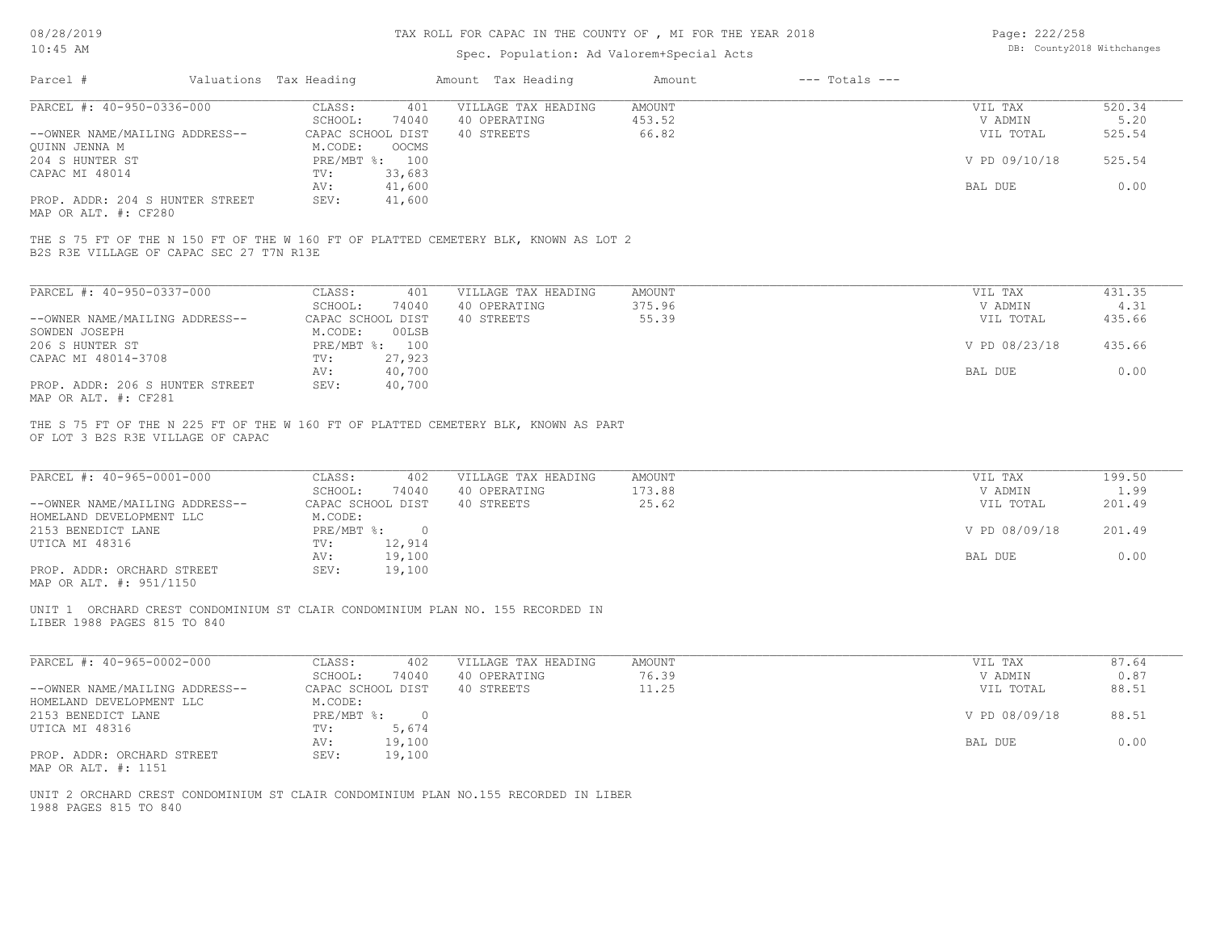TAX ROLL FOR CAPAC IN THE COUNTY OF , MI FOR THE YEAR 2018

Spec. Population: Ad Valorem+Special Acts

| Parcel # | Valuations | Tax Heading | Amount | Tax Heading | Amount | --- Totals --- | |
|---|---|---|---|---|---|---|---|
| PARCEL #: 40-950-0336-000 | CLASS: | 401 | VILLAGE TAX HEADING | AMOUNT | | VIL TAX | 520.34 |
| | SCHOOL: | 74040 | 40 OPERATING | 453.52 | | V ADMIN | 5.20 |
| --OWNER NAME/MAILING ADDRESS-- | CAPAC SCHOOL DIST | | 40 STREETS | 66.82 | | VIL TOTAL | 525.54 |
| QUINN JENNA M | M.CODE: | OOCMS | | | | | |
| 204 S HUNTER ST | PRE/MBT %: | 100 | | | | V PD 09/10/18 | 525.54 |
| CAPAC MI 48014 | TV: | 33,683 | | | | | |
| | AV: | 41,600 | | | | BAL DUE | 0.00 |
| PROP. ADDR: 204 S HUNTER STREET | SEV: | 41,600 | | | | | |
| MAP OR ALT. #: CF280 | | | | | | | |

THE S 75 FT OF THE N 150 FT OF THE W 160 FT OF PLATTED CEMETERY BLK, KNOWN AS LOT 2 B2S R3E VILLAGE OF CAPAC SEC 27 T7N R13E

| Parcel # | Valuations | Tax Heading | Amount | Tax Heading | Amount | --- Totals --- | |
|---|---|---|---|---|---|---|---|
| PARCEL #: 40-950-0337-000 | CLASS: | 401 | VILLAGE TAX HEADING | AMOUNT | | VIL TAX | 431.35 |
| | SCHOOL: | 74040 | 40 OPERATING | 375.96 | | V ADMIN | 4.31 |
| --OWNER NAME/MAILING ADDRESS-- | CAPAC SCHOOL DIST | | 40 STREETS | 55.39 | | VIL TOTAL | 435.66 |
| SOWDEN JOSEPH | M.CODE: | 00LSB | | | | | |
| 206 S HUNTER ST | PRE/MBT %: | 100 | | | | V PD 08/23/18 | 435.66 |
| CAPAC MI 48014-3708 | TV: | 27,923 | | | | | |
| | AV: | 40,700 | | | | BAL DUE | 0.00 |
| PROP. ADDR: 206 S HUNTER STREET | SEV: | 40,700 | | | | | |
| MAP OR ALT. #: CF281 | | | | | | | |

THE S 75 FT OF THE N 225 FT OF THE W 160 FT OF PLATTED CEMETERY BLK, KNOWN AS PART OF LOT 3 B2S R3E VILLAGE OF CAPAC

| Parcel # | Valuations | Tax Heading | Amount | Tax Heading | Amount | --- Totals --- | |
|---|---|---|---|---|---|---|---|
| PARCEL #: 40-965-0001-000 | CLASS: | 402 | VILLAGE TAX HEADING | AMOUNT | | VIL TAX | 199.50 |
| | SCHOOL: | 74040 | 40 OPERATING | 173.88 | | V ADMIN | 1.99 |
| --OWNER NAME/MAILING ADDRESS-- | CAPAC SCHOOL DIST | | 40 STREETS | 25.62 | | VIL TOTAL | 201.49 |
| HOMELAND DEVELOPMENT LLC | M.CODE: | | | | | | |
| 2153 BENEDICT LANE | PRE/MBT %: | 0 | | | | V PD 08/09/18 | 201.49 |
| UTICA MI 48316 | TV: | 12,914 | | | | | |
| | AV: | 19,100 | | | | BAL DUE | 0.00 |
| PROP. ADDR: ORCHARD STREET | SEV: | 19,100 | | | | | |
| MAP OR ALT. #: 951/1150 | | | | | | | |

UNIT 1 ORCHARD CREST CONDOMINIUM ST CLAIR CONDOMINIUM PLAN NO. 155 RECORDED IN LIBER 1988 PAGES 815 TO 840

| Parcel # | Valuations | Tax Heading | Amount | Tax Heading | Amount | --- Totals --- | |
|---|---|---|---|---|---|---|---|
| PARCEL #: 40-965-0002-000 | CLASS: | 402 | VILLAGE TAX HEADING | AMOUNT | | VIL TAX | 87.64 |
| | SCHOOL: | 74040 | 40 OPERATING | 76.39 | | V ADMIN | 0.87 |
| --OWNER NAME/MAILING ADDRESS-- | CAPAC SCHOOL DIST | | 40 STREETS | 11.25 | | VIL TOTAL | 88.51 |
| HOMELAND DEVELOPMENT LLC | M.CODE: | | | | | | |
| 2153 BENEDICT LANE | PRE/MBT %: | 0 | | | | V PD 08/09/18 | 88.51 |
| UTICA MI 48316 | TV: | 5,674 | | | | | |
| | AV: | 19,100 | | | | BAL DUE | 0.00 |
| PROP. ADDR: ORCHARD STREET | SEV: | 19,100 | | | | | |
| MAP OR ALT. #: 1151 | | | | | | | |

UNIT 2 ORCHARD CREST CONDOMINIUM ST CLAIR CONDOMINIUM PLAN NO.155 RECORDED IN LIBER 1988 PAGES 815 TO 840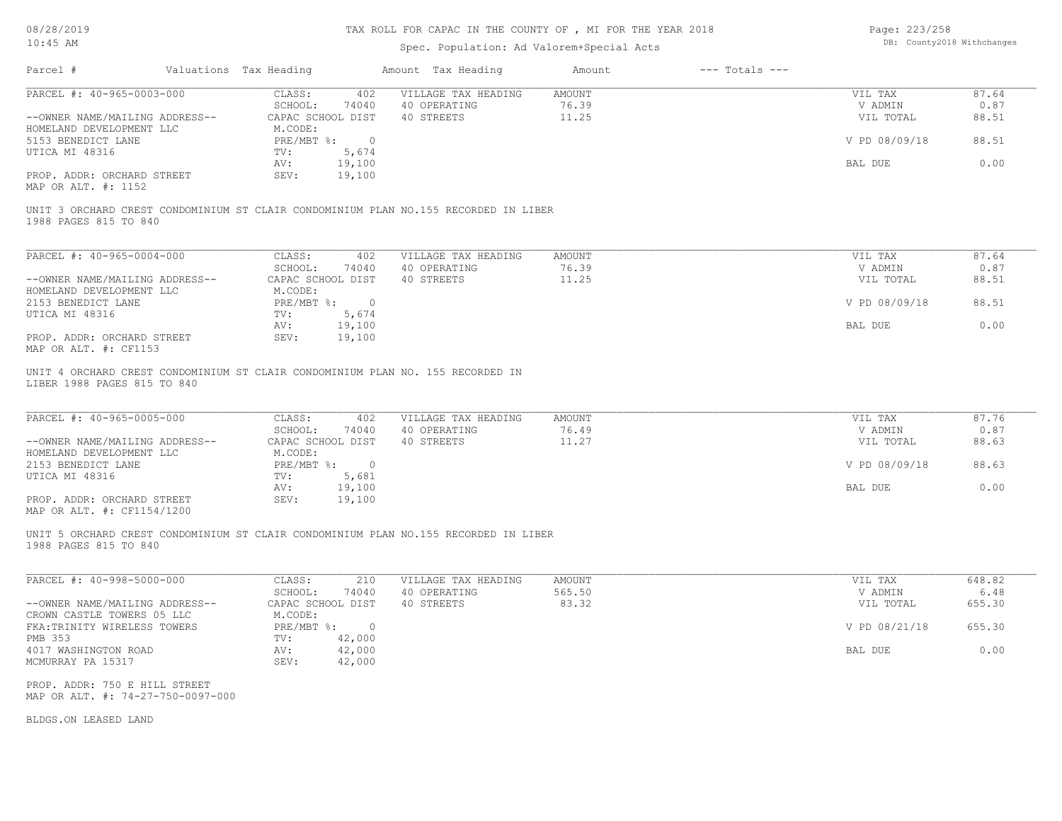TAX ROLL FOR CAPAC IN THE COUNTY OF , MI FOR THE YEAR 2018

Spec. Population: Ad Valorem+Special Acts

| Parcel # | Valuations | Tax Heading | Amount | Tax Heading | Amount | --- Totals --- | |
|---|---|---|---|---|---|---|---|
| PARCEL #: 40-965-0003-000 | CLASS: | 402 | VILLAGE TAX HEADING | AMOUNT | | VIL TAX | 87.64 |
| | SCHOOL: | 74040 | 40 OPERATING | 76.39 | | V ADMIN | 0.87 |
| --OWNER NAME/MAILING ADDRESS-- | CAPAC SCHOOL DIST | | 40 STREETS | 11.25 | | VIL TOTAL | 88.51 |
| HOMELAND DEVELOPMENT LLC | M.CODE: | | | | | | |
| 5153 BENEDICT LANE | PRE/MBT %: | 0 | | | | V PD 08/09/18 | 88.51 |
| UTICA MI 48316 | TV: | 5,674 | | | | | |
| | AV: | 19,100 | | | | BAL DUE | 0.00 |
| PROP. ADDR: ORCHARD STREET | SEV: | 19,100 | | | | | |
| MAP OR ALT. #: 1152 | | | | | | | |

UNIT 3 ORCHARD CREST CONDOMINIUM ST CLAIR CONDOMINIUM PLAN NO.155 RECORDED IN LIBER 1988 PAGES 815 TO 840

| Parcel # | Valuations | Tax Heading | Amount | Tax Heading | Amount | --- Totals --- | |
|---|---|---|---|---|---|---|---|
| PARCEL #: 40-965-0004-000 | CLASS: | 402 | VILLAGE TAX HEADING | AMOUNT | | VIL TAX | 87.64 |
| | SCHOOL: | 74040 | 40 OPERATING | 76.39 | | V ADMIN | 0.87 |
| --OWNER NAME/MAILING ADDRESS-- | CAPAC SCHOOL DIST | | 40 STREETS | 11.25 | | VIL TOTAL | 88.51 |
| HOMELAND DEVELOPMENT LLC | M.CODE: | | | | | | |
| 2153 BENEDICT LANE | PRE/MBT %: | 0 | | | | V PD 08/09/18 | 88.51 |
| UTICA MI 48316 | TV: | 5,674 | | | | | |
| | AV: | 19,100 | | | | BAL DUE | 0.00 |
| PROP. ADDR: ORCHARD STREET | SEV: | 19,100 | | | | | |
| MAP OR ALT. #: CF1153 | | | | | | | |

UNIT 4 ORCHARD CREST CONDOMINIUM ST CLAIR CONDOMINIUM PLAN NO. 155 RECORDED IN LIBER 1988 PAGES 815 TO 840

| Parcel # | Valuations | Tax Heading | Amount | Tax Heading | Amount | --- Totals --- | |
|---|---|---|---|---|---|---|---|
| PARCEL #: 40-965-0005-000 | CLASS: | 402 | VILLAGE TAX HEADING | AMOUNT | | VIL TAX | 87.76 |
| | SCHOOL: | 74040 | 40 OPERATING | 76.49 | | V ADMIN | 0.87 |
| --OWNER NAME/MAILING ADDRESS-- | CAPAC SCHOOL DIST | | 40 STREETS | 11.27 | | VIL TOTAL | 88.63 |
| HOMELAND DEVELOPMENT LLC | M.CODE: | | | | | | |
| 2153 BENEDICT LANE | PRE/MBT %: | 0 | | | | V PD 08/09/18 | 88.63 |
| UTICA MI 48316 | TV: | 5,681 | | | | | |
| | AV: | 19,100 | | | | BAL DUE | 0.00 |
| PROP. ADDR: ORCHARD STREET | SEV: | 19,100 | | | | | |
| MAP OR ALT. #: CF1154/1200 | | | | | | | |

UNIT 5 ORCHARD CREST CONDOMINIUM ST CLAIR CONDOMINIUM PLAN NO.155 RECORDED IN LIBER 1988 PAGES 815 TO 840

| Parcel # | Valuations | Tax Heading | Amount | Tax Heading | Amount | --- Totals --- | |
|---|---|---|---|---|---|---|---|
| PARCEL #: 40-998-5000-000 | CLASS: | 210 | VILLAGE TAX HEADING | AMOUNT | | VIL TAX | 648.82 |
| | SCHOOL: | 74040 | 40 OPERATING | 565.50 | | V ADMIN | 6.48 |
| --OWNER NAME/MAILING ADDRESS-- | CAPAC SCHOOL DIST | | 40 STREETS | 83.32 | | VIL TOTAL | 655.30 |
| CROWN CASTLE TOWERS 05 LLC | M.CODE: | | | | | | |
| FKA:TRINITY WIRELESS TOWERS | PRE/MBT %: | 0 | | | | V PD 08/21/18 | 655.30 |
| PMB 353 | TV: | 42,000 | | | | | |
| 4017 WASHINGTON ROAD | AV: | 42,000 | | | | BAL DUE | 0.00 |
| MCMURRAY PA 15317 | SEV: | 42,000 | | | | | |
| PROP. ADDR: 750 E HILL STREET | | | | | | | |
| MAP OR ALT. #: 74-27-750-0097-000 | | | | | | | |

BLDGS.ON LEASED LAND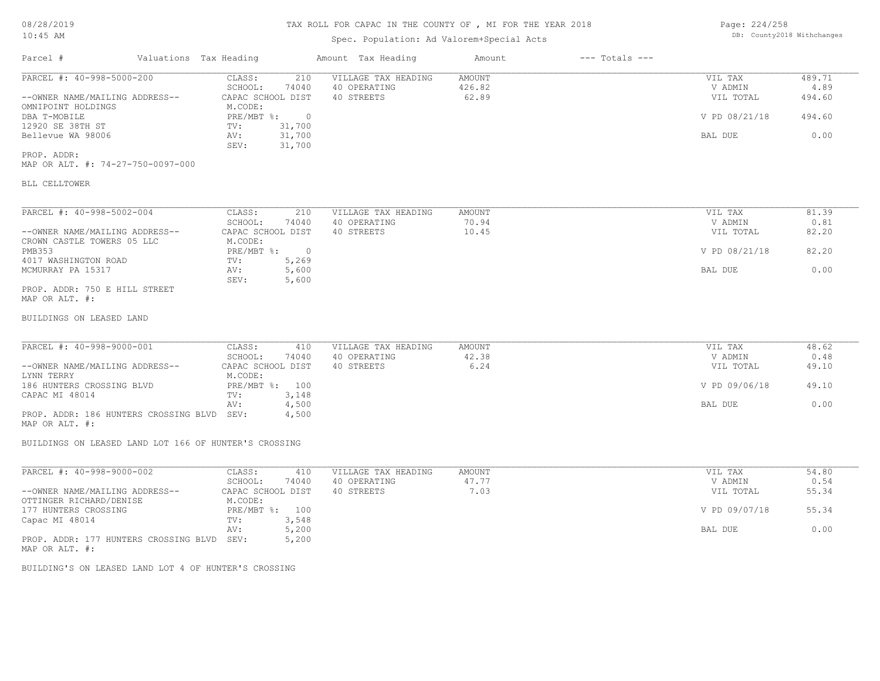TAX ROLL FOR CAPAC IN THE COUNTY OF , MI FOR THE YEAR 2018

Spec. Population: Ad Valorem+Special Acts

| Parcel # | Valuations | Tax Heading | Amount | Tax Heading | Amount | --- Totals --- | |
|---|---|---|---|---|---|---|---|
| PARCEL #: 40-998-5000-200 | CLASS: | 210 | VILLAGE TAX HEADING | AMOUNT | | VIL TAX | 489.71 |
| | SCHOOL: | 74040 | 40 OPERATING | 426.82 | | V ADMIN | 4.89 |
| --OWNER NAME/MAILING ADDRESS-- | CAPAC SCHOOL DIST | | 40 STREETS | 62.89 | | VIL TOTAL | 494.60 |
| OMNIPOINT HOLDINGS | M.CODE: | | | | | | |
| DBA T-MOBILE | PRE/MBT %: | 0 | | | | V PD 08/21/18 | 494.60 |
| 12920 SE 38TH ST | TV: | 31,700 | | | | | |
| Bellevue WA 98006 | AV: | 31,700 | | | | BAL DUE | 0.00 |
| | SEV: | 31,700 | | | | | |
| PROP. ADDR: | | | | | | | |
| MAP OR ALT. #: 74-27-750-0097-000 | | | | | | | |

BLL CELLTOWER

| Parcel # | Valuations | Tax Heading | Amount | Tax Heading | Amount | --- Totals --- | |
|---|---|---|---|---|---|---|---|
| PARCEL #: 40-998-5002-004 | CLASS: | 210 | VILLAGE TAX HEADING | AMOUNT | | VIL TAX | 81.39 |
| | SCHOOL: | 74040 | 40 OPERATING | 70.94 | | V ADMIN | 0.81 |
| --OWNER NAME/MAILING ADDRESS-- | CAPAC SCHOOL DIST | | 40 STREETS | 10.45 | | VIL TOTAL | 82.20 |
| CROWN CASTLE TOWERS 05 LLC | M.CODE: | | | | | | |
| PMB353 | PRE/MBT %: | 0 | | | | V PD 08/21/18 | 82.20 |
| 4017 WASHINGTON ROAD | TV: | 5,269 | | | | | |
| MCMURRAY PA 15317 | AV: | 5,600 | | | | BAL DUE | 0.00 |
| | SEV: | 5,600 | | | | | |
| PROP. ADDR: 750 E HILL STREET | | | | | | | |
| MAP OR ALT. #: | | | | | | | |

BUILDINGS ON LEASED LAND

| Parcel # | Valuations | Tax Heading | Amount | Tax Heading | Amount | --- Totals --- | |
|---|---|---|---|---|---|---|---|
| PARCEL #: 40-998-9000-001 | CLASS: | 410 | VILLAGE TAX HEADING | AMOUNT | | VIL TAX | 48.62 |
| | SCHOOL: | 74040 | 40 OPERATING | 42.38 | | V ADMIN | 0.48 |
| --OWNER NAME/MAILING ADDRESS-- | CAPAC SCHOOL DIST | | 40 STREETS | 6.24 | | VIL TOTAL | 49.10 |
| LYNN TERRY | M.CODE: | | | | | | |
| 186 HUNTERS CROSSING BLVD | PRE/MBT %: | 100 | | | | V PD 09/06/18 | 49.10 |
| CAPAC MI 48014 | TV: | 3,148 | | | | | |
| | AV: | 4,500 | | | | BAL DUE | 0.00 |
| PROP. ADDR: 186 HUNTERS CROSSING BLVD | SEV: | 4,500 | | | | | |
| MAP OR ALT. #: | | | | | | | |

BUILDINGS ON LEASED LAND LOT 166 OF HUNTER'S CROSSING

| Parcel # | Valuations | Tax Heading | Amount | Tax Heading | Amount | --- Totals --- | |
|---|---|---|---|---|---|---|---|
| PARCEL #: 40-998-9000-002 | CLASS: | 410 | VILLAGE TAX HEADING | AMOUNT | | VIL TAX | 54.80 |
| | SCHOOL: | 74040 | 40 OPERATING | 47.77 | | V ADMIN | 0.54 |
| --OWNER NAME/MAILING ADDRESS-- | CAPAC SCHOOL DIST | | 40 STREETS | 7.03 | | VIL TOTAL | 55.34 |
| OTTINGER RICHARD/DENISE | M.CODE: | | | | | | |
| 177 HUNTERS CROSSING | PRE/MBT %: | 100 | | | | V PD 09/07/18 | 55.34 |
| Capac MI 48014 | TV: | 3,548 | | | | | |
| | AV: | 5,200 | | | | BAL DUE | 0.00 |
| PROP. ADDR: 177 HUNTERS CROSSING BLVD | SEV: | 5,200 | | | | | |
| MAP OR ALT. #: | | | | | | | |

BUILDING'S ON LEASED LAND LOT 4 OF HUNTER'S CROSSING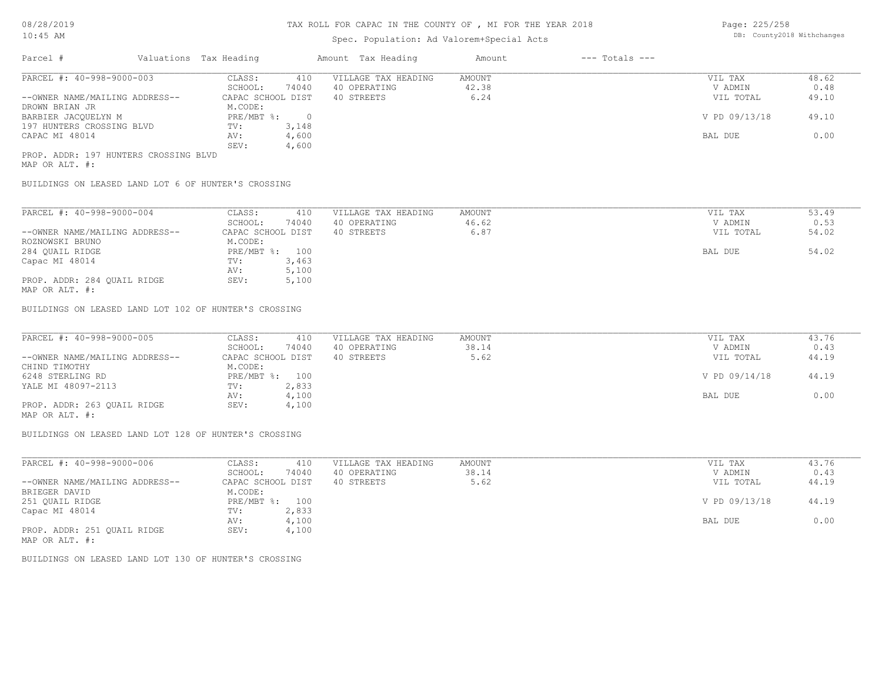# TAX ROLL FOR CAPAC IN THE COUNTY OF , MI FOR THE YEAR 2018

Spec. Population: Ad Valorem+Special Acts

| Parcel # | Valuations | Tax Heading | Amount | Tax Heading | Amount | --- Totals --- | |
|---|---|---|---|---|---|---|---|
| PARCEL #: 40-998-9000-003 | CLASS: | 410 | VILLAGE TAX HEADING | AMOUNT | | VIL TAX | 48.62 |
| | SCHOOL: | 74040 | 40 OPERATING | 42.38 | | V ADMIN | 0.48 |
| --OWNER NAME/MAILING ADDRESS-- | CAPAC SCHOOL DIST | | 40 STREETS | 6.24 | | VIL TOTAL | 49.10 |
| DROWN BRIAN JR | M.CODE: | | | | | | |
| BARBIER JACQUELYN M | PRE/MBT %: | 0 | | | | V PD 09/13/18 | 49.10 |
| 197 HUNTERS CROSSING BLVD | TV: | 3,148 | | | | | |
| CAPAC MI 48014 | AV: | 4,600 | | | | BAL DUE | 0.00 |
| | SEV: | 4,600 | | | | | |
| PROP. ADDR: 197 HUNTERS CROSSING BLVD | | | | | | | |
| MAP OR ALT. #: | | | | | | | |

BUILDINGS ON LEASED LAND LOT 6 OF HUNTER'S CROSSING

| Parcel # | Valuations | Tax Heading | Amount | Tax Heading | Amount | --- Totals --- | |
|---|---|---|---|---|---|---|---|
| PARCEL #: 40-998-9000-004 | CLASS: | 410 | VILLAGE TAX HEADING | AMOUNT | | VIL TAX | 53.49 |
| | SCHOOL: | 74040 | 40 OPERATING | 46.62 | | V ADMIN | 0.53 |
| --OWNER NAME/MAILING ADDRESS-- | CAPAC SCHOOL DIST | | 40 STREETS | 6.87 | | VIL TOTAL | 54.02 |
| ROZNOWSKI BRUNO | M.CODE: | | | | | | |
| 284 QUAIL RIDGE | PRE/MBT %: | 100 | | | | BAL DUE | 54.02 |
| Capac MI 48014 | TV: | 3,463 | | | | | |
| | AV: | 5,100 | | | | | |
| PROP. ADDR: 284 QUAIL RIDGE | SEV: | 5,100 | | | | | |
| MAP OR ALT. #: | | | | | | | |

BUILDINGS ON LEASED LAND LOT 102 OF HUNTER'S CROSSING

| Parcel # | Valuations | Tax Heading | Amount | Tax Heading | Amount | --- Totals --- | |
|---|---|---|---|---|---|---|---|
| PARCEL #: 40-998-9000-005 | CLASS: | 410 | VILLAGE TAX HEADING | AMOUNT | | VIL TAX | 43.76 |
| | SCHOOL: | 74040 | 40 OPERATING | 38.14 | | V ADMIN | 0.43 |
| --OWNER NAME/MAILING ADDRESS-- | CAPAC SCHOOL DIST | | 40 STREETS | 5.62 | | VIL TOTAL | 44.19 |
| CHIND TIMOTHY | M.CODE: | | | | | | |
| 6248 STERLING RD | PRE/MBT %: | 100 | | | | V PD 09/14/18 | 44.19 |
| YALE MI 48097-2113 | TV: | 2,833 | | | | | |
| | AV: | 4,100 | | | | BAL DUE | 0.00 |
| PROP. ADDR: 263 QUAIL RIDGE | SEV: | 4,100 | | | | | |
| MAP OR ALT. #: | | | | | | | |

BUILDINGS ON LEASED LAND LOT 128 OF HUNTER'S CROSSING

| Parcel # | Valuations | Tax Heading | Amount | Tax Heading | Amount | --- Totals --- | |
|---|---|---|---|---|---|---|---|
| PARCEL #: 40-998-9000-006 | CLASS: | 410 | VILLAGE TAX HEADING | AMOUNT | | VIL TAX | 43.76 |
| | SCHOOL: | 74040 | 40 OPERATING | 38.14 | | V ADMIN | 0.43 |
| --OWNER NAME/MAILING ADDRESS-- | CAPAC SCHOOL DIST | | 40 STREETS | 5.62 | | VIL TOTAL | 44.19 |
| BRIEGER DAVID | M.CODE: | | | | | | |
| 251 QUAIL RIDGE | PRE/MBT %: | 100 | | | | V PD 09/13/18 | 44.19 |
| Capac MI 48014 | TV: | 2,833 | | | | | |
| | AV: | 4,100 | | | | BAL DUE | 0.00 |
| PROP. ADDR: 251 QUAIL RIDGE | SEV: | 4,100 | | | | | |
| MAP OR ALT. #: | | | | | | | |

BUILDINGS ON LEASED LAND LOT 130 OF HUNTER'S CROSSING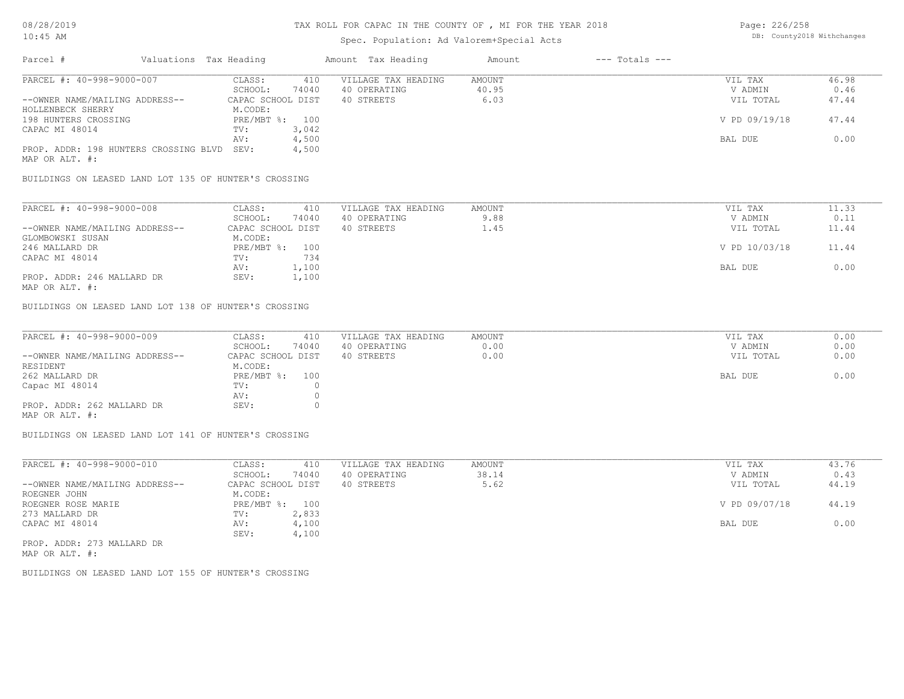TAX ROLL FOR CAPAC IN THE COUNTY OF , MI FOR THE YEAR 2018

Spec. Population: Ad Valorem+Special Acts

| Parcel # | Valuations Tax Heading | | Amount Tax Heading | Amount | --- Totals --- | |
|---|---|---|---|---|---|---|
| PARCEL #: 40-998-9000-007 | CLASS: | 410 | VILLAGE TAX HEADING | AMOUNT | VIL TAX | 46.98 |
| | SCHOOL: | 74040 | 40 OPERATING | 40.95 | V ADMIN | 0.46 |
| --OWNER NAME/MAILING ADDRESS-- | CAPAC SCHOOL DIST | | 40 STREETS | 6.03 | VIL TOTAL | 47.44 |
| HOLLENBECK SHERRY | M.CODE: | | | | | |
| 198 HUNTERS CROSSING | PRE/MBT %: | 100 | | | V PD 09/19/18 | 47.44 |
| CAPAC MI 48014 | TV: | 3,042 | | | | |
| | AV: | 4,500 | | | BAL DUE | 0.00 |
| PROP. ADDR: 198 HUNTERS CROSSING BLVD | SEV: | 4,500 | | | | |
| MAP OR ALT. #: | | | | | | |

BUILDINGS ON LEASED LAND LOT 135 OF HUNTER'S CROSSING

| Parcel # | Valuations Tax Heading | | Amount Tax Heading | Amount | --- Totals --- | |
|---|---|---|---|---|---|---|
| PARCEL #: 40-998-9000-008 | CLASS: | 410 | VILLAGE TAX HEADING | AMOUNT | VIL TAX | 11.33 |
| | SCHOOL: | 74040 | 40 OPERATING | 9.88 | V ADMIN | 0.11 |
| --OWNER NAME/MAILING ADDRESS-- | CAPAC SCHOOL DIST | | 40 STREETS | 1.45 | VIL TOTAL | 11.44 |
| GLOMBOWSKI SUSAN | M.CODE: | | | | | |
| 246 MALLARD DR | PRE/MBT %: | 100 | | | V PD 10/03/18 | 11.44 |
| CAPAC MI 48014 | TV: | 734 | | | | |
| | AV: | 1,100 | | | BAL DUE | 0.00 |
| PROP. ADDR: 246 MALLARD DR | SEV: | 1,100 | | | | |
| MAP OR ALT. #: | | | | | | |

BUILDINGS ON LEASED LAND LOT 138 OF HUNTER'S CROSSING

| Parcel # | Valuations Tax Heading | | Amount Tax Heading | Amount | --- Totals --- | |
|---|---|---|---|---|---|---|
| PARCEL #: 40-998-9000-009 | CLASS: | 410 | VILLAGE TAX HEADING | AMOUNT | VIL TAX | 0.00 |
| | SCHOOL: | 74040 | 40 OPERATING | 0.00 | V ADMIN | 0.00 |
| --OWNER NAME/MAILING ADDRESS-- | CAPAC SCHOOL DIST | | 40 STREETS | 0.00 | VIL TOTAL | 0.00 |
| RESIDENT | M.CODE: | | | | | |
| 262 MALLARD DR | PRE/MBT %: | 100 | | | BAL DUE | 0.00 |
| Capac MI 48014 | TV: | 0 | | | | |
| | AV: | 0 | | | | |
| PROP. ADDR: 262 MALLARD DR | SEV: | 0 | | | | |
| MAP OR ALT. #: | | | | | | |

BUILDINGS ON LEASED LAND LOT 141 OF HUNTER'S CROSSING

| Parcel # | Valuations Tax Heading | | Amount Tax Heading | Amount | --- Totals --- | |
|---|---|---|---|---|---|---|
| PARCEL #: 40-998-9000-010 | CLASS: | 410 | VILLAGE TAX HEADING | AMOUNT | VIL TAX | 43.76 |
| | SCHOOL: | 74040 | 40 OPERATING | 38.14 | V ADMIN | 0.43 |
| --OWNER NAME/MAILING ADDRESS-- | CAPAC SCHOOL DIST | | 40 STREETS | 5.62 | VIL TOTAL | 44.19 |
| ROEGNER JOHN | M.CODE: | | | | | |
| ROEGNER ROSE MARIE | PRE/MBT %: | 100 | | | V PD 09/07/18 | 44.19 |
| 273 MALLARD DR | TV: | 2,833 | | | | |
| CAPAC MI 48014 | AV: | 4,100 | | | BAL DUE | 0.00 |
| | SEV: | 4,100 | | | | |
| PROP. ADDR: 273 MALLARD DR | | | | | | |
| MAP OR ALT. #: | | | | | | |

BUILDINGS ON LEASED LAND LOT 155 OF HUNTER'S CROSSING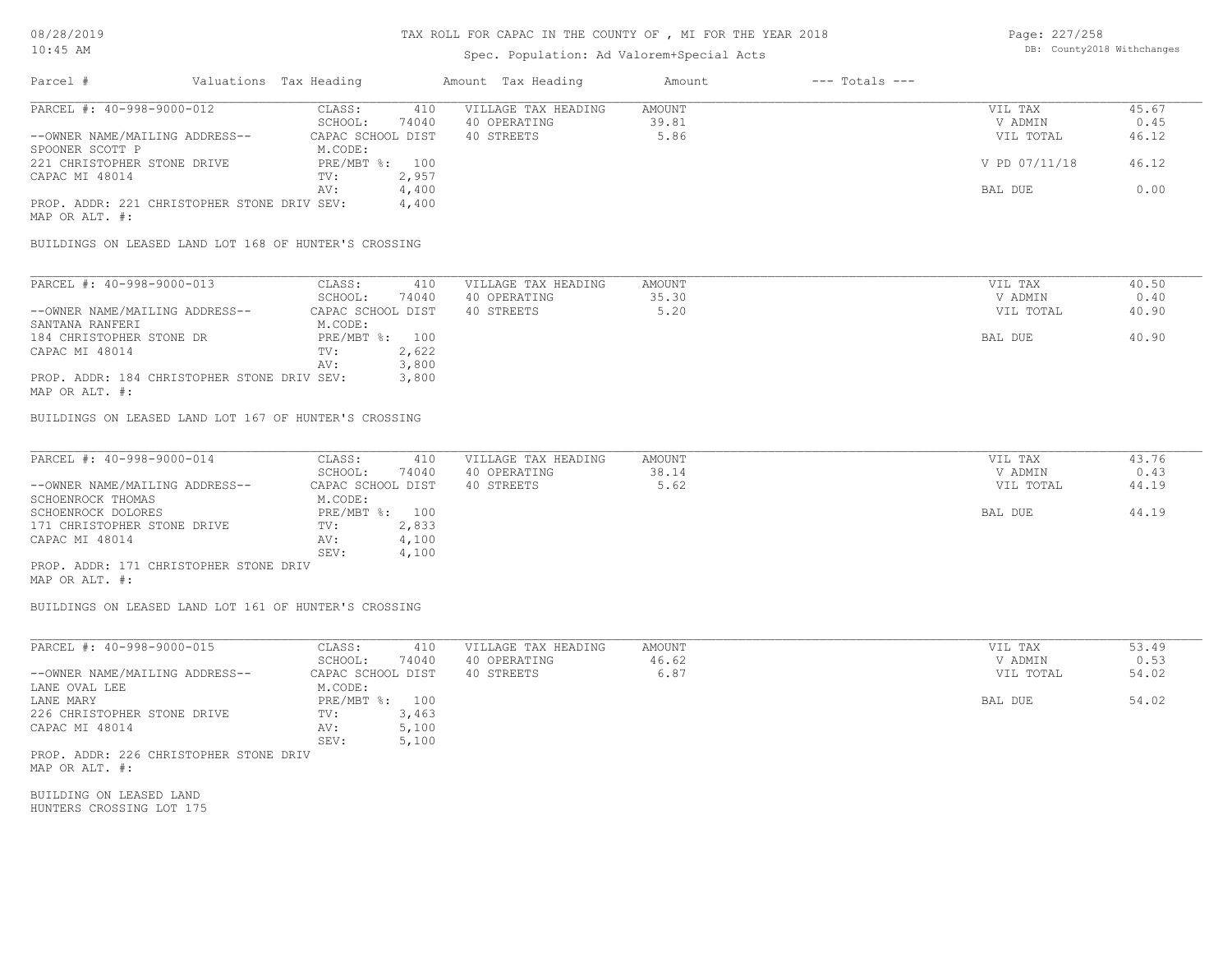# TAX ROLL FOR CAPAC IN THE COUNTY OF , MI FOR THE YEAR 2018

Spec. Population: Ad Valorem+Special Acts

| Parcel # | Valuations | Tax Heading | Amount | Tax Heading | Amount | --- Totals --- | |
|---|---|---|---|---|---|---|---|

---

| | | | | | | |
|---|---|---|---|---|---|---|
| PARCEL #: 40-998-9000-012 | CLASS: | 410 | VILLAGE TAX HEADING | AMOUNT | VIL TAX | 45.67 |
| | SCHOOL: | 74040 | 40 OPERATING | 39.81 | V ADMIN | 0.45 |
| --OWNER NAME/MAILING ADDRESS-- | CAPAC SCHOOL DIST | | 40 STREETS | 5.86 | VIL TOTAL | 46.12 |
| SPOONER SCOTT P | M.CODE: | | | | | |
| 221 CHRISTOPHER STONE DRIVE | PRE/MBT %: | 100 | | | V PD 07/11/18 | 46.12 |
| CAPAC MI 48014 | TV: | 2,957 | | | | |
| | AV: | 4,400 | | | BAL DUE | 0.00 |
| PROP. ADDR: 221 CHRISTOPHER STONE DRIV | SEV: | 4,400 | | | | |
| MAP OR ALT. #: | | | | | | |

BUILDINGS ON LEASED LAND LOT 168 OF HUNTER'S CROSSING

---

| | | | | | | |
|---|---|---|---|---|---|---|
| PARCEL #: 40-998-9000-013 | CLASS: | 410 | VILLAGE TAX HEADING | AMOUNT | VIL TAX | 40.50 |
| | SCHOOL: | 74040 | 40 OPERATING | 35.30 | V ADMIN | 0.40 |
| --OWNER NAME/MAILING ADDRESS-- | CAPAC SCHOOL DIST | | 40 STREETS | 5.20 | VIL TOTAL | 40.90 |
| SANTANA RANFERI | M.CODE: | | | | | |
| 184 CHRISTOPHER STONE DR | PRE/MBT %: | 100 | | | BAL DUE | 40.90 |
| CAPAC MI 48014 | TV: | 2,622 | | | | |
| | AV: | 3,800 | | | | |
| PROP. ADDR: 184 CHRISTOPHER STONE DRIV | SEV: | 3,800 | | | | |
| MAP OR ALT. #: | | | | | | |

BUILDINGS ON LEASED LAND LOT 167 OF HUNTER'S CROSSING

---

| | | | | | | |
|---|---|---|---|---|---|---|
| PARCEL #: 40-998-9000-014 | CLASS: | 410 | VILLAGE TAX HEADING | AMOUNT | VIL TAX | 43.76 |
| | SCHOOL: | 74040 | 40 OPERATING | 38.14 | V ADMIN | 0.43 |
| --OWNER NAME/MAILING ADDRESS-- | CAPAC SCHOOL DIST | | 40 STREETS | 5.62 | VIL TOTAL | 44.19 |
| SCHOENROCK THOMAS | M.CODE: | | | | | |
| SCHOENROCK DOLORES | PRE/MBT %: | 100 | | | BAL DUE | 44.19 |
| 171 CHRISTOPHER STONE DRIVE | TV: | 2,833 | | | | |
| CAPAC MI 48014 | AV: | 4,100 | | | | |
| | SEV: | 4,100 | | | | |
| PROP. ADDR: 171 CHRISTOPHER STONE DRIV | | | | | | |
| MAP OR ALT. #: | | | | | | |

BUILDINGS ON LEASED LAND LOT 161 OF HUNTER'S CROSSING

---

| | | | | | | |
|---|---|---|---|---|---|---|
| PARCEL #: 40-998-9000-015 | CLASS: | 410 | VILLAGE TAX HEADING | AMOUNT | VIL TAX | 53.49 |
| | SCHOOL: | 74040 | 40 OPERATING | 46.62 | V ADMIN | 0.53 |
| --OWNER NAME/MAILING ADDRESS-- | CAPAC SCHOOL DIST | | 40 STREETS | 6.87 | VIL TOTAL | 54.02 |
| LANE OVAL LEE | M.CODE: | | | | | |
| LANE MARY | PRE/MBT %: | 100 | | | BAL DUE | 54.02 |
| 226 CHRISTOPHER STONE DRIVE | TV: | 3,463 | | | | |
| CAPAC MI 48014 | AV: | 5,100 | | | | |
| | SEV: | 5,100 | | | | |
| PROP. ADDR: 226 CHRISTOPHER STONE DRIV | | | | | | |
| MAP OR ALT. #: | | | | | | |

BUILDING ON LEASED LAND
HUNTERS CROSSING LOT 175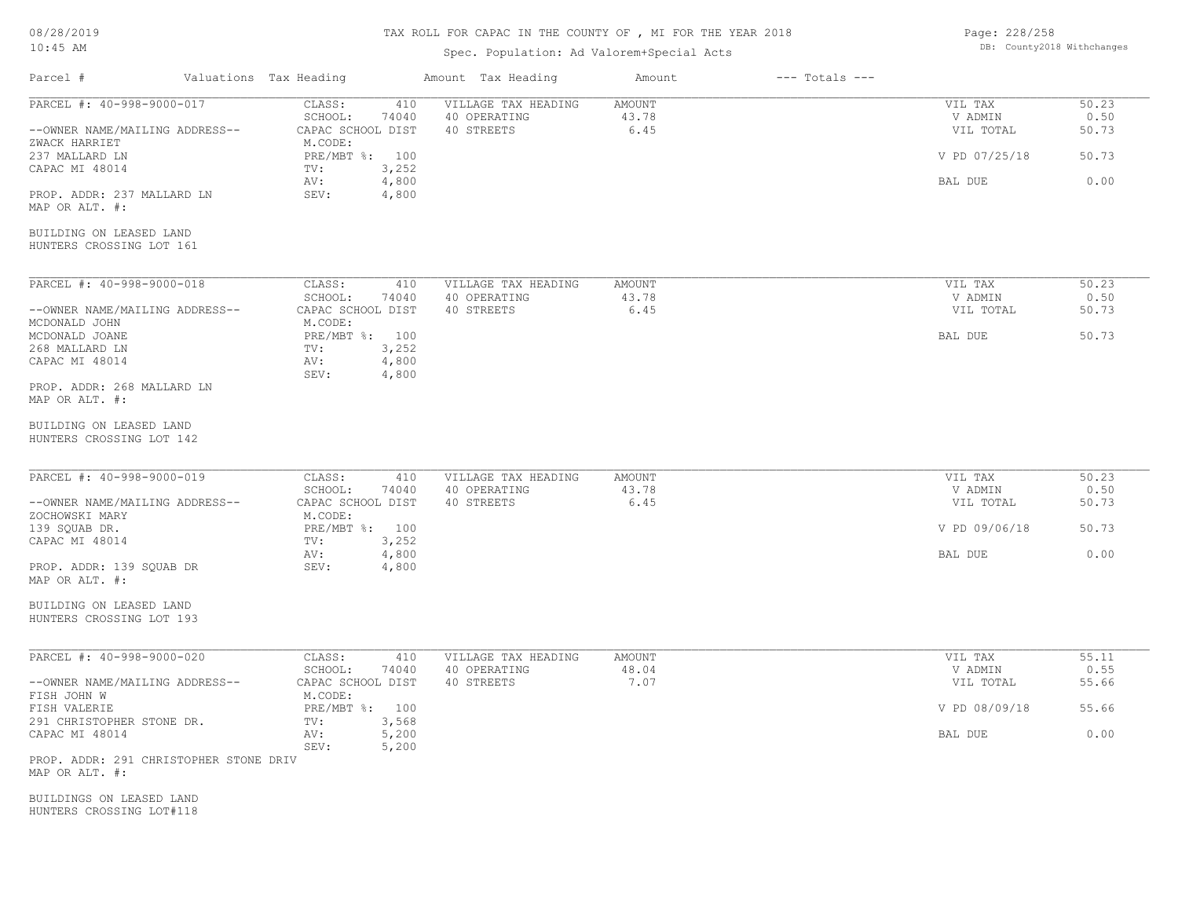TAX ROLL FOR CAPAC IN THE COUNTY OF , MI FOR THE YEAR 2018

Spec. Population: Ad Valorem+Special Acts

| Parcel # | Valuations | Tax Heading | Amount | Tax Heading | Amount | --- Totals --- | |
|---|---|---|---|---|---|---|---|
| PARCEL #: 40-998-9000-017 | CLASS: | 410 | VILLAGE TAX HEADING | AMOUNT | | VIL TAX | 50.23 |
| | SCHOOL: | 74040 | 40 OPERATING | 43.78 | | V ADMIN | 0.50 |
| --OWNER NAME/MAILING ADDRESS-- | CAPAC SCHOOL DIST | | 40 STREETS | 6.45 | | VIL TOTAL | 50.73 |
| ZWACK HARRIET | M.CODE: | | | | | | |
| 237 MALLARD LN | PRE/MBT %: | 100 | | | | V PD 07/25/18 | 50.73 |
| CAPAC MI 48014 | TV: | 3,252 | | | | | |
| | AV: | 4,800 | | | | BAL DUE | 0.00 |
| PROP. ADDR: 237 MALLARD LN | SEV: | 4,800 | | | | | |
| MAP OR ALT. #: | | | | | | | |
| BUILDING ON LEASED LAND | | | | | | | |
| HUNTERS CROSSING LOT 161 | | | | | | | |
| PARCEL #: 40-998-9000-018 | CLASS: | 410 | VILLAGE TAX HEADING | AMOUNT | | VIL TAX | 50.23 |
| | SCHOOL: | 74040 | 40 OPERATING | 43.78 | | V ADMIN | 0.50 |
| --OWNER NAME/MAILING ADDRESS-- | CAPAC SCHOOL DIST | | 40 STREETS | 6.45 | | VIL TOTAL | 50.73 |
| MCDONALD JOHN | M.CODE: | | | | | | |
| MCDONALD JOANE | PRE/MBT %: | 100 | | | | BAL DUE | 50.73 |
| 268 MALLARD LN | TV: | 3,252 | | | | | |
| CAPAC MI 48014 | AV: | 4,800 | | | | | |
| | SEV: | 4,800 | | | | | |
| PROP. ADDR: 268 MALLARD LN | | | | | | | |
| MAP OR ALT. #: | | | | | | | |
| BUILDING ON LEASED LAND | | | | | | | |
| HUNTERS CROSSING LOT 142 | | | | | | | |
| PARCEL #: 40-998-9000-019 | CLASS: | 410 | VILLAGE TAX HEADING | AMOUNT | | VIL TAX | 50.23 |
| | SCHOOL: | 74040 | 40 OPERATING | 43.78 | | V ADMIN | 0.50 |
| --OWNER NAME/MAILING ADDRESS-- | CAPAC SCHOOL DIST | | 40 STREETS | 6.45 | | VIL TOTAL | 50.73 |
| ZOCHOWSKI MARY | M.CODE: | | | | | | |
| 139 SQUAB DR. | PRE/MBT %: | 100 | | | | V PD 09/06/18 | 50.73 |
| CAPAC MI 48014 | TV: | 3,252 | | | | | |
| | AV: | 4,800 | | | | BAL DUE | 0.00 |
| PROP. ADDR: 139 SQUAB DR | SEV: | 4,800 | | | | | |
| MAP OR ALT. #: | | | | | | | |
| BUILDING ON LEASED LAND | | | | | | | |
| HUNTERS CROSSING LOT 193 | | | | | | | |
| PARCEL #: 40-998-9000-020 | CLASS: | 410 | VILLAGE TAX HEADING | AMOUNT | | VIL TAX | 55.11 |
| | SCHOOL: | 74040 | 40 OPERATING | 48.04 | | V ADMIN | 0.55 |
| --OWNER NAME/MAILING ADDRESS-- | CAPAC SCHOOL DIST | | 40 STREETS | 7.07 | | VIL TOTAL | 55.66 |
| FISH JOHN W | M.CODE: | | | | | | |
| FISH VALERIE | PRE/MBT %: | 100 | | | | V PD 08/09/18 | 55.66 |
| 291 CHRISTOPHER STONE DR. | TV: | 3,568 | | | | | |
| CAPAC MI 48014 | AV: | 5,200 | | | | BAL DUE | 0.00 |
| | SEV: | 5,200 | | | | | |
| PROP. ADDR: 291 CHRISTOPHER STONE DRIV | | | | | | | |
| MAP OR ALT. #: | | | | | | | |
| BUILDINGS ON LEASED LAND | | | | | | | |
| HUNTERS CROSSING LOT#118 | | | | | | | |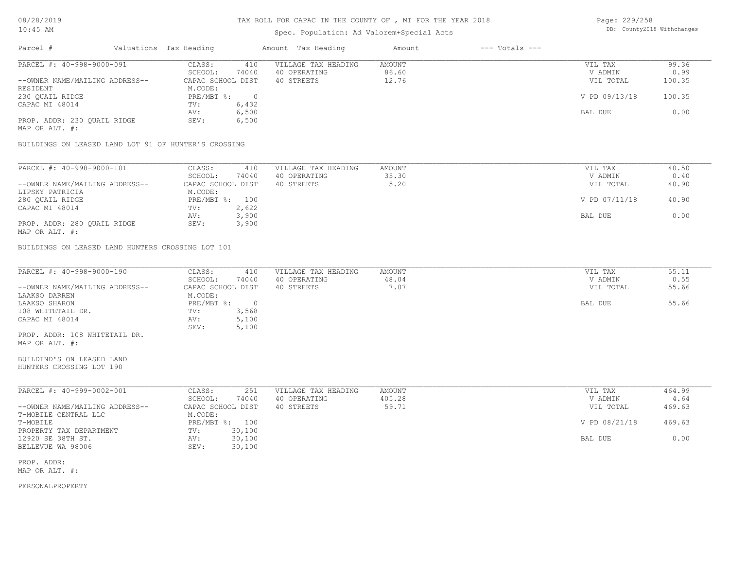# TAX ROLL FOR CAPAC IN THE COUNTY OF , MI FOR THE YEAR 2018

Spec. Population: Ad Valorem+Special Acts

08/28/2019
10:45 AM

DB: County2018 Withchanges

| Parcel # | Valuations Tax Heading | | Amount Tax Heading | Amount | --- Totals --- | |
|---|---|---|---|---|---|---|
| PARCEL #: 40-998-9000-091 | CLASS: | 410 | VILLAGE TAX HEADING | AMOUNT | VIL TAX | 99.36 |
| | SCHOOL: | 74040 | 40 OPERATING | 86.60 | V ADMIN | 0.99 |
| --OWNER NAME/MAILING ADDRESS-- | CAPAC SCHOOL DIST | | 40 STREETS | 12.76 | VIL TOTAL | 100.35 |
| RESIDENT | M.CODE: | | | | | |
| 230 QUAIL RIDGE | PRE/MBT %: | 0 | | | V PD 09/13/18 | 100.35 |
| CAPAC MI 48014 | TV: | 6,432 | | | | |
| | AV: | 6,500 | | | BAL DUE | 0.00 |
| PROP. ADDR: 230 QUAIL RIDGE | SEV: | 6,500 | | | | |
| MAP OR ALT. #: | | | | | | |

BUILDINGS ON LEASED LAND LOT 91 OF HUNTER'S CROSSING

| Parcel # | Valuations Tax Heading | | Amount Tax Heading | Amount | --- Totals --- | |
|---|---|---|---|---|---|---|
| PARCEL #: 40-998-9000-101 | CLASS: | 410 | VILLAGE TAX HEADING | AMOUNT | VIL TAX | 40.50 |
| | SCHOOL: | 74040 | 40 OPERATING | 35.30 | V ADMIN | 0.40 |
| --OWNER NAME/MAILING ADDRESS-- | CAPAC SCHOOL DIST | | 40 STREETS | 5.20 | VIL TOTAL | 40.90 |
| LIPSKY PATRICIA | M.CODE: | | | | | |
| 280 QUAIL RIDGE | PRE/MBT %: | 100 | | | V PD 07/11/18 | 40.90 |
| CAPAC MI 48014 | TV: | 2,622 | | | | |
| | AV: | 3,900 | | | BAL DUE | 0.00 |
| PROP. ADDR: 280 QUAIL RIDGE | SEV: | 3,900 | | | | |
| MAP OR ALT. #: | | | | | | |

BUILDINGS ON LEASED LAND HUNTERS CROSSING LOT 101

| Parcel # | Valuations Tax Heading | | Amount Tax Heading | Amount | --- Totals --- | |
|---|---|---|---|---|---|---|
| PARCEL #: 40-998-9000-190 | CLASS: | 410 | VILLAGE TAX HEADING | AMOUNT | VIL TAX | 55.11 |
| | SCHOOL: | 74040 | 40 OPERATING | 48.04 | V ADMIN | 0.55 |
| --OWNER NAME/MAILING ADDRESS-- | CAPAC SCHOOL DIST | | 40 STREETS | 7.07 | VIL TOTAL | 55.66 |
| LAAKSO DARREN | M.CODE: | | | | | |
| LAAKSO SHARON | PRE/MBT %: | 0 | | | BAL DUE | 55.66 |
| 108 WHITETAIL DR. | TV: | 3,568 | | | | |
| CAPAC MI 48014 | AV: | 5,100 | | | | |
| | SEV: | 5,100 | | | | |
| PROP. ADDR: 108 WHITETAIL DR. | | | | | | |
| MAP OR ALT. #: | | | | | | |

BUILDIND'S ON LEASED LAND
HUNTERS CROSSING LOT 190

| Parcel # | Valuations Tax Heading | | Amount Tax Heading | Amount | --- Totals --- | |
|---|---|---|---|---|---|---|
| PARCEL #: 40-999-0002-001 | CLASS: | 251 | VILLAGE TAX HEADING | AMOUNT | VIL TAX | 464.99 |
| | SCHOOL: | 74040 | 40 OPERATING | 405.28 | V ADMIN | 4.64 |
| --OWNER NAME/MAILING ADDRESS-- | CAPAC SCHOOL DIST | | 40 STREETS | 59.71 | VIL TOTAL | 469.63 |
| T-MOBILE CENTRAL LLC | M.CODE: | | | | | |
| T-MOBILE | PRE/MBT %: | 100 | | | V PD 08/21/18 | 469.63 |
| PROPERTY TAX DEPARTMENT | TV: | 30,100 | | | | |
| 12920 SE 38TH ST. | AV: | 30,100 | | | BAL DUE | 0.00 |
| BELLEVUE WA 98006 | SEV: | 30,100 | | | | |
| PROP. ADDR: | | | | | | |
| MAP OR ALT. #: | | | | | | |

PERSONALPROPERTY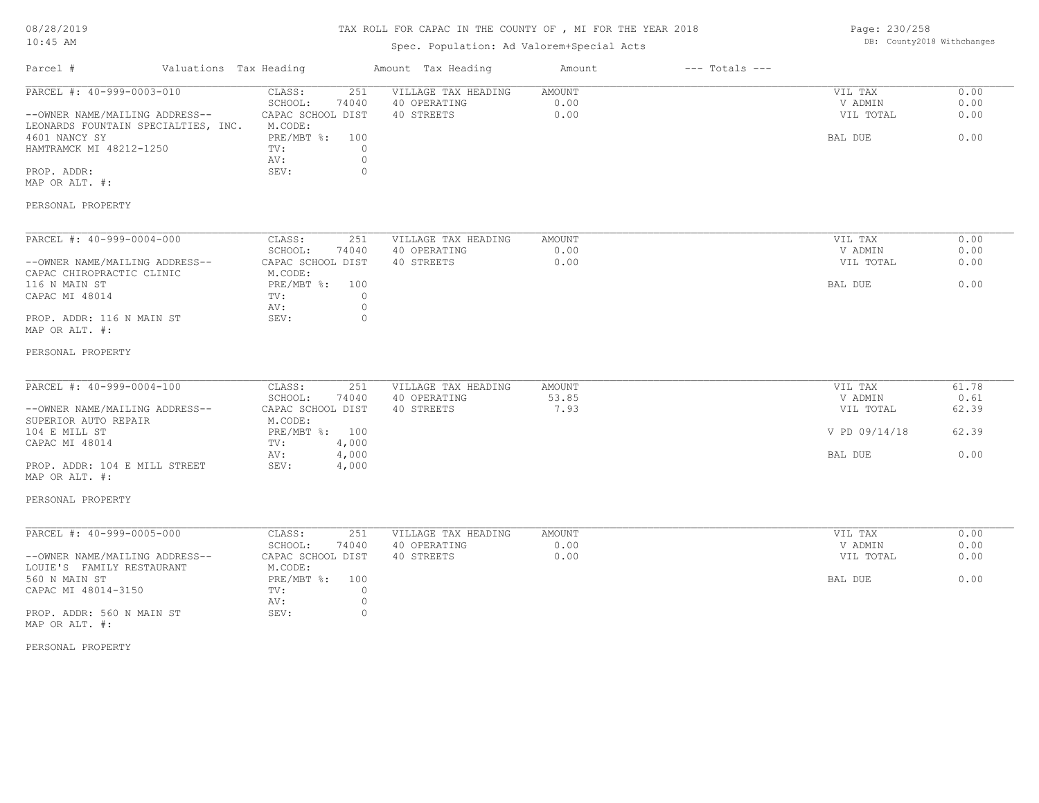# TAX ROLL FOR CAPAC IN THE COUNTY OF , MI FOR THE YEAR 2018

Spec. Population: Ad Valorem+Special Acts

08/28/2019
10:45 AM

DB: County2018 Withchanges

| Parcel # | Valuations | Tax Heading | Amount | Tax Heading | Amount | --- Totals --- | |
|---|---|---|---|---|---|---|---|
| PARCEL #: 40-999-0003-010 | CLASS: | 251 | VILLAGE TAX HEADING | AMOUNT | | VIL TAX | 0.00 |
| | SCHOOL: | 74040 | 40 OPERATING | 0.00 | | V ADMIN | 0.00 |
| --OWNER NAME/MAILING ADDRESS-- | CAPAC SCHOOL DIST | | 40 STREETS | 0.00 | | VIL TOTAL | 0.00 |
| LEONARDS FOUNTAIN SPECIALTIES, INC. | M.CODE: | | | | | | |
| 4601 NANCY SY | PRE/MBT %: | 100 | | | | BAL DUE | 0.00 |
| HAMTRAMCK MI 48212-1250 | TV: | 0 | | | | | |
| | AV: | 0 | | | | | |
| PROP. ADDR: | SEV: | 0 | | | | | |
| MAP OR ALT. #: | | | | | | | |
| PERSONAL PROPERTY | | | | | | | |

| Parcel # | Valuations | Tax Heading | Amount | Tax Heading | Amount | --- Totals --- | |
|---|---|---|---|---|---|---|---|
| PARCEL #: 40-999-0004-000 | CLASS: | 251 | VILLAGE TAX HEADING | AMOUNT | | VIL TAX | 0.00 |
| | SCHOOL: | 74040 | 40 OPERATING | 0.00 | | V ADMIN | 0.00 |
| --OWNER NAME/MAILING ADDRESS-- | CAPAC SCHOOL DIST | | 40 STREETS | 0.00 | | VIL TOTAL | 0.00 |
| CAPAC CHIROPRACTIC CLINIC | M.CODE: | | | | | | |
| 116 N MAIN ST | PRE/MBT %: | 100 | | | | BAL DUE | 0.00 |
| CAPAC MI 48014 | TV: | 0 | | | | | |
| | AV: | 0 | | | | | |
| PROP. ADDR: 116 N MAIN ST | SEV: | 0 | | | | | |
| MAP OR ALT. #: | | | | | | | |
| PERSONAL PROPERTY | | | | | | | |

| Parcel # | Valuations | Tax Heading | Amount | Tax Heading | Amount | --- Totals --- | |
|---|---|---|---|---|---|---|---|
| PARCEL #: 40-999-0004-100 | CLASS: | 251 | VILLAGE TAX HEADING | AMOUNT | | VIL TAX | 61.78 |
| | SCHOOL: | 74040 | 40 OPERATING | 53.85 | | V ADMIN | 0.61 |
| --OWNER NAME/MAILING ADDRESS-- | CAPAC SCHOOL DIST | | 40 STREETS | 7.93 | | VIL TOTAL | 62.39 |
| SUPERIOR AUTO REPAIR | M.CODE: | | | | | | |
| 104 E MILL ST | PRE/MBT %: | 100 | | | | V PD 09/14/18 | 62.39 |
| CAPAC MI 48014 | TV: | 4,000 | | | | | |
| | AV: | 4,000 | | | | BAL DUE | 0.00 |
| PROP. ADDR: 104 E MILL STREET | SEV: | 4,000 | | | | | |
| MAP OR ALT. #: | | | | | | | |
| PERSONAL PROPERTY | | | | | | | |

| Parcel # | Valuations | Tax Heading | Amount | Tax Heading | Amount | --- Totals --- | |
|---|---|---|---|---|---|---|---|
| PARCEL #: 40-999-0005-000 | CLASS: | 251 | VILLAGE TAX HEADING | AMOUNT | | VIL TAX | 0.00 |
| | SCHOOL: | 74040 | 40 OPERATING | 0.00 | | V ADMIN | 0.00 |
| --OWNER NAME/MAILING ADDRESS-- | CAPAC SCHOOL DIST | | 40 STREETS | 0.00 | | VIL TOTAL | 0.00 |
| LOUIE'S FAMILY RESTAURANT | M.CODE: | | | | | | |
| 560 N MAIN ST | PRE/MBT %: | 100 | | | | BAL DUE | 0.00 |
| CAPAC MI 48014-3150 | TV: | 0 | | | | | |
| | AV: | 0 | | | | | |
| PROP. ADDR: 560 N MAIN ST | SEV: | 0 | | | | | |
| MAP OR ALT. #: | | | | | | | |
| PERSONAL PROPERTY | | | | | | | |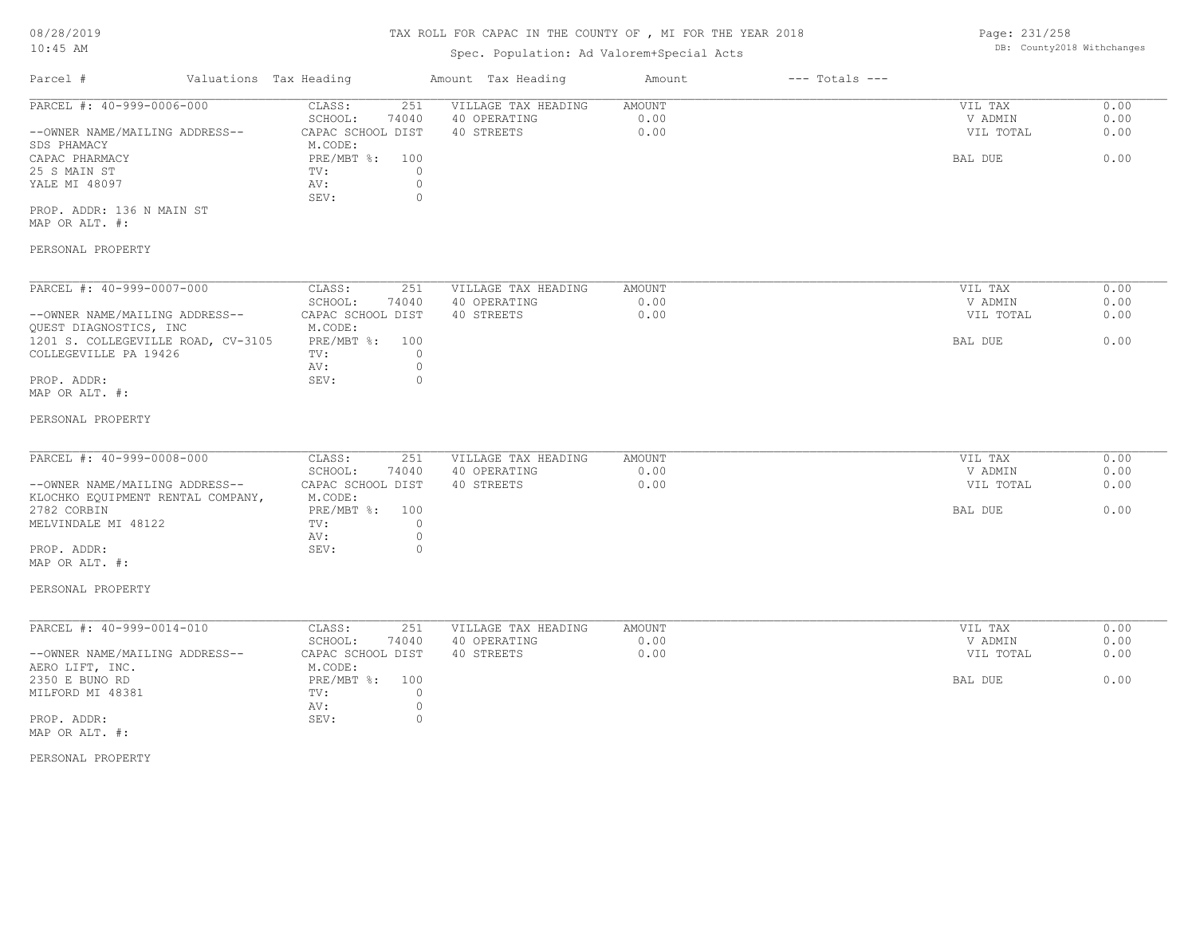# TAX ROLL FOR CAPAC IN THE COUNTY OF , MI FOR THE YEAR 2018

Spec. Population: Ad Valorem+Special Acts

08/28/2019
10:45 AM

DB: County2018 Withchanges

| Parcel # | Valuations | Tax Heading | Amount | Tax Heading | Amount | --- Totals --- | |
|---|---|---|---|---|---|---|---|
| PARCEL #: 40-999-0006-000 | CLASS: | 251 | VILLAGE TAX HEADING | AMOUNT | | VIL TAX | 0.00 |
| | SCHOOL: | 74040 | 40 OPERATING | 0.00 | | V ADMIN | 0.00 |
| --OWNER NAME/MAILING ADDRESS-- | CAPAC SCHOOL DIST | | 40 STREETS | 0.00 | | VIL TOTAL | 0.00 |
| SDS PHAMACY | M.CODE: | | | | | | |
| CAPAC PHARMACY | PRE/MBT %: | 100 | | | | BAL DUE | 0.00 |
| 25 S MAIN ST | TV: | 0 | | | | | |
| YALE MI 48097 | AV: | 0 | | | | | |
| | SEV: | 0 | | | | | |
| PROP. ADDR: 136 N MAIN ST | | | | | | | |
| MAP OR ALT. #: | | | | | | | |
| PERSONAL PROPERTY | | | | | | | |

| Parcel # | Valuations | Tax Heading | Amount | Tax Heading | Amount | --- Totals --- | |
|---|---|---|---|---|---|---|---|
| PARCEL #: 40-999-0007-000 | CLASS: | 251 | VILLAGE TAX HEADING | AMOUNT | | VIL TAX | 0.00 |
| | SCHOOL: | 74040 | 40 OPERATING | 0.00 | | V ADMIN | 0.00 |
| --OWNER NAME/MAILING ADDRESS-- | CAPAC SCHOOL DIST | | 40 STREETS | 0.00 | | VIL TOTAL | 0.00 |
| QUEST DIAGNOSTICS, INC | M.CODE: | | | | | | |
| 1201 S. COLLEGEVILLE ROAD, CV-3105 | PRE/MBT %: | 100 | | | | BAL DUE | 0.00 |
| COLLEGEVILLE PA 19426 | TV: | 0 | | | | | |
| | AV: | 0 | | | | | |
| PROP. ADDR: | SEV: | 0 | | | | | |
| MAP OR ALT. #: | | | | | | | |
| PERSONAL PROPERTY | | | | | | | |

| Parcel # | Valuations | Tax Heading | Amount | Tax Heading | Amount | --- Totals --- | |
|---|---|---|---|---|---|---|---|
| PARCEL #: 40-999-0008-000 | CLASS: | 251 | VILLAGE TAX HEADING | AMOUNT | | VIL TAX | 0.00 |
| | SCHOOL: | 74040 | 40 OPERATING | 0.00 | | V ADMIN | 0.00 |
| --OWNER NAME/MAILING ADDRESS-- | CAPAC SCHOOL DIST | | 40 STREETS | 0.00 | | VIL TOTAL | 0.00 |
| KLOCHKO EQUIPMENT RENTAL COMPANY, | M.CODE: | | | | | | |
| 2782 CORBIN | PRE/MBT %: | 100 | | | | BAL DUE | 0.00 |
| MELVINDALE MI 48122 | TV: | 0 | | | | | |
| | AV: | 0 | | | | | |
| PROP. ADDR: | SEV: | 0 | | | | | |
| MAP OR ALT. #: | | | | | | | |
| PERSONAL PROPERTY | | | | | | | |

| Parcel # | Valuations | Tax Heading | Amount | Tax Heading | Amount | --- Totals --- | |
|---|---|---|---|---|---|---|---|
| PARCEL #: 40-999-0014-010 | CLASS: | 251 | VILLAGE TAX HEADING | AMOUNT | | VIL TAX | 0.00 |
| | SCHOOL: | 74040 | 40 OPERATING | 0.00 | | V ADMIN | 0.00 |
| --OWNER NAME/MAILING ADDRESS-- | CAPAC SCHOOL DIST | | 40 STREETS | 0.00 | | VIL TOTAL | 0.00 |
| AERO LIFT, INC. | M.CODE: | | | | | | |
| 2350 E BUNO RD | PRE/MBT %: | 100 | | | | BAL DUE | 0.00 |
| MILFORD MI 48381 | TV: | 0 | | | | | |
| | AV: | 0 | | | | | |
| PROP. ADDR: | SEV: | 0 | | | | | |
| MAP OR ALT. #: | | | | | | | |
| PERSONAL PROPERTY | | | | | | | |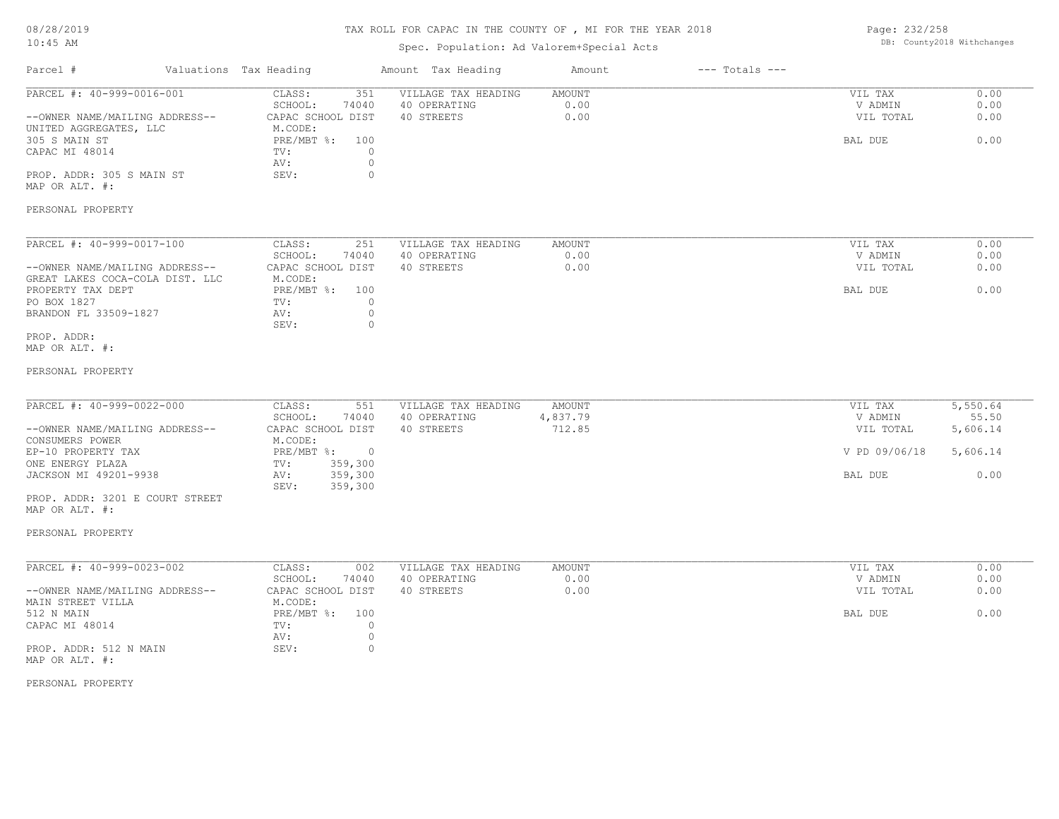# TAX ROLL FOR CAPAC IN THE COUNTY OF , MI FOR THE YEAR 2018

Spec. Population: Ad Valorem+Special Acts

| Parcel # | Valuations | Tax Heading | Amount | Tax Heading | Amount | --- Totals --- | |
|---|---|---|---|---|---|---|---|
| PARCEL #: 40-999-0016-001 | CLASS: | 351 | VILLAGE TAX HEADING | AMOUNT | | VIL TAX | 0.00 |
| | SCHOOL: | 74040 | 40 OPERATING | 0.00 | | V ADMIN | 0.00 |
| --OWNER NAME/MAILING ADDRESS-- | CAPAC SCHOOL DIST | | 40 STREETS | 0.00 | | VIL TOTAL | 0.00 |
| UNITED AGGREGATES, LLC | M.CODE: | | | | | | |
| 305 S MAIN ST | PRE/MBT %: | 100 | | | | BAL DUE | 0.00 |
| CAPAC MI 48014 | TV: | 0 | | | | | |
| | AV: | 0 | | | | | |
| PROP. ADDR: 305 S MAIN ST | SEV: | 0 | | | | | |
| MAP OR ALT. #: | | | | | | | |
| PERSONAL PROPERTY | | | | | | | |

| Parcel # | Valuations | Tax Heading | Amount | Tax Heading | Amount | --- Totals --- | |
|---|---|---|---|---|---|---|---|
| PARCEL #: 40-999-0017-100 | CLASS: | 251 | VILLAGE TAX HEADING | AMOUNT | | VIL TAX | 0.00 |
| | SCHOOL: | 74040 | 40 OPERATING | 0.00 | | V ADMIN | 0.00 |
| --OWNER NAME/MAILING ADDRESS-- | CAPAC SCHOOL DIST | | 40 STREETS | 0.00 | | VIL TOTAL | 0.00 |
| GREAT LAKES COCA-COLA DIST. LLC | M.CODE: | | | | | | |
| PROPERTY TAX DEPT | PRE/MBT %: | 100 | | | | BAL DUE | 0.00 |
| PO BOX 1827 | TV: | 0 | | | | | |
| BRANDON FL 33509-1827 | AV: | 0 | | | | | |
| | SEV: | 0 | | | | | |
| PROP. ADDR: | | | | | | | |
| MAP OR ALT. #: | | | | | | | |
| PERSONAL PROPERTY | | | | | | | |

| Parcel # | Valuations | Tax Heading | Amount | Tax Heading | Amount | --- Totals --- | |
|---|---|---|---|---|---|---|---|
| PARCEL #: 40-999-0022-000 | CLASS: | 551 | VILLAGE TAX HEADING | AMOUNT | | VIL TAX | 5,550.64 |
| | SCHOOL: | 74040 | 40 OPERATING | 4,837.79 | | V ADMIN | 55.50 |
| --OWNER NAME/MAILING ADDRESS-- | CAPAC SCHOOL DIST | | 40 STREETS | 712.85 | | VIL TOTAL | 5,606.14 |
| CONSUMERS POWER | M.CODE: | | | | | | |
| EP-10 PROPERTY TAX | PRE/MBT %: | 0 | | | | V PD 09/06/18 | 5,606.14 |
| ONE ENERGY PLAZA | TV: | 359,300 | | | | | |
| JACKSON MI 49201-9938 | AV: | 359,300 | | | | BAL DUE | 0.00 |
| | SEV: | 359,300 | | | | | |
| PROP. ADDR: 3201 E COURT STREET | | | | | | | |
| MAP OR ALT. #: | | | | | | | |
| PERSONAL PROPERTY | | | | | | | |

| Parcel # | Valuations | Tax Heading | Amount | Tax Heading | Amount | --- Totals --- | |
|---|---|---|---|---|---|---|---|
| PARCEL #: 40-999-0023-002 | CLASS: | 002 | VILLAGE TAX HEADING | AMOUNT | | VIL TAX | 0.00 |
| | SCHOOL: | 74040 | 40 OPERATING | 0.00 | | V ADMIN | 0.00 |
| --OWNER NAME/MAILING ADDRESS-- | CAPAC SCHOOL DIST | | 40 STREETS | 0.00 | | VIL TOTAL | 0.00 |
| MAIN STREET VILLA | M.CODE: | | | | | | |
| 512 N MAIN | PRE/MBT %: | 100 | | | | BAL DUE | 0.00 |
| CAPAC MI 48014 | TV: | 0 | | | | | |
| | AV: | 0 | | | | | |
| PROP. ADDR: 512 N MAIN | SEV: | 0 | | | | | |
| MAP OR ALT. #: | | | | | | | |
| PERSONAL PROPERTY | | | | | | | |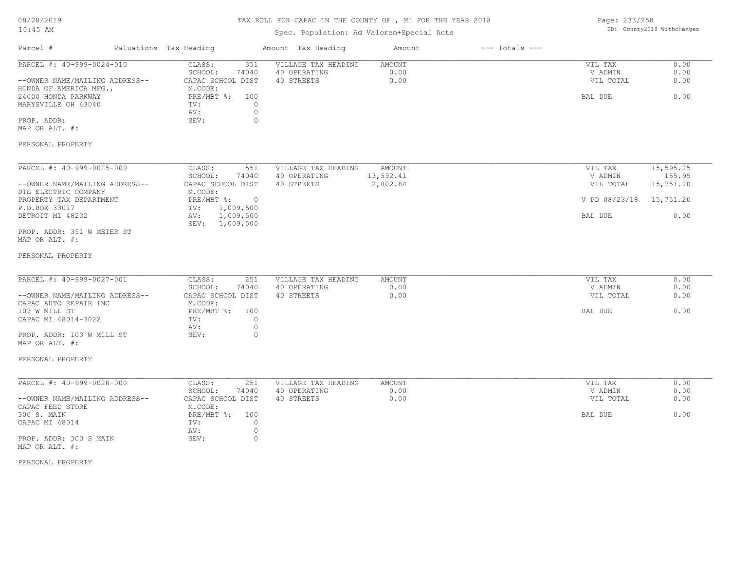# TAX ROLL FOR CAPAC IN THE COUNTY OF , MI FOR THE YEAR 2018

Spec. Population: Ad Valorem+Special Acts

08/28/2019
10:45 AM

DB: County2018 Withchanges

| Parcel # | Valuations Tax Heading | | Amount Tax Heading | Amount | --- Totals --- | |
|---|---|---|---|---|---|---|
| PARCEL #: 40-999-0024-010 | CLASS: | 351 | VILLAGE TAX HEADING | AMOUNT | VIL TAX | 0.00 |
| | SCHOOL: | 74040 | 40 OPERATING | 0.00 | V ADMIN | 0.00 |
| --OWNER NAME/MAILING ADDRESS-- | CAPAC SCHOOL DIST | | 40 STREETS | 0.00 | VIL TOTAL | 0.00 |
| HONDA OF AMERICA MFG., | M.CODE: | | | | | |
| 24000 HONDA PARKWAY | PRE/MBT %: | 100 | | | BAL DUE | 0.00 |
| MARYSVILLE OH 43040 | TV: | 0 | | | | |
| | AV: | 0 | | | | |
| PROP. ADDR: | SEV: | 0 | | | | |
| MAP OR ALT. #: | | | | | | |
| PERSONAL PROPERTY | | | | | | |

| Parcel # | Valuations Tax Heading | | Amount Tax Heading | Amount | --- Totals --- | |
|---|---|---|---|---|---|---|
| PARCEL #: 40-999-0025-000 | CLASS: | 551 | VILLAGE TAX HEADING | AMOUNT | VIL TAX | 15,595.25 |
| | SCHOOL: | 74040 | 40 OPERATING | 13,592.41 | V ADMIN | 155.95 |
| --OWNER NAME/MAILING ADDRESS-- | CAPAC SCHOOL DIST | | 40 STREETS | 2,002.84 | VIL TOTAL | 15,751.20 |
| DTE ELECTRIC COMPANY | M.CODE: | | | | | |
| PROPERTY TAX DEPARTMENT | PRE/MBT %: | 0 | | | V PD 08/23/18 | 15,751.20 |
| P.O.BOX 33017 | TV: | 1,009,500 | | | | |
| DETROIT MI 48232 | AV: | 1,009,500 | | | BAL DUE | 0.00 |
| | SEV: | 1,009,500 | | | | |
| PROP. ADDR: 351 W MEIER ST | | | | | | |
| MAP OR ALT. #: | | | | | | |
| PERSONAL PROPERTY | | | | | | |

| Parcel # | Valuations Tax Heading | | Amount Tax Heading | Amount | --- Totals --- | |
|---|---|---|---|---|---|---|
| PARCEL #: 40-999-0027-001 | CLASS: | 251 | VILLAGE TAX HEADING | AMOUNT | VIL TAX | 0.00 |
| | SCHOOL: | 74040 | 40 OPERATING | 0.00 | V ADMIN | 0.00 |
| --OWNER NAME/MAILING ADDRESS-- | CAPAC SCHOOL DIST | | 40 STREETS | 0.00 | VIL TOTAL | 0.00 |
| CAPAC AUTO REPAIR INC | M.CODE: | | | | | |
| 103 W MILL ST | PRE/MBT %: | 100 | | | BAL DUE | 0.00 |
| CAPAC MI 48014-3022 | TV: | 0 | | | | |
| | AV: | 0 | | | | |
| PROP. ADDR: 103 W MILL ST | SEV: | 0 | | | | |
| MAP OR ALT. #: | | | | | | |
| PERSONAL PROPERTY | | | | | | |

| Parcel # | Valuations Tax Heading | | Amount Tax Heading | Amount | --- Totals --- | |
|---|---|---|---|---|---|---|
| PARCEL #: 40-999-0028-000 | CLASS: | 251 | VILLAGE TAX HEADING | AMOUNT | VIL TAX | 0.00 |
| | SCHOOL: | 74040 | 40 OPERATING | 0.00 | V ADMIN | 0.00 |
| --OWNER NAME/MAILING ADDRESS-- | CAPAC SCHOOL DIST | | 40 STREETS | 0.00 | VIL TOTAL | 0.00 |
| CAPAC FEED STORE | M.CODE: | | | | | |
| 300 S. MAIN | PRE/MBT %: | 100 | | | BAL DUE | 0.00 |
| CAPAC MI 48014 | TV: | 0 | | | | |
| | AV: | 0 | | | | |
| PROP. ADDR: 300 S MAIN | SEV: | 0 | | | | |
| MAP OR ALT. #: | | | | | | |
| PERSONAL PROPERTY | | | | | | |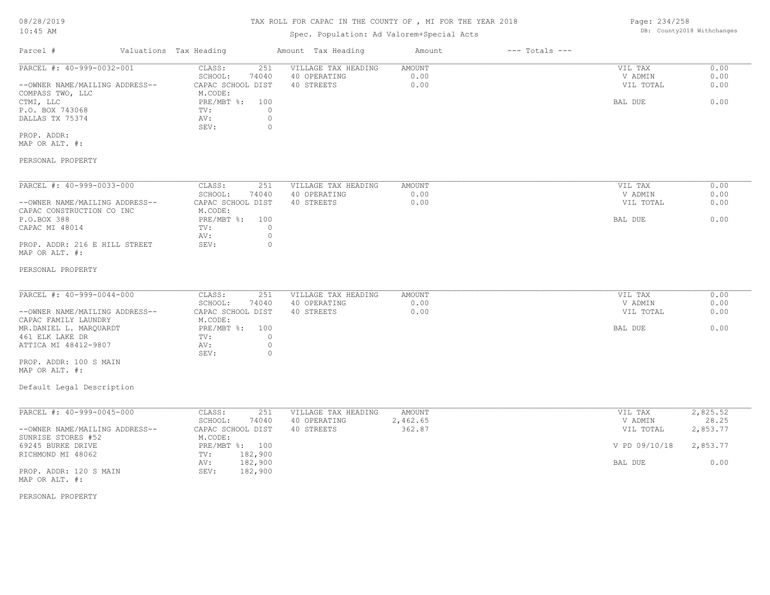# TAX ROLL FOR CAPAC IN THE COUNTY OF , MI FOR THE YEAR 2018

Spec. Population: Ad Valorem+Special Acts

| Parcel # | Valuations Tax Heading | | Amount Tax Heading | Amount | --- Totals --- | |
|---|---|---|---|---|---|---|

---

**PARCEL #: 40-999-0032-001**

| | | | | | | |
|---|---|---|---|---|---|---|
| --OWNER NAME/MAILING ADDRESS-- | CLASS: | 251 | VILLAGE TAX HEADING | AMOUNT | VIL TAX | 0.00 |
| COMPASS TWO, LLC | SCHOOL: | 74040 | 40 OPERATING | 0.00 | V ADMIN | 0.00 |
| CTMI, LLC | CAPAC SCHOOL DIST | | 40 STREETS | 0.00 | VIL TOTAL | 0.00 |
| P.O. BOX 743068 | M.CODE: | | | | | |
| DALLAS TX 75374 | PRE/MBT %: | 100 | | | BAL DUE | 0.00 |
| | TV: | 0 | | | | |
| | AV: | 0 | | | | |
| | SEV: | 0 | | | | |

PROP. ADDR:
MAP OR ALT. #:

PERSONAL PROPERTY

---

**PARCEL #: 40-999-0033-000**

| | | | | | | |
|---|---|---|---|---|---|---|
| --OWNER NAME/MAILING ADDRESS-- | CLASS: | 251 | VILLAGE TAX HEADING | AMOUNT | VIL TAX | 0.00 |
| CAPAC CONSTRUCTION CO INC | SCHOOL: | 74040 | 40 OPERATING | 0.00 | V ADMIN | 0.00 |
| P.O.BOX 388 | CAPAC SCHOOL DIST | | 40 STREETS | 0.00 | VIL TOTAL | 0.00 |
| CAPAC MI 48014 | M.CODE: | | | | | |
| | PRE/MBT %: | 100 | | | BAL DUE | 0.00 |
| | TV: | 0 | | | | |
| | AV: | 0 | | | | |
| | SEV: | 0 | | | | |

PROP. ADDR: 216 E HILL STREET
MAP OR ALT. #:

PERSONAL PROPERTY

---

**PARCEL #: 40-999-0044-000**

| | | | | | | |
|---|---|---|---|---|---|---|
| --OWNER NAME/MAILING ADDRESS-- | CLASS: | 251 | VILLAGE TAX HEADING | AMOUNT | VIL TAX | 0.00 |
| CAPAC FAMILY LAUNDRY | SCHOOL: | 74040 | 40 OPERATING | 0.00 | V ADMIN | 0.00 |
| MR.DANIEL L. MARQUARDT | CAPAC SCHOOL DIST | | 40 STREETS | 0.00 | VIL TOTAL | 0.00 |
| 461 ELK LAKE DR | M.CODE: | | | | | |
| ATTICA MI 48412-9807 | PRE/MBT %: | 100 | | | BAL DUE | 0.00 |
| | TV: | 0 | | | | |
| | AV: | 0 | | | | |
| | SEV: | 0 | | | | |

PROP. ADDR: 100 S MAIN
MAP OR ALT. #:

Default Legal Description

---

**PARCEL #: 40-999-0045-000**

| | | | | | | |
|---|---|---|---|---|---|---|
| --OWNER NAME/MAILING ADDRESS-- | CLASS: | 251 | VILLAGE TAX HEADING | AMOUNT | VIL TAX | 2,825.52 |
| SUNRISE STORES #52 | SCHOOL: | 74040 | 40 OPERATING | 2,462.65 | V ADMIN | 28.25 |
| 69245 BURKE DRIVE | CAPAC SCHOOL DIST | | 40 STREETS | 362.87 | VIL TOTAL | 2,853.77 |
| RICHMOND MI 48062 | M.CODE: | | | | | |
| | PRE/MBT %: | 100 | | | V PD 09/10/18 | 2,853.77 |
| | TV: | 182,900 | | | | |
| | AV: | 182,900 | | | BAL DUE | 0.00 |
| | SEV: | 182,900 | | | | |

PROP. ADDR: 120 S MAIN
MAP OR ALT. #:

PERSONAL PROPERTY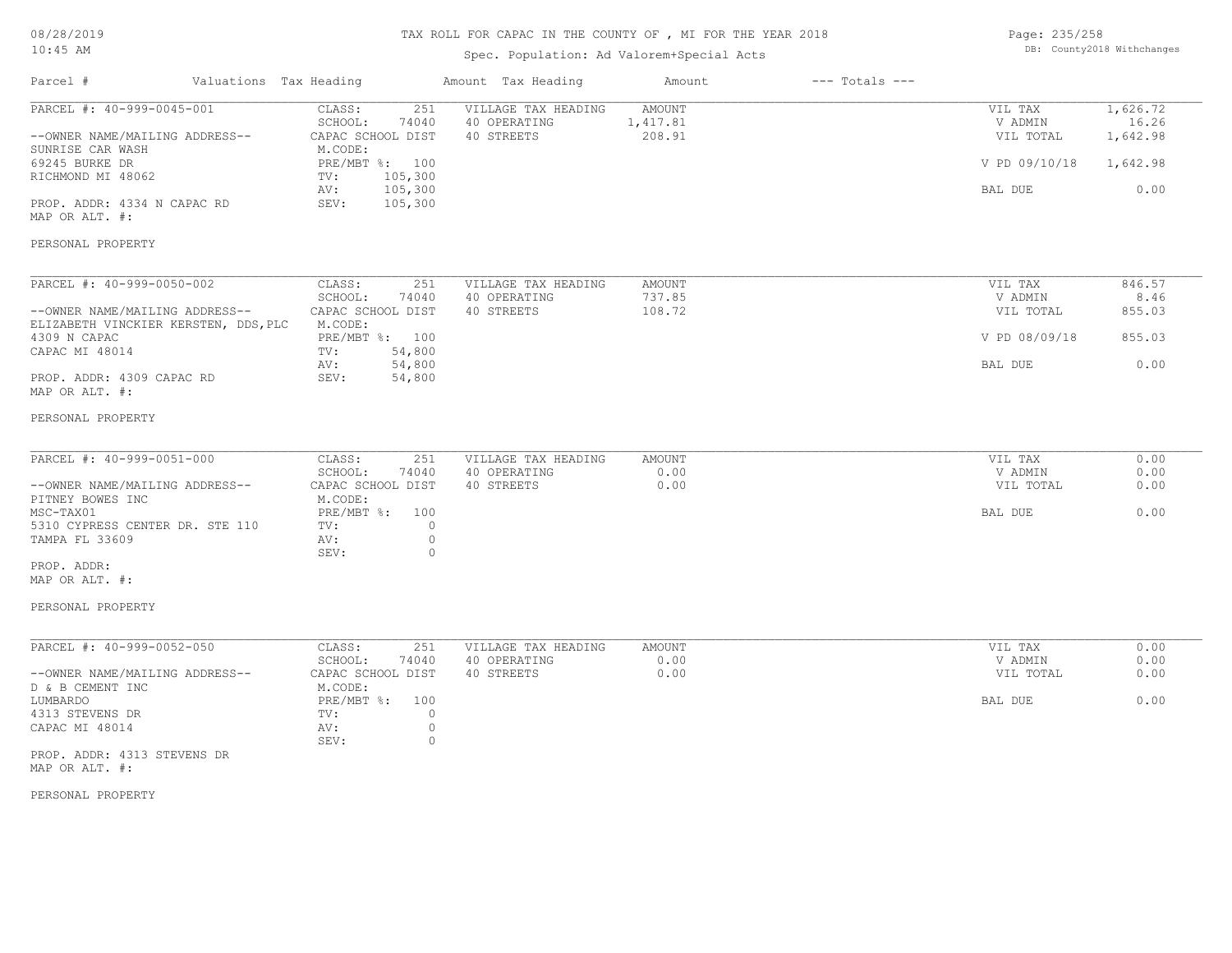# TAX ROLL FOR CAPAC IN THE COUNTY OF , MI FOR THE YEAR 2018

Spec. Population: Ad Valorem+Special Acts

08/28/2019
10:45 AM

DB: County2018 Withchanges

| Parcel # | Valuations | Tax Heading | Amount | Tax Heading | Amount | --- Totals --- |
|---|---|---|---|---|---|---|

---

**PARCEL #: 40-999-0045-001**

| | | | |
|---|---|---|---|
| CLASS: 251 | VILLAGE TAX HEADING | AMOUNT | VIL TAX 1,626.72 |
| SCHOOL: 74040 | 40 OPERATING | 1,417.81 | V ADMIN 16.26 |
| CAPAC SCHOOL DIST | 40 STREETS | 208.91 | VIL TOTAL 1,642.98 |
| M.CODE: | | | |
| PRE/MBT %: 100 | | | V PD 09/10/18 1,642.98 |
| TV: 105,300 | | | |
| AV: 105,300 | | | BAL DUE 0.00 |
| SEV: 105,300 | | | |

--OWNER NAME/MAILING ADDRESS--
SUNRISE CAR WASH
69245 BURKE DR
RICHMOND MI 48062

PROP. ADDR: 4334 N CAPAC RD
MAP OR ALT. #:

PERSONAL PROPERTY

---

**PARCEL #: 40-999-0050-002**

| | | | |
|---|---|---|---|
| CLASS: 251 | VILLAGE TAX HEADING | AMOUNT | VIL TAX 846.57 |
| SCHOOL: 74040 | 40 OPERATING | 737.85 | V ADMIN 8.46 |
| CAPAC SCHOOL DIST | 40 STREETS | 108.72 | VIL TOTAL 855.03 |
| M.CODE: | | | |
| PRE/MBT %: 100 | | | V PD 08/09/18 855.03 |
| TV: 54,800 | | | |
| AV: 54,800 | | | BAL DUE 0.00 |
| SEV: 54,800 | | | |

--OWNER NAME/MAILING ADDRESS--
ELIZABETH VINCKIER KERSTEN, DDS,PLC
4309 N CAPAC
CAPAC MI 48014

PROP. ADDR: 4309 CAPAC RD
MAP OR ALT. #:

PERSONAL PROPERTY

---

**PARCEL #: 40-999-0051-000**

| | | | |
|---|---|---|---|
| CLASS: 251 | VILLAGE TAX HEADING | AMOUNT | VIL TAX 0.00 |
| SCHOOL: 74040 | 40 OPERATING | 0.00 | V ADMIN 0.00 |
| CAPAC SCHOOL DIST | 40 STREETS | 0.00 | VIL TOTAL 0.00 |
| M.CODE: | | | |
| PRE/MBT %: 100 | | | BAL DUE 0.00 |
| TV: 0 | | | |
| AV: 0 | | | |
| SEV: 0 | | | |

--OWNER NAME/MAILING ADDRESS--
PITNEY BOWES INC
MSC-TAX01
5310 CYPRESS CENTER DR. STE 110
TAMPA FL 33609

PROP. ADDR:
MAP OR ALT. #:

PERSONAL PROPERTY

---

**PARCEL #: 40-999-0052-050**

| | | | |
|---|---|---|---|
| CLASS: 251 | VILLAGE TAX HEADING | AMOUNT | VIL TAX 0.00 |
| SCHOOL: 74040 | 40 OPERATING | 0.00 | V ADMIN 0.00 |
| CAPAC SCHOOL DIST | 40 STREETS | 0.00 | VIL TOTAL 0.00 |
| M.CODE: | | | |
| PRE/MBT %: 100 | | | BAL DUE 0.00 |
| TV: 0 | | | |
| AV: 0 | | | |
| SEV: 0 | | | |

--OWNER NAME/MAILING ADDRESS--
D & B CEMENT INC
LUMBARDO
4313 STEVENS DR
CAPAC MI 48014

PROP. ADDR: 4313 STEVENS DR
MAP OR ALT. #:

PERSONAL PROPERTY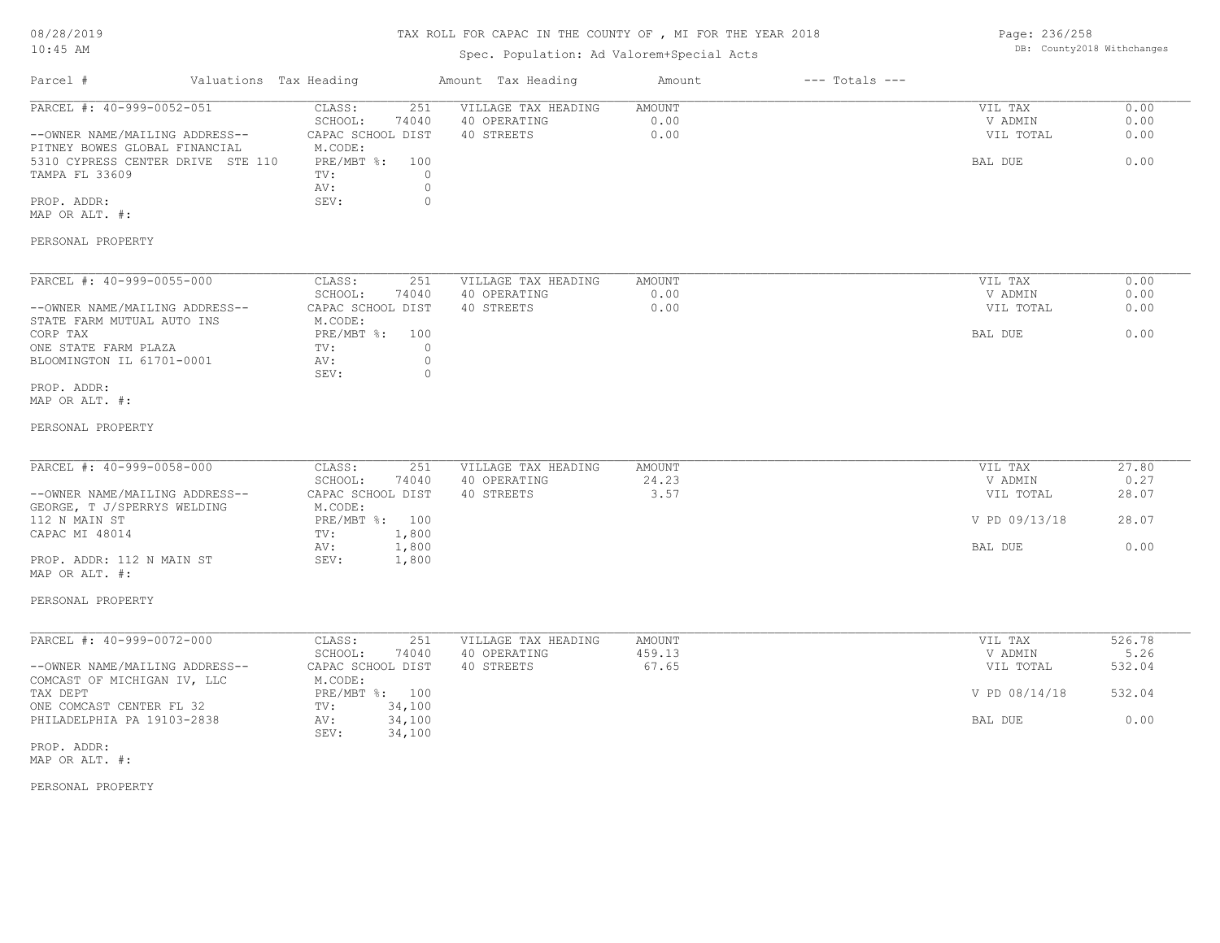# TAX ROLL FOR CAPAC IN THE COUNTY OF , MI FOR THE YEAR 2018

08/28/2019
10:45 AM

Spec. Population: Ad Valorem+Special Acts

DB: County2018 Withchanges

| Parcel # | Valuations | Tax Heading | Amount | Tax Heading | Amount | --- Totals --- | |
|---|---|---|---|---|---|---|---|
| PARCEL #: 40-999-0052-051 | CLASS: 251 | | | VILLAGE TAX HEADING | AMOUNT | VIL TAX | 0.00 |
| | SCHOOL: 74040 | | | 40 OPERATING | 0.00 | V ADMIN | 0.00 |
| --OWNER NAME/MAILING ADDRESS-- | CAPAC SCHOOL DIST | | | 40 STREETS | 0.00 | VIL TOTAL | 0.00 |
| PITNEY BOWES GLOBAL FINANCIAL | M.CODE: | | | | | | |
| 5310 CYPRESS CENTER DRIVE STE 110 | PRE/MBT %: 100 | | | | | BAL DUE | 0.00 |
| TAMPA FL 33609 | TV: 0 | | | | | | |
| | AV: 0 | | | | | | |
| PROP. ADDR: | SEV: 0 | | | | | | |
| MAP OR ALT. #: | | | | | | | |
| PERSONAL PROPERTY | | | | | | | |

| Parcel # | Valuations | Tax Heading | Amount | Tax Heading | Amount | --- Totals --- | |
|---|---|---|---|---|---|---|---|
| PARCEL #: 40-999-0055-000 | CLASS: 251 | | | VILLAGE TAX HEADING | AMOUNT | VIL TAX | 0.00 |
| | SCHOOL: 74040 | | | 40 OPERATING | 0.00 | V ADMIN | 0.00 |
| --OWNER NAME/MAILING ADDRESS-- | CAPAC SCHOOL DIST | | | 40 STREETS | 0.00 | VIL TOTAL | 0.00 |
| STATE FARM MUTUAL AUTO INS | M.CODE: | | | | | | |
| CORP TAX | PRE/MBT %: 100 | | | | | BAL DUE | 0.00 |
| ONE STATE FARM PLAZA | TV: 0 | | | | | | |
| BLOOMINGTON IL 61701-0001 | AV: 0 | | | | | | |
| | SEV: 0 | | | | | | |
| PROP. ADDR: | | | | | | | |
| MAP OR ALT. #: | | | | | | | |
| PERSONAL PROPERTY | | | | | | | |

| Parcel # | Valuations | Tax Heading | Amount | Tax Heading | Amount | --- Totals --- | |
|---|---|---|---|---|---|---|---|
| PARCEL #: 40-999-0058-000 | CLASS: 251 | | | VILLAGE TAX HEADING | AMOUNT | VIL TAX | 27.80 |
| | SCHOOL: 74040 | | | 40 OPERATING | 24.23 | V ADMIN | 0.27 |
| --OWNER NAME/MAILING ADDRESS-- | CAPAC SCHOOL DIST | | | 40 STREETS | 3.57 | VIL TOTAL | 28.07 |
| GEORGE, T J/SPERRYS WELDING | M.CODE: | | | | | | |
| 112 N MAIN ST | PRE/MBT %: 100 | | | | | V PD 09/13/18 | 28.07 |
| CAPAC MI 48014 | TV: 1,800 | | | | | | |
| | AV: 1,800 | | | | | BAL DUE | 0.00 |
| PROP. ADDR: 112 N MAIN ST | SEV: 1,800 | | | | | | |
| MAP OR ALT. #: | | | | | | | |
| PERSONAL PROPERTY | | | | | | | |

| Parcel # | Valuations | Tax Heading | Amount | Tax Heading | Amount | --- Totals --- | |
|---|---|---|---|---|---|---|---|
| PARCEL #: 40-999-0072-000 | CLASS: 251 | | | VILLAGE TAX HEADING | AMOUNT | VIL TAX | 526.78 |
| | SCHOOL: 74040 | | | 40 OPERATING | 459.13 | V ADMIN | 5.26 |
| --OWNER NAME/MAILING ADDRESS-- | CAPAC SCHOOL DIST | | | 40 STREETS | 67.65 | VIL TOTAL | 532.04 |
| COMCAST OF MICHIGAN IV, LLC | M.CODE: | | | | | | |
| TAX DEPT | PRE/MBT %: 100 | | | | | V PD 08/14/18 | 532.04 |
| ONE COMCAST CENTER FL 32 | TV: 34,100 | | | | | | |
| PHILADELPHIA PA 19103-2838 | AV: 34,100 | | | | | BAL DUE | 0.00 |
| | SEV: 34,100 | | | | | | |
| PROP. ADDR: | | | | | | | |
| MAP OR ALT. #: | | | | | | | |
| PERSONAL PROPERTY | | | | | | | |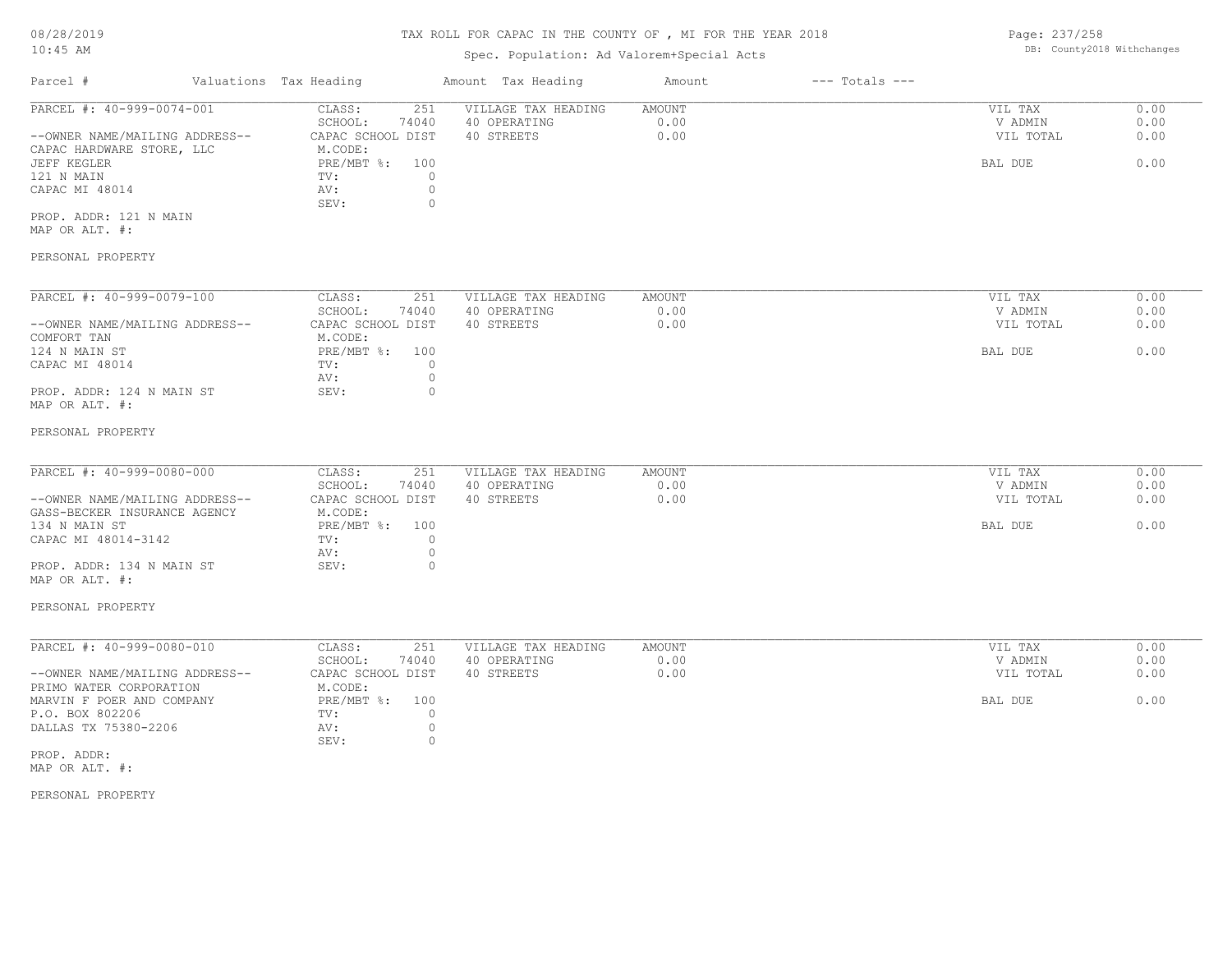TAX ROLL FOR CAPAC IN THE COUNTY OF , MI FOR THE YEAR 2018

Spec. Population: Ad Valorem+Special Acts

| Parcel # | Valuations | Tax Heading | Amount | Tax Heading | Amount | --- Totals --- | |
|---|---|---|---|---|---|---|---|
| PARCEL #: 40-999-0074-001 | CLASS: | 251 | VILLAGE TAX HEADING | AMOUNT | | VIL TAX | 0.00 |
| | SCHOOL: | 74040 | 40 OPERATING | 0.00 | | V ADMIN | 0.00 |
| --OWNER NAME/MAILING ADDRESS-- | CAPAC SCHOOL DIST | | 40 STREETS | 0.00 | | VIL TOTAL | 0.00 |
| CAPAC HARDWARE STORE, LLC | M.CODE: | | | | | | |
| JEFF KEGLER | PRE/MBT %: | 100 | | | | BAL DUE | 0.00 |
| 121 N MAIN | TV: | 0 | | | | | |
| CAPAC MI 48014 | AV: | 0 | | | | | |
| | SEV: | 0 | | | | | |
| PROP. ADDR: 121 N MAIN | | | | | | | |
| MAP OR ALT. #: | | | | | | | |
| PERSONAL PROPERTY | | | | | | | |

| Parcel # | Valuations | Tax Heading | Amount | Tax Heading | Amount | --- Totals --- | |
|---|---|---|---|---|---|---|---|
| PARCEL #: 40-999-0079-100 | CLASS: | 251 | VILLAGE TAX HEADING | AMOUNT | | VIL TAX | 0.00 |
| | SCHOOL: | 74040 | 40 OPERATING | 0.00 | | V ADMIN | 0.00 |
| --OWNER NAME/MAILING ADDRESS-- | CAPAC SCHOOL DIST | | 40 STREETS | 0.00 | | VIL TOTAL | 0.00 |
| COMFORT TAN | M.CODE: | | | | | | |
| 124 N MAIN ST | PRE/MBT %: | 100 | | | | BAL DUE | 0.00 |
| CAPAC MI 48014 | TV: | 0 | | | | | |
| | AV: | 0 | | | | | |
| PROP. ADDR: 124 N MAIN ST | SEV: | 0 | | | | | |
| MAP OR ALT. #: | | | | | | | |
| PERSONAL PROPERTY | | | | | | | |

| Parcel # | Valuations | Tax Heading | Amount | Tax Heading | Amount | --- Totals --- | |
|---|---|---|---|---|---|---|---|
| PARCEL #: 40-999-0080-000 | CLASS: | 251 | VILLAGE TAX HEADING | AMOUNT | | VIL TAX | 0.00 |
| | SCHOOL: | 74040 | 40 OPERATING | 0.00 | | V ADMIN | 0.00 |
| --OWNER NAME/MAILING ADDRESS-- | CAPAC SCHOOL DIST | | 40 STREETS | 0.00 | | VIL TOTAL | 0.00 |
| GASS-BECKER INSURANCE AGENCY | M.CODE: | | | | | | |
| 134 N MAIN ST | PRE/MBT %: | 100 | | | | BAL DUE | 0.00 |
| CAPAC MI 48014-3142 | TV: | 0 | | | | | |
| | AV: | 0 | | | | | |
| PROP. ADDR: 134 N MAIN ST | SEV: | 0 | | | | | |
| MAP OR ALT. #: | | | | | | | |
| PERSONAL PROPERTY | | | | | | | |

| Parcel # | Valuations | Tax Heading | Amount | Tax Heading | Amount | --- Totals --- | |
|---|---|---|---|---|---|---|---|
| PARCEL #: 40-999-0080-010 | CLASS: | 251 | VILLAGE TAX HEADING | AMOUNT | | VIL TAX | 0.00 |
| | SCHOOL: | 74040 | 40 OPERATING | 0.00 | | V ADMIN | 0.00 |
| --OWNER NAME/MAILING ADDRESS-- | CAPAC SCHOOL DIST | | 40 STREETS | 0.00 | | VIL TOTAL | 0.00 |
| PRIMO WATER CORPORATION | M.CODE: | | | | | | |
| MARVIN F POER AND COMPANY | PRE/MBT %: | 100 | | | | BAL DUE | 0.00 |
| P.O. BOX 802206 | TV: | 0 | | | | | |
| DALLAS TX 75380-2206 | AV: | 0 | | | | | |
| | SEV: | 0 | | | | | |
| PROP. ADDR: | | | | | | | |
| MAP OR ALT. #: | | | | | | | |
| PERSONAL PROPERTY | | | | | | | |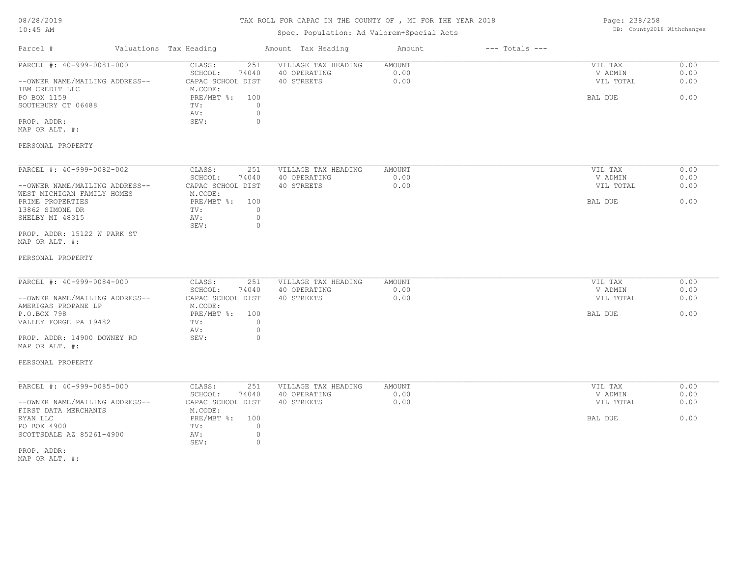# TAX ROLL FOR CAPAC IN THE COUNTY OF , MI FOR THE YEAR 2018

Spec. Population: Ad Valorem+Special Acts

| Parcel # | Valuations Tax Heading | Amount Tax Heading | Amount | --- Totals --- | |
|---|---|---|---|---|---|
| PARCEL #: 40-999-0081-000 | CLASS: 251 | VILLAGE TAX HEADING | AMOUNT | VIL TAX | 0.00 |
| | SCHOOL: 74040 | 40 OPERATING | 0.00 | V ADMIN | 0.00 |
| --OWNER NAME/MAILING ADDRESS-- | CAPAC SCHOOL DIST | 40 STREETS | 0.00 | VIL TOTAL | 0.00 |
| IBM CREDIT LLC | M.CODE: | | | | |
| PO BOX 1159 | PRE/MBT %: 100 | | | BAL DUE | 0.00 |
| SOUTHBURY CT 06488 | TV: 0 | | | | |
| | AV: 0 | | | | |
| PROP. ADDR: | SEV: 0 | | | | |
| MAP OR ALT. #: | | | | | |
| PERSONAL PROPERTY | | | | | |

| Parcel # | Valuations Tax Heading | Amount Tax Heading | Amount | --- Totals --- | |
|---|---|---|---|---|---|
| PARCEL #: 40-999-0082-002 | CLASS: 251 | VILLAGE TAX HEADING | AMOUNT | VIL TAX | 0.00 |
| | SCHOOL: 74040 | 40 OPERATING | 0.00 | V ADMIN | 0.00 |
| --OWNER NAME/MAILING ADDRESS-- | CAPAC SCHOOL DIST | 40 STREETS | 0.00 | VIL TOTAL | 0.00 |
| WEST MICHIGAN FAMILY HOMES | M.CODE: | | | | |
| PRIME PROPERTIES | PRE/MBT %: 100 | | | BAL DUE | 0.00 |
| 13862 SIMONE DR | TV: 0 | | | | |
| SHELBY MI 48315 | AV: 0 | | | | |
| | SEV: 0 | | | | |
| PROP. ADDR: 15122 W PARK ST | | | | | |
| MAP OR ALT. #: | | | | | |
| PERSONAL PROPERTY | | | | | |

| Parcel # | Valuations Tax Heading | Amount Tax Heading | Amount | --- Totals --- | |
|---|---|---|---|---|---|
| PARCEL #: 40-999-0084-000 | CLASS: 251 | VILLAGE TAX HEADING | AMOUNT | VIL TAX | 0.00 |
| | SCHOOL: 74040 | 40 OPERATING | 0.00 | V ADMIN | 0.00 |
| --OWNER NAME/MAILING ADDRESS-- | CAPAC SCHOOL DIST | 40 STREETS | 0.00 | VIL TOTAL | 0.00 |
| AMERIGAS PROPANE LP | M.CODE: | | | | |
| P.O.BOX 798 | PRE/MBT %: 100 | | | BAL DUE | 0.00 |
| VALLEY FORGE PA 19482 | TV: 0 | | | | |
| | AV: 0 | | | | |
| PROP. ADDR: 14900 DOWNEY RD | SEV: 0 | | | | |
| MAP OR ALT. #: | | | | | |
| PERSONAL PROPERTY | | | | | |

| Parcel # | Valuations Tax Heading | Amount Tax Heading | Amount | --- Totals --- | |
|---|---|---|---|---|---|
| PARCEL #: 40-999-0085-000 | CLASS: 251 | VILLAGE TAX HEADING | AMOUNT | VIL TAX | 0.00 |
| | SCHOOL: 74040 | 40 OPERATING | 0.00 | V ADMIN | 0.00 |
| --OWNER NAME/MAILING ADDRESS-- | CAPAC SCHOOL DIST | 40 STREETS | 0.00 | VIL TOTAL | 0.00 |
| FIRST DATA MERCHANTS | M.CODE: | | | | |
| RYAN LLC | PRE/MBT %: 100 | | | BAL DUE | 0.00 |
| PO BOX 4900 | TV: 0 | | | | |
| SCOTTSDALE AZ 85261-4900 | AV: 0 | | | | |
| | SEV: 0 | | | | |
| PROP. ADDR: | | | | | |
| MAP OR ALT. #: | | | | | |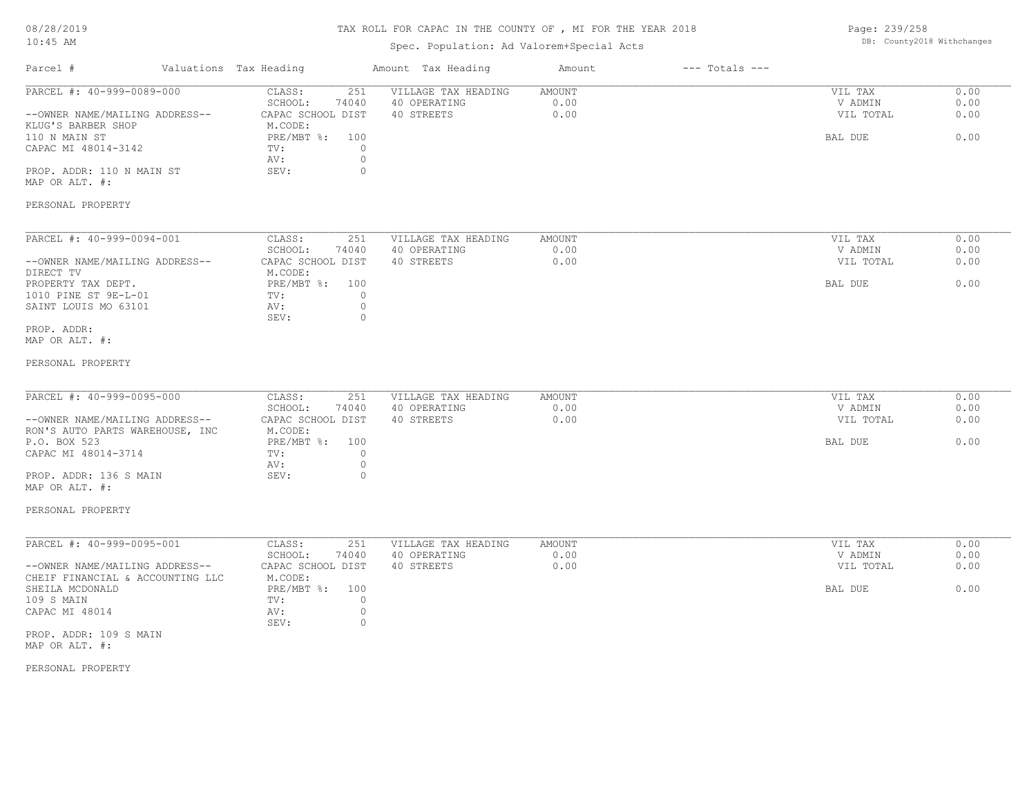# TAX ROLL FOR CAPAC IN THE COUNTY OF , MI FOR THE YEAR 2018

Spec. Population: Ad Valorem+Special Acts

| Parcel # | Valuations | Tax Heading | Amount | Tax Heading | Amount | --- Totals --- | |
|---|---|---|---|---|---|---|---|
| PARCEL #: 40-999-0089-000 | CLASS: | 251 | VILLAGE TAX HEADING | AMOUNT | | VIL TAX | 0.00 |
| | SCHOOL: | 74040 | 40 OPERATING | 0.00 | | V ADMIN | 0.00 |
| --OWNER NAME/MAILING ADDRESS-- | CAPAC SCHOOL DIST | | 40 STREETS | 0.00 | | VIL TOTAL | 0.00 |
| KLUG'S BARBER SHOP | M.CODE: | | | | | | |
| 110 N MAIN ST | PRE/MBT %: | 100 | | | | BAL DUE | 0.00 |
| CAPAC MI 48014-3142 | TV: | 0 | | | | | |
| | AV: | 0 | | | | | |
| PROP. ADDR: 110 N MAIN ST | SEV: | 0 | | | | | |
| MAP OR ALT. #: | | | | | | | |
| PERSONAL PROPERTY | | | | | | | |

| Parcel # | Valuations | Tax Heading | Amount | Tax Heading | Amount | --- Totals --- | |
|---|---|---|---|---|---|---|---|
| PARCEL #: 40-999-0094-001 | CLASS: | 251 | VILLAGE TAX HEADING | AMOUNT | | VIL TAX | 0.00 |
| | SCHOOL: | 74040 | 40 OPERATING | 0.00 | | V ADMIN | 0.00 |
| --OWNER NAME/MAILING ADDRESS-- | CAPAC SCHOOL DIST | | 40 STREETS | 0.00 | | VIL TOTAL | 0.00 |
| DIRECT TV | M.CODE: | | | | | | |
| PROPERTY TAX DEPT. | PRE/MBT %: | 100 | | | | BAL DUE | 0.00 |
| 1010 PINE ST 9E-L-01 | TV: | 0 | | | | | |
| SAINT LOUIS MO 63101 | AV: | 0 | | | | | |
| | SEV: | 0 | | | | | |
| PROP. ADDR: | | | | | | | |
| MAP OR ALT. #: | | | | | | | |
| PERSONAL PROPERTY | | | | | | | |

| Parcel # | Valuations | Tax Heading | Amount | Tax Heading | Amount | --- Totals --- | |
|---|---|---|---|---|---|---|---|
| PARCEL #: 40-999-0095-000 | CLASS: | 251 | VILLAGE TAX HEADING | AMOUNT | | VIL TAX | 0.00 |
| | SCHOOL: | 74040 | 40 OPERATING | 0.00 | | V ADMIN | 0.00 |
| --OWNER NAME/MAILING ADDRESS-- | CAPAC SCHOOL DIST | | 40 STREETS | 0.00 | | VIL TOTAL | 0.00 |
| RON'S AUTO PARTS WAREHOUSE, INC | M.CODE: | | | | | | |
| P.O. BOX 523 | PRE/MBT %: | 100 | | | | BAL DUE | 0.00 |
| CAPAC MI 48014-3714 | TV: | 0 | | | | | |
| | AV: | 0 | | | | | |
| PROP. ADDR: 136 S MAIN | SEV: | 0 | | | | | |
| MAP OR ALT. #: | | | | | | | |
| PERSONAL PROPERTY | | | | | | | |

| Parcel # | Valuations | Tax Heading | Amount | Tax Heading | Amount | --- Totals --- | |
|---|---|---|---|---|---|---|---|
| PARCEL #: 40-999-0095-001 | CLASS: | 251 | VILLAGE TAX HEADING | AMOUNT | | VIL TAX | 0.00 |
| | SCHOOL: | 74040 | 40 OPERATING | 0.00 | | V ADMIN | 0.00 |
| --OWNER NAME/MAILING ADDRESS-- | CAPAC SCHOOL DIST | | 40 STREETS | 0.00 | | VIL TOTAL | 0.00 |
| CHEIF FINANCIAL & ACCOUNTING LLC | M.CODE: | | | | | | |
| SHEILA MCDONALD | PRE/MBT %: | 100 | | | | BAL DUE | 0.00 |
| 109 S MAIN | TV: | 0 | | | | | |
| CAPAC MI 48014 | AV: | 0 | | | | | |
| | SEV: | 0 | | | | | |
| PROP. ADDR: 109 S MAIN | | | | | | | |
| MAP OR ALT. #: | | | | | | | |
| PERSONAL PROPERTY | | | | | | | |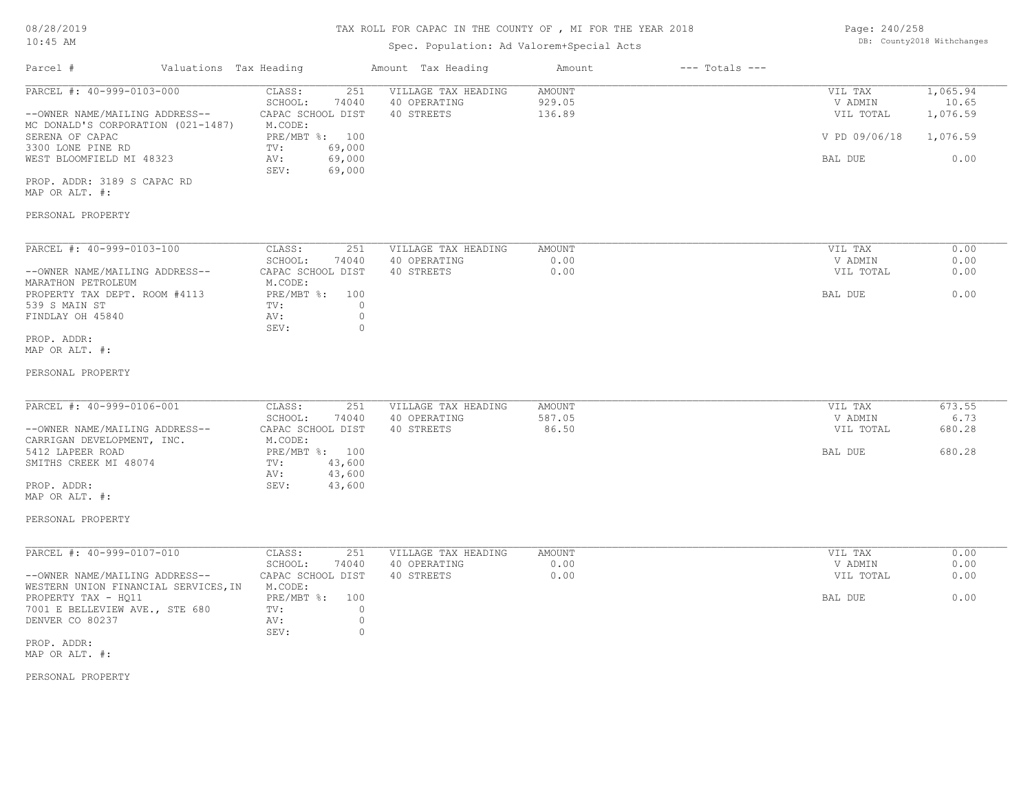# TAX ROLL FOR CAPAC IN THE COUNTY OF , MI FOR THE YEAR 2018

Spec. Population: Ad Valorem+Special Acts

08/28/2019
10:45 AM

DB: County2018 Withchanges

| Parcel # | Valuations | Tax Heading | Amount | Tax Heading | Amount | --- Totals --- | |
|---|---|---|---|---|---|---|---|
| PARCEL #: 40-999-0103-000 | CLASS: | 251 | VILLAGE TAX HEADING | AMOUNT | | VIL TAX | 1,065.94 |
| | SCHOOL: | 74040 | 40 OPERATING | 929.05 | | V ADMIN | 10.65 |
| --OWNER NAME/MAILING ADDRESS-- | CAPAC SCHOOL DIST | | 40 STREETS | 136.89 | | VIL TOTAL | 1,076.59 |
| MC DONALD'S CORPORATION (021-1487) | M.CODE: | | | | | | |
| SERENA OF CAPAC | PRE/MBT %: | 100 | | | | V PD 09/06/18 | 1,076.59 |
| 3300 LONE PINE RD | TV: | 69,000 | | | | | |
| WEST BLOOMFIELD MI 48323 | AV: | 69,000 | | | | BAL DUE | 0.00 |
| | SEV: | 69,000 | | | | | |
| PROP. ADDR: 3189 S CAPAC RD | | | | | | | |
| MAP OR ALT. #: | | | | | | | |

PERSONAL PROPERTY

| Parcel # | Valuations | Tax Heading | Amount | Tax Heading | Amount | --- Totals --- | |
|---|---|---|---|---|---|---|---|
| PARCEL #: 40-999-0103-100 | CLASS: | 251 | VILLAGE TAX HEADING | AMOUNT | | VIL TAX | 0.00 |
| | SCHOOL: | 74040 | 40 OPERATING | 0.00 | | V ADMIN | 0.00 |
| --OWNER NAME/MAILING ADDRESS-- | CAPAC SCHOOL DIST | | 40 STREETS | 0.00 | | VIL TOTAL | 0.00 |
| MARATHON PETROLEUM | M.CODE: | | | | | | |
| PROPERTY TAX DEPT. ROOM #4113 | PRE/MBT %: | 100 | | | | BAL DUE | 0.00 |
| 539 S MAIN ST | TV: | 0 | | | | | |
| FINDLAY OH 45840 | AV: | 0 | | | | | |
| | SEV: | 0 | | | | | |
| PROP. ADDR: | | | | | | | |
| MAP OR ALT. #: | | | | | | | |

PERSONAL PROPERTY

| Parcel # | Valuations | Tax Heading | Amount | Tax Heading | Amount | --- Totals --- | |
|---|---|---|---|---|---|---|---|
| PARCEL #: 40-999-0106-001 | CLASS: | 251 | VILLAGE TAX HEADING | AMOUNT | | VIL TAX | 673.55 |
| | SCHOOL: | 74040 | 40 OPERATING | 587.05 | | V ADMIN | 6.73 |
| --OWNER NAME/MAILING ADDRESS-- | CAPAC SCHOOL DIST | | 40 STREETS | 86.50 | | VIL TOTAL | 680.28 |
| CARRIGAN DEVELOPMENT, INC. | M.CODE: | | | | | | |
| 5412 LAPEER ROAD | PRE/MBT %: | 100 | | | | BAL DUE | 680.28 |
| SMITHS CREEK MI 48074 | TV: | 43,600 | | | | | |
| | AV: | 43,600 | | | | | |
| PROP. ADDR: | SEV: | 43,600 | | | | | |
| MAP OR ALT. #: | | | | | | | |

PERSONAL PROPERTY

| Parcel # | Valuations | Tax Heading | Amount | Tax Heading | Amount | --- Totals --- | |
|---|---|---|---|---|---|---|---|
| PARCEL #: 40-999-0107-010 | CLASS: | 251 | VILLAGE TAX HEADING | AMOUNT | | VIL TAX | 0.00 |
| | SCHOOL: | 74040 | 40 OPERATING | 0.00 | | V ADMIN | 0.00 |
| --OWNER NAME/MAILING ADDRESS-- | CAPAC SCHOOL DIST | | 40 STREETS | 0.00 | | VIL TOTAL | 0.00 |
| WESTERN UNION FINANCIAL SERVICES,IN | M.CODE: | | | | | | |
| PROPERTY TAX - HQ11 | PRE/MBT %: | 100 | | | | BAL DUE | 0.00 |
| 7001 E BELLEVIEW AVE., STE 680 | TV: | 0 | | | | | |
| DENVER CO 80237 | AV: | 0 | | | | | |
| | SEV: | 0 | | | | | |
| PROP. ADDR: | | | | | | | |
| MAP OR ALT. #: | | | | | | | |

PERSONAL PROPERTY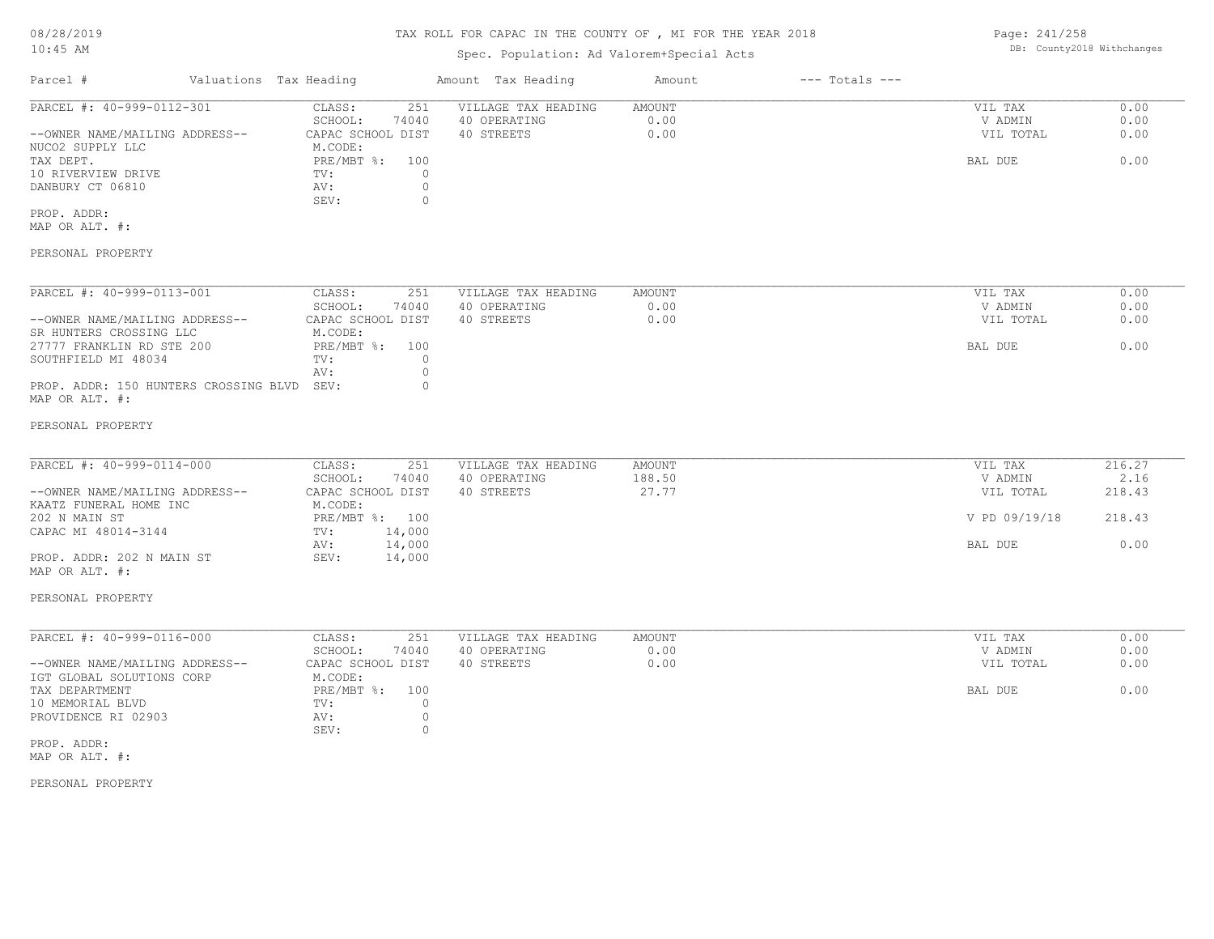# TAX ROLL FOR CAPAC IN THE COUNTY OF , MI FOR THE YEAR 2018

Spec. Population: Ad Valorem+Special Acts

08/28/2019
10:45 AM

DB: County2018 Withchanges

| Parcel # | Valuations | Tax Heading | Amount | Tax Heading | Amount | --- Totals --- | |
|---|---|---|---|---|---|---|---|
| PARCEL #: 40-999-0112-301 | CLASS: | 251 | VILLAGE TAX HEADING | AMOUNT | | VIL TAX | 0.00 |
| | SCHOOL: | 74040 | 40 OPERATING | 0.00 | | V ADMIN | 0.00 |
| --OWNER NAME/MAILING ADDRESS-- | CAPAC SCHOOL DIST | | 40 STREETS | 0.00 | | VIL TOTAL | 0.00 |
| NUCO2 SUPPLY LLC | M.CODE: | | | | | | |
| TAX DEPT. | PRE/MBT %: | 100 | | | | BAL DUE | 0.00 |
| 10 RIVERVIEW DRIVE | TV: | 0 | | | | | |
| DANBURY CT 06810 | AV: | 0 | | | | | |
| | SEV: | 0 | | | | | |
| PROP. ADDR: | | | | | | | |
| MAP OR ALT. #: | | | | | | | |
| PERSONAL PROPERTY | | | | | | | |

| Parcel # | Valuations | Tax Heading | Amount | Tax Heading | Amount | --- Totals --- | |
|---|---|---|---|---|---|---|---|
| PARCEL #: 40-999-0113-001 | CLASS: | 251 | VILLAGE TAX HEADING | AMOUNT | | VIL TAX | 0.00 |
| | SCHOOL: | 74040 | 40 OPERATING | 0.00 | | V ADMIN | 0.00 |
| --OWNER NAME/MAILING ADDRESS-- | CAPAC SCHOOL DIST | | 40 STREETS | 0.00 | | VIL TOTAL | 0.00 |
| SR HUNTERS CROSSING LLC | M.CODE: | | | | | | |
| 27777 FRANKLIN RD STE 200 | PRE/MBT %: | 100 | | | | BAL DUE | 0.00 |
| SOUTHFIELD MI 48034 | TV: | 0 | | | | | |
| | AV: | 0 | | | | | |
| PROP. ADDR: 150 HUNTERS CROSSING BLVD | SEV: | 0 | | | | | |
| MAP OR ALT. #: | | | | | | | |
| PERSONAL PROPERTY | | | | | | | |

| Parcel # | Valuations | Tax Heading | Amount | Tax Heading | Amount | --- Totals --- | |
|---|---|---|---|---|---|---|---|
| PARCEL #: 40-999-0114-000 | CLASS: | 251 | VILLAGE TAX HEADING | AMOUNT | | VIL TAX | 216.27 |
| | SCHOOL: | 74040 | 40 OPERATING | 188.50 | | V ADMIN | 2.16 |
| --OWNER NAME/MAILING ADDRESS-- | CAPAC SCHOOL DIST | | 40 STREETS | 27.77 | | VIL TOTAL | 218.43 |
| KAATZ FUNERAL HOME INC | M.CODE: | | | | | | |
| 202 N MAIN ST | PRE/MBT %: | 100 | | | | V PD 09/19/18 | 218.43 |
| CAPAC MI 48014-3144 | TV: | 14,000 | | | | | |
| | AV: | 14,000 | | | | BAL DUE | 0.00 |
| PROP. ADDR: 202 N MAIN ST | SEV: | 14,000 | | | | | |
| MAP OR ALT. #: | | | | | | | |
| PERSONAL PROPERTY | | | | | | | |

| Parcel # | Valuations | Tax Heading | Amount | Tax Heading | Amount | --- Totals --- | |
|---|---|---|---|---|---|---|---|
| PARCEL #: 40-999-0116-000 | CLASS: | 251 | VILLAGE TAX HEADING | AMOUNT | | VIL TAX | 0.00 |
| | SCHOOL: | 74040 | 40 OPERATING | 0.00 | | V ADMIN | 0.00 |
| --OWNER NAME/MAILING ADDRESS-- | CAPAC SCHOOL DIST | | 40 STREETS | 0.00 | | VIL TOTAL | 0.00 |
| IGT GLOBAL SOLUTIONS CORP | M.CODE: | | | | | | |
| TAX DEPARTMENT | PRE/MBT %: | 100 | | | | BAL DUE | 0.00 |
| 10 MEMORIAL BLVD | TV: | 0 | | | | | |
| PROVIDENCE RI 02903 | AV: | 0 | | | | | |
| | SEV: | 0 | | | | | |
| PROP. ADDR: | | | | | | | |
| MAP OR ALT. #: | | | | | | | |
| PERSONAL PROPERTY | | | | | | | |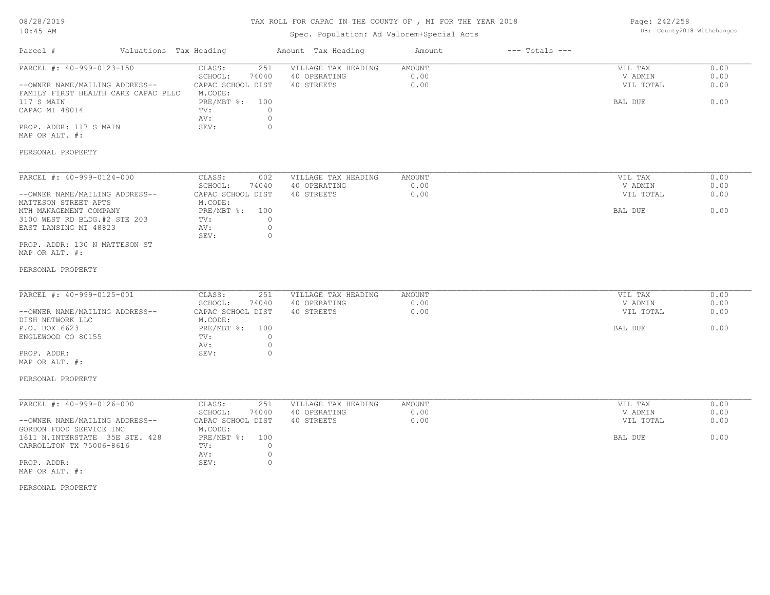# TAX ROLL FOR CAPAC IN THE COUNTY OF , MI FOR THE YEAR 2018

Spec. Population: Ad Valorem+Special Acts

08/28/2019
10:45 AM

DB: County2018 Withchanges

| Parcel # | Valuations Tax Heading | | Amount Tax Heading | Amount | --- Totals --- | |
|---|---|---|---|---|---|---|
| PARCEL #: 40-999-0123-150 | CLASS: | 251 | VILLAGE TAX HEADING | AMOUNT | VIL TAX | 0.00 |
| | SCHOOL: | 74040 | 40 OPERATING | 0.00 | V ADMIN | 0.00 |
| --OWNER NAME/MAILING ADDRESS-- | CAPAC SCHOOL DIST | | 40 STREETS | 0.00 | VIL TOTAL | 0.00 |
| FAMILY FIRST HEALTH CARE CAPAC PLLC | M.CODE: | | | | | |
| 117 S MAIN | PRE/MBT %: | 100 | | | BAL DUE | 0.00 |
| CAPAC MI 48014 | TV: | 0 | | | | |
| | AV: | 0 | | | | |
| PROP. ADDR: 117 S MAIN | SEV: | 0 | | | | |
| MAP OR ALT. #: | | | | | | |
| PERSONAL PROPERTY | | | | | | |

| Parcel # | Valuations Tax Heading | | Amount Tax Heading | Amount | --- Totals --- | |
|---|---|---|---|---|---|---|
| PARCEL #: 40-999-0124-000 | CLASS: | 002 | VILLAGE TAX HEADING | AMOUNT | VIL TAX | 0.00 |
| | SCHOOL: | 74040 | 40 OPERATING | 0.00 | V ADMIN | 0.00 |
| --OWNER NAME/MAILING ADDRESS-- | CAPAC SCHOOL DIST | | 40 STREETS | 0.00 | VIL TOTAL | 0.00 |
| MATTESON STREET APTS | M.CODE: | | | | | |
| MTH MANAGEMENT COMPANY | PRE/MBT %: | 100 | | | BAL DUE | 0.00 |
| 3100 WEST RD BLDG.#2 STE 203 | TV: | 0 | | | | |
| EAST LANSING MI 48823 | AV: | 0 | | | | |
| | SEV: | 0 | | | | |
| PROP. ADDR: 130 N MATTESON ST | | | | | | |
| MAP OR ALT. #: | | | | | | |
| PERSONAL PROPERTY | | | | | | |

| Parcel # | Valuations Tax Heading | | Amount Tax Heading | Amount | --- Totals --- | |
|---|---|---|---|---|---|---|
| PARCEL #: 40-999-0125-001 | CLASS: | 251 | VILLAGE TAX HEADING | AMOUNT | VIL TAX | 0.00 |
| | SCHOOL: | 74040 | 40 OPERATING | 0.00 | V ADMIN | 0.00 |
| --OWNER NAME/MAILING ADDRESS-- | CAPAC SCHOOL DIST | | 40 STREETS | 0.00 | VIL TOTAL | 0.00 |
| DISH NETWORK LLC | M.CODE: | | | | | |
| P.O. BOX 6623 | PRE/MBT %: | 100 | | | BAL DUE | 0.00 |
| ENGLEWOOD CO 80155 | TV: | 0 | | | | |
| | AV: | 0 | | | | |
| PROP. ADDR: | SEV: | 0 | | | | |
| MAP OR ALT. #: | | | | | | |
| PERSONAL PROPERTY | | | | | | |

| Parcel # | Valuations Tax Heading | | Amount Tax Heading | Amount | --- Totals --- | |
|---|---|---|---|---|---|---|
| PARCEL #: 40-999-0126-000 | CLASS: | 251 | VILLAGE TAX HEADING | AMOUNT | VIL TAX | 0.00 |
| | SCHOOL: | 74040 | 40 OPERATING | 0.00 | V ADMIN | 0.00 |
| --OWNER NAME/MAILING ADDRESS-- | CAPAC SCHOOL DIST | | 40 STREETS | 0.00 | VIL TOTAL | 0.00 |
| GORDON FOOD SERVICE INC | M.CODE: | | | | | |
| 1611 N.INTERSTATE 35E STE. 428 | PRE/MBT %: | 100 | | | BAL DUE | 0.00 |
| CARROLLTON TX 75006-8616 | TV: | 0 | | | | |
| | AV: | 0 | | | | |
| PROP. ADDR: | SEV: | 0 | | | | |
| MAP OR ALT. #: | | | | | | |
| PERSONAL PROPERTY | | | | | | |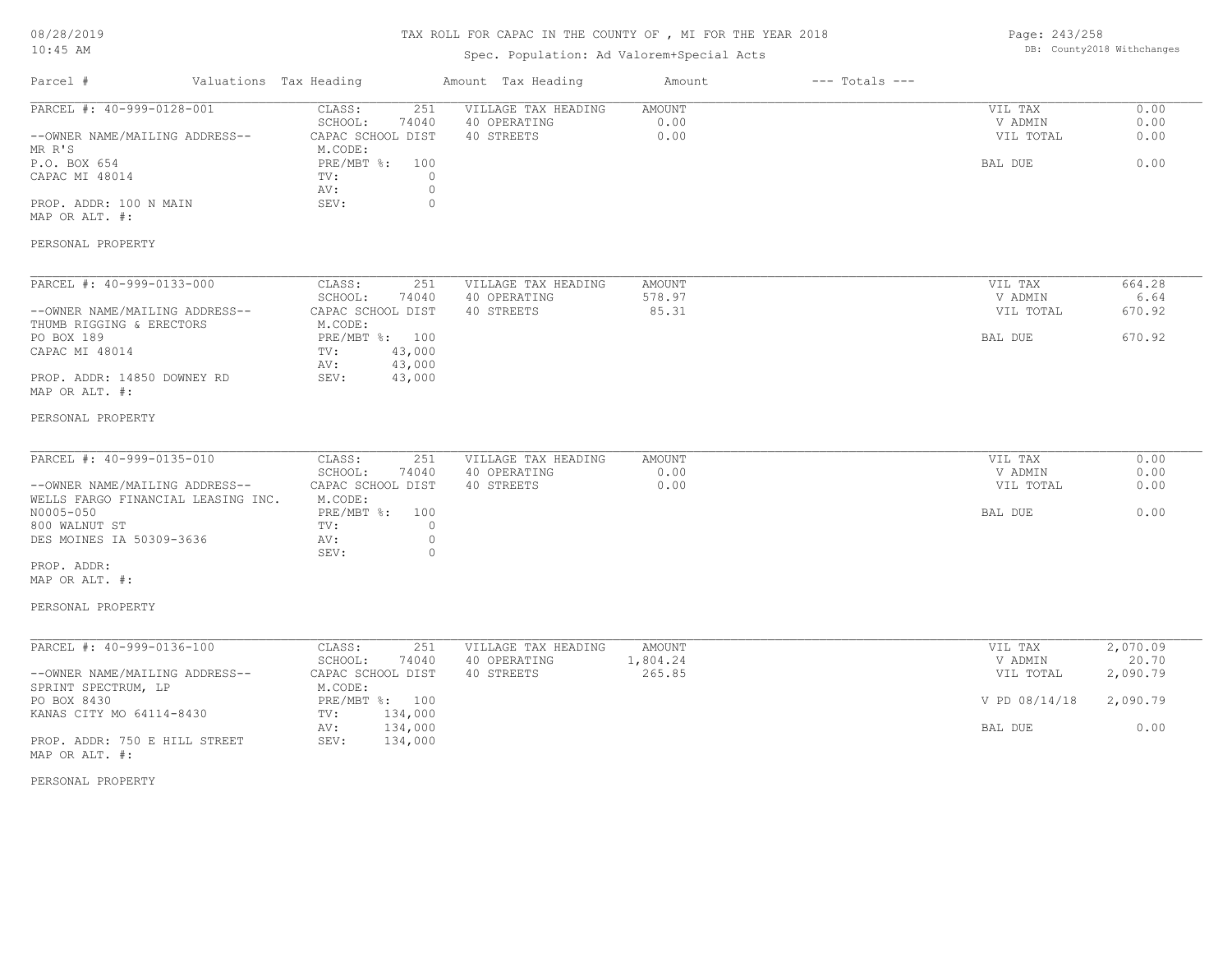# TAX ROLL FOR CAPAC IN THE COUNTY OF , MI FOR THE YEAR 2018

Spec. Population: Ad Valorem+Special Acts

| Parcel # | Valuations Tax Heading | Amount Tax Heading | Amount | --- Totals --- | |
|---|---|---|---|---|---|
| PARCEL #: 40-999-0128-001 | CLASS: 251 | VILLAGE TAX HEADING | AMOUNT | VIL TAX | 0.00 |
| | SCHOOL: 74040 | 40 OPERATING | 0.00 | V ADMIN | 0.00 |
| --OWNER NAME/MAILING ADDRESS-- | CAPAC SCHOOL DIST | 40 STREETS | 0.00 | VIL TOTAL | 0.00 |
| MR R'S | M.CODE: | | | | |
| P.O. BOX 654 | PRE/MBT %: 100 | | | BAL DUE | 0.00 |
| CAPAC MI 48014 | TV: 0 | | | | |
| | AV: 0 | | | | |
| PROP. ADDR: 100 N MAIN | SEV: 0 | | | | |
| MAP OR ALT. #: | | | | | |
| PERSONAL PROPERTY | | | | | |

| Parcel # | Valuations Tax Heading | Amount Tax Heading | Amount | --- Totals --- | |
|---|---|---|---|---|---|
| PARCEL #: 40-999-0133-000 | CLASS: 251 | VILLAGE TAX HEADING | AMOUNT | VIL TAX | 664.28 |
| | SCHOOL: 74040 | 40 OPERATING | 578.97 | V ADMIN | 6.64 |
| --OWNER NAME/MAILING ADDRESS-- | CAPAC SCHOOL DIST | 40 STREETS | 85.31 | VIL TOTAL | 670.92 |
| THUMB RIGGING & ERECTORS | M.CODE: | | | | |
| PO BOX 189 | PRE/MBT %: 100 | | | BAL DUE | 670.92 |
| CAPAC MI 48014 | TV: 43,000 | | | | |
| | AV: 43,000 | | | | |
| PROP. ADDR: 14850 DOWNEY RD | SEV: 43,000 | | | | |
| MAP OR ALT. #: | | | | | |
| PERSONAL PROPERTY | | | | | |

| Parcel # | Valuations Tax Heading | Amount Tax Heading | Amount | --- Totals --- | |
|---|---|---|---|---|---|
| PARCEL #: 40-999-0135-010 | CLASS: 251 | VILLAGE TAX HEADING | AMOUNT | VIL TAX | 0.00 |
| | SCHOOL: 74040 | 40 OPERATING | 0.00 | V ADMIN | 0.00 |
| --OWNER NAME/MAILING ADDRESS-- | CAPAC SCHOOL DIST | 40 STREETS | 0.00 | VIL TOTAL | 0.00 |
| WELLS FARGO FINANCIAL LEASING INC. | M.CODE: | | | | |
| N0005-050 | PRE/MBT %: 100 | | | BAL DUE | 0.00 |
| 800 WALNUT ST | TV: 0 | | | | |
| DES MOINES IA 50309-3636 | AV: 0 | | | | |
| | SEV: 0 | | | | |
| PROP. ADDR: | | | | | |
| MAP OR ALT. #: | | | | | |
| PERSONAL PROPERTY | | | | | |

| Parcel # | Valuations Tax Heading | Amount Tax Heading | Amount | --- Totals --- | |
|---|---|---|---|---|---|
| PARCEL #: 40-999-0136-100 | CLASS: 251 | VILLAGE TAX HEADING | AMOUNT | VIL TAX | 2,070.09 |
| | SCHOOL: 74040 | 40 OPERATING | 1,804.24 | V ADMIN | 20.70 |
| --OWNER NAME/MAILING ADDRESS-- | CAPAC SCHOOL DIST | 40 STREETS | 265.85 | VIL TOTAL | 2,090.79 |
| SPRINT SPECTRUM, LP | M.CODE: | | | | |
| PO BOX 8430 | PRE/MBT %: 100 | | | V PD 08/14/18 | 2,090.79 |
| KANAS CITY MO 64114-8430 | TV: 134,000 | | | | |
| | AV: 134,000 | | | BAL DUE | 0.00 |
| PROP. ADDR: 750 E HILL STREET | SEV: 134,000 | | | | |
| MAP OR ALT. #: | | | | | |
| PERSONAL PROPERTY | | | | | |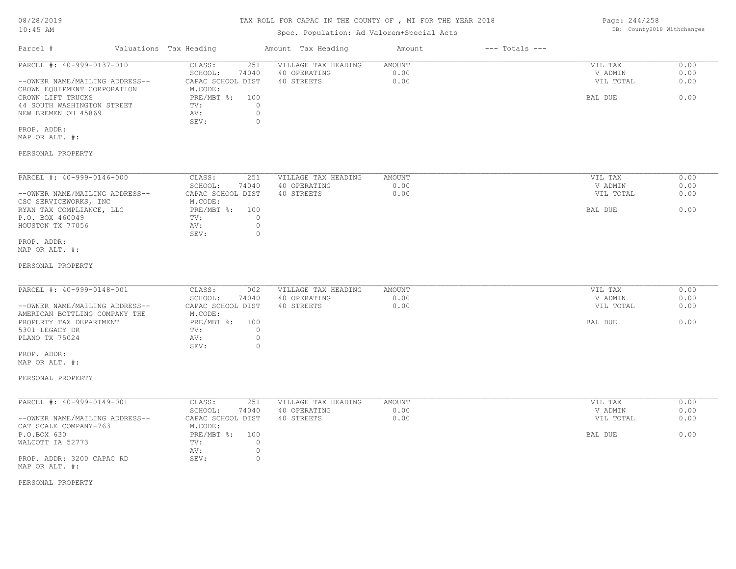# TAX ROLL FOR CAPAC IN THE COUNTY OF , MI FOR THE YEAR 2018

Spec. Population: Ad Valorem+Special Acts

| Parcel # | Valuations | Tax Heading | Amount | Tax Heading | Amount | --- Totals --- | |
|---|---|---|---|---|---|---|---|

---

**PARCEL #: 40-999-0137-010**

--OWNER NAME/MAILING ADDRESS--
CROWN EQUIPMENT CORPORATION
CROWN LIFT TRUCKS
44 SOUTH WASHINGTON STREET
NEW BREMEN OH 45869

PROP. ADDR:
MAP OR ALT. #:

PERSONAL PROPERTY

| Valuations | | Tax Heading | Amount | Totals | |
|---|---|---|---|---|---|
| CLASS: | 251 | VILLAGE TAX HEADING | AMOUNT | VIL TAX | 0.00 |
| SCHOOL: | 74040 | 40 OPERATING | 0.00 | V ADMIN | 0.00 |
| CAPAC SCHOOL DIST | | 40 STREETS | 0.00 | VIL TOTAL | 0.00 |
| M.CODE: | | | | | |
| PRE/MBT %: | 100 | | | BAL DUE | 0.00 |
| TV: | 0 | | | | |
| AV: | 0 | | | | |
| SEV: | 0 | | | | |

---

**PARCEL #: 40-999-0146-000**

--OWNER NAME/MAILING ADDRESS--
CSC SERVICEWORKS, INC
RYAN TAX COMPLIANCE, LLC
P.O. BOX 460049
HOUSTON TX 77056

PROP. ADDR:
MAP OR ALT. #:

PERSONAL PROPERTY

| Valuations | | Tax Heading | Amount | Totals | |
|---|---|---|---|---|---|
| CLASS: | 251 | VILLAGE TAX HEADING | AMOUNT | VIL TAX | 0.00 |
| SCHOOL: | 74040 | 40 OPERATING | 0.00 | V ADMIN | 0.00 |
| CAPAC SCHOOL DIST | | 40 STREETS | 0.00 | VIL TOTAL | 0.00 |
| M.CODE: | | | | | |
| PRE/MBT %: | 100 | | | BAL DUE | 0.00 |
| TV: | 0 | | | | |
| AV: | 0 | | | | |
| SEV: | 0 | | | | |

---

**PARCEL #: 40-999-0148-001**

--OWNER NAME/MAILING ADDRESS--
AMERICAN BOTTLING COMPANY THE
PROPERTY TAX DEPARTMENT
5301 LEGACY DR
PLANO TX 75024

PROP. ADDR:
MAP OR ALT. #:

PERSONAL PROPERTY

| Valuations | | Tax Heading | Amount | Totals | |
|---|---|---|---|---|---|
| CLASS: | 002 | VILLAGE TAX HEADING | AMOUNT | VIL TAX | 0.00 |
| SCHOOL: | 74040 | 40 OPERATING | 0.00 | V ADMIN | 0.00 |
| CAPAC SCHOOL DIST | | 40 STREETS | 0.00 | VIL TOTAL | 0.00 |
| M.CODE: | | | | | |
| PRE/MBT %: | 100 | | | BAL DUE | 0.00 |
| TV: | 0 | | | | |
| AV: | 0 | | | | |
| SEV: | 0 | | | | |

---

**PARCEL #: 40-999-0149-001**

--OWNER NAME/MAILING ADDRESS--
CAT SCALE COMPANY-763
P.O.BOX 630
WALCOTT IA 52773

PROP. ADDR: 3200 CAPAC RD
MAP OR ALT. #:

PERSONAL PROPERTY

| Valuations | | Tax Heading | Amount | Totals | |
|---|---|---|---|---|---|
| CLASS: | 251 | VILLAGE TAX HEADING | AMOUNT | VIL TAX | 0.00 |
| SCHOOL: | 74040 | 40 OPERATING | 0.00 | V ADMIN | 0.00 |
| CAPAC SCHOOL DIST | | 40 STREETS | 0.00 | VIL TOTAL | 0.00 |
| M.CODE: | | | | | |
| PRE/MBT %: | 100 | | | BAL DUE | 0.00 |
| TV: | 0 | | | | |
| AV: | 0 | | | | |
| SEV: | 0 | | | | |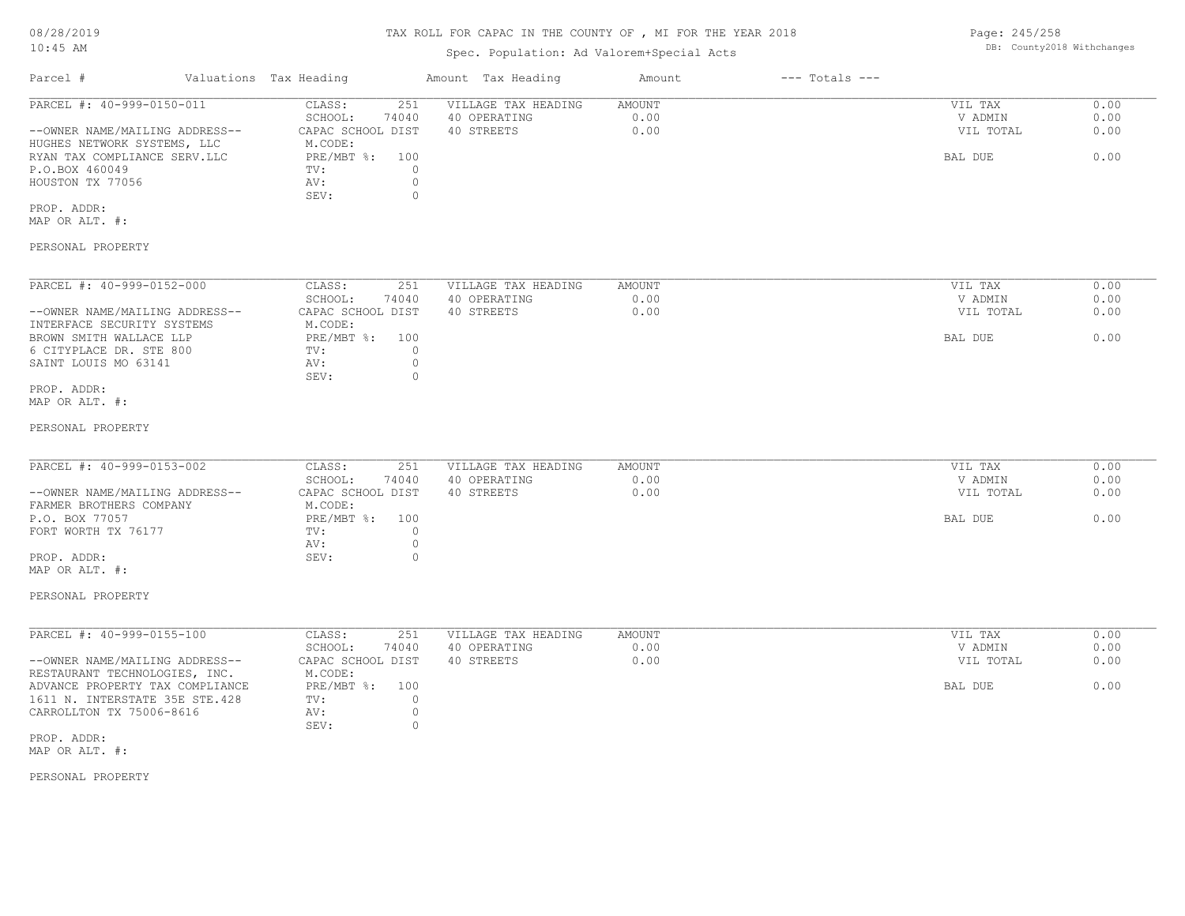# TAX ROLL FOR CAPAC IN THE COUNTY OF , MI FOR THE YEAR 2018

Spec. Population: Ad Valorem+Special Acts

DB: County2018 Withchanges

| Parcel # | Valuations Tax Heading | | Amount Tax Heading | Amount | --- Totals --- | |
|---|---|---|---|---|---|---|
| PARCEL #: 40-999-0150-011 | CLASS: | 251 | VILLAGE TAX HEADING | AMOUNT | VIL TAX | 0.00 |
| | SCHOOL: | 74040 | 40 OPERATING | 0.00 | V ADMIN | 0.00 |
| --OWNER NAME/MAILING ADDRESS-- | CAPAC SCHOOL DIST | | 40 STREETS | 0.00 | VIL TOTAL | 0.00 |
| HUGHES NETWORK SYSTEMS, LLC | M.CODE: | | | | | |
| RYAN TAX COMPLIANCE SERV.LLC | PRE/MBT %: | 100 | | | BAL DUE | 0.00 |
| P.O.BOX 460049 | TV: | 0 | | | | |
| HOUSTON TX 77056 | AV: | 0 | | | | |
| | SEV: | 0 | | | | |
| PROP. ADDR: | | | | | | |
| MAP OR ALT. #: | | | | | | |
| PERSONAL PROPERTY | | | | | | |

| Parcel # | Valuations Tax Heading | | Amount Tax Heading | Amount | --- Totals --- | |
|---|---|---|---|---|---|---|
| PARCEL #: 40-999-0152-000 | CLASS: | 251 | VILLAGE TAX HEADING | AMOUNT | VIL TAX | 0.00 |
| | SCHOOL: | 74040 | 40 OPERATING | 0.00 | V ADMIN | 0.00 |
| --OWNER NAME/MAILING ADDRESS-- | CAPAC SCHOOL DIST | | 40 STREETS | 0.00 | VIL TOTAL | 0.00 |
| INTERFACE SECURITY SYSTEMS | M.CODE: | | | | | |
| BROWN SMITH WALLACE LLP | PRE/MBT %: | 100 | | | BAL DUE | 0.00 |
| 6 CITYPLACE DR. STE 800 | TV: | 0 | | | | |
| SAINT LOUIS MO 63141 | AV: | 0 | | | | |
| | SEV: | 0 | | | | |
| PROP. ADDR: | | | | | | |
| MAP OR ALT. #: | | | | | | |
| PERSONAL PROPERTY | | | | | | |

| Parcel # | Valuations Tax Heading | | Amount Tax Heading | Amount | --- Totals --- | |
|---|---|---|---|---|---|---|
| PARCEL #: 40-999-0153-002 | CLASS: | 251 | VILLAGE TAX HEADING | AMOUNT | VIL TAX | 0.00 |
| | SCHOOL: | 74040 | 40 OPERATING | 0.00 | V ADMIN | 0.00 |
| --OWNER NAME/MAILING ADDRESS-- | CAPAC SCHOOL DIST | | 40 STREETS | 0.00 | VIL TOTAL | 0.00 |
| FARMER BROTHERS COMPANY | M.CODE: | | | | | |
| P.O. BOX 77057 | PRE/MBT %: | 100 | | | BAL DUE | 0.00 |
| FORT WORTH TX 76177 | TV: | 0 | | | | |
| | AV: | 0 | | | | |
| PROP. ADDR: | SEV: | 0 | | | | |
| MAP OR ALT. #: | | | | | | |
| PERSONAL PROPERTY | | | | | | |

| Parcel # | Valuations Tax Heading | | Amount Tax Heading | Amount | --- Totals --- | |
|---|---|---|---|---|---|---|
| PARCEL #: 40-999-0155-100 | CLASS: | 251 | VILLAGE TAX HEADING | AMOUNT | VIL TAX | 0.00 |
| | SCHOOL: | 74040 | 40 OPERATING | 0.00 | V ADMIN | 0.00 |
| --OWNER NAME/MAILING ADDRESS-- | CAPAC SCHOOL DIST | | 40 STREETS | 0.00 | VIL TOTAL | 0.00 |
| RESTAURANT TECHNOLOGIES, INC. | M.CODE: | | | | | |
| ADVANCE PROPERTY TAX COMPLIANCE | PRE/MBT %: | 100 | | | BAL DUE | 0.00 |
| 1611 N. INTERSTATE 35E STE.428 | TV: | 0 | | | | |
| CARROLLTON TX 75006-8616 | AV: | 0 | | | | |
| | SEV: | 0 | | | | |
| PROP. ADDR: | | | | | | |
| MAP OR ALT. #: | | | | | | |
| PERSONAL PROPERTY | | | | | | |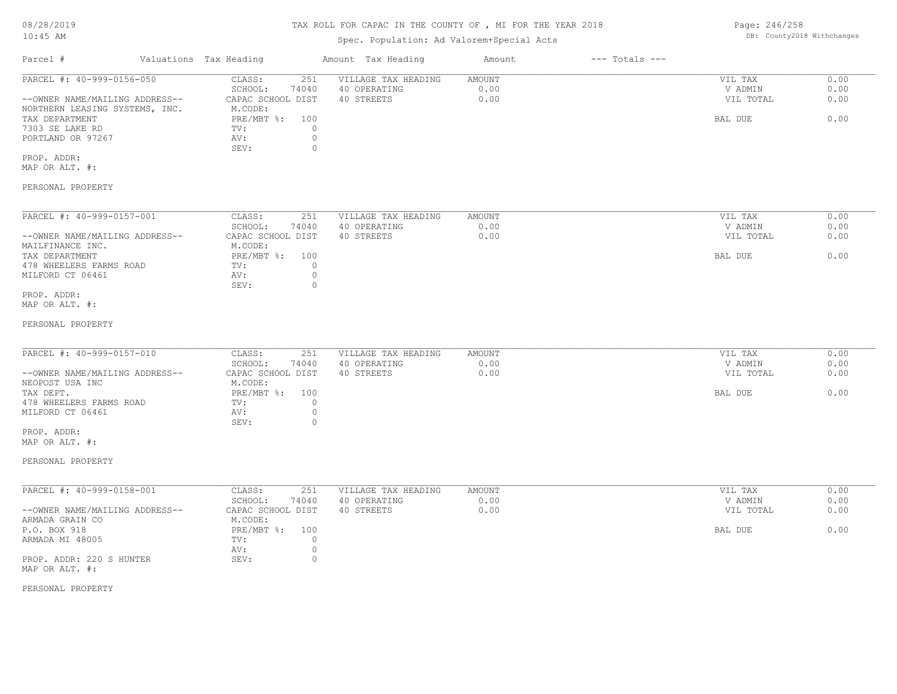# TAX ROLL FOR CAPAC IN THE COUNTY OF , MI FOR THE YEAR 2018

Spec. Population: Ad Valorem+Special Acts

| Parcel # | Valuations Tax Heading | | Amount Tax Heading | Amount | --- Totals --- | |
|---|---|---|---|---|---|---|
| PARCEL #: 40-999-0156-050 | CLASS: | 251 | VILLAGE TAX HEADING | AMOUNT | VIL TAX | 0.00 |
| | SCHOOL: | 74040 | 40 OPERATING | 0.00 | V ADMIN | 0.00 |
| --OWNER NAME/MAILING ADDRESS-- | CAPAC SCHOOL DIST | | 40 STREETS | 0.00 | VIL TOTAL | 0.00 |
| NORTHERN LEASING SYSTEMS, INC. | M.CODE: | | | | | |
| TAX DEPARTMENT | PRE/MBT %: | 100 | | | BAL DUE | 0.00 |
| 7303 SE LAKE RD | TV: | 0 | | | | |
| PORTLAND OR 97267 | AV: | 0 | | | | |
| | SEV: | 0 | | | | |
| PROP. ADDR: | | | | | | |
| MAP OR ALT. #: | | | | | | |
| PERSONAL PROPERTY | | | | | | |

| Parcel # | Valuations Tax Heading | | Amount Tax Heading | Amount | --- Totals --- | |
|---|---|---|---|---|---|---|
| PARCEL #: 40-999-0157-001 | CLASS: | 251 | VILLAGE TAX HEADING | AMOUNT | VIL TAX | 0.00 |
| | SCHOOL: | 74040 | 40 OPERATING | 0.00 | V ADMIN | 0.00 |
| --OWNER NAME/MAILING ADDRESS-- | CAPAC SCHOOL DIST | | 40 STREETS | 0.00 | VIL TOTAL | 0.00 |
| MAILFINANCE INC. | M.CODE: | | | | | |
| TAX DEPARTMENT | PRE/MBT %: | 100 | | | BAL DUE | 0.00 |
| 478 WHEELERS FARMS ROAD | TV: | 0 | | | | |
| MILFORD CT 06461 | AV: | 0 | | | | |
| | SEV: | 0 | | | | |
| PROP. ADDR: | | | | | | |
| MAP OR ALT. #: | | | | | | |
| PERSONAL PROPERTY | | | | | | |

| Parcel # | Valuations Tax Heading | | Amount Tax Heading | Amount | --- Totals --- | |
|---|---|---|---|---|---|---|
| PARCEL #: 40-999-0157-010 | CLASS: | 251 | VILLAGE TAX HEADING | AMOUNT | VIL TAX | 0.00 |
| | SCHOOL: | 74040 | 40 OPERATING | 0.00 | V ADMIN | 0.00 |
| --OWNER NAME/MAILING ADDRESS-- | CAPAC SCHOOL DIST | | 40 STREETS | 0.00 | VIL TOTAL | 0.00 |
| NEOPOST USA INC | M.CODE: | | | | | |
| TAX DEPT. | PRE/MBT %: | 100 | | | BAL DUE | 0.00 |
| 478 WHEELERS FARMS ROAD | TV: | 0 | | | | |
| MILFORD CT 06461 | AV: | 0 | | | | |
| | SEV: | 0 | | | | |
| PROP. ADDR: | | | | | | |
| MAP OR ALT. #: | | | | | | |
| PERSONAL PROPERTY | | | | | | |

| Parcel # | Valuations Tax Heading | | Amount Tax Heading | Amount | --- Totals --- | |
|---|---|---|---|---|---|---|
| PARCEL #: 40-999-0158-001 | CLASS: | 251 | VILLAGE TAX HEADING | AMOUNT | VIL TAX | 0.00 |
| | SCHOOL: | 74040 | 40 OPERATING | 0.00 | V ADMIN | 0.00 |
| --OWNER NAME/MAILING ADDRESS-- | CAPAC SCHOOL DIST | | 40 STREETS | 0.00 | VIL TOTAL | 0.00 |
| ARMADA GRAIN CO | M.CODE: | | | | | |
| P.O. BOX 918 | PRE/MBT %: | 100 | | | BAL DUE | 0.00 |
| ARMADA MI 48005 | TV: | 0 | | | | |
| | AV: | 0 | | | | |
| PROP. ADDR: 220 S HUNTER | SEV: | 0 | | | | |
| MAP OR ALT. #: | | | | | | |
| PERSONAL PROPERTY | | | | | | |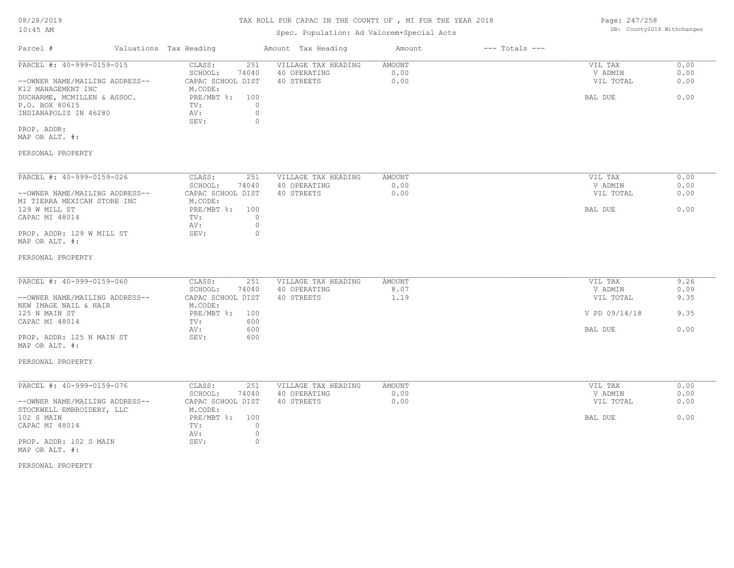# TAX ROLL FOR CAPAC IN THE COUNTY OF , MI FOR THE YEAR 2018

Spec. Population: Ad Valorem+Special Acts

08/28/2019
10:45 AM

DB: County2018 Withchanges

| Parcel # | Valuations | Tax Heading | Amount | Tax Heading | Amount | --- Totals --- |
|---|---|---|---|---|---|---|

---

**PARCEL #: 40-999-0159-015**

| | | | | | |
|---|---|---|---|---|---|
| CLASS: | 251 | VILLAGE TAX HEADING | AMOUNT | VIL TAX | 0.00 |
| SCHOOL: | 74040 | 40 OPERATING | 0.00 | V ADMIN | 0.00 |
| CAPAC SCHOOL DIST | | 40 STREETS | 0.00 | VIL TOTAL | 0.00 |
| M.CODE: | | | | | |
| PRE/MBT %: | 100 | | | BAL DUE | 0.00 |
| TV: | 0 | | | | |
| AV: | 0 | | | | |
| SEV: | 0 | | | | |

--OWNER NAME/MAILING ADDRESS--
K12 MANAGEMENT INC
DUCHARME, MCMILLEN & ASSOC.
P.O. BOX 80615
INDIANAPOLIS IN 46280

PROP. ADDR:
MAP OR ALT. #:

PERSONAL PROPERTY

---

**PARCEL #: 40-999-0159-026**

| | | | | | |
|---|---|---|---|---|---|
| CLASS: | 251 | VILLAGE TAX HEADING | AMOUNT | VIL TAX | 0.00 |
| SCHOOL: | 74040 | 40 OPERATING | 0.00 | V ADMIN | 0.00 |
| CAPAC SCHOOL DIST | | 40 STREETS | 0.00 | VIL TOTAL | 0.00 |
| M.CODE: | | | | | |
| PRE/MBT %: | 100 | | | BAL DUE | 0.00 |
| TV: | 0 | | | | |
| AV: | 0 | | | | |
| SEV: | 0 | | | | |

--OWNER NAME/MAILING ADDRESS--
MI TIERRA MEXICAN STORE INC
129 W MILL ST
CAPAC MI 48014

PROP. ADDR: 129 W MILL ST
MAP OR ALT. #:

PERSONAL PROPERTY

---

**PARCEL #: 40-999-0159-060**

| | | | | | |
|---|---|---|---|---|---|
| CLASS: | 251 | VILLAGE TAX HEADING | AMOUNT | VIL TAX | 9.26 |
| SCHOOL: | 74040 | 40 OPERATING | 8.07 | V ADMIN | 0.09 |
| CAPAC SCHOOL DIST | | 40 STREETS | 1.19 | VIL TOTAL | 9.35 |
| M.CODE: | | | | | |
| PRE/MBT %: | 100 | | | V PD 09/14/18 | 9.35 |
| TV: | 600 | | | | |
| AV: | 600 | | | BAL DUE | 0.00 |
| SEV: | 600 | | | | |

--OWNER NAME/MAILING ADDRESS--
NEW IMAGE NAIL & HAIR
125 N MAIN ST
CAPAC MI 48014

PROP. ADDR: 125 N MAIN ST
MAP OR ALT. #:

PERSONAL PROPERTY

---

**PARCEL #: 40-999-0159-076**

| | | | | | |
|---|---|---|---|---|---|
| CLASS: | 251 | VILLAGE TAX HEADING | AMOUNT | VIL TAX | 0.00 |
| SCHOOL: | 74040 | 40 OPERATING | 0.00 | V ADMIN | 0.00 |
| CAPAC SCHOOL DIST | | 40 STREETS | 0.00 | VIL TOTAL | 0.00 |
| M.CODE: | | | | | |
| PRE/MBT %: | 100 | | | BAL DUE | 0.00 |
| TV: | 0 | | | | |
| AV: | 0 | | | | |
| SEV: | 0 | | | | |

--OWNER NAME/MAILING ADDRESS--
STOCKWELL EMBROIDERY, LLC
102 S MAIN
CAPAC MI 48014

PROP. ADDR: 102 S MAIN
MAP OR ALT. #:

PERSONAL PROPERTY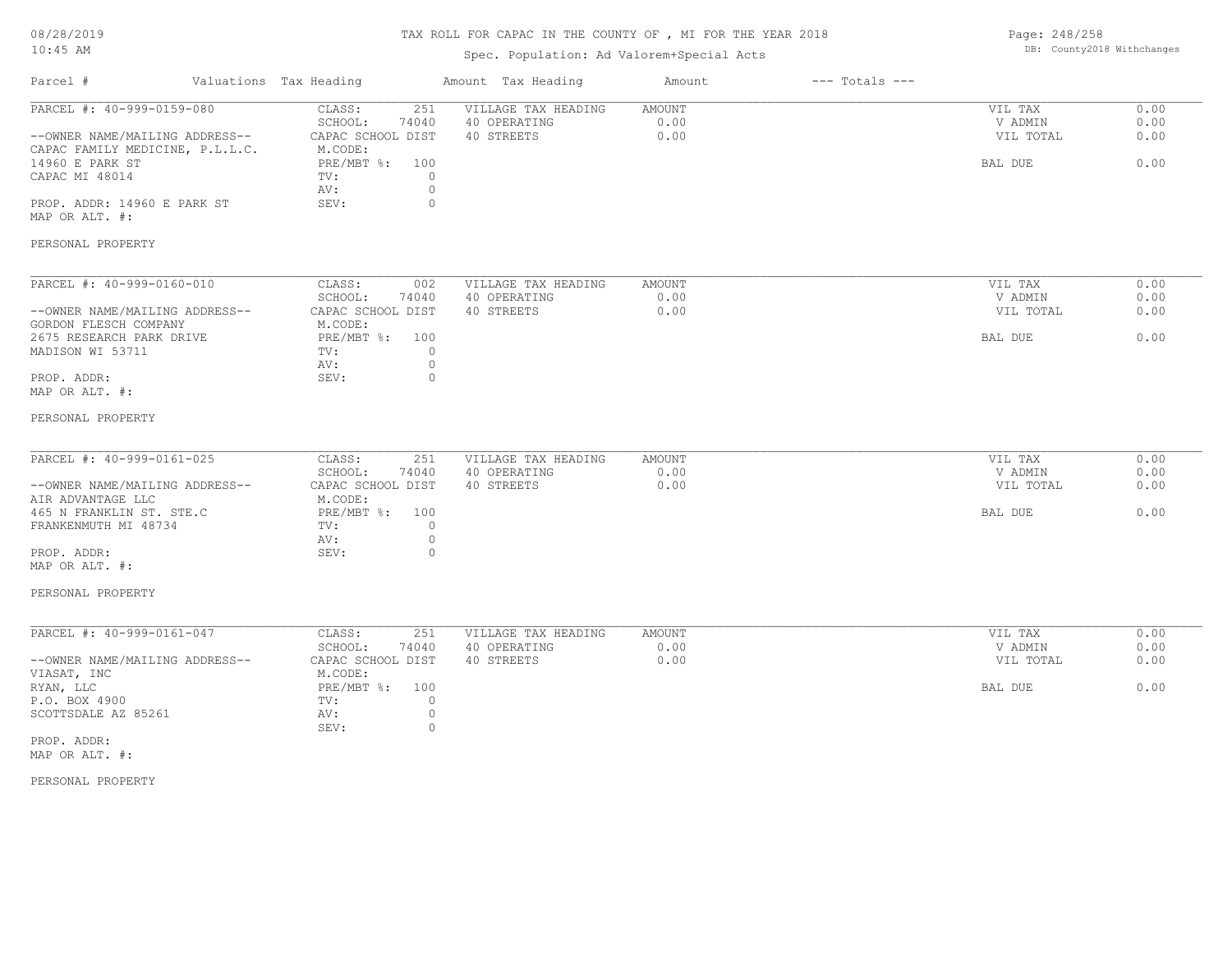# TAX ROLL FOR CAPAC IN THE COUNTY OF , MI FOR THE YEAR 2018

Spec. Population: Ad Valorem+Special Acts

08/28/2019
10:45 AM

DB: County2018 Withchanges

| Parcel # | Valuations | Tax Heading | Amount | Tax Heading | Amount | --- Totals --- | |
|---|---|---|---|---|---|---|---|
| PARCEL #: 40-999-0159-080 | CLASS: | 251 | VILLAGE TAX HEADING | AMOUNT | | VIL TAX | 0.00 |
| | SCHOOL: | 74040 | 40 OPERATING | 0.00 | | V ADMIN | 0.00 |
| --OWNER NAME/MAILING ADDRESS-- | CAPAC SCHOOL DIST | | 40 STREETS | 0.00 | | VIL TOTAL | 0.00 |
| CAPAC FAMILY MEDICINE, P.L.L.C. | M.CODE: | | | | | | |
| 14960 E PARK ST | PRE/MBT %: | 100 | | | | BAL DUE | 0.00 |
| CAPAC MI 48014 | TV: | 0 | | | | | |
| | AV: | 0 | | | | | |
| PROP. ADDR: 14960 E PARK ST | SEV: | 0 | | | | | |
| MAP OR ALT. #: | | | | | | | |
| PERSONAL PROPERTY | | | | | | | |

| Parcel # | Valuations | Tax Heading | Amount | Tax Heading | Amount | --- Totals --- | |
|---|---|---|---|---|---|---|---|
| PARCEL #: 40-999-0160-010 | CLASS: | 002 | VILLAGE TAX HEADING | AMOUNT | | VIL TAX | 0.00 |
| | SCHOOL: | 74040 | 40 OPERATING | 0.00 | | V ADMIN | 0.00 |
| --OWNER NAME/MAILING ADDRESS-- | CAPAC SCHOOL DIST | | 40 STREETS | 0.00 | | VIL TOTAL | 0.00 |
| GORDON FLESCH COMPANY | M.CODE: | | | | | | |
| 2675 RESEARCH PARK DRIVE | PRE/MBT %: | 100 | | | | BAL DUE | 0.00 |
| MADISON WI 53711 | TV: | 0 | | | | | |
| | AV: | 0 | | | | | |
| PROP. ADDR: | SEV: | 0 | | | | | |
| MAP OR ALT. #: | | | | | | | |
| PERSONAL PROPERTY | | | | | | | |

| Parcel # | Valuations | Tax Heading | Amount | Tax Heading | Amount | --- Totals --- | |
|---|---|---|---|---|---|---|---|
| PARCEL #: 40-999-0161-025 | CLASS: | 251 | VILLAGE TAX HEADING | AMOUNT | | VIL TAX | 0.00 |
| | SCHOOL: | 74040 | 40 OPERATING | 0.00 | | V ADMIN | 0.00 |
| --OWNER NAME/MAILING ADDRESS-- | CAPAC SCHOOL DIST | | 40 STREETS | 0.00 | | VIL TOTAL | 0.00 |
| AIR ADVANTAGE LLC | M.CODE: | | | | | | |
| 465 N FRANKLIN ST. STE.C | PRE/MBT %: | 100 | | | | BAL DUE | 0.00 |
| FRANKENMUTH MI 48734 | TV: | 0 | | | | | |
| | AV: | 0 | | | | | |
| PROP. ADDR: | SEV: | 0 | | | | | |
| MAP OR ALT. #: | | | | | | | |
| PERSONAL PROPERTY | | | | | | | |

| Parcel # | Valuations | Tax Heading | Amount | Tax Heading | Amount | --- Totals --- | |
|---|---|---|---|---|---|---|---|
| PARCEL #: 40-999-0161-047 | CLASS: | 251 | VILLAGE TAX HEADING | AMOUNT | | VIL TAX | 0.00 |
| | SCHOOL: | 74040 | 40 OPERATING | 0.00 | | V ADMIN | 0.00 |
| --OWNER NAME/MAILING ADDRESS-- | CAPAC SCHOOL DIST | | 40 STREETS | 0.00 | | VIL TOTAL | 0.00 |
| VIASAT, INC | M.CODE: | | | | | | |
| RYAN, LLC | PRE/MBT %: | 100 | | | | BAL DUE | 0.00 |
| P.O. BOX 4900 | TV: | 0 | | | | | |
| SCOTTSDALE AZ 85261 | AV: | 0 | | | | | |
| | SEV: | 0 | | | | | |
| PROP. ADDR: | | | | | | | |
| MAP OR ALT. #: | | | | | | | |
| PERSONAL PROPERTY | | | | | | | |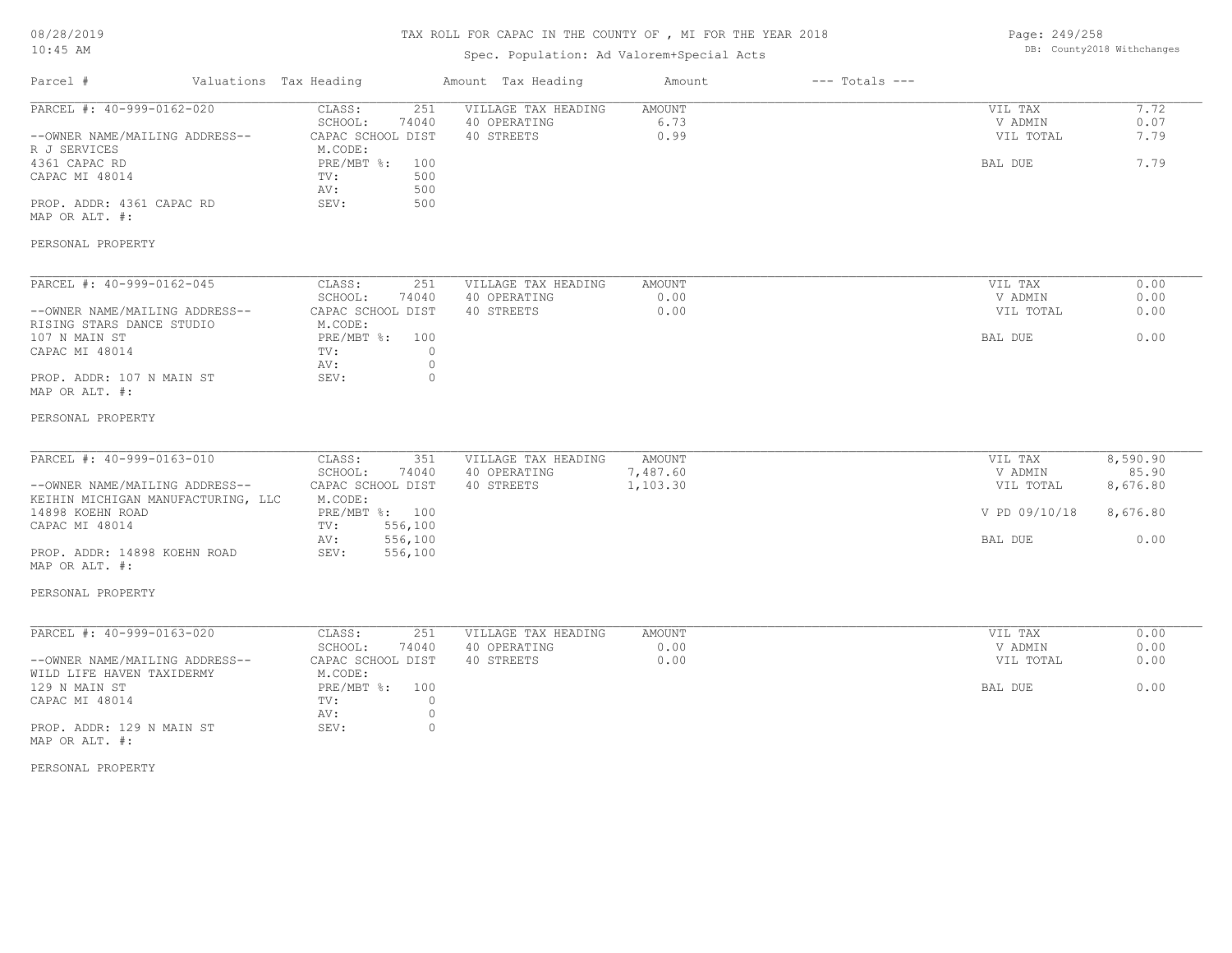# TAX ROLL FOR CAPAC IN THE COUNTY OF , MI FOR THE YEAR 2018

Spec. Population: Ad Valorem+Special Acts

08/28/2019 10:45 AM

DB: County2018 Withchanges

| Parcel # | Valuations | Tax Heading | Amount | Tax Heading | Amount | --- Totals --- | |
|---|---|---|---|---|---|---|---|
| PARCEL #: 40-999-0162-020 | CLASS: | 251 | VILLAGE TAX HEADING | AMOUNT | | VIL TAX | 7.72 |
| | SCHOOL: | 74040 | 40 OPERATING | 6.73 | | V ADMIN | 0.07 |
| --OWNER NAME/MAILING ADDRESS-- | CAPAC SCHOOL DIST | | 40 STREETS | 0.99 | | VIL TOTAL | 7.79 |
| R J SERVICES | M.CODE: | | | | | | |
| 4361 CAPAC RD | PRE/MBT %: | 100 | | | | BAL DUE | 7.79 |
| CAPAC MI 48014 | TV: | 500 | | | | | |
| | AV: | 500 | | | | | |
| PROP. ADDR: 4361 CAPAC RD | SEV: | 500 | | | | | |
| MAP OR ALT. #: | | | | | | | |
| PERSONAL PROPERTY | | | | | | | |

| Parcel # | Valuations | Tax Heading | Amount | Tax Heading | Amount | --- Totals --- | |
|---|---|---|---|---|---|---|---|
| PARCEL #: 40-999-0162-045 | CLASS: | 251 | VILLAGE TAX HEADING | AMOUNT | | VIL TAX | 0.00 |
| | SCHOOL: | 74040 | 40 OPERATING | 0.00 | | V ADMIN | 0.00 |
| --OWNER NAME/MAILING ADDRESS-- | CAPAC SCHOOL DIST | | 40 STREETS | 0.00 | | VIL TOTAL | 0.00 |
| RISING STARS DANCE STUDIO | M.CODE: | | | | | | |
| 107 N MAIN ST | PRE/MBT %: | 100 | | | | BAL DUE | 0.00 |
| CAPAC MI 48014 | TV: | 0 | | | | | |
| | AV: | 0 | | | | | |
| PROP. ADDR: 107 N MAIN ST | SEV: | 0 | | | | | |
| MAP OR ALT. #: | | | | | | | |
| PERSONAL PROPERTY | | | | | | | |

| Parcel # | Valuations | Tax Heading | Amount | Tax Heading | Amount | --- Totals --- | |
|---|---|---|---|---|---|---|---|
| PARCEL #: 40-999-0163-010 | CLASS: | 351 | VILLAGE TAX HEADING | AMOUNT | | VIL TAX | 8,590.90 |
| | SCHOOL: | 74040 | 40 OPERATING | 7,487.60 | | V ADMIN | 85.90 |
| --OWNER NAME/MAILING ADDRESS-- | CAPAC SCHOOL DIST | | 40 STREETS | 1,103.30 | | VIL TOTAL | 8,676.80 |
| KEIHIN MICHIGAN MANUFACTURING, LLC | M.CODE: | | | | | | |
| 14898 KOEHN ROAD | PRE/MBT %: | 100 | | | | V PD 09/10/18 | 8,676.80 |
| CAPAC MI 48014 | TV: | 556,100 | | | | | |
| | AV: | 556,100 | | | | BAL DUE | 0.00 |
| PROP. ADDR: 14898 KOEHN ROAD | SEV: | 556,100 | | | | | |
| MAP OR ALT. #: | | | | | | | |
| PERSONAL PROPERTY | | | | | | | |

| Parcel # | Valuations | Tax Heading | Amount | Tax Heading | Amount | --- Totals --- | |
|---|---|---|---|---|---|---|---|
| PARCEL #: 40-999-0163-020 | CLASS: | 251 | VILLAGE TAX HEADING | AMOUNT | | VIL TAX | 0.00 |
| | SCHOOL: | 74040 | 40 OPERATING | 0.00 | | V ADMIN | 0.00 |
| --OWNER NAME/MAILING ADDRESS-- | CAPAC SCHOOL DIST | | 40 STREETS | 0.00 | | VIL TOTAL | 0.00 |
| WILD LIFE HAVEN TAXIDERMY | M.CODE: | | | | | | |
| 129 N MAIN ST | PRE/MBT %: | 100 | | | | BAL DUE | 0.00 |
| CAPAC MI 48014 | TV: | 0 | | | | | |
| | AV: | 0 | | | | | |
| PROP. ADDR: 129 N MAIN ST | SEV: | 0 | | | | | |
| MAP OR ALT. #: | | | | | | | |
| PERSONAL PROPERTY | | | | | | | |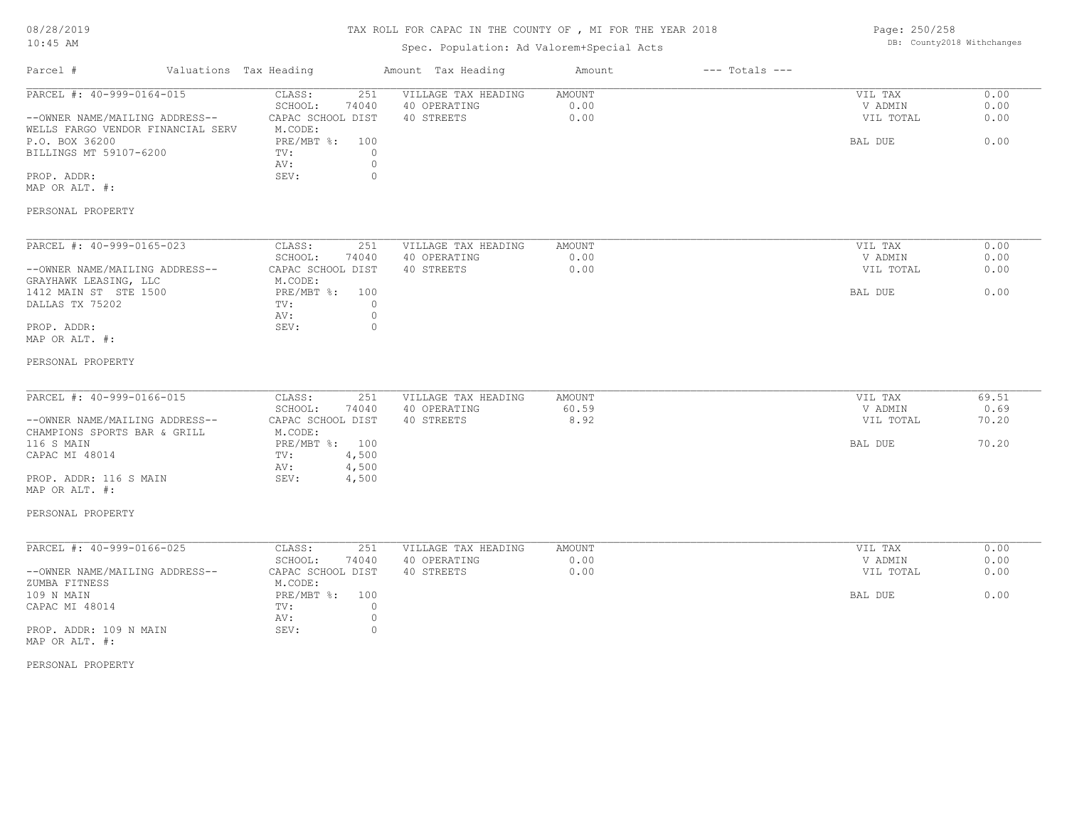TAX ROLL FOR CAPAC IN THE COUNTY OF , MI FOR THE YEAR 2018

Spec. Population: Ad Valorem+Special Acts

| Parcel # | Valuations | Tax Heading | Amount | Tax Heading | Amount | --- Totals --- | |
|---|---|---|---|---|---|---|---|
| PARCEL #: 40-999-0164-015 | CLASS: | 251 | VILLAGE TAX HEADING | AMOUNT | | VIL TAX | 0.00 |
| | SCHOOL: | 74040 | 40 OPERATING | 0.00 | | V ADMIN | 0.00 |
| --OWNER NAME/MAILING ADDRESS-- | CAPAC SCHOOL DIST | | 40 STREETS | 0.00 | | VIL TOTAL | 0.00 |
| WELLS FARGO VENDOR FINANCIAL SERV | M.CODE: | | | | | | |
| P.O. BOX 36200 | PRE/MBT %: | 100 | | | | BAL DUE | 0.00 |
| BILLINGS MT 59107-6200 | TV: | 0 | | | | | |
| | AV: | 0 | | | | | |
| PROP. ADDR: | SEV: | 0 | | | | | |
| MAP OR ALT. #: | | | | | | | |
| PERSONAL PROPERTY | | | | | | | |

| Parcel # | Valuations | Tax Heading | Amount | Tax Heading | Amount | --- Totals --- | |
|---|---|---|---|---|---|---|---|
| PARCEL #: 40-999-0165-023 | CLASS: | 251 | VILLAGE TAX HEADING | AMOUNT | | VIL TAX | 0.00 |
| | SCHOOL: | 74040 | 40 OPERATING | 0.00 | | V ADMIN | 0.00 |
| --OWNER NAME/MAILING ADDRESS-- | CAPAC SCHOOL DIST | | 40 STREETS | 0.00 | | VIL TOTAL | 0.00 |
| GRAYHAWK LEASING, LLC | M.CODE: | | | | | | |
| 1412 MAIN ST STE 1500 | PRE/MBT %: | 100 | | | | BAL DUE | 0.00 |
| DALLAS TX 75202 | TV: | 0 | | | | | |
| | AV: | 0 | | | | | |
| PROP. ADDR: | SEV: | 0 | | | | | |
| MAP OR ALT. #: | | | | | | | |
| PERSONAL PROPERTY | | | | | | | |

| Parcel # | Valuations | Tax Heading | Amount | Tax Heading | Amount | --- Totals --- | |
|---|---|---|---|---|---|---|---|
| PARCEL #: 40-999-0166-015 | CLASS: | 251 | VILLAGE TAX HEADING | AMOUNT | | VIL TAX | 69.51 |
| | SCHOOL: | 74040 | 40 OPERATING | 60.59 | | V ADMIN | 0.69 |
| --OWNER NAME/MAILING ADDRESS-- | CAPAC SCHOOL DIST | | 40 STREETS | 8.92 | | VIL TOTAL | 70.20 |
| CHAMPIONS SPORTS BAR & GRILL | M.CODE: | | | | | | |
| 116 S MAIN | PRE/MBT %: | 100 | | | | BAL DUE | 70.20 |
| CAPAC MI 48014 | TV: | 4,500 | | | | | |
| | AV: | 4,500 | | | | | |
| PROP. ADDR: 116 S MAIN | SEV: | 4,500 | | | | | |
| MAP OR ALT. #: | | | | | | | |
| PERSONAL PROPERTY | | | | | | | |

| Parcel # | Valuations | Tax Heading | Amount | Tax Heading | Amount | --- Totals --- | |
|---|---|---|---|---|---|---|---|
| PARCEL #: 40-999-0166-025 | CLASS: | 251 | VILLAGE TAX HEADING | AMOUNT | | VIL TAX | 0.00 |
| | SCHOOL: | 74040 | 40 OPERATING | 0.00 | | V ADMIN | 0.00 |
| --OWNER NAME/MAILING ADDRESS-- | CAPAC SCHOOL DIST | | 40 STREETS | 0.00 | | VIL TOTAL | 0.00 |
| ZUMBA FITNESS | M.CODE: | | | | | | |
| 109 N MAIN | PRE/MBT %: | 100 | | | | BAL DUE | 0.00 |
| CAPAC MI 48014 | TV: | 0 | | | | | |
| | AV: | 0 | | | | | |
| PROP. ADDR: 109 N MAIN | SEV: | 0 | | | | | |
| MAP OR ALT. #: | | | | | | | |
| PERSONAL PROPERTY | | | | | | | |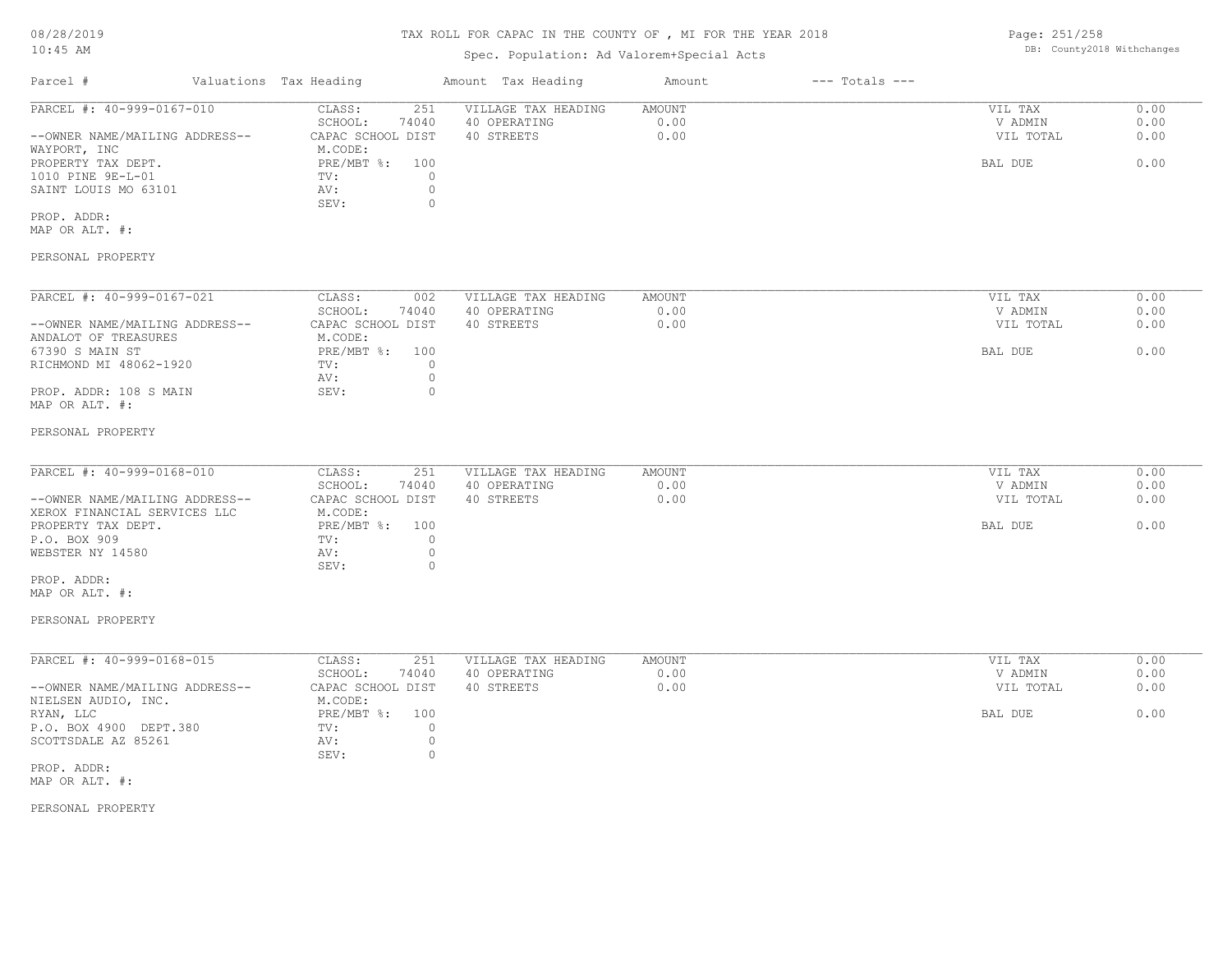# TAX ROLL FOR CAPAC IN THE COUNTY OF , MI FOR THE YEAR 2018

Spec. Population: Ad Valorem+Special Acts

| Parcel # | Valuations Tax Heading | Amount | Tax Heading | Amount | --- Totals --- | |
|---|---|---|---|---|---|---|
| PARCEL #: 40-999-0167-010 | CLASS: 251 | | VILLAGE TAX HEADING | AMOUNT | VIL TAX | 0.00 |
| | SCHOOL: 74040 | | 40 OPERATING | 0.00 | V ADMIN | 0.00 |
| --OWNER NAME/MAILING ADDRESS-- | CAPAC SCHOOL DIST | | 40 STREETS | 0.00 | VIL TOTAL | 0.00 |
| WAYPORT, INC | M.CODE: | | | | | |
| PROPERTY TAX DEPT. | PRE/MBT %: 100 | | | | BAL DUE | 0.00 |
| 1010 PINE 9E-L-01 | TV: 0 | | | | | |
| SAINT LOUIS MO 63101 | AV: 0 | | | | | |
| | SEV: 0 | | | | | |
| PROP. ADDR: | | | | | | |
| MAP OR ALT. #: | | | | | | |
| PERSONAL PROPERTY | | | | | | |

| Parcel # | Valuations Tax Heading | Amount | Tax Heading | Amount | --- Totals --- | |
|---|---|---|---|---|---|---|
| PARCEL #: 40-999-0167-021 | CLASS: 002 | | VILLAGE TAX HEADING | AMOUNT | VIL TAX | 0.00 |
| | SCHOOL: 74040 | | 40 OPERATING | 0.00 | V ADMIN | 0.00 |
| --OWNER NAME/MAILING ADDRESS-- | CAPAC SCHOOL DIST | | 40 STREETS | 0.00 | VIL TOTAL | 0.00 |
| ANDALOT OF TREASURES | M.CODE: | | | | | |
| 67390 S MAIN ST | PRE/MBT %: 100 | | | | BAL DUE | 0.00 |
| RICHMOND MI 48062-1920 | TV: 0 | | | | | |
| | AV: 0 | | | | | |
| PROP. ADDR: 108 S MAIN | SEV: 0 | | | | | |
| MAP OR ALT. #: | | | | | | |
| PERSONAL PROPERTY | | | | | | |

| Parcel # | Valuations Tax Heading | Amount | Tax Heading | Amount | --- Totals --- | |
|---|---|---|---|---|---|---|
| PARCEL #: 40-999-0168-010 | CLASS: 251 | | VILLAGE TAX HEADING | AMOUNT | VIL TAX | 0.00 |
| | SCHOOL: 74040 | | 40 OPERATING | 0.00 | V ADMIN | 0.00 |
| --OWNER NAME/MAILING ADDRESS-- | CAPAC SCHOOL DIST | | 40 STREETS | 0.00 | VIL TOTAL | 0.00 |
| XEROX FINANCIAL SERVICES LLC | M.CODE: | | | | | |
| PROPERTY TAX DEPT. | PRE/MBT %: 100 | | | | BAL DUE | 0.00 |
| P.O. BOX 909 | TV: 0 | | | | | |
| WEBSTER NY 14580 | AV: 0 | | | | | |
| | SEV: 0 | | | | | |
| PROP. ADDR: | | | | | | |
| MAP OR ALT. #: | | | | | | |
| PERSONAL PROPERTY | | | | | | |

| Parcel # | Valuations Tax Heading | Amount | Tax Heading | Amount | --- Totals --- | |
|---|---|---|---|---|---|---|
| PARCEL #: 40-999-0168-015 | CLASS: 251 | | VILLAGE TAX HEADING | AMOUNT | VIL TAX | 0.00 |
| | SCHOOL: 74040 | | 40 OPERATING | 0.00 | V ADMIN | 0.00 |
| --OWNER NAME/MAILING ADDRESS-- | CAPAC SCHOOL DIST | | 40 STREETS | 0.00 | VIL TOTAL | 0.00 |
| NIELSEN AUDIO, INC. | M.CODE: | | | | | |
| RYAN, LLC | PRE/MBT %: 100 | | | | BAL DUE | 0.00 |
| P.O. BOX 4900 DEPT.380 | TV: 0 | | | | | |
| SCOTTSDALE AZ 85261 | AV: 0 | | | | | |
| | SEV: 0 | | | | | |
| PROP. ADDR: | | | | | | |
| MAP OR ALT. #: | | | | | | |
| PERSONAL PROPERTY | | | | | | |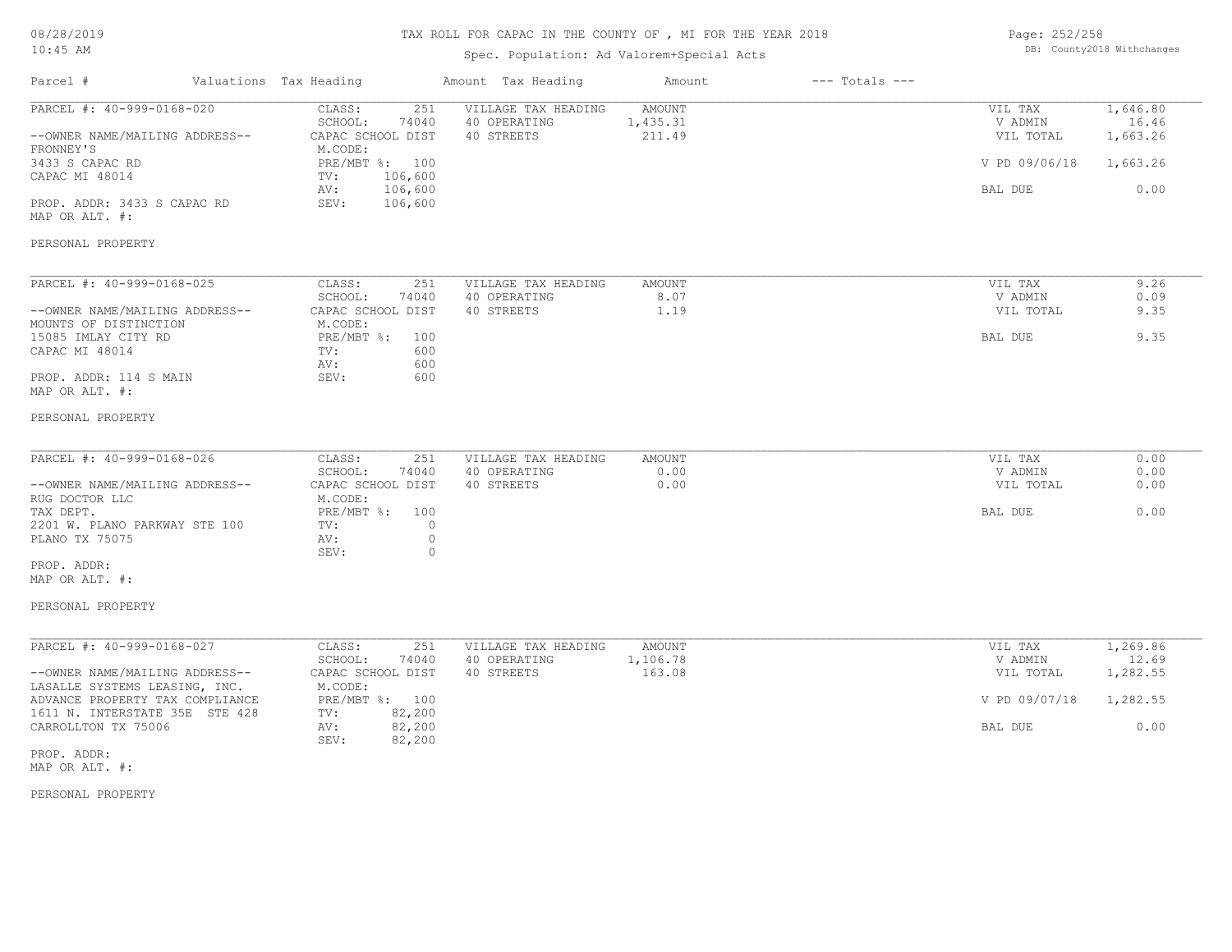TAX ROLL FOR CAPAC IN THE COUNTY OF , MI FOR THE YEAR 2018

Spec. Population: Ad Valorem+Special Acts

08/28/2019
10:45 AM

DB: County2018 Withchanges

| Parcel # | Valuations Tax Heading | Amount Tax Heading | Amount | --- Totals --- |
|---|---|---|---|---|

## PARCEL #: 40-999-0168-020

| | | | | | |
|---|---|---|---|---|---|
| --OWNER NAME/MAILING ADDRESS-- | CLASS: 251 | VILLAGE TAX HEADING | AMOUNT | VIL TAX | 1,646.80 |
| FRONNEY'S | SCHOOL: 74040 | 40 OPERATING | 1,435.31 | V ADMIN | 16.46 |
| 3433 S CAPAC RD | CAPAC SCHOOL DIST | 40 STREETS | 211.49 | VIL TOTAL | 1,663.26 |
| CAPAC MI 48014 | M.CODE: | | | | |
| | PRE/MBT %: 100 | | | V PD 09/06/18 | 1,663.26 |
| | TV: 106,600 | | | | |
| | AV: 106,600 | | | BAL DUE | 0.00 |
| PROP. ADDR: 3433 S CAPAC RD | SEV: 106,600 | | | | |

MAP OR ALT. #:

PERSONAL PROPERTY

## PARCEL #: 40-999-0168-025

| | | | | | |
|---|---|---|---|---|---|
| --OWNER NAME/MAILING ADDRESS-- | CLASS: 251 | VILLAGE TAX HEADING | AMOUNT | VIL TAX | 9.26 |
| MOUNTS OF DISTINCTION | SCHOOL: 74040 | 40 OPERATING | 8.07 | V ADMIN | 0.09 |
| 15085 IMLAY CITY RD | CAPAC SCHOOL DIST | 40 STREETS | 1.19 | VIL TOTAL | 9.35 |
| CAPAC MI 48014 | M.CODE: | | | | |
| | PRE/MBT %: 100 | | | BAL DUE | 9.35 |
| | TV: 600 | | | | |
| | AV: 600 | | | | |
| PROP. ADDR: 114 S MAIN | SEV: 600 | | | | |

MAP OR ALT. #:

PERSONAL PROPERTY

## PARCEL #: 40-999-0168-026

| | | | | | |
|---|---|---|---|---|---|
| --OWNER NAME/MAILING ADDRESS-- | CLASS: 251 | VILLAGE TAX HEADING | AMOUNT | VIL TAX | 0.00 |
| RUG DOCTOR LLC | SCHOOL: 74040 | 40 OPERATING | 0.00 | V ADMIN | 0.00 |
| TAX DEPT. | CAPAC SCHOOL DIST | 40 STREETS | 0.00 | VIL TOTAL | 0.00 |
| 2201 W. PLANO PARKWAY STE 100 | M.CODE: | | | | |
| PLANO TX 75075 | PRE/MBT %: 100 | | | BAL DUE | 0.00 |
| | TV: 0 | | | | |
| | AV: 0 | | | | |
| PROP. ADDR: | SEV: 0 | | | | |

MAP OR ALT. #:

PERSONAL PROPERTY

## PARCEL #: 40-999-0168-027

| | | | | | |
|---|---|---|---|---|---|
| --OWNER NAME/MAILING ADDRESS-- | CLASS: 251 | VILLAGE TAX HEADING | AMOUNT | VIL TAX | 1,269.86 |
| LASALLE SYSTEMS LEASING, INC. | SCHOOL: 74040 | 40 OPERATING | 1,106.78 | V ADMIN | 12.69 |
| ADVANCE PROPERTY TAX COMPLIANCE | CAPAC SCHOOL DIST | 40 STREETS | 163.08 | VIL TOTAL | 1,282.55 |
| 1611 N. INTERSTATE 35E STE 428 | M.CODE: | | | | |
| CARROLLTON TX 75006 | PRE/MBT %: 100 | | | V PD 09/07/18 | 1,282.55 |
| | TV: 82,200 | | | | |
| | AV: 82,200 | | | BAL DUE | 0.00 |
| PROP. ADDR: | SEV: 82,200 | | | | |

MAP OR ALT. #:

PERSONAL PROPERTY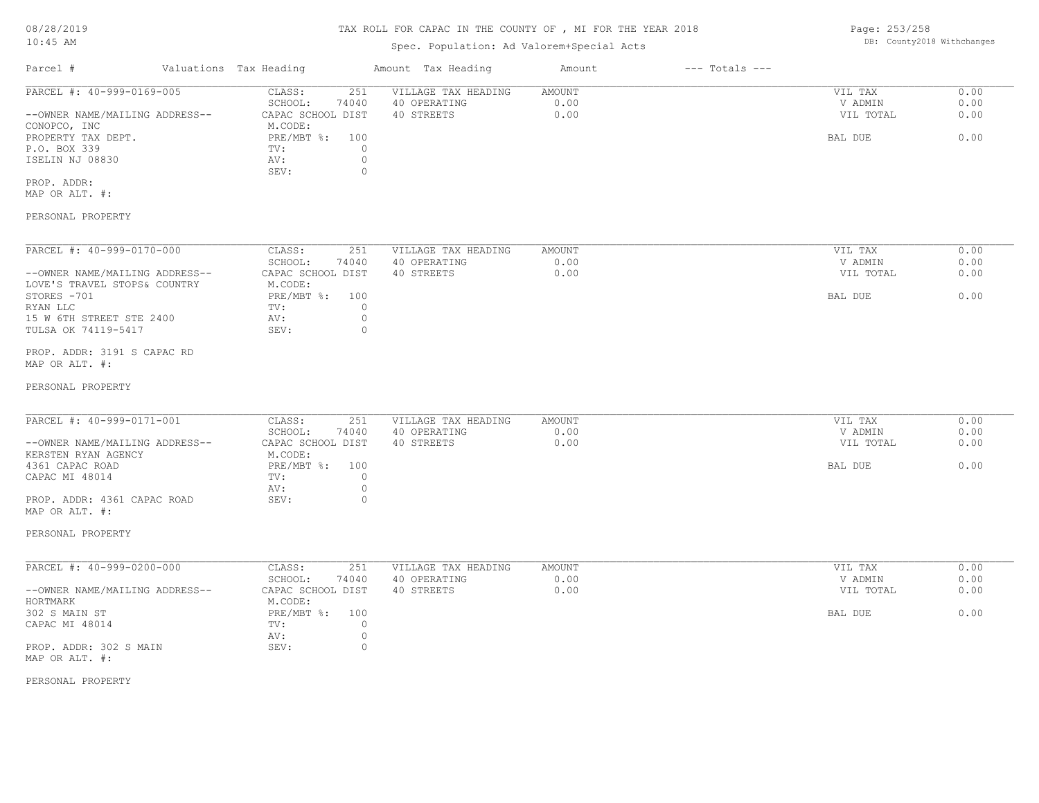# TAX ROLL FOR CAPAC IN THE COUNTY OF , MI FOR THE YEAR 2018

Spec. Population: Ad Valorem+Special Acts

DB: County2018 Withchanges

08/28/2019
10:45 AM

| Parcel # | Valuations Tax Heading | | Amount Tax Heading | Amount | --- Totals --- | |
|---|---|---|---|---|---|---|

---

**PARCEL #: 40-999-0169-005**

--OWNER NAME/MAILING ADDRESS--
CONOPCO, INC
PROPERTY TAX DEPT.
P.O. BOX 339
ISELIN NJ 08830

PROP. ADDR:
MAP OR ALT. #:

PERSONAL PROPERTY

| | | | | | |
|---|---|---|---|---|---|
| CLASS: | 251 | VILLAGE TAX HEADING | AMOUNT | VIL TAX | 0.00 |
| SCHOOL: | 74040 | 40 OPERATING | 0.00 | V ADMIN | 0.00 |
| CAPAC SCHOOL DIST | | 40 STREETS | 0.00 | VIL TOTAL | 0.00 |
| M.CODE: | | | | | |
| PRE/MBT %: | 100 | | | BAL DUE | 0.00 |
| TV: | 0 | | | | |
| AV: | 0 | | | | |
| SEV: | 0 | | | | |

---

**PARCEL #: 40-999-0170-000**

--OWNER NAME/MAILING ADDRESS--
LOVE'S TRAVEL STOPS& COUNTRY
STORES -701
RYAN LLC
15 W 6TH STREET STE 2400
TULSA OK 74119-5417

PROP. ADDR: 3191 S CAPAC RD
MAP OR ALT. #:

PERSONAL PROPERTY

| | | | | | |
|---|---|---|---|---|---|
| CLASS: | 251 | VILLAGE TAX HEADING | AMOUNT | VIL TAX | 0.00 |
| SCHOOL: | 74040 | 40 OPERATING | 0.00 | V ADMIN | 0.00 |
| CAPAC SCHOOL DIST | | 40 STREETS | 0.00 | VIL TOTAL | 0.00 |
| M.CODE: | | | | | |
| PRE/MBT %: | 100 | | | BAL DUE | 0.00 |
| TV: | 0 | | | | |
| AV: | 0 | | | | |
| SEV: | 0 | | | | |

---

**PARCEL #: 40-999-0171-001**

--OWNER NAME/MAILING ADDRESS--
KERSTEN RYAN AGENCY
4361 CAPAC ROAD
CAPAC MI 48014

PROP. ADDR: 4361 CAPAC ROAD
MAP OR ALT. #:

PERSONAL PROPERTY

| | | | | | |
|---|---|---|---|---|---|
| CLASS: | 251 | VILLAGE TAX HEADING | AMOUNT | VIL TAX | 0.00 |
| SCHOOL: | 74040 | 40 OPERATING | 0.00 | V ADMIN | 0.00 |
| CAPAC SCHOOL DIST | | 40 STREETS | 0.00 | VIL TOTAL | 0.00 |
| M.CODE: | | | | | |
| PRE/MBT %: | 100 | | | BAL DUE | 0.00 |
| TV: | 0 | | | | |
| AV: | 0 | | | | |
| SEV: | 0 | | | | |

---

**PARCEL #: 40-999-0200-000**

--OWNER NAME/MAILING ADDRESS--
HORTMARK
302 S MAIN ST
CAPAC MI 48014

PROP. ADDR: 302 S MAIN
MAP OR ALT. #:

PERSONAL PROPERTY

| | | | | | |
|---|---|---|---|---|---|
| CLASS: | 251 | VILLAGE TAX HEADING | AMOUNT | VIL TAX | 0.00 |
| SCHOOL: | 74040 | 40 OPERATING | 0.00 | V ADMIN | 0.00 |
| CAPAC SCHOOL DIST | | 40 STREETS | 0.00 | VIL TOTAL | 0.00 |
| M.CODE: | | | | | |
| PRE/MBT %: | 100 | | | BAL DUE | 0.00 |
| TV: | 0 | | | | |
| AV: | 0 | | | | |
| SEV: | 0 | | | | |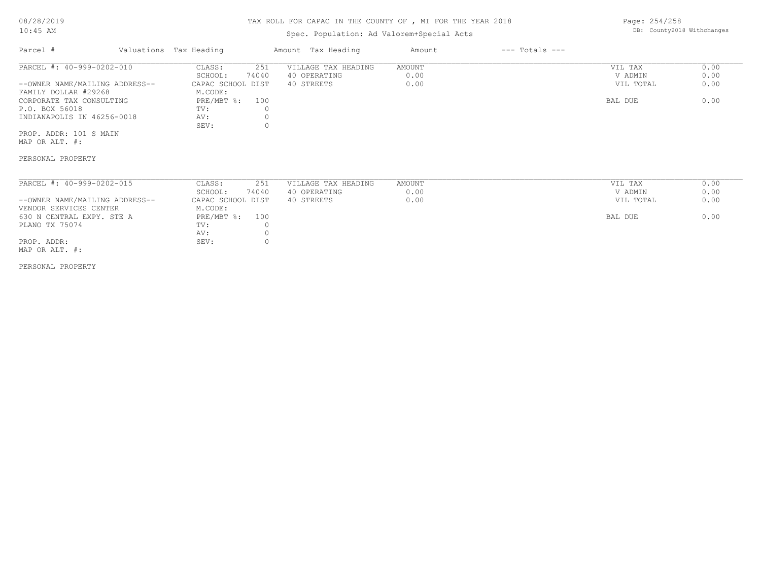# TAX ROLL FOR CAPAC IN THE COUNTY OF , MI FOR THE YEAR 2018

Spec. Population: Ad Valorem+Special Acts

DB: County2018 Withchanges

| Parcel # | Valuations | Tax Heading | Amount | Tax Heading | Amount | --- Totals --- | |
|---|---|---|---|---|---|---|---|
| PARCEL #: 40-999-0202-010 | CLASS: | 251 | | VILLAGE TAX HEADING | AMOUNT | VIL TAX | 0.00 |
| | SCHOOL: | 74040 | | 40 OPERATING | 0.00 | V ADMIN | 0.00 |
| --OWNER NAME/MAILING ADDRESS-- | CAPAC SCHOOL DIST | | | 40 STREETS | 0.00 | VIL TOTAL | 0.00 |
| FAMILY DOLLAR #29268 | M.CODE: | | | | | | |
| CORPORATE TAX CONSULTING | PRE/MBT %: | 100 | | | | BAL DUE | 0.00 |
| P.O. BOX 56018 | TV: | 0 | | | | | |
| INDIANAPOLIS IN 46256-0018 | AV: | 0 | | | | | |
| | SEV: | 0 | | | | | |
| PROP. ADDR: 101 S MAIN | | | | | | | |
| MAP OR ALT. #: | | | | | | | |
| PERSONAL PROPERTY | | | | | | | |

| Parcel # | Valuations | Tax Heading | Amount | Tax Heading | Amount | --- Totals --- | |
|---|---|---|---|---|---|---|---|
| PARCEL #: 40-999-0202-015 | CLASS: | 251 | | VILLAGE TAX HEADING | AMOUNT | VIL TAX | 0.00 |
| | SCHOOL: | 74040 | | 40 OPERATING | 0.00 | V ADMIN | 0.00 |
| --OWNER NAME/MAILING ADDRESS-- | CAPAC SCHOOL DIST | | | 40 STREETS | 0.00 | VIL TOTAL | 0.00 |
| VENDOR SERVICES CENTER | M.CODE: | | | | | | |
| 630 N CENTRAL EXPY. STE A | PRE/MBT %: | 100 | | | | BAL DUE | 0.00 |
| PLANO TX 75074 | TV: | 0 | | | | | |
| | AV: | 0 | | | | | |
| PROP. ADDR: | SEV: | 0 | | | | | |
| MAP OR ALT. #: | | | | | | | |
| PERSONAL PROPERTY | | | | | | | |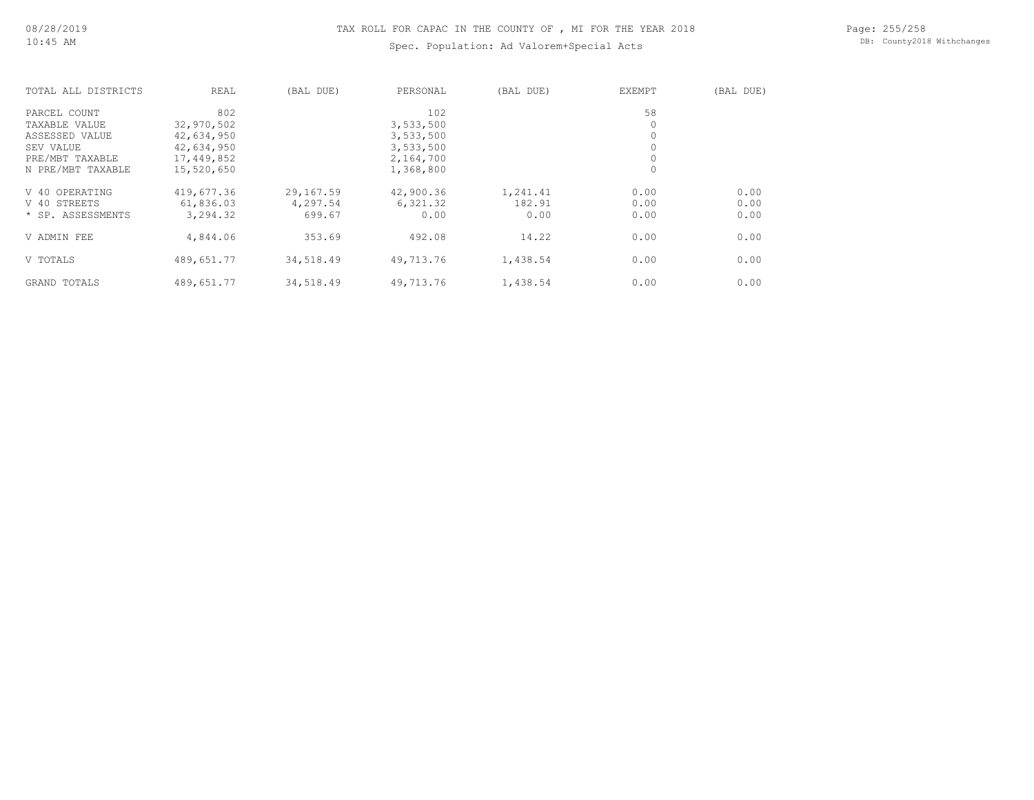# TAX ROLL FOR CAPAC IN THE COUNTY OF , MI FOR THE YEAR 2018

Spec. Population: Ad Valorem+Special Acts

| TOTAL ALL DISTRICTS | REAL | (BAL DUE) | PERSONAL | (BAL DUE) | EXEMPT | (BAL DUE) |
|---|---|---|---|---|---|---|
| PARCEL COUNT | 802 | | 102 | | 58 | |
| TAXABLE VALUE | 32,970,502 | | 3,533,500 | | 0 | |
| ASSESSED VALUE | 42,634,950 | | 3,533,500 | | 0 | |
| SEV VALUE | 42,634,950 | | 3,533,500 | | 0 | |
| PRE/MBT TAXABLE | 17,449,852 | | 2,164,700 | | 0 | |
| N PRE/MBT TAXABLE | 15,520,650 | | 1,368,800 | | 0 | |
| V 40 OPERATING | 419,677.36 | 29,167.59 | 42,900.36 | 1,241.41 | 0.00 | 0.00 |
| V 40 STREETS | 61,836.03 | 4,297.54 | 6,321.32 | 182.91 | 0.00 | 0.00 |
| * SP. ASSESSMENTS | 3,294.32 | 699.67 | 0.00 | 0.00 | 0.00 | 0.00 |
| V ADMIN FEE | 4,844.06 | 353.69 | 492.08 | 14.22 | 0.00 | 0.00 |
| V TOTALS | 489,651.77 | 34,518.49 | 49,713.76 | 1,438.54 | 0.00 | 0.00 |
| GRAND TOTALS | 489,651.77 | 34,518.49 | 49,713.76 | 1,438.54 | 0.00 | 0.00 |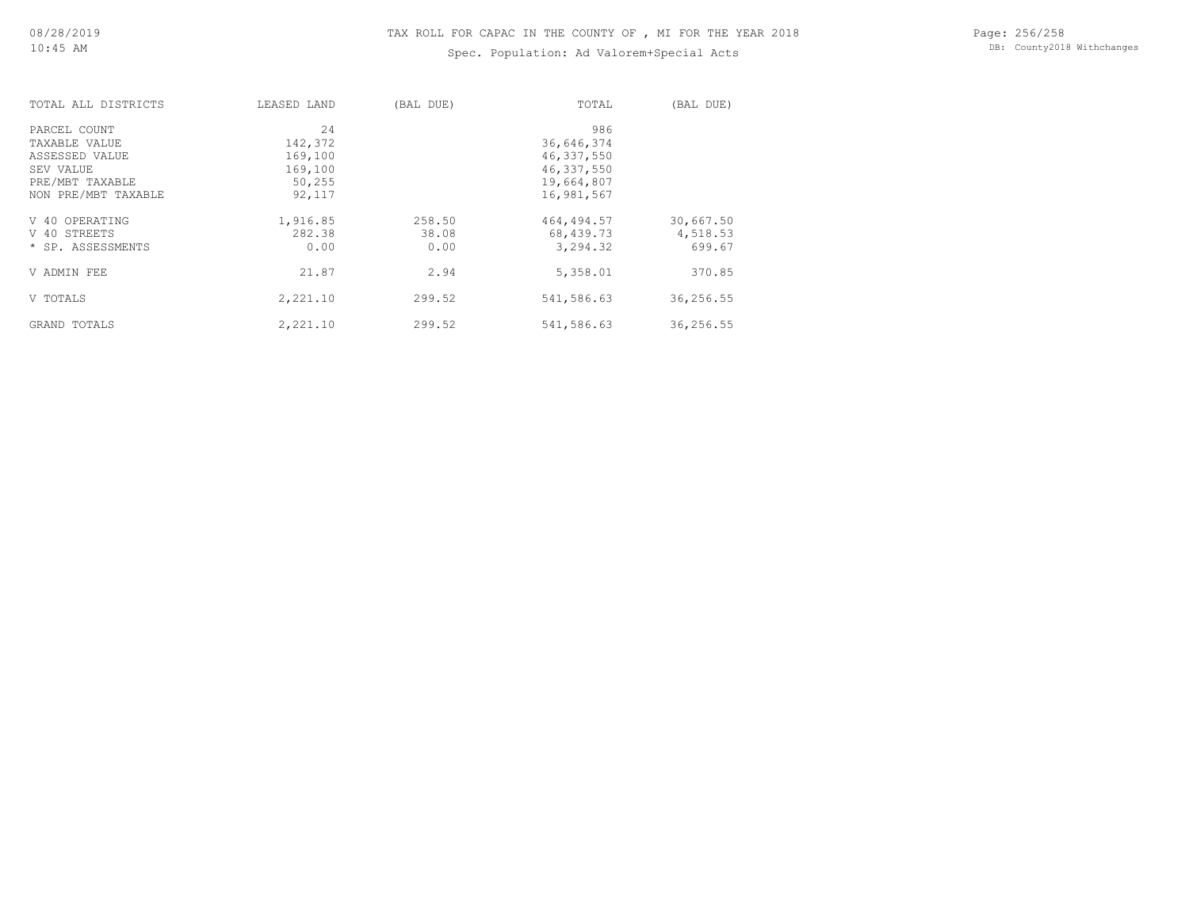# TAX ROLL FOR CAPAC IN THE COUNTY OF , MI FOR THE YEAR 2018

Spec. Population: Ad Valorem+Special Acts

| TOTAL ALL DISTRICTS | LEASED LAND | (BAL DUE) | TOTAL | (BAL DUE) |
|---|---|---|---|---|
| PARCEL COUNT | 24 | | 986 | |
| TAXABLE VALUE | 142,372 | | 36,646,374 | |
| ASSESSED VALUE | 169,100 | | 46,337,550 | |
| SEV VALUE | 169,100 | | 46,337,550 | |
| PRE/MBT TAXABLE | 50,255 | | 19,664,807 | |
| NON PRE/MBT TAXABLE | 92,117 | | 16,981,567 | |
| V 40 OPERATING | 1,916.85 | 258.50 | 464,494.57 | 30,667.50 |
| V 40 STREETS | 282.38 | 38.08 | 68,439.73 | 4,518.53 |
| * SP. ASSESSMENTS | 0.00 | 0.00 | 3,294.32 | 699.67 |
| V ADMIN FEE | 21.87 | 2.94 | 5,358.01 | 370.85 |
| V TOTALS | 2,221.10 | 299.52 | 541,586.63 | 36,256.55 |
| GRAND TOTALS | 2,221.10 | 299.52 | 541,586.63 | 36,256.55 |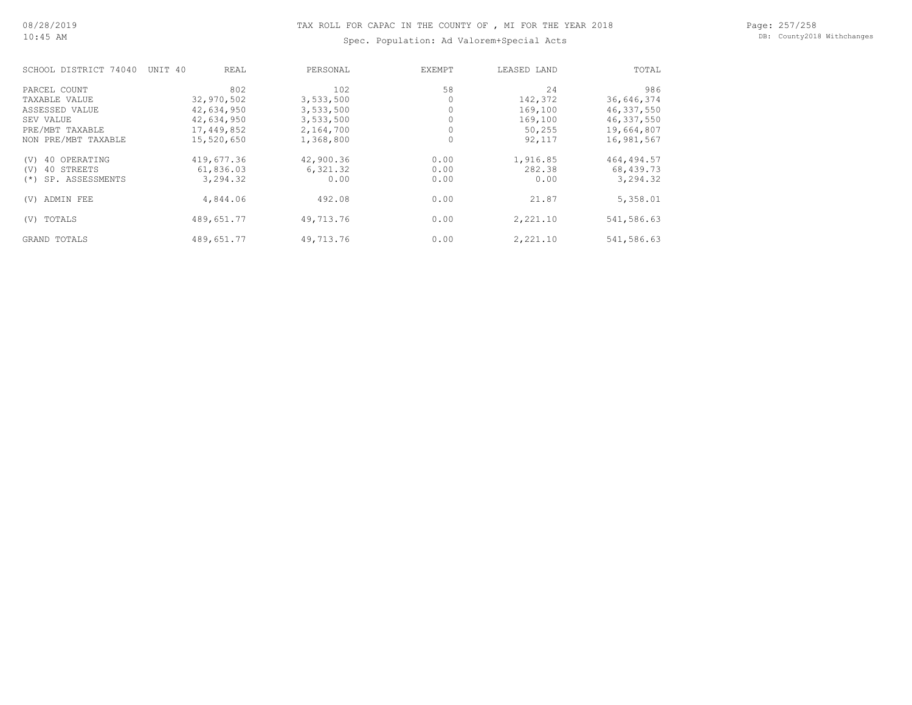# TAX ROLL FOR CAPAC IN THE COUNTY OF , MI FOR THE YEAR 2018

Spec. Population: Ad Valorem+Special Acts

| SCHOOL DISTRICT 74040 UNIT 40 | REAL | PERSONAL | EXEMPT | LEASED LAND | TOTAL |
|---|---|---|---|---|---|
| PARCEL COUNT | 802 | 102 | 58 | 24 | 986 |
| TAXABLE VALUE | 32,970,502 | 3,533,500 | 0 | 142,372 | 36,646,374 |
| ASSESSED VALUE | 42,634,950 | 3,533,500 | 0 | 169,100 | 46,337,550 |
| SEV VALUE | 42,634,950 | 3,533,500 | 0 | 169,100 | 46,337,550 |
| PRE/MBT TAXABLE | 17,449,852 | 2,164,700 | 0 | 50,255 | 19,664,807 |
| NON PRE/MBT TAXABLE | 15,520,650 | 1,368,800 | 0 | 92,117 | 16,981,567 |
| (V) 40 OPERATING | 419,677.36 | 42,900.36 | 0.00 | 1,916.85 | 464,494.57 |
| (V) 40 STREETS | 61,836.03 | 6,321.32 | 0.00 | 282.38 | 68,439.73 |
| (*) SP. ASSESSMENTS | 3,294.32 | 0.00 | 0.00 | 0.00 | 3,294.32 |
| (V) ADMIN FEE | 4,844.06 | 492.08 | 0.00 | 21.87 | 5,358.01 |
| (V) TOTALS | 489,651.77 | 49,713.76 | 0.00 | 2,221.10 | 541,586.63 |
| GRAND TOTALS | 489,651.77 | 49,713.76 | 0.00 | 2,221.10 | 541,586.63 |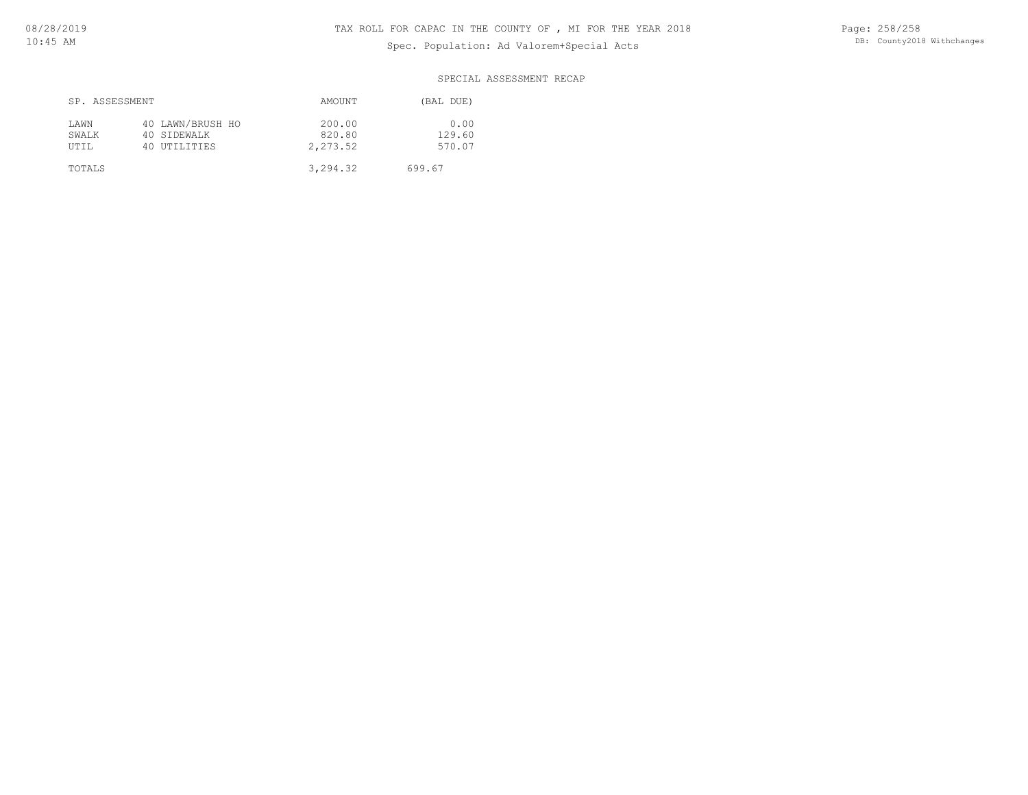## SPECIAL ASSESSMENT RECAP

| SP. ASSESSMENT | | AMOUNT | (BAL DUE) |
|---|---|---|---|
| LAWN | 40 LAWN/BRUSH HO | 200.00 | 0.00 |
| SWALK | 40 SIDEWALK | 820.80 | 129.60 |
| UTIL | 40 UTILITIES | 2,273.52 | 570.07 |
| TOTALS | | 3,294.32 | 699.67 |